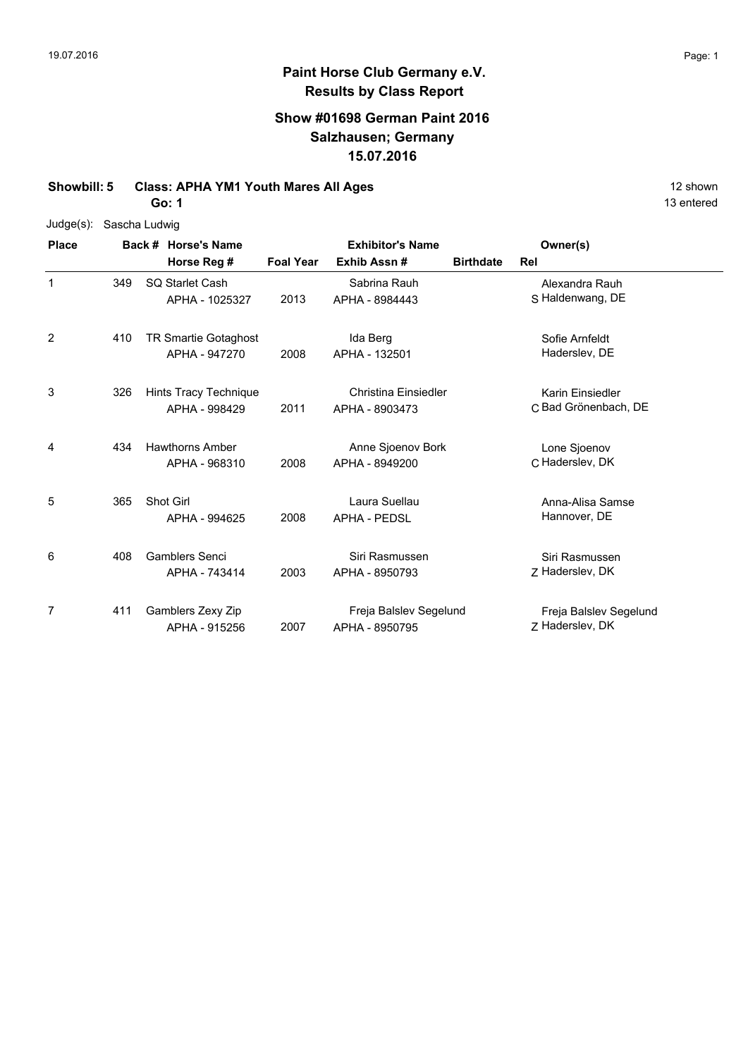# Paint Horse Club Germany e.V.
## Results by Class Report

### Show #01698 German Paint 2016
### Salzhausen; Germany
### 15.07.2016

**Showbill: 5 Class: APHA YM1 Youth Mares All Ages** 12 shown

**Go: 1** 13 entered

Judge(s): Sascha Ludwig

| Place | Back # | Horse's Name / Horse Reg # | Foal Year | Exhibitor's Name / Exhib Assn # | Birthdate | Rel | Owner(s) |
|---|---|---|---|---|---|---|---|
| 1 | 349 | SQ Starlet Cash<br>APHA - 1025327 | 2013 | Sabrina Rauh<br>APHA - 8984443 | | S | Alexandra Rauh<br>Haldenwang, DE |
| 2 | 410 | TR Smartie Gotaghost<br>APHA - 947270 | 2008 | Ida Berg<br>APHA - 132501 | | | Sofie Arnfeldt<br>Haderslev, DE |
| 3 | 326 | Hints Tracy Technique<br>APHA - 998429 | 2011 | Christina Einsiedler<br>APHA - 8903473 | | C | Karin Einsiedler<br>Bad Grönenbach, DE |
| 4 | 434 | Hawthorns Amber<br>APHA - 968310 | 2008 | Anne Sjoenov Bork<br>APHA - 8949200 | | C | Lone Sjoenov<br>Haderslev, DK |
| 5 | 365 | Shot Girl<br>APHA - 994625 | 2008 | Laura Suellau<br>APHA - PEDSL | | | Anna-Alisa Samse<br>Hannover, DE |
| 6 | 408 | Gamblers Senci<br>APHA - 743414 | 2003 | Siri Rasmussen<br>APHA - 8950793 | | Z | Siri Rasmussen<br>Haderslev, DK |
| 7 | 411 | Gamblers Zexy Zip<br>APHA - 915256 | 2007 | Freja Balslev Segelund<br>APHA - 8950795 | | Z | Freja Balslev Segelund<br>Haderslev, DK |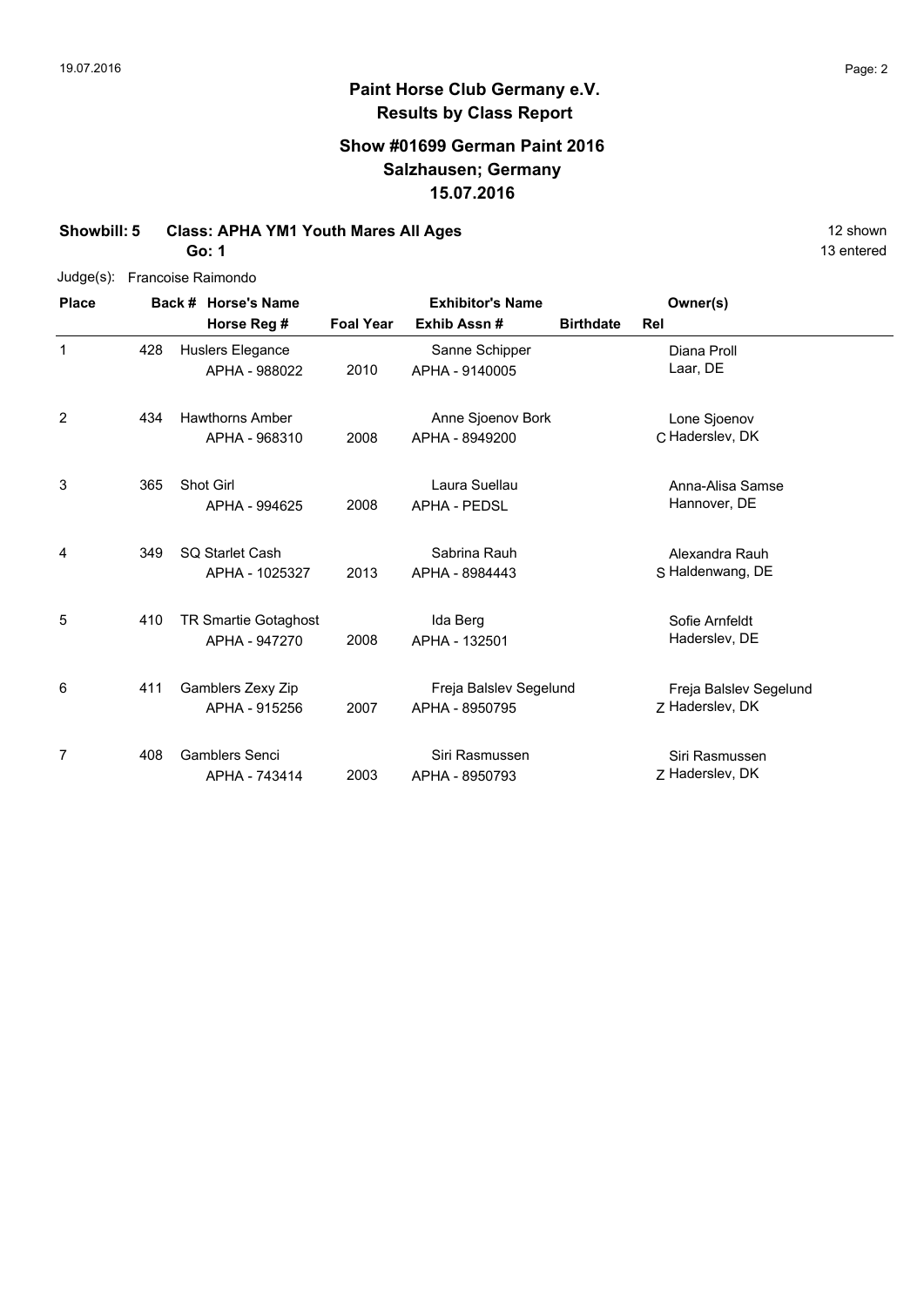# Paint Horse Club Germany e.V.

## Results by Class Report

### Show #01699 German Paint 2016
### Salzhausen; Germany
### 15.07.2016

**Showbill: 5 Class: APHA YM1 Youth Mares All Ages** 12 shown

**Go: 1** 13 entered

Judge(s): Francoise Raimondo

| Place | Back # | Horse's Name / Horse Reg # | Foal Year | Exhibitor's Name / Exhib Assn # | Birthdate | Rel | Owner(s) |
|---|---|---|---|---|---|---|---|
| 1 | 428 | Huslers Elegance<br>APHA - 988022 | 2010 | Sanne Schipper<br>APHA - 9140005 | | | Diana Proll<br>Laar, DE |
| 2 | 434 | Hawthorns Amber<br>APHA - 968310 | 2008 | Anne Sjoenov Bork<br>APHA - 8949200 | | C | Lone Sjoenov<br>Haderslev, DK |
| 3 | 365 | Shot Girl<br>APHA - 994625 | 2008 | Laura Suellau<br>APHA - PEDSL | | | Anna-Alisa Samse<br>Hannover, DE |
| 4 | 349 | SQ Starlet Cash<br>APHA - 1025327 | 2013 | Sabrina Rauh<br>APHA - 8984443 | | S | Alexandra Rauh<br>Haldenwang, DE |
| 5 | 410 | TR Smartie Gotaghost<br>APHA - 947270 | 2008 | Ida Berg<br>APHA - 132501 | | | Sofie Arnfeldt<br>Haderslev, DE |
| 6 | 411 | Gamblers Zexy Zip<br>APHA - 915256 | 2007 | Freja Balslev Segelund<br>APHA - 8950795 | | Z | Freja Balslev Segelund<br>Haderslev, DK |
| 7 | 408 | Gamblers Senci<br>APHA - 743414 | 2003 | Siri Rasmussen<br>APHA - 8950793 | | Z | Siri Rasmussen<br>Haderslev, DK |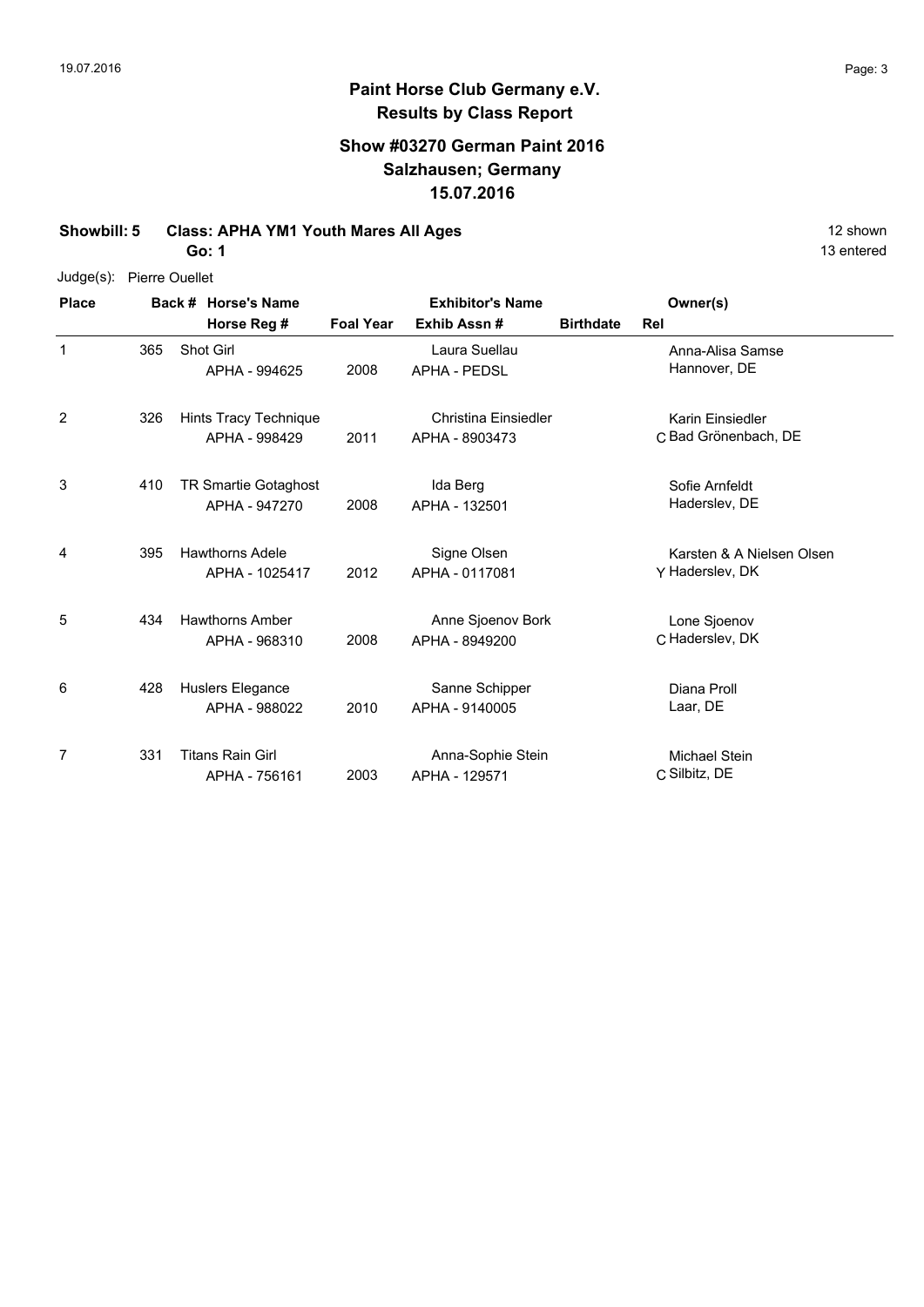# Paint Horse Club Germany e.V.
## Results by Class Report

### Show #03270 German Paint 2016
### Salzhausen; Germany
### 15.07.2016

**Showbill: 5 Class: APHA YM1 Youth Mares All Ages** 12 shown
**Go: 1** 13 entered

Judge(s): Pierre Ouellet

| Place | Back # | Horse's Name / Horse Reg # | Foal Year | Exhibitor's Name / Exhib Assn # | Birthdate | Rel | Owner(s) |
|---|---|---|---|---|---|---|---|
| 1 | 365 | Shot Girl<br>APHA - 994625 | 2008 | Laura Suellau<br>APHA - PEDSL | | | Anna-Alisa Samse<br>Hannover, DE |
| 2 | 326 | Hints Tracy Technique<br>APHA - 998429 | 2011 | Christina Einsiedler<br>APHA - 8903473 | | C | Karin Einsiedler<br>Bad Grönenbach, DE |
| 3 | 410 | TR Smartie Gotaghost<br>APHA - 947270 | 2008 | Ida Berg<br>APHA - 132501 | | | Sofie Arnfeldt<br>Haderslev, DE |
| 4 | 395 | Hawthorns Adele<br>APHA - 1025417 | 2012 | Signe Olsen<br>APHA - 0117081 | | Y | Karsten & A Nielsen Olsen<br>Haderslev, DK |
| 5 | 434 | Hawthorns Amber<br>APHA - 968310 | 2008 | Anne Sjoenov Bork<br>APHA - 8949200 | | C | Lone Sjoenov<br>Haderslev, DK |
| 6 | 428 | Huslers Elegance<br>APHA - 988022 | 2010 | Sanne Schipper<br>APHA - 9140005 | | | Diana Proll<br>Laar, DE |
| 7 | 331 | Titans Rain Girl<br>APHA - 756161 | 2003 | Anna-Sophie Stein<br>APHA - 129571 | | C | Michael Stein<br>Silbitz, DE |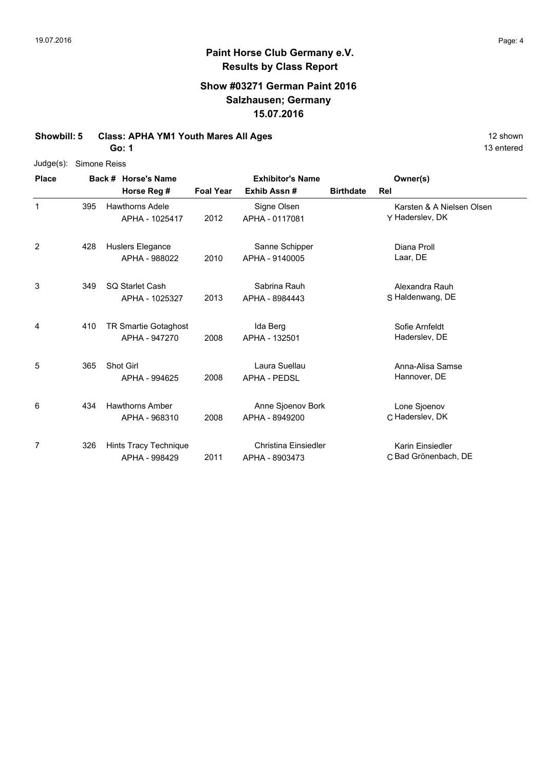# Paint Horse Club Germany e.V.

## Results by Class Report

### Show #03271 German Paint 2016
### Salzhausen; Germany
### 15.07.2016

**Showbill: 5 Class: APHA YM1 Youth Mares All Ages** 12 shown

**Go: 1** 13 entered

Judge(s): Simone Reiss

| Place | Back # | Horse's Name / Horse Reg # | Foal Year | Exhibitor's Name / Exhib Assn # | Birthdate | Rel | Owner(s) |
|---|---|---|---|---|---|---|---|
| 1 | 395 | Hawthorns Adele<br>APHA - 1025417 | 2012 | Signe Olsen<br>APHA - 0117081 | | Y | Karsten & A Nielsen Olsen<br>Haderslev, DK |
| 2 | 428 | Huslers Elegance<br>APHA - 988022 | 2010 | Sanne Schipper<br>APHA - 9140005 | | | Diana Proll<br>Laar, DE |
| 3 | 349 | SQ Starlet Cash<br>APHA - 1025327 | 2013 | Sabrina Rauh<br>APHA - 8984443 | | S | Alexandra Rauh<br>Haldenwang, DE |
| 4 | 410 | TR Smartie Gotaghost<br>APHA - 947270 | 2008 | Ida Berg<br>APHA - 132501 | | | Sofie Arnfeldt<br>Haderslev, DE |
| 5 | 365 | Shot Girl<br>APHA - 994625 | 2008 | Laura Suellau<br>APHA - PEDSL | | | Anna-Alisa Samse<br>Hannover, DE |
| 6 | 434 | Hawthorns Amber<br>APHA - 968310 | 2008 | Anne Sjoenov Bork<br>APHA - 8949200 | | C | Lone Sjoenov<br>Haderslev, DK |
| 7 | 326 | Hints Tracy Technique<br>APHA - 998429 | 2011 | Christina Einsiedler<br>APHA - 8903473 | | C | Karin Einsiedler<br>Bad Grönenbach, DE |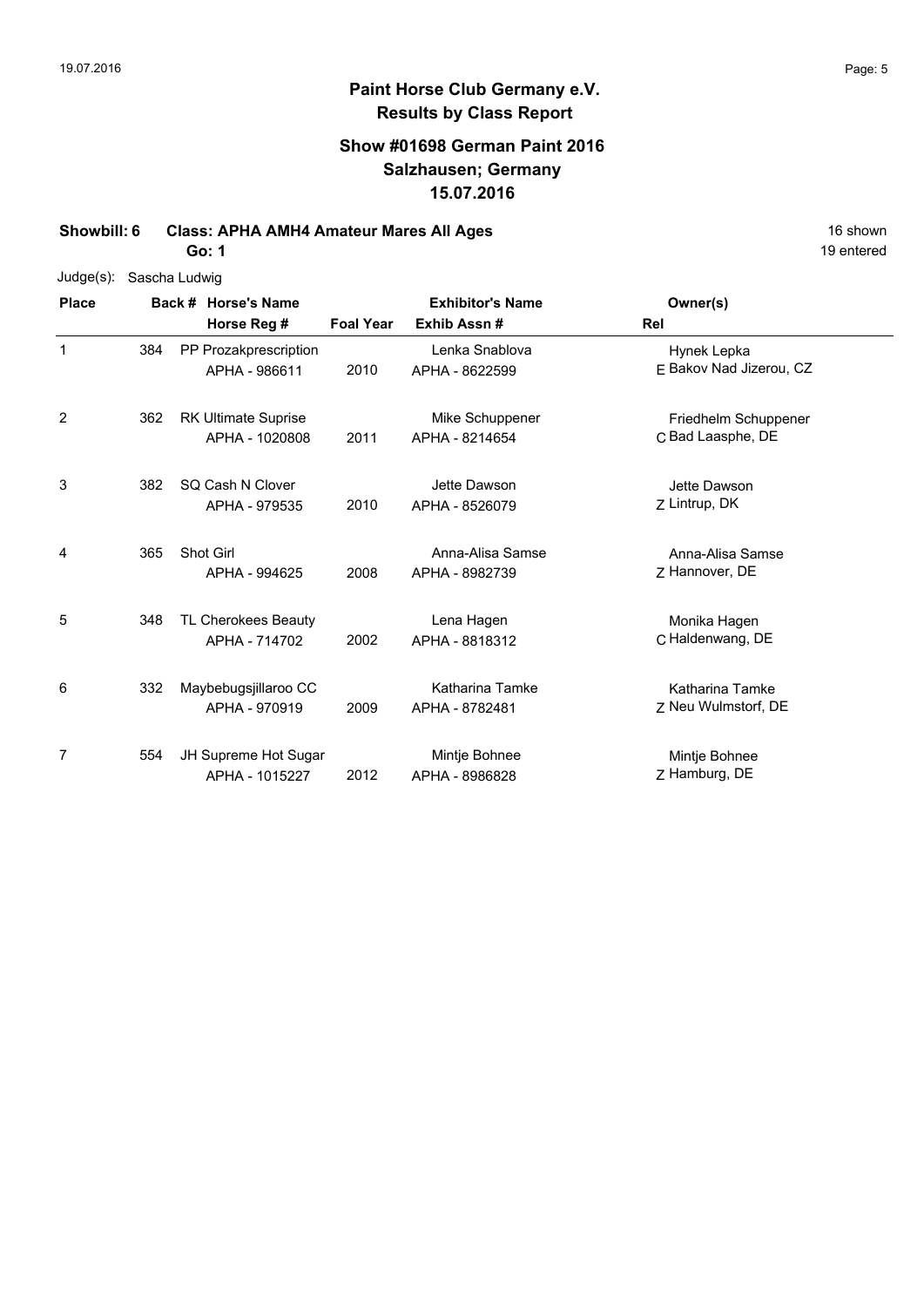# Paint Horse Club Germany e.V.
## Results by Class Report

### Show #01698 German Paint 2016
### Salzhausen; Germany
### 15.07.2016

**Showbill: 6 Class: APHA AMH4 Amateur Mares All Ages** — 16 shown, 19 entered

**Go: 1**

Judge(s): Sascha Ludwig

| Place | Back # | Horse's Name / Horse Reg # | Foal Year | Exhibitor's Name / Exhib Assn # | Rel | Owner(s) |
|---|---|---|---|---|---|---|
| 1 | 384 | PP Prozakprescription<br>APHA - 986611 | 2010 | Lenka Snablova<br>APHA - 8622599 | E | Hynek Lepka<br>Bakov Nad Jizerou, CZ |
| 2 | 362 | RK Ultimate Suprise<br>APHA - 1020808 | 2011 | Mike Schuppener<br>APHA - 8214654 | C | Friedhelm Schuppener<br>Bad Laasphe, DE |
| 3 | 382 | SQ Cash N Clover<br>APHA - 979535 | 2010 | Jette Dawson<br>APHA - 8526079 | Z | Jette Dawson<br>Lintrup, DK |
| 4 | 365 | Shot Girl<br>APHA - 994625 | 2008 | Anna-Alisa Samse<br>APHA - 8982739 | Z | Anna-Alisa Samse<br>Hannover, DE |
| 5 | 348 | TL Cherokees Beauty<br>APHA - 714702 | 2002 | Lena Hagen<br>APHA - 8818312 | C | Monika Hagen<br>Haldenwang, DE |
| 6 | 332 | Maybebugsjillaroo CC<br>APHA - 970919 | 2009 | Katharina Tamke<br>APHA - 8782481 | Z | Katharina Tamke<br>Neu Wulmstorf, DE |
| 7 | 554 | JH Supreme Hot Sugar<br>APHA - 1015227 | 2012 | Mintje Bohnee<br>APHA - 8986828 | Z | Mintje Bohnee<br>Hamburg, DE |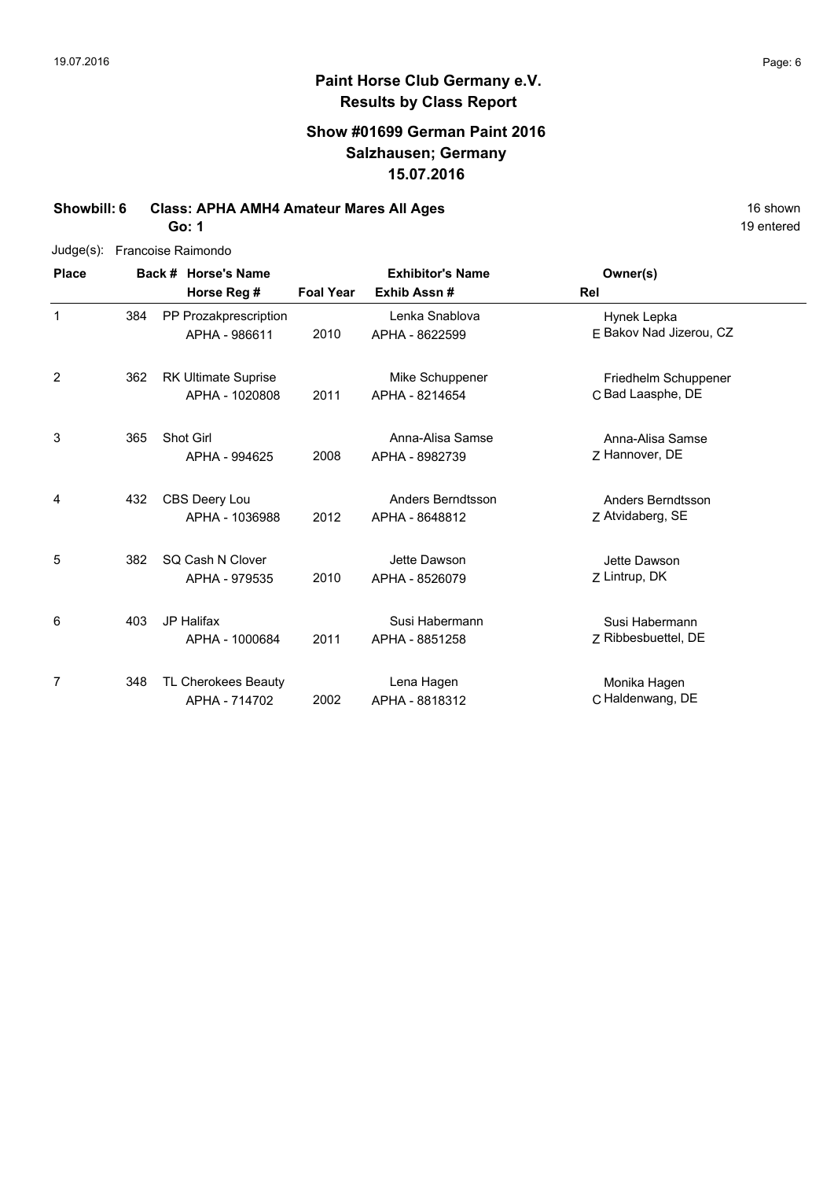# Paint Horse Club Germany e.V.

## Results by Class Report

### Show #01699 German Paint 2016
### Salzhausen; Germany
### 15.07.2016

**Showbill: 6 Class: APHA AMH4 Amateur Mares All Ages** 16 shown

**Go: 1** 19 entered

Judge(s): Francoise Raimondo

| Place | Back # | Horse's Name / Horse Reg # | Foal Year | Exhibitor's Name / Exhib Assn # | Rel | Owner(s) |
|---|---|---|---|---|---|---|
| 1 | 384 | PP Prozakprescription<br>APHA - 986611 | 2010 | Lenka Snablova<br>APHA - 8622599 | E | Hynek Lepka<br>Bakov Nad Jizerou, CZ |
| 2 | 362 | RK Ultimate Suprise<br>APHA - 1020808 | 2011 | Mike Schuppener<br>APHA - 8214654 | C | Friedhelm Schuppener<br>Bad Laasphe, DE |
| 3 | 365 | Shot Girl<br>APHA - 994625 | 2008 | Anna-Alisa Samse<br>APHA - 8982739 | Z | Anna-Alisa Samse<br>Hannover, DE |
| 4 | 432 | CBS Deery Lou<br>APHA - 1036988 | 2012 | Anders Berndtsson<br>APHA - 8648812 | Z | Anders Berndtsson<br>Atvidaberg, SE |
| 5 | 382 | SQ Cash N Clover<br>APHA - 979535 | 2010 | Jette Dawson<br>APHA - 8526079 | Z | Jette Dawson<br>Lintrup, DK |
| 6 | 403 | JP Halifax<br>APHA - 1000684 | 2011 | Susi Habermann<br>APHA - 8851258 | Z | Susi Habermann<br>Ribbesbuettel, DE |
| 7 | 348 | TL Cherokees Beauty<br>APHA - 714702 | 2002 | Lena Hagen<br>APHA - 8818312 | C | Monika Hagen<br>Haldenwang, DE |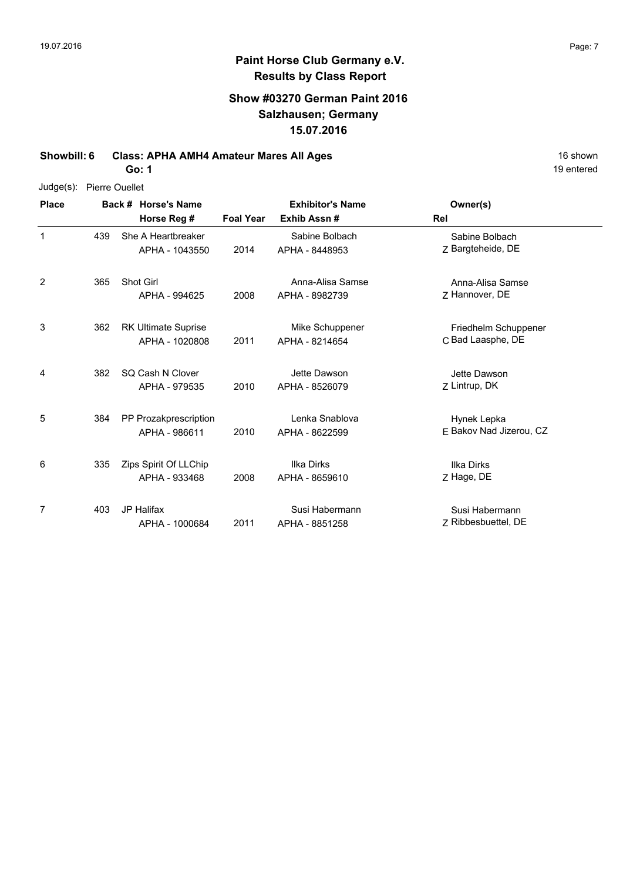**Paint Horse Club Germany e.V.**
**Results by Class Report**

**Show #03270 German Paint 2016**
**Salzhausen; Germany**
**15.07.2016**

**Showbill: 6 Class: APHA AMH4 Amateur Mares All Ages** 16 shown
**Go: 1** 19 entered

Judge(s): Pierre Ouellet

| Place | Back # | Horse's Name / Horse Reg # | Foal Year | Exhibitor's Name / Exhib Assn # | Rel | Owner(s) |
|---|---|---|---|---|---|---|
| 1 | 439 | She A Heartbreaker<br>APHA - 1043550 | 2014 | Sabine Bolbach<br>APHA - 8448953 | Z | Sabine Bolbach<br>Bargteheide, DE |
| 2 | 365 | Shot Girl<br>APHA - 994625 | 2008 | Anna-Alisa Samse<br>APHA - 8982739 | Z | Anna-Alisa Samse<br>Hannover, DE |
| 3 | 362 | RK Ultimate Suprise<br>APHA - 1020808 | 2011 | Mike Schuppener<br>APHA - 8214654 | C | Friedhelm Schuppener<br>Bad Laasphe, DE |
| 4 | 382 | SQ Cash N Clover<br>APHA - 979535 | 2010 | Jette Dawson<br>APHA - 8526079 | Z | Jette Dawson<br>Lintrup, DK |
| 5 | 384 | PP Prozakprescription<br>APHA - 986611 | 2010 | Lenka Snablova<br>APHA - 8622599 | E | Hynek Lepka<br>Bakov Nad Jizerou, CZ |
| 6 | 335 | Zips Spirit Of LLChip<br>APHA - 933468 | 2008 | Ilka Dirks<br>APHA - 8659610 | Z | Ilka Dirks<br>Hage, DE |
| 7 | 403 | JP Halifax<br>APHA - 1000684 | 2011 | Susi Habermann<br>APHA - 8851258 | Z | Susi Habermann<br>Ribbesbuettel, DE |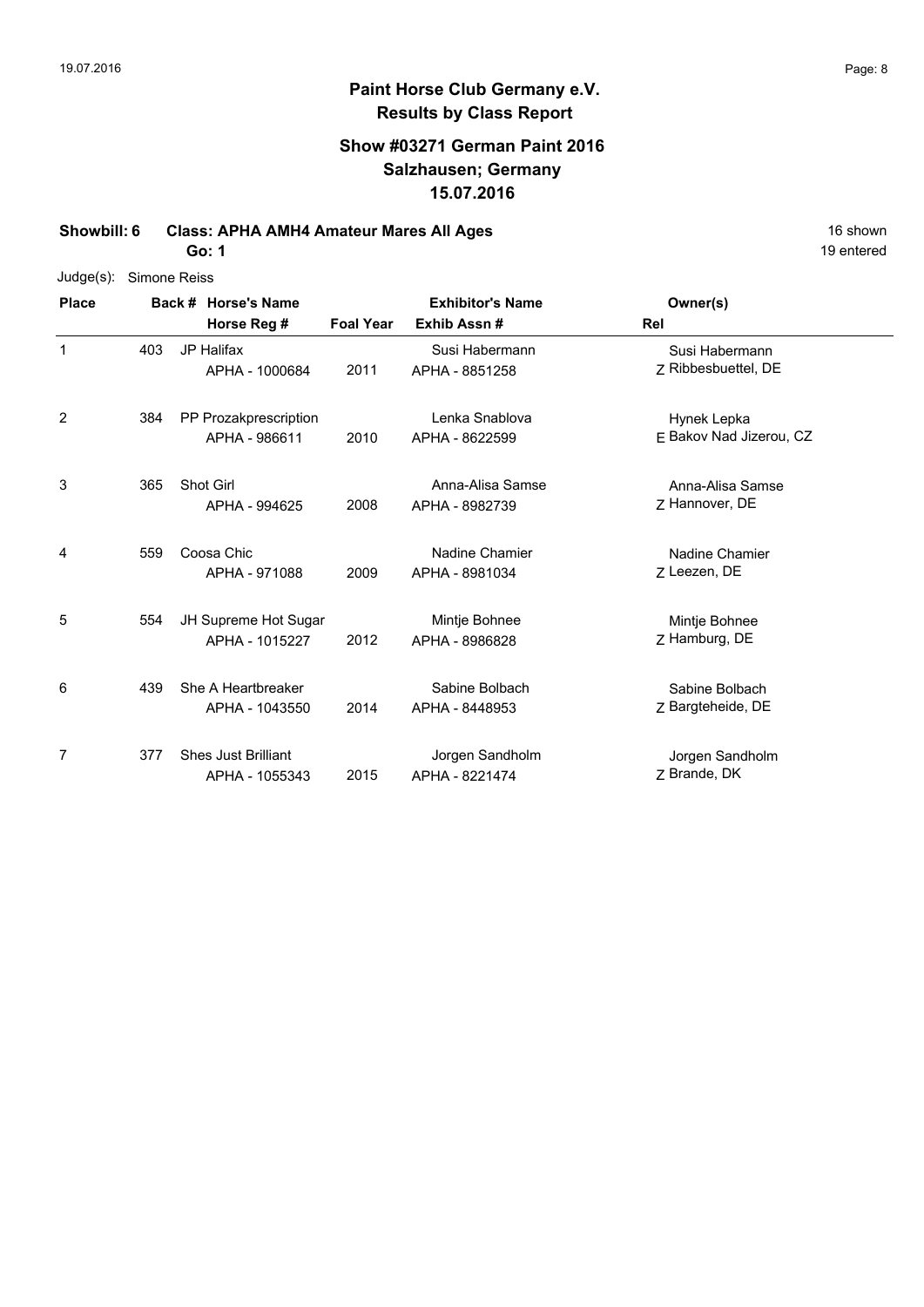**Paint Horse Club Germany e.V.**
**Results by Class Report**

**Show #03271 German Paint 2016**
**Salzhausen; Germany**
**15.07.2016**

**Showbill: 6 Class: APHA AMH4 Amateur Mares All Ages** 16 shown

**Go: 1** 19 entered

Judge(s): Simone Reiss

| Place | Back # | Horse's Name / Horse Reg # | Foal Year | Exhibitor's Name / Exhib Assn # | Rel | Owner(s) |
|---|---|---|---|---|---|---|
| 1 | 403 | JP Halifax<br>APHA - 1000684 | 2011 | Susi Habermann<br>APHA - 8851258 | Z | Susi Habermann<br>Ribbesbuettel, DE |
| 2 | 384 | PP Prozakprescription<br>APHA - 986611 | 2010 | Lenka Snablova<br>APHA - 8622599 | E | Hynek Lepka<br>Bakov Nad Jizerou, CZ |
| 3 | 365 | Shot Girl<br>APHA - 994625 | 2008 | Anna-Alisa Samse<br>APHA - 8982739 | Z | Anna-Alisa Samse<br>Hannover, DE |
| 4 | 559 | Coosa Chic<br>APHA - 971088 | 2009 | Nadine Chamier<br>APHA - 8981034 | Z | Nadine Chamier<br>Leezen, DE |
| 5 | 554 | JH Supreme Hot Sugar<br>APHA - 1015227 | 2012 | Mintje Bohnee<br>APHA - 8986828 | Z | Mintje Bohnee<br>Hamburg, DE |
| 6 | 439 | She A Heartbreaker<br>APHA - 1043550 | 2014 | Sabine Bolbach<br>APHA - 8448953 | Z | Sabine Bolbach<br>Bargteheide, DE |
| 7 | 377 | Shes Just Brilliant<br>APHA - 1055343 | 2015 | Jorgen Sandholm<br>APHA - 8221474 | Z | Jorgen Sandholm<br>Brande, DK |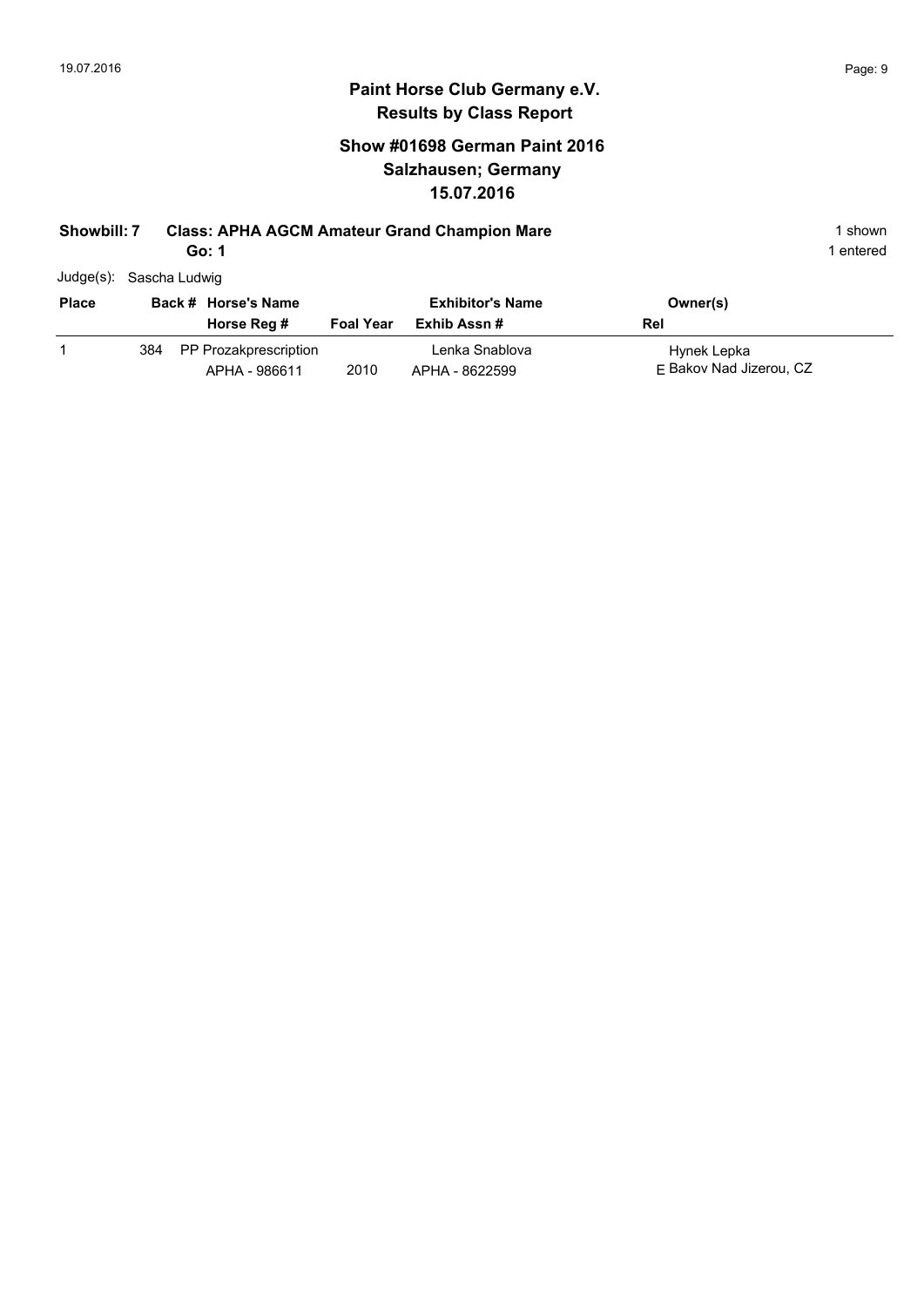# Paint Horse Club Germany e.V.

## Results by Class Report

### Show #01698 German Paint 2016
### Salzhausen; Germany
### 15.07.2016

**Showbill: 7 Class: APHA AGCM Amateur Grand Champion Mare** 1 shown

**Go: 1** 1 entered

Judge(s): Sascha Ludwig

| Place | Back # | Horse's Name / Horse Reg # | Foal Year | Exhibitor's Name / Exhib Assn # | Owner(s) / Rel |
|---|---|---|---|---|---|
| 1 | 384 | PP Prozakprescription<br>APHA - 986611 | 2010 | Lenka Snablova<br>APHA - 8622599 | Hynek Lepka<br>E Bakov Nad Jizerou, CZ |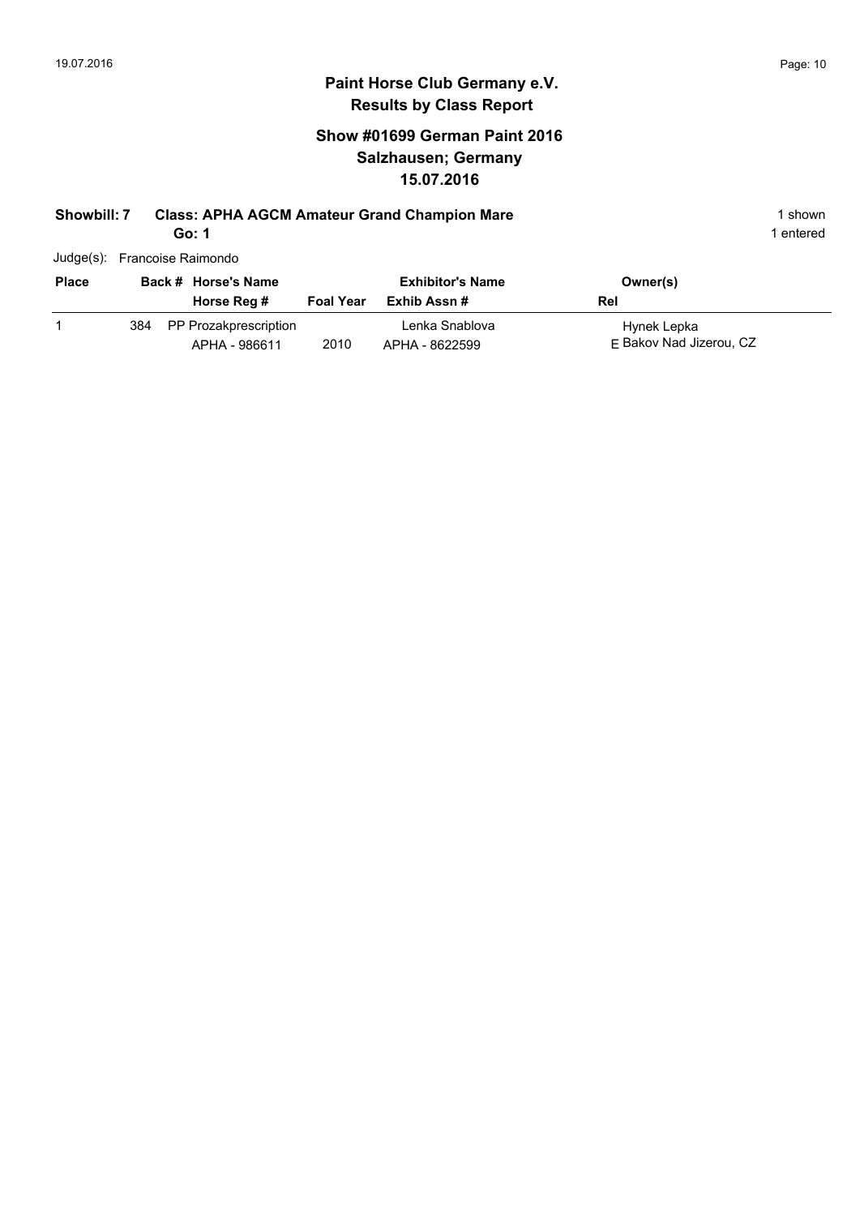# Paint Horse Club Germany e.V.

## Results by Class Report

### Show #01699 German Paint 2016
### Salzhausen; Germany
### 15.07.2016

**Showbill: 7 Class: APHA AGCM Amateur Grand Champion Mare** — 1 shown

**Go: 1** — 1 entered

Judge(s): Francoise Raimondo

| Place | Back # | Horse's Name / Horse Reg # | Foal Year | Exhibitor's Name / Exhib Assn # | Rel | Owner(s) |
|---|---|---|---|---|---|---|
| 1 | 384 | PP Prozakprescription<br>APHA - 986611 | 2010 | Lenka Snablova<br>APHA - 8622599 | E | Hynek Lepka<br>Bakov Nad Jizerou, CZ |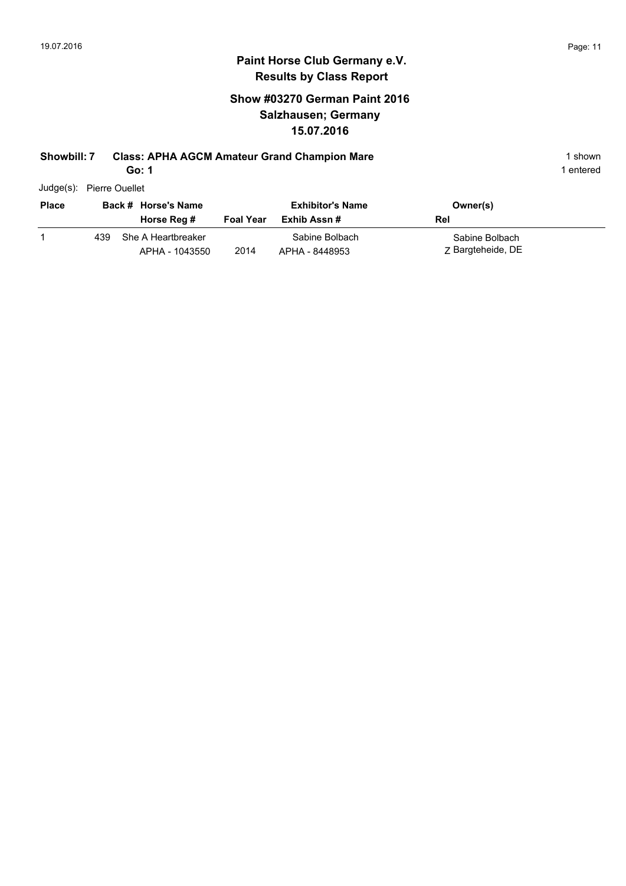## Paint Horse Club Germany e.V.
## Results by Class Report

### Show #03270 German Paint 2016
### Salzhausen; Germany
### 15.07.2016

**Showbill: 7** **Class: APHA AGCM Amateur Grand Champion Mare** 1 shown

**Go: 1** 1 entered

Judge(s): Pierre Ouellet

| Place | Back # | Horse's Name / Horse Reg # | Foal Year | Exhibitor's Name / Exhib Assn # | Owner(s) / Rel |
|---|---|---|---|---|---|
| 1 | 439 | She A Heartbreaker<br>APHA - 1043550 | 2014 | Sabine Bolbach<br>APHA - 8448953 | Sabine Bolbach<br>Z Bargteheide, DE |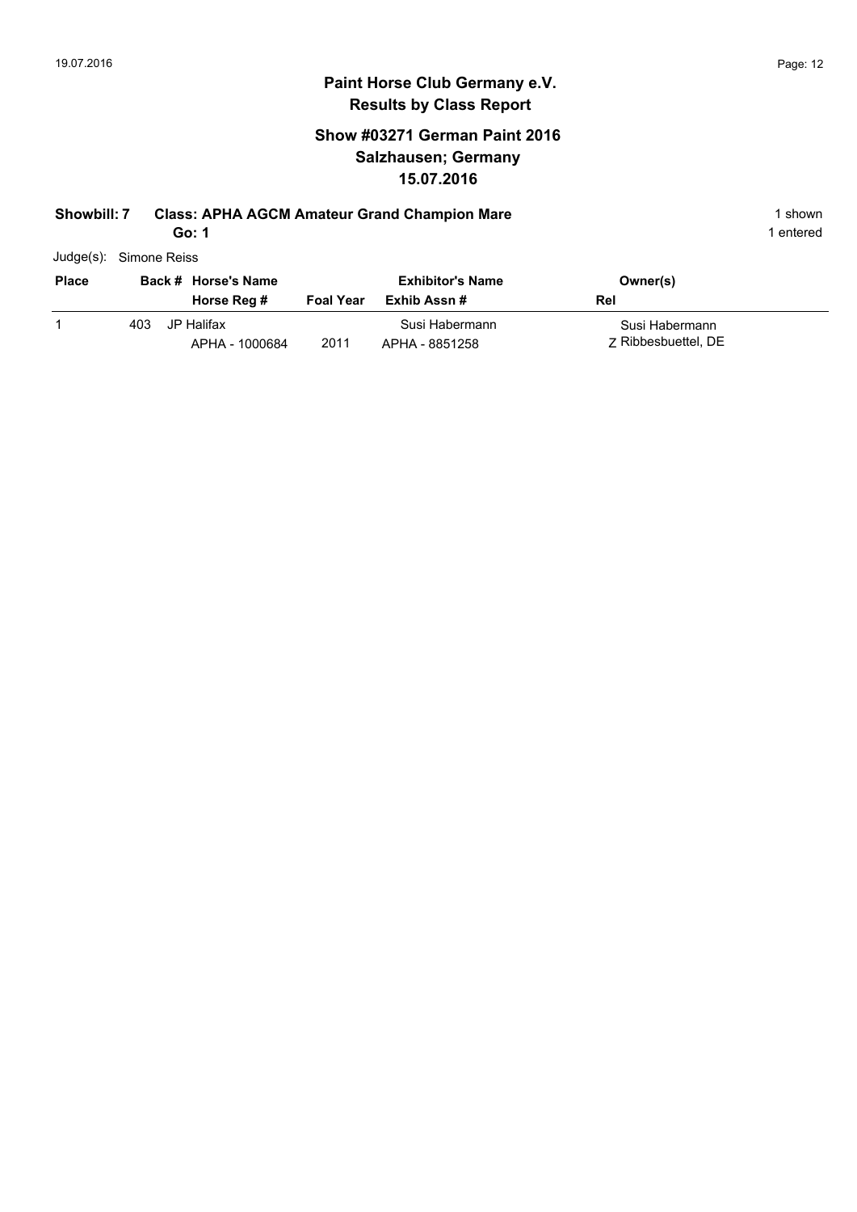# Paint Horse Club Germany e.V.
## Results by Class Report

### Show #03271 German Paint 2016
### Salzhausen; Germany
### 15.07.2016

**Showbill: 7 Class: APHA AGCM Amateur Grand Champion Mare** 1 shown

**Go: 1** 1 entered

Judge(s): Simone Reiss

| Place | Back # | Horse's Name / Horse Reg # | Foal Year | Exhibitor's Name / Exhib Assn # | Owner(s) / Rel |
|---|---|---|---|---|---|
| 1 | 403 | JP Halifax<br>APHA - 1000684 | 2011 | Susi Habermann<br>APHA - 8851258 | Susi Habermann<br>Z Ribbesbuettel, DE |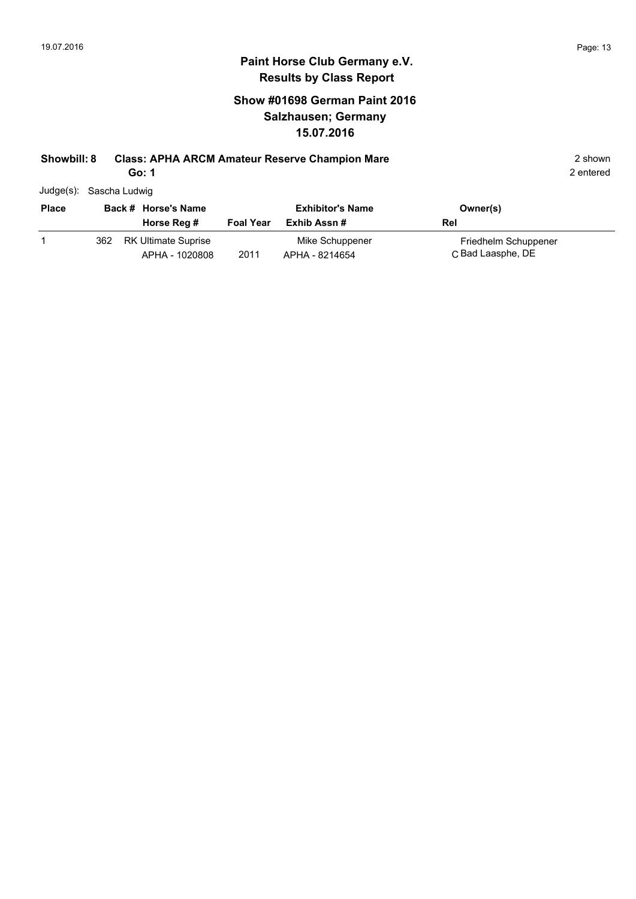# Paint Horse Club Germany e.V.
## Results by Class Report

### Show #01698 German Paint 2016
### Salzhausen; Germany
### 15.07.2016

**Showbill: 8 Class: APHA ARCM Amateur Reserve Champion Mare** 2 shown

**Go: 1** 2 entered

Judge(s): Sascha Ludwig

| Place | Back # | Horse's Name / Horse Reg # | Foal Year | Exhibitor's Name / Exhib Assn # | Owner(s) / Rel |
|---|---|---|---|---|---|
| 1 | 362 | RK Ultimate Suprise<br>APHA - 1020808 | 2011 | Mike Schuppener<br>APHA - 8214654 | Friedhelm Schuppener<br>C Bad Laasphe, DE |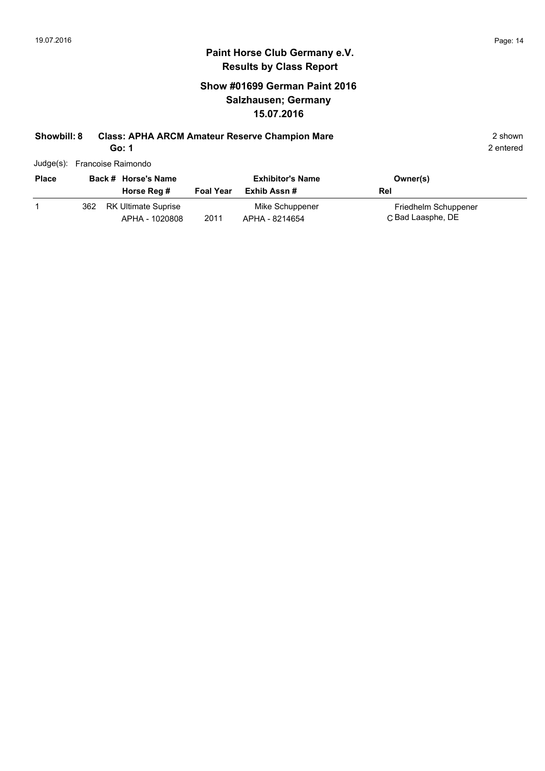**Paint Horse Club Germany e.V.**
**Results by Class Report**

## Show #01699 German Paint 2016
## Salzhausen; Germany
## 15.07.2016

**Showbill: 8 Class: APHA ARCM Amateur Reserve Champion Mare** — 2 shown, 2 entered

**Go: 1**

Judge(s): Francoise Raimondo

| Place | Back # | Horse's Name / Horse Reg # | Foal Year | Exhibitor's Name / Exhib Assn # | Rel | Owner(s) |
|---|---|---|---|---|---|---|
| 1 | 362 | RK Ultimate Suprise<br>APHA - 1020808 | 2011 | Mike Schuppener<br>APHA - 8214654 | C | Friedhelm Schuppener<br>Bad Laasphe, DE |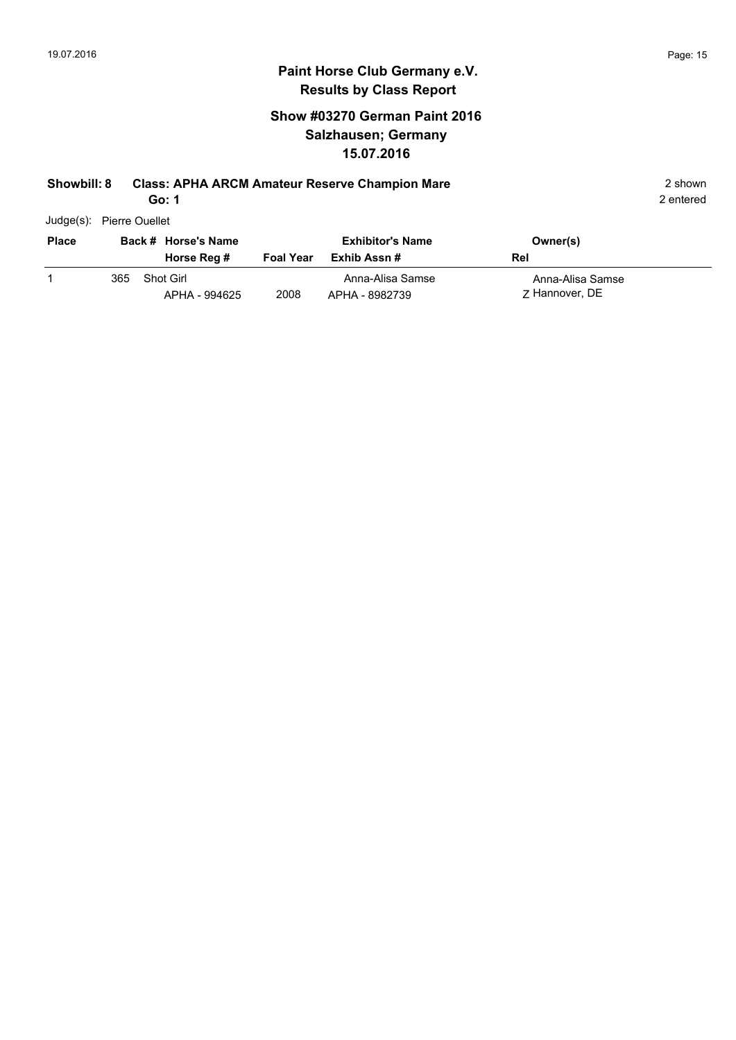## Paint Horse Club Germany e.V.
## Results by Class Report

### Show #03270 German Paint 2016
### Salzhausen; Germany
### 15.07.2016

**Showbill: 8 Class: APHA ARCM Amateur Reserve Champion Mare** 2 shown
**Go: 1** 2 entered

Judge(s): Pierre Ouellet

| Place | Back # | Horse's Name / Horse Reg # | Foal Year | Exhibitor's Name / Exhib Assn # | Owner(s) / Rel |
|---|---|---|---|---|---|
| 1 | 365 | Shot Girl<br>APHA - 994625 | 2008 | Anna-Alisa Samse<br>APHA - 8982739 | Anna-Alisa Samse<br>Z Hannover, DE |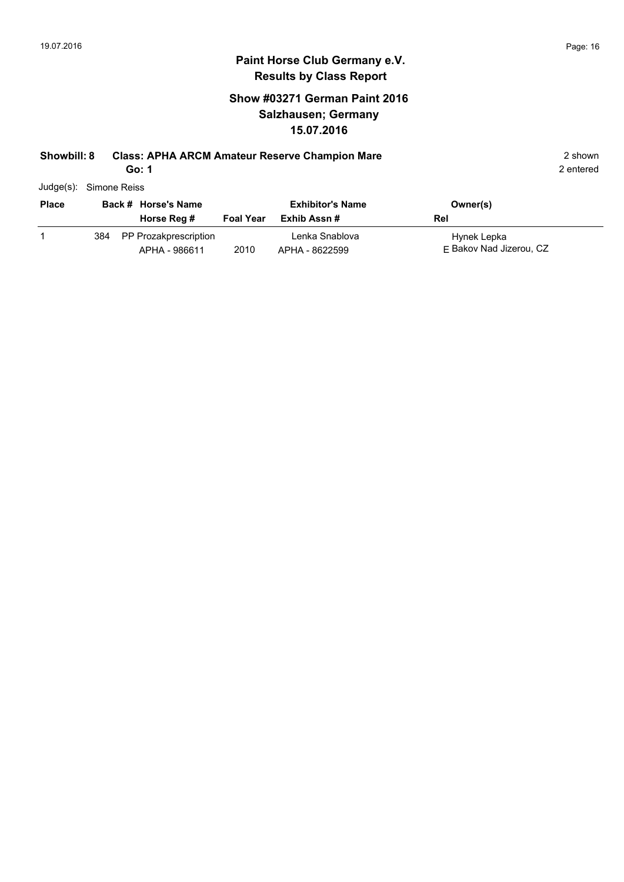# Paint Horse Club Germany e.V.

## Results by Class Report

### Show #03271 German Paint 2016
### Salzhausen; Germany
### 15.07.2016

**Showbill: 8 Class: APHA ARCM Amateur Reserve Champion Mare** 2 shown

**Go: 1** 2 entered

Judge(s): Simone Reiss

| Place | Back # | Horse's Name / Horse Reg # | Foal Year | Exhibitor's Name / Exhib Assn # | Rel | Owner(s) |
|---|---|---|---|---|---|---|
| 1 | 384 | PP Prozakprescription<br>APHA - 986611 | 2010 | Lenka Snablova<br>APHA - 8622599 | E | Hynek Lepka<br>Bakov Nad Jizerou, CZ |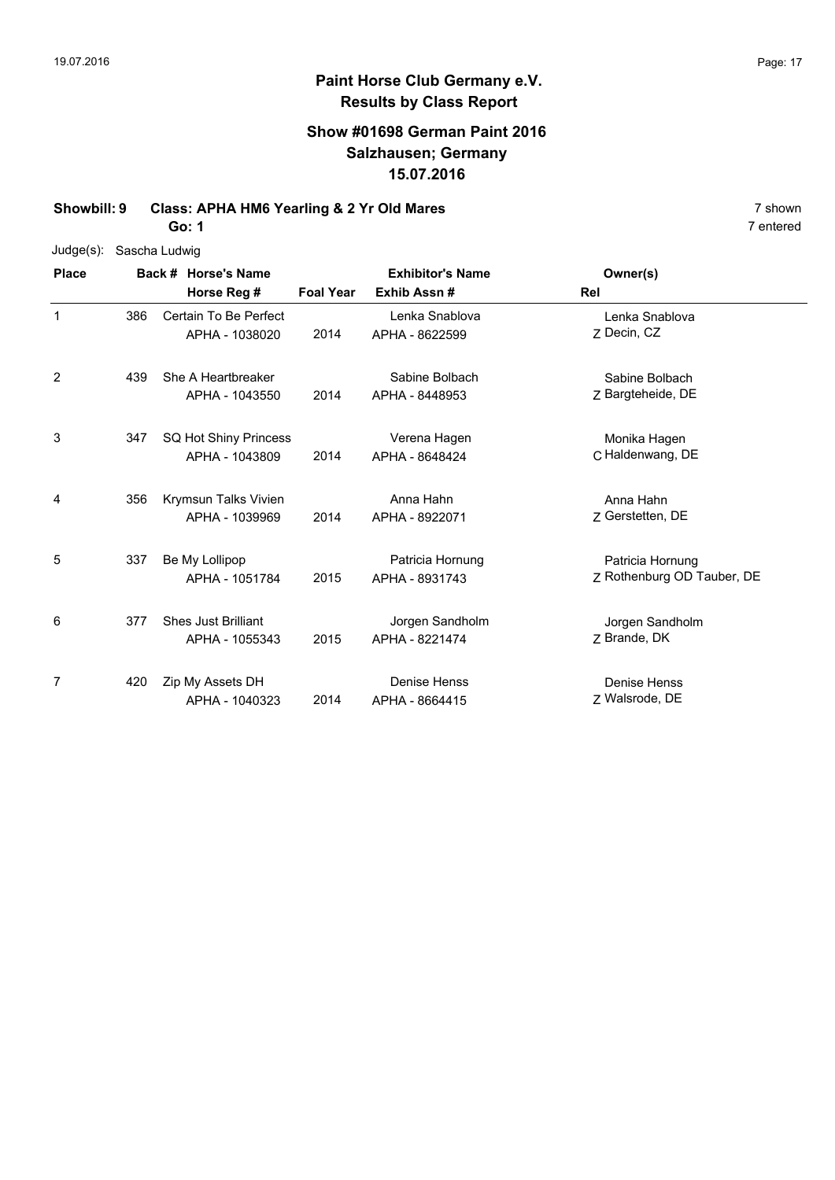# Paint Horse Club Germany e.V.

## Results by Class Report

### Show #01698 German Paint 2016
### Salzhausen; Germany
### 15.07.2016

**Showbill: 9 Class: APHA HM6 Yearling & 2 Yr Old Mares** 7 shown

**Go: 1** 7 entered

Judge(s): Sascha Ludwig

| Place | Back # | Horse's Name / Horse Reg # | Foal Year | Exhibitor's Name / Exhib Assn # | Rel | Owner(s) |
|---|---|---|---|---|---|---|
| 1 | 386 | Certain To Be Perfect<br>APHA - 1038020 | 2014 | Lenka Snablova<br>APHA - 8622599 | Z | Lenka Snablova<br>Decin, CZ |
| 2 | 439 | She A Heartbreaker<br>APHA - 1043550 | 2014 | Sabine Bolbach<br>APHA - 8448953 | Z | Sabine Bolbach<br>Bargteheide, DE |
| 3 | 347 | SQ Hot Shiny Princess<br>APHA - 1043809 | 2014 | Verena Hagen<br>APHA - 8648424 | C | Monika Hagen<br>Haldenwang, DE |
| 4 | 356 | Krymsun Talks Vivien<br>APHA - 1039969 | 2014 | Anna Hahn<br>APHA - 8922071 | Z | Anna Hahn<br>Gerstetten, DE |
| 5 | 337 | Be My Lollipop<br>APHA - 1051784 | 2015 | Patricia Hornung<br>APHA - 8931743 | Z | Patricia Hornung<br>Rothenburg OD Tauber, DE |
| 6 | 377 | Shes Just Brilliant<br>APHA - 1055343 | 2015 | Jorgen Sandholm<br>APHA - 8221474 | Z | Jorgen Sandholm<br>Brande, DK |
| 7 | 420 | Zip My Assets DH<br>APHA - 1040323 | 2014 | Denise Henss<br>APHA - 8664415 | Z | Denise Henss<br>Walsrode, DE |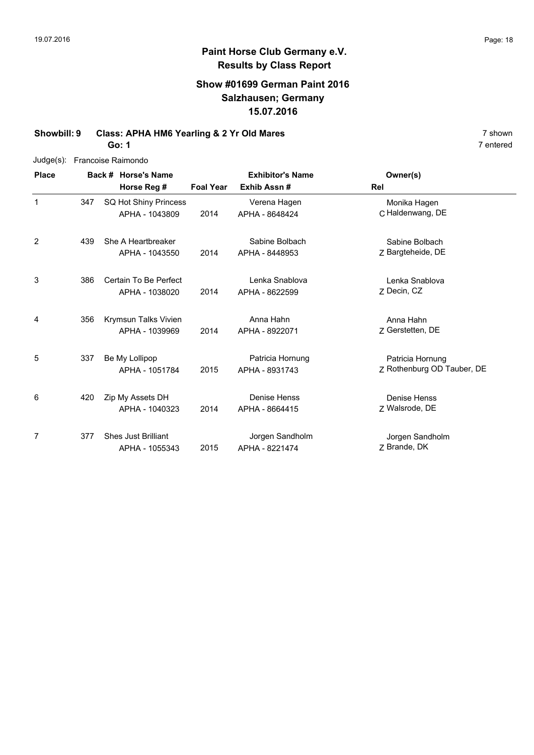# Paint Horse Club Germany e.V.

## Results by Class Report

### Show #01699 German Paint 2016
### Salzhausen; Germany
### 15.07.2016

**Showbill: 9 Class: APHA HM6 Yearling & 2 Yr Old Mares** 7 shown

**Go: 1** 7 entered

Judge(s): Francoise Raimondo

| Place | Back # | Horse's Name / Horse Reg # | Foal Year | Exhibitor's Name / Exhib Assn # | Rel | Owner(s) |
|---|---|---|---|---|---|---|
| 1 | 347 | SQ Hot Shiny Princess<br>APHA - 1043809 | 2014 | Verena Hagen<br>APHA - 8648424 | C | Monika Hagen<br>Haldenwang, DE |
| 2 | 439 | She A Heartbreaker<br>APHA - 1043550 | 2014 | Sabine Bolbach<br>APHA - 8448953 | Z | Sabine Bolbach<br>Bargteheide, DE |
| 3 | 386 | Certain To Be Perfect<br>APHA - 1038020 | 2014 | Lenka Snablova<br>APHA - 8622599 | Z | Lenka Snablova<br>Decin, CZ |
| 4 | 356 | Krymsun Talks Vivien<br>APHA - 1039969 | 2014 | Anna Hahn<br>APHA - 8922071 | Z | Anna Hahn<br>Gerstetten, DE |
| 5 | 337 | Be My Lollipop<br>APHA - 1051784 | 2015 | Patricia Hornung<br>APHA - 8931743 | Z | Patricia Hornung<br>Rothenburg OD Tauber, DE |
| 6 | 420 | Zip My Assets DH<br>APHA - 1040323 | 2014 | Denise Henss<br>APHA - 8664415 | Z | Denise Henss<br>Walsrode, DE |
| 7 | 377 | Shes Just Brilliant<br>APHA - 1055343 | 2015 | Jorgen Sandholm<br>APHA - 8221474 | Z | Jorgen Sandholm<br>Brande, DK |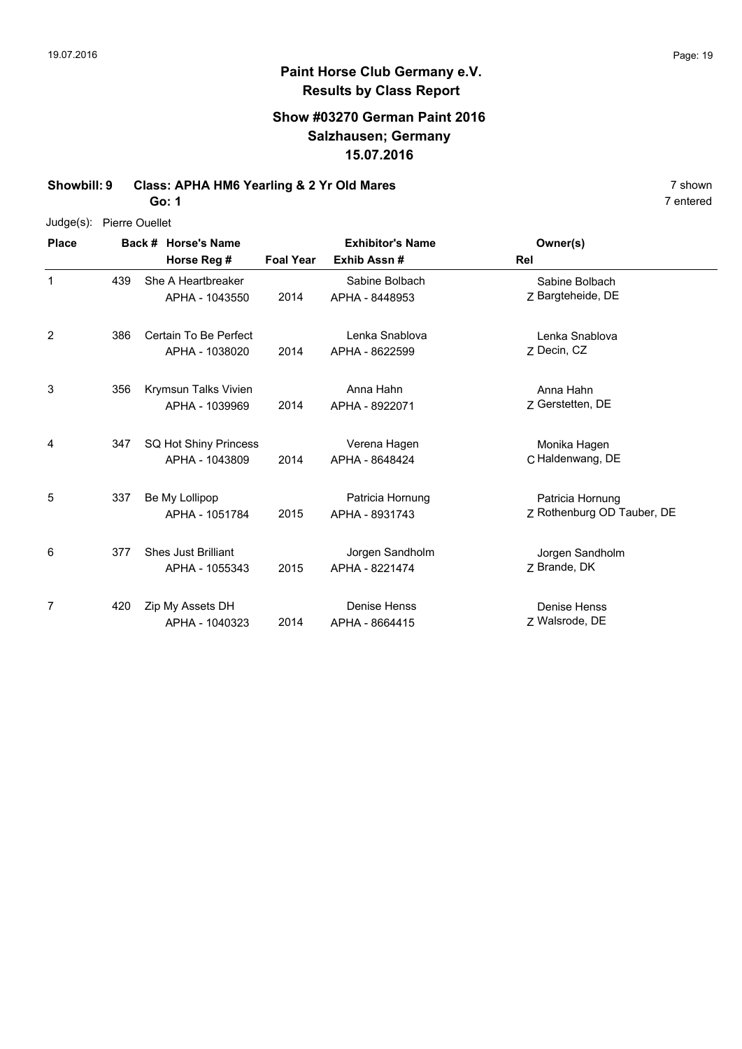# Paint Horse Club Germany e.V.

## Results by Class Report

### Show #03270 German Paint 2016
### Salzhausen; Germany
### 15.07.2016

**Showbill: 9 Class: APHA HM6 Yearling & 2 Yr Old Mares** 7 shown

**Go: 1** 7 entered

Judge(s): Pierre Ouellet

| Place | Back # | Horse's Name / Horse Reg # | Foal Year | Exhibitor's Name / Exhib Assn # | Rel | Owner(s) |
|---|---|---|---|---|---|---|
| 1 | 439 | She A Heartbreaker<br>APHA - 1043550 | 2014 | Sabine Bolbach<br>APHA - 8448953 | Z | Sabine Bolbach<br>Bargteheide, DE |
| 2 | 386 | Certain To Be Perfect<br>APHA - 1038020 | 2014 | Lenka Snablova<br>APHA - 8622599 | Z | Lenka Snablova<br>Decin, CZ |
| 3 | 356 | Krymsun Talks Vivien<br>APHA - 1039969 | 2014 | Anna Hahn<br>APHA - 8922071 | Z | Anna Hahn<br>Gerstetten, DE |
| 4 | 347 | SQ Hot Shiny Princess<br>APHA - 1043809 | 2014 | Verena Hagen<br>APHA - 8648424 | C | Monika Hagen<br>Haldenwang, DE |
| 5 | 337 | Be My Lollipop<br>APHA - 1051784 | 2015 | Patricia Hornung<br>APHA - 8931743 | Z | Patricia Hornung<br>Rothenburg OD Tauber, DE |
| 6 | 377 | Shes Just Brilliant<br>APHA - 1055343 | 2015 | Jorgen Sandholm<br>APHA - 8221474 | Z | Jorgen Sandholm<br>Brande, DK |
| 7 | 420 | Zip My Assets DH<br>APHA - 1040323 | 2014 | Denise Henss<br>APHA - 8664415 | Z | Denise Henss<br>Walsrode, DE |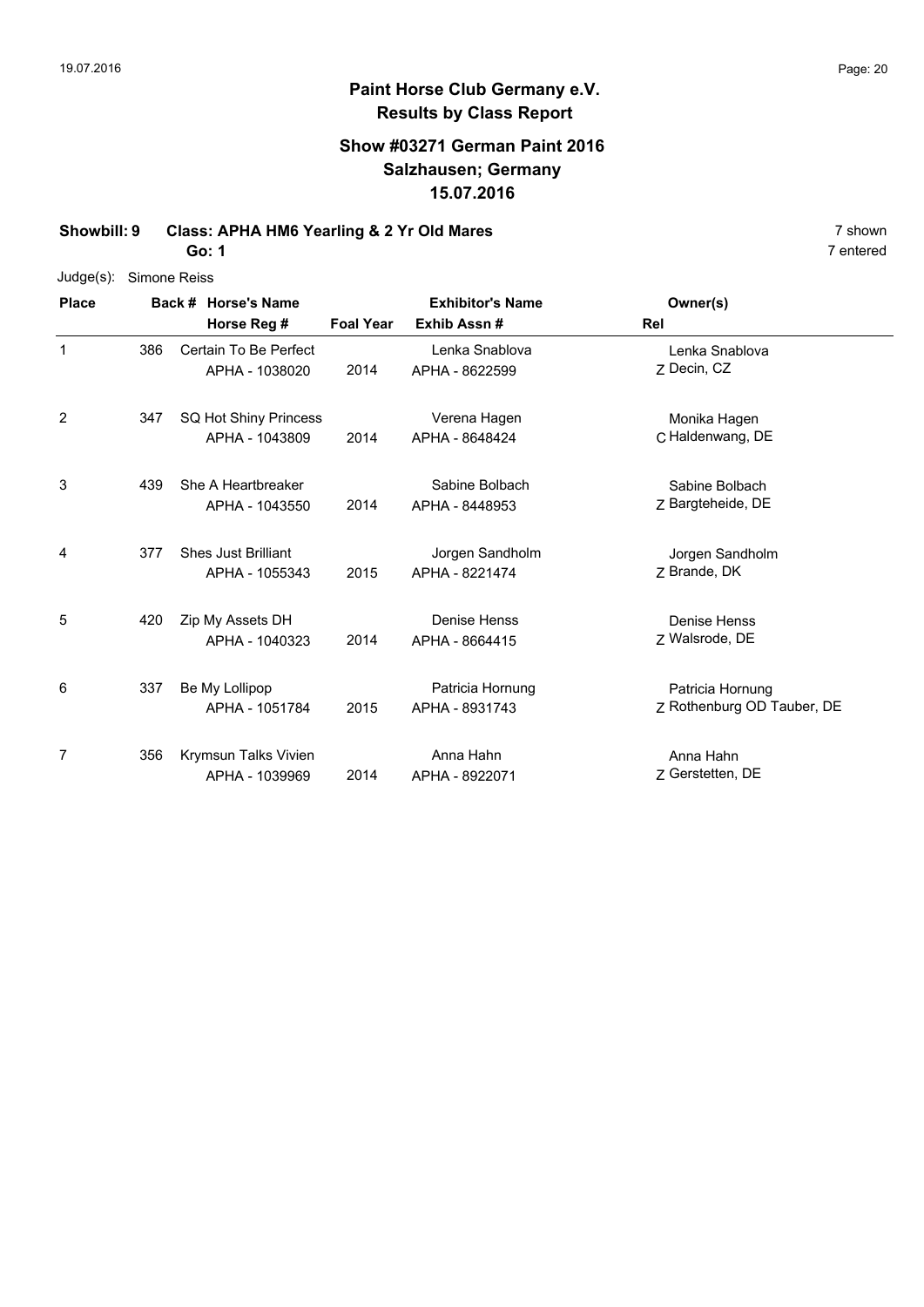**Paint Horse Club Germany e.V.**
**Results by Class Report**

**Show #03271 German Paint 2016**
**Salzhausen; Germany**
**15.07.2016**

**Showbill: 9 Class: APHA HM6 Yearling & 2 Yr Old Mares** 7 shown

**Go: 1** 7 entered

Judge(s): Simone Reiss

| Place | Back # | Horse's Name / Horse Reg # | Foal Year | Exhibitor's Name / Exhib Assn # | Rel | Owner(s) |
|---|---|---|---|---|---|---|
| 1 | 386 | Certain To Be Perfect<br>APHA - 1038020 | 2014 | Lenka Snablova<br>APHA - 8622599 | Z | Lenka Snablova<br>Decin, CZ |
| 2 | 347 | SQ Hot Shiny Princess<br>APHA - 1043809 | 2014 | Verena Hagen<br>APHA - 8648424 | C | Monika Hagen<br>Haldenwang, DE |
| 3 | 439 | She A Heartbreaker<br>APHA - 1043550 | 2014 | Sabine Bolbach<br>APHA - 8448953 | Z | Sabine Bolbach<br>Bargteheide, DE |
| 4 | 377 | Shes Just Brilliant<br>APHA - 1055343 | 2015 | Jorgen Sandholm<br>APHA - 8221474 | Z | Jorgen Sandholm<br>Brande, DK |
| 5 | 420 | Zip My Assets DH<br>APHA - 1040323 | 2014 | Denise Henss<br>APHA - 8664415 | Z | Denise Henss<br>Walsrode, DE |
| 6 | 337 | Be My Lollipop<br>APHA - 1051784 | 2015 | Patricia Hornung<br>APHA - 8931743 | Z | Patricia Hornung<br>Rothenburg OD Tauber, DE |
| 7 | 356 | Krymsun Talks Vivien<br>APHA - 1039969 | 2014 | Anna Hahn<br>APHA - 8922071 | Z | Anna Hahn<br>Gerstetten, DE |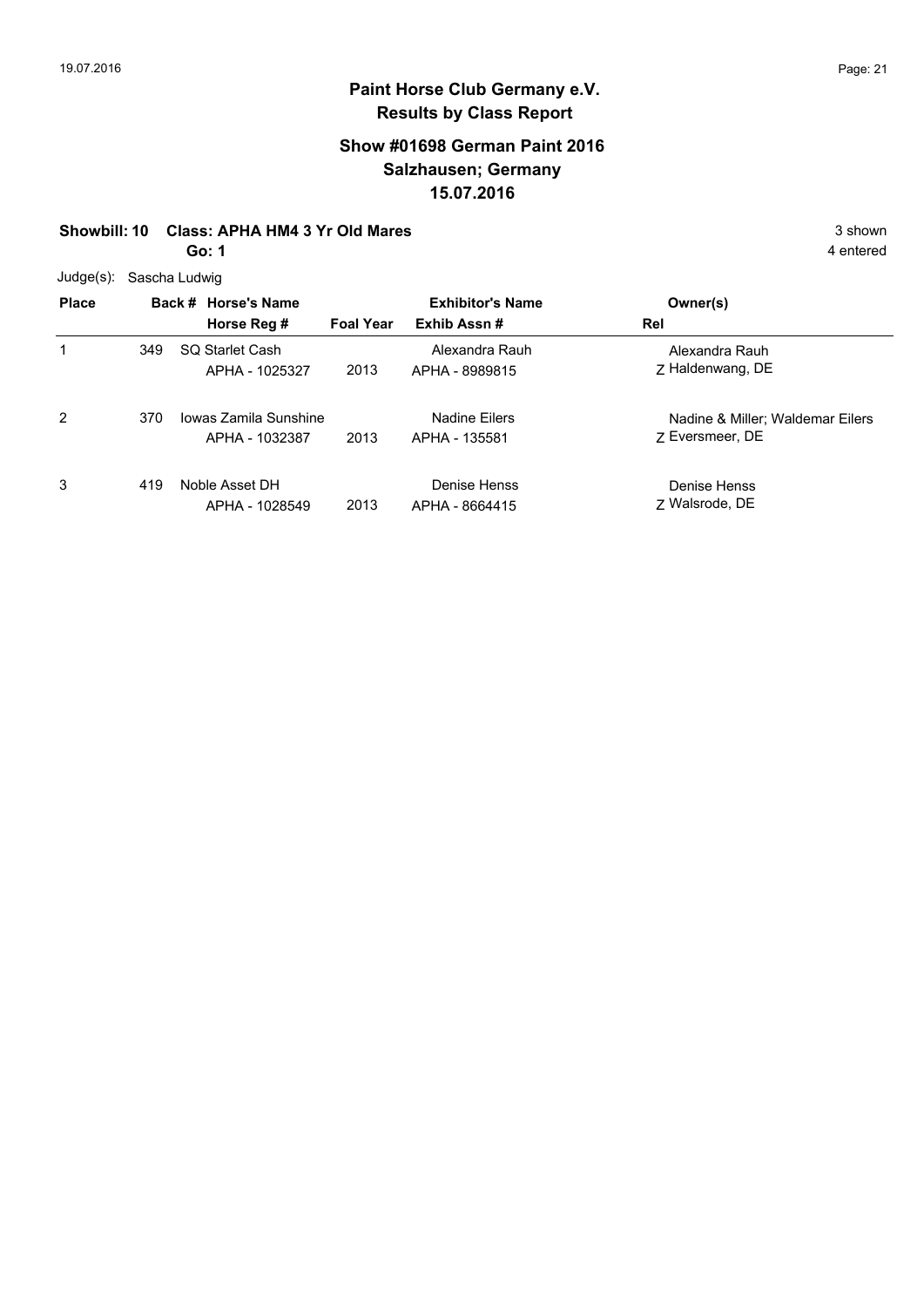# Paint Horse Club Germany e.V.

## Results by Class Report

### Show #01698 German Paint 2016
### Salzhausen; Germany
### 15.07.2016

**Showbill: 10 Class: APHA HM4 3 Yr Old Mares** — 3 shown

**Go: 1** — 4 entered

Judge(s): Sascha Ludwig

| Place | Back # | Horse's Name / Horse Reg # | Foal Year | Exhibitor's Name / Exhib Assn # | Rel | Owner(s) |
|---|---|---|---|---|---|---|
| 1 | 349 | SQ Starlet Cash<br>APHA - 1025327 | 2013 | Alexandra Rauh<br>APHA - 8989815 | Z | Alexandra Rauh<br>Haldenwang, DE |
| 2 | 370 | Iowas Zamila Sunshine<br>APHA - 1032387 | 2013 | Nadine Eilers<br>APHA - 135581 | Z | Nadine & Miller; Waldemar Eilers<br>Eversmeer, DE |
| 3 | 419 | Noble Asset DH<br>APHA - 1028549 | 2013 | Denise Henss<br>APHA - 8664415 | Z | Denise Henss<br>Walsrode, DE |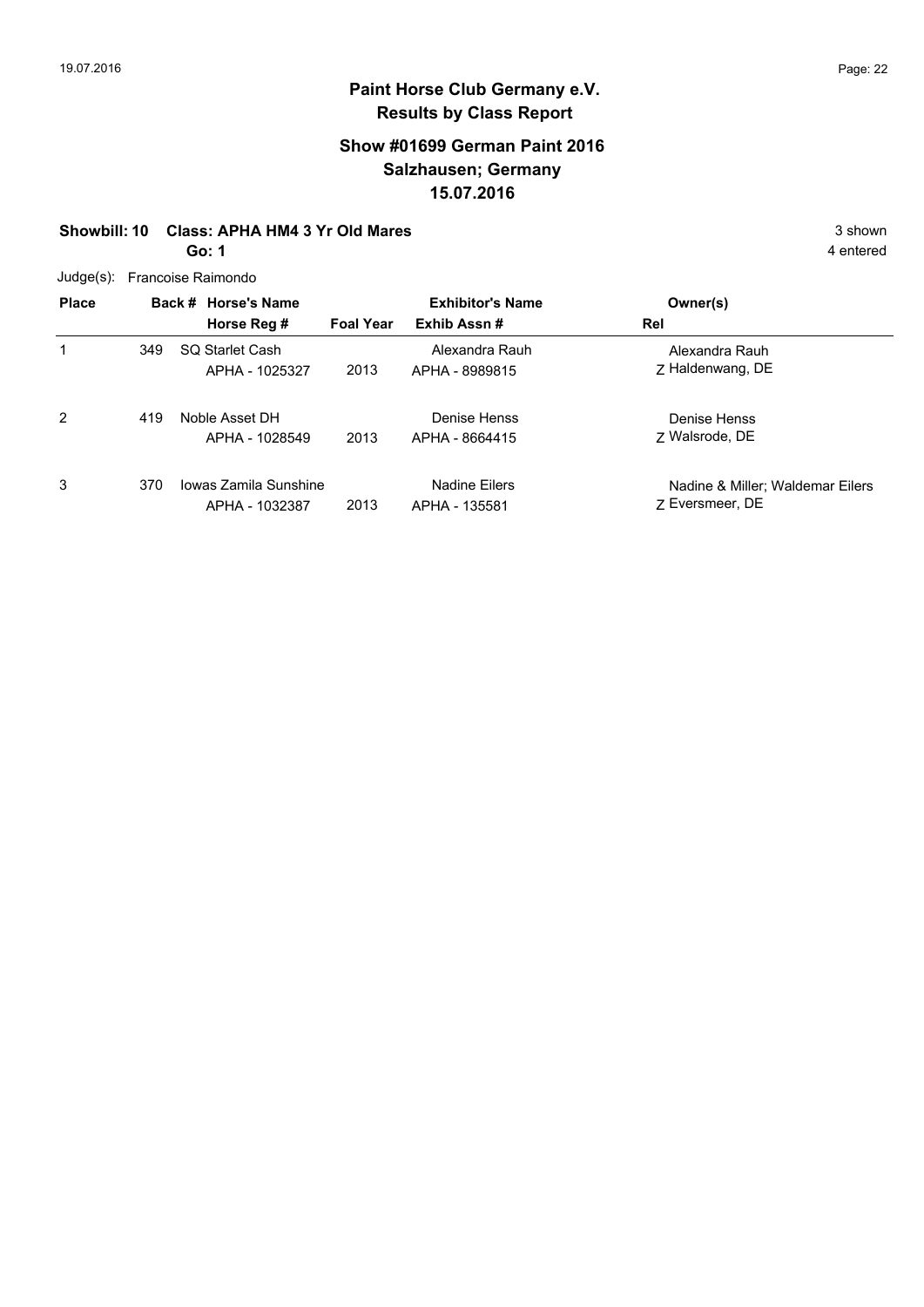# Paint Horse Club Germany e.V.

## Results by Class Report

### Show #01699 German Paint 2016

### Salzhausen; Germany

### 15.07.2016

**Showbill: 10 Class: APHA HM4 3 Yr Old Mares** 3 shown

**Go: 1** 4 entered

Judge(s): Francoise Raimondo

| Place | Back # | Horse's Name / Horse Reg # | Foal Year | Exhibitor's Name / Exhib Assn # | Rel | Owner(s) |
|---|---|---|---|---|---|---|
| 1 | 349 | SQ Starlet Cash<br>APHA - 1025327 | 2013 | Alexandra Rauh<br>APHA - 8989815 | Z | Alexandra Rauh<br>Haldenwang, DE |
| 2 | 419 | Noble Asset DH<br>APHA - 1028549 | 2013 | Denise Henss<br>APHA - 8664415 | Z | Denise Henss<br>Walsrode, DE |
| 3 | 370 | Iowas Zamila Sunshine<br>APHA - 1032387 | 2013 | Nadine Eilers<br>APHA - 135581 | Z | Nadine & Miller; Waldemar Eilers<br>Eversmeer, DE |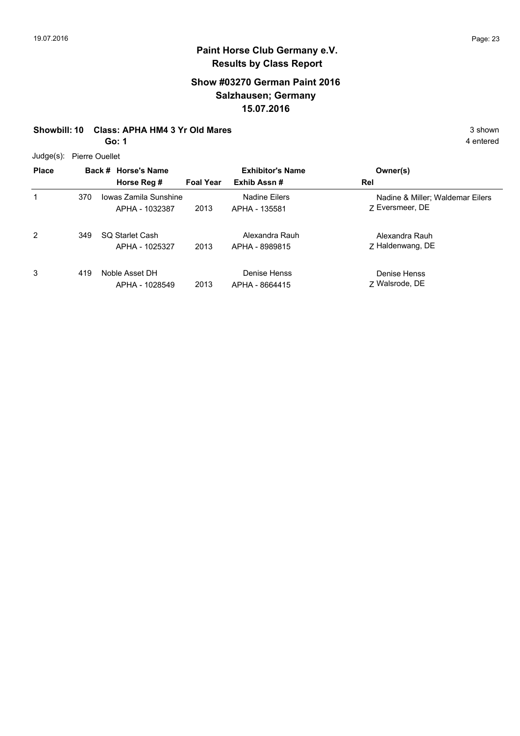**Paint Horse Club Germany e.V.**
**Results by Class Report**

## Show #03270 German Paint 2016
## Salzhausen; Germany
## 15.07.2016

**Showbill: 10 Class: APHA HM4 3 Yr Old Mares** 3 shown

**Go: 1** 4 entered

Judge(s): Pierre Ouellet

| Place | Back # | Horse's Name / Horse Reg # | Foal Year | Exhibitor's Name / Exhib Assn # | Owner(s) / Rel |
|---|---|---|---|---|---|
| 1 | 370 | Iowas Zamila Sunshine<br>APHA - 1032387 | 2013 | Nadine Eilers<br>APHA - 135581 | Nadine & Miller; Waldemar Eilers<br>Z Eversmeer, DE |
| 2 | 349 | SQ Starlet Cash<br>APHA - 1025327 | 2013 | Alexandra Rauh<br>APHA - 8989815 | Alexandra Rauh<br>Z Haldenwang, DE |
| 3 | 419 | Noble Asset DH<br>APHA - 1028549 | 2013 | Denise Henss<br>APHA - 8664415 | Denise Henss<br>Z Walsrode, DE |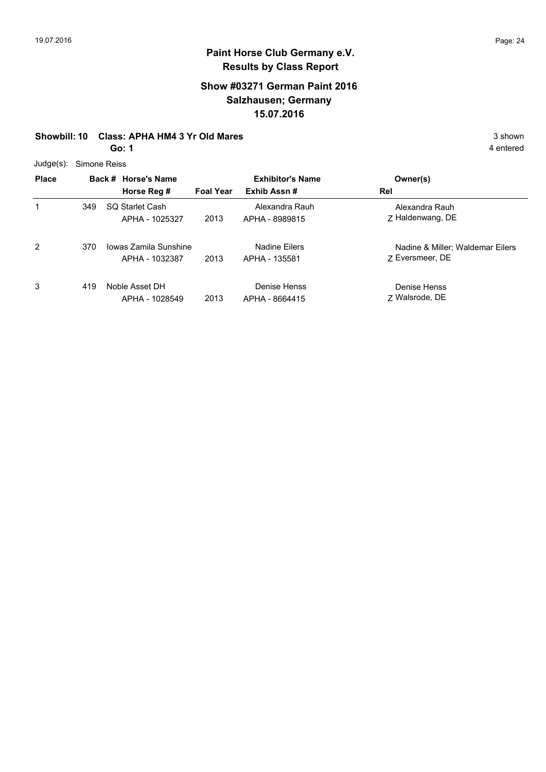## Paint Horse Club Germany e.V.
## Results by Class Report

### Show #03271 German Paint 2016
### Salzhausen; Germany
### 15.07.2016

**Showbill: 10 Class: APHA HM4 3 Yr Old Mares** 3 shown

**Go: 1** 4 entered

Judge(s): Simone Reiss

| Place | Back # | Horse's Name / Horse Reg # | Foal Year | Exhibitor's Name / Exhib Assn # | Rel | Owner(s) |
|---|---|---|---|---|---|---|
| 1 | 349 | SQ Starlet Cash<br>APHA - 1025327 | 2013 | Alexandra Rauh<br>APHA - 8989815 | Z | Alexandra Rauh<br>Haldenwang, DE |
| 2 | 370 | Iowas Zamila Sunshine<br>APHA - 1032387 | 2013 | Nadine Eilers<br>APHA - 135581 | Z | Nadine & Miller; Waldemar Eilers<br>Eversmeer, DE |
| 3 | 419 | Noble Asset DH<br>APHA - 1028549 | 2013 | Denise Henss<br>APHA - 8664415 | Z | Denise Henss<br>Walsrode, DE |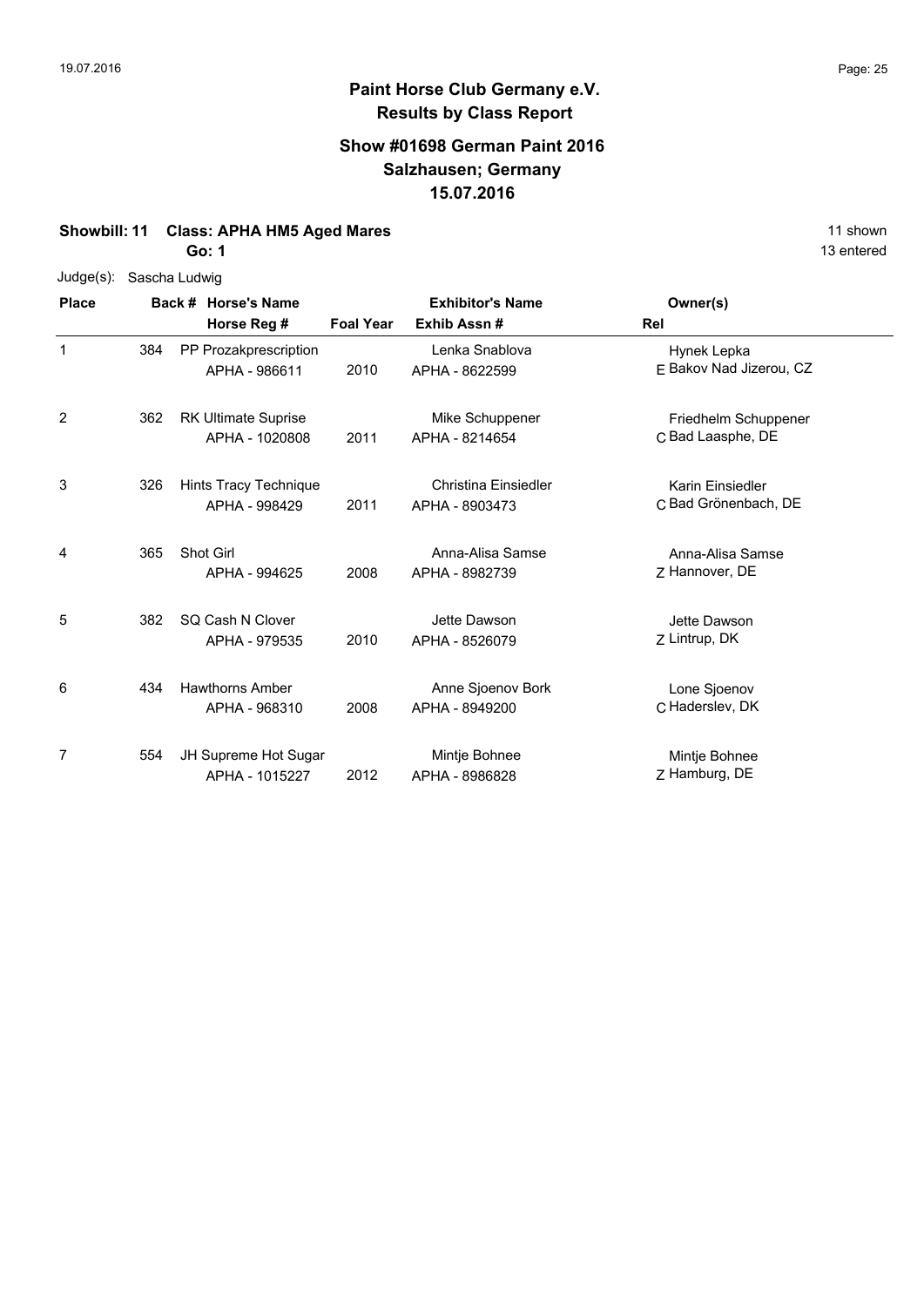**Paint Horse Club Germany e.V.**
**Results by Class Report**

**Show #01698 German Paint 2016**
**Salzhausen; Germany**
**15.07.2016**

**Showbill: 11 Class: APHA HM5 Aged Mares** — 11 shown
**Go: 1** — 13 entered

Judge(s): Sascha Ludwig

| Place | Back # | Horse's Name / Horse Reg # | Foal Year | Exhibitor's Name / Exhib Assn # | Rel | Owner(s) |
|---|---|---|---|---|---|---|
| 1 | 384 | PP Prozakprescription / APHA - 986611 | 2010 | Lenka Snablova / APHA - 8622599 | E | Hynek Lepka / Bakov Nad Jizerou, CZ |
| 2 | 362 | RK Ultimate Suprise / APHA - 1020808 | 2011 | Mike Schuppener / APHA - 8214654 | C | Friedhelm Schuppener / Bad Laasphe, DE |
| 3 | 326 | Hints Tracy Technique / APHA - 998429 | 2011 | Christina Einsiedler / APHA - 8903473 | C | Karin Einsiedler / Bad Grönenbach, DE |
| 4 | 365 | Shot Girl / APHA - 994625 | 2008 | Anna-Alisa Samse / APHA - 8982739 | Z | Anna-Alisa Samse / Hannover, DE |
| 5 | 382 | SQ Cash N Clover / APHA - 979535 | 2010 | Jette Dawson / APHA - 8526079 | Z | Jette Dawson / Lintrup, DK |
| 6 | 434 | Hawthorns Amber / APHA - 968310 | 2008 | Anne Sjoenov Bork / APHA - 8949200 | C | Lone Sjoenov / Haderslev, DK |
| 7 | 554 | JH Supreme Hot Sugar / APHA - 1015227 | 2012 | Mintje Bohnee / APHA - 8986828 | Z | Mintje Bohnee / Hamburg, DE |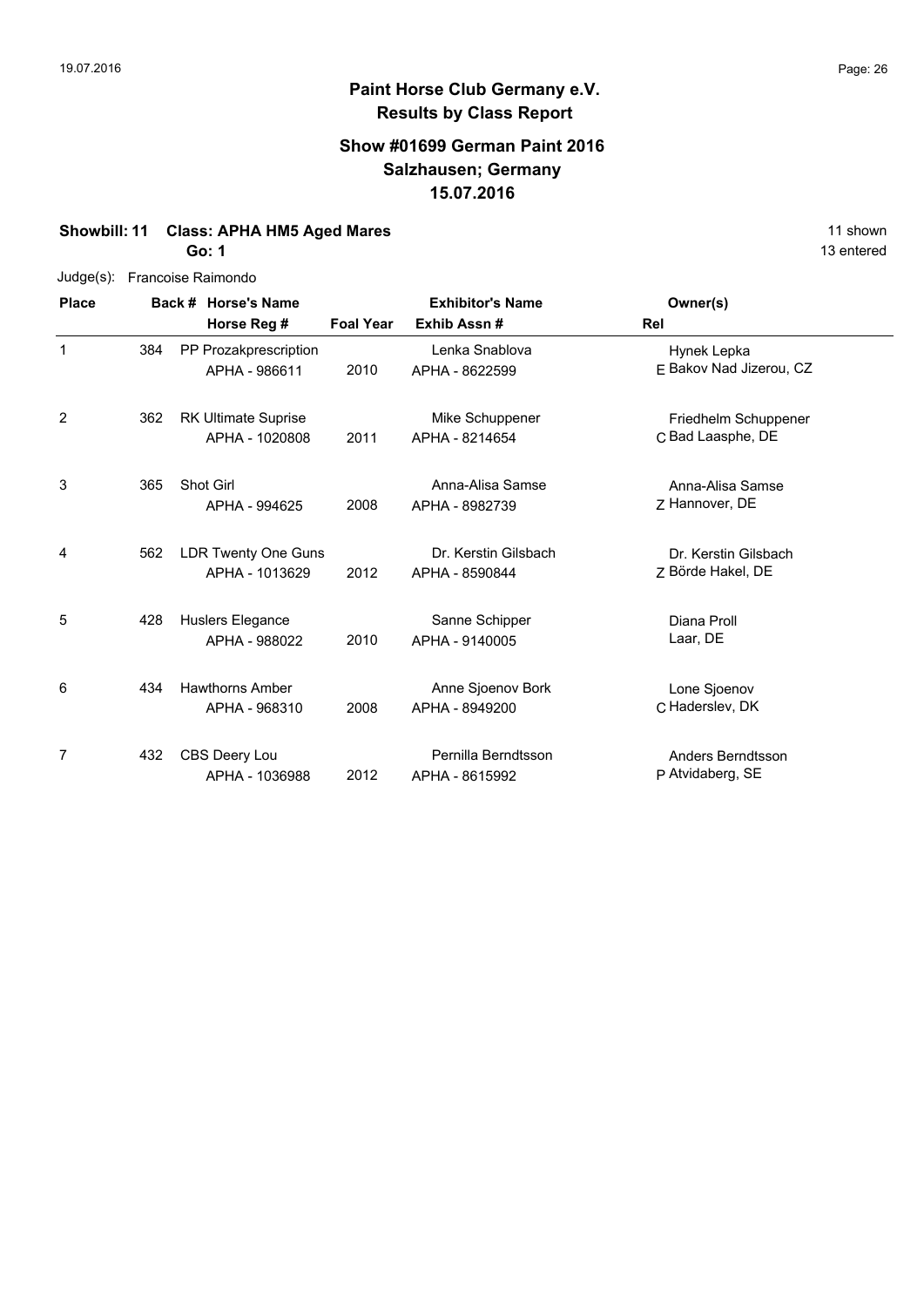# Paint Horse Club Germany e.V.

## Results by Class Report

### Show #01699 German Paint 2016
### Salzhausen; Germany
### 15.07.2016

**Showbill: 11 Class: APHA HM5 Aged Mares** — 11 shown

**Go: 1** — 13 entered

Judge(s): Francoise Raimondo

| Place | Back # | Horse's Name / Horse Reg # | Foal Year | Exhibitor's Name / Exhib Assn # | Rel | Owner(s) |
|---|---|---|---|---|---|---|
| 1 | 384 | PP Prozakprescription<br>APHA - 986611 | 2010 | Lenka Snablova<br>APHA - 8622599 | E | Hynek Lepka<br>Bakov Nad Jizerou, CZ |
| 2 | 362 | RK Ultimate Suprise<br>APHA - 1020808 | 2011 | Mike Schuppener<br>APHA - 8214654 | C | Friedhelm Schuppener<br>Bad Laasphe, DE |
| 3 | 365 | Shot Girl<br>APHA - 994625 | 2008 | Anna-Alisa Samse<br>APHA - 8982739 | Z | Anna-Alisa Samse<br>Hannover, DE |
| 4 | 562 | LDR Twenty One Guns<br>APHA - 1013629 | 2012 | Dr. Kerstin Gilsbach<br>APHA - 8590844 | Z | Dr. Kerstin Gilsbach<br>Börde Hakel, DE |
| 5 | 428 | Huslers Elegance<br>APHA - 988022 | 2010 | Sanne Schipper<br>APHA - 9140005 | | Diana Proll<br>Laar, DE |
| 6 | 434 | Hawthorns Amber<br>APHA - 968310 | 2008 | Anne Sjoenov Bork<br>APHA - 8949200 | C | Lone Sjoenov<br>Haderslev, DK |
| 7 | 432 | CBS Deery Lou<br>APHA - 1036988 | 2012 | Pernilla Berndtsson<br>APHA - 8615992 | P | Anders Berndtsson<br>Atvidaberg, SE |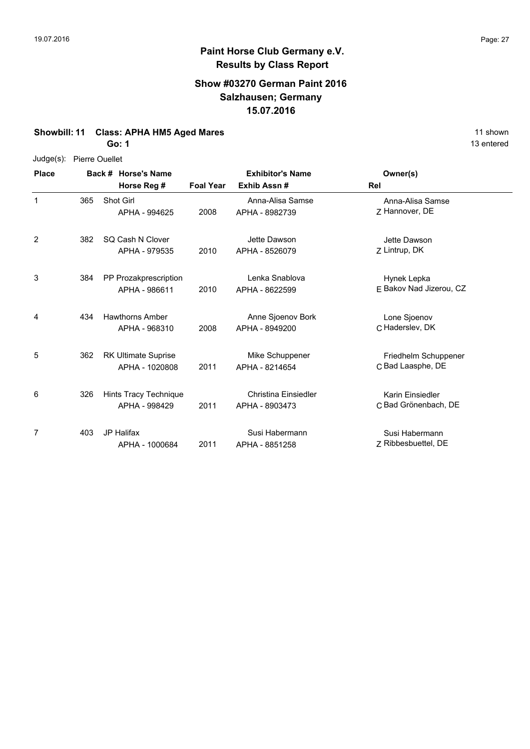# Paint Horse Club Germany e.V.

## Results by Class Report

### Show #03270 German Paint 2016
### Salzhausen; Germany
### 15.07.2016

**Showbill: 11 Class: APHA HM5 Aged Mares** — 11 shown

**Go: 1** — 13 entered

Judge(s): Pierre Ouellet

| Place | Back # | Horse's Name / Horse Reg # | Foal Year | Exhibitor's Name / Exhib Assn # | Rel | Owner(s) |
|---|---|---|---|---|---|---|
| 1 | 365 | Shot Girl<br>APHA - 994625 | 2008 | Anna-Alisa Samse<br>APHA - 8982739 | Z | Anna-Alisa Samse<br>Hannover, DE |
| 2 | 382 | SQ Cash N Clover<br>APHA - 979535 | 2010 | Jette Dawson<br>APHA - 8526079 | Z | Jette Dawson<br>Lintrup, DK |
| 3 | 384 | PP Prozakprescription<br>APHA - 986611 | 2010 | Lenka Snablova<br>APHA - 8622599 | E | Hynek Lepka<br>Bakov Nad Jizerou, CZ |
| 4 | 434 | Hawthorns Amber<br>APHA - 968310 | 2008 | Anne Sjoenov Bork<br>APHA - 8949200 | C | Lone Sjoenov<br>Haderslev, DK |
| 5 | 362 | RK Ultimate Suprise<br>APHA - 1020808 | 2011 | Mike Schuppener<br>APHA - 8214654 | C | Friedhelm Schuppener<br>Bad Laasphe, DE |
| 6 | 326 | Hints Tracy Technique<br>APHA - 998429 | 2011 | Christina Einsiedler<br>APHA - 8903473 | C | Karin Einsiedler<br>Bad Grönenbach, DE |
| 7 | 403 | JP Halifax<br>APHA - 1000684 | 2011 | Susi Habermann<br>APHA - 8851258 | Z | Susi Habermann<br>Ribbesbuettel, DE |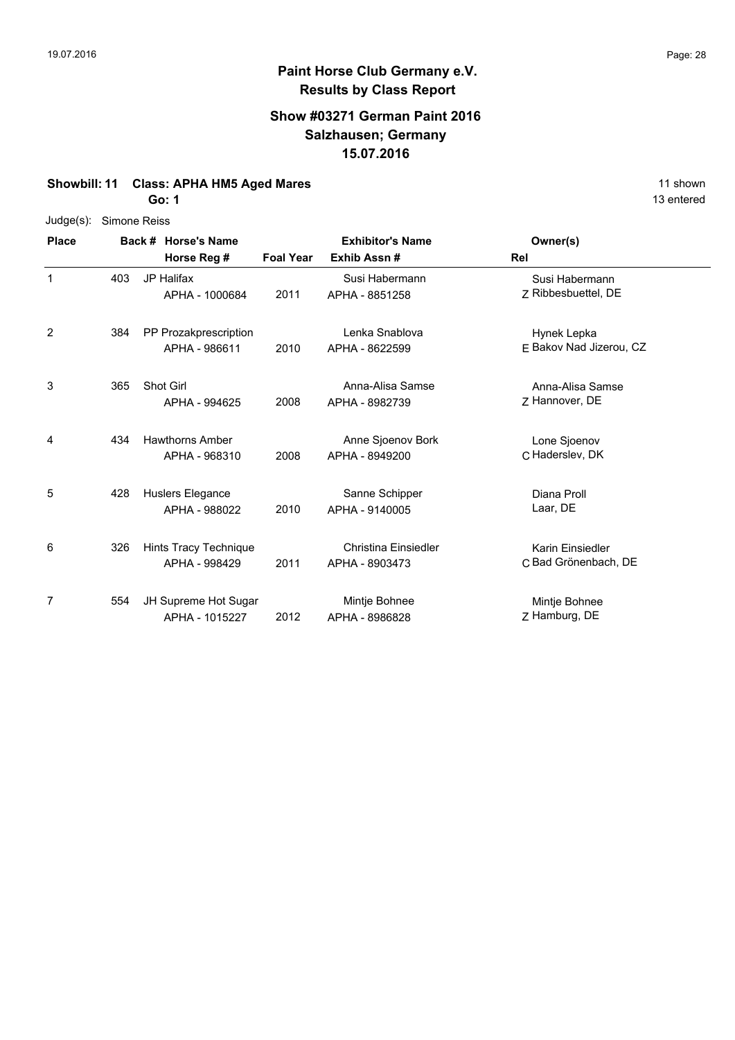## Paint Horse Club Germany e.V.
## Results by Class Report

### Show #03271 German Paint 2016
### Salzhausen; Germany
### 15.07.2016

**Showbill: 11 Class: APHA HM5 Aged Mares** — 11 shown

**Go: 1** — 13 entered

Judge(s): Simone Reiss

| Place | Back # | Horse's Name / Horse Reg # | Foal Year | Exhibitor's Name / Exhib Assn # | Rel | Owner(s) |
|---|---|---|---|---|---|---|
| 1 | 403 | JP Halifax<br>APHA - 1000684 | 2011 | Susi Habermann<br>APHA - 8851258 | Z | Susi Habermann<br>Ribbesbuettel, DE |
| 2 | 384 | PP Prozakprescription<br>APHA - 986611 | 2010 | Lenka Snablova<br>APHA - 8622599 | E | Hynek Lepka<br>Bakov Nad Jizerou, CZ |
| 3 | 365 | Shot Girl<br>APHA - 994625 | 2008 | Anna-Alisa Samse<br>APHA - 8982739 | Z | Anna-Alisa Samse<br>Hannover, DE |
| 4 | 434 | Hawthorns Amber<br>APHA - 968310 | 2008 | Anne Sjoenov Bork<br>APHA - 8949200 | C | Lone Sjoenov<br>Haderslev, DK |
| 5 | 428 | Huslers Elegance<br>APHA - 988022 | 2010 | Sanne Schipper<br>APHA - 9140005 | | Diana Proll<br>Laar, DE |
| 6 | 326 | Hints Tracy Technique<br>APHA - 998429 | 2011 | Christina Einsiedler<br>APHA - 8903473 | C | Karin Einsiedler<br>Bad Grönenbach, DE |
| 7 | 554 | JH Supreme Hot Sugar<br>APHA - 1015227 | 2012 | Mintje Bohnee<br>APHA - 8986828 | Z | Mintje Bohnee<br>Hamburg, DE |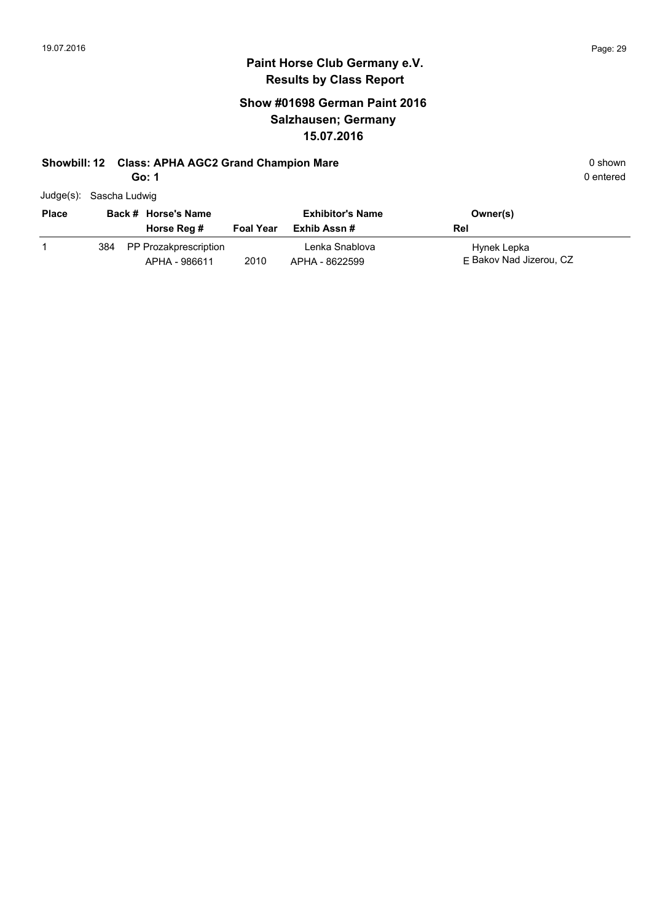# Paint Horse Club Germany e.V.
## Results by Class Report

### Show #01698 German Paint 2016
### Salzhausen; Germany
### 15.07.2016

**Showbill: 12 Class: APHA AGC2 Grand Champion Mare** 0 shown

**Go: 1** 0 entered

Judge(s): Sascha Ludwig

| Place | Back # | Horse's Name / Horse Reg # | Foal Year | Exhibitor's Name / Exhib Assn # | Owner(s) / Rel |
|---|---|---|---|---|---|
| 1 | 384 | PP Prozakprescription<br>APHA - 986611 | 2010 | Lenka Snablova<br>APHA - 8622599 | Hynek Lepka<br>E Bakov Nad Jizerou, CZ |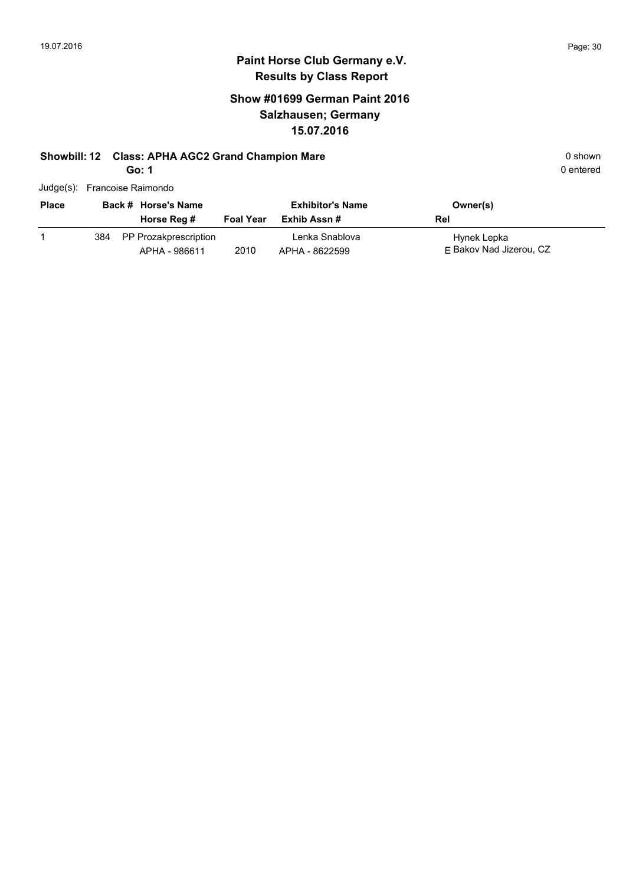# Paint Horse Club Germany e.V.

## Results by Class Report

### Show #01699 German Paint 2016
### Salzhausen; Germany
### 15.07.2016

**Showbill: 12 Class: APHA AGC2 Grand Champion Mare** — 0 shown

**Go: 1** — 0 entered

Judge(s): Francoise Raimondo

| Place | Back # | Horse's Name / Horse Reg # | Foal Year | Exhibitor's Name / Exhib Assn # | Owner(s) / Rel |
|---|---|---|---|---|---|
| 1 | 384 | PP Prozakprescription / APHA - 986611 | 2010 | Lenka Snablova / APHA - 8622599 | Hynek Lepka / E Bakov Nad Jizerou, CZ |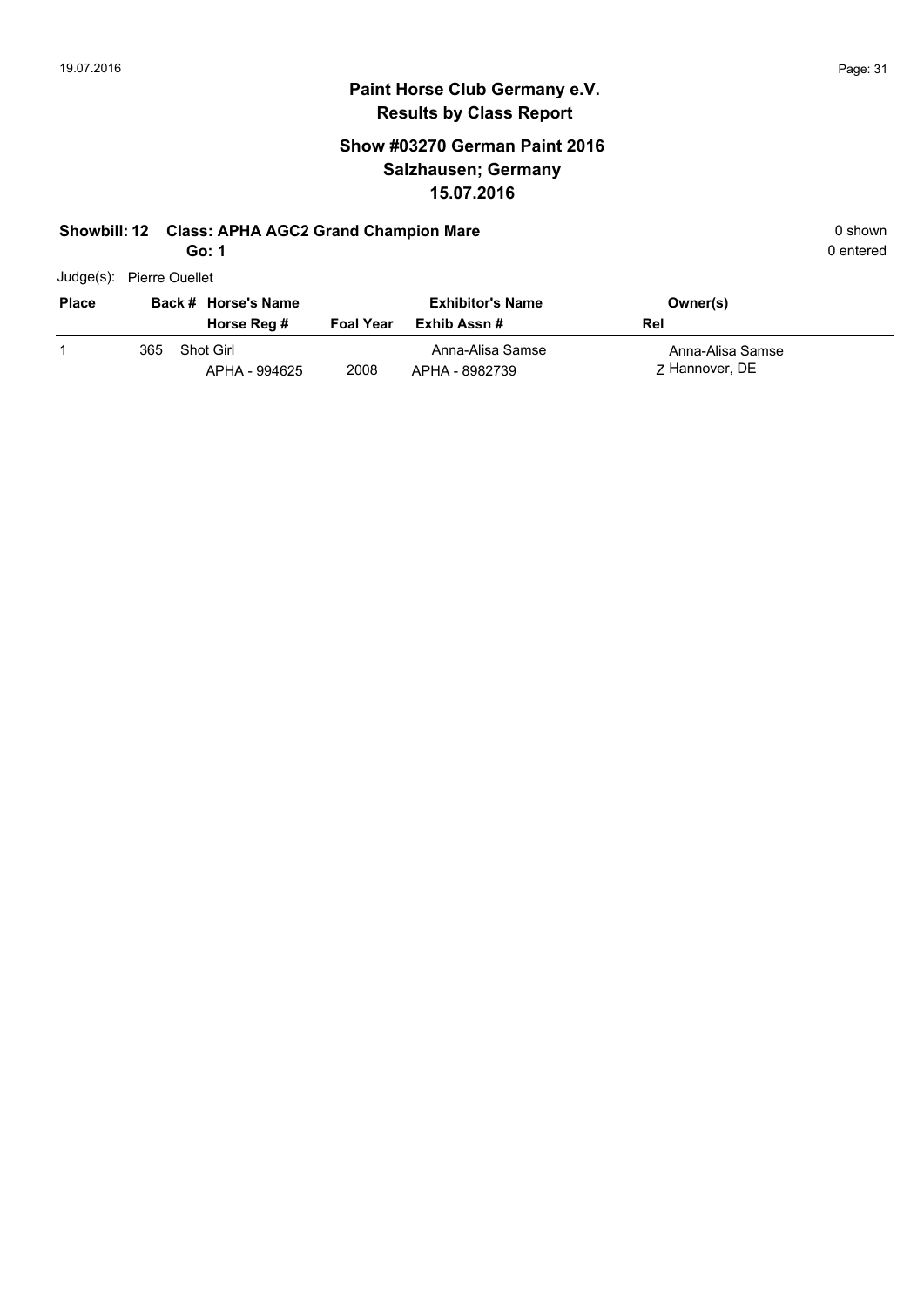19.07.2016

## Paint Horse Club Germany e.V.
## Results by Class Report

### Show #03270 German Paint 2016
### Salzhausen; Germany
### 15.07.2016

**Showbill: 12 Class: APHA AGC2 Grand Champion Mare** — 0 shown

**Go: 1** — 0 entered

Judge(s): Pierre Ouellet

| Place | Back # | Horse's Name / Horse Reg # | Foal Year | Exhibitor's Name / Exhib Assn # | Owner(s) / Rel |
|---|---|---|---|---|---|
| 1 | 365 | Shot Girl<br>APHA - 994625 | 2008 | Anna-Alisa Samse<br>APHA - 8982739 | Anna-Alisa Samse<br>Z Hannover, DE |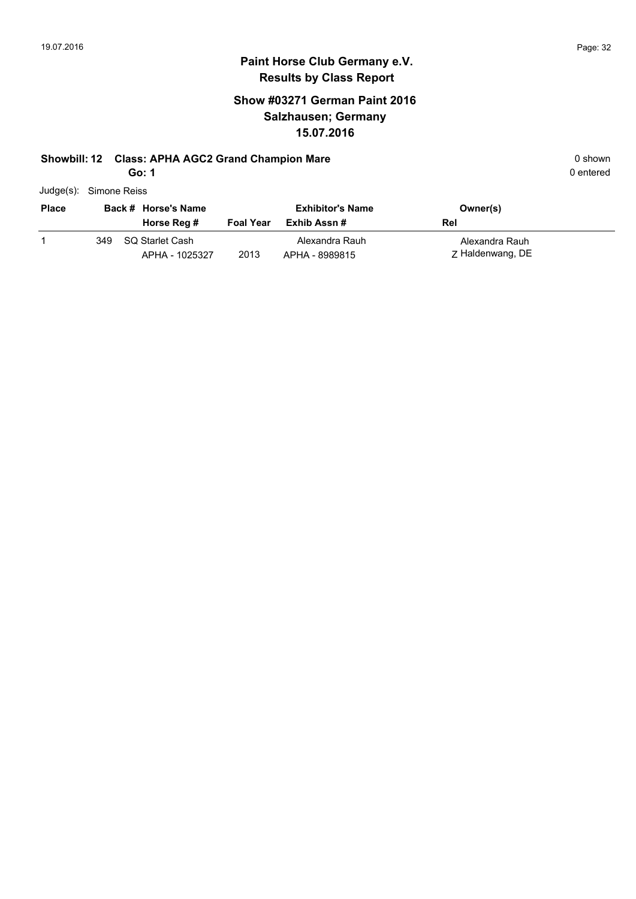## Paint Horse Club Germany e.V.
## Results by Class Report

### Show #03271 German Paint 2016
### Salzhausen; Germany
### 15.07.2016

**Showbill: 12 Class: APHA AGC2 Grand Champion Mare** 0 shown

**Go: 1** 0 entered

Judge(s): Simone Reiss

| Place | Back # | Horse's Name / Horse Reg # | Foal Year | Exhibitor's Name / Exhib Assn # | Owner(s) / Rel |
|---|---|---|---|---|---|
| 1 | 349 | SQ Starlet Cash<br>APHA - 1025327 | 2013 | Alexandra Rauh<br>APHA - 8989815 | Alexandra Rauh<br>Z Haldenwang, DE |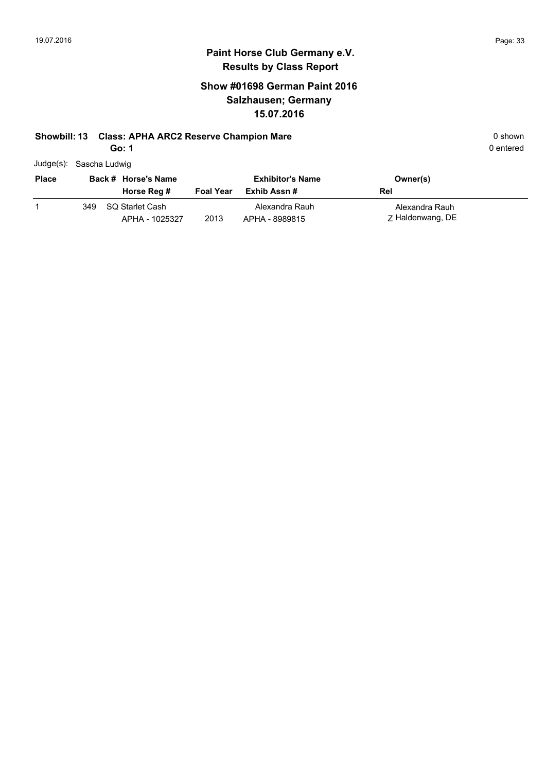# Paint Horse Club Germany e.V.
## Results by Class Report

### Show #01698 German Paint 2016
### Salzhausen; Germany
### 15.07.2016

**Showbill: 13 Class: APHA ARC2 Reserve Champion Mare** 0 shown

**Go: 1** 0 entered

Judge(s): Sascha Ludwig

| Place | Back # | Horse's Name / Horse Reg # | Foal Year | Exhibitor's Name / Exhib Assn # | Owner(s) / Rel |
|---|---|---|---|---|---|
| 1 | 349 | SQ Starlet Cash<br>APHA - 1025327 | 2013 | Alexandra Rauh<br>APHA - 8989815 | Alexandra Rauh<br>Z Haldenwang, DE |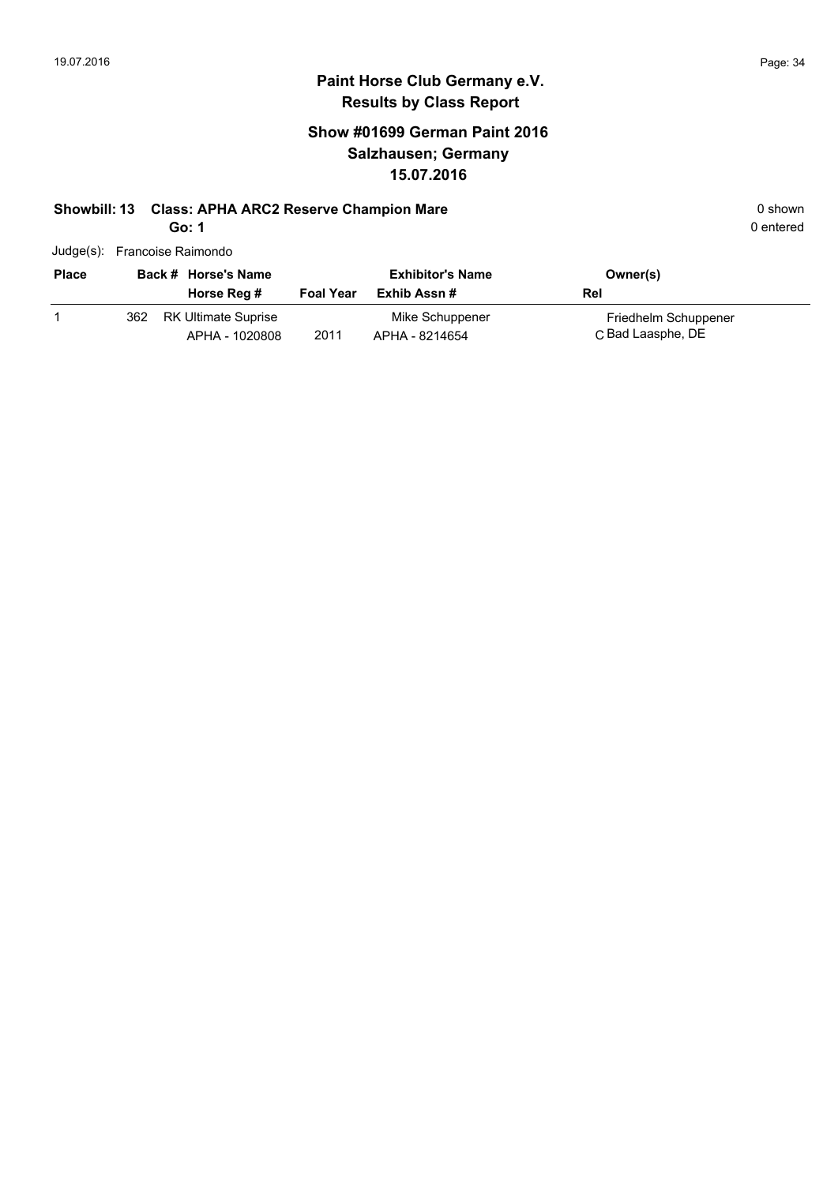# Paint Horse Club Germany e.V.

## Results by Class Report

### Show #01699 German Paint 2016
### Salzhausen; Germany
### 15.07.2016

**Showbill: 13 Class: APHA ARC2 Reserve Champion Mare** — 0 shown

**Go: 1** — 0 entered

Judge(s): Francoise Raimondo

| Place | Back # | Horse's Name / Horse Reg # | Foal Year | Exhibitor's Name / Exhib Assn # | Owner(s) / Rel |
|---|---|---|---|---|---|
| 1 | 362 | RK Ultimate Suprise<br>APHA - 1020808 | 2011 | Mike Schuppener<br>APHA - 8214654 | Friedhelm Schuppener<br>C Bad Laasphe, DE |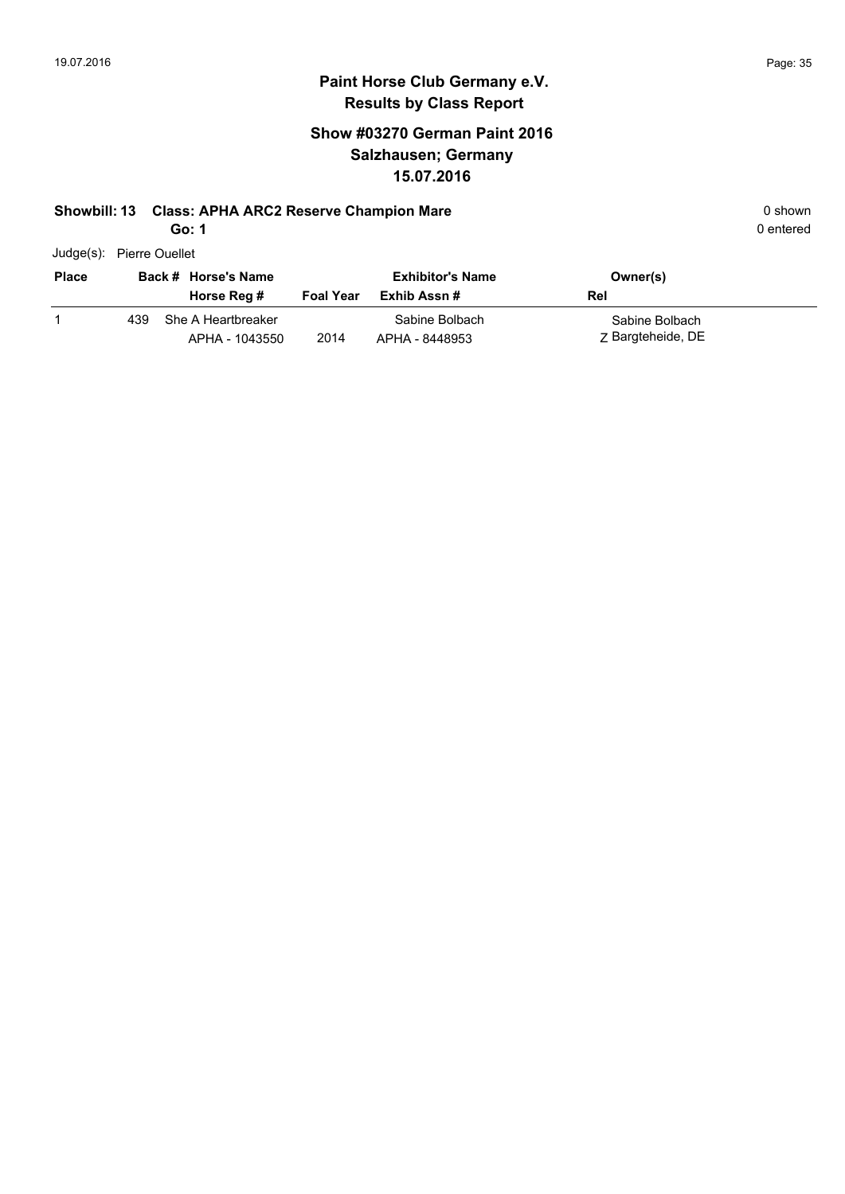# Paint Horse Club Germany e.V.

## Results by Class Report

### Show #03270 German Paint 2016
### Salzhausen; Germany
### 15.07.2016

**Showbill: 13 Class: APHA ARC2 Reserve Champion Mare** 0 shown

**Go: 1** 0 entered

Judge(s): Pierre Ouellet

| Place | Back # | Horse's Name / Horse Reg # | Foal Year | Exhibitor's Name / Exhib Assn # | Owner(s) / Rel |
|---|---|---|---|---|---|
| 1 | 439 | She A Heartbreaker<br>APHA - 1043550 | 2014 | Sabine Bolbach<br>APHA - 8448953 | Sabine Bolbach<br>Z Bargteheide, DE |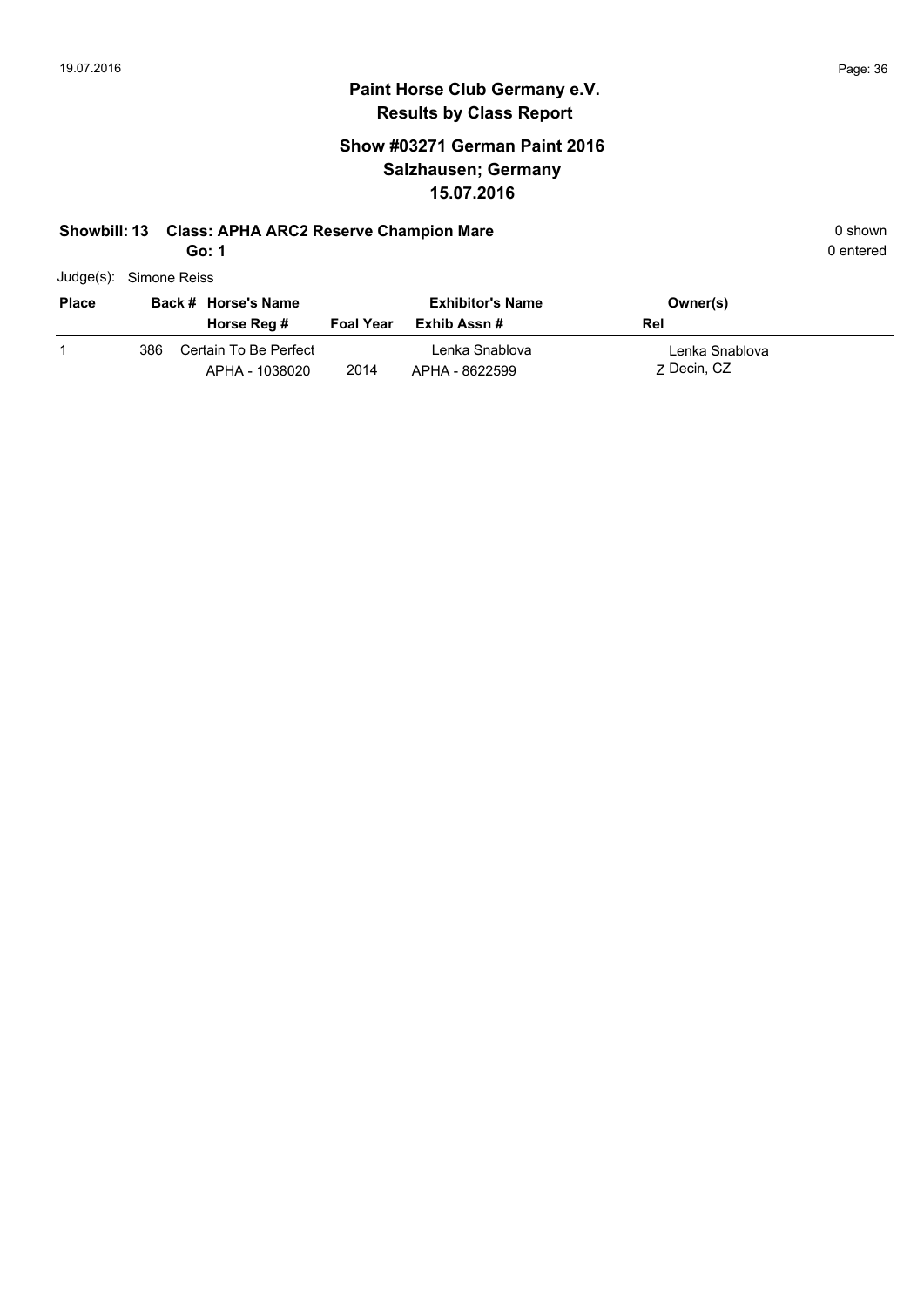# Paint Horse Club Germany e.V.
## Results by Class Report

### Show #03271 German Paint 2016
### Salzhausen; Germany
### 15.07.2016

**Showbill: 13 Class: APHA ARC2 Reserve Champion Mare** 0 shown

**Go: 1** 0 entered

Judge(s): Simone Reiss

| Place | Back # | Horse's Name / Horse Reg # | Foal Year | Exhibitor's Name / Exhib Assn # | Owner(s) / Rel |
|---|---|---|---|---|---|
| 1 | 386 | Certain To Be Perfect<br>APHA - 1038020 | 2014 | Lenka Snablova<br>APHA - 8622599 | Lenka Snablova<br>Z Decin, CZ |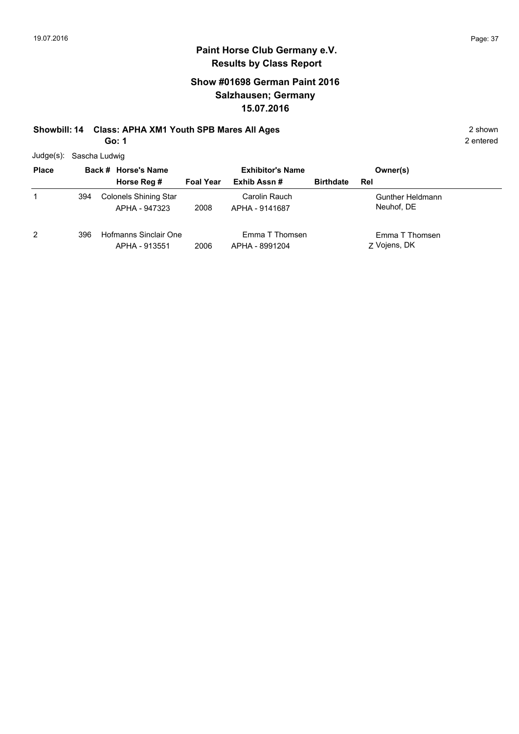## Paint Horse Club Germany e.V.
## Results by Class Report

### Show #01698 German Paint 2016
### Salzhausen; Germany
### 15.07.2016

**Showbill: 14 Class: APHA XM1 Youth SPB Mares All Ages** 2 shown

**Go: 1** 2 entered

Judge(s): Sascha Ludwig

| Place | Back # | Horse's Name / Horse Reg # | Foal Year | Exhibitor's Name / Exhib Assn # | Birthdate | Rel | Owner(s) |
|---|---|---|---|---|---|---|---|
| 1 | 394 | Colonels Shining Star<br>APHA - 947323 | 2008 | Carolin Rauch<br>APHA - 9141687 | | | Gunther Heldmann<br>Neuhof, DE |
| 2 | 396 | Hofmanns Sinclair One<br>APHA - 913551 | 2006 | Emma T Thomsen<br>APHA - 8991204 | | Z | Emma T Thomsen<br>Vojens, DK |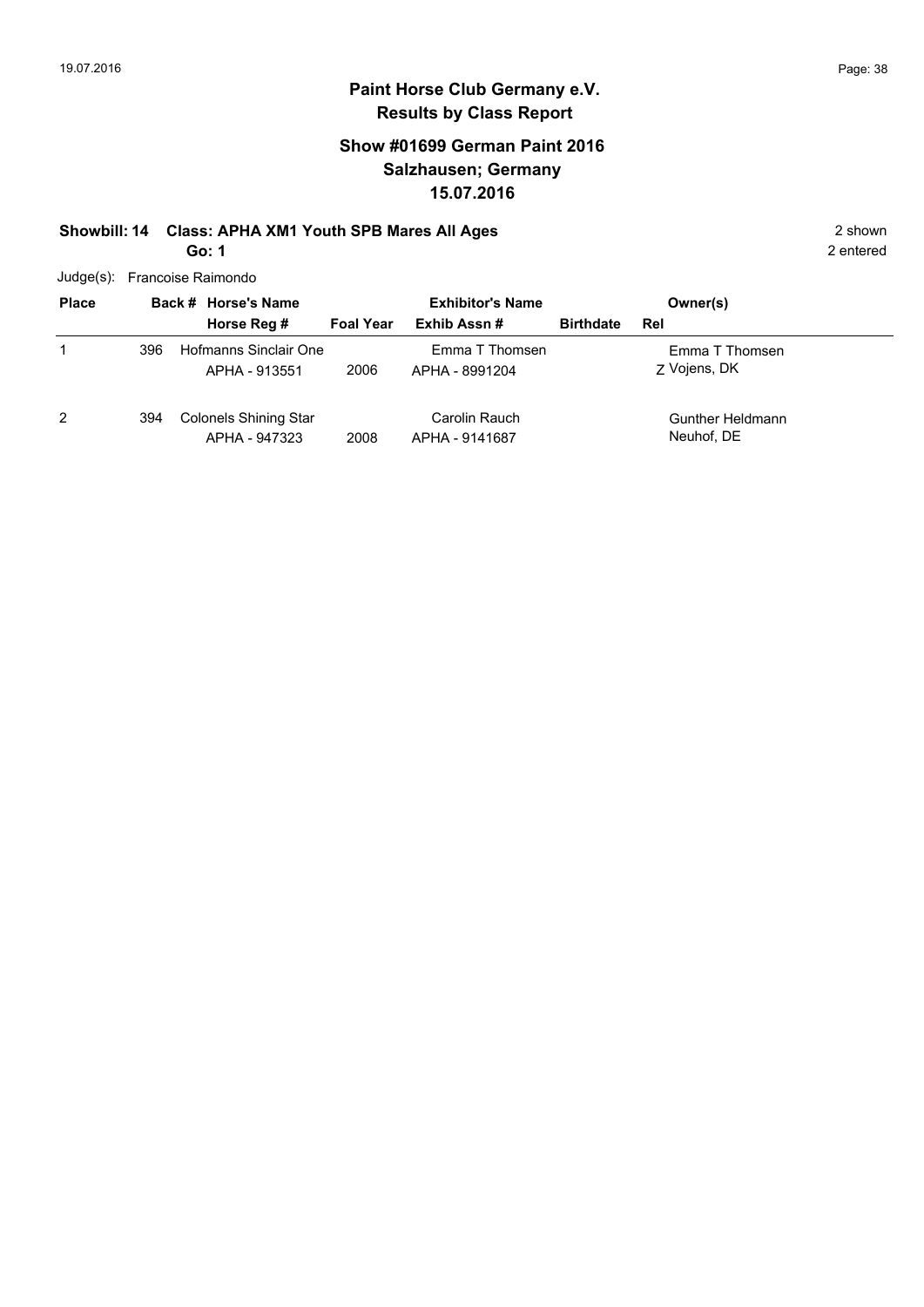# Paint Horse Club Germany e.V.
## Results by Class Report

### Show #01699 German Paint 2016
### Salzhausen; Germany
### 15.07.2016

**Showbill: 14 Class: APHA XM1 Youth SPB Mares All Ages** 2 shown

**Go: 1** 2 entered

Judge(s): Francoise Raimondo

| Place | Back # | Horse's Name / Horse Reg # | Foal Year | Exhibitor's Name / Exhib Assn # | Birthdate | Rel | Owner(s) |
|---|---|---|---|---|---|---|---|
| 1 | 396 | Hofmanns Sinclair One<br>APHA - 913551 | 2006 | Emma T Thomsen<br>APHA - 8991204 | | Z | Emma T Thomsen<br>Vojens, DK |
| 2 | 394 | Colonels Shining Star<br>APHA - 947323 | 2008 | Carolin Rauch<br>APHA - 9141687 | | | Gunther Heldmann<br>Neuhof, DE |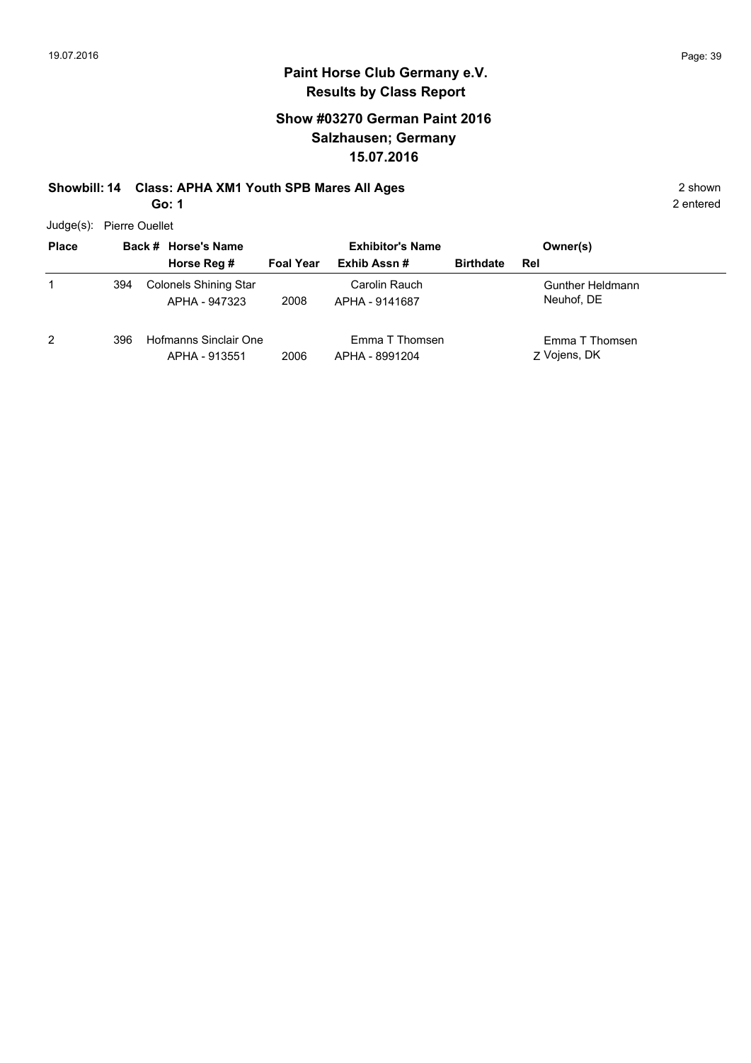## Paint Horse Club Germany e.V.
## Results by Class Report

### Show #03270 German Paint 2016
### Salzhausen; Germany
### 15.07.2016

**Showbill: 14 Class: APHA XM1 Youth SPB Mares All Ages** 2 shown

**Go: 1** 2 entered

Judge(s): Pierre Ouellet

| Place | Back # | Horse's Name / Horse Reg # | Foal Year | Exhibitor's Name / Exhib Assn # | Birthdate | Rel | Owner(s) |
|---|---|---|---|---|---|---|---|
| 1 | 394 | Colonels Shining Star<br>APHA - 947323 | 2008 | Carolin Rauch<br>APHA - 9141687 | | | Gunther Heldmann<br>Neuhof, DE |
| 2 | 396 | Hofmanns Sinclair One<br>APHA - 913551 | 2006 | Emma T Thomsen<br>APHA - 8991204 | | Z | Emma T Thomsen<br>Vojens, DK |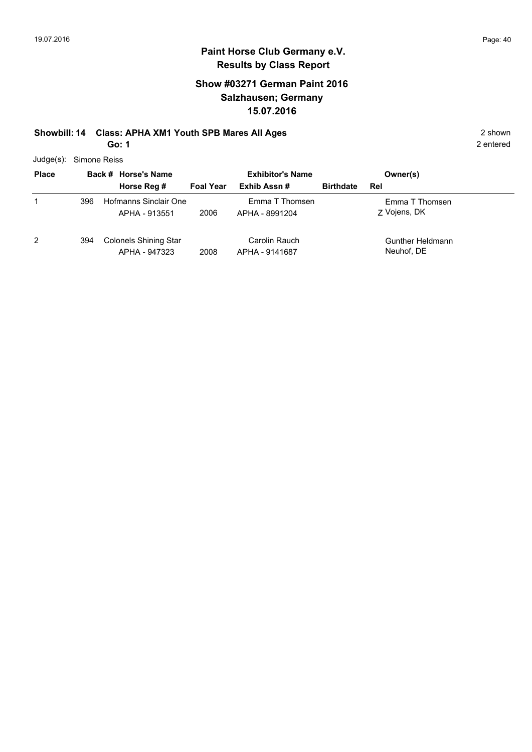# Paint Horse Club Germany e.V.

## Results by Class Report

### Show #03271 German Paint 2016
### Salzhausen; Germany
### 15.07.2016

**Showbill: 14 Class: APHA XM1 Youth SPB Mares All Ages** 2 shown

**Go: 1** 2 entered

Judge(s): Simone Reiss

| Place | Back # | Horse's Name / Horse Reg # | Foal Year | Exhibitor's Name / Exhib Assn # | Birthdate | Owner(s) / Rel |
|---|---|---|---|---|---|---|
| 1 | 396 | Hofmanns Sinclair One<br>APHA - 913551 | 2006 | Emma T Thomsen<br>APHA - 8991204 | | Emma T Thomsen<br>Z Vojens, DK |
| 2 | 394 | Colonels Shining Star<br>APHA - 947323 | 2008 | Carolin Rauch<br>APHA - 9141687 | | Gunther Heldmann<br>Neuhof, DE |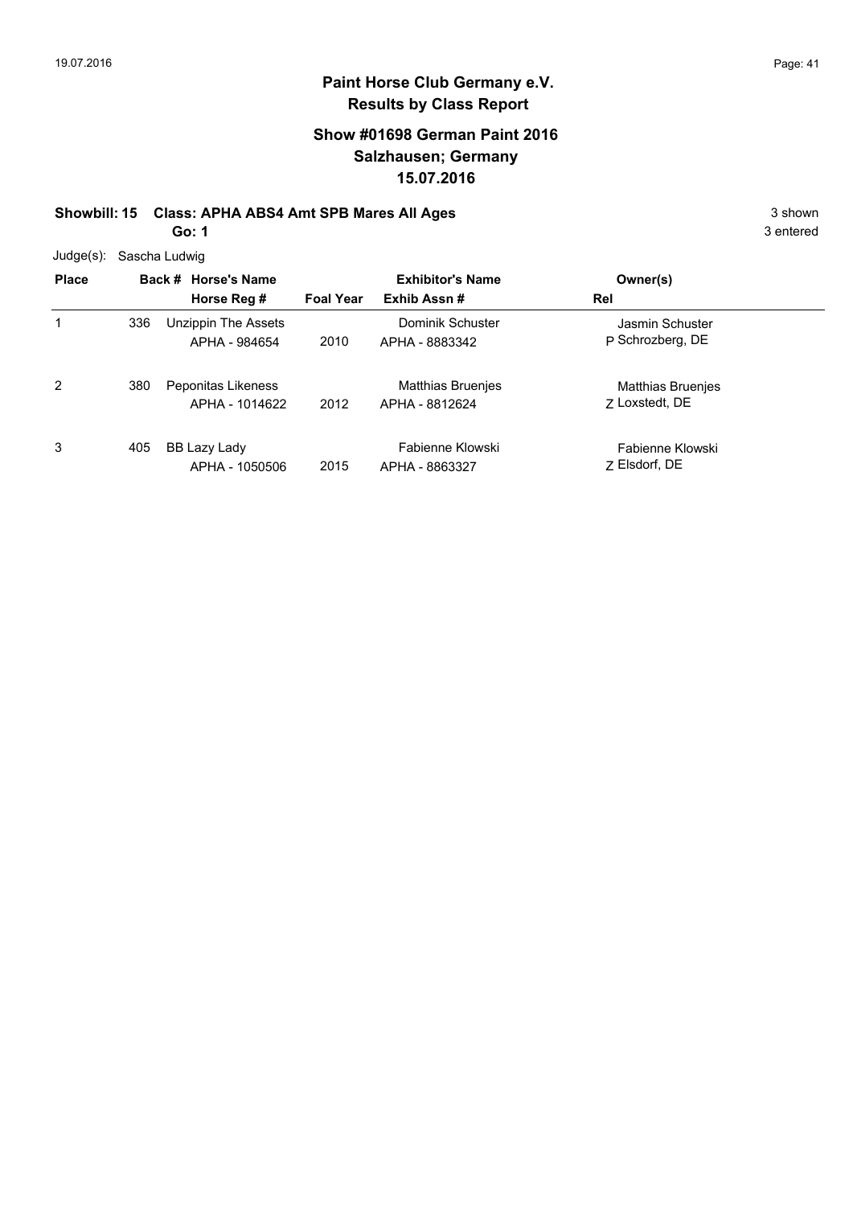# Paint Horse Club Germany e.V.
## Results by Class Report

### Show #01698 German Paint 2016
### Salzhausen; Germany
### 15.07.2016

**Showbill: 15 Class: APHA ABS4 Amt SPB Mares All Ages** 3 shown

**Go: 1** 3 entered

Judge(s): Sascha Ludwig

| Place | Back # | Horse's Name / Horse Reg # | Foal Year | Exhibitor's Name / Exhib Assn # | Rel | Owner(s) |
|---|---|---|---|---|---|---|
| 1 | 336 | Unzippin The Assets<br>APHA - 984654 | 2010 | Dominik Schuster<br>APHA - 8883342 | P | Jasmin Schuster<br>Schrozberg, DE |
| 2 | 380 | Peponitas Likeness<br>APHA - 1014622 | 2012 | Matthias Bruenjes<br>APHA - 8812624 | Z | Matthias Bruenjes<br>Loxstedt, DE |
| 3 | 405 | BB Lazy Lady<br>APHA - 1050506 | 2015 | Fabienne Klowski<br>APHA - 8863327 | Z | Fabienne Klowski<br>Elsdorf, DE |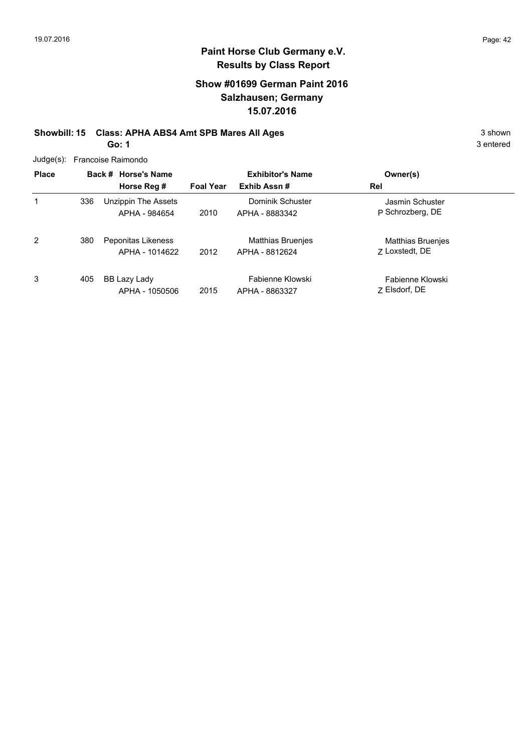# Paint Horse Club Germany e.V.

## Results by Class Report

### Show #01699 German Paint 2016
### Salzhausen; Germany
### 15.07.2016

**Showbill: 15 Class: APHA ABS4 Amt SPB Mares All Ages** 3 shown

**Go: 1** 3 entered

Judge(s): Francoise Raimondo

| Place | Back # | Horse's Name / Horse Reg # | Foal Year | Exhibitor's Name / Exhib Assn # | Rel | Owner(s) |
|---|---|---|---|---|---|---|
| 1 | 336 | Unzippin The Assets<br>APHA - 984654 | 2010 | Dominik Schuster<br>APHA - 8883342 | P | Jasmin Schuster<br>Schrozberg, DE |
| 2 | 380 | Peponitas Likeness<br>APHA - 1014622 | 2012 | Matthias Bruenjes<br>APHA - 8812624 | Z | Matthias Bruenjes<br>Loxstedt, DE |
| 3 | 405 | BB Lazy Lady<br>APHA - 1050506 | 2015 | Fabienne Klowski<br>APHA - 8863327 | Z | Fabienne Klowski<br>Elsdorf, DE |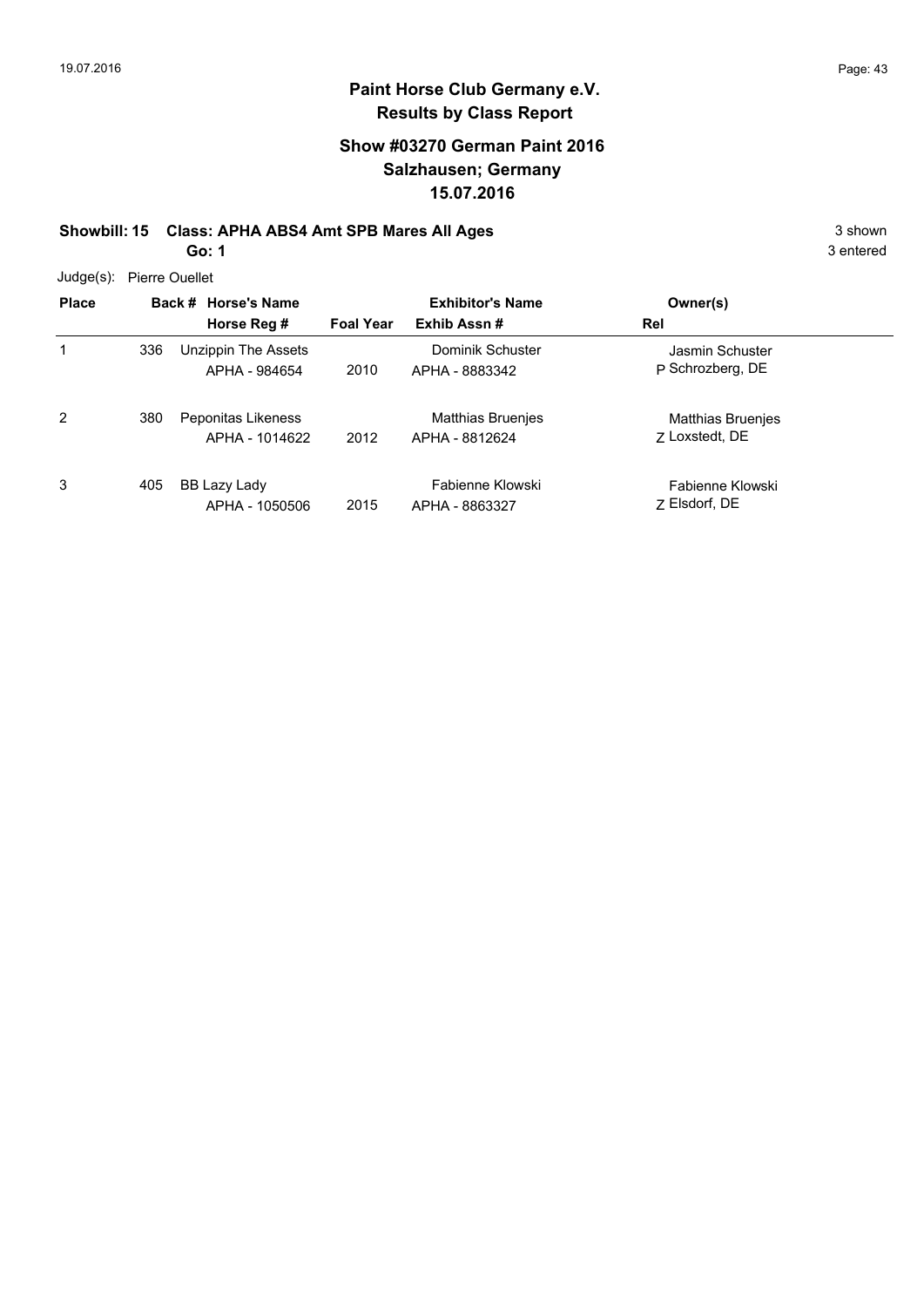# Paint Horse Club Germany e.V.
## Results by Class Report

### Show #03270 German Paint 2016
### Salzhausen; Germany
### 15.07.2016

**Showbill: 15 Class: APHA ABS4 Amt SPB Mares All Ages** 3 shown

**Go: 1** 3 entered

Judge(s): Pierre Ouellet

| Place | Back # | Horse's Name / Horse Reg # | Foal Year | Exhibitor's Name / Exhib Assn # | Rel | Owner(s) |
|---|---|---|---|---|---|---|
| 1 | 336 | Unzippin The Assets<br>APHA - 984654 | 2010 | Dominik Schuster<br>APHA - 8883342 | P | Jasmin Schuster<br>Schrozberg, DE |
| 2 | 380 | Peponitas Likeness<br>APHA - 1014622 | 2012 | Matthias Bruenjes<br>APHA - 8812624 | Z | Matthias Bruenjes<br>Loxstedt, DE |
| 3 | 405 | BB Lazy Lady<br>APHA - 1050506 | 2015 | Fabienne Klowski<br>APHA - 8863327 | Z | Fabienne Klowski<br>Elsdorf, DE |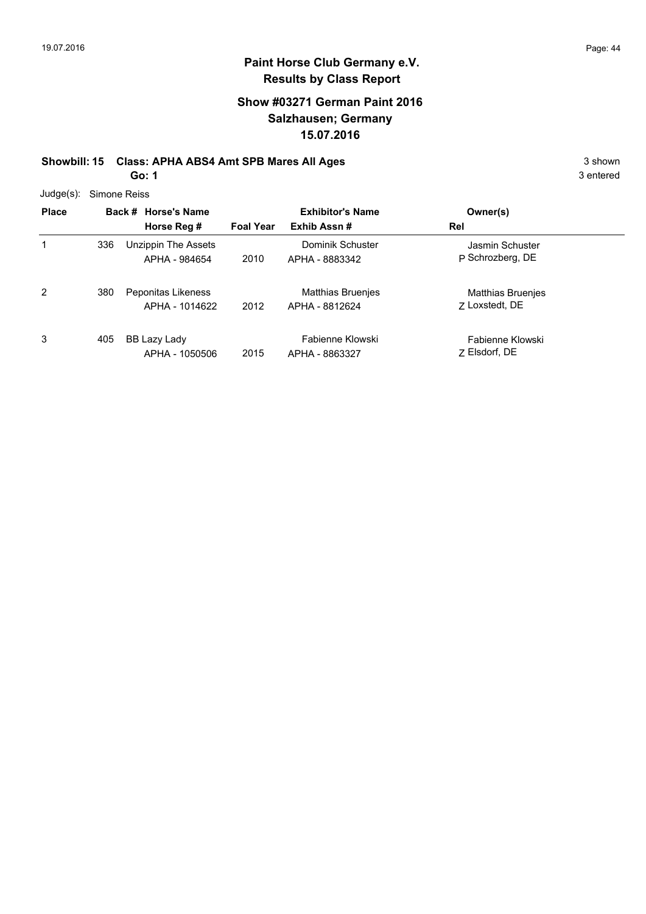# Paint Horse Club Germany e.V.

## Results by Class Report

### Show #03271 German Paint 2016
### Salzhausen; Germany
### 15.07.2016

**Showbill: 15 Class: APHA ABS4 Amt SPB Mares All Ages** 3 shown

**Go: 1** 3 entered

Judge(s): Simone Reiss

| Place | Back # | Horse's Name / Horse Reg # | Foal Year | Exhibitor's Name / Exhib Assn # | Rel | Owner(s) |
|---|---|---|---|---|---|---|
| 1 | 336 | Unzippin The Assets<br>APHA - 984654 | 2010 | Dominik Schuster<br>APHA - 8883342 | P | Jasmin Schuster<br>Schrozberg, DE |
| 2 | 380 | Peponitas Likeness<br>APHA - 1014622 | 2012 | Matthias Bruenjes<br>APHA - 8812624 | Z | Matthias Bruenjes<br>Loxstedt, DE |
| 3 | 405 | BB Lazy Lady<br>APHA - 1050506 | 2015 | Fabienne Klowski<br>APHA - 8863327 | Z | Fabienne Klowski<br>Elsdorf, DE |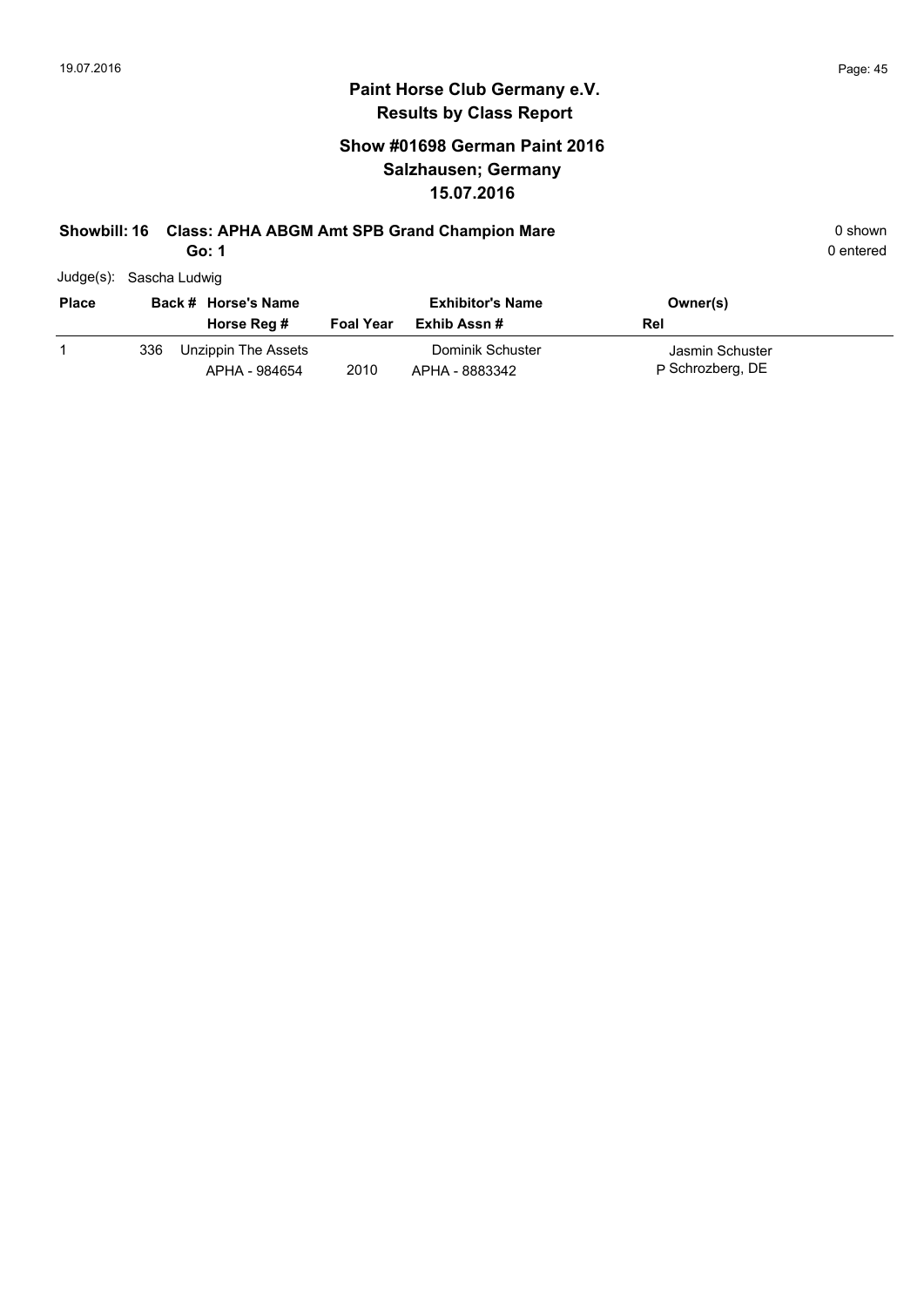# Paint Horse Club Germany e.V.
## Results by Class Report

### Show #01698 German Paint 2016
### Salzhausen; Germany
### 15.07.2016

**Showbill: 16 Class: APHA ABGM Amt SPB Grand Champion Mare** 0 shown
**Go: 1** 0 entered

Judge(s): Sascha Ludwig

| Place | Back # | Horse's Name / Horse Reg # | Foal Year | Exhibitor's Name / Exhib Assn # | Owner(s) / Rel |
|---|---|---|---|---|---|
| 1 | 336 | Unzippin The Assets<br>APHA - 984654 | 2010 | Dominik Schuster<br>APHA - 8883342 | Jasmin Schuster<br>P Schrozberg, DE |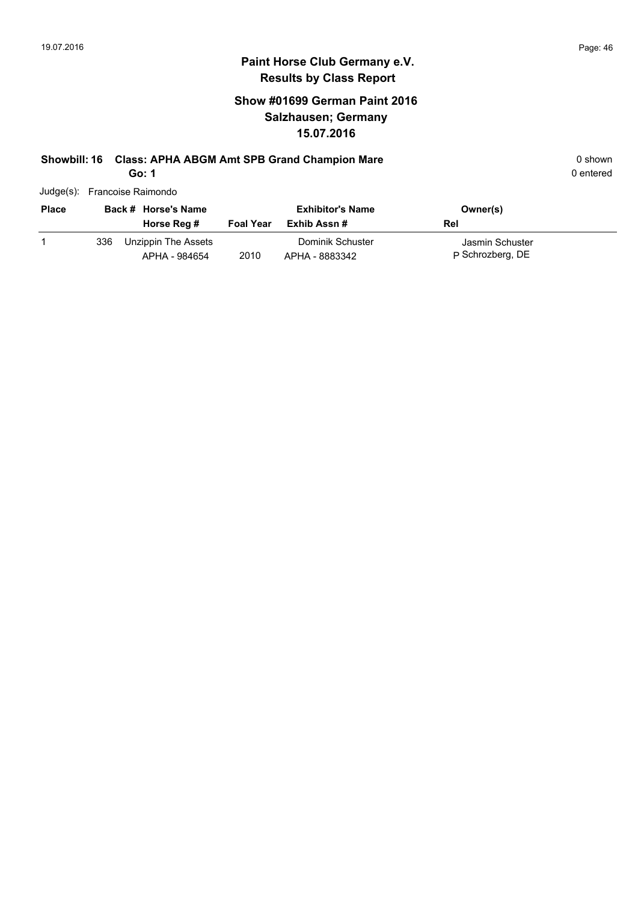# Paint Horse Club Germany e.V.

## Results by Class Report

### Show #01699 German Paint 2016
### Salzhausen; Germany
### 15.07.2016

**Showbill: 16 Class: APHA ABGM Amt SPB Grand Champion Mare** 0 shown

**Go: 1** 0 entered

Judge(s): Francoise Raimondo

| Place | Back # | Horse's Name / Horse Reg # | Foal Year | Exhibitor's Name / Exhib Assn # | Owner(s) / Rel |
|---|---|---|---|---|---|
| 1 | 336 | Unzippin The Assets<br>APHA - 984654 | 2010 | Dominik Schuster<br>APHA - 8883342 | Jasmin Schuster<br>P Schrozberg, DE |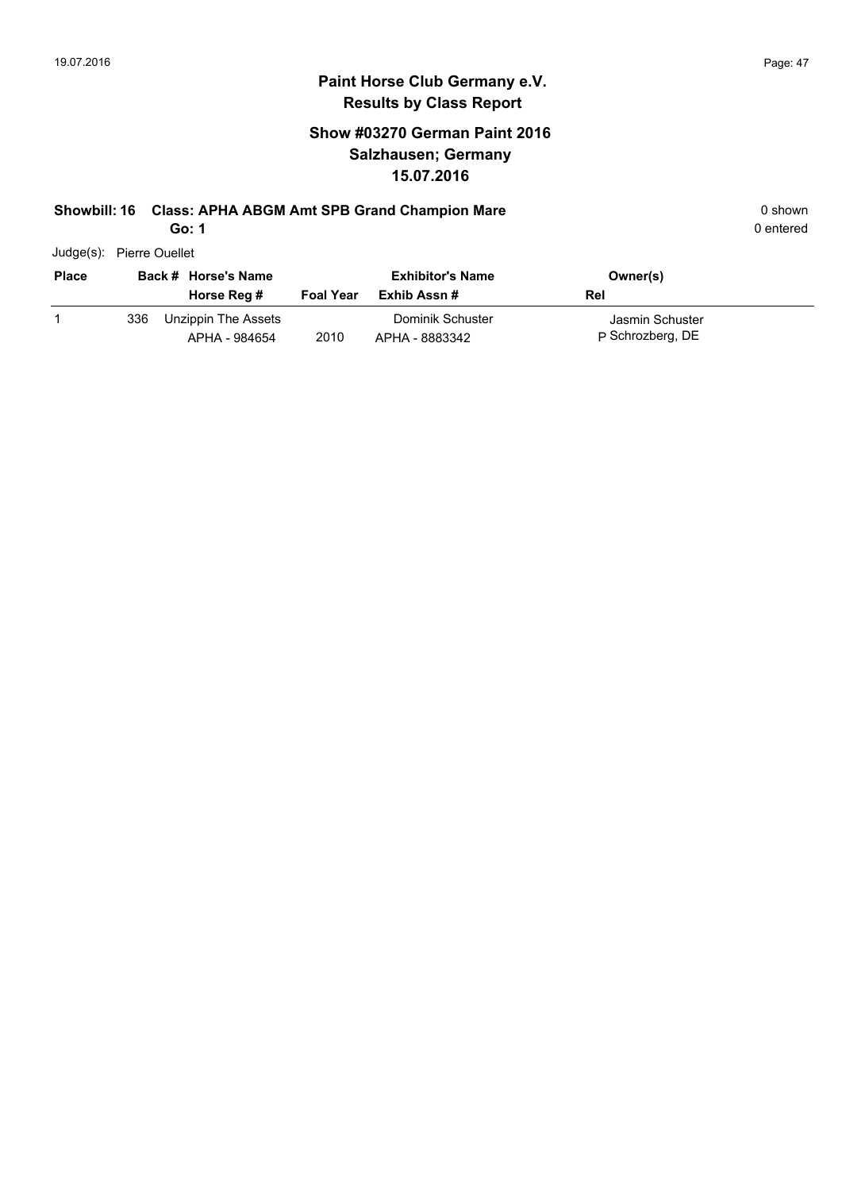# Paint Horse Club Germany e.V.
## Results by Class Report

### Show #03270 German Paint 2016
### Salzhausen; Germany
### 15.07.2016

**Showbill: 16 Class: APHA ABGM Amt SPB Grand Champion Mare** 0 shown

**Go: 1** 0 entered

Judge(s): Pierre Ouellet

| Place | Back # | Horse's Name / Horse Reg # | Foal Year | Exhibitor's Name / Exhib Assn # | Owner(s) / Rel |
|---|---|---|---|---|---|
| 1 | 336 | Unzippin The Assets<br>APHA - 984654 | 2010 | Dominik Schuster<br>APHA - 8883342 | Jasmin Schuster<br>P Schrozberg, DE |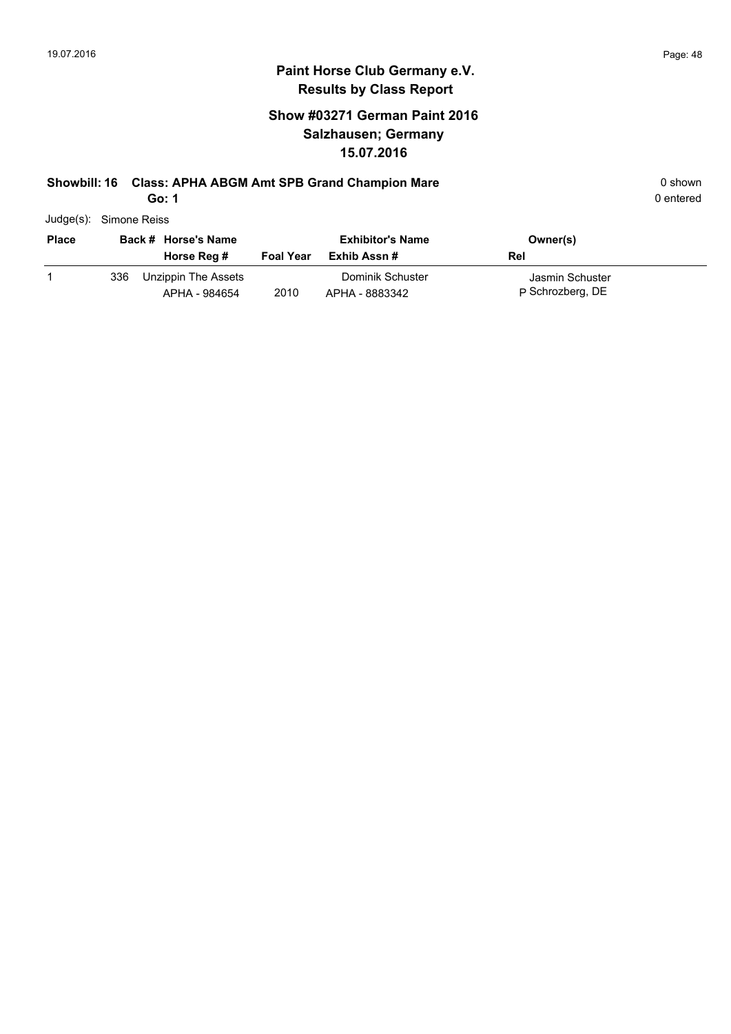**Paint Horse Club Germany e.V.**
**Results by Class Report**

## Show #03271 German Paint 2016
## Salzhausen; Germany
## 15.07.2016

**Showbill: 16 Class: APHA ABGM Amt SPB Grand Champion Mare** 0 shown
**Go: 1** 0 entered

Judge(s): Simone Reiss

| Place | Back # | Horse's Name / Horse Reg # | Foal Year | Exhibitor's Name / Exhib Assn # | Owner(s) / Rel |
|---|---|---|---|---|---|
| 1 | 336 | Unzippin The Assets<br>APHA - 984654 | 2010 | Dominik Schuster<br>APHA - 8883342 | Jasmin Schuster<br>P Schrozberg, DE |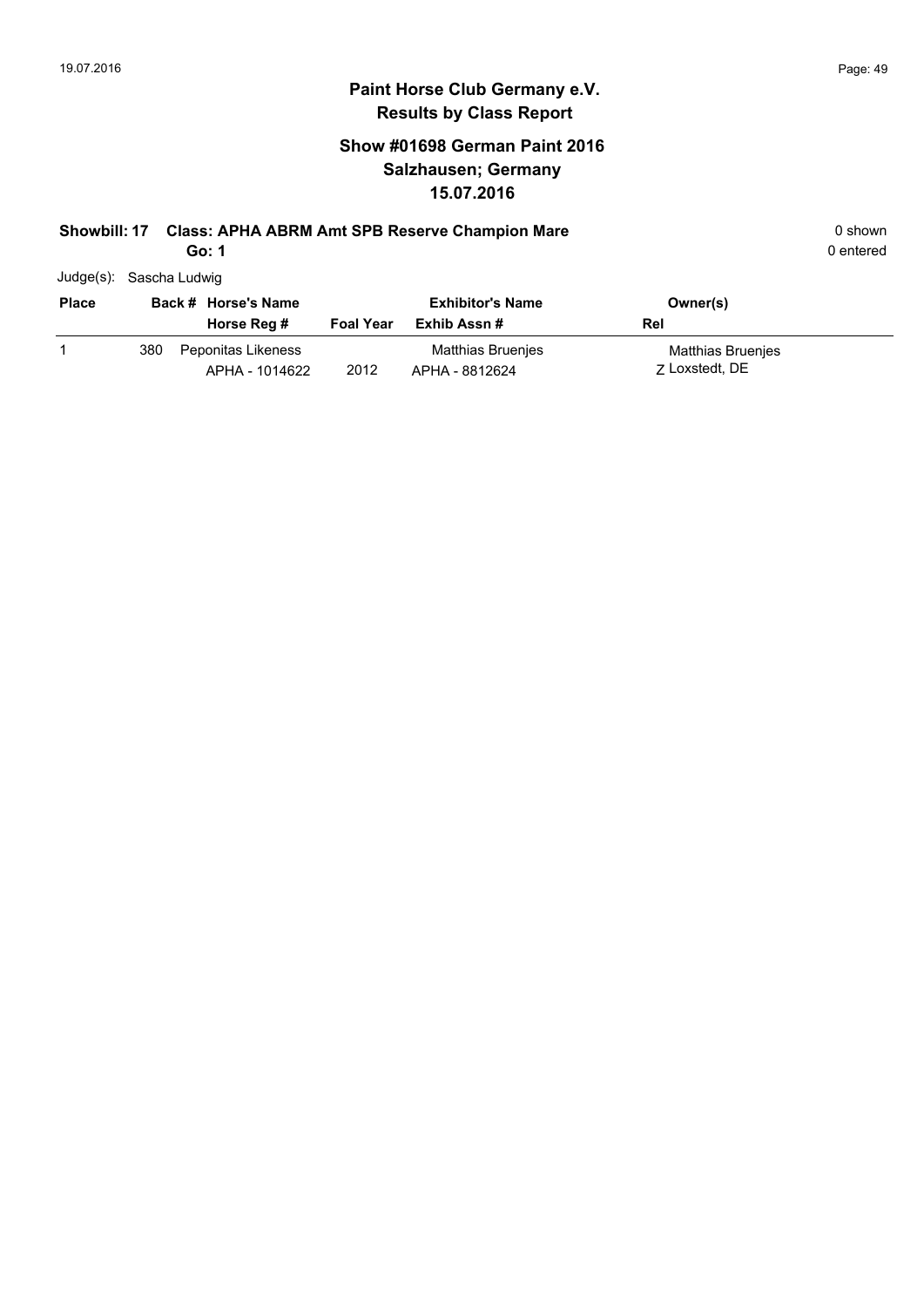# Paint Horse Club Germany e.V.

## Results by Class Report

### Show #01698 German Paint 2016
### Salzhausen; Germany
### 15.07.2016

**Showbill: 17 Class: APHA ABRM Amt SPB Reserve Champion Mare** 0 shown

**Go: 1** 0 entered

Judge(s): Sascha Ludwig

| Place | Back # | Horse's Name / Horse Reg # | Foal Year | Exhibitor's Name / Exhib Assn # | Owner(s) / Rel |
|---|---|---|---|---|---|
| 1 | 380 | Peponitas Likeness<br>APHA - 1014622 | 2012 | Matthias Bruenjes<br>APHA - 8812624 | Matthias Bruenjes<br>Z Loxstedt, DE |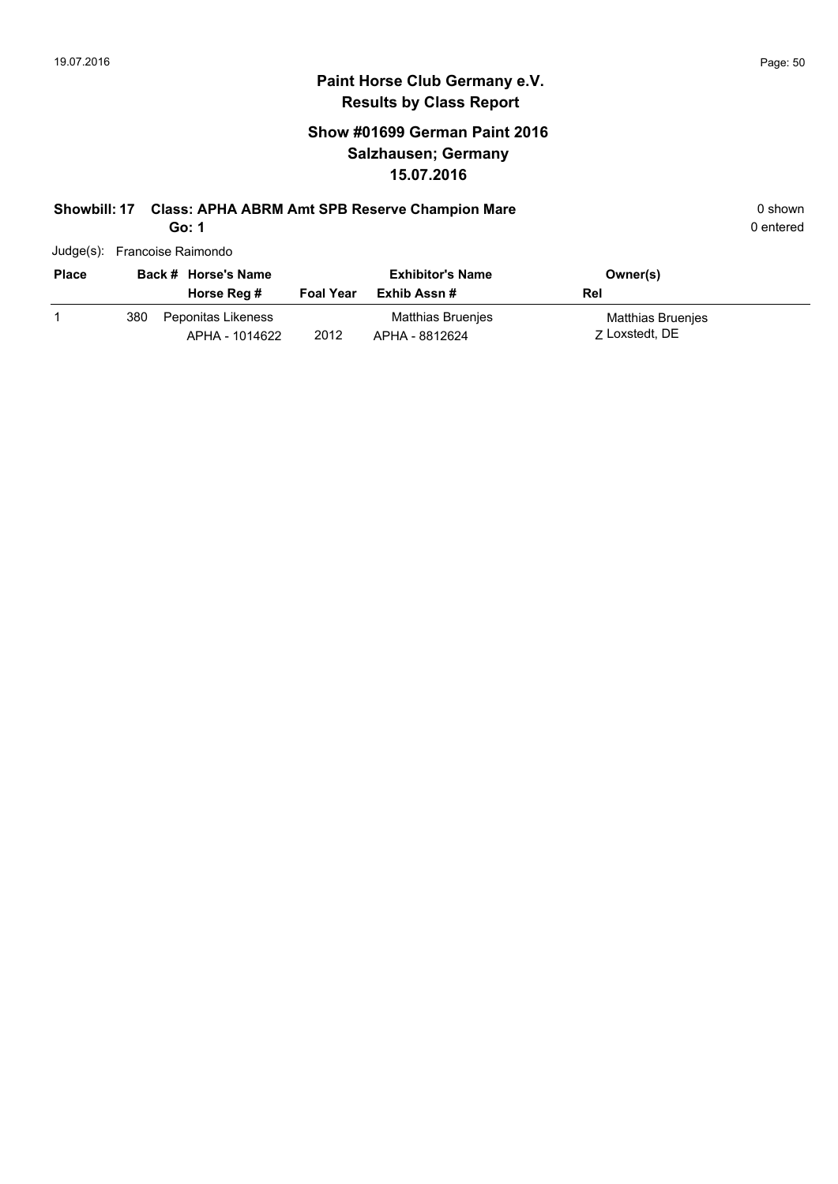## Paint Horse Club Germany e.V.
## Results by Class Report

### Show #01699 German Paint 2016
### Salzhausen; Germany
### 15.07.2016

**Showbill: 17 Class: APHA ABRM Amt SPB Reserve Champion Mare** 0 shown

**Go: 1** 0 entered

Judge(s): Francoise Raimondo

| Place | Back # | Horse's Name / Horse Reg # | Foal Year | Exhibitor's Name / Exhib Assn # | Owner(s) / Rel |
|---|---|---|---|---|---|
| 1 | 380 | Peponitas Likeness<br>APHA - 1014622 | 2012 | Matthias Bruenjes<br>APHA - 8812624 | Matthias Bruenjes<br>Z Loxstedt, DE |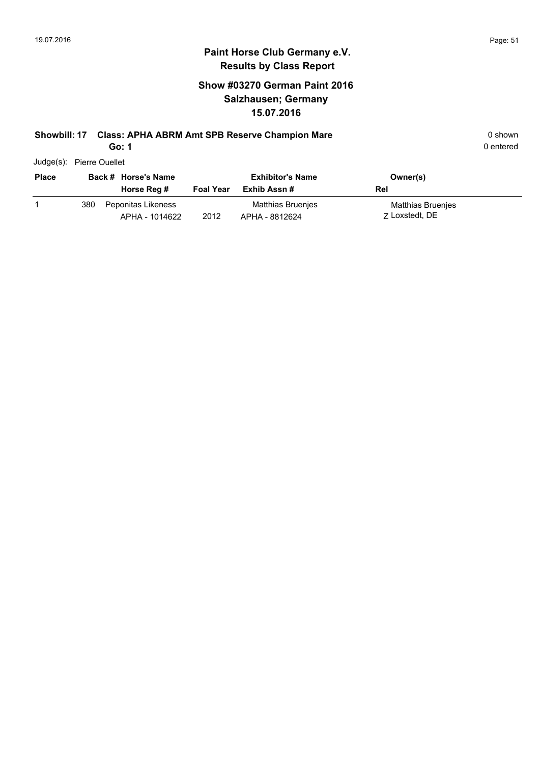# Paint Horse Club Germany e.V.
## Results by Class Report

### Show #03270 German Paint 2016
### Salzhausen; Germany
### 15.07.2016

**Showbill: 17 Class: APHA ABRM Amt SPB Reserve Champion Mare** 0 shown
**Go: 1** 0 entered

Judge(s): Pierre Ouellet

| Place | Back # | Horse's Name / Horse Reg # | Foal Year | Exhibitor's Name / Exhib Assn # | Owner(s) / Rel |
|---|---|---|---|---|---|
| 1 | 380 | Peponitas Likeness<br>APHA - 1014622 | 2012 | Matthias Bruenjes<br>APHA - 8812624 | Matthias Bruenjes<br>Z Loxstedt, DE |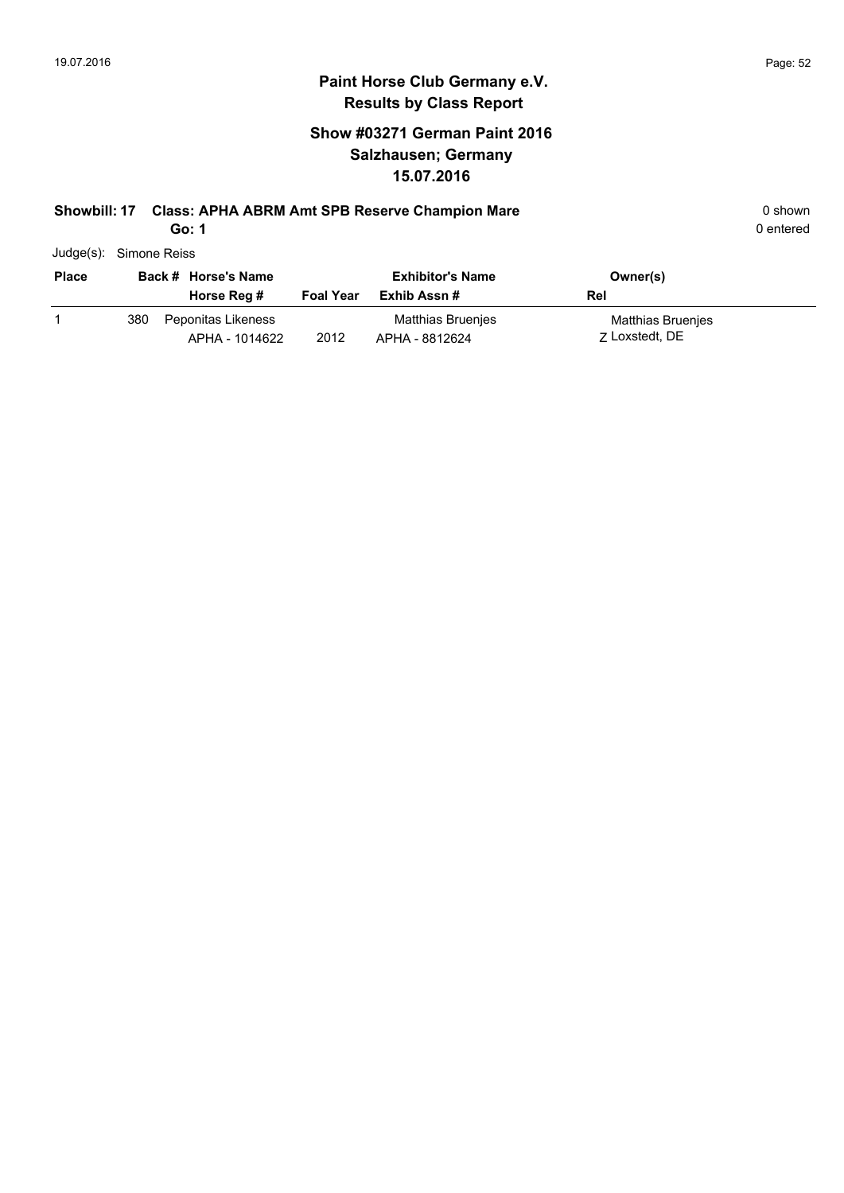# Paint Horse Club Germany e.V.
## Results by Class Report

### Show #03271 German Paint 2016
### Salzhausen; Germany
### 15.07.2016

**Showbill: 17 Class: APHA ABRM Amt SPB Reserve Champion Mare** 0 shown
**Go: 1** 0 entered

Judge(s): Simone Reiss

| Place | Back # | Horse's Name / Horse Reg # | Foal Year | Exhibitor's Name / Exhib Assn # | Owner(s) / Rel |
|---|---|---|---|---|---|
| 1 | 380 | Peponitas Likeness<br>APHA - 1014622 | 2012 | Matthias Bruenjes<br>APHA - 8812624 | Matthias Bruenjes<br>Z Loxstedt, DE |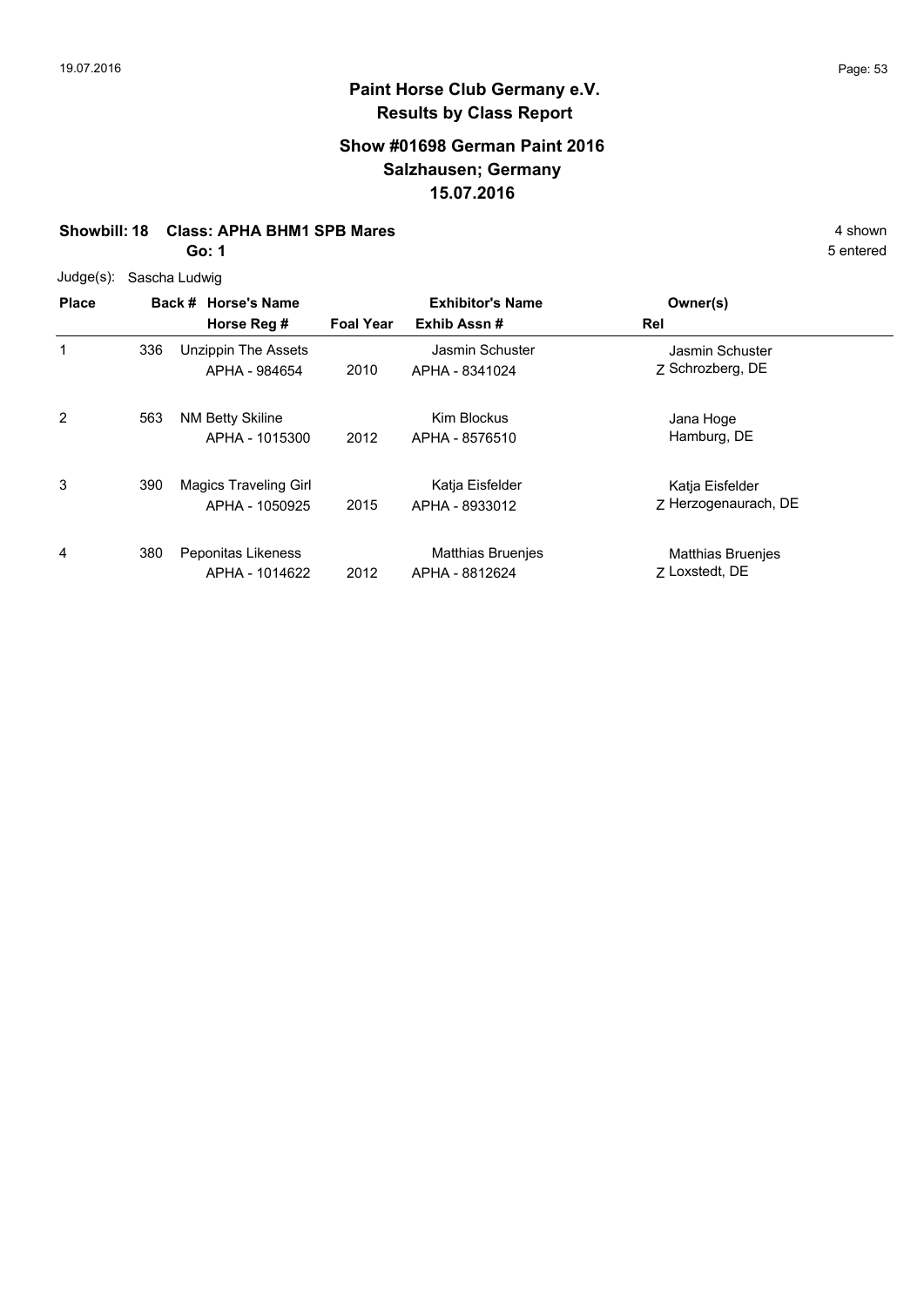# Paint Horse Club Germany e.V.

## Results by Class Report

### Show #01698 German Paint 2016
### Salzhausen; Germany
### 15.07.2016

**Showbill: 18 Class: APHA BHM1 SPB Mares** 4 shown

**Go: 1** 5 entered

Judge(s): Sascha Ludwig

| Place | Back # | Horse's Name / Horse Reg # | Foal Year | Exhibitor's Name / Exhib Assn # | Rel | Owner(s) |
|---|---|---|---|---|---|---|
| 1 | 336 | Unzippin The Assets<br>APHA - 984654 | 2010 | Jasmin Schuster<br>APHA - 8341024 | Z | Jasmin Schuster<br>Schrozberg, DE |
| 2 | 563 | NM Betty Skiline<br>APHA - 1015300 | 2012 | Kim Blockus<br>APHA - 8576510 | | Jana Hoge<br>Hamburg, DE |
| 3 | 390 | Magics Traveling Girl<br>APHA - 1050925 | 2015 | Katja Eisfelder<br>APHA - 8933012 | Z | Katja Eisfelder<br>Herzogenaurach, DE |
| 4 | 380 | Peponitas Likeness<br>APHA - 1014622 | 2012 | Matthias Bruenjes<br>APHA - 8812624 | Z | Matthias Bruenjes<br>Loxstedt, DE |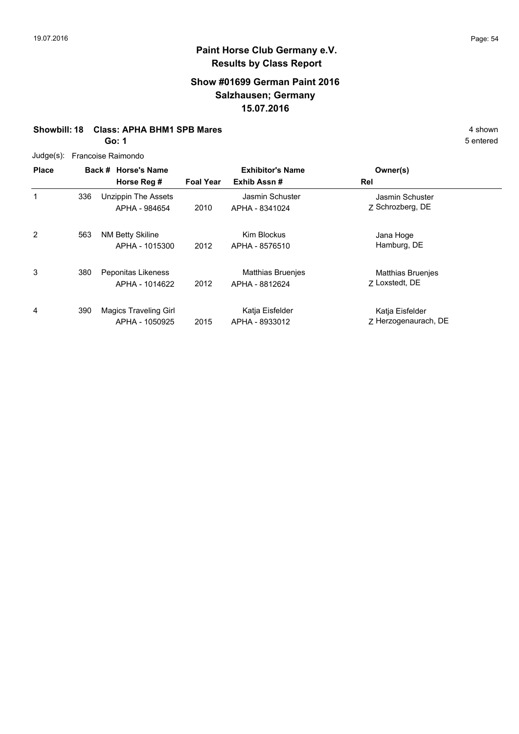# Paint Horse Club Germany e.V.
## Results by Class Report

### Show #01699 German Paint 2016
### Salzhausen; Germany
### 15.07.2016

**Showbill: 18 Class: APHA BHM1 SPB Mares** 4 shown
**Go: 1** 5 entered

Judge(s): Francoise Raimondo

| Place | Back # | Horse's Name / Horse Reg # | Foal Year | Exhibitor's Name / Exhib Assn # | Rel | Owner(s) |
|---|---|---|---|---|---|---|
| 1 | 336 | Unzippin The Assets<br>APHA - 984654 | 2010 | Jasmin Schuster<br>APHA - 8341024 | Z | Jasmin Schuster<br>Schrozberg, DE |
| 2 | 563 | NM Betty Skiline<br>APHA - 1015300 | 2012 | Kim Blockus<br>APHA - 8576510 | | Jana Hoge<br>Hamburg, DE |
| 3 | 380 | Peponitas Likeness<br>APHA - 1014622 | 2012 | Matthias Bruenjes<br>APHA - 8812624 | Z | Matthias Bruenjes<br>Loxstedt, DE |
| 4 | 390 | Magics Traveling Girl<br>APHA - 1050925 | 2015 | Katja Eisfelder<br>APHA - 8933012 | Z | Katja Eisfelder<br>Herzogenaurach, DE |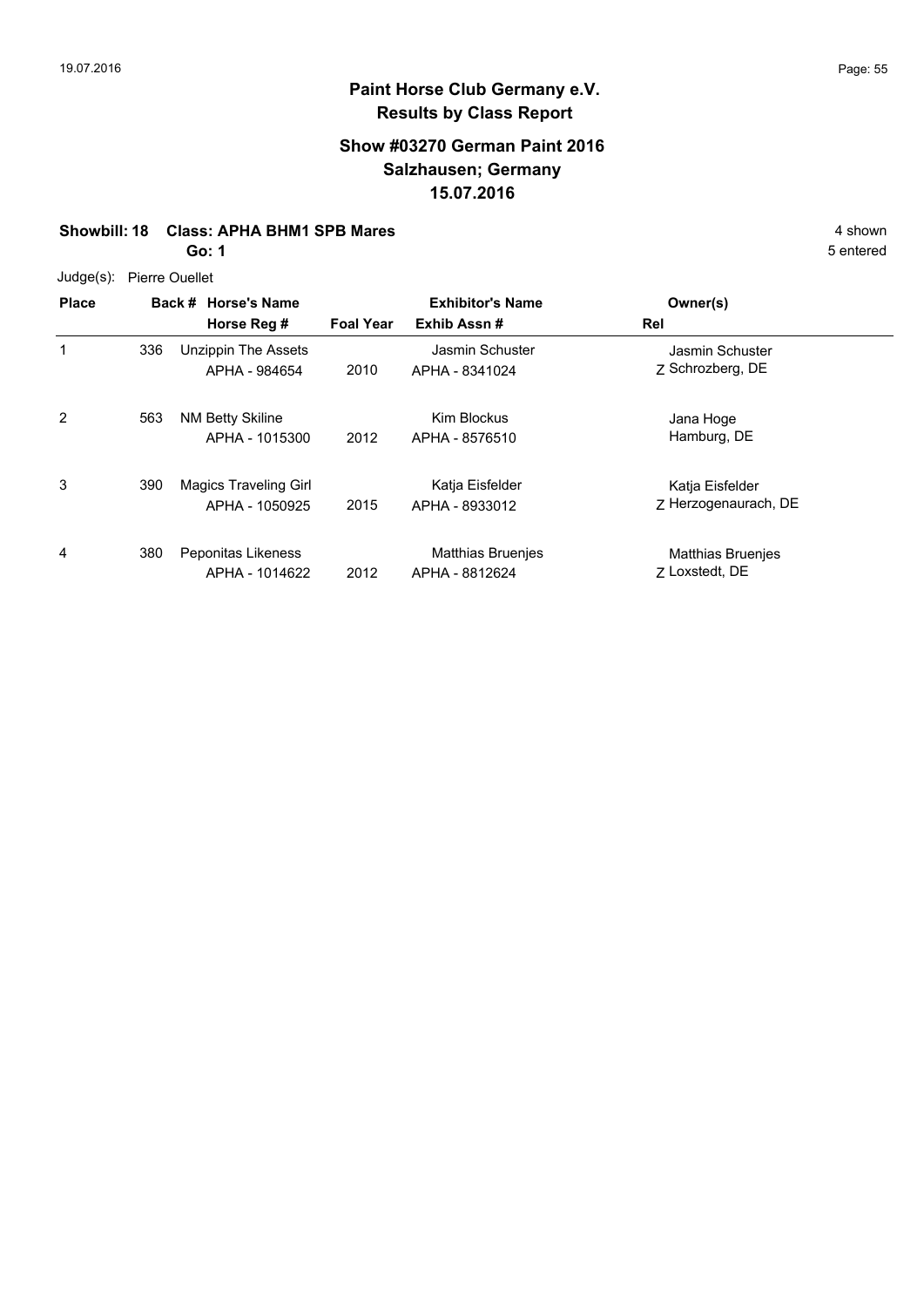# Paint Horse Club Germany e.V.

## Results by Class Report

### Show #03270 German Paint 2016
### Salzhausen; Germany
### 15.07.2016

**Showbill: 18 Class: APHA BHM1 SPB Mares** — 4 shown

**Go: 1** — 5 entered

Judge(s): Pierre Ouellet

| Place | Back # | Horse's Name / Horse Reg # | Foal Year | Exhibitor's Name / Exhib Assn # | Rel | Owner(s) |
|---|---|---|---|---|---|---|
| 1 | 336 | Unzippin The Assets<br>APHA - 984654 | 2010 | Jasmin Schuster<br>APHA - 8341024 | Z | Jasmin Schuster<br>Schrozberg, DE |
| 2 | 563 | NM Betty Skiline<br>APHA - 1015300 | 2012 | Kim Blockus<br>APHA - 8576510 | | Jana Hoge<br>Hamburg, DE |
| 3 | 390 | Magics Traveling Girl<br>APHA - 1050925 | 2015 | Katja Eisfelder<br>APHA - 8933012 | Z | Katja Eisfelder<br>Herzogenaurach, DE |
| 4 | 380 | Peponitas Likeness<br>APHA - 1014622 | 2012 | Matthias Bruenjes<br>APHA - 8812624 | Z | Matthias Bruenjes<br>Loxstedt, DE |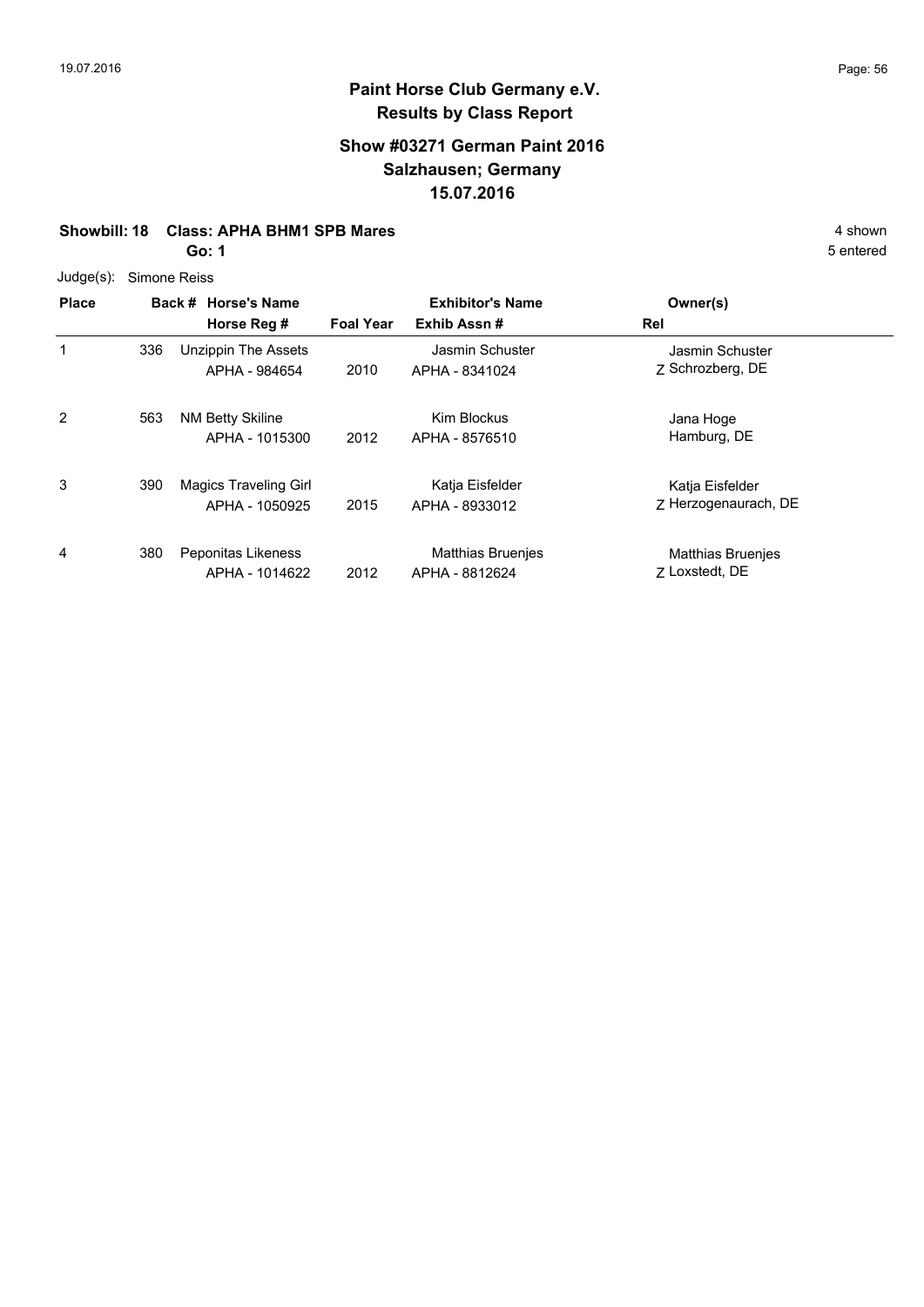# Paint Horse Club Germany e.V.

## Results by Class Report

### Show #03271 German Paint 2016
### Salzhausen; Germany
### 15.07.2016

**Showbill: 18 Class: APHA BHM1 SPB Mares** — 4 shown

**Go: 1** — 5 entered

Judge(s): Simone Reiss

| Place | Back # | Horse's Name / Horse Reg # | Foal Year | Exhibitor's Name / Exhib Assn # | Rel | Owner(s) |
|---|---|---|---|---|---|---|
| 1 | 336 | Unzippin The Assets<br>APHA - 984654 | 2010 | Jasmin Schuster<br>APHA - 8341024 | Z | Jasmin Schuster<br>Schrozberg, DE |
| 2 | 563 | NM Betty Skiline<br>APHA - 1015300 | 2012 | Kim Blockus<br>APHA - 8576510 | | Jana Hoge<br>Hamburg, DE |
| 3 | 390 | Magics Traveling Girl<br>APHA - 1050925 | 2015 | Katja Eisfelder<br>APHA - 8933012 | Z | Katja Eisfelder<br>Herzogenaurach, DE |
| 4 | 380 | Peponitas Likeness<br>APHA - 1014622 | 2012 | Matthias Bruenjes<br>APHA - 8812624 | Z | Matthias Bruenjes<br>Loxstedt, DE |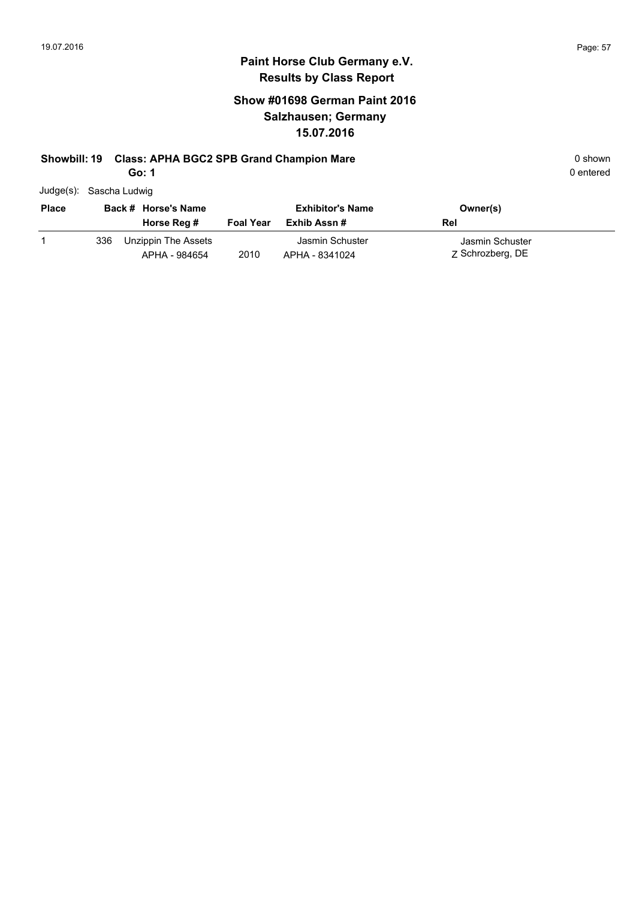# Paint Horse Club Germany e.V.

## Results by Class Report

### Show #01698 German Paint 2016
### Salzhausen; Germany
### 15.07.2016

**Showbill: 19 Class: APHA BGC2 SPB Grand Champion Mare** 0 shown

**Go: 1** 0 entered

Judge(s): Sascha Ludwig

| Place | Back # | Horse's Name / Horse Reg # | Foal Year | Exhibitor's Name / Exhib Assn # | Owner(s) / Rel |
|---|---|---|---|---|---|
| 1 | 336 | Unzippin The Assets<br>APHA - 984654 | 2010 | Jasmin Schuster<br>APHA - 8341024 | Jasmin Schuster<br>Z Schrozberg, DE |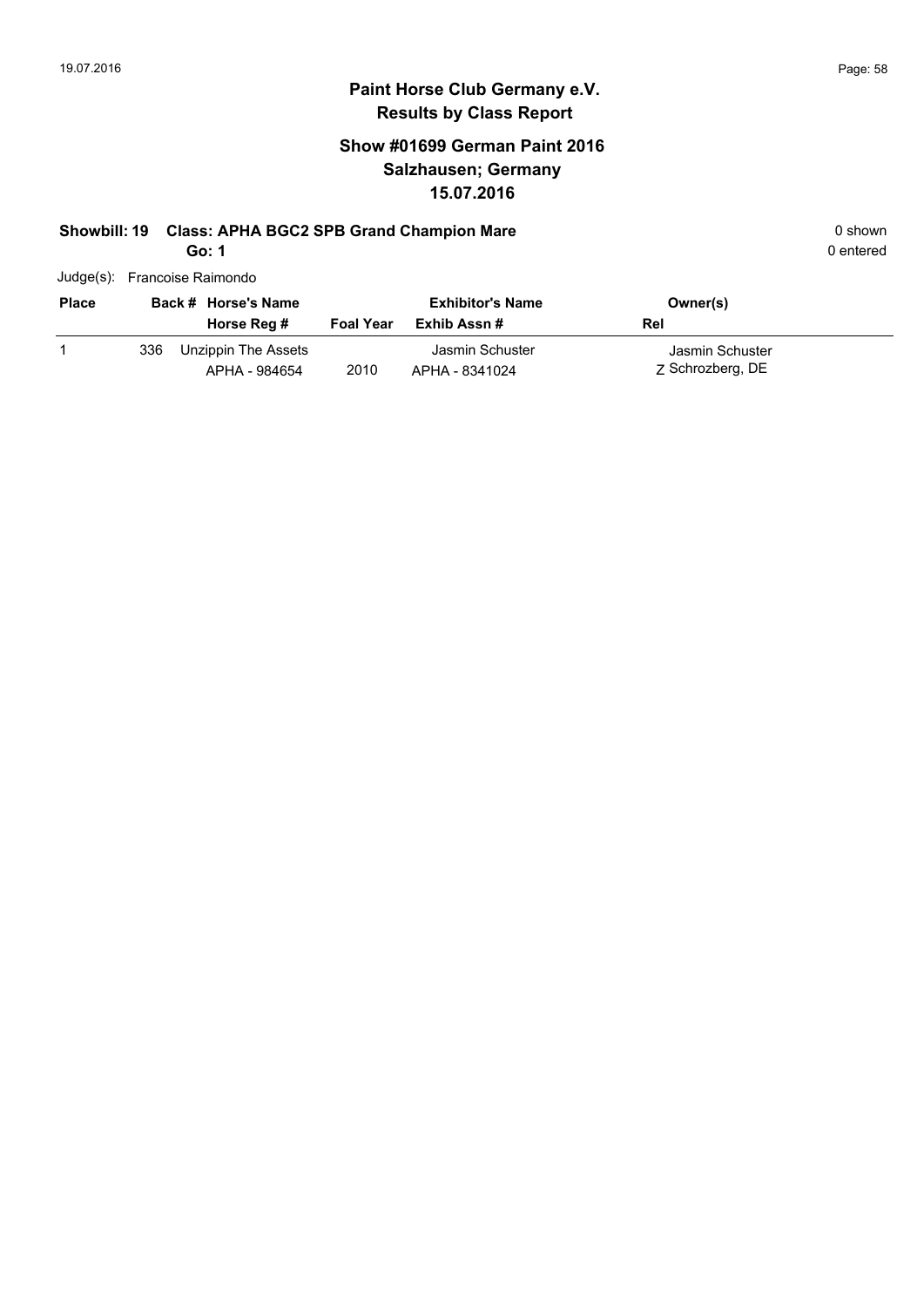# Paint Horse Club Germany e.V.
## Results by Class Report

### Show #01699 German Paint 2016
### Salzhausen; Germany
### 15.07.2016

**Showbill: 19 Class: APHA BGC2 SPB Grand Champion Mare** 0 shown

**Go: 1** 0 entered

Judge(s): Francoise Raimondo

| Place | Back # | Horse's Name / Horse Reg # | Foal Year | Exhibitor's Name / Exhib Assn # | Owner(s) / Rel |
|---|---|---|---|---|---|
| 1 | 336 | Unzippin The Assets<br>APHA - 984654 | 2010 | Jasmin Schuster<br>APHA - 8341024 | Jasmin Schuster<br>Z Schrozberg, DE |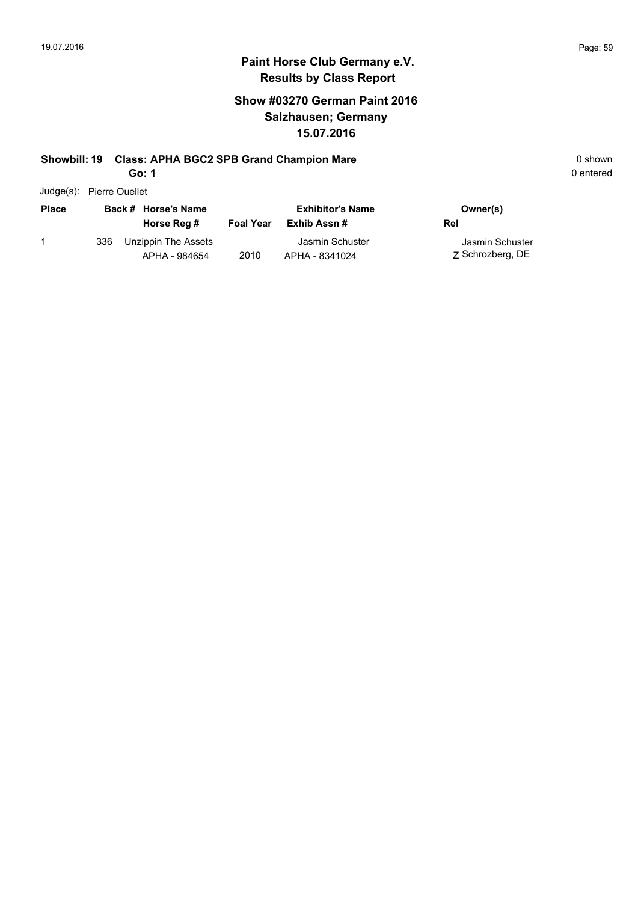# Paint Horse Club Germany e.V.

## Results by Class Report

### Show #03270 German Paint 2016
### Salzhausen; Germany
### 15.07.2016

**Showbill: 19 Class: APHA BGC2 SPB Grand Champion Mare** 0 shown

**Go: 1** 0 entered

Judge(s): Pierre Ouellet

| Place | Back # | Horse's Name / Horse Reg # | Foal Year | Exhibitor's Name / Exhib Assn # | Owner(s) / Rel |
|---|---|---|---|---|---|
| 1 | 336 | Unzippin The Assets<br>APHA - 984654 | 2010 | Jasmin Schuster<br>APHA - 8341024 | Jasmin Schuster<br>Z Schrozberg, DE |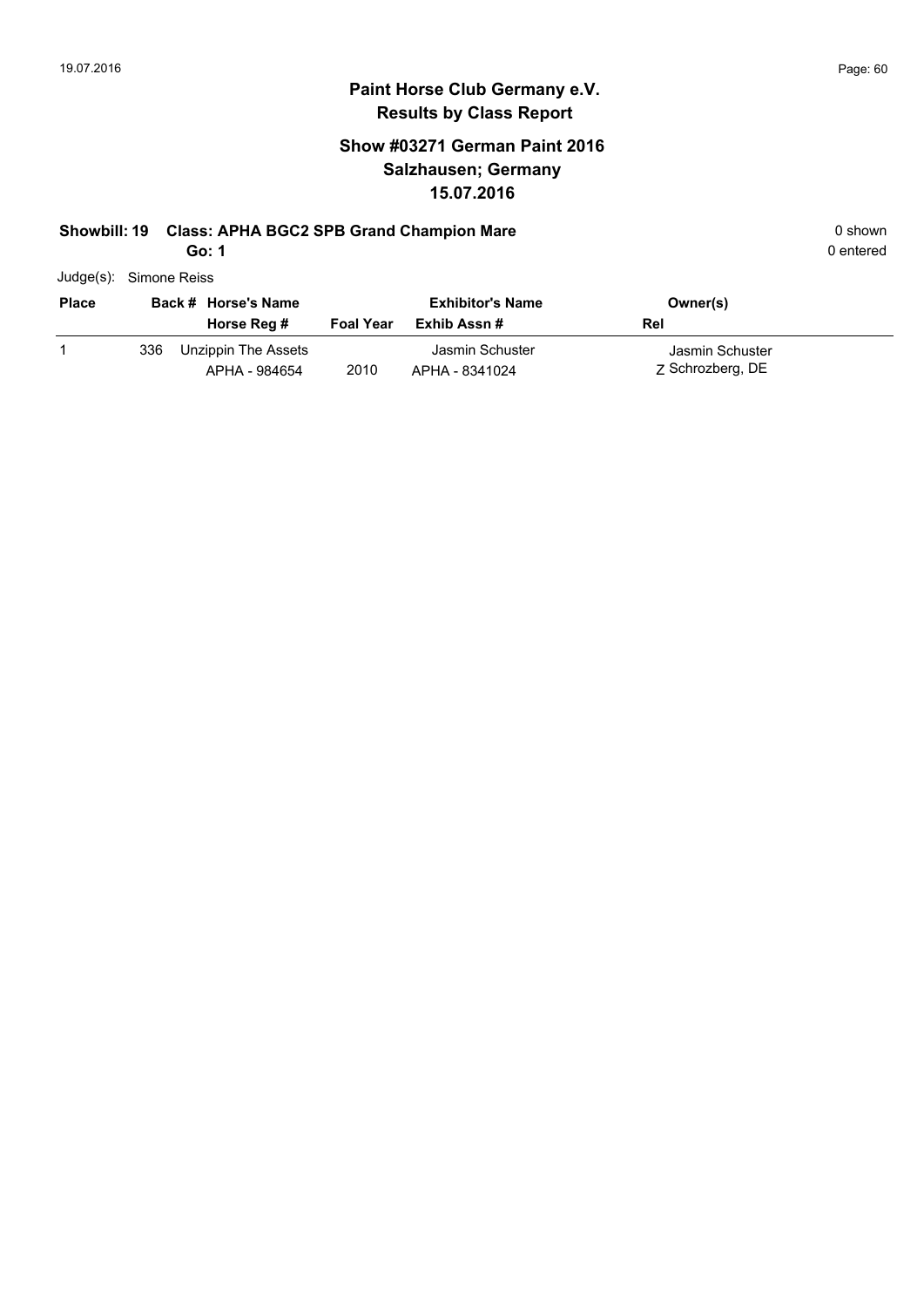# Paint Horse Club Germany e.V.

## Results by Class Report

### Show #03271 German Paint 2016
### Salzhausen; Germany
### 15.07.2016

**Showbill: 19 Class: APHA BGC2 SPB Grand Champion Mare** 0 shown

**Go: 1** 0 entered

Judge(s): Simone Reiss

| Place | Back # | Horse's Name / Horse Reg # | Foal Year | Exhibitor's Name / Exhib Assn # | Owner(s) / Rel |
|---|---|---|---|---|---|
| 1 | 336 | Unzippin The Assets<br>APHA - 984654 | 2010 | Jasmin Schuster<br>APHA - 8341024 | Jasmin Schuster<br>Z Schrozberg, DE |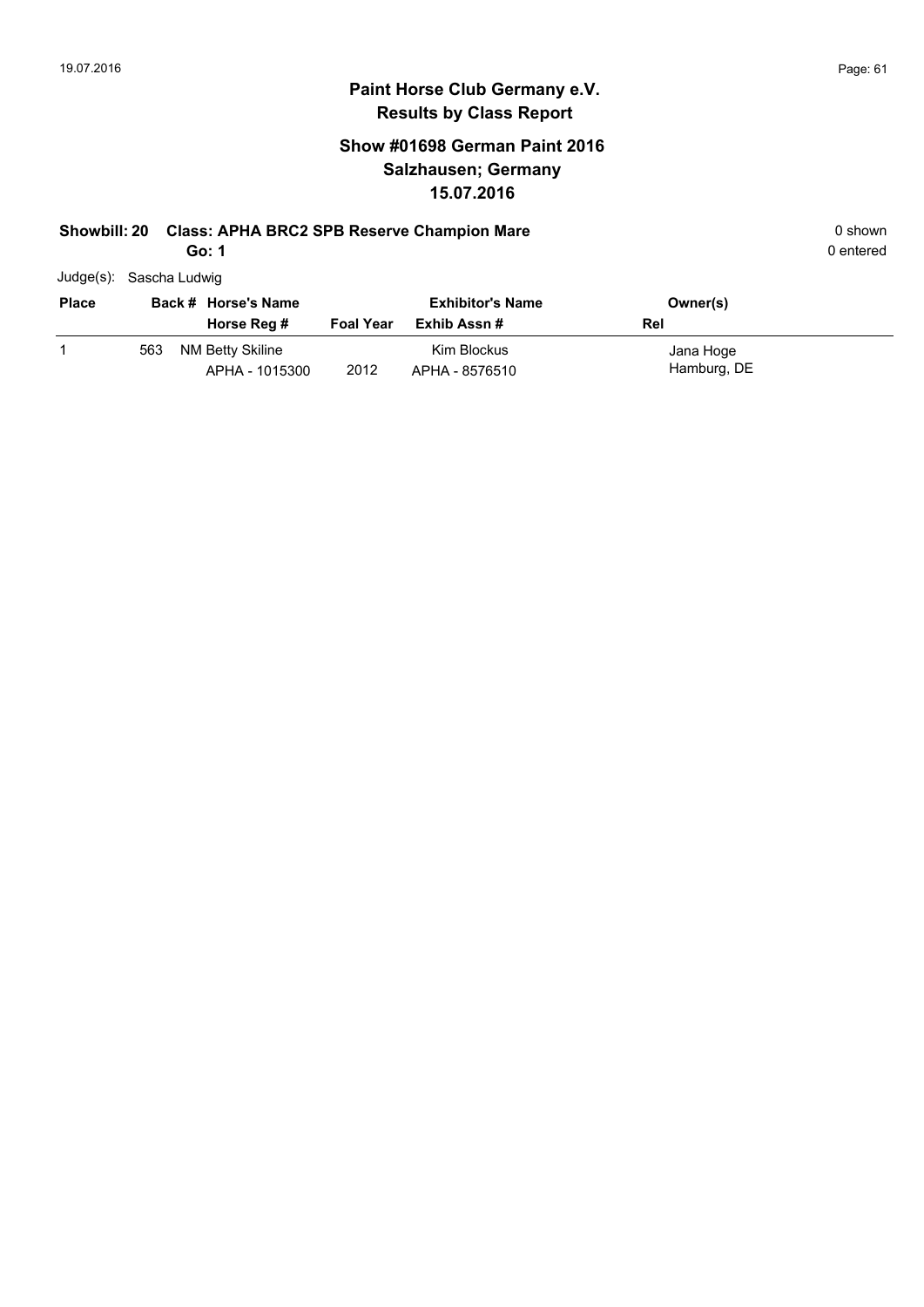# Paint Horse Club Germany e.V.
## Results by Class Report

### Show #01698 German Paint 2016
### Salzhausen; Germany
### 15.07.2016

**Showbill: 20 Class: APHA BRC2 SPB Reserve Champion Mare** 0 shown

**Go: 1** 0 entered

Judge(s): Sascha Ludwig

| Place | Back # | Horse's Name / Horse Reg # | Foal Year | Exhibitor's Name / Exhib Assn # | Owner(s) / Rel |
|---|---|---|---|---|---|
| 1 | 563 | NM Betty Skiline / APHA - 1015300 | 2012 | Kim Blockus / APHA - 8576510 | Jana Hoge / Hamburg, DE |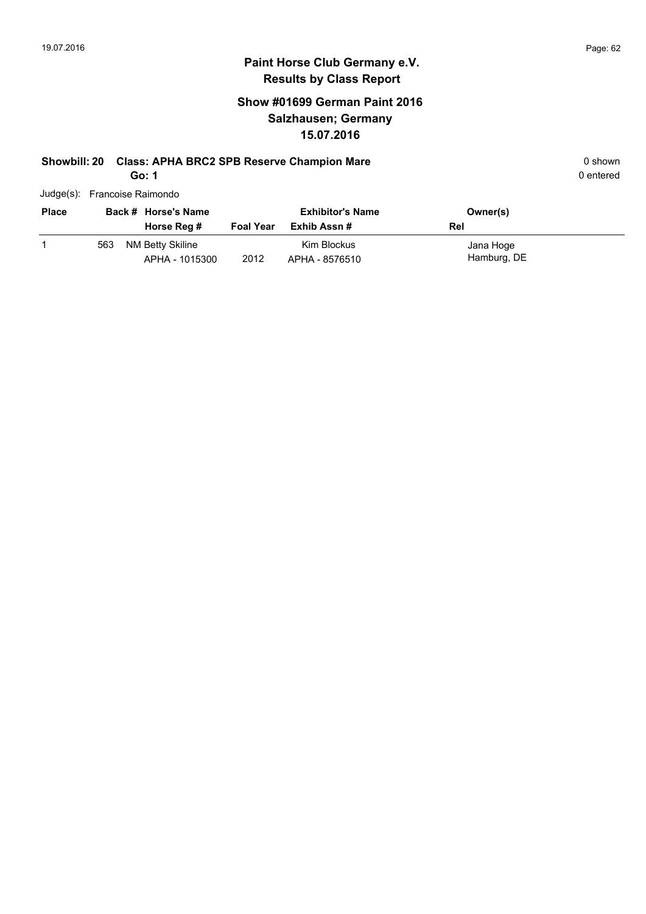# Paint Horse Club Germany e.V.

## Results by Class Report

### Show #01699 German Paint 2016
### Salzhausen; Germany
### 15.07.2016

**Showbill: 20 Class: APHA BRC2 SPB Reserve Champion Mare** 0 shown

**Go: 1** 0 entered

Judge(s): Francoise Raimondo

| Place | Back # | Horse's Name / Horse Reg # | Foal Year | Exhibitor's Name / Exhib Assn # | Owner(s) / Rel |
|---|---|---|---|---|---|
| 1 | 563 | NM Betty Skiline<br>APHA - 1015300 | 2012 | Kim Blockus<br>APHA - 8576510 | Jana Hoge<br>Hamburg, DE |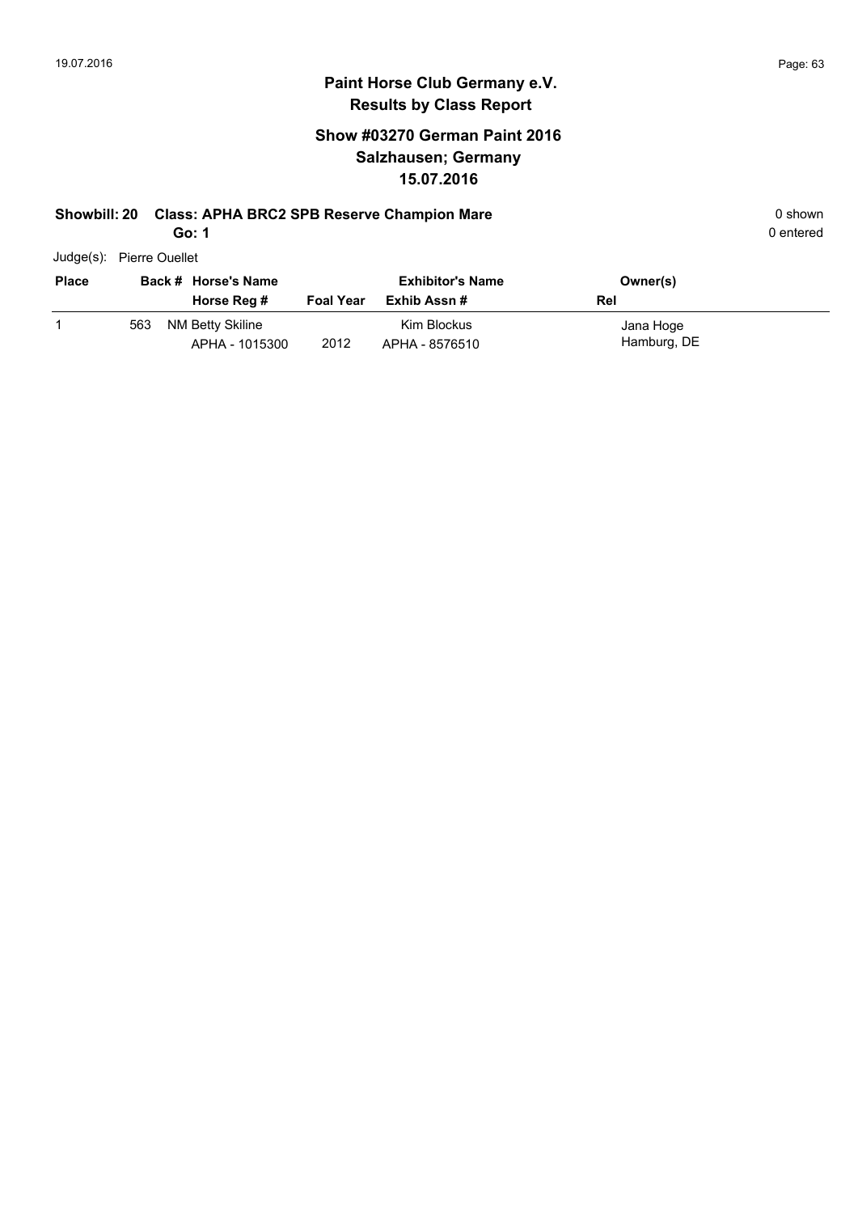# Paint Horse Club Germany e.V.

## Results by Class Report

### Show #03270 German Paint 2016
### Salzhausen; Germany
### 15.07.2016

**Showbill: 20 Class: APHA BRC2 SPB Reserve Champion Mare** 0 shown

**Go: 1** 0 entered

Judge(s): Pierre Ouellet

| Place | Back # | Horse's Name / Horse Reg # | Foal Year | Exhibitor's Name / Exhib Assn # | Owner(s) / Rel |
|---|---|---|---|---|---|
| 1 | 563 | NM Betty Skiline<br>APHA - 1015300 | 2012 | Kim Blockus<br>APHA - 8576510 | Jana Hoge<br>Hamburg, DE |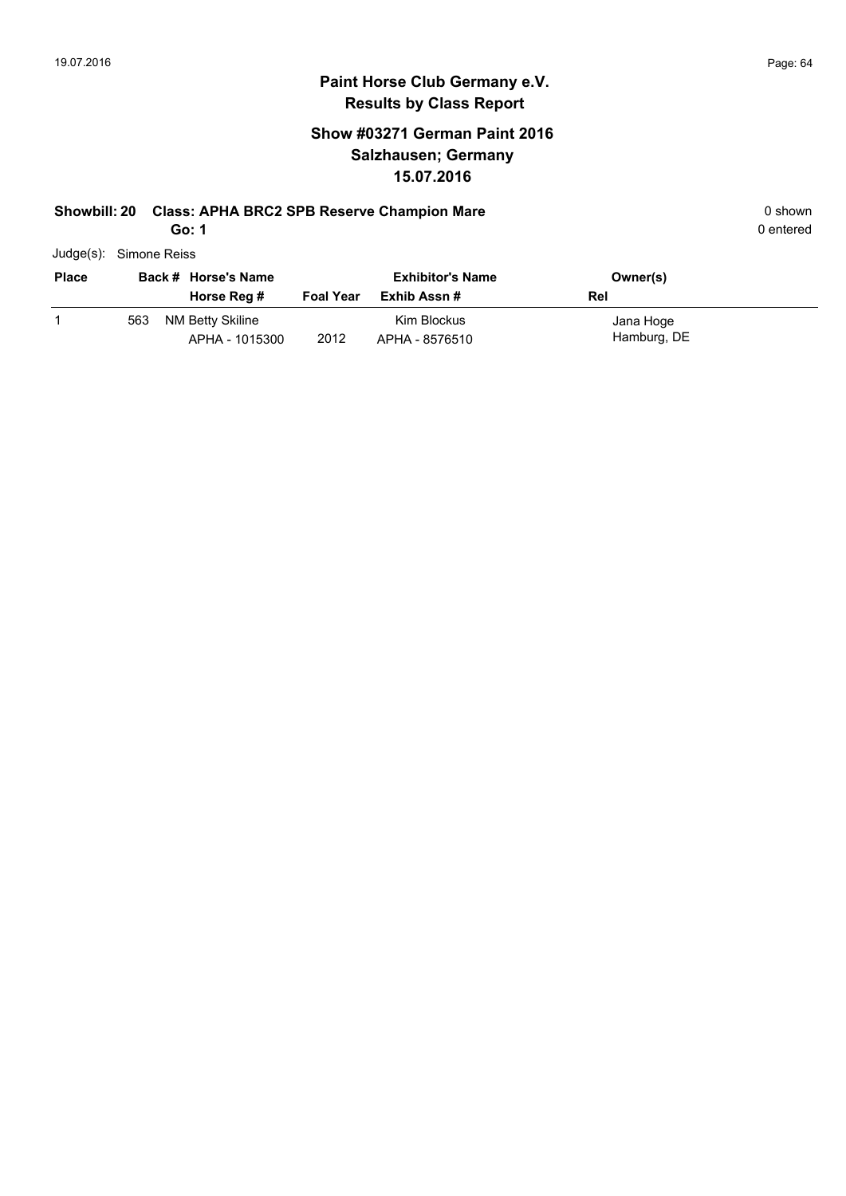# Paint Horse Club Germany e.V.
## Results by Class Report

### Show #03271 German Paint 2016
### Salzhausen; Germany
### 15.07.2016

**Showbill: 20 Class: APHA BRC2 SPB Reserve Champion Mare** — 0 shown

**Go: 1** — 0 entered

Judge(s): Simone Reiss

| Place | Back # | Horse's Name / Horse Reg # | Foal Year | Exhibitor's Name / Exhib Assn # | Owner(s) / Rel |
|---|---|---|---|---|---|
| 1 | 563 | NM Betty Skiline<br>APHA - 1015300 | 2012 | Kim Blockus<br>APHA - 8576510 | Jana Hoge<br>Hamburg, DE |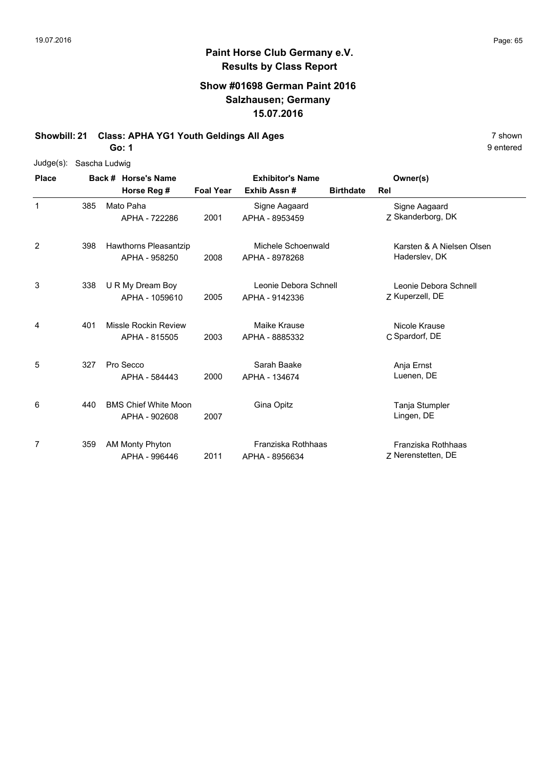# Paint Horse Club Germany e.V.
## Results by Class Report

### Show #01698 German Paint 2016
### Salzhausen; Germany
### 15.07.2016

**Showbill: 21 Class: APHA YG1 Youth Geldings All Ages** 7 shown

**Go: 1** 9 entered

Judge(s): Sascha Ludwig

| Place | Back # | Horse's Name / Horse Reg # | Foal Year | Exhibitor's Name / Exhib Assn # | Birthdate | Rel | Owner(s) |
|---|---|---|---|---|---|---|---|
| 1 | 385 | Mato Paha<br>APHA - 722286 | 2001 | Signe Aagaard<br>APHA - 8953459 | | Z | Signe Aagaard<br>Skanderborg, DK |
| 2 | 398 | Hawthorns Pleasantzip<br>APHA - 958250 | 2008 | Michele Schoenwald<br>APHA - 8978268 | | | Karsten & A Nielsen Olsen<br>Haderslev, DK |
| 3 | 338 | U R My Dream Boy<br>APHA - 1059610 | 2005 | Leonie Debora Schnell<br>APHA - 9142336 | | Z | Leonie Debora Schnell<br>Kuperzell, DE |
| 4 | 401 | Missle Rockin Review<br>APHA - 815505 | 2003 | Maike Krause<br>APHA - 8885332 | | C | Nicole Krause<br>Spardorf, DE |
| 5 | 327 | Pro Secco<br>APHA - 584443 | 2000 | Sarah Baake<br>APHA - 134674 | | | Anja Ernst<br>Luenen, DE |
| 6 | 440 | BMS Chief White Moon<br>APHA - 902608 | 2007 | Gina Opitz | | | Tanja Stumpler<br>Lingen, DE |
| 7 | 359 | AM Monty Phyton<br>APHA - 996446 | 2011 | Franziska Rothhaas<br>APHA - 8956634 | | Z | Franziska Rothhaas<br>Nerenstetten, DE |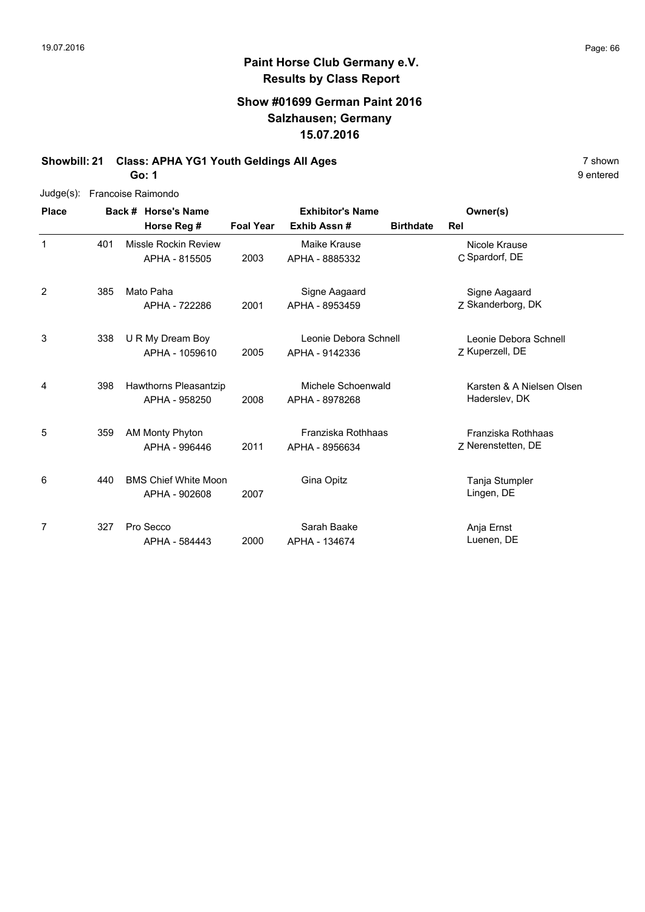# Paint Horse Club Germany e.V.

## Results by Class Report

### Show #01699 German Paint 2016
### Salzhausen; Germany
### 15.07.2016

**Showbill: 21 Class: APHA YG1 Youth Geldings All Ages** 7 shown

**Go: 1** 9 entered

Judge(s): Francoise Raimondo

| Place | Back # | Horse's Name / Horse Reg # | Foal Year | Exhibitor's Name / Exhib Assn # | Birthdate | Rel | Owner(s) |
|---|---|---|---|---|---|---|---|
| 1 | 401 | Missle Rockin Review<br>APHA - 815505 | 2003 | Maike Krause<br>APHA - 8885332 | | C | Nicole Krause<br>Spardorf, DE |
| 2 | 385 | Mato Paha<br>APHA - 722286 | 2001 | Signe Aagaard<br>APHA - 8953459 | | Z | Signe Aagaard<br>Skanderborg, DK |
| 3 | 338 | U R My Dream Boy<br>APHA - 1059610 | 2005 | Leonie Debora Schnell<br>APHA - 9142336 | | Z | Leonie Debora Schnell<br>Kuperzell, DE |
| 4 | 398 | Hawthorns Pleasantzip<br>APHA - 958250 | 2008 | Michele Schoenwald<br>APHA - 8978268 | | | Karsten & A Nielsen Olsen<br>Haderslev, DK |
| 5 | 359 | AM Monty Phyton<br>APHA - 996446 | 2011 | Franziska Rothhaas<br>APHA - 8956634 | | Z | Franziska Rothhaas<br>Nerenstetten, DE |
| 6 | 440 | BMS Chief White Moon<br>APHA - 902608 | 2007 | Gina Opitz | | | Tanja Stumpler<br>Lingen, DE |
| 7 | 327 | Pro Secco<br>APHA - 584443 | 2000 | Sarah Baake<br>APHA - 134674 | | | Anja Ernst<br>Luenen, DE |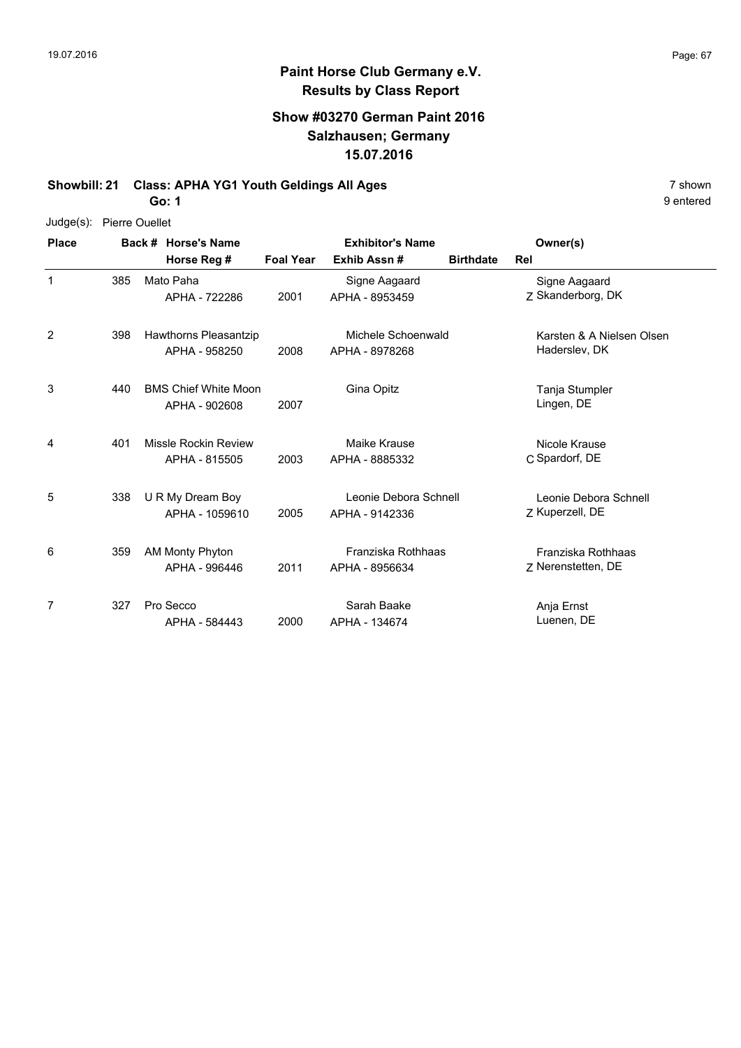**Paint Horse Club Germany e.V.**
**Results by Class Report**

**Show #03270 German Paint 2016**
**Salzhausen; Germany**
**15.07.2016**

**Showbill: 21 Class: APHA YG1 Youth Geldings All Ages** — 7 shown, 9 entered

**Go: 1**

Judge(s): Pierre Ouellet

| Place | Back # | Horse's Name / Horse Reg # | Foal Year | Exhibitor's Name / Exhib Assn # | Birthdate | Rel | Owner(s) |
|---|---|---|---|---|---|---|---|
| 1 | 385 | Mato Paha<br>APHA - 722286 | 2001 | Signe Aagaard<br>APHA - 8953459 | | Z | Signe Aagaard<br>Skanderborg, DK |
| 2 | 398 | Hawthorns Pleasantzip<br>APHA - 958250 | 2008 | Michele Schoenwald<br>APHA - 8978268 | | | Karsten & A Nielsen Olsen<br>Haderslev, DK |
| 3 | 440 | BMS Chief White Moon<br>APHA - 902608 | 2007 | Gina Opitz | | | Tanja Stumpler<br>Lingen, DE |
| 4 | 401 | Missle Rockin Review<br>APHA - 815505 | 2003 | Maike Krause<br>APHA - 8885332 | | C | Nicole Krause<br>Spardorf, DE |
| 5 | 338 | U R My Dream Boy<br>APHA - 1059610 | 2005 | Leonie Debora Schnell<br>APHA - 9142336 | | Z | Leonie Debora Schnell<br>Kuperzell, DE |
| 6 | 359 | AM Monty Phyton<br>APHA - 996446 | 2011 | Franziska Rothhaas<br>APHA - 8956634 | | Z | Franziska Rothhaas<br>Nerenstetten, DE |
| 7 | 327 | Pro Secco<br>APHA - 584443 | 2000 | Sarah Baake<br>APHA - 134674 | | | Anja Ernst<br>Luenen, DE |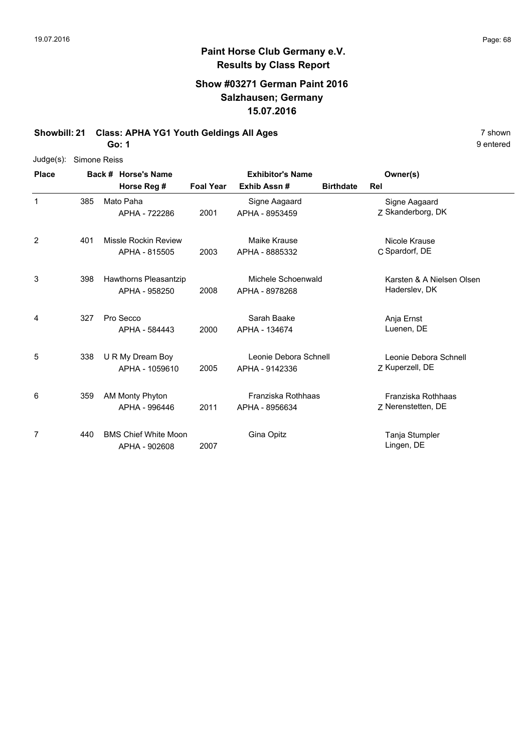# Paint Horse Club Germany e.V.
## Results by Class Report

### Show #03271 German Paint 2016
### Salzhausen; Germany
### 15.07.2016

**Showbill: 21 Class: APHA YG1 Youth Geldings All Ages** 7 shown

**Go: 1** 9 entered

Judge(s): Simone Reiss

| Place | Back # | Horse's Name / Horse Reg # | Foal Year | Exhibitor's Name / Exhib Assn # | Birthdate | Rel | Owner(s) |
|---|---|---|---|---|---|---|---|
| 1 | 385 | Mato Paha<br>APHA - 722286 | 2001 | Signe Aagaard<br>APHA - 8953459 | | Z | Signe Aagaard<br>Skanderborg, DK |
| 2 | 401 | Missle Rockin Review<br>APHA - 815505 | 2003 | Maike Krause<br>APHA - 8885332 | | C | Nicole Krause<br>Spardorf, DE |
| 3 | 398 | Hawthorns Pleasantzip<br>APHA - 958250 | 2008 | Michele Schoenwald<br>APHA - 8978268 | | | Karsten & A Nielsen Olsen<br>Haderslev, DK |
| 4 | 327 | Pro Secco<br>APHA - 584443 | 2000 | Sarah Baake<br>APHA - 134674 | | | Anja Ernst<br>Luenen, DE |
| 5 | 338 | U R My Dream Boy<br>APHA - 1059610 | 2005 | Leonie Debora Schnell<br>APHA - 9142336 | | Z | Leonie Debora Schnell<br>Kuperzell, DE |
| 6 | 359 | AM Monty Phyton<br>APHA - 996446 | 2011 | Franziska Rothhaas<br>APHA - 8956634 | | Z | Franziska Rothhaas<br>Nerenstetten, DE |
| 7 | 440 | BMS Chief White Moon<br>APHA - 902608 | 2007 | Gina Opitz | | | Tanja Stumpler<br>Lingen, DE |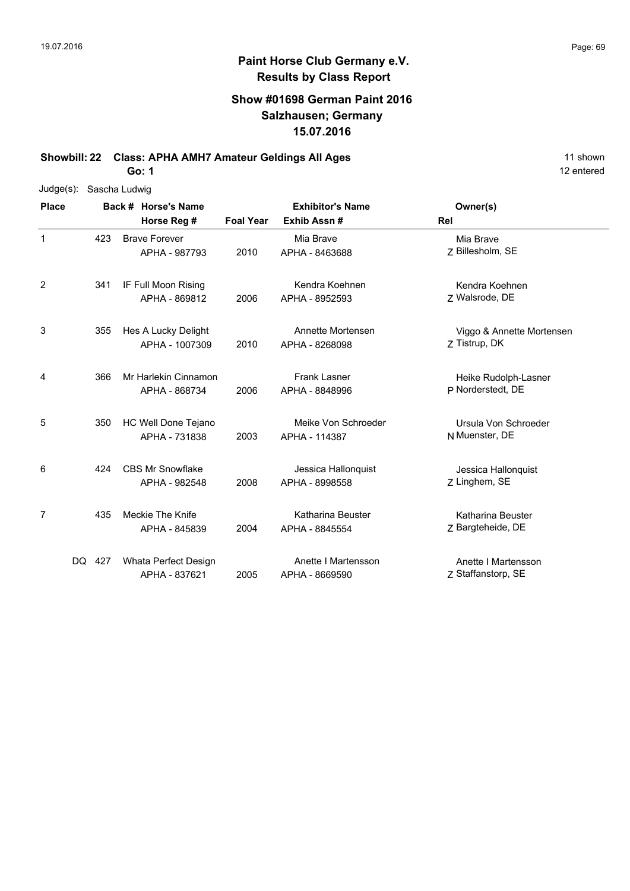# Paint Horse Club Germany e.V.
## Results by Class Report

### Show #01698 German Paint 2016
### Salzhausen; Germany
### 15.07.2016

**Showbill: 22 Class: APHA AMH7 Amateur Geldings All Ages** — 11 shown, 12 entered

**Go: 1**

Judge(s): Sascha Ludwig

| Place | Back # | Horse's Name / Horse Reg # | Foal Year | Exhibitor's Name / Exhib Assn # | Rel | Owner(s) |
|---|---|---|---|---|---|---|
| 1 | 423 | Brave Forever<br>APHA - 987793 | 2010 | Mia Brave<br>APHA - 8463688 | Z | Mia Brave<br>Billesholm, SE |
| 2 | 341 | IF Full Moon Rising<br>APHA - 869812 | 2006 | Kendra Koehnen<br>APHA - 8952593 | Z | Kendra Koehnen<br>Walsrode, DE |
| 3 | 355 | Hes A Lucky Delight<br>APHA - 1007309 | 2010 | Annette Mortensen<br>APHA - 8268098 | Z | Viggo & Annette Mortensen<br>Tistrup, DK |
| 4 | 366 | Mr Harlekin Cinnamon<br>APHA - 868734 | 2006 | Frank Lasner<br>APHA - 8848996 | P | Heike Rudolph-Lasner<br>Norderstedt, DE |
| 5 | 350 | HC Well Done Tejano<br>APHA - 731838 | 2003 | Meike Von Schroeder<br>APHA - 114387 | N | Ursula Von Schroeder<br>Muenster, DE |
| 6 | 424 | CBS Mr Snowflake<br>APHA - 982548 | 2008 | Jessica Hallonquist<br>APHA - 8998558 | Z | Jessica Hallonquist<br>Linghem, SE |
| 7 | 435 | Meckie The Knife<br>APHA - 845839 | 2004 | Katharina Beuster<br>APHA - 8845554 | Z | Katharina Beuster<br>Bargteheide, DE |
| DQ | 427 | Whata Perfect Design<br>APHA - 837621 | 2005 | Anette I Martensson<br>APHA - 8669590 | Z | Anette I Martensson<br>Staffanstorp, SE |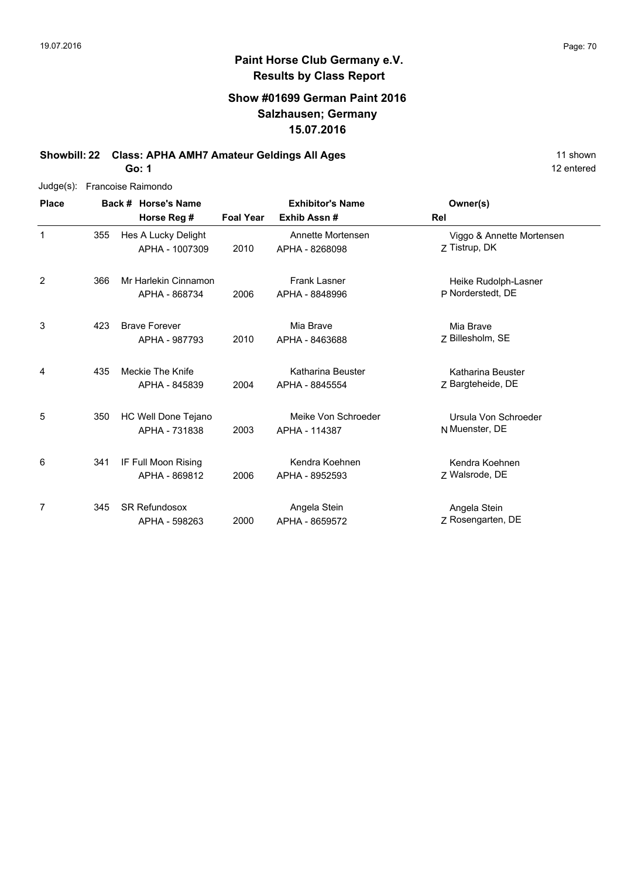**Paint Horse Club Germany e.V.**
**Results by Class Report**

## Show #01699 German Paint 2016
## Salzhausen; Germany
## 15.07.2016

**Showbill: 22 Class: APHA AMH7 Amateur Geldings All Ages** 11 shown

**Go: 1** 12 entered

Judge(s): Francoise Raimondo

| Place | Back # | Horse's Name / Horse Reg # | Foal Year | Exhibitor's Name / Exhib Assn # | Rel | Owner(s) |
|---|---|---|---|---|---|---|
| 1 | 355 | Hes A Lucky Delight<br>APHA - 1007309 | 2010 | Annette Mortensen<br>APHA - 8268098 | Z | Viggo & Annette Mortensen<br>Tistrup, DK |
| 2 | 366 | Mr Harlekin Cinnamon<br>APHA - 868734 | 2006 | Frank Lasner<br>APHA - 8848996 | P | Heike Rudolph-Lasner<br>Norderstedt, DE |
| 3 | 423 | Brave Forever<br>APHA - 987793 | 2010 | Mia Brave<br>APHA - 8463688 | Z | Mia Brave<br>Billesholm, SE |
| 4 | 435 | Meckie The Knife<br>APHA - 845839 | 2004 | Katharina Beuster<br>APHA - 8845554 | Z | Katharina Beuster<br>Bargteheide, DE |
| 5 | 350 | HC Well Done Tejano<br>APHA - 731838 | 2003 | Meike Von Schroeder<br>APHA - 114387 | N | Ursula Von Schroeder<br>Muenster, DE |
| 6 | 341 | IF Full Moon Rising<br>APHA - 869812 | 2006 | Kendra Koehnen<br>APHA - 8952593 | Z | Kendra Koehnen<br>Walsrode, DE |
| 7 | 345 | SR Refundosox<br>APHA - 598263 | 2000 | Angela Stein<br>APHA - 8659572 | Z | Angela Stein<br>Rosengarten, DE |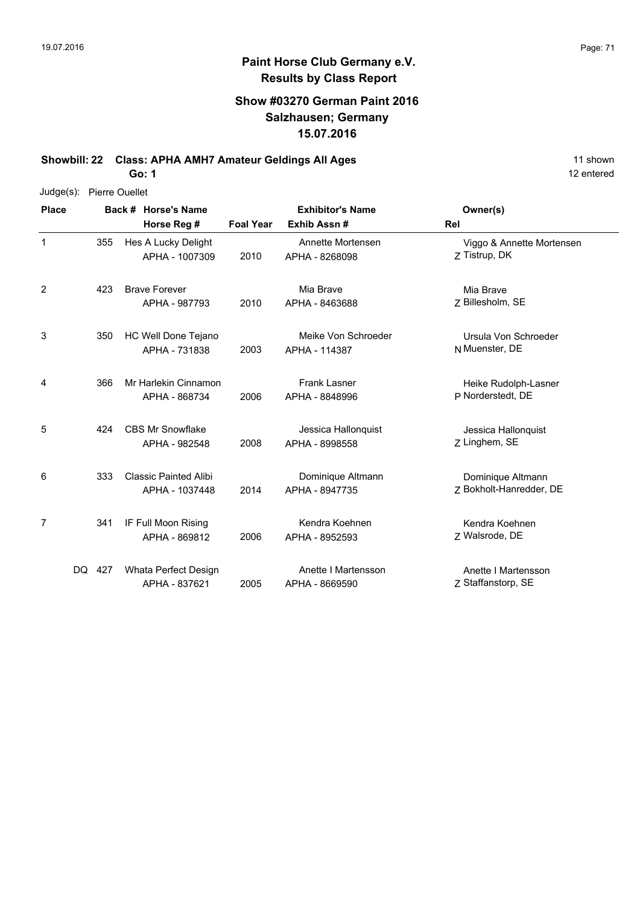## Paint Horse Club Germany e.V.
## Results by Class Report

### Show #03270 German Paint 2016
### Salzhausen; Germany
### 15.07.2016

**Showbill: 22 Class: APHA AMH7 Amateur Geldings All Ages** 11 shown

**Go: 1** 12 entered

Judge(s): Pierre Ouellet

| Place | Back # | Horse's Name / Horse Reg # | Foal Year | Exhibitor's Name / Exhib Assn # | Rel | Owner(s) |
|---|---|---|---|---|---|---|
| 1 | 355 | Hes A Lucky Delight<br>APHA - 1007309 | 2010 | Annette Mortensen<br>APHA - 8268098 | Z | Viggo & Annette Mortensen<br>Tistrup, DK |
| 2 | 423 | Brave Forever<br>APHA - 987793 | 2010 | Mia Brave<br>APHA - 8463688 | Z | Mia Brave<br>Billesholm, SE |
| 3 | 350 | HC Well Done Tejano<br>APHA - 731838 | 2003 | Meike Von Schroeder<br>APHA - 114387 | N | Ursula Von Schroeder<br>Muenster, DE |
| 4 | 366 | Mr Harlekin Cinnamon<br>APHA - 868734 | 2006 | Frank Lasner<br>APHA - 8848996 | P | Heike Rudolph-Lasner<br>Norderstedt, DE |
| 5 | 424 | CBS Mr Snowflake<br>APHA - 982548 | 2008 | Jessica Hallonquist<br>APHA - 8998558 | Z | Jessica Hallonquist<br>Linghem, SE |
| 6 | 333 | Classic Painted Alibi<br>APHA - 1037448 | 2014 | Dominique Altmann<br>APHA - 8947735 | Z | Dominique Altmann<br>Bokholt-Hanredder, DE |
| 7 | 341 | IF Full Moon Rising<br>APHA - 869812 | 2006 | Kendra Koehnen<br>APHA - 8952593 | Z | Kendra Koehnen<br>Walsrode, DE |
| DQ | 427 | Whata Perfect Design<br>APHA - 837621 | 2005 | Anette I Martensson<br>APHA - 8669590 | Z | Anette I Martensson<br>Staffanstorp, SE |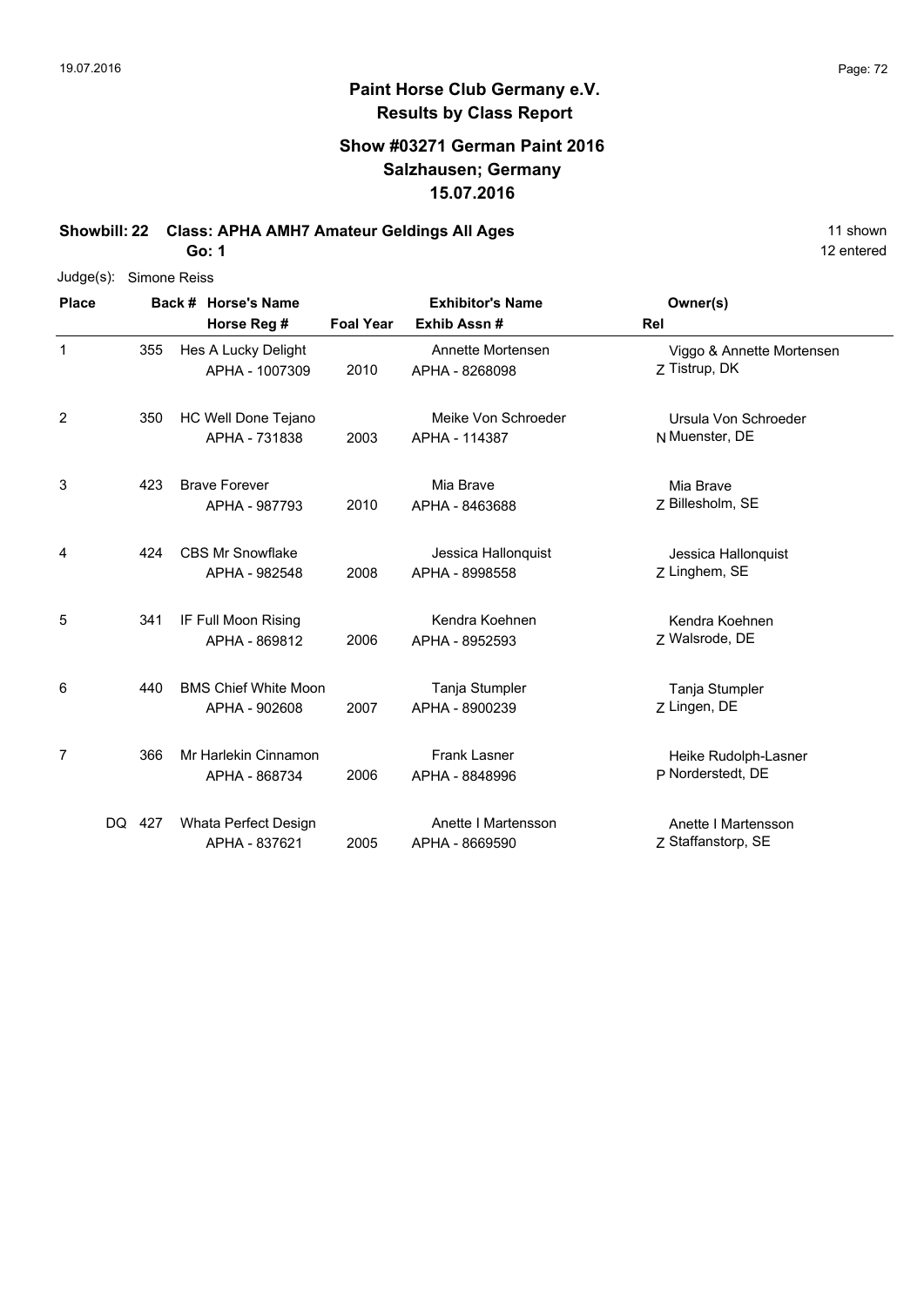# Paint Horse Club Germany e.V.

## Results by Class Report

### Show #03271 German Paint 2016
### Salzhausen; Germany
### 15.07.2016

**Showbill: 22 Class: APHA AMH7 Amateur Geldings All Ages** — 11 shown

**Go: 1** — 12 entered

Judge(s): Simone Reiss

| Place | Back # | Horse's Name / Horse Reg # | Foal Year | Exhibitor's Name / Exhib Assn # | Rel | Owner(s) |
|---|---|---|---|---|---|---|
| 1 | 355 | Hes A Lucky Delight<br>APHA - 1007309 | 2010 | Annette Mortensen<br>APHA - 8268098 | Z | Viggo & Annette Mortensen<br>Tistrup, DK |
| 2 | 350 | HC Well Done Tejano<br>APHA - 731838 | 2003 | Meike Von Schroeder<br>APHA - 114387 | N | Ursula Von Schroeder<br>Muenster, DE |
| 3 | 423 | Brave Forever<br>APHA - 987793 | 2010 | Mia Brave<br>APHA - 8463688 | Z | Mia Brave<br>Billesholm, SE |
| 4 | 424 | CBS Mr Snowflake<br>APHA - 982548 | 2008 | Jessica Hallonquist<br>APHA - 8998558 | Z | Jessica Hallonquist<br>Linghem, SE |
| 5 | 341 | IF Full Moon Rising<br>APHA - 869812 | 2006 | Kendra Koehnen<br>APHA - 8952593 | Z | Kendra Koehnen<br>Walsrode, DE |
| 6 | 440 | BMS Chief White Moon<br>APHA - 902608 | 2007 | Tanja Stumpler<br>APHA - 8900239 | Z | Tanja Stumpler<br>Lingen, DE |
| 7 | 366 | Mr Harlekin Cinnamon<br>APHA - 868734 | 2006 | Frank Lasner<br>APHA - 8848996 | P | Heike Rudolph-Lasner<br>Norderstedt, DE |
| DQ | 427 | Whata Perfect Design<br>APHA - 837621 | 2005 | Anette I Martensson<br>APHA - 8669590 | Z | Anette I Martensson<br>Staffanstorp, SE |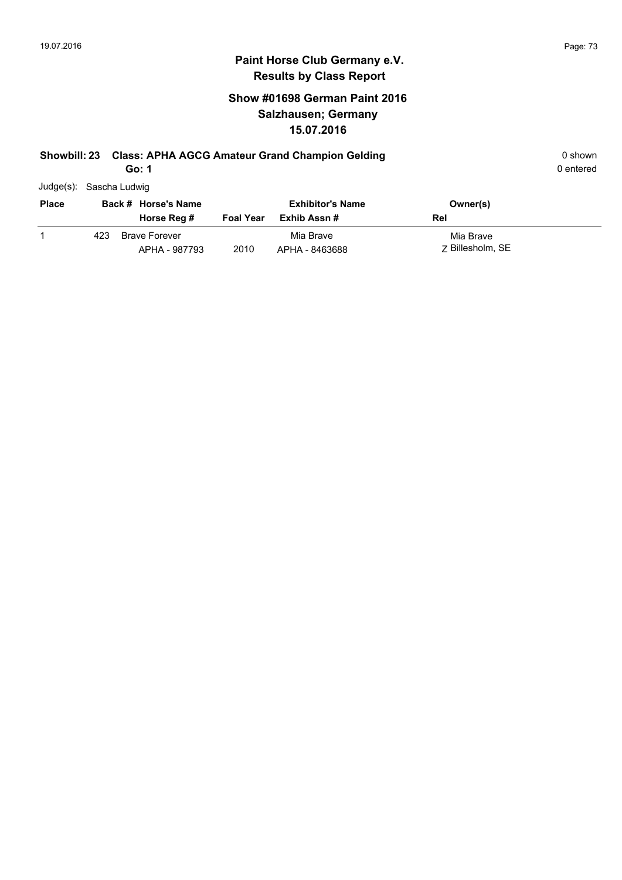# Paint Horse Club Germany e.V.

## Results by Class Report

### Show #01698 German Paint 2016
### Salzhausen; Germany
### 15.07.2016

**Showbill: 23 Class: APHA AGCG Amateur Grand Champion Gelding** 0 shown

**Go: 1** 0 entered

Judge(s): Sascha Ludwig

| Place | Back # | Horse's Name / Horse Reg # | Foal Year | Exhibitor's Name / Exhib Assn # | Owner(s) / Rel |
|---|---|---|---|---|---|
| 1 | 423 | Brave Forever<br>APHA - 987793 | 2010 | Mia Brave<br>APHA - 8463688 | Mia Brave<br>Z Billesholm, SE |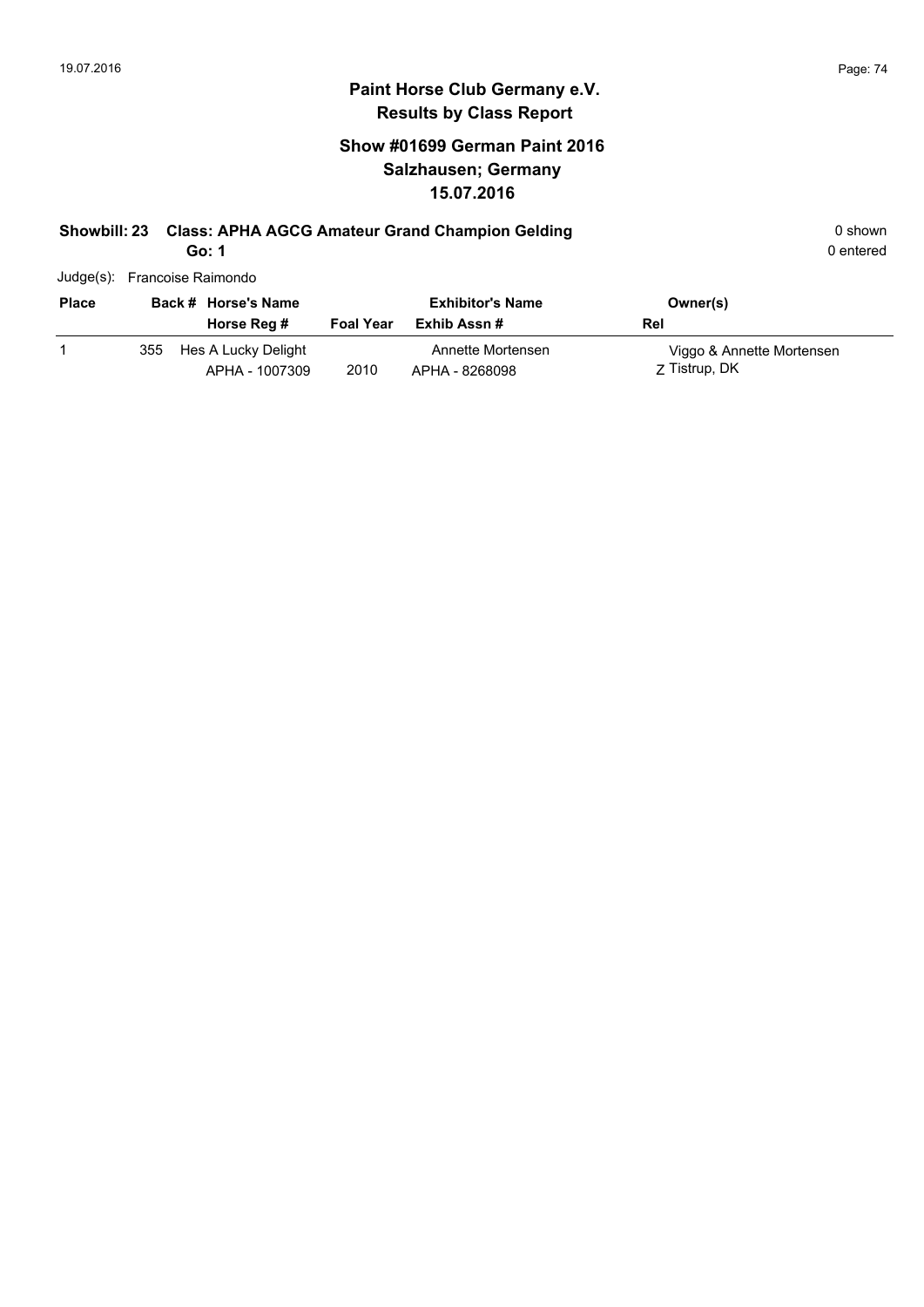# Paint Horse Club Germany e.V.
## Results by Class Report

### Show #01699 German Paint 2016
### Salzhausen; Germany
### 15.07.2016

**Showbill: 23 Class: APHA AGCG Amateur Grand Champion Gelding** 0 shown

**Go: 1** 0 entered

Judge(s): Francoise Raimondo

| Place | Back # | Horse's Name / Horse Reg # | Foal Year | Exhibitor's Name / Exhib Assn # | Owner(s) / Rel |
|---|---|---|---|---|---|
| 1 | 355 | Hes A Lucky Delight<br>APHA - 1007309 | 2010 | Annette Mortensen<br>APHA - 8268098 | Viggo & Annette Mortensen<br>Z Tistrup, DK |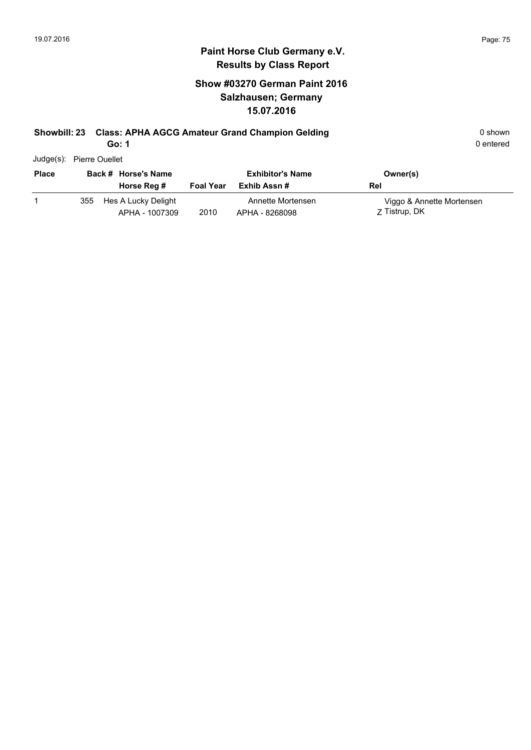# Paint Horse Club Germany e.V.
## Results by Class Report

### Show #03270 German Paint 2016
### Salzhausen; Germany
### 15.07.2016

**Showbill: 23 Class: APHA AGCG Amateur Grand Champion Gelding** — 0 shown

**Go: 1** — 0 entered

Judge(s): Pierre Ouellet

| Place | Back # | Horse's Name / Horse Reg # | Foal Year | Exhibitor's Name / Exhib Assn # | Owner(s) / Rel |
|---|---|---|---|---|---|
| 1 | 355 | Hes A Lucky Delight<br>APHA - 1007309 | 2010 | Annette Mortensen<br>APHA - 8268098 | Viggo & Annette Mortensen<br>Z Tistrup, DK |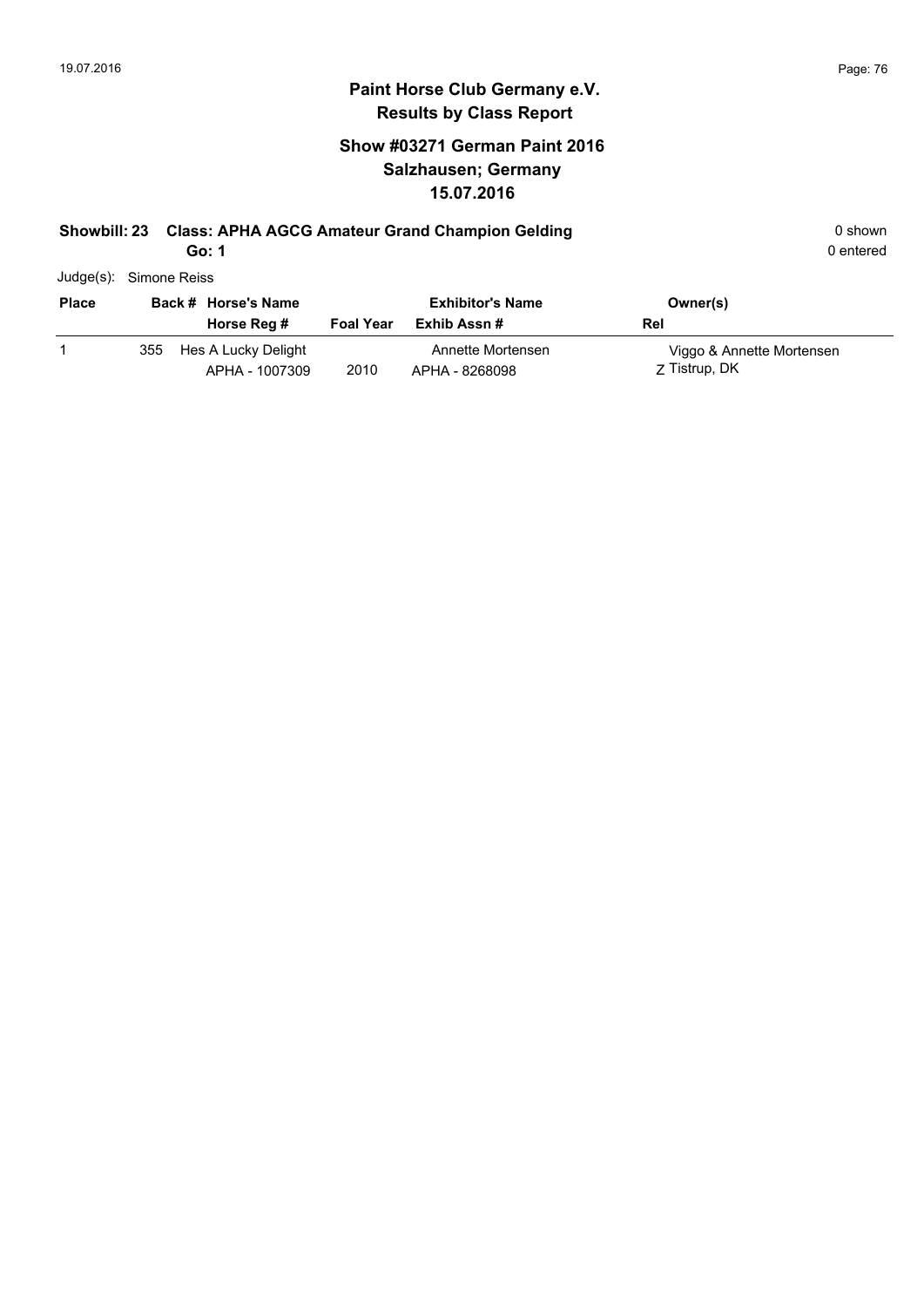## Paint Horse Club Germany e.V.
## Results by Class Report

### Show #03271 German Paint 2016
### Salzhausen; Germany
### 15.07.2016

**Showbill: 23 Class: APHA AGCG Amateur Grand Champion Gelding** 0 shown

**Go: 1** 0 entered

Judge(s): Simone Reiss

| Place | Back # | Horse's Name / Horse Reg # | Foal Year | Exhibitor's Name / Exhib Assn # | Owner(s) / Rel |
|---|---|---|---|---|---|
| 1 | 355 | Hes A Lucky Delight<br>APHA - 1007309 | 2010 | Annette Mortensen<br>APHA - 8268098 | Viggo & Annette Mortensen<br>Z Tistrup, DK |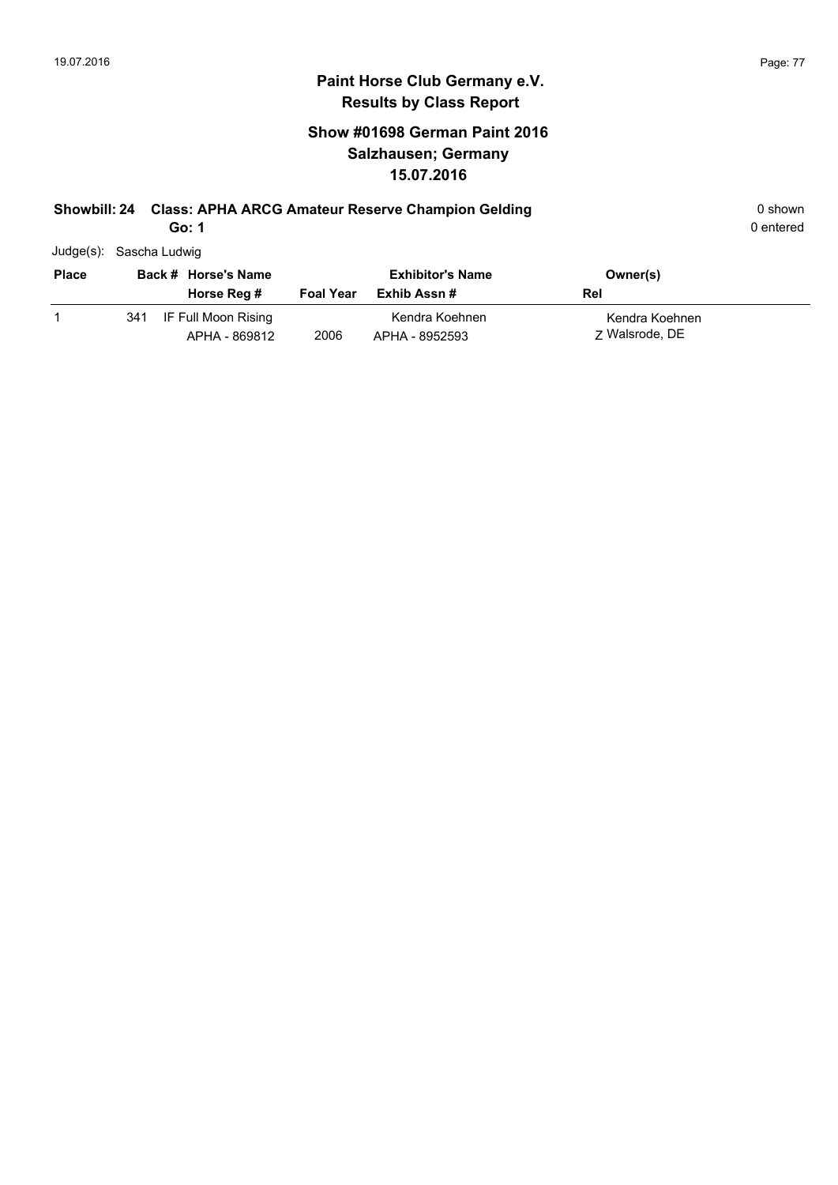## Paint Horse Club Germany e.V.
## Results by Class Report

### Show #01698 German Paint 2016
### Salzhausen; Germany
### 15.07.2016

**Showbill: 24 Class: APHA ARCG Amateur Reserve Champion Gelding** 0 shown

**Go: 1** 0 entered

Judge(s): Sascha Ludwig

| Place | Back # | Horse's Name / Horse Reg # | Foal Year | Exhibitor's Name / Exhib Assn # | Owner(s) / Rel |
|---|---|---|---|---|---|
| 1 | 341 | IF Full Moon Rising<br>APHA - 869812 | 2006 | Kendra Koehnen<br>APHA - 8952593 | Kendra Koehnen<br>Z Walsrode, DE |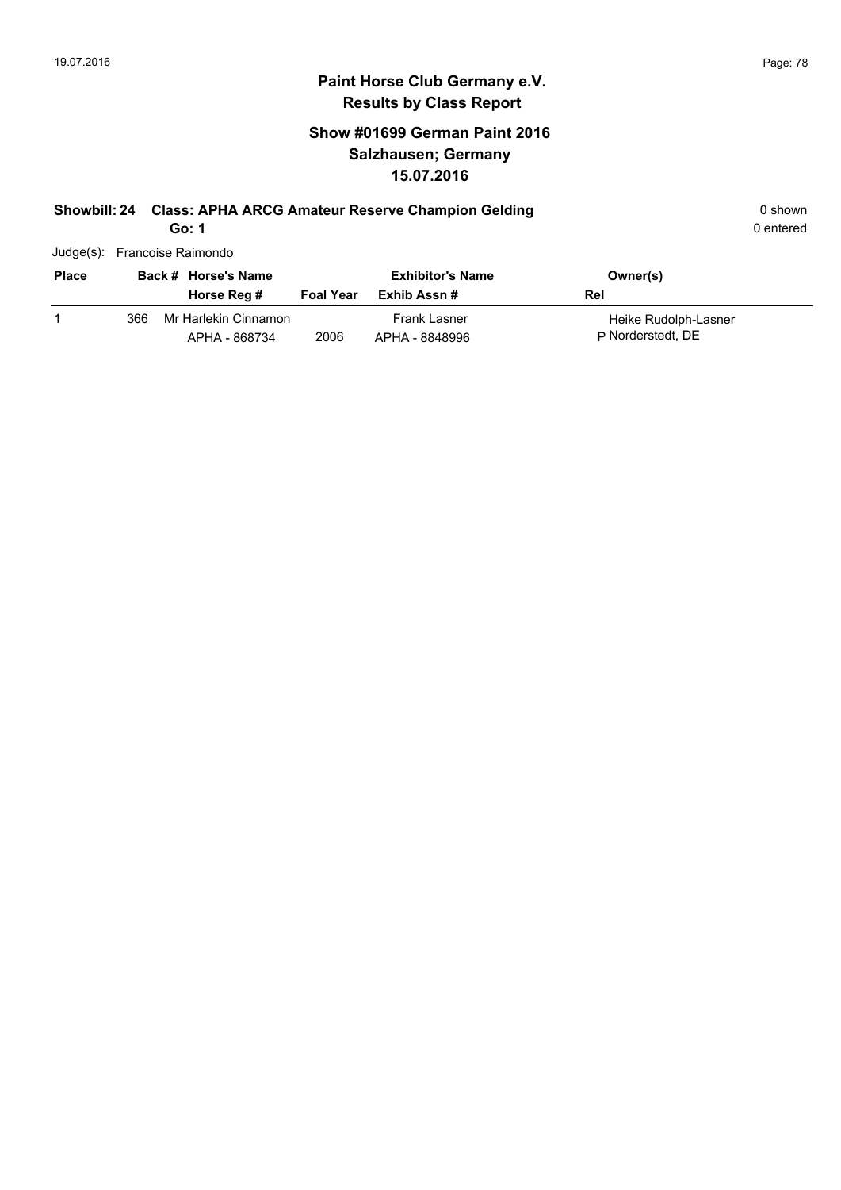# Paint Horse Club Germany e.V.

## Results by Class Report

### Show #01699 German Paint 2016
### Salzhausen; Germany
### 15.07.2016

**Showbill: 24 Class: APHA ARCG Amateur Reserve Champion Gelding** 0 shown

**Go: 1** 0 entered

Judge(s): Francoise Raimondo

| Place | Back # | Horse's Name / Horse Reg # | Foal Year | Exhibitor's Name / Exhib Assn # | Owner(s) / Rel |
|---|---|---|---|---|---|
| 1 | 366 | Mr Harlekin Cinnamon<br>APHA - 868734 | 2006 | Frank Lasner<br>APHA - 8848996 | Heike Rudolph-Lasner<br>P Norderstedt, DE |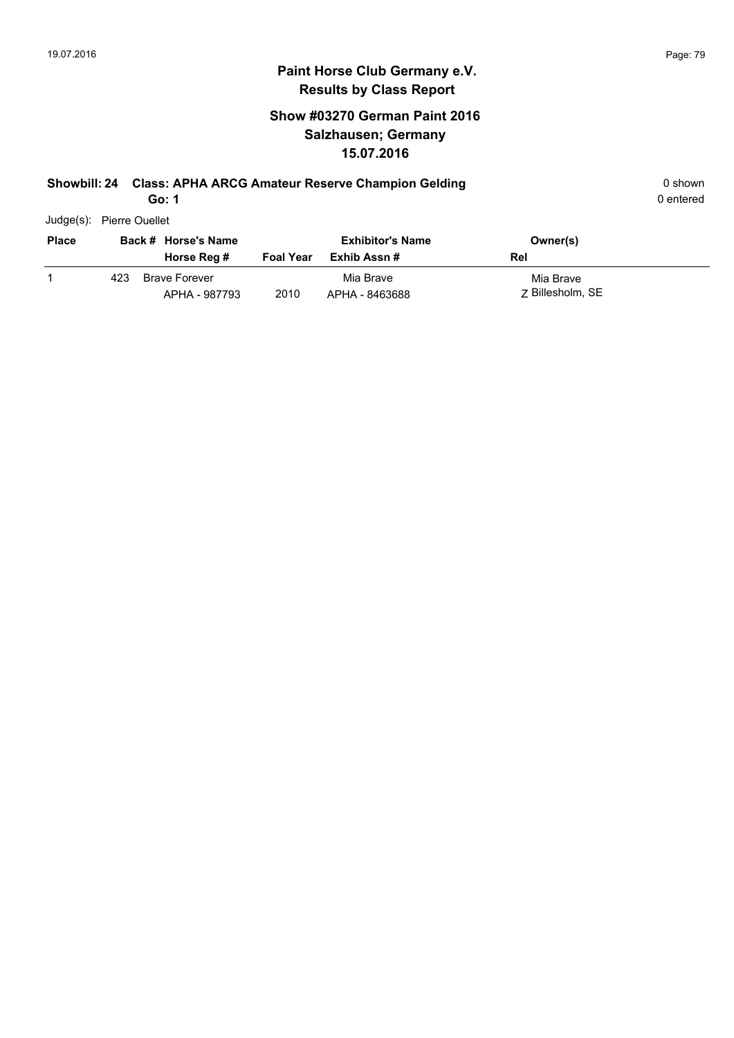# Paint Horse Club Germany e.V.

## Results by Class Report

### Show #03270 German Paint 2016
### Salzhausen; Germany
### 15.07.2016

**Showbill: 24 Class: APHA ARCG Amateur Reserve Champion Gelding** 0 shown

**Go: 1** 0 entered

Judge(s): Pierre Ouellet

| Place | Back # | Horse's Name / Horse Reg # | Foal Year | Exhibitor's Name / Exhib Assn # | Owner(s) / Rel |
|---|---|---|---|---|---|
| 1 | 423 | Brave Forever<br>APHA - 987793 | 2010 | Mia Brave<br>APHA - 8463688 | Mia Brave<br>Z Billesholm, SE |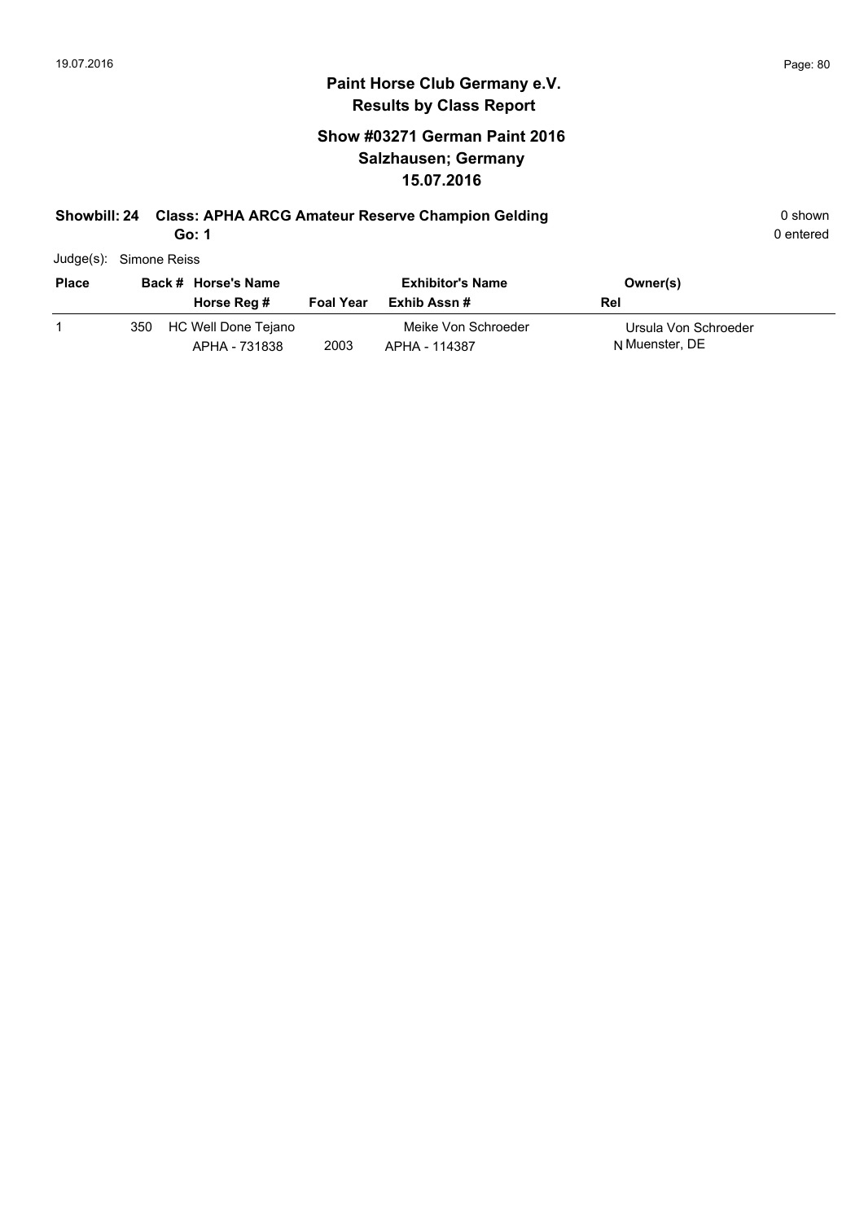# Paint Horse Club Germany e.V.
## Results by Class Report

### Show #03271 German Paint 2016
### Salzhausen; Germany
### 15.07.2016

**Showbill: 24 Class: APHA ARCG Amateur Reserve Champion Gelding** — 0 shown, 0 entered

**Go: 1**

Judge(s): Simone Reiss

| Place | Back # | Horse's Name / Horse Reg # | Foal Year | Exhibitor's Name / Exhib Assn # | Owner(s) / Rel |
|---|---|---|---|---|---|
| 1 | 350 | HC Well Done Tejano<br>APHA - 731838 | 2003 | Meike Von Schroeder<br>APHA - 114387 | Ursula Von Schroeder<br>N Muenster, DE |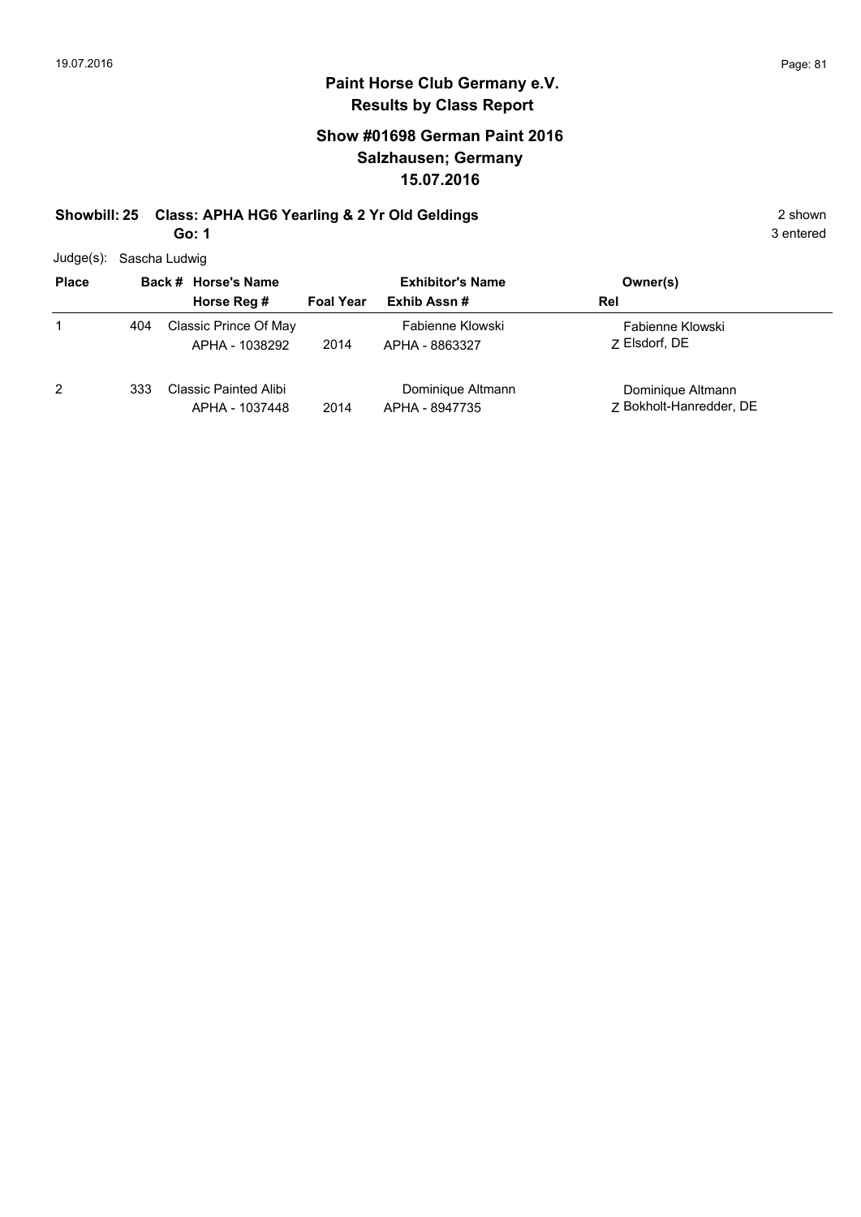## Paint Horse Club Germany e.V.
## Results by Class Report

### Show #01698 German Paint 2016
### Salzhausen; Germany
### 15.07.2016

**Showbill: 25 Class: APHA HG6 Yearling & 2 Yr Old Geldings** 2 shown

**Go: 1** 3 entered

Judge(s): Sascha Ludwig

| Place | Back # | Horse's Name / Horse Reg # | Foal Year | Exhibitor's Name / Exhib Assn # | Owner(s) / Rel |
|---|---|---|---|---|---|
| 1 | 404 | Classic Prince Of May<br>APHA - 1038292 | 2014 | Fabienne Klowski<br>APHA - 8863327 | Fabienne Klowski<br>Z Elsdorf, DE |
| 2 | 333 | Classic Painted Alibi<br>APHA - 1037448 | 2014 | Dominique Altmann<br>APHA - 8947735 | Dominique Altmann<br>Z Bokholt-Hanredder, DE |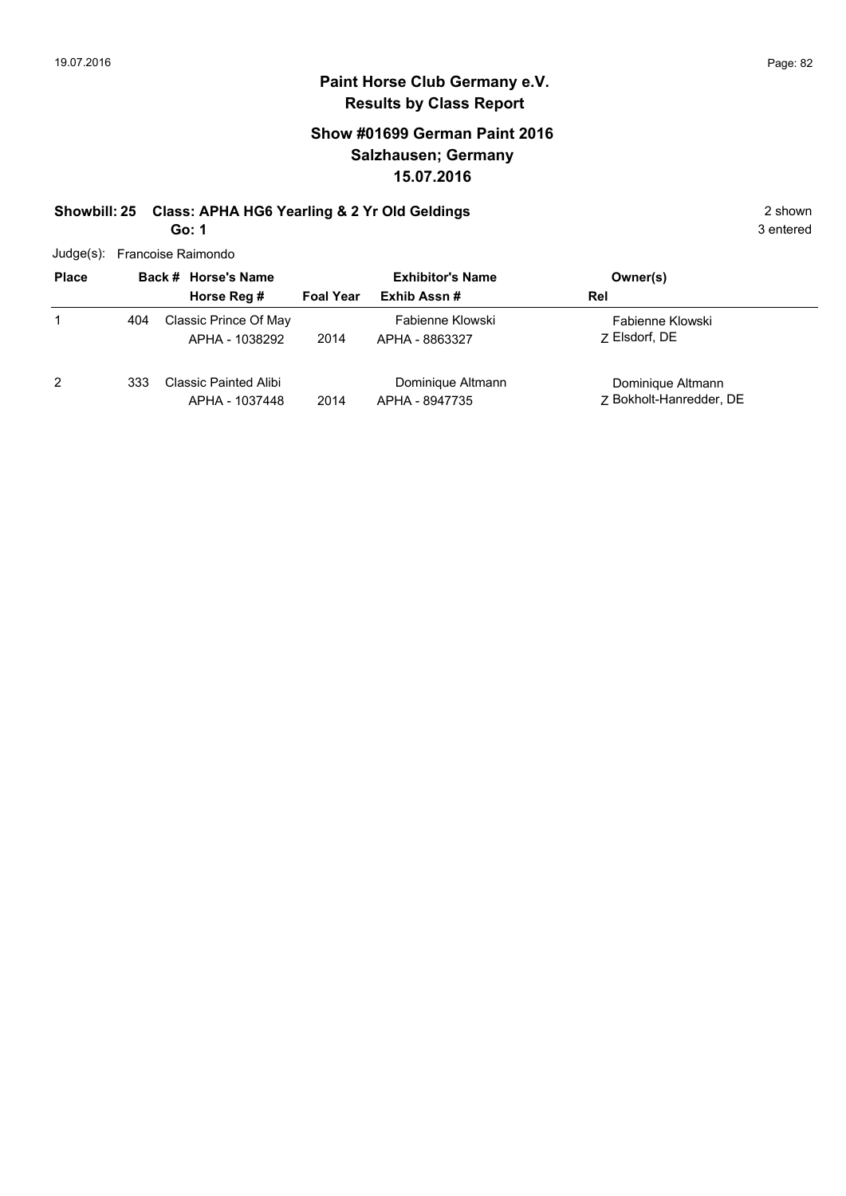## Paint Horse Club Germany e.V.
## Results by Class Report

### Show #01699 German Paint 2016
### Salzhausen; Germany
### 15.07.2016

**Showbill: 25 Class: APHA HG6 Yearling & 2 Yr Old Geldings** 2 shown

**Go: 1** 3 entered

Judge(s): Francoise Raimondo

| Place | Back # | Horse's Name / Horse Reg # | Foal Year | Exhibitor's Name / Exhib Assn # | Owner(s) / Rel |
|---|---|---|---|---|---|
| 1 | 404 | Classic Prince Of May<br>APHA - 1038292 | 2014 | Fabienne Klowski<br>APHA - 8863327 | Fabienne Klowski<br>Z Elsdorf, DE |
| 2 | 333 | Classic Painted Alibi<br>APHA - 1037448 | 2014 | Dominique Altmann<br>APHA - 8947735 | Dominique Altmann<br>Z Bokholt-Hanredder, DE |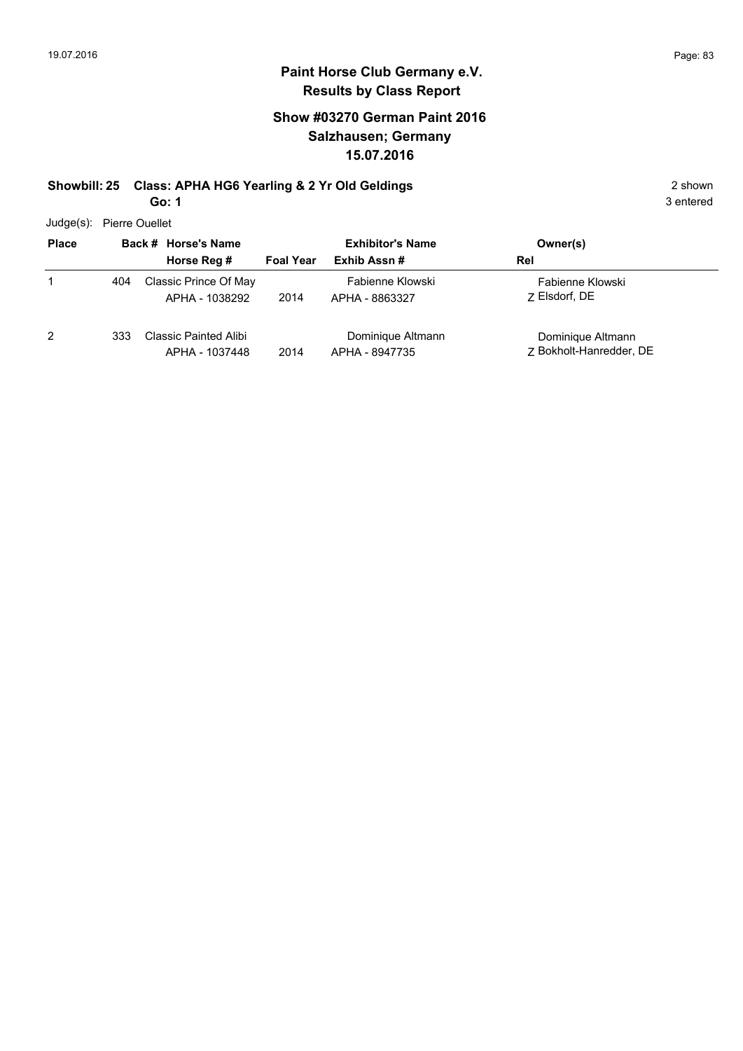# Paint Horse Club Germany e.V.
## Results by Class Report

### Show #03270 German Paint 2016
### Salzhausen; Germany
### 15.07.2016

**Showbill: 25 Class: APHA HG6 Yearling & 2 Yr Old Geldings** — 2 shown

**Go: 1** — 3 entered

Judge(s): Pierre Ouellet

| Place | Back # | Horse's Name / Horse Reg # | Foal Year | Exhibitor's Name / Exhib Assn # | Rel | Owner(s) |
|---|---|---|---|---|---|---|
| 1 | 404 | Classic Prince Of May<br>APHA - 1038292 | 2014 | Fabienne Klowski<br>APHA - 8863327 | Z | Fabienne Klowski<br>Elsdorf, DE |
| 2 | 333 | Classic Painted Alibi<br>APHA - 1037448 | 2014 | Dominique Altmann<br>APHA - 8947735 | Z | Dominique Altmann<br>Bokholt-Hanredder, DE |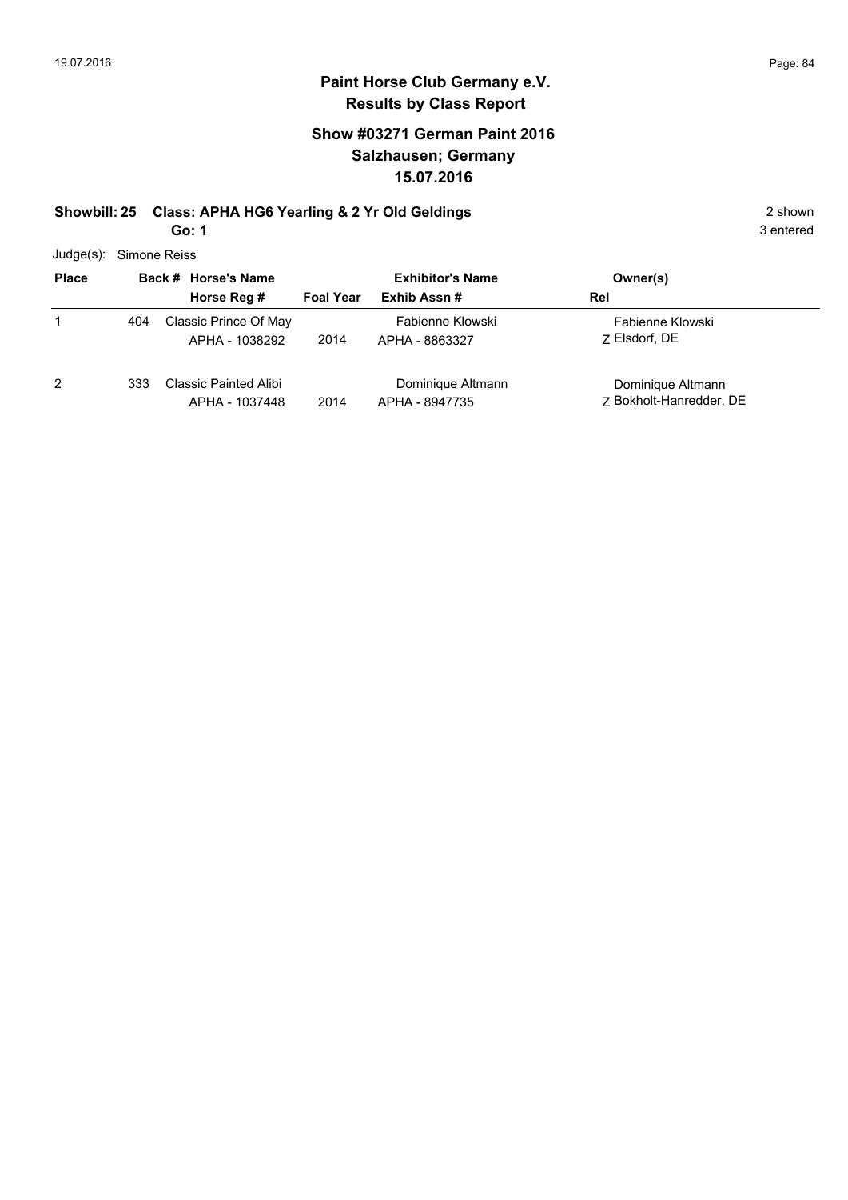# Paint Horse Club Germany e.V.
## Results by Class Report

### Show #03271 German Paint 2016
### Salzhausen; Germany
### 15.07.2016

**Showbill: 25 Class: APHA HG6 Yearling & 2 Yr Old Geldings** 2 shown

**Go: 1** 3 entered

Judge(s): Simone Reiss

| Place | Back # | Horse's Name / Horse Reg # | Foal Year | Exhibitor's Name / Exhib Assn # | Rel | Owner(s) |
|---|---|---|---|---|---|---|
| 1 | 404 | Classic Prince Of May<br>APHA - 1038292 | 2014 | Fabienne Klowski<br>APHA - 8863327 | Z | Fabienne Klowski<br>Elsdorf, DE |
| 2 | 333 | Classic Painted Alibi<br>APHA - 1037448 | 2014 | Dominique Altmann<br>APHA - 8947735 | Z | Dominique Altmann<br>Bokholt-Hanredder, DE |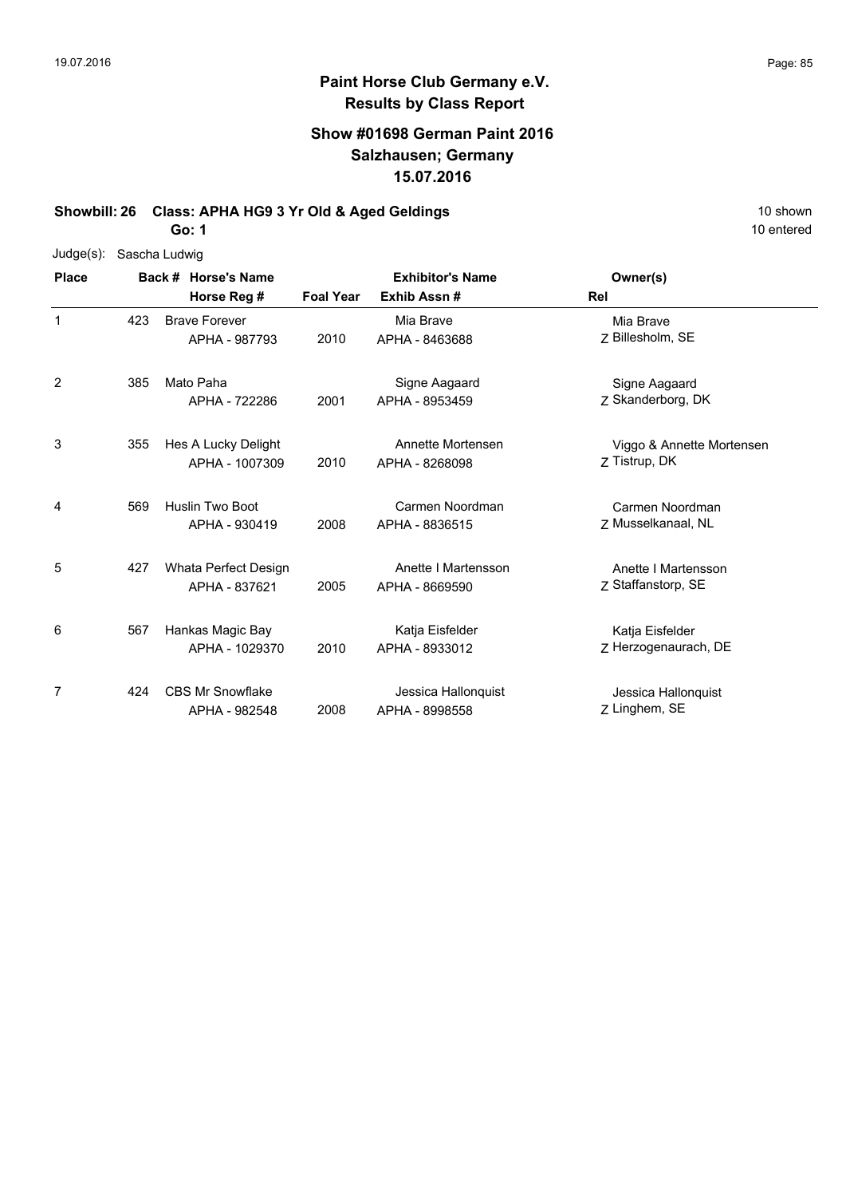## Paint Horse Club Germany e.V.
## Results by Class Report

### Show #01698 German Paint 2016
### Salzhausen; Germany
### 15.07.2016

**Showbill: 26 Class: APHA HG9 3 Yr Old & Aged Geldings** 10 shown

**Go: 1** 10 entered

Judge(s): Sascha Ludwig

| Place | Back # | Horse's Name / Horse Reg # | Foal Year | Exhibitor's Name / Exhib Assn # | Owner(s) / Rel |
|---|---|---|---|---|---|
| 1 | 423 | Brave Forever<br>APHA - 987793 | 2010 | Mia Brave<br>APHA - 8463688 | Mia Brave<br>Z Billesholm, SE |
| 2 | 385 | Mato Paha<br>APHA - 722286 | 2001 | Signe Aagaard<br>APHA - 8953459 | Signe Aagaard<br>Z Skanderborg, DK |
| 3 | 355 | Hes A Lucky Delight<br>APHA - 1007309 | 2010 | Annette Mortensen<br>APHA - 8268098 | Viggo & Annette Mortensen<br>Z Tistrup, DK |
| 4 | 569 | Huslin Two Boot<br>APHA - 930419 | 2008 | Carmen Noordman<br>APHA - 8836515 | Carmen Noordman<br>Z Musselkanaal, NL |
| 5 | 427 | Whata Perfect Design<br>APHA - 837621 | 2005 | Anette I Martensson<br>APHA - 8669590 | Anette I Martensson<br>Z Staffanstorp, SE |
| 6 | 567 | Hankas Magic Bay<br>APHA - 1029370 | 2010 | Katja Eisfelder<br>APHA - 8933012 | Katja Eisfelder<br>Z Herzogenaurach, DE |
| 7 | 424 | CBS Mr Snowflake<br>APHA - 982548 | 2008 | Jessica Hallonquist<br>APHA - 8998558 | Jessica Hallonquist<br>Z Linghem, SE |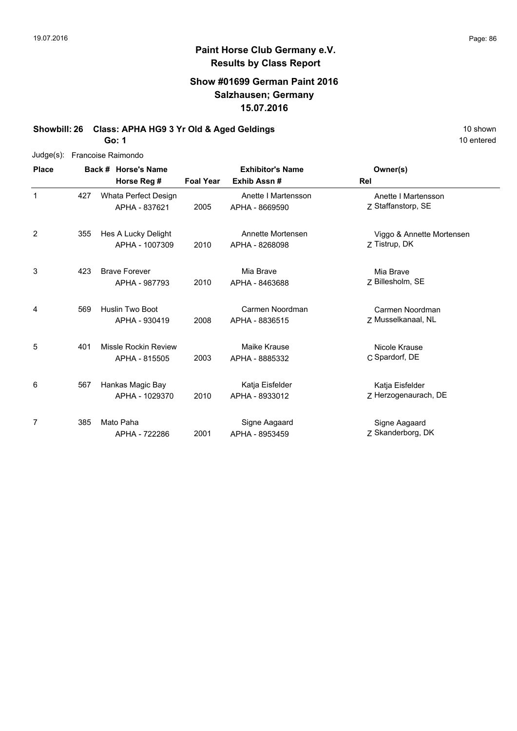## Paint Horse Club Germany e.V.
## Results by Class Report

### Show #01699 German Paint 2016
### Salzhausen; Germany
### 15.07.2016

**Showbill: 26 Class: APHA HG9 3 Yr Old & Aged Geldings** 10 shown

**Go: 1** 10 entered

Judge(s): Francoise Raimondo

| Place | Back # | Horse's Name / Horse Reg # | Foal Year | Exhibitor's Name / Exhib Assn # | Rel | Owner(s) |
|---|---|---|---|---|---|---|
| 1 | 427 | Whata Perfect Design<br>APHA - 837621 | 2005 | Anette I Martensson<br>APHA - 8669590 | Z | Anette I Martensson<br>Staffanstorp, SE |
| 2 | 355 | Hes A Lucky Delight<br>APHA - 1007309 | 2010 | Annette Mortensen<br>APHA - 8268098 | Z | Viggo & Annette Mortensen<br>Tistrup, DK |
| 3 | 423 | Brave Forever<br>APHA - 987793 | 2010 | Mia Brave<br>APHA - 8463688 | Z | Mia Brave<br>Billesholm, SE |
| 4 | 569 | Huslin Two Boot<br>APHA - 930419 | 2008 | Carmen Noordman<br>APHA - 8836515 | Z | Carmen Noordman<br>Musselkanaal, NL |
| 5 | 401 | Missle Rockin Review<br>APHA - 815505 | 2003 | Maike Krause<br>APHA - 8885332 | C | Nicole Krause<br>Spardorf, DE |
| 6 | 567 | Hankas Magic Bay<br>APHA - 1029370 | 2010 | Katja Eisfelder<br>APHA - 8933012 | Z | Katja Eisfelder<br>Herzogenaurach, DE |
| 7 | 385 | Mato Paha<br>APHA - 722286 | 2001 | Signe Aagaard<br>APHA - 8953459 | Z | Signe Aagaard<br>Skanderborg, DK |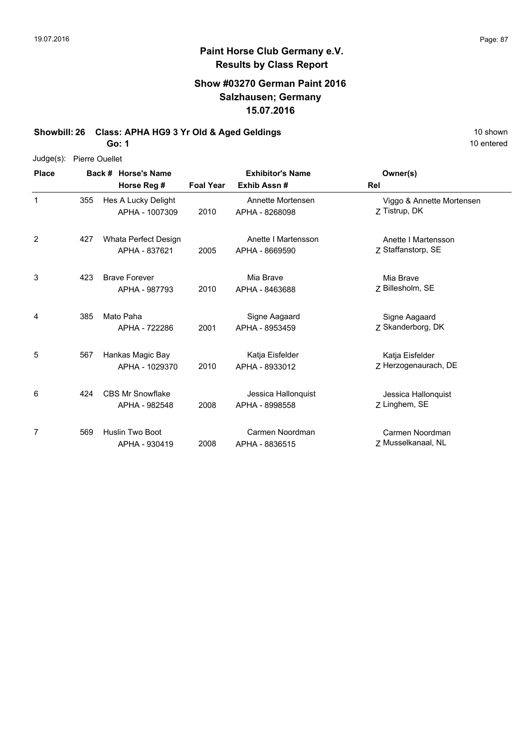**Paint Horse Club Germany e.V.**
**Results by Class Report**

**Show #03270 German Paint 2016**
**Salzhausen; Germany**
**15.07.2016**

**Showbill: 26 Class: APHA HG9 3 Yr Old & Aged Geldings** 10 shown
**Go: 1** 10 entered

Judge(s): Pierre Ouellet

| Place | Back # | Horse's Name / Horse Reg # | Foal Year | Exhibitor's Name / Exhib Assn # | Rel | Owner(s) |
|---|---|---|---|---|---|---|
| 1 | 355 | Hes A Lucky Delight<br>APHA - 1007309 | 2010 | Annette Mortensen<br>APHA - 8268098 | Z | Viggo & Annette Mortensen<br>Tistrup, DK |
| 2 | 427 | Whata Perfect Design<br>APHA - 837621 | 2005 | Anette I Martensson<br>APHA - 8669590 | Z | Anette I Martensson<br>Staffanstorp, SE |
| 3 | 423 | Brave Forever<br>APHA - 987793 | 2010 | Mia Brave<br>APHA - 8463688 | Z | Mia Brave<br>Billesholm, SE |
| 4 | 385 | Mato Paha<br>APHA - 722286 | 2001 | Signe Aagaard<br>APHA - 8953459 | Z | Signe Aagaard<br>Skanderborg, DK |
| 5 | 567 | Hankas Magic Bay<br>APHA - 1029370 | 2010 | Katja Eisfelder<br>APHA - 8933012 | Z | Katja Eisfelder<br>Herzogenaurach, DE |
| 6 | 424 | CBS Mr Snowflake<br>APHA - 982548 | 2008 | Jessica Hallonquist<br>APHA - 8998558 | Z | Jessica Hallonquist<br>Linghem, SE |
| 7 | 569 | Huslin Two Boot<br>APHA - 930419 | 2008 | Carmen Noordman<br>APHA - 8836515 | Z | Carmen Noordman<br>Musselkanaal, NL |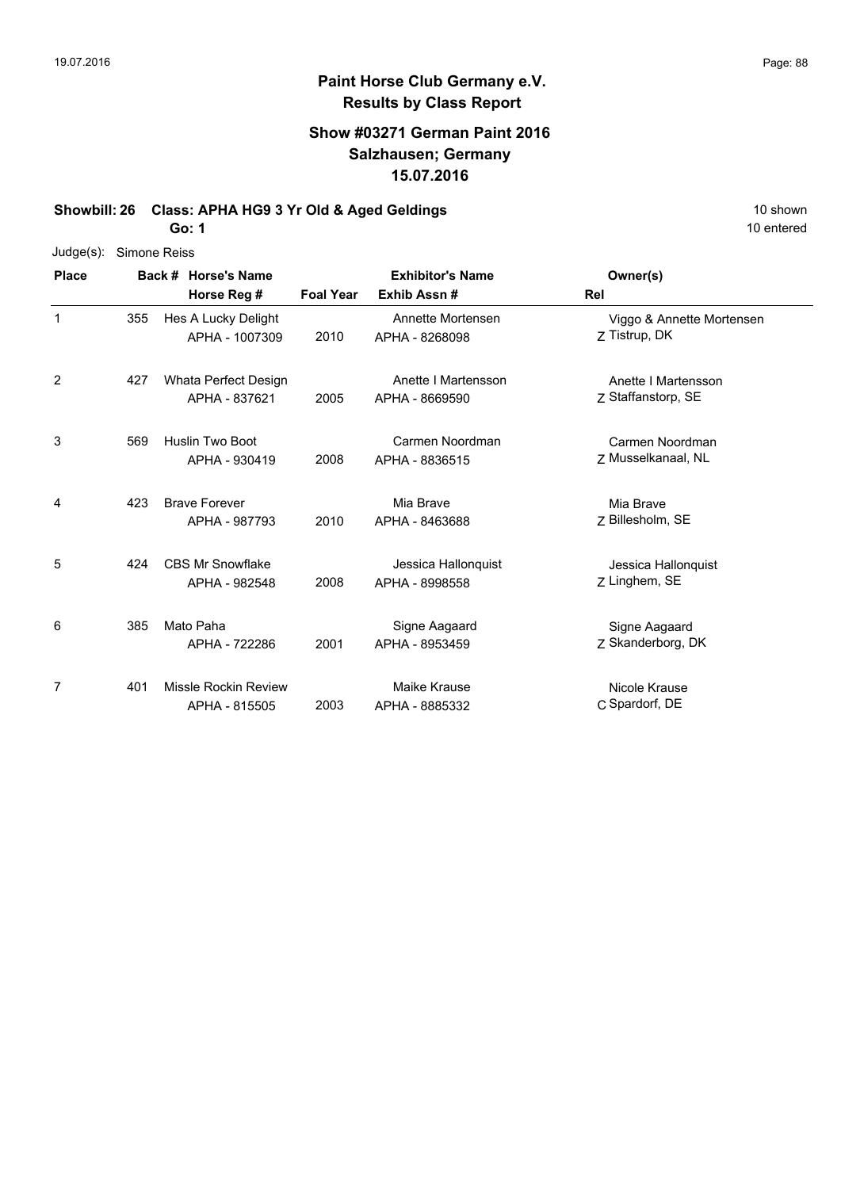# Paint Horse Club Germany e.V.
## Results by Class Report

### Show #03271 German Paint 2016
### Salzhausen; Germany
### 15.07.2016

**Showbill: 26 Class: APHA HG9 3 Yr Old & Aged Geldings** — 10 shown, 10 entered

**Go: 1**

Judge(s): Simone Reiss

| Place | Back # | Horse's Name / Horse Reg # | Foal Year | Exhibitor's Name / Exhib Assn # | Rel | Owner(s) |
|---|---|---|---|---|---|---|
| 1 | 355 | Hes A Lucky Delight<br>APHA - 1007309 | 2010 | Annette Mortensen<br>APHA - 8268098 | Z | Viggo & Annette Mortensen<br>Tistrup, DK |
| 2 | 427 | Whata Perfect Design<br>APHA - 837621 | 2005 | Anette I Martensson<br>APHA - 8669590 | Z | Anette I Martensson<br>Staffanstorp, SE |
| 3 | 569 | Huslin Two Boot<br>APHA - 930419 | 2008 | Carmen Noordman<br>APHA - 8836515 | Z | Carmen Noordman<br>Musselkanaal, NL |
| 4 | 423 | Brave Forever<br>APHA - 987793 | 2010 | Mia Brave<br>APHA - 8463688 | Z | Mia Brave<br>Billesholm, SE |
| 5 | 424 | CBS Mr Snowflake<br>APHA - 982548 | 2008 | Jessica Hallonquist<br>APHA - 8998558 | Z | Jessica Hallonquist<br>Linghem, SE |
| 6 | 385 | Mato Paha<br>APHA - 722286 | 2001 | Signe Aagaard<br>APHA - 8953459 | Z | Signe Aagaard<br>Skanderborg, DK |
| 7 | 401 | Missle Rockin Review<br>APHA - 815505 | 2003 | Maike Krause<br>APHA - 8885332 | C | Nicole Krause<br>Spardorf, DE |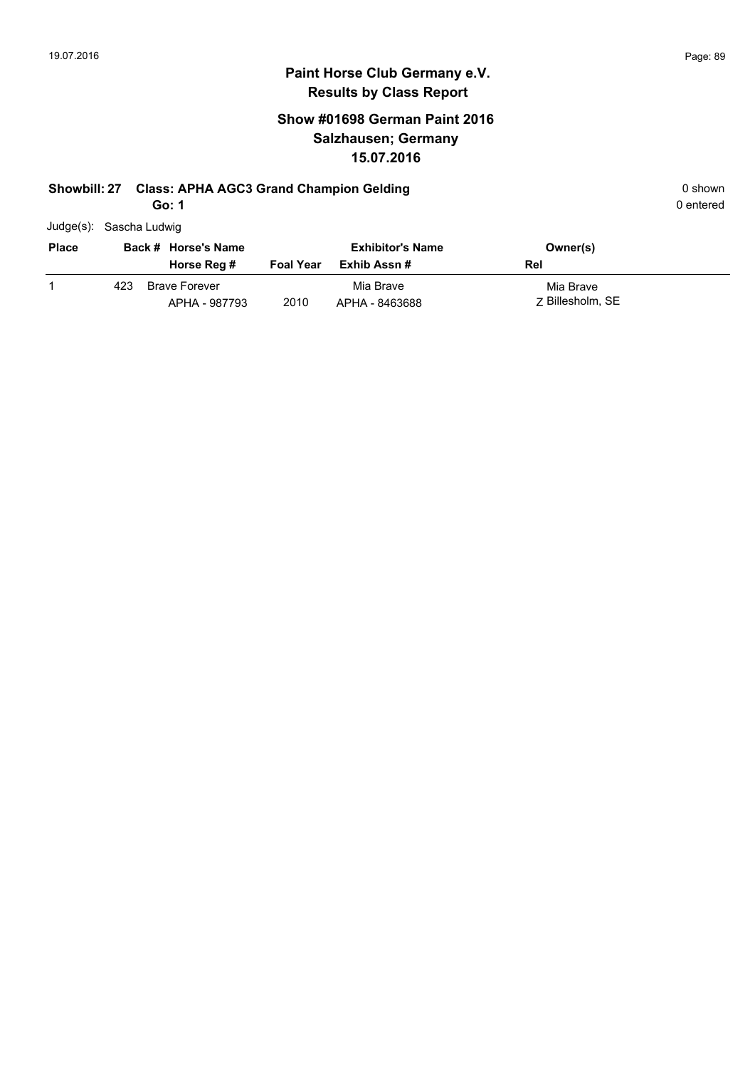**Paint Horse Club Germany e.V.**
**Results by Class Report**

## Show #01698 German Paint 2016
## Salzhausen; Germany
## 15.07.2016

**Showbill: 27 Class: APHA AGC3 Grand Champion Gelding** 0 shown

**Go: 1** 0 entered

Judge(s): Sascha Ludwig

| Place | Back # | Horse's Name / Horse Reg # | Foal Year | Exhibitor's Name / Exhib Assn # | Owner(s) / Rel |
|---|---|---|---|---|---|
| 1 | 423 | Brave Forever<br>APHA - 987793 | 2010 | Mia Brave<br>APHA - 8463688 | Mia Brave<br>Z Billesholm, SE |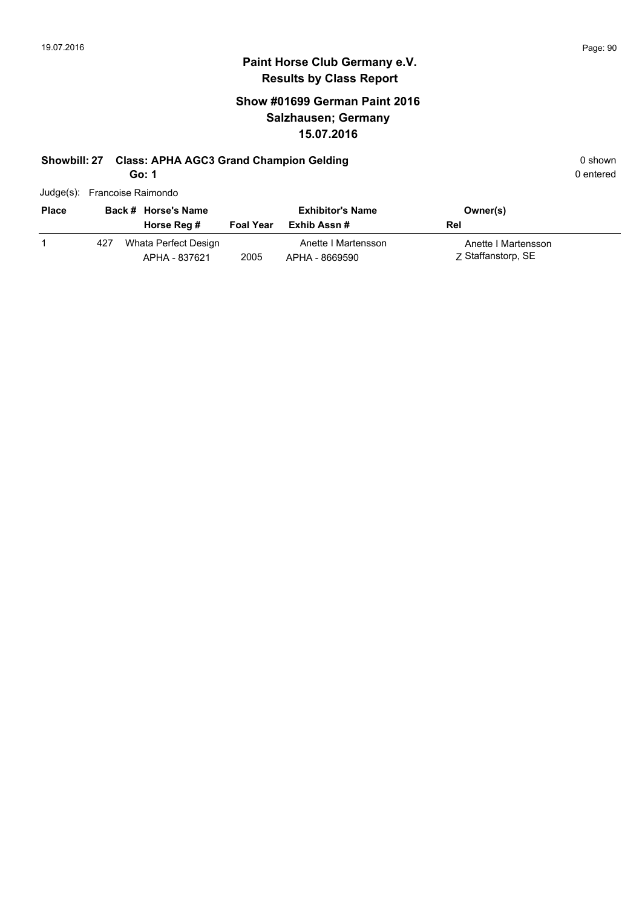## Paint Horse Club Germany e.V.
## Results by Class Report

### Show #01699 German Paint 2016
### Salzhausen; Germany
### 15.07.2016

**Showbill: 27 Class: APHA AGC3 Grand Champion Gelding** 0 shown

**Go: 1** 0 entered

Judge(s): Francoise Raimondo

| Place | Back # | Horse's Name / Horse Reg # | Foal Year | Exhibitor's Name / Exhib Assn # | Owner(s) / Rel |
|---|---|---|---|---|---|
| 1 | 427 | Whata Perfect Design<br>APHA - 837621 | 2005 | Anette I Martensson<br>APHA - 8669590 | Anette I Martensson<br>Z Staffanstorp, SE |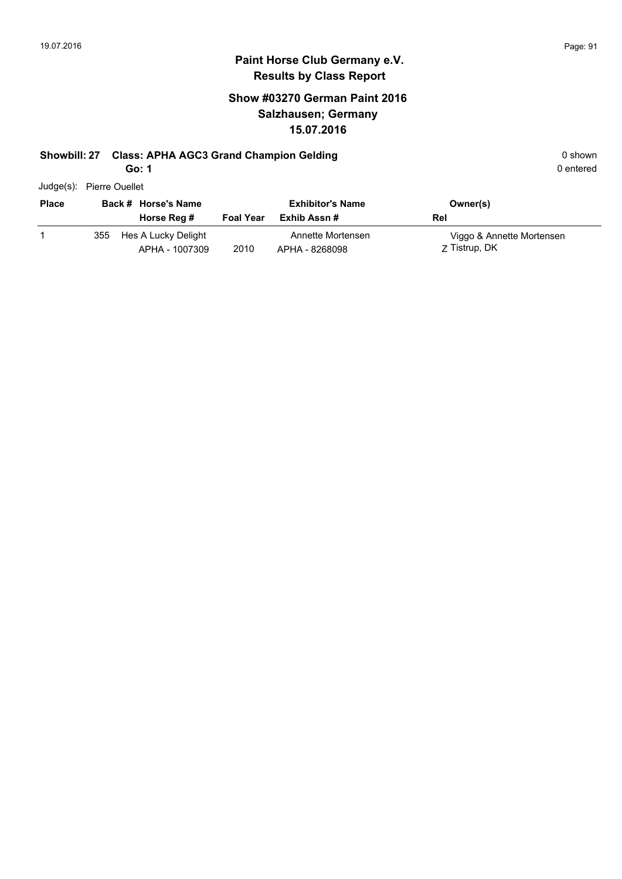## Paint Horse Club Germany e.V.
## Results by Class Report

### Show #03270 German Paint 2016
### Salzhausen; Germany
### 15.07.2016

**Showbill: 27 Class: APHA AGC3 Grand Champion Gelding** 0 shown

**Go: 1** 0 entered

Judge(s): Pierre Ouellet

| Place | Back # | Horse's Name / Horse Reg # | Foal Year | Exhibitor's Name / Exhib Assn # | Owner(s) / Rel |
|---|---|---|---|---|---|
| 1 | 355 | Hes A Lucky Delight<br>APHA - 1007309 | 2010 | Annette Mortensen<br>APHA - 8268098 | Viggo & Annette Mortensen<br>Z Tistrup, DK |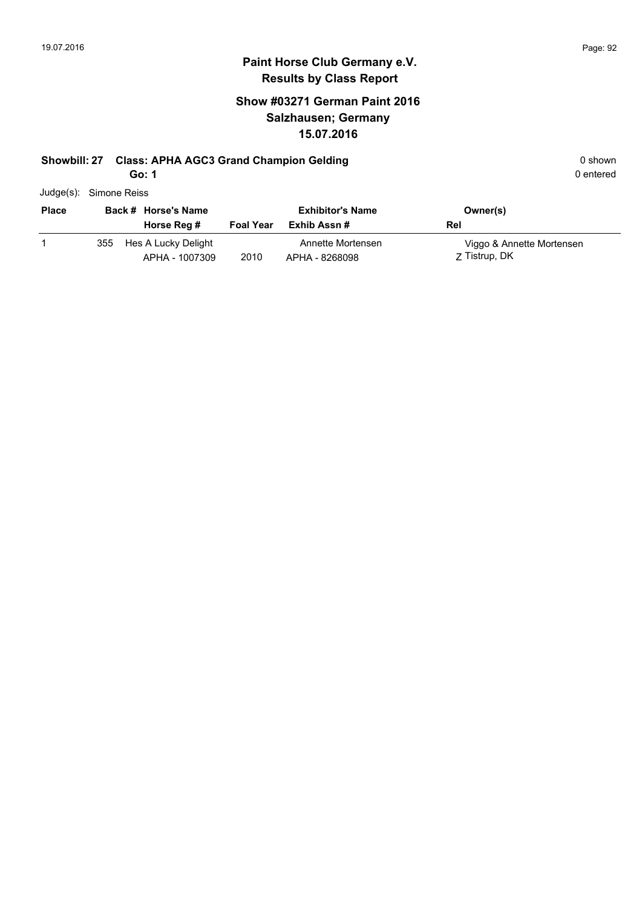# Paint Horse Club Germany e.V.

## Results by Class Report

### Show #03271 German Paint 2016
### Salzhausen; Germany
### 15.07.2016

**Showbill: 27 Class: APHA AGC3 Grand Champion Gelding** — 0 shown

**Go: 1** — 0 entered

Judge(s): Simone Reiss

| Place | Back # | Horse's Name / Horse Reg # | Foal Year | Exhibitor's Name / Exhib Assn # | Rel | Owner(s) |
|---|---|---|---|---|---|---|
| 1 | 355 | Hes A Lucky Delight<br>APHA - 1007309 | 2010 | Annette Mortensen<br>APHA - 8268098 | Z | Viggo & Annette Mortensen<br>Tistrup, DK |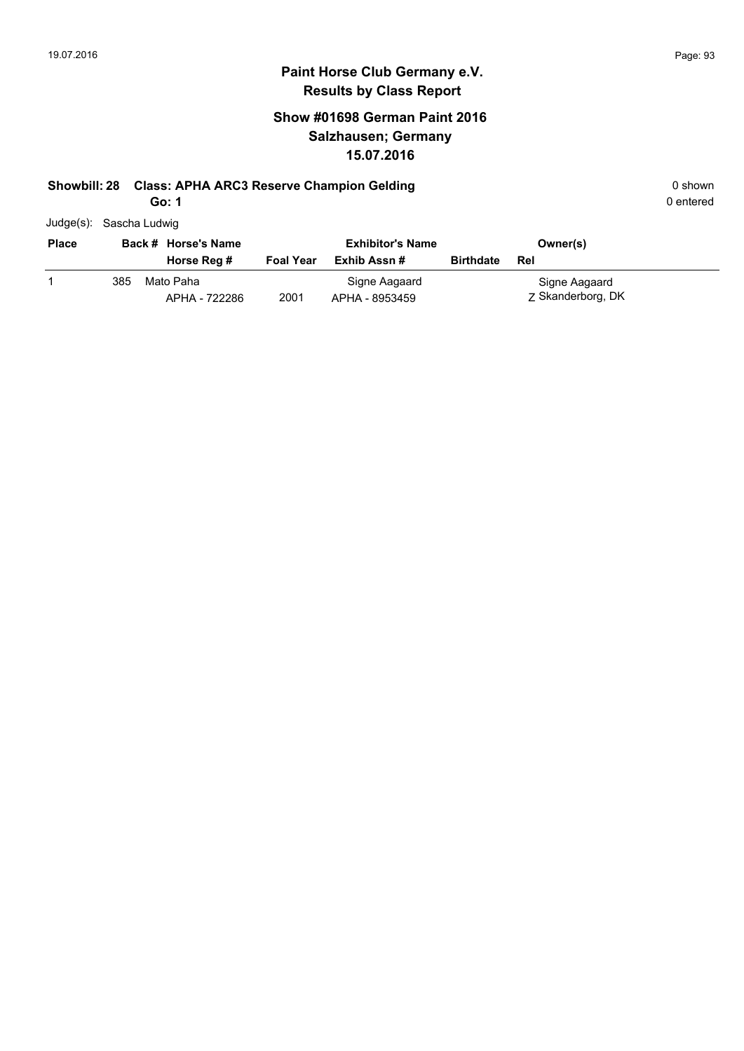# Paint Horse Club Germany e.V.
## Results by Class Report

### Show #01698 German Paint 2016
### Salzhausen; Germany
### 15.07.2016

**Showbill: 28 Class: APHA ARC3 Reserve Champion Gelding** — 0 shown

**Go: 1** — 0 entered

Judge(s): Sascha Ludwig

| Place | Back # | Horse's Name / Horse Reg # | Foal Year | Exhibitor's Name / Exhib Assn # | Birthdate | Owner(s) / Rel |
|---|---|---|---|---|---|---|
| 1 | 385 | Mato Paha / APHA - 722286 | 2001 | Signe Aagaard / APHA - 8953459 | | Signe Aagaard / Z Skanderborg, DK |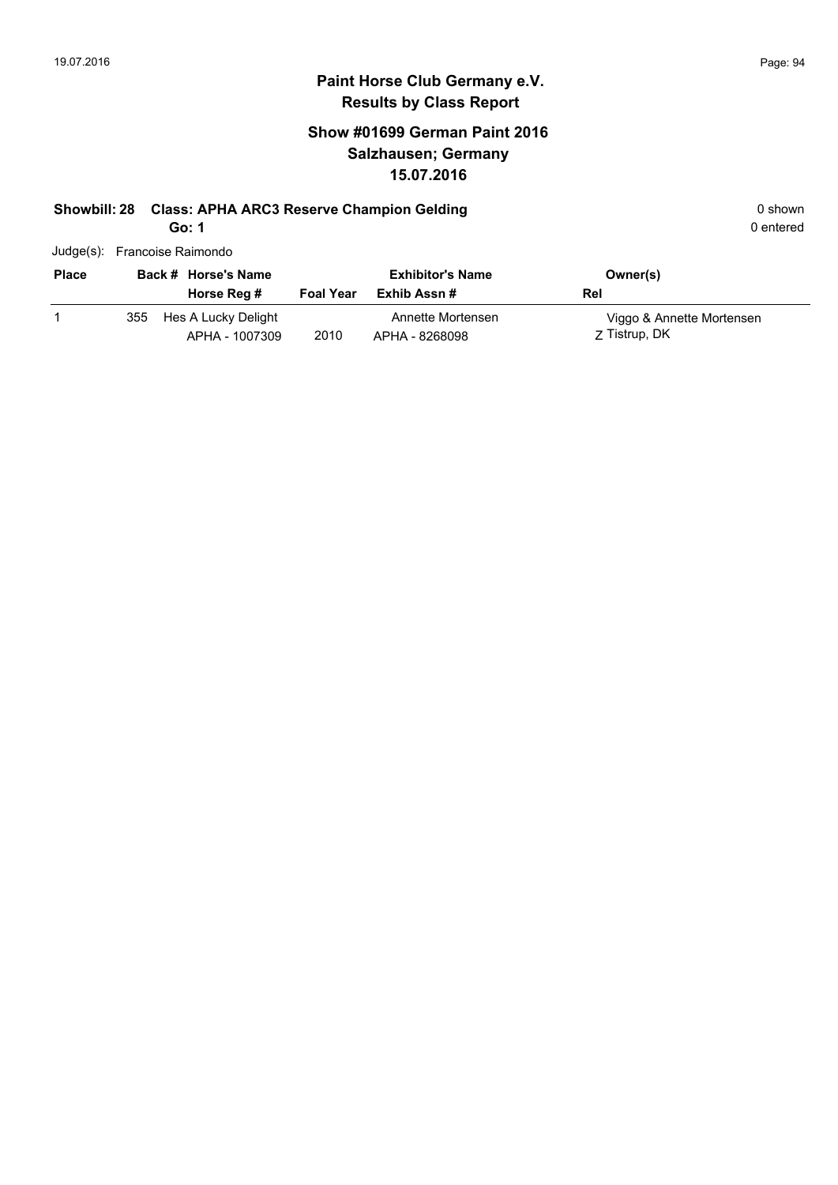## Paint Horse Club Germany e.V.
## Results by Class Report

### Show #01699 German Paint 2016
### Salzhausen; Germany
### 15.07.2016

**Showbill: 28 Class: APHA ARC3 Reserve Champion Gelding** 0 shown

**Go: 1** 0 entered

Judge(s): Francoise Raimondo

| Place | Back # | Horse's Name / Horse Reg # | Foal Year | Exhibitor's Name / Exhib Assn # | Owner(s) / Rel |
|---|---|---|---|---|---|
| 1 | 355 | Hes A Lucky Delight<br>APHA - 1007309 | 2010 | Annette Mortensen<br>APHA - 8268098 | Viggo & Annette Mortensen<br>Z Tistrup, DK |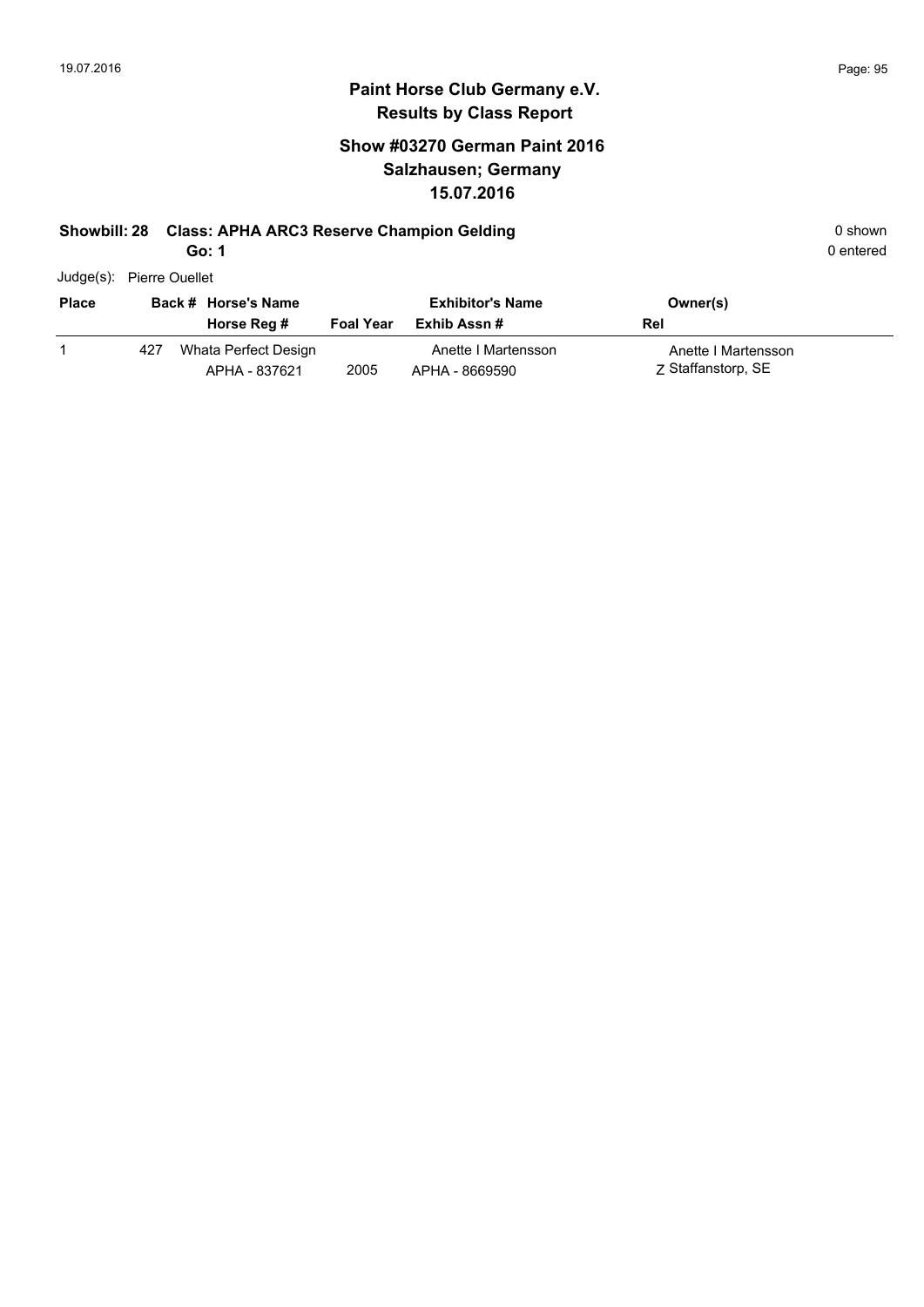# Paint Horse Club Germany e.V.

## Results by Class Report

### Show #03270 German Paint 2016
### Salzhausen; Germany
### 15.07.2016

**Showbill: 28 Class: APHA ARC3 Reserve Champion Gelding** — 0 shown

**Go: 1** — 0 entered

Judge(s): Pierre Ouellet

| Place | Back # | Horse's Name / Horse Reg # | Foal Year | Exhibitor's Name / Exhib Assn # | Owner(s) / Rel |
|---|---|---|---|---|---|
| 1 | 427 | Whata Perfect Design<br>APHA - 837621 | 2005 | Anette I Martensson<br>APHA - 8669590 | Anette I Martensson<br>Z Staffanstorp, SE |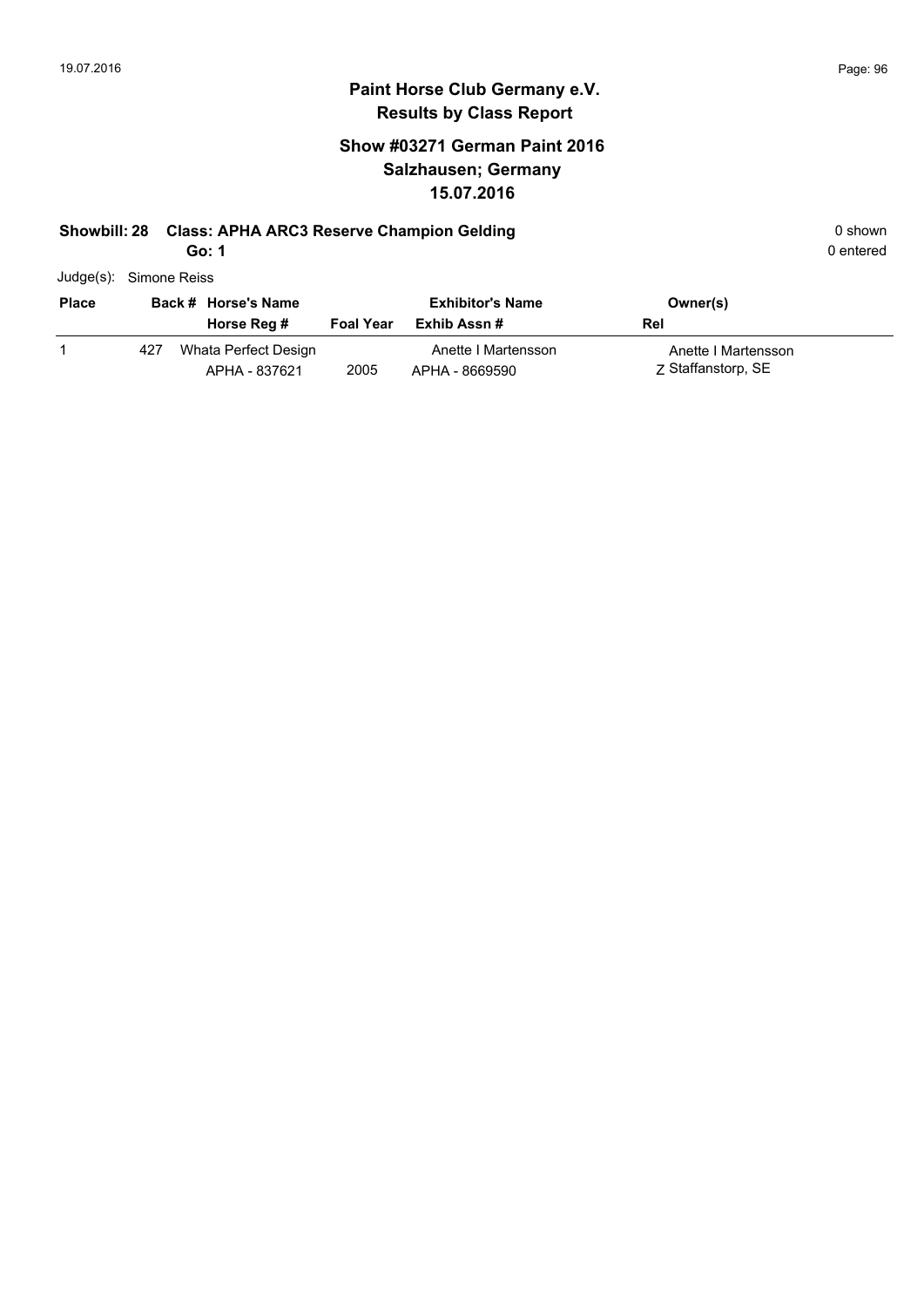**Paint Horse Club Germany e.V.**
**Results by Class Report**

## Show #03271 German Paint 2016
## Salzhausen; Germany
## 15.07.2016

**Showbill: 28 Class: APHA ARC3 Reserve Champion Gelding** 0 shown
**Go: 1** 0 entered

Judge(s): Simone Reiss

| Place | Back # | Horse's Name / Horse Reg # | Foal Year | Exhibitor's Name / Exhib Assn # | Owner(s) / Rel |
|---|---|---|---|---|---|
| 1 | 427 | Whata Perfect Design / APHA - 837621 | 2005 | Anette I Martensson / APHA - 8669590 | Anette I Martensson / Z Staffanstorp, SE |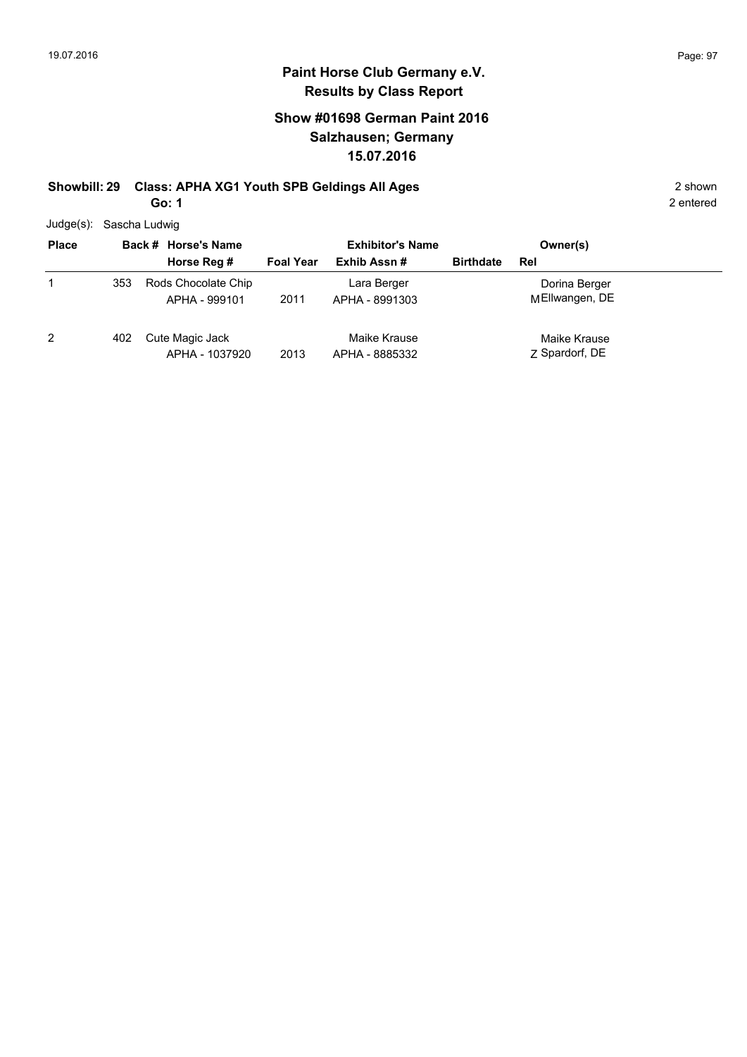# Paint Horse Club Germany e.V.

## Results by Class Report

### Show #01698 German Paint 2016
### Salzhausen; Germany
### 15.07.2016

**Showbill: 29 Class: APHA XG1 Youth SPB Geldings All Ages** 2 shown

**Go: 1** 2 entered

Judge(s): Sascha Ludwig

| Place | Back # | Horse's Name / Horse Reg # | Foal Year | Exhibitor's Name / Exhib Assn # | Birthdate | Rel | Owner(s) |
|---|---|---|---|---|---|---|---|
| 1 | 353 | Rods Chocolate Chip<br>APHA - 999101 | 2011 | Lara Berger<br>APHA - 8991303 | | M | Dorina Berger<br>Ellwangen, DE |
| 2 | 402 | Cute Magic Jack<br>APHA - 1037920 | 2013 | Maike Krause<br>APHA - 8885332 | | Z | Maike Krause<br>Spardorf, DE |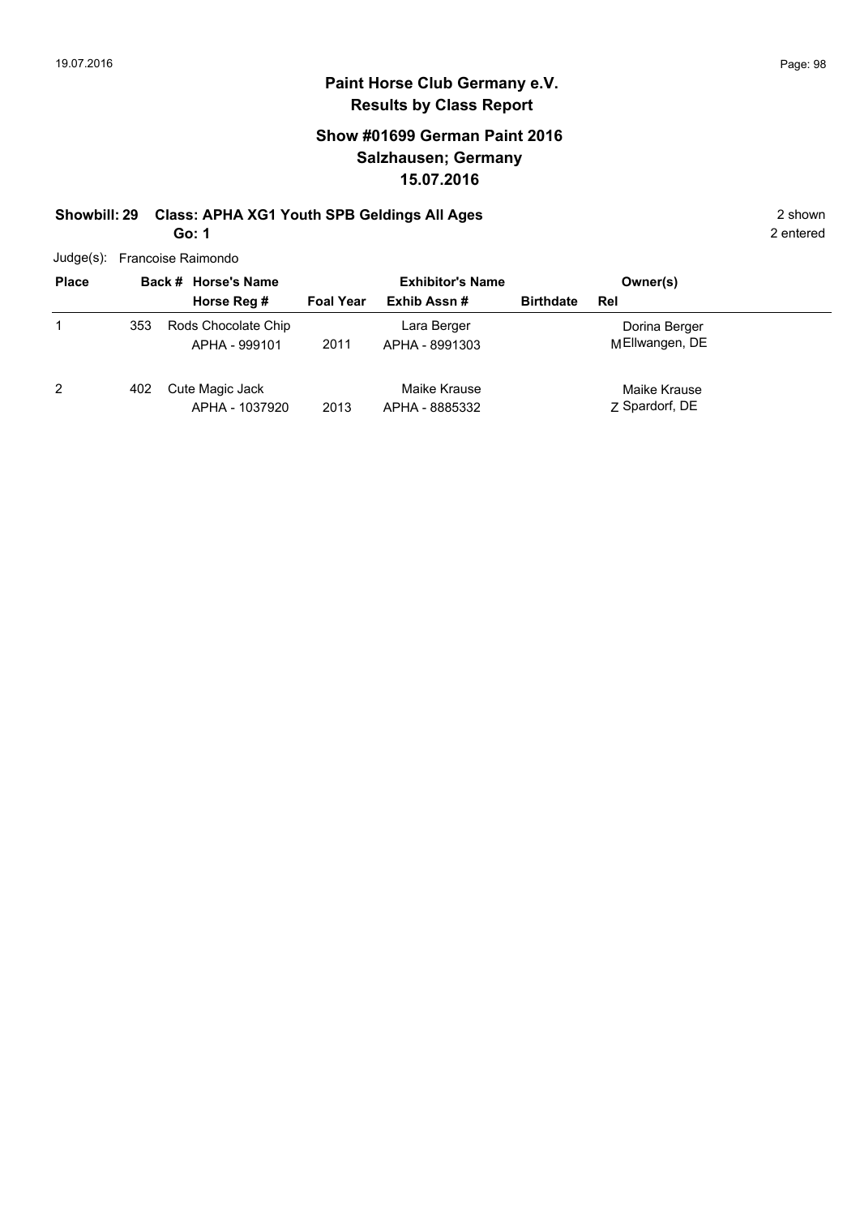## Paint Horse Club Germany e.V.
## Results by Class Report

### Show #01699 German Paint 2016
### Salzhausen; Germany
### 15.07.2016

**Showbill: 29 Class: APHA XG1 Youth SPB Geldings All Ages** 2 shown

**Go: 1** 2 entered

Judge(s): Francoise Raimondo

| Place | Back # | Horse's Name / Horse Reg # | Foal Year | Exhibitor's Name / Exhib Assn # | Birthdate | Rel | Owner(s) |
|---|---|---|---|---|---|---|---|
| 1 | 353 | Rods Chocolate Chip<br>APHA - 999101 | 2011 | Lara Berger<br>APHA - 8991303 | | M | Dorina Berger<br>Ellwangen, DE |
| 2 | 402 | Cute Magic Jack<br>APHA - 1037920 | 2013 | Maike Krause<br>APHA - 8885332 | | Z | Maike Krause<br>Spardorf, DE |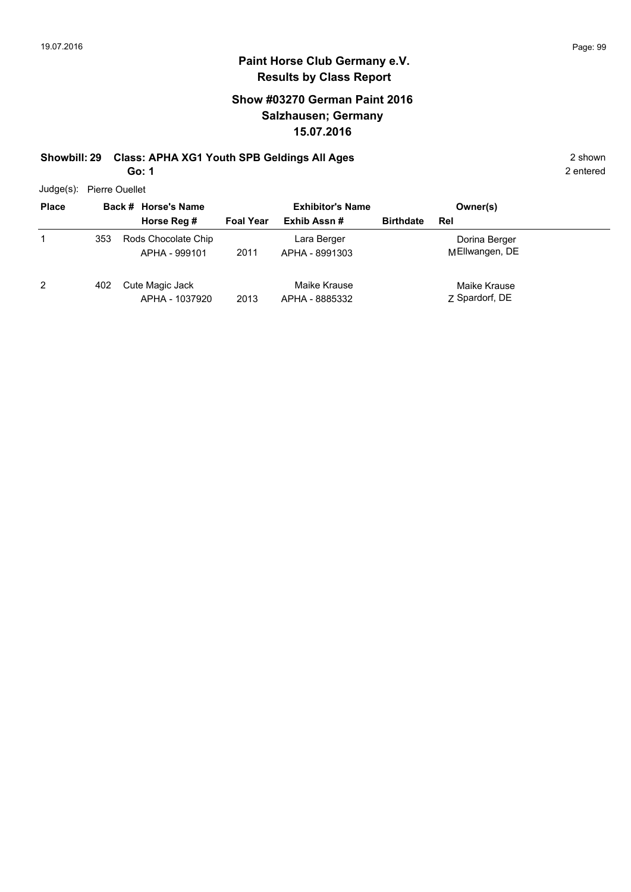# Paint Horse Club Germany e.V.
## Results by Class Report

### Show #03270 German Paint 2016
### Salzhausen; Germany
### 15.07.2016

**Showbill: 29 Class: APHA XG1 Youth SPB Geldings All Ages** 2 shown

**Go: 1** 2 entered

Judge(s): Pierre Ouellet

| Place | Back # | Horse's Name / Horse Reg # | Foal Year | Exhibitor's Name / Exhib Assn # | Birthdate | Rel | Owner(s) |
|---|---|---|---|---|---|---|---|
| 1 | 353 | Rods Chocolate Chip<br>APHA - 999101 | 2011 | Lara Berger<br>APHA - 8991303 | | M | Dorina Berger<br>Ellwangen, DE |
| 2 | 402 | Cute Magic Jack<br>APHA - 1037920 | 2013 | Maike Krause<br>APHA - 8885332 | | Z | Maike Krause<br>Spardorf, DE |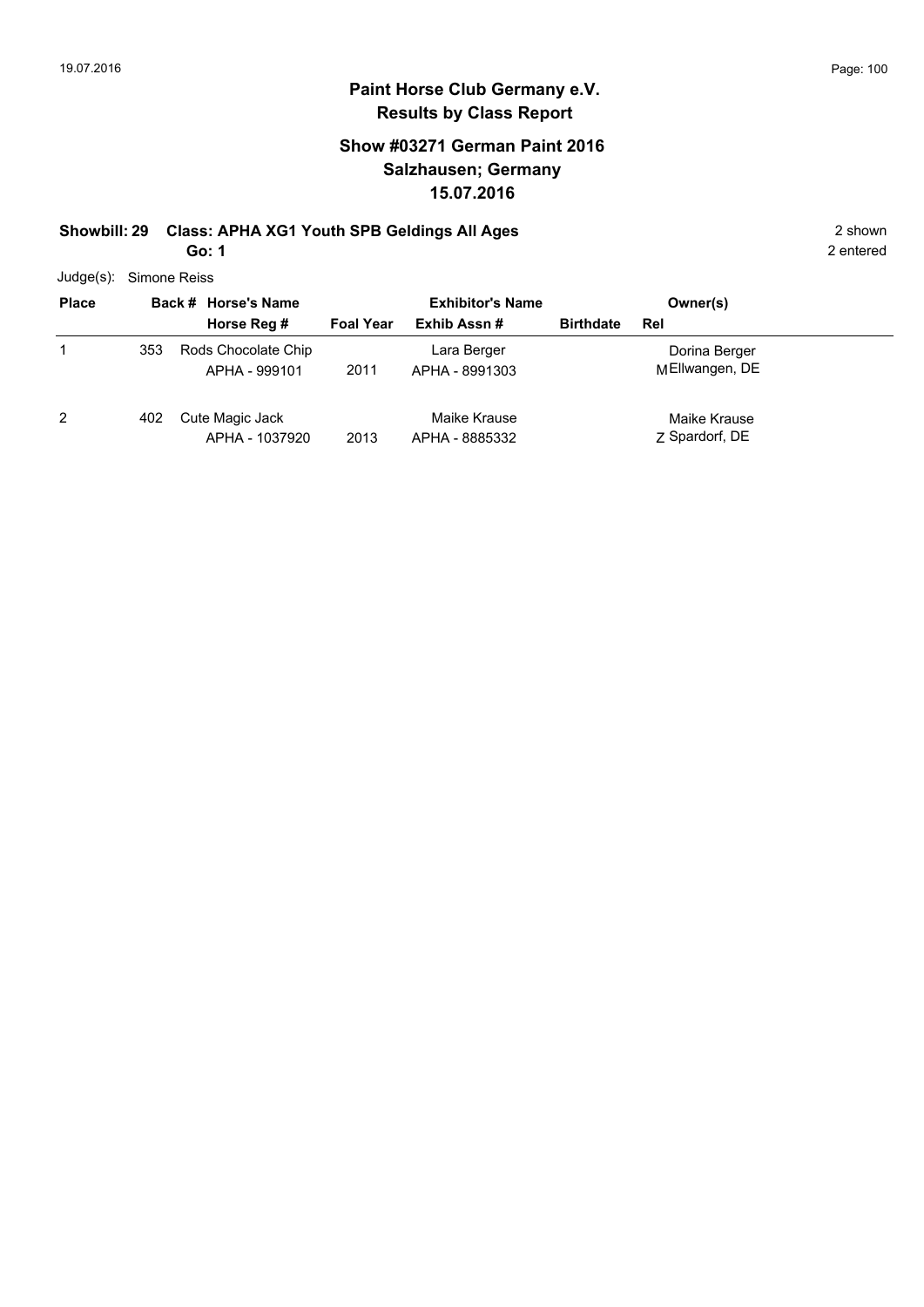# Paint Horse Club Germany e.V.
## Results by Class Report

### Show #03271 German Paint 2016
### Salzhausen; Germany
### 15.07.2016

**Showbill: 29 Class: APHA XG1 Youth SPB Geldings All Ages** — 2 shown

**Go: 1** — 2 entered

Judge(s): Simone Reiss

| Place | Back # | Horse's Name / Horse Reg # | Foal Year | Exhibitor's Name / Exhib Assn # | Birthdate | Rel | Owner(s) |
|---|---|---|---|---|---|---|---|
| 1 | 353 | Rods Chocolate Chip<br>APHA - 999101 | 2011 | Lara Berger<br>APHA - 8991303 | | M | Dorina Berger<br>Ellwangen, DE |
| 2 | 402 | Cute Magic Jack<br>APHA - 1037920 | 2013 | Maike Krause<br>APHA - 8885332 | | Z | Maike Krause<br>Spardorf, DE |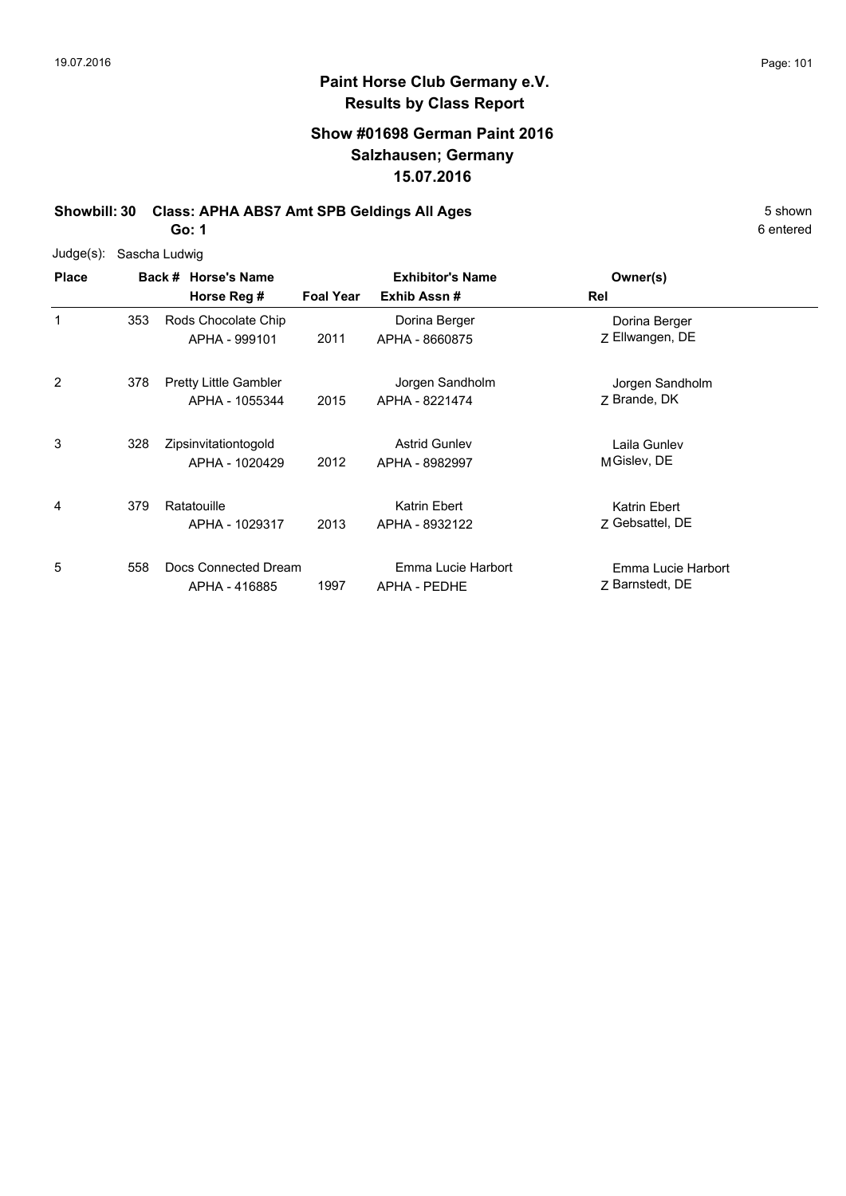# Paint Horse Club Germany e.V.
## Results by Class Report

### Show #01698 German Paint 2016
### Salzhausen; Germany
### 15.07.2016

**Showbill: 30 Class: APHA ABS7 Amt SPB Geldings All Ages** 5 shown

**Go: 1** 6 entered

Judge(s): Sascha Ludwig

| Place | Back # | Horse's Name / Horse Reg # | Foal Year | Exhibitor's Name / Exhib Assn # | Rel | Owner(s) |
|---|---|---|---|---|---|---|
| 1 | 353 | Rods Chocolate Chip<br>APHA - 999101 | 2011 | Dorina Berger<br>APHA - 8660875 | Z | Dorina Berger<br>Ellwangen, DE |
| 2 | 378 | Pretty Little Gambler<br>APHA - 1055344 | 2015 | Jorgen Sandholm<br>APHA - 8221474 | Z | Jorgen Sandholm<br>Brande, DK |
| 3 | 328 | Zipsinvitationtogold<br>APHA - 1020429 | 2012 | Astrid Gunlev<br>APHA - 8982997 | M | Laila Gunlev<br>Gislev, DE |
| 4 | 379 | Ratatouille<br>APHA - 1029317 | 2013 | Katrin Ebert<br>APHA - 8932122 | Z | Katrin Ebert<br>Gebsattel, DE |
| 5 | 558 | Docs Connected Dream<br>APHA - 416885 | 1997 | Emma Lucie Harbort<br>APHA - PEDHE | Z | Emma Lucie Harbort<br>Barnstedt, DE |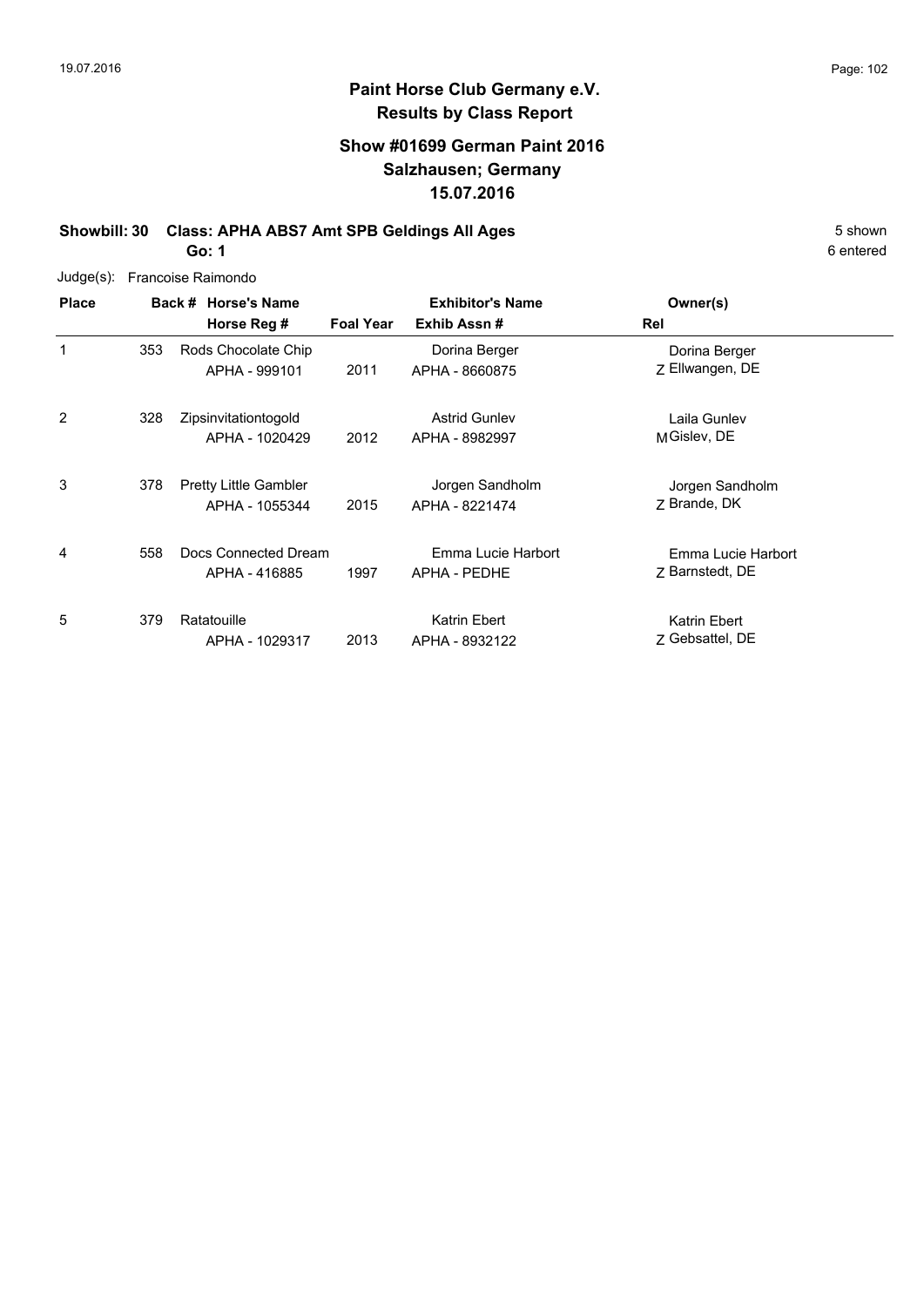# Paint Horse Club Germany e.V.
## Results by Class Report

### Show #01699 German Paint 2016
### Salzhausen; Germany
### 15.07.2016

**Showbill: 30 Class: APHA ABS7 Amt SPB Geldings All Ages** 5 shown

**Go: 1** 6 entered

Judge(s): Francoise Raimondo

| Place | Back # | Horse's Name / Horse Reg # | Foal Year | Exhibitor's Name / Exhib Assn # | Rel | Owner(s) |
|---|---|---|---|---|---|---|
| 1 | 353 | Rods Chocolate Chip<br>APHA - 999101 | 2011 | Dorina Berger<br>APHA - 8660875 | Z | Dorina Berger<br>Ellwangen, DE |
| 2 | 328 | Zipsinvitationtogold<br>APHA - 1020429 | 2012 | Astrid Gunlev<br>APHA - 8982997 | M | Laila Gunlev<br>Gislev, DE |
| 3 | 378 | Pretty Little Gambler<br>APHA - 1055344 | 2015 | Jorgen Sandholm<br>APHA - 8221474 | Z | Jorgen Sandholm<br>Brande, DK |
| 4 | 558 | Docs Connected Dream<br>APHA - 416885 | 1997 | Emma Lucie Harbort<br>APHA - PEDHE | Z | Emma Lucie Harbort<br>Barnstedt, DE |
| 5 | 379 | Ratatouille<br>APHA - 1029317 | 2013 | Katrin Ebert<br>APHA - 8932122 | Z | Katrin Ebert<br>Gebsattel, DE |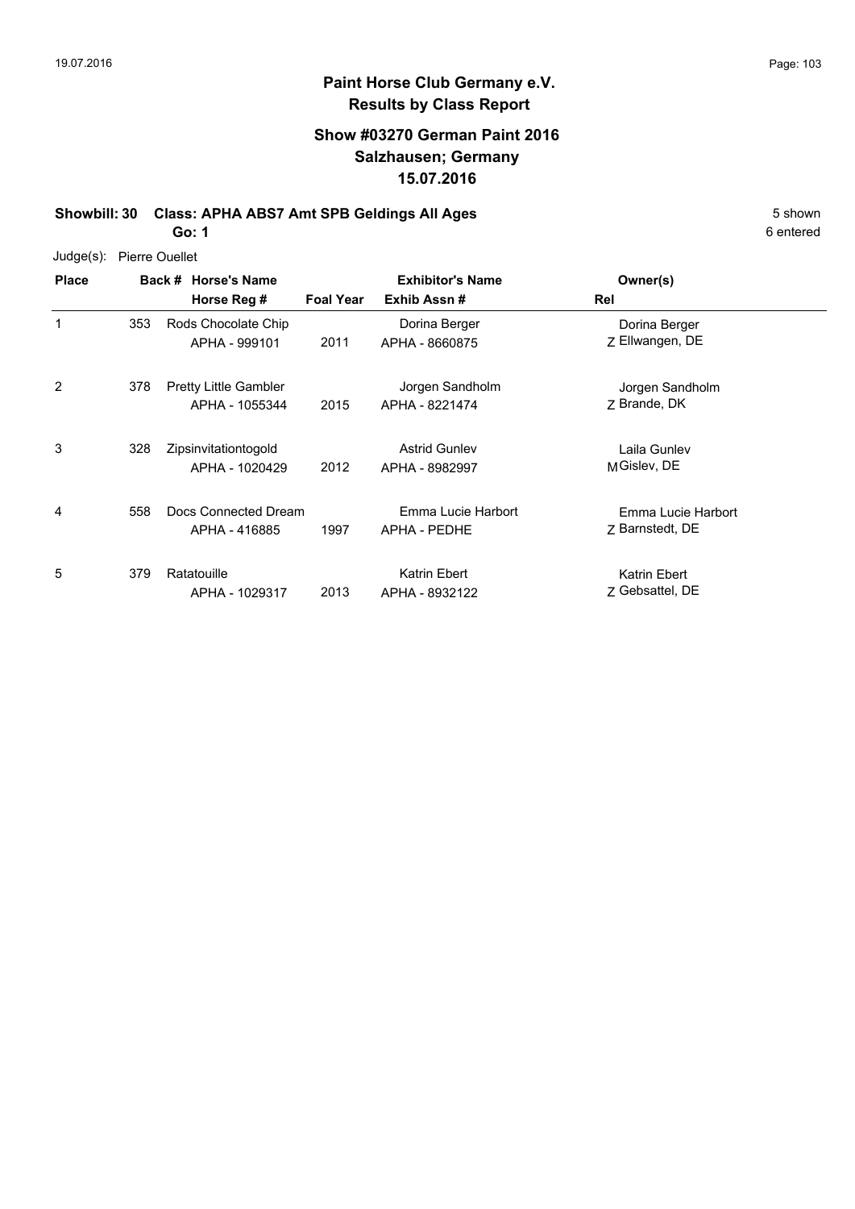# Paint Horse Club Germany e.V.
## Results by Class Report

### Show #03270 German Paint 2016
### Salzhausen; Germany
### 15.07.2016

**Showbill: 30 Class: APHA ABS7 Amt SPB Geldings All Ages** 5 shown

**Go: 1** 6 entered

Judge(s): Pierre Ouellet

| Place | Back # | Horse's Name / Horse Reg # | Foal Year | Exhibitor's Name / Exhib Assn # | Rel | Owner(s) |
|---|---|---|---|---|---|---|
| 1 | 353 | Rods Chocolate Chip<br>APHA - 999101 | 2011 | Dorina Berger<br>APHA - 8660875 | Z | Dorina Berger<br>Ellwangen, DE |
| 2 | 378 | Pretty Little Gambler<br>APHA - 1055344 | 2015 | Jorgen Sandholm<br>APHA - 8221474 | Z | Jorgen Sandholm<br>Brande, DK |
| 3 | 328 | Zipsinvitationtogold<br>APHA - 1020429 | 2012 | Astrid Gunlev<br>APHA - 8982997 | M | Laila Gunlev<br>Gislev, DE |
| 4 | 558 | Docs Connected Dream<br>APHA - 416885 | 1997 | Emma Lucie Harbort<br>APHA - PEDHE | Z | Emma Lucie Harbort<br>Barnstedt, DE |
| 5 | 379 | Ratatouille<br>APHA - 1029317 | 2013 | Katrin Ebert<br>APHA - 8932122 | Z | Katrin Ebert<br>Gebsattel, DE |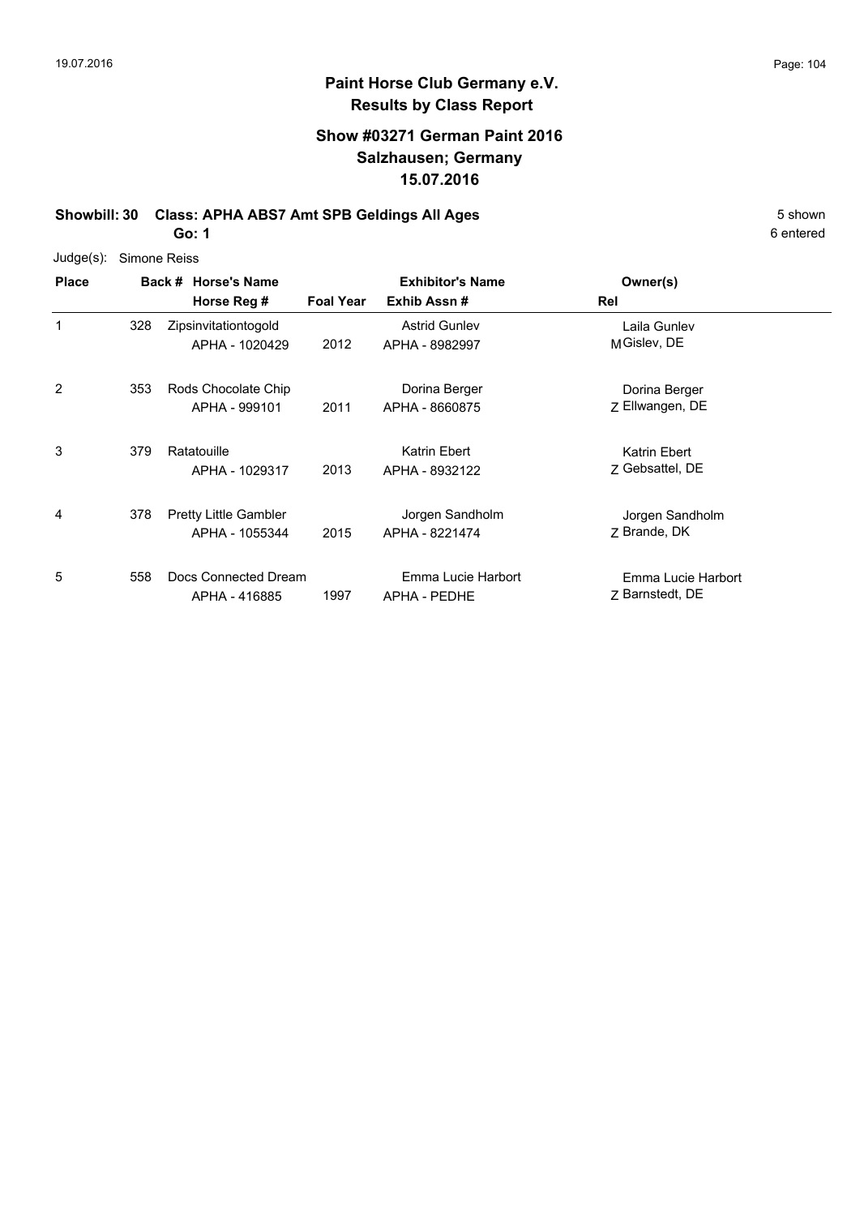# Paint Horse Club Germany e.V.
## Results by Class Report

### Show #03271 German Paint 2016
### Salzhausen; Germany
### 15.07.2016

**Showbill: 30 Class: APHA ABS7 Amt SPB Geldings All Ages** 5 shown

**Go: 1** 6 entered

Judge(s): Simone Reiss

| Place | Back # | Horse's Name / Horse Reg # | Foal Year | Exhibitor's Name / Exhib Assn # | Rel | Owner(s) |
|---|---|---|---|---|---|---|
| 1 | 328 | Zipsinvitationtogold<br>APHA - 1020429 | 2012 | Astrid Gunlev<br>APHA - 8982997 | M | Laila Gunlev<br>Gislev, DE |
| 2 | 353 | Rods Chocolate Chip<br>APHA - 999101 | 2011 | Dorina Berger<br>APHA - 8660875 | Z | Dorina Berger<br>Ellwangen, DE |
| 3 | 379 | Ratatouille<br>APHA - 1029317 | 2013 | Katrin Ebert<br>APHA - 8932122 | Z | Katrin Ebert<br>Gebsattel, DE |
| 4 | 378 | Pretty Little Gambler<br>APHA - 1055344 | 2015 | Jorgen Sandholm<br>APHA - 8221474 | Z | Jorgen Sandholm<br>Brande, DK |
| 5 | 558 | Docs Connected Dream<br>APHA - 416885 | 1997 | Emma Lucie Harbort<br>APHA - PEDHE | Z | Emma Lucie Harbort<br>Barnstedt, DE |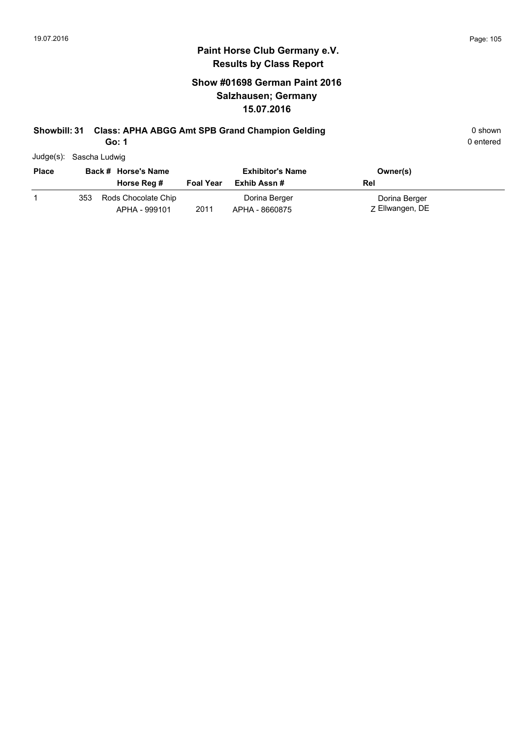# Paint Horse Club Germany e.V.
## Results by Class Report

### Show #01698 German Paint 2016
### Salzhausen; Germany
### 15.07.2016

**Showbill: 31 Class: APHA ABGG Amt SPB Grand Champion Gelding** 0 shown
**Go: 1** 0 entered

Judge(s): Sascha Ludwig

| Place | Back # | Horse's Name / Horse Reg # | Foal Year | Exhibitor's Name / Exhib Assn # | Owner(s) / Rel |
|---|---|---|---|---|---|
| 1 | 353 | Rods Chocolate Chip<br>APHA - 999101 | 2011 | Dorina Berger<br>APHA - 8660875 | Dorina Berger<br>Z Ellwangen, DE |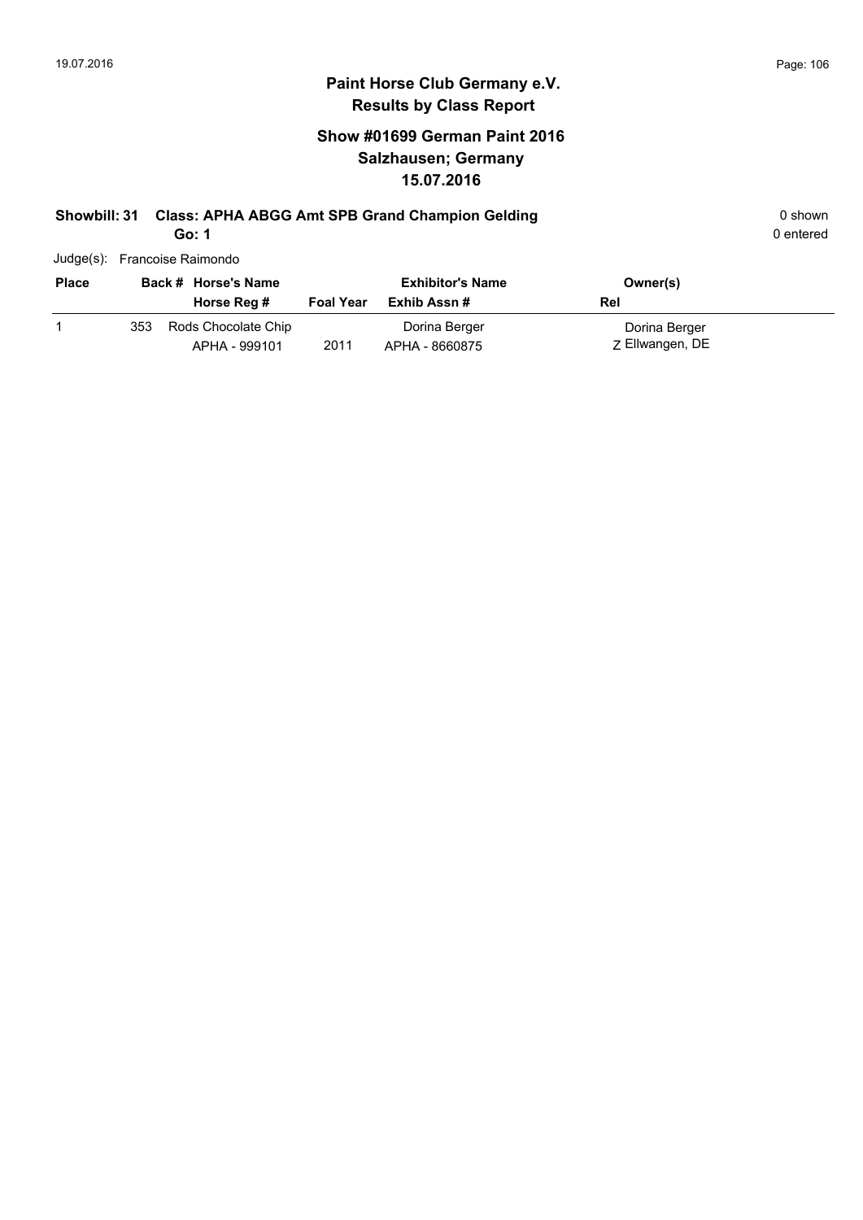# Paint Horse Club Germany e.V.

## Results by Class Report

### Show #01699 German Paint 2016
### Salzhausen; Germany
### 15.07.2016

**Showbill: 31 Class: APHA ABGG Amt SPB Grand Champion Gelding** 0 shown

**Go: 1** 0 entered

Judge(s): Francoise Raimondo

| Place | Back # | Horse's Name / Horse Reg # | Foal Year | Exhibitor's Name / Exhib Assn # | Owner(s) / Rel |
|---|---|---|---|---|---|
| 1 | 353 | Rods Chocolate Chip<br>APHA - 999101 | 2011 | Dorina Berger<br>APHA - 8660875 | Dorina Berger<br>Z Ellwangen, DE |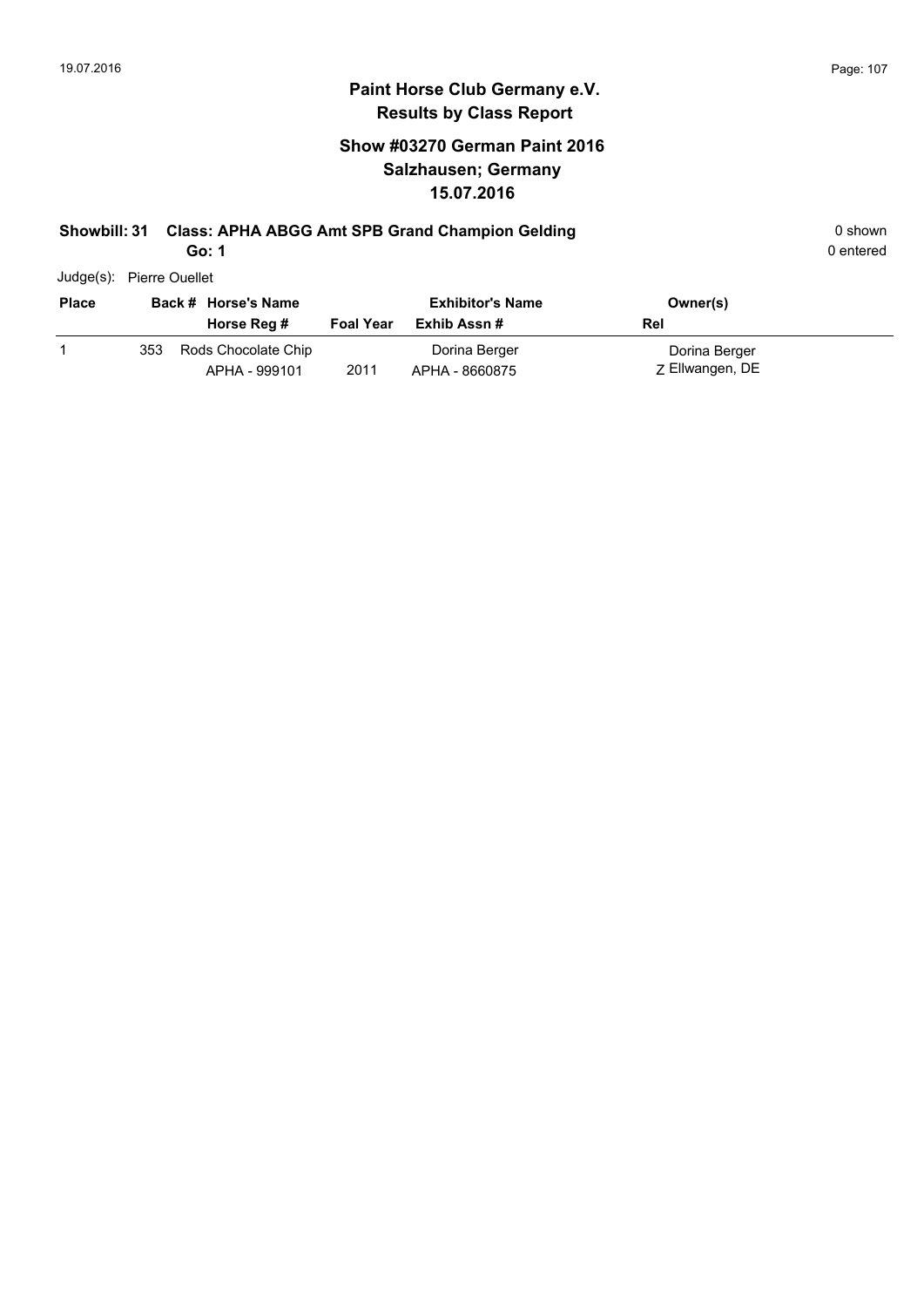# Paint Horse Club Germany e.V.

## Results by Class Report

### Show #03270 German Paint 2016
### Salzhausen; Germany
### 15.07.2016

**Showbill: 31 Class: APHA ABGG Amt SPB Grand Champion Gelding** 0 shown

**Go: 1** 0 entered

Judge(s): Pierre Ouellet

| Place | Back # | Horse's Name / Horse Reg # | Foal Year | Exhibitor's Name / Exhib Assn # | Owner(s) / Rel |
|---|---|---|---|---|---|
| 1 | 353 | Rods Chocolate Chip<br>APHA - 999101 | 2011 | Dorina Berger<br>APHA - 8660875 | Dorina Berger<br>Z Ellwangen, DE |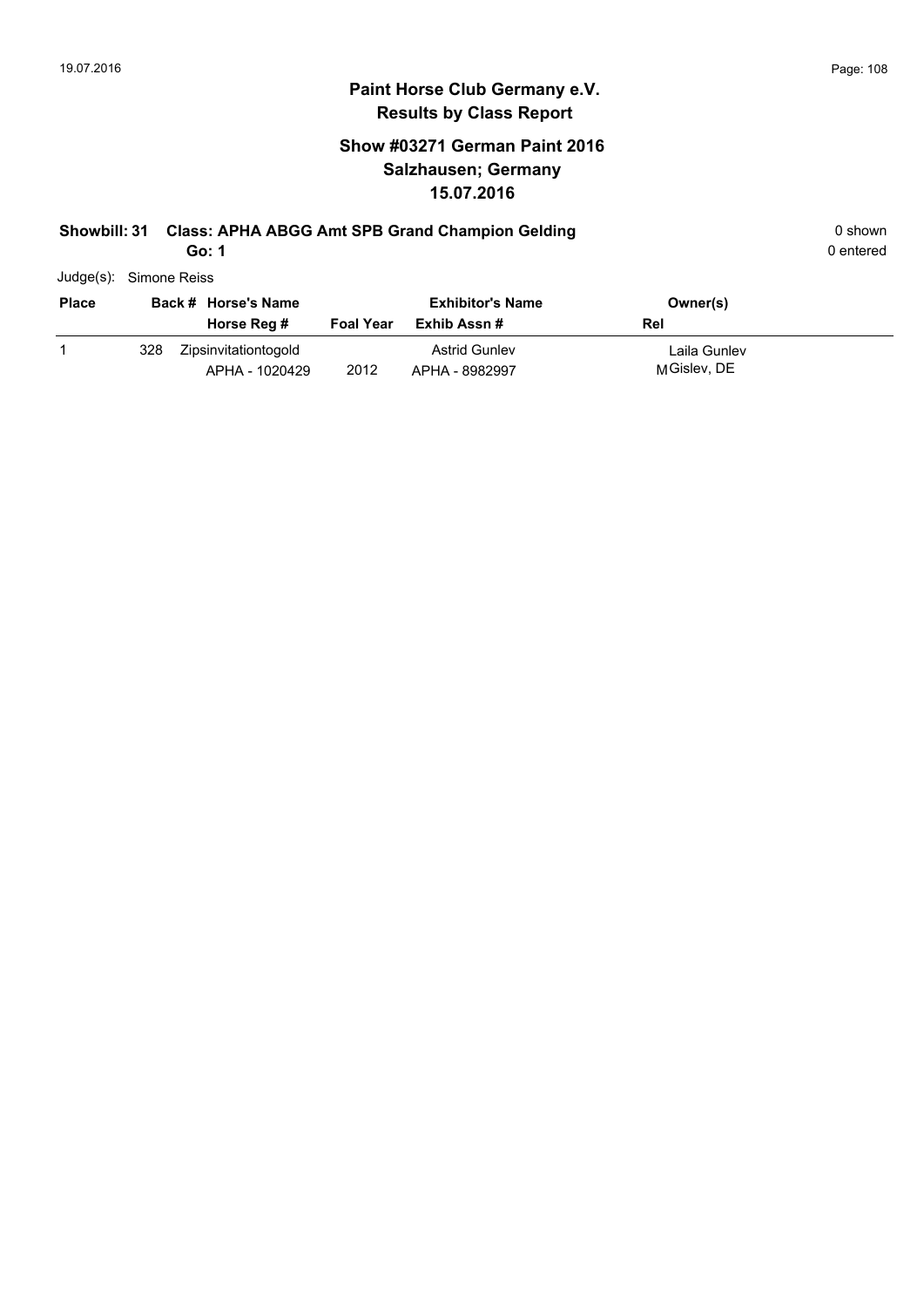# Paint Horse Club Germany e.V.
## Results by Class Report

### Show #03271 German Paint 2016
### Salzhausen; Germany
### 15.07.2016

**Showbill: 31 Class: APHA ABGG Amt SPB Grand Champion Gelding** 0 shown

**Go: 1** 0 entered

Judge(s): Simone Reiss

| Place | Back # | Horse's Name / Horse Reg # | Foal Year | Exhibitor's Name / Exhib Assn # | Owner(s) / Rel |
|---|---|---|---|---|---|
| 1 | 328 | Zipsinvitationtogold<br>APHA - 1020429 | 2012 | Astrid Gunlev<br>APHA - 8982997 | Laila Gunlev<br>M Gislev, DE |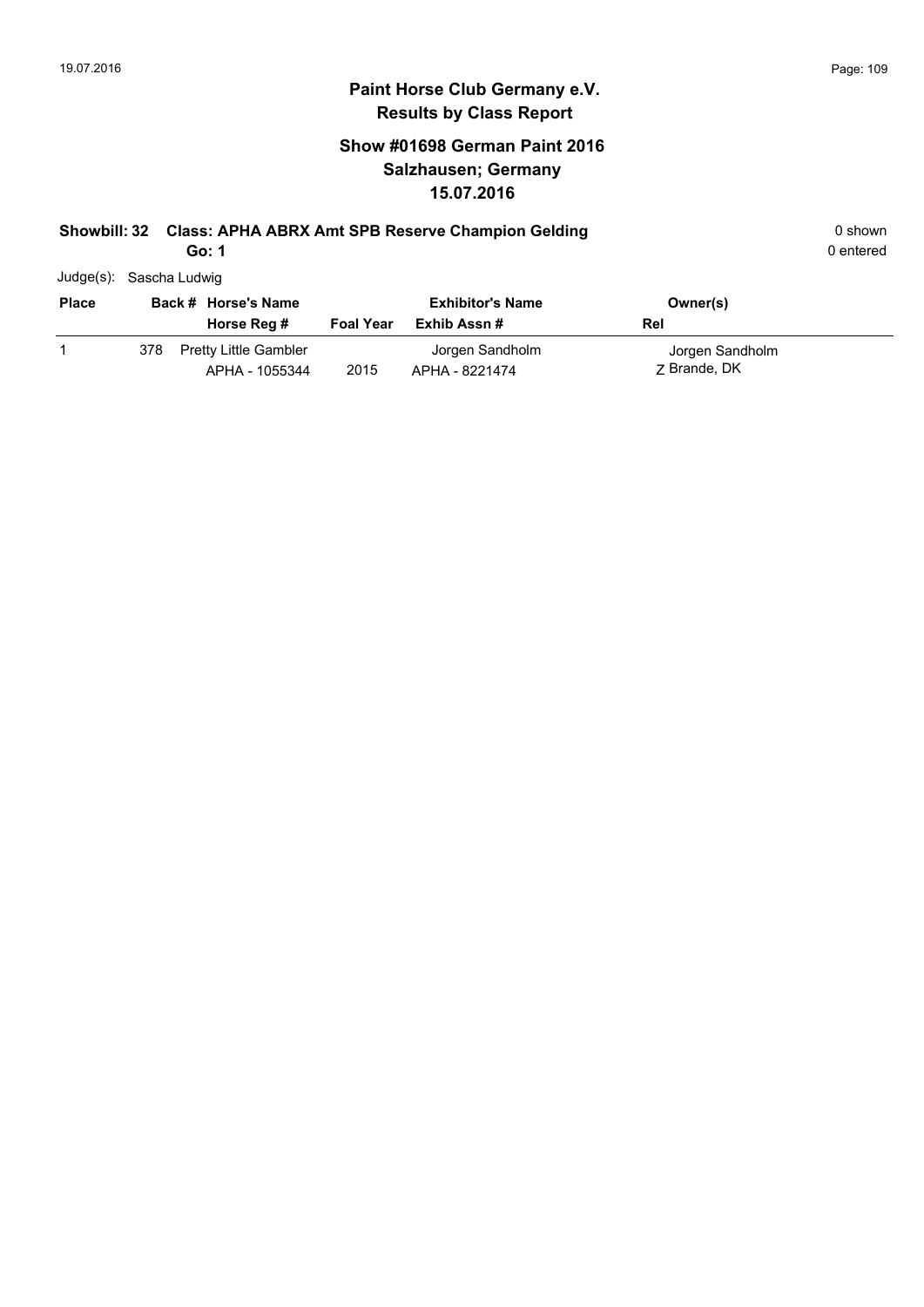# Paint Horse Club Germany e.V.

## Results by Class Report

### Show #01698 German Paint 2016
### Salzhausen; Germany
### 15.07.2016

**Showbill: 32 Class: APHA ABRX Amt SPB Reserve Champion Gelding** 0 shown

**Go: 1** 0 entered

Judge(s): Sascha Ludwig

| Place | Back # | Horse's Name / Horse Reg # | Foal Year | Exhibitor's Name / Exhib Assn # | Owner(s) / Rel |
|---|---|---|---|---|---|
| 1 | 378 | Pretty Little Gambler<br>APHA - 1055344 | 2015 | Jorgen Sandholm<br>APHA - 8221474 | Jorgen Sandholm<br>Z Brande, DK |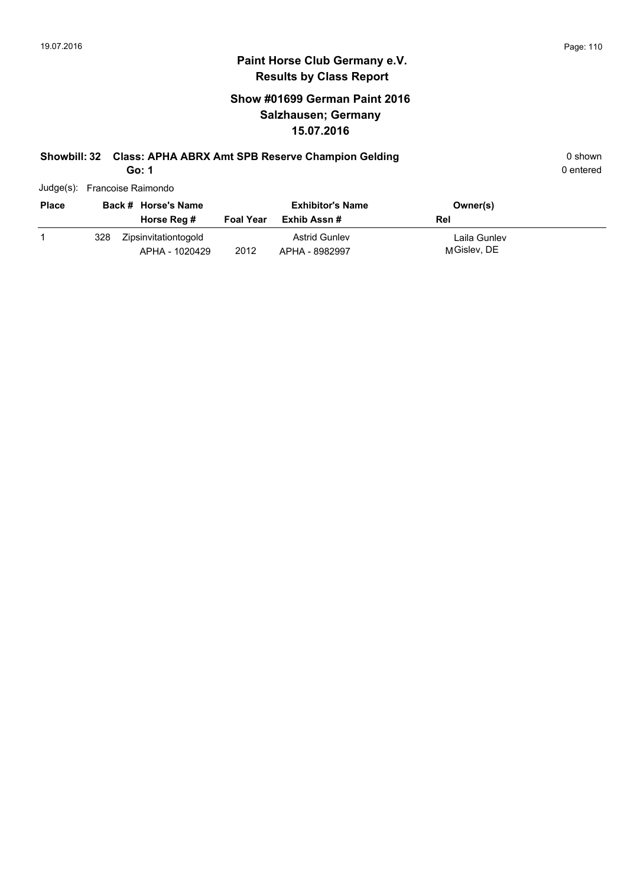# Paint Horse Club Germany e.V.

## Results by Class Report

### Show #01699 German Paint 2016
### Salzhausen; Germany
### 15.07.2016

**Showbill: 32 Class: APHA ABRX Amt SPB Reserve Champion Gelding** — 0 shown

**Go: 1** — 0 entered

Judge(s): Francoise Raimondo

| Place | Back # | Horse's Name / Horse Reg # | Foal Year | Exhibitor's Name / Exhib Assn # | Owner(s) / Rel |
|---|---|---|---|---|---|
| 1 | 328 | Zipsinvitationtogold<br>APHA - 1020429 | 2012 | Astrid Gunlev<br>APHA - 8982997 | Laila Gunlev<br>M Gislev, DE |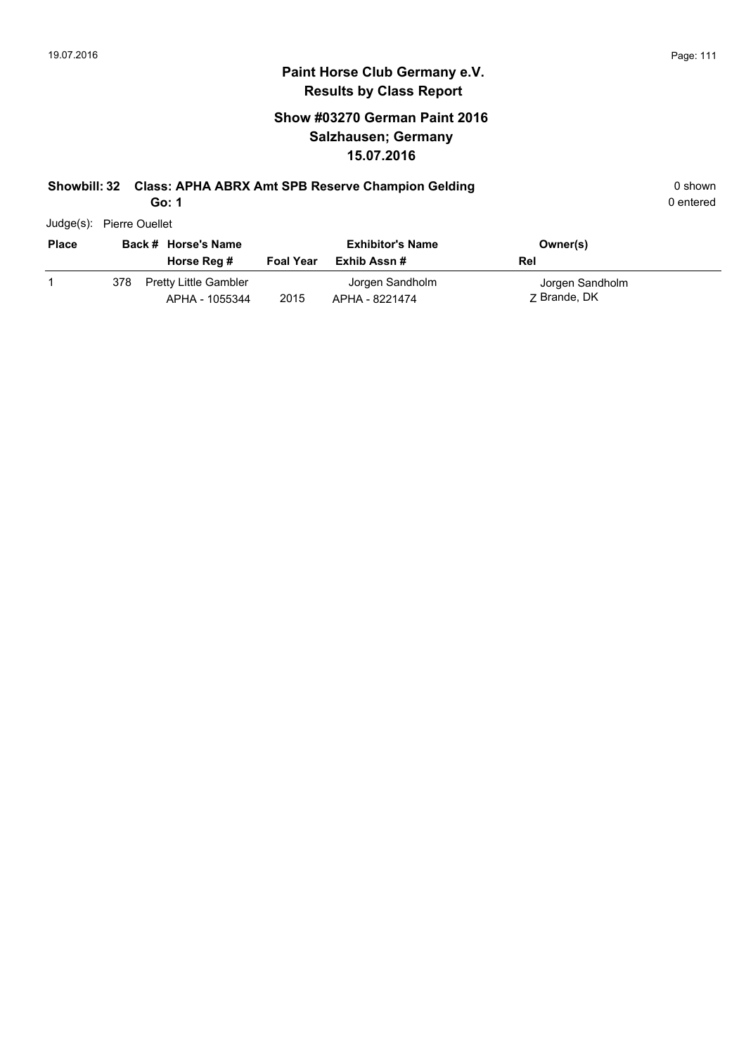# Paint Horse Club Germany e.V.

## Results by Class Report

### Show #03270 German Paint 2016
### Salzhausen; Germany
### 15.07.2016

**Showbill: 32 Class: APHA ABRX Amt SPB Reserve Champion Gelding** — 0 shown

**Go: 1** — 0 entered

Judge(s): Pierre Ouellet

| Place | Back # | Horse's Name / Horse Reg # | Foal Year | Exhibitor's Name / Exhib Assn # | Owner(s) / Rel |
|---|---|---|---|---|---|
| 1 | 378 | Pretty Little Gambler<br>APHA - 1055344 | 2015 | Jorgen Sandholm<br>APHA - 8221474 | Jorgen Sandholm<br>Z Brande, DK |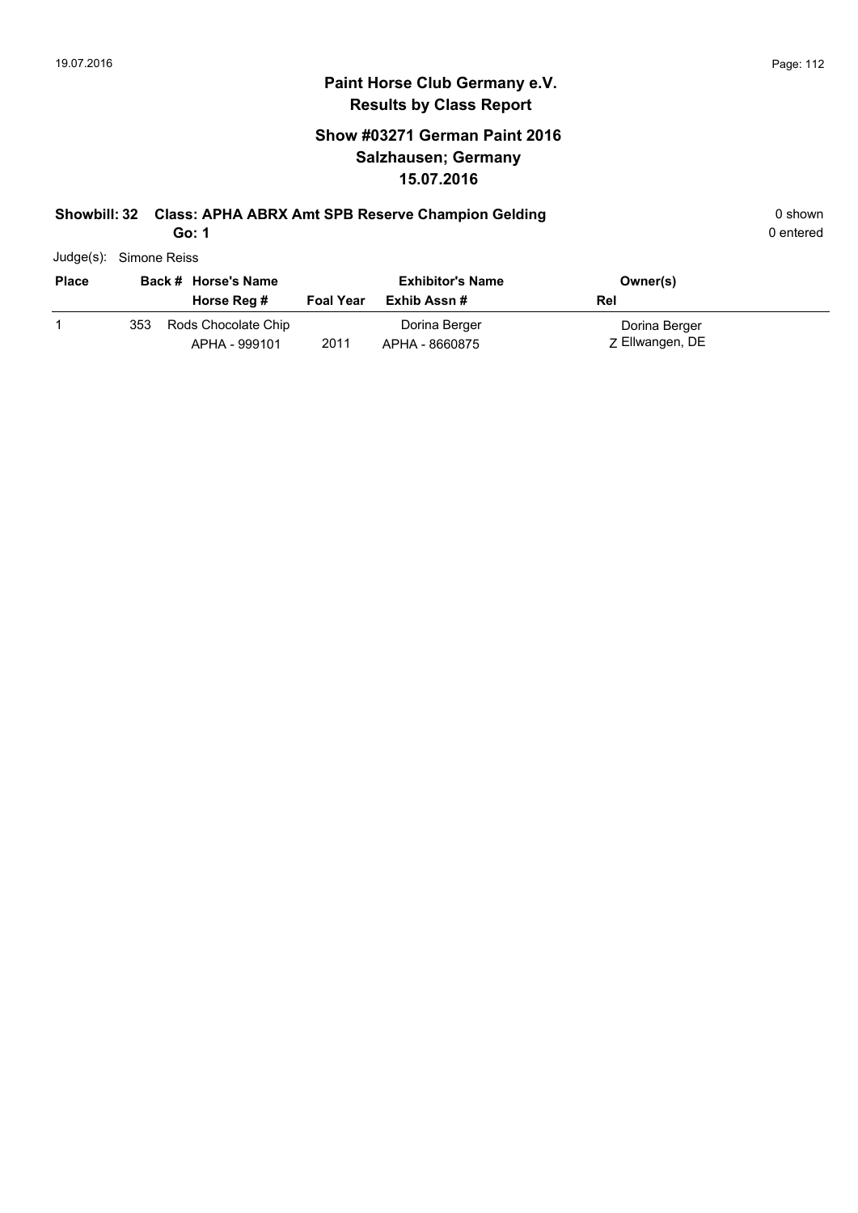# Paint Horse Club Germany e.V.
## Results by Class Report

### Show #03271 German Paint 2016
### Salzhausen; Germany
### 15.07.2016

**Showbill: 32 Class: APHA ABRX Amt SPB Reserve Champion Gelding** 0 shown

**Go: 1** 0 entered

Judge(s): Simone Reiss

| Place | Back # | Horse's Name / Horse Reg # | Foal Year | Exhibitor's Name / Exhib Assn # | Owner(s) / Rel |
|---|---|---|---|---|---|
| 1 | 353 | Rods Chocolate Chip<br>APHA - 999101 | 2011 | Dorina Berger<br>APHA - 8660875 | Dorina Berger<br>Z Ellwangen, DE |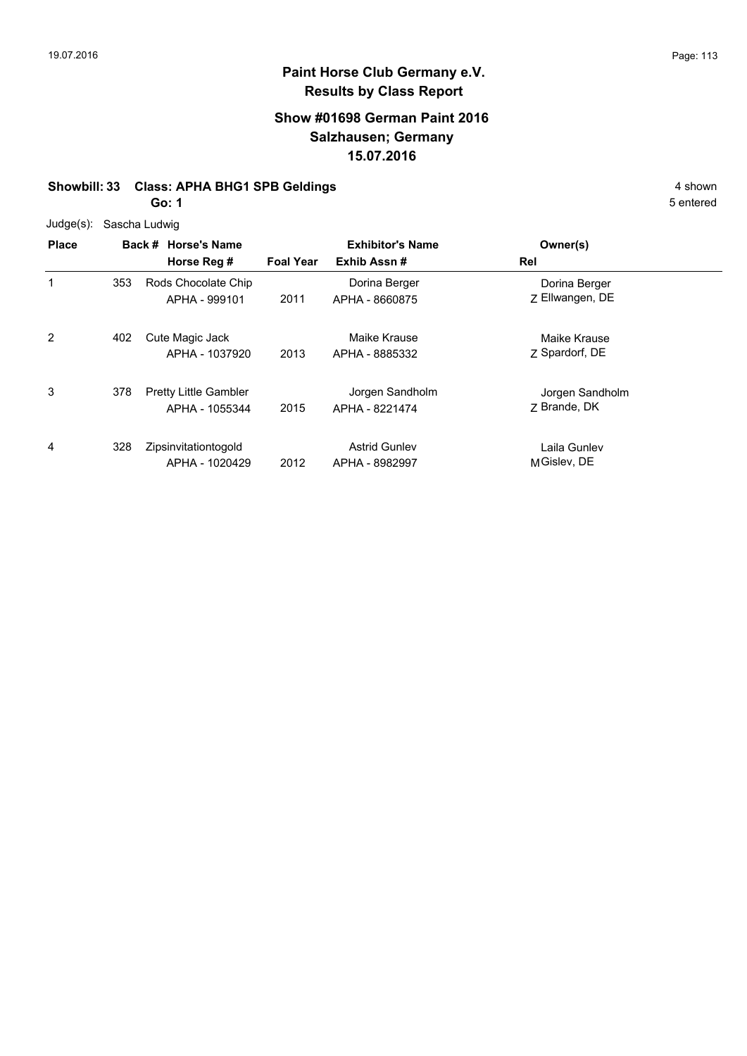# Paint Horse Club Germany e.V.
## Results by Class Report

### Show #01698 German Paint 2016
### Salzhausen; Germany
### 15.07.2016

**Showbill: 33 Class: APHA BHG1 SPB Geldings** 4 shown

**Go: 1** 5 entered

Judge(s): Sascha Ludwig

| Place | Back # | Horse's Name / Horse Reg # | Foal Year | Exhibitor's Name / Exhib Assn # | Rel | Owner(s) |
|---|---|---|---|---|---|---|
| 1 | 353 | Rods Chocolate Chip<br>APHA - 999101 | 2011 | Dorina Berger<br>APHA - 8660875 | Z | Dorina Berger<br>Ellwangen, DE |
| 2 | 402 | Cute Magic Jack<br>APHA - 1037920 | 2013 | Maike Krause<br>APHA - 8885332 | Z | Maike Krause<br>Spardorf, DE |
| 3 | 378 | Pretty Little Gambler<br>APHA - 1055344 | 2015 | Jorgen Sandholm<br>APHA - 8221474 | Z | Jorgen Sandholm<br>Brande, DK |
| 4 | 328 | Zipsinvitationtogold<br>APHA - 1020429 | 2012 | Astrid Gunlev<br>APHA - 8982997 | M | Laila Gunlev<br>Gislev, DE |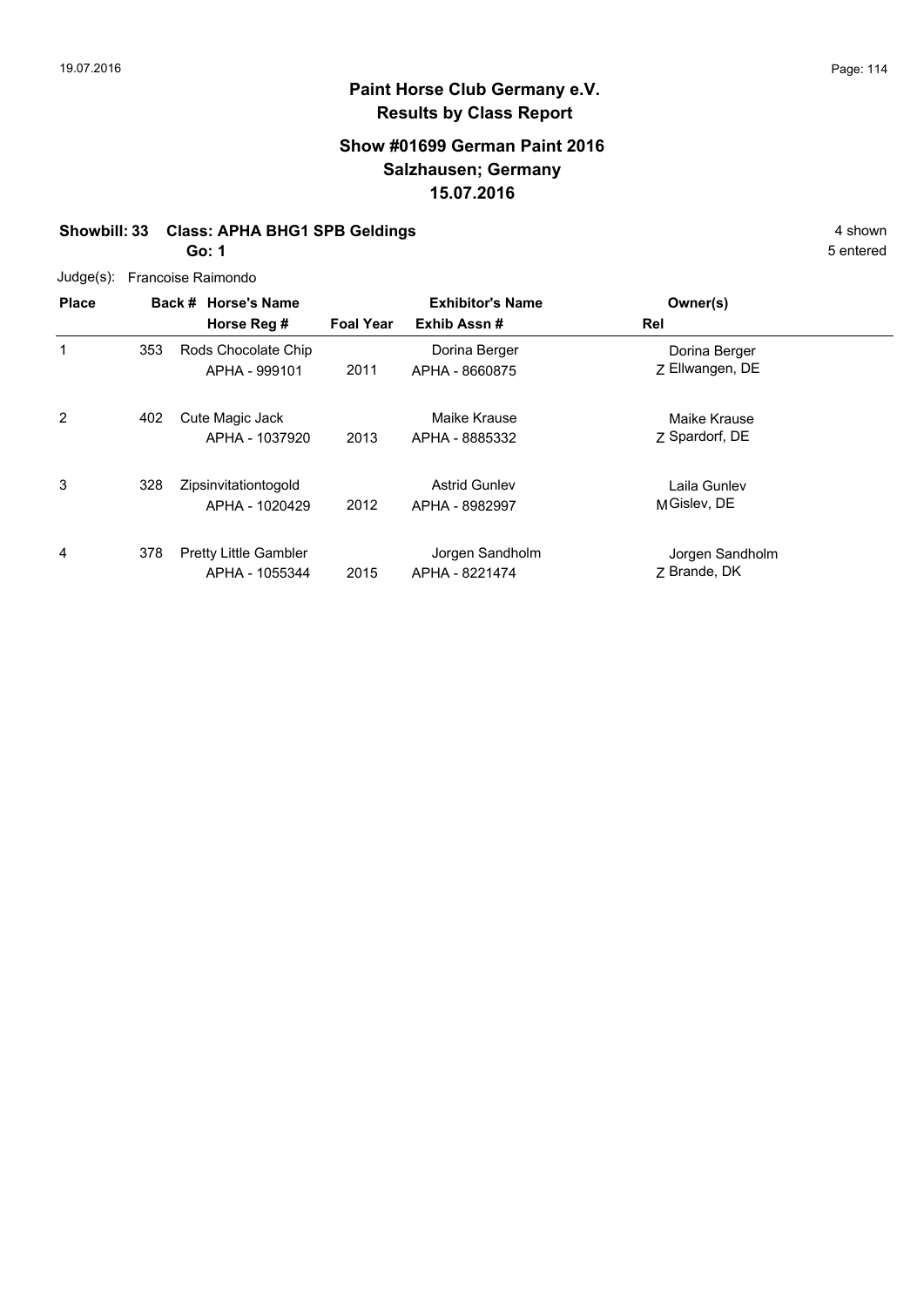# Paint Horse Club Germany e.V.

## Results by Class Report

### Show #01699 German Paint 2016
### Salzhausen; Germany
### 15.07.2016

**Showbill: 33 Class: APHA BHG1 SPB Geldings** — 4 shown

**Go: 1** — 5 entered

Judge(s): Francoise Raimondo

| Place | Back # | Horse's Name / Horse Reg # | Foal Year | Exhibitor's Name / Exhib Assn # | Rel | Owner(s) |
|---|---|---|---|---|---|---|
| 1 | 353 | Rods Chocolate Chip<br>APHA - 999101 | 2011 | Dorina Berger<br>APHA - 8660875 | Z | Dorina Berger<br>Ellwangen, DE |
| 2 | 402 | Cute Magic Jack<br>APHA - 1037920 | 2013 | Maike Krause<br>APHA - 8885332 | Z | Maike Krause<br>Spardorf, DE |
| 3 | 328 | Zipsinvitationtogold<br>APHA - 1020429 | 2012 | Astrid Gunlev<br>APHA - 8982997 | M | Laila Gunlev<br>Gislev, DE |
| 4 | 378 | Pretty Little Gambler<br>APHA - 1055344 | 2015 | Jorgen Sandholm<br>APHA - 8221474 | Z | Jorgen Sandholm<br>Brande, DK |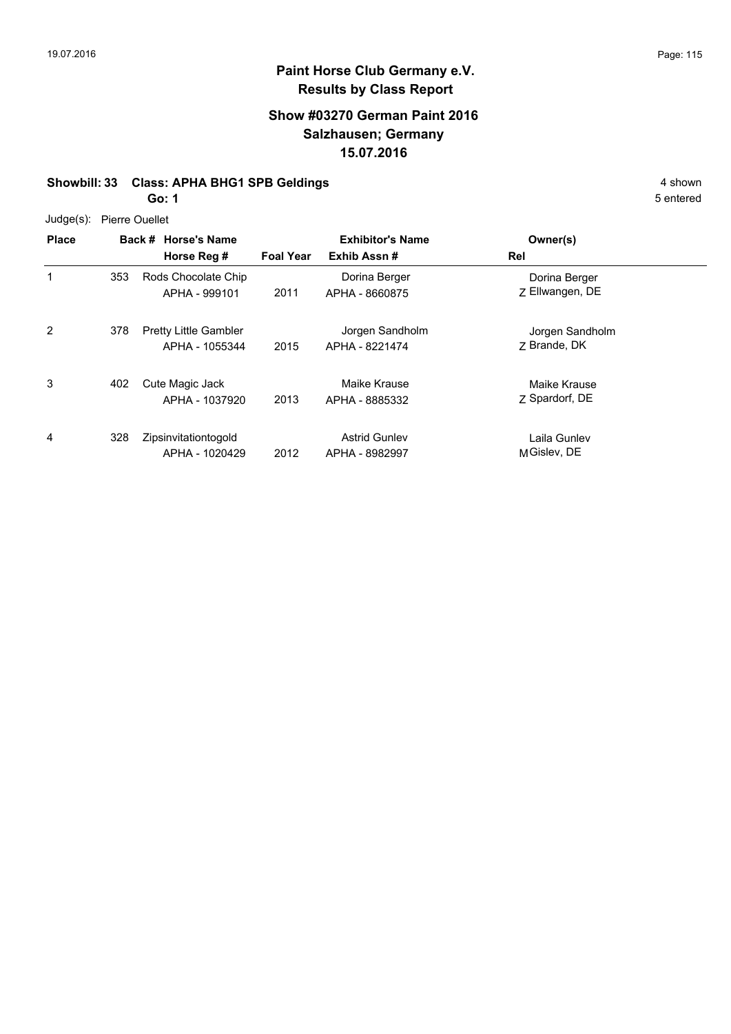# Paint Horse Club Germany e.V.

## Results by Class Report

### Show #03270 German Paint 2016
### Salzhausen; Germany
### 15.07.2016

**Showbill: 33 Class: APHA BHG1 SPB Geldings** 4 shown

**Go: 1** 5 entered

Judge(s): Pierre Ouellet

| Place | Back # | Horse's Name / Horse Reg # | Foal Year | Exhibitor's Name / Exhib Assn # | Rel | Owner(s) |
|---|---|---|---|---|---|---|
| 1 | 353 | Rods Chocolate Chip<br>APHA - 999101 | 2011 | Dorina Berger<br>APHA - 8660875 | Z | Dorina Berger<br>Ellwangen, DE |
| 2 | 378 | Pretty Little Gambler<br>APHA - 1055344 | 2015 | Jorgen Sandholm<br>APHA - 8221474 | Z | Jorgen Sandholm<br>Brande, DK |
| 3 | 402 | Cute Magic Jack<br>APHA - 1037920 | 2013 | Maike Krause<br>APHA - 8885332 | Z | Maike Krause<br>Spardorf, DE |
| 4 | 328 | Zipsinvitationtogold<br>APHA - 1020429 | 2012 | Astrid Gunlev<br>APHA - 8982997 | M | Laila Gunlev<br>Gislev, DE |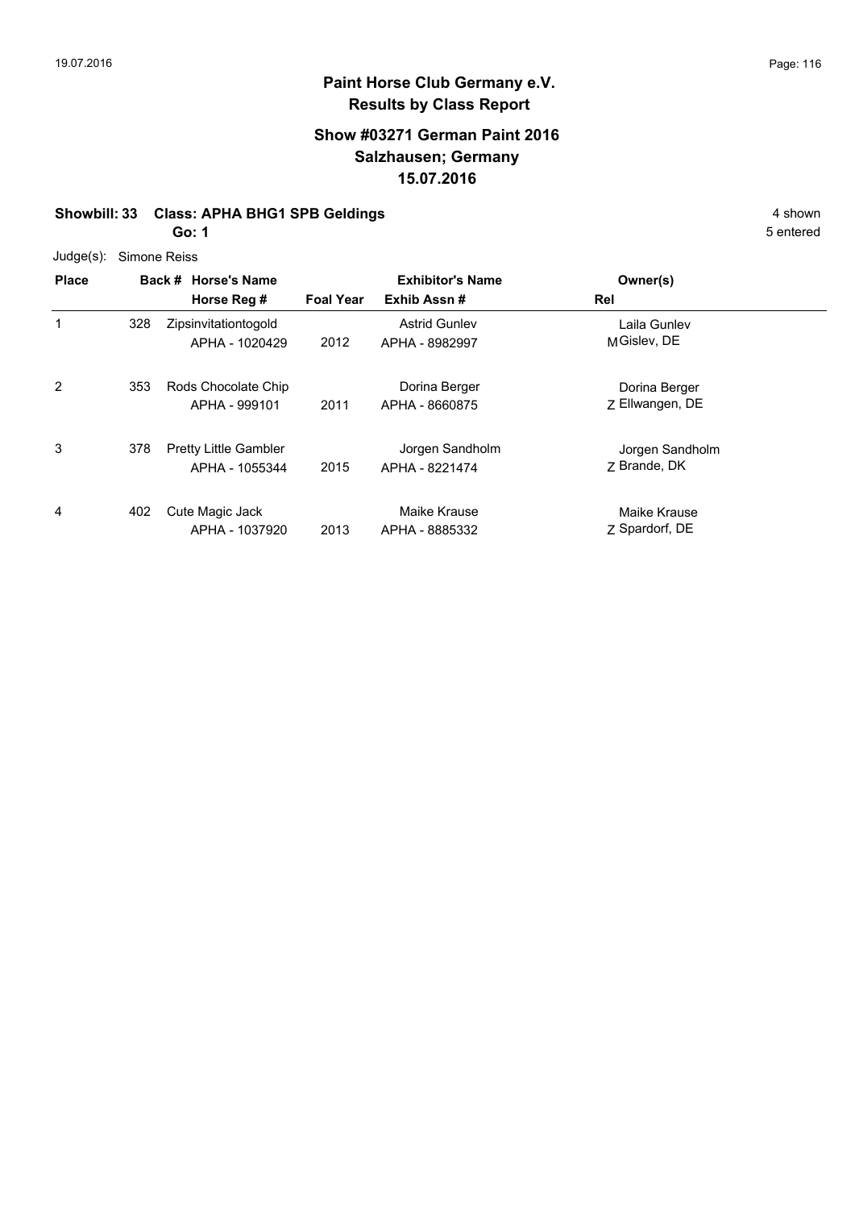# Paint Horse Club Germany e.V.
## Results by Class Report

### Show #03271 German Paint 2016
### Salzhausen; Germany
### 15.07.2016

**Showbill: 33 Class: APHA BHG1 SPB Geldings** 4 shown

**Go: 1** 5 entered

Judge(s): Simone Reiss

| Place | Back # | Horse's Name / Horse Reg # | Foal Year | Exhibitor's Name / Exhib Assn # | Rel | Owner(s) |
|---|---|---|---|---|---|---|
| 1 | 328 | Zipsinvitationtogold<br>APHA - 1020429 | 2012 | Astrid Gunlev<br>APHA - 8982997 | M | Laila Gunlev<br>Gislev, DE |
| 2 | 353 | Rods Chocolate Chip<br>APHA - 999101 | 2011 | Dorina Berger<br>APHA - 8660875 | Z | Dorina Berger<br>Ellwangen, DE |
| 3 | 378 | Pretty Little Gambler<br>APHA - 1055344 | 2015 | Jorgen Sandholm<br>APHA - 8221474 | Z | Jorgen Sandholm<br>Brande, DK |
| 4 | 402 | Cute Magic Jack<br>APHA - 1037920 | 2013 | Maike Krause<br>APHA - 8885332 | Z | Maike Krause<br>Spardorf, DE |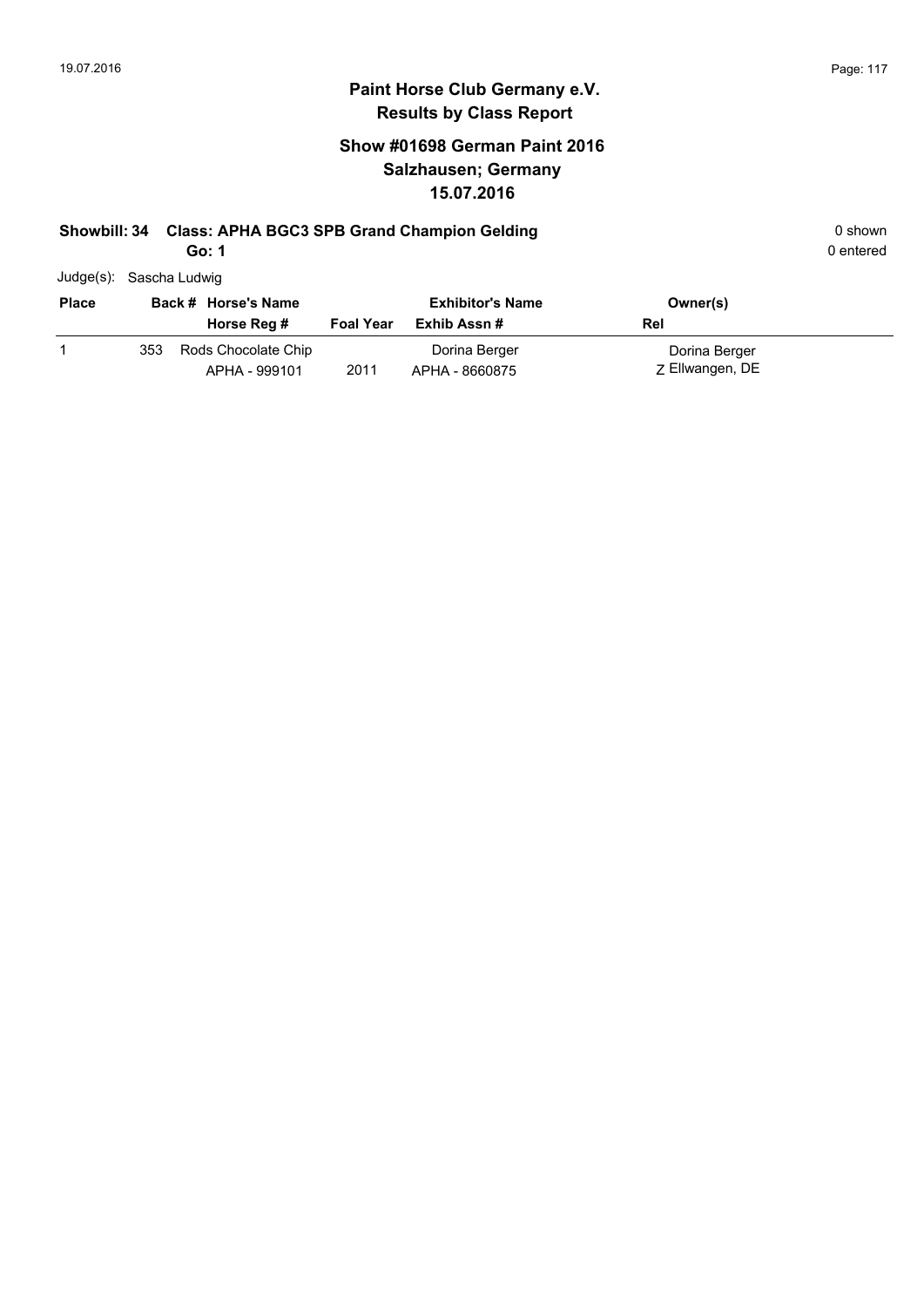# Paint Horse Club Germany e.V.

## Results by Class Report

### Show #01698 German Paint 2016
### Salzhausen; Germany
### 15.07.2016

**Showbill: 34 Class: APHA BGC3 SPB Grand Champion Gelding** 0 shown

**Go: 1** 0 entered

Judge(s): Sascha Ludwig

| Place | Back # | Horse's Name / Horse Reg # | Foal Year | Exhibitor's Name / Exhib Assn # | Owner(s) / Rel |
|---|---|---|---|---|---|
| 1 | 353 | Rods Chocolate Chip / APHA - 999101 | 2011 | Dorina Berger / APHA - 8660875 | Dorina Berger / Z Ellwangen, DE |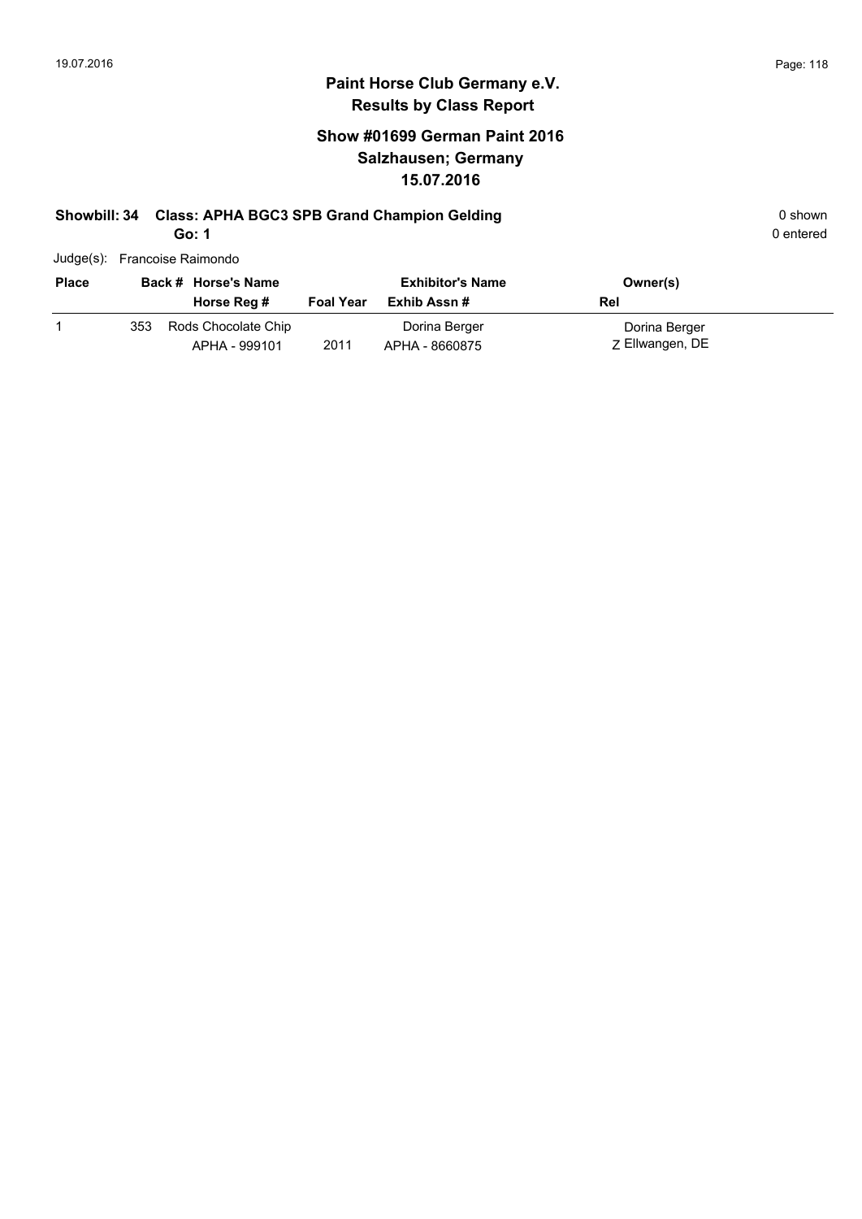# Paint Horse Club Germany e.V.
## Results by Class Report

### Show #01699 German Paint 2016
### Salzhausen; Germany
### 15.07.2016

**Showbill: 34 Class: APHA BGC3 SPB Grand Champion Gelding** 0 shown

**Go: 1** 0 entered

Judge(s): Francoise Raimondo

| Place | Back # | Horse's Name / Horse Reg # | Foal Year | Exhibitor's Name / Exhib Assn # | Owner(s) / Rel |
|---|---|---|---|---|---|
| 1 | 353 | Rods Chocolate Chip<br>APHA - 999101 | 2011 | Dorina Berger<br>APHA - 8660875 | Dorina Berger<br>Z Ellwangen, DE |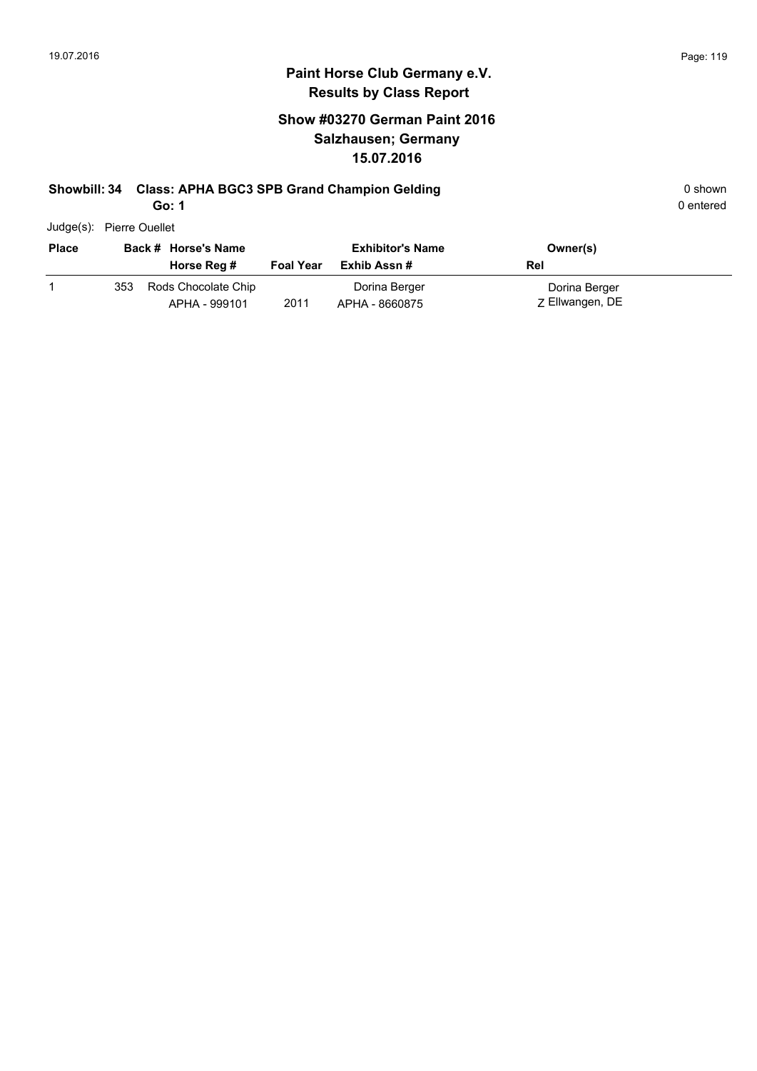## Paint Horse Club Germany e.V.
## Results by Class Report

### Show #03270 German Paint 2016
### Salzhausen; Germany
### 15.07.2016

**Showbill: 34 Class: APHA BGC3 SPB Grand Champion Gelding** 0 shown

**Go: 1** 0 entered

Judge(s): Pierre Ouellet

| Place | Back # | Horse's Name / Horse Reg # | Foal Year | Exhibitor's Name / Exhib Assn # | Owner(s) / Rel |
|---|---|---|---|---|---|
| 1 | 353 | Rods Chocolate Chip<br>APHA - 999101 | 2011 | Dorina Berger<br>APHA - 8660875 | Dorina Berger<br>Z Ellwangen, DE |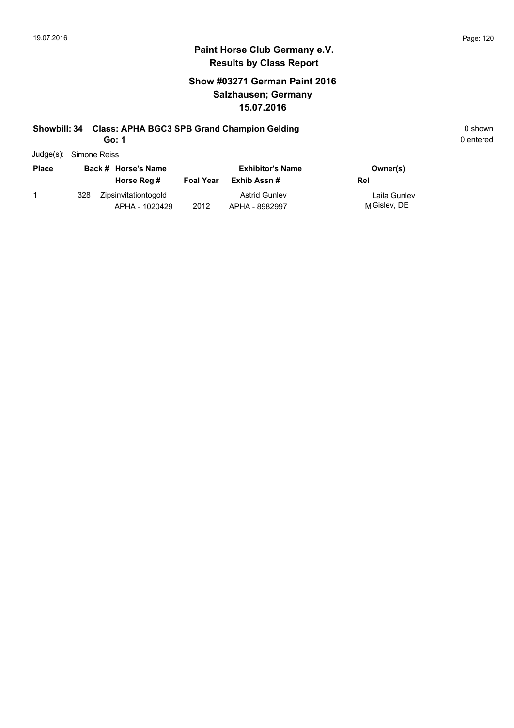## Paint Horse Club Germany e.V.
## Results by Class Report

### Show #03271 German Paint 2016
### Salzhausen; Germany
### 15.07.2016

**Showbill: 34 Class: APHA BGC3 SPB Grand Champion Gelding** 0 shown

**Go: 1** 0 entered

Judge(s): Simone Reiss

| Place | Back # | Horse's Name / Horse Reg # | Foal Year | Exhibitor's Name / Exhib Assn # | Owner(s) / Rel |
|---|---|---|---|---|---|
| 1 | 328 | Zipsinvitationtogold<br>APHA - 1020429 | 2012 | Astrid Gunlev<br>APHA - 8982997 | Laila Gunlev<br>M Gislev, DE |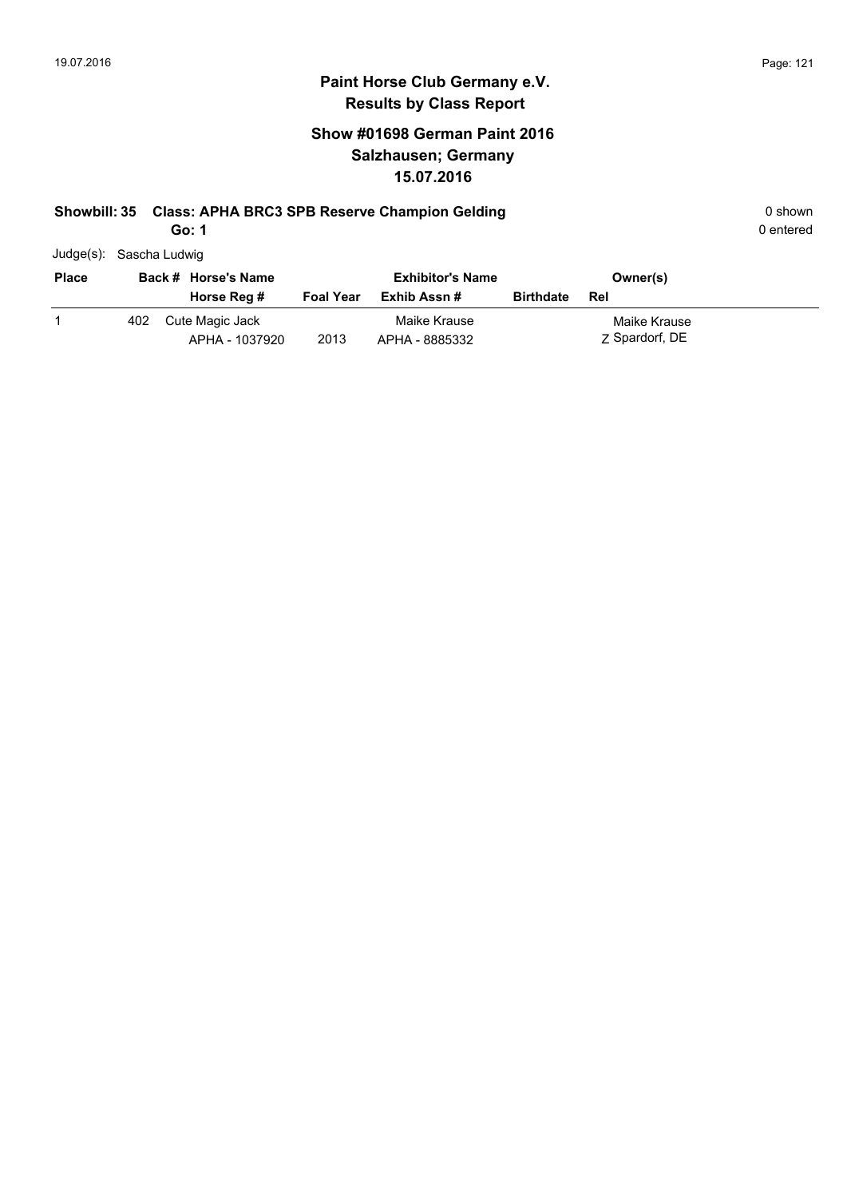# Paint Horse Club Germany e.V.

## Results by Class Report

### Show #01698 German Paint 2016
### Salzhausen; Germany
### 15.07.2016

**Showbill: 35 Class: APHA BRC3 SPB Reserve Champion Gelding**

**Go: 1**

0 shown

0 entered

Judge(s): Sascha Ludwig

| Place | Back # | Horse's Name / Horse Reg # | Foal Year | Exhibitor's Name / Exhib Assn # | Birthdate | Owner(s) / Rel |
|---|---|---|---|---|---|---|
| 1 | 402 | Cute Magic Jack<br>APHA - 1037920 | 2013 | Maike Krause<br>APHA - 8885332 | | Maike Krause<br>Z Spardorf, DE |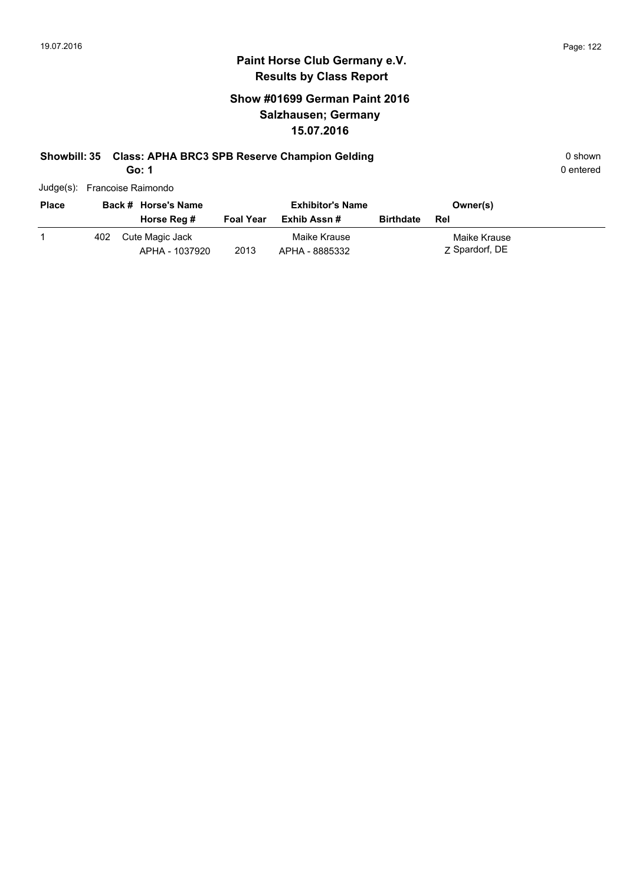**Paint Horse Club Germany e.V.**
**Results by Class Report**

## Show #01699 German Paint 2016
## Salzhausen; Germany
## 15.07.2016

**Showbill: 35 Class: APHA BRC3 SPB Reserve Champion Gelding** 0 shown

**Go: 1** 0 entered

Judge(s): Francoise Raimondo

| Place | Back # | Horse's Name / Horse Reg # | Foal Year | Exhibitor's Name / Exhib Assn # | Birthdate | Owner(s) / Rel |
|---|---|---|---|---|---|---|
| 1 | 402 | Cute Magic Jack<br>APHA - 1037920 | 2013 | Maike Krause<br>APHA - 8885332 | | Maike Krause<br>Z Spardorf, DE |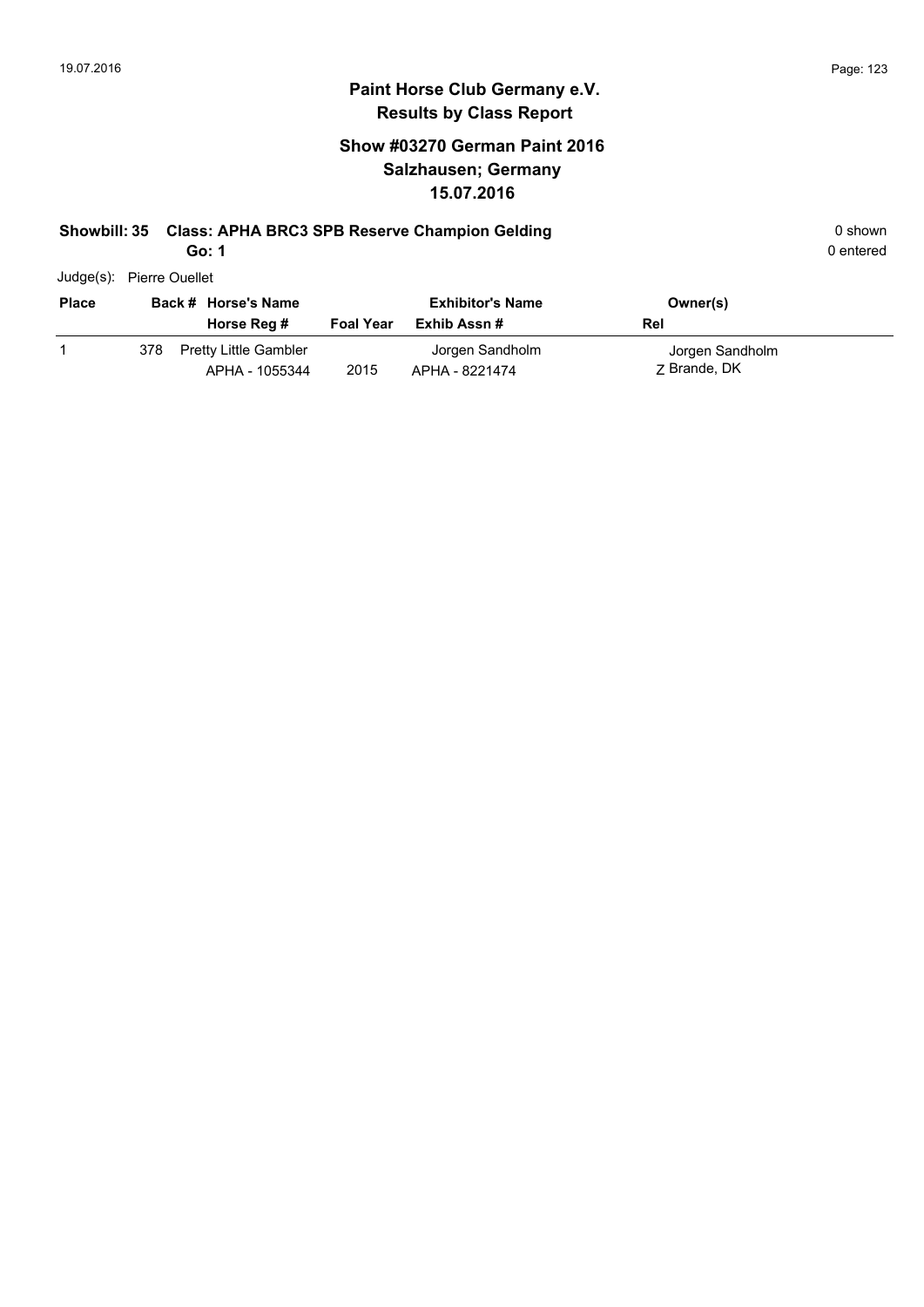## Paint Horse Club Germany e.V.
### Results by Class Report

### Show #03270 German Paint 2016
### Salzhausen; Germany
### 15.07.2016

**Showbill: 35 Class: APHA BRC3 SPB Reserve Champion Gelding** 0 shown

**Go: 1** 0 entered

Judge(s): Pierre Ouellet

| Place | Back # | Horse's Name / Horse Reg # | Foal Year | Exhibitor's Name / Exhib Assn # | Owner(s) / Rel |
|---|---|---|---|---|---|
| 1 | 378 | Pretty Little Gambler<br>APHA - 1055344 | 2015 | Jorgen Sandholm<br>APHA - 8221474 | Jorgen Sandholm<br>Z Brande, DK |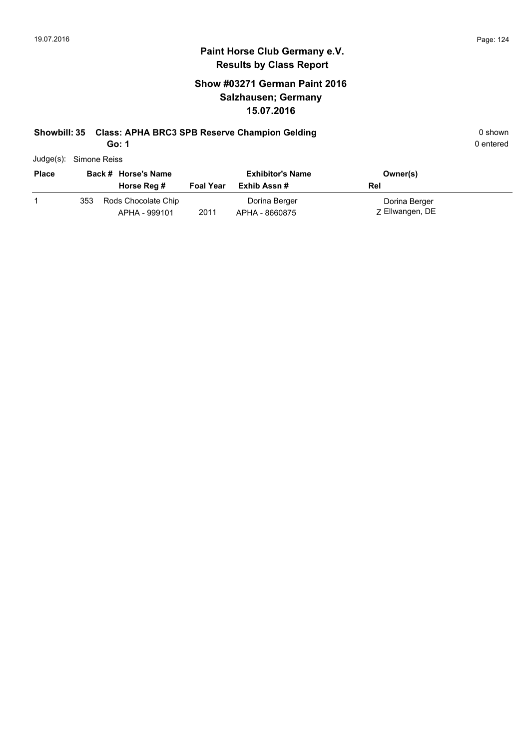# Paint Horse Club Germany e.V.

## Results by Class Report

### Show #03271 German Paint 2016
### Salzhausen; Germany
### 15.07.2016

**Showbill: 35 Class: APHA BRC3 SPB Reserve Champion Gelding** 0 shown

**Go: 1** 0 entered

Judge(s): Simone Reiss

| Place | Back # | Horse's Name<br>Horse Reg # | Foal Year | Exhibitor's Name<br>Exhib Assn # | Owner(s)<br>Rel |
|---|---|---|---|---|---|
| 1 | 353 | Rods Chocolate Chip<br>APHA - 999101 | 2011 | Dorina Berger<br>APHA - 8660875 | Dorina Berger<br>Z Ellwangen, DE |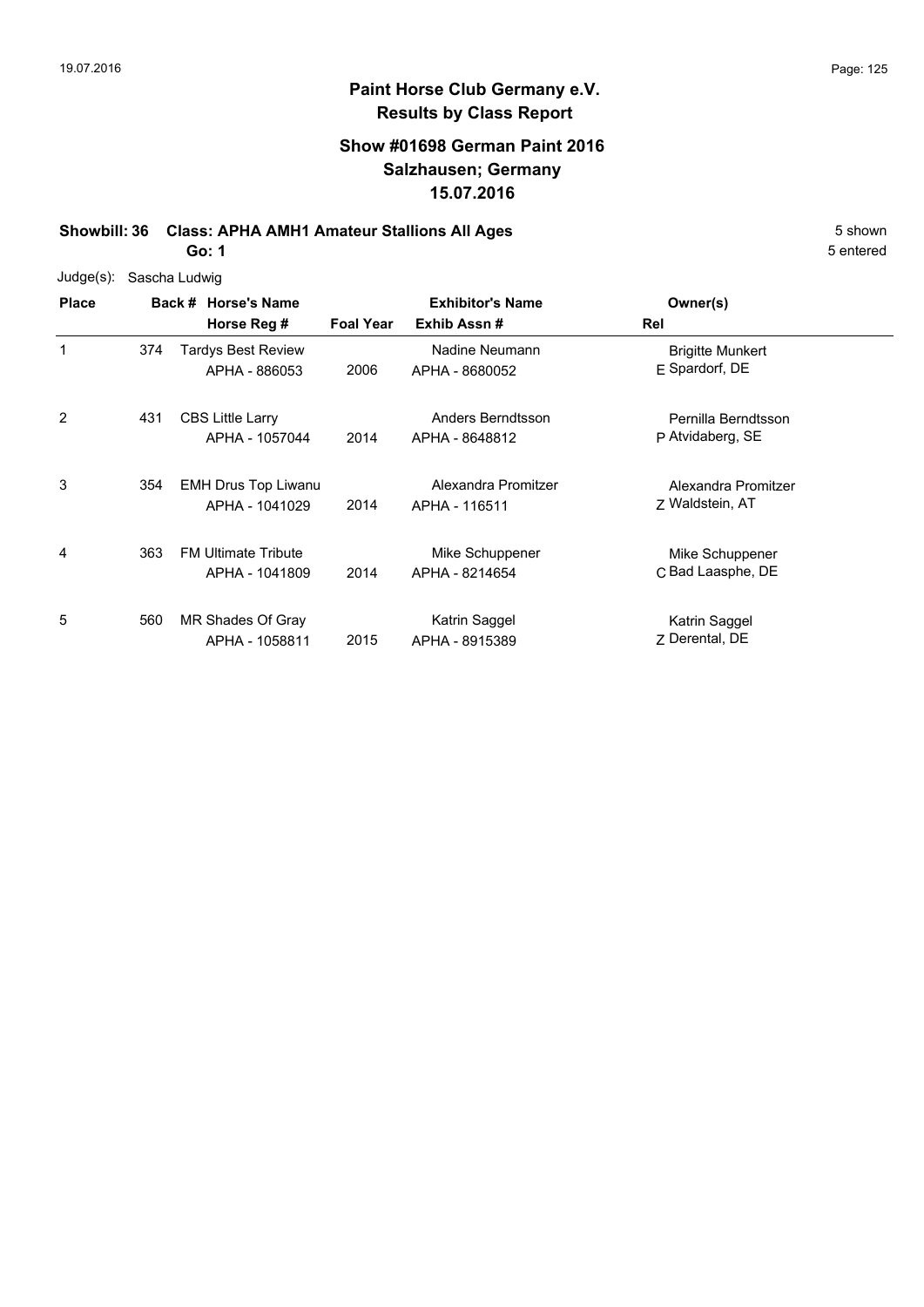## Paint Horse Club Germany e.V.
## Results by Class Report

### Show #01698 German Paint 2016
### Salzhausen; Germany
### 15.07.2016

**Showbill: 36 Class: APHA AMH1 Amateur Stallions All Ages** 5 shown

**Go: 1** 5 entered

Judge(s): Sascha Ludwig

| Place | Back # | Horse's Name / Horse Reg # | Foal Year | Exhibitor's Name / Exhib Assn # | Rel | Owner(s) |
|---|---|---|---|---|---|---|
| 1 | 374 | Tardys Best Review<br>APHA - 886053 | 2006 | Nadine Neumann<br>APHA - 8680052 | E | Brigitte Munkert<br>Spardorf, DE |
| 2 | 431 | CBS Little Larry<br>APHA - 1057044 | 2014 | Anders Berndtsson<br>APHA - 8648812 | P | Pernilla Berndtsson<br>Atvidaberg, SE |
| 3 | 354 | EMH Drus Top Liwanu<br>APHA - 1041029 | 2014 | Alexandra Promitzer<br>APHA - 116511 | Z | Alexandra Promitzer<br>Waldstein, AT |
| 4 | 363 | FM Ultimate Tribute<br>APHA - 1041809 | 2014 | Mike Schuppener<br>APHA - 8214654 | C | Mike Schuppener<br>Bad Laasphe, DE |
| 5 | 560 | MR Shades Of Gray<br>APHA - 1058811 | 2015 | Katrin Saggel<br>APHA - 8915389 | Z | Katrin Saggel<br>Derental, DE |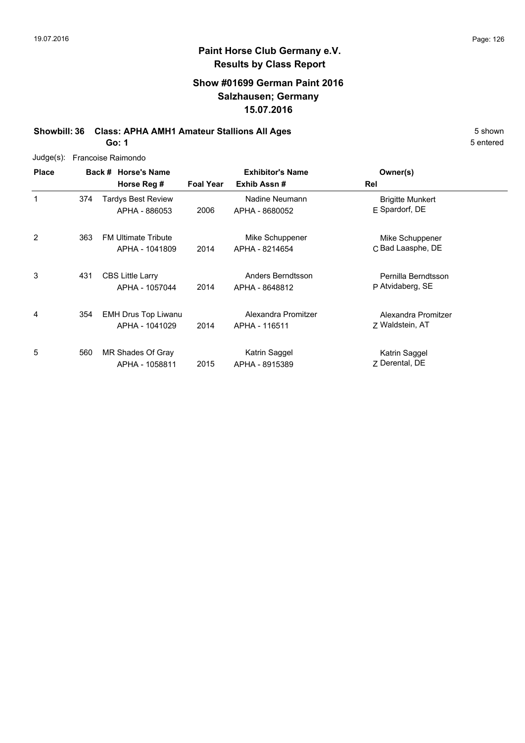# Paint Horse Club Germany e.V.

## Results by Class Report

### Show #01699 German Paint 2016
### Salzhausen; Germany
### 15.07.2016

**Showbill: 36 Class: APHA AMH1 Amateur Stallions All Ages** 5 shown

**Go: 1** 5 entered

Judge(s): Francoise Raimondo

| Place | Back # | Horse's Name / Horse Reg # | Foal Year | Exhibitor's Name / Exhib Assn # | Rel | Owner(s) |
|---|---|---|---|---|---|---|
| 1 | 374 | Tardys Best Review<br>APHA - 886053 | 2006 | Nadine Neumann<br>APHA - 8680052 | E | Brigitte Munkert<br>Spardorf, DE |
| 2 | 363 | FM Ultimate Tribute<br>APHA - 1041809 | 2014 | Mike Schuppener<br>APHA - 8214654 | C | Mike Schuppener<br>Bad Laasphe, DE |
| 3 | 431 | CBS Little Larry<br>APHA - 1057044 | 2014 | Anders Berndtsson<br>APHA - 8648812 | P | Pernilla Berndtsson<br>Atvidaberg, SE |
| 4 | 354 | EMH Drus Top Liwanu<br>APHA - 1041029 | 2014 | Alexandra Promitzer<br>APHA - 116511 | Z | Alexandra Promitzer<br>Waldstein, AT |
| 5 | 560 | MR Shades Of Gray<br>APHA - 1058811 | 2015 | Katrin Saggel<br>APHA - 8915389 | Z | Katrin Saggel<br>Derental, DE |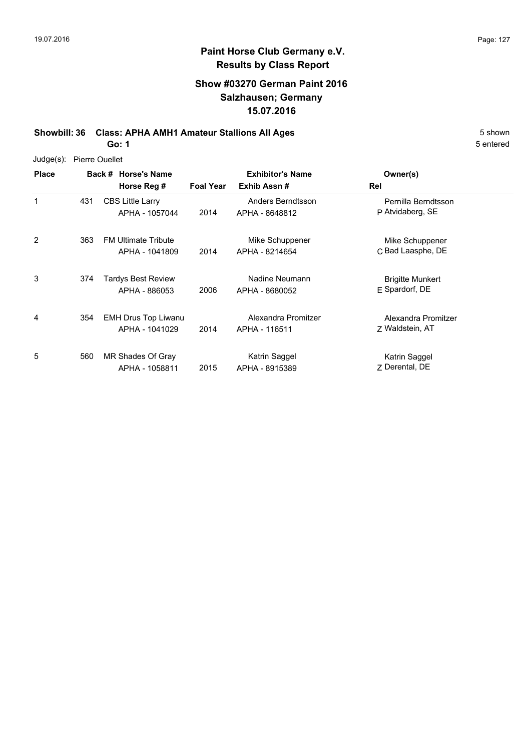# Paint Horse Club Germany e.V.

## Results by Class Report

### Show #03270 German Paint 2016
### Salzhausen; Germany
### 15.07.2016

**Showbill: 36 Class: APHA AMH1 Amateur Stallions All Ages** 5 shown

**Go: 1** 5 entered

Judge(s): Pierre Ouellet

| Place | Back # | Horse's Name / Horse Reg # | Foal Year | Exhibitor's Name / Exhib Assn # | Rel | Owner(s) |
|---|---|---|---|---|---|---|
| 1 | 431 | CBS Little Larry<br>APHA - 1057044 | 2014 | Anders Berndtsson<br>APHA - 8648812 | P | Pernilla Berndtsson<br>Atvidaberg, SE |
| 2 | 363 | FM Ultimate Tribute<br>APHA - 1041809 | 2014 | Mike Schuppener<br>APHA - 8214654 | C | Mike Schuppener<br>Bad Laasphe, DE |
| 3 | 374 | Tardys Best Review<br>APHA - 886053 | 2006 | Nadine Neumann<br>APHA - 8680052 | E | Brigitte Munkert<br>Spardorf, DE |
| 4 | 354 | EMH Drus Top Liwanu<br>APHA - 1041029 | 2014 | Alexandra Promitzer<br>APHA - 116511 | Z | Alexandra Promitzer<br>Waldstein, AT |
| 5 | 560 | MR Shades Of Gray<br>APHA - 1058811 | 2015 | Katrin Saggel<br>APHA - 8915389 | Z | Katrin Saggel<br>Derental, DE |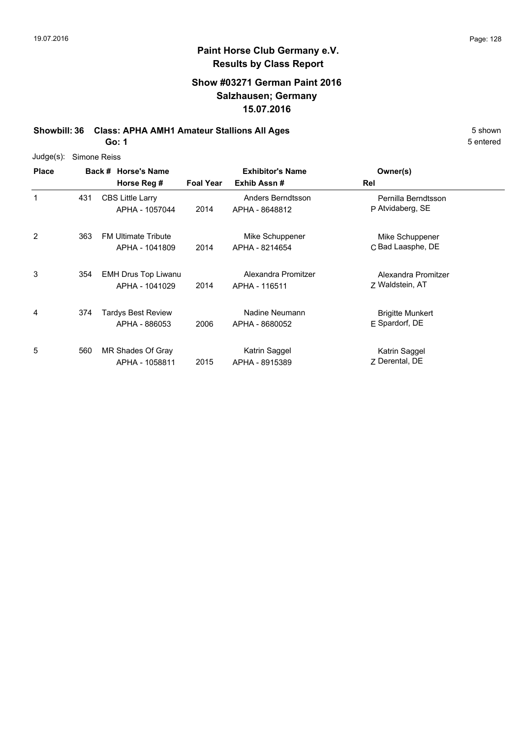# Paint Horse Club Germany e.V.

## Results by Class Report

### Show #03271 German Paint 2016
### Salzhausen; Germany
### 15.07.2016

**Showbill: 36 Class: APHA AMH1 Amateur Stallions All Ages** 5 shown

**Go: 1** 5 entered

Judge(s): Simone Reiss

| Place | Back # | Horse's Name / Horse Reg # | Foal Year | Exhibitor's Name / Exhib Assn # | Rel | Owner(s) |
|---|---|---|---|---|---|---|
| 1 | 431 | CBS Little Larry<br>APHA - 1057044 | 2014 | Anders Berndtsson<br>APHA - 8648812 | P | Pernilla Berndtsson<br>Atvidaberg, SE |
| 2 | 363 | FM Ultimate Tribute<br>APHA - 1041809 | 2014 | Mike Schuppener<br>APHA - 8214654 | C | Mike Schuppener<br>Bad Laasphe, DE |
| 3 | 354 | EMH Drus Top Liwanu<br>APHA - 1041029 | 2014 | Alexandra Promitzer<br>APHA - 116511 | Z | Alexandra Promitzer<br>Waldstein, AT |
| 4 | 374 | Tardys Best Review<br>APHA - 886053 | 2006 | Nadine Neumann<br>APHA - 8680052 | E | Brigitte Munkert<br>Spardorf, DE |
| 5 | 560 | MR Shades Of Gray<br>APHA - 1058811 | 2015 | Katrin Saggel<br>APHA - 8915389 | Z | Katrin Saggel<br>Derental, DE |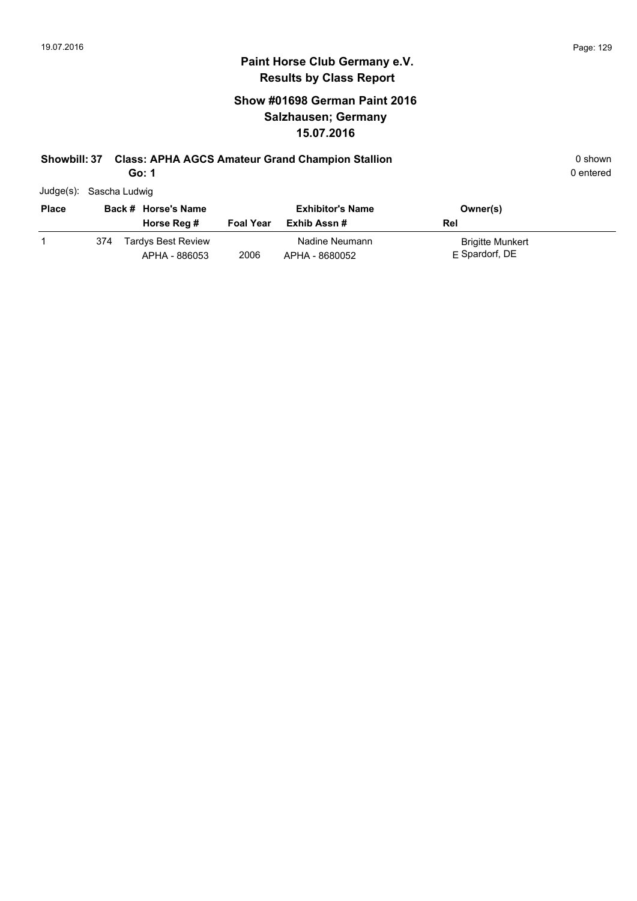## Paint Horse Club Germany e.V.
## Results by Class Report

### Show #01698 German Paint 2016
### Salzhausen; Germany
### 15.07.2016

**Showbill: 37 Class: APHA AGCS Amateur Grand Champion Stallion** 0 shown

**Go: 1** 0 entered

Judge(s): Sascha Ludwig

| Place | Back # | Horse's Name / Horse Reg # | Foal Year | Exhibitor's Name / Exhib Assn # | Owner(s) / Rel |
|---|---|---|---|---|---|
| 1 | 374 | Tardys Best Review<br>APHA - 886053 | 2006 | Nadine Neumann<br>APHA - 8680052 | Brigitte Munkert<br>E Spardorf, DE |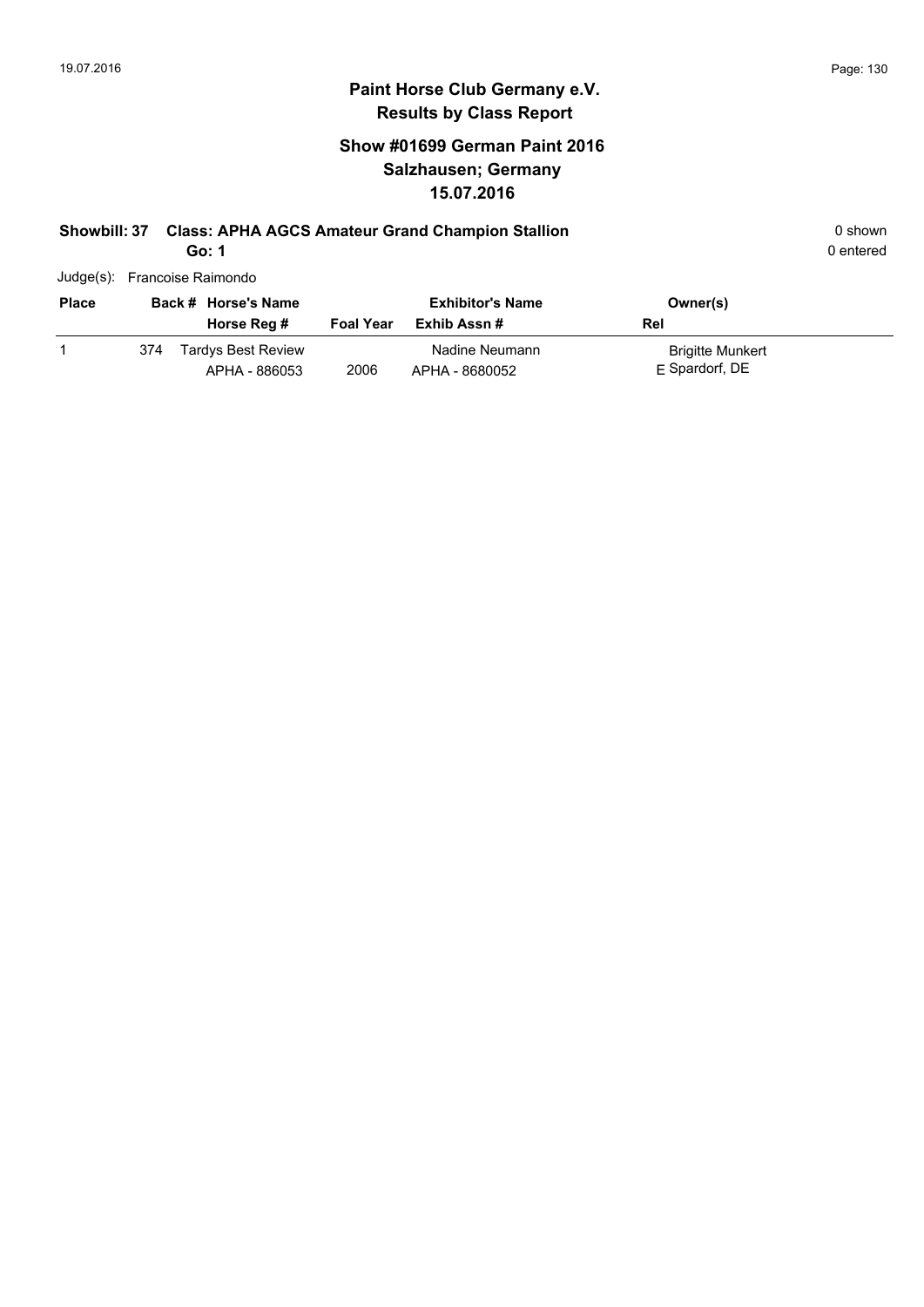# Paint Horse Club Germany e.V.

## Results by Class Report

### Show #01699 German Paint 2016
### Salzhausen; Germany
### 15.07.2016

**Showbill: 37 Class: APHA AGCS Amateur Grand Champion Stallion** 0 shown

**Go: 1** 0 entered

Judge(s): Francoise Raimondo

| Place | Back # | Horse's Name / Horse Reg # | Foal Year | Exhibitor's Name / Exhib Assn # | Rel | Owner(s) |
|---|---|---|---|---|---|---|
| 1 | 374 | Tardys Best Review<br>APHA - 886053 | 2006 | Nadine Neumann<br>APHA - 8680052 | E | Brigitte Munkert<br>Spardorf, DE |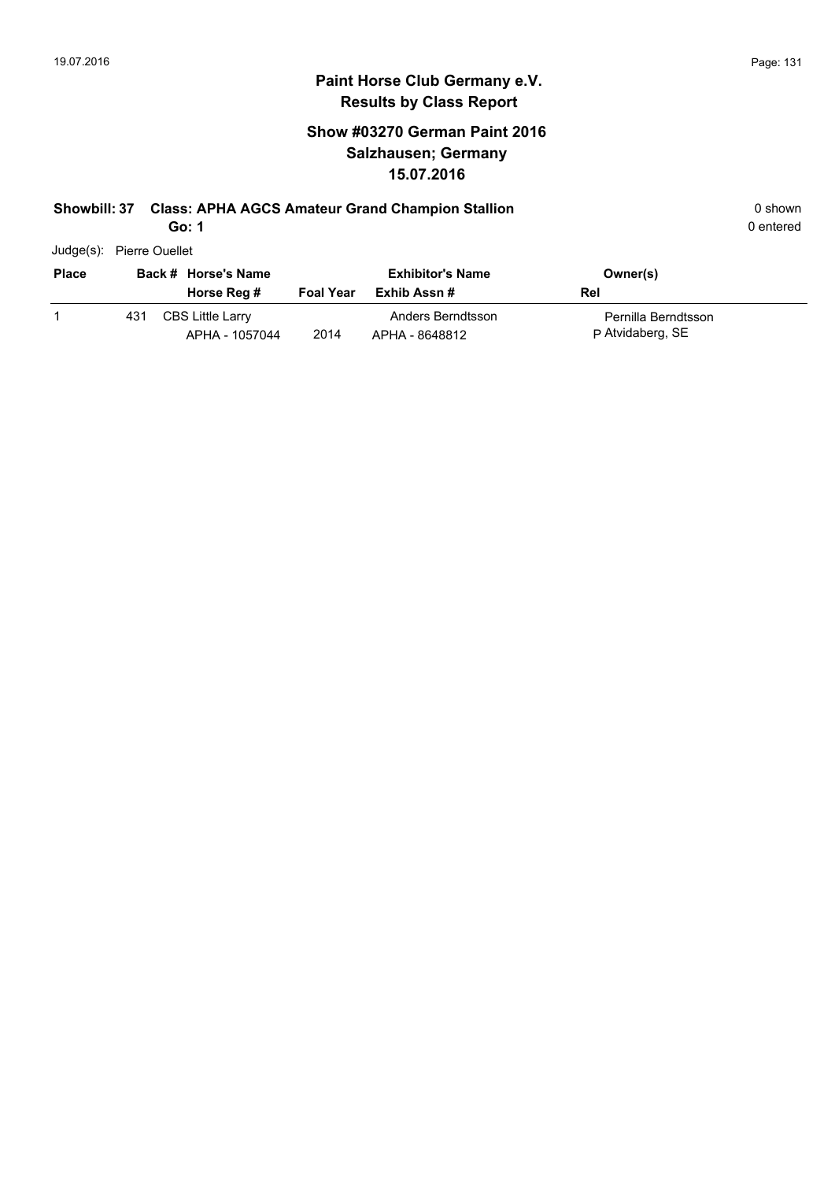# Paint Horse Club Germany e.V.

## Results by Class Report

### Show #03270 German Paint 2016

### Salzhausen; Germany

### 15.07.2016

**Showbill: 37 Class: APHA AGCS Amateur Grand Champion Stallion** 0 shown

**Go: 1** 0 entered

Judge(s): Pierre Ouellet

| Place | Back # | Horse's Name / Horse Reg # | Foal Year | Exhibitor's Name / Exhib Assn # | Owner(s) / Rel |
|---|---|---|---|---|---|
| 1 | 431 | CBS Little Larry<br>APHA - 1057044 | 2014 | Anders Berndtsson<br>APHA - 8648812 | Pernilla Berndtsson<br>P Atvidaberg, SE |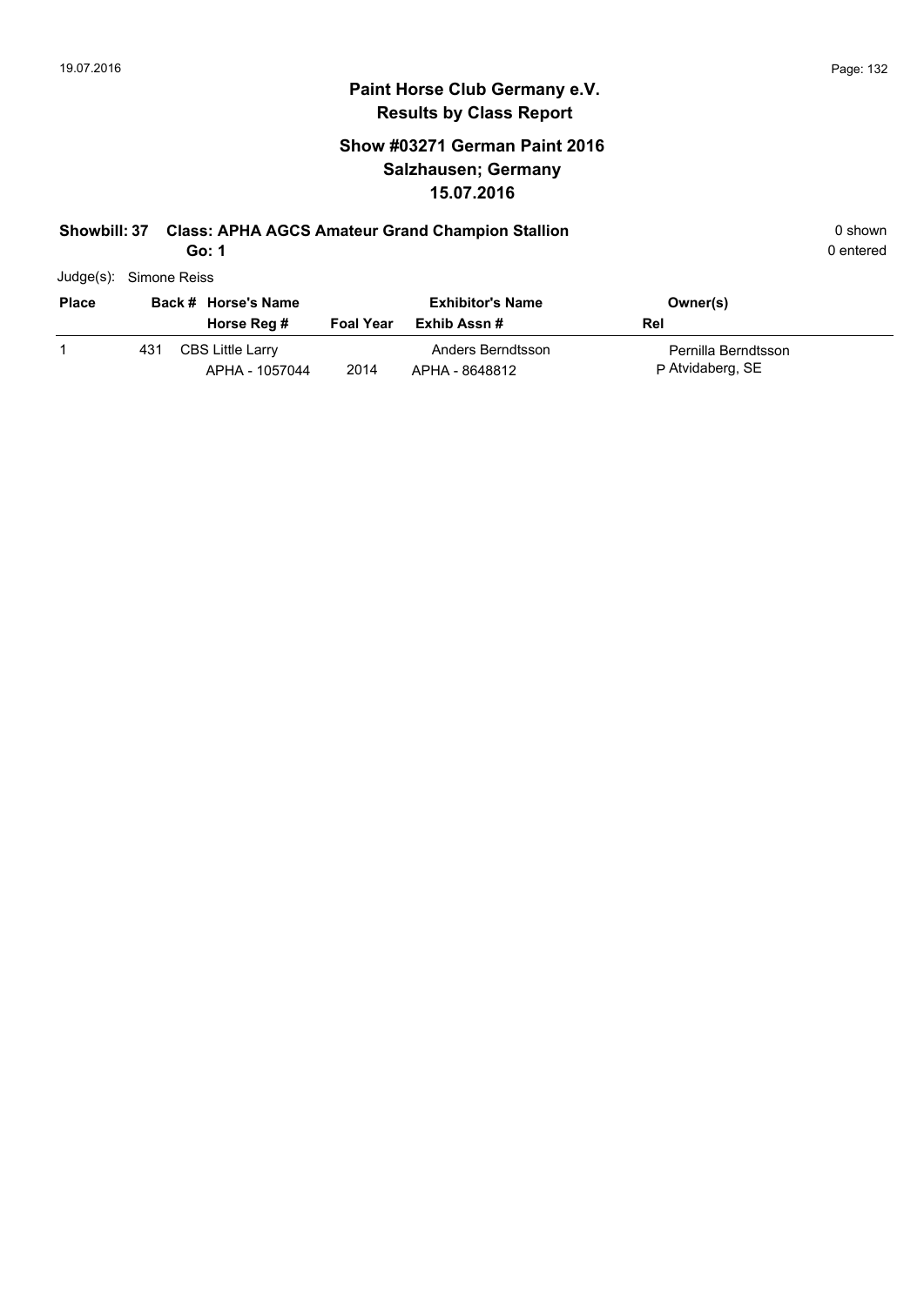# Paint Horse Club Germany e.V.

## Results by Class Report

### Show #03271 German Paint 2016
### Salzhausen; Germany
### 15.07.2016

**Showbill: 37 Class: APHA AGCS Amateur Grand Champion Stallion** 0 shown

**Go: 1** 0 entered

Judge(s): Simone Reiss

| Place | Back # | Horse's Name / Horse Reg # | Foal Year | Exhibitor's Name / Exhib Assn # | Owner(s) / Rel |
|---|---|---|---|---|---|
| 1 | 431 | CBS Little Larry<br>APHA - 1057044 | 2014 | Anders Berndtsson<br>APHA - 8648812 | Pernilla Berndtsson<br>P Atvidaberg, SE |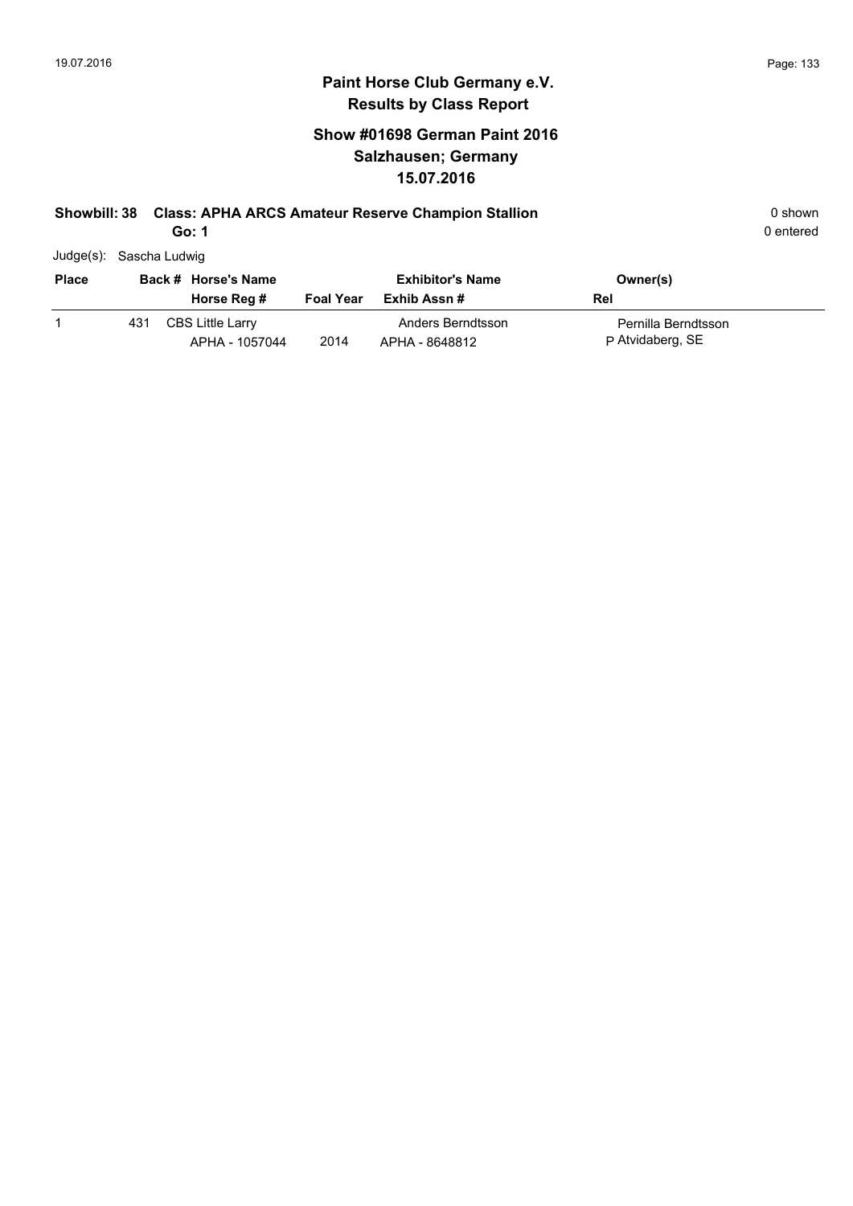# Paint Horse Club Germany e.V.

## Results by Class Report

### Show #01698 German Paint 2016
### Salzhausen; Germany
### 15.07.2016

**Showbill: 38 Class: APHA ARCS Amateur Reserve Champion Stallion** 0 shown

**Go: 1** 0 entered

Judge(s): Sascha Ludwig

| Place | Back # | Horse's Name / Horse Reg # | Foal Year | Exhibitor's Name / Exhib Assn # | Owner(s) / Rel |
|---|---|---|---|---|---|
| 1 | 431 | CBS Little Larry<br>APHA - 1057044 | 2014 | Anders Berndtsson<br>APHA - 8648812 | Pernilla Berndtsson<br>P Atvidaberg, SE |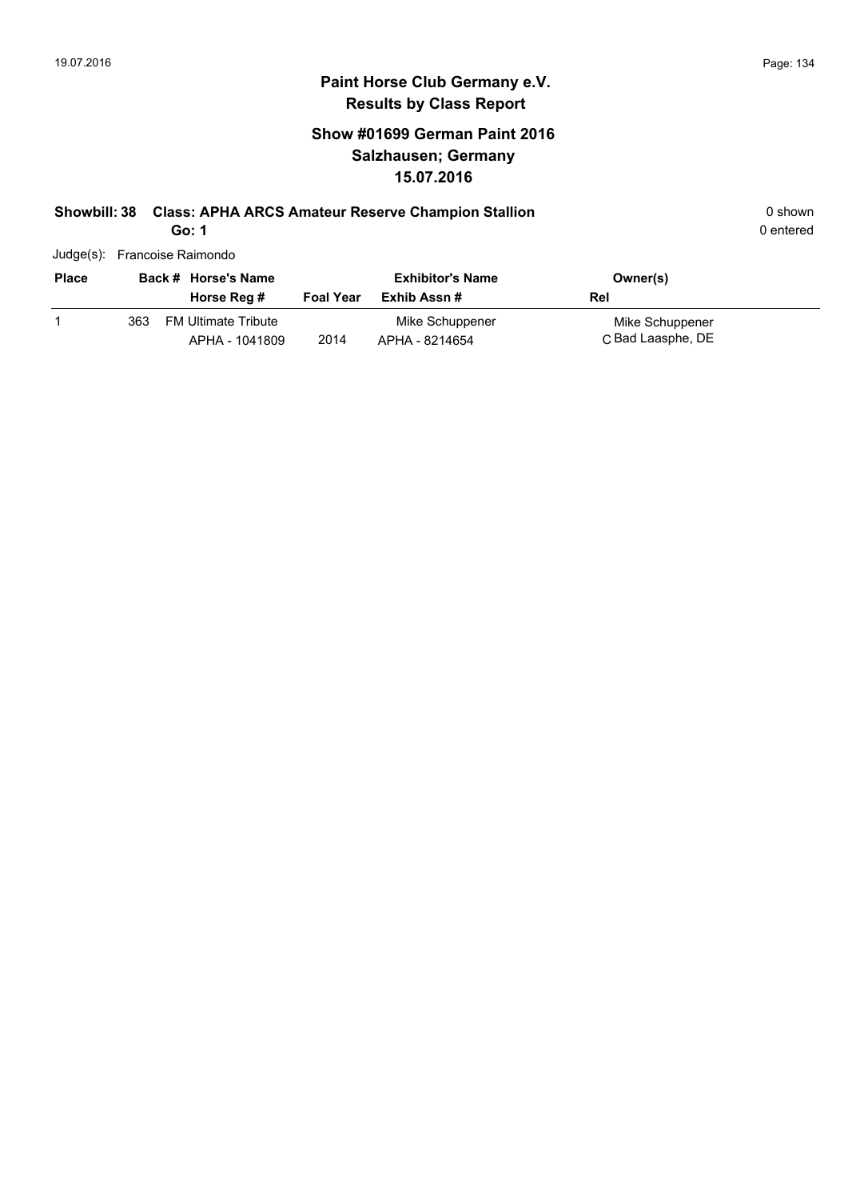# Paint Horse Club Germany e.V.
## Results by Class Report

### Show #01699 German Paint 2016
### Salzhausen; Germany
### 15.07.2016

**Showbill: 38 Class: APHA ARCS Amateur Reserve Champion Stallion** 0 shown

**Go: 1** 0 entered

Judge(s): Francoise Raimondo

| Place | Back # | Horse's Name / Horse Reg # | Foal Year | Exhibitor's Name / Exhib Assn # | Owner(s) / Rel |
|---|---|---|---|---|---|
| 1 | 363 | FM Ultimate Tribute<br>APHA - 1041809 | 2014 | Mike Schuppener<br>APHA - 8214654 | Mike Schuppener<br>C Bad Laasphe, DE |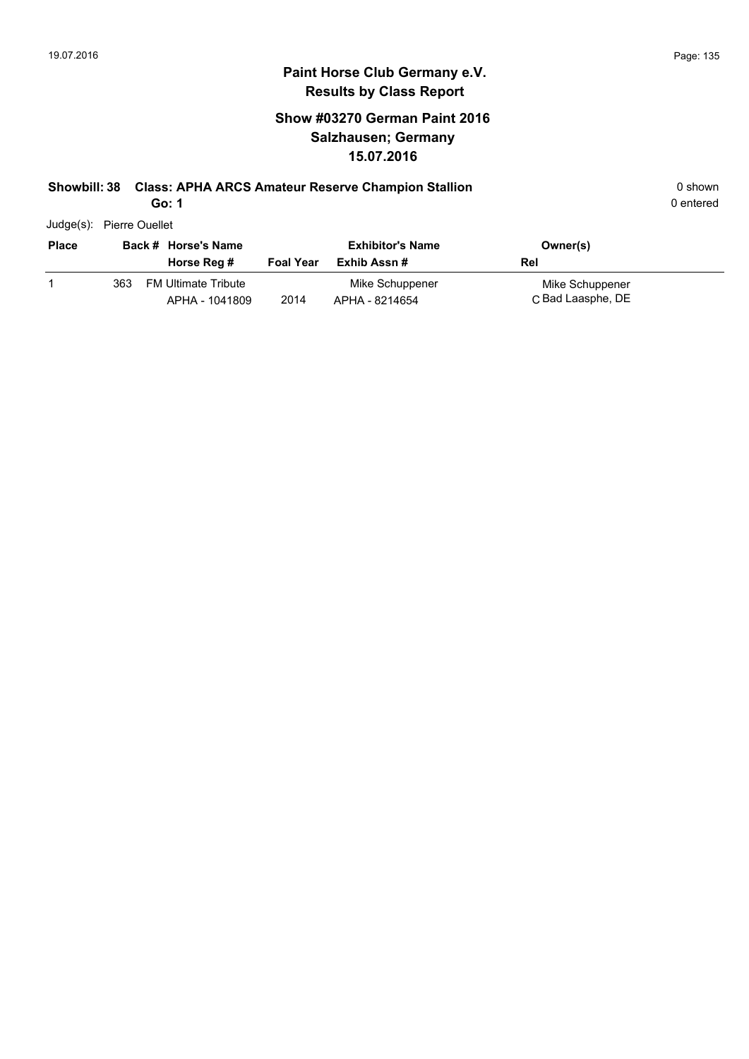# Paint Horse Club Germany e.V.

## Results by Class Report

### Show #03270 German Paint 2016
### Salzhausen; Germany
### 15.07.2016

**Showbill: 38 Class: APHA ARCS Amateur Reserve Champion Stallion** 0 shown

**Go: 1** 0 entered

Judge(s): Pierre Ouellet

| Place | Back # | Horse's Name / Horse Reg # | Foal Year | Exhibitor's Name / Exhib Assn # | Owner(s) / Rel |
|---|---|---|---|---|---|
| 1 | 363 | FM Ultimate Tribute<br>APHA - 1041809 | 2014 | Mike Schuppener<br>APHA - 8214654 | Mike Schuppener<br>C Bad Laasphe, DE |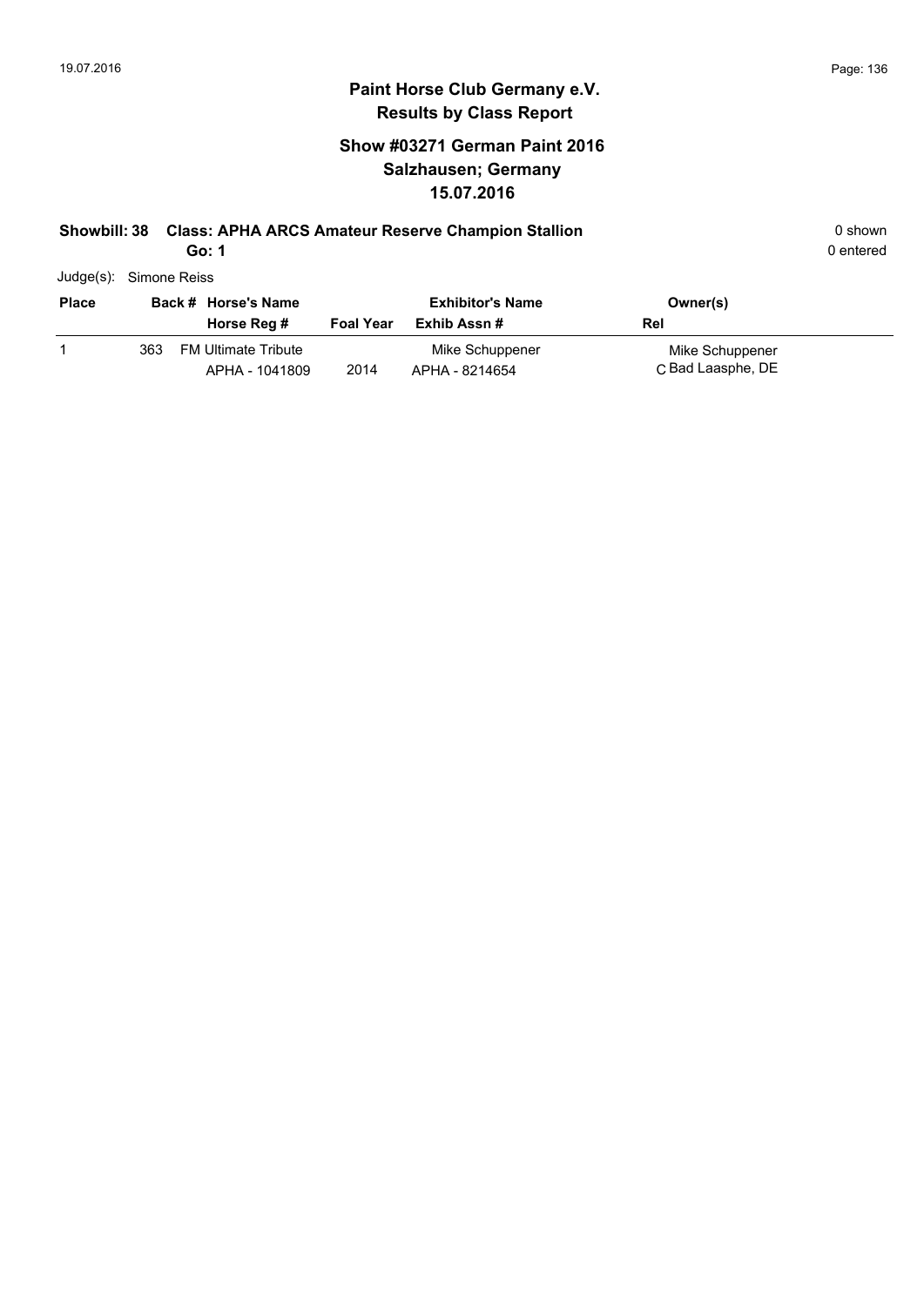# Paint Horse Club Germany e.V.
## Results by Class Report

### Show #03271 German Paint 2016
### Salzhausen; Germany
### 15.07.2016

**Showbill: 38 Class: APHA ARCS Amateur Reserve Champion Stallion** — 0 shown

**Go: 1** — 0 entered

Judge(s): Simone Reiss

| Place | Back # | Horse's Name / Horse Reg # | Foal Year | Exhibitor's Name / Exhib Assn # | Owner(s) / Rel |
|---|---|---|---|---|---|
| 1 | 363 | FM Ultimate Tribute / APHA - 1041809 | 2014 | Mike Schuppener / APHA - 8214654 | Mike Schuppener / C Bad Laasphe, DE |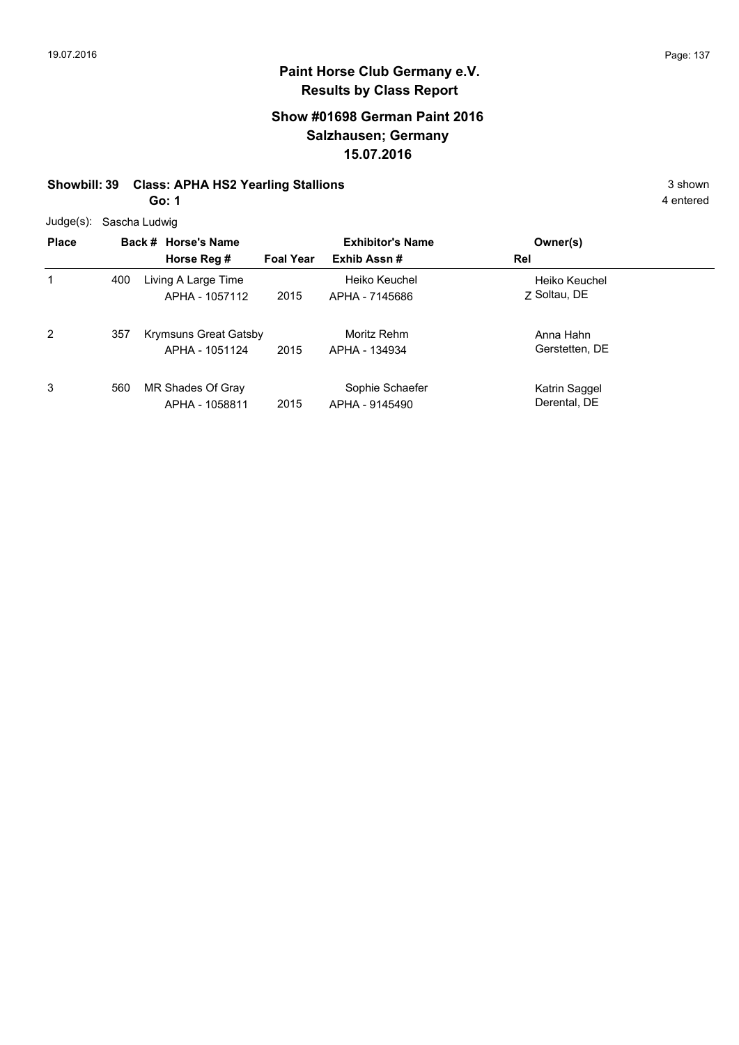# Paint Horse Club Germany e.V.
## Results by Class Report

### Show #01698 German Paint 2016
### Salzhausen; Germany
### 15.07.2016

**Showbill: 39 Class: APHA HS2 Yearling Stallions** 3 shown

**Go: 1** 4 entered

Judge(s): Sascha Ludwig

| Place | Back # | Horse's Name / Horse Reg # | Foal Year | Exhibitor's Name / Exhib Assn # | Rel | Owner(s) |
|---|---|---|---|---|---|---|
| 1 | 400 | Living A Large Time<br>APHA - 1057112 | 2015 | Heiko Keuchel<br>APHA - 7145686 | Z | Heiko Keuchel<br>Soltau, DE |
| 2 | 357 | Krymsuns Great Gatsby<br>APHA - 1051124 | 2015 | Moritz Rehm<br>APHA - 134934 | | Anna Hahn<br>Gerstetten, DE |
| 3 | 560 | MR Shades Of Gray<br>APHA - 1058811 | 2015 | Sophie Schaefer<br>APHA - 9145490 | | Katrin Saggel<br>Derental, DE |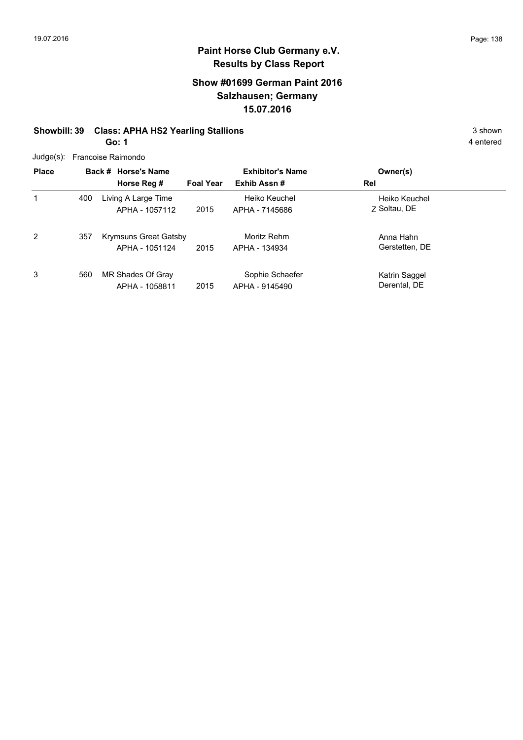# Paint Horse Club Germany e.V.
## Results by Class Report

### Show #01699 German Paint 2016
### Salzhausen; Germany
### 15.07.2016

**Showbill: 39 Class: APHA HS2 Yearling Stallions** — 3 shown, 4 entered

**Go: 1**

Judge(s): Francoise Raimondo

| Place | Back # | Horse's Name / Horse Reg # | Foal Year | Exhibitor's Name / Exhib Assn # | Rel | Owner(s) |
|---|---|---|---|---|---|---|
| 1 | 400 | Living A Large Time<br>APHA - 1057112 | 2015 | Heiko Keuchel<br>APHA - 7145686 | Z | Heiko Keuchel<br>Soltau, DE |
| 2 | 357 | Krymsuns Great Gatsby<br>APHA - 1051124 | 2015 | Moritz Rehm<br>APHA - 134934 | | Anna Hahn<br>Gerstetten, DE |
| 3 | 560 | MR Shades Of Gray<br>APHA - 1058811 | 2015 | Sophie Schaefer<br>APHA - 9145490 | | Katrin Saggel<br>Derental, DE |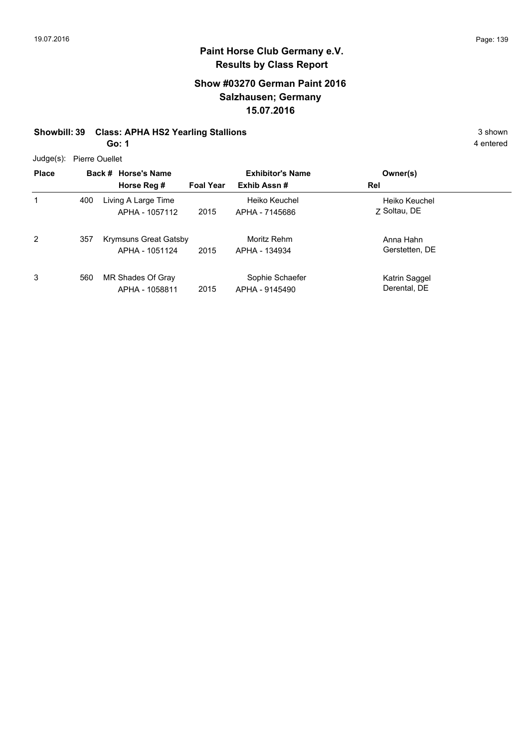# Paint Horse Club Germany e.V.

## Results by Class Report

### Show #03270 German Paint 2016
### Salzhausen; Germany
### 15.07.2016

**Showbill: 39 Class: APHA HS2 Yearling Stallions** 3 shown

**Go: 1** 4 entered

Judge(s): Pierre Ouellet

| Place | Back # | Horse's Name / Horse Reg # | Foal Year | Exhibitor's Name / Exhib Assn # | Rel | Owner(s) |
|---|---|---|---|---|---|---|
| 1 | 400 | Living A Large Time<br>APHA - 1057112 | 2015 | Heiko Keuchel<br>APHA - 7145686 | Z | Heiko Keuchel<br>Soltau, DE |
| 2 | 357 | Krymsuns Great Gatsby<br>APHA - 1051124 | 2015 | Moritz Rehm<br>APHA - 134934 | | Anna Hahn<br>Gerstetten, DE |
| 3 | 560 | MR Shades Of Gray<br>APHA - 1058811 | 2015 | Sophie Schaefer<br>APHA - 9145490 | | Katrin Saggel<br>Derental, DE |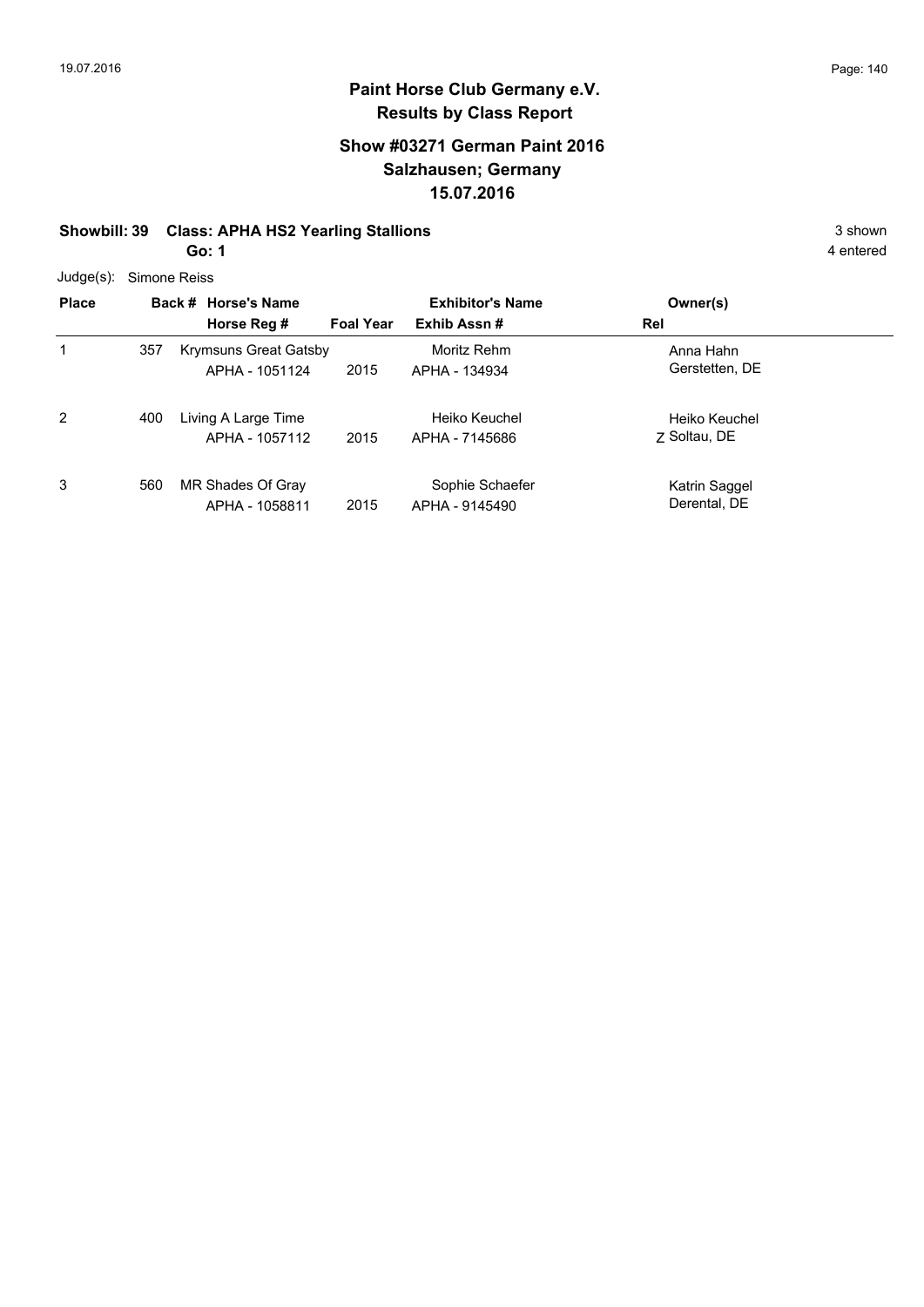# Paint Horse Club Germany e.V.
## Results by Class Report

### Show #03271 German Paint 2016
### Salzhausen; Germany
### 15.07.2016

**Showbill: 39 Class: APHA HS2 Yearling Stallions** 3 shown

**Go: 1** 4 entered

Judge(s): Simone Reiss

| Place | Back # | Horse's Name / Horse Reg # | Foal Year | Exhibitor's Name / Exhib Assn # | Rel | Owner(s) |
|---|---|---|---|---|---|---|
| 1 | 357 | Krymsuns Great Gatsby<br>APHA - 1051124 | 2015 | Moritz Rehm<br>APHA - 134934 | | Anna Hahn<br>Gerstetten, DE |
| 2 | 400 | Living A Large Time<br>APHA - 1057112 | 2015 | Heiko Keuchel<br>APHA - 7145686 | Z | Heiko Keuchel<br>Soltau, DE |
| 3 | 560 | MR Shades Of Gray<br>APHA - 1058811 | 2015 | Sophie Schaefer<br>APHA - 9145490 | | Katrin Saggel<br>Derental, DE |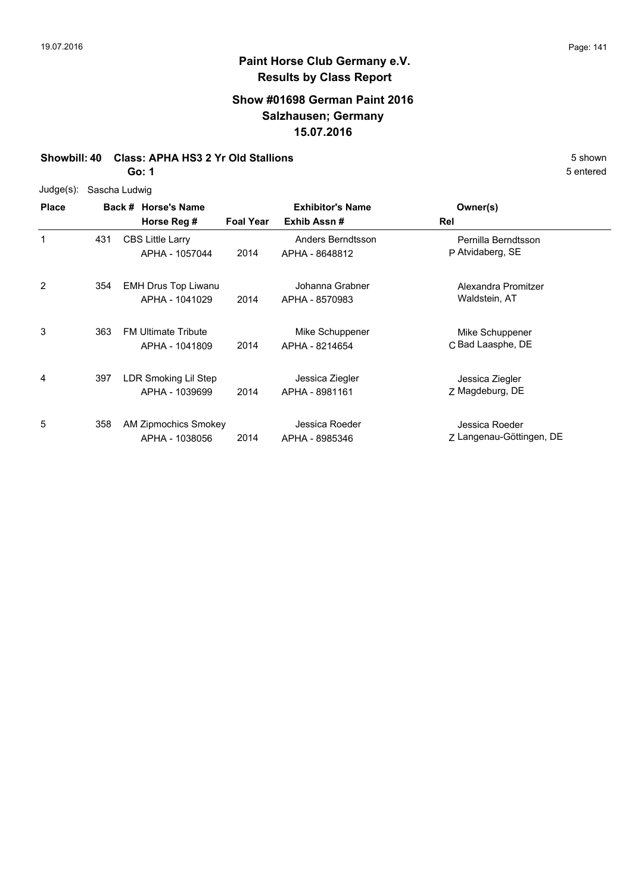# Paint Horse Club Germany e.V.

## Results by Class Report

### Show #01698 German Paint 2016
### Salzhausen; Germany
### 15.07.2016

**Showbill: 40 Class: APHA HS3 2 Yr Old Stallions** 5 shown

**Go: 1** 5 entered

Judge(s): Sascha Ludwig

| Place | Back # | Horse's Name / Horse Reg # | Foal Year | Exhibitor's Name / Exhib Assn # | Rel | Owner(s) |
|---|---|---|---|---|---|---|
| 1 | 431 | CBS Little Larry<br>APHA - 1057044 | 2014 | Anders Berndtsson<br>APHA - 8648812 | P | Pernilla Berndtsson<br>Atvidaberg, SE |
| 2 | 354 | EMH Drus Top Liwanu<br>APHA - 1041029 | 2014 | Johanna Grabner<br>APHA - 8570983 | | Alexandra Promitzer<br>Waldstein, AT |
| 3 | 363 | FM Ultimate Tribute<br>APHA - 1041809 | 2014 | Mike Schuppener<br>APHA - 8214654 | C | Mike Schuppener<br>Bad Laasphe, DE |
| 4 | 397 | LDR Smoking Lil Step<br>APHA - 1039699 | 2014 | Jessica Ziegler<br>APHA - 8981161 | Z | Jessica Ziegler<br>Magdeburg, DE |
| 5 | 358 | AM Zipmochics Smokey<br>APHA - 1038056 | 2014 | Jessica Roeder<br>APHA - 8985346 | Z | Jessica Roeder<br>Langenau-Göttingen, DE |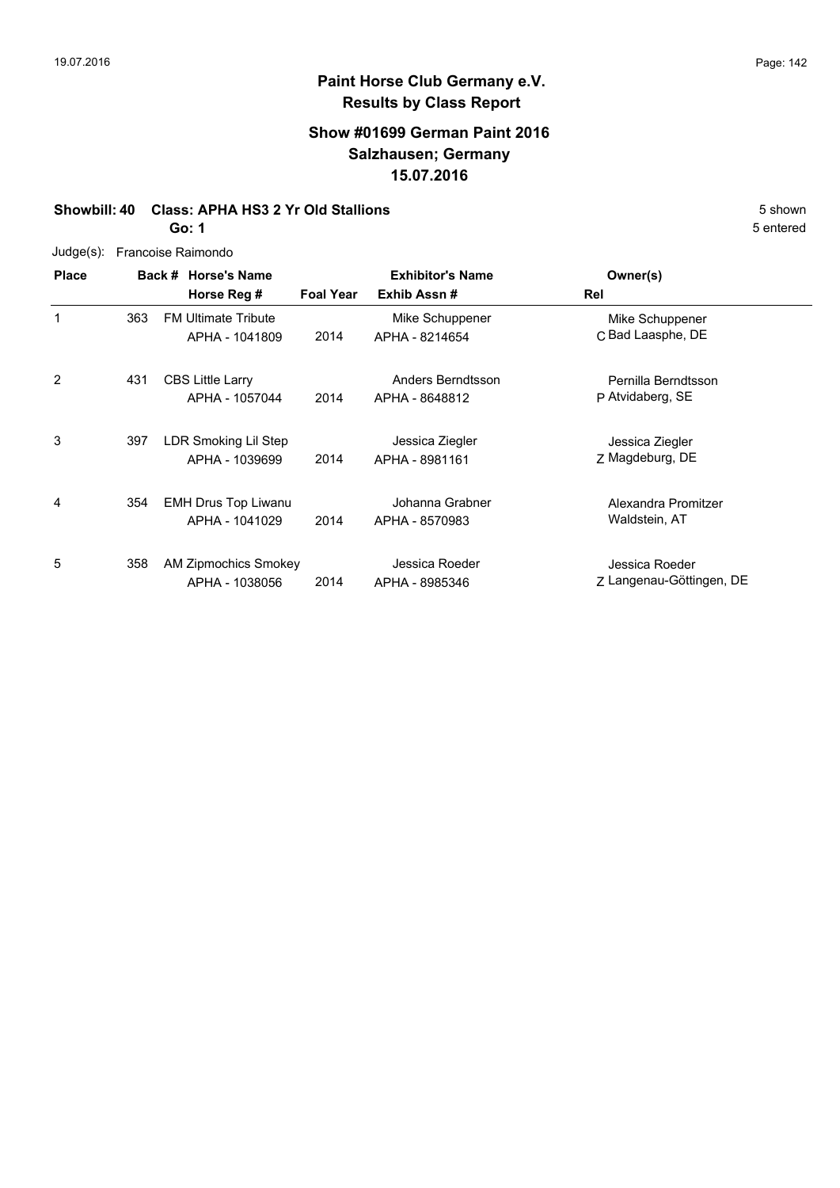# Paint Horse Club Germany e.V.
## Results by Class Report

### Show #01699 German Paint 2016
### Salzhausen; Germany
### 15.07.2016

**Showbill: 40 Class: APHA HS3 2 Yr Old Stallions** 5 shown

**Go: 1** 5 entered

Judge(s): Francoise Raimondo

| Place | Back # | Horse's Name / Horse Reg # | Foal Year | Exhibitor's Name / Exhib Assn # | Rel | Owner(s) |
|---|---|---|---|---|---|---|
| 1 | 363 | FM Ultimate Tribute<br>APHA - 1041809 | 2014 | Mike Schuppener<br>APHA - 8214654 | C | Mike Schuppener<br>Bad Laasphe, DE |
| 2 | 431 | CBS Little Larry<br>APHA - 1057044 | 2014 | Anders Berndtsson<br>APHA - 8648812 | P | Pernilla Berndtsson<br>Atvidaberg, SE |
| 3 | 397 | LDR Smoking Lil Step<br>APHA - 1039699 | 2014 | Jessica Ziegler<br>APHA - 8981161 | Z | Jessica Ziegler<br>Magdeburg, DE |
| 4 | 354 | EMH Drus Top Liwanu<br>APHA - 1041029 | 2014 | Johanna Grabner<br>APHA - 8570983 | | Alexandra Promitzer<br>Waldstein, AT |
| 5 | 358 | AM Zipmochics Smokey<br>APHA - 1038056 | 2014 | Jessica Roeder<br>APHA - 8985346 | Z | Jessica Roeder<br>Langenau-Göttingen, DE |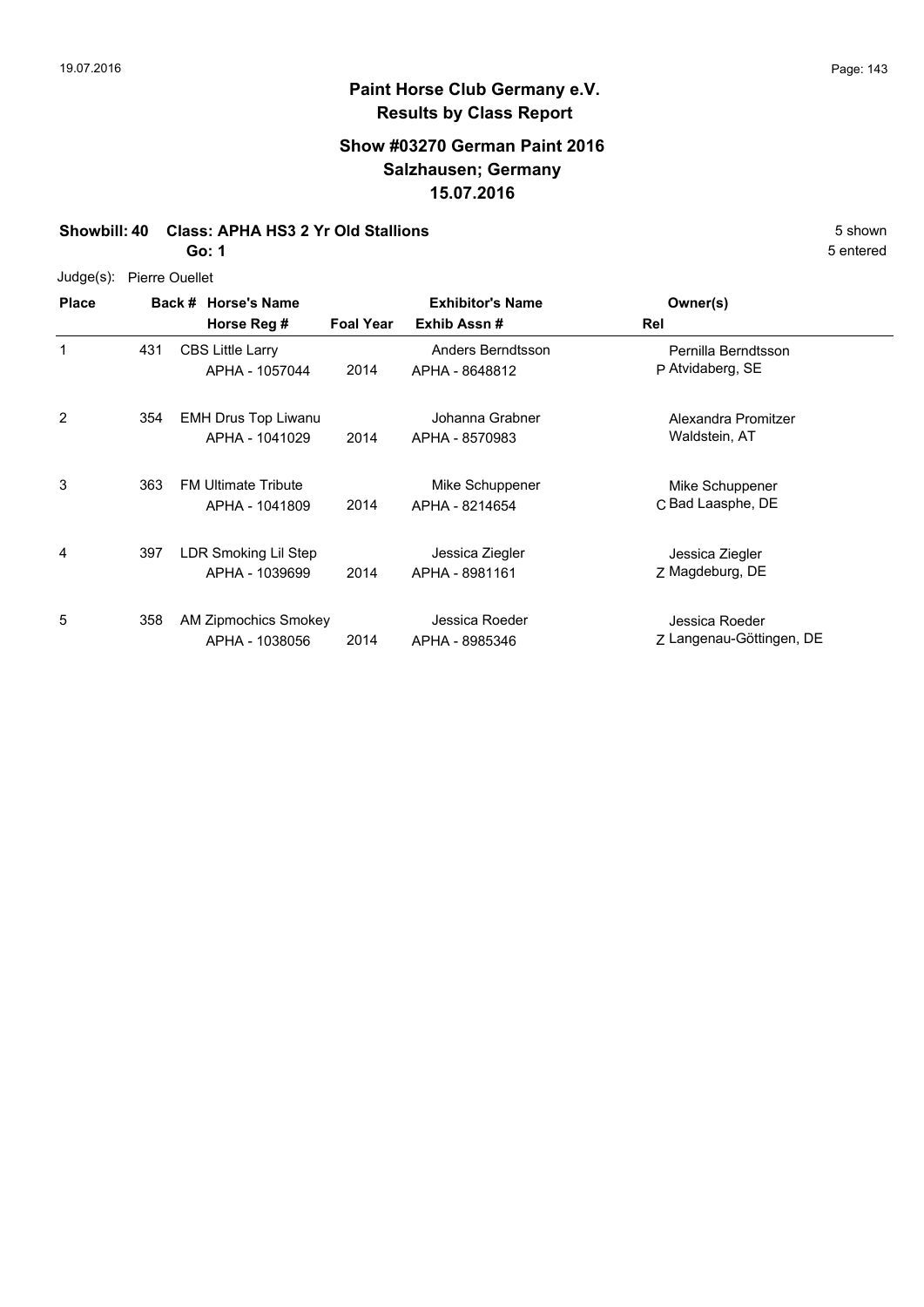# Paint Horse Club Germany e.V.
## Results by Class Report

### Show #03270 German Paint 2016
### Salzhausen; Germany
### 15.07.2016

**Showbill: 40 Class: APHA HS3 2 Yr Old Stallions** 5 shown

**Go: 1** 5 entered

Judge(s): Pierre Ouellet

| Place | Back # | Horse's Name / Horse Reg # | Foal Year | Exhibitor's Name / Exhib Assn # | Rel | Owner(s) |
|---|---|---|---|---|---|---|
| 1 | 431 | CBS Little Larry<br>APHA - 1057044 | 2014 | Anders Berndtsson<br>APHA - 8648812 | P | Pernilla Berndtsson<br>Atvidaberg, SE |
| 2 | 354 | EMH Drus Top Liwanu<br>APHA - 1041029 | 2014 | Johanna Grabner<br>APHA - 8570983 | | Alexandra Promitzer<br>Waldstein, AT |
| 3 | 363 | FM Ultimate Tribute<br>APHA - 1041809 | 2014 | Mike Schuppener<br>APHA - 8214654 | C | Mike Schuppener<br>Bad Laasphe, DE |
| 4 | 397 | LDR Smoking Lil Step<br>APHA - 1039699 | 2014 | Jessica Ziegler<br>APHA - 8981161 | Z | Jessica Ziegler<br>Magdeburg, DE |
| 5 | 358 | AM Zipmochics Smokey<br>APHA - 1038056 | 2014 | Jessica Roeder<br>APHA - 8985346 | Z | Jessica Roeder<br>Langenau-Göttingen, DE |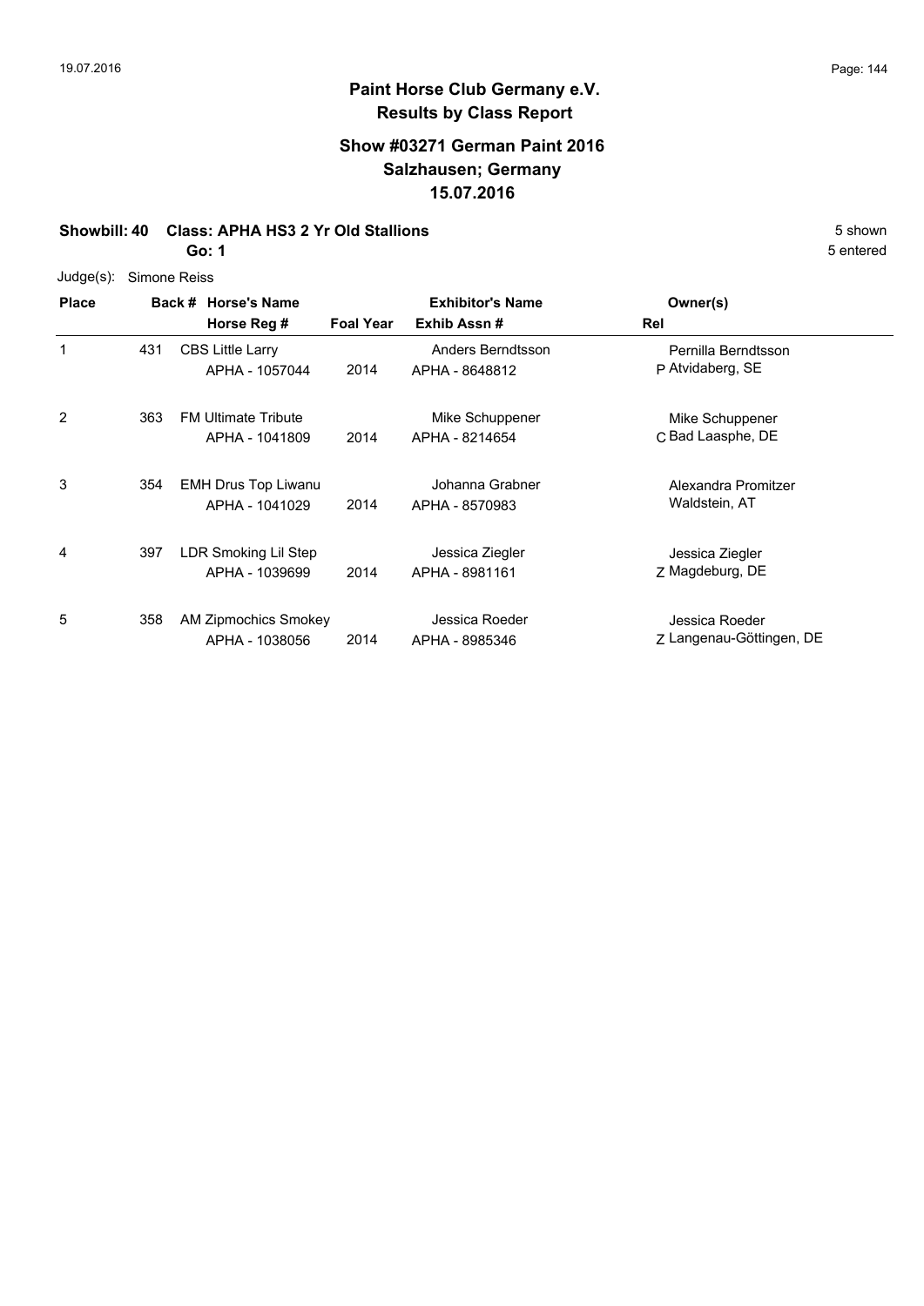# Paint Horse Club Germany e.V.
## Results by Class Report

### Show #03271 German Paint 2016
### Salzhausen; Germany
### 15.07.2016

**Showbill: 40 Class: APHA HS3 2 Yr Old Stallions** 5 shown

**Go: 1** 5 entered

Judge(s): Simone Reiss

| Place | Back # | Horse's Name / Horse Reg # | Foal Year | Exhibitor's Name / Exhib Assn # | Rel | Owner(s) |
|---|---|---|---|---|---|---|
| 1 | 431 | CBS Little Larry<br>APHA - 1057044 | 2014 | Anders Berndtsson<br>APHA - 8648812 | P | Pernilla Berndtsson<br>Atvidaberg, SE |
| 2 | 363 | FM Ultimate Tribute<br>APHA - 1041809 | 2014 | Mike Schuppener<br>APHA - 8214654 | C | Mike Schuppener<br>Bad Laasphe, DE |
| 3 | 354 | EMH Drus Top Liwanu<br>APHA - 1041029 | 2014 | Johanna Grabner<br>APHA - 8570983 | | Alexandra Promitzer<br>Waldstein, AT |
| 4 | 397 | LDR Smoking Lil Step<br>APHA - 1039699 | 2014 | Jessica Ziegler<br>APHA - 8981161 | Z | Jessica Ziegler<br>Magdeburg, DE |
| 5 | 358 | AM Zipmochics Smokey<br>APHA - 1038056 | 2014 | Jessica Roeder<br>APHA - 8985346 | Z | Jessica Roeder<br>Langenau-Göttingen, DE |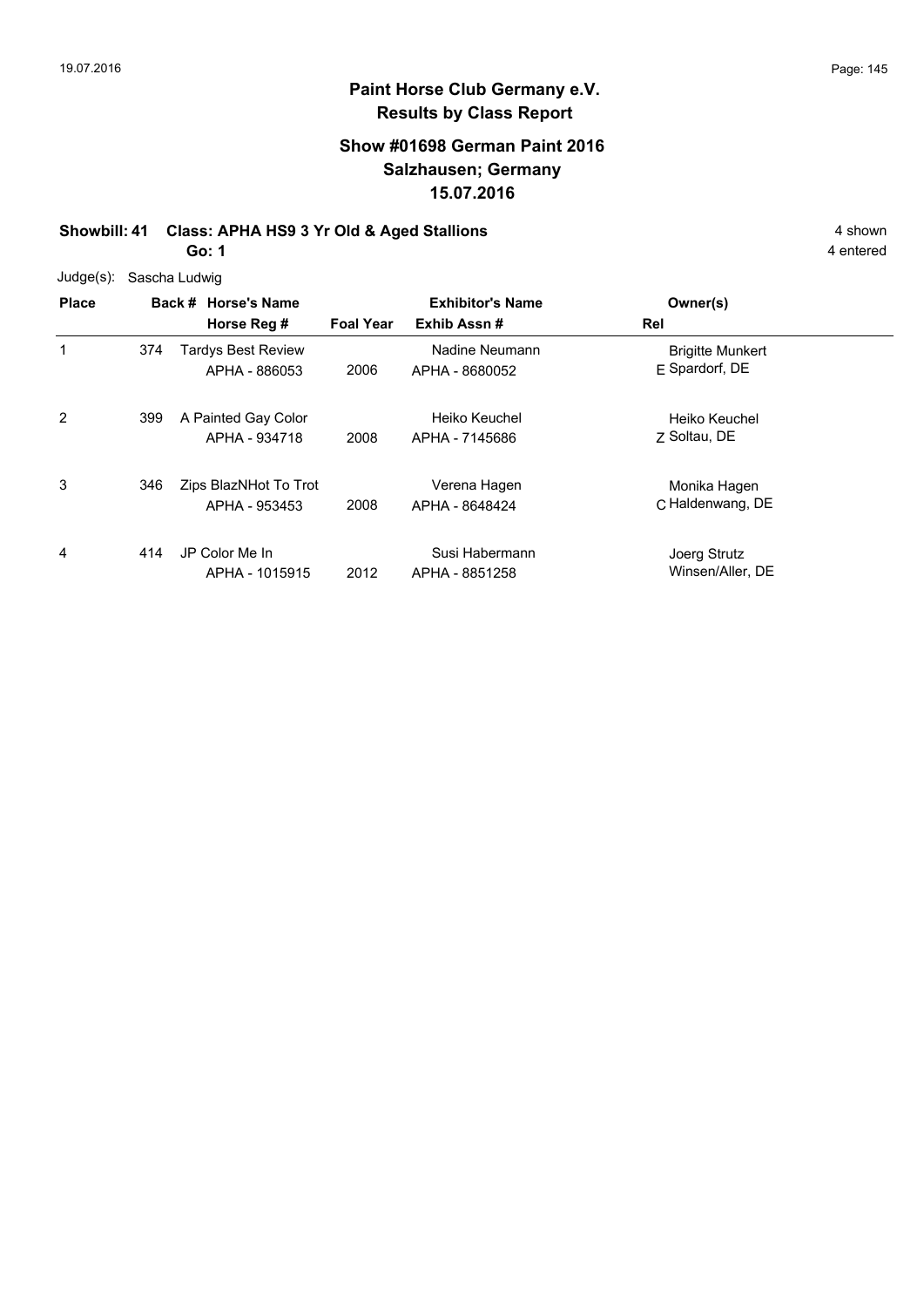# Paint Horse Club Germany e.V.
## Results by Class Report

### Show #01698 German Paint 2016
### Salzhausen; Germany
### 15.07.2016

**Showbill: 41 Class: APHA HS9 3 Yr Old & Aged Stallions** 4 shown

**Go: 1** 4 entered

Judge(s): Sascha Ludwig

| Place | Back # | Horse's Name / Horse Reg # | Foal Year | Exhibitor's Name / Exhib Assn # | Rel | Owner(s) |
|---|---|---|---|---|---|---|
| 1 | 374 | Tardys Best Review<br>APHA - 886053 | 2006 | Nadine Neumann<br>APHA - 8680052 | E | Brigitte Munkert<br>Spardorf, DE |
| 2 | 399 | A Painted Gay Color<br>APHA - 934718 | 2008 | Heiko Keuchel<br>APHA - 7145686 | Z | Heiko Keuchel<br>Soltau, DE |
| 3 | 346 | Zips BlazNHot To Trot<br>APHA - 953453 | 2008 | Verena Hagen<br>APHA - 8648424 | C | Monika Hagen<br>Haldenwang, DE |
| 4 | 414 | JP Color Me In<br>APHA - 1015915 | 2012 | Susi Habermann<br>APHA - 8851258 | | Joerg Strutz<br>Winsen/Aller, DE |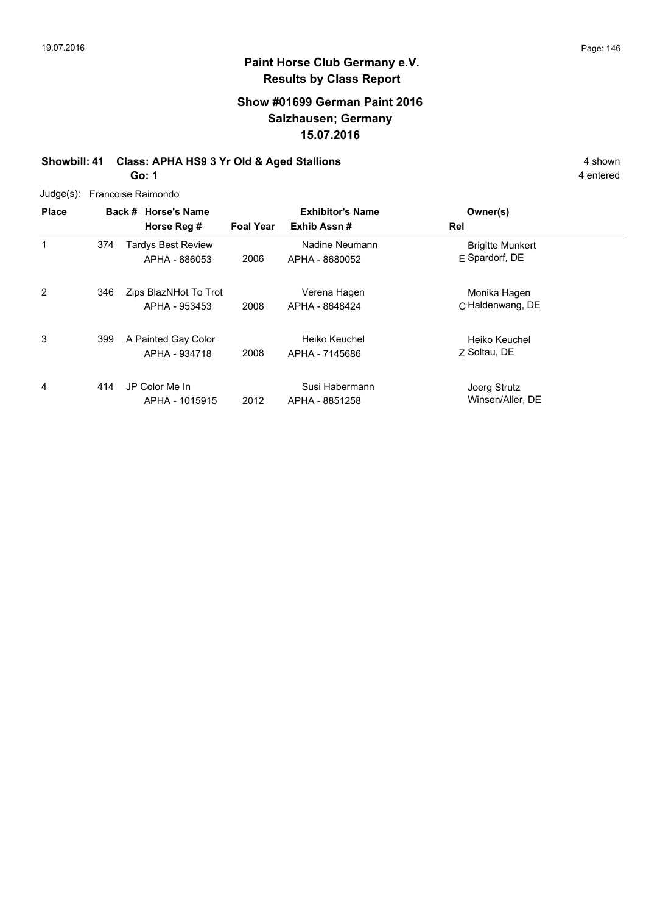# Paint Horse Club Germany e.V.
## Results by Class Report

### Show #01699 German Paint 2016
### Salzhausen; Germany
### 15.07.2016

**Showbill: 41 Class: APHA HS9 3 Yr Old & Aged Stallions** 4 shown

**Go: 1** 4 entered

Judge(s): Francoise Raimondo

| Place | Back # | Horse's Name / Horse Reg # | Foal Year | Exhibitor's Name / Exhib Assn # | Rel | Owner(s) |
|---|---|---|---|---|---|---|
| 1 | 374 | Tardys Best Review<br>APHA - 886053 | 2006 | Nadine Neumann<br>APHA - 8680052 | E | Brigitte Munkert<br>Spardorf, DE |
| 2 | 346 | Zips BlazNHot To Trot<br>APHA - 953453 | 2008 | Verena Hagen<br>APHA - 8648424 | C | Monika Hagen<br>Haldenwang, DE |
| 3 | 399 | A Painted Gay Color<br>APHA - 934718 | 2008 | Heiko Keuchel<br>APHA - 7145686 | Z | Heiko Keuchel<br>Soltau, DE |
| 4 | 414 | JP Color Me In<br>APHA - 1015915 | 2012 | Susi Habermann<br>APHA - 8851258 | | Joerg Strutz<br>Winsen/Aller, DE |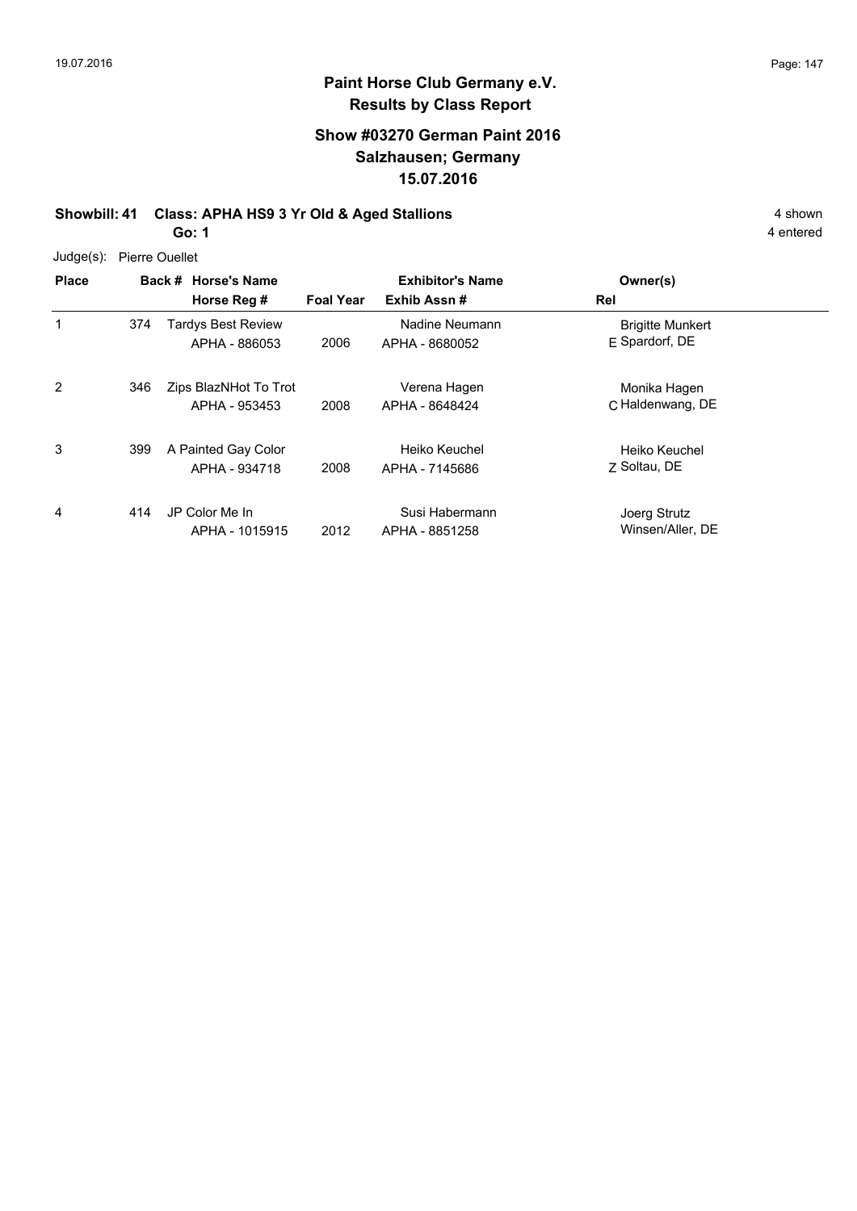# Paint Horse Club Germany e.V.

## Results by Class Report

### Show #03270 German Paint 2016

### Salzhausen; Germany

### 15.07.2016

**Showbill: 41 Class: APHA HS9 3 Yr Old & Aged Stallions** 4 shown

**Go: 1** 4 entered

Judge(s): Pierre Ouellet

| Place | Back # | Horse's Name / Horse Reg # | Foal Year | Exhibitor's Name / Exhib Assn # | Rel | Owner(s) |
|---|---|---|---|---|---|---|
| 1 | 374 | Tardys Best Review<br>APHA - 886053 | 2006 | Nadine Neumann<br>APHA - 8680052 | E | Brigitte Munkert<br>Spardorf, DE |
| 2 | 346 | Zips BlazNHot To Trot<br>APHA - 953453 | 2008 | Verena Hagen<br>APHA - 8648424 | C | Monika Hagen<br>Haldenwang, DE |
| 3 | 399 | A Painted Gay Color<br>APHA - 934718 | 2008 | Heiko Keuchel<br>APHA - 7145686 | Z | Heiko Keuchel<br>Soltau, DE |
| 4 | 414 | JP Color Me In<br>APHA - 1015915 | 2012 | Susi Habermann<br>APHA - 8851258 | | Joerg Strutz<br>Winsen/Aller, DE |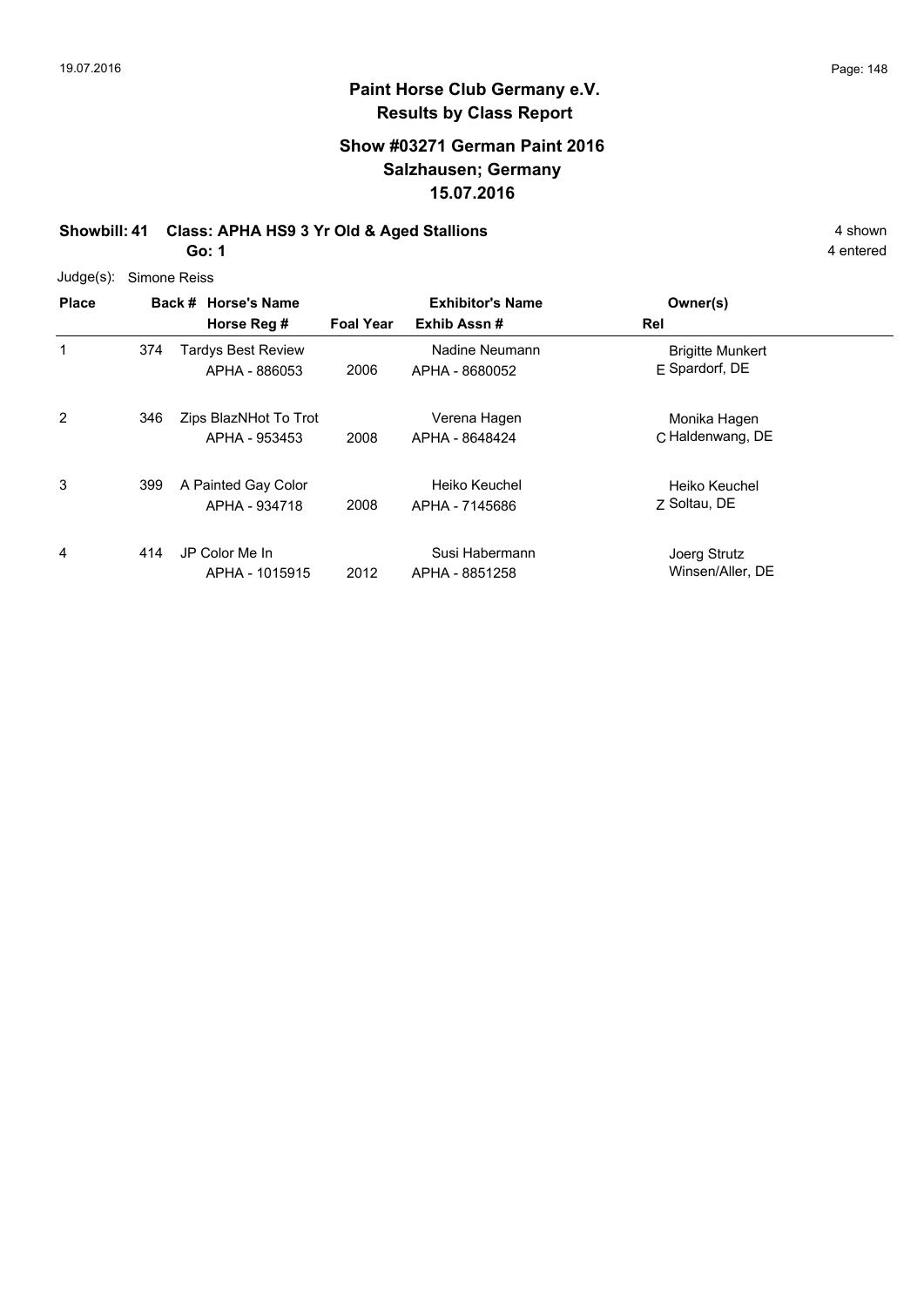# Paint Horse Club Germany e.V.

## Results by Class Report

### Show #03271 German Paint 2016
### Salzhausen; Germany
### 15.07.2016

**Showbill: 41 Class: APHA HS9 3 Yr Old & Aged Stallions** 4 shown

**Go: 1** 4 entered

Judge(s): Simone Reiss

| Place | Back # | Horse's Name / Horse Reg # | Foal Year | Exhibitor's Name / Exhib Assn # | Rel | Owner(s) |
|---|---|---|---|---|---|---|
| 1 | 374 | Tardys Best Review<br>APHA - 886053 | 2006 | Nadine Neumann<br>APHA - 8680052 | E | Brigitte Munkert<br>Spardorf, DE |
| 2 | 346 | Zips BlazNHot To Trot<br>APHA - 953453 | 2008 | Verena Hagen<br>APHA - 8648424 | C | Monika Hagen<br>Haldenwang, DE |
| 3 | 399 | A Painted Gay Color<br>APHA - 934718 | 2008 | Heiko Keuchel<br>APHA - 7145686 | Z | Heiko Keuchel<br>Soltau, DE |
| 4 | 414 | JP Color Me In<br>APHA - 1015915 | 2012 | Susi Habermann<br>APHA - 8851258 | | Joerg Strutz<br>Winsen/Aller, DE |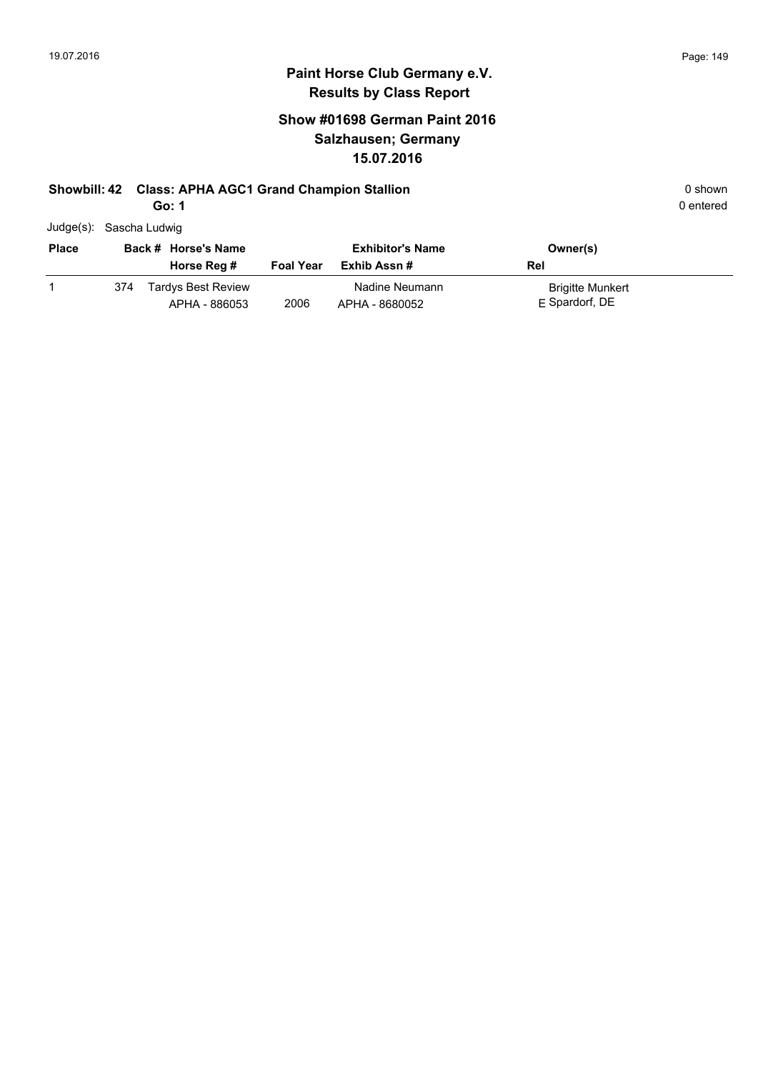# Paint Horse Club Germany e.V.

## Results by Class Report

### Show #01698 German Paint 2016

### Salzhausen; Germany

### 15.07.2016

**Showbill: 42 Class: APHA AGC1 Grand Champion Stallion** 0 shown

**Go: 1** 0 entered

Judge(s): Sascha Ludwig

| Place | Back # | Horse's Name / Horse Reg # | Foal Year | Exhibitor's Name / Exhib Assn # | Rel | Owner(s) |
|---|---|---|---|---|---|---|
| 1 | 374 | Tardys Best Review / APHA - 886053 | 2006 | Nadine Neumann / APHA - 8680052 | E | Brigitte Munkert / Spardorf, DE |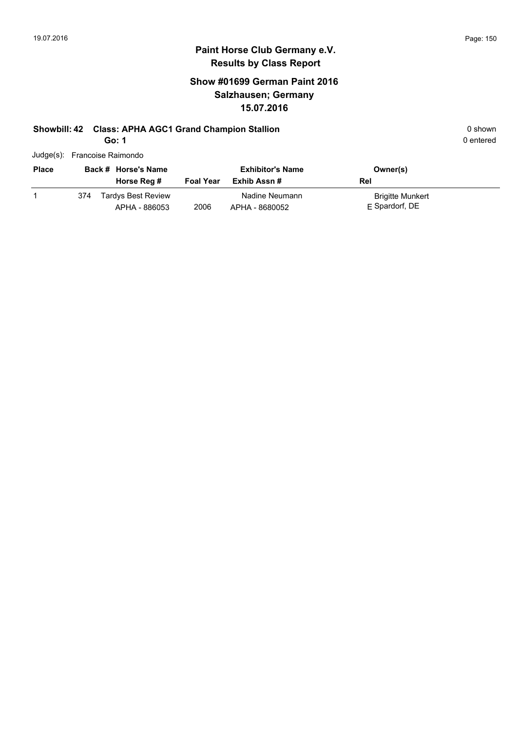## Paint Horse Club Germany e.V.
## Results by Class Report

### Show #01699 German Paint 2016
### Salzhausen; Germany
### 15.07.2016

**Showbill: 42 Class: APHA AGC1 Grand Champion Stallion** 0 shown

**Go: 1** 0 entered

Judge(s): Francoise Raimondo

| Place | Back # | Horse's Name / Horse Reg # | Foal Year | Exhibitor's Name / Exhib Assn # | Owner(s) / Rel |
|---|---|---|---|---|---|
| 1 | 374 | Tardys Best Review<br>APHA - 886053 | 2006 | Nadine Neumann<br>APHA - 8680052 | Brigitte Munkert<br>E Spardorf, DE |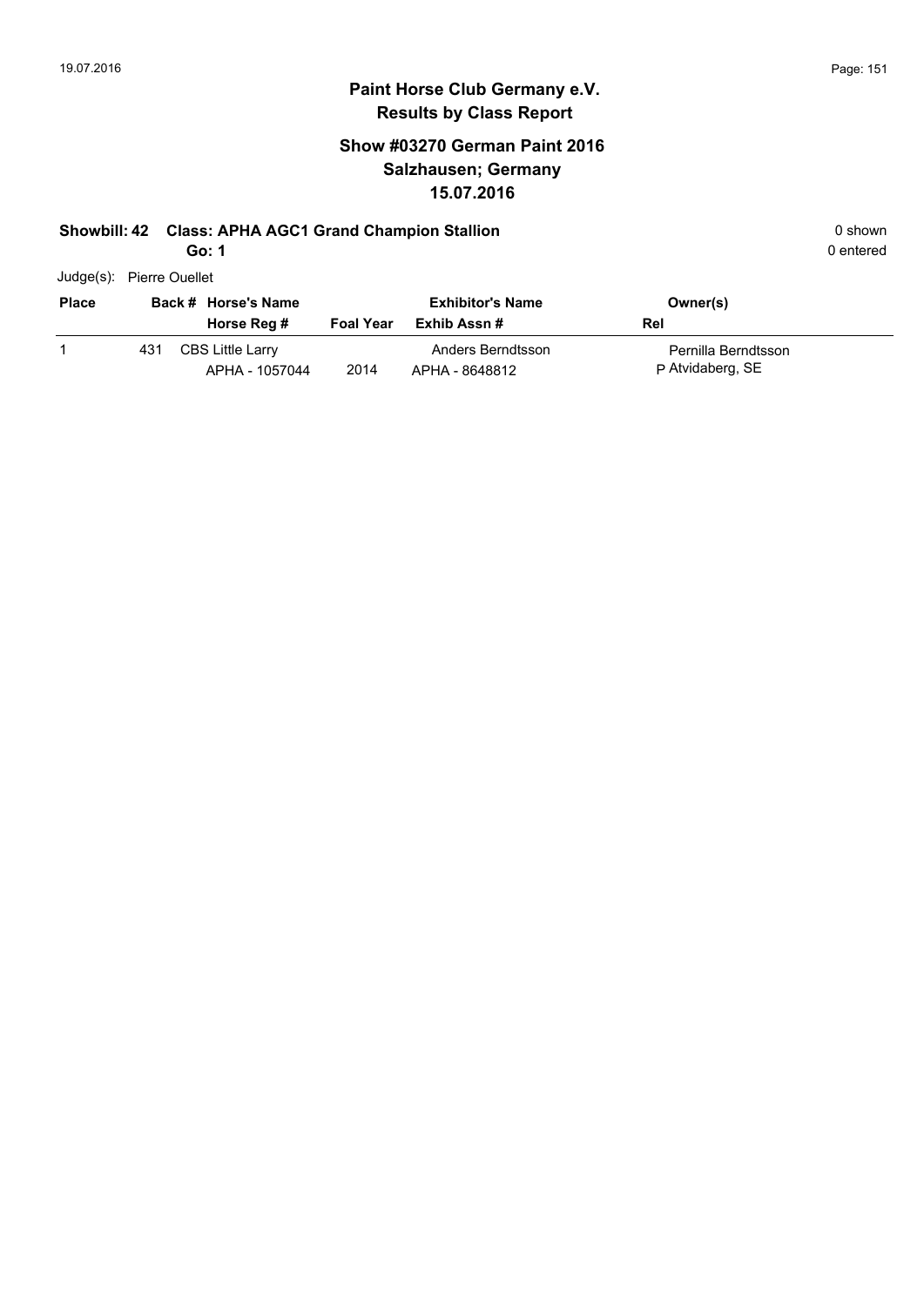# Paint Horse Club Germany e.V.
## Results by Class Report

### Show #03270 German Paint 2016
### Salzhausen; Germany
### 15.07.2016

**Showbill: 42 Class: APHA AGC1 Grand Champion Stallion** 0 shown

**Go: 1** 0 entered

Judge(s): Pierre Ouellet

| Place | Back # | Horse's Name / Horse Reg # | Foal Year | Exhibitor's Name / Exhib Assn # | Owner(s) / Rel |
|---|---|---|---|---|---|
| 1 | 431 | CBS Little Larry<br>APHA - 1057044 | 2014 | Anders Berndtsson<br>APHA - 8648812 | Pernilla Berndtsson<br>P Atvidaberg, SE |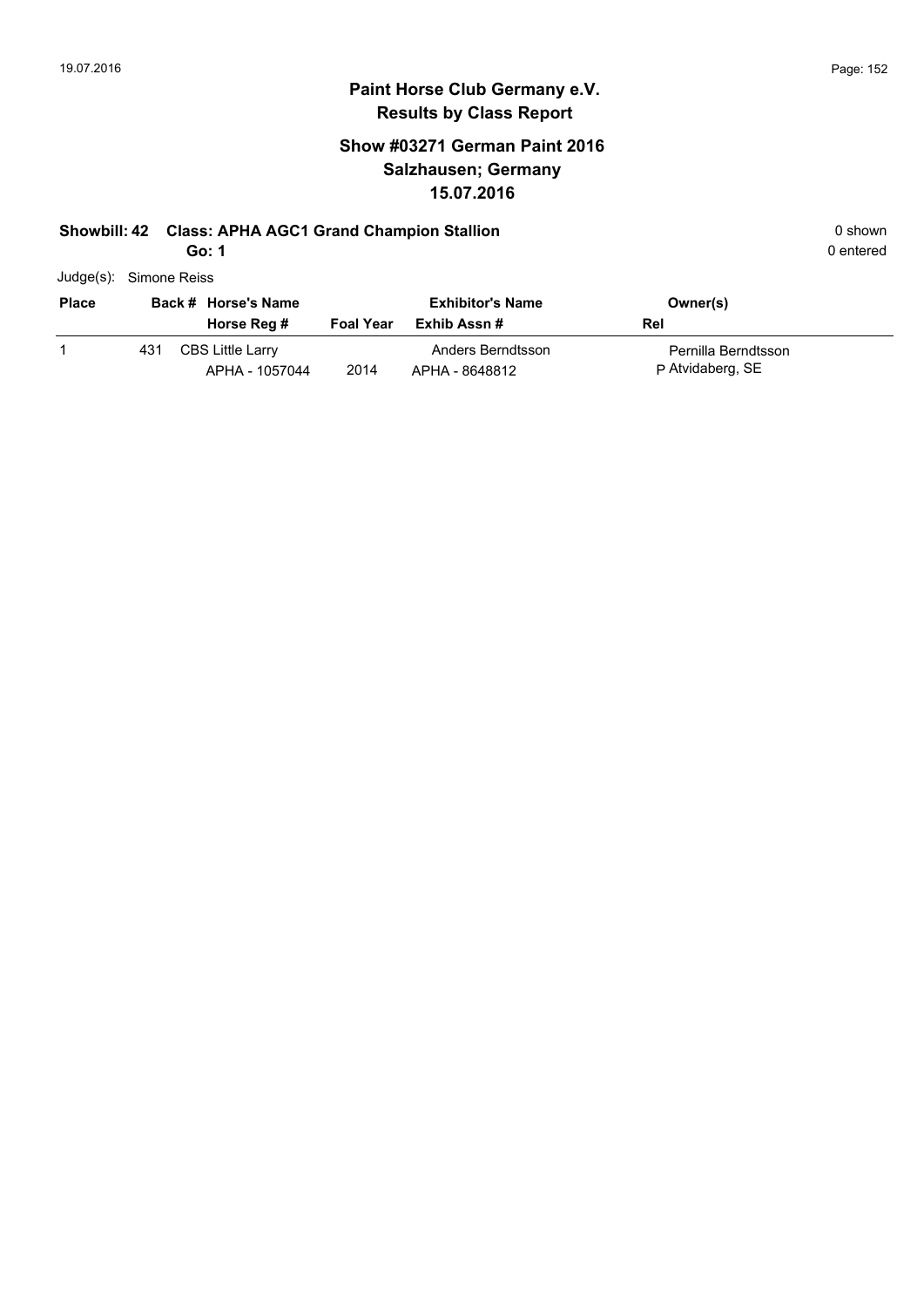# Paint Horse Club Germany e.V.

## Results by Class Report

### Show #03271 German Paint 2016
### Salzhausen; Germany
### 15.07.2016

**Showbill: 42 Class: APHA AGC1 Grand Champion Stallion** 0 shown

**Go: 1** 0 entered

Judge(s): Simone Reiss

| Place | Back # | Horse's Name / Horse Reg # | Foal Year | Exhibitor's Name / Exhib Assn # | Owner(s) / Rel |
|---|---|---|---|---|---|
| 1 | 431 | CBS Little Larry<br>APHA - 1057044 | 2014 | Anders Berndtsson<br>APHA - 8648812 | Pernilla Berndtsson<br>P Atvidaberg, SE |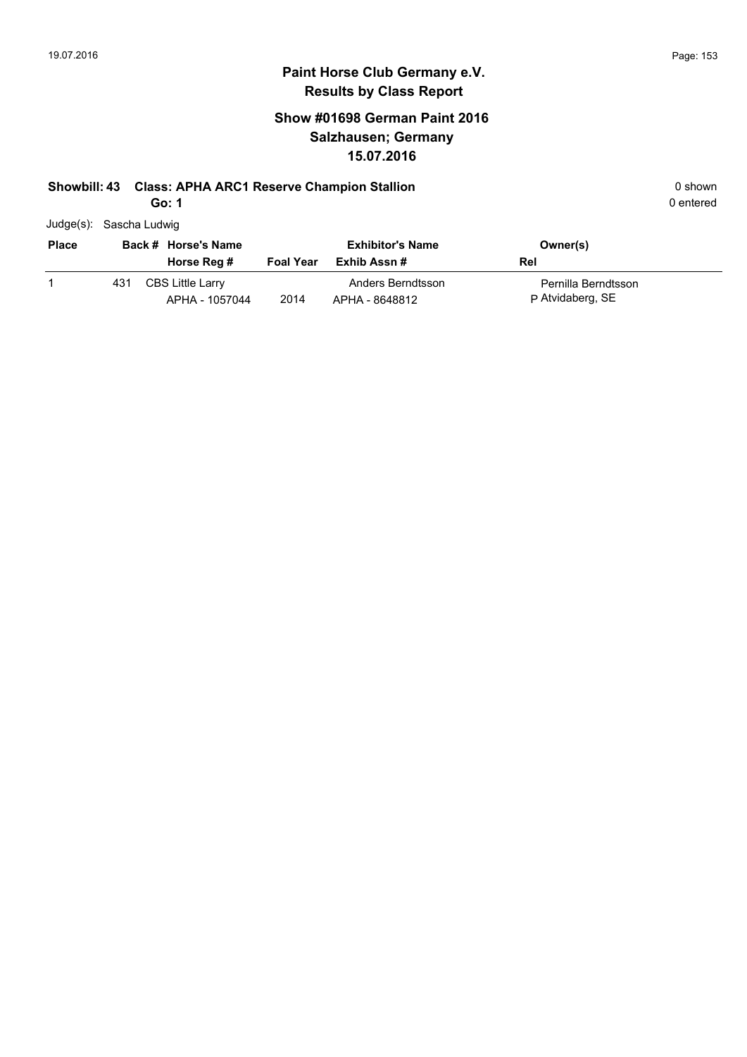# Paint Horse Club Germany e.V.

## Results by Class Report

### Show #01698 German Paint 2016
### Salzhausen; Germany
### 15.07.2016

**Showbill: 43 Class: APHA ARC1 Reserve Champion Stallion** — 0 shown

**Go: 1** — 0 entered

Judge(s): Sascha Ludwig

| Place | Back # | Horse's Name / Horse Reg # | Foal Year | Exhibitor's Name / Exhib Assn # | Owner(s) / Rel |
|---|---|---|---|---|---|
| 1 | 431 | CBS Little Larry / APHA - 1057044 | 2014 | Anders Berndtsson / APHA - 8648812 | Pernilla Berndtsson / P Atvidaberg, SE |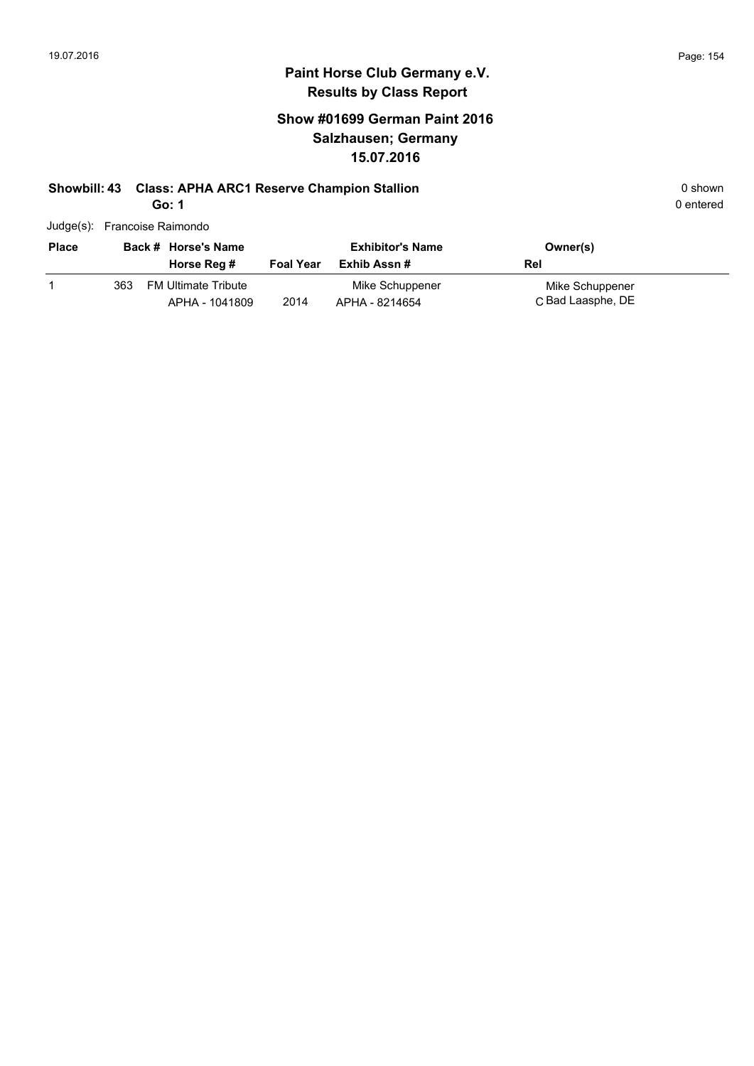# Paint Horse Club Germany e.V.
## Results by Class Report

### Show #01699 German Paint 2016
### Salzhausen; Germany
### 15.07.2016

**Showbill: 43 Class: APHA ARC1 Reserve Champion Stallion** 0 shown

**Go: 1** 0 entered

Judge(s): Francoise Raimondo

| Place | Back # | Horse's Name / Horse Reg # | Foal Year | Exhibitor's Name / Exhib Assn # | Owner(s) / Rel |
|---|---|---|---|---|---|
| 1 | 363 | FM Ultimate Tribute<br>APHA - 1041809 | 2014 | Mike Schuppener<br>APHA - 8214654 | Mike Schuppener<br>C Bad Laasphe, DE |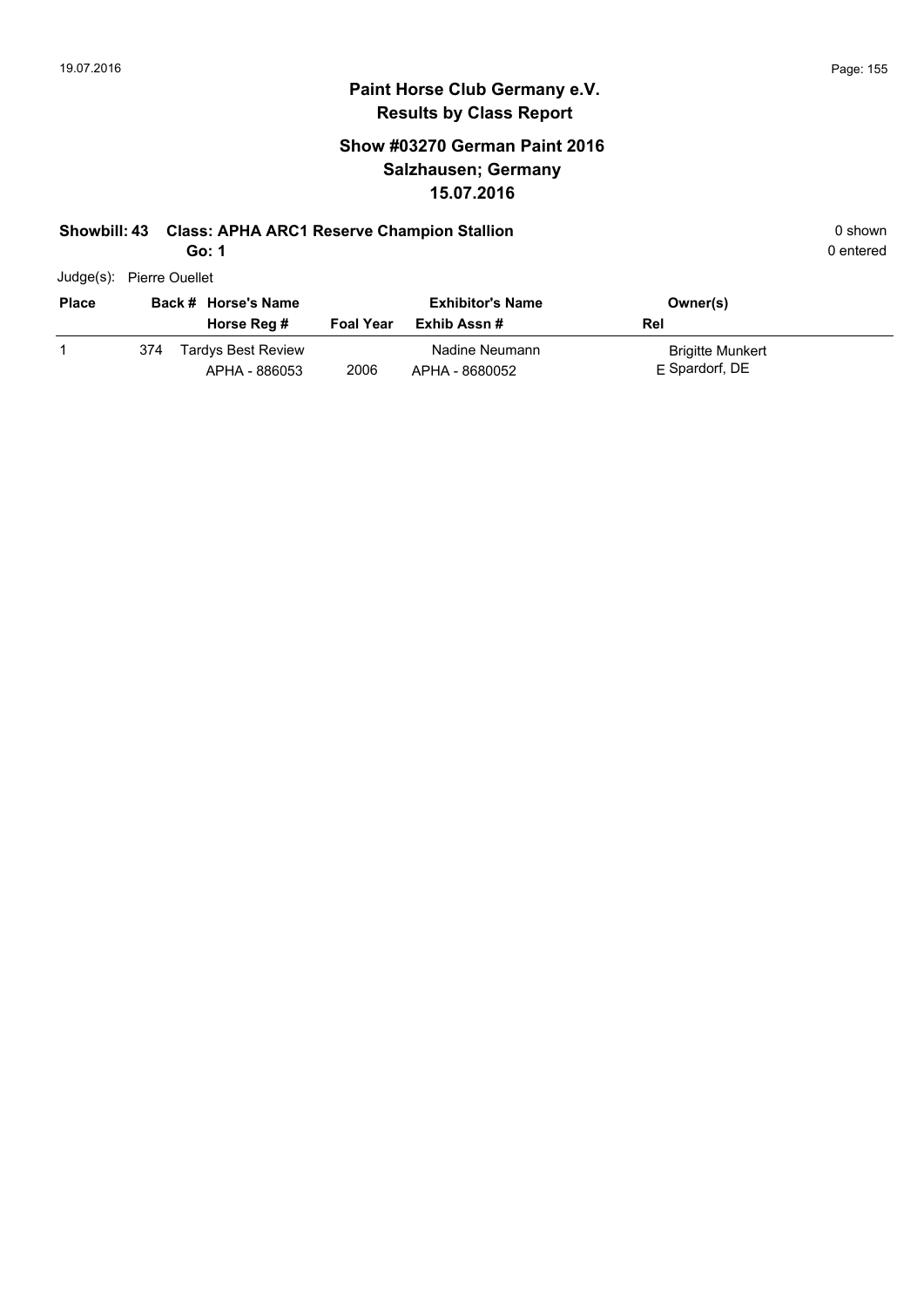# Paint Horse Club Germany e.V.
## Results by Class Report

### Show #03270 German Paint 2016
### Salzhausen; Germany
### 15.07.2016

**Showbill: 43 Class: APHA ARC1 Reserve Champion Stallion** 0 shown

**Go: 1** 0 entered

Judge(s): Pierre Ouellet

| Place | Back # | Horse's Name / Horse Reg # | Foal Year | Exhibitor's Name / Exhib Assn # | Owner(s) / Rel |
|---|---|---|---|---|---|
| 1 | 374 | Tardys Best Review<br>APHA - 886053 | 2006 | Nadine Neumann<br>APHA - 8680052 | Brigitte Munkert<br>E Spardorf, DE |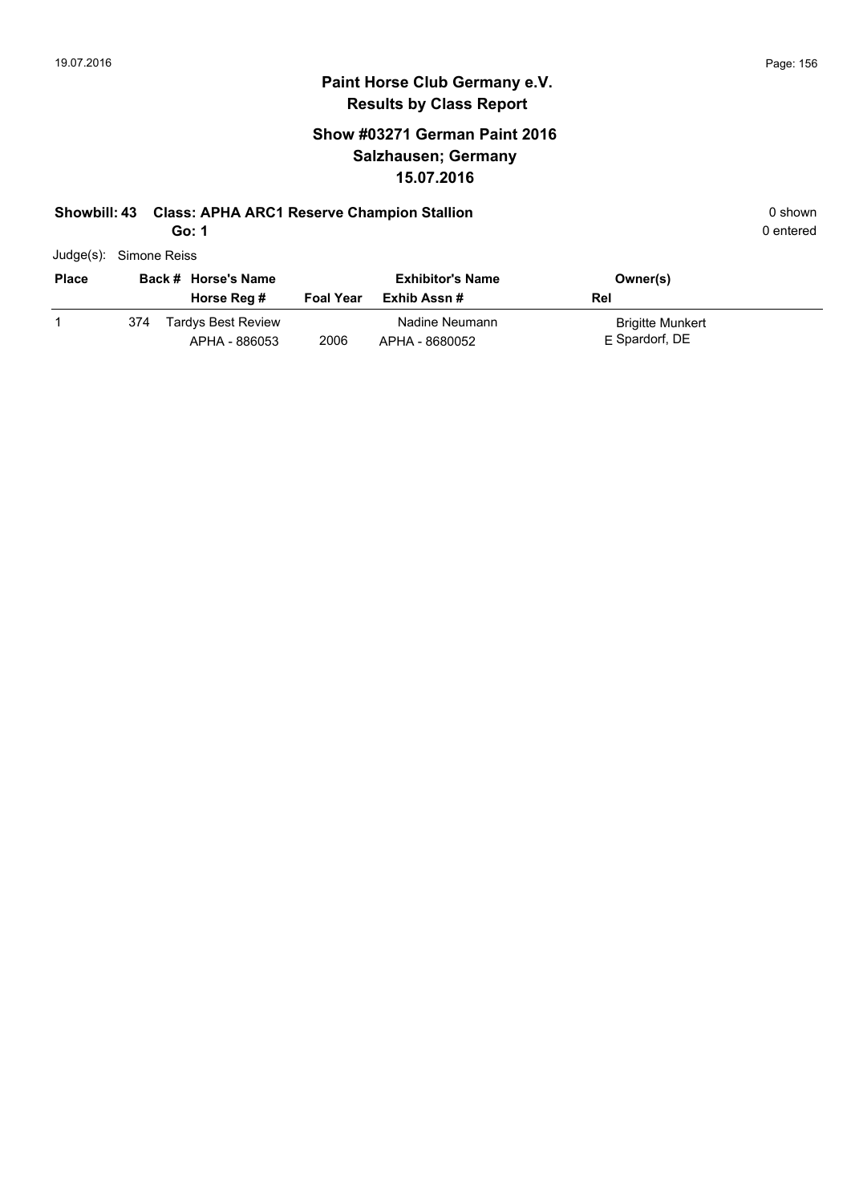**Paint Horse Club Germany e.V.**
**Results by Class Report**

**Show #03271 German Paint 2016**
**Salzhausen; Germany**
**15.07.2016**

**Showbill: 43 Class: APHA ARC1 Reserve Champion Stallion** 0 shown
**Go: 1** 0 entered

Judge(s): Simone Reiss

| Place | Back # | Horse's Name / Horse Reg # | Foal Year | Exhibitor's Name / Exhib Assn # | Owner(s) / Rel |
|---|---|---|---|---|---|
| 1 | 374 | Tardys Best Review / APHA - 886053 | 2006 | Nadine Neumann / APHA - 8680052 | Brigitte Munkert / E Spardorf, DE |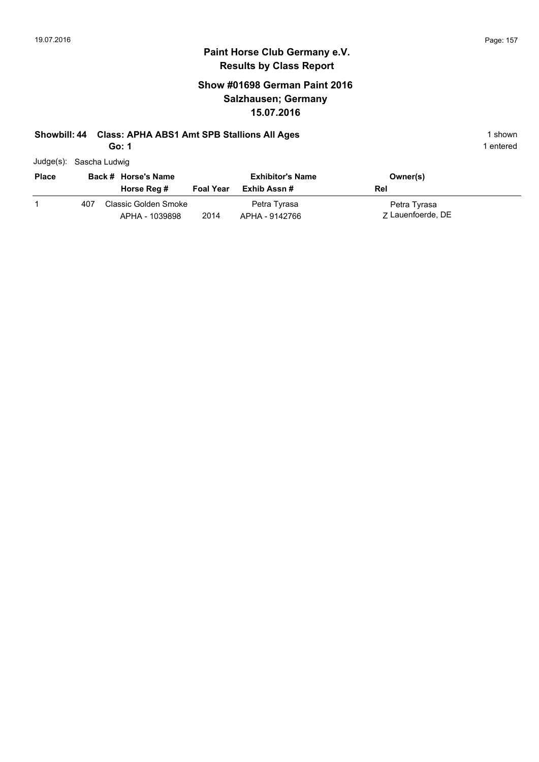# Paint Horse Club Germany e.V.
## Results by Class Report

### Show #01698 German Paint 2016
### Salzhausen; Germany
### 15.07.2016

**Showbill: 44 Class: APHA ABS1 Amt SPB Stallions All Ages** 1 shown

**Go: 1** 1 entered

Judge(s): Sascha Ludwig

| Place | Back # | Horse's Name / Horse Reg # | Foal Year | Exhibitor's Name / Exhib Assn # | Owner(s) / Rel |
|---|---|---|---|---|---|
| 1 | 407 | Classic Golden Smoke<br>APHA - 1039898 | 2014 | Petra Tyrasa<br>APHA - 9142766 | Petra Tyrasa<br>Z Lauenfoerde, DE |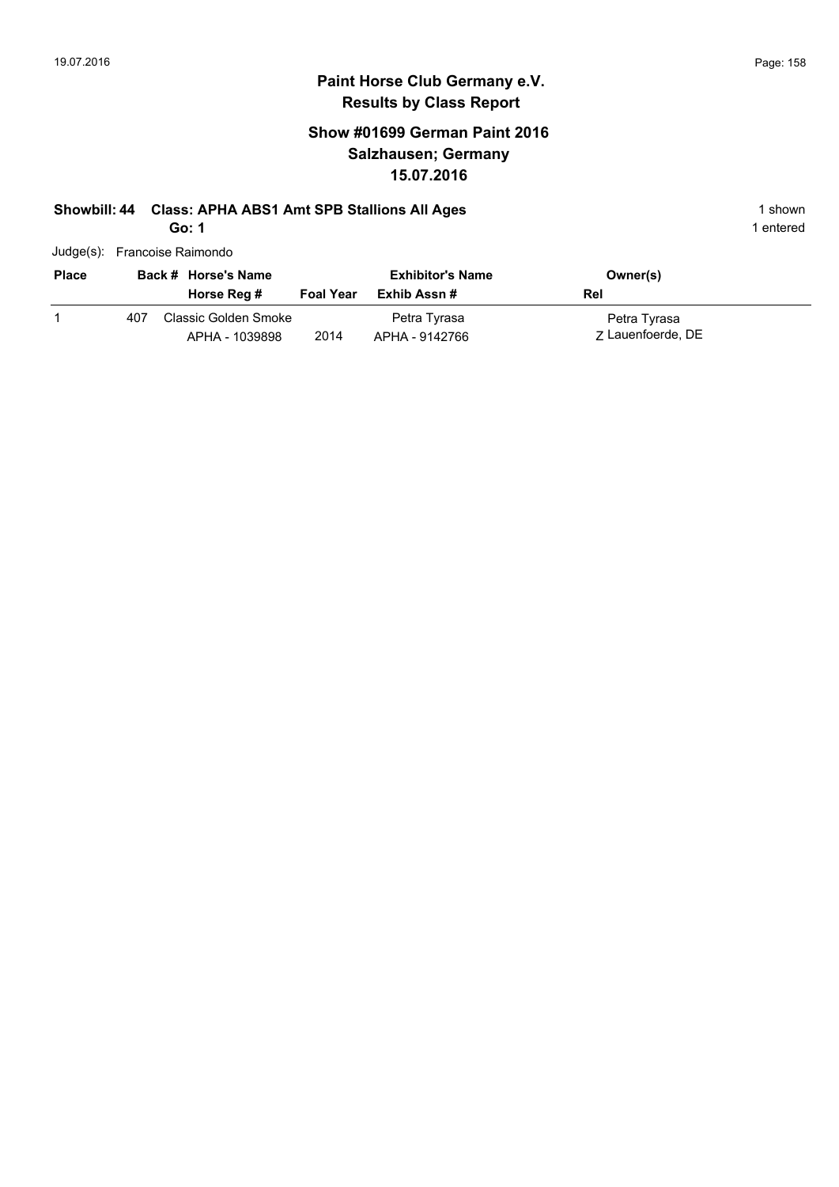# Paint Horse Club Germany e.V.
## Results by Class Report

### Show #01699 German Paint 2016
### Salzhausen; Germany
### 15.07.2016

**Showbill: 44 Class: APHA ABS1 Amt SPB Stallions All Ages** — 1 shown

**Go: 1** — 1 entered

Judge(s): Francoise Raimondo

| Place | Back # | Horse's Name / Horse Reg # | Foal Year | Exhibitor's Name / Exhib Assn # | Owner(s) / Rel |
|---|---|---|---|---|---|
| 1 | 407 | Classic Golden Smoke<br>APHA - 1039898 | 2014 | Petra Tyrasa<br>APHA - 9142766 | Petra Tyrasa<br>Z Lauenfoerde, DE |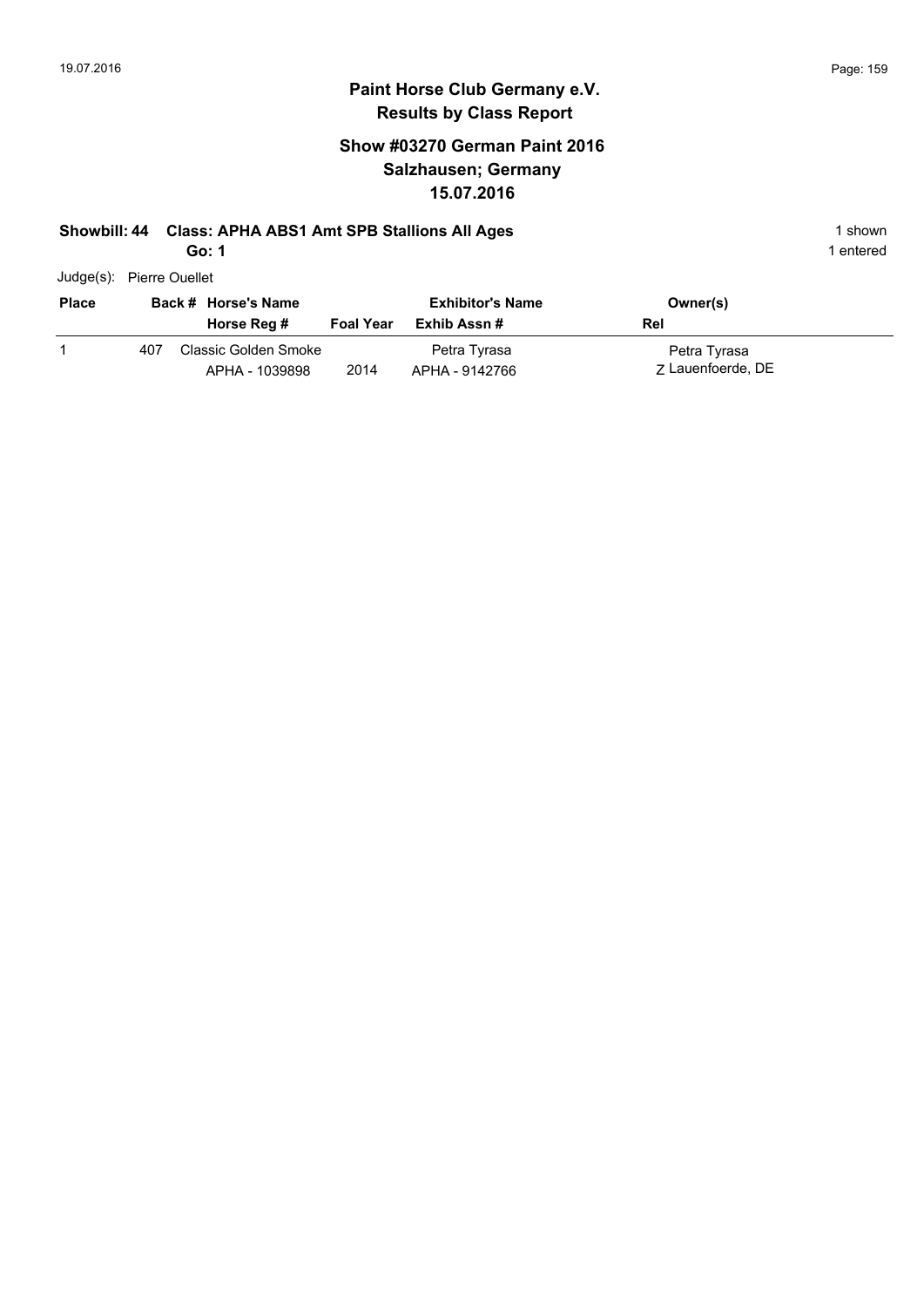## Paint Horse Club Germany e.V.
## Results by Class Report

### Show #03270 German Paint 2016
### Salzhausen; Germany
### 15.07.2016

**Showbill: 44 Class: APHA ABS1 Amt SPB Stallions All Ages** 1 shown

**Go: 1** 1 entered

Judge(s): Pierre Ouellet

| Place | Back # | Horse's Name / Horse Reg # | Foal Year | Exhibitor's Name / Exhib Assn # | Owner(s) / Rel |
|---|---|---|---|---|---|
| 1 | 407 | Classic Golden Smoke<br>APHA - 1039898 | 2014 | Petra Tyrasa<br>APHA - 9142766 | Petra Tyrasa<br>Z Lauenfoerde, DE |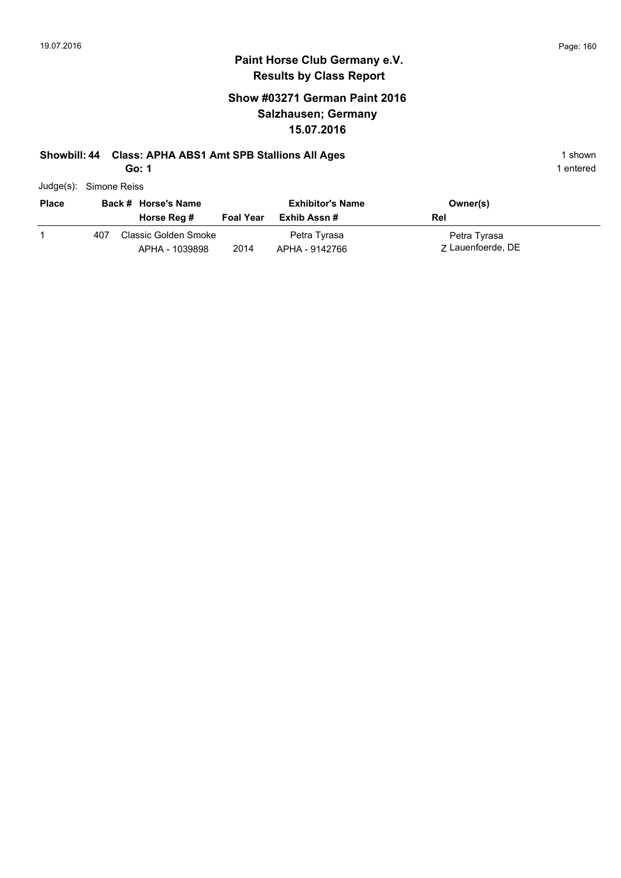# Paint Horse Club Germany e.V.
## Results by Class Report

### Show #03271 German Paint 2016
### Salzhausen; Germany
### 15.07.2016

**Showbill: 44 Class: APHA ABS1 Amt SPB Stallions All Ages** — 1 shown

**Go: 1** — 1 entered

Judge(s): Simone Reiss

| Place | Back # | Horse's Name / Horse Reg # | Foal Year | Exhibitor's Name / Exhib Assn # | Owner(s) / Rel |
|---|---|---|---|---|---|
| 1 | 407 | Classic Golden Smoke<br>APHA - 1039898 | 2014 | Petra Tyrasa<br>APHA - 9142766 | Petra Tyrasa<br>Z Lauenfoerde, DE |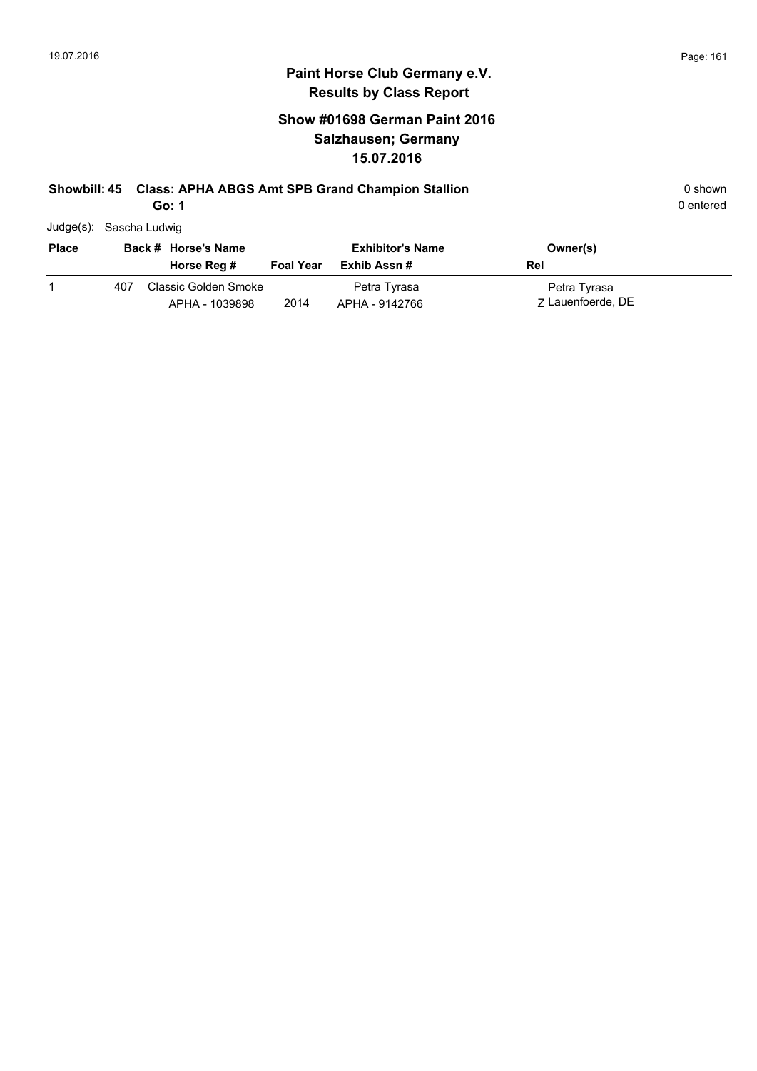# Paint Horse Club Germany e.V.
## Results by Class Report

### Show #01698 German Paint 2016
### Salzhausen; Germany
### 15.07.2016

**Showbill: 45 Class: APHA ABGS Amt SPB Grand Champion Stallion** 0 shown

**Go: 1** 0 entered

Judge(s): Sascha Ludwig

| Place | Back # | Horse's Name / Horse Reg # | Foal Year | Exhibitor's Name / Exhib Assn # | Owner(s) / Rel |
|---|---|---|---|---|---|
| 1 | 407 | Classic Golden Smoke<br>APHA - 1039898 | 2014 | Petra Tyrasa<br>APHA - 9142766 | Petra Tyrasa<br>Z Lauenfoerde, DE |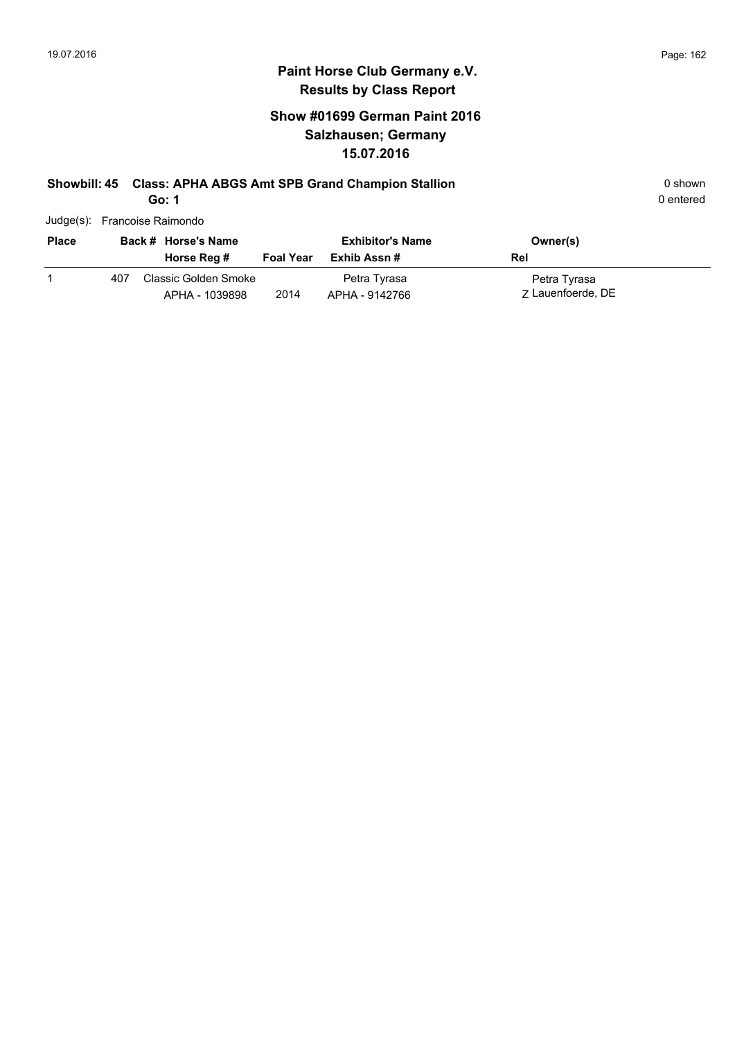## Paint Horse Club Germany e.V.
## Results by Class Report

### Show #01699 German Paint 2016
### Salzhausen; Germany
### 15.07.2016

**Showbill: 45 Class: APHA ABGS Amt SPB Grand Champion Stallion** 0 shown

**Go: 1** 0 entered

Judge(s): Francoise Raimondo

| Place | Back # | Horse's Name / Horse Reg # | Foal Year | Exhibitor's Name / Exhib Assn # | Owner(s) / Rel |
|---|---|---|---|---|---|
| 1 | 407 | Classic Golden Smoke<br>APHA - 1039898 | 2014 | Petra Tyrasa<br>APHA - 9142766 | Petra Tyrasa<br>Z Lauenfoerde, DE |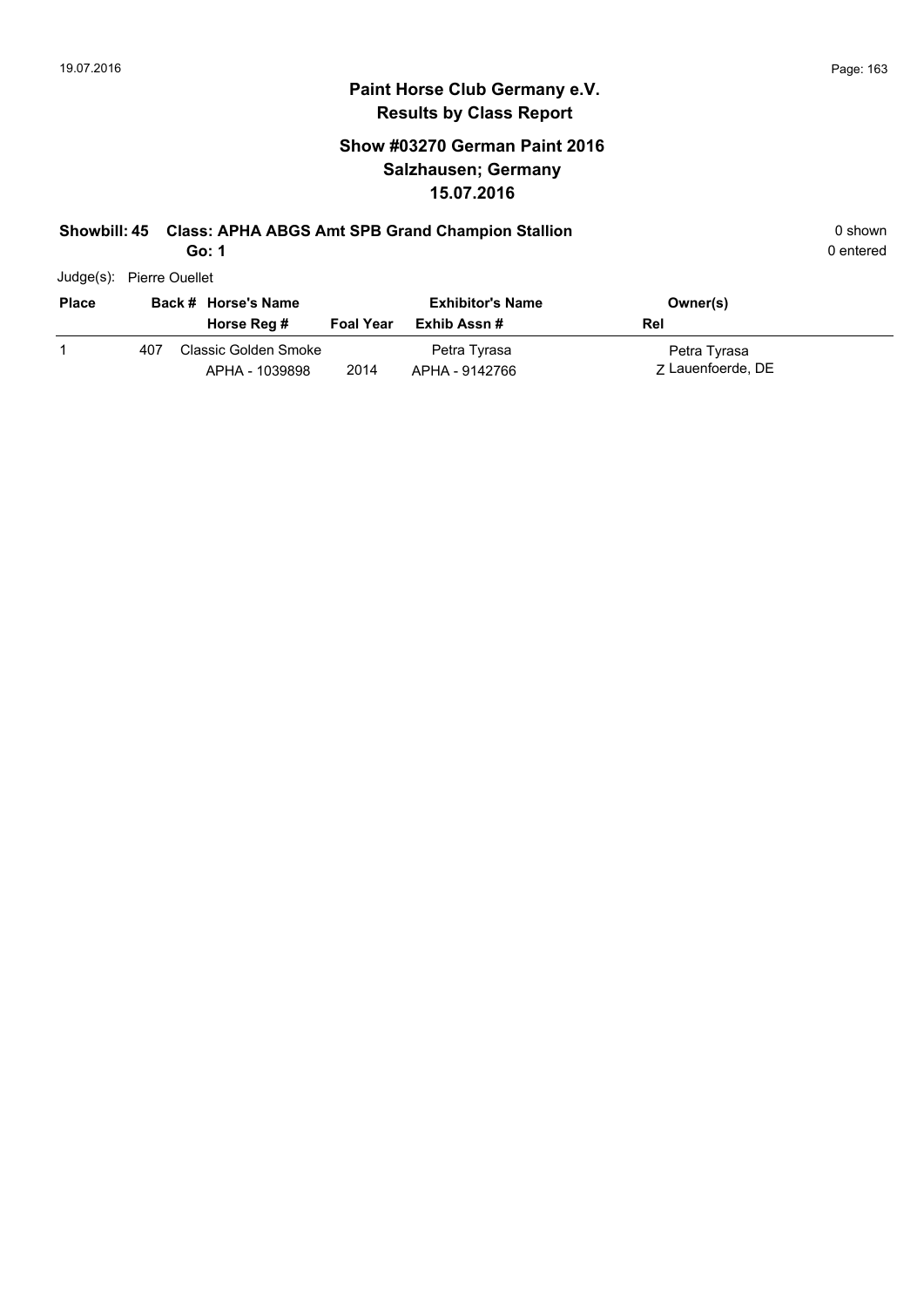# Paint Horse Club Germany e.V.
## Results by Class Report

### Show #03270 German Paint 2016
### Salzhausen; Germany
### 15.07.2016

**Showbill: 45 Class: APHA ABGS Amt SPB Grand Champion Stallion** 0 shown
**Go: 1** 0 entered

Judge(s): Pierre Ouellet

| Place | Back # | Horse's Name / Horse Reg # | Foal Year | Exhibitor's Name / Exhib Assn # | Owner(s) / Rel |
|---|---|---|---|---|---|
| 1 | 407 | Classic Golden Smoke<br>APHA - 1039898 | 2014 | Petra Tyrasa<br>APHA - 9142766 | Petra Tyrasa<br>Z Lauenfoerde, DE |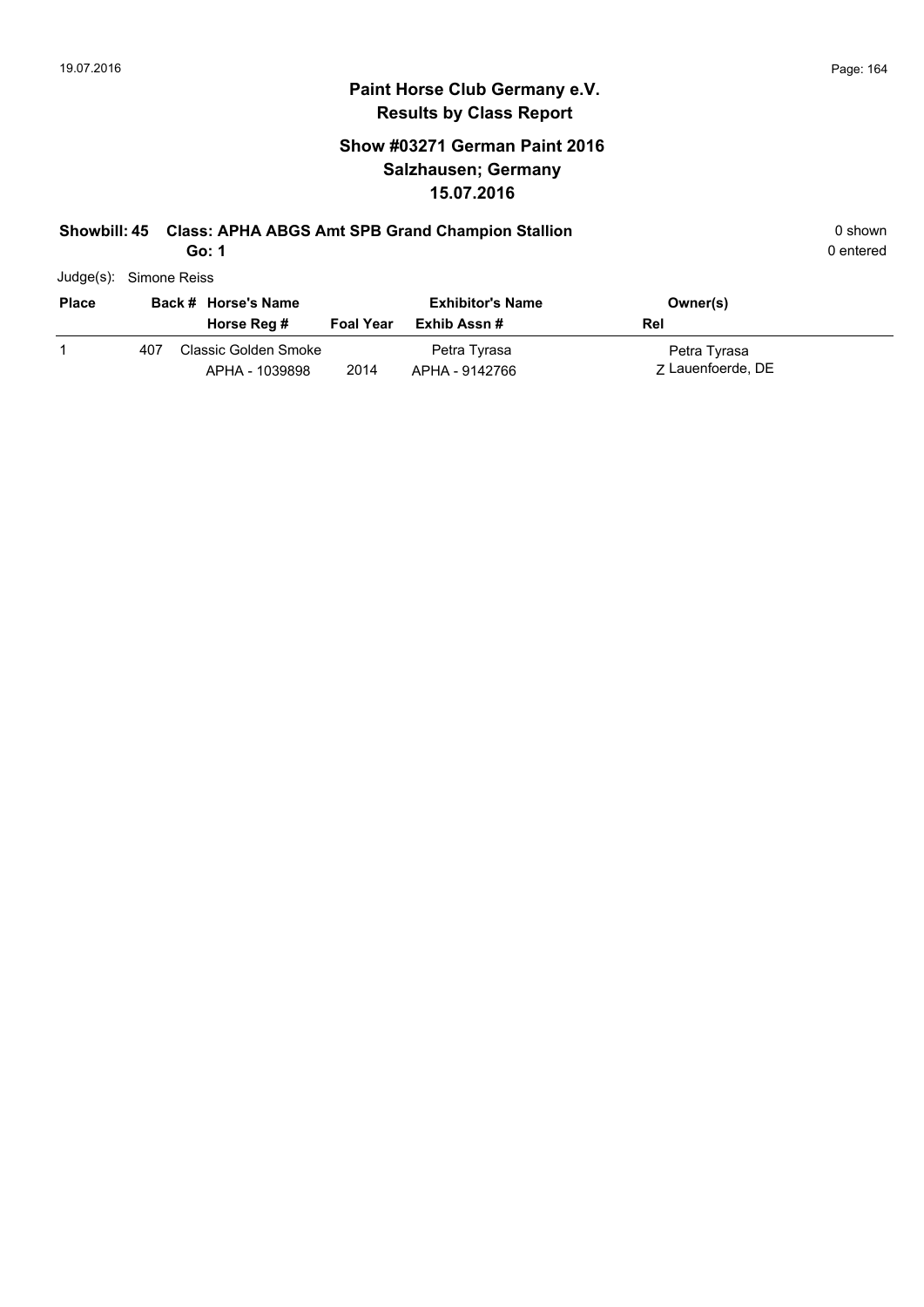# Paint Horse Club Germany e.V.
## Results by Class Report

### Show #03271 German Paint 2016
### Salzhausen; Germany
### 15.07.2016

**Showbill: 45 Class: APHA ABGS Amt SPB Grand Champion Stallion** 0 shown

**Go: 1** 0 entered

Judge(s): Simone Reiss

| Place | Back # | Horse's Name / Horse Reg # | Foal Year | Exhibitor's Name / Exhib Assn # | Owner(s) / Rel |
|---|---|---|---|---|---|
| 1 | 407 | Classic Golden Smoke<br>APHA - 1039898 | 2014 | Petra Tyrasa<br>APHA - 9142766 | Petra Tyrasa<br>Z Lauenfoerde, DE |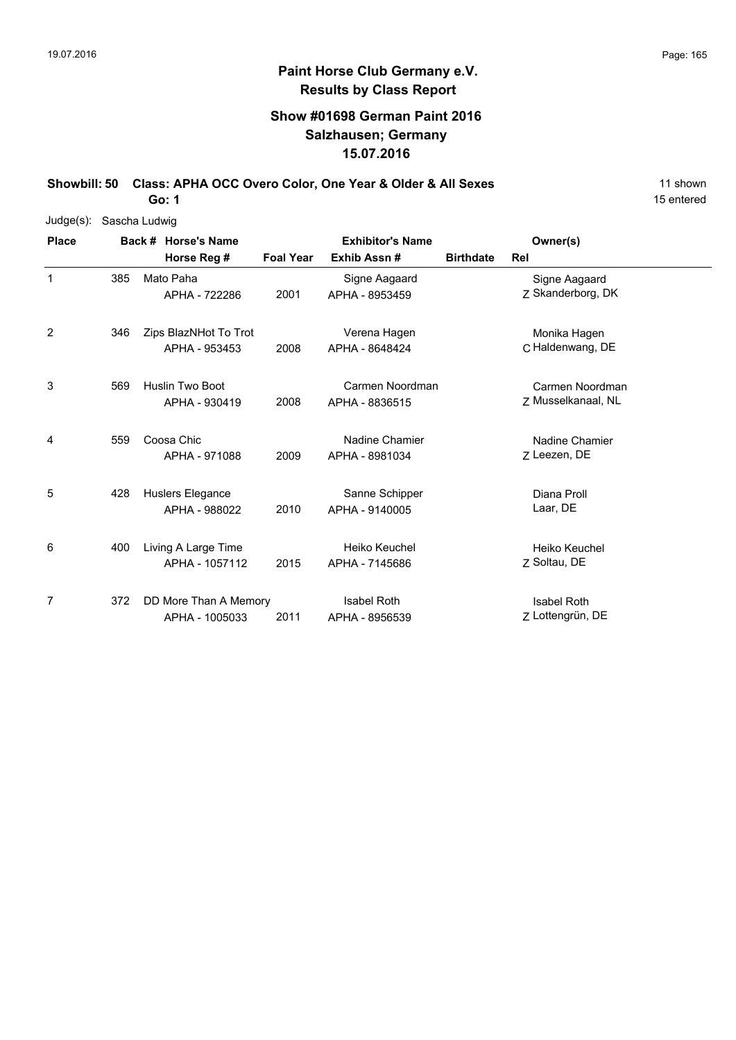## Paint Horse Club Germany e.V.
## Results by Class Report

### Show #01698 German Paint 2016
### Salzhausen; Germany
### 15.07.2016

**Showbill: 50 Class: APHA OCC Overo Color, One Year & Older & All Sexes** 11 shown
**Go: 1** 15 entered

Judge(s): Sascha Ludwig

| Place | Back # | Horse's Name / Horse Reg # | Foal Year | Exhibitor's Name / Exhib Assn # | Birthdate | Rel | Owner(s) |
|---|---|---|---|---|---|---|---|
| 1 | 385 | Mato Paha<br>APHA - 722286 | 2001 | Signe Aagaard<br>APHA - 8953459 | | Z | Signe Aagaard<br>Skanderborg, DK |
| 2 | 346 | Zips BlazNHot To Trot<br>APHA - 953453 | 2008 | Verena Hagen<br>APHA - 8648424 | | C | Monika Hagen<br>Haldenwang, DE |
| 3 | 569 | Huslin Two Boot<br>APHA - 930419 | 2008 | Carmen Noordman<br>APHA - 8836515 | | Z | Carmen Noordman<br>Musselkanaal, NL |
| 4 | 559 | Coosa Chic<br>APHA - 971088 | 2009 | Nadine Chamier<br>APHA - 8981034 | | Z | Nadine Chamier<br>Leezen, DE |
| 5 | 428 | Huslers Elegance<br>APHA - 988022 | 2010 | Sanne Schipper<br>APHA - 9140005 | | | Diana Proll<br>Laar, DE |
| 6 | 400 | Living A Large Time<br>APHA - 1057112 | 2015 | Heiko Keuchel<br>APHA - 7145686 | | Z | Heiko Keuchel<br>Soltau, DE |
| 7 | 372 | DD More Than A Memory<br>APHA - 1005033 | 2011 | Isabel Roth<br>APHA - 8956539 | | Z | Isabel Roth<br>Lottengrün, DE |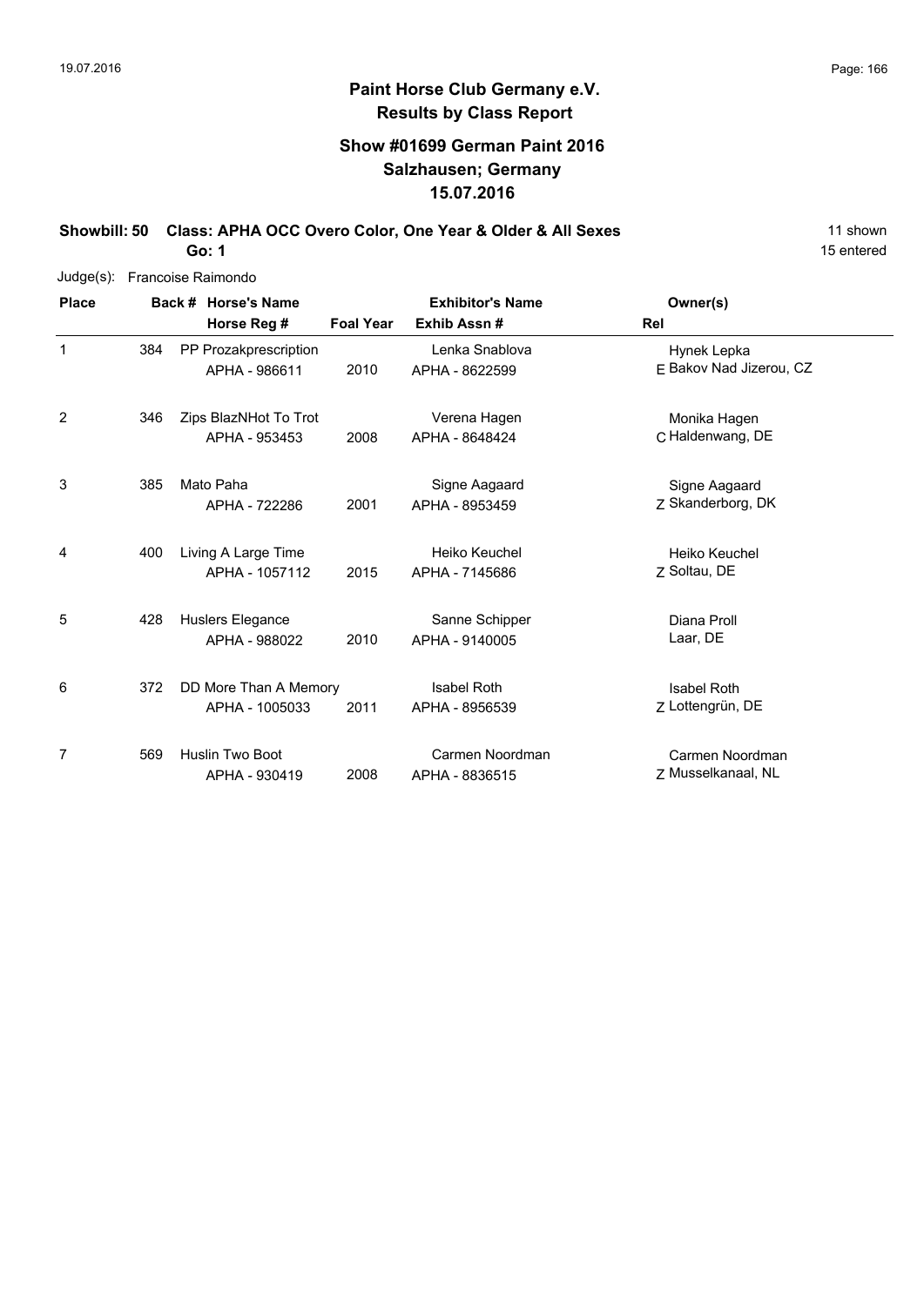## Paint Horse Club Germany e.V.
## Results by Class Report

### Show #01699 German Paint 2016
### Salzhausen; Germany
### 15.07.2016

**Showbill: 50 Class: APHA OCC Overo Color, One Year & Older & All Sexes** 11 shown

**Go: 1** 15 entered

Judge(s): Francoise Raimondo

| Place | Back # | Horse's Name / Horse Reg # | Foal Year | Exhibitor's Name / Exhib Assn # | Rel | Owner(s) |
|---|---|---|---|---|---|---|
| 1 | 384 | PP Prozakprescription<br>APHA - 986611 | 2010 | Lenka Snablova<br>APHA - 8622599 | E | Hynek Lepka<br>Bakov Nad Jizerou, CZ |
| 2 | 346 | Zips BlazNHot To Trot<br>APHA - 953453 | 2008 | Verena Hagen<br>APHA - 8648424 | C | Monika Hagen<br>Haldenwang, DE |
| 3 | 385 | Mato Paha<br>APHA - 722286 | 2001 | Signe Aagaard<br>APHA - 8953459 | Z | Signe Aagaard<br>Skanderborg, DK |
| 4 | 400 | Living A Large Time<br>APHA - 1057112 | 2015 | Heiko Keuchel<br>APHA - 7145686 | Z | Heiko Keuchel<br>Soltau, DE |
| 5 | 428 | Huslers Elegance<br>APHA - 988022 | 2010 | Sanne Schipper<br>APHA - 9140005 | | Diana Proll<br>Laar, DE |
| 6 | 372 | DD More Than A Memory<br>APHA - 1005033 | 2011 | Isabel Roth<br>APHA - 8956539 | Z | Isabel Roth<br>Lottengrün, DE |
| 7 | 569 | Huslin Two Boot<br>APHA - 930419 | 2008 | Carmen Noordman<br>APHA - 8836515 | Z | Carmen Noordman<br>Musselkanaal, NL |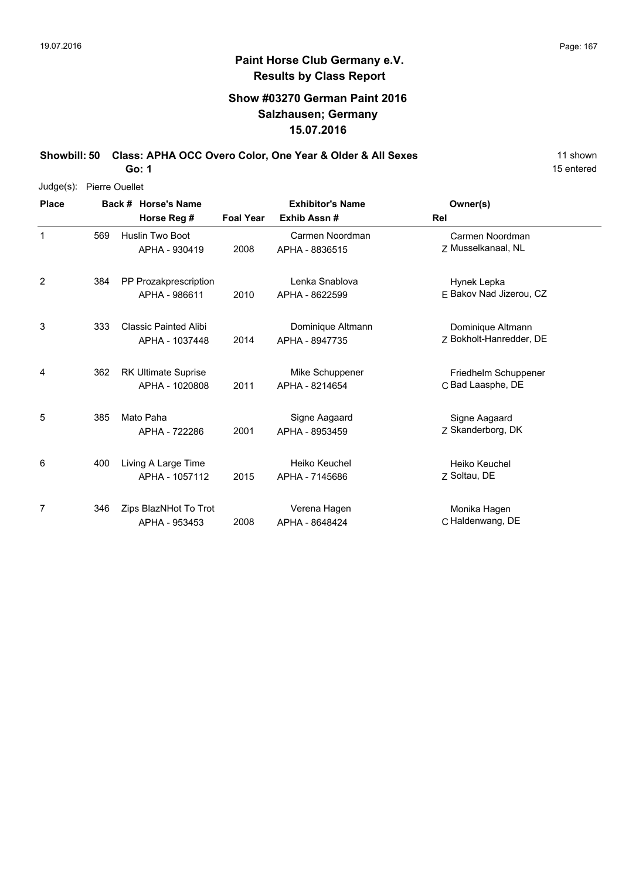# Paint Horse Club Germany e.V.
## Results by Class Report

### Show #03270 German Paint 2016
### Salzhausen; Germany
### 15.07.2016

**Showbill: 50 Class: APHA OCC Overo Color, One Year & Older & All Sexes** 11 shown

**Go: 1** 15 entered

Judge(s): Pierre Ouellet

| Place | Back # | Horse's Name / Horse Reg # | Foal Year | Exhibitor's Name / Exhib Assn # | Rel | Owner(s) |
|---|---|---|---|---|---|---|
| 1 | 569 | Huslin Two Boot<br>APHA - 930419 | 2008 | Carmen Noordman<br>APHA - 8836515 | Z | Carmen Noordman<br>Musselkanaal, NL |
| 2 | 384 | PP Prozakprescription<br>APHA - 986611 | 2010 | Lenka Snablova<br>APHA - 8622599 | E | Hynek Lepka<br>Bakov Nad Jizerou, CZ |
| 3 | 333 | Classic Painted Alibi<br>APHA - 1037448 | 2014 | Dominique Altmann<br>APHA - 8947735 | Z | Dominique Altmann<br>Bokholt-Hanredder, DE |
| 4 | 362 | RK Ultimate Suprise<br>APHA - 1020808 | 2011 | Mike Schuppener<br>APHA - 8214654 | C | Friedhelm Schuppener<br>Bad Laasphe, DE |
| 5 | 385 | Mato Paha<br>APHA - 722286 | 2001 | Signe Aagaard<br>APHA - 8953459 | Z | Signe Aagaard<br>Skanderborg, DK |
| 6 | 400 | Living A Large Time<br>APHA - 1057112 | 2015 | Heiko Keuchel<br>APHA - 7145686 | Z | Heiko Keuchel<br>Soltau, DE |
| 7 | 346 | Zips BlazNHot To Trot<br>APHA - 953453 | 2008 | Verena Hagen<br>APHA - 8648424 | C | Monika Hagen<br>Haldenwang, DE |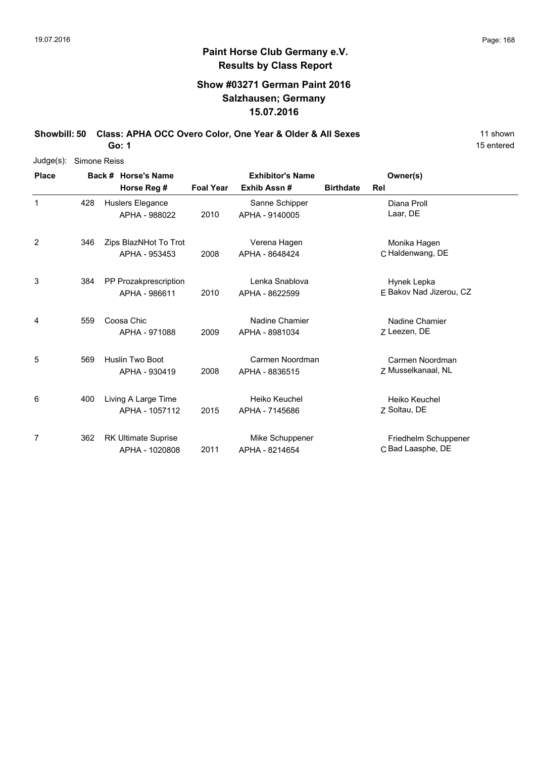## Paint Horse Club Germany e.V.
## Results by Class Report

### Show #03271 German Paint 2016
### Salzhausen; Germany
### 15.07.2016

**Showbill: 50 Class: APHA OCC Overo Color, One Year & Older & All Sexes** 11 shown
**Go: 1** 15 entered

Judge(s): Simone Reiss

| Place | Back # | Horse's Name / Horse Reg # | Foal Year | Exhibitor's Name / Exhib Assn # | Birthdate | Rel | Owner(s) |
|---|---|---|---|---|---|---|---|
| 1 | 428 | Huslers Elegance<br>APHA - 988022 | 2010 | Sanne Schipper<br>APHA - 9140005 | | | Diana Proll<br>Laar, DE |
| 2 | 346 | Zips BlazNHot To Trot<br>APHA - 953453 | 2008 | Verena Hagen<br>APHA - 8648424 | | C | Monika Hagen<br>Haldenwang, DE |
| 3 | 384 | PP Prozakprescription<br>APHA - 986611 | 2010 | Lenka Snablova<br>APHA - 8622599 | | E | Hynek Lepka<br>Bakov Nad Jizerou, CZ |
| 4 | 559 | Coosa Chic<br>APHA - 971088 | 2009 | Nadine Chamier<br>APHA - 8981034 | | Z | Nadine Chamier<br>Leezen, DE |
| 5 | 569 | Huslin Two Boot<br>APHA - 930419 | 2008 | Carmen Noordman<br>APHA - 8836515 | | Z | Carmen Noordman<br>Musselkanaal, NL |
| 6 | 400 | Living A Large Time<br>APHA - 1057112 | 2015 | Heiko Keuchel<br>APHA - 7145686 | | Z | Heiko Keuchel<br>Soltau, DE |
| 7 | 362 | RK Ultimate Suprise<br>APHA - 1020808 | 2011 | Mike Schuppener<br>APHA - 8214654 | | C | Friedhelm Schuppener<br>Bad Laasphe, DE |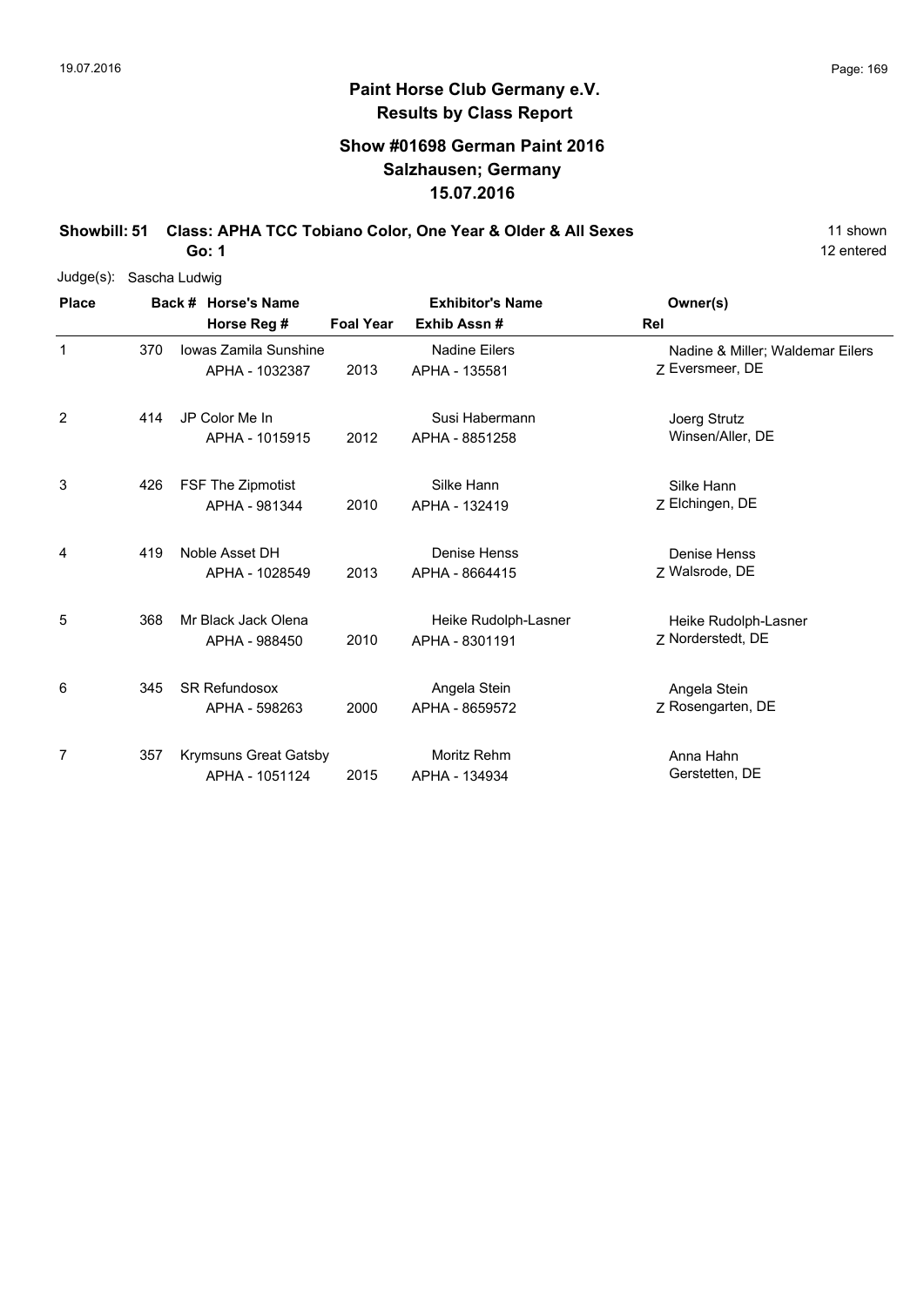# Paint Horse Club Germany e.V.
## Results by Class Report

### Show #01698 German Paint 2016
### Salzhausen; Germany
### 15.07.2016

**Showbill: 51 Class: APHA TCC Tobiano Color, One Year & Older & All Sexes** 11 shown

**Go: 1** 12 entered

Judge(s): Sascha Ludwig

| Place | Back # | Horse's Name / Horse Reg # | Foal Year | Exhibitor's Name / Exhib Assn # | Rel | Owner(s) |
|---|---|---|---|---|---|---|
| 1 | 370 | Iowas Zamila Sunshine<br>APHA - 1032387 | 2013 | Nadine Eilers<br>APHA - 135581 | Z | Nadine & Miller; Waldemar Eilers<br>Eversmeer, DE |
| 2 | 414 | JP Color Me In<br>APHA - 1015915 | 2012 | Susi Habermann<br>APHA - 8851258 | | Joerg Strutz<br>Winsen/Aller, DE |
| 3 | 426 | FSF The Zipmotist<br>APHA - 981344 | 2010 | Silke Hann<br>APHA - 132419 | Z | Silke Hann<br>Elchingen, DE |
| 4 | 419 | Noble Asset DH<br>APHA - 1028549 | 2013 | Denise Henss<br>APHA - 8664415 | Z | Denise Henss<br>Walsrode, DE |
| 5 | 368 | Mr Black Jack Olena<br>APHA - 988450 | 2010 | Heike Rudolph-Lasner<br>APHA - 8301191 | Z | Heike Rudolph-Lasner<br>Norderstedt, DE |
| 6 | 345 | SR Refundosox<br>APHA - 598263 | 2000 | Angela Stein<br>APHA - 8659572 | Z | Angela Stein<br>Rosengarten, DE |
| 7 | 357 | Krymsuns Great Gatsby<br>APHA - 1051124 | 2015 | Moritz Rehm<br>APHA - 134934 | | Anna Hahn<br>Gerstetten, DE |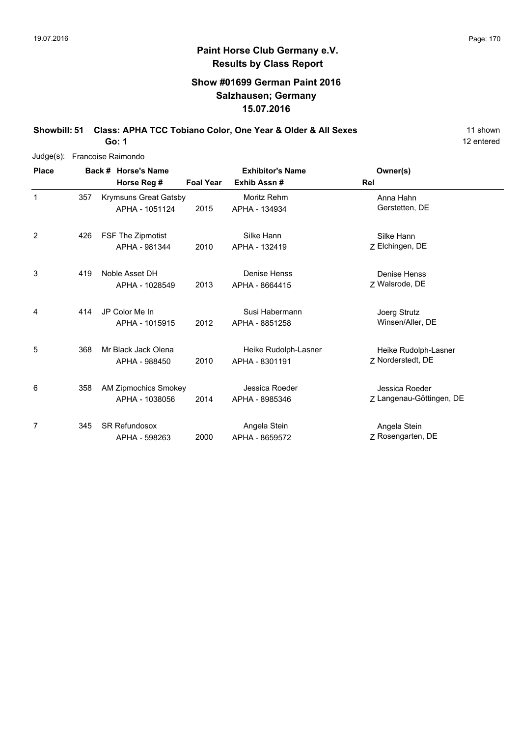# Paint Horse Club Germany e.V.

## Results by Class Report

### Show #01699 German Paint 2016
### Salzhausen; Germany
### 15.07.2016

**Showbill: 51 Class: APHA TCC Tobiano Color, One Year & Older & All Sexes** 11 shown

**Go: 1** 12 entered

Judge(s): Francoise Raimondo

| Place | Back # | Horse's Name / Horse Reg # | Foal Year | Exhibitor's Name / Exhib Assn # | Rel | Owner(s) |
|---|---|---|---|---|---|---|
| 1 | 357 | Krymsuns Great Gatsby<br>APHA - 1051124 | 2015 | Moritz Rehm<br>APHA - 134934 | | Anna Hahn<br>Gerstetten, DE |
| 2 | 426 | FSF The Zipmotist<br>APHA - 981344 | 2010 | Silke Hann<br>APHA - 132419 | Z | Silke Hann<br>Elchingen, DE |
| 3 | 419 | Noble Asset DH<br>APHA - 1028549 | 2013 | Denise Henss<br>APHA - 8664415 | Z | Denise Henss<br>Walsrode, DE |
| 4 | 414 | JP Color Me In<br>APHA - 1015915 | 2012 | Susi Habermann<br>APHA - 8851258 | | Joerg Strutz<br>Winsen/Aller, DE |
| 5 | 368 | Mr Black Jack Olena<br>APHA - 988450 | 2010 | Heike Rudolph-Lasner<br>APHA - 8301191 | Z | Heike Rudolph-Lasner<br>Norderstedt, DE |
| 6 | 358 | AM Zipmochics Smokey<br>APHA - 1038056 | 2014 | Jessica Roeder<br>APHA - 8985346 | Z | Jessica Roeder<br>Langenau-Göttingen, DE |
| 7 | 345 | SR Refundosox<br>APHA - 598263 | 2000 | Angela Stein<br>APHA - 8659572 | Z | Angela Stein<br>Rosengarten, DE |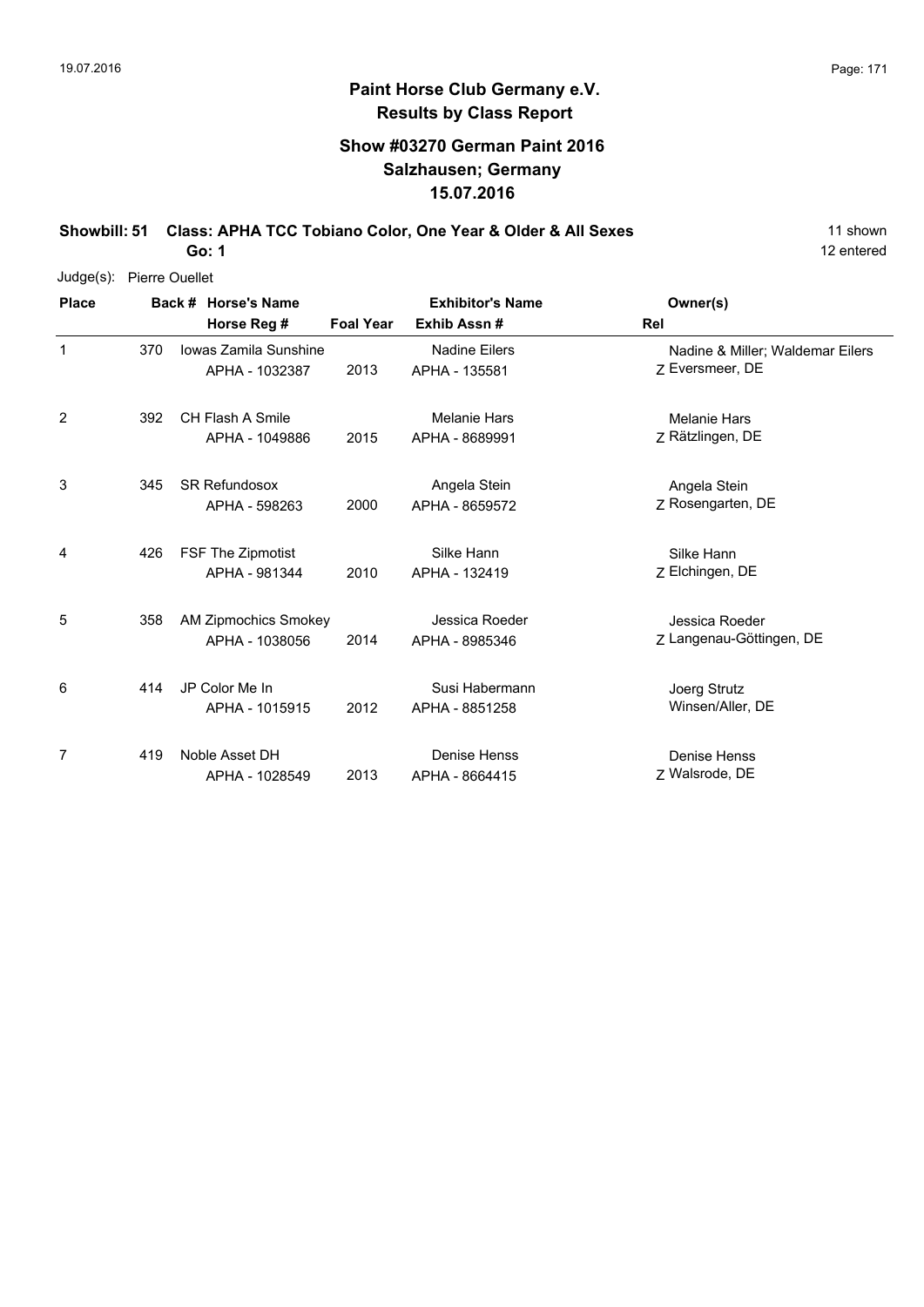## Paint Horse Club Germany e.V.
## Results by Class Report

### Show #03270 German Paint 2016
### Salzhausen; Germany
### 15.07.2016

**Showbill: 51 Class: APHA TCC Tobiano Color, One Year & Older & All Sexes** 11 shown

**Go: 1** 12 entered

Judge(s): Pierre Ouellet

| Place | Back # | Horse's Name / Horse Reg # | Foal Year | Exhibitor's Name / Exhib Assn # | Rel | Owner(s) |
|---|---|---|---|---|---|---|
| 1 | 370 | Iowas Zamila Sunshine<br>APHA - 1032387 | 2013 | Nadine Eilers<br>APHA - 135581 | Z | Nadine & Miller; Waldemar Eilers<br>Eversmeer, DE |
| 2 | 392 | CH Flash A Smile<br>APHA - 1049886 | 2015 | Melanie Hars<br>APHA - 8689991 | Z | Melanie Hars<br>Rätzlingen, DE |
| 3 | 345 | SR Refundosox<br>APHA - 598263 | 2000 | Angela Stein<br>APHA - 8659572 | Z | Angela Stein<br>Rosengarten, DE |
| 4 | 426 | FSF The Zipmotist<br>APHA - 981344 | 2010 | Silke Hann<br>APHA - 132419 | Z | Silke Hann<br>Elchingen, DE |
| 5 | 358 | AM Zipmochics Smokey<br>APHA - 1038056 | 2014 | Jessica Roeder<br>APHA - 8985346 | Z | Jessica Roeder<br>Langenau-Göttingen, DE |
| 6 | 414 | JP Color Me In<br>APHA - 1015915 | 2012 | Susi Habermann<br>APHA - 8851258 | | Joerg Strutz<br>Winsen/Aller, DE |
| 7 | 419 | Noble Asset DH<br>APHA - 1028549 | 2013 | Denise Henss<br>APHA - 8664415 | Z | Denise Henss<br>Walsrode, DE |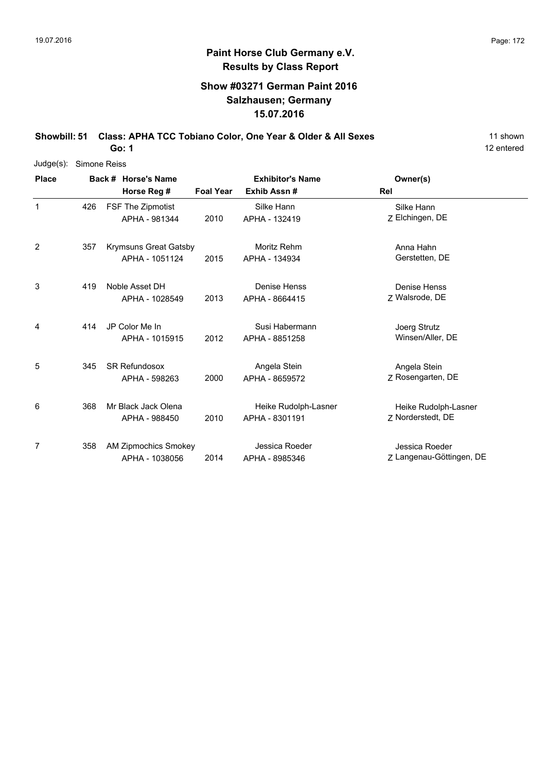## Paint Horse Club Germany e.V.
## Results by Class Report

### Show #03271 German Paint 2016
### Salzhausen; Germany
### 15.07.2016

**Showbill: 51 Class: APHA TCC Tobiano Color, One Year & Older & All Sexes** — 11 shown

**Go: 1** — 12 entered

Judge(s): Simone Reiss

| Place | Back # | Horse's Name / Horse Reg # | Foal Year | Exhibitor's Name / Exhib Assn # | Rel | Owner(s) |
|---|---|---|---|---|---|---|
| 1 | 426 | FSF The Zipmotist<br>APHA - 981344 | 2010 | Silke Hann<br>APHA - 132419 | Z | Silke Hann<br>Elchingen, DE |
| 2 | 357 | Krymsuns Great Gatsby<br>APHA - 1051124 | 2015 | Moritz Rehm<br>APHA - 134934 | | Anna Hahn<br>Gerstetten, DE |
| 3 | 419 | Noble Asset DH<br>APHA - 1028549 | 2013 | Denise Henss<br>APHA - 8664415 | Z | Denise Henss<br>Walsrode, DE |
| 4 | 414 | JP Color Me In<br>APHA - 1015915 | 2012 | Susi Habermann<br>APHA - 8851258 | | Joerg Strutz<br>Winsen/Aller, DE |
| 5 | 345 | SR Refundosox<br>APHA - 598263 | 2000 | Angela Stein<br>APHA - 8659572 | Z | Angela Stein<br>Rosengarten, DE |
| 6 | 368 | Mr Black Jack Olena<br>APHA - 988450 | 2010 | Heike Rudolph-Lasner<br>APHA - 8301191 | Z | Heike Rudolph-Lasner<br>Norderstedt, DE |
| 7 | 358 | AM Zipmochics Smokey<br>APHA - 1038056 | 2014 | Jessica Roeder<br>APHA - 8985346 | Z | Jessica Roeder<br>Langenau-Göttingen, DE |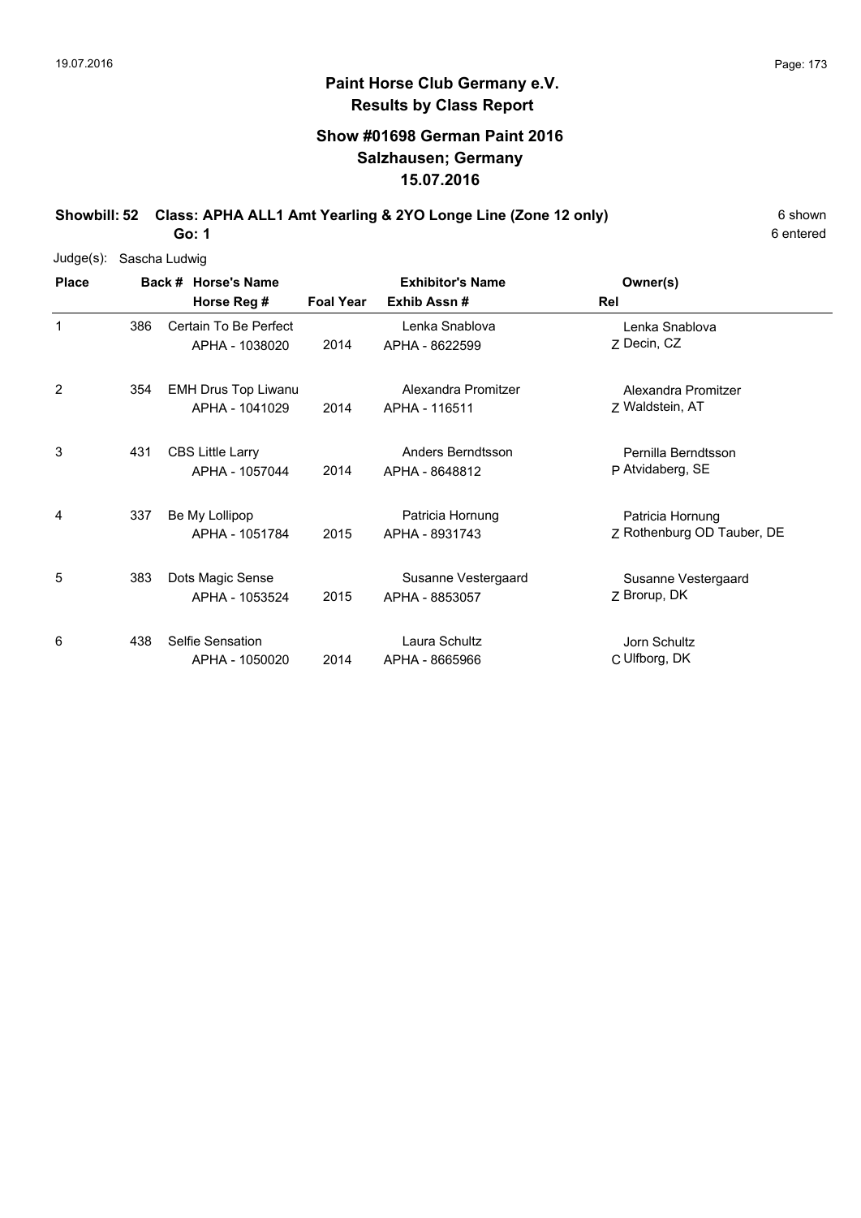# Paint Horse Club Germany e.V.

## Results by Class Report

### Show #01698 German Paint 2016
### Salzhausen; Germany
### 15.07.2016

**Showbill: 52 Class: APHA ALL1 Amt Yearling & 2YO Longe Line (Zone 12 only)** — 6 shown

**Go: 1** — 6 entered

Judge(s): Sascha Ludwig

| Place | Back # | Horse's Name / Horse Reg # | Foal Year | Exhibitor's Name / Exhib Assn # | Rel | Owner(s) |
|---|---|---|---|---|---|---|
| 1 | 386 | Certain To Be Perfect<br>APHA - 1038020 | 2014 | Lenka Snablova<br>APHA - 8622599 | Z | Lenka Snablova<br>Decin, CZ |
| 2 | 354 | EMH Drus Top Liwanu<br>APHA - 1041029 | 2014 | Alexandra Promitzer<br>APHA - 116511 | Z | Alexandra Promitzer<br>Waldstein, AT |
| 3 | 431 | CBS Little Larry<br>APHA - 1057044 | 2014 | Anders Berndtsson<br>APHA - 8648812 | P | Pernilla Berndtsson<br>Atvidaberg, SE |
| 4 | 337 | Be My Lollipop<br>APHA - 1051784 | 2015 | Patricia Hornung<br>APHA - 8931743 | Z | Patricia Hornung<br>Rothenburg OD Tauber, DE |
| 5 | 383 | Dots Magic Sense<br>APHA - 1053524 | 2015 | Susanne Vestergaard<br>APHA - 8853057 | Z | Susanne Vestergaard<br>Brorup, DK |
| 6 | 438 | Selfie Sensation<br>APHA - 1050020 | 2014 | Laura Schultz<br>APHA - 8665966 | C | Jorn Schultz<br>Ulfborg, DK |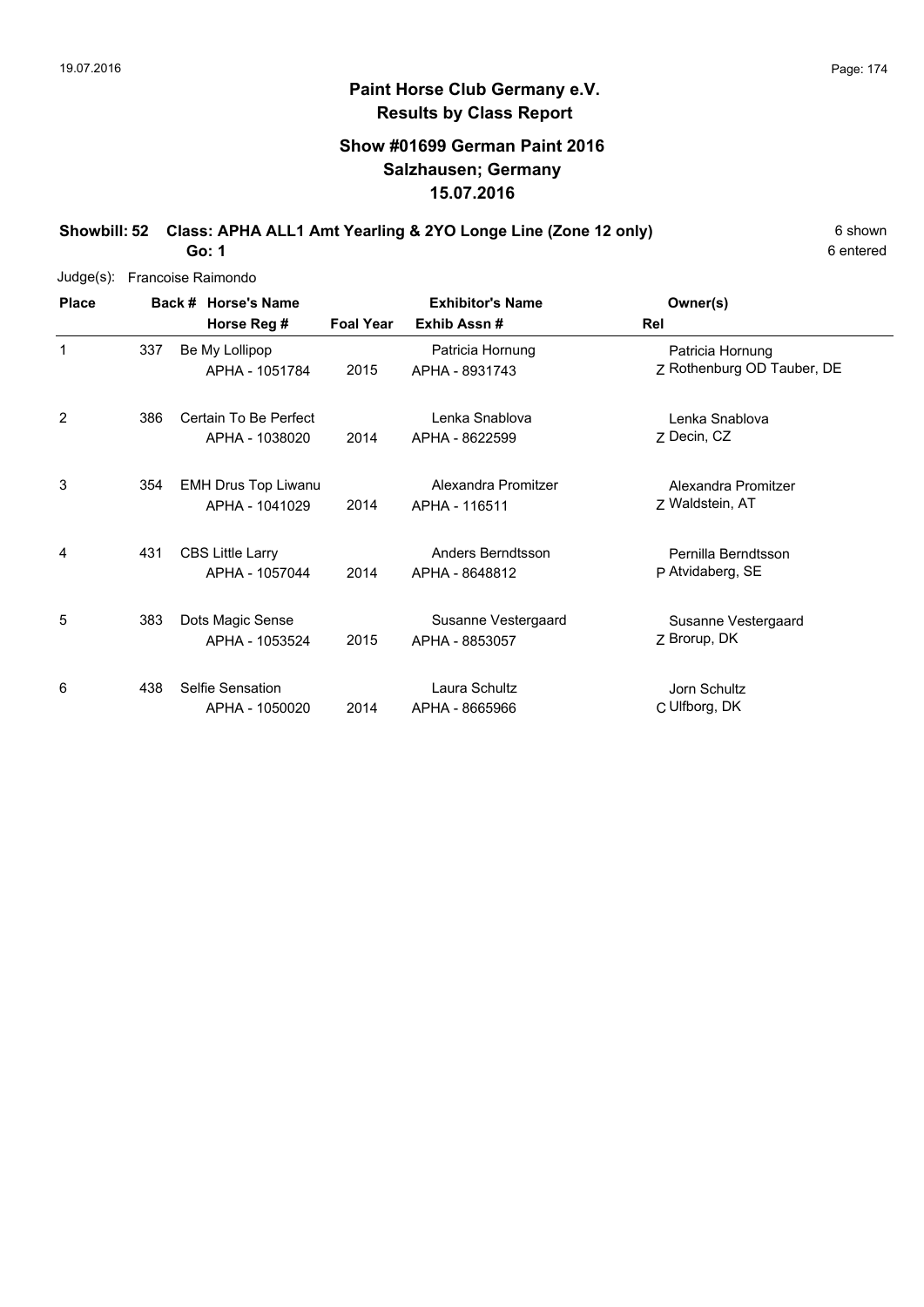# Paint Horse Club Germany e.V.

## Results by Class Report

### Show #01699 German Paint 2016
### Salzhausen; Germany
### 15.07.2016

**Showbill: 52 Class: APHA ALL1 Amt Yearling & 2YO Longe Line (Zone 12 only)** — 6 shown, 6 entered

**Go: 1**

Judge(s): Francoise Raimondo

| Place | Back # | Horse's Name / Horse Reg # | Foal Year | Exhibitor's Name / Exhib Assn # | Rel | Owner(s) |
|---|---|---|---|---|---|---|
| 1 | 337 | Be My Lollipop<br>APHA - 1051784 | 2015 | Patricia Hornung<br>APHA - 8931743 | Z | Patricia Hornung<br>Rothenburg OD Tauber, DE |
| 2 | 386 | Certain To Be Perfect<br>APHA - 1038020 | 2014 | Lenka Snablova<br>APHA - 8622599 | Z | Lenka Snablova<br>Decin, CZ |
| 3 | 354 | EMH Drus Top Liwanu<br>APHA - 1041029 | 2014 | Alexandra Promitzer<br>APHA - 116511 | Z | Alexandra Promitzer<br>Waldstein, AT |
| 4 | 431 | CBS Little Larry<br>APHA - 1057044 | 2014 | Anders Berndtsson<br>APHA - 8648812 | P | Pernilla Berndtsson<br>Atvidaberg, SE |
| 5 | 383 | Dots Magic Sense<br>APHA - 1053524 | 2015 | Susanne Vestergaard<br>APHA - 8853057 | Z | Susanne Vestergaard<br>Brorup, DK |
| 6 | 438 | Selfie Sensation<br>APHA - 1050020 | 2014 | Laura Schultz<br>APHA - 8665966 | C | Jorn Schultz<br>Ulfborg, DK |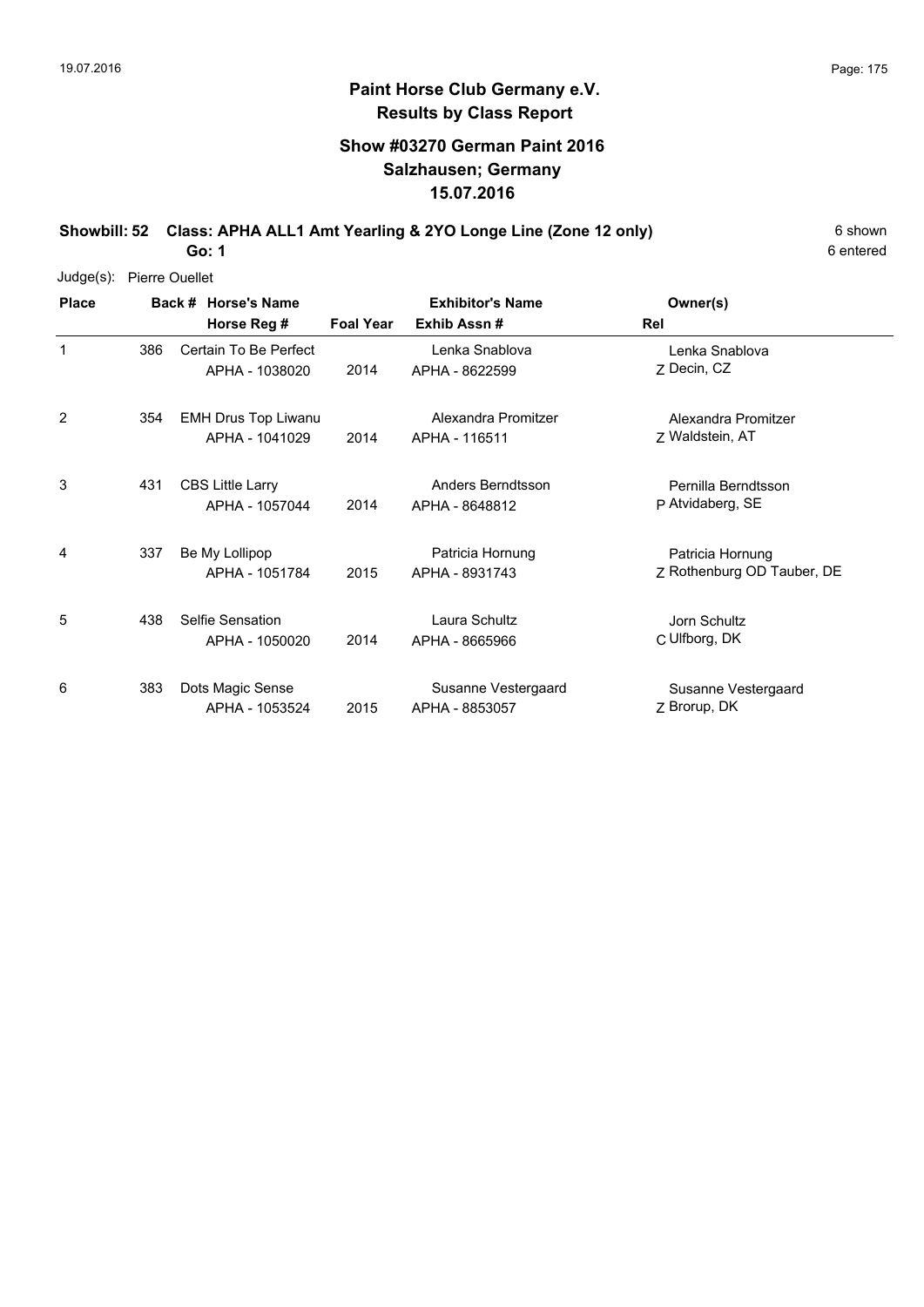# Paint Horse Club Germany e.V.

## Results by Class Report

### Show #03270 German Paint 2016
### Salzhausen; Germany
### 15.07.2016

**Showbill: 52 Class: APHA ALL1 Amt Yearling & 2YO Longe Line (Zone 12 only)** 6 shown

**Go: 1** 6 entered

Judge(s): Pierre Ouellet

| Place | Back # | Horse's Name / Horse Reg # | Foal Year | Exhibitor's Name / Exhib Assn # | Rel | Owner(s) |
|---|---|---|---|---|---|---|
| 1 | 386 | Certain To Be Perfect<br>APHA - 1038020 | 2014 | Lenka Snablova<br>APHA - 8622599 | Z | Lenka Snablova<br>Decin, CZ |
| 2 | 354 | EMH Drus Top Liwanu<br>APHA - 1041029 | 2014 | Alexandra Promitzer<br>APHA - 116511 | Z | Alexandra Promitzer<br>Waldstein, AT |
| 3 | 431 | CBS Little Larry<br>APHA - 1057044 | 2014 | Anders Berndtsson<br>APHA - 8648812 | P | Pernilla Berndtsson<br>Atvidaberg, SE |
| 4 | 337 | Be My Lollipop<br>APHA - 1051784 | 2015 | Patricia Hornung<br>APHA - 8931743 | Z | Patricia Hornung<br>Rothenburg OD Tauber, DE |
| 5 | 438 | Selfie Sensation<br>APHA - 1050020 | 2014 | Laura Schultz<br>APHA - 8665966 | C | Jorn Schultz<br>Ulfborg, DK |
| 6 | 383 | Dots Magic Sense<br>APHA - 1053524 | 2015 | Susanne Vestergaard<br>APHA - 8853057 | Z | Susanne Vestergaard<br>Brorup, DK |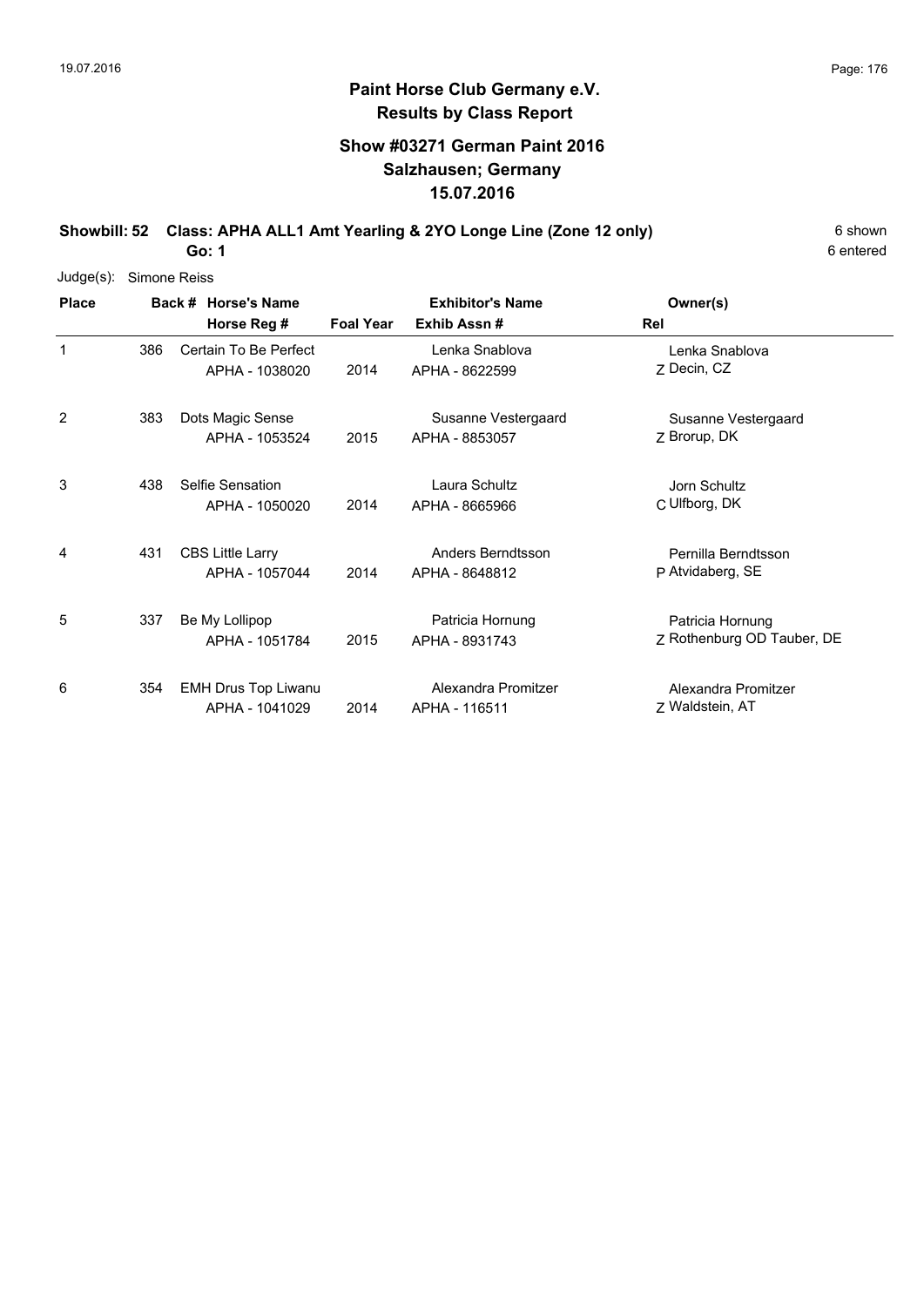## Paint Horse Club Germany e.V.
## Results by Class Report

### Show #03271 German Paint 2016
### Salzhausen; Germany
### 15.07.2016

**Showbill: 52 Class: APHA ALL1 Amt Yearling & 2YO Longe Line (Zone 12 only)** 6 shown

**Go: 1** 6 entered

Judge(s): Simone Reiss

| Place | Back # | Horse's Name / Horse Reg # | Foal Year | Exhibitor's Name / Exhib Assn # | Rel | Owner(s) |
|---|---|---|---|---|---|---|
| 1 | 386 | Certain To Be Perfect<br>APHA - 1038020 | 2014 | Lenka Snablova<br>APHA - 8622599 | Z | Lenka Snablova<br>Decin, CZ |
| 2 | 383 | Dots Magic Sense<br>APHA - 1053524 | 2015 | Susanne Vestergaard<br>APHA - 8853057 | Z | Susanne Vestergaard<br>Brorup, DK |
| 3 | 438 | Selfie Sensation<br>APHA - 1050020 | 2014 | Laura Schultz<br>APHA - 8665966 | C | Jorn Schultz<br>Ulfborg, DK |
| 4 | 431 | CBS Little Larry<br>APHA - 1057044 | 2014 | Anders Berndtsson<br>APHA - 8648812 | P | Pernilla Berndtsson<br>Atvidaberg, SE |
| 5 | 337 | Be My Lollipop<br>APHA - 1051784 | 2015 | Patricia Hornung<br>APHA - 8931743 | Z | Patricia Hornung<br>Rothenburg OD Tauber, DE |
| 6 | 354 | EMH Drus Top Liwanu<br>APHA - 1041029 | 2014 | Alexandra Promitzer<br>APHA - 116511 | Z | Alexandra Promitzer<br>Waldstein, AT |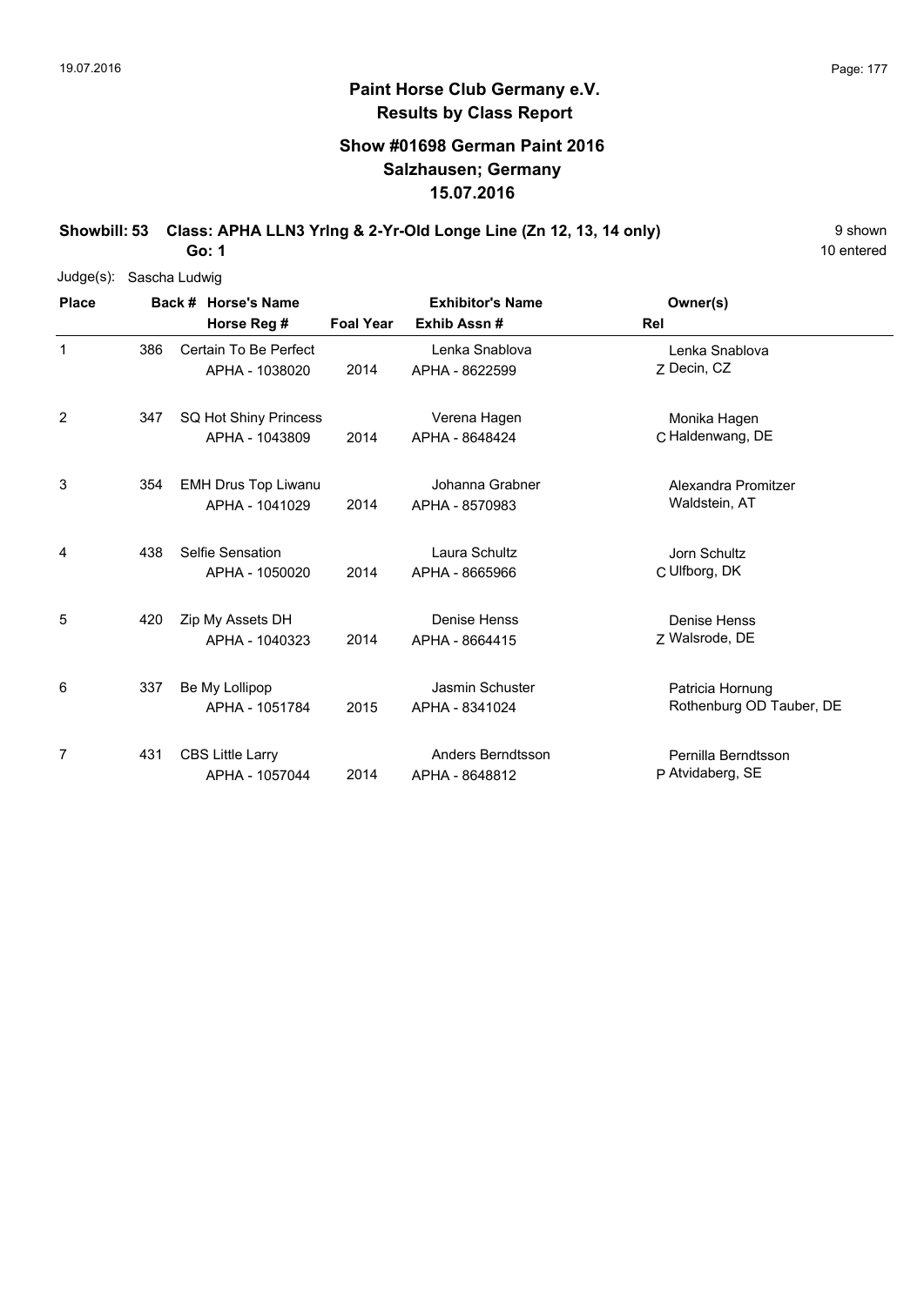# Paint Horse Club Germany e.V.

## Results by Class Report

### Show #01698 German Paint 2016
### Salzhausen; Germany
### 15.07.2016

**Showbill: 53 Class: APHA LLN3 Yrlng & 2-Yr-Old Longe Line (Zn 12, 13, 14 only)** — 9 shown

**Go: 1** — 10 entered

Judge(s): Sascha Ludwig

| Place | Back # | Horse's Name / Horse Reg # | Foal Year | Exhibitor's Name / Exhib Assn # | Rel | Owner(s) |
|---|---|---|---|---|---|---|
| 1 | 386 | Certain To Be Perfect<br>APHA - 1038020 | 2014 | Lenka Snablova<br>APHA - 8622599 | Z | Lenka Snablova<br>Decin, CZ |
| 2 | 347 | SQ Hot Shiny Princess<br>APHA - 1043809 | 2014 | Verena Hagen<br>APHA - 8648424 | C | Monika Hagen<br>Haldenwang, DE |
| 3 | 354 | EMH Drus Top Liwanu<br>APHA - 1041029 | 2014 | Johanna Grabner<br>APHA - 8570983 | | Alexandra Promitzer<br>Waldstein, AT |
| 4 | 438 | Selfie Sensation<br>APHA - 1050020 | 2014 | Laura Schultz<br>APHA - 8665966 | C | Jorn Schultz<br>Ulfborg, DK |
| 5 | 420 | Zip My Assets DH<br>APHA - 1040323 | 2014 | Denise Henss<br>APHA - 8664415 | Z | Denise Henss<br>Walsrode, DE |
| 6 | 337 | Be My Lollipop<br>APHA - 1051784 | 2015 | Jasmin Schuster<br>APHA - 8341024 | | Patricia Hornung<br>Rothenburg OD Tauber, DE |
| 7 | 431 | CBS Little Larry<br>APHA - 1057044 | 2014 | Anders Berndtsson<br>APHA - 8648812 | P | Pernilla Berndtsson<br>Atvidaberg, SE |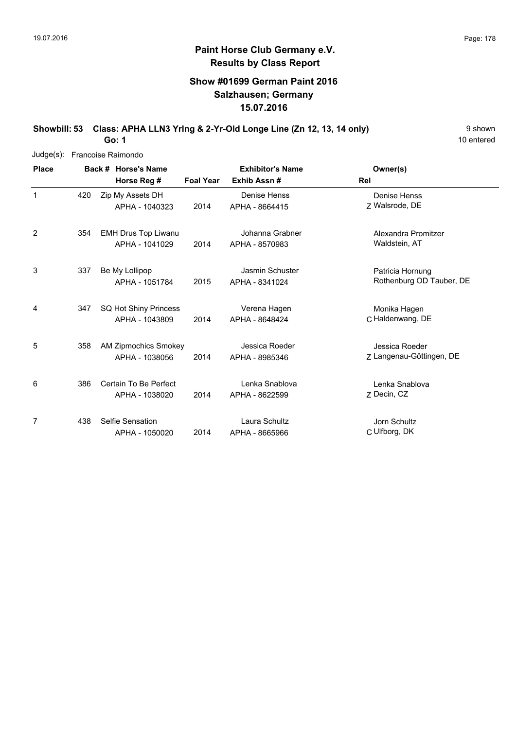# Paint Horse Club Germany e.V.

## Results by Class Report

### Show #01699 German Paint 2016
### Salzhausen; Germany
### 15.07.2016

**Showbill: 53 Class: APHA LLN3 Yrlng & 2-Yr-Old Longe Line (Zn 12, 13, 14 only)** 9 shown

**Go: 1** 10 entered

Judge(s): Francoise Raimondo

| Place | Back # | Horse's Name / Horse Reg # | Foal Year | Exhibitor's Name / Exhib Assn # | Rel | Owner(s) |
|---|---|---|---|---|---|---|
| 1 | 420 | Zip My Assets DH<br>APHA - 1040323 | 2014 | Denise Henss<br>APHA - 8664415 | Z | Denise Henss<br>Walsrode, DE |
| 2 | 354 | EMH Drus Top Liwanu<br>APHA - 1041029 | 2014 | Johanna Grabner<br>APHA - 8570983 | | Alexandra Promitzer<br>Waldstein, AT |
| 3 | 337 | Be My Lollipop<br>APHA - 1051784 | 2015 | Jasmin Schuster<br>APHA - 8341024 | | Patricia Hornung<br>Rothenburg OD Tauber, DE |
| 4 | 347 | SQ Hot Shiny Princess<br>APHA - 1043809 | 2014 | Verena Hagen<br>APHA - 8648424 | C | Monika Hagen<br>Haldenwang, DE |
| 5 | 358 | AM Zipmochics Smokey<br>APHA - 1038056 | 2014 | Jessica Roeder<br>APHA - 8985346 | Z | Jessica Roeder<br>Langenau-Göttingen, DE |
| 6 | 386 | Certain To Be Perfect<br>APHA - 1038020 | 2014 | Lenka Snablova<br>APHA - 8622599 | Z | Lenka Snablova<br>Decin, CZ |
| 7 | 438 | Selfie Sensation<br>APHA - 1050020 | 2014 | Laura Schultz<br>APHA - 8665966 | C | Jorn Schultz<br>Ulfborg, DK |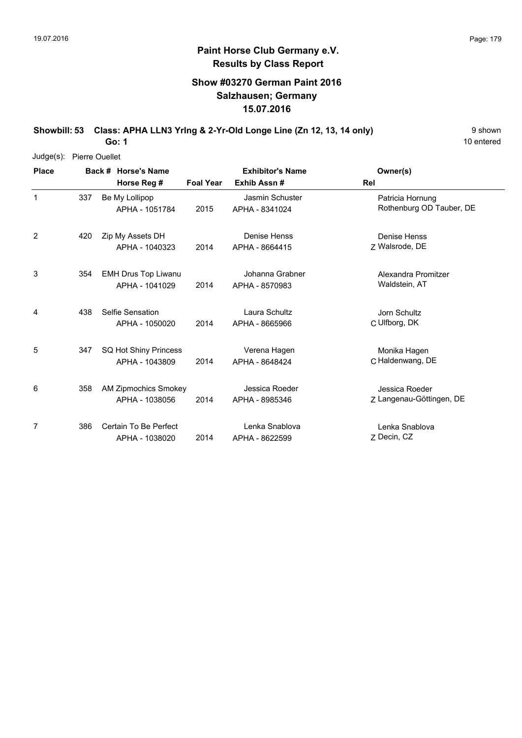## Paint Horse Club Germany e.V.
## Results by Class Report

### Show #03270 German Paint 2016
### Salzhausen; Germany
### 15.07.2016

**Showbill: 53 Class: APHA LLN3 Yrlng & 2-Yr-Old Longe Line (Zn 12, 13, 14 only)** 9 shown

**Go: 1** 10 entered

Judge(s): Pierre Ouellet

| Place | Back # | Horse's Name / Horse Reg # | Foal Year | Exhibitor's Name / Exhib Assn # | Rel | Owner(s) |
|---|---|---|---|---|---|---|
| 1 | 337 | Be My Lollipop<br>APHA - 1051784 | 2015 | Jasmin Schuster<br>APHA - 8341024 | | Patricia Hornung<br>Rothenburg OD Tauber, DE |
| 2 | 420 | Zip My Assets DH<br>APHA - 1040323 | 2014 | Denise Henss<br>APHA - 8664415 | Z | Denise Henss<br>Walsrode, DE |
| 3 | 354 | EMH Drus Top Liwanu<br>APHA - 1041029 | 2014 | Johanna Grabner<br>APHA - 8570983 | | Alexandra Promitzer<br>Waldstein, AT |
| 4 | 438 | Selfie Sensation<br>APHA - 1050020 | 2014 | Laura Schultz<br>APHA - 8665966 | C | Jorn Schultz<br>Ulfborg, DK |
| 5 | 347 | SQ Hot Shiny Princess<br>APHA - 1043809 | 2014 | Verena Hagen<br>APHA - 8648424 | C | Monika Hagen<br>Haldenwang, DE |
| 6 | 358 | AM Zipmochics Smokey<br>APHA - 1038056 | 2014 | Jessica Roeder<br>APHA - 8985346 | Z | Jessica Roeder<br>Langenau-Göttingen, DE |
| 7 | 386 | Certain To Be Perfect<br>APHA - 1038020 | 2014 | Lenka Snablova<br>APHA - 8622599 | Z | Lenka Snablova<br>Decin, CZ |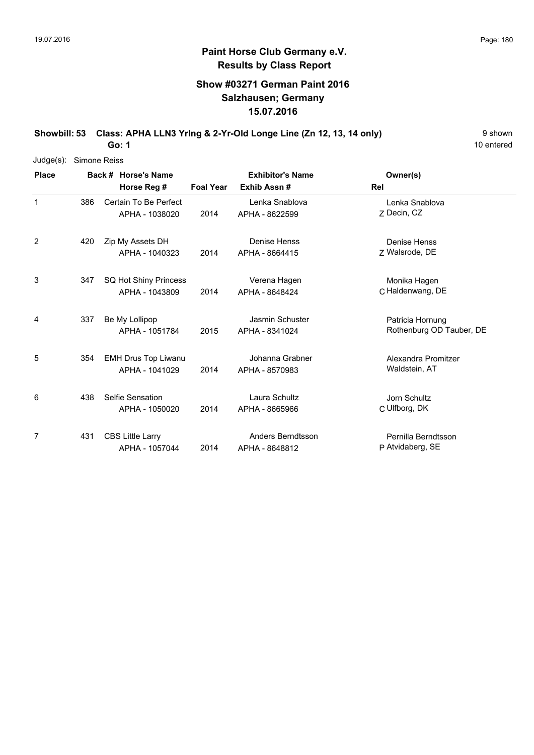# Paint Horse Club Germany e.V.
## Results by Class Report

### Show #03271 German Paint 2016
### Salzhausen; Germany
### 15.07.2016

**Showbill: 53 Class: APHA LLN3 Yrlng & 2-Yr-Old Longe Line (Zn 12, 13, 14 only)** 9 shown

**Go: 1** 10 entered

Judge(s): Simone Reiss

| Place | Back # | Horse's Name / Horse Reg # | Foal Year | Exhibitor's Name / Exhib Assn # | Rel | Owner(s) |
|---|---|---|---|---|---|---|
| 1 | 386 | Certain To Be Perfect<br>APHA - 1038020 | 2014 | Lenka Snablova<br>APHA - 8622599 | Z | Lenka Snablova<br>Decin, CZ |
| 2 | 420 | Zip My Assets DH<br>APHA - 1040323 | 2014 | Denise Henss<br>APHA - 8664415 | Z | Denise Henss<br>Walsrode, DE |
| 3 | 347 | SQ Hot Shiny Princess<br>APHA - 1043809 | 2014 | Verena Hagen<br>APHA - 8648424 | C | Monika Hagen<br>Haldenwang, DE |
| 4 | 337 | Be My Lollipop<br>APHA - 1051784 | 2015 | Jasmin Schuster<br>APHA - 8341024 | | Patricia Hornung<br>Rothenburg OD Tauber, DE |
| 5 | 354 | EMH Drus Top Liwanu<br>APHA - 1041029 | 2014 | Johanna Grabner<br>APHA - 8570983 | | Alexandra Promitzer<br>Waldstein, AT |
| 6 | 438 | Selfie Sensation<br>APHA - 1050020 | 2014 | Laura Schultz<br>APHA - 8665966 | C | Jorn Schultz<br>Ulfborg, DK |
| 7 | 431 | CBS Little Larry<br>APHA - 1057044 | 2014 | Anders Berndtsson<br>APHA - 8648812 | P | Pernilla Berndtsson<br>Atvidaberg, SE |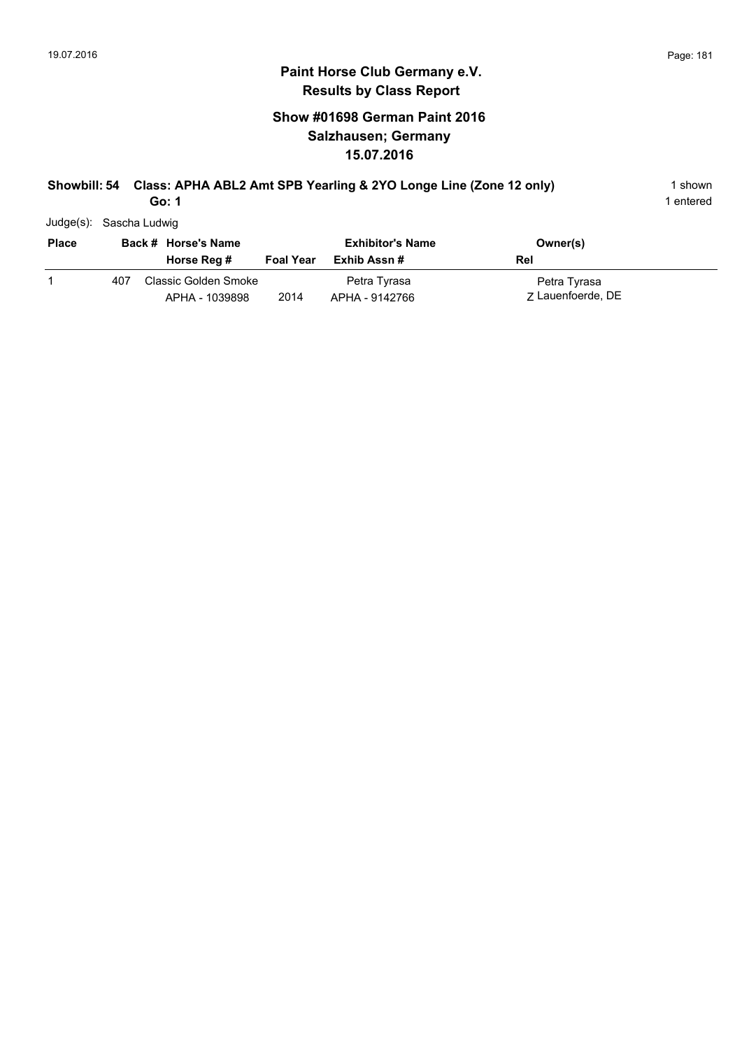# Paint Horse Club Germany e.V.
## Results by Class Report

### Show #01698 German Paint 2016
### Salzhausen; Germany
### 15.07.2016

**Showbill: 54 Class: APHA ABL2 Amt SPB Yearling & 2YO Longe Line (Zone 12 only)** 1 shown

**Go: 1** 1 entered

Judge(s): Sascha Ludwig

| Place | Back # | Horse's Name / Horse Reg # | Foal Year | Exhibitor's Name / Exhib Assn # | Owner(s) / Rel |
|---|---|---|---|---|---|
| 1 | 407 | Classic Golden Smoke<br>APHA - 1039898 | 2014 | Petra Tyrasa<br>APHA - 9142766 | Petra Tyrasa<br>Z Lauenfoerde, DE |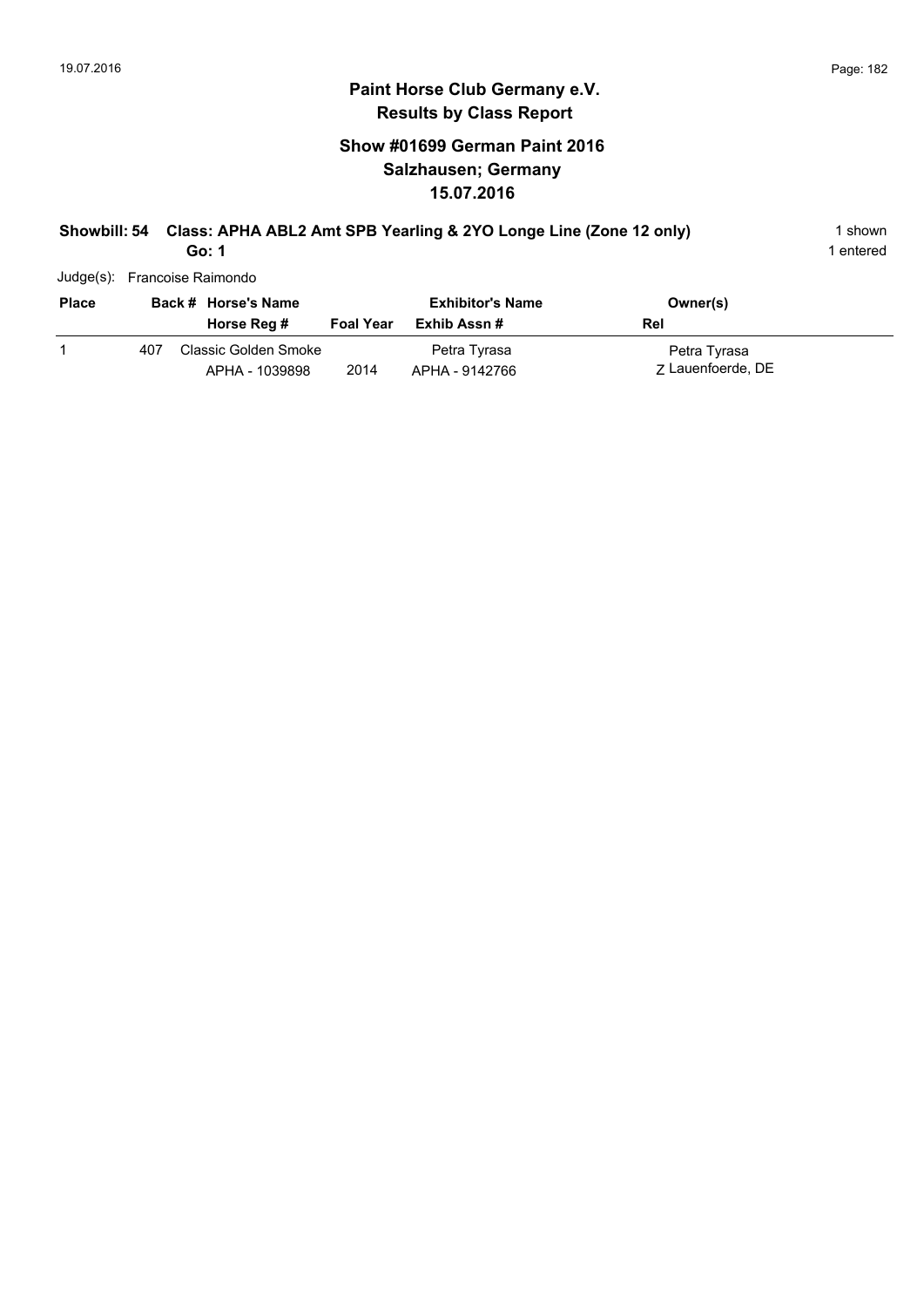## Paint Horse Club Germany e.V.
## Results by Class Report

### Show #01699 German Paint 2016
### Salzhausen; Germany
### 15.07.2016

**Showbill: 54 Class: APHA ABL2 Amt SPB Yearling & 2YO Longe Line (Zone 12 only)** 1 shown
**Go: 1** 1 entered

Judge(s): Francoise Raimondo

| Place | Back # | Horse's Name / Horse Reg # | Foal Year | Exhibitor's Name / Exhib Assn # | Owner(s) / Rel |
|---|---|---|---|---|---|
| 1 | 407 | Classic Golden Smoke<br>APHA - 1039898 | 2014 | Petra Tyrasa<br>APHA - 9142766 | Petra Tyrasa<br>Z Lauenfoerde, DE |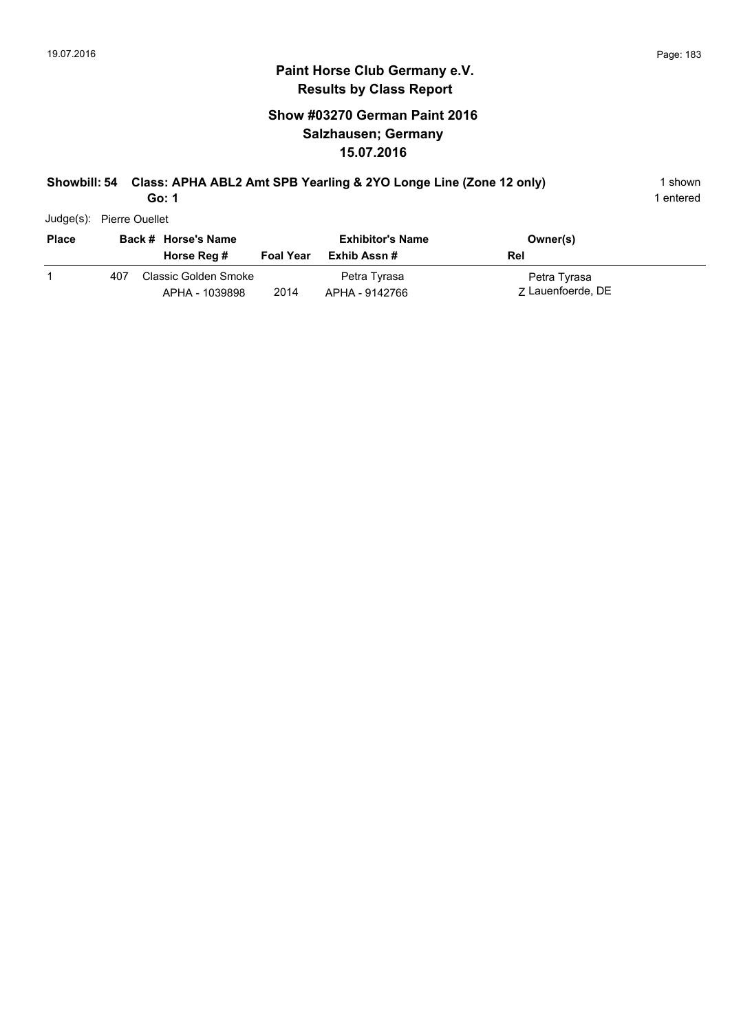# Paint Horse Club Germany e.V.

## Results by Class Report

### Show #03270 German Paint 2016
### Salzhausen; Germany
### 15.07.2016

**Showbill: 54 Class: APHA ABL2 Amt SPB Yearling & 2YO Longe Line (Zone 12 only)** 1 shown

**Go: 1** 1 entered

Judge(s): Pierre Ouellet

| Place | Back # | Horse's Name / Horse Reg # | Foal Year | Exhibitor's Name / Exhib Assn # | Owner(s) / Rel |
|---|---|---|---|---|---|
| 1 | 407 | Classic Golden Smoke<br>APHA - 1039898 | 2014 | Petra Tyrasa<br>APHA - 9142766 | Petra Tyrasa<br>Z Lauenfoerde, DE |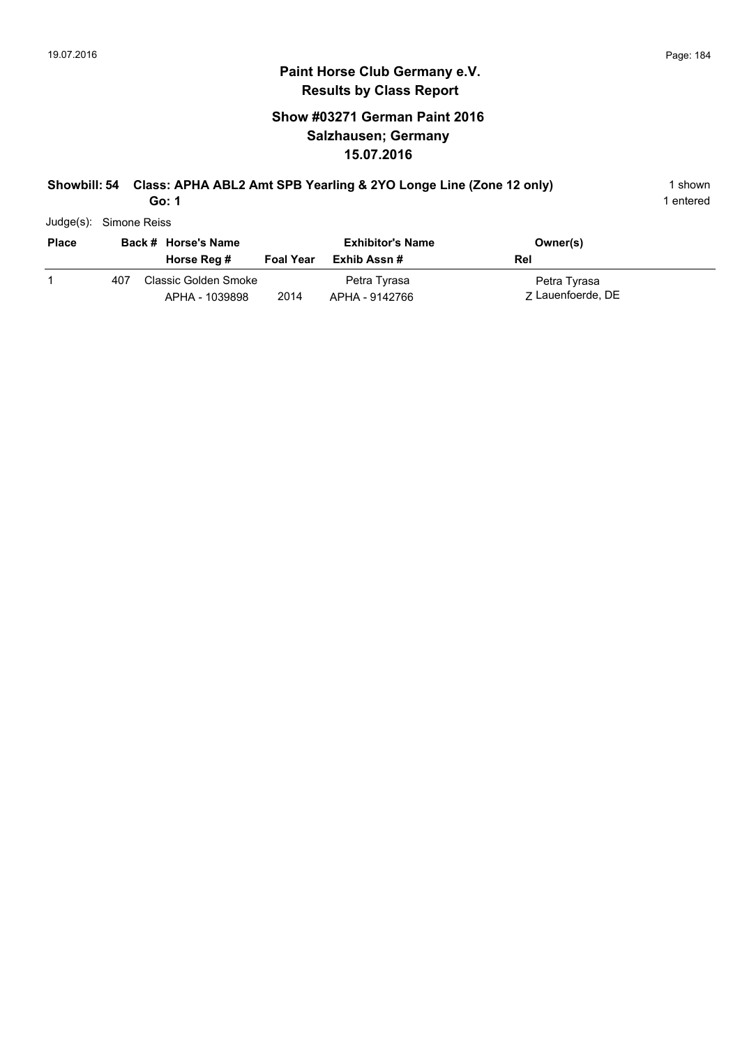## Paint Horse Club Germany e.V.
## Results by Class Report

### Show #03271 German Paint 2016
### Salzhausen; Germany
### 15.07.2016

**Showbill: 54 Class: APHA ABL2 Amt SPB Yearling & 2YO Longe Line (Zone 12 only)** 1 shown
**Go: 1** 1 entered

Judge(s): Simone Reiss

| Place | Back # | Horse's Name / Horse Reg # | Foal Year | Exhibitor's Name / Exhib Assn # | Owner(s) / Rel |
|---|---|---|---|---|---|
| 1 | 407 | Classic Golden Smoke<br>APHA - 1039898 | 2014 | Petra Tyrasa<br>APHA - 9142766 | Petra Tyrasa<br>Z Lauenfoerde, DE |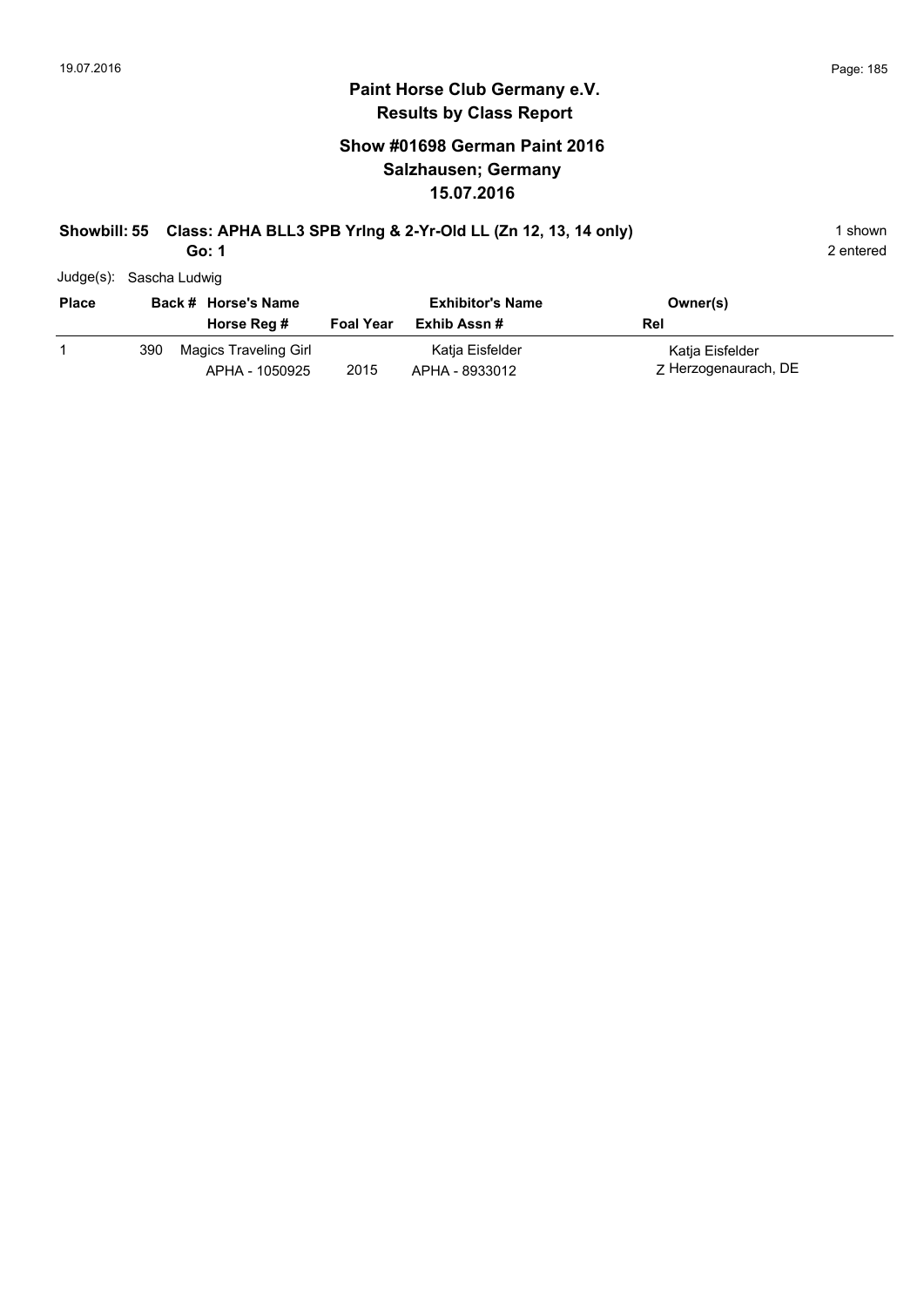**Paint Horse Club Germany e.V.**
**Results by Class Report**

**Show #01698 German Paint 2016**
**Salzhausen; Germany**
**15.07.2016**

**Showbill: 55 Class: APHA BLL3 SPB Yrlng & 2-Yr-Old LL (Zn 12, 13, 14 only)** 1 shown
**Go: 1** 2 entered

Judge(s): Sascha Ludwig

| Place | Back # | Horse's Name / Horse Reg # | Foal Year | Exhibitor's Name / Exhib Assn # | Owner(s) / Rel |
|---|---|---|---|---|---|
| 1 | 390 | Magics Traveling Girl<br>APHA - 1050925 | 2015 | Katja Eisfelder<br>APHA - 8933012 | Katja Eisfelder<br>Z Herzogenaurach, DE |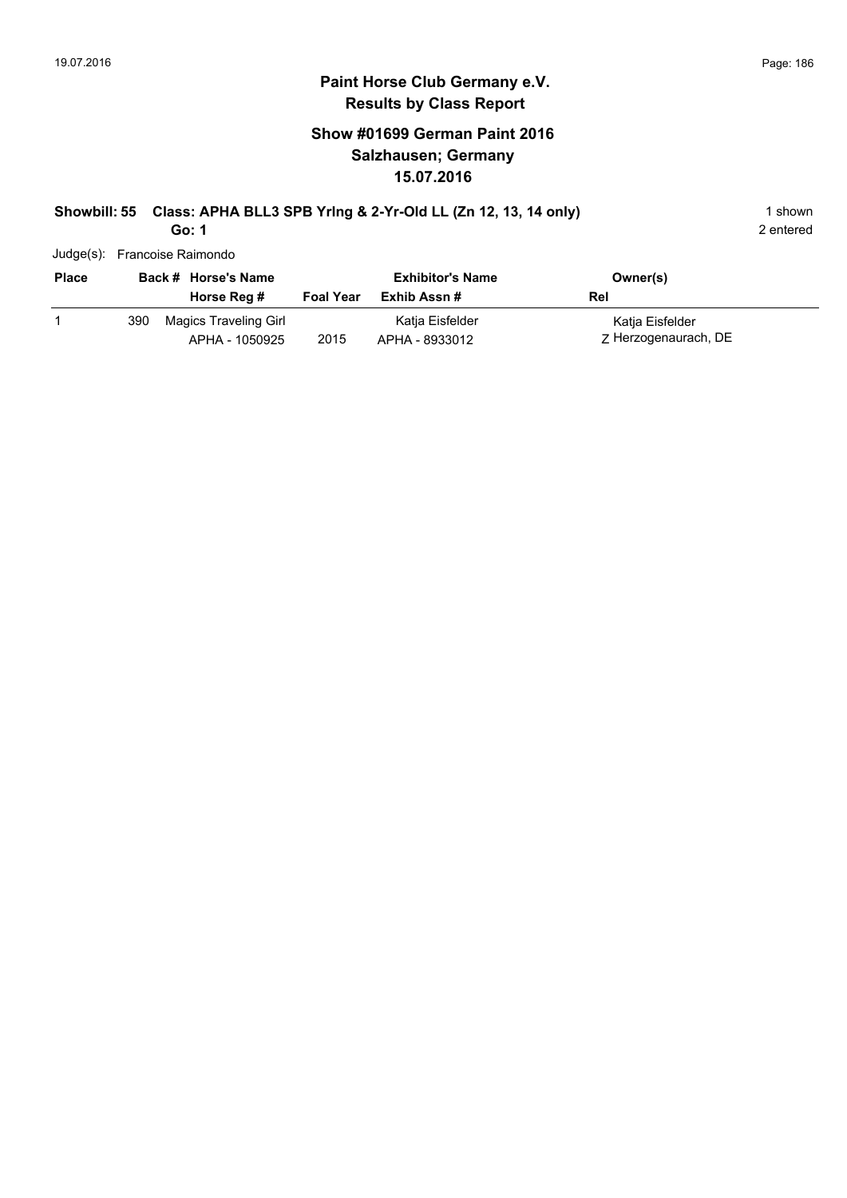# Paint Horse Club Germany e.V.
## Results by Class Report

### Show #01699 German Paint 2016
### Salzhausen; Germany
### 15.07.2016

**Showbill: 55 Class: APHA BLL3 SPB Yrlng & 2-Yr-Old LL (Zn 12, 13, 14 only)** 1 shown

**Go: 1** 2 entered

Judge(s): Francoise Raimondo

| Place | Back # | Horse's Name / Horse Reg # | Foal Year | Exhibitor's Name / Exhib Assn # | Owner(s) / Rel |
|---|---|---|---|---|---|
| 1 | 390 | Magics Traveling Girl<br>APHA - 1050925 | 2015 | Katja Eisfelder<br>APHA - 8933012 | Katja Eisfelder<br>Z Herzogenaurach, DE |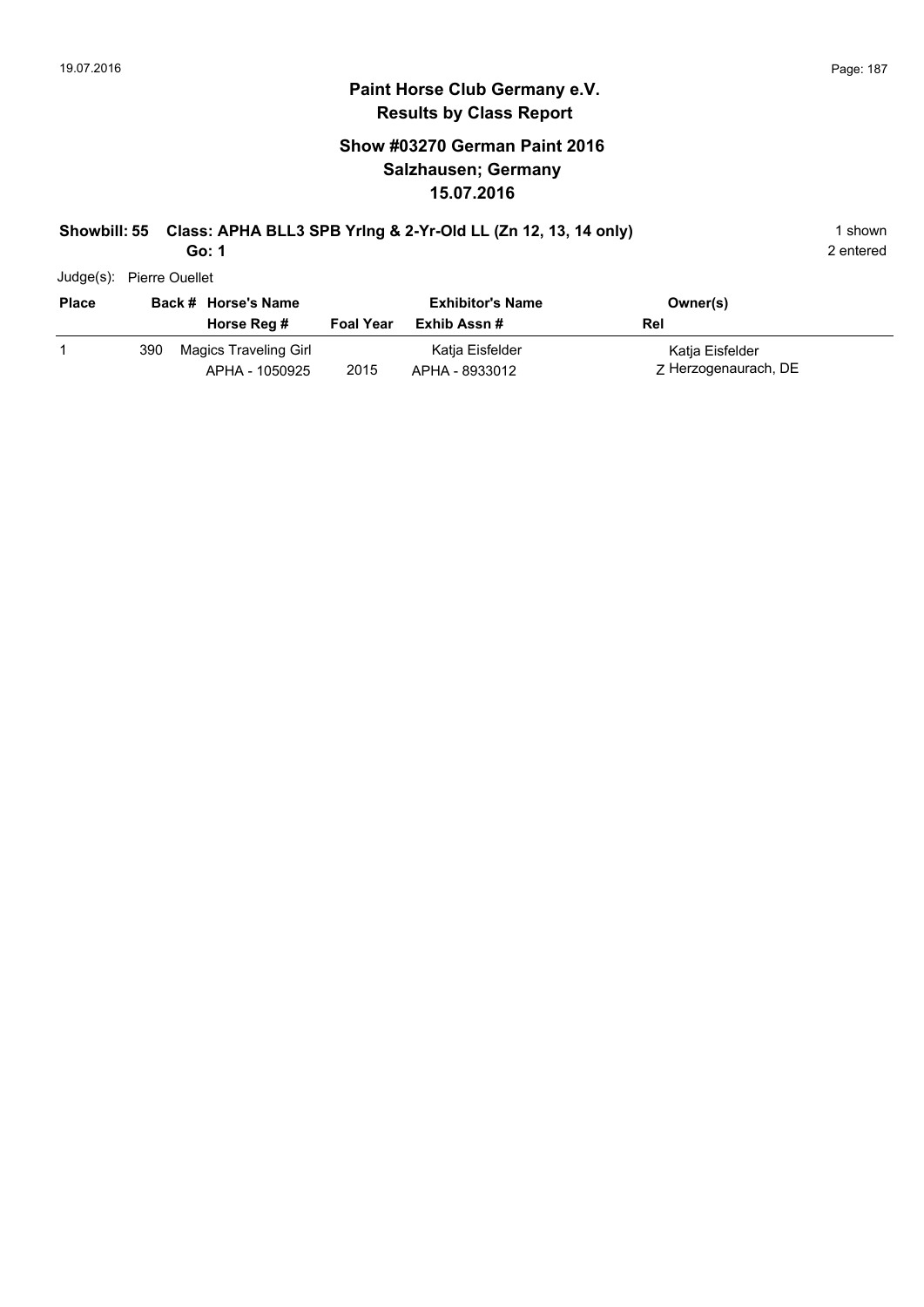# Paint Horse Club Germany e.V.

## Results by Class Report

### Show #03270 German Paint 2016
### Salzhausen; Germany
### 15.07.2016

**Showbill: 55 Class: APHA BLL3 SPB Yrlng & 2-Yr-Old LL (Zn 12, 13, 14 only)** 1 shown

**Go: 1** 2 entered

Judge(s): Pierre Ouellet

| Place | Back # | Horse's Name / Horse Reg # | Foal Year | Exhibitor's Name / Exhib Assn # | Rel | Owner(s) |
|---|---|---|---|---|---|---|
| 1 | 390 | Magics Traveling Girl / APHA - 1050925 | 2015 | Katja Eisfelder / APHA - 8933012 | Z | Katja Eisfelder, Herzogenaurach, DE |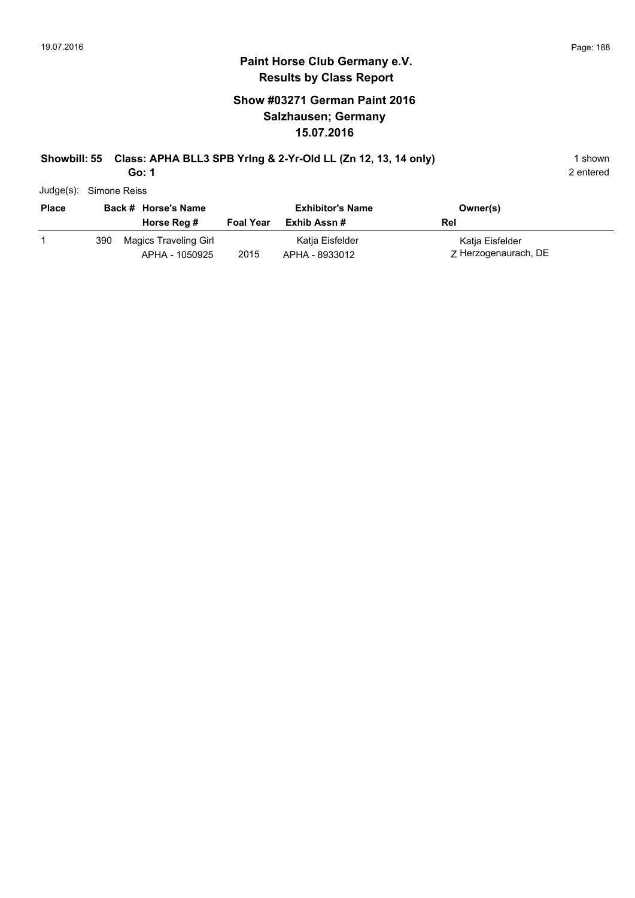# Paint Horse Club Germany e.V.
## Results by Class Report

### Show #03271 German Paint 2016
### Salzhausen; Germany
### 15.07.2016

**Showbill: 55 Class: APHA BLL3 SPB Yrlng & 2-Yr-Old LL (Zn 12, 13, 14 only)** 1 shown

**Go: 1** 2 entered

Judge(s): Simone Reiss

| Place | Back # | Horse's Name / Horse Reg # | Foal Year | Exhibitor's Name / Exhib Assn # | Owner(s) / Rel |
|---|---|---|---|---|---|
| 1 | 390 | Magics Traveling Girl<br>APHA - 1050925 | 2015 | Katja Eisfelder<br>APHA - 8933012 | Katja Eisfelder<br>Z Herzogenaurach, DE |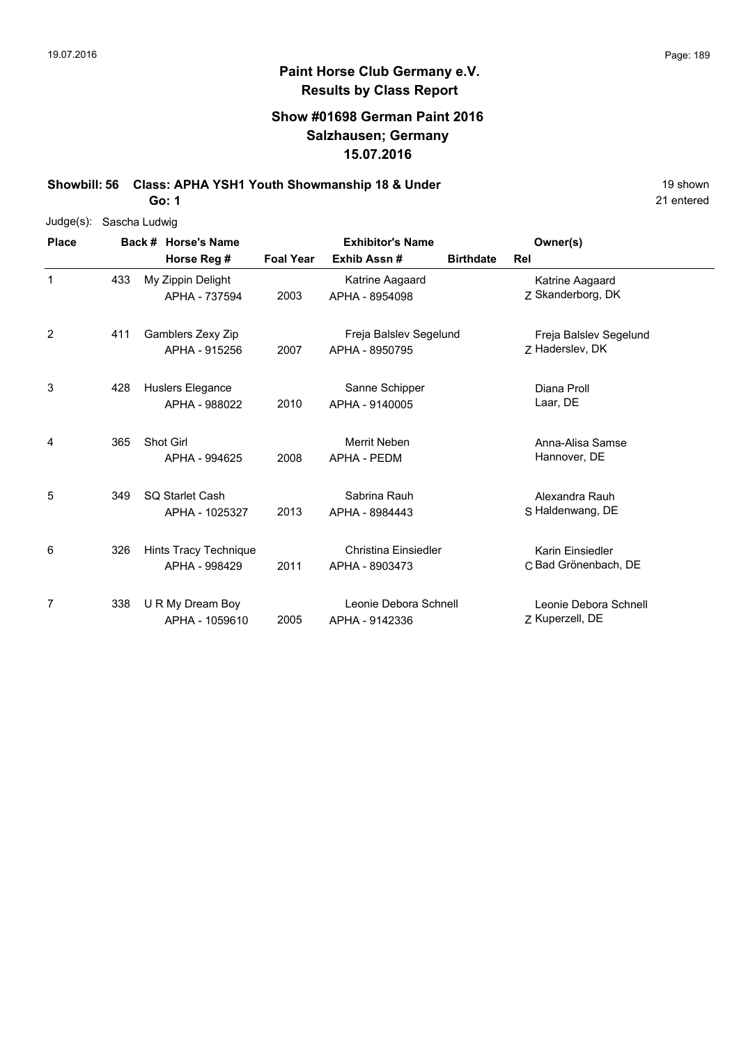# Paint Horse Club Germany e.V.
## Results by Class Report

### Show #01698 German Paint 2016
### Salzhausen; Germany
### 15.07.2016

**Showbill: 56 Class: APHA YSH1 Youth Showmanship 18 & Under** — 19 shown

**Go: 1** — 21 entered

Judge(s): Sascha Ludwig

| Place | Back # | Horse's Name / Horse Reg # | Foal Year | Exhibitor's Name / Exhib Assn # | Birthdate | Rel | Owner(s) |
|---|---|---|---|---|---|---|---|
| 1 | 433 | My Zippin Delight<br>APHA - 737594 | 2003 | Katrine Aagaard<br>APHA - 8954098 | | Z | Katrine Aagaard<br>Skanderborg, DK |
| 2 | 411 | Gamblers Zexy Zip<br>APHA - 915256 | 2007 | Freja Balslev Segelund<br>APHA - 8950795 | | Z | Freja Balslev Segelund<br>Haderslev, DK |
| 3 | 428 | Huslers Elegance<br>APHA - 988022 | 2010 | Sanne Schipper<br>APHA - 9140005 | | | Diana Proll<br>Laar, DE |
| 4 | 365 | Shot Girl<br>APHA - 994625 | 2008 | Merrit Neben<br>APHA - PEDM | | | Anna-Alisa Samse<br>Hannover, DE |
| 5 | 349 | SQ Starlet Cash<br>APHA - 1025327 | 2013 | Sabrina Rauh<br>APHA - 8984443 | | S | Alexandra Rauh<br>Haldenwang, DE |
| 6 | 326 | Hints Tracy Technique<br>APHA - 998429 | 2011 | Christina Einsiedler<br>APHA - 8903473 | | C | Karin Einsiedler<br>Bad Grönenbach, DE |
| 7 | 338 | U R My Dream Boy<br>APHA - 1059610 | 2005 | Leonie Debora Schnell<br>APHA - 9142336 | | Z | Leonie Debora Schnell<br>Kuperzell, DE |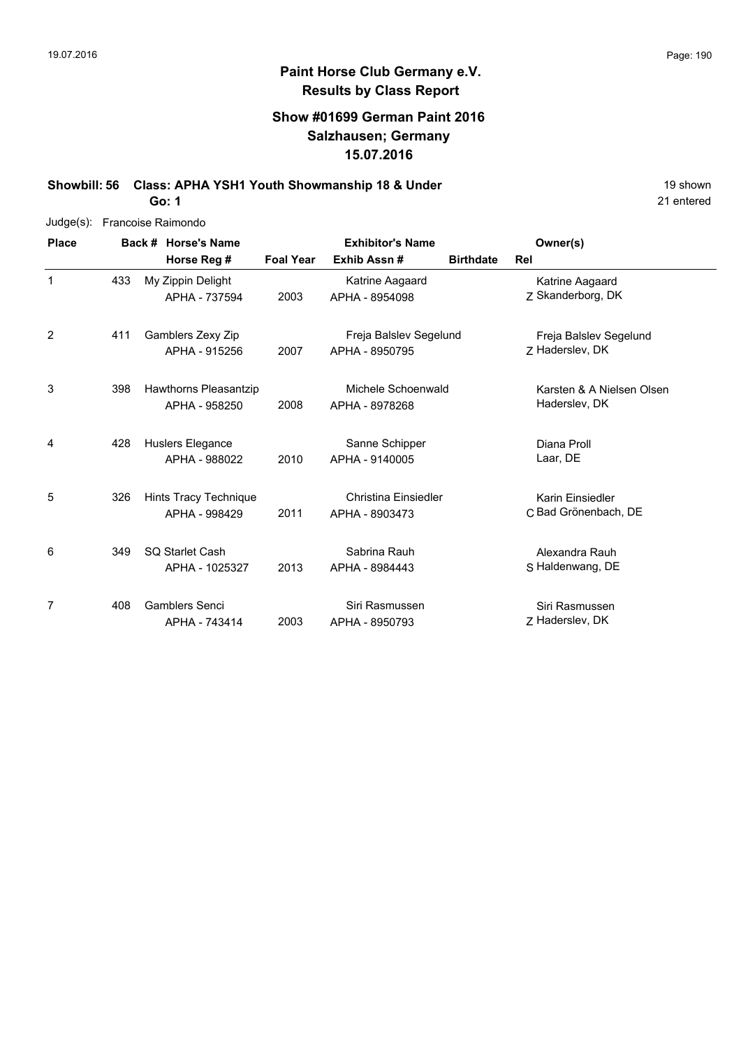# Paint Horse Club Germany e.V.
## Results by Class Report

### Show #01699 German Paint 2016
### Salzhausen; Germany
### 15.07.2016

**Showbill: 56 Class: APHA YSH1 Youth Showmanship 18 & Under** — 19 shown, 21 entered

**Go: 1**

Judge(s): Francoise Raimondo

| Place | Back # | Horse's Name / Horse Reg # | Foal Year | Exhibitor's Name / Exhib Assn # | Birthdate | Rel | Owner(s) |
|---|---|---|---|---|---|---|---|
| 1 | 433 | My Zippin Delight<br>APHA - 737594 | 2003 | Katrine Aagaard<br>APHA - 8954098 | | Z | Katrine Aagaard<br>Skanderborg, DK |
| 2 | 411 | Gamblers Zexy Zip<br>APHA - 915256 | 2007 | Freja Balslev Segelund<br>APHA - 8950795 | | Z | Freja Balslev Segelund<br>Haderslev, DK |
| 3 | 398 | Hawthorns Pleasantzip<br>APHA - 958250 | 2008 | Michele Schoenwald<br>APHA - 8978268 | | | Karsten & A Nielsen Olsen<br>Haderslev, DK |
| 4 | 428 | Huslers Elegance<br>APHA - 988022 | 2010 | Sanne Schipper<br>APHA - 9140005 | | | Diana Proll<br>Laar, DE |
| 5 | 326 | Hints Tracy Technique<br>APHA - 998429 | 2011 | Christina Einsiedler<br>APHA - 8903473 | | C | Karin Einsiedler<br>Bad Grönenbach, DE |
| 6 | 349 | SQ Starlet Cash<br>APHA - 1025327 | 2013 | Sabrina Rauh<br>APHA - 8984443 | | S | Alexandra Rauh<br>Haldenwang, DE |
| 7 | 408 | Gamblers Senci<br>APHA - 743414 | 2003 | Siri Rasmussen<br>APHA - 8950793 | | Z | Siri Rasmussen<br>Haderslev, DK |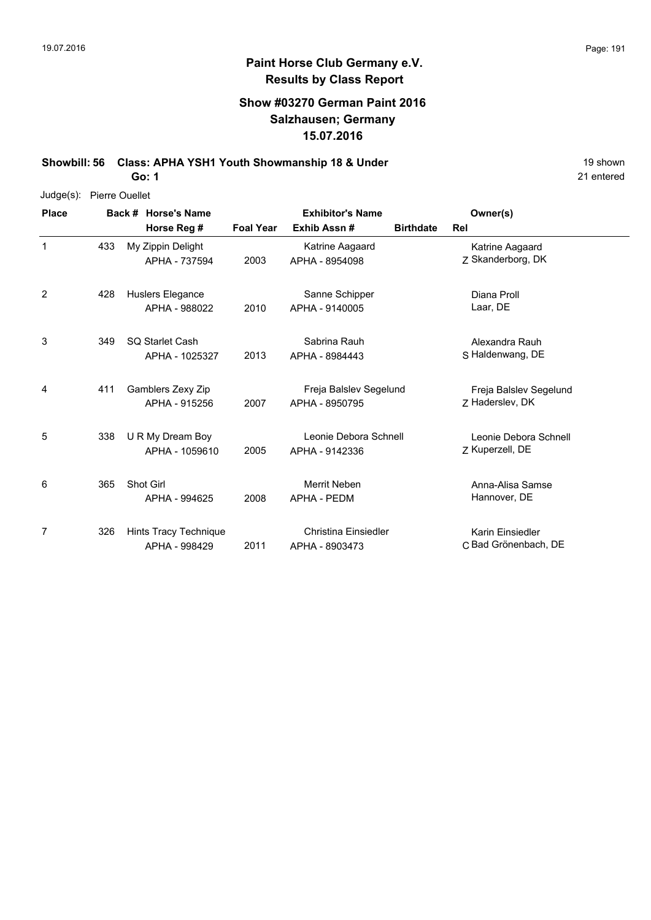# Paint Horse Club Germany e.V.

## Results by Class Report

### Show #03270 German Paint 2016
### Salzhausen; Germany
### 15.07.2016

**Showbill: 56 Class: APHA YSH1 Youth Showmanship 18 & Under** 19 shown

**Go: 1** 21 entered

Judge(s): Pierre Ouellet

| Place | Back # | Horse's Name / Horse Reg # | Foal Year | Exhibitor's Name / Exhib Assn # | Birthdate | Rel | Owner(s) |
|---|---|---|---|---|---|---|---|
| 1 | 433 | My Zippin Delight<br>APHA - 737594 | 2003 | Katrine Aagaard<br>APHA - 8954098 | | Z | Katrine Aagaard<br>Skanderborg, DK |
| 2 | 428 | Huslers Elegance<br>APHA - 988022 | 2010 | Sanne Schipper<br>APHA - 9140005 | | | Diana Proll<br>Laar, DE |
| 3 | 349 | SQ Starlet Cash<br>APHA - 1025327 | 2013 | Sabrina Rauh<br>APHA - 8984443 | | S | Alexandra Rauh<br>Haldenwang, DE |
| 4 | 411 | Gamblers Zexy Zip<br>APHA - 915256 | 2007 | Freja Balslev Segelund<br>APHA - 8950795 | | Z | Freja Balslev Segelund<br>Haderslev, DK |
| 5 | 338 | U R My Dream Boy<br>APHA - 1059610 | 2005 | Leonie Debora Schnell<br>APHA - 9142336 | | Z | Leonie Debora Schnell<br>Kuperzell, DE |
| 6 | 365 | Shot Girl<br>APHA - 994625 | 2008 | Merrit Neben<br>APHA - PEDM | | | Anna-Alisa Samse<br>Hannover, DE |
| 7 | 326 | Hints Tracy Technique<br>APHA - 998429 | 2011 | Christina Einsiedler<br>APHA - 8903473 | | C | Karin Einsiedler<br>Bad Grönenbach, DE |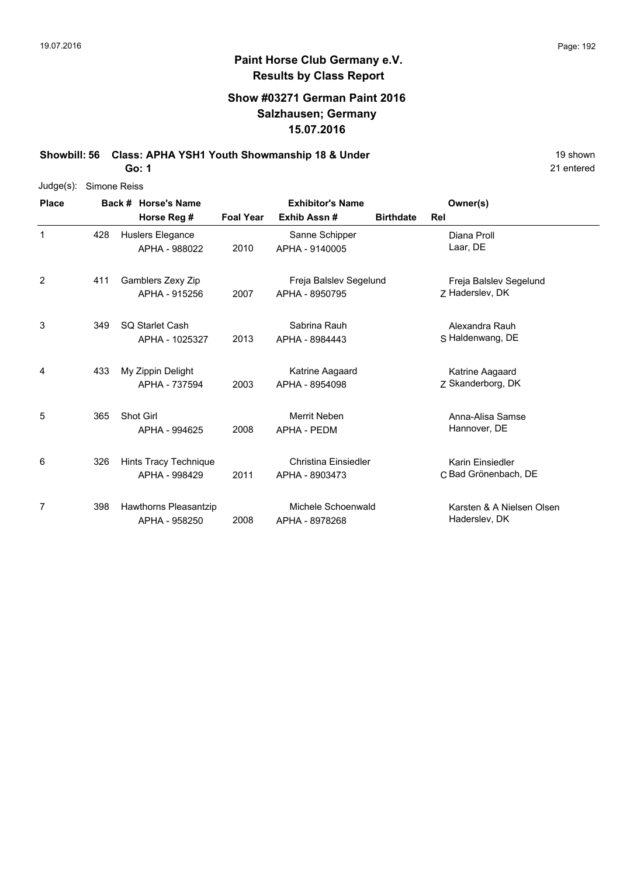# Paint Horse Club Germany e.V.

## Results by Class Report

### Show #03271 German Paint 2016
### Salzhausen; Germany
### 15.07.2016

**Showbill: 56 Class: APHA YSH1 Youth Showmanship 18 & Under** 19 shown

**Go: 1** 21 entered

Judge(s): Simone Reiss

| Place | Back # | Horse's Name / Horse Reg # | Foal Year | Exhibitor's Name / Exhib Assn # | Birthdate | Rel | Owner(s) |
|---|---|---|---|---|---|---|---|
| 1 | 428 | Huslers Elegance<br>APHA - 988022 | 2010 | Sanne Schipper<br>APHA - 9140005 | | | Diana Proll<br>Laar, DE |
| 2 | 411 | Gamblers Zexy Zip<br>APHA - 915256 | 2007 | Freja Balslev Segelund<br>APHA - 8950795 | | Z | Freja Balslev Segelund<br>Haderslev, DK |
| 3 | 349 | SQ Starlet Cash<br>APHA - 1025327 | 2013 | Sabrina Rauh<br>APHA - 8984443 | | S | Alexandra Rauh<br>Haldenwang, DE |
| 4 | 433 | My Zippin Delight<br>APHA - 737594 | 2003 | Katrine Aagaard<br>APHA - 8954098 | | Z | Katrine Aagaard<br>Skanderborg, DK |
| 5 | 365 | Shot Girl<br>APHA - 994625 | 2008 | Merrit Neben<br>APHA - PEDM | | | Anna-Alisa Samse<br>Hannover, DE |
| 6 | 326 | Hints Tracy Technique<br>APHA - 998429 | 2011 | Christina Einsiedler<br>APHA - 8903473 | | C | Karin Einsiedler<br>Bad Grönenbach, DE |
| 7 | 398 | Hawthorns Pleasantzip<br>APHA - 958250 | 2008 | Michele Schoenwald<br>APHA - 8978268 | | | Karsten & A Nielsen Olsen<br>Haderslev, DK |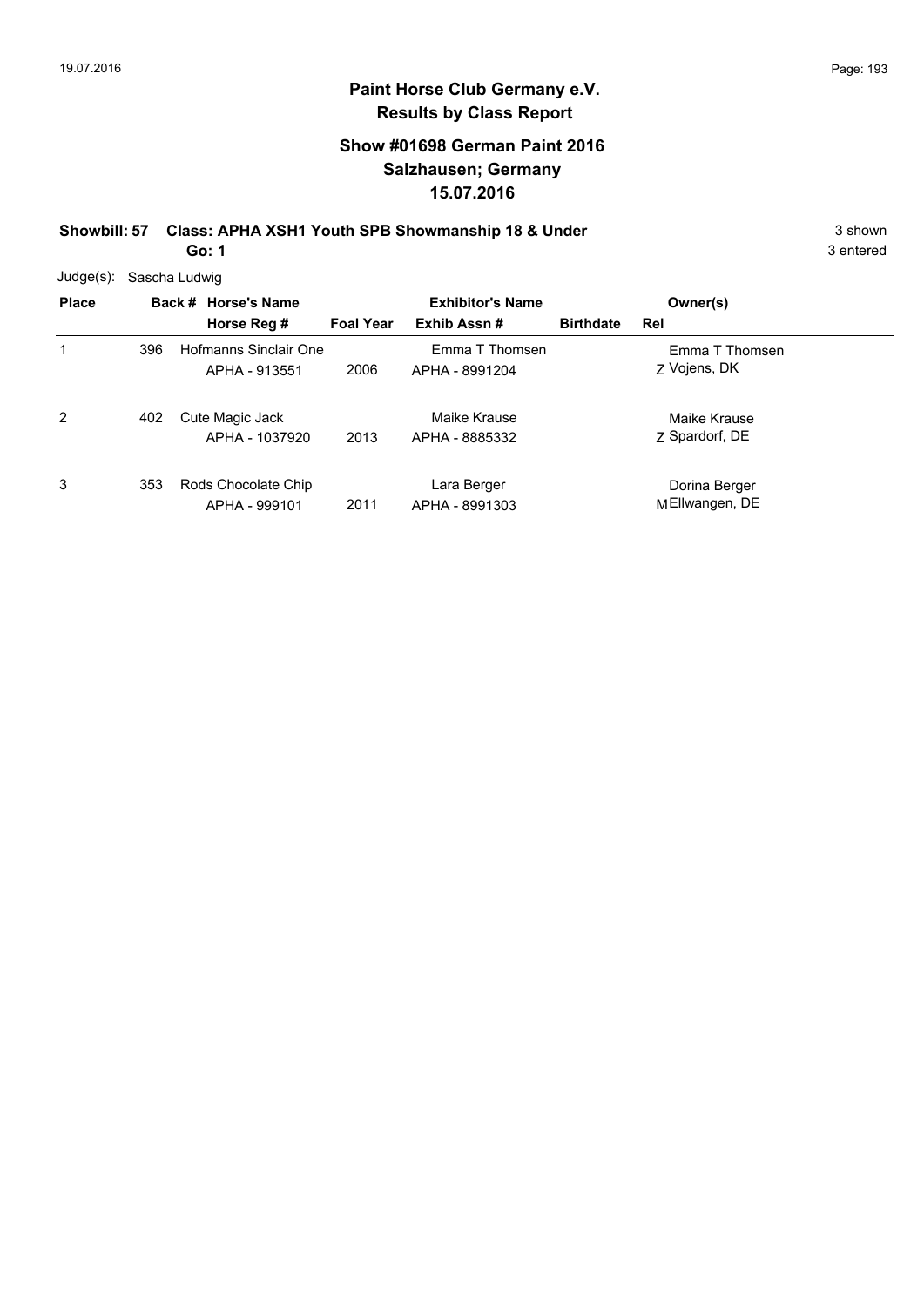# Paint Horse Club Germany e.V.

## Results by Class Report

### Show #01698 German Paint 2016
### Salzhausen; Germany
### 15.07.2016

**Showbill: 57 Class: APHA XSH1 Youth SPB Showmanship 18 & Under** 3 shown

**Go: 1** 3 entered

Judge(s): Sascha Ludwig

| Place | Back # | Horse's Name / Horse Reg # | Foal Year | Exhibitor's Name / Exhib Assn # | Birthdate | Rel | Owner(s) |
|---|---|---|---|---|---|---|---|
| 1 | 396 | Hofmanns Sinclair One<br>APHA - 913551 | 2006 | Emma T Thomsen<br>APHA - 8991204 | | Z | Emma T Thomsen<br>Vojens, DK |
| 2 | 402 | Cute Magic Jack<br>APHA - 1037920 | 2013 | Maike Krause<br>APHA - 8885332 | | Z | Maike Krause<br>Spardorf, DE |
| 3 | 353 | Rods Chocolate Chip<br>APHA - 999101 | 2011 | Lara Berger<br>APHA - 8991303 | | M | Dorina Berger<br>Ellwangen, DE |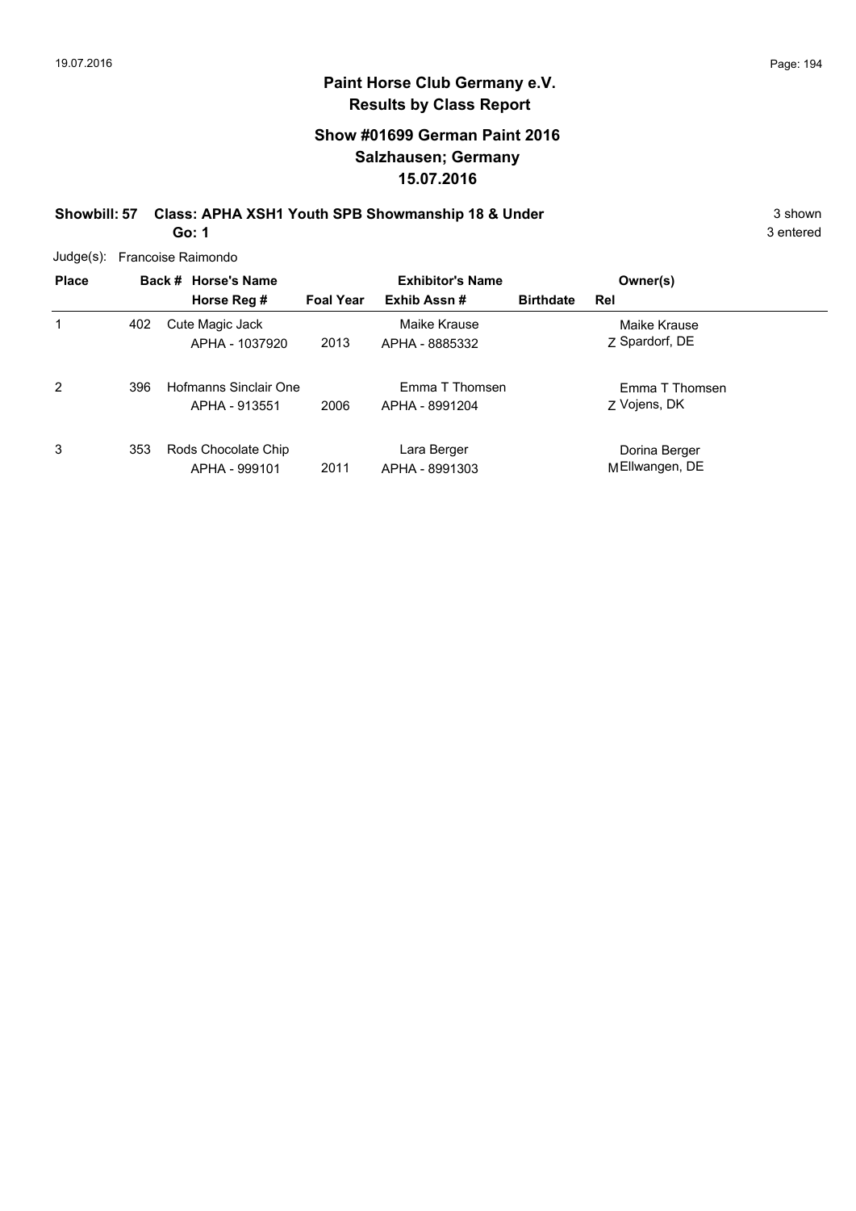## Paint Horse Club Germany e.V.
## Results by Class Report

### Show #01699 German Paint 2016
### Salzhausen; Germany
### 15.07.2016

**Showbill: 57 Class: APHA XSH1 Youth SPB Showmanship 18 & Under** 3 shown

**Go: 1** 3 entered

Judge(s): Francoise Raimondo

| Place | Back # | Horse's Name / Horse Reg # | Foal Year | Exhibitor's Name / Exhib Assn # | Birthdate | Rel | Owner(s) |
|---|---|---|---|---|---|---|---|
| 1 | 402 | Cute Magic Jack<br>APHA - 1037920 | 2013 | Maike Krause<br>APHA - 8885332 | | Z | Maike Krause<br>Spardorf, DE |
| 2 | 396 | Hofmanns Sinclair One<br>APHA - 913551 | 2006 | Emma T Thomsen<br>APHA - 8991204 | | Z | Emma T Thomsen<br>Vojens, DK |
| 3 | 353 | Rods Chocolate Chip<br>APHA - 999101 | 2011 | Lara Berger<br>APHA - 8991303 | | M | Dorina Berger<br>Ellwangen, DE |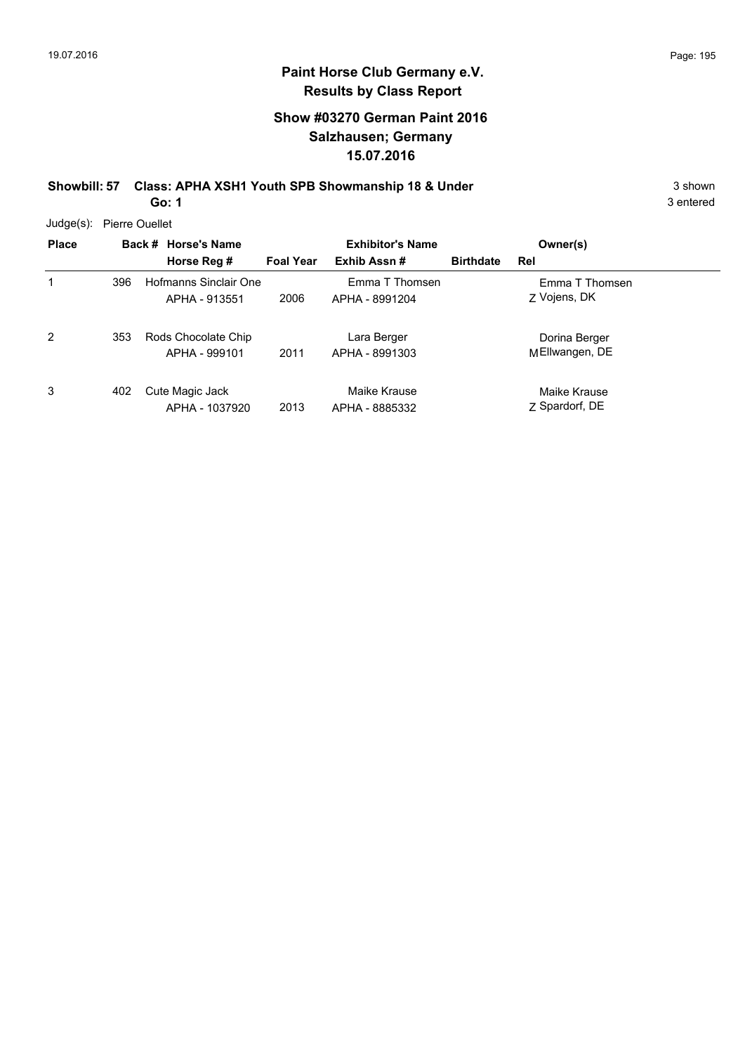# Paint Horse Club Germany e.V.

## Results by Class Report

### Show #03270 German Paint 2016
### Salzhausen; Germany
### 15.07.2016

**Showbill: 57 Class: APHA XSH1 Youth SPB Showmanship 18 & Under** 3 shown

**Go: 1** 3 entered

Judge(s): Pierre Ouellet

| Place | Back # | Horse's Name / Horse Reg # | Foal Year | Exhibitor's Name / Exhib Assn # | Birthdate | Rel | Owner(s) |
|---|---|---|---|---|---|---|---|
| 1 | 396 | Hofmanns Sinclair One<br>APHA - 913551 | 2006 | Emma T Thomsen<br>APHA - 8991204 | | Z | Emma T Thomsen<br>Vojens, DK |
| 2 | 353 | Rods Chocolate Chip<br>APHA - 999101 | 2011 | Lara Berger<br>APHA - 8991303 | | M | Dorina Berger<br>Ellwangen, DE |
| 3 | 402 | Cute Magic Jack<br>APHA - 1037920 | 2013 | Maike Krause<br>APHA - 8885332 | | Z | Maike Krause<br>Spardorf, DE |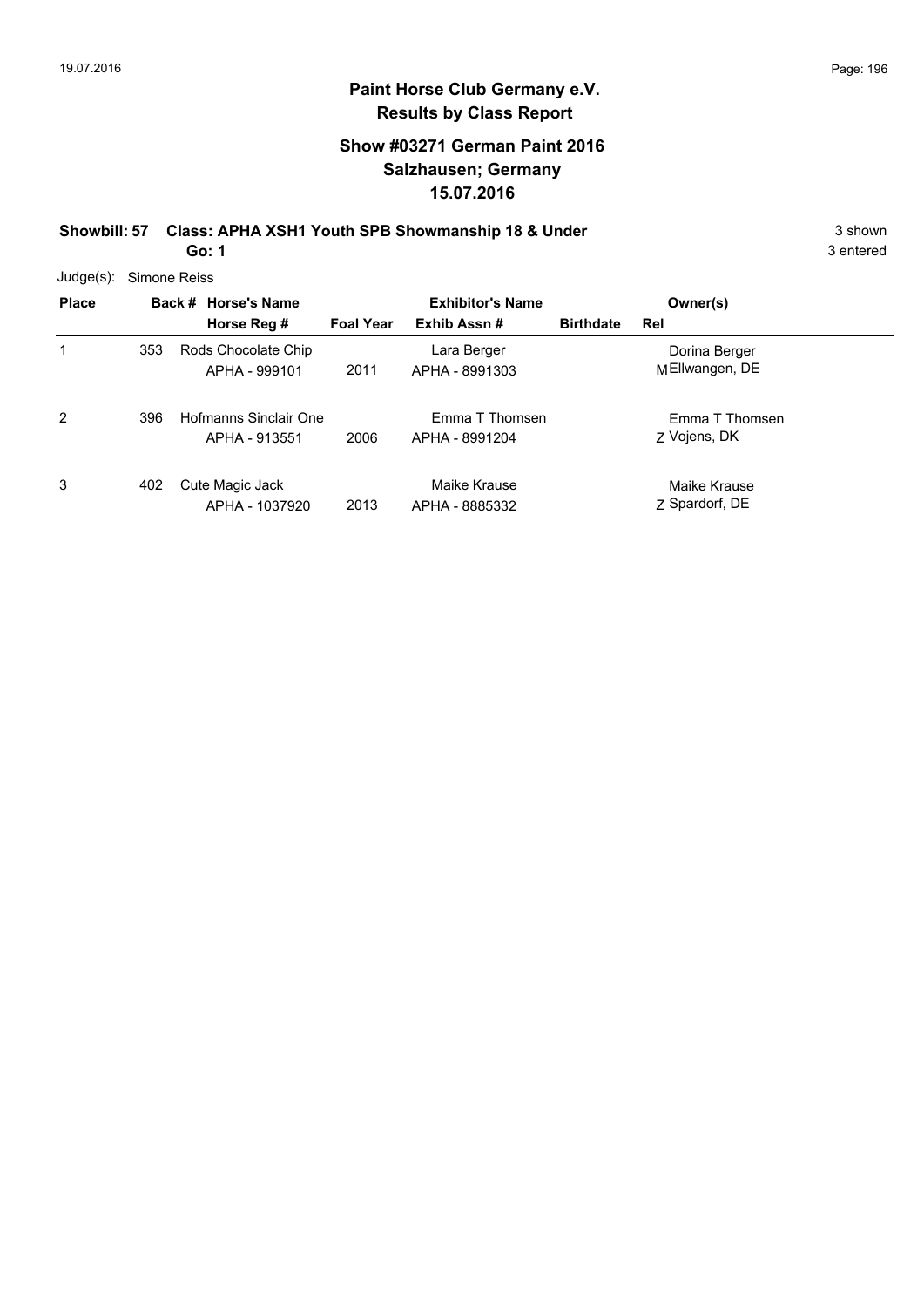## Paint Horse Club Germany e.V.
## Results by Class Report

### Show #03271 German Paint 2016
### Salzhausen; Germany
### 15.07.2016

**Showbill: 57 Class: APHA XSH1 Youth SPB Showmanship 18 & Under** 3 shown
**Go: 1** 3 entered

Judge(s): Simone Reiss

| Place | Back # | Horse's Name / Horse Reg # | Foal Year | Exhibitor's Name / Exhib Assn # | Birthdate | Rel | Owner(s) |
|---|---|---|---|---|---|---|---|
| 1 | 353 | Rods Chocolate Chip<br>APHA - 999101 | 2011 | Lara Berger<br>APHA - 8991303 | | M | Dorina Berger<br>Ellwangen, DE |
| 2 | 396 | Hofmanns Sinclair One<br>APHA - 913551 | 2006 | Emma T Thomsen<br>APHA - 8991204 | | Z | Emma T Thomsen<br>Vojens, DK |
| 3 | 402 | Cute Magic Jack<br>APHA - 1037920 | 2013 | Maike Krause<br>APHA - 8885332 | | Z | Maike Krause<br>Spardorf, DE |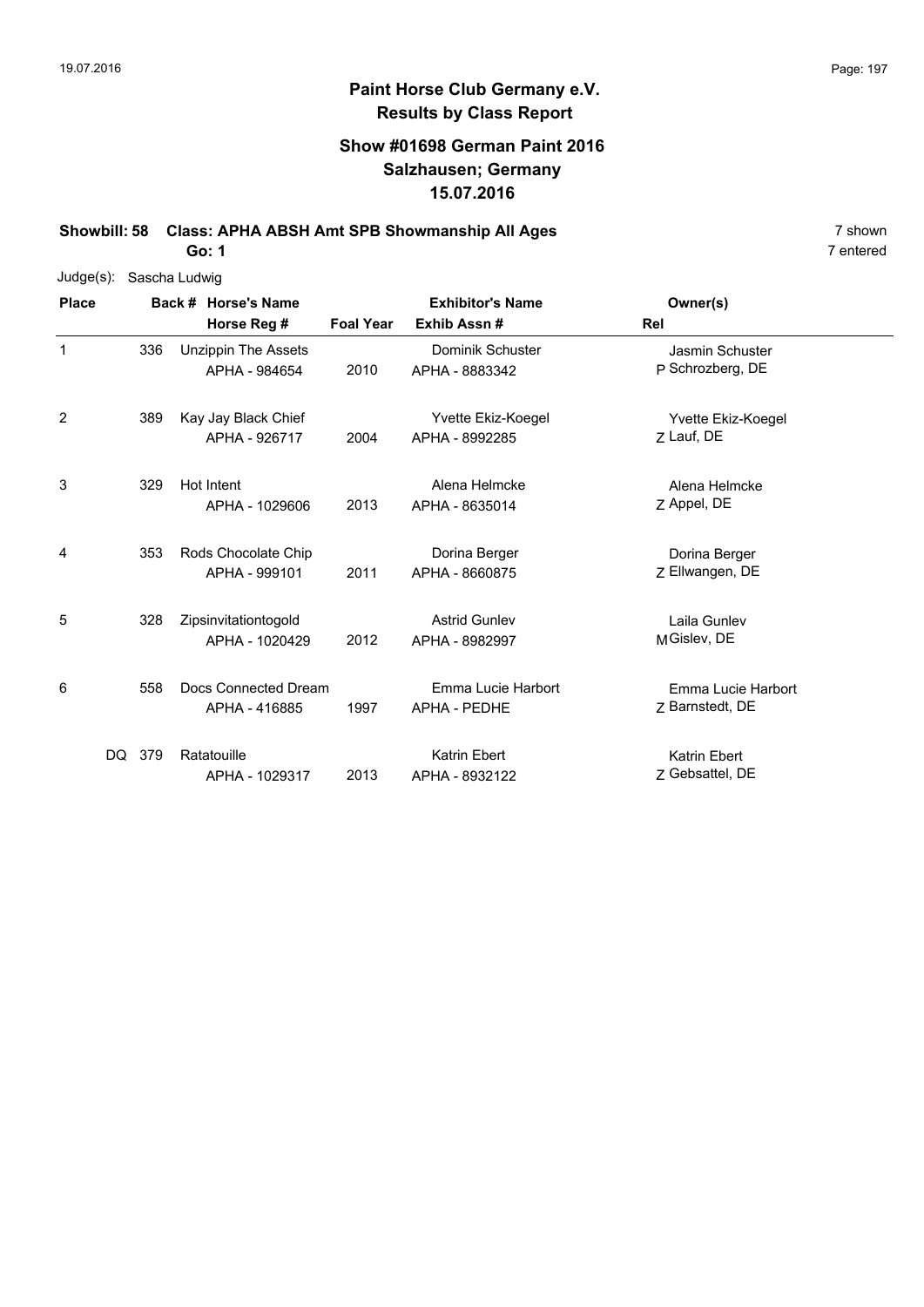# Paint Horse Club Germany e.V.

## Results by Class Report

### Show #01698 German Paint 2016
### Salzhausen; Germany
### 15.07.2016

**Showbill: 58 Class: APHA ABSH Amt SPB Showmanship All Ages** 7 shown

**Go: 1** 7 entered

Judge(s): Sascha Ludwig

| Place | Back # | Horse's Name / Horse Reg # | Foal Year | Exhibitor's Name / Exhib Assn # | Rel | Owner(s) |
|---|---|---|---|---|---|---|
| 1 | 336 | Unzippin The Assets<br>APHA - 984654 | 2010 | Dominik Schuster<br>APHA - 8883342 | P | Jasmin Schuster<br>Schrozberg, DE |
| 2 | 389 | Kay Jay Black Chief<br>APHA - 926717 | 2004 | Yvette Ekiz-Koegel<br>APHA - 8992285 | Z | Yvette Ekiz-Koegel<br>Lauf, DE |
| 3 | 329 | Hot Intent<br>APHA - 1029606 | 2013 | Alena Helmcke<br>APHA - 8635014 | Z | Alena Helmcke<br>Appel, DE |
| 4 | 353 | Rods Chocolate Chip<br>APHA - 999101 | 2011 | Dorina Berger<br>APHA - 8660875 | Z | Dorina Berger<br>Ellwangen, DE |
| 5 | 328 | Zipsinvitationtogold<br>APHA - 1020429 | 2012 | Astrid Gunlev<br>APHA - 8982997 | M | Laila Gunlev<br>Gislev, DE |
| 6 | 558 | Docs Connected Dream<br>APHA - 416885 | 1997 | Emma Lucie Harbort<br>APHA - PEDHE | Z | Emma Lucie Harbort<br>Barnstedt, DE |
| DQ | 379 | Ratatouille<br>APHA - 1029317 | 2013 | Katrin Ebert<br>APHA - 8932122 | Z | Katrin Ebert<br>Gebsattel, DE |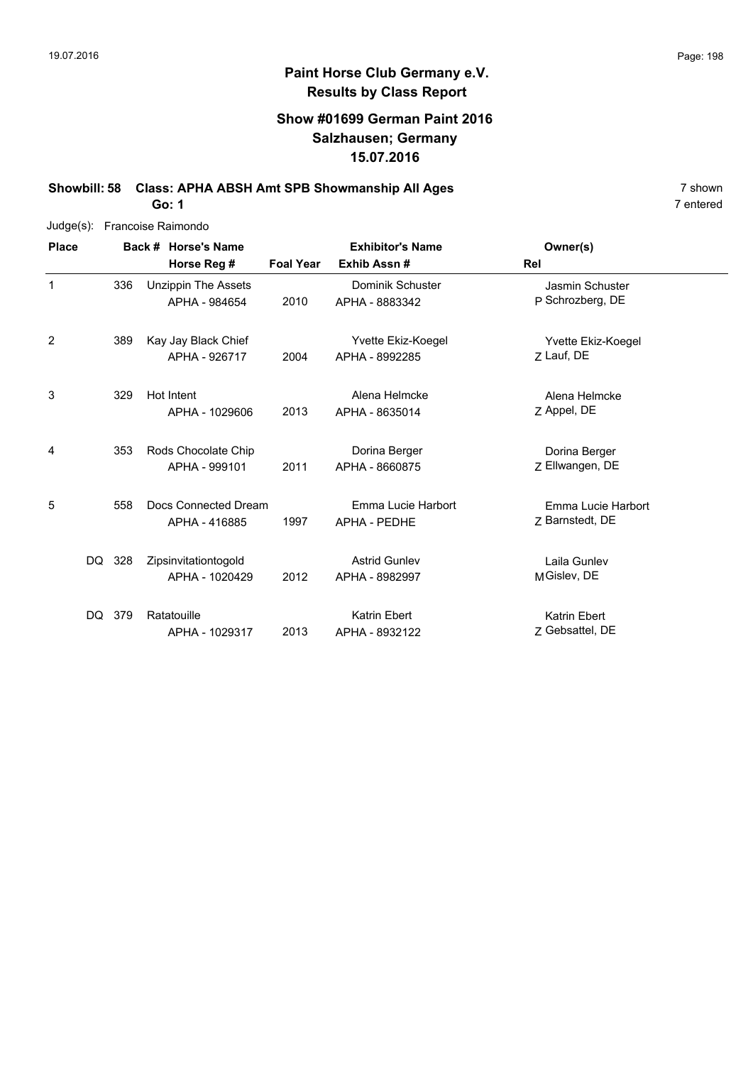# Paint Horse Club Germany e.V.

## Results by Class Report

### Show #01699 German Paint 2016
### Salzhausen; Germany
### 15.07.2016

**Showbill: 58 Class: APHA ABSH Amt SPB Showmanship All Ages** 7 shown

**Go: 1** 7 entered

Judge(s): Francoise Raimondo

| Place | Back # | Horse's Name / Horse Reg # | Foal Year | Exhibitor's Name / Exhib Assn # | Rel | Owner(s) |
|---|---|---|---|---|---|---|
| 1 | 336 | Unzippin The Assets<br>APHA - 984654 | 2010 | Dominik Schuster<br>APHA - 8883342 | P | Jasmin Schuster<br>Schrozberg, DE |
| 2 | 389 | Kay Jay Black Chief<br>APHA - 926717 | 2004 | Yvette Ekiz-Koegel<br>APHA - 8992285 | Z | Yvette Ekiz-Koegel<br>Lauf, DE |
| 3 | 329 | Hot Intent<br>APHA - 1029606 | 2013 | Alena Helmcke<br>APHA - 8635014 | Z | Alena Helmcke<br>Appel, DE |
| 4 | 353 | Rods Chocolate Chip<br>APHA - 999101 | 2011 | Dorina Berger<br>APHA - 8660875 | Z | Dorina Berger<br>Ellwangen, DE |
| 5 | 558 | Docs Connected Dream<br>APHA - 416885 | 1997 | Emma Lucie Harbort<br>APHA - PEDHE | Z | Emma Lucie Harbort<br>Barnstedt, DE |
| DQ | 328 | Zipsinvitationtogold<br>APHA - 1020429 | 2012 | Astrid Gunlev<br>APHA - 8982997 | M | Laila Gunlev<br>Gislev, DE |
| DQ | 379 | Ratatouille<br>APHA - 1029317 | 2013 | Katrin Ebert<br>APHA - 8932122 | Z | Katrin Ebert<br>Gebsattel, DE |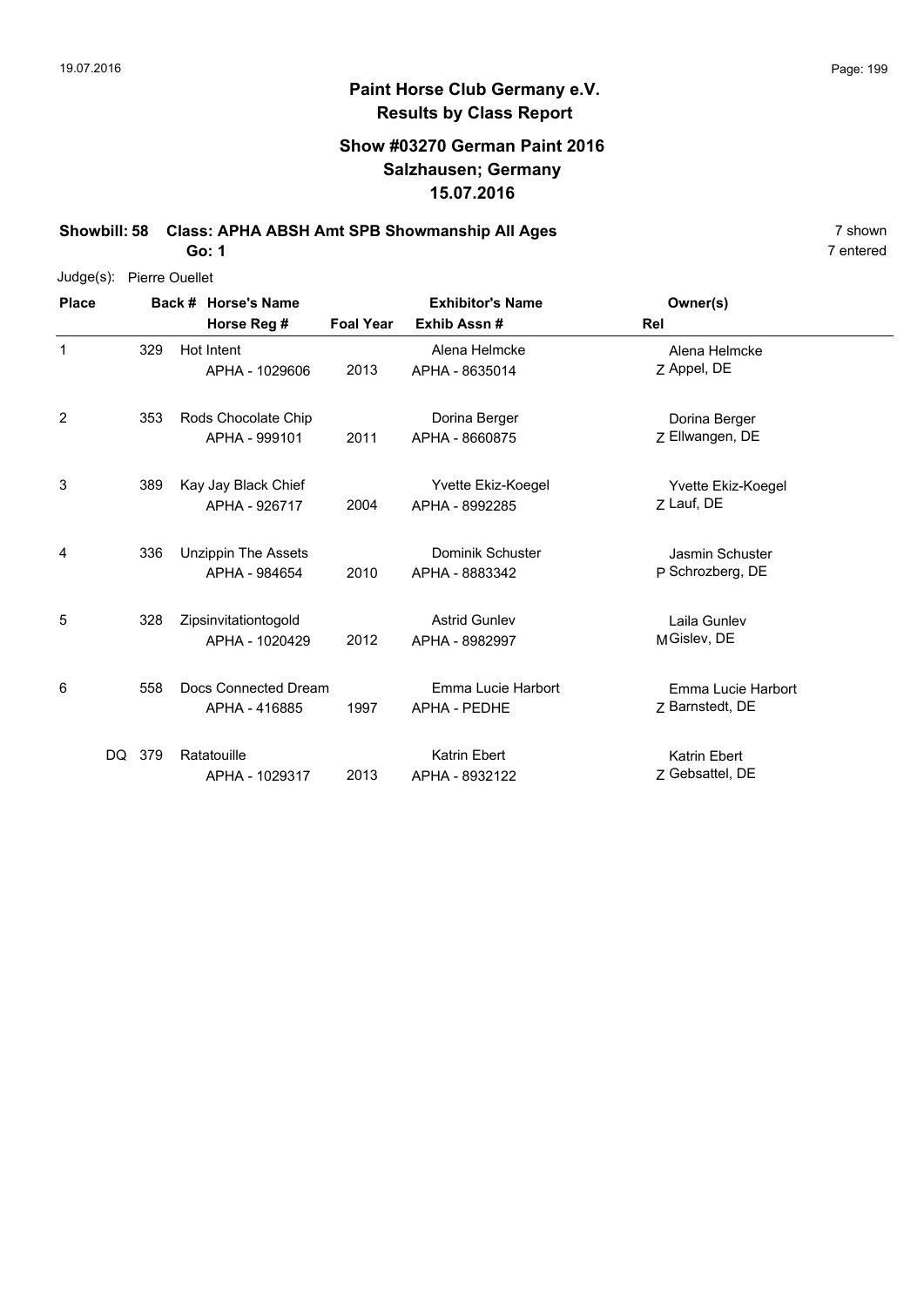**Paint Horse Club Germany e.V.**
**Results by Class Report**

**Show #03270 German Paint 2016**
**Salzhausen; Germany**
**15.07.2016**

**Showbill: 58 Class: APHA ABSH Amt SPB Showmanship All Ages** 7 shown
**Go: 1** 7 entered

Judge(s): Pierre Ouellet

| Place | Back # | Horse's Name / Horse Reg # | Foal Year | Exhibitor's Name / Exhib Assn # | Rel | Owner(s) |
|---|---|---|---|---|---|---|
| 1 | 329 | Hot Intent<br>APHA - 1029606 | 2013 | Alena Helmcke<br>APHA - 8635014 | Z | Alena Helmcke<br>Appel, DE |
| 2 | 353 | Rods Chocolate Chip<br>APHA - 999101 | 2011 | Dorina Berger<br>APHA - 8660875 | Z | Dorina Berger<br>Ellwangen, DE |
| 3 | 389 | Kay Jay Black Chief<br>APHA - 926717 | 2004 | Yvette Ekiz-Koegel<br>APHA - 8992285 | Z | Yvette Ekiz-Koegel<br>Lauf, DE |
| 4 | 336 | Unzippin The Assets<br>APHA - 984654 | 2010 | Dominik Schuster<br>APHA - 8883342 | P | Jasmin Schuster<br>Schrozberg, DE |
| 5 | 328 | Zipsinvitationtogold<br>APHA - 1020429 | 2012 | Astrid Gunlev<br>APHA - 8982997 | M | Laila Gunlev<br>Gislev, DE |
| 6 | 558 | Docs Connected Dream<br>APHA - 416885 | 1997 | Emma Lucie Harbort<br>APHA - PEDHE | Z | Emma Lucie Harbort<br>Barnstedt, DE |
| DQ | 379 | Ratatouille<br>APHA - 1029317 | 2013 | Katrin Ebert<br>APHA - 8932122 | Z | Katrin Ebert<br>Gebsattel, DE |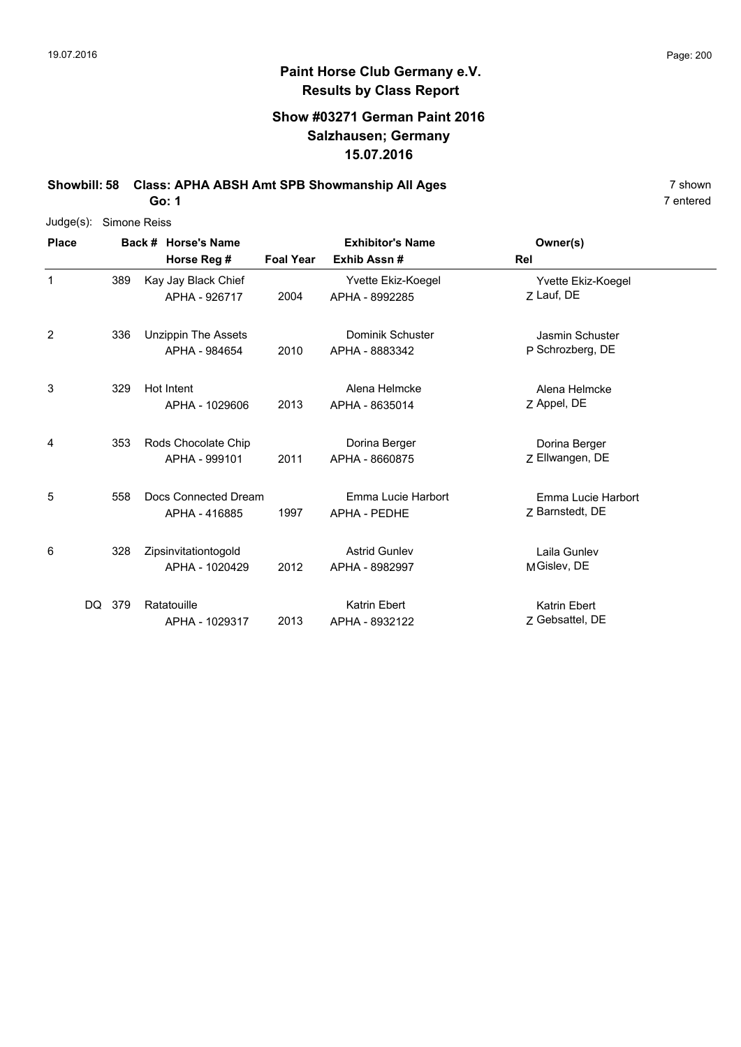**Paint Horse Club Germany e.V.**
**Results by Class Report**

**Show #03271 German Paint 2016**
**Salzhausen; Germany**
**15.07.2016**

**Showbill: 58 Class: APHA ABSH Amt SPB Showmanship All Ages** 7 shown
**Go: 1** 7 entered

Judge(s): Simone Reiss

| Place | Back # | Horse's Name / Horse Reg # | Foal Year | Exhibitor's Name / Exhib Assn # | Rel | Owner(s) |
|---|---|---|---|---|---|---|
| 1 | 389 | Kay Jay Black Chief<br>APHA - 926717 | 2004 | Yvette Ekiz-Koegel<br>APHA - 8992285 | Z | Yvette Ekiz-Koegel<br>Lauf, DE |
| 2 | 336 | Unzippin The Assets<br>APHA - 984654 | 2010 | Dominik Schuster<br>APHA - 8883342 | P | Jasmin Schuster<br>Schrozberg, DE |
| 3 | 329 | Hot Intent<br>APHA - 1029606 | 2013 | Alena Helmcke<br>APHA - 8635014 | Z | Alena Helmcke<br>Appel, DE |
| 4 | 353 | Rods Chocolate Chip<br>APHA - 999101 | 2011 | Dorina Berger<br>APHA - 8660875 | Z | Dorina Berger<br>Ellwangen, DE |
| 5 | 558 | Docs Connected Dream<br>APHA - 416885 | 1997 | Emma Lucie Harbort<br>APHA - PEDHE | Z | Emma Lucie Harbort<br>Barnstedt, DE |
| 6 | 328 | Zipsinvitationtogold<br>APHA - 1020429 | 2012 | Astrid Gunlev<br>APHA - 8982997 | M | Laila Gunlev<br>Gislev, DE |
| DQ | 379 | Ratatouille<br>APHA - 1029317 | 2013 | Katrin Ebert<br>APHA - 8932122 | Z | Katrin Ebert<br>Gebsattel, DE |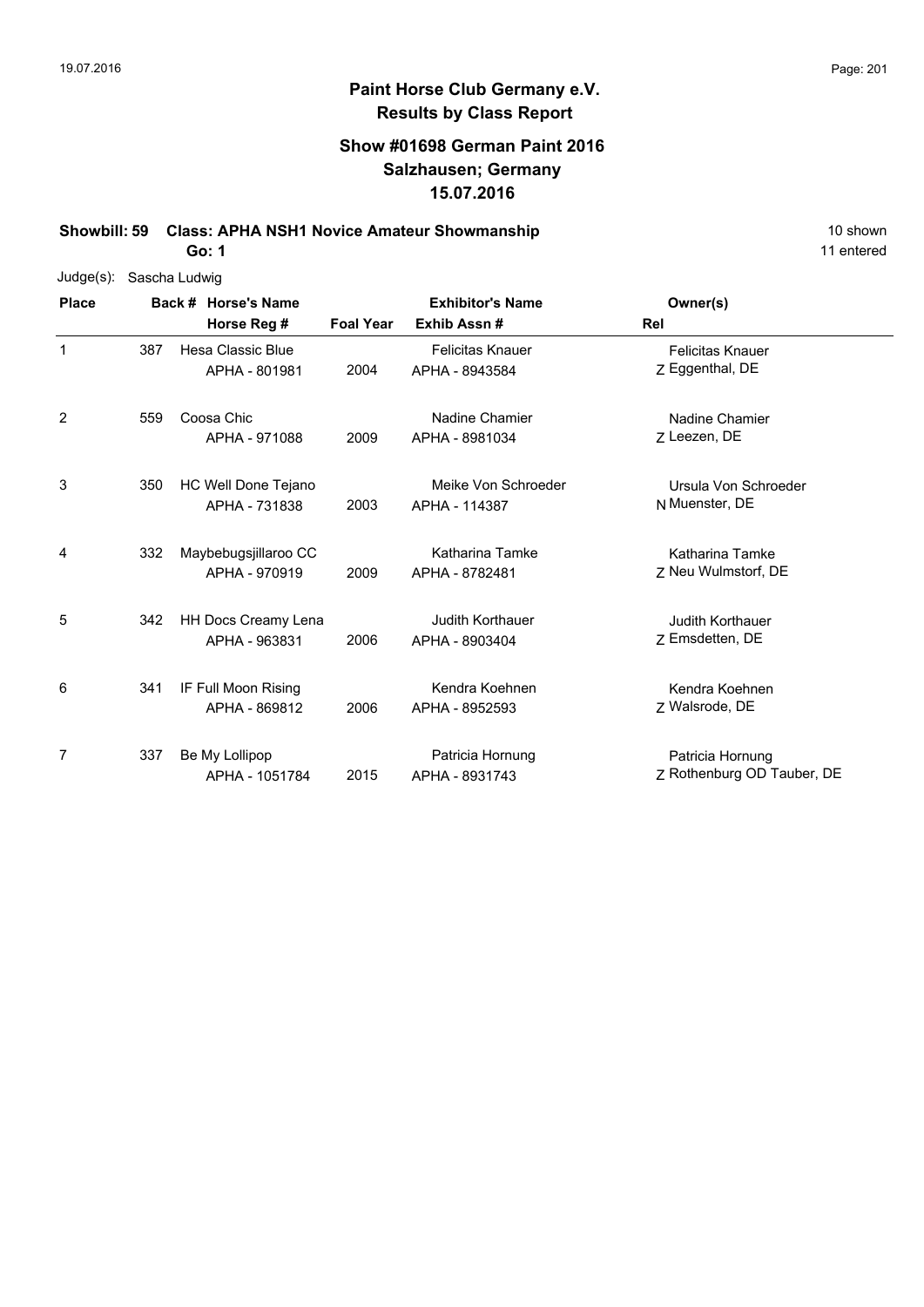# Paint Horse Club Germany e.V.

## Results by Class Report

### Show #01698 German Paint 2016
### Salzhausen; Germany
### 15.07.2016

**Showbill: 59 Class: APHA NSH1 Novice Amateur Showmanship** 10 shown

**Go: 1** 11 entered

Judge(s): Sascha Ludwig

| Place | Back # | Horse's Name / Horse Reg # | Foal Year | Exhibitor's Name / Exhib Assn # | Rel | Owner(s) |
|---|---|---|---|---|---|---|
| 1 | 387 | Hesa Classic Blue<br>APHA - 801981 | 2004 | Felicitas Knauer<br>APHA - 8943584 | Z | Felicitas Knauer<br>Eggenthal, DE |
| 2 | 559 | Coosa Chic<br>APHA - 971088 | 2009 | Nadine Chamier<br>APHA - 8981034 | Z | Nadine Chamier<br>Leezen, DE |
| 3 | 350 | HC Well Done Tejano<br>APHA - 731838 | 2003 | Meike Von Schroeder<br>APHA - 114387 | N | Ursula Von Schroeder<br>Muenster, DE |
| 4 | 332 | Maybebugsjillaroo CC<br>APHA - 970919 | 2009 | Katharina Tamke<br>APHA - 8782481 | Z | Katharina Tamke<br>Neu Wulmstorf, DE |
| 5 | 342 | HH Docs Creamy Lena<br>APHA - 963831 | 2006 | Judith Korthauer<br>APHA - 8903404 | Z | Judith Korthauer<br>Emsdetten, DE |
| 6 | 341 | IF Full Moon Rising<br>APHA - 869812 | 2006 | Kendra Koehnen<br>APHA - 8952593 | Z | Kendra Koehnen<br>Walsrode, DE |
| 7 | 337 | Be My Lollipop<br>APHA - 1051784 | 2015 | Patricia Hornung<br>APHA - 8931743 | Z | Patricia Hornung<br>Rothenburg OD Tauber, DE |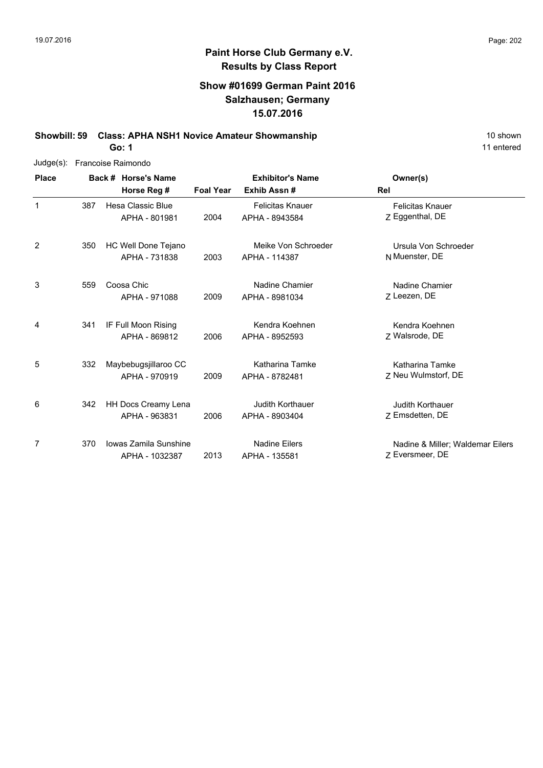**Paint Horse Club Germany e.V.**
**Results by Class Report**

**Show #01699 German Paint 2016**
**Salzhausen; Germany**
**15.07.2016**

**Showbill: 59 Class: APHA NSH1 Novice Amateur Showmanship** 10 shown
**Go: 1** 11 entered

Judge(s): Francoise Raimondo

| Place | Back # | Horse's Name / Horse Reg # | Foal Year | Exhibitor's Name / Exhib Assn # | Rel | Owner(s) |
|---|---|---|---|---|---|---|
| 1 | 387 | Hesa Classic Blue<br>APHA - 801981 | 2004 | Felicitas Knauer<br>APHA - 8943584 | Z | Felicitas Knauer<br>Eggenthal, DE |
| 2 | 350 | HC Well Done Tejano<br>APHA - 731838 | 2003 | Meike Von Schroeder<br>APHA - 114387 | N | Ursula Von Schroeder<br>Muenster, DE |
| 3 | 559 | Coosa Chic<br>APHA - 971088 | 2009 | Nadine Chamier<br>APHA - 8981034 | Z | Nadine Chamier<br>Leezen, DE |
| 4 | 341 | IF Full Moon Rising<br>APHA - 869812 | 2006 | Kendra Koehnen<br>APHA - 8952593 | Z | Kendra Koehnen<br>Walsrode, DE |
| 5 | 332 | Maybebugsjillaroo CC<br>APHA - 970919 | 2009 | Katharina Tamke<br>APHA - 8782481 | Z | Katharina Tamke<br>Neu Wulmstorf, DE |
| 6 | 342 | HH Docs Creamy Lena<br>APHA - 963831 | 2006 | Judith Korthauer<br>APHA - 8903404 | Z | Judith Korthauer<br>Emsdetten, DE |
| 7 | 370 | Iowas Zamila Sunshine<br>APHA - 1032387 | 2013 | Nadine Eilers<br>APHA - 135581 | Z | Nadine & Miller; Waldemar Eilers<br>Eversmeer, DE |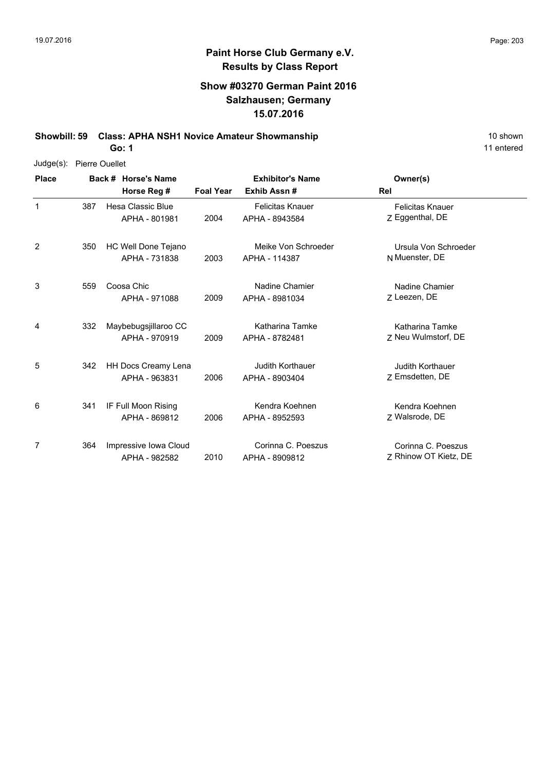**Paint Horse Club Germany e.V.**
**Results by Class Report**

**Show #03270 German Paint 2016**
**Salzhausen; Germany**
**15.07.2016**

**Showbill: 59 Class: APHA NSH1 Novice Amateur Showmanship** 10 shown
**Go: 1** 11 entered

Judge(s): Pierre Ouellet

| Place | Back # | Horse's Name / Horse Reg # | Foal Year | Exhibitor's Name / Exhib Assn # | Rel | Owner(s) |
|---|---|---|---|---|---|---|
| 1 | 387 | Hesa Classic Blue<br>APHA - 801981 | 2004 | Felicitas Knauer<br>APHA - 8943584 | Z | Felicitas Knauer<br>Eggenthal, DE |
| 2 | 350 | HC Well Done Tejano<br>APHA - 731838 | 2003 | Meike Von Schroeder<br>APHA - 114387 | N | Ursula Von Schroeder<br>Muenster, DE |
| 3 | 559 | Coosa Chic<br>APHA - 971088 | 2009 | Nadine Chamier<br>APHA - 8981034 | Z | Nadine Chamier<br>Leezen, DE |
| 4 | 332 | Maybebugsjillaroo CC<br>APHA - 970919 | 2009 | Katharina Tamke<br>APHA - 8782481 | Z | Katharina Tamke<br>Neu Wulmstorf, DE |
| 5 | 342 | HH Docs Creamy Lena<br>APHA - 963831 | 2006 | Judith Korthauer<br>APHA - 8903404 | Z | Judith Korthauer<br>Emsdetten, DE |
| 6 | 341 | IF Full Moon Rising<br>APHA - 869812 | 2006 | Kendra Koehnen<br>APHA - 8952593 | Z | Kendra Koehnen<br>Walsrode, DE |
| 7 | 364 | Impressive Iowa Cloud<br>APHA - 982582 | 2010 | Corinna C. Poeszus<br>APHA - 8909812 | Z | Corinna C. Poeszus<br>Rhinow OT Kietz, DE |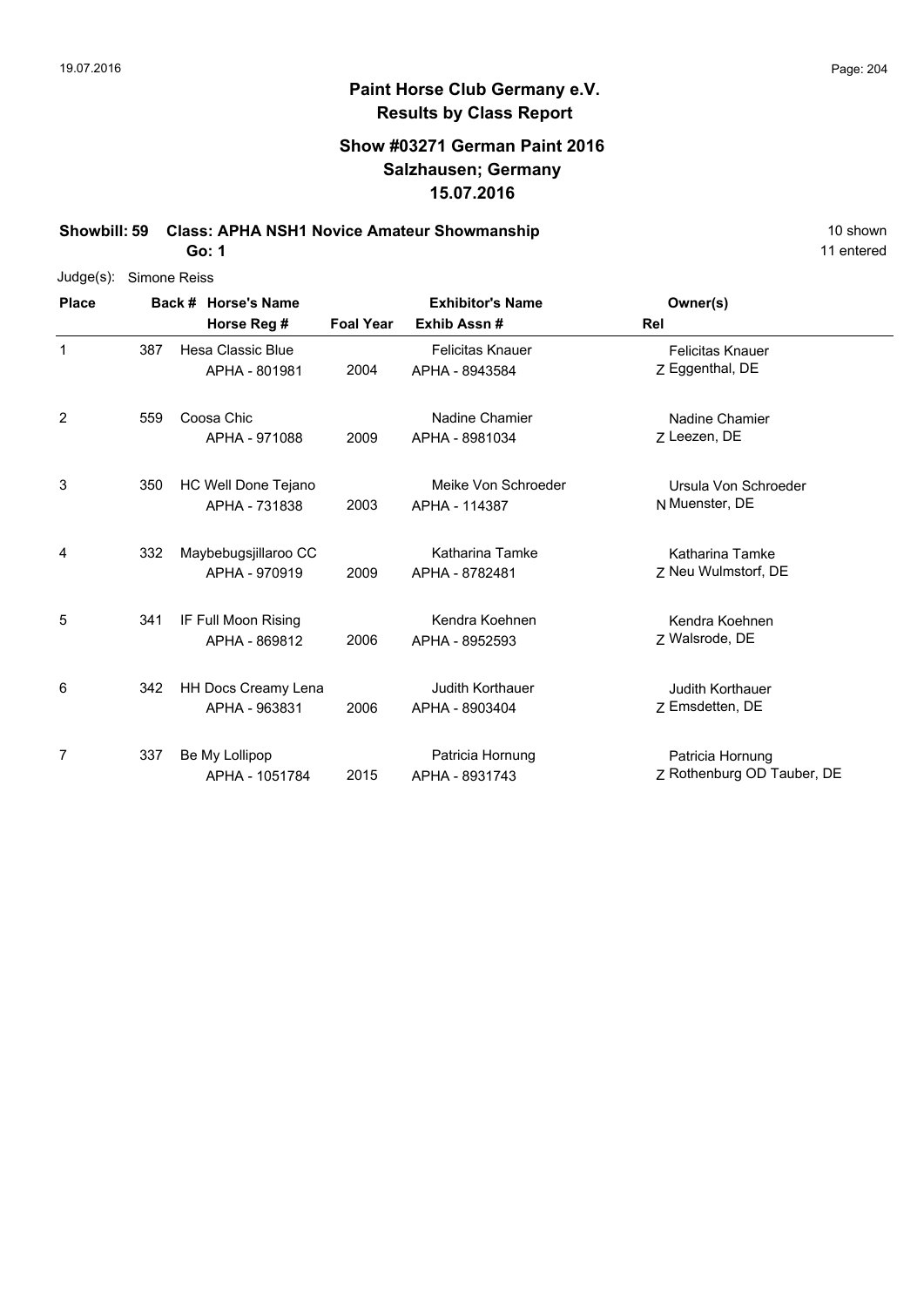**Paint Horse Club Germany e.V.**
**Results by Class Report**

**Show #03271 German Paint 2016**
**Salzhausen; Germany**
**15.07.2016**

**Showbill: 59 Class: APHA NSH1 Novice Amateur Showmanship** 10 shown
**Go: 1** 11 entered

Judge(s): Simone Reiss

| Place | Back # | Horse's Name / Horse Reg # | Foal Year | Exhibitor's Name / Exhib Assn # | Rel | Owner(s) |
|---|---|---|---|---|---|---|
| 1 | 387 | Hesa Classic Blue<br>APHA - 801981 | 2004 | Felicitas Knauer<br>APHA - 8943584 | Z | Felicitas Knauer<br>Eggenthal, DE |
| 2 | 559 | Coosa Chic<br>APHA - 971088 | 2009 | Nadine Chamier<br>APHA - 8981034 | Z | Nadine Chamier<br>Leezen, DE |
| 3 | 350 | HC Well Done Tejano<br>APHA - 731838 | 2003 | Meike Von Schroeder<br>APHA - 114387 | N | Ursula Von Schroeder<br>Muenster, DE |
| 4 | 332 | Maybebugsjillaroo CC<br>APHA - 970919 | 2009 | Katharina Tamke<br>APHA - 8782481 | Z | Katharina Tamke<br>Neu Wulmstorf, DE |
| 5 | 341 | IF Full Moon Rising<br>APHA - 869812 | 2006 | Kendra Koehnen<br>APHA - 8952593 | Z | Kendra Koehnen<br>Walsrode, DE |
| 6 | 342 | HH Docs Creamy Lena<br>APHA - 963831 | 2006 | Judith Korthauer<br>APHA - 8903404 | Z | Judith Korthauer<br>Emsdetten, DE |
| 7 | 337 | Be My Lollipop<br>APHA - 1051784 | 2015 | Patricia Hornung<br>APHA - 8931743 | Z | Patricia Hornung<br>Rothenburg OD Tauber, DE |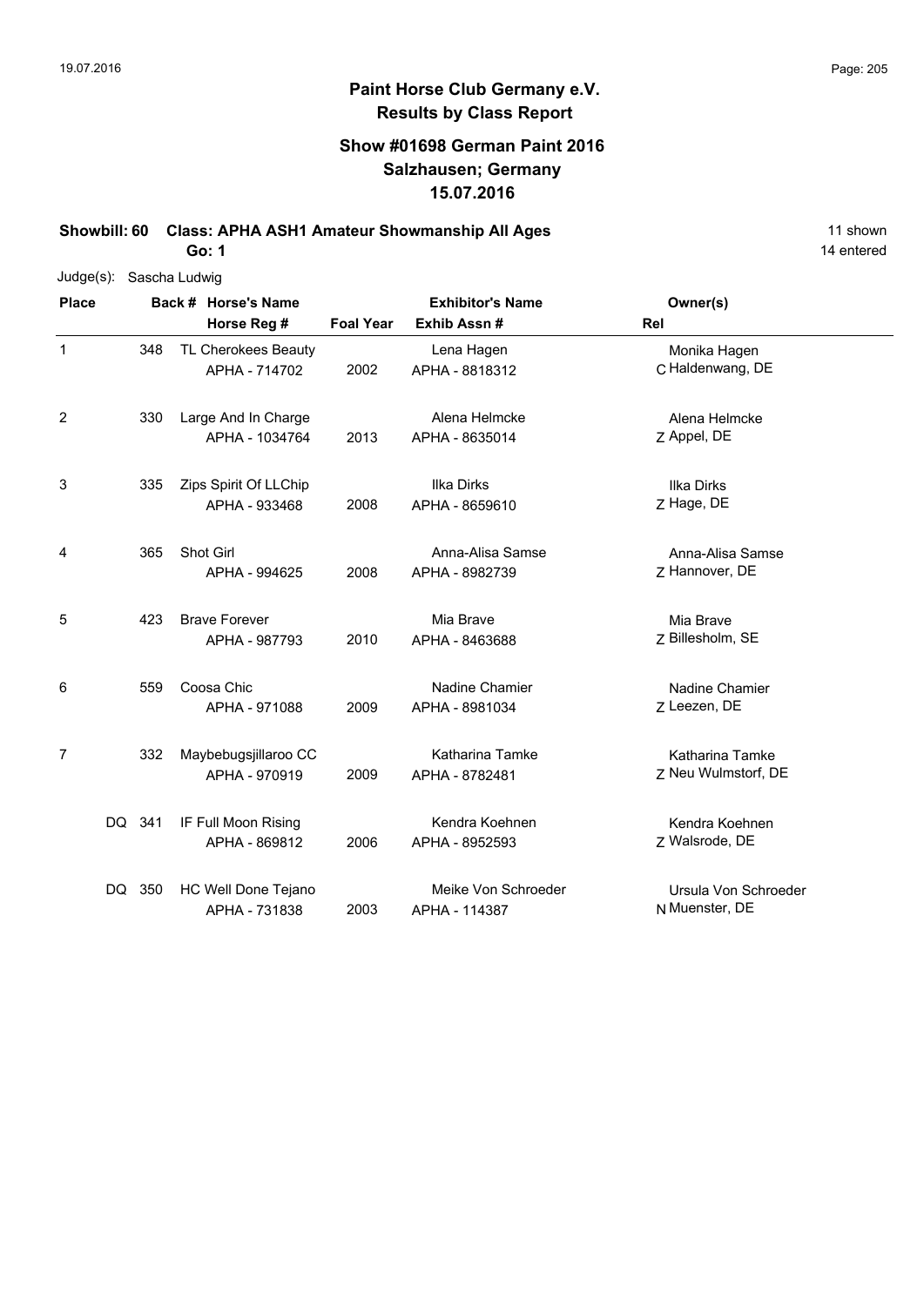# Paint Horse Club Germany e.V.

## Results by Class Report

### Show #01698 German Paint 2016
### Salzhausen; Germany
### 15.07.2016

**Showbill: 60 Class: APHA ASH1 Amateur Showmanship All Ages** — 11 shown

**Go: 1** — 14 entered

Judge(s): Sascha Ludwig

| Place | Back # | Horse's Name / Horse Reg # | Foal Year | Exhibitor's Name / Exhib Assn # | Rel | Owner(s) |
|---|---|---|---|---|---|---|
| 1 | 348 | TL Cherokees Beauty<br>APHA - 714702 | 2002 | Lena Hagen<br>APHA - 8818312 | C | Monika Hagen<br>Haldenwang, DE |
| 2 | 330 | Large And In Charge<br>APHA - 1034764 | 2013 | Alena Helmcke<br>APHA - 8635014 | Z | Alena Helmcke<br>Appel, DE |
| 3 | 335 | Zips Spirit Of LLChip<br>APHA - 933468 | 2008 | Ilka Dirks<br>APHA - 8659610 | Z | Ilka Dirks<br>Hage, DE |
| 4 | 365 | Shot Girl<br>APHA - 994625 | 2008 | Anna-Alisa Samse<br>APHA - 8982739 | Z | Anna-Alisa Samse<br>Hannover, DE |
| 5 | 423 | Brave Forever<br>APHA - 987793 | 2010 | Mia Brave<br>APHA - 8463688 | Z | Mia Brave<br>Billesholm, SE |
| 6 | 559 | Coosa Chic<br>APHA - 971088 | 2009 | Nadine Chamier<br>APHA - 8981034 | Z | Nadine Chamier<br>Leezen, DE |
| 7 | 332 | Maybebugsjillaroo CC<br>APHA - 970919 | 2009 | Katharina Tamke<br>APHA - 8782481 | Z | Katharina Tamke<br>Neu Wulmstorf, DE |
| DQ | 341 | IF Full Moon Rising<br>APHA - 869812 | 2006 | Kendra Koehnen<br>APHA - 8952593 | Z | Kendra Koehnen<br>Walsrode, DE |
| DQ | 350 | HC Well Done Tejano<br>APHA - 731838 | 2003 | Meike Von Schroeder<br>APHA - 114387 | N | Ursula Von Schroeder<br>Muenster, DE |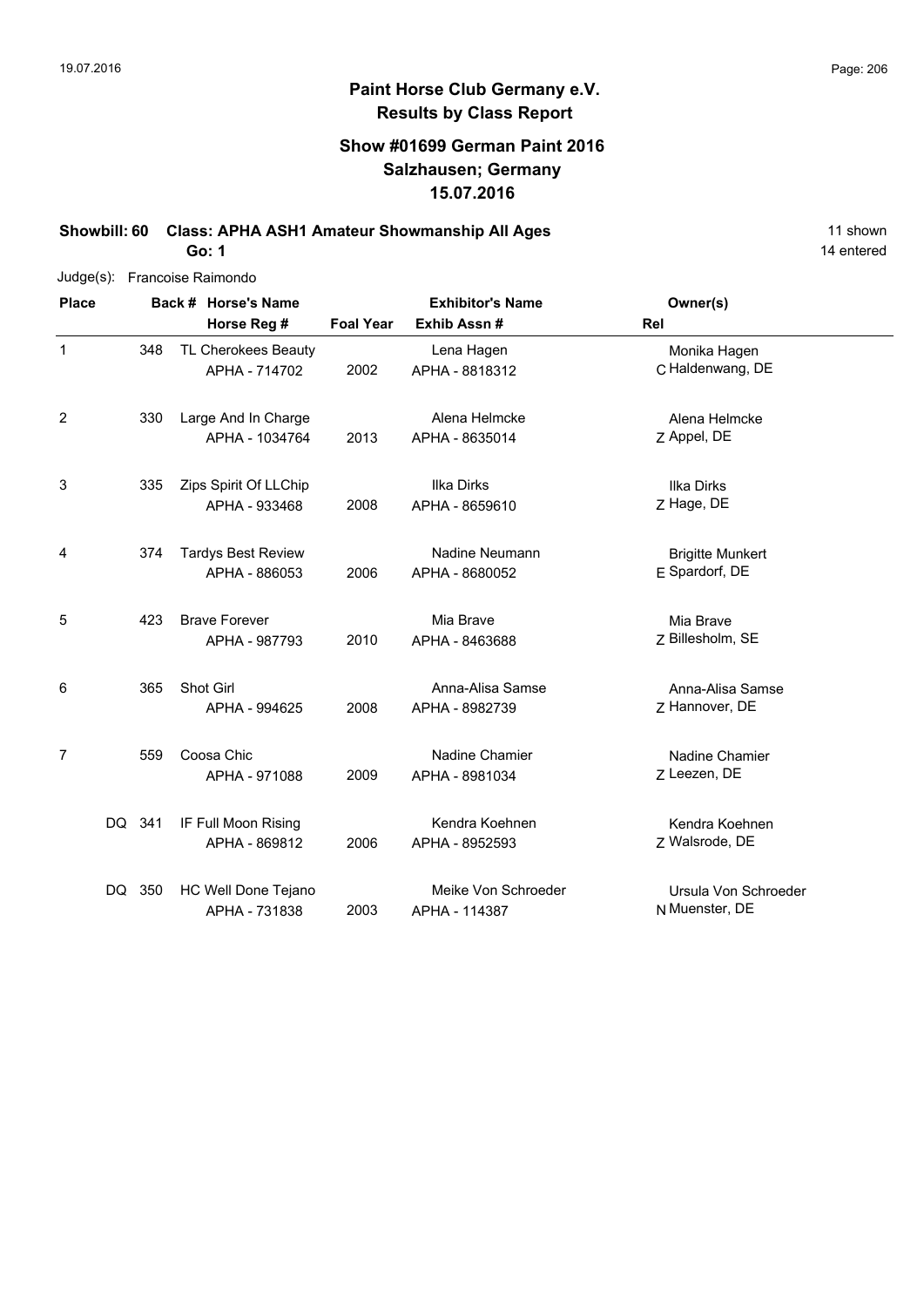# Paint Horse Club Germany e.V.

## Results by Class Report

### Show #01699 German Paint 2016
### Salzhausen; Germany
### 15.07.2016

**Showbill: 60 Class: APHA ASH1 Amateur Showmanship All Ages** — 11 shown, 14 entered

**Go: 1**

Judge(s): Francoise Raimondo

| Place | Back # | Horse's Name / Horse Reg # | Foal Year | Exhibitor's Name / Exhib Assn # | Rel | Owner(s) |
|---|---|---|---|---|---|---|
| 1 | 348 | TL Cherokees Beauty<br>APHA - 714702 | 2002 | Lena Hagen<br>APHA - 8818312 | C | Monika Hagen<br>Haldenwang, DE |
| 2 | 330 | Large And In Charge<br>APHA - 1034764 | 2013 | Alena Helmcke<br>APHA - 8635014 | Z | Alena Helmcke<br>Appel, DE |
| 3 | 335 | Zips Spirit Of LLChip<br>APHA - 933468 | 2008 | Ilka Dirks<br>APHA - 8659610 | Z | Ilka Dirks<br>Hage, DE |
| 4 | 374 | Tardys Best Review<br>APHA - 886053 | 2006 | Nadine Neumann<br>APHA - 8680052 | E | Brigitte Munkert<br>Spardorf, DE |
| 5 | 423 | Brave Forever<br>APHA - 987793 | 2010 | Mia Brave<br>APHA - 8463688 | Z | Mia Brave<br>Billesholm, SE |
| 6 | 365 | Shot Girl<br>APHA - 994625 | 2008 | Anna-Alisa Samse<br>APHA - 8982739 | Z | Anna-Alisa Samse<br>Hannover, DE |
| 7 | 559 | Coosa Chic<br>APHA - 971088 | 2009 | Nadine Chamier<br>APHA - 8981034 | Z | Nadine Chamier<br>Leezen, DE |
| DQ | 341 | IF Full Moon Rising<br>APHA - 869812 | 2006 | Kendra Koehnen<br>APHA - 8952593 | Z | Kendra Koehnen<br>Walsrode, DE |
| DQ | 350 | HC Well Done Tejano<br>APHA - 731838 | 2003 | Meike Von Schroeder<br>APHA - 114387 | N | Ursula Von Schroeder<br>Muenster, DE |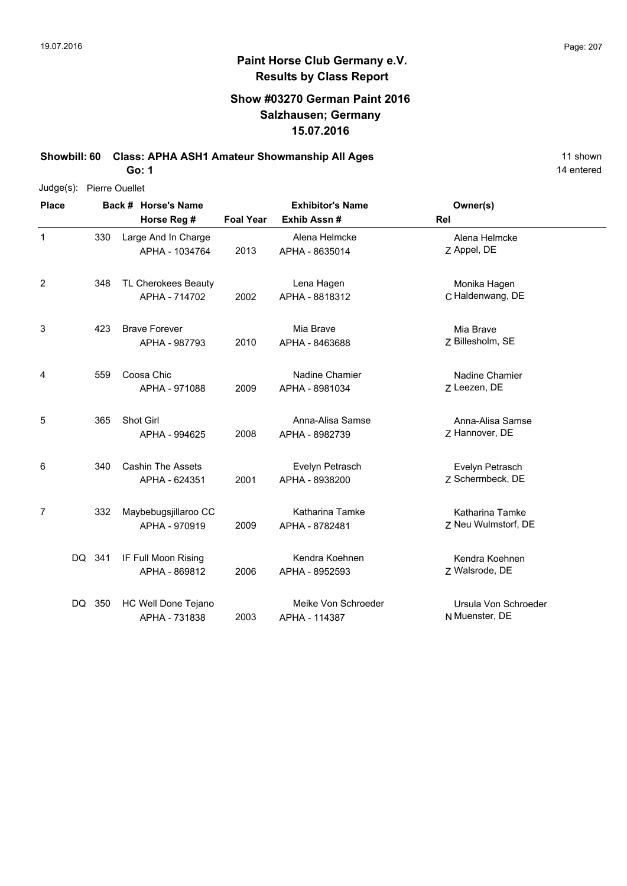# Paint Horse Club Germany e.V.
## Results by Class Report

### Show #03270 German Paint 2016
### Salzhausen; Germany
### 15.07.2016

**Showbill: 60 Class: APHA ASH1 Amateur Showmanship All Ages** 11 shown

**Go: 1** 14 entered

Judge(s): Pierre Ouellet

| Place | Back # | Horse's Name / Horse Reg # | Foal Year | Exhibitor's Name / Exhib Assn # | Rel | Owner(s) |
|---|---|---|---|---|---|---|
| 1 | 330 | Large And In Charge<br>APHA - 1034764 | 2013 | Alena Helmcke<br>APHA - 8635014 | Z | Alena Helmcke<br>Appel, DE |
| 2 | 348 | TL Cherokees Beauty<br>APHA - 714702 | 2002 | Lena Hagen<br>APHA - 8818312 | C | Monika Hagen<br>Haldenwang, DE |
| 3 | 423 | Brave Forever<br>APHA - 987793 | 2010 | Mia Brave<br>APHA - 8463688 | Z | Mia Brave<br>Billesholm, SE |
| 4 | 559 | Coosa Chic<br>APHA - 971088 | 2009 | Nadine Chamier<br>APHA - 8981034 | Z | Nadine Chamier<br>Leezen, DE |
| 5 | 365 | Shot Girl<br>APHA - 994625 | 2008 | Anna-Alisa Samse<br>APHA - 8982739 | Z | Anna-Alisa Samse<br>Hannover, DE |
| 6 | 340 | Cashin The Assets<br>APHA - 624351 | 2001 | Evelyn Petrasch<br>APHA - 8938200 | Z | Evelyn Petrasch<br>Schermbeck, DE |
| 7 | 332 | Maybebugsjillaroo CC<br>APHA - 970919 | 2009 | Katharina Tamke<br>APHA - 8782481 | Z | Katharina Tamke<br>Neu Wulmstorf, DE |
| DQ | 341 | IF Full Moon Rising<br>APHA - 869812 | 2006 | Kendra Koehnen<br>APHA - 8952593 | Z | Kendra Koehnen<br>Walsrode, DE |
| DQ | 350 | HC Well Done Tejano<br>APHA - 731838 | 2003 | Meike Von Schroeder<br>APHA - 114387 | N | Ursula Von Schroeder<br>Muenster, DE |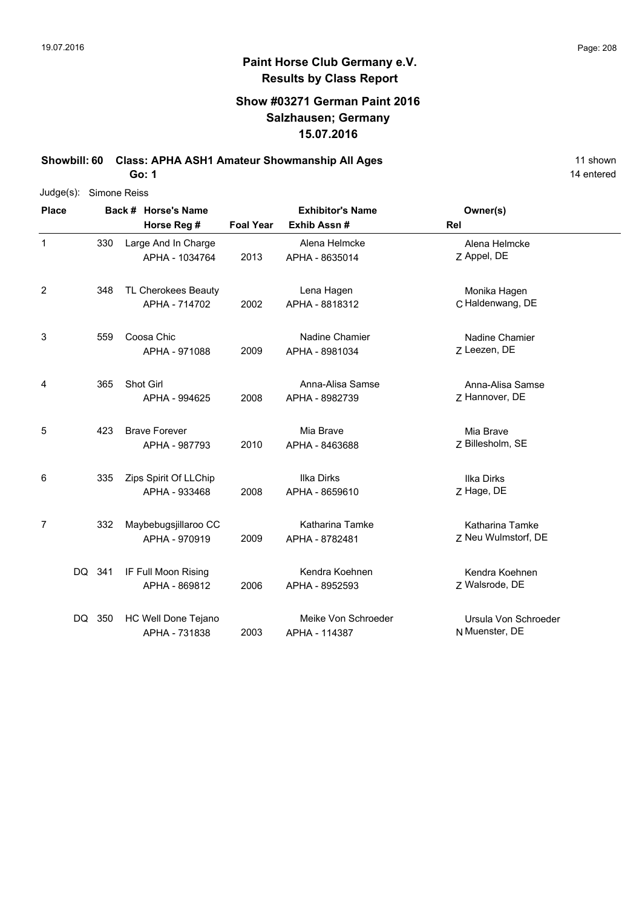# Paint Horse Club Germany e.V.
## Results by Class Report

### Show #03271 German Paint 2016
### Salzhausen; Germany
### 15.07.2016

**Showbill: 60 Class: APHA ASH1 Amateur Showmanship All Ages** — 11 shown, 14 entered

**Go: 1**

Judge(s): Simone Reiss

| Place | Back # | Horse's Name / Horse Reg # | Foal Year | Exhibitor's Name / Exhib Assn # | Rel | Owner(s) |
|---|---|---|---|---|---|---|
| 1 | 330 | Large And In Charge<br>APHA - 1034764 | 2013 | Alena Helmcke<br>APHA - 8635014 | Z | Alena Helmcke<br>Appel, DE |
| 2 | 348 | TL Cherokees Beauty<br>APHA - 714702 | 2002 | Lena Hagen<br>APHA - 8818312 | C | Monika Hagen<br>Haldenwang, DE |
| 3 | 559 | Coosa Chic<br>APHA - 971088 | 2009 | Nadine Chamier<br>APHA - 8981034 | Z | Nadine Chamier<br>Leezen, DE |
| 4 | 365 | Shot Girl<br>APHA - 994625 | 2008 | Anna-Alisa Samse<br>APHA - 8982739 | Z | Anna-Alisa Samse<br>Hannover, DE |
| 5 | 423 | Brave Forever<br>APHA - 987793 | 2010 | Mia Brave<br>APHA - 8463688 | Z | Mia Brave<br>Billesholm, SE |
| 6 | 335 | Zips Spirit Of LLChip<br>APHA - 933468 | 2008 | Ilka Dirks<br>APHA - 8659610 | Z | Ilka Dirks<br>Hage, DE |
| 7 | 332 | Maybebugsjillaroo CC<br>APHA - 970919 | 2009 | Katharina Tamke<br>APHA - 8782481 | Z | Katharina Tamke<br>Neu Wulmstorf, DE |
| DQ | 341 | IF Full Moon Rising<br>APHA - 869812 | 2006 | Kendra Koehnen<br>APHA - 8952593 | Z | Kendra Koehnen<br>Walsrode, DE |
| DQ | 350 | HC Well Done Tejano<br>APHA - 731838 | 2003 | Meike Von Schroeder<br>APHA - 114387 | N | Ursula Von Schroeder<br>Muenster, DE |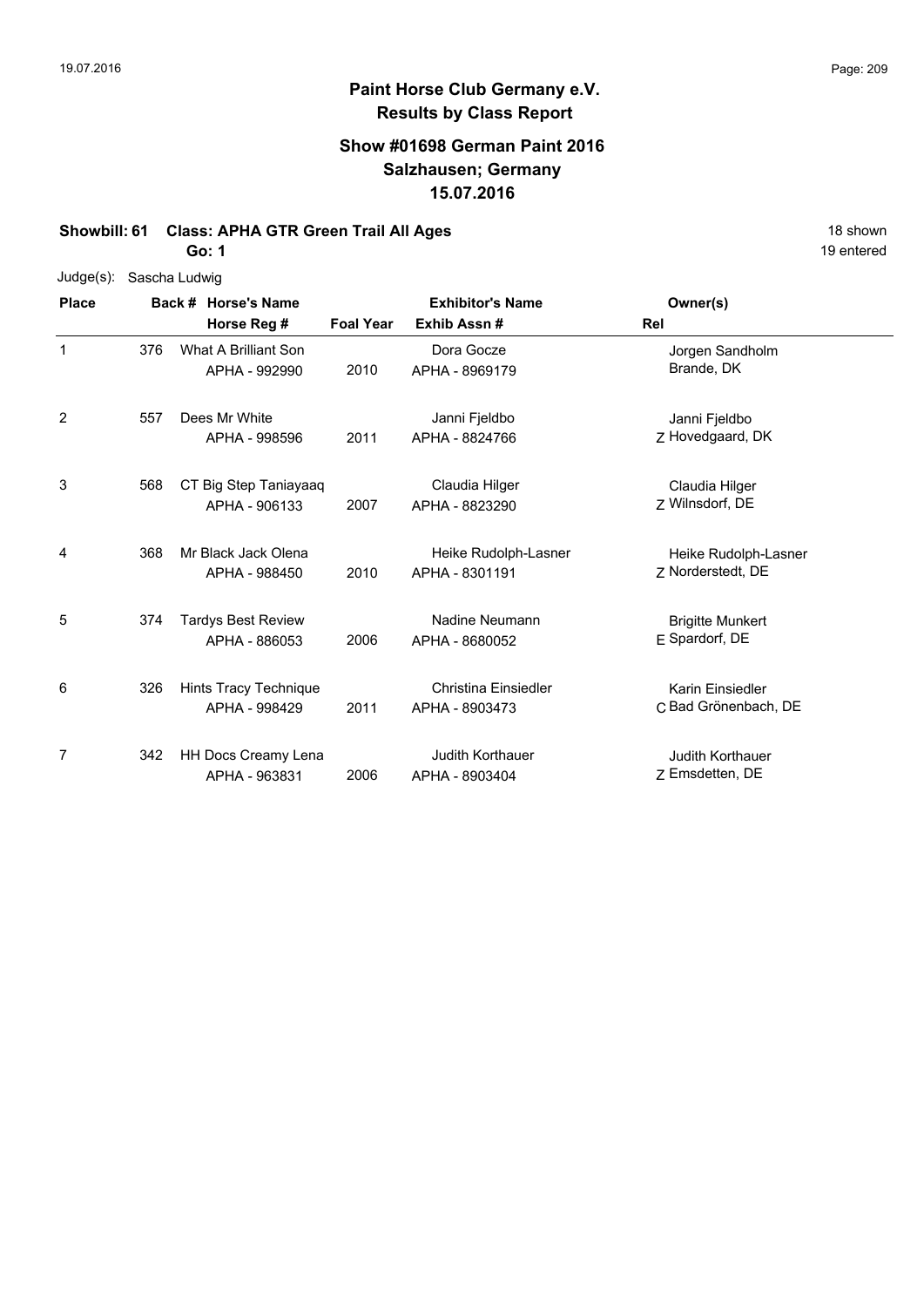# Paint Horse Club Germany e.V.
## Results by Class Report

### Show #01698 German Paint 2016
### Salzhausen; Germany
### 15.07.2016

**Showbill: 61 Class: APHA GTR Green Trail All Ages** 18 shown

**Go: 1** 19 entered

Judge(s): Sascha Ludwig

| Place | Back # | Horse's Name / Horse Reg # | Foal Year | Exhibitor's Name / Exhib Assn # | Rel | Owner(s) |
|---|---|---|---|---|---|---|
| 1 | 376 | What A Brilliant Son<br>APHA - 992990 | 2010 | Dora Gocze<br>APHA - 8969179 | | Jorgen Sandholm<br>Brande, DK |
| 2 | 557 | Dees Mr White<br>APHA - 998596 | 2011 | Janni Fjeldbo<br>APHA - 8824766 | Z | Janni Fjeldbo<br>Hovedgaard, DK |
| 3 | 568 | CT Big Step Taniayaaq<br>APHA - 906133 | 2007 | Claudia Hilger<br>APHA - 8823290 | Z | Claudia Hilger<br>Wilnsdorf, DE |
| 4 | 368 | Mr Black Jack Olena<br>APHA - 988450 | 2010 | Heike Rudolph-Lasner<br>APHA - 8301191 | Z | Heike Rudolph-Lasner<br>Norderstedt, DE |
| 5 | 374 | Tardys Best Review<br>APHA - 886053 | 2006 | Nadine Neumann<br>APHA - 8680052 | E | Brigitte Munkert<br>Spardorf, DE |
| 6 | 326 | Hints Tracy Technique<br>APHA - 998429 | 2011 | Christina Einsiedler<br>APHA - 8903473 | C | Karin Einsiedler<br>Bad Grönenbach, DE |
| 7 | 342 | HH Docs Creamy Lena<br>APHA - 963831 | 2006 | Judith Korthauer<br>APHA - 8903404 | Z | Judith Korthauer<br>Emsdetten, DE |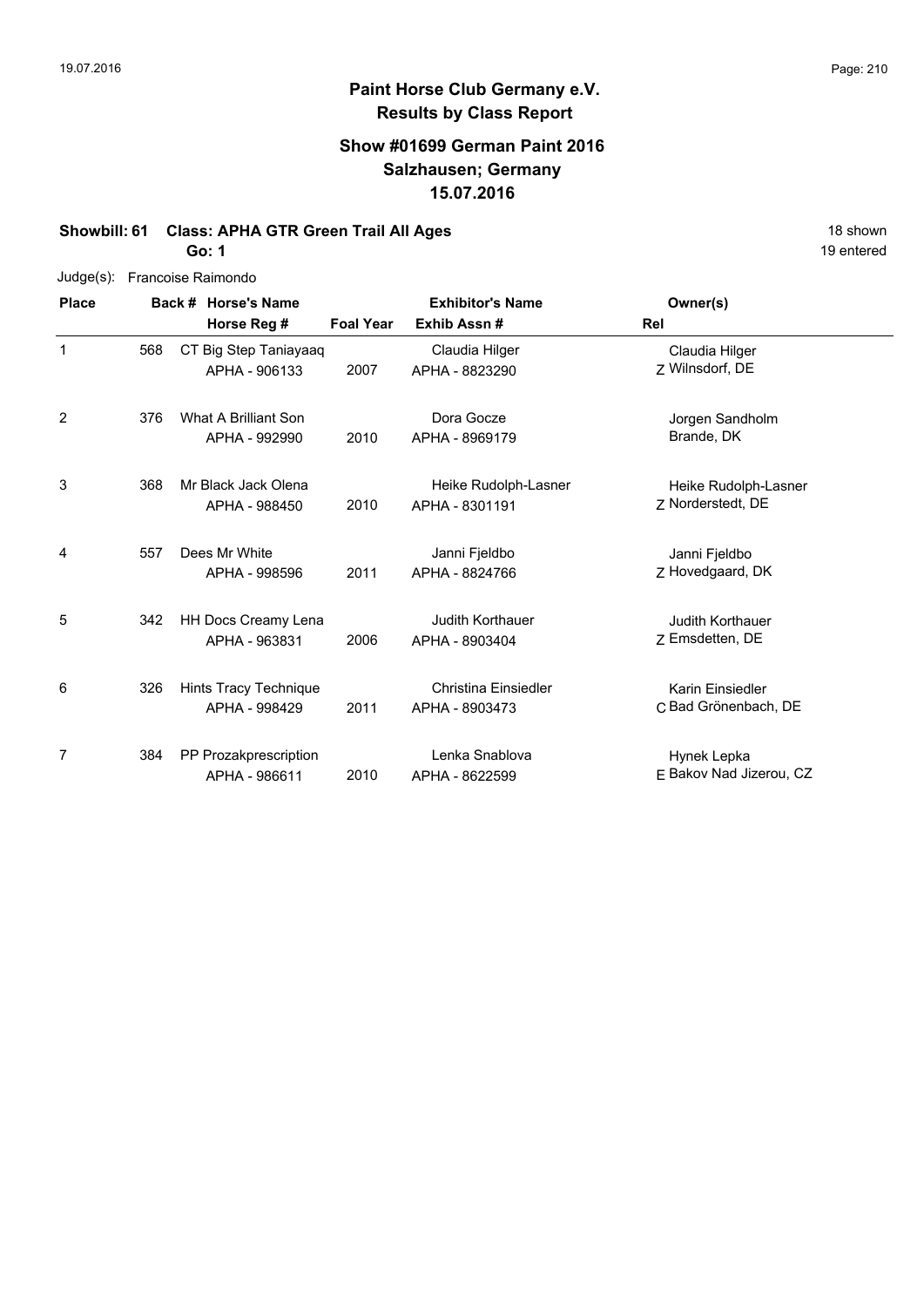# Paint Horse Club Germany e.V.

## Results by Class Report

### Show #01699 German Paint 2016
### Salzhausen; Germany
### 15.07.2016

**Showbill: 61 Class: APHA GTR Green Trail All Ages** 18 shown

**Go: 1** 19 entered

Judge(s): Francoise Raimondo

| Place | Back # | Horse's Name / Horse Reg # | Foal Year | Exhibitor's Name / Exhib Assn # | Rel | Owner(s) |
|---|---|---|---|---|---|---|
| 1 | 568 | CT Big Step Taniayaaq<br>APHA - 906133 | 2007 | Claudia Hilger<br>APHA - 8823290 | Z | Claudia Hilger<br>Wilnsdorf, DE |
| 2 | 376 | What A Brilliant Son<br>APHA - 992990 | 2010 | Dora Gocze<br>APHA - 8969179 | | Jorgen Sandholm<br>Brande, DK |
| 3 | 368 | Mr Black Jack Olena<br>APHA - 988450 | 2010 | Heike Rudolph-Lasner<br>APHA - 8301191 | Z | Heike Rudolph-Lasner<br>Norderstedt, DE |
| 4 | 557 | Dees Mr White<br>APHA - 998596 | 2011 | Janni Fjeldbo<br>APHA - 8824766 | Z | Janni Fjeldbo<br>Hovedgaard, DK |
| 5 | 342 | HH Docs Creamy Lena<br>APHA - 963831 | 2006 | Judith Korthauer<br>APHA - 8903404 | Z | Judith Korthauer<br>Emsdetten, DE |
| 6 | 326 | Hints Tracy Technique<br>APHA - 998429 | 2011 | Christina Einsiedler<br>APHA - 8903473 | C | Karin Einsiedler<br>Bad Grönenbach, DE |
| 7 | 384 | PP Prozakprescription<br>APHA - 986611 | 2010 | Lenka Snablova<br>APHA - 8622599 | E | Hynek Lepka<br>Bakov Nad Jizerou, CZ |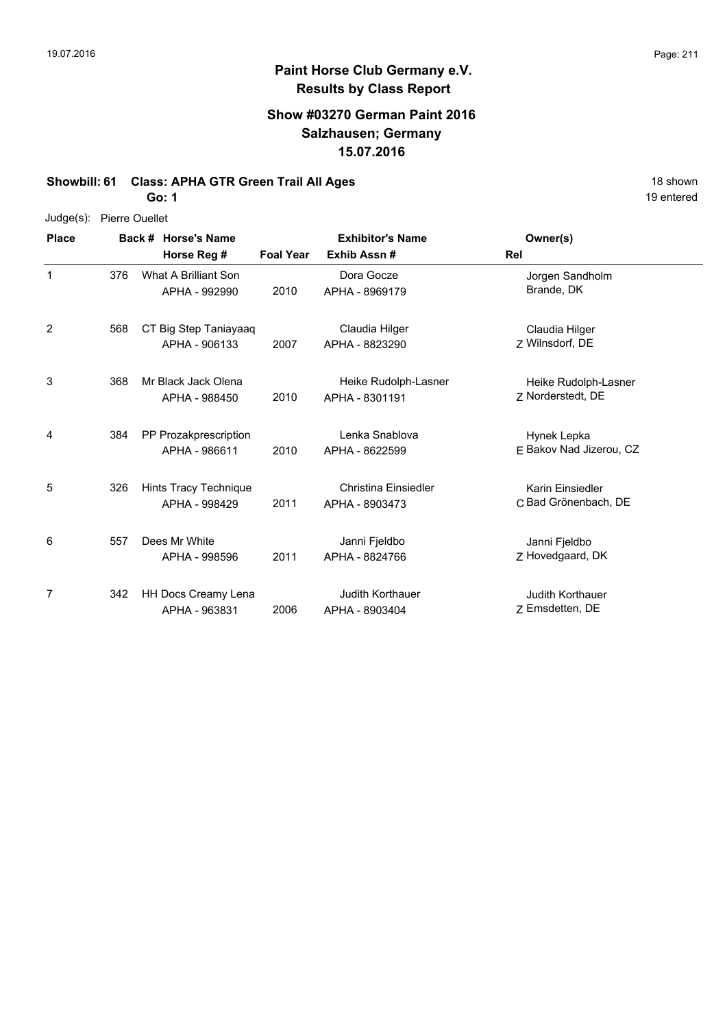# Paint Horse Club Germany e.V.

## Results by Class Report

### Show #03270 German Paint 2016
### Salzhausen; Germany
### 15.07.2016

**Showbill: 61 Class: APHA GTR Green Trail All Ages** 18 shown

**Go: 1** 19 entered

Judge(s): Pierre Ouellet

| Place | Back # | Horse's Name / Horse Reg # | Foal Year | Exhibitor's Name / Exhib Assn # | Rel | Owner(s) |
|---|---|---|---|---|---|---|
| 1 | 376 | What A Brilliant Son<br>APHA - 992990 | 2010 | Dora Gocze<br>APHA - 8969179 | | Jorgen Sandholm<br>Brande, DK |
| 2 | 568 | CT Big Step Taniayaaq<br>APHA - 906133 | 2007 | Claudia Hilger<br>APHA - 8823290 | Z | Claudia Hilger<br>Wilnsdorf, DE |
| 3 | 368 | Mr Black Jack Olena<br>APHA - 988450 | 2010 | Heike Rudolph-Lasner<br>APHA - 8301191 | Z | Heike Rudolph-Lasner<br>Norderstedt, DE |
| 4 | 384 | PP Prozakprescription<br>APHA - 986611 | 2010 | Lenka Snablova<br>APHA - 8622599 | E | Hynek Lepka<br>Bakov Nad Jizerou, CZ |
| 5 | 326 | Hints Tracy Technique<br>APHA - 998429 | 2011 | Christina Einsiedler<br>APHA - 8903473 | C | Karin Einsiedler<br>Bad Grönenbach, DE |
| 6 | 557 | Dees Mr White<br>APHA - 998596 | 2011 | Janni Fjeldbo<br>APHA - 8824766 | Z | Janni Fjeldbo<br>Hovedgaard, DK |
| 7 | 342 | HH Docs Creamy Lena<br>APHA - 963831 | 2006 | Judith Korthauer<br>APHA - 8903404 | Z | Judith Korthauer<br>Emsdetten, DE |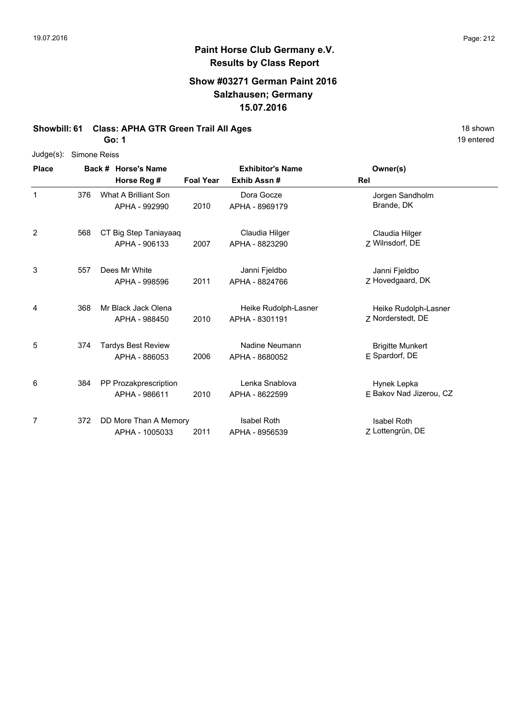# Paint Horse Club Germany e.V.
## Results by Class Report

### Show #03271 German Paint 2016
### Salzhausen; Germany
### 15.07.2016

**Showbill: 61 Class: APHA GTR Green Trail All Ages** 18 shown

**Go: 1** 19 entered

Judge(s): Simone Reiss

| Place | Back # | Horse's Name / Horse Reg # | Foal Year | Exhibitor's Name / Exhib Assn # | Rel | Owner(s) |
|---|---|---|---|---|---|---|
| 1 | 376 | What A Brilliant Son<br>APHA - 992990 | 2010 | Dora Gocze<br>APHA - 8969179 | | Jorgen Sandholm<br>Brande, DK |
| 2 | 568 | CT Big Step Taniayaaq<br>APHA - 906133 | 2007 | Claudia Hilger<br>APHA - 8823290 | Z | Claudia Hilger<br>Wilnsdorf, DE |
| 3 | 557 | Dees Mr White<br>APHA - 998596 | 2011 | Janni Fjeldbo<br>APHA - 8824766 | Z | Janni Fjeldbo<br>Hovedgaard, DK |
| 4 | 368 | Mr Black Jack Olena<br>APHA - 988450 | 2010 | Heike Rudolph-Lasner<br>APHA - 8301191 | Z | Heike Rudolph-Lasner<br>Norderstedt, DE |
| 5 | 374 | Tardys Best Review<br>APHA - 886053 | 2006 | Nadine Neumann<br>APHA - 8680052 | E | Brigitte Munkert<br>Spardorf, DE |
| 6 | 384 | PP Prozakprescription<br>APHA - 986611 | 2010 | Lenka Snablova<br>APHA - 8622599 | E | Hynek Lepka<br>Bakov Nad Jizerou, CZ |
| 7 | 372 | DD More Than A Memory<br>APHA - 1005033 | 2011 | Isabel Roth<br>APHA - 8956539 | Z | Isabel Roth<br>Lottengrün, DE |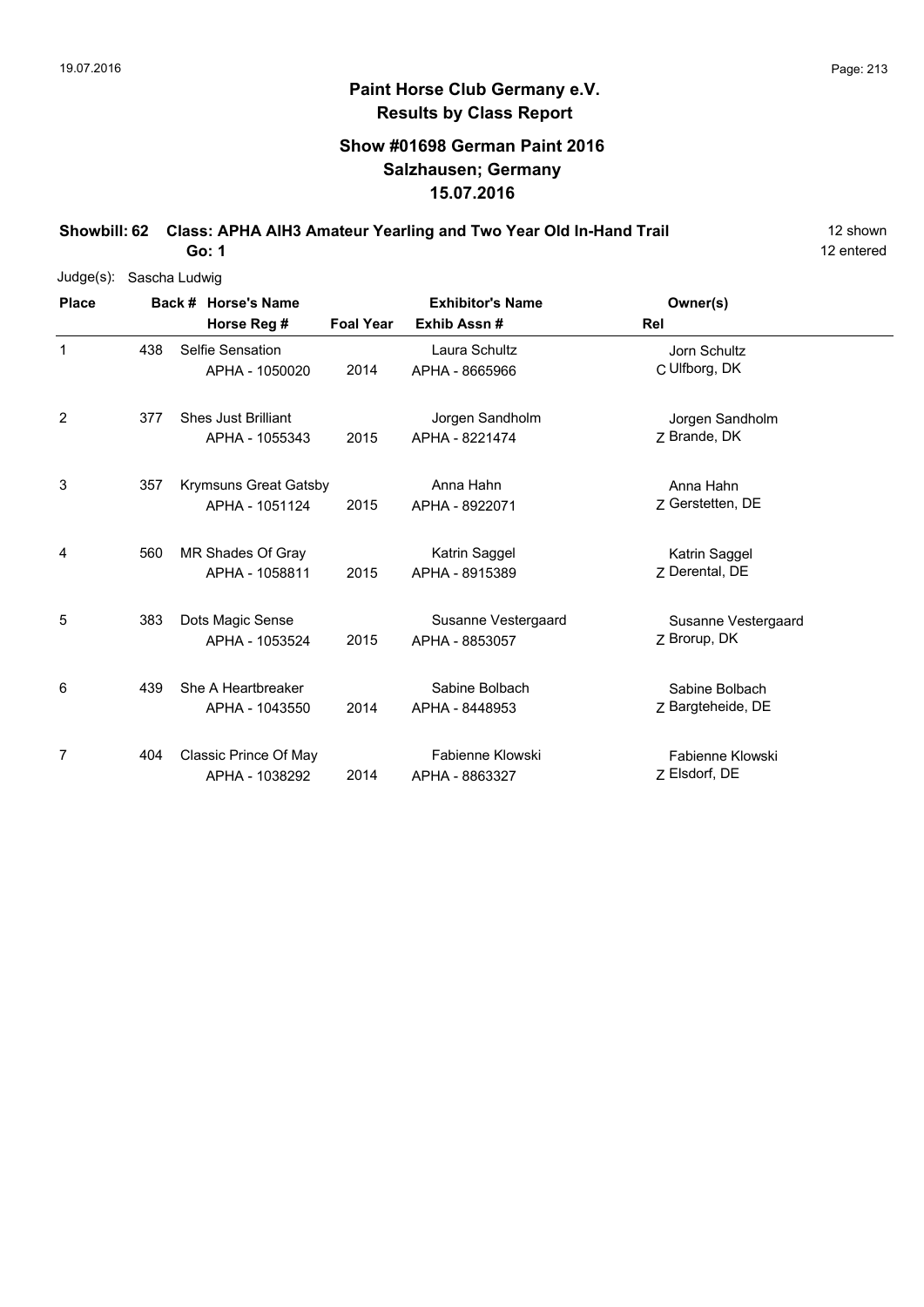# Paint Horse Club Germany e.V.

## Results by Class Report

### Show #01698 German Paint 2016
### Salzhausen; Germany
### 15.07.2016

**Showbill: 62 Class: APHA AIH3 Amateur Yearling and Two Year Old In-Hand Trail** 12 shown

**Go: 1** 12 entered

Judge(s): Sascha Ludwig

| Place | Back # | Horse's Name / Horse Reg # | Foal Year | Exhibitor's Name / Exhib Assn # | Rel | Owner(s) |
|---|---|---|---|---|---|---|
| 1 | 438 | Selfie Sensation<br>APHA - 1050020 | 2014 | Laura Schultz<br>APHA - 8665966 | C | Jorn Schultz<br>Ulfborg, DK |
| 2 | 377 | Shes Just Brilliant<br>APHA - 1055343 | 2015 | Jorgen Sandholm<br>APHA - 8221474 | Z | Jorgen Sandholm<br>Brande, DK |
| 3 | 357 | Krymsuns Great Gatsby<br>APHA - 1051124 | 2015 | Anna Hahn<br>APHA - 8922071 | Z | Anna Hahn<br>Gerstetten, DE |
| 4 | 560 | MR Shades Of Gray<br>APHA - 1058811 | 2015 | Katrin Saggel<br>APHA - 8915389 | Z | Katrin Saggel<br>Derental, DE |
| 5 | 383 | Dots Magic Sense<br>APHA - 1053524 | 2015 | Susanne Vestergaard<br>APHA - 8853057 | Z | Susanne Vestergaard<br>Brorup, DK |
| 6 | 439 | She A Heartbreaker<br>APHA - 1043550 | 2014 | Sabine Bolbach<br>APHA - 8448953 | Z | Sabine Bolbach<br>Bargteheide, DE |
| 7 | 404 | Classic Prince Of May<br>APHA - 1038292 | 2014 | Fabienne Klowski<br>APHA - 8863327 | Z | Fabienne Klowski<br>Elsdorf, DE |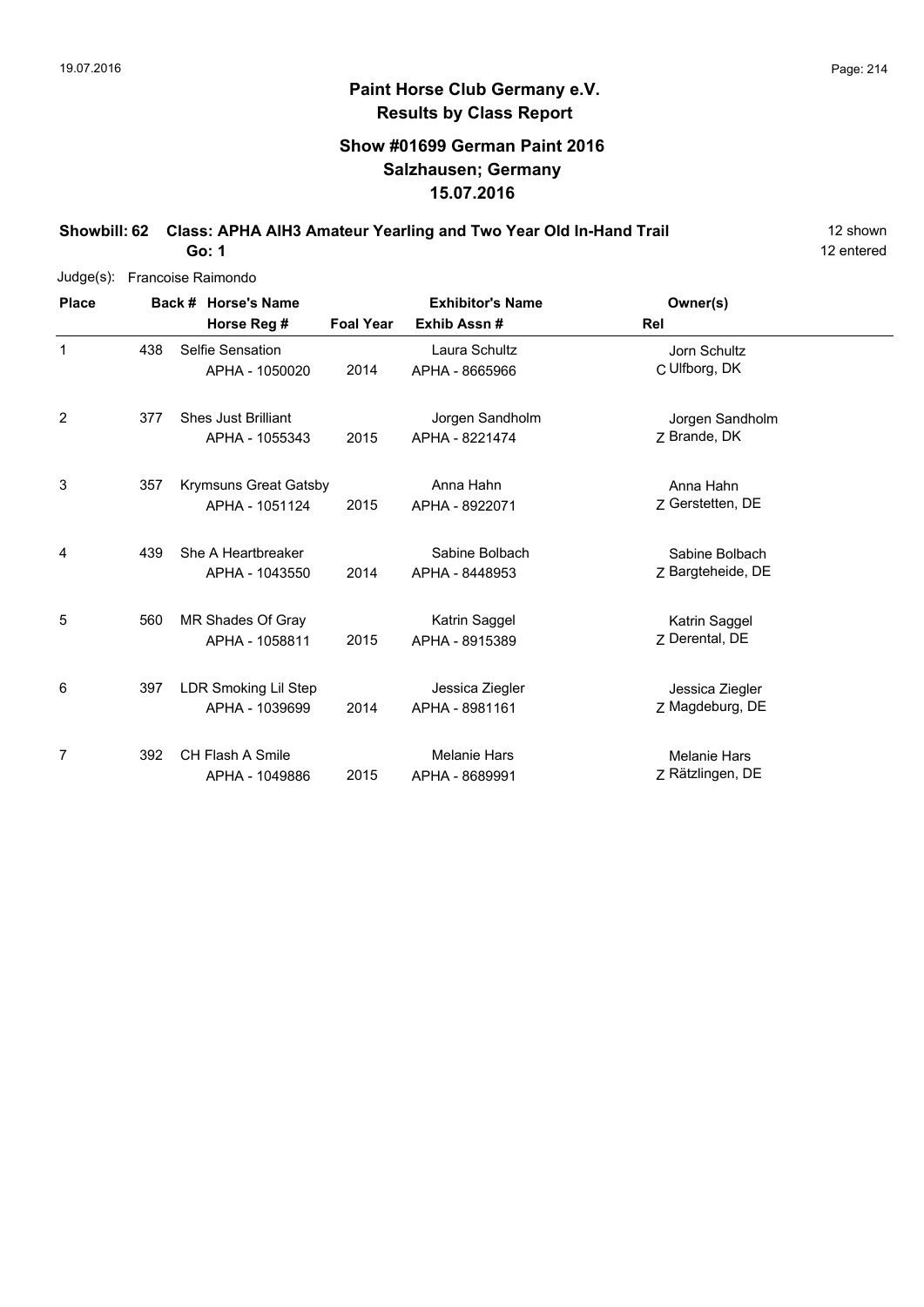# Paint Horse Club Germany e.V.

## Results by Class Report

### Show #01699 German Paint 2016
### Salzhausen; Germany
### 15.07.2016

**Showbill: 62 Class: APHA AIH3 Amateur Yearling and Two Year Old In-Hand Trail** 12 shown

**Go: 1** 12 entered

Judge(s): Francoise Raimondo

| Place | Back # | Horse's Name / Horse Reg # | Foal Year | Exhibitor's Name / Exhib Assn # | Rel | Owner(s) |
|---|---|---|---|---|---|---|
| 1 | 438 | Selfie Sensation<br>APHA - 1050020 | 2014 | Laura Schultz<br>APHA - 8665966 | C | Jorn Schultz<br>Ulfborg, DK |
| 2 | 377 | Shes Just Brilliant<br>APHA - 1055343 | 2015 | Jorgen Sandholm<br>APHA - 8221474 | Z | Jorgen Sandholm<br>Brande, DK |
| 3 | 357 | Krymsuns Great Gatsby<br>APHA - 1051124 | 2015 | Anna Hahn<br>APHA - 8922071 | Z | Anna Hahn<br>Gerstetten, DE |
| 4 | 439 | She A Heartbreaker<br>APHA - 1043550 | 2014 | Sabine Bolbach<br>APHA - 8448953 | Z | Sabine Bolbach<br>Bargteheide, DE |
| 5 | 560 | MR Shades Of Gray<br>APHA - 1058811 | 2015 | Katrin Saggel<br>APHA - 8915389 | Z | Katrin Saggel<br>Derental, DE |
| 6 | 397 | LDR Smoking Lil Step<br>APHA - 1039699 | 2014 | Jessica Ziegler<br>APHA - 8981161 | Z | Jessica Ziegler<br>Magdeburg, DE |
| 7 | 392 | CH Flash A Smile<br>APHA - 1049886 | 2015 | Melanie Hars<br>APHA - 8689991 | Z | Melanie Hars<br>Rätzlingen, DE |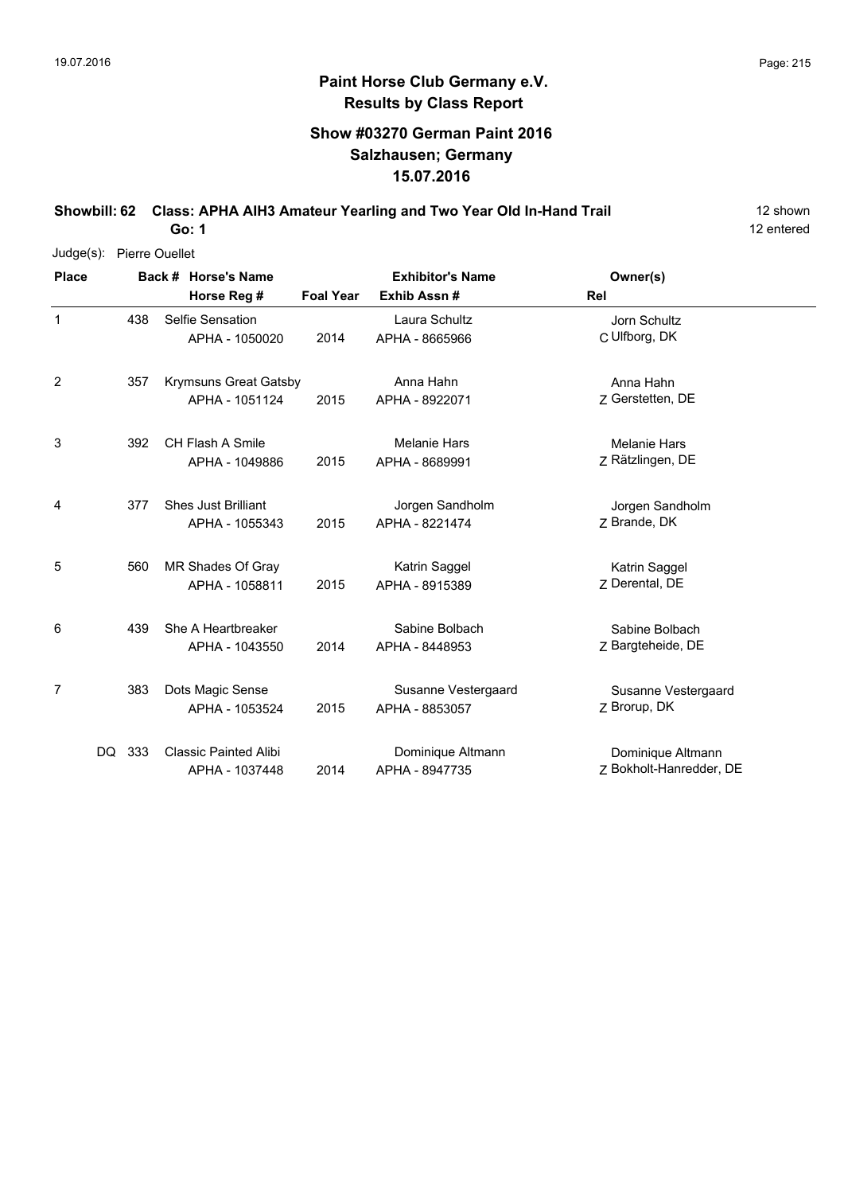# Paint Horse Club Germany e.V.

## Results by Class Report

### Show #03270 German Paint 2016

### Salzhausen; Germany

### 15.07.2016

**Showbill: 62 Class: APHA AIH3 Amateur Yearling and Two Year Old In-Hand Trail** 12 shown

**Go: 1** 12 entered

Judge(s): Pierre Ouellet

| Place | Back # | Horse's Name / Horse Reg # | Foal Year | Exhibitor's Name / Exhib Assn # | Rel | Owner(s) |
|---|---|---|---|---|---|---|
| 1 | 438 | Selfie Sensation<br>APHA - 1050020 | 2014 | Laura Schultz<br>APHA - 8665966 | C | Jorn Schultz<br>Ulfborg, DK |
| 2 | 357 | Krymsuns Great Gatsby<br>APHA - 1051124 | 2015 | Anna Hahn<br>APHA - 8922071 | Z | Anna Hahn<br>Gerstetten, DE |
| 3 | 392 | CH Flash A Smile<br>APHA - 1049886 | 2015 | Melanie Hars<br>APHA - 8689991 | Z | Melanie Hars<br>Rätzlingen, DE |
| 4 | 377 | Shes Just Brilliant<br>APHA - 1055343 | 2015 | Jorgen Sandholm<br>APHA - 8221474 | Z | Jorgen Sandholm<br>Brande, DK |
| 5 | 560 | MR Shades Of Gray<br>APHA - 1058811 | 2015 | Katrin Saggel<br>APHA - 8915389 | Z | Katrin Saggel<br>Derental, DE |
| 6 | 439 | She A Heartbreaker<br>APHA - 1043550 | 2014 | Sabine Bolbach<br>APHA - 8448953 | Z | Sabine Bolbach<br>Bargteheide, DE |
| 7 | 383 | Dots Magic Sense<br>APHA - 1053524 | 2015 | Susanne Vestergaard<br>APHA - 8853057 | Z | Susanne Vestergaard<br>Brorup, DK |
| DQ | 333 | Classic Painted Alibi<br>APHA - 1037448 | 2014 | Dominique Altmann<br>APHA - 8947735 | Z | Dominique Altmann<br>Bokholt-Hanredder, DE |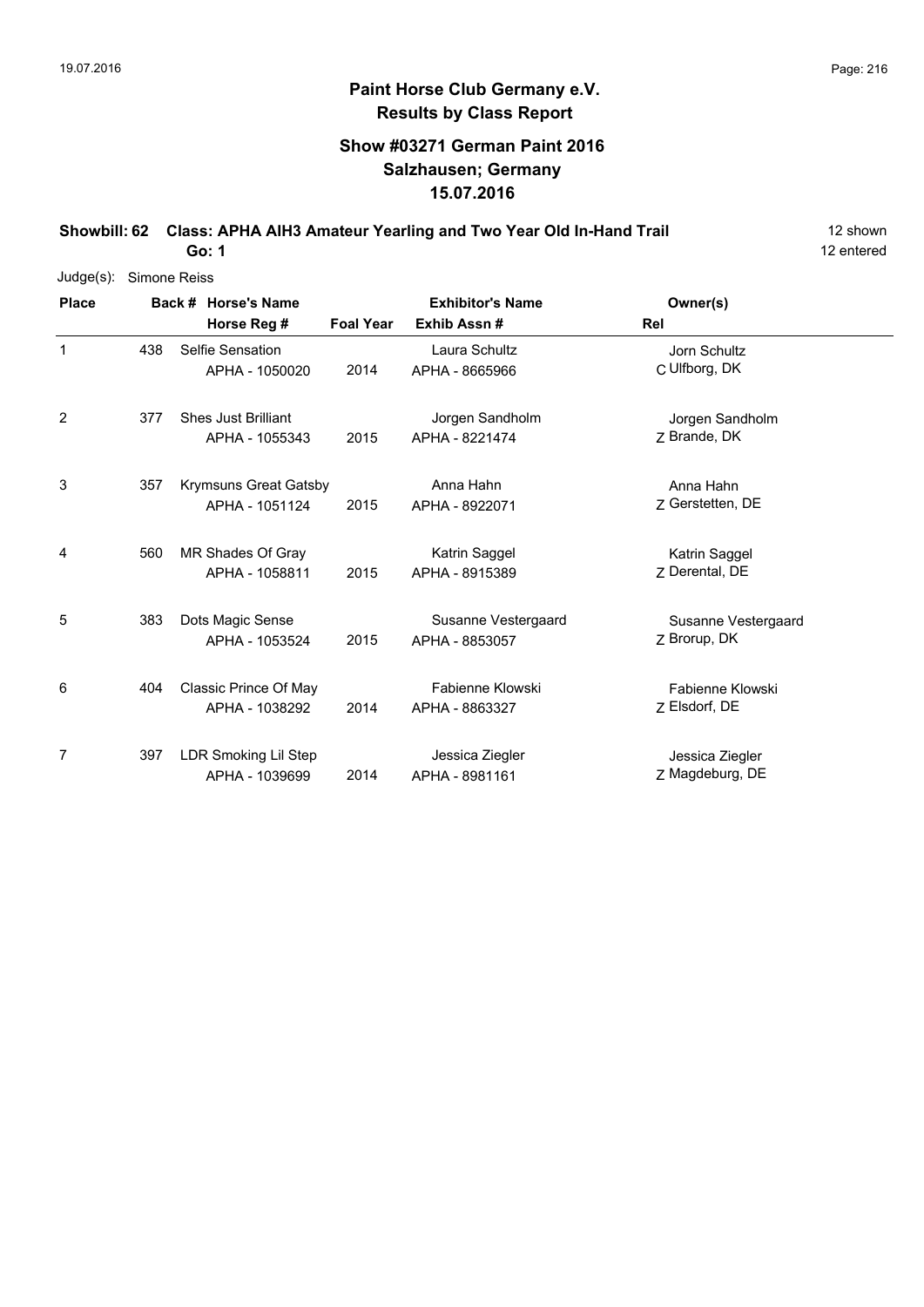# Paint Horse Club Germany e.V.

## Results by Class Report

### Show #03271 German Paint 2016
### Salzhausen; Germany
### 15.07.2016

**Showbill: 62 Class: APHA AIH3 Amateur Yearling and Two Year Old In-Hand Trail** 12 shown

**Go: 1** 12 entered

Judge(s): Simone Reiss

| Place | Back # | Horse's Name / Horse Reg # | Foal Year | Exhibitor's Name / Exhib Assn # | Rel | Owner(s) |
|---|---|---|---|---|---|---|
| 1 | 438 | Selfie Sensation<br>APHA - 1050020 | 2014 | Laura Schultz<br>APHA - 8665966 | C | Jorn Schultz<br>Ulfborg, DK |
| 2 | 377 | Shes Just Brilliant<br>APHA - 1055343 | 2015 | Jorgen Sandholm<br>APHA - 8221474 | Z | Jorgen Sandholm<br>Brande, DK |
| 3 | 357 | Krymsuns Great Gatsby<br>APHA - 1051124 | 2015 | Anna Hahn<br>APHA - 8922071 | Z | Anna Hahn<br>Gerstetten, DE |
| 4 | 560 | MR Shades Of Gray<br>APHA - 1058811 | 2015 | Katrin Saggel<br>APHA - 8915389 | Z | Katrin Saggel<br>Derental, DE |
| 5 | 383 | Dots Magic Sense<br>APHA - 1053524 | 2015 | Susanne Vestergaard<br>APHA - 8853057 | Z | Susanne Vestergaard<br>Brorup, DK |
| 6 | 404 | Classic Prince Of May<br>APHA - 1038292 | 2014 | Fabienne Klowski<br>APHA - 8863327 | Z | Fabienne Klowski<br>Elsdorf, DE |
| 7 | 397 | LDR Smoking Lil Step<br>APHA - 1039699 | 2014 | Jessica Ziegler<br>APHA - 8981161 | Z | Jessica Ziegler<br>Magdeburg, DE |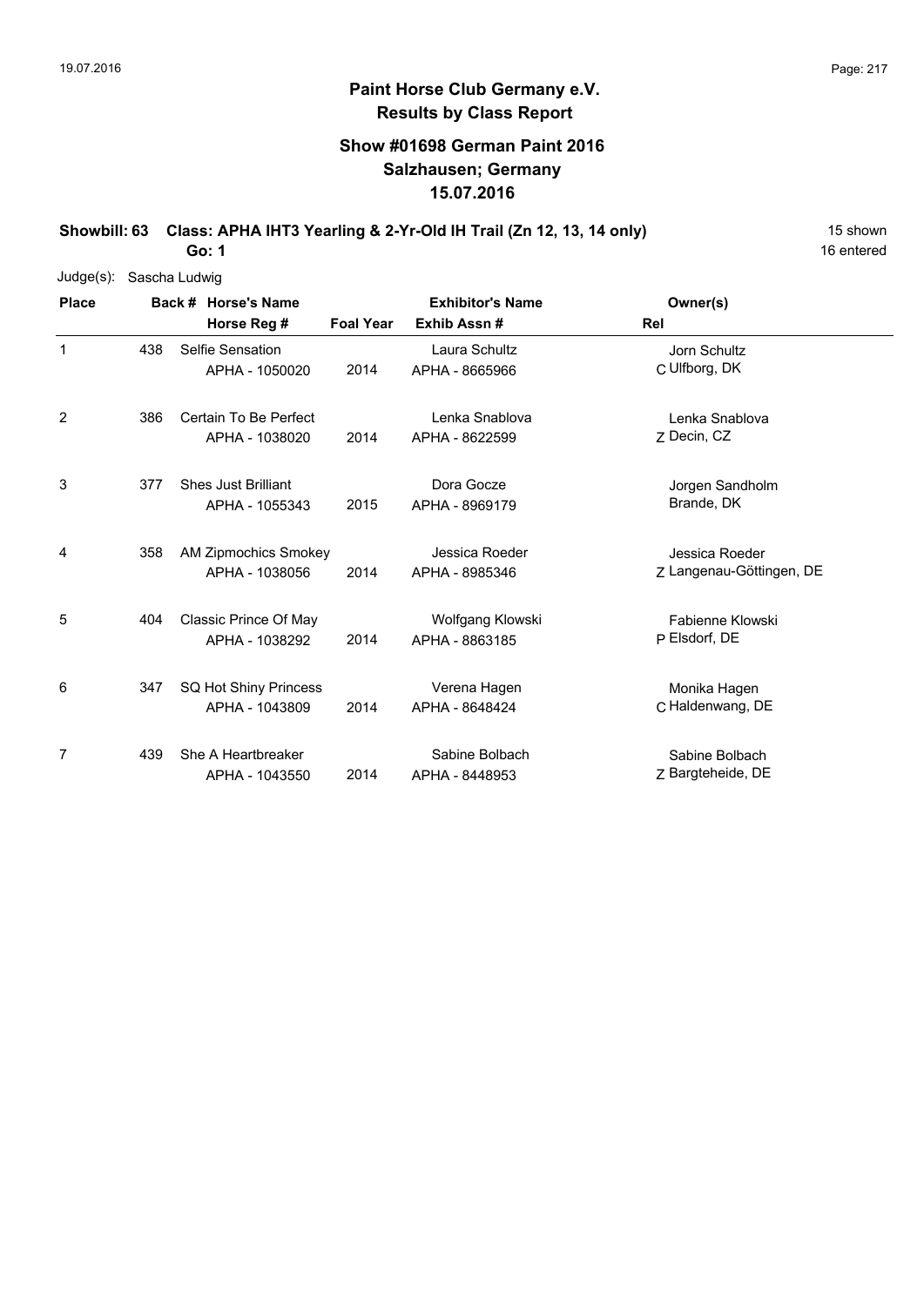## Paint Horse Club Germany e.V.
### Results by Class Report

### Show #01698 German Paint 2016
### Salzhausen; Germany
### 15.07.2016

**Showbill: 63 Class: APHA IHT3 Yearling & 2-Yr-Old IH Trail (Zn 12, 13, 14 only)** 15 shown

**Go: 1** 16 entered

Judge(s): Sascha Ludwig

| Place | Back # | Horse's Name / Horse Reg # | Foal Year | Exhibitor's Name / Exhib Assn # | Rel | Owner(s) |
|---|---|---|---|---|---|---|
| 1 | 438 | Selfie Sensation<br>APHA - 1050020 | 2014 | Laura Schultz<br>APHA - 8665966 | C | Jorn Schultz<br>Ulfborg, DK |
| 2 | 386 | Certain To Be Perfect<br>APHA - 1038020 | 2014 | Lenka Snablova<br>APHA - 8622599 | Z | Lenka Snablova<br>Decin, CZ |
| 3 | 377 | Shes Just Brilliant<br>APHA - 1055343 | 2015 | Dora Gocze<br>APHA - 8969179 | | Jorgen Sandholm<br>Brande, DK |
| 4 | 358 | AM Zipmochics Smokey<br>APHA - 1038056 | 2014 | Jessica Roeder<br>APHA - 8985346 | Z | Jessica Roeder<br>Langenau-Göttingen, DE |
| 5 | 404 | Classic Prince Of May<br>APHA - 1038292 | 2014 | Wolfgang Klowski<br>APHA - 8863185 | P | Fabienne Klowski<br>Elsdorf, DE |
| 6 | 347 | SQ Hot Shiny Princess<br>APHA - 1043809 | 2014 | Verena Hagen<br>APHA - 8648424 | C | Monika Hagen<br>Haldenwang, DE |
| 7 | 439 | She A Heartbreaker<br>APHA - 1043550 | 2014 | Sabine Bolbach<br>APHA - 8448953 | Z | Sabine Bolbach<br>Bargteheide, DE |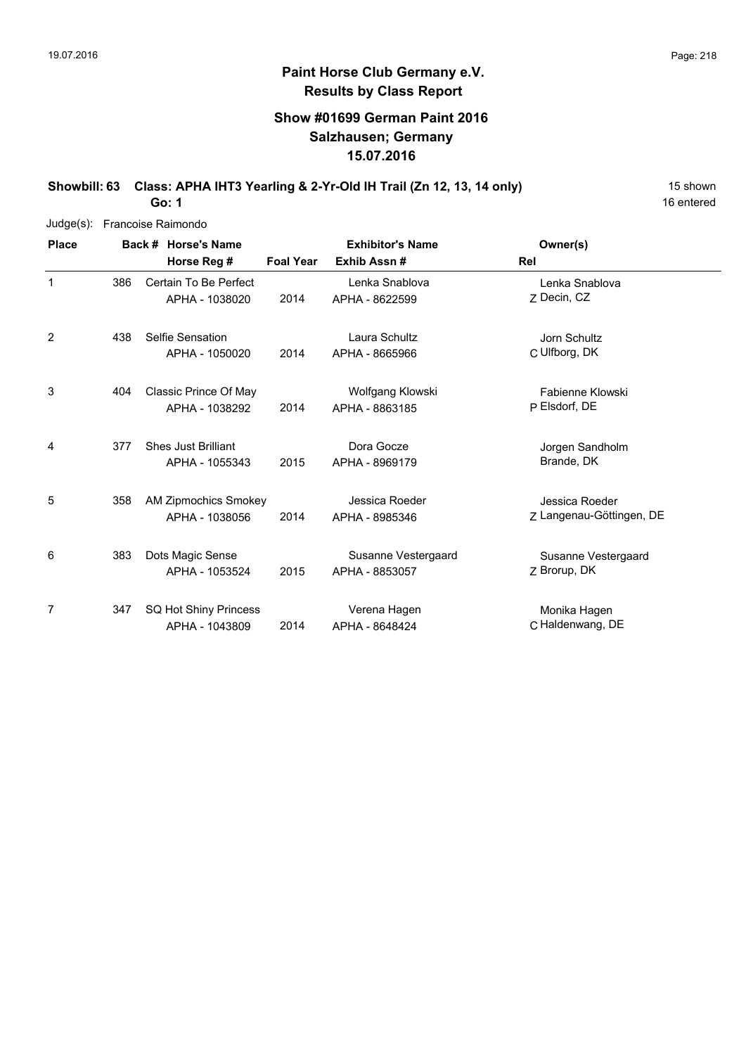# Paint Horse Club Germany e.V.

## Results by Class Report

### Show #01699 German Paint 2016
### Salzhausen; Germany
### 15.07.2016

**Showbill: 63 Class: APHA IHT3 Yearling & 2-Yr-Old IH Trail (Zn 12, 13, 14 only)** — 15 shown, 16 entered

**Go: 1**

Judge(s): Francoise Raimondo

| Place | Back # | Horse's Name / Horse Reg # | Foal Year | Exhibitor's Name / Exhib Assn # | Rel | Owner(s) |
|---|---|---|---|---|---|---|
| 1 | 386 | Certain To Be Perfect<br>APHA - 1038020 | 2014 | Lenka Snablova<br>APHA - 8622599 | Z | Lenka Snablova<br>Decin, CZ |
| 2 | 438 | Selfie Sensation<br>APHA - 1050020 | 2014 | Laura Schultz<br>APHA - 8665966 | C | Jorn Schultz<br>Ulfborg, DK |
| 3 | 404 | Classic Prince Of May<br>APHA - 1038292 | 2014 | Wolfgang Klowski<br>APHA - 8863185 | P | Fabienne Klowski<br>Elsdorf, DE |
| 4 | 377 | Shes Just Brilliant<br>APHA - 1055343 | 2015 | Dora Gocze<br>APHA - 8969179 | | Jorgen Sandholm<br>Brande, DK |
| 5 | 358 | AM Zipmochics Smokey<br>APHA - 1038056 | 2014 | Jessica Roeder<br>APHA - 8985346 | Z | Jessica Roeder<br>Langenau-Göttingen, DE |
| 6 | 383 | Dots Magic Sense<br>APHA - 1053524 | 2015 | Susanne Vestergaard<br>APHA - 8853057 | Z | Susanne Vestergaard<br>Brorup, DK |
| 7 | 347 | SQ Hot Shiny Princess<br>APHA - 1043809 | 2014 | Verena Hagen<br>APHA - 8648424 | C | Monika Hagen<br>Haldenwang, DE |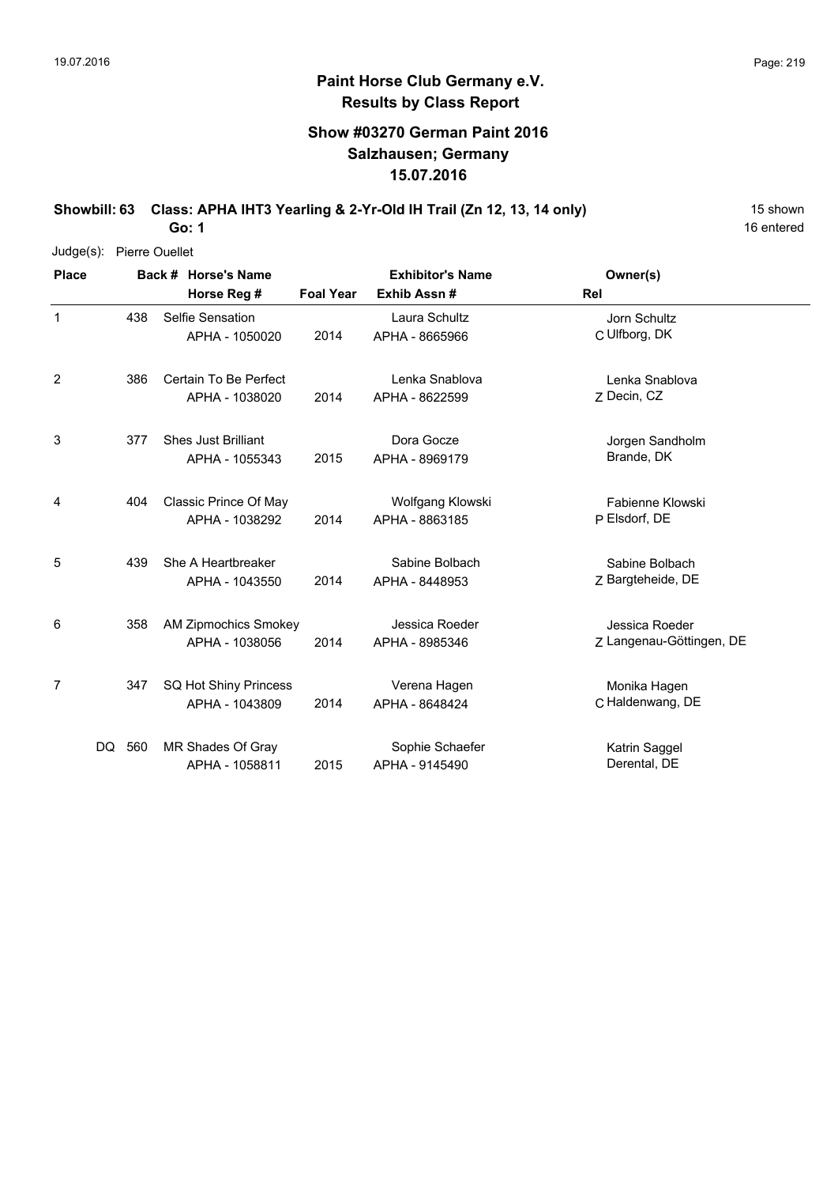**Paint Horse Club Germany e.V.**
**Results by Class Report**

**Show #03270 German Paint 2016**
**Salzhausen; Germany**
**15.07.2016**

**Showbill: 63 Class: APHA IHT3 Yearling & 2-Yr-Old IH Trail (Zn 12, 13, 14 only)** 15 shown
**Go: 1** 16 entered

Judge(s): Pierre Ouellet

| Place | Back # | Horse's Name / Horse Reg # | Foal Year | Exhibitor's Name / Exhib Assn # | Rel | Owner(s) |
|---|---|---|---|---|---|---|
| 1 | 438 | Selfie Sensation<br>APHA - 1050020 | 2014 | Laura Schultz<br>APHA - 8665966 | C | Jorn Schultz<br>Ulfborg, DK |
| 2 | 386 | Certain To Be Perfect<br>APHA - 1038020 | 2014 | Lenka Snablova<br>APHA - 8622599 | Z | Lenka Snablova<br>Decin, CZ |
| 3 | 377 | Shes Just Brilliant<br>APHA - 1055343 | 2015 | Dora Gocze<br>APHA - 8969179 | | Jorgen Sandholm<br>Brande, DK |
| 4 | 404 | Classic Prince Of May<br>APHA - 1038292 | 2014 | Wolfgang Klowski<br>APHA - 8863185 | P | Fabienne Klowski<br>Elsdorf, DE |
| 5 | 439 | She A Heartbreaker<br>APHA - 1043550 | 2014 | Sabine Bolbach<br>APHA - 8448953 | Z | Sabine Bolbach<br>Bargteheide, DE |
| 6 | 358 | AM Zipmochics Smokey<br>APHA - 1038056 | 2014 | Jessica Roeder<br>APHA - 8985346 | Z | Jessica Roeder<br>Langenau-Göttingen, DE |
| 7 | 347 | SQ Hot Shiny Princess<br>APHA - 1043809 | 2014 | Verena Hagen<br>APHA - 8648424 | C | Monika Hagen<br>Haldenwang, DE |
| DQ | 560 | MR Shades Of Gray<br>APHA - 1058811 | 2015 | Sophie Schaefer<br>APHA - 9145490 | | Katrin Saggel<br>Derental, DE |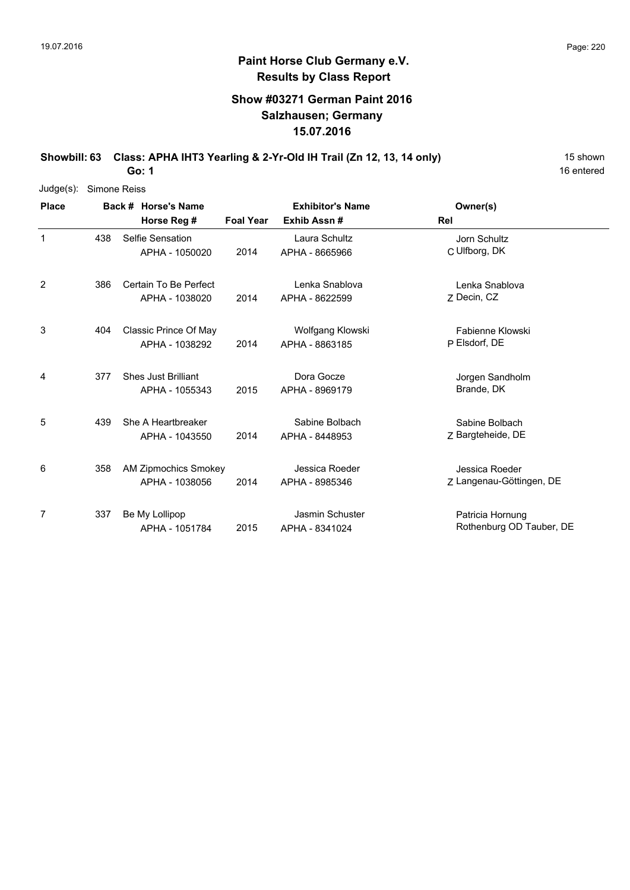**Paint Horse Club Germany e.V.**
**Results by Class Report**

**Show #03271 German Paint 2016**
**Salzhausen; Germany**
**15.07.2016**

**Showbill: 63 Class: APHA IHT3 Yearling & 2-Yr-Old IH Trail (Zn 12, 13, 14 only)** 15 shown
**Go: 1** 16 entered

Judge(s): Simone Reiss

| Place | Back # | Horse's Name / Horse Reg # | Foal Year | Exhibitor's Name / Exhib Assn # | Rel | Owner(s) |
|---|---|---|---|---|---|---|
| 1 | 438 | Selfie Sensation<br>APHA - 1050020 | 2014 | Laura Schultz<br>APHA - 8665966 | C | Jorn Schultz<br>Ulfborg, DK |
| 2 | 386 | Certain To Be Perfect<br>APHA - 1038020 | 2014 | Lenka Snablova<br>APHA - 8622599 | Z | Lenka Snablova<br>Decin, CZ |
| 3 | 404 | Classic Prince Of May<br>APHA - 1038292 | 2014 | Wolfgang Klowski<br>APHA - 8863185 | P | Fabienne Klowski<br>Elsdorf, DE |
| 4 | 377 | Shes Just Brilliant<br>APHA - 1055343 | 2015 | Dora Gocze<br>APHA - 8969179 | | Jorgen Sandholm<br>Brande, DK |
| 5 | 439 | She A Heartbreaker<br>APHA - 1043550 | 2014 | Sabine Bolbach<br>APHA - 8448953 | Z | Sabine Bolbach<br>Bargteheide, DE |
| 6 | 358 | AM Zipmochics Smokey<br>APHA - 1038056 | 2014 | Jessica Roeder<br>APHA - 8985346 | Z | Jessica Roeder<br>Langenau-Göttingen, DE |
| 7 | 337 | Be My Lollipop<br>APHA - 1051784 | 2015 | Jasmin Schuster<br>APHA - 8341024 | | Patricia Hornung<br>Rothenburg OD Tauber, DE |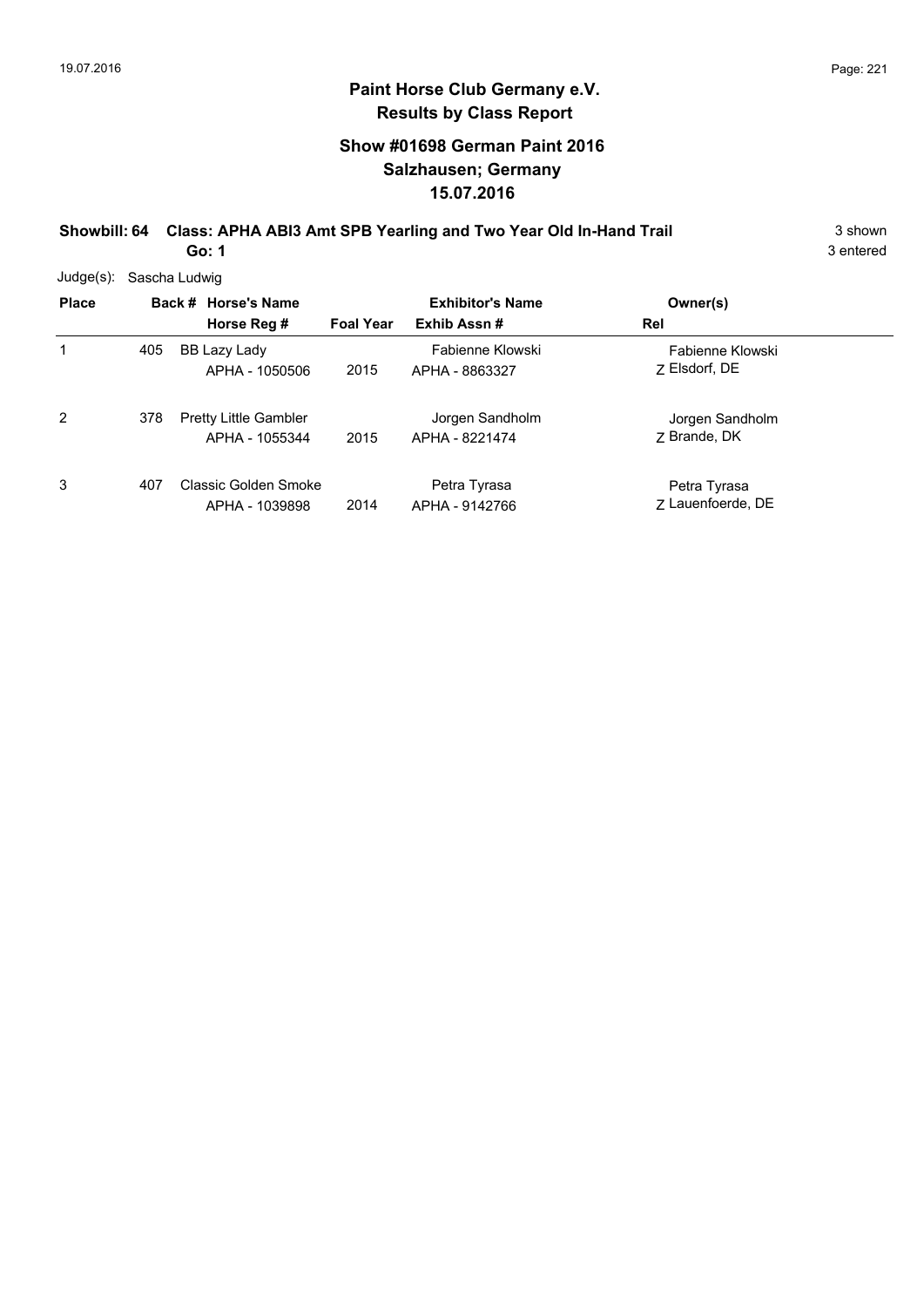# Paint Horse Club Germany e.V.
## Results by Class Report

### Show #01698 German Paint 2016
### Salzhausen; Germany
### 15.07.2016

**Showbill: 64 Class: APHA ABI3 Amt SPB Yearling and Two Year Old In-Hand Trail** 3 shown

**Go: 1** 3 entered

Judge(s): Sascha Ludwig

| Place | Back # | Horse's Name / Horse Reg # | Foal Year | Exhibitor's Name / Exhib Assn # | Owner(s) / Rel |
|---|---|---|---|---|---|
| 1 | 405 | BB Lazy Lady<br>APHA - 1050506 | 2015 | Fabienne Klowski<br>APHA - 8863327 | Fabienne Klowski<br>Z Elsdorf, DE |
| 2 | 378 | Pretty Little Gambler<br>APHA - 1055344 | 2015 | Jorgen Sandholm<br>APHA - 8221474 | Jorgen Sandholm<br>Z Brande, DK |
| 3 | 407 | Classic Golden Smoke<br>APHA - 1039898 | 2014 | Petra Tyrasa<br>APHA - 9142766 | Petra Tyrasa<br>Z Lauenfoerde, DE |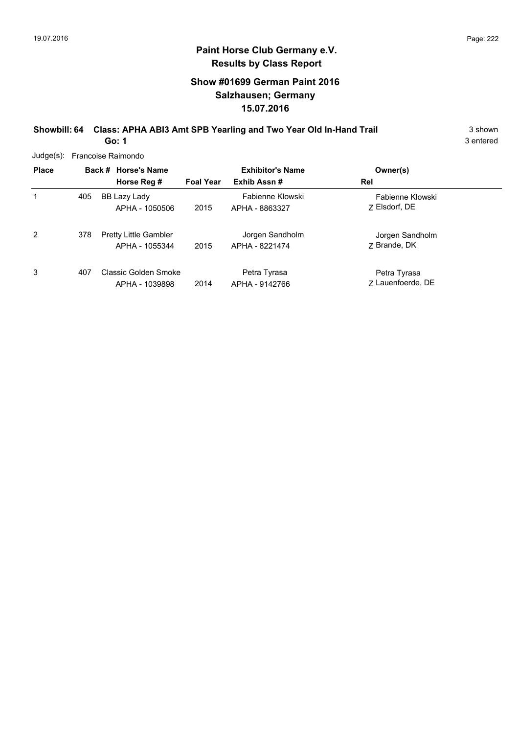# Paint Horse Club Germany e.V.
## Results by Class Report

### Show #01699 German Paint 2016
### Salzhausen; Germany
### 15.07.2016

**Showbill: 64 Class: APHA ABI3 Amt SPB Yearling and Two Year Old In-Hand Trail** 3 shown

**Go: 1** 3 entered

Judge(s): Francoise Raimondo

| Place | Back # | Horse's Name / Horse Reg # | Foal Year | Exhibitor's Name / Exhib Assn # | Owner(s) / Rel |
|---|---|---|---|---|---|
| 1 | 405 | BB Lazy Lady<br>APHA - 1050506 | 2015 | Fabienne Klowski<br>APHA - 8863327 | Fabienne Klowski<br>Z Elsdorf, DE |
| 2 | 378 | Pretty Little Gambler<br>APHA - 1055344 | 2015 | Jorgen Sandholm<br>APHA - 8221474 | Jorgen Sandholm<br>Z Brande, DK |
| 3 | 407 | Classic Golden Smoke<br>APHA - 1039898 | 2014 | Petra Tyrasa<br>APHA - 9142766 | Petra Tyrasa<br>Z Lauenfoerde, DE |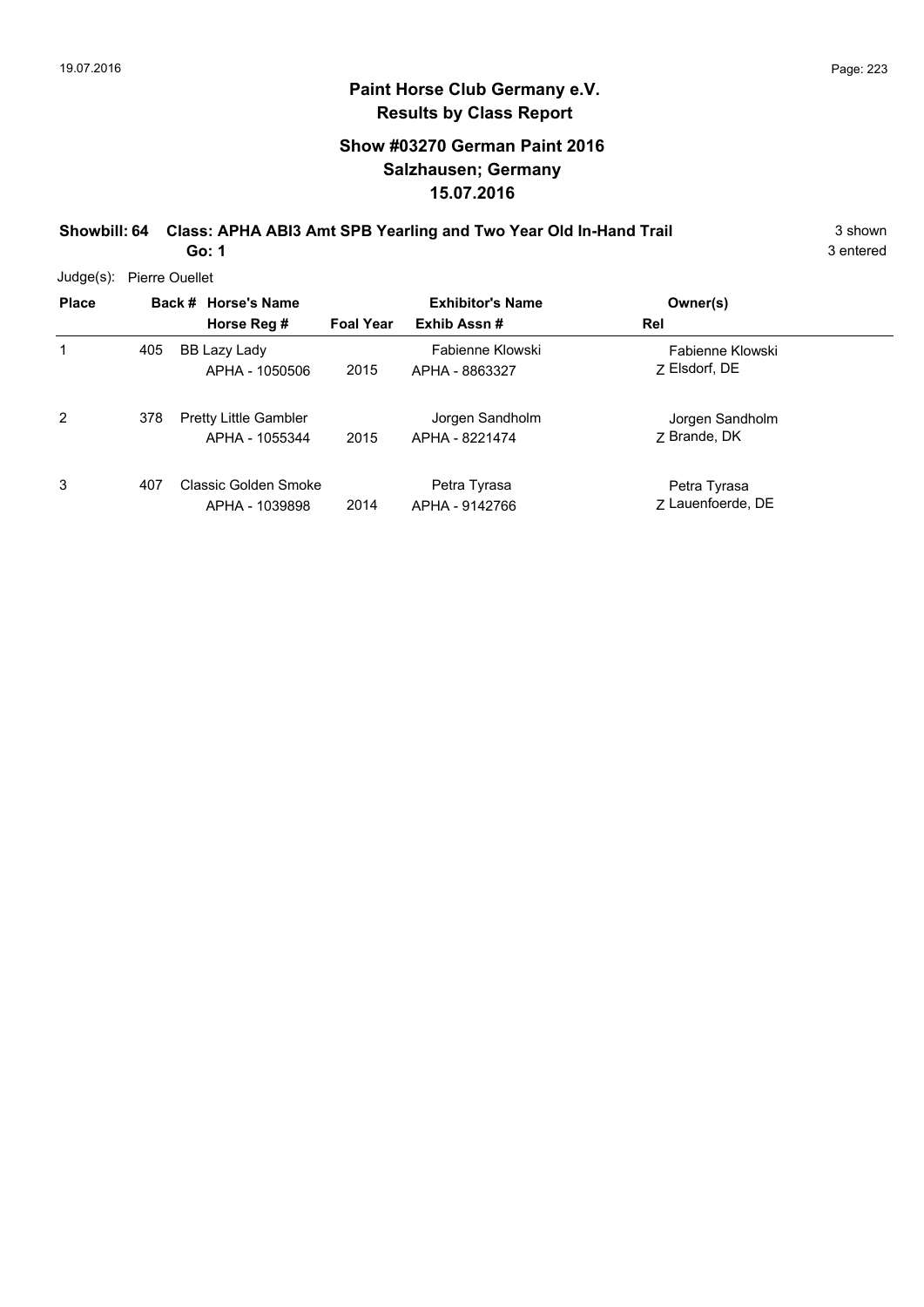# Paint Horse Club Germany e.V.

## Results by Class Report

### Show #03270 German Paint 2016
### Salzhausen; Germany
### 15.07.2016

**Showbill: 64 Class: APHA ABI3 Amt SPB Yearling and Two Year Old In-Hand Trail** — 3 shown

**Go: 1** — 3 entered

Judge(s): Pierre Ouellet

| Place | Back # | Horse's Name / Horse Reg # | Foal Year | Exhibitor's Name / Exhib Assn # | Owner(s) / Rel |
|---|---|---|---|---|---|
| 1 | 405 | BB Lazy Lady<br>APHA - 1050506 | 2015 | Fabienne Klowski<br>APHA - 8863327 | Fabienne Klowski<br>Z Elsdorf, DE |
| 2 | 378 | Pretty Little Gambler<br>APHA - 1055344 | 2015 | Jorgen Sandholm<br>APHA - 8221474 | Jorgen Sandholm<br>Z Brande, DK |
| 3 | 407 | Classic Golden Smoke<br>APHA - 1039898 | 2014 | Petra Tyrasa<br>APHA - 9142766 | Petra Tyrasa<br>Z Lauenfoerde, DE |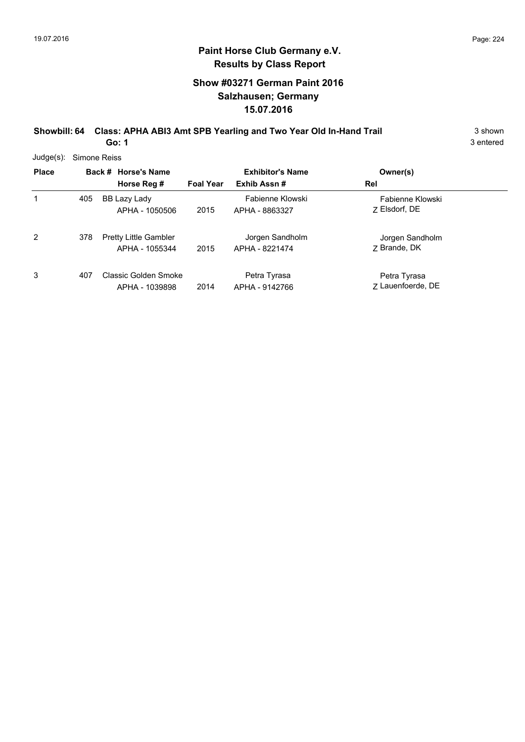# Paint Horse Club Germany e.V.

## Results by Class Report

### Show #03271 German Paint 2016
### Salzhausen; Germany
### 15.07.2016

**Showbill: 64 Class: APHA ABI3 Amt SPB Yearling and Two Year Old In-Hand Trail** 3 shown

**Go: 1** 3 entered

Judge(s): Simone Reiss

| Place | Back # | Horse's Name / Horse Reg # | Foal Year | Exhibitor's Name / Exhib Assn # | Owner(s) / Rel |
|---|---|---|---|---|---|
| 1 | 405 | BB Lazy Lady<br>APHA - 1050506 | 2015 | Fabienne Klowski<br>APHA - 8863327 | Fabienne Klowski<br>Z Elsdorf, DE |
| 2 | 378 | Pretty Little Gambler<br>APHA - 1055344 | 2015 | Jorgen Sandholm<br>APHA - 8221474 | Jorgen Sandholm<br>Z Brande, DK |
| 3 | 407 | Classic Golden Smoke<br>APHA - 1039898 | 2014 | Petra Tyrasa<br>APHA - 9142766 | Petra Tyrasa<br>Z Lauenfoerde, DE |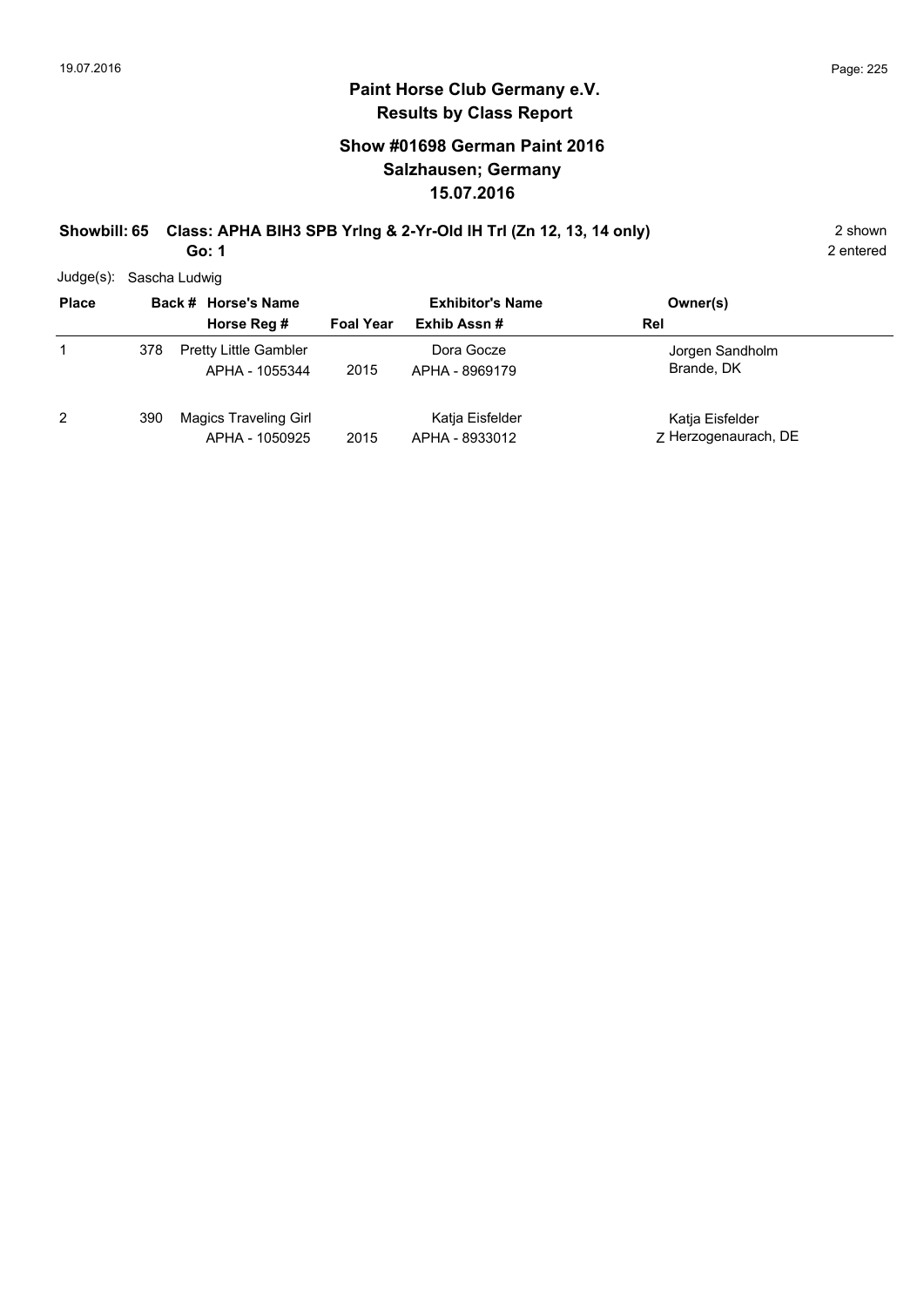## Paint Horse Club Germany e.V.
### Results by Class Report

### Show #01698 German Paint 2016
### Salzhausen; Germany
### 15.07.2016

**Showbill: 65 Class: APHA BIH3 SPB Yrlng & 2-Yr-Old IH Trl (Zn 12, 13, 14 only)** 2 shown

**Go: 1** 2 entered

Judge(s): Sascha Ludwig

| Place | Back # | Horse's Name / Horse Reg # | Foal Year | Exhibitor's Name / Exhib Assn # | Rel | Owner(s) |
|---|---|---|---|---|---|---|
| 1 | 378 | Pretty Little Gambler<br>APHA - 1055344 | 2015 | Dora Gocze<br>APHA - 8969179 | | Jorgen Sandholm<br>Brande, DK |
| 2 | 390 | Magics Traveling Girl<br>APHA - 1050925 | 2015 | Katja Eisfelder<br>APHA - 8933012 | Z | Katja Eisfelder<br>Herzogenaurach, DE |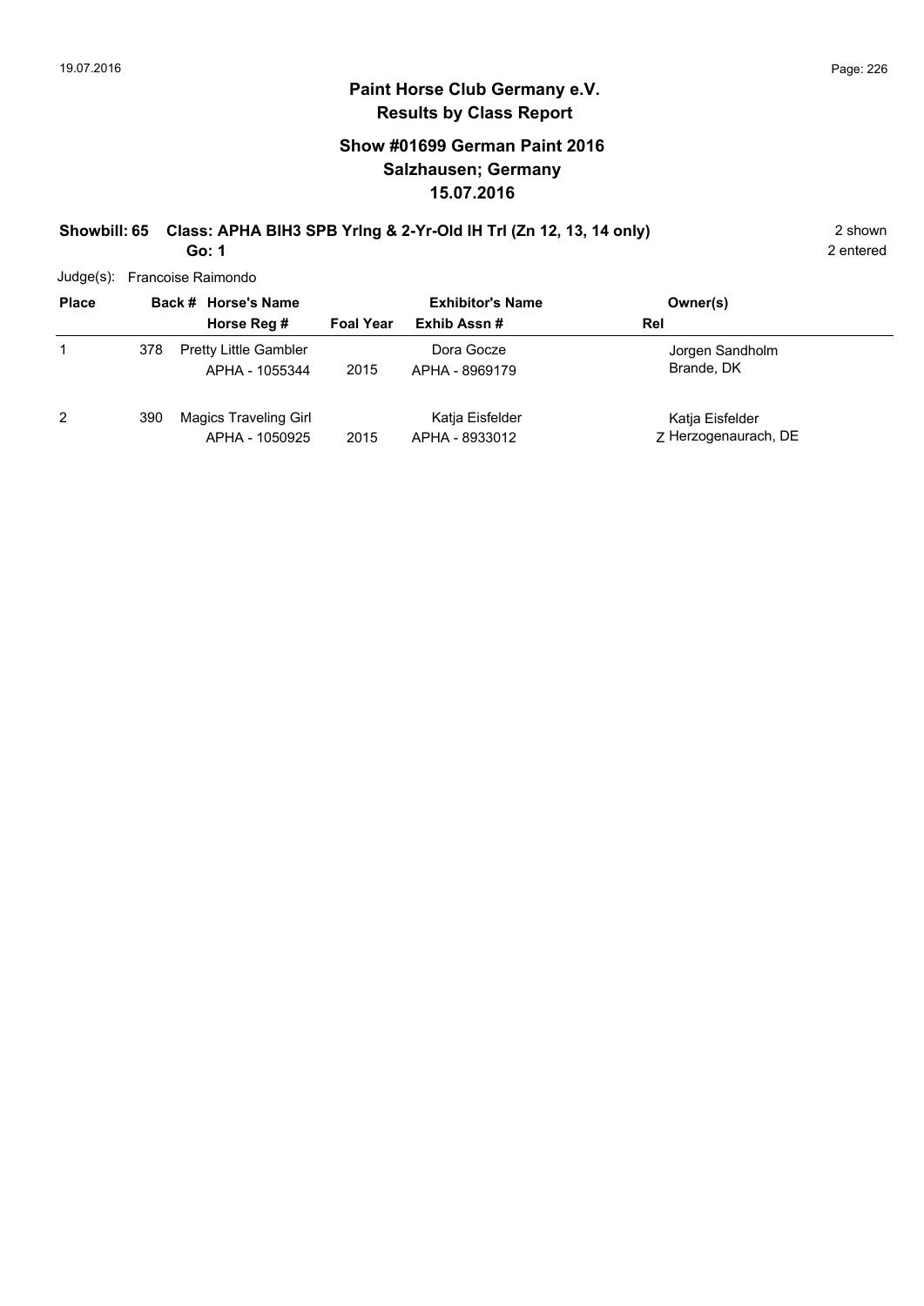# Paint Horse Club Germany e.V.
## Results by Class Report

### Show #01699 German Paint 2016
### Salzhausen; Germany
### 15.07.2016

**Showbill: 65 Class: APHA BIH3 SPB Yrlng & 2-Yr-Old IH Trl (Zn 12, 13, 14 only)** 2 shown

**Go: 1** 2 entered

Judge(s): Francoise Raimondo

| Place | Back # | Horse's Name / Horse Reg # | Foal Year | Exhibitor's Name / Exhib Assn # | Rel | Owner(s) |
|---|---|---|---|---|---|---|
| 1 | 378 | Pretty Little Gambler<br>APHA - 1055344 | 2015 | Dora Gocze<br>APHA - 8969179 | | Jorgen Sandholm<br>Brande, DK |
| 2 | 390 | Magics Traveling Girl<br>APHA - 1050925 | 2015 | Katja Eisfelder<br>APHA - 8933012 | Z | Katja Eisfelder<br>Herzogenaurach, DE |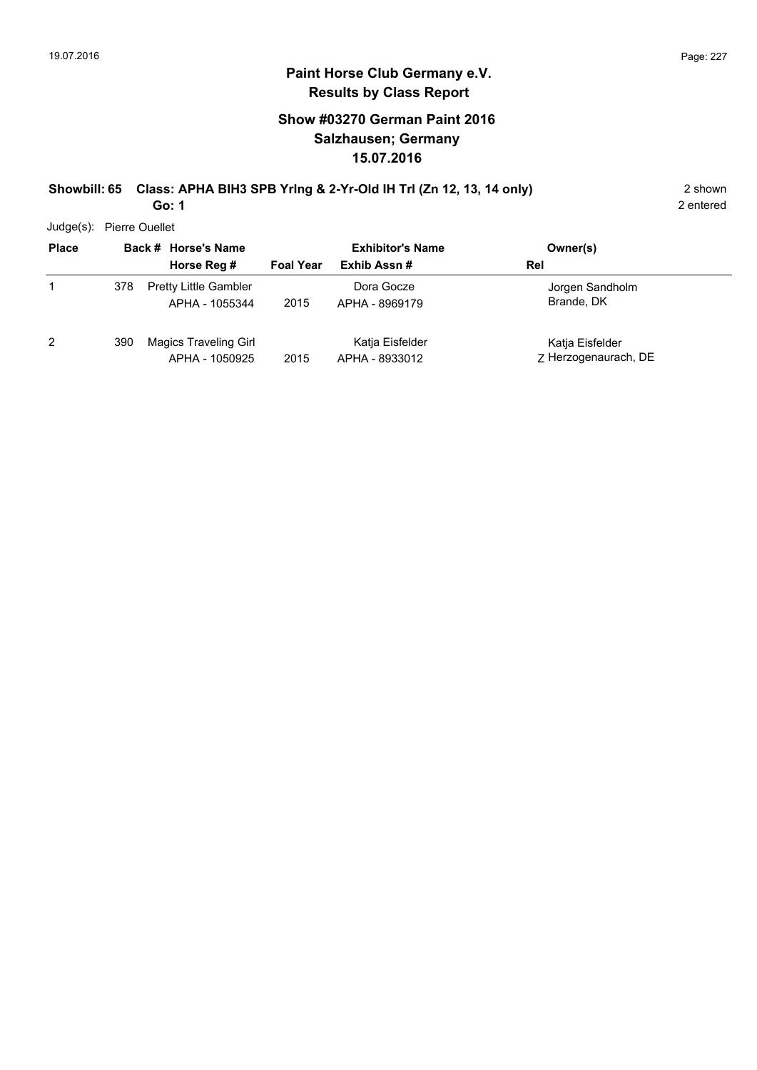# Paint Horse Club Germany e.V.

## Results by Class Report

### Show #03270 German Paint 2016
### Salzhausen; Germany
### 15.07.2016

**Showbill: 65 Class: APHA BIH3 SPB Yrlng & 2-Yr-Old IH Trl (Zn 12, 13, 14 only)** 2 shown

**Go: 1** 2 entered

Judge(s): Pierre Ouellet

| Place | Back # | Horse's Name / Horse Reg # | Foal Year | Exhibitor's Name / Exhib Assn # | Rel | Owner(s) |
|---|---|---|---|---|---|---|
| 1 | 378 | Pretty Little Gambler<br>APHA - 1055344 | 2015 | Dora Gocze<br>APHA - 8969179 | | Jorgen Sandholm<br>Brande, DK |
| 2 | 390 | Magics Traveling Girl<br>APHA - 1050925 | 2015 | Katja Eisfelder<br>APHA - 8933012 | Z | Katja Eisfelder<br>Herzogenaurach, DE |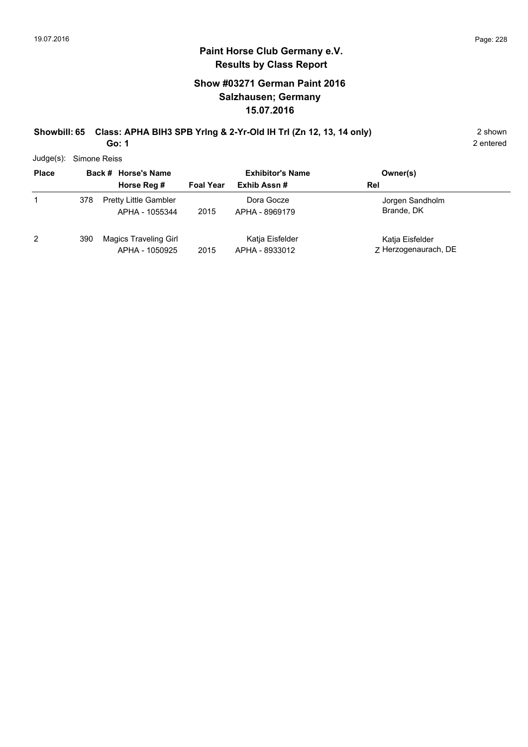# Paint Horse Club Germany e.V.

## Results by Class Report

### Show #03271 German Paint 2016
### Salzhausen; Germany
### 15.07.2016

**Showbill: 65 Class: APHA BIH3 SPB Yrlng & 2-Yr-Old IH Trl (Zn 12, 13, 14 only)** 2 shown

**Go: 1** 2 entered

Judge(s): Simone Reiss

| Place | Back # | Horse's Name / Horse Reg # | Foal Year | Exhibitor's Name / Exhib Assn # | Rel | Owner(s) |
|---|---|---|---|---|---|---|
| 1 | 378 | Pretty Little Gambler<br>APHA - 1055344 | 2015 | Dora Gocze<br>APHA - 8969179 | | Jorgen Sandholm<br>Brande, DK |
| 2 | 390 | Magics Traveling Girl<br>APHA - 1050925 | 2015 | Katja Eisfelder<br>APHA - 8933012 | Z | Katja Eisfelder<br>Herzogenaurach, DE |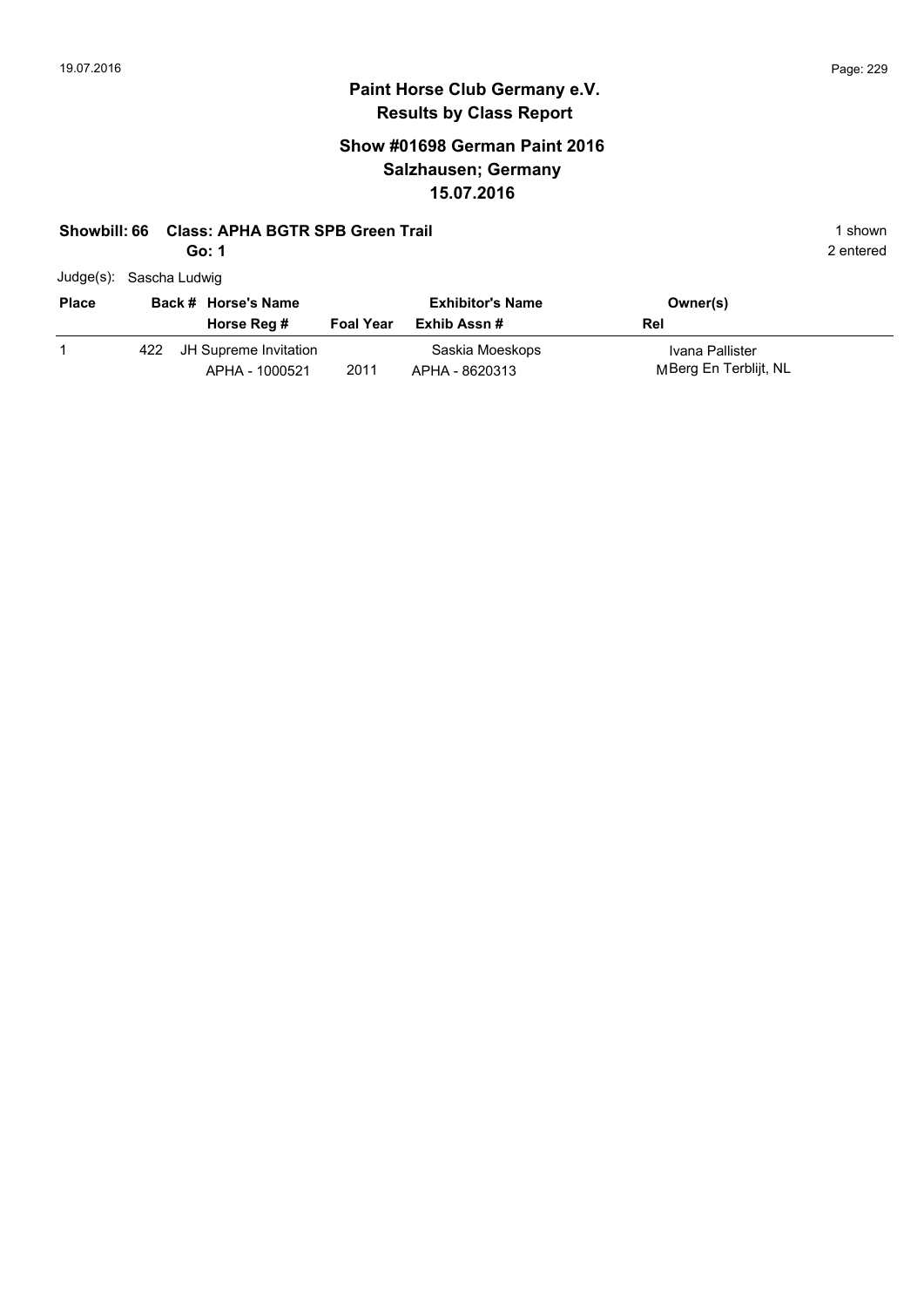# Paint Horse Club Germany e.V.
## Results by Class Report

### Show #01698 German Paint 2016
### Salzhausen; Germany
### 15.07.2016

**Showbill: 66 Class: APHA BGTR SPB Green Trail** 1 shown

**Go: 1** 2 entered

Judge(s): Sascha Ludwig

| Place | Back # | Horse's Name / Horse Reg # | Foal Year | Exhibitor's Name / Exhib Assn # | Rel | Owner(s) |
|---|---|---|---|---|---|---|
| 1 | 422 | JH Supreme Invitation<br>APHA - 1000521 | 2011 | Saskia Moeskops<br>APHA - 8620313 | M | Ivana Pallister<br>Berg En Terblijt, NL |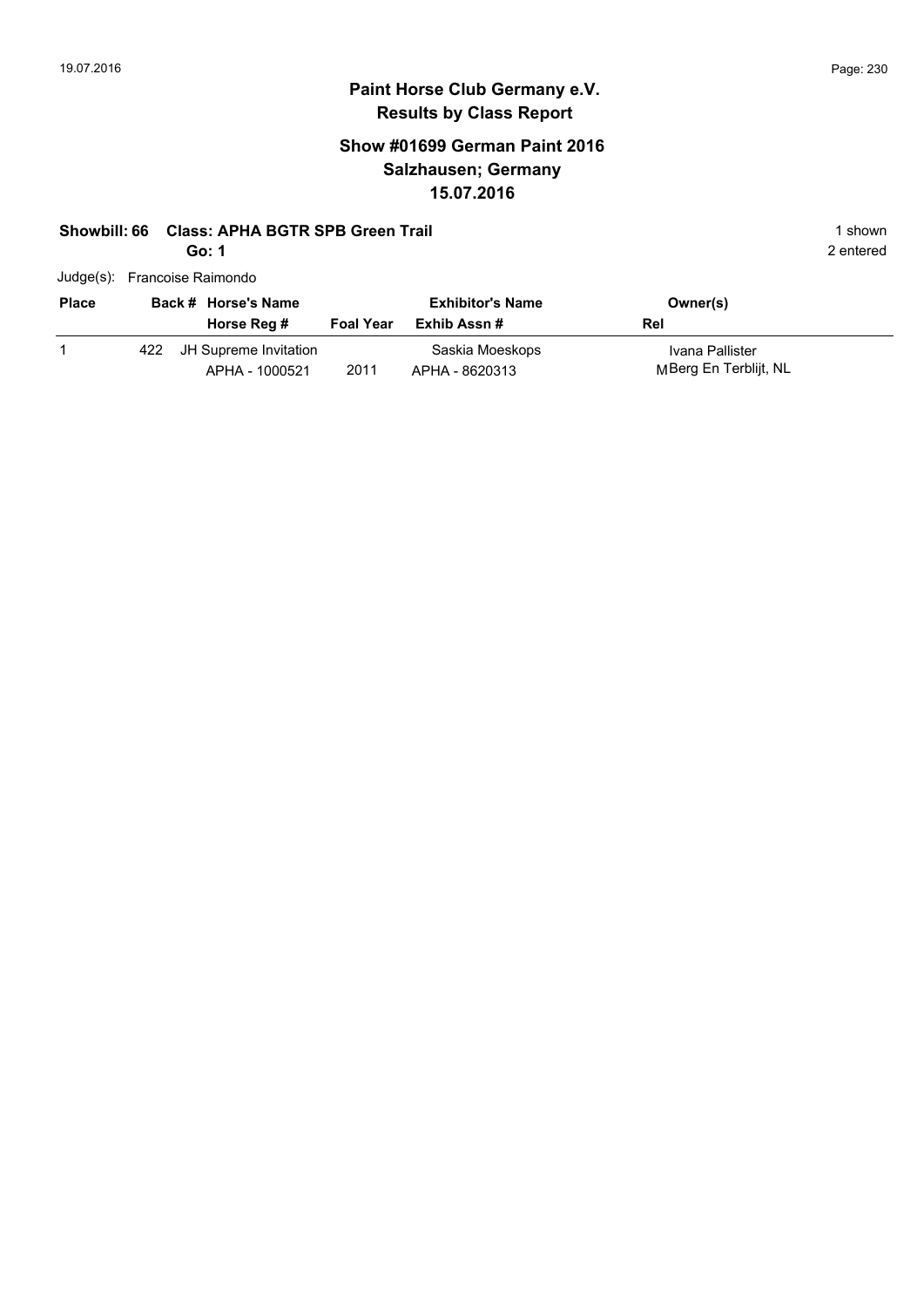**Paint Horse Club Germany e.V.**
**Results by Class Report**

## Show #01699 German Paint 2016
## Salzhausen; Germany
## 15.07.2016

**Showbill: 66 Class: APHA BGTR SPB Green Trail** 1 shown

**Go: 1** 2 entered

Judge(s): Francoise Raimondo

| Place | Back # | Horse's Name / Horse Reg # | Foal Year | Exhibitor's Name / Exhib Assn # | Rel | Owner(s) |
|---|---|---|---|---|---|---|
| 1 | 422 | JH Supreme Invitation<br>APHA - 1000521 | 2011 | Saskia Moeskops<br>APHA - 8620313 | M | Ivana Pallister<br>Berg En Terblijt, NL |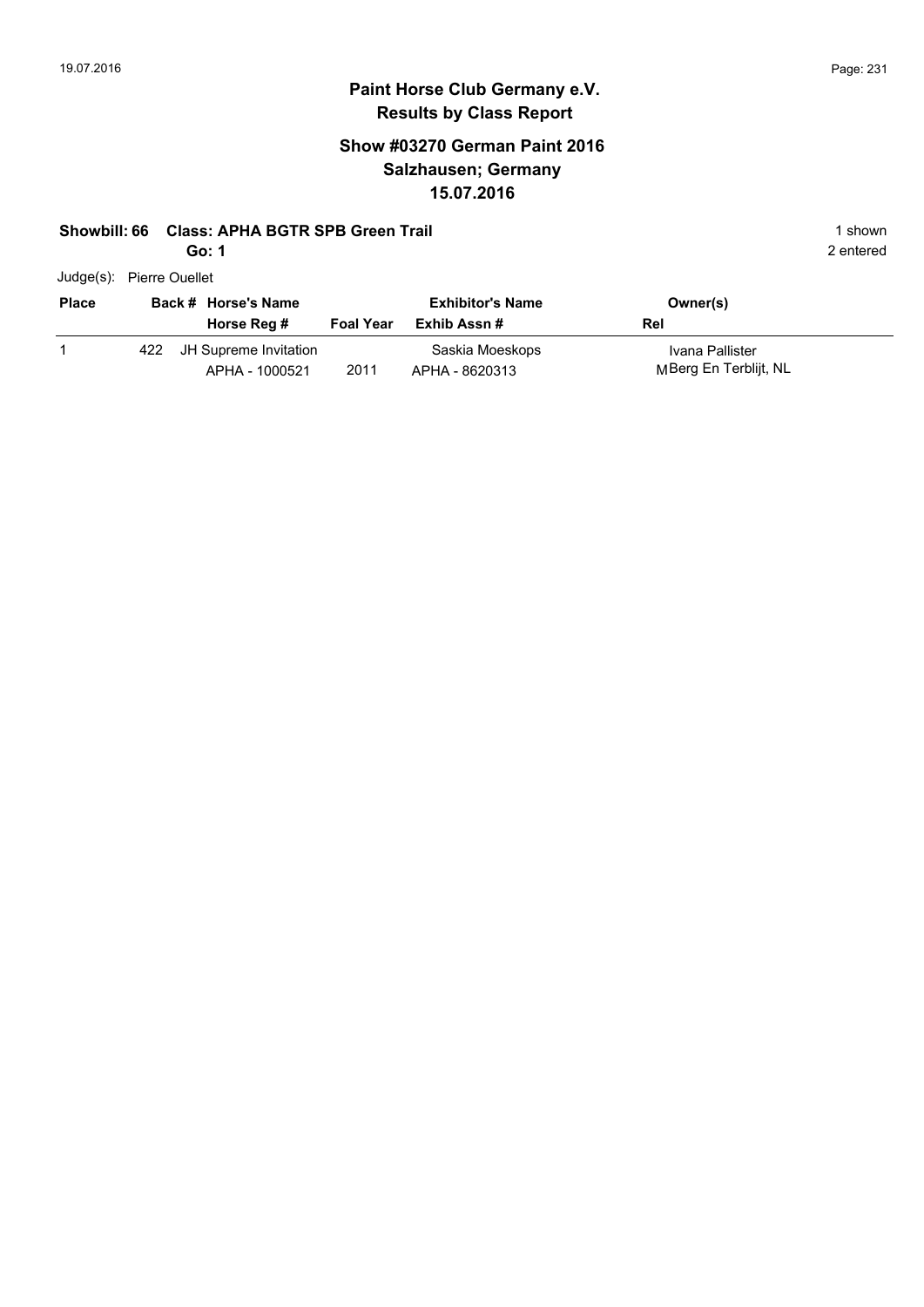## Paint Horse Club Germany e.V.
## Results by Class Report

### Show #03270 German Paint 2016
### Salzhausen; Germany
### 15.07.2016

**Showbill: 66 Class: APHA BGTR SPB Green Trail** 1 shown

**Go: 1** 2 entered

Judge(s): Pierre Ouellet

| Place | Back # | Horse's Name / Horse Reg # | Foal Year | Exhibitor's Name / Exhib Assn # | Owner(s) / Rel |
|---|---|---|---|---|---|
| 1 | 422 | JH Supreme Invitation<br>APHA - 1000521 | 2011 | Saskia Moeskops<br>APHA - 8620313 | Ivana Pallister<br>M Berg En Terblijt, NL |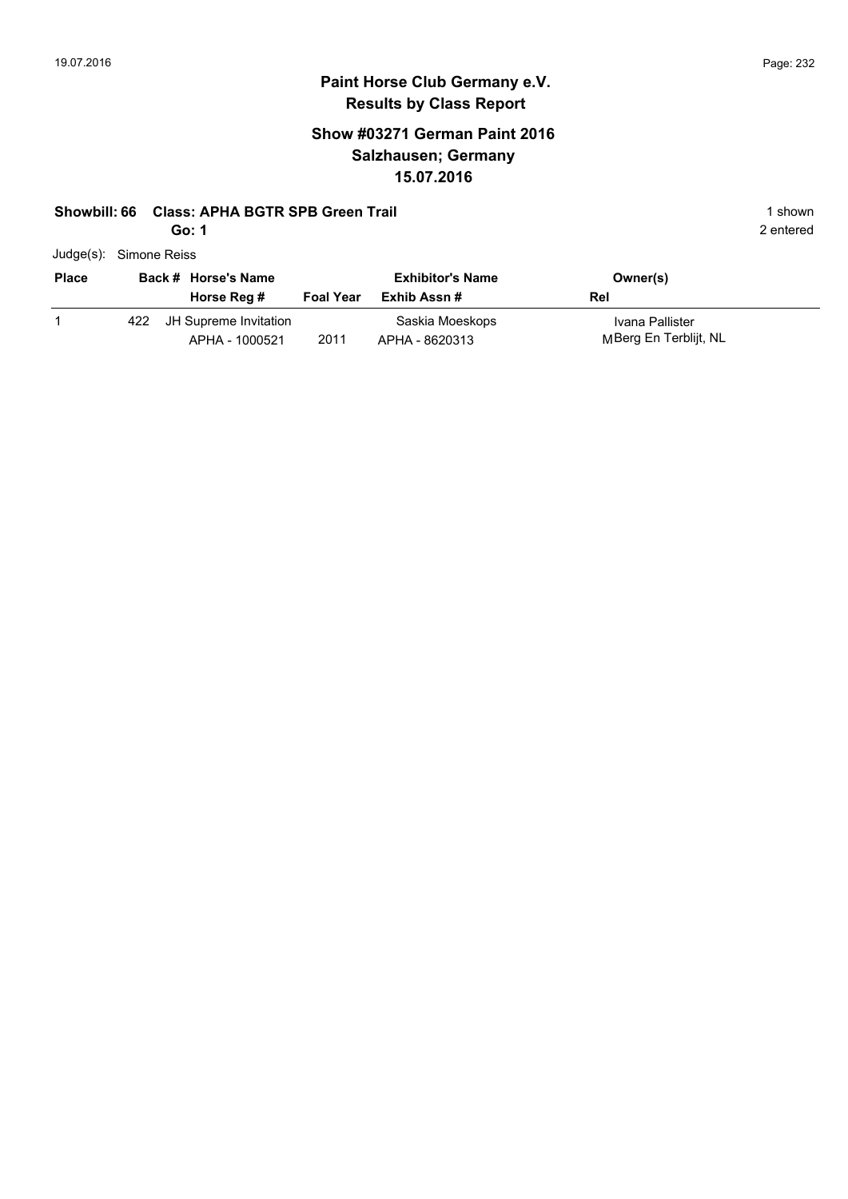# Paint Horse Club Germany e.V.

## Results by Class Report

### Show #03271 German Paint 2016
### Salzhausen; Germany
### 15.07.2016

**Showbill: 66 Class: APHA BGTR SPB Green Trail** — 1 shown

**Go: 1** — 2 entered

Judge(s): Simone Reiss

| Place | Back # | Horse's Name / Horse Reg # | Foal Year | Exhibitor's Name / Exhib Assn # | Owner(s) / Rel |
|---|---|---|---|---|---|
| 1 | 422 | JH Supreme Invitation<br>APHA - 1000521 | 2011 | Saskia Moeskops<br>APHA - 8620313 | Ivana Pallister<br>M Berg En Terblijt, NL |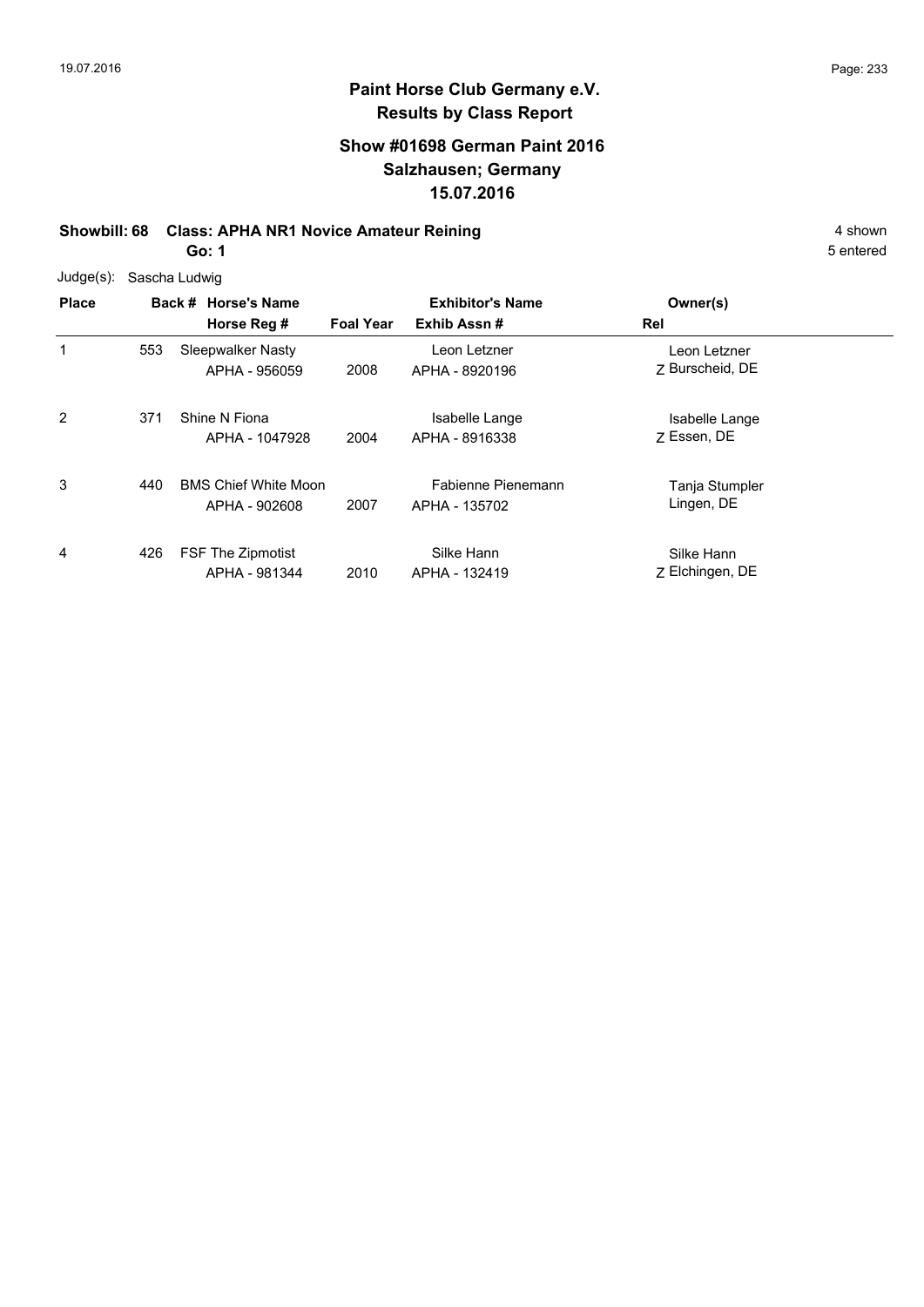# Paint Horse Club Germany e.V.
## Results by Class Report

### Show #01698 German Paint 2016
### Salzhausen; Germany
### 15.07.2016

**Showbill: 68 Class: APHA NR1 Novice Amateur Reining** 4 shown

**Go: 1** 5 entered

Judge(s): Sascha Ludwig

| Place | Back # | Horse's Name / Horse Reg # | Foal Year | Exhibitor's Name / Exhib Assn # | Rel | Owner(s) |
|---|---|---|---|---|---|---|
| 1 | 553 | Sleepwalker Nasty<br>APHA - 956059 | 2008 | Leon Letzner<br>APHA - 8920196 | Z | Leon Letzner<br>Burscheid, DE |
| 2 | 371 | Shine N Fiona<br>APHA - 1047928 | 2004 | Isabelle Lange<br>APHA - 8916338 | Z | Isabelle Lange<br>Essen, DE |
| 3 | 440 | BMS Chief White Moon<br>APHA - 902608 | 2007 | Fabienne Pienemann<br>APHA - 135702 | | Tanja Stumpler<br>Lingen, DE |
| 4 | 426 | FSF The Zipmotist<br>APHA - 981344 | 2010 | Silke Hann<br>APHA - 132419 | Z | Silke Hann<br>Elchingen, DE |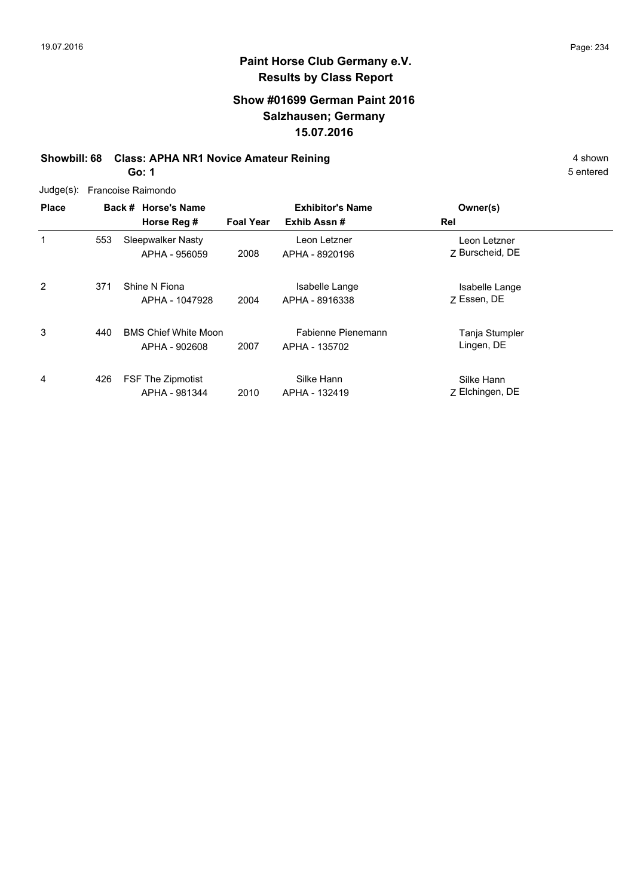# Paint Horse Club Germany e.V.
## Results by Class Report

### Show #01699 German Paint 2016
### Salzhausen; Germany
### 15.07.2016

**Showbill: 68 Class: APHA NR1 Novice Amateur Reining** — 4 shown

**Go: 1** — 5 entered

Judge(s): Francoise Raimondo

| Place | Back # | Horse's Name / Horse Reg # | Foal Year | Exhibitor's Name / Exhib Assn # | Rel | Owner(s) |
|---|---|---|---|---|---|---|
| 1 | 553 | Sleepwalker Nasty<br>APHA - 956059 | 2008 | Leon Letzner<br>APHA - 8920196 | Z | Leon Letzner<br>Burscheid, DE |
| 2 | 371 | Shine N Fiona<br>APHA - 1047928 | 2004 | Isabelle Lange<br>APHA - 8916338 | Z | Isabelle Lange<br>Essen, DE |
| 3 | 440 | BMS Chief White Moon<br>APHA - 902608 | 2007 | Fabienne Pienemann<br>APHA - 135702 | | Tanja Stumpler<br>Lingen, DE |
| 4 | 426 | FSF The Zipmotist<br>APHA - 981344 | 2010 | Silke Hann<br>APHA - 132419 | Z | Silke Hann<br>Elchingen, DE |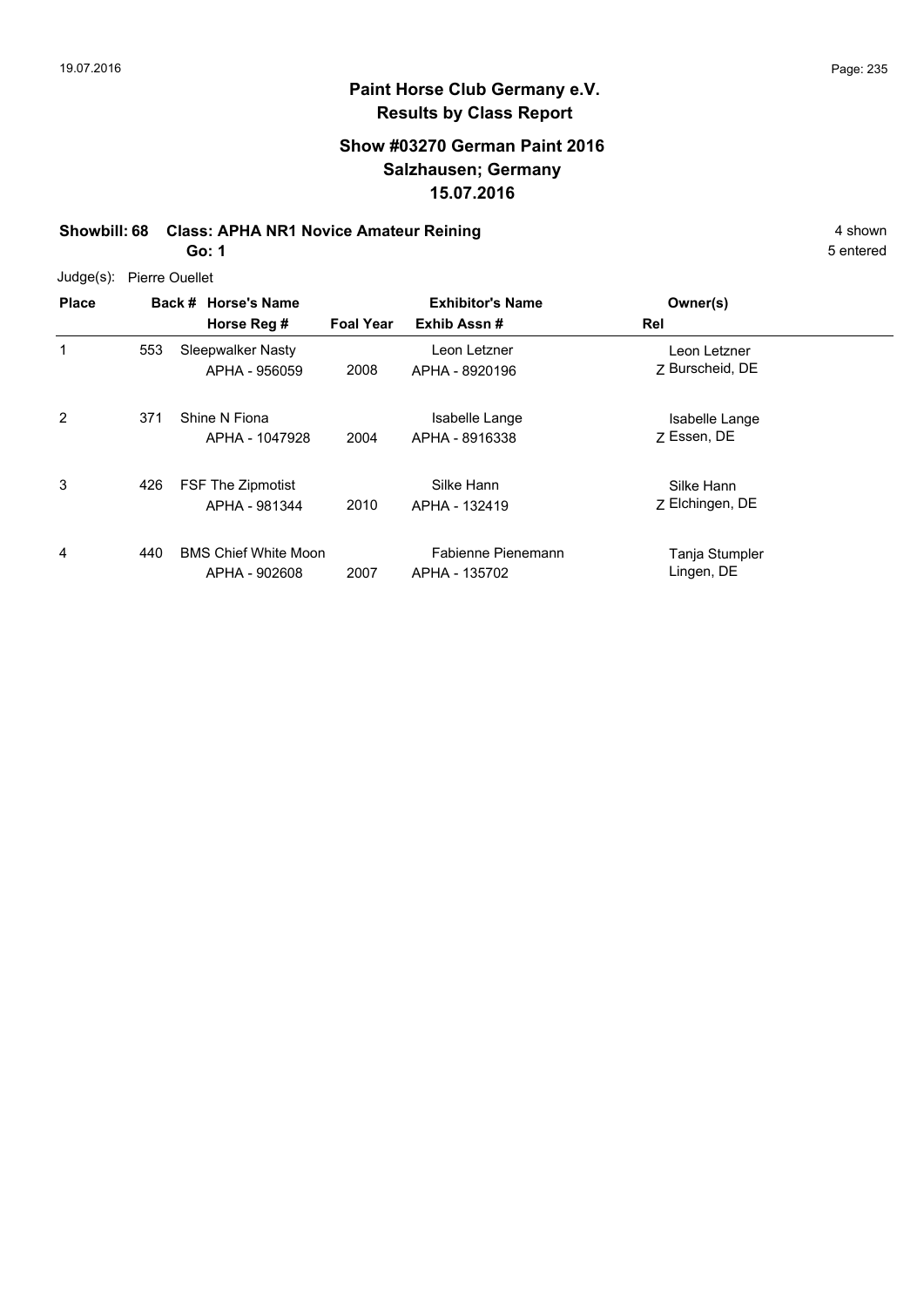## Paint Horse Club Germany e.V.
## Results by Class Report

### Show #03270 German Paint 2016
### Salzhausen; Germany
### 15.07.2016

**Showbill: 68 Class: APHA NR1 Novice Amateur Reining** 4 shown

**Go: 1** 5 entered

Judge(s): Pierre Ouellet

| Place | Back # | Horse's Name / Horse Reg # | Foal Year | Exhibitor's Name / Exhib Assn # | Rel | Owner(s) |
|---|---|---|---|---|---|---|
| 1 | 553 | Sleepwalker Nasty<br>APHA - 956059 | 2008 | Leon Letzner<br>APHA - 8920196 | Z | Leon Letzner<br>Burscheid, DE |
| 2 | 371 | Shine N Fiona<br>APHA - 1047928 | 2004 | Isabelle Lange<br>APHA - 8916338 | Z | Isabelle Lange<br>Essen, DE |
| 3 | 426 | FSF The Zipmotist<br>APHA - 981344 | 2010 | Silke Hann<br>APHA - 132419 | Z | Silke Hann<br>Elchingen, DE |
| 4 | 440 | BMS Chief White Moon<br>APHA - 902608 | 2007 | Fabienne Pienemann<br>APHA - 135702 | | Tanja Stumpler<br>Lingen, DE |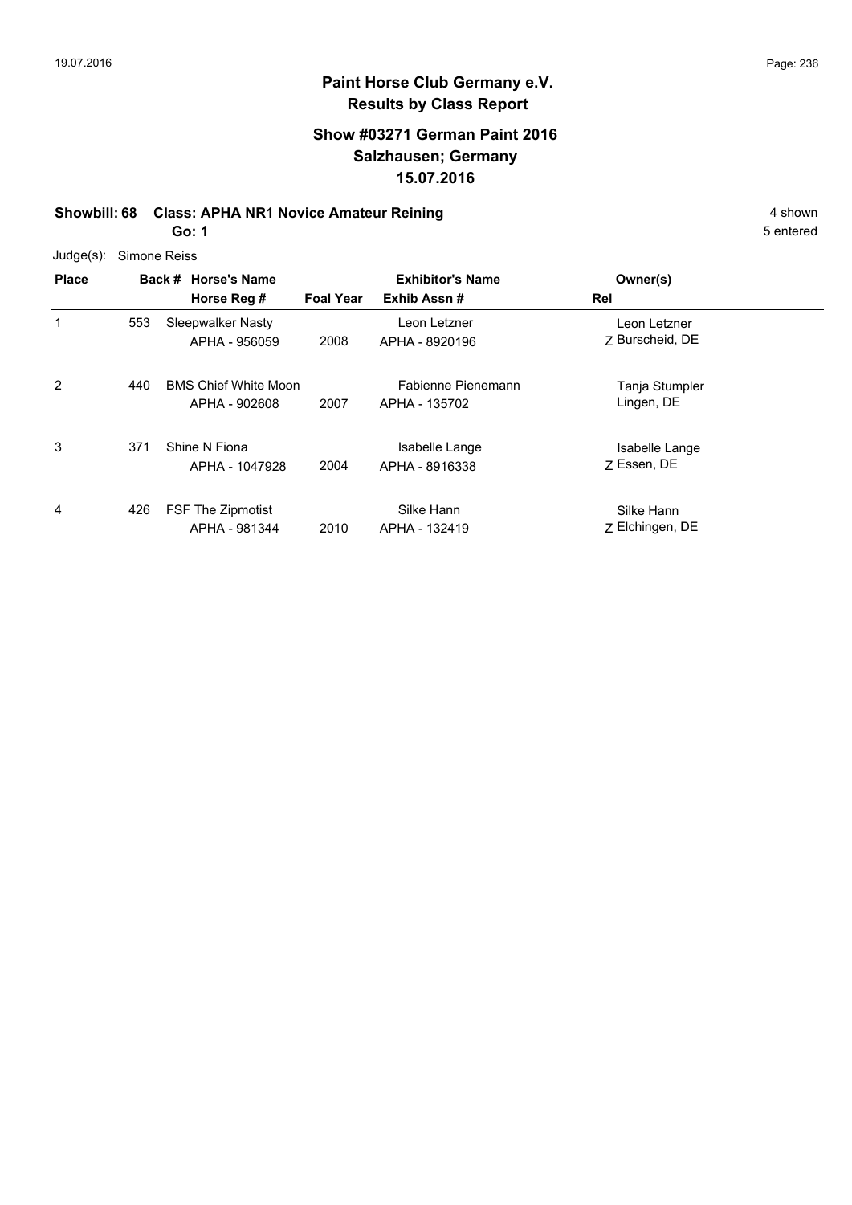# Paint Horse Club Germany e.V.
## Results by Class Report

### Show #03271 German Paint 2016
### Salzhausen; Germany
### 15.07.2016

**Showbill: 68 Class: APHA NR1 Novice Amateur Reining** 4 shown

**Go: 1** 5 entered

Judge(s): Simone Reiss

| Place | Back # | Horse's Name / Horse Reg # | Foal Year | Exhibitor's Name / Exhib Assn # | Rel | Owner(s) |
|---|---|---|---|---|---|---|
| 1 | 553 | Sleepwalker Nasty<br>APHA - 956059 | 2008 | Leon Letzner<br>APHA - 8920196 | Z | Leon Letzner<br>Burscheid, DE |
| 2 | 440 | BMS Chief White Moon<br>APHA - 902608 | 2007 | Fabienne Pienemann<br>APHA - 135702 | | Tanja Stumpler<br>Lingen, DE |
| 3 | 371 | Shine N Fiona<br>APHA - 1047928 | 2004 | Isabelle Lange<br>APHA - 8916338 | Z | Isabelle Lange<br>Essen, DE |
| 4 | 426 | FSF The Zipmotist<br>APHA - 981344 | 2010 | Silke Hann<br>APHA - 132419 | Z | Silke Hann<br>Elchingen, DE |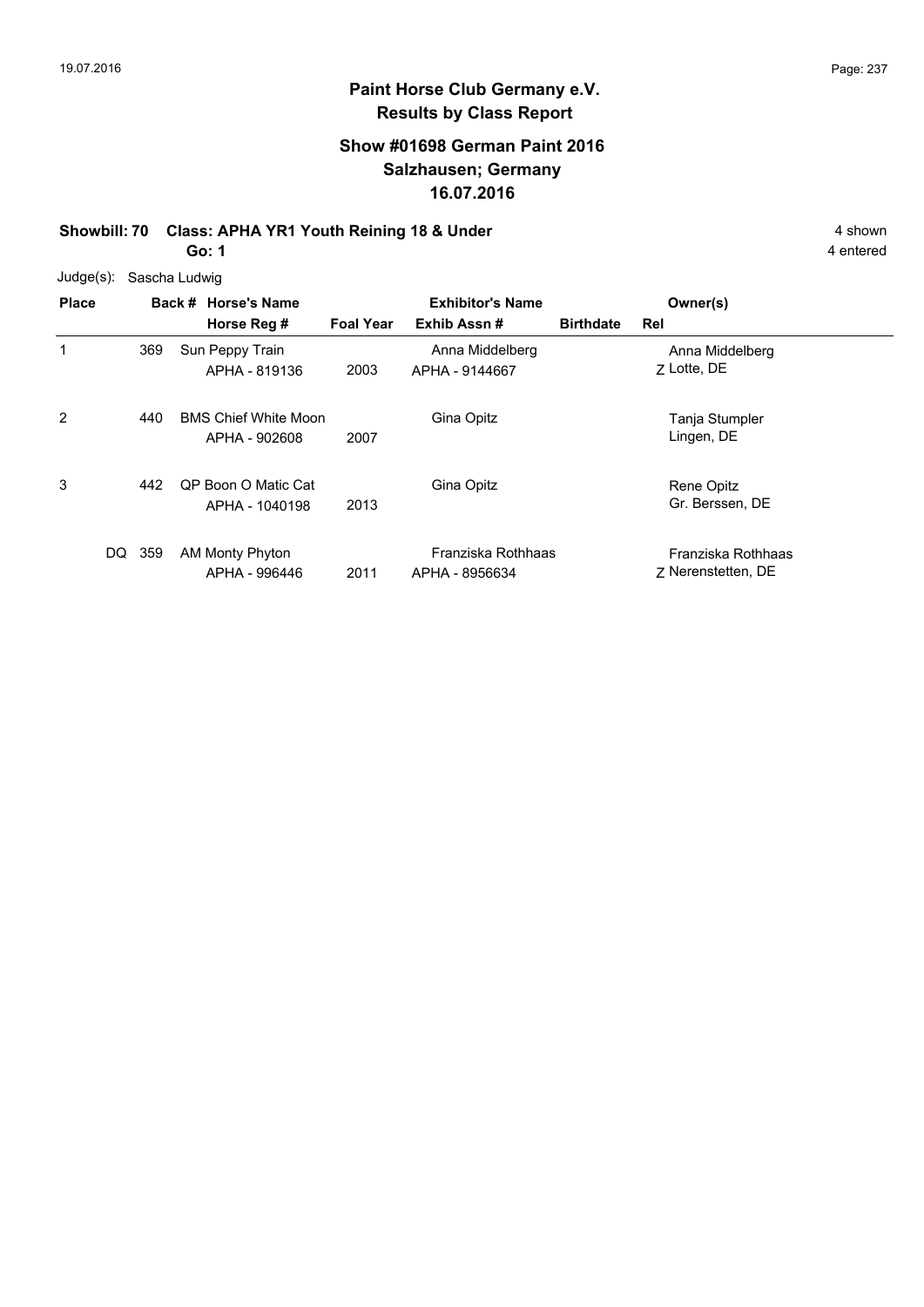# Paint Horse Club Germany e.V.
## Results by Class Report

### Show #01698 German Paint 2016
### Salzhausen; Germany
### 16.07.2016

**Showbill: 70 Class: APHA YR1 Youth Reining 18 & Under** — 4 shown

**Go: 1** — 4 entered

Judge(s): Sascha Ludwig

| Place | Back # | Horse's Name / Horse Reg # | Foal Year | Exhibitor's Name / Exhib Assn # | Birthdate | Rel | Owner(s) |
|---|---|---|---|---|---|---|---|
| 1 | 369 | Sun Peppy Train<br>APHA - 819136 | 2003 | Anna Middelberg<br>APHA - 9144667 | | Z | Anna Middelberg<br>Lotte, DE |
| 2 | 440 | BMS Chief White Moon<br>APHA - 902608 | 2007 | Gina Opitz | | | Tanja Stumpler<br>Lingen, DE |
| 3 | 442 | QP Boon O Matic Cat<br>APHA - 1040198 | 2013 | Gina Opitz | | | Rene Opitz<br>Gr. Berssen, DE |
| DQ | 359 | AM Monty Phyton<br>APHA - 996446 | 2011 | Franziska Rothhaas<br>APHA - 8956634 | | Z | Franziska Rothhaas<br>Nerenstetten, DE |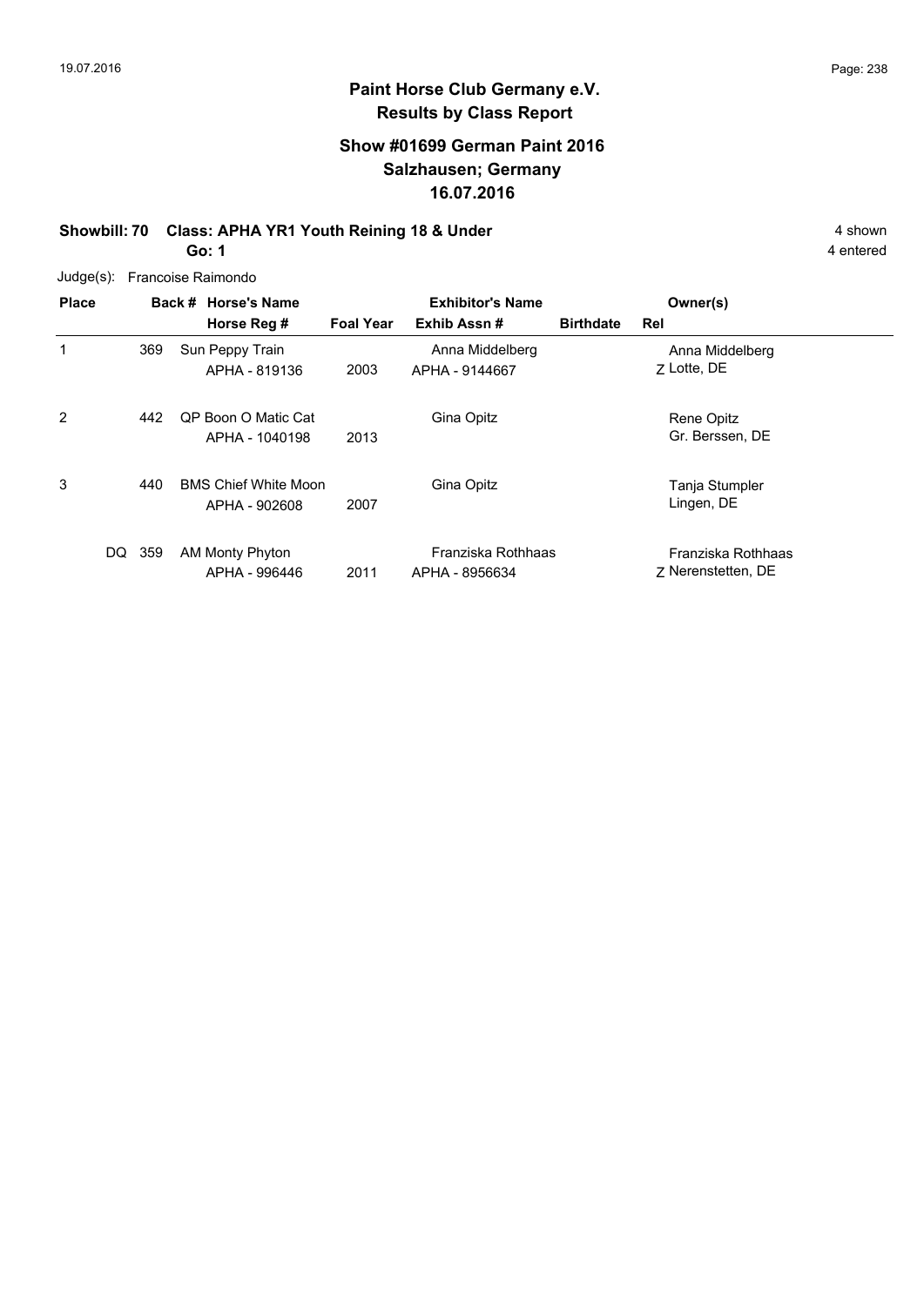## Paint Horse Club Germany e.V.
## Results by Class Report

### Show #01699 German Paint 2016
### Salzhausen; Germany
### 16.07.2016

**Showbill: 70 Class: APHA YR1 Youth Reining 18 & Under** 4 shown

**Go: 1** 4 entered

Judge(s): Francoise Raimondo

| Place | Back # | Horse's Name / Horse Reg # | Foal Year | Exhibitor's Name / Exhib Assn # | Birthdate | Rel | Owner(s) |
|---|---|---|---|---|---|---|---|
| 1 | 369 | Sun Peppy Train<br>APHA - 819136 | 2003 | Anna Middelberg<br>APHA - 9144667 | | Z | Anna Middelberg<br>Lotte, DE |
| 2 | 442 | QP Boon O Matic Cat<br>APHA - 1040198 | 2013 | Gina Opitz | | | Rene Opitz<br>Gr. Berssen, DE |
| 3 | 440 | BMS Chief White Moon<br>APHA - 902608 | 2007 | Gina Opitz | | | Tanja Stumpler<br>Lingen, DE |
| DQ | 359 | AM Monty Phyton<br>APHA - 996446 | 2011 | Franziska Rothhaas<br>APHA - 8956634 | | Z | Franziska Rothhaas<br>Nerenstetten, DE |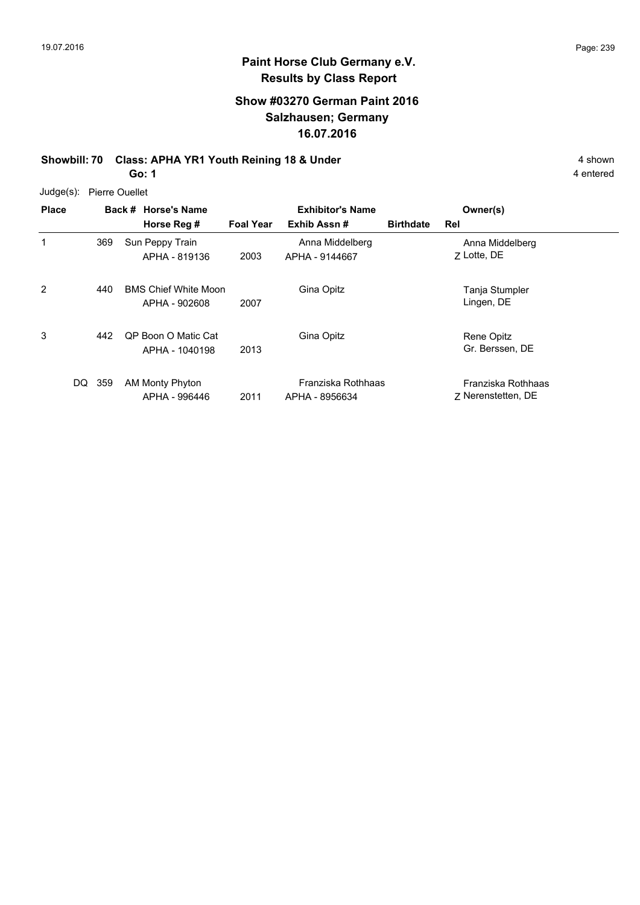**Paint Horse Club Germany e.V.**
**Results by Class Report**

## Show #03270 German Paint 2016
## Salzhausen; Germany
## 16.07.2016

**Showbill: 70 Class: APHA YR1 Youth Reining 18 & Under** 4 shown
**Go: 1** 4 entered

Judge(s): Pierre Ouellet

| Place | Back # | Horse's Name / Horse Reg # | Foal Year | Exhibitor's Name / Exhib Assn # | Birthdate | Rel | Owner(s) |
|---|---|---|---|---|---|---|---|
| 1 | 369 | Sun Peppy Train<br>APHA - 819136 | 2003 | Anna Middelberg<br>APHA - 9144667 | | Z | Anna Middelberg<br>Lotte, DE |
| 2 | 440 | BMS Chief White Moon<br>APHA - 902608 | 2007 | Gina Opitz | | | Tanja Stumpler<br>Lingen, DE |
| 3 | 442 | QP Boon O Matic Cat<br>APHA - 1040198 | 2013 | Gina Opitz | | | Rene Opitz<br>Gr. Berssen, DE |
| DQ | 359 | AM Monty Phyton<br>APHA - 996446 | 2011 | Franziska Rothhaas<br>APHA - 8956634 | | Z | Franziska Rothhaas<br>Nerenstetten, DE |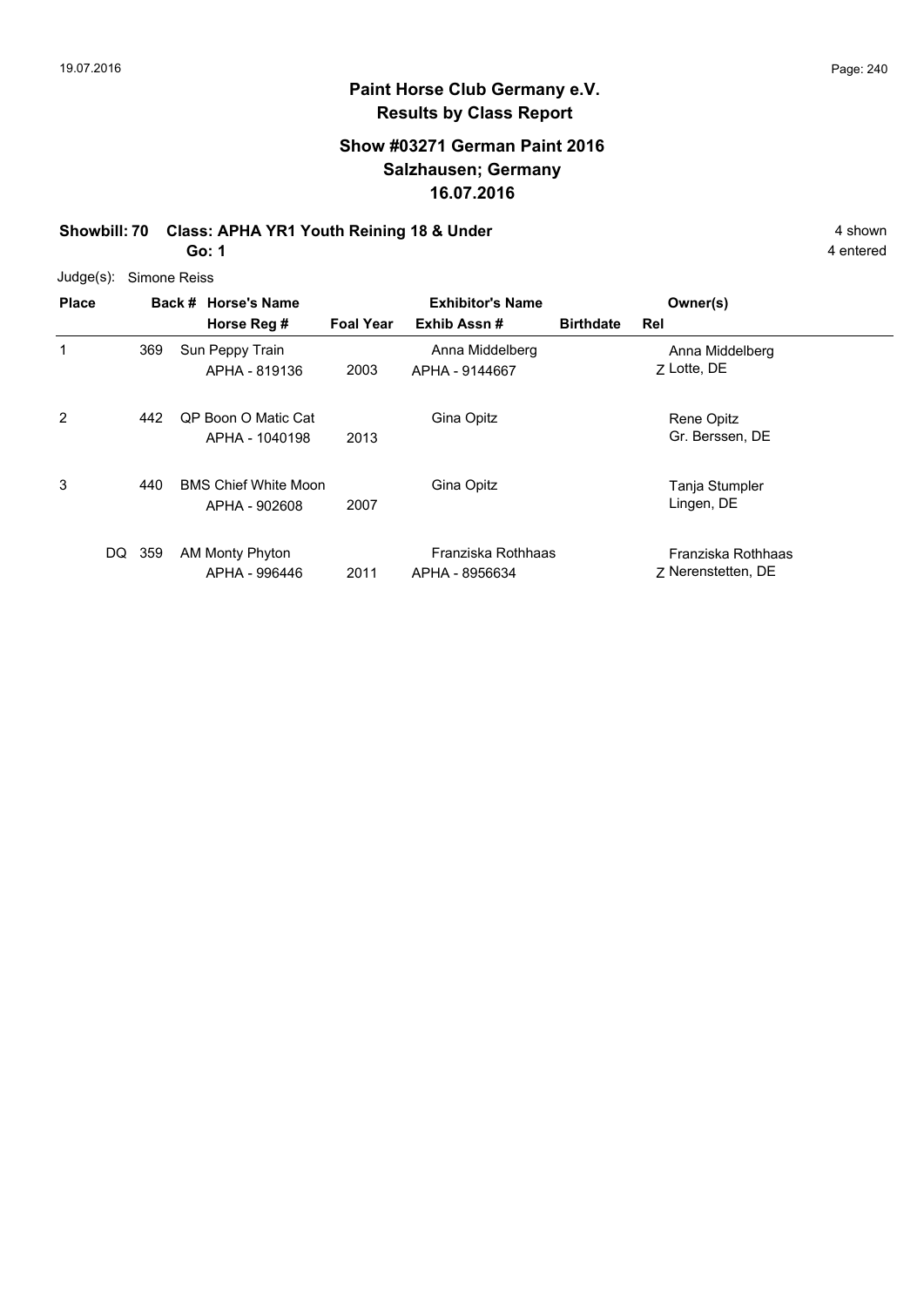**Paint Horse Club Germany e.V.**
**Results by Class Report**

**Show #03271 German Paint 2016**
**Salzhausen; Germany**
**16.07.2016**

**Showbill: 70 Class: APHA YR1 Youth Reining 18 & Under** 4 shown
**Go: 1** 4 entered

Judge(s): Simone Reiss

| Place | Back # | Horse's Name / Horse Reg # | Foal Year | Exhibitor's Name / Exhib Assn # | Birthdate | Rel | Owner(s) |
|---|---|---|---|---|---|---|---|
| 1 | 369 | Sun Peppy Train<br>APHA - 819136 | 2003 | Anna Middelberg<br>APHA - 9144667 | | Z | Anna Middelberg<br>Lotte, DE |
| 2 | 442 | QP Boon O Matic Cat<br>APHA - 1040198 | 2013 | Gina Opitz | | | Rene Opitz<br>Gr. Berssen, DE |
| 3 | 440 | BMS Chief White Moon<br>APHA - 902608 | 2007 | Gina Opitz | | | Tanja Stumpler<br>Lingen, DE |
| DQ | 359 | AM Monty Phyton<br>APHA - 996446 | 2011 | Franziska Rothhaas<br>APHA - 8956634 | | Z | Franziska Rothhaas<br>Nerenstetten, DE |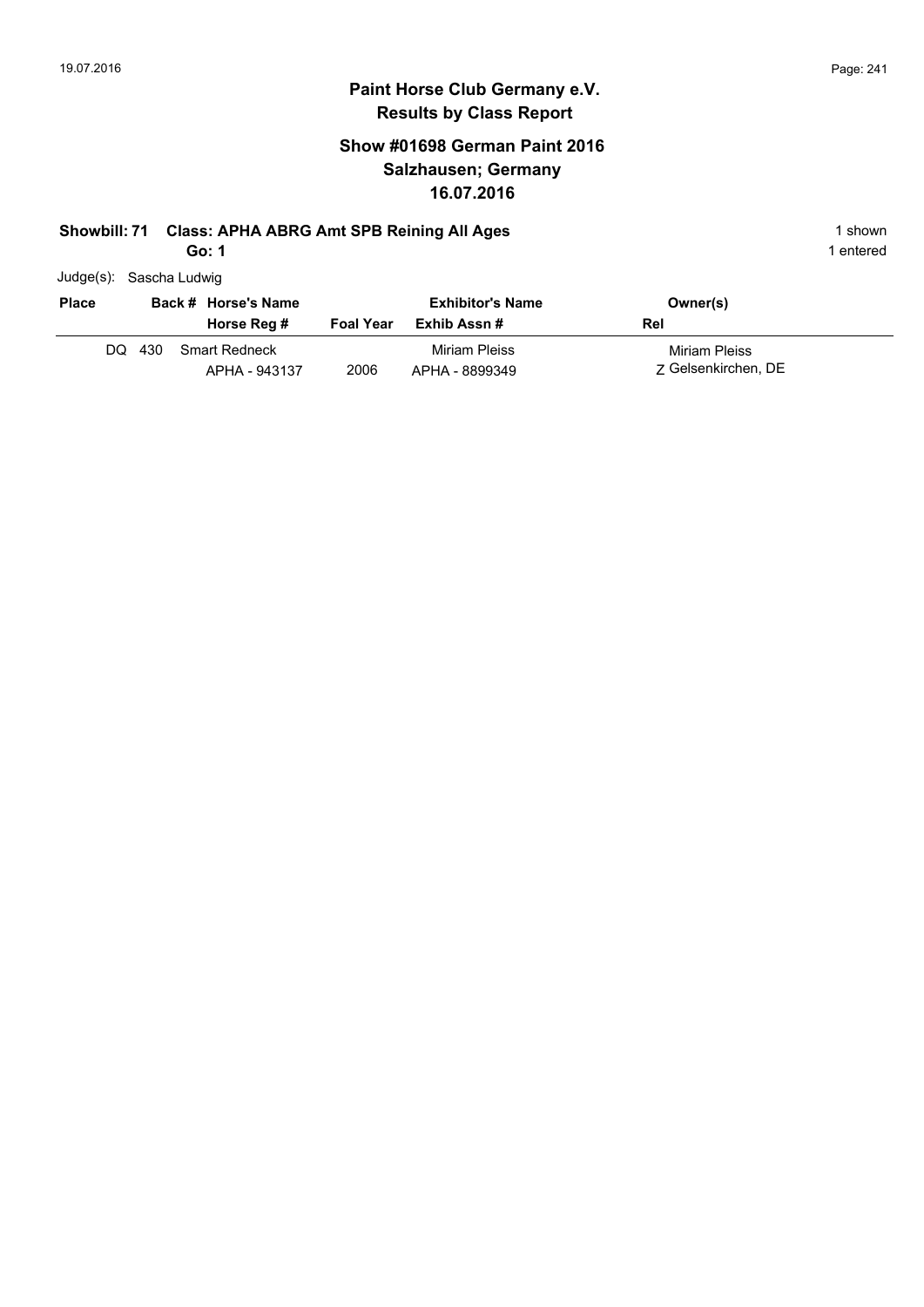# Paint Horse Club Germany e.V.
## Results by Class Report

### Show #01698 German Paint 2016
### Salzhausen; Germany
### 16.07.2016

**Showbill: 71 Class: APHA ABRG Amt SPB Reining All Ages** — 1 shown

**Go: 1** — 1 entered

Judge(s): Sascha Ludwig

| Place | Back # | Horse's Name / Horse Reg # | Foal Year | Exhibitor's Name / Exhib Assn # | Owner(s) / Rel |
|---|---|---|---|---|---|
| DQ | 430 | Smart Redneck<br>APHA - 943137 | 2006 | Miriam Pleiss<br>APHA - 8899349 | Miriam Pleiss<br>Z Gelsenkirchen, DE |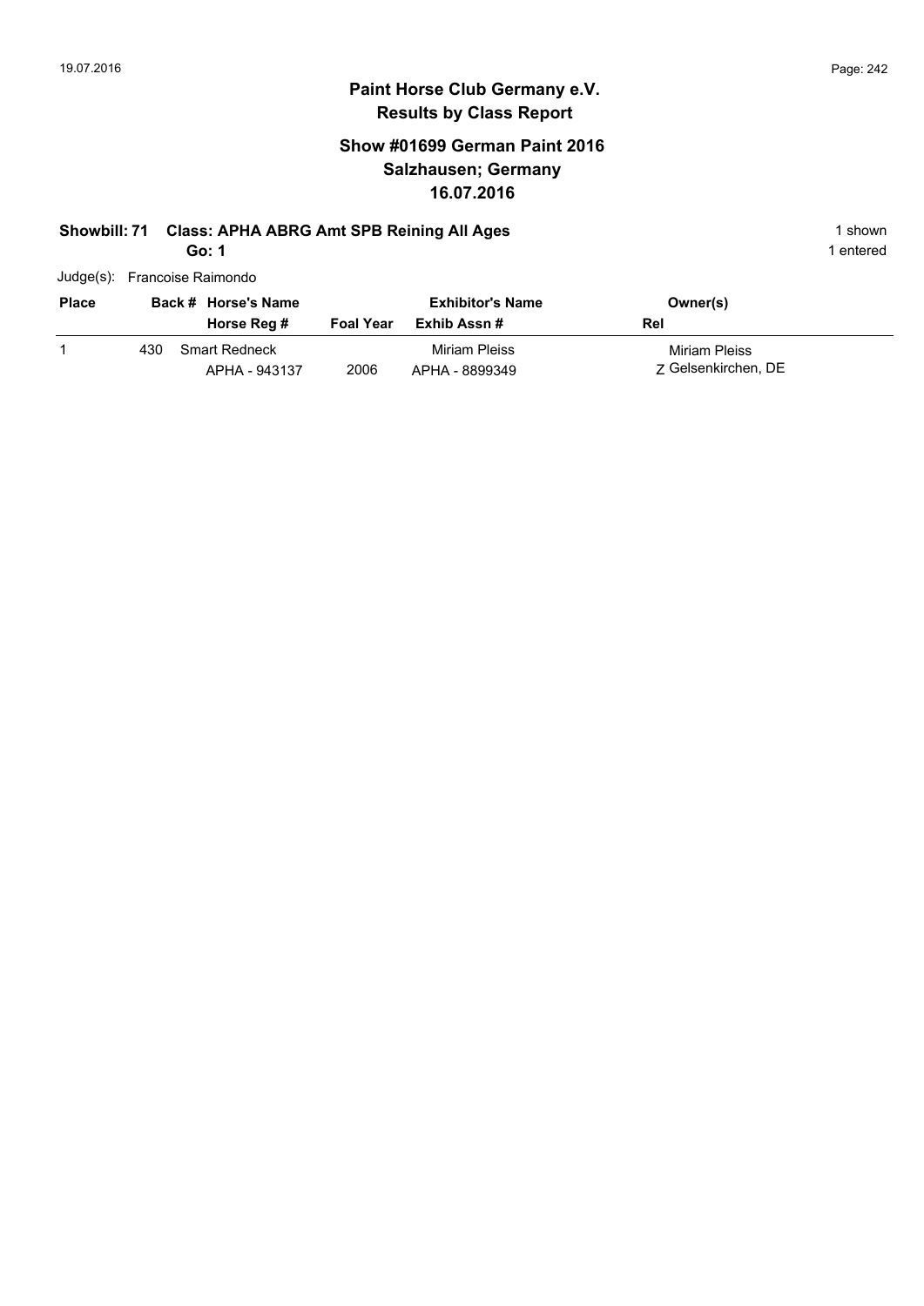# Paint Horse Club Germany e.V.
## Results by Class Report

### Show #01699 German Paint 2016
### Salzhausen; Germany
### 16.07.2016

**Showbill: 71 Class: APHA ABRG Amt SPB Reining All Ages** — 1 shown

**Go: 1** — 1 entered

Judge(s): Francoise Raimondo

| Place | Back # | Horse's Name / Horse Reg # | Foal Year | Exhibitor's Name / Exhib Assn # | Owner(s) / Rel |
|---|---|---|---|---|---|
| 1 | 430 | Smart Redneck<br>APHA - 943137 | 2006 | Miriam Pleiss<br>APHA - 8899349 | Miriam Pleiss<br>Z Gelsenkirchen, DE |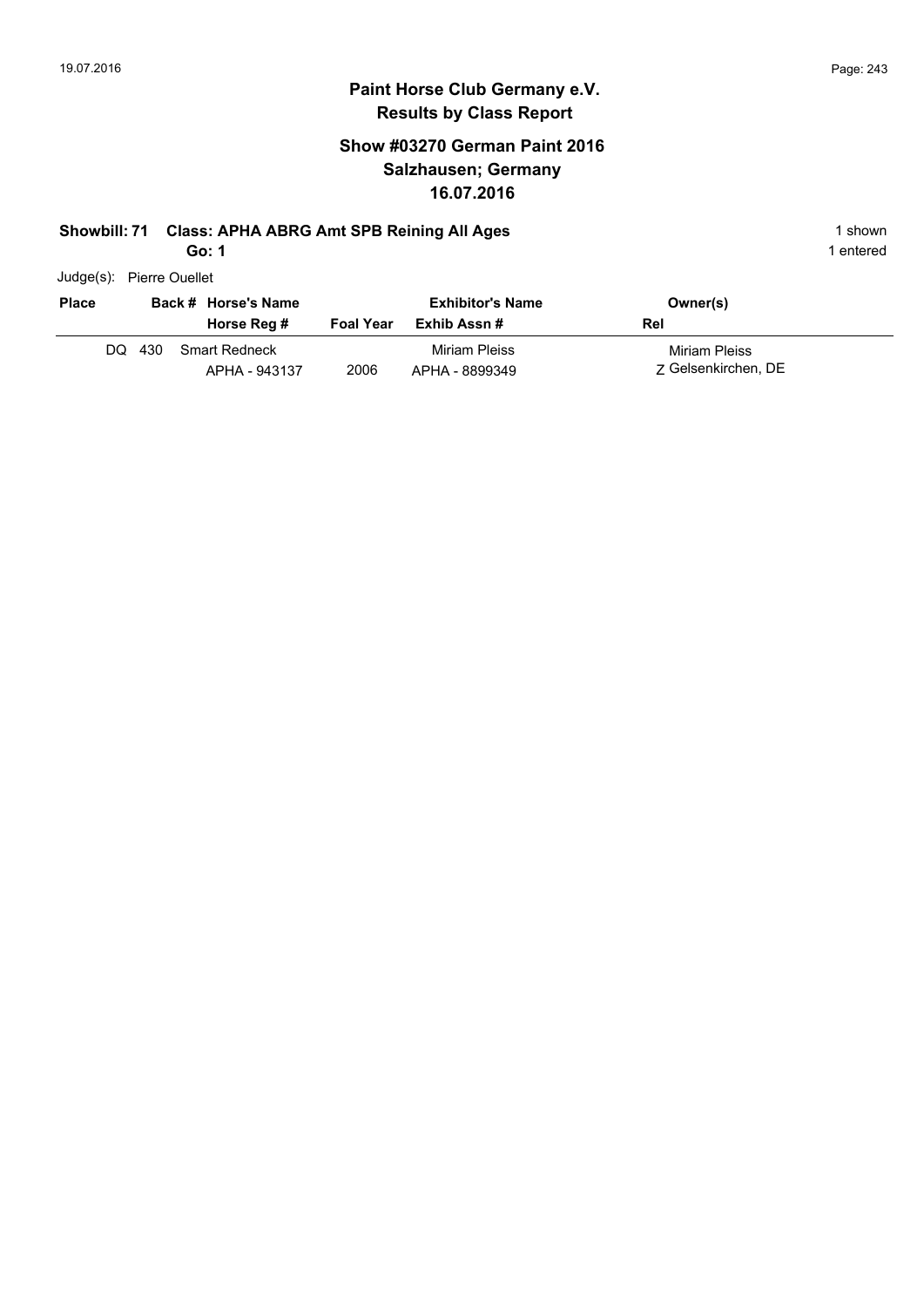## Paint Horse Club Germany e.V.
## Results by Class Report

### Show #03270 German Paint 2016
### Salzhausen; Germany
### 16.07.2016

**Showbill: 71 Class: APHA ABRG Amt SPB Reining All Ages** 1 shown

**Go: 1** 1 entered

Judge(s): Pierre Ouellet

| Place | Back # | Horse's Name / Horse Reg # | Foal Year | Exhibitor's Name / Exhib Assn # | Owner(s) / Rel |
|---|---|---|---|---|---|
| DQ | 430 | Smart Redneck<br>APHA - 943137 | 2006 | Miriam Pleiss<br>APHA - 8899349 | Miriam Pleiss<br>Z Gelsenkirchen, DE |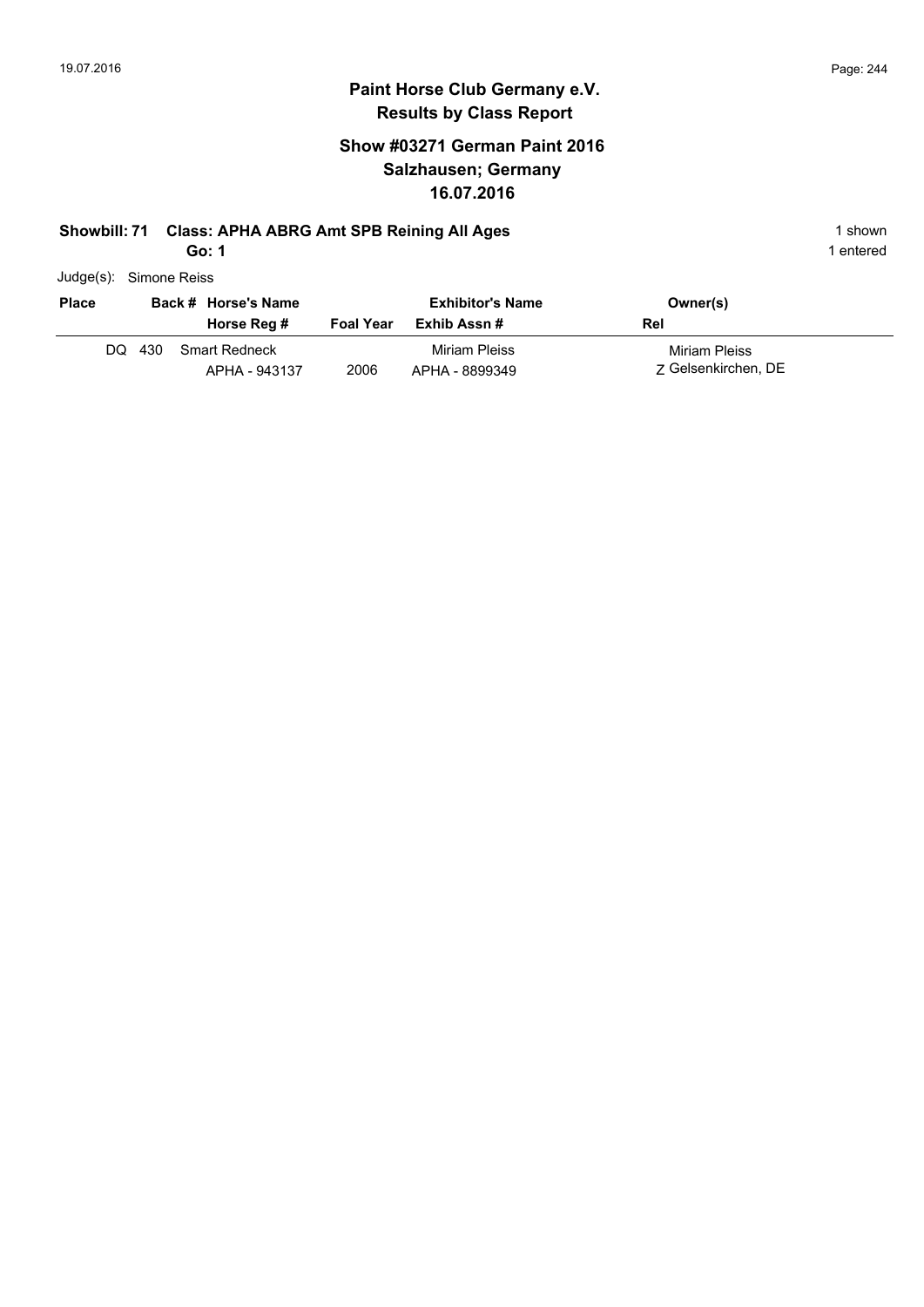# Paint Horse Club Germany e.V.
## Results by Class Report

### Show #03271 German Paint 2016
### Salzhausen; Germany
### 16.07.2016

**Showbill: 71 Class: APHA ABRG Amt SPB Reining All Ages** 1 shown

**Go: 1** 1 entered

Judge(s): Simone Reiss

| Place | Back # | Horse's Name / Horse Reg # | Foal Year | Exhibitor's Name / Exhib Assn # | Owner(s) / Rel |
|---|---|---|---|---|---|
| DQ | 430 | Smart Redneck / APHA - 943137 | 2006 | Miriam Pleiss / APHA - 8899349 | Miriam Pleiss / Z Gelsenkirchen, DE |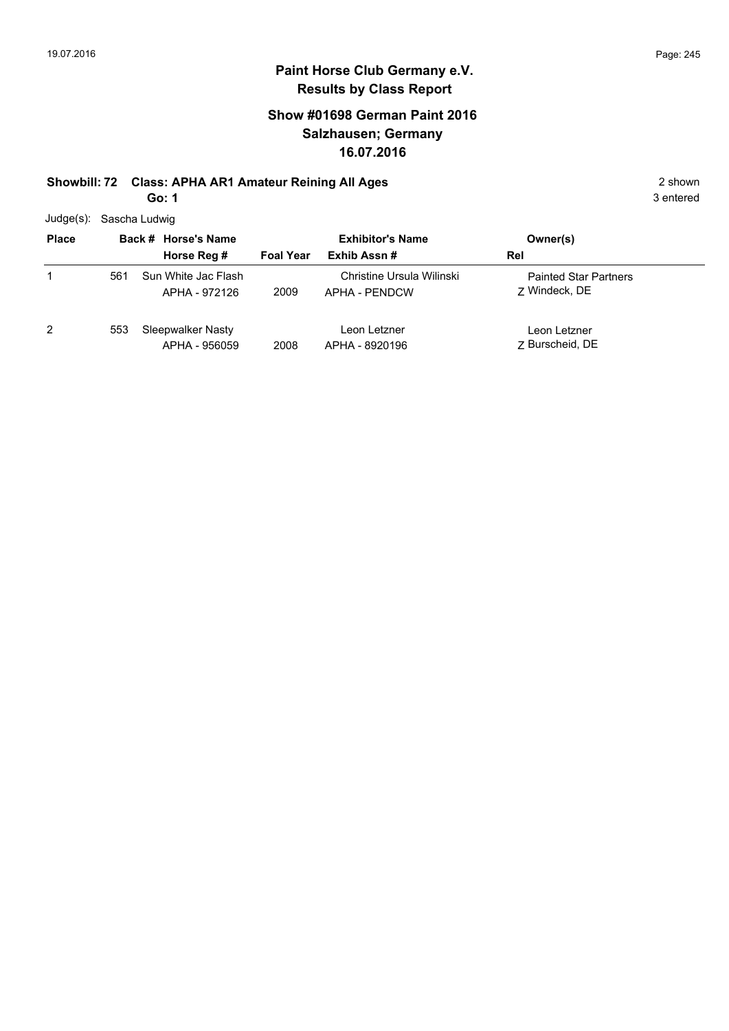# Paint Horse Club Germany e.V.

## Results by Class Report

### Show #01698 German Paint 2016
### Salzhausen; Germany
### 16.07.2016

**Showbill: 72 Class: APHA AR1 Amateur Reining All Ages** 2 shown

**Go: 1** 3 entered

Judge(s): Sascha Ludwig

| Place | Back # | Horse's Name / Horse Reg # | Foal Year | Exhibitor's Name / Exhib Assn # | Owner(s) / Rel |
|---|---|---|---|---|---|
| 1 | 561 | Sun White Jac Flash<br>APHA - 972126 | 2009 | Christine Ursula Wilinski<br>APHA - PENDCW | Painted Star Partners<br>Z Windeck, DE |
| 2 | 553 | Sleepwalker Nasty<br>APHA - 956059 | 2008 | Leon Letzner<br>APHA - 8920196 | Leon Letzner<br>Z Burscheid, DE |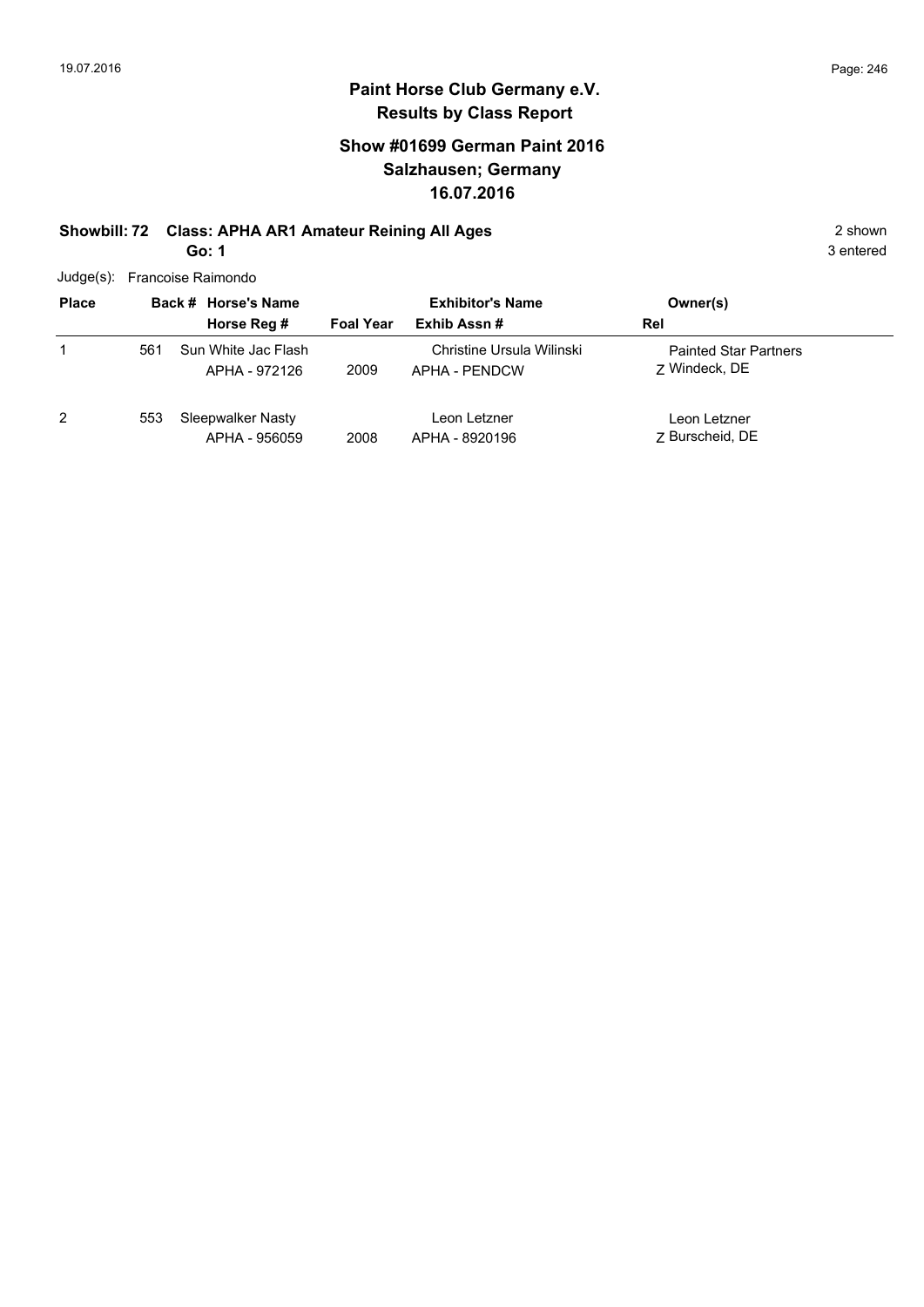# Paint Horse Club Germany e.V.
## Results by Class Report

### Show #01699 German Paint 2016
### Salzhausen; Germany
### 16.07.2016

**Showbill: 72 Class: APHA AR1 Amateur Reining All Ages** — 2 shown, 3 entered

**Go: 1**

Judge(s): Francoise Raimondo

| Place | Back # | Horse's Name / Horse Reg # | Foal Year | Exhibitor's Name / Exhib Assn # | Owner(s) / Rel |
|---|---|---|---|---|---|
| 1 | 561 | Sun White Jac Flash<br>APHA - 972126 | 2009 | Christine Ursula Wilinski<br>APHA - PENDCW | Painted Star Partners<br>Z Windeck, DE |
| 2 | 553 | Sleepwalker Nasty<br>APHA - 956059 | 2008 | Leon Letzner<br>APHA - 8920196 | Leon Letzner<br>Z Burscheid, DE |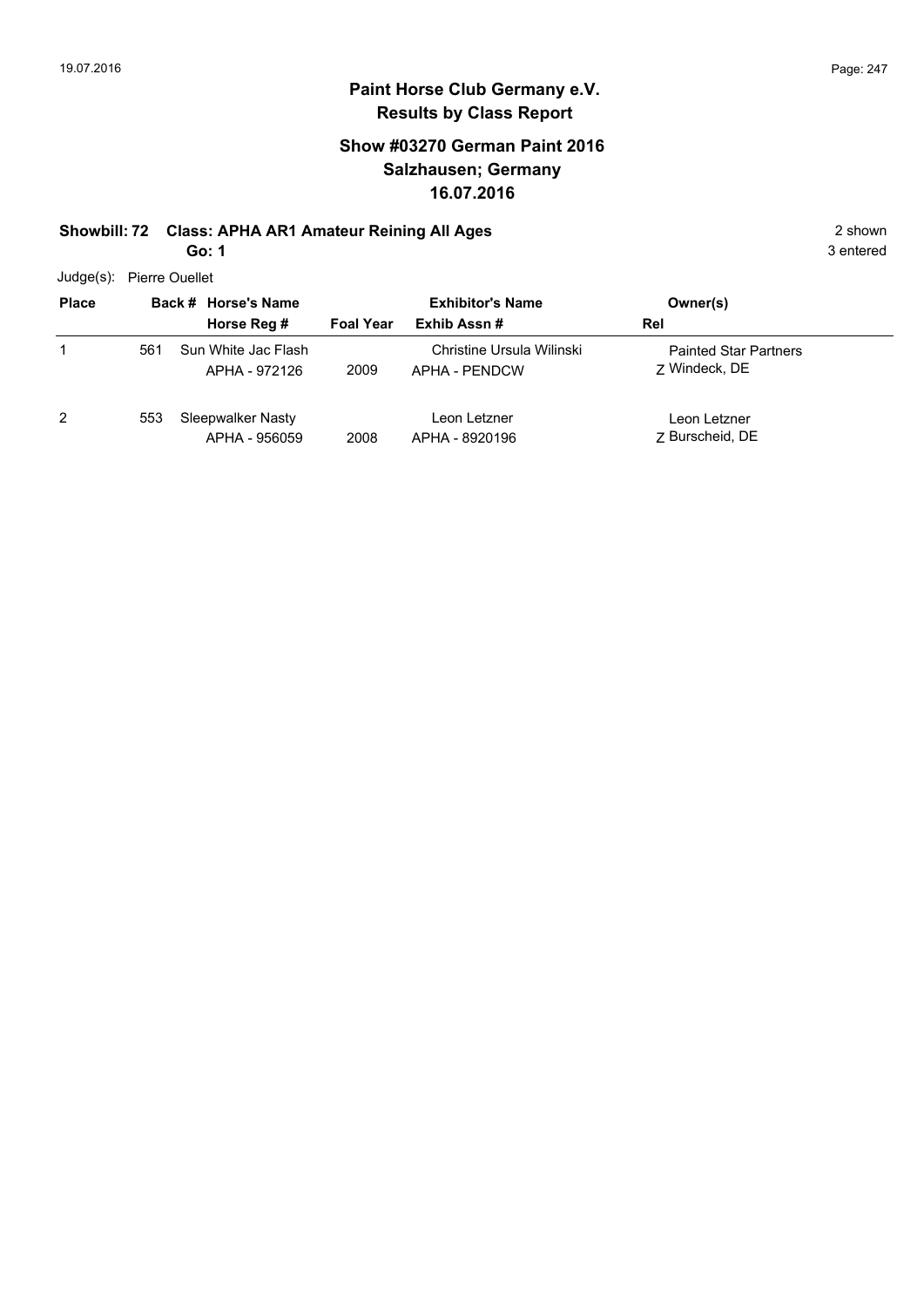## Paint Horse Club Germany e.V.
### Results by Class Report

### Show #03270 German Paint 2016
### Salzhausen; Germany
### 16.07.2016

**Showbill: 72 Class: APHA AR1 Amateur Reining All Ages** — 2 shown, 3 entered

**Go: 1**

Judge(s): Pierre Ouellet

| Place | Back # | Horse's Name / Horse Reg # | Foal Year | Exhibitor's Name / Exhib Assn # | Owner(s) / Rel |
|---|---|---|---|---|---|
| 1 | 561 | Sun White Jac Flash<br>APHA - 972126 | 2009 | Christine Ursula Wilinski<br>APHA - PENDCW | Painted Star Partners<br>Z Windeck, DE |
| 2 | 553 | Sleepwalker Nasty<br>APHA - 956059 | 2008 | Leon Letzner<br>APHA - 8920196 | Leon Letzner<br>Z Burscheid, DE |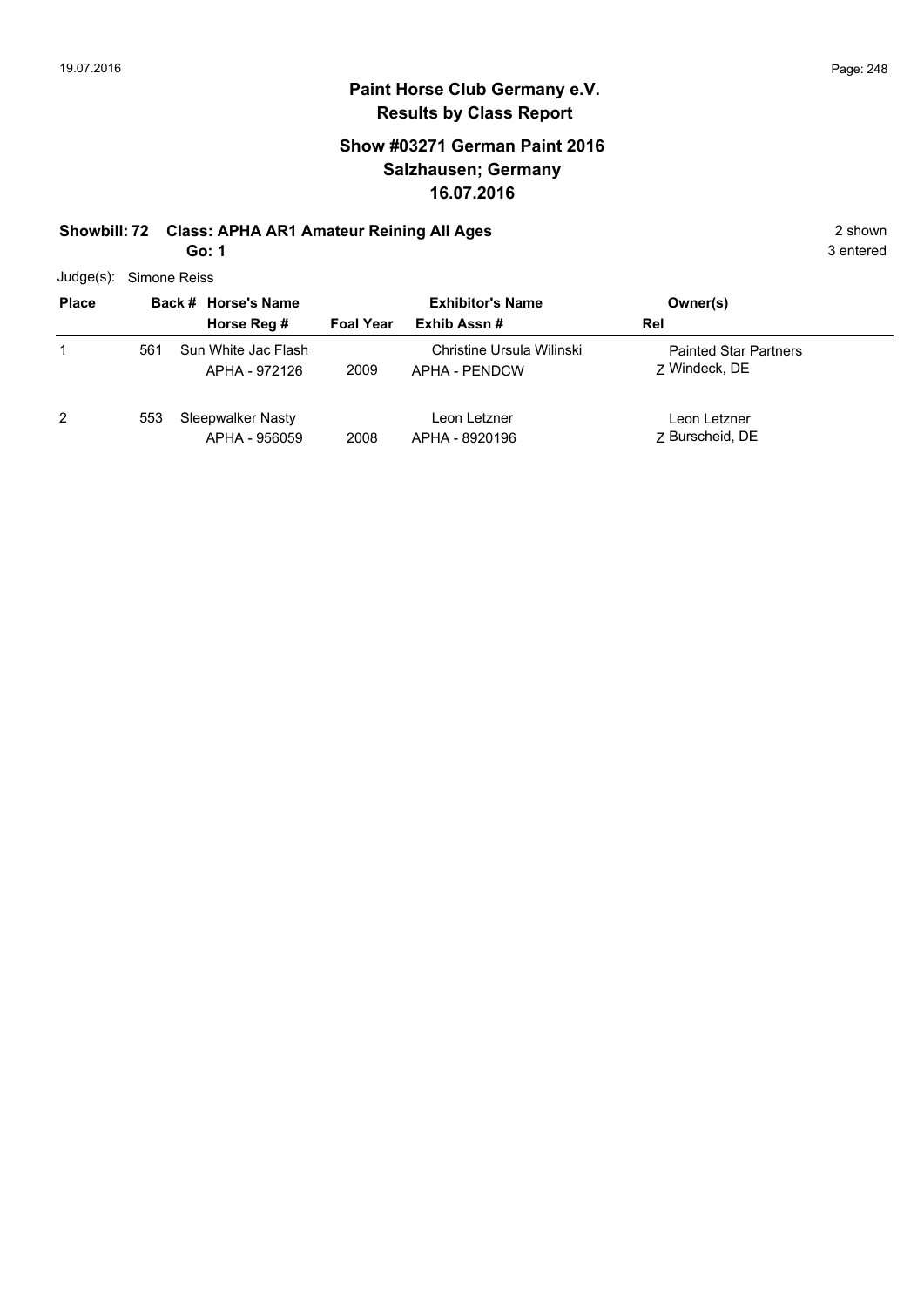# Paint Horse Club Germany e.V.

## Results by Class Report

### Show #03271 German Paint 2016
### Salzhausen; Germany
### 16.07.2016

**Showbill: 72 Class: APHA AR1 Amateur Reining All Ages** — 2 shown, 3 entered

**Go: 1**

Judge(s): Simone Reiss

| Place | Back # | Horse's Name / Horse Reg # | Foal Year | Exhibitor's Name / Exhib Assn # | Owner(s) / Rel |
|---|---|---|---|---|---|
| 1 | 561 | Sun White Jac Flash<br>APHA - 972126 | 2009 | Christine Ursula Wilinski<br>APHA - PENDCW | Painted Star Partners<br>Z Windeck, DE |
| 2 | 553 | Sleepwalker Nasty<br>APHA - 956059 | 2008 | Leon Letzner<br>APHA - 8920196 | Leon Letzner<br>Z Burscheid, DE |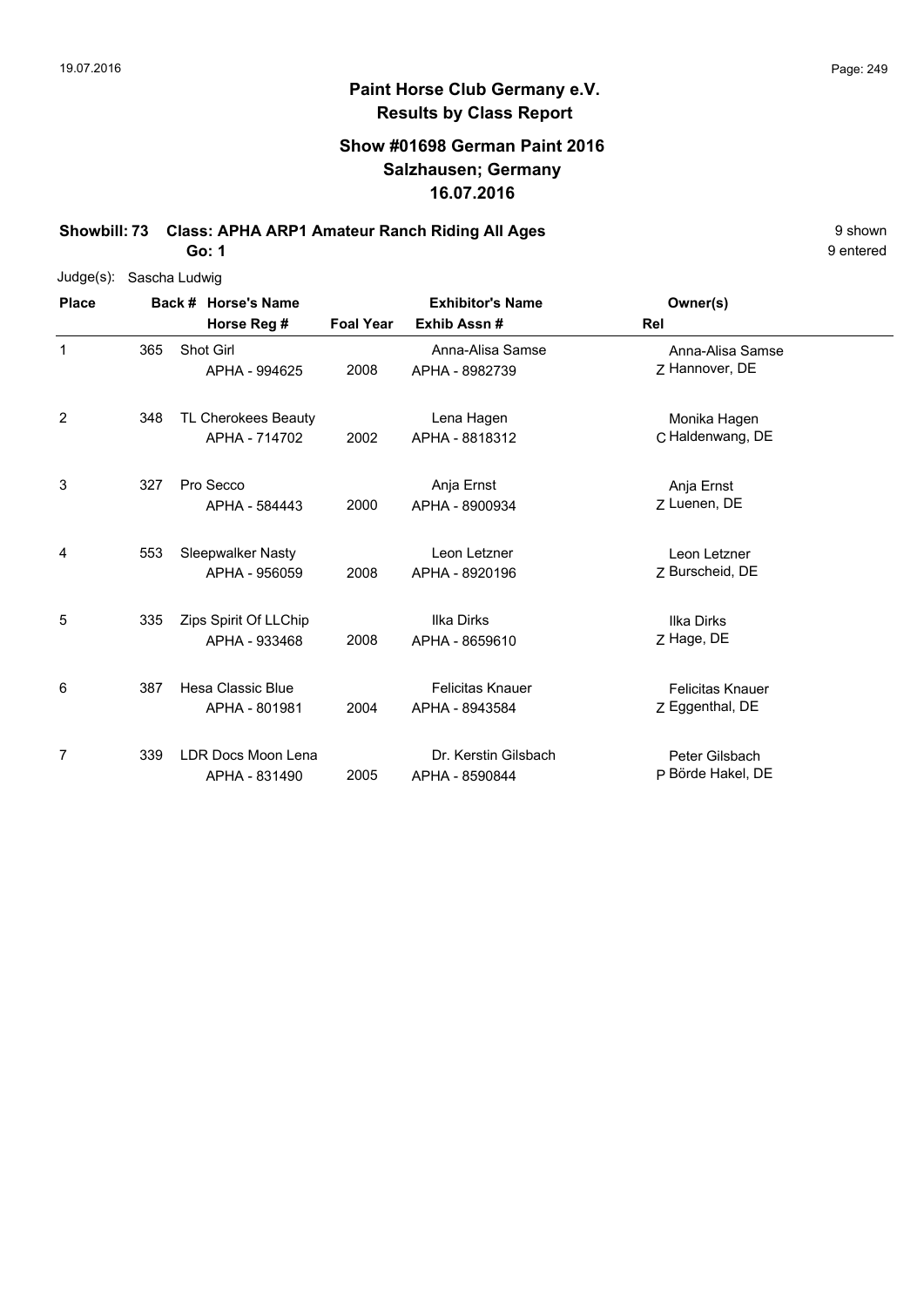**Paint Horse Club Germany e.V.**
**Results by Class Report**

**Show #01698 German Paint 2016**
**Salzhausen; Germany**
**16.07.2016**

**Showbill: 73 Class: APHA ARP1 Amateur Ranch Riding All Ages** 9 shown
**Go: 1** 9 entered

Judge(s): Sascha Ludwig

| Place | Back # | Horse's Name / Horse Reg # | Foal Year | Exhibitor's Name / Exhib Assn # | Rel | Owner(s) |
|---|---|---|---|---|---|---|
| 1 | 365 | Shot Girl<br>APHA - 994625 | 2008 | Anna-Alisa Samse<br>APHA - 8982739 | Z | Anna-Alisa Samse<br>Hannover, DE |
| 2 | 348 | TL Cherokees Beauty<br>APHA - 714702 | 2002 | Lena Hagen<br>APHA - 8818312 | C | Monika Hagen<br>Haldenwang, DE |
| 3 | 327 | Pro Secco<br>APHA - 584443 | 2000 | Anja Ernst<br>APHA - 8900934 | Z | Anja Ernst<br>Luenen, DE |
| 4 | 553 | Sleepwalker Nasty<br>APHA - 956059 | 2008 | Leon Letzner<br>APHA - 8920196 | Z | Leon Letzner<br>Burscheid, DE |
| 5 | 335 | Zips Spirit Of LLChip<br>APHA - 933468 | 2008 | Ilka Dirks<br>APHA - 8659610 | Z | Ilka Dirks<br>Hage, DE |
| 6 | 387 | Hesa Classic Blue<br>APHA - 801981 | 2004 | Felicitas Knauer<br>APHA - 8943584 | Z | Felicitas Knauer<br>Eggenthal, DE |
| 7 | 339 | LDR Docs Moon Lena<br>APHA - 831490 | 2005 | Dr. Kerstin Gilsbach<br>APHA - 8590844 | P | Peter Gilsbach<br>Börde Hakel, DE |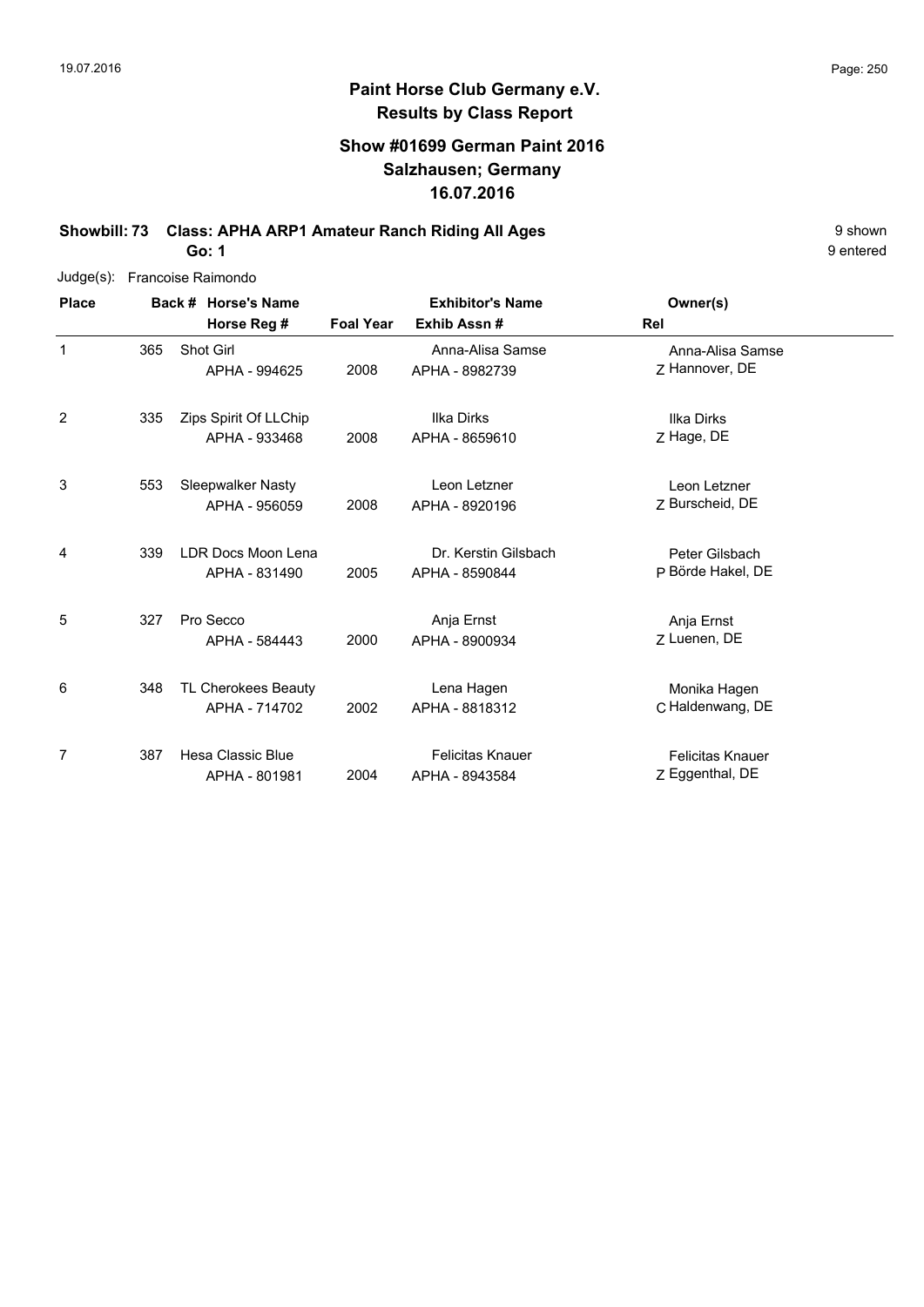# Paint Horse Club Germany e.V.
## Results by Class Report

### Show #01699 German Paint 2016
### Salzhausen; Germany
### 16.07.2016

**Showbill: 73 Class: APHA ARP1 Amateur Ranch Riding All Ages** 9 shown
**Go: 1** 9 entered

Judge(s): Francoise Raimondo

| Place | Back # | Horse's Name / Horse Reg # | Foal Year | Exhibitor's Name / Exhib Assn # | Rel | Owner(s) |
|---|---|---|---|---|---|---|
| 1 | 365 | Shot Girl<br>APHA - 994625 | 2008 | Anna-Alisa Samse<br>APHA - 8982739 | Z | Anna-Alisa Samse<br>Hannover, DE |
| 2 | 335 | Zips Spirit Of LLChip<br>APHA - 933468 | 2008 | Ilka Dirks<br>APHA - 8659610 | Z | Ilka Dirks<br>Hage, DE |
| 3 | 553 | Sleepwalker Nasty<br>APHA - 956059 | 2008 | Leon Letzner<br>APHA - 8920196 | Z | Leon Letzner<br>Burscheid, DE |
| 4 | 339 | LDR Docs Moon Lena<br>APHA - 831490 | 2005 | Dr. Kerstin Gilsbach<br>APHA - 8590844 | P | Peter Gilsbach<br>Börde Hakel, DE |
| 5 | 327 | Pro Secco<br>APHA - 584443 | 2000 | Anja Ernst<br>APHA - 8900934 | Z | Anja Ernst<br>Luenen, DE |
| 6 | 348 | TL Cherokees Beauty<br>APHA - 714702 | 2002 | Lena Hagen<br>APHA - 8818312 | C | Monika Hagen<br>Haldenwang, DE |
| 7 | 387 | Hesa Classic Blue<br>APHA - 801981 | 2004 | Felicitas Knauer<br>APHA - 8943584 | Z | Felicitas Knauer<br>Eggenthal, DE |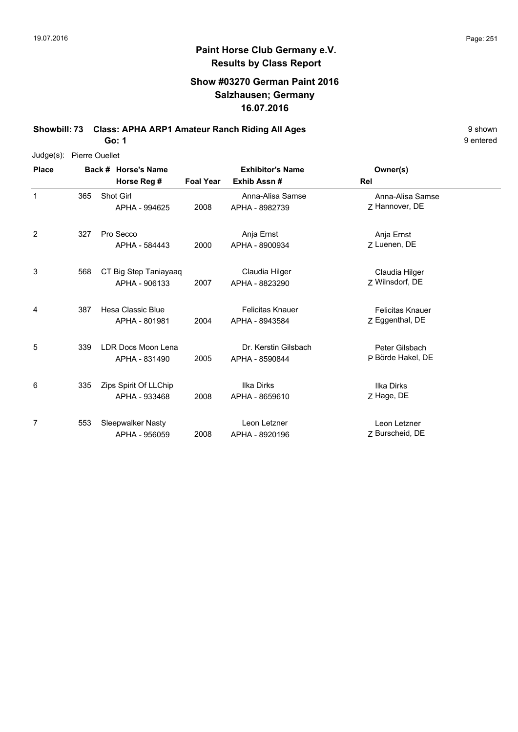## Paint Horse Club Germany e.V.
## Results by Class Report

### Show #03270 German Paint 2016
### Salzhausen; Germany
### 16.07.2016

**Showbill: 73 Class: APHA ARP1 Amateur Ranch Riding All Ages** 9 shown

**Go: 1** 9 entered

Judge(s): Pierre Ouellet

| Place | Back # | Horse's Name / Horse Reg # | Foal Year | Exhibitor's Name / Exhib Assn # | Rel | Owner(s) |
|---|---|---|---|---|---|---|
| 1 | 365 | Shot Girl<br>APHA - 994625 | 2008 | Anna-Alisa Samse<br>APHA - 8982739 | Z | Anna-Alisa Samse<br>Hannover, DE |
| 2 | 327 | Pro Secco<br>APHA - 584443 | 2000 | Anja Ernst<br>APHA - 8900934 | Z | Anja Ernst<br>Luenen, DE |
| 3 | 568 | CT Big Step Taniayaaq<br>APHA - 906133 | 2007 | Claudia Hilger<br>APHA - 8823290 | Z | Claudia Hilger<br>Wilnsdorf, DE |
| 4 | 387 | Hesa Classic Blue<br>APHA - 801981 | 2004 | Felicitas Knauer<br>APHA - 8943584 | Z | Felicitas Knauer<br>Eggenthal, DE |
| 5 | 339 | LDR Docs Moon Lena<br>APHA - 831490 | 2005 | Dr. Kerstin Gilsbach<br>APHA - 8590844 | P | Peter Gilsbach<br>Börde Hakel, DE |
| 6 | 335 | Zips Spirit Of LLChip<br>APHA - 933468 | 2008 | Ilka Dirks<br>APHA - 8659610 | Z | Ilka Dirks<br>Hage, DE |
| 7 | 553 | Sleepwalker Nasty<br>APHA - 956059 | 2008 | Leon Letzner<br>APHA - 8920196 | Z | Leon Letzner<br>Burscheid, DE |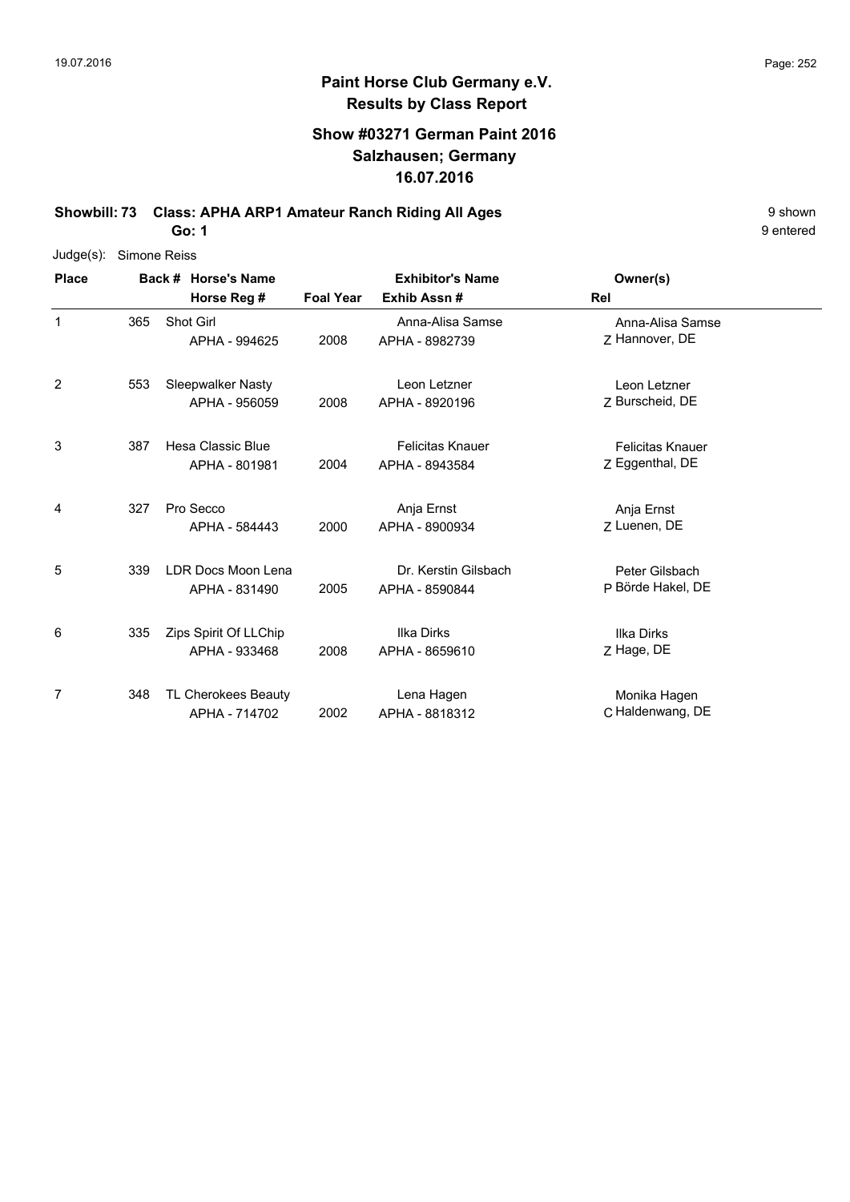**Paint Horse Club Germany e.V.**
**Results by Class Report**

**Show #03271 German Paint 2016**
**Salzhausen; Germany**
**16.07.2016**

**Showbill: 73 Class: APHA ARP1 Amateur Ranch Riding All Ages** 9 shown
**Go: 1** 9 entered

Judge(s): Simone Reiss

| Place | Back # | Horse's Name / Horse Reg # | Foal Year | Exhibitor's Name / Exhib Assn # | Rel | Owner(s) |
|---|---|---|---|---|---|---|
| 1 | 365 | Shot Girl<br>APHA - 994625 | 2008 | Anna-Alisa Samse<br>APHA - 8982739 | Z | Anna-Alisa Samse<br>Hannover, DE |
| 2 | 553 | Sleepwalker Nasty<br>APHA - 956059 | 2008 | Leon Letzner<br>APHA - 8920196 | Z | Leon Letzner<br>Burscheid, DE |
| 3 | 387 | Hesa Classic Blue<br>APHA - 801981 | 2004 | Felicitas Knauer<br>APHA - 8943584 | Z | Felicitas Knauer<br>Eggenthal, DE |
| 4 | 327 | Pro Secco<br>APHA - 584443 | 2000 | Anja Ernst<br>APHA - 8900934 | Z | Anja Ernst<br>Luenen, DE |
| 5 | 339 | LDR Docs Moon Lena<br>APHA - 831490 | 2005 | Dr. Kerstin Gilsbach<br>APHA - 8590844 | P | Peter Gilsbach<br>Börde Hakel, DE |
| 6 | 335 | Zips Spirit Of LLChip<br>APHA - 933468 | 2008 | Ilka Dirks<br>APHA - 8659610 | Z | Ilka Dirks<br>Hage, DE |
| 7 | 348 | TL Cherokees Beauty<br>APHA - 714702 | 2002 | Lena Hagen<br>APHA - 8818312 | C | Monika Hagen<br>Haldenwang, DE |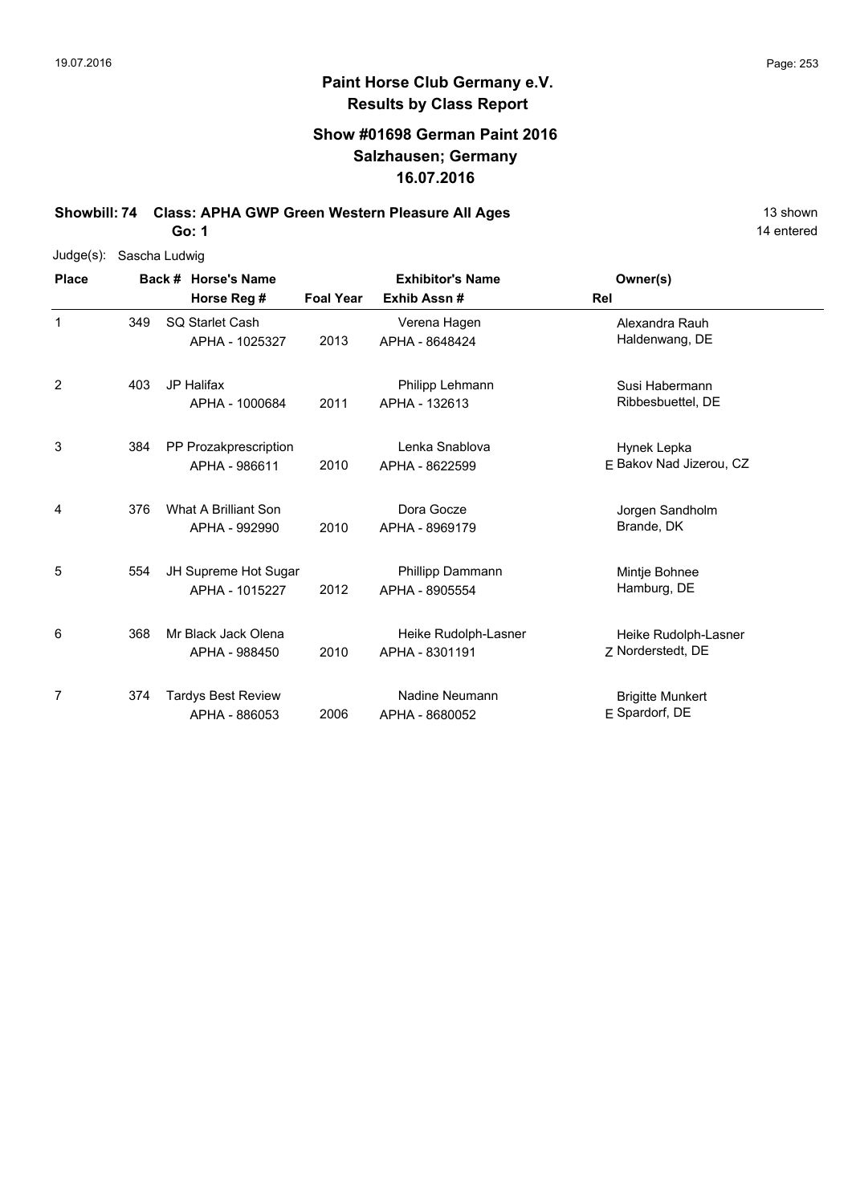# Paint Horse Club Germany e.V.
## Results by Class Report

### Show #01698 German Paint 2016
### Salzhausen; Germany
### 16.07.2016

**Showbill: 74 Class: APHA GWP Green Western Pleasure All Ages** 13 shown

**Go: 1** 14 entered

Judge(s): Sascha Ludwig

| Place | Back # | Horse's Name / Horse Reg # | Foal Year | Exhibitor's Name / Exhib Assn # | Rel | Owner(s) |
|---|---|---|---|---|---|---|
| 1 | 349 | SQ Starlet Cash<br>APHA - 1025327 | 2013 | Verena Hagen<br>APHA - 8648424 | | Alexandra Rauh<br>Haldenwang, DE |
| 2 | 403 | JP Halifax<br>APHA - 1000684 | 2011 | Philipp Lehmann<br>APHA - 132613 | | Susi Habermann<br>Ribbesbuettel, DE |
| 3 | 384 | PP Prozakprescription<br>APHA - 986611 | 2010 | Lenka Snablova<br>APHA - 8622599 | E | Hynek Lepka<br>Bakov Nad Jizerou, CZ |
| 4 | 376 | What A Brilliant Son<br>APHA - 992990 | 2010 | Dora Gocze<br>APHA - 8969179 | | Jorgen Sandholm<br>Brande, DK |
| 5 | 554 | JH Supreme Hot Sugar<br>APHA - 1015227 | 2012 | Phillipp Dammann<br>APHA - 8905554 | | Mintje Bohnee<br>Hamburg, DE |
| 6 | 368 | Mr Black Jack Olena<br>APHA - 988450 | 2010 | Heike Rudolph-Lasner<br>APHA - 8301191 | Z | Heike Rudolph-Lasner<br>Norderstedt, DE |
| 7 | 374 | Tardys Best Review<br>APHA - 886053 | 2006 | Nadine Neumann<br>APHA - 8680052 | E | Brigitte Munkert<br>Spardorf, DE |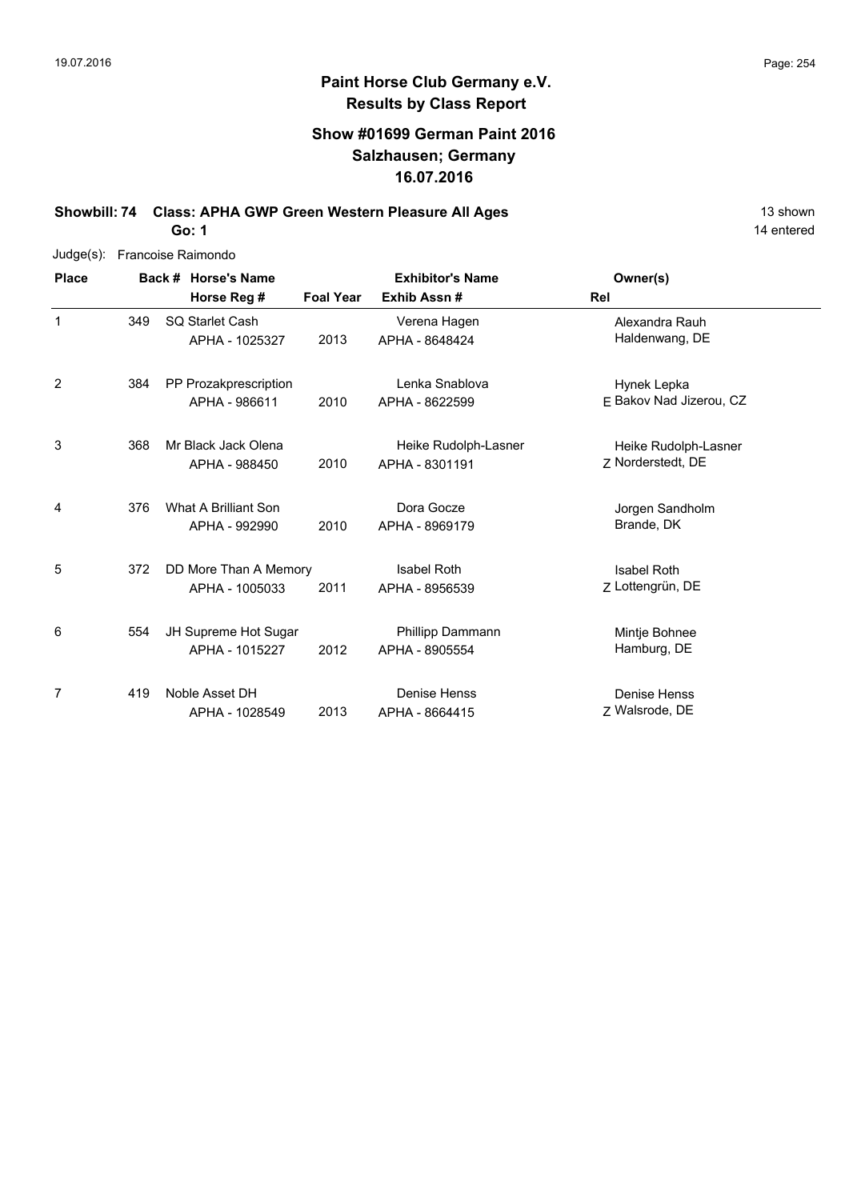# Paint Horse Club Germany e.V.
## Results by Class Report

### Show #01699 German Paint 2016
### Salzhausen; Germany
### 16.07.2016

**Showbill: 74 Class: APHA GWP Green Western Pleasure All Ages** 13 shown

**Go: 1** 14 entered

Judge(s): Francoise Raimondo

| Place | Back # | Horse's Name / Horse Reg # | Foal Year | Exhibitor's Name / Exhib Assn # | Rel | Owner(s) |
|---|---|---|---|---|---|---|
| 1 | 349 | SQ Starlet Cash<br>APHA - 1025327 | 2013 | Verena Hagen<br>APHA - 8648424 | | Alexandra Rauh<br>Haldenwang, DE |
| 2 | 384 | PP Prozakprescription<br>APHA - 986611 | 2010 | Lenka Snablova<br>APHA - 8622599 | E | Hynek Lepka<br>Bakov Nad Jizerou, CZ |
| 3 | 368 | Mr Black Jack Olena<br>APHA - 988450 | 2010 | Heike Rudolph-Lasner<br>APHA - 8301191 | Z | Heike Rudolph-Lasner<br>Norderstedt, DE |
| 4 | 376 | What A Brilliant Son<br>APHA - 992990 | 2010 | Dora Gocze<br>APHA - 8969179 | | Jorgen Sandholm<br>Brande, DK |
| 5 | 372 | DD More Than A Memory<br>APHA - 1005033 | 2011 | Isabel Roth<br>APHA - 8956539 | Z | Isabel Roth<br>Lottengrün, DE |
| 6 | 554 | JH Supreme Hot Sugar<br>APHA - 1015227 | 2012 | Phillipp Dammann<br>APHA - 8905554 | | Mintje Bohnee<br>Hamburg, DE |
| 7 | 419 | Noble Asset DH<br>APHA - 1028549 | 2013 | Denise Henss<br>APHA - 8664415 | Z | Denise Henss<br>Walsrode, DE |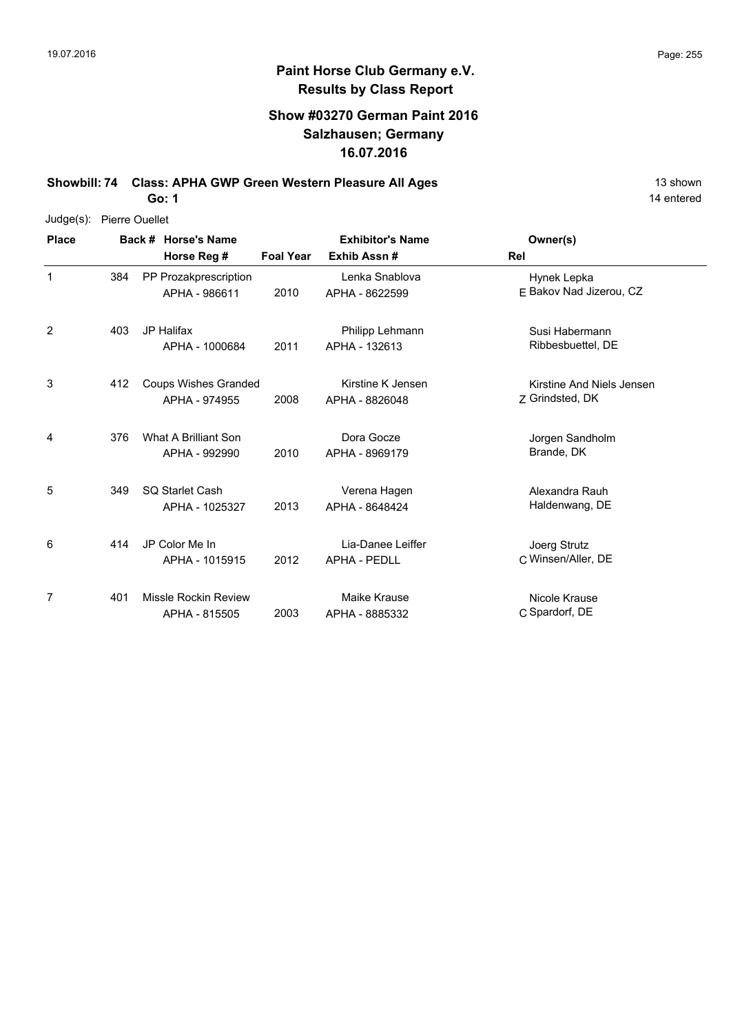## Paint Horse Club Germany e.V.
## Results by Class Report

### Show #03270 German Paint 2016
### Salzhausen; Germany
### 16.07.2016

**Showbill: 74 Class: APHA GWP Green Western Pleasure All Ages** 13 shown
**Go: 1** 14 entered

Judge(s): Pierre Ouellet

| Place | Back # | Horse's Name / Horse Reg # | Foal Year | Exhibitor's Name / Exhib Assn # | Rel | Owner(s) |
|---|---|---|---|---|---|---|
| 1 | 384 | PP Prozakprescription<br>APHA - 986611 | 2010 | Lenka Snablova<br>APHA - 8622599 | E | Hynek Lepka<br>Bakov Nad Jizerou, CZ |
| 2 | 403 | JP Halifax<br>APHA - 1000684 | 2011 | Philipp Lehmann<br>APHA - 132613 | | Susi Habermann<br>Ribbesbuettel, DE |
| 3 | 412 | Coups Wishes Granded<br>APHA - 974955 | 2008 | Kirstine K Jensen<br>APHA - 8826048 | Z | Kirstine And Niels Jensen<br>Grindsted, DK |
| 4 | 376 | What A Brilliant Son<br>APHA - 992990 | 2010 | Dora Gocze<br>APHA - 8969179 | | Jorgen Sandholm<br>Brande, DK |
| 5 | 349 | SQ Starlet Cash<br>APHA - 1025327 | 2013 | Verena Hagen<br>APHA - 8648424 | | Alexandra Rauh<br>Haldenwang, DE |
| 6 | 414 | JP Color Me In<br>APHA - 1015915 | 2012 | Lia-Danee Leiffer<br>APHA - PEDLL | C | Joerg Strutz<br>Winsen/Aller, DE |
| 7 | 401 | Missle Rockin Review<br>APHA - 815505 | 2003 | Maike Krause<br>APHA - 8885332 | C | Nicole Krause<br>Spardorf, DE |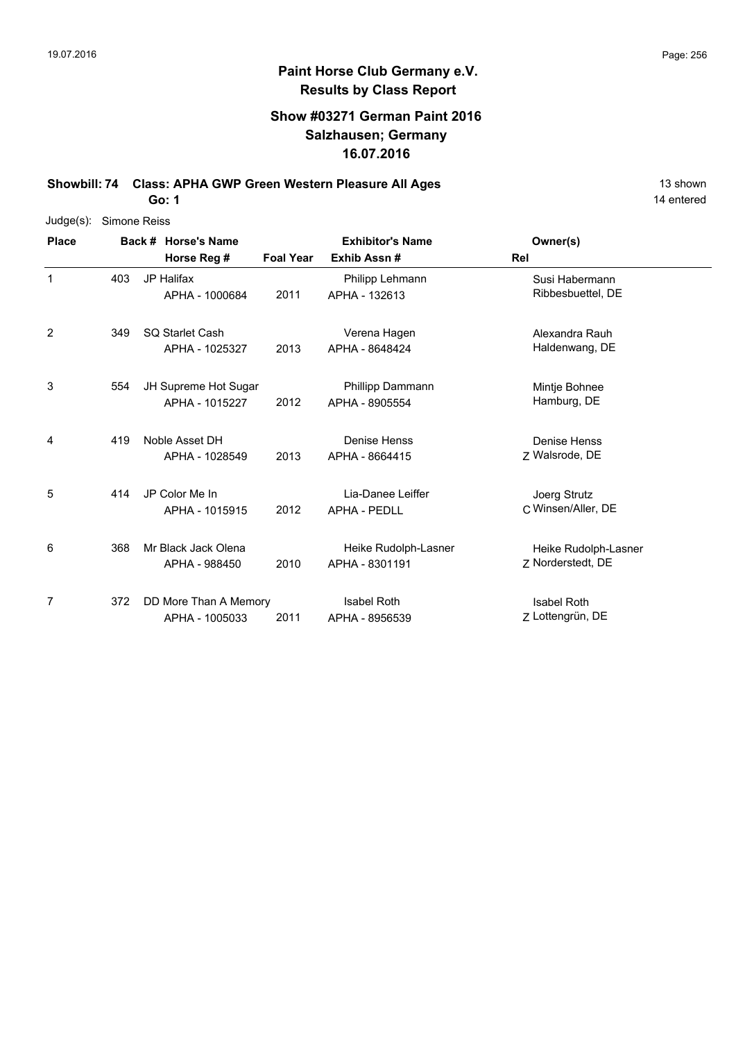## Paint Horse Club Germany e.V.
## Results by Class Report

### Show #03271 German Paint 2016
### Salzhausen; Germany
### 16.07.2016

**Showbill: 74 Class: APHA GWP Green Western Pleasure All Ages** 13 shown
**Go: 1** 14 entered

Judge(s): Simone Reiss

| Place | Back # | Horse's Name / Horse Reg # | Foal Year | Exhibitor's Name / Exhib Assn # | Rel | Owner(s) |
|---|---|---|---|---|---|---|
| 1 | 403 | JP Halifax<br>APHA - 1000684 | 2011 | Philipp Lehmann<br>APHA - 132613 | | Susi Habermann<br>Ribbesbuettel, DE |
| 2 | 349 | SQ Starlet Cash<br>APHA - 1025327 | 2013 | Verena Hagen<br>APHA - 8648424 | | Alexandra Rauh<br>Haldenwang, DE |
| 3 | 554 | JH Supreme Hot Sugar<br>APHA - 1015227 | 2012 | Phillipp Dammann<br>APHA - 8905554 | | Mintje Bohnee<br>Hamburg, DE |
| 4 | 419 | Noble Asset DH<br>APHA - 1028549 | 2013 | Denise Henss<br>APHA - 8664415 | Z | Denise Henss<br>Walsrode, DE |
| 5 | 414 | JP Color Me In<br>APHA - 1015915 | 2012 | Lia-Danee Leiffer<br>APHA - PEDLL | C | Joerg Strutz<br>Winsen/Aller, DE |
| 6 | 368 | Mr Black Jack Olena<br>APHA - 988450 | 2010 | Heike Rudolph-Lasner<br>APHA - 8301191 | Z | Heike Rudolph-Lasner<br>Norderstedt, DE |
| 7 | 372 | DD More Than A Memory<br>APHA - 1005033 | 2011 | Isabel Roth<br>APHA - 8956539 | Z | Isabel Roth<br>Lottengrün, DE |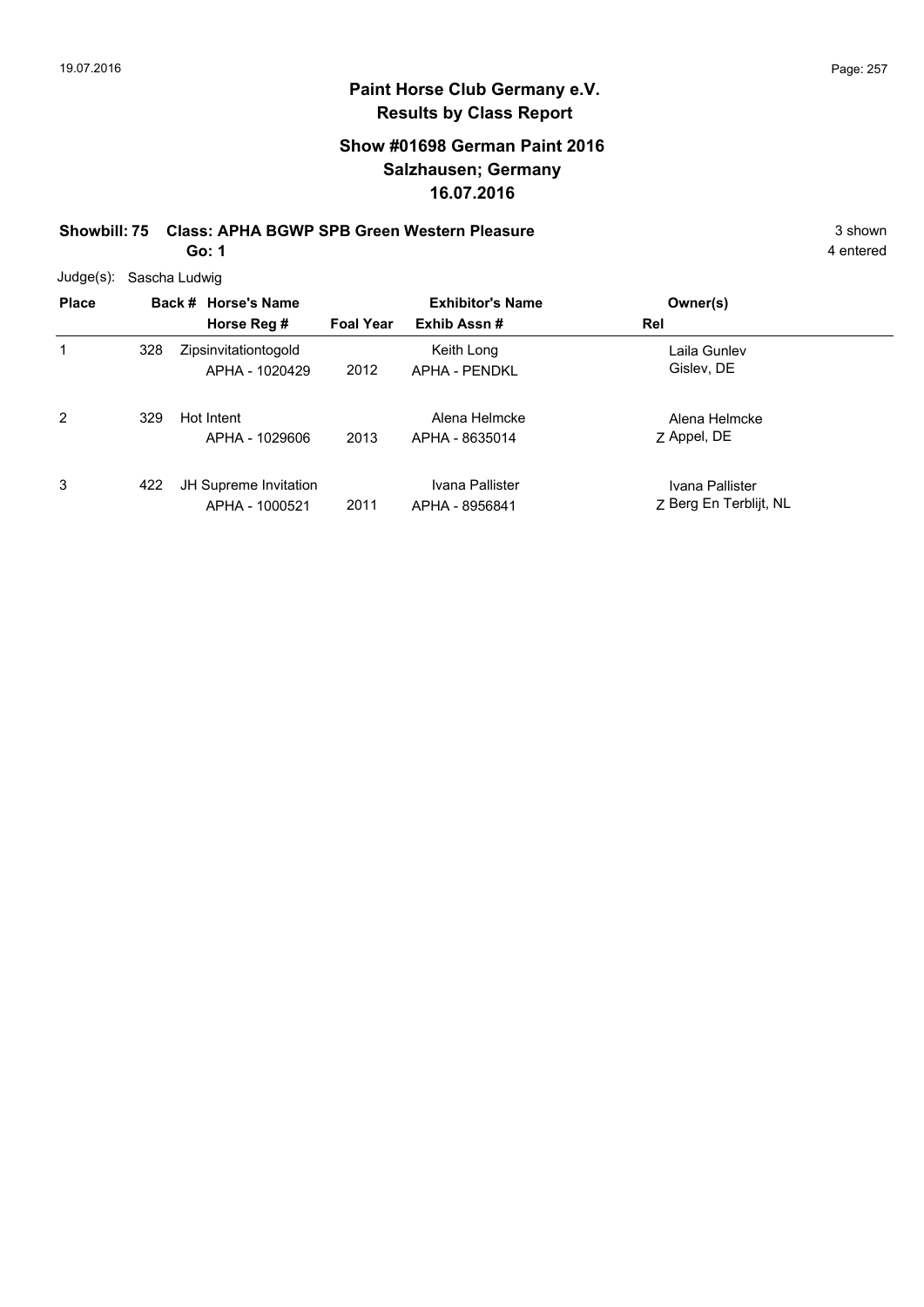## Paint Horse Club Germany e.V.
## Results by Class Report

### Show #01698 German Paint 2016
### Salzhausen; Germany
### 16.07.2016

**Showbill: 75 Class: APHA BGWP SPB Green Western Pleasure** 3 shown

**Go: 1** 4 entered

Judge(s): Sascha Ludwig

| Place | Back # | Horse's Name / Horse Reg # | Foal Year | Exhibitor's Name / Exhib Assn # | Rel | Owner(s) |
|---|---|---|---|---|---|---|
| 1 | 328 | Zipsinvitationtogold<br>APHA - 1020429 | 2012 | Keith Long<br>APHA - PENDKL | | Laila Gunlev<br>Gislev, DE |
| 2 | 329 | Hot Intent<br>APHA - 1029606 | 2013 | Alena Helmcke<br>APHA - 8635014 | Z | Alena Helmcke<br>Appel, DE |
| 3 | 422 | JH Supreme Invitation<br>APHA - 1000521 | 2011 | Ivana Pallister<br>APHA - 8956841 | Z | Ivana Pallister<br>Berg En Terblijt, NL |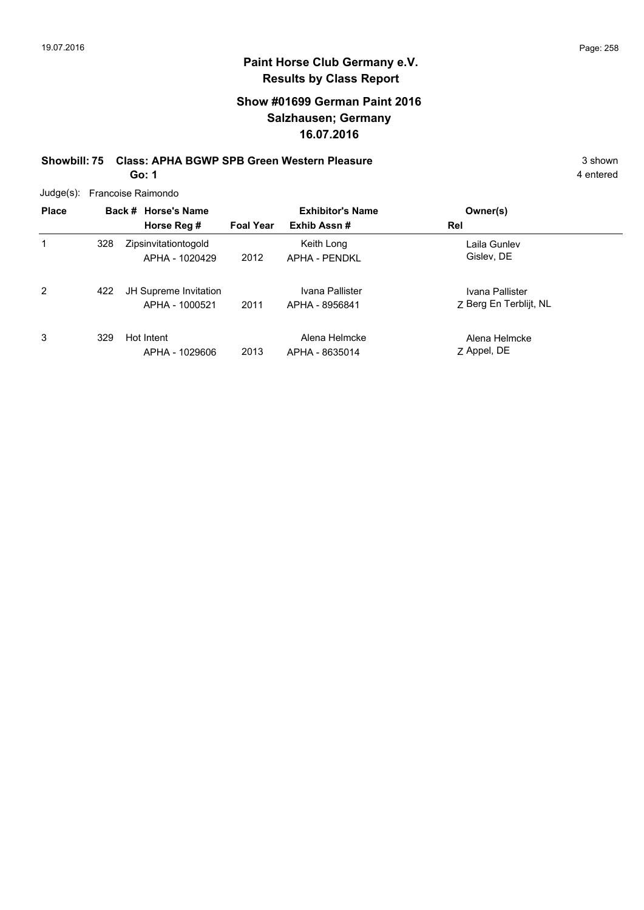## Paint Horse Club Germany e.V.
## Results by Class Report

### Show #01699 German Paint 2016
### Salzhausen; Germany
### 16.07.2016

**Showbill: 75 Class: APHA BGWP SPB Green Western Pleasure** 3 shown

**Go: 1** 4 entered

Judge(s): Francoise Raimondo

| Place | Back # | Horse's Name / Horse Reg # | Foal Year | Exhibitor's Name / Exhib Assn # | Rel | Owner(s) |
|---|---|---|---|---|---|---|
| 1 | 328 | Zipsinvitationtogold<br>APHA - 1020429 | 2012 | Keith Long<br>APHA - PENDKL | | Laila Gunlev<br>Gislev, DE |
| 2 | 422 | JH Supreme Invitation<br>APHA - 1000521 | 2011 | Ivana Pallister<br>APHA - 8956841 | Z | Ivana Pallister<br>Berg En Terblijt, NL |
| 3 | 329 | Hot Intent<br>APHA - 1029606 | 2013 | Alena Helmcke<br>APHA - 8635014 | Z | Alena Helmcke<br>Appel, DE |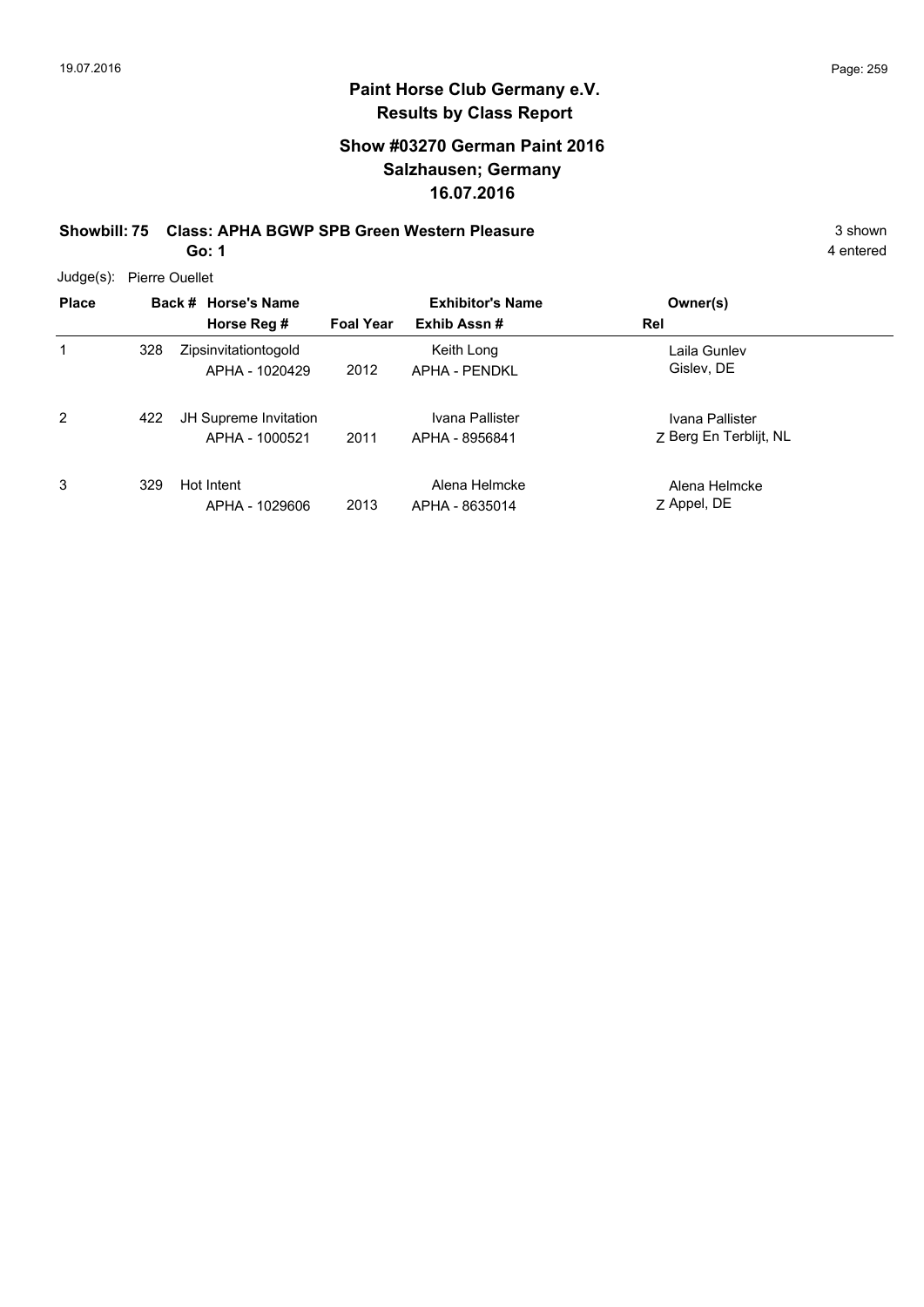**Paint Horse Club Germany e.V.**
**Results by Class Report**

**Show #03270 German Paint 2016**
**Salzhausen; Germany**
**16.07.2016**

**Showbill: 75 Class: APHA BGWP SPB Green Western Pleasure** 3 shown
**Go: 1** 4 entered

Judge(s): Pierre Ouellet

| Place | Back # | Horse's Name / Horse Reg # | Foal Year | Exhibitor's Name / Exhib Assn # | Rel | Owner(s) |
|---|---|---|---|---|---|---|
| 1 | 328 | Zipsinvitationtogold<br>APHA - 1020429 | 2012 | Keith Long<br>APHA - PENDKL | | Laila Gunlev<br>Gislev, DE |
| 2 | 422 | JH Supreme Invitation<br>APHA - 1000521 | 2011 | Ivana Pallister<br>APHA - 8956841 | Z | Ivana Pallister<br>Berg En Terblijt, NL |
| 3 | 329 | Hot Intent<br>APHA - 1029606 | 2013 | Alena Helmcke<br>APHA - 8635014 | Z | Alena Helmcke<br>Appel, DE |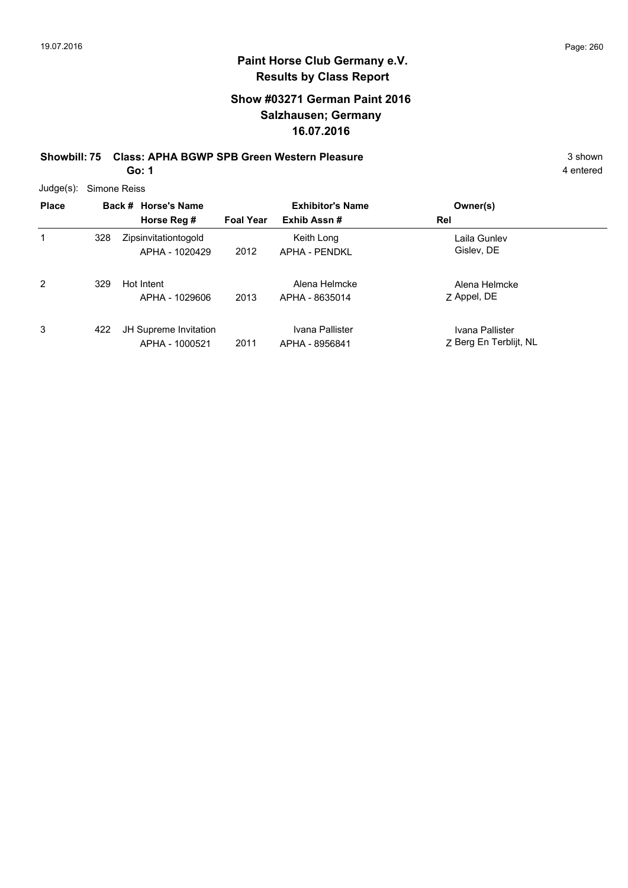# Paint Horse Club Germany e.V.
## Results by Class Report

### Show #03271 German Paint 2016
### Salzhausen; Germany
### 16.07.2016

**Showbill: 75 Class: APHA BGWP SPB Green Western Pleasure** 3 shown

**Go: 1** 4 entered

Judge(s): Simone Reiss

| Place | Back # | Horse's Name / Horse Reg # | Foal Year | Exhibitor's Name / Exhib Assn # | Owner(s) / Rel |
|---|---|---|---|---|---|
| 1 | 328 | Zipsinvitationtogold<br>APHA - 1020429 | 2012 | Keith Long<br>APHA - PENDKL | Laila Gunlev<br>Gislev, DE |
| 2 | 329 | Hot Intent<br>APHA - 1029606 | 2013 | Alena Helmcke<br>APHA - 8635014 | Alena Helmcke<br>Z Appel, DE |
| 3 | 422 | JH Supreme Invitation<br>APHA - 1000521 | 2011 | Ivana Pallister<br>APHA - 8956841 | Ivana Pallister<br>Z Berg En Terblijt, NL |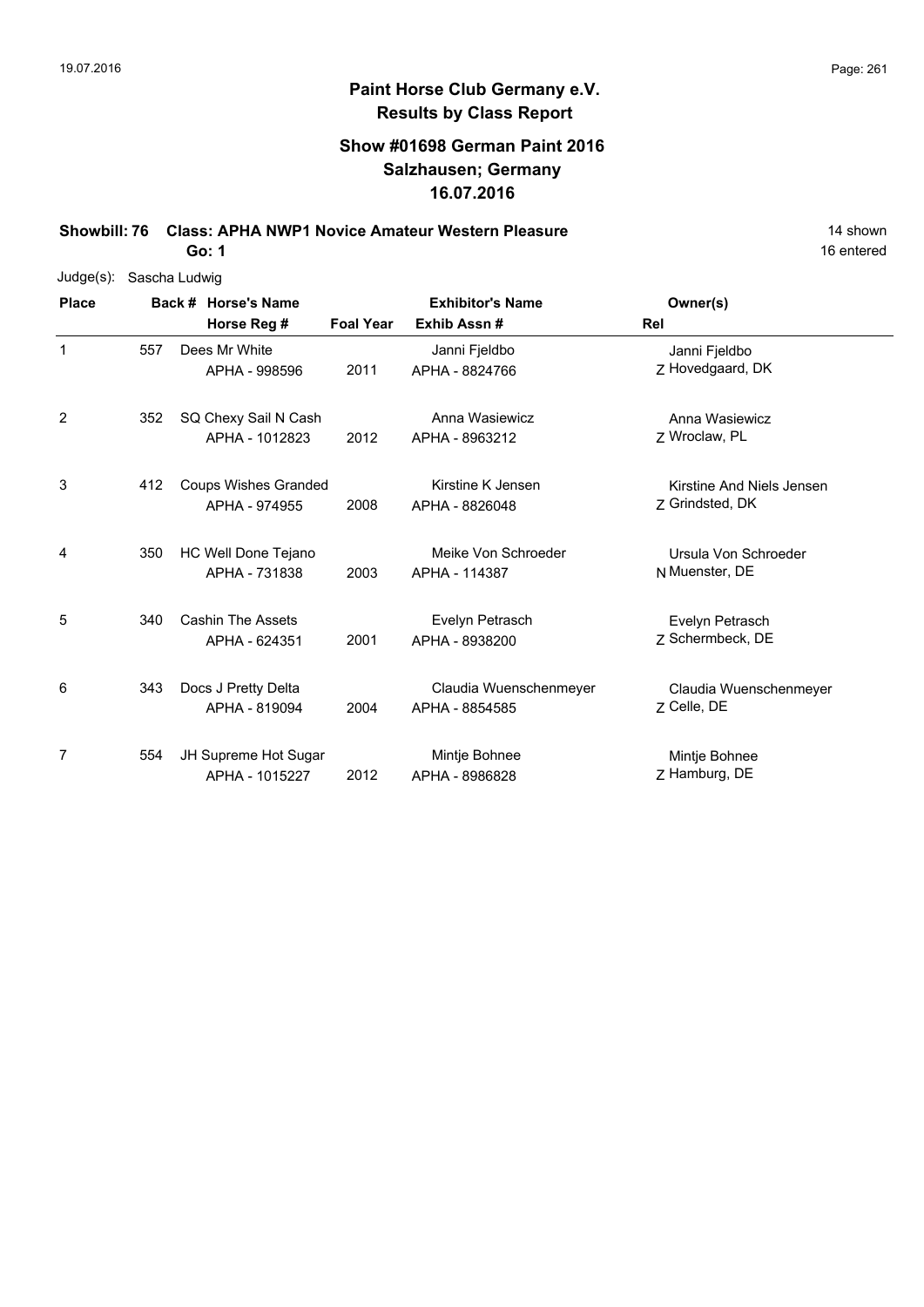# Paint Horse Club Germany e.V.
## Results by Class Report

### Show #01698 German Paint 2016
### Salzhausen; Germany
### 16.07.2016

**Showbill: 76 Class: APHA NWP1 Novice Amateur Western Pleasure** 14 shown

**Go: 1** 16 entered

Judge(s): Sascha Ludwig

| Place | Back # | Horse's Name / Horse Reg # | Foal Year | Exhibitor's Name / Exhib Assn # | Rel | Owner(s) |
|---|---|---|---|---|---|---|
| 1 | 557 | Dees Mr White<br>APHA - 998596 | 2011 | Janni Fjeldbo<br>APHA - 8824766 | Z | Janni Fjeldbo<br>Hovedgaard, DK |
| 2 | 352 | SQ Chexy Sail N Cash<br>APHA - 1012823 | 2012 | Anna Wasiewicz<br>APHA - 8963212 | Z | Anna Wasiewicz<br>Wroclaw, PL |
| 3 | 412 | Coups Wishes Granded<br>APHA - 974955 | 2008 | Kirstine K Jensen<br>APHA - 8826048 | Z | Kirstine And Niels Jensen<br>Grindsted, DK |
| 4 | 350 | HC Well Done Tejano<br>APHA - 731838 | 2003 | Meike Von Schroeder<br>APHA - 114387 | N | Ursula Von Schroeder<br>Muenster, DE |
| 5 | 340 | Cashin The Assets<br>APHA - 624351 | 2001 | Evelyn Petrasch<br>APHA - 8938200 | Z | Evelyn Petrasch<br>Schermbeck, DE |
| 6 | 343 | Docs J Pretty Delta<br>APHA - 819094 | 2004 | Claudia Wuenschenmeyer<br>APHA - 8854585 | Z | Claudia Wuenschenmeyer<br>Celle, DE |
| 7 | 554 | JH Supreme Hot Sugar<br>APHA - 1015227 | 2012 | Mintje Bohnee<br>APHA - 8986828 | Z | Mintje Bohnee<br>Hamburg, DE |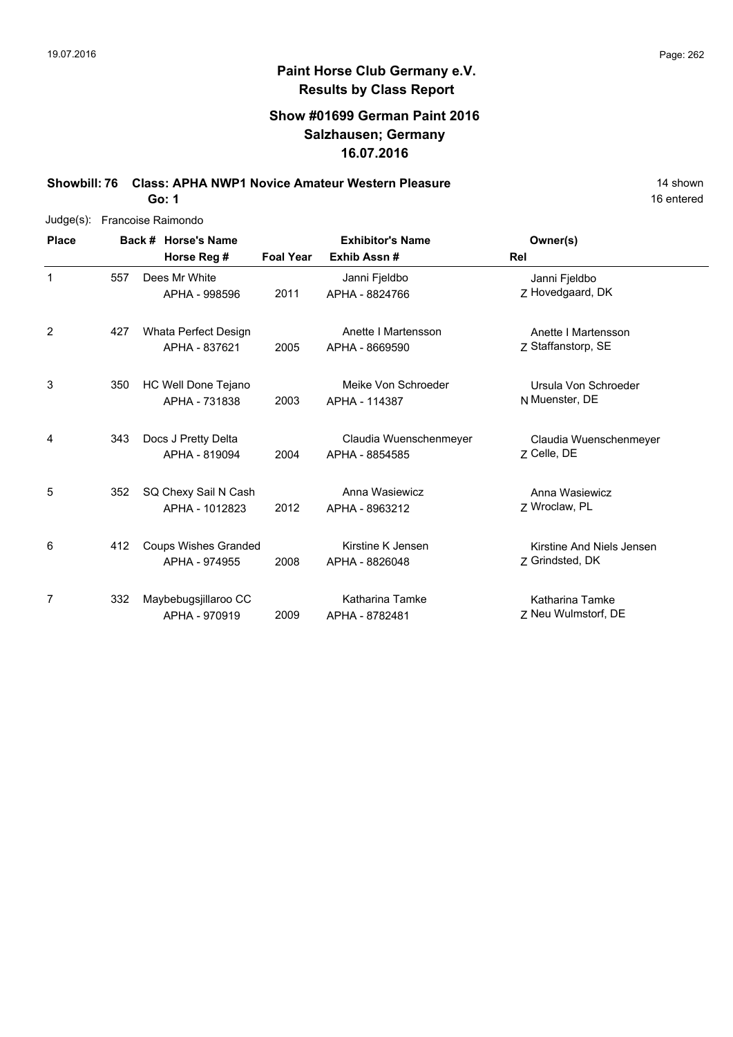**Paint Horse Club Germany e.V.**
**Results by Class Report**

**Show #01699 German Paint 2016**
**Salzhausen; Germany**
**16.07.2016**

**Showbill: 76 Class: APHA NWP1 Novice Amateur Western Pleasure** — 14 shown, 16 entered

**Go: 1**

Judge(s): Francoise Raimondo

| Place | Back # | Horse's Name / Horse Reg # | Foal Year | Exhibitor's Name / Exhib Assn # | Rel | Owner(s) |
|---|---|---|---|---|---|---|
| 1 | 557 | Dees Mr White<br>APHA - 998596 | 2011 | Janni Fjeldbo<br>APHA - 8824766 | Z | Janni Fjeldbo<br>Hovedgaard, DK |
| 2 | 427 | Whata Perfect Design<br>APHA - 837621 | 2005 | Anette I Martensson<br>APHA - 8669590 | Z | Anette I Martensson<br>Staffanstorp, SE |
| 3 | 350 | HC Well Done Tejano<br>APHA - 731838 | 2003 | Meike Von Schroeder<br>APHA - 114387 | N | Ursula Von Schroeder<br>Muenster, DE |
| 4 | 343 | Docs J Pretty Delta<br>APHA - 819094 | 2004 | Claudia Wuenschenmeyer<br>APHA - 8854585 | Z | Claudia Wuenschenmeyer<br>Celle, DE |
| 5 | 352 | SQ Chexy Sail N Cash<br>APHA - 1012823 | 2012 | Anna Wasiewicz<br>APHA - 8963212 | Z | Anna Wasiewicz<br>Wroclaw, PL |
| 6 | 412 | Coups Wishes Granded<br>APHA - 974955 | 2008 | Kirstine K Jensen<br>APHA - 8826048 | Z | Kirstine And Niels Jensen<br>Grindsted, DK |
| 7 | 332 | Maybebugsjillaroo CC<br>APHA - 970919 | 2009 | Katharina Tamke<br>APHA - 8782481 | Z | Katharina Tamke<br>Neu Wulmstorf, DE |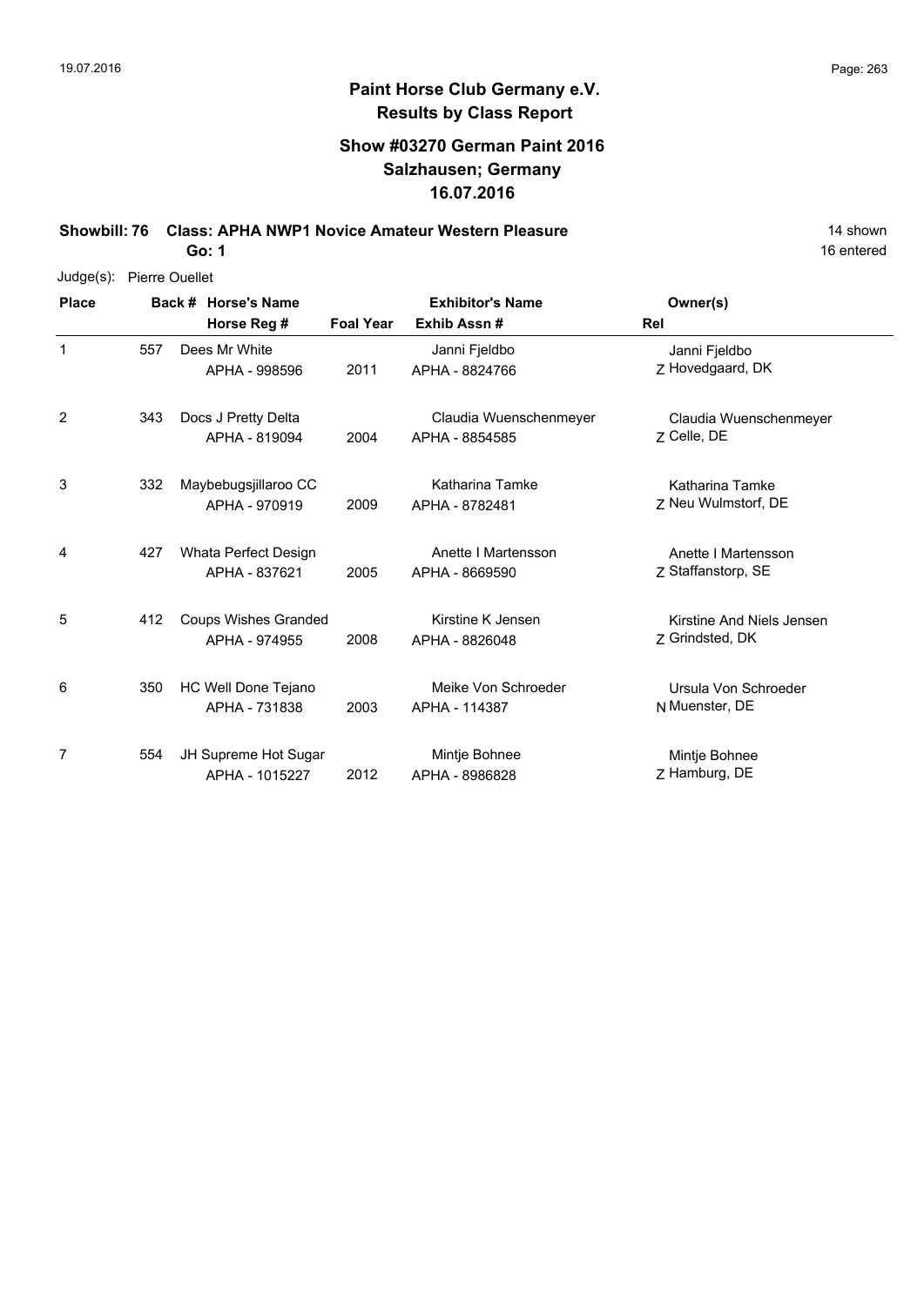# Paint Horse Club Germany e.V.
## Results by Class Report

### Show #03270 German Paint 2016
### Salzhausen; Germany
### 16.07.2016

**Showbill: 76 Class: APHA NWP1 Novice Amateur Western Pleasure** 14 shown

**Go: 1** 16 entered

Judge(s): Pierre Ouellet

| Place | Back # | Horse's Name / Horse Reg # | Foal Year | Exhibitor's Name / Exhib Assn # | Rel | Owner(s) |
|---|---|---|---|---|---|---|
| 1 | 557 | Dees Mr White<br>APHA - 998596 | 2011 | Janni Fjeldbo<br>APHA - 8824766 | Z | Janni Fjeldbo<br>Hovedgaard, DK |
| 2 | 343 | Docs J Pretty Delta<br>APHA - 819094 | 2004 | Claudia Wuenschenmeyer<br>APHA - 8854585 | Z | Claudia Wuenschenmeyer<br>Celle, DE |
| 3 | 332 | Maybebugsjillaroo CC<br>APHA - 970919 | 2009 | Katharina Tamke<br>APHA - 8782481 | Z | Katharina Tamke<br>Neu Wulmstorf, DE |
| 4 | 427 | Whata Perfect Design<br>APHA - 837621 | 2005 | Anette I Martensson<br>APHA - 8669590 | Z | Anette I Martensson<br>Staffanstorp, SE |
| 5 | 412 | Coups Wishes Granded<br>APHA - 974955 | 2008 | Kirstine K Jensen<br>APHA - 8826048 | Z | Kirstine And Niels Jensen<br>Grindsted, DK |
| 6 | 350 | HC Well Done Tejano<br>APHA - 731838 | 2003 | Meike Von Schroeder<br>APHA - 114387 | N | Ursula Von Schroeder<br>Muenster, DE |
| 7 | 554 | JH Supreme Hot Sugar<br>APHA - 1015227 | 2012 | Mintje Bohnee<br>APHA - 8986828 | Z | Mintje Bohnee<br>Hamburg, DE |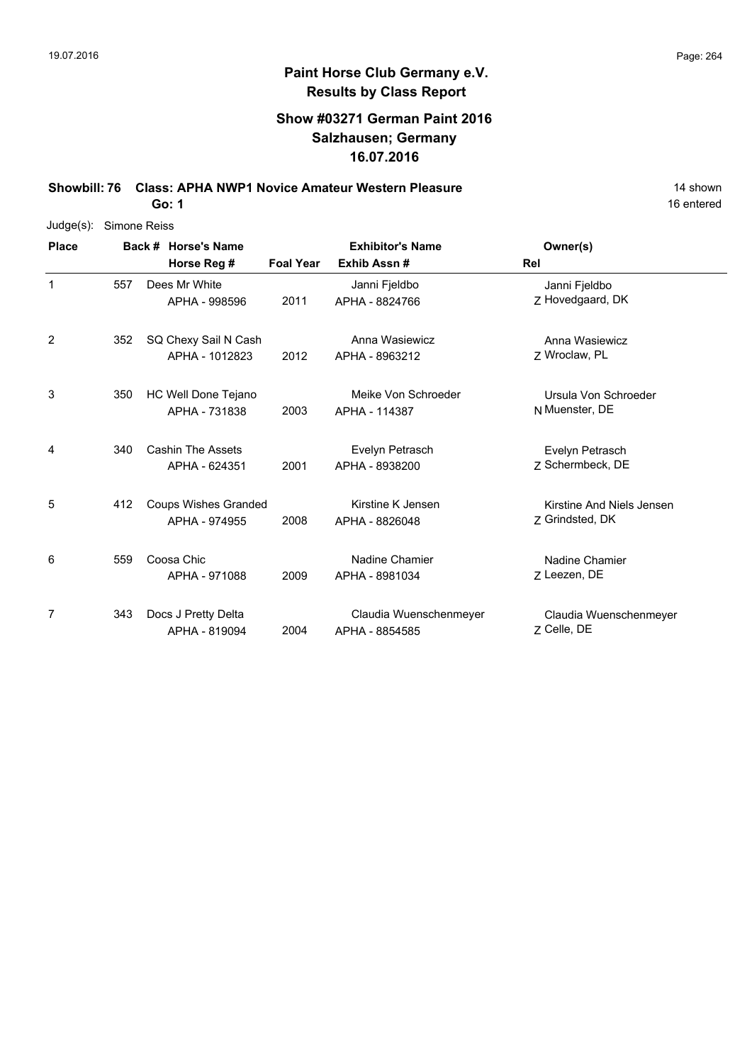# Paint Horse Club Germany e.V.
## Results by Class Report

### Show #03271 German Paint 2016
### Salzhausen; Germany
### 16.07.2016

**Showbill: 76 Class: APHA NWP1 Novice Amateur Western Pleasure** 14 shown

**Go: 1** 16 entered

Judge(s): Simone Reiss

| Place | Back # | Horse's Name / Horse Reg # | Foal Year | Exhibitor's Name / Exhib Assn # | Rel | Owner(s) |
|---|---|---|---|---|---|---|
| 1 | 557 | Dees Mr White<br>APHA - 998596 | 2011 | Janni Fjeldbo<br>APHA - 8824766 | Z | Janni Fjeldbo<br>Hovedgaard, DK |
| 2 | 352 | SQ Chexy Sail N Cash<br>APHA - 1012823 | 2012 | Anna Wasiewicz<br>APHA - 8963212 | Z | Anna Wasiewicz<br>Wroclaw, PL |
| 3 | 350 | HC Well Done Tejano<br>APHA - 731838 | 2003 | Meike Von Schroeder<br>APHA - 114387 | N | Ursula Von Schroeder<br>Muenster, DE |
| 4 | 340 | Cashin The Assets<br>APHA - 624351 | 2001 | Evelyn Petrasch<br>APHA - 8938200 | Z | Evelyn Petrasch<br>Schermbeck, DE |
| 5 | 412 | Coups Wishes Granded<br>APHA - 974955 | 2008 | Kirstine K Jensen<br>APHA - 8826048 | Z | Kirstine And Niels Jensen<br>Grindsted, DK |
| 6 | 559 | Coosa Chic<br>APHA - 971088 | 2009 | Nadine Chamier<br>APHA - 8981034 | Z | Nadine Chamier<br>Leezen, DE |
| 7 | 343 | Docs J Pretty Delta<br>APHA - 819094 | 2004 | Claudia Wuenschenmeyer<br>APHA - 8854585 | Z | Claudia Wuenschenmeyer<br>Celle, DE |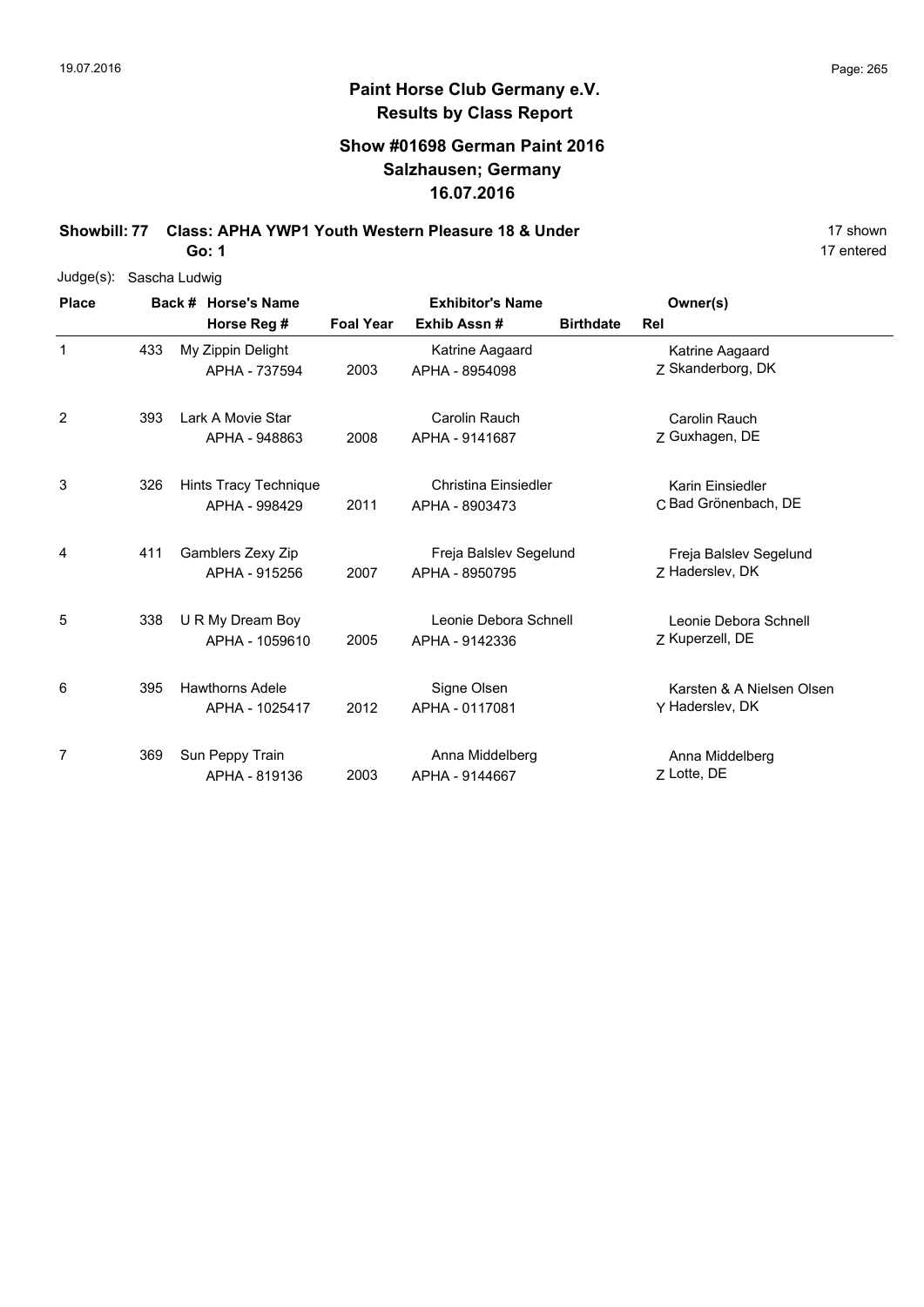**Paint Horse Club Germany e.V.**
**Results by Class Report**

## Show #01698 German Paint 2016
## Salzhausen; Germany
## 16.07.2016

**Showbill: 77 Class: APHA YWP1 Youth Western Pleasure 18 & Under** 17 shown
**Go: 1** 17 entered

Judge(s): Sascha Ludwig

| Place | Back # | Horse's Name / Horse Reg # | Foal Year | Exhibitor's Name / Exhib Assn # | Birthdate | Rel | Owner(s) |
|---|---|---|---|---|---|---|---|
| 1 | 433 | My Zippin Delight<br>APHA - 737594 | 2003 | Katrine Aagaard<br>APHA - 8954098 | | Z | Katrine Aagaard<br>Skanderborg, DK |
| 2 | 393 | Lark A Movie Star<br>APHA - 948863 | 2008 | Carolin Rauch<br>APHA - 9141687 | | Z | Carolin Rauch<br>Guxhagen, DE |
| 3 | 326 | Hints Tracy Technique<br>APHA - 998429 | 2011 | Christina Einsiedler<br>APHA - 8903473 | | C | Karin Einsiedler<br>Bad Grönenbach, DE |
| 4 | 411 | Gamblers Zexy Zip<br>APHA - 915256 | 2007 | Freja Balslev Segelund<br>APHA - 8950795 | | Z | Freja Balslev Segelund<br>Haderslev, DK |
| 5 | 338 | U R My Dream Boy<br>APHA - 1059610 | 2005 | Leonie Debora Schnell<br>APHA - 9142336 | | Z | Leonie Debora Schnell<br>Kuperzell, DE |
| 6 | 395 | Hawthorns Adele<br>APHA - 1025417 | 2012 | Signe Olsen<br>APHA - 0117081 | | Y | Karsten & A Nielsen Olsen<br>Haderslev, DK |
| 7 | 369 | Sun Peppy Train<br>APHA - 819136 | 2003 | Anna Middelberg<br>APHA - 9144667 | | Z | Anna Middelberg<br>Lotte, DE |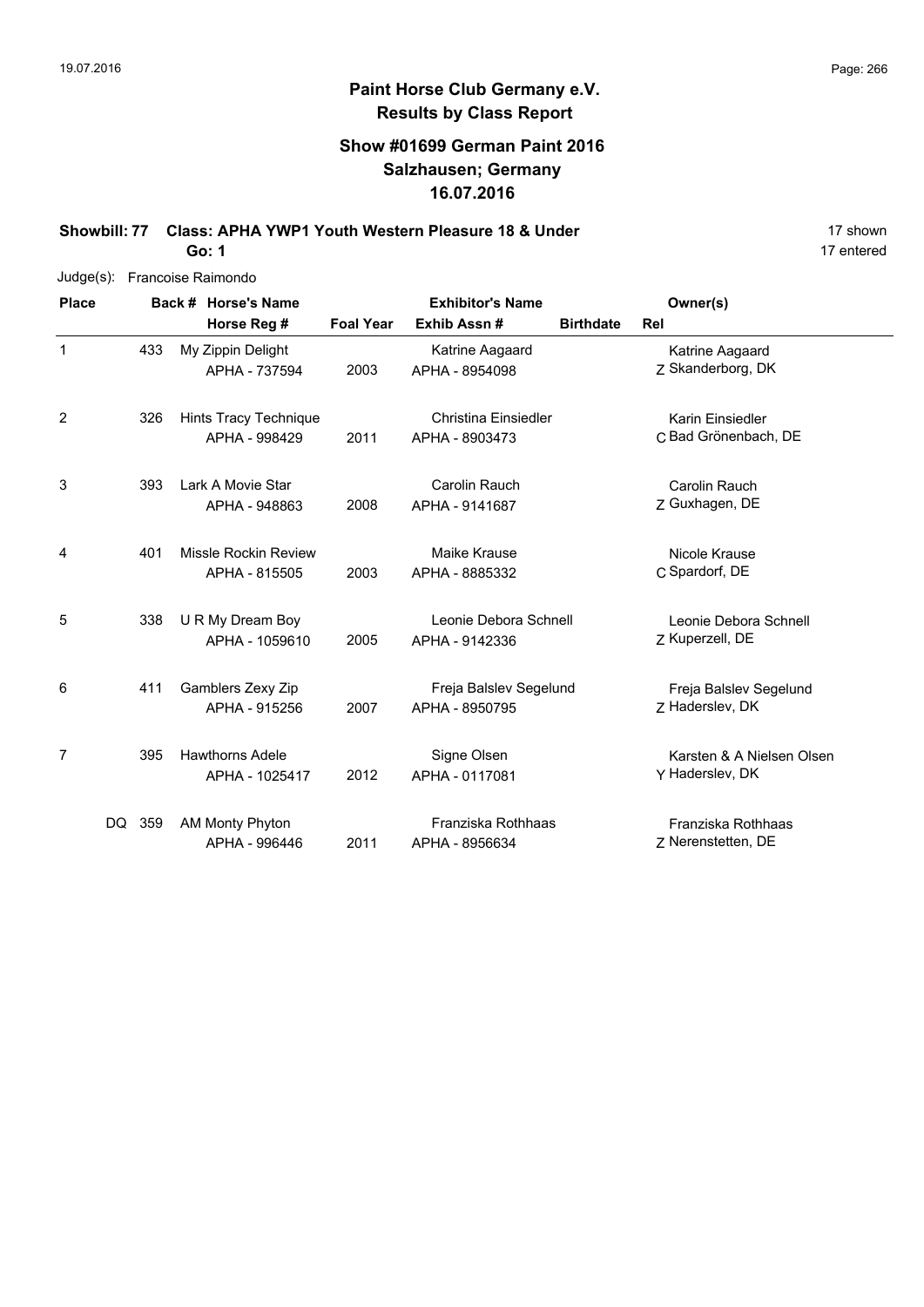# Paint Horse Club Germany e.V.
## Results by Class Report

### Show #01699 German Paint 2016
### Salzhausen; Germany
### 16.07.2016

**Showbill: 77 Class: APHA YWP1 Youth Western Pleasure 18 & Under** 17 shown

**Go: 1** 17 entered

Judge(s): Francoise Raimondo

| Place | Back # | Horse's Name / Horse Reg # | Foal Year | Exhibitor's Name / Exhib Assn # | Birthdate | Rel | Owner(s) |
|---|---|---|---|---|---|---|---|
| 1 | 433 | My Zippin Delight<br>APHA - 737594 | 2003 | Katrine Aagaard<br>APHA - 8954098 | | Z | Katrine Aagaard<br>Skanderborg, DK |
| 2 | 326 | Hints Tracy Technique<br>APHA - 998429 | 2011 | Christina Einsiedler<br>APHA - 8903473 | | C | Karin Einsiedler<br>Bad Grönenbach, DE |
| 3 | 393 | Lark A Movie Star<br>APHA - 948863 | 2008 | Carolin Rauch<br>APHA - 9141687 | | Z | Carolin Rauch<br>Guxhagen, DE |
| 4 | 401 | Missle Rockin Review<br>APHA - 815505 | 2003 | Maike Krause<br>APHA - 8885332 | | C | Nicole Krause<br>Spardorf, DE |
| 5 | 338 | U R My Dream Boy<br>APHA - 1059610 | 2005 | Leonie Debora Schnell<br>APHA - 9142336 | | Z | Leonie Debora Schnell<br>Kuperzell, DE |
| 6 | 411 | Gamblers Zexy Zip<br>APHA - 915256 | 2007 | Freja Balslev Segelund<br>APHA - 8950795 | | Z | Freja Balslev Segelund<br>Haderslev, DK |
| 7 | 395 | Hawthorns Adele<br>APHA - 1025417 | 2012 | Signe Olsen<br>APHA - 0117081 | | Y | Karsten & A Nielsen Olsen<br>Haderslev, DK |
| DQ | 359 | AM Monty Phyton<br>APHA - 996446 | 2011 | Franziska Rothhaas<br>APHA - 8956634 | | Z | Franziska Rothhaas<br>Nerenstetten, DE |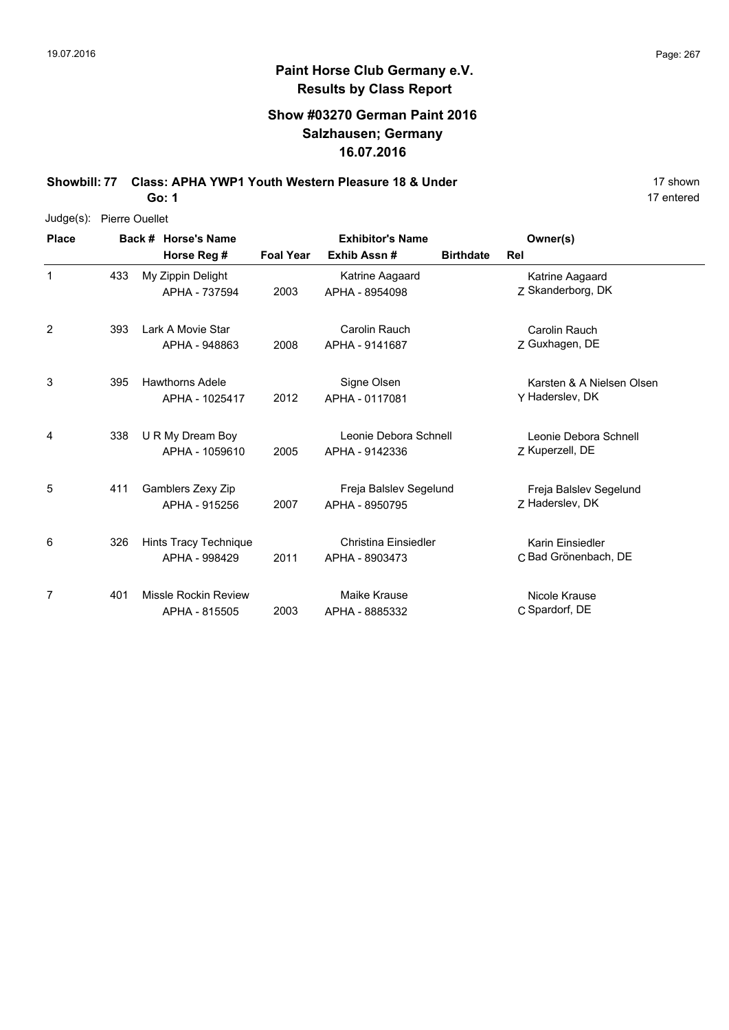## Paint Horse Club Germany e.V.
### Results by Class Report

### Show #03270 German Paint 2016
### Salzhausen; Germany
### 16.07.2016

**Showbill: 77 Class: APHA YWP1 Youth Western Pleasure 18 & Under** 17 shown

**Go: 1** 17 entered

Judge(s): Pierre Ouellet

| Place | Back # | Horse's Name / Horse Reg # | Foal Year | Exhibitor's Name / Exhib Assn # | Birthdate | Rel | Owner(s) |
|---|---|---|---|---|---|---|---|
| 1 | 433 | My Zippin Delight / APHA - 737594 | 2003 | Katrine Aagaard / APHA - 8954098 | | Z | Katrine Aagaard, Skanderborg, DK |
| 2 | 393 | Lark A Movie Star / APHA - 948863 | 2008 | Carolin Rauch / APHA - 9141687 | | Z | Carolin Rauch, Guxhagen, DE |
| 3 | 395 | Hawthorns Adele / APHA - 1025417 | 2012 | Signe Olsen / APHA - 0117081 | | Y | Karsten & A Nielsen Olsen, Haderslev, DK |
| 4 | 338 | U R My Dream Boy / APHA - 1059610 | 2005 | Leonie Debora Schnell / APHA - 9142336 | | Z | Leonie Debora Schnell, Kuperzell, DE |
| 5 | 411 | Gamblers Zexy Zip / APHA - 915256 | 2007 | Freja Balslev Segelund / APHA - 8950795 | | Z | Freja Balslev Segelund, Haderslev, DK |
| 6 | 326 | Hints Tracy Technique / APHA - 998429 | 2011 | Christina Einsiedler / APHA - 8903473 | | C | Karin Einsiedler, Bad Grönenbach, DE |
| 7 | 401 | Missle Rockin Review / APHA - 815505 | 2003 | Maike Krause / APHA - 8885332 | | C | Nicole Krause, Spardorf, DE |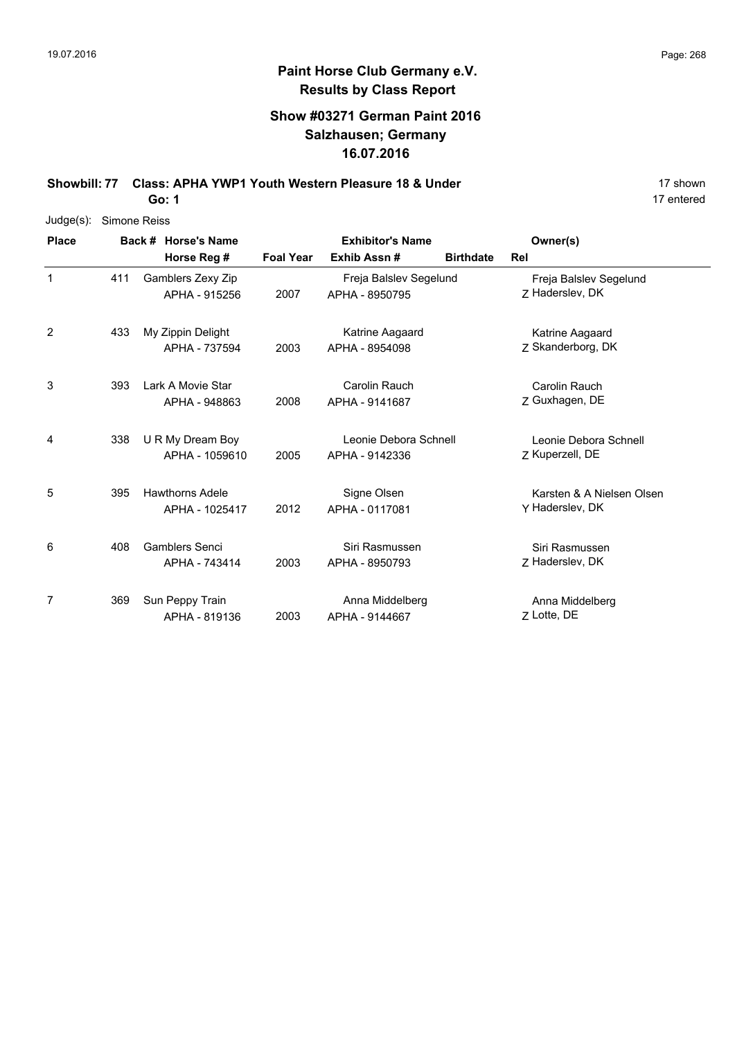## Paint Horse Club Germany e.V.
### Results by Class Report

### Show #03271 German Paint 2016
### Salzhausen; Germany
### 16.07.2016

**Showbill: 77 Class: APHA YWP1 Youth Western Pleasure 18 & Under** 17 shown
**Go: 1** 17 entered

Judge(s): Simone Reiss

| Place | Back # | Horse's Name / Horse Reg # | Foal Year | Exhibitor's Name / Exhib Assn # | Birthdate | Rel | Owner(s) |
|---|---|---|---|---|---|---|---|
| 1 | 411 | Gamblers Zexy Zip<br>APHA - 915256 | 2007 | Freja Balslev Segelund<br>APHA - 8950795 | | Z | Freja Balslev Segelund<br>Haderslev, DK |
| 2 | 433 | My Zippin Delight<br>APHA - 737594 | 2003 | Katrine Aagaard<br>APHA - 8954098 | | Z | Katrine Aagaard<br>Skanderborg, DK |
| 3 | 393 | Lark A Movie Star<br>APHA - 948863 | 2008 | Carolin Rauch<br>APHA - 9141687 | | Z | Carolin Rauch<br>Guxhagen, DE |
| 4 | 338 | U R My Dream Boy<br>APHA - 1059610 | 2005 | Leonie Debora Schnell<br>APHA - 9142336 | | Z | Leonie Debora Schnell<br>Kuperzell, DE |
| 5 | 395 | Hawthorns Adele<br>APHA - 1025417 | 2012 | Signe Olsen<br>APHA - 0117081 | | Y | Karsten & A Nielsen Olsen<br>Haderslev, DK |
| 6 | 408 | Gamblers Senci<br>APHA - 743414 | 2003 | Siri Rasmussen<br>APHA - 8950793 | | Z | Siri Rasmussen<br>Haderslev, DK |
| 7 | 369 | Sun Peppy Train<br>APHA - 819136 | 2003 | Anna Middelberg<br>APHA - 9144667 | | Z | Anna Middelberg<br>Lotte, DE |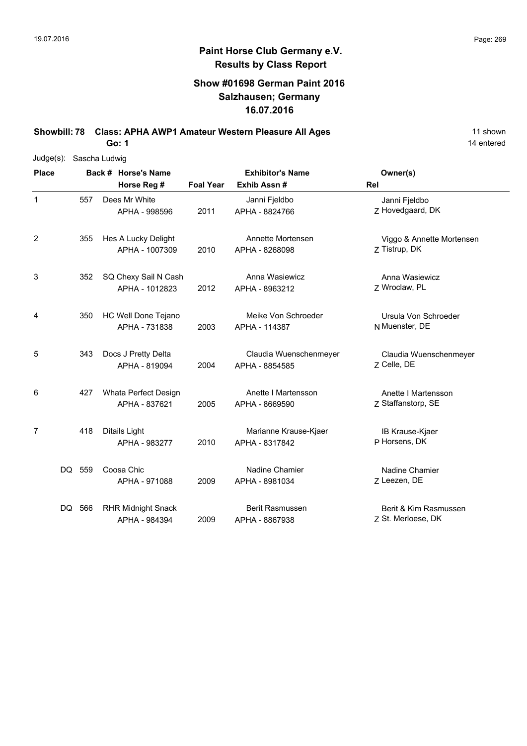**Paint Horse Club Germany e.V.**
**Results by Class Report**

**Show #01698 German Paint 2016**
**Salzhausen; Germany**
**16.07.2016**

**Showbill: 78 Class: APHA AWP1 Amateur Western Pleasure All Ages** 11 shown

**Go: 1** 14 entered

Judge(s): Sascha Ludwig

| Place | Back # | Horse's Name / Horse Reg # | Foal Year | Exhibitor's Name / Exhib Assn # | Rel | Owner(s) |
|---|---|---|---|---|---|---|
| 1 | 557 | Dees Mr White<br>APHA - 998596 | 2011 | Janni Fjeldbo<br>APHA - 8824766 | Z | Janni Fjeldbo<br>Hovedgaard, DK |
| 2 | 355 | Hes A Lucky Delight<br>APHA - 1007309 | 2010 | Annette Mortensen<br>APHA - 8268098 | Z | Viggo & Annette Mortensen<br>Tistrup, DK |
| 3 | 352 | SQ Chexy Sail N Cash<br>APHA - 1012823 | 2012 | Anna Wasiewicz<br>APHA - 8963212 | Z | Anna Wasiewicz<br>Wroclaw, PL |
| 4 | 350 | HC Well Done Tejano<br>APHA - 731838 | 2003 | Meike Von Schroeder<br>APHA - 114387 | N | Ursula Von Schroeder<br>Muenster, DE |
| 5 | 343 | Docs J Pretty Delta<br>APHA - 819094 | 2004 | Claudia Wuenschenmeyer<br>APHA - 8854585 | Z | Claudia Wuenschenmeyer<br>Celle, DE |
| 6 | 427 | Whata Perfect Design<br>APHA - 837621 | 2005 | Anette I Martensson<br>APHA - 8669590 | Z | Anette I Martensson<br>Staffanstorp, SE |
| 7 | 418 | Ditails Light<br>APHA - 983277 | 2010 | Marianne Krause-Kjaer<br>APHA - 8317842 | P | IB Krause-Kjaer<br>Horsens, DK |
| DQ | 559 | Coosa Chic<br>APHA - 971088 | 2009 | Nadine Chamier<br>APHA - 8981034 | Z | Nadine Chamier<br>Leezen, DE |
| DQ | 566 | RHR Midnight Snack<br>APHA - 984394 | 2009 | Berit Rasmussen<br>APHA - 8867938 | Z | Berit & Kim Rasmussen<br>St. Merloese, DK |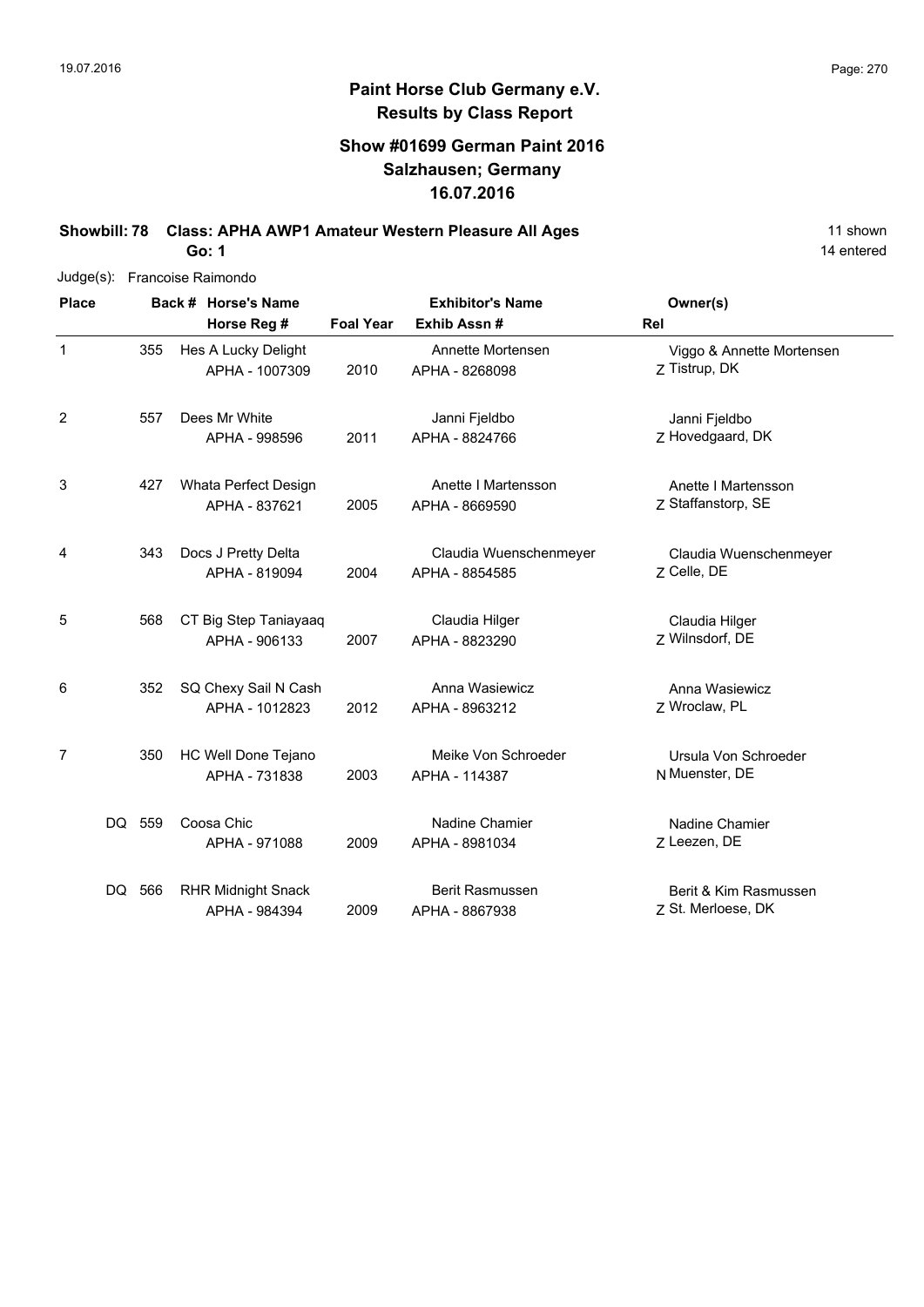# Paint Horse Club Germany e.V.
## Results by Class Report

### Show #01699 German Paint 2016
### Salzhausen; Germany
### 16.07.2016

**Showbill: 78 Class: APHA AWP1 Amateur Western Pleasure All Ages** — 11 shown, 14 entered

**Go: 1**

Judge(s): Francoise Raimondo

| Place | Back # | Horse's Name / Horse Reg # | Foal Year | Exhibitor's Name / Exhib Assn # | Rel | Owner(s) |
|---|---|---|---|---|---|---|
| 1 | 355 | Hes A Lucky Delight<br>APHA - 1007309 | 2010 | Annette Mortensen<br>APHA - 8268098 | Z | Viggo & Annette Mortensen<br>Tistrup, DK |
| 2 | 557 | Dees Mr White<br>APHA - 998596 | 2011 | Janni Fjeldbo<br>APHA - 8824766 | Z | Janni Fjeldbo<br>Hovedgaard, DK |
| 3 | 427 | Whata Perfect Design<br>APHA - 837621 | 2005 | Anette I Martensson<br>APHA - 8669590 | Z | Anette I Martensson<br>Staffanstorp, SE |
| 4 | 343 | Docs J Pretty Delta<br>APHA - 819094 | 2004 | Claudia Wuenschenmeyer<br>APHA - 8854585 | Z | Claudia Wuenschenmeyer<br>Celle, DE |
| 5 | 568 | CT Big Step Taniayaaq<br>APHA - 906133 | 2007 | Claudia Hilger<br>APHA - 8823290 | Z | Claudia Hilger<br>Wilnsdorf, DE |
| 6 | 352 | SQ Chexy Sail N Cash<br>APHA - 1012823 | 2012 | Anna Wasiewicz<br>APHA - 8963212 | Z | Anna Wasiewicz<br>Wroclaw, PL |
| 7 | 350 | HC Well Done Tejano<br>APHA - 731838 | 2003 | Meike Von Schroeder<br>APHA - 114387 | N | Ursula Von Schroeder<br>Muenster, DE |
| DQ | 559 | Coosa Chic<br>APHA - 971088 | 2009 | Nadine Chamier<br>APHA - 8981034 | Z | Nadine Chamier<br>Leezen, DE |
| DQ | 566 | RHR Midnight Snack<br>APHA - 984394 | 2009 | Berit Rasmussen<br>APHA - 8867938 | Z | Berit & Kim Rasmussen<br>St. Merloese, DK |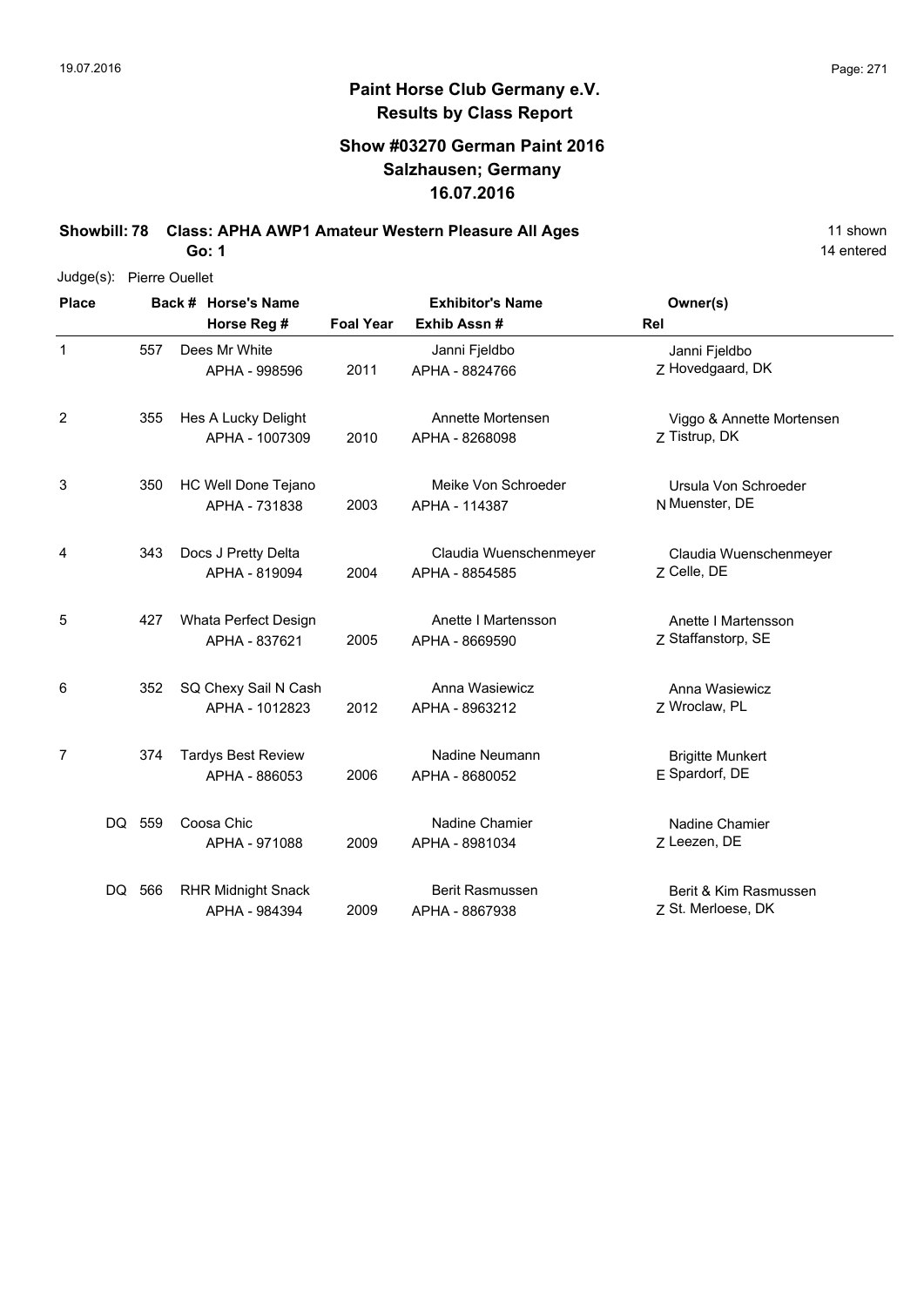# Paint Horse Club Germany e.V.

## Results by Class Report

### Show #03270 German Paint 2016
### Salzhausen; Germany
### 16.07.2016

**Showbill: 78 Class: APHA AWP1 Amateur Western Pleasure All Ages** — 11 shown, 14 entered

**Go: 1**

Judge(s): Pierre Ouellet

| Place | Back # | Horse's Name / Horse Reg # | Foal Year | Exhibitor's Name / Exhib Assn # | Rel | Owner(s) |
|---|---|---|---|---|---|---|
| 1 | 557 | Dees Mr White<br>APHA - 998596 | 2011 | Janni Fjeldbo<br>APHA - 8824766 | Z | Janni Fjeldbo<br>Hovedgaard, DK |
| 2 | 355 | Hes A Lucky Delight<br>APHA - 1007309 | 2010 | Annette Mortensen<br>APHA - 8268098 | Z | Viggo & Annette Mortensen<br>Tistrup, DK |
| 3 | 350 | HC Well Done Tejano<br>APHA - 731838 | 2003 | Meike Von Schroeder<br>APHA - 114387 | N | Ursula Von Schroeder<br>Muenster, DE |
| 4 | 343 | Docs J Pretty Delta<br>APHA - 819094 | 2004 | Claudia Wuenschenmeyer<br>APHA - 8854585 | Z | Claudia Wuenschenmeyer<br>Celle, DE |
| 5 | 427 | Whata Perfect Design<br>APHA - 837621 | 2005 | Anette I Martensson<br>APHA - 8669590 | Z | Anette I Martensson<br>Staffanstorp, SE |
| 6 | 352 | SQ Chexy Sail N Cash<br>APHA - 1012823 | 2012 | Anna Wasiewicz<br>APHA - 8963212 | Z | Anna Wasiewicz<br>Wroclaw, PL |
| 7 | 374 | Tardys Best Review<br>APHA - 886053 | 2006 | Nadine Neumann<br>APHA - 8680052 | E | Brigitte Munkert<br>Spardorf, DE |
| DQ | 559 | Coosa Chic<br>APHA - 971088 | 2009 | Nadine Chamier<br>APHA - 8981034 | Z | Nadine Chamier<br>Leezen, DE |
| DQ | 566 | RHR Midnight Snack<br>APHA - 984394 | 2009 | Berit Rasmussen<br>APHA - 8867938 | Z | Berit & Kim Rasmussen<br>St. Merloese, DK |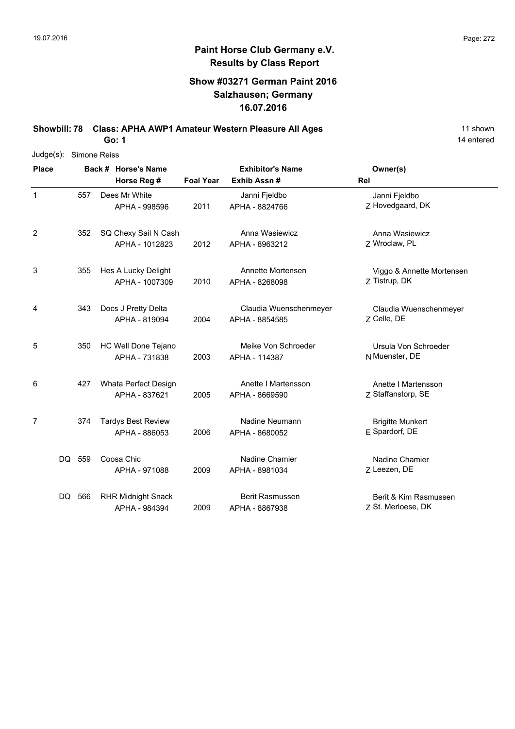# Paint Horse Club Germany e.V.
## Results by Class Report

### Show #03271 German Paint 2016
### Salzhausen; Germany
### 16.07.2016

**Showbill: 78 Class: APHA AWP1 Amateur Western Pleasure All Ages** — 11 shown, 14 entered

**Go: 1**

Judge(s): Simone Reiss

| Place | Back # | Horse's Name / Horse Reg # | Foal Year | Exhibitor's Name / Exhib Assn # | Rel | Owner(s) |
|---|---|---|---|---|---|---|
| 1 | 557 | Dees Mr White<br>APHA - 998596 | 2011 | Janni Fjeldbo<br>APHA - 8824766 | Z | Janni Fjeldbo<br>Hovedgaard, DK |
| 2 | 352 | SQ Chexy Sail N Cash<br>APHA - 1012823 | 2012 | Anna Wasiewicz<br>APHA - 8963212 | Z | Anna Wasiewicz<br>Wroclaw, PL |
| 3 | 355 | Hes A Lucky Delight<br>APHA - 1007309 | 2010 | Annette Mortensen<br>APHA - 8268098 | Z | Viggo & Annette Mortensen<br>Tistrup, DK |
| 4 | 343 | Docs J Pretty Delta<br>APHA - 819094 | 2004 | Claudia Wuenschenmeyer<br>APHA - 8854585 | Z | Claudia Wuenschenmeyer<br>Celle, DE |
| 5 | 350 | HC Well Done Tejano<br>APHA - 731838 | 2003 | Meike Von Schroeder<br>APHA - 114387 | N | Ursula Von Schroeder<br>Muenster, DE |
| 6 | 427 | Whata Perfect Design<br>APHA - 837621 | 2005 | Anette I Martensson<br>APHA - 8669590 | Z | Anette I Martensson<br>Staffanstorp, SE |
| 7 | 374 | Tardys Best Review<br>APHA - 886053 | 2006 | Nadine Neumann<br>APHA - 8680052 | E | Brigitte Munkert<br>Spardorf, DE |
| DQ | 559 | Coosa Chic<br>APHA - 971088 | 2009 | Nadine Chamier<br>APHA - 8981034 | Z | Nadine Chamier<br>Leezen, DE |
| DQ | 566 | RHR Midnight Snack<br>APHA - 984394 | 2009 | Berit Rasmussen<br>APHA - 8867938 | Z | Berit & Kim Rasmussen<br>St. Merloese, DK |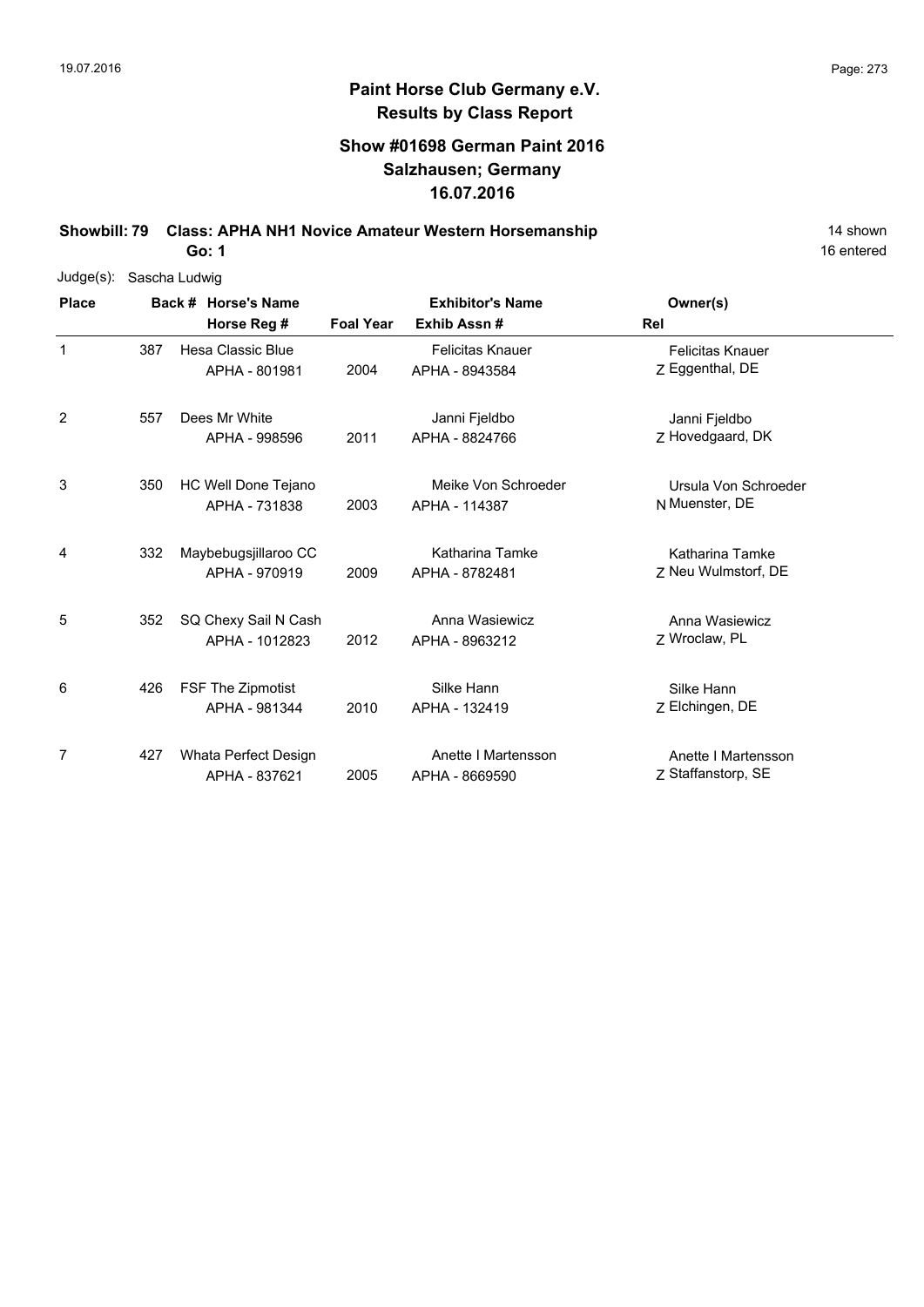## Paint Horse Club Germany e.V.
## Results by Class Report

### Show #01698 German Paint 2016
### Salzhausen; Germany
### 16.07.2016

**Showbill: 79 Class: APHA NH1 Novice Amateur Western Horsemanship** 14 shown

**Go: 1** 16 entered

Judge(s): Sascha Ludwig

| Place | Back # | Horse's Name / Horse Reg # | Foal Year | Exhibitor's Name / Exhib Assn # | Rel | Owner(s) |
|---|---|---|---|---|---|---|
| 1 | 387 | Hesa Classic Blue<br>APHA - 801981 | 2004 | Felicitas Knauer<br>APHA - 8943584 | Z | Felicitas Knauer<br>Eggenthal, DE |
| 2 | 557 | Dees Mr White<br>APHA - 998596 | 2011 | Janni Fjeldbo<br>APHA - 8824766 | Z | Janni Fjeldbo<br>Hovedgaard, DK |
| 3 | 350 | HC Well Done Tejano<br>APHA - 731838 | 2003 | Meike Von Schroeder<br>APHA - 114387 | N | Ursula Von Schroeder<br>Muenster, DE |
| 4 | 332 | Maybebugsjillaroo CC<br>APHA - 970919 | 2009 | Katharina Tamke<br>APHA - 8782481 | Z | Katharina Tamke<br>Neu Wulmstorf, DE |
| 5 | 352 | SQ Chexy Sail N Cash<br>APHA - 1012823 | 2012 | Anna Wasiewicz<br>APHA - 8963212 | Z | Anna Wasiewicz<br>Wroclaw, PL |
| 6 | 426 | FSF The Zipmotist<br>APHA - 981344 | 2010 | Silke Hann<br>APHA - 132419 | Z | Silke Hann<br>Elchingen, DE |
| 7 | 427 | Whata Perfect Design<br>APHA - 837621 | 2005 | Anette I Martensson<br>APHA - 8669590 | Z | Anette I Martensson<br>Staffanstorp, SE |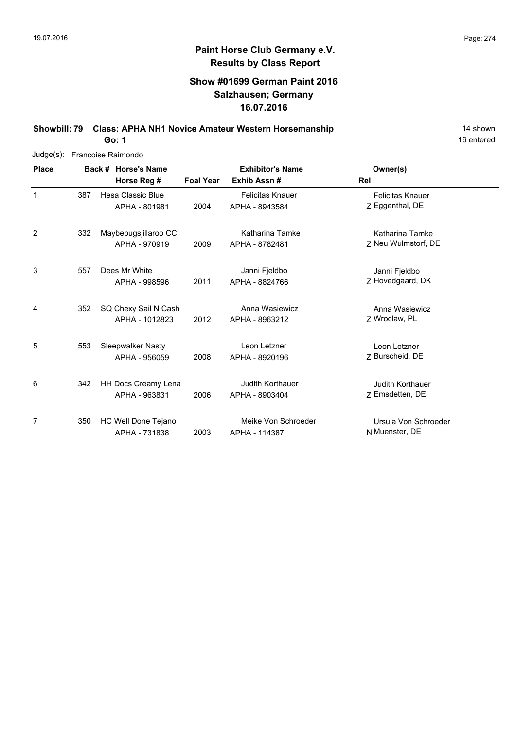# Paint Horse Club Germany e.V.

## Results by Class Report

### Show #01699 German Paint 2016
### Salzhausen; Germany
### 16.07.2016

**Showbill: 79 Class: APHA NH1 Novice Amateur Western Horsemanship** 14 shown

**Go: 1** 16 entered

Judge(s): Francoise Raimondo

| Place | Back # | Horse's Name / Horse Reg # | Foal Year | Exhibitor's Name / Exhib Assn # | Rel | Owner(s) |
|---|---|---|---|---|---|---|
| 1 | 387 | Hesa Classic Blue<br>APHA - 801981 | 2004 | Felicitas Knauer<br>APHA - 8943584 | Z | Felicitas Knauer<br>Eggenthal, DE |
| 2 | 332 | Maybebugsjillaroo CC<br>APHA - 970919 | 2009 | Katharina Tamke<br>APHA - 8782481 | Z | Katharina Tamke<br>Neu Wulmstorf, DE |
| 3 | 557 | Dees Mr White<br>APHA - 998596 | 2011 | Janni Fjeldbo<br>APHA - 8824766 | Z | Janni Fjeldbo<br>Hovedgaard, DK |
| 4 | 352 | SQ Chexy Sail N Cash<br>APHA - 1012823 | 2012 | Anna Wasiewicz<br>APHA - 8963212 | Z | Anna Wasiewicz<br>Wroclaw, PL |
| 5 | 553 | Sleepwalker Nasty<br>APHA - 956059 | 2008 | Leon Letzner<br>APHA - 8920196 | Z | Leon Letzner<br>Burscheid, DE |
| 6 | 342 | HH Docs Creamy Lena<br>APHA - 963831 | 2006 | Judith Korthauer<br>APHA - 8903404 | Z | Judith Korthauer<br>Emsdetten, DE |
| 7 | 350 | HC Well Done Tejano<br>APHA - 731838 | 2003 | Meike Von Schroeder<br>APHA - 114387 | N | Ursula Von Schroeder<br>Muenster, DE |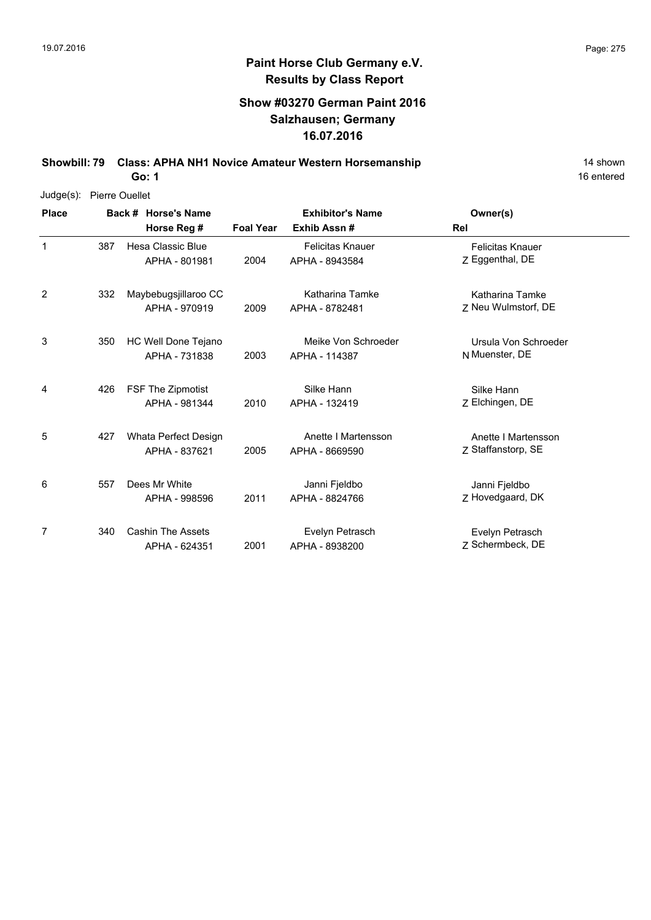# Paint Horse Club Germany e.V.
## Results by Class Report

### Show #03270 German Paint 2016
### Salzhausen; Germany
### 16.07.2016

**Showbill: 79 Class: APHA NH1 Novice Amateur Western Horsemanship** 14 shown

**Go: 1** 16 entered

Judge(s): Pierre Ouellet

| Place | Back # | Horse's Name / Horse Reg # | Foal Year | Exhibitor's Name / Exhib Assn # | Rel | Owner(s) |
|---|---|---|---|---|---|---|
| 1 | 387 | Hesa Classic Blue<br>APHA - 801981 | 2004 | Felicitas Knauer<br>APHA - 8943584 | Z | Felicitas Knauer<br>Eggenthal, DE |
| 2 | 332 | Maybebugsjillaroo CC<br>APHA - 970919 | 2009 | Katharina Tamke<br>APHA - 8782481 | Z | Katharina Tamke<br>Neu Wulmstorf, DE |
| 3 | 350 | HC Well Done Tejano<br>APHA - 731838 | 2003 | Meike Von Schroeder<br>APHA - 114387 | N | Ursula Von Schroeder<br>Muenster, DE |
| 4 | 426 | FSF The Zipmotist<br>APHA - 981344 | 2010 | Silke Hann<br>APHA - 132419 | Z | Silke Hann<br>Elchingen, DE |
| 5 | 427 | Whata Perfect Design<br>APHA - 837621 | 2005 | Anette I Martensson<br>APHA - 8669590 | Z | Anette I Martensson<br>Staffanstorp, SE |
| 6 | 557 | Dees Mr White<br>APHA - 998596 | 2011 | Janni Fjeldbo<br>APHA - 8824766 | Z | Janni Fjeldbo<br>Hovedgaard, DK |
| 7 | 340 | Cashin The Assets<br>APHA - 624351 | 2001 | Evelyn Petrasch<br>APHA - 8938200 | Z | Evelyn Petrasch<br>Schermbeck, DE |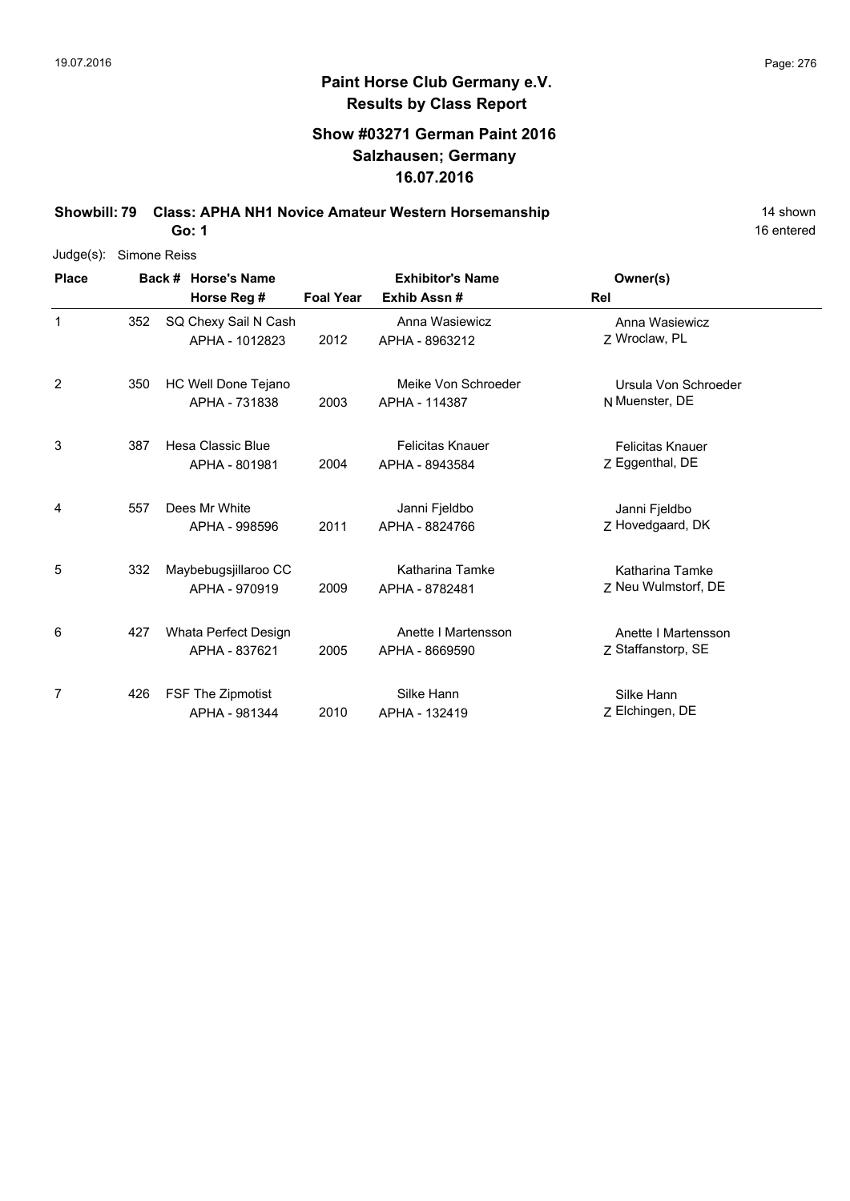# Paint Horse Club Germany e.V.

## Results by Class Report

### Show #03271 German Paint 2016
### Salzhausen; Germany
### 16.07.2016

**Showbill: 79 Class: APHA NH1 Novice Amateur Western Horsemanship** 14 shown

**Go: 1** 16 entered

Judge(s): Simone Reiss

| Place | Back # | Horse's Name / Horse Reg # | Foal Year | Exhibitor's Name / Exhib Assn # | Rel | Owner(s) |
|---|---|---|---|---|---|---|
| 1 | 352 | SQ Chexy Sail N Cash<br>APHA - 1012823 | 2012 | Anna Wasiewicz<br>APHA - 8963212 | Z | Anna Wasiewicz<br>Wroclaw, PL |
| 2 | 350 | HC Well Done Tejano<br>APHA - 731838 | 2003 | Meike Von Schroeder<br>APHA - 114387 | N | Ursula Von Schroeder<br>Muenster, DE |
| 3 | 387 | Hesa Classic Blue<br>APHA - 801981 | 2004 | Felicitas Knauer<br>APHA - 8943584 | Z | Felicitas Knauer<br>Eggenthal, DE |
| 4 | 557 | Dees Mr White<br>APHA - 998596 | 2011 | Janni Fjeldbo<br>APHA - 8824766 | Z | Janni Fjeldbo<br>Hovedgaard, DK |
| 5 | 332 | Maybebugsjillaroo CC<br>APHA - 970919 | 2009 | Katharina Tamke<br>APHA - 8782481 | Z | Katharina Tamke<br>Neu Wulmstorf, DE |
| 6 | 427 | Whata Perfect Design<br>APHA - 837621 | 2005 | Anette I Martensson<br>APHA - 8669590 | Z | Anette I Martensson<br>Staffanstorp, SE |
| 7 | 426 | FSF The Zipmotist<br>APHA - 981344 | 2010 | Silke Hann<br>APHA - 132419 | Z | Silke Hann<br>Elchingen, DE |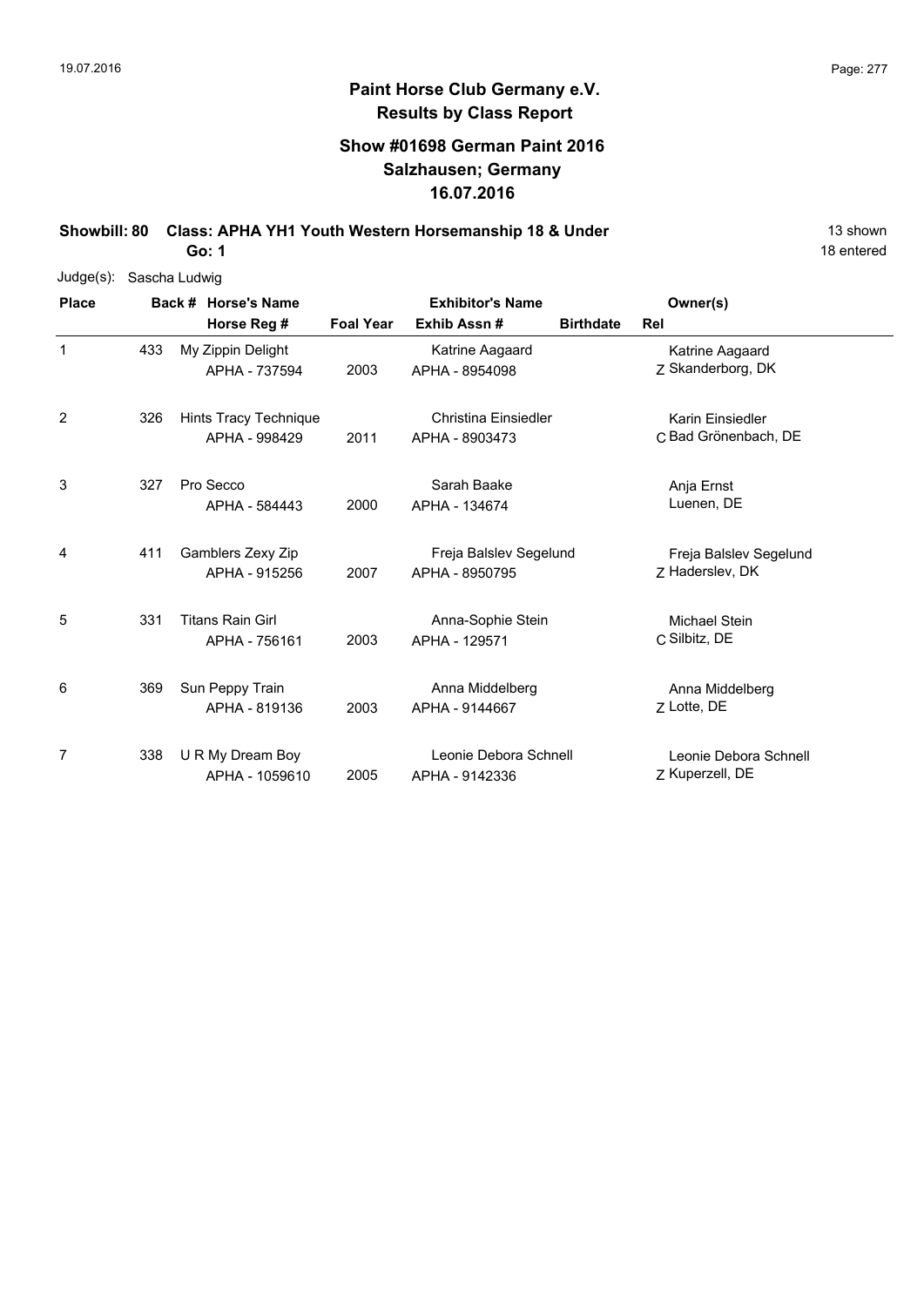## Paint Horse Club Germany e.V.
## Results by Class Report

### Show #01698 German Paint 2016
### Salzhausen; Germany
### 16.07.2016

**Showbill: 80 Class: APHA YH1 Youth Western Horsemanship 18 & Under** — 13 shown

**Go: 1** — 18 entered

Judge(s): Sascha Ludwig

| Place | Back # | Horse's Name / Horse Reg # | Foal Year | Exhibitor's Name / Exhib Assn # | Birthdate | Rel | Owner(s) |
|---|---|---|---|---|---|---|---|
| 1 | 433 | My Zippin Delight<br>APHA - 737594 | 2003 | Katrine Aagaard<br>APHA - 8954098 | | Z | Katrine Aagaard<br>Skanderborg, DK |
| 2 | 326 | Hints Tracy Technique<br>APHA - 998429 | 2011 | Christina Einsiedler<br>APHA - 8903473 | | C | Karin Einsiedler<br>Bad Grönenbach, DE |
| 3 | 327 | Pro Secco<br>APHA - 584443 | 2000 | Sarah Baake<br>APHA - 134674 | | | Anja Ernst<br>Luenen, DE |
| 4 | 411 | Gamblers Zexy Zip<br>APHA - 915256 | 2007 | Freja Balslev Segelund<br>APHA - 8950795 | | Z | Freja Balslev Segelund<br>Haderslev, DK |
| 5 | 331 | Titans Rain Girl<br>APHA - 756161 | 2003 | Anna-Sophie Stein<br>APHA - 129571 | | C | Michael Stein<br>Silbitz, DE |
| 6 | 369 | Sun Peppy Train<br>APHA - 819136 | 2003 | Anna Middelberg<br>APHA - 9144667 | | Z | Anna Middelberg<br>Lotte, DE |
| 7 | 338 | U R My Dream Boy<br>APHA - 1059610 | 2005 | Leonie Debora Schnell<br>APHA - 9142336 | | Z | Leonie Debora Schnell<br>Kuperzell, DE |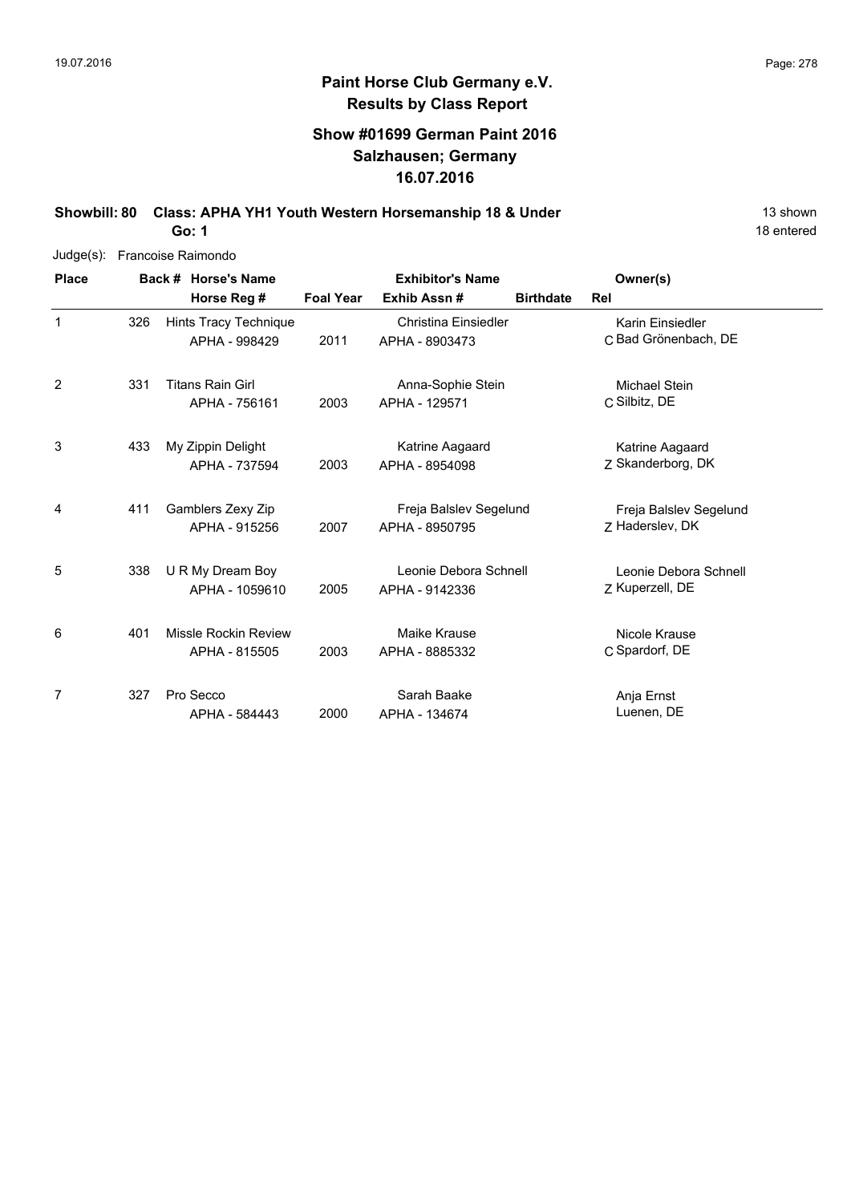## Paint Horse Club Germany e.V.
## Results by Class Report

### Show #01699 German Paint 2016
### Salzhausen; Germany
### 16.07.2016

**Showbill: 80 Class: APHA YH1 Youth Western Horsemanship 18 & Under** — 13 shown

**Go: 1** — 18 entered

Judge(s): Francoise Raimondo

| Place | Back # | Horse's Name / Horse Reg # | Foal Year | Exhibitor's Name / Exhib Assn # | Birthdate | Rel | Owner(s) |
|---|---|---|---|---|---|---|---|
| 1 | 326 | Hints Tracy Technique<br>APHA - 998429 | 2011 | Christina Einsiedler<br>APHA - 8903473 | | C | Karin Einsiedler<br>Bad Grönenbach, DE |
| 2 | 331 | Titans Rain Girl<br>APHA - 756161 | 2003 | Anna-Sophie Stein<br>APHA - 129571 | | C | Michael Stein<br>Silbitz, DE |
| 3 | 433 | My Zippin Delight<br>APHA - 737594 | 2003 | Katrine Aagaard<br>APHA - 8954098 | | Z | Katrine Aagaard<br>Skanderborg, DK |
| 4 | 411 | Gamblers Zexy Zip<br>APHA - 915256 | 2007 | Freja Balslev Segelund<br>APHA - 8950795 | | Z | Freja Balslev Segelund<br>Haderslev, DK |
| 5 | 338 | U R My Dream Boy<br>APHA - 1059610 | 2005 | Leonie Debora Schnell<br>APHA - 9142336 | | Z | Leonie Debora Schnell<br>Kuperzell, DE |
| 6 | 401 | Missle Rockin Review<br>APHA - 815505 | 2003 | Maike Krause<br>APHA - 8885332 | | C | Nicole Krause<br>Spardorf, DE |
| 7 | 327 | Pro Secco<br>APHA - 584443 | 2000 | Sarah Baake<br>APHA - 134674 | | | Anja Ernst<br>Luenen, DE |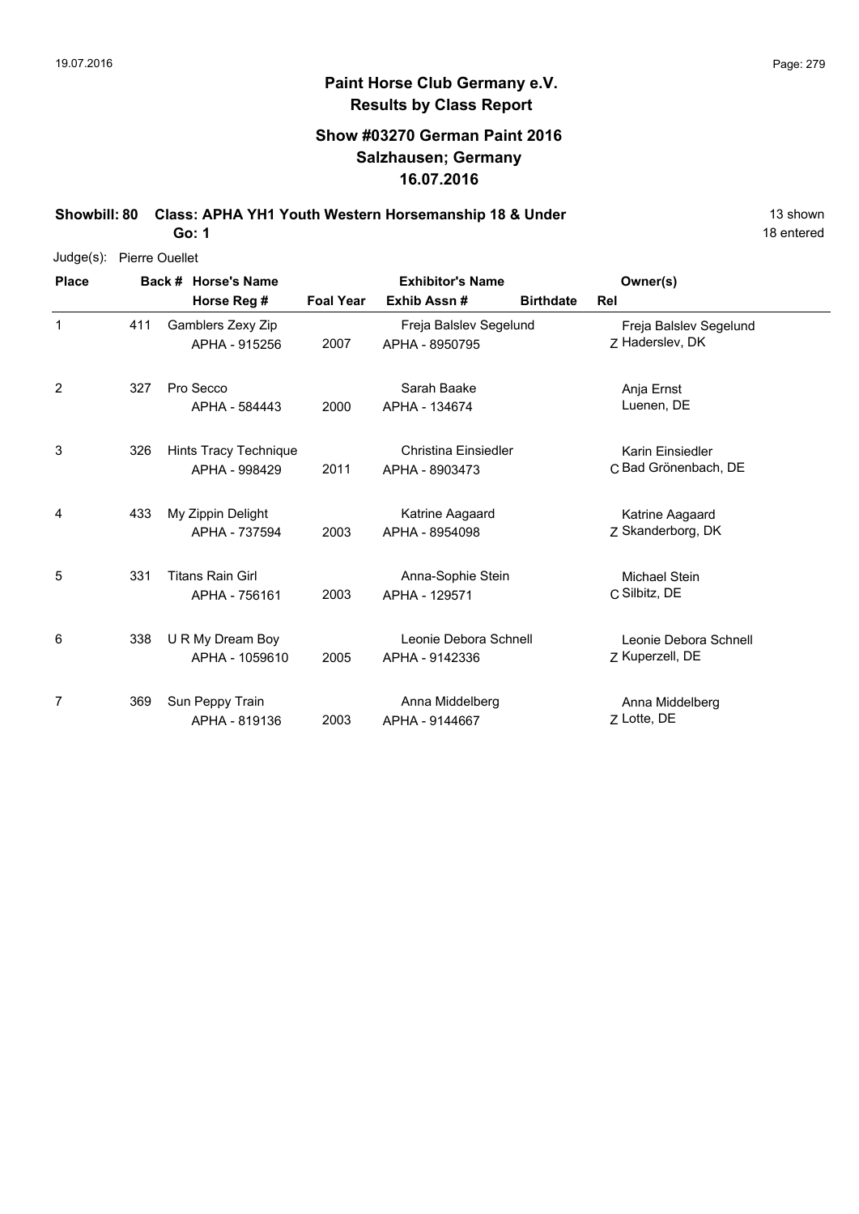# Paint Horse Club Germany e.V.
## Results by Class Report

### Show #03270 German Paint 2016
### Salzhausen; Germany
### 16.07.2016

**Showbill: 80 Class: APHA YH1 Youth Western Horsemanship 18 & Under** 13 shown
**Go: 1** 18 entered

Judge(s): Pierre Ouellet

| Place | Back # | Horse's Name / Horse Reg # | Foal Year | Exhibitor's Name / Exhib Assn # | Birthdate | Rel | Owner(s) |
|---|---|---|---|---|---|---|---|
| 1 | 411 | Gamblers Zexy Zip<br>APHA - 915256 | 2007 | Freja Balslev Segelund<br>APHA - 8950795 | | Z | Freja Balslev Segelund<br>Haderslev, DK |
| 2 | 327 | Pro Secco<br>APHA - 584443 | 2000 | Sarah Baake<br>APHA - 134674 | | | Anja Ernst<br>Luenen, DE |
| 3 | 326 | Hints Tracy Technique<br>APHA - 998429 | 2011 | Christina Einsiedler<br>APHA - 8903473 | | C | Karin Einsiedler<br>Bad Grönenbach, DE |
| 4 | 433 | My Zippin Delight<br>APHA - 737594 | 2003 | Katrine Aagaard<br>APHA - 8954098 | | Z | Katrine Aagaard<br>Skanderborg, DK |
| 5 | 331 | Titans Rain Girl<br>APHA - 756161 | 2003 | Anna-Sophie Stein<br>APHA - 129571 | | C | Michael Stein<br>Silbitz, DE |
| 6 | 338 | U R My Dream Boy<br>APHA - 1059610 | 2005 | Leonie Debora Schnell<br>APHA - 9142336 | | Z | Leonie Debora Schnell<br>Kuperzell, DE |
| 7 | 369 | Sun Peppy Train<br>APHA - 819136 | 2003 | Anna Middelberg<br>APHA - 9144667 | | Z | Anna Middelberg<br>Lotte, DE |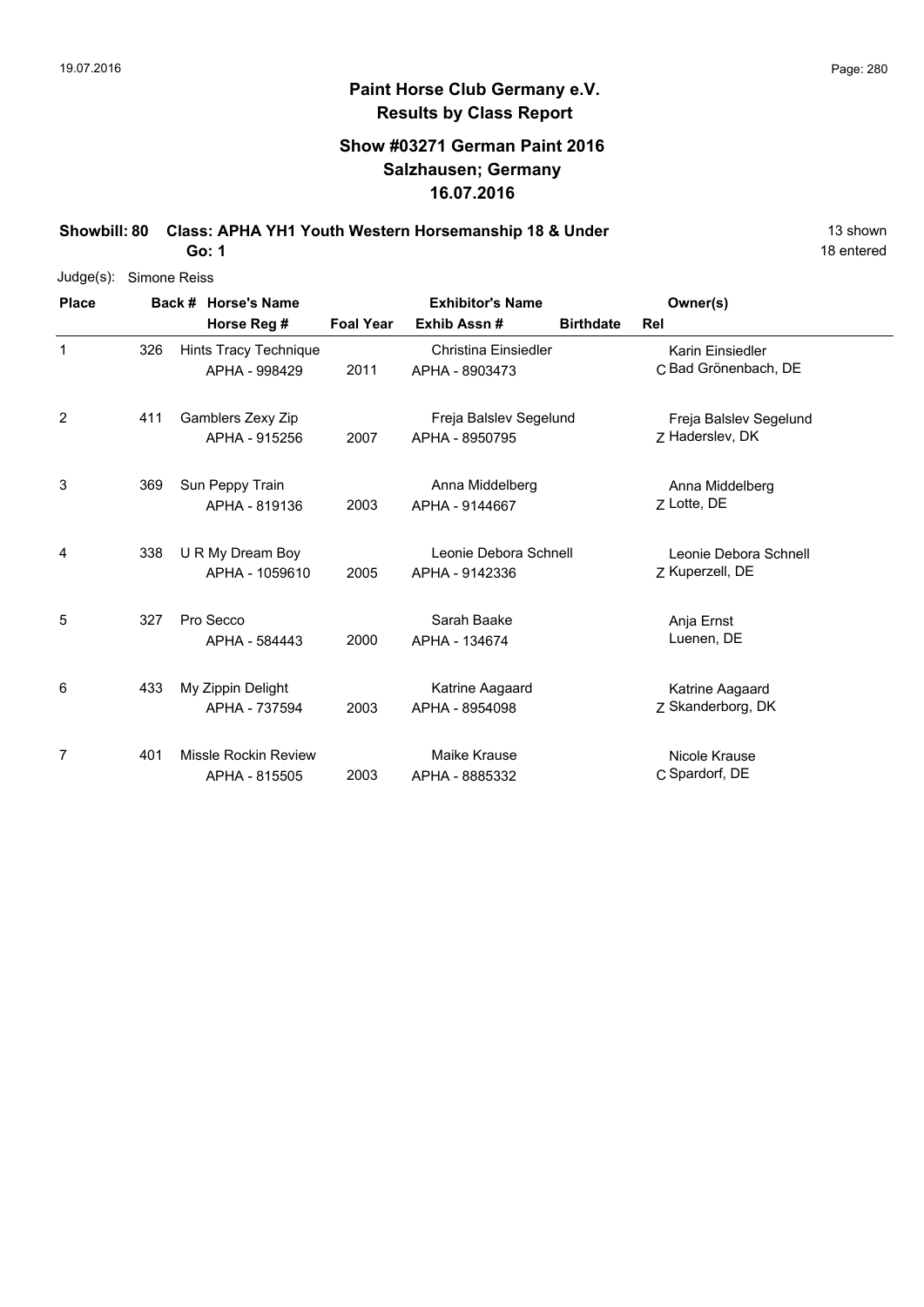# Paint Horse Club Germany e.V.

## Results by Class Report

### Show #03271 German Paint 2016
### Salzhausen; Germany
### 16.07.2016

**Showbill: 80 Class: APHA YH1 Youth Western Horsemanship 18 & Under** 13 shown

**Go: 1** 18 entered

Judge(s): Simone Reiss

| Place | Back # | Horse's Name / Horse Reg # | Foal Year | Exhibitor's Name / Exhib Assn # | Birthdate | Rel | Owner(s) |
|---|---|---|---|---|---|---|---|
| 1 | 326 | Hints Tracy Technique<br>APHA - 998429 | 2011 | Christina Einsiedler<br>APHA - 8903473 | | C | Karin Einsiedler<br>Bad Grönenbach, DE |
| 2 | 411 | Gamblers Zexy Zip<br>APHA - 915256 | 2007 | Freja Balslev Segelund<br>APHA - 8950795 | | Z | Freja Balslev Segelund<br>Haderslev, DK |
| 3 | 369 | Sun Peppy Train<br>APHA - 819136 | 2003 | Anna Middelberg<br>APHA - 9144667 | | Z | Anna Middelberg<br>Lotte, DE |
| 4 | 338 | U R My Dream Boy<br>APHA - 1059610 | 2005 | Leonie Debora Schnell<br>APHA - 9142336 | | Z | Leonie Debora Schnell<br>Kuperzell, DE |
| 5 | 327 | Pro Secco<br>APHA - 584443 | 2000 | Sarah Baake<br>APHA - 134674 | | | Anja Ernst<br>Luenen, DE |
| 6 | 433 | My Zippin Delight<br>APHA - 737594 | 2003 | Katrine Aagaard<br>APHA - 8954098 | | Z | Katrine Aagaard<br>Skanderborg, DK |
| 7 | 401 | Missle Rockin Review<br>APHA - 815505 | 2003 | Maike Krause<br>APHA - 8885332 | | C | Nicole Krause<br>Spardorf, DE |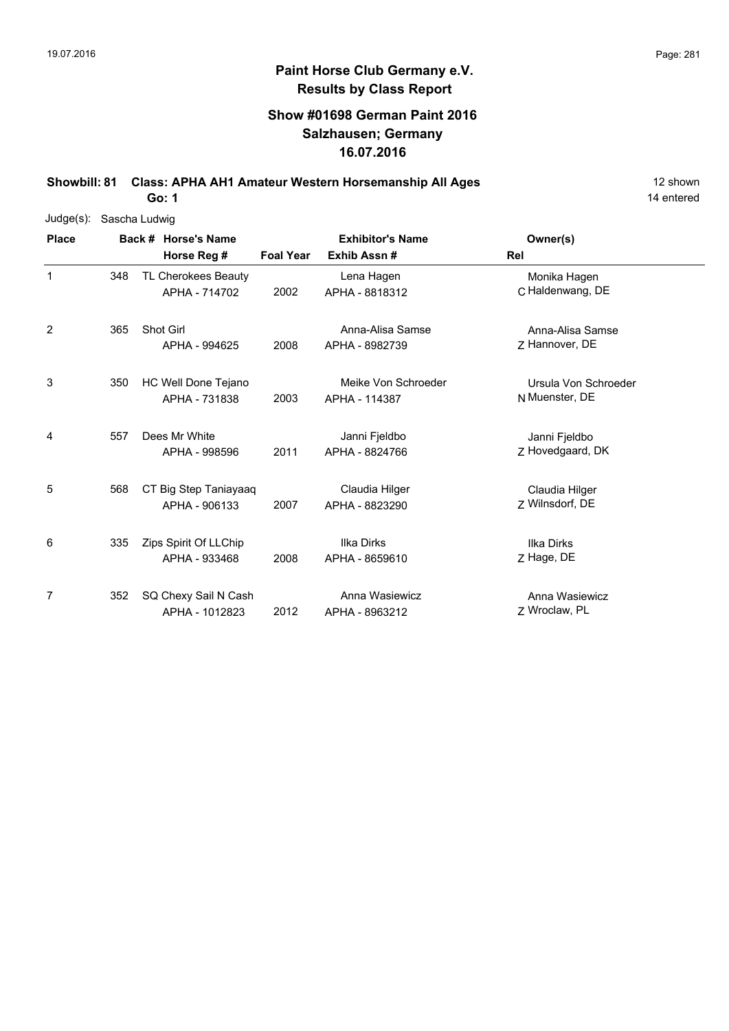# Paint Horse Club Germany e.V.

## Results by Class Report

### Show #01698 German Paint 2016
### Salzhausen; Germany
### 16.07.2016

**Showbill: 81 Class: APHA AH1 Amateur Western Horsemanship All Ages** — 12 shown, 14 entered

**Go: 1**

Judge(s): Sascha Ludwig

| Place | Back # | Horse's Name / Horse Reg # | Foal Year | Exhibitor's Name / Exhib Assn # | Rel | Owner(s) |
|---|---|---|---|---|---|---|
| 1 | 348 | TL Cherokees Beauty<br>APHA - 714702 | 2002 | Lena Hagen<br>APHA - 8818312 | C | Monika Hagen<br>Haldenwang, DE |
| 2 | 365 | Shot Girl<br>APHA - 994625 | 2008 | Anna-Alisa Samse<br>APHA - 8982739 | Z | Anna-Alisa Samse<br>Hannover, DE |
| 3 | 350 | HC Well Done Tejano<br>APHA - 731838 | 2003 | Meike Von Schroeder<br>APHA - 114387 | N | Ursula Von Schroeder<br>Muenster, DE |
| 4 | 557 | Dees Mr White<br>APHA - 998596 | 2011 | Janni Fjeldbo<br>APHA - 8824766 | Z | Janni Fjeldbo<br>Hovedgaard, DK |
| 5 | 568 | CT Big Step Taniayaaq<br>APHA - 906133 | 2007 | Claudia Hilger<br>APHA - 8823290 | Z | Claudia Hilger<br>Wilnsdorf, DE |
| 6 | 335 | Zips Spirit Of LLChip<br>APHA - 933468 | 2008 | Ilka Dirks<br>APHA - 8659610 | Z | Ilka Dirks<br>Hage, DE |
| 7 | 352 | SQ Chexy Sail N Cash<br>APHA - 1012823 | 2012 | Anna Wasiewicz<br>APHA - 8963212 | Z | Anna Wasiewicz<br>Wroclaw, PL |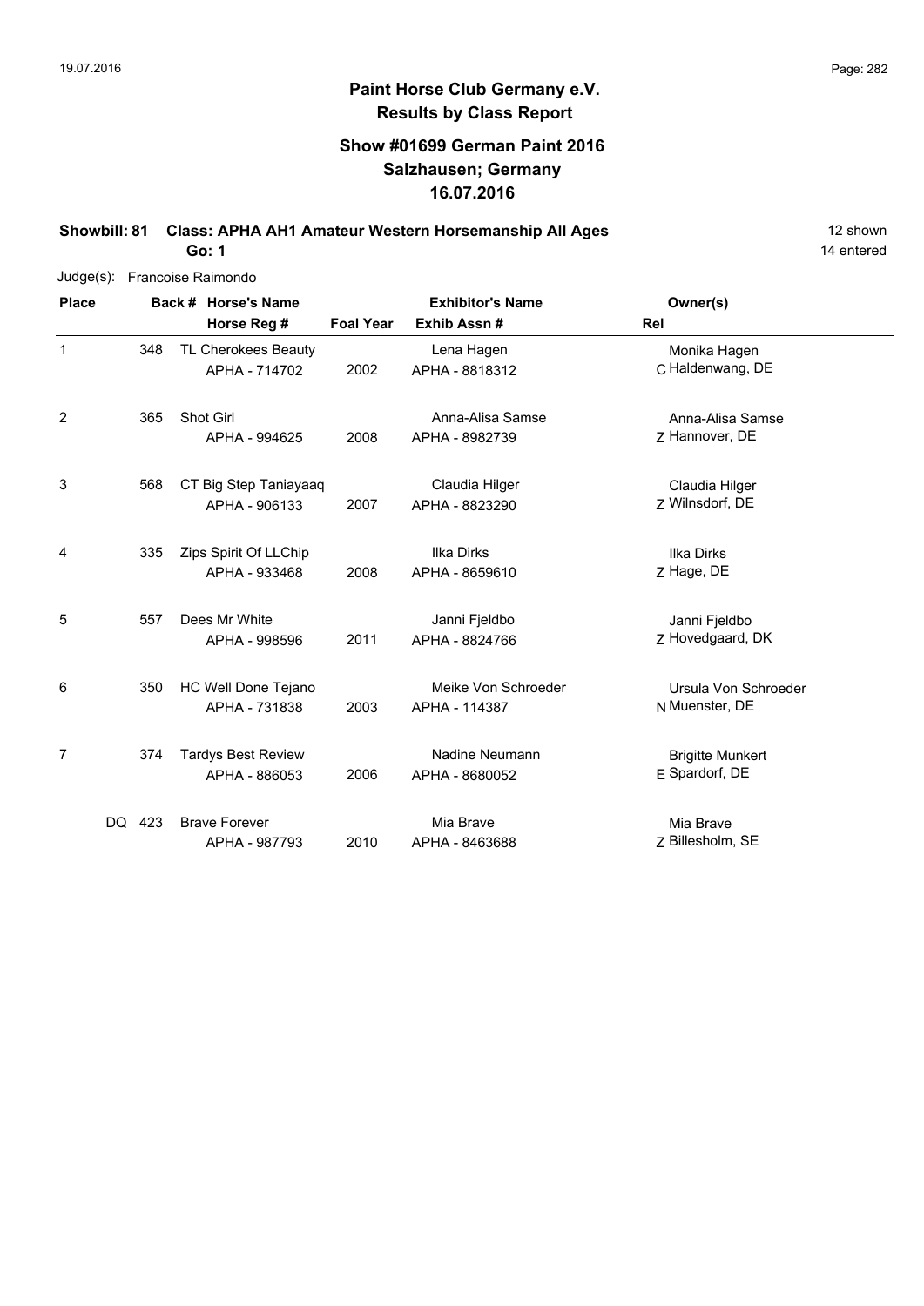# Paint Horse Club Germany e.V.
## Results by Class Report

### Show #01699 German Paint 2016
### Salzhausen; Germany
### 16.07.2016

**Showbill: 81 Class: APHA AH1 Amateur Western Horsemanship All Ages** 12 shown
**Go: 1** 14 entered

Judge(s): Francoise Raimondo

| Place | Back # | Horse's Name / Horse Reg # | Foal Year | Exhibitor's Name / Exhib Assn # | Rel | Owner(s) |
|---|---|---|---|---|---|---|
| 1 | 348 | TL Cherokees Beauty<br>APHA - 714702 | 2002 | Lena Hagen<br>APHA - 8818312 | C | Monika Hagen<br>Haldenwang, DE |
| 2 | 365 | Shot Girl<br>APHA - 994625 | 2008 | Anna-Alisa Samse<br>APHA - 8982739 | Z | Anna-Alisa Samse<br>Hannover, DE |
| 3 | 568 | CT Big Step Taniayaaq<br>APHA - 906133 | 2007 | Claudia Hilger<br>APHA - 8823290 | Z | Claudia Hilger<br>Wilnsdorf, DE |
| 4 | 335 | Zips Spirit Of LLChip<br>APHA - 933468 | 2008 | Ilka Dirks<br>APHA - 8659610 | Z | Ilka Dirks<br>Hage, DE |
| 5 | 557 | Dees Mr White<br>APHA - 998596 | 2011 | Janni Fjeldbo<br>APHA - 8824766 | Z | Janni Fjeldbo<br>Hovedgaard, DK |
| 6 | 350 | HC Well Done Tejano<br>APHA - 731838 | 2003 | Meike Von Schroeder<br>APHA - 114387 | N | Ursula Von Schroeder<br>Muenster, DE |
| 7 | 374 | Tardys Best Review<br>APHA - 886053 | 2006 | Nadine Neumann<br>APHA - 8680052 | E | Brigitte Munkert<br>Spardorf, DE |
| DQ | 423 | Brave Forever<br>APHA - 987793 | 2010 | Mia Brave<br>APHA - 8463688 | Z | Mia Brave<br>Billesholm, SE |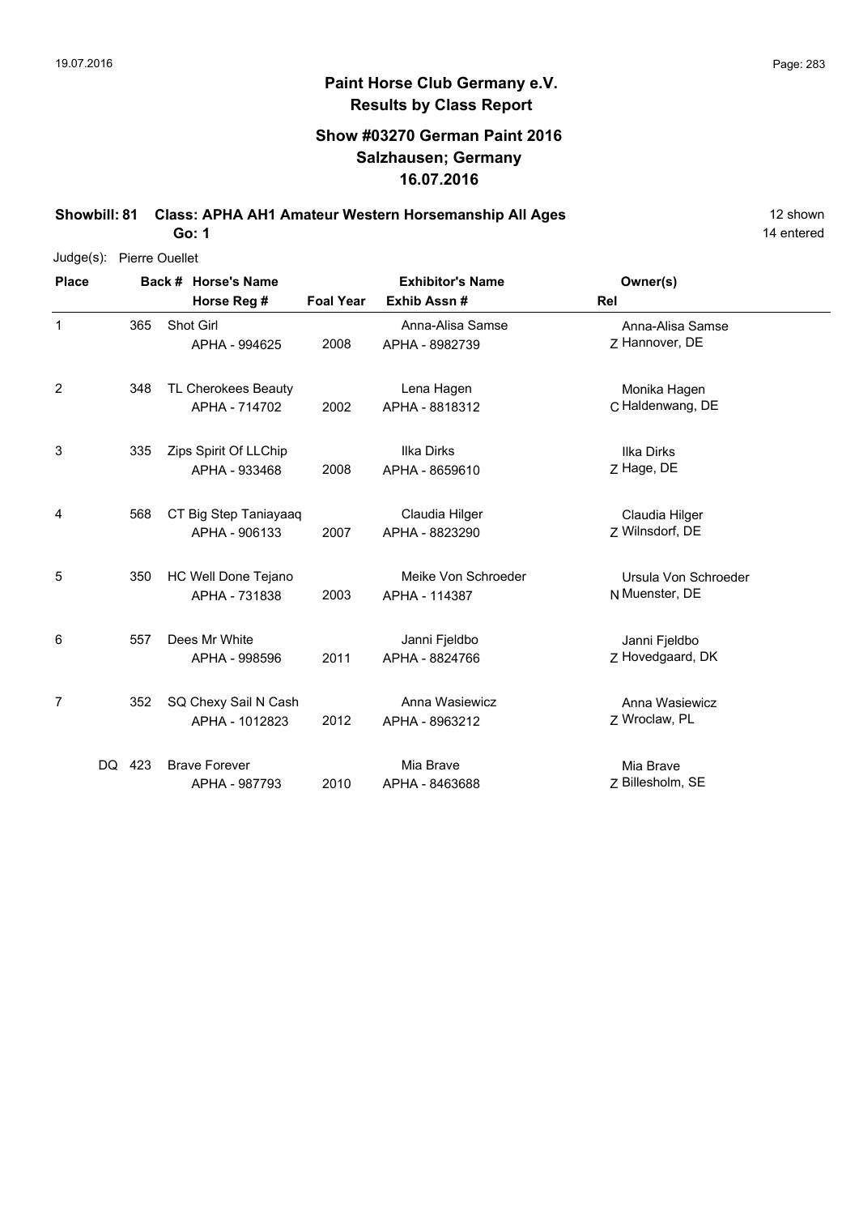# Paint Horse Club Germany e.V.

## Results by Class Report

### Show #03270 German Paint 2016
### Salzhausen; Germany
### 16.07.2016

**Showbill: 81 Class: APHA AH1 Amateur Western Horsemanship All Ages** 12 shown

**Go: 1** 14 entered

Judge(s): Pierre Ouellet

| Place | Back # | Horse's Name / Horse Reg # | Foal Year | Exhibitor's Name / Exhib Assn # | Rel | Owner(s) |
|---|---|---|---|---|---|---|
| 1 | 365 | Shot Girl<br>APHA - 994625 | 2008 | Anna-Alisa Samse<br>APHA - 8982739 | Z | Anna-Alisa Samse<br>Hannover, DE |
| 2 | 348 | TL Cherokees Beauty<br>APHA - 714702 | 2002 | Lena Hagen<br>APHA - 8818312 | C | Monika Hagen<br>Haldenwang, DE |
| 3 | 335 | Zips Spirit Of LLChip<br>APHA - 933468 | 2008 | Ilka Dirks<br>APHA - 8659610 | Z | Ilka Dirks<br>Hage, DE |
| 4 | 568 | CT Big Step Taniayaaq<br>APHA - 906133 | 2007 | Claudia Hilger<br>APHA - 8823290 | Z | Claudia Hilger<br>Wilnsdorf, DE |
| 5 | 350 | HC Well Done Tejano<br>APHA - 731838 | 2003 | Meike Von Schroeder<br>APHA - 114387 | N | Ursula Von Schroeder<br>Muenster, DE |
| 6 | 557 | Dees Mr White<br>APHA - 998596 | 2011 | Janni Fjeldbo<br>APHA - 8824766 | Z | Janni Fjeldbo<br>Hovedgaard, DK |
| 7 | 352 | SQ Chexy Sail N Cash<br>APHA - 1012823 | 2012 | Anna Wasiewicz<br>APHA - 8963212 | Z | Anna Wasiewicz<br>Wroclaw, PL |
| DQ | 423 | Brave Forever<br>APHA - 987793 | 2010 | Mia Brave<br>APHA - 8463688 | Z | Mia Brave<br>Billesholm, SE |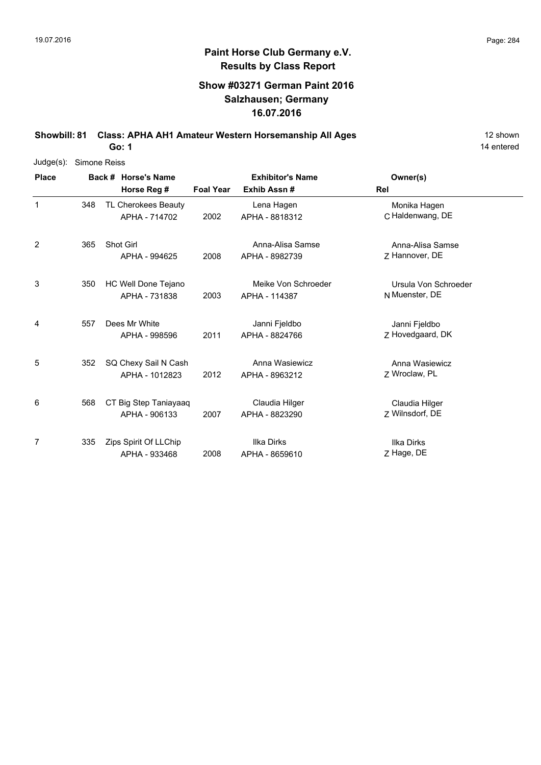# Paint Horse Club Germany e.V.

## Results by Class Report

### Show #03271 German Paint 2016
### Salzhausen; Germany
### 16.07.2016

**Showbill: 81 Class: APHA AH1 Amateur Western Horsemanship All Ages** 12 shown

**Go: 1** 14 entered

Judge(s): Simone Reiss

| Place | Back # | Horse's Name / Horse Reg # | Foal Year | Exhibitor's Name / Exhib Assn # | Rel | Owner(s) |
|---|---|---|---|---|---|---|
| 1 | 348 | TL Cherokees Beauty<br>APHA - 714702 | 2002 | Lena Hagen<br>APHA - 8818312 | C | Monika Hagen<br>Haldenwang, DE |
| 2 | 365 | Shot Girl<br>APHA - 994625 | 2008 | Anna-Alisa Samse<br>APHA - 8982739 | Z | Anna-Alisa Samse<br>Hannover, DE |
| 3 | 350 | HC Well Done Tejano<br>APHA - 731838 | 2003 | Meike Von Schroeder<br>APHA - 114387 | N | Ursula Von Schroeder<br>Muenster, DE |
| 4 | 557 | Dees Mr White<br>APHA - 998596 | 2011 | Janni Fjeldbo<br>APHA - 8824766 | Z | Janni Fjeldbo<br>Hovedgaard, DK |
| 5 | 352 | SQ Chexy Sail N Cash<br>APHA - 1012823 | 2012 | Anna Wasiewicz<br>APHA - 8963212 | Z | Anna Wasiewicz<br>Wroclaw, PL |
| 6 | 568 | CT Big Step Taniayaaq<br>APHA - 906133 | 2007 | Claudia Hilger<br>APHA - 8823290 | Z | Claudia Hilger<br>Wilnsdorf, DE |
| 7 | 335 | Zips Spirit Of LLChip<br>APHA - 933468 | 2008 | Ilka Dirks<br>APHA - 8659610 | Z | Ilka Dirks<br>Hage, DE |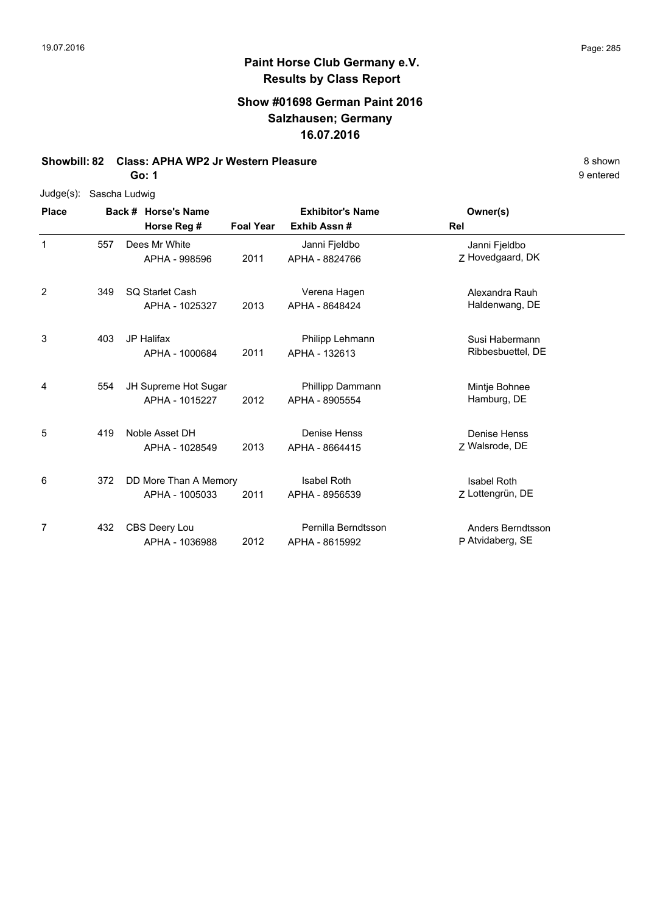# Paint Horse Club Germany e.V.
## Results by Class Report

### Show #01698 German Paint 2016
### Salzhausen; Germany
### 16.07.2016

**Showbill: 82 Class: APHA WP2 Jr Western Pleasure** — 8 shown

**Go: 1** — 9 entered

Judge(s): Sascha Ludwig

| Place | Back # | Horse's Name / Horse Reg # | Foal Year | Exhibitor's Name / Exhib Assn # | Rel | Owner(s) |
|---|---|---|---|---|---|---|
| 1 | 557 | Dees Mr White<br>APHA - 998596 | 2011 | Janni Fjeldbo<br>APHA - 8824766 | Z | Janni Fjeldbo<br>Hovedgaard, DK |
| 2 | 349 | SQ Starlet Cash<br>APHA - 1025327 | 2013 | Verena Hagen<br>APHA - 8648424 | | Alexandra Rauh<br>Haldenwang, DE |
| 3 | 403 | JP Halifax<br>APHA - 1000684 | 2011 | Philipp Lehmann<br>APHA - 132613 | | Susi Habermann<br>Ribbesbuettel, DE |
| 4 | 554 | JH Supreme Hot Sugar<br>APHA - 1015227 | 2012 | Phillipp Dammann<br>APHA - 8905554 | | Mintje Bohnee<br>Hamburg, DE |
| 5 | 419 | Noble Asset DH<br>APHA - 1028549 | 2013 | Denise Henss<br>APHA - 8664415 | Z | Denise Henss<br>Walsrode, DE |
| 6 | 372 | DD More Than A Memory<br>APHA - 1005033 | 2011 | Isabel Roth<br>APHA - 8956539 | Z | Isabel Roth<br>Lottengrün, DE |
| 7 | 432 | CBS Deery Lou<br>APHA - 1036988 | 2012 | Pernilla Berndtsson<br>APHA - 8615992 | P | Anders Berndtsson<br>Atvidaberg, SE |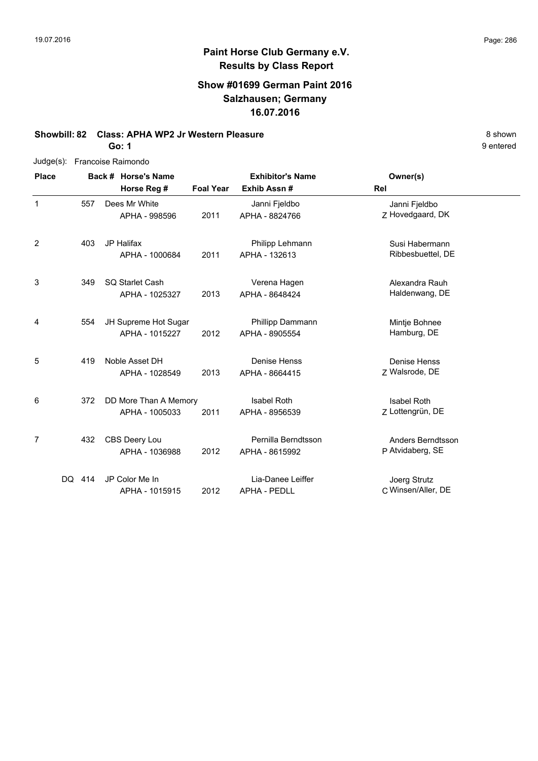# Paint Horse Club Germany e.V.

## Results by Class Report

### Show #01699 German Paint 2016
### Salzhausen; Germany
### 16.07.2016

**Showbill: 82 Class: APHA WP2 Jr Western Pleasure** 8 shown

**Go: 1** 9 entered

Judge(s): Francoise Raimondo

| Place | Back # | Horse's Name / Horse Reg # | Foal Year | Exhibitor's Name / Exhib Assn # | Rel | Owner(s) |
|---|---|---|---|---|---|---|
| 1 | 557 | Dees Mr White<br>APHA - 998596 | 2011 | Janni Fjeldbo<br>APHA - 8824766 | Z | Janni Fjeldbo<br>Hovedgaard, DK |
| 2 | 403 | JP Halifax<br>APHA - 1000684 | 2011 | Philipp Lehmann<br>APHA - 132613 | | Susi Habermann<br>Ribbesbuettel, DE |
| 3 | 349 | SQ Starlet Cash<br>APHA - 1025327 | 2013 | Verena Hagen<br>APHA - 8648424 | | Alexandra Rauh<br>Haldenwang, DE |
| 4 | 554 | JH Supreme Hot Sugar<br>APHA - 1015227 | 2012 | Phillipp Dammann<br>APHA - 8905554 | | Mintje Bohnee<br>Hamburg, DE |
| 5 | 419 | Noble Asset DH<br>APHA - 1028549 | 2013 | Denise Henss<br>APHA - 8664415 | Z | Denise Henss<br>Walsrode, DE |
| 6 | 372 | DD More Than A Memory<br>APHA - 1005033 | 2011 | Isabel Roth<br>APHA - 8956539 | Z | Isabel Roth<br>Lottengrün, DE |
| 7 | 432 | CBS Deery Lou<br>APHA - 1036988 | 2012 | Pernilla Berndtsson<br>APHA - 8615992 | P | Anders Berndtsson<br>Atvidaberg, SE |
| DQ | 414 | JP Color Me In<br>APHA - 1015915 | 2012 | Lia-Danee Leiffer<br>APHA - PEDLL | C | Joerg Strutz<br>Winsen/Aller, DE |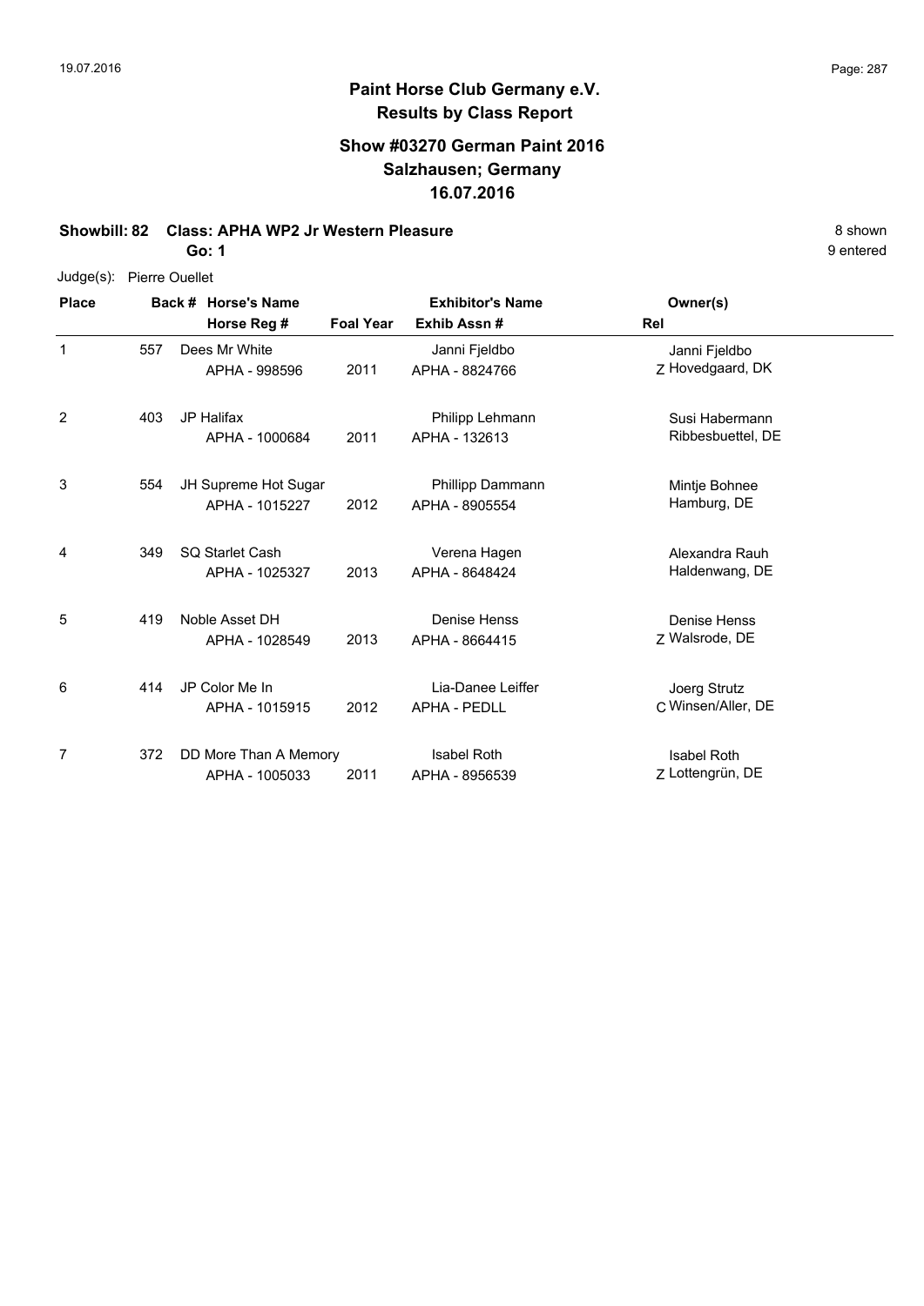## Paint Horse Club Germany e.V.
## Results by Class Report

### Show #03270 German Paint 2016
### Salzhausen; Germany
### 16.07.2016

**Showbill: 82 Class: APHA WP2 Jr Western Pleasure** 8 shown

**Go: 1** 9 entered

Judge(s): Pierre Ouellet

| Place | Back # | Horse's Name / Horse Reg # | Foal Year | Exhibitor's Name / Exhib Assn # | Rel | Owner(s) |
|---|---|---|---|---|---|---|
| 1 | 557 | Dees Mr White<br>APHA - 998596 | 2011 | Janni Fjeldbo<br>APHA - 8824766 | Z | Janni Fjeldbo<br>Hovedgaard, DK |
| 2 | 403 | JP Halifax<br>APHA - 1000684 | 2011 | Philipp Lehmann<br>APHA - 132613 | | Susi Habermann<br>Ribbesbuettel, DE |
| 3 | 554 | JH Supreme Hot Sugar<br>APHA - 1015227 | 2012 | Phillipp Dammann<br>APHA - 8905554 | | Mintje Bohnee<br>Hamburg, DE |
| 4 | 349 | SQ Starlet Cash<br>APHA - 1025327 | 2013 | Verena Hagen<br>APHA - 8648424 | | Alexandra Rauh<br>Haldenwang, DE |
| 5 | 419 | Noble Asset DH<br>APHA - 1028549 | 2013 | Denise Henss<br>APHA - 8664415 | Z | Denise Henss<br>Walsrode, DE |
| 6 | 414 | JP Color Me In<br>APHA - 1015915 | 2012 | Lia-Danee Leiffer<br>APHA - PEDLL | C | Joerg Strutz<br>Winsen/Aller, DE |
| 7 | 372 | DD More Than A Memory<br>APHA - 1005033 | 2011 | Isabel Roth<br>APHA - 8956539 | Z | Isabel Roth<br>Lottengrün, DE |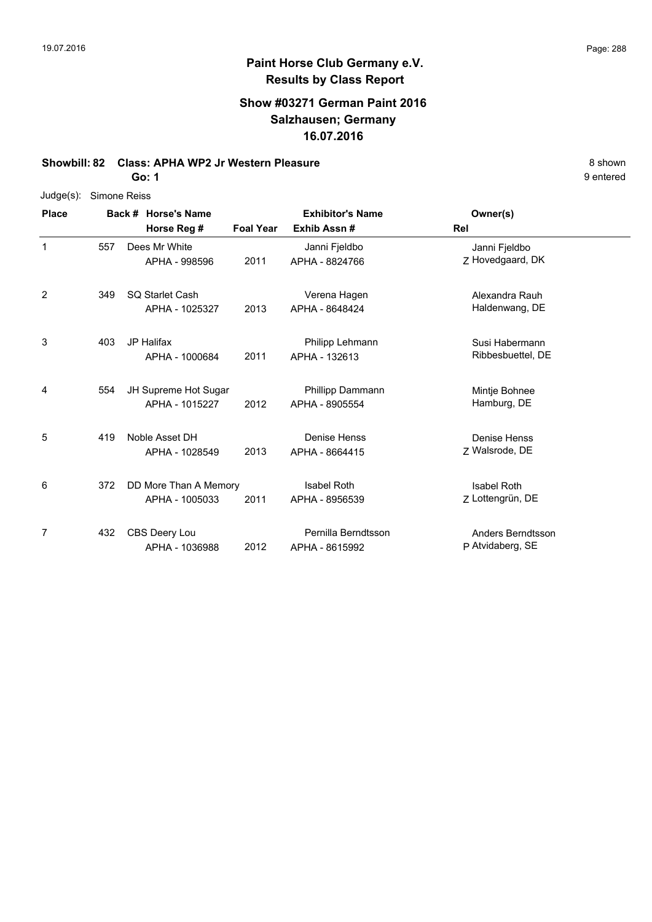# Paint Horse Club Germany e.V.

## Results by Class Report

### Show #03271 German Paint 2016
### Salzhausen; Germany
### 16.07.2016

**Showbill: 82 Class: APHA WP2 Jr Western Pleasure** 8 shown

**Go: 1** 9 entered

Judge(s): Simone Reiss

| Place | Back # | Horse's Name / Horse Reg # | Foal Year | Exhibitor's Name / Exhib Assn # | Rel | Owner(s) |
|---|---|---|---|---|---|---|
| 1 | 557 | Dees Mr White<br>APHA - 998596 | 2011 | Janni Fjeldbo<br>APHA - 8824766 | Z | Janni Fjeldbo<br>Hovedgaard, DK |
| 2 | 349 | SQ Starlet Cash<br>APHA - 1025327 | 2013 | Verena Hagen<br>APHA - 8648424 | | Alexandra Rauh<br>Haldenwang, DE |
| 3 | 403 | JP Halifax<br>APHA - 1000684 | 2011 | Philipp Lehmann<br>APHA - 132613 | | Susi Habermann<br>Ribbesbuettel, DE |
| 4 | 554 | JH Supreme Hot Sugar<br>APHA - 1015227 | 2012 | Phillipp Dammann<br>APHA - 8905554 | | Mintje Bohnee<br>Hamburg, DE |
| 5 | 419 | Noble Asset DH<br>APHA - 1028549 | 2013 | Denise Henss<br>APHA - 8664415 | Z | Denise Henss<br>Walsrode, DE |
| 6 | 372 | DD More Than A Memory<br>APHA - 1005033 | 2011 | Isabel Roth<br>APHA - 8956539 | Z | Isabel Roth<br>Lottengrün, DE |
| 7 | 432 | CBS Deery Lou<br>APHA - 1036988 | 2012 | Pernilla Berndtsson<br>APHA - 8615992 | P | Anders Berndtsson<br>Atvidaberg, SE |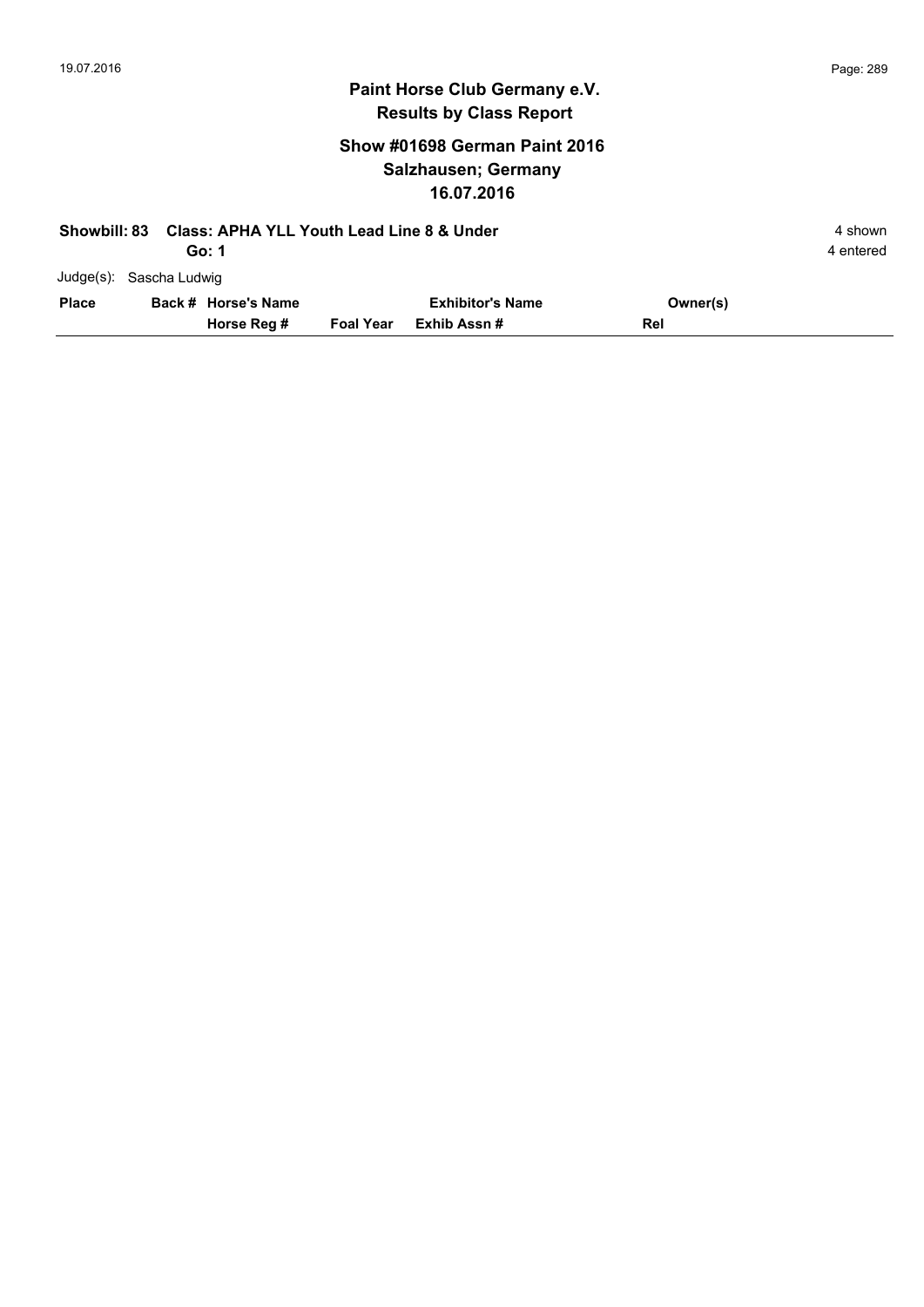## Paint Horse Club Germany e.V.
## Results by Class Report

### Show #01698 German Paint 2016
### Salzhausen; Germany
### 16.07.2016

**Showbill: 83 Class: APHA YLL Youth Lead Line 8 & Under** 4 shown

**Go: 1** 4 entered

Judge(s): Sascha Ludwig

| Place | Back # Horse's Name / Horse Reg # | Foal Year | Exhibitor's Name / Exhib Assn # | Owner(s) / Rel |
|---|---|---|---|---|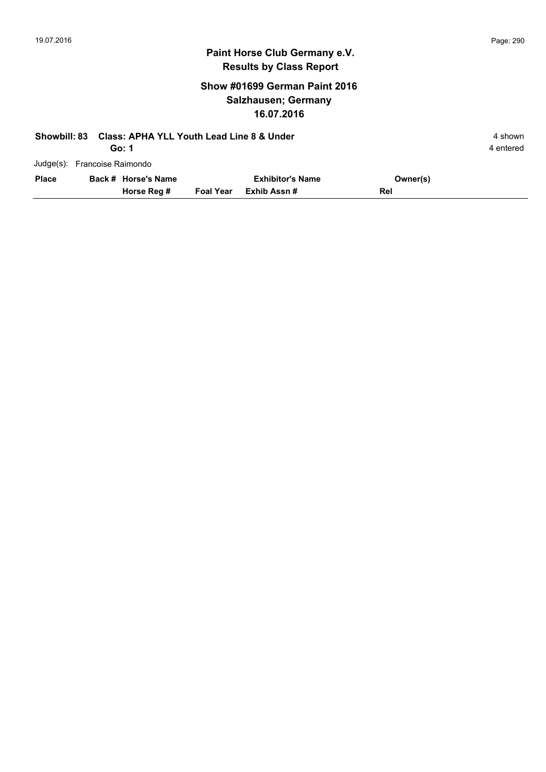# Paint Horse Club Germany e.V.

## Results by Class Report

### Show #01699 German Paint 2016
### Salzhausen; Germany
### 16.07.2016

**Showbill: 83 Class: APHA YLL Youth Lead Line 8 & Under** — 4 shown

**Go: 1** — 4 entered

Judge(s): Francoise Raimondo

| Place | Back # Horse's Name<br>Horse Reg # | Foal Year | Exhibitor's Name<br>Exhib Assn # | Owner(s)<br>Rel |
|---|---|---|---|---|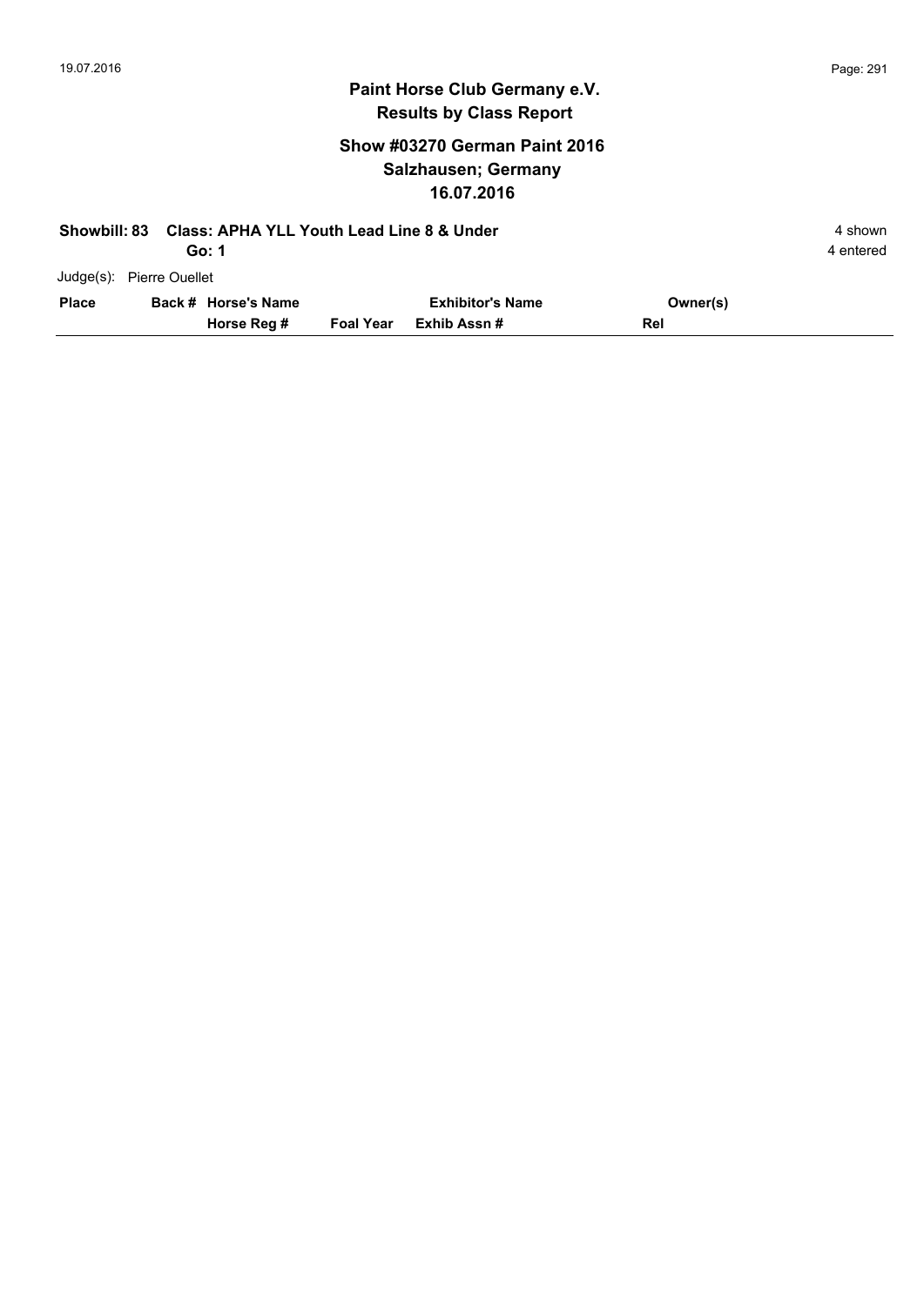# Paint Horse Club Germany e.V.
## Results by Class Report

### Show #03270 German Paint 2016
### Salzhausen; Germany
### 16.07.2016

**Showbill: 83 Class: APHA YLL Youth Lead Line 8 & Under** — 4 shown

**Go: 1** — 4 entered

Judge(s): Pierre Ouellet

| Place | Back # Horse's Name<br>Horse Reg # | Foal Year | Exhibitor's Name<br>Exhib Assn # | Owner(s)<br>Rel |
|---|---|---|---|---|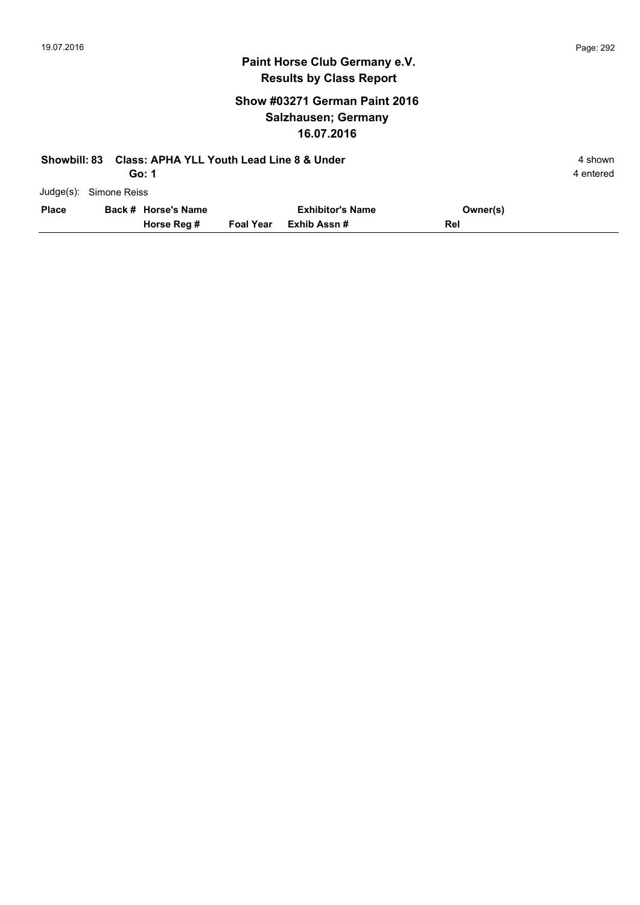# Paint Horse Club Germany e.V.
## Results by Class Report

### Show #03271 German Paint 2016
### Salzhausen; Germany
### 16.07.2016

**Showbill: 83 Class: APHA YLL Youth Lead Line 8 & Under** 4 shown

**Go: 1** 4 entered

Judge(s): Simone Reiss

| Place | Back # | Horse's Name / Horse Reg # | Foal Year | Exhibitor's Name / Exhib Assn # | Owner(s) / Rel |
|---|---|---|---|---|---|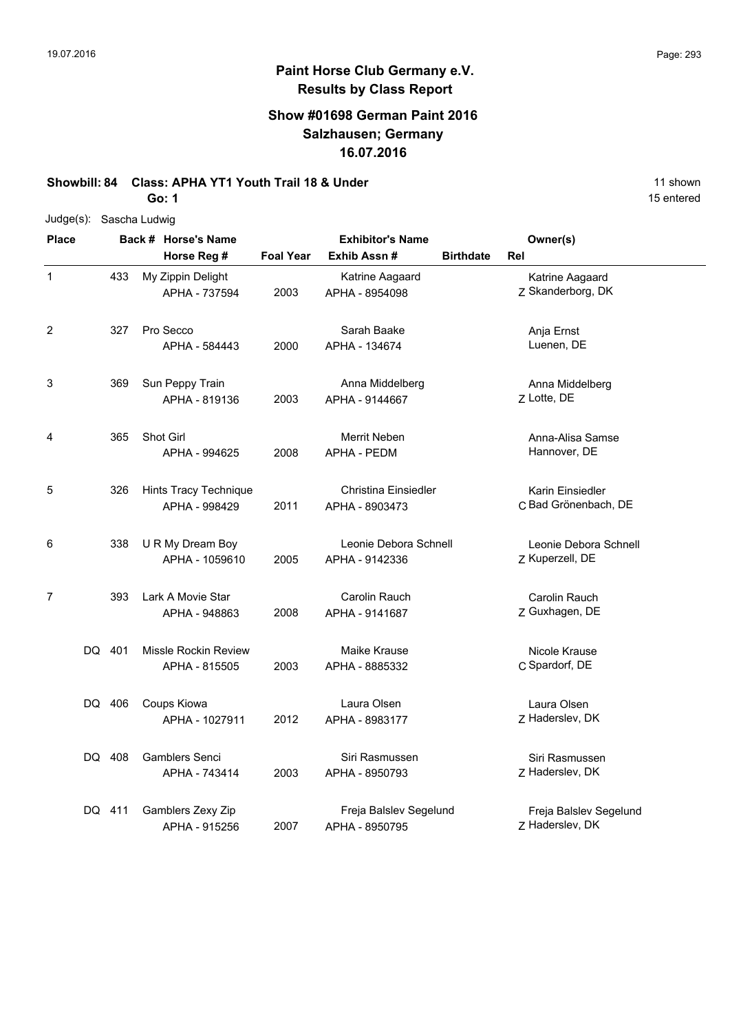# Paint Horse Club Germany e.V.
## Results by Class Report

### Show #01698 German Paint 2016
### Salzhausen; Germany
### 16.07.2016

**Showbill: 84 Class: APHA YT1 Youth Trail 18 & Under** 11 shown

**Go: 1** 15 entered

Judge(s): Sascha Ludwig

| Place | Back # | Horse's Name / Horse Reg # | Foal Year | Exhibitor's Name / Exhib Assn # | Birthdate | Rel | Owner(s) |
|---|---|---|---|---|---|---|---|
| 1 | 433 | My Zippin Delight<br>APHA - 737594 | 2003 | Katrine Aagaard<br>APHA - 8954098 | | Z | Katrine Aagaard<br>Skanderborg, DK |
| 2 | 327 | Pro Secco<br>APHA - 584443 | 2000 | Sarah Baake<br>APHA - 134674 | | | Anja Ernst<br>Luenen, DE |
| 3 | 369 | Sun Peppy Train<br>APHA - 819136 | 2003 | Anna Middelberg<br>APHA - 9144667 | | Z | Anna Middelberg<br>Lotte, DE |
| 4 | 365 | Shot Girl<br>APHA - 994625 | 2008 | Merrit Neben<br>APHA - PEDM | | | Anna-Alisa Samse<br>Hannover, DE |
| 5 | 326 | Hints Tracy Technique<br>APHA - 998429 | 2011 | Christina Einsiedler<br>APHA - 8903473 | | C | Karin Einsiedler<br>Bad Grönenbach, DE |
| 6 | 338 | U R My Dream Boy<br>APHA - 1059610 | 2005 | Leonie Debora Schnell<br>APHA - 9142336 | | Z | Leonie Debora Schnell<br>Kuperzell, DE |
| 7 | 393 | Lark A Movie Star<br>APHA - 948863 | 2008 | Carolin Rauch<br>APHA - 9141687 | | Z | Carolin Rauch<br>Guxhagen, DE |
| DQ | 401 | Missle Rockin Review<br>APHA - 815505 | 2003 | Maike Krause<br>APHA - 8885332 | | C | Nicole Krause<br>Spardorf, DE |
| DQ | 406 | Coups Kiowa<br>APHA - 1027911 | 2012 | Laura Olsen<br>APHA - 8983177 | | Z | Laura Olsen<br>Haderslev, DK |
| DQ | 408 | Gamblers Senci<br>APHA - 743414 | 2003 | Siri Rasmussen<br>APHA - 8950793 | | Z | Siri Rasmussen<br>Haderslev, DK |
| DQ | 411 | Gamblers Zexy Zip<br>APHA - 915256 | 2007 | Freja Balslev Segelund<br>APHA - 8950795 | | Z | Freja Balslev Segelund<br>Haderslev, DK |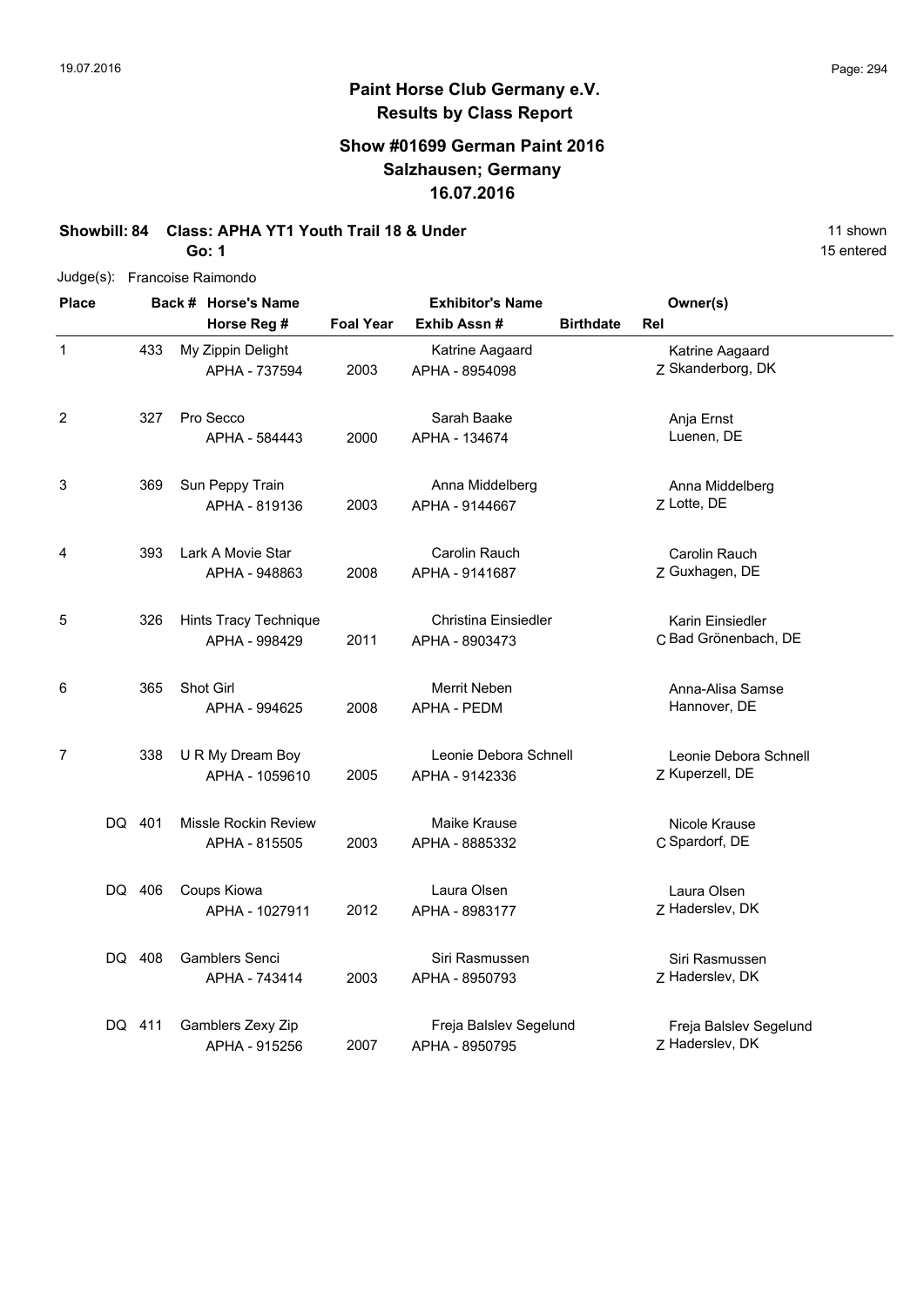# Paint Horse Club Germany e.V.
## Results by Class Report

### Show #01699 German Paint 2016
### Salzhausen; Germany
### 16.07.2016

**Showbill: 84 Class: APHA YT1 Youth Trail 18 & Under** 11 shown

**Go: 1** 15 entered

Judge(s): Francoise Raimondo

| Place | Back # | Horse's Name / Horse Reg # | Foal Year | Exhibitor's Name / Exhib Assn # | Birthdate | Rel | Owner(s) |
|---|---|---|---|---|---|---|---|
| 1 | 433 | My Zippin Delight<br>APHA - 737594 | 2003 | Katrine Aagaard<br>APHA - 8954098 | | Z | Katrine Aagaard<br>Skanderborg, DK |
| 2 | 327 | Pro Secco<br>APHA - 584443 | 2000 | Sarah Baake<br>APHA - 134674 | | | Anja Ernst<br>Luenen, DE |
| 3 | 369 | Sun Peppy Train<br>APHA - 819136 | 2003 | Anna Middelberg<br>APHA - 9144667 | | Z | Anna Middelberg<br>Lotte, DE |
| 4 | 393 | Lark A Movie Star<br>APHA - 948863 | 2008 | Carolin Rauch<br>APHA - 9141687 | | Z | Carolin Rauch<br>Guxhagen, DE |
| 5 | 326 | Hints Tracy Technique<br>APHA - 998429 | 2011 | Christina Einsiedler<br>APHA - 8903473 | | C | Karin Einsiedler<br>Bad Grönenbach, DE |
| 6 | 365 | Shot Girl<br>APHA - 994625 | 2008 | Merrit Neben<br>APHA - PEDM | | | Anna-Alisa Samse<br>Hannover, DE |
| 7 | 338 | U R My Dream Boy<br>APHA - 1059610 | 2005 | Leonie Debora Schnell<br>APHA - 9142336 | | Z | Leonie Debora Schnell<br>Kuperzell, DE |
| DQ | 401 | Missle Rockin Review<br>APHA - 815505 | 2003 | Maike Krause<br>APHA - 8885332 | | C | Nicole Krause<br>Spardorf, DE |
| DQ | 406 | Coups Kiowa<br>APHA - 1027911 | 2012 | Laura Olsen<br>APHA - 8983177 | | Z | Laura Olsen<br>Haderslev, DK |
| DQ | 408 | Gamblers Senci<br>APHA - 743414 | 2003 | Siri Rasmussen<br>APHA - 8950793 | | Z | Siri Rasmussen<br>Haderslev, DK |
| DQ | 411 | Gamblers Zexy Zip<br>APHA - 915256 | 2007 | Freja Balslev Segelund<br>APHA - 8950795 | | Z | Freja Balslev Segelund<br>Haderslev, DK |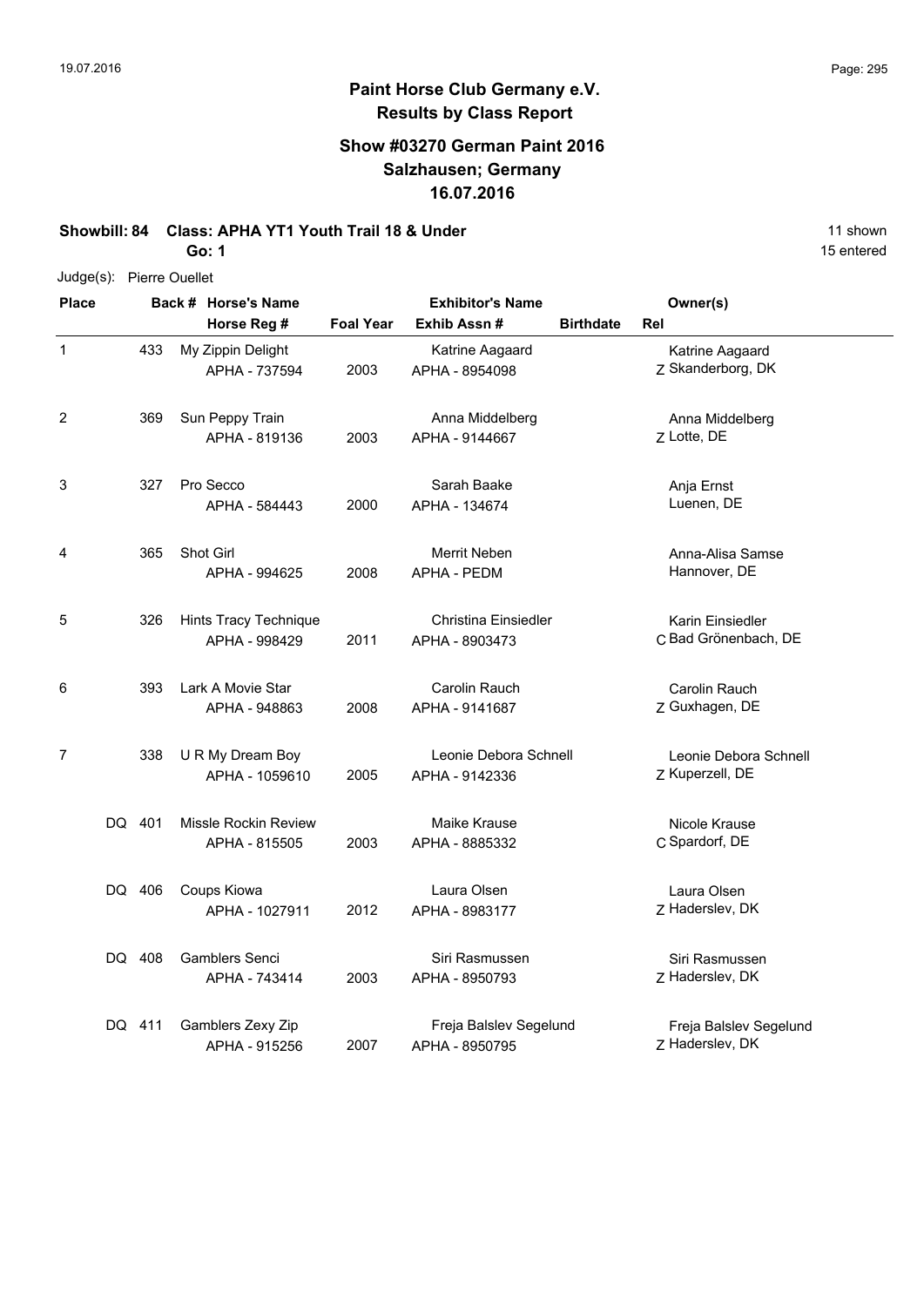**Paint Horse Club Germany e.V.**
**Results by Class Report**

## Show #03270 German Paint 2016
## Salzhausen; Germany
## 16.07.2016

**Showbill: 84 Class: APHA YT1 Youth Trail 18 & Under** 11 shown
**Go: 1** 15 entered

Judge(s): Pierre Ouellet

| Place | Back # | Horse's Name / Horse Reg # | Foal Year | Exhibitor's Name / Exhib Assn # | Birthdate | Rel | Owner(s) |
|---|---|---|---|---|---|---|---|
| 1 | 433 | My Zippin Delight<br>APHA - 737594 | 2003 | Katrine Aagaard<br>APHA - 8954098 | | Z | Katrine Aagaard<br>Skanderborg, DK |
| 2 | 369 | Sun Peppy Train<br>APHA - 819136 | 2003 | Anna Middelberg<br>APHA - 9144667 | | Z | Anna Middelberg<br>Lotte, DE |
| 3 | 327 | Pro Secco<br>APHA - 584443 | 2000 | Sarah Baake<br>APHA - 134674 | | | Anja Ernst<br>Luenen, DE |
| 4 | 365 | Shot Girl<br>APHA - 994625 | 2008 | Merrit Neben<br>APHA - PEDM | | | Anna-Alisa Samse<br>Hannover, DE |
| 5 | 326 | Hints Tracy Technique<br>APHA - 998429 | 2011 | Christina Einsiedler<br>APHA - 8903473 | | C | Karin Einsiedler<br>Bad Grönenbach, DE |
| 6 | 393 | Lark A Movie Star<br>APHA - 948863 | 2008 | Carolin Rauch<br>APHA - 9141687 | | Z | Carolin Rauch<br>Guxhagen, DE |
| 7 | 338 | U R My Dream Boy<br>APHA - 1059610 | 2005 | Leonie Debora Schnell<br>APHA - 9142336 | | Z | Leonie Debora Schnell<br>Kuperzell, DE |
| DQ | 401 | Missle Rockin Review<br>APHA - 815505 | 2003 | Maike Krause<br>APHA - 8885332 | | C | Nicole Krause<br>Spardorf, DE |
| DQ | 406 | Coups Kiowa<br>APHA - 1027911 | 2012 | Laura Olsen<br>APHA - 8983177 | | Z | Laura Olsen<br>Haderslev, DK |
| DQ | 408 | Gamblers Senci<br>APHA - 743414 | 2003 | Siri Rasmussen<br>APHA - 8950793 | | Z | Siri Rasmussen<br>Haderslev, DK |
| DQ | 411 | Gamblers Zexy Zip<br>APHA - 915256 | 2007 | Freja Balslev Segelund<br>APHA - 8950795 | | Z | Freja Balslev Segelund<br>Haderslev, DK |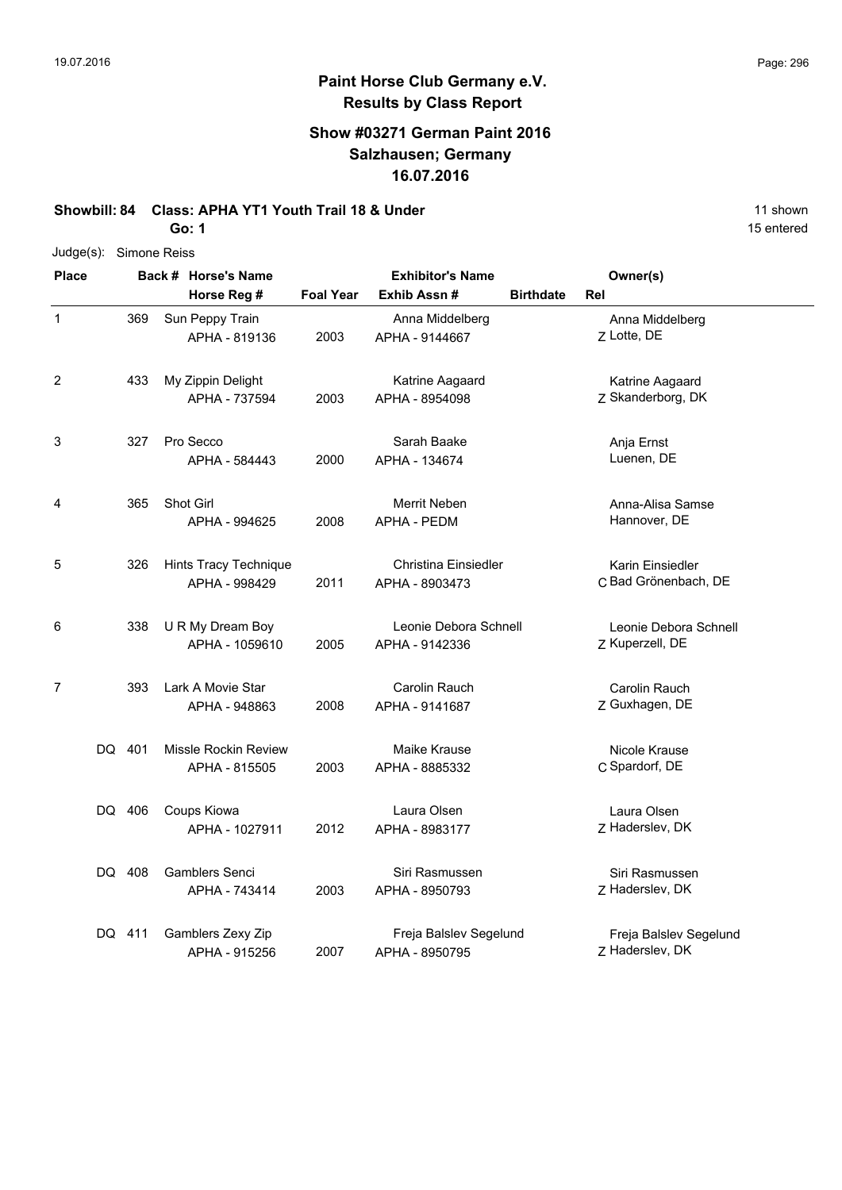# Paint Horse Club Germany e.V.
## Results by Class Report

### Show #03271 German Paint 2016
### Salzhausen; Germany
### 16.07.2016

**Showbill: 84 Class: APHA YT1 Youth Trail 18 & Under** — 11 shown

**Go: 1** — 15 entered

Judge(s): Simone Reiss

| Place | Back # | Horse's Name / Horse Reg # | Foal Year | Exhibitor's Name / Exhib Assn # | Birthdate | Rel | Owner(s) |
|---|---|---|---|---|---|---|---|
| 1 | 369 | Sun Peppy Train<br>APHA - 819136 | 2003 | Anna Middelberg<br>APHA - 9144667 | | Z | Anna Middelberg<br>Lotte, DE |
| 2 | 433 | My Zippin Delight<br>APHA - 737594 | 2003 | Katrine Aagaard<br>APHA - 8954098 | | Z | Katrine Aagaard<br>Skanderborg, DK |
| 3 | 327 | Pro Secco<br>APHA - 584443 | 2000 | Sarah Baake<br>APHA - 134674 | | | Anja Ernst<br>Luenen, DE |
| 4 | 365 | Shot Girl<br>APHA - 994625 | 2008 | Merrit Neben<br>APHA - PEDM | | | Anna-Alisa Samse<br>Hannover, DE |
| 5 | 326 | Hints Tracy Technique<br>APHA - 998429 | 2011 | Christina Einsiedler<br>APHA - 8903473 | | C | Karin Einsiedler<br>Bad Grönenbach, DE |
| 6 | 338 | U R My Dream Boy<br>APHA - 1059610 | 2005 | Leonie Debora Schnell<br>APHA - 9142336 | | Z | Leonie Debora Schnell<br>Kuperzell, DE |
| 7 | 393 | Lark A Movie Star<br>APHA - 948863 | 2008 | Carolin Rauch<br>APHA - 9141687 | | Z | Carolin Rauch<br>Guxhagen, DE |
| DQ | 401 | Missle Rockin Review<br>APHA - 815505 | 2003 | Maike Krause<br>APHA - 8885332 | | C | Nicole Krause<br>Spardorf, DE |
| DQ | 406 | Coups Kiowa<br>APHA - 1027911 | 2012 | Laura Olsen<br>APHA - 8983177 | | Z | Laura Olsen<br>Haderslev, DK |
| DQ | 408 | Gamblers Senci<br>APHA - 743414 | 2003 | Siri Rasmussen<br>APHA - 8950793 | | Z | Siri Rasmussen<br>Haderslev, DK |
| DQ | 411 | Gamblers Zexy Zip<br>APHA - 915256 | 2007 | Freja Balslev Segelund<br>APHA - 8950795 | | Z | Freja Balslev Segelund<br>Haderslev, DK |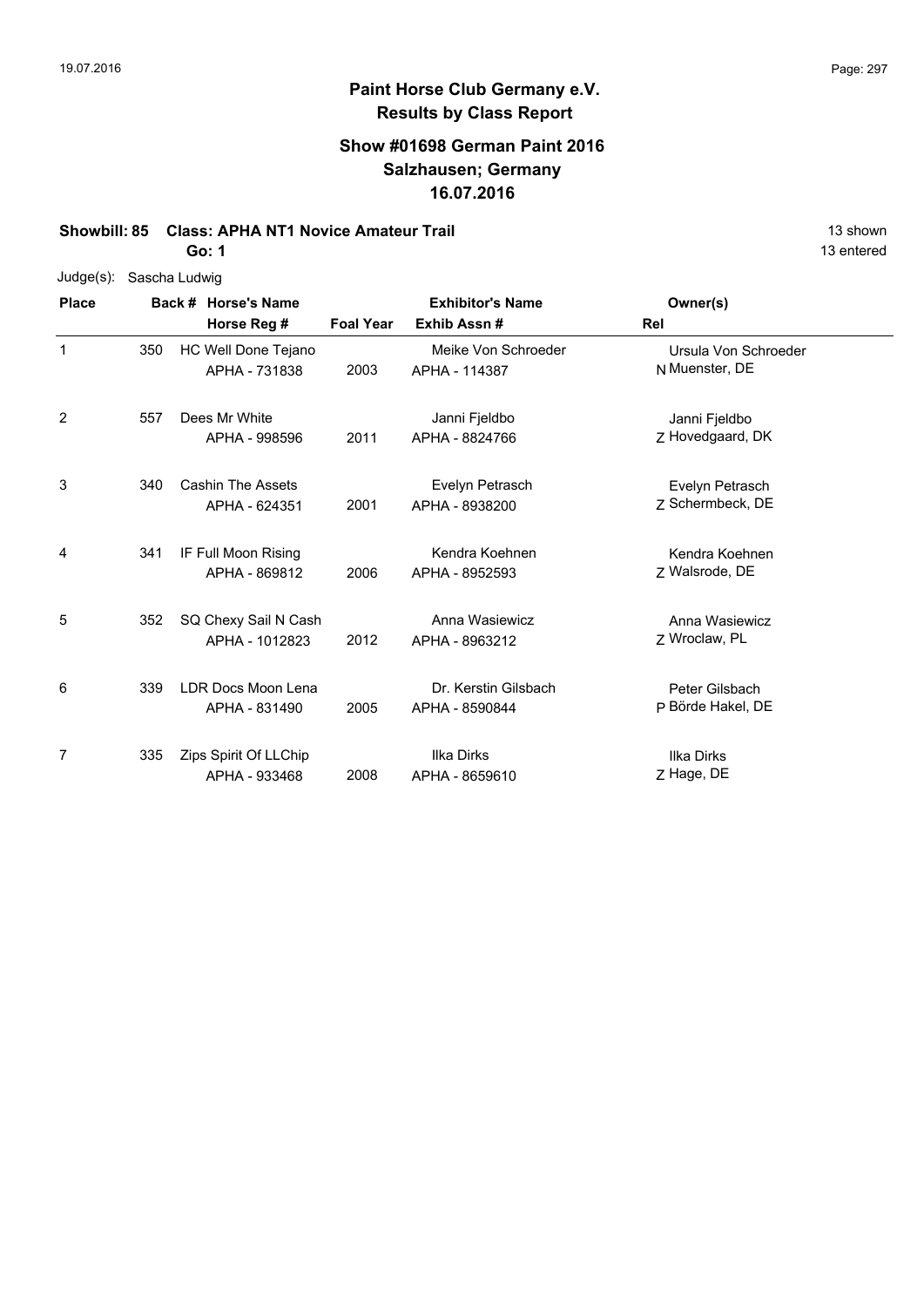# Paint Horse Club Germany e.V.

## Results by Class Report

### Show #01698 German Paint 2016
### Salzhausen; Germany
### 16.07.2016

**Showbill: 85 Class: APHA NT1 Novice Amateur Trail** 13 shown

**Go: 1** 13 entered

Judge(s): Sascha Ludwig

| Place | Back # | Horse's Name / Horse Reg # | Foal Year | Exhibitor's Name / Exhib Assn # | Rel | Owner(s) |
|---|---|---|---|---|---|---|
| 1 | 350 | HC Well Done Tejano<br>APHA - 731838 | 2003 | Meike Von Schroeder<br>APHA - 114387 | N | Ursula Von Schroeder<br>Muenster, DE |
| 2 | 557 | Dees Mr White<br>APHA - 998596 | 2011 | Janni Fjeldbo<br>APHA - 8824766 | Z | Janni Fjeldbo<br>Hovedgaard, DK |
| 3 | 340 | Cashin The Assets<br>APHA - 624351 | 2001 | Evelyn Petrasch<br>APHA - 8938200 | Z | Evelyn Petrasch<br>Schermbeck, DE |
| 4 | 341 | IF Full Moon Rising<br>APHA - 869812 | 2006 | Kendra Koehnen<br>APHA - 8952593 | Z | Kendra Koehnen<br>Walsrode, DE |
| 5 | 352 | SQ Chexy Sail N Cash<br>APHA - 1012823 | 2012 | Anna Wasiewicz<br>APHA - 8963212 | Z | Anna Wasiewicz<br>Wroclaw, PL |
| 6 | 339 | LDR Docs Moon Lena<br>APHA - 831490 | 2005 | Dr. Kerstin Gilsbach<br>APHA - 8590844 | P | Peter Gilsbach<br>Börde Hakel, DE |
| 7 | 335 | Zips Spirit Of LLChip<br>APHA - 933468 | 2008 | Ilka Dirks<br>APHA - 8659610 | Z | Ilka Dirks<br>Hage, DE |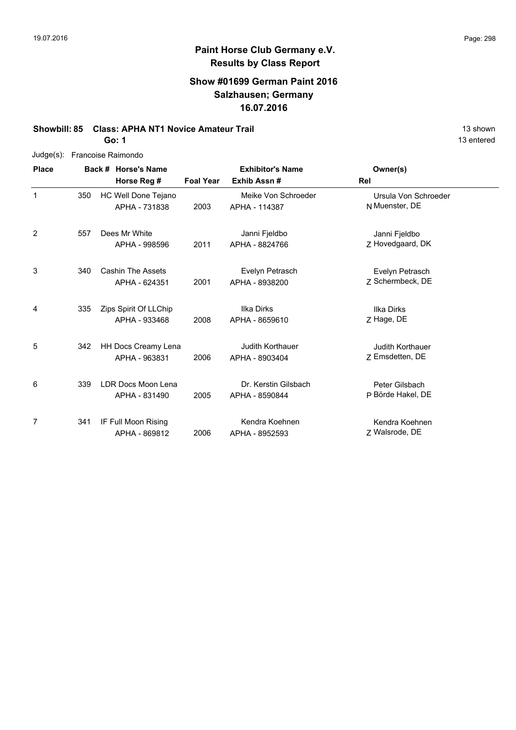# Paint Horse Club Germany e.V.
## Results by Class Report

### Show #01699 German Paint 2016
### Salzhausen; Germany
### 16.07.2016

**Showbill: 85 Class: APHA NT1 Novice Amateur Trail** 13 shown

**Go: 1** 13 entered

Judge(s): Francoise Raimondo

| Place | Back # | Horse's Name / Horse Reg # | Foal Year | Exhibitor's Name / Exhib Assn # | Rel | Owner(s) |
|---|---|---|---|---|---|---|
| 1 | 350 | HC Well Done Tejano<br>APHA - 731838 | 2003 | Meike Von Schroeder<br>APHA - 114387 | N | Ursula Von Schroeder<br>Muenster, DE |
| 2 | 557 | Dees Mr White<br>APHA - 998596 | 2011 | Janni Fjeldbo<br>APHA - 8824766 | Z | Janni Fjeldbo<br>Hovedgaard, DK |
| 3 | 340 | Cashin The Assets<br>APHA - 624351 | 2001 | Evelyn Petrasch<br>APHA - 8938200 | Z | Evelyn Petrasch<br>Schermbeck, DE |
| 4 | 335 | Zips Spirit Of LLChip<br>APHA - 933468 | 2008 | Ilka Dirks<br>APHA - 8659610 | Z | Ilka Dirks<br>Hage, DE |
| 5 | 342 | HH Docs Creamy Lena<br>APHA - 963831 | 2006 | Judith Korthauer<br>APHA - 8903404 | Z | Judith Korthauer<br>Emsdetten, DE |
| 6 | 339 | LDR Docs Moon Lena<br>APHA - 831490 | 2005 | Dr. Kerstin Gilsbach<br>APHA - 8590844 | P | Peter Gilsbach<br>Börde Hakel, DE |
| 7 | 341 | IF Full Moon Rising<br>APHA - 869812 | 2006 | Kendra Koehnen<br>APHA - 8952593 | Z | Kendra Koehnen<br>Walsrode, DE |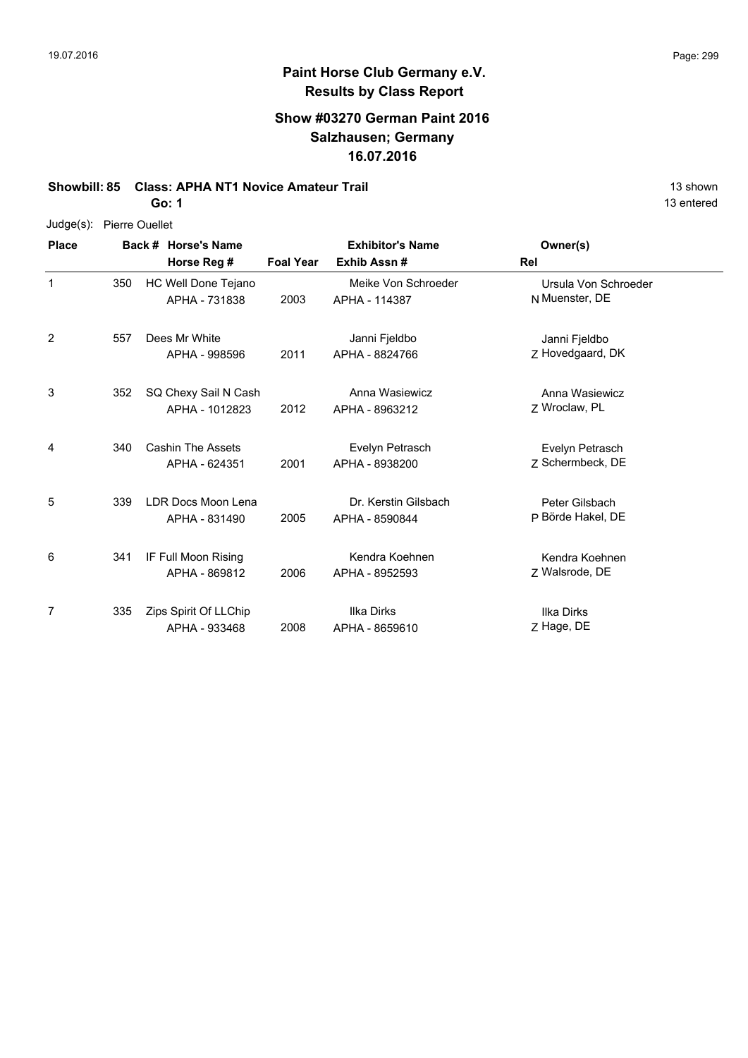## Paint Horse Club Germany e.V.
## Results by Class Report

### Show #03270 German Paint 2016
### Salzhausen; Germany
### 16.07.2016

**Showbill: 85 Class: APHA NT1 Novice Amateur Trail** 13 shown

**Go: 1** 13 entered

Judge(s): Pierre Ouellet

| Place | Back # | Horse's Name / Horse Reg # | Foal Year | Exhibitor's Name / Exhib Assn # | Rel | Owner(s) |
|---|---|---|---|---|---|---|
| 1 | 350 | HC Well Done Tejano / APHA - 731838 | 2003 | Meike Von Schroeder / APHA - 114387 | N | Ursula Von Schroeder / Muenster, DE |
| 2 | 557 | Dees Mr White / APHA - 998596 | 2011 | Janni Fjeldbo / APHA - 8824766 | Z | Janni Fjeldbo / Hovedgaard, DK |
| 3 | 352 | SQ Chexy Sail N Cash / APHA - 1012823 | 2012 | Anna Wasiewicz / APHA - 8963212 | Z | Anna Wasiewicz / Wroclaw, PL |
| 4 | 340 | Cashin The Assets / APHA - 624351 | 2001 | Evelyn Petrasch / APHA - 8938200 | Z | Evelyn Petrasch / Schermbeck, DE |
| 5 | 339 | LDR Docs Moon Lena / APHA - 831490 | 2005 | Dr. Kerstin Gilsbach / APHA - 8590844 | P | Peter Gilsbach / Börde Hakel, DE |
| 6 | 341 | IF Full Moon Rising / APHA - 869812 | 2006 | Kendra Koehnen / APHA - 8952593 | Z | Kendra Koehnen / Walsrode, DE |
| 7 | 335 | Zips Spirit Of LLChip / APHA - 933468 | 2008 | Ilka Dirks / APHA - 8659610 | Z | Ilka Dirks / Hage, DE |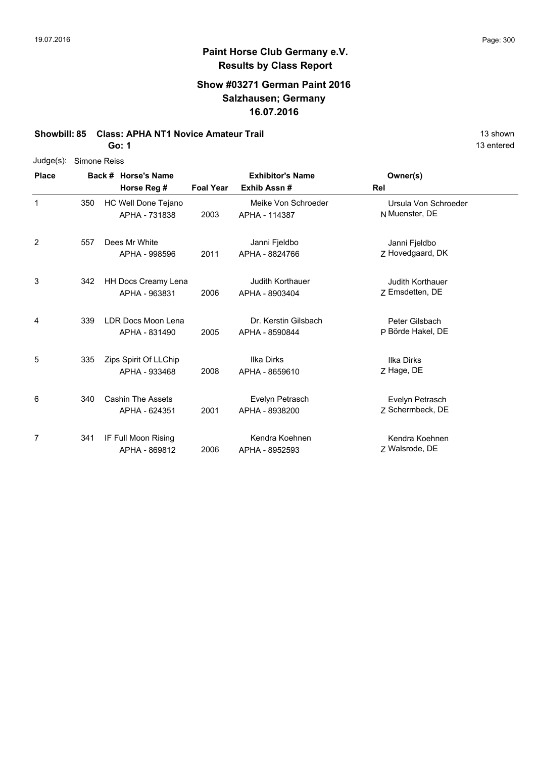# Paint Horse Club Germany e.V.
## Results by Class Report

### Show #03271 German Paint 2016
### Salzhausen; Germany
### 16.07.2016

**Showbill: 85 Class: APHA NT1 Novice Amateur Trail** 13 shown

**Go: 1** 13 entered

Judge(s): Simone Reiss

| Place | Back # | Horse's Name / Horse Reg # | Foal Year | Exhibitor's Name / Exhib Assn # | Rel | Owner(s) |
|---|---|---|---|---|---|---|
| 1 | 350 | HC Well Done Tejano<br>APHA - 731838 | 2003 | Meike Von Schroeder<br>APHA - 114387 | N | Ursula Von Schroeder<br>Muenster, DE |
| 2 | 557 | Dees Mr White<br>APHA - 998596 | 2011 | Janni Fjeldbo<br>APHA - 8824766 | Z | Janni Fjeldbo<br>Hovedgaard, DK |
| 3 | 342 | HH Docs Creamy Lena<br>APHA - 963831 | 2006 | Judith Korthauer<br>APHA - 8903404 | Z | Judith Korthauer<br>Emsdetten, DE |
| 4 | 339 | LDR Docs Moon Lena<br>APHA - 831490 | 2005 | Dr. Kerstin Gilsbach<br>APHA - 8590844 | P | Peter Gilsbach<br>Börde Hakel, DE |
| 5 | 335 | Zips Spirit Of LLChip<br>APHA - 933468 | 2008 | Ilka Dirks<br>APHA - 8659610 | Z | Ilka Dirks<br>Hage, DE |
| 6 | 340 | Cashin The Assets<br>APHA - 624351 | 2001 | Evelyn Petrasch<br>APHA - 8938200 | Z | Evelyn Petrasch<br>Schermbeck, DE |
| 7 | 341 | IF Full Moon Rising<br>APHA - 869812 | 2006 | Kendra Koehnen<br>APHA - 8952593 | Z | Kendra Koehnen<br>Walsrode, DE |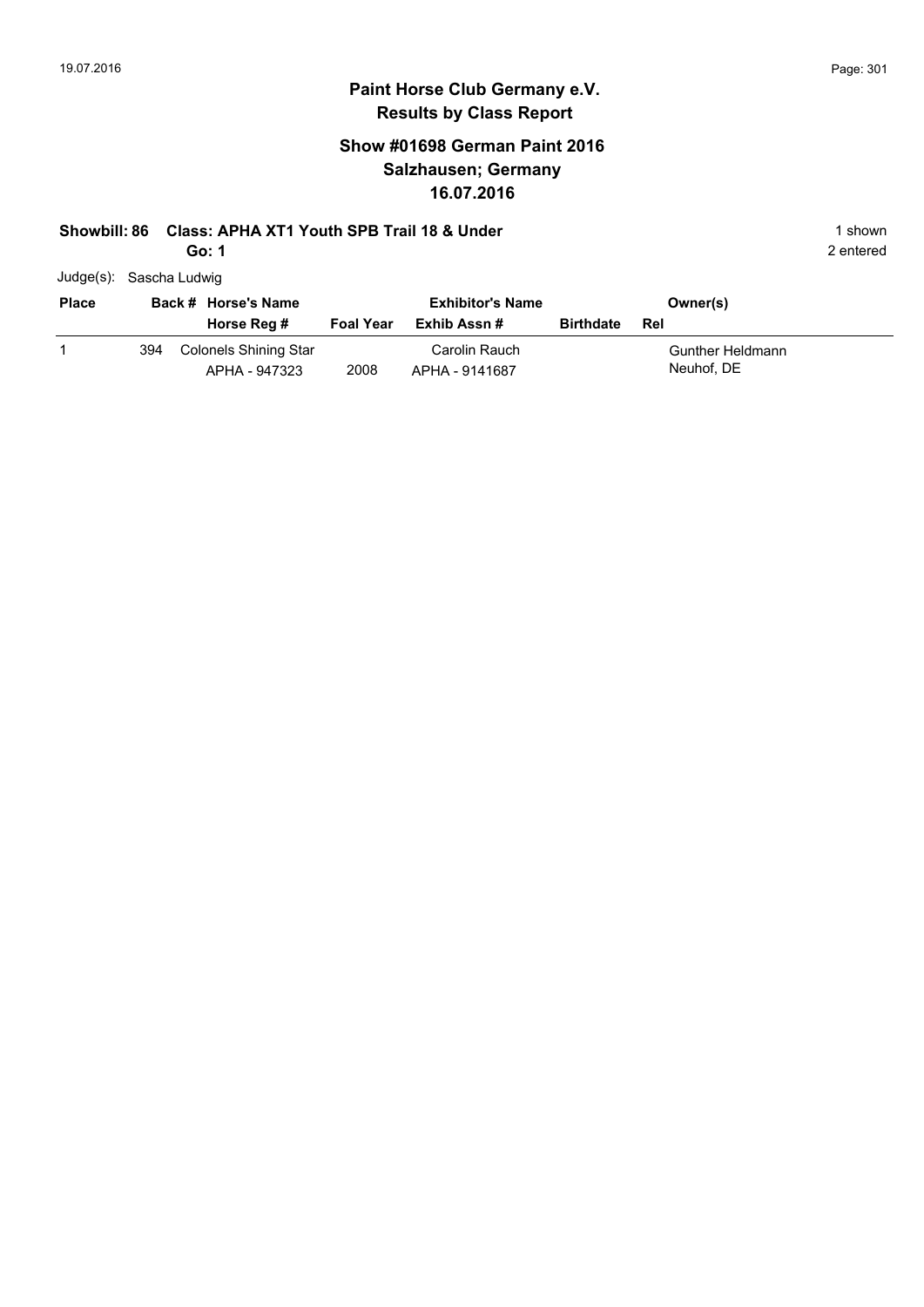**Paint Horse Club Germany e.V.**
**Results by Class Report**

**Show #01698 German Paint 2016**
**Salzhausen; Germany**
**16.07.2016**

**Showbill: 86 Class: APHA XT1 Youth SPB Trail 18 & Under** — 1 shown

**Go: 1** — 2 entered

Judge(s): Sascha Ludwig

| Place | Back # | Horse's Name / Horse Reg # | Foal Year | Exhibitor's Name / Exhib Assn # | Birthdate | Owner(s) / Rel |
|---|---|---|---|---|---|---|
| 1 | 394 | Colonels Shining Star<br>APHA - 947323 | 2008 | Carolin Rauch<br>APHA - 9141687 | | Gunther Heldmann<br>Neuhof, DE |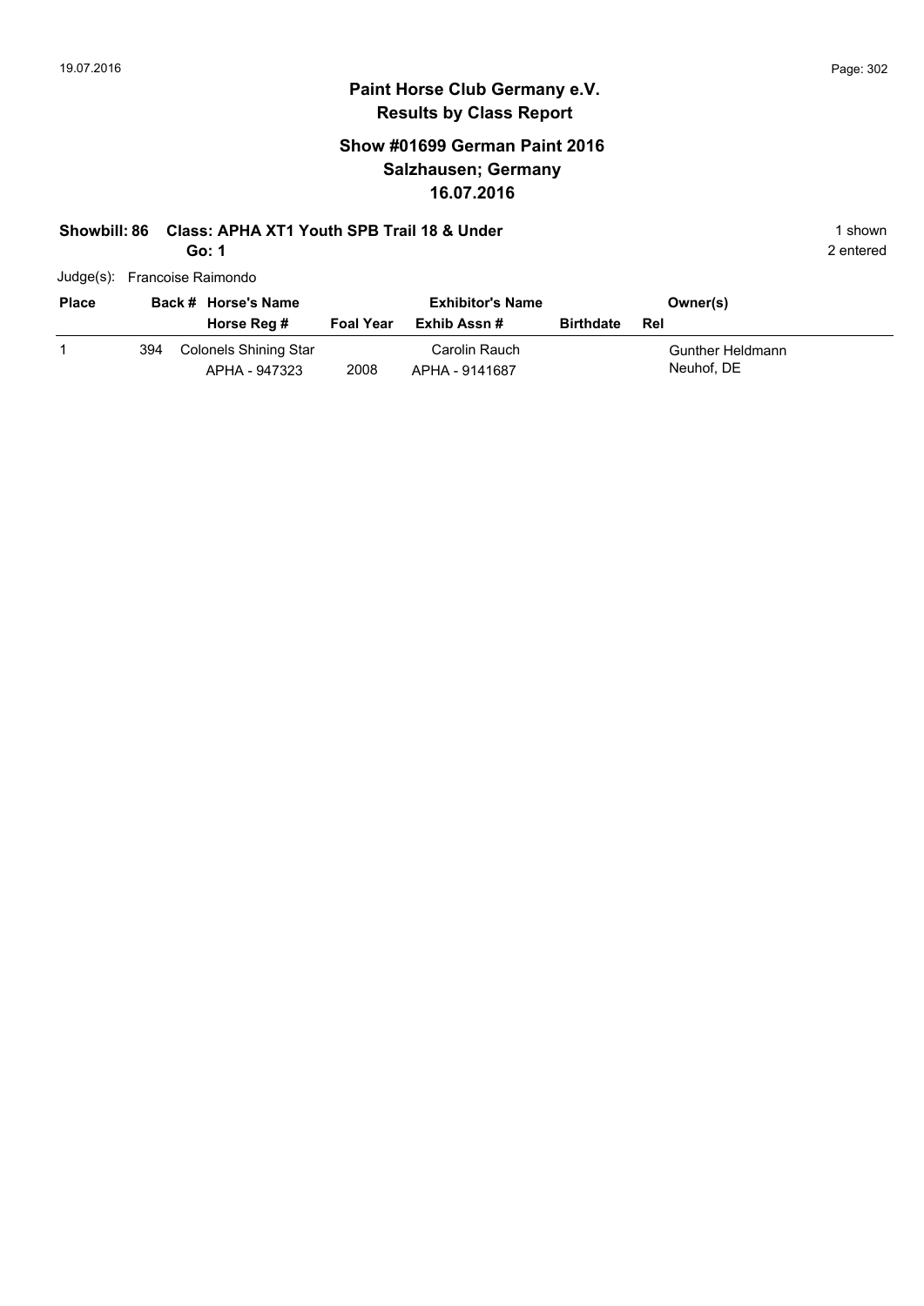# Paint Horse Club Germany e.V.
## Results by Class Report

### Show #01699 German Paint 2016
### Salzhausen; Germany
### 16.07.2016

**Showbill: 86 Class: APHA XT1 Youth SPB Trail 18 & Under** — 1 shown

**Go: 1** — 2 entered

Judge(s): Francoise Raimondo

| Place | Back # | Horse's Name / Horse Reg # | Foal Year | Exhibitor's Name / Exhib Assn # | Birthdate | Owner(s) / Rel |
|---|---|---|---|---|---|---|
| 1 | 394 | Colonels Shining Star<br>APHA - 947323 | 2008 | Carolin Rauch<br>APHA - 9141687 | | Gunther Heldmann<br>Neuhof, DE |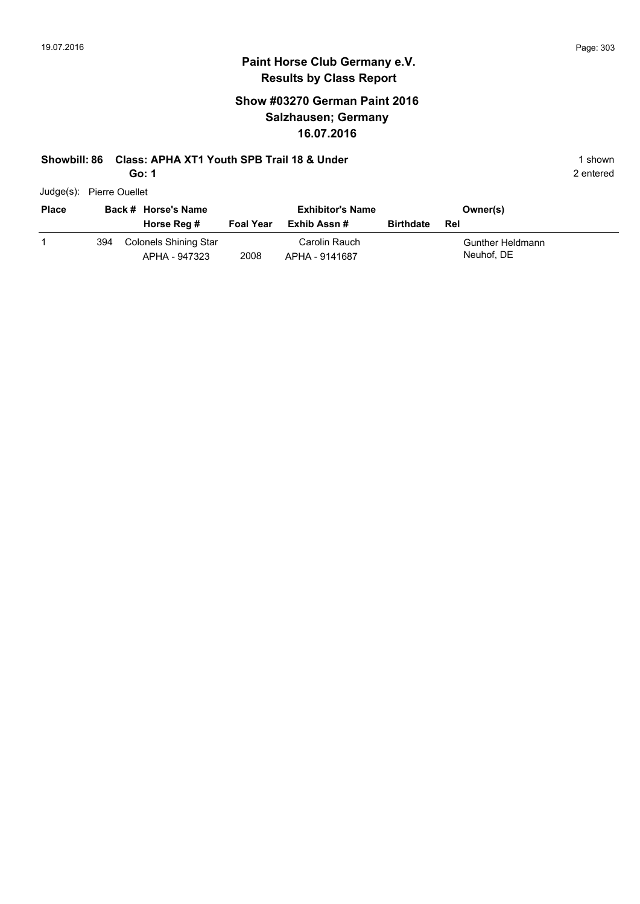# Paint Horse Club Germany e.V.
## Results by Class Report

### Show #03270 German Paint 2016
### Salzhausen; Germany
### 16.07.2016

**Showbill: 86 Class: APHA XT1 Youth SPB Trail 18 & Under** 1 shown

**Go: 1** 2 entered

Judge(s): Pierre Ouellet

| Place | Back # | Horse's Name / Horse Reg # | Foal Year | Exhibitor's Name / Exhib Assn # | Birthdate | Owner(s) / Rel |
|---|---|---|---|---|---|---|
| 1 | 394 | Colonels Shining Star<br>APHA - 947323 | 2008 | Carolin Rauch<br>APHA - 9141687 | | Gunther Heldmann<br>Neuhof, DE |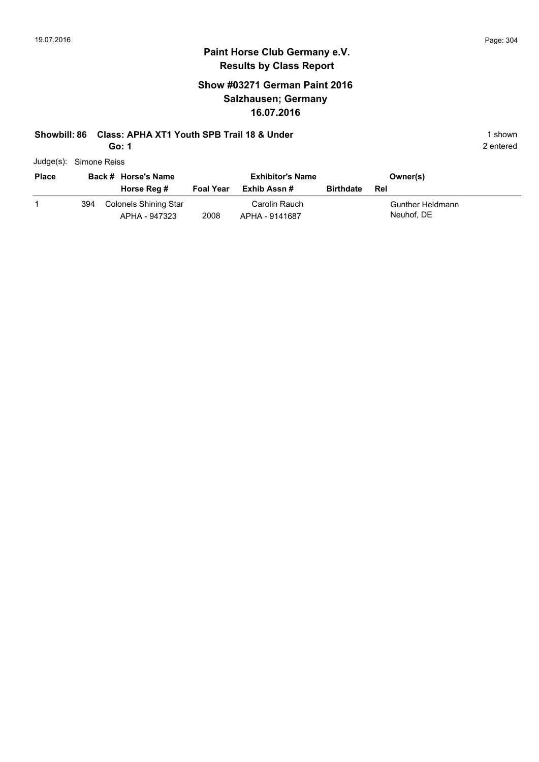**Paint Horse Club Germany e.V.**
**Results by Class Report**

**Show #03271 German Paint 2016**
**Salzhausen; Germany**
**16.07.2016**

**Showbill: 86 Class: APHA XT1 Youth SPB Trail 18 & Under** 1 shown
**Go: 1** 2 entered

Judge(s): Simone Reiss

| Place | Back # | Horse's Name / Horse Reg # | Foal Year | Exhibitor's Name / Exhib Assn # | Birthdate | Owner(s) / Rel |
|---|---|---|---|---|---|---|
| 1 | 394 | Colonels Shining Star<br>APHA - 947323 | 2008 | Carolin Rauch<br>APHA - 9141687 | | Gunther Heldmann<br>Neuhof, DE |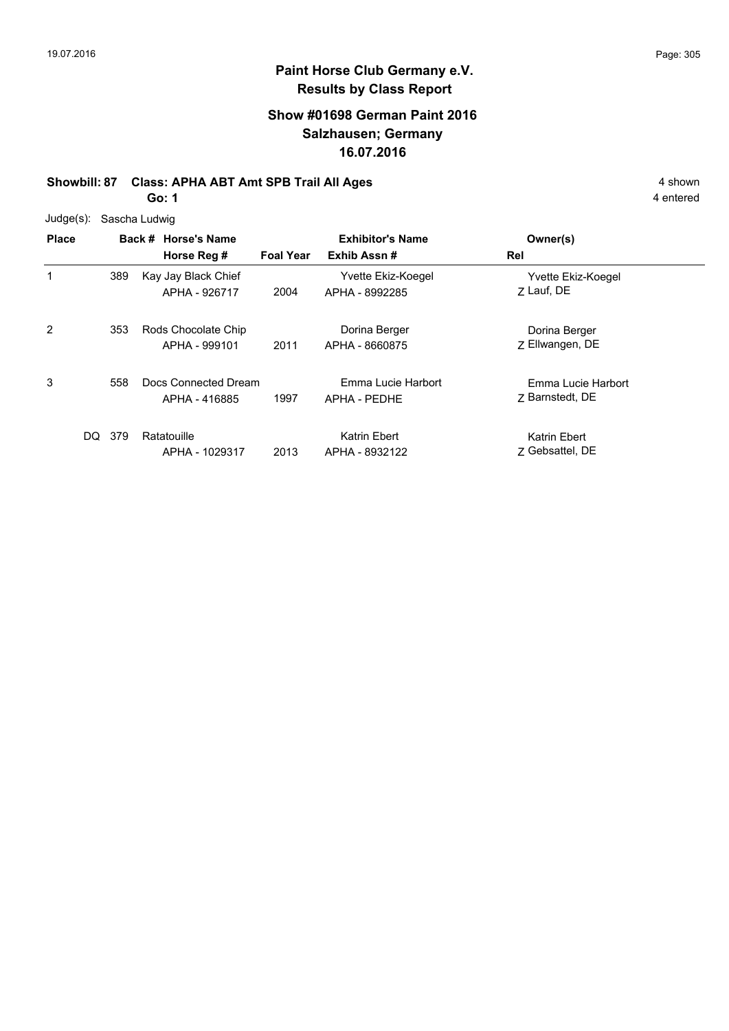# Paint Horse Club Germany e.V.

## Results by Class Report

### Show #01698 German Paint 2016
### Salzhausen; Germany
### 16.07.2016

**Showbill: 87 Class: APHA ABT Amt SPB Trail All Ages** 4 shown

**Go: 1** 4 entered

Judge(s): Sascha Ludwig

| Place | Back # | Horse's Name / Horse Reg # | Foal Year | Exhibitor's Name / Exhib Assn # | Rel | Owner(s) |
|---|---|---|---|---|---|---|
| 1 | 389 | Kay Jay Black Chief<br>APHA - 926717 | 2004 | Yvette Ekiz-Koegel<br>APHA - 8992285 | Z | Yvette Ekiz-Koegel<br>Lauf, DE |
| 2 | 353 | Rods Chocolate Chip<br>APHA - 999101 | 2011 | Dorina Berger<br>APHA - 8660875 | Z | Dorina Berger<br>Ellwangen, DE |
| 3 | 558 | Docs Connected Dream<br>APHA - 416885 | 1997 | Emma Lucie Harbort<br>APHA - PEDHE | Z | Emma Lucie Harbort<br>Barnstedt, DE |
| DQ | 379 | Ratatouille<br>APHA - 1029317 | 2013 | Katrin Ebert<br>APHA - 8932122 | Z | Katrin Ebert<br>Gebsattel, DE |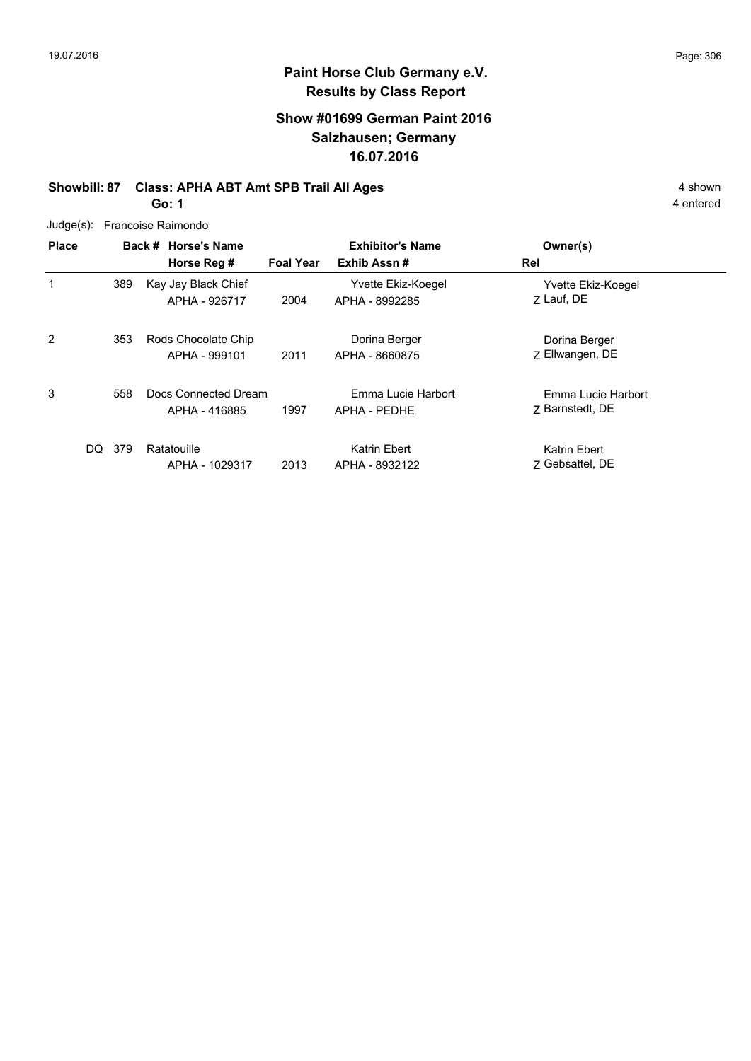# Paint Horse Club Germany e.V.

## Results by Class Report

### Show #01699 German Paint 2016
### Salzhausen; Germany
### 16.07.2016

**Showbill: 87 Class: APHA ABT Amt SPB Trail All Ages** — 4 shown, 4 entered

**Go: 1**

Judge(s): Francoise Raimondo

| Place | Back # | Horse's Name / Horse Reg # | Foal Year | Exhibitor's Name / Exhib Assn # | Rel | Owner(s) |
|---|---|---|---|---|---|---|
| 1 | 389 | Kay Jay Black Chief / APHA - 926717 | 2004 | Yvette Ekiz-Koegel / APHA - 8992285 | Z | Yvette Ekiz-Koegel / Lauf, DE |
| 2 | 353 | Rods Chocolate Chip / APHA - 999101 | 2011 | Dorina Berger / APHA - 8660875 | Z | Dorina Berger / Ellwangen, DE |
| 3 | 558 | Docs Connected Dream / APHA - 416885 | 1997 | Emma Lucie Harbort / APHA - PEDHE | Z | Emma Lucie Harbort / Barnstedt, DE |
| DQ | 379 | Ratatouille / APHA - 1029317 | 2013 | Katrin Ebert / APHA - 8932122 | Z | Katrin Ebert / Gebsattel, DE |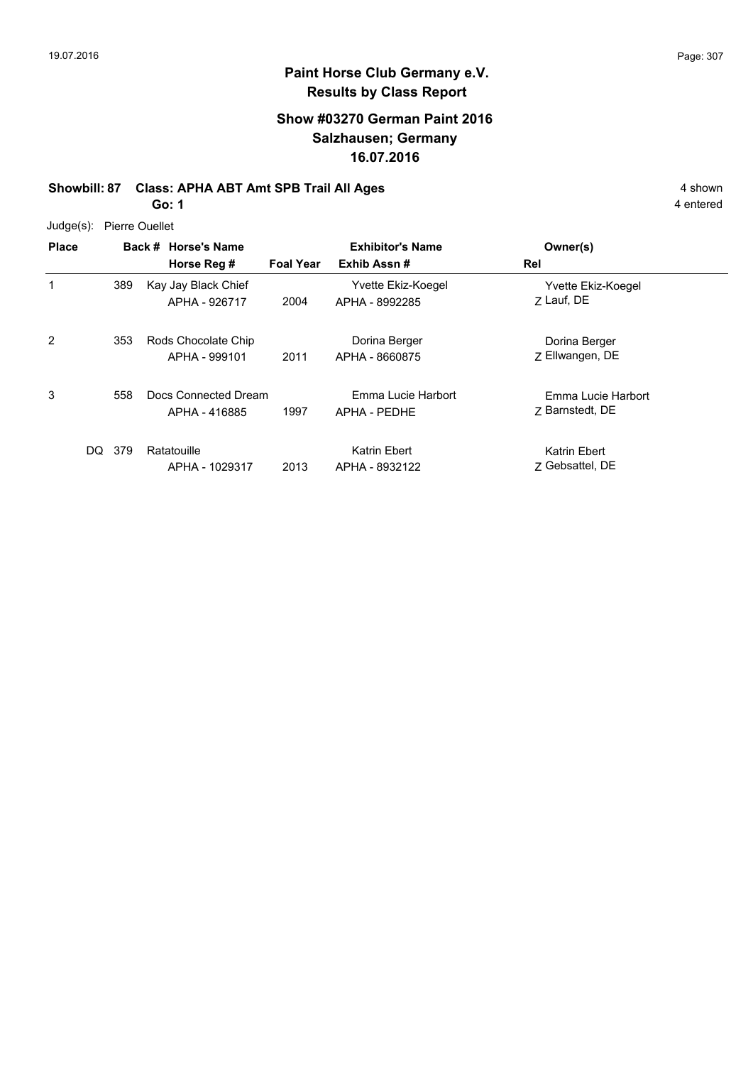# Paint Horse Club Germany e.V.
## Results by Class Report

### Show #03270 German Paint 2016
### Salzhausen; Germany
### 16.07.2016

**Showbill: 87 Class: APHA ABT Amt SPB Trail All Ages** — 4 shown

**Go: 1** — 4 entered

Judge(s): Pierre Ouellet

| Place | Back # | Horse's Name / Horse Reg # | Foal Year | Exhibitor's Name / Exhib Assn # | Owner(s) / Rel |
|---|---|---|---|---|---|
| 1 | 389 | Kay Jay Black Chief<br>APHA - 926717 | 2004 | Yvette Ekiz-Koegel<br>APHA - 8992285 | Yvette Ekiz-Koegel<br>Z Lauf, DE |
| 2 | 353 | Rods Chocolate Chip<br>APHA - 999101 | 2011 | Dorina Berger<br>APHA - 8660875 | Dorina Berger<br>Z Ellwangen, DE |
| 3 | 558 | Docs Connected Dream<br>APHA - 416885 | 1997 | Emma Lucie Harbort<br>APHA - PEDHE | Emma Lucie Harbort<br>Z Barnstedt, DE |
| DQ | 379 | Ratatouille<br>APHA - 1029317 | 2013 | Katrin Ebert<br>APHA - 8932122 | Katrin Ebert<br>Z Gebsattel, DE |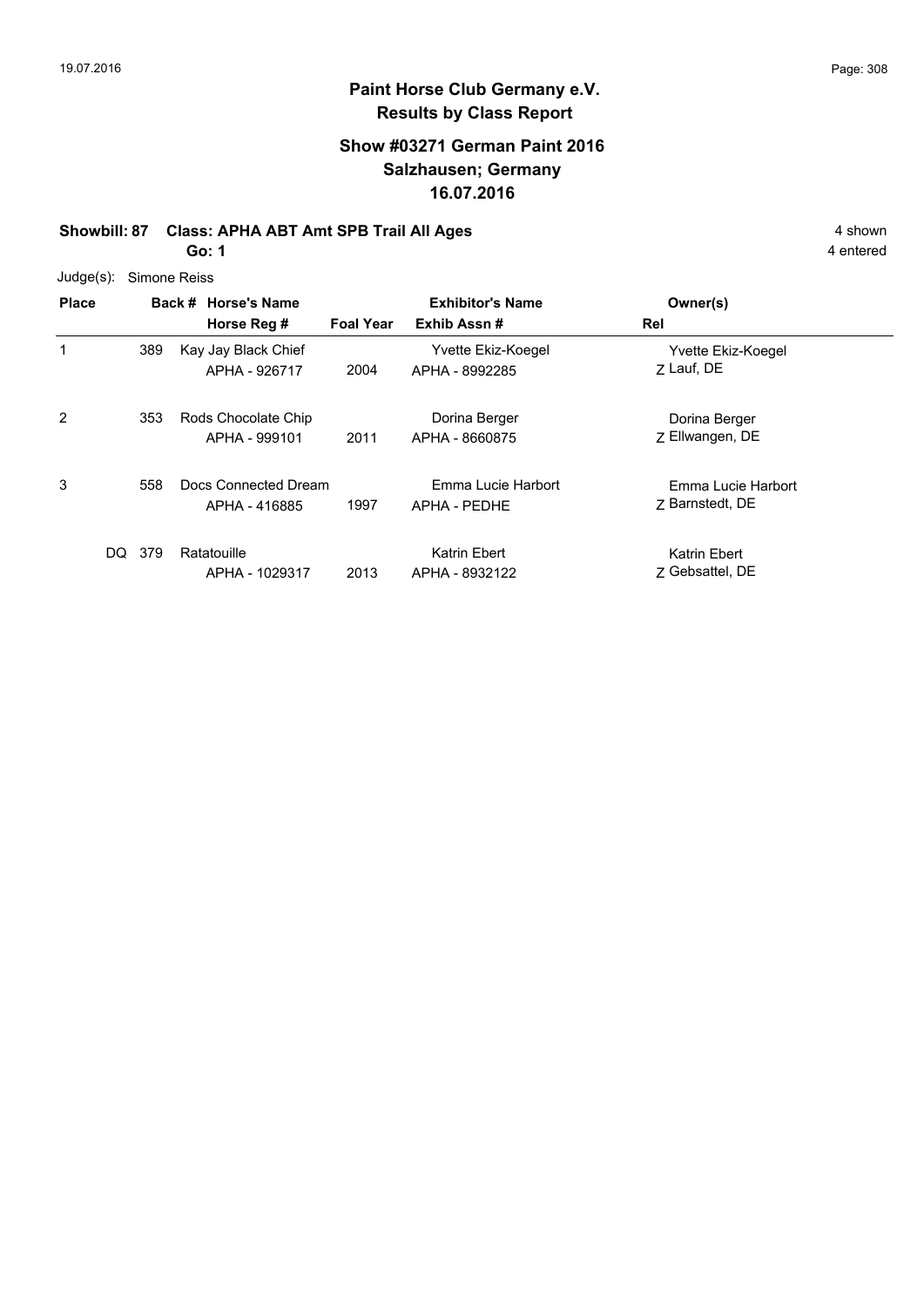# Paint Horse Club Germany e.V.
## Results by Class Report

### Show #03271 German Paint 2016
### Salzhausen; Germany
### 16.07.2016

**Showbill: 87 Class: APHA ABT Amt SPB Trail All Ages** 4 shown

**Go: 1** 4 entered

Judge(s): Simone Reiss

| Place | Back # | Horse's Name / Horse Reg # | Foal Year | Exhibitor's Name / Exhib Assn # | Owner(s) / Rel |
|---|---|---|---|---|---|
| 1 | 389 | Kay Jay Black Chief<br>APHA - 926717 | 2004 | Yvette Ekiz-Koegel<br>APHA - 8992285 | Yvette Ekiz-Koegel<br>Z Lauf, DE |
| 2 | 353 | Rods Chocolate Chip<br>APHA - 999101 | 2011 | Dorina Berger<br>APHA - 8660875 | Dorina Berger<br>Z Ellwangen, DE |
| 3 | 558 | Docs Connected Dream<br>APHA - 416885 | 1997 | Emma Lucie Harbort<br>APHA - PEDHE | Emma Lucie Harbort<br>Z Barnstedt, DE |
| DQ | 379 | Ratatouille<br>APHA - 1029317 | 2013 | Katrin Ebert<br>APHA - 8932122 | Katrin Ebert<br>Z Gebsattel, DE |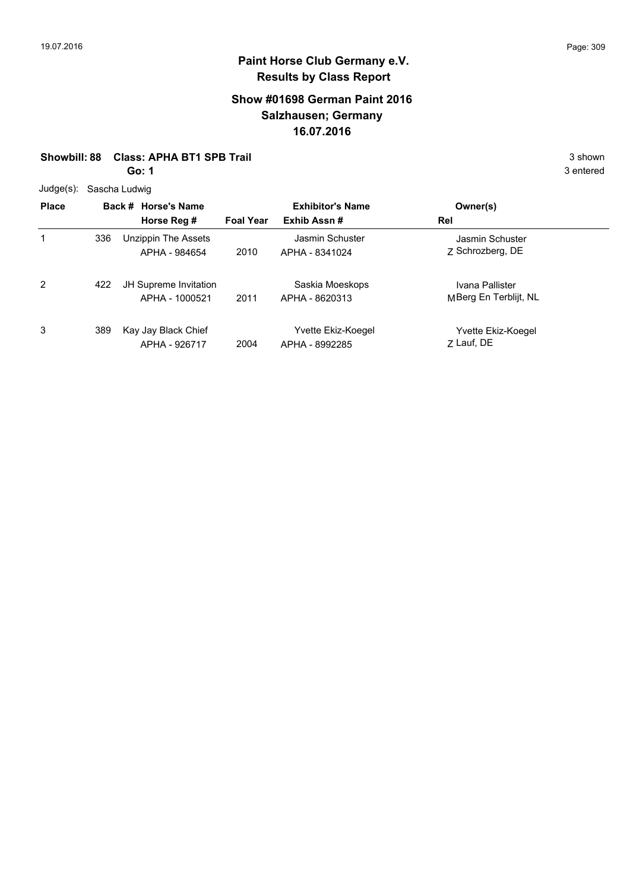# Paint Horse Club Germany e.V.

## Results by Class Report

### Show #01698 German Paint 2016
### Salzhausen; Germany
### 16.07.2016

**Showbill: 88 Class: APHA BT1 SPB Trail** — 3 shown

**Go: 1** — 3 entered

Judge(s): Sascha Ludwig

| Place | Back # | Horse's Name / Horse Reg # | Foal Year | Exhibitor's Name / Exhib Assn # | Rel | Owner(s) |
|---|---|---|---|---|---|---|
| 1 | 336 | Unzippin The Assets<br>APHA - 984654 | 2010 | Jasmin Schuster<br>APHA - 8341024 | Z | Jasmin Schuster<br>Schrozberg, DE |
| 2 | 422 | JH Supreme Invitation<br>APHA - 1000521 | 2011 | Saskia Moeskops<br>APHA - 8620313 | M | Ivana Pallister<br>Berg En Terblijt, NL |
| 3 | 389 | Kay Jay Black Chief<br>APHA - 926717 | 2004 | Yvette Ekiz-Koegel<br>APHA - 8992285 | Z | Yvette Ekiz-Koegel<br>Lauf, DE |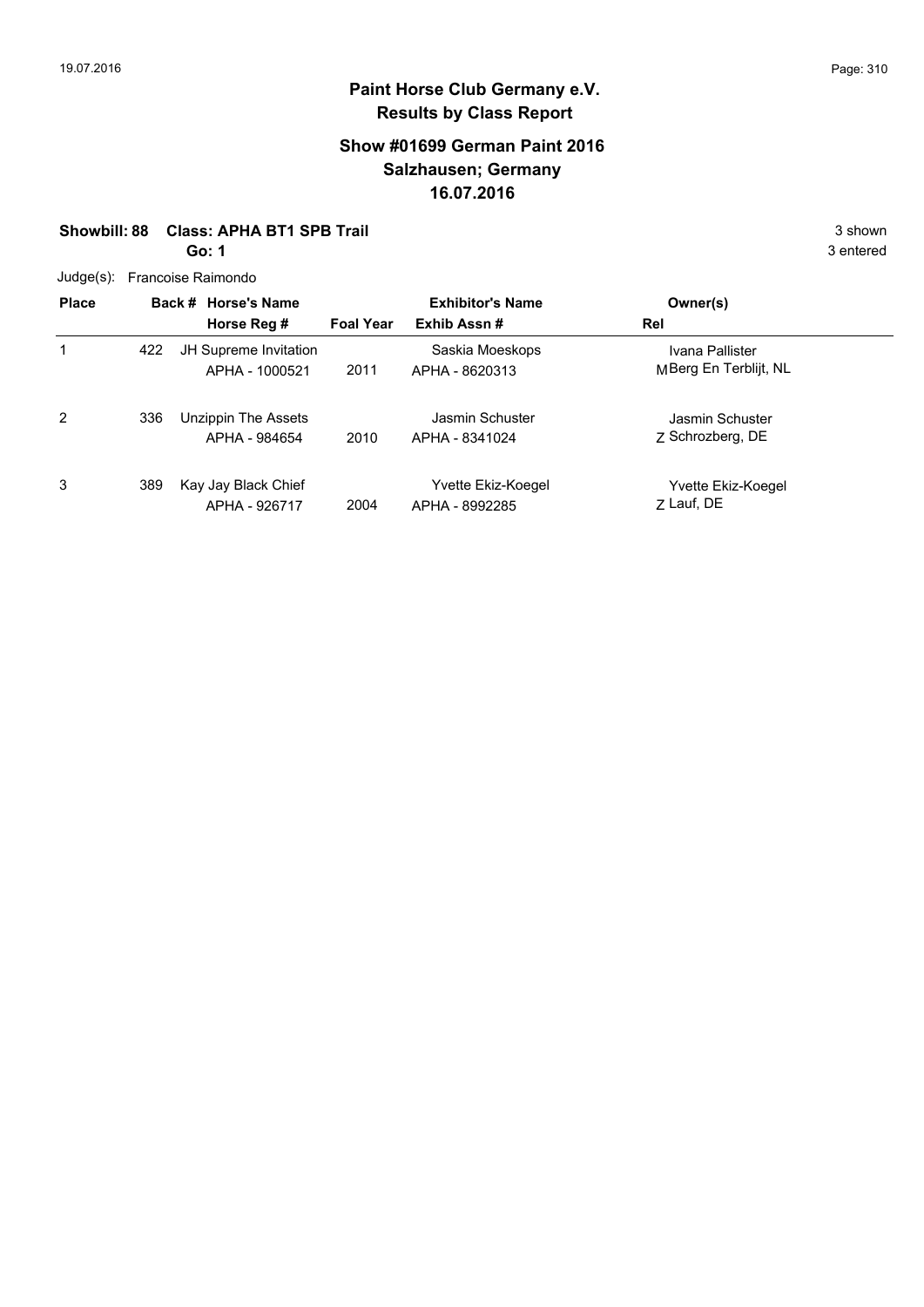## Paint Horse Club Germany e.V.
## Results by Class Report

### Show #01699 German Paint 2016
### Salzhausen; Germany
### 16.07.2016

**Showbill: 88 Class: APHA BT1 SPB Trail** 3 shown

**Go: 1** 3 entered

Judge(s): Francoise Raimondo

| Place | Back # | Horse's Name / Horse Reg # | Foal Year | Exhibitor's Name / Exhib Assn # | Rel | Owner(s) |
|---|---|---|---|---|---|---|
| 1 | 422 | JH Supreme Invitation<br>APHA - 1000521 | 2011 | Saskia Moeskops<br>APHA - 8620313 | M | Ivana Pallister<br>Berg En Terblijt, NL |
| 2 | 336 | Unzippin The Assets<br>APHA - 984654 | 2010 | Jasmin Schuster<br>APHA - 8341024 | Z | Jasmin Schuster<br>Schrozberg, DE |
| 3 | 389 | Kay Jay Black Chief<br>APHA - 926717 | 2004 | Yvette Ekiz-Koegel<br>APHA - 8992285 | Z | Yvette Ekiz-Koegel<br>Lauf, DE |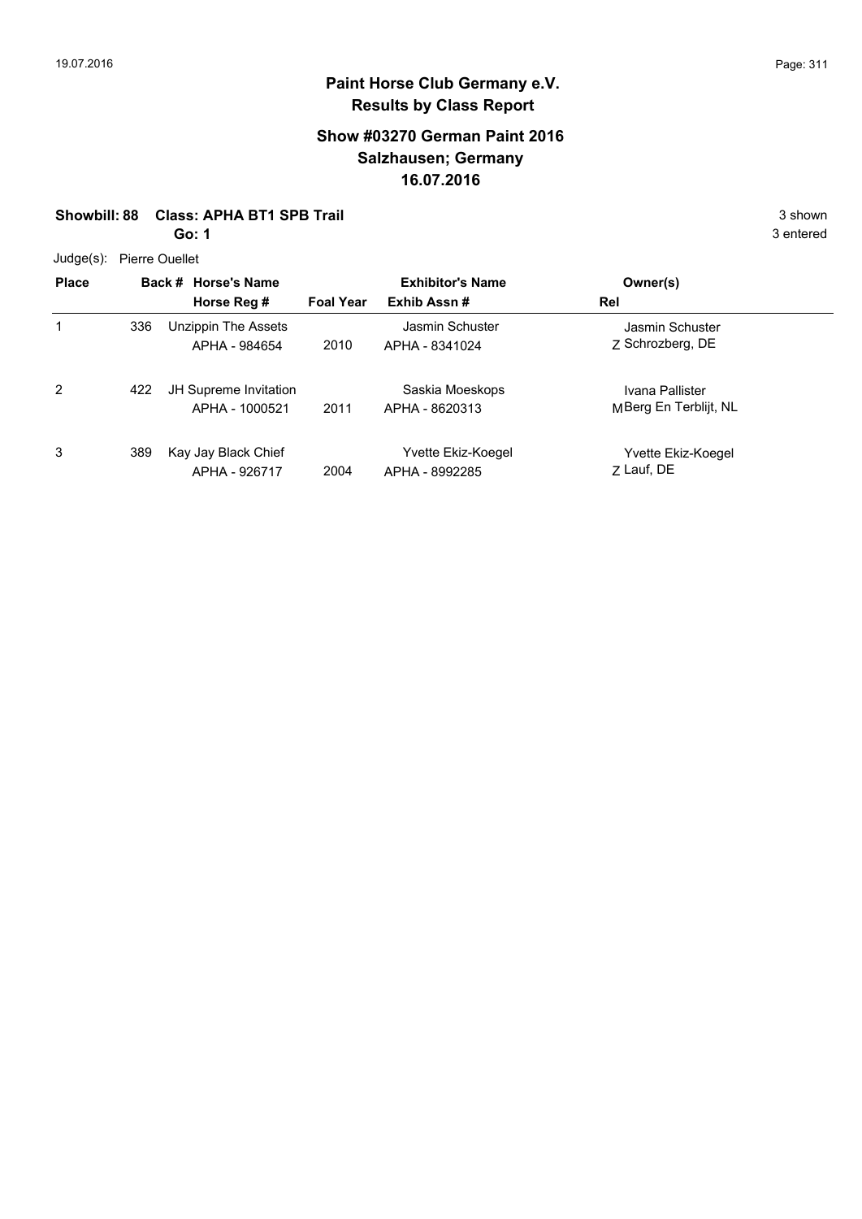# Paint Horse Club Germany e.V.
## Results by Class Report

### Show #03270 German Paint 2016
### Salzhausen; Germany
### 16.07.2016

**Showbill: 88 Class: APHA BT1 SPB Trail** — 3 shown

**Go: 1** — 3 entered

Judge(s): Pierre Ouellet

| Place | Back # | Horse's Name / Horse Reg # | Foal Year | Exhibitor's Name / Exhib Assn # | Rel | Owner(s) |
|---|---|---|---|---|---|---|
| 1 | 336 | Unzippin The Assets<br>APHA - 984654 | 2010 | Jasmin Schuster<br>APHA - 8341024 | Z | Jasmin Schuster<br>Schrozberg, DE |
| 2 | 422 | JH Supreme Invitation<br>APHA - 1000521 | 2011 | Saskia Moeskops<br>APHA - 8620313 | M | Ivana Pallister<br>Berg En Terblijt, NL |
| 3 | 389 | Kay Jay Black Chief<br>APHA - 926717 | 2004 | Yvette Ekiz-Koegel<br>APHA - 8992285 | Z | Yvette Ekiz-Koegel<br>Lauf, DE |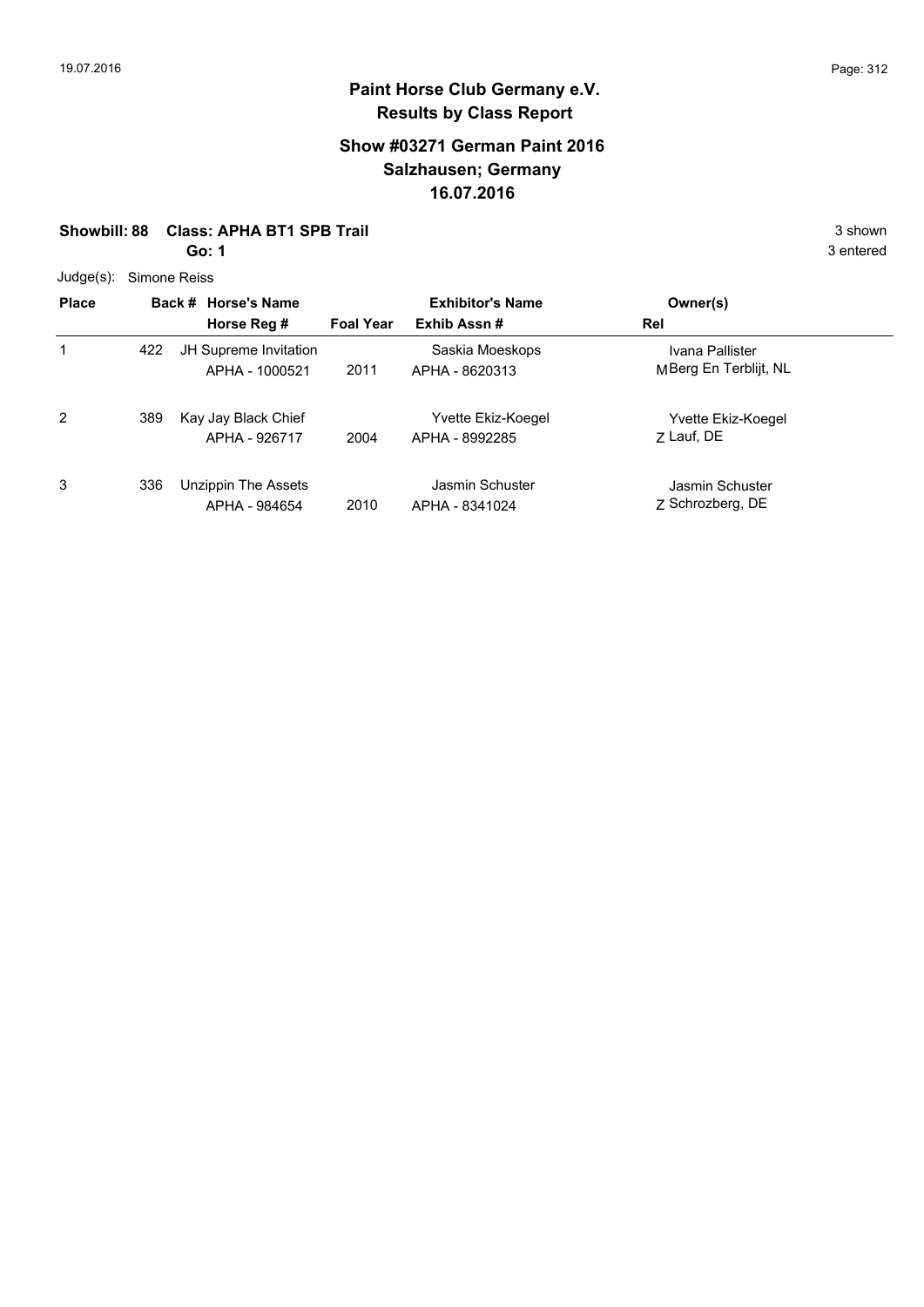## Paint Horse Club Germany e.V.
## Results by Class Report

### Show #03271 German Paint 2016
### Salzhausen; Germany
### 16.07.2016

**Showbill: 88 Class: APHA BT1 SPB Trail** 3 shown

**Go: 1** 3 entered

Judge(s): Simone Reiss

| Place | Back # | Horse's Name / Horse Reg # | Foal Year | Exhibitor's Name / Exhib Assn # | Rel | Owner(s) |
|---|---|---|---|---|---|---|
| 1 | 422 | JH Supreme Invitation<br>APHA - 1000521 | 2011 | Saskia Moeskops<br>APHA - 8620313 | M | Ivana Pallister<br>Berg En Terblijt, NL |
| 2 | 389 | Kay Jay Black Chief<br>APHA - 926717 | 2004 | Yvette Ekiz-Koegel<br>APHA - 8992285 | Z | Yvette Ekiz-Koegel<br>Lauf, DE |
| 3 | 336 | Unzippin The Assets<br>APHA - 984654 | 2010 | Jasmin Schuster<br>APHA - 8341024 | Z | Jasmin Schuster<br>Schrozberg, DE |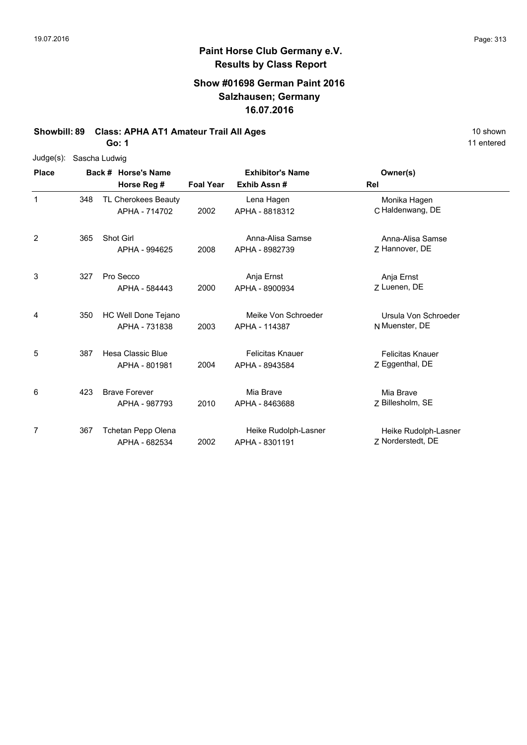# Paint Horse Club Germany e.V.

## Results by Class Report

### Show #01698 German Paint 2016
### Salzhausen; Germany
### 16.07.2016

**Showbill: 89 Class: APHA AT1 Amateur Trail All Ages** — 10 shown, 11 entered

**Go: 1**

Judge(s): Sascha Ludwig

| Place | Back # | Horse's Name / Horse Reg # | Foal Year | Exhibitor's Name / Exhib Assn # | Rel | Owner(s) |
|---|---|---|---|---|---|---|
| 1 | 348 | TL Cherokees Beauty<br>APHA - 714702 | 2002 | Lena Hagen<br>APHA - 8818312 | C | Monika Hagen<br>Haldenwang, DE |
| 2 | 365 | Shot Girl<br>APHA - 994625 | 2008 | Anna-Alisa Samse<br>APHA - 8982739 | Z | Anna-Alisa Samse<br>Hannover, DE |
| 3 | 327 | Pro Secco<br>APHA - 584443 | 2000 | Anja Ernst<br>APHA - 8900934 | Z | Anja Ernst<br>Luenen, DE |
| 4 | 350 | HC Well Done Tejano<br>APHA - 731838 | 2003 | Meike Von Schroeder<br>APHA - 114387 | N | Ursula Von Schroeder<br>Muenster, DE |
| 5 | 387 | Hesa Classic Blue<br>APHA - 801981 | 2004 | Felicitas Knauer<br>APHA - 8943584 | Z | Felicitas Knauer<br>Eggenthal, DE |
| 6 | 423 | Brave Forever<br>APHA - 987793 | 2010 | Mia Brave<br>APHA - 8463688 | Z | Mia Brave<br>Billesholm, SE |
| 7 | 367 | Tchetan Pepp Olena<br>APHA - 682534 | 2002 | Heike Rudolph-Lasner<br>APHA - 8301191 | Z | Heike Rudolph-Lasner<br>Norderstedt, DE |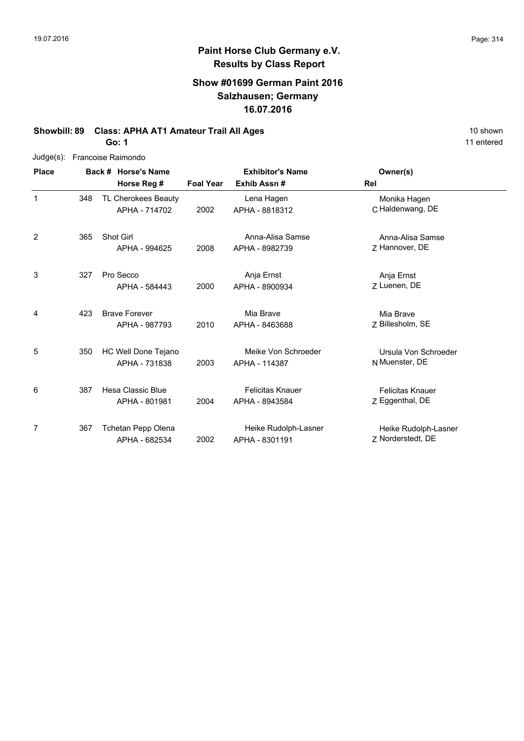## Paint Horse Club Germany e.V.
## Results by Class Report

### Show #01699 German Paint 2016
### Salzhausen; Germany
### 16.07.2016

**Showbill: 89 Class: APHA AT1 Amateur Trail All Ages** — 10 shown, 11 entered

**Go: 1**

Judge(s): Francoise Raimondo

| Place | Back # | Horse's Name / Horse Reg # | Foal Year | Exhibitor's Name / Exhib Assn # | Rel | Owner(s) |
|---|---|---|---|---|---|---|
| 1 | 348 | TL Cherokees Beauty<br>APHA - 714702 | 2002 | Lena Hagen<br>APHA - 8818312 | C | Monika Hagen<br>Haldenwang, DE |
| 2 | 365 | Shot Girl<br>APHA - 994625 | 2008 | Anna-Alisa Samse<br>APHA - 8982739 | Z | Anna-Alisa Samse<br>Hannover, DE |
| 3 | 327 | Pro Secco<br>APHA - 584443 | 2000 | Anja Ernst<br>APHA - 8900934 | Z | Anja Ernst<br>Luenen, DE |
| 4 | 423 | Brave Forever<br>APHA - 987793 | 2010 | Mia Brave<br>APHA - 8463688 | Z | Mia Brave<br>Billesholm, SE |
| 5 | 350 | HC Well Done Tejano<br>APHA - 731838 | 2003 | Meike Von Schroeder<br>APHA - 114387 | N | Ursula Von Schroeder<br>Muenster, DE |
| 6 | 387 | Hesa Classic Blue<br>APHA - 801981 | 2004 | Felicitas Knauer<br>APHA - 8943584 | Z | Felicitas Knauer<br>Eggenthal, DE |
| 7 | 367 | Tchetan Pepp Olena<br>APHA - 682534 | 2002 | Heike Rudolph-Lasner<br>APHA - 8301191 | Z | Heike Rudolph-Lasner<br>Norderstedt, DE |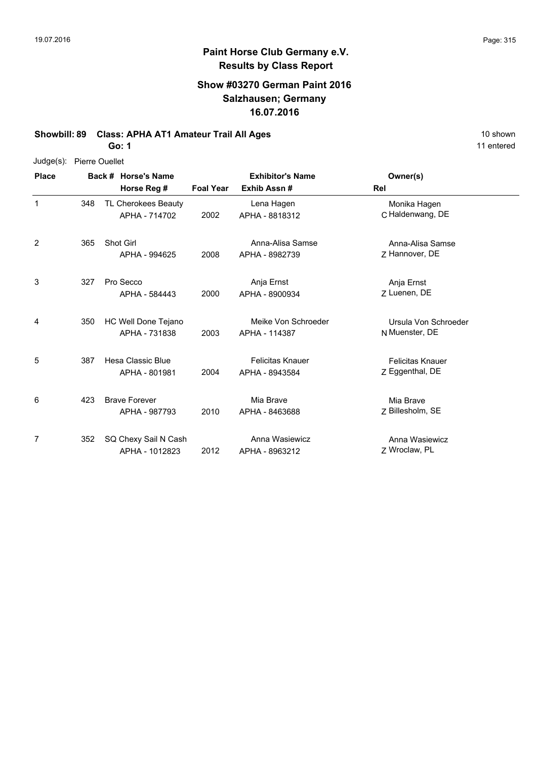# Paint Horse Club Germany e.V.
## Results by Class Report

### Show #03270 German Paint 2016
### Salzhausen; Germany
### 16.07.2016

**Showbill: 89 Class: APHA AT1 Amateur Trail All Ages** 10 shown

**Go: 1** 11 entered

Judge(s): Pierre Ouellet

| Place | Back # | Horse's Name / Horse Reg # | Foal Year | Exhibitor's Name / Exhib Assn # | Rel | Owner(s) |
|---|---|---|---|---|---|---|
| 1 | 348 | TL Cherokees Beauty<br>APHA - 714702 | 2002 | Lena Hagen<br>APHA - 8818312 | C | Monika Hagen<br>Haldenwang, DE |
| 2 | 365 | Shot Girl<br>APHA - 994625 | 2008 | Anna-Alisa Samse<br>APHA - 8982739 | Z | Anna-Alisa Samse<br>Hannover, DE |
| 3 | 327 | Pro Secco<br>APHA - 584443 | 2000 | Anja Ernst<br>APHA - 8900934 | Z | Anja Ernst<br>Luenen, DE |
| 4 | 350 | HC Well Done Tejano<br>APHA - 731838 | 2003 | Meike Von Schroeder<br>APHA - 114387 | N | Ursula Von Schroeder<br>Muenster, DE |
| 5 | 387 | Hesa Classic Blue<br>APHA - 801981 | 2004 | Felicitas Knauer<br>APHA - 8943584 | Z | Felicitas Knauer<br>Eggenthal, DE |
| 6 | 423 | Brave Forever<br>APHA - 987793 | 2010 | Mia Brave<br>APHA - 8463688 | Z | Mia Brave<br>Billesholm, SE |
| 7 | 352 | SQ Chexy Sail N Cash<br>APHA - 1012823 | 2012 | Anna Wasiewicz<br>APHA - 8963212 | Z | Anna Wasiewicz<br>Wroclaw, PL |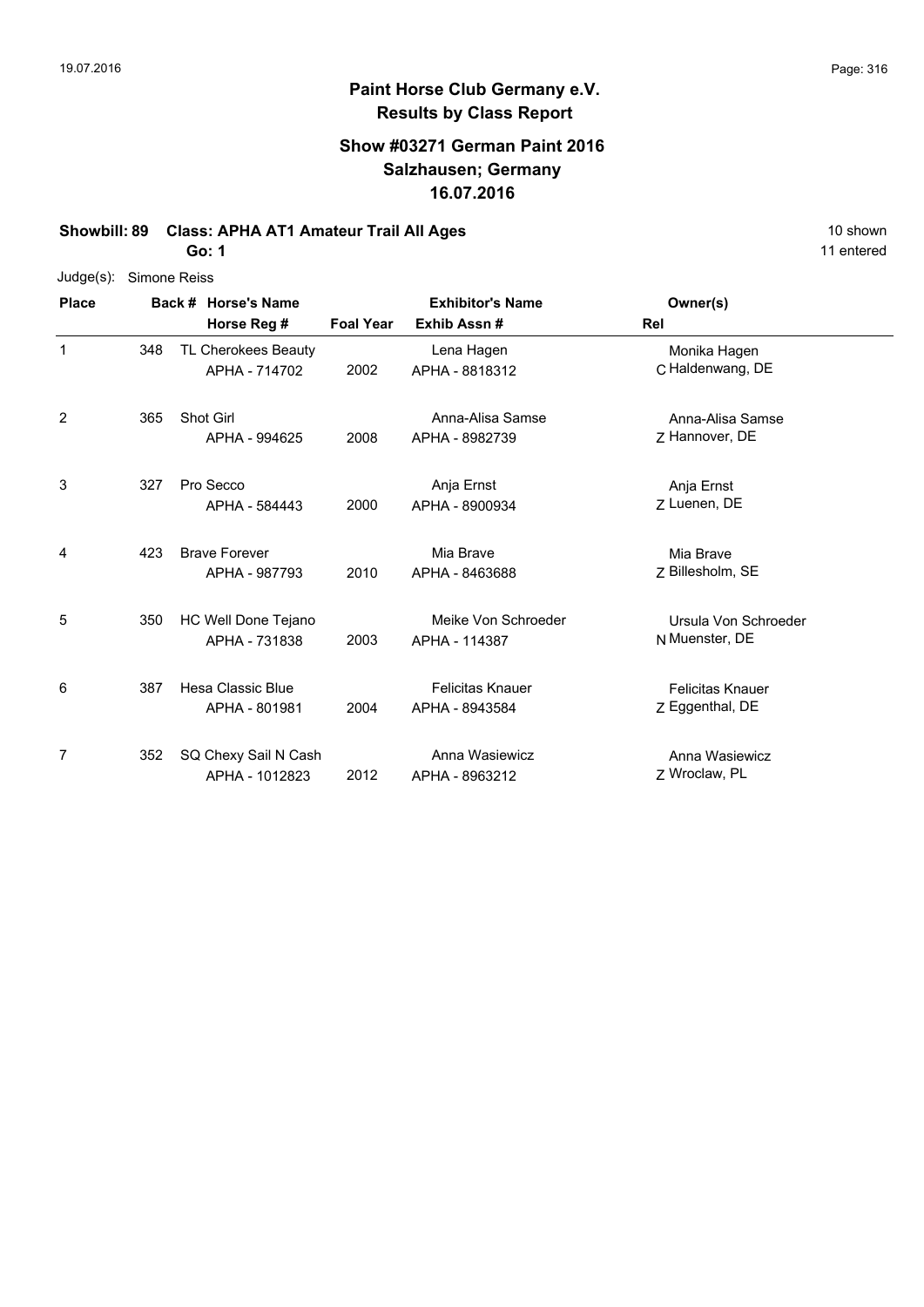# Paint Horse Club Germany e.V.
## Results by Class Report

### Show #03271 German Paint 2016
### Salzhausen; Germany
### 16.07.2016

**Showbill: 89 Class: APHA AT1 Amateur Trail All Ages** — 10 shown, 11 entered

**Go: 1**

Judge(s): Simone Reiss

| Place | Back # | Horse's Name / Horse Reg # | Foal Year | Exhibitor's Name / Exhib Assn # | Rel | Owner(s) |
|---|---|---|---|---|---|---|
| 1 | 348 | TL Cherokees Beauty<br>APHA - 714702 | 2002 | Lena Hagen<br>APHA - 8818312 | C | Monika Hagen<br>Haldenwang, DE |
| 2 | 365 | Shot Girl<br>APHA - 994625 | 2008 | Anna-Alisa Samse<br>APHA - 8982739 | Z | Anna-Alisa Samse<br>Hannover, DE |
| 3 | 327 | Pro Secco<br>APHA - 584443 | 2000 | Anja Ernst<br>APHA - 8900934 | Z | Anja Ernst<br>Luenen, DE |
| 4 | 423 | Brave Forever<br>APHA - 987793 | 2010 | Mia Brave<br>APHA - 8463688 | Z | Mia Brave<br>Billesholm, SE |
| 5 | 350 | HC Well Done Tejano<br>APHA - 731838 | 2003 | Meike Von Schroeder<br>APHA - 114387 | N | Ursula Von Schroeder<br>Muenster, DE |
| 6 | 387 | Hesa Classic Blue<br>APHA - 801981 | 2004 | Felicitas Knauer<br>APHA - 8943584 | Z | Felicitas Knauer<br>Eggenthal, DE |
| 7 | 352 | SQ Chexy Sail N Cash<br>APHA - 1012823 | 2012 | Anna Wasiewicz<br>APHA - 8963212 | Z | Anna Wasiewicz<br>Wroclaw, PL |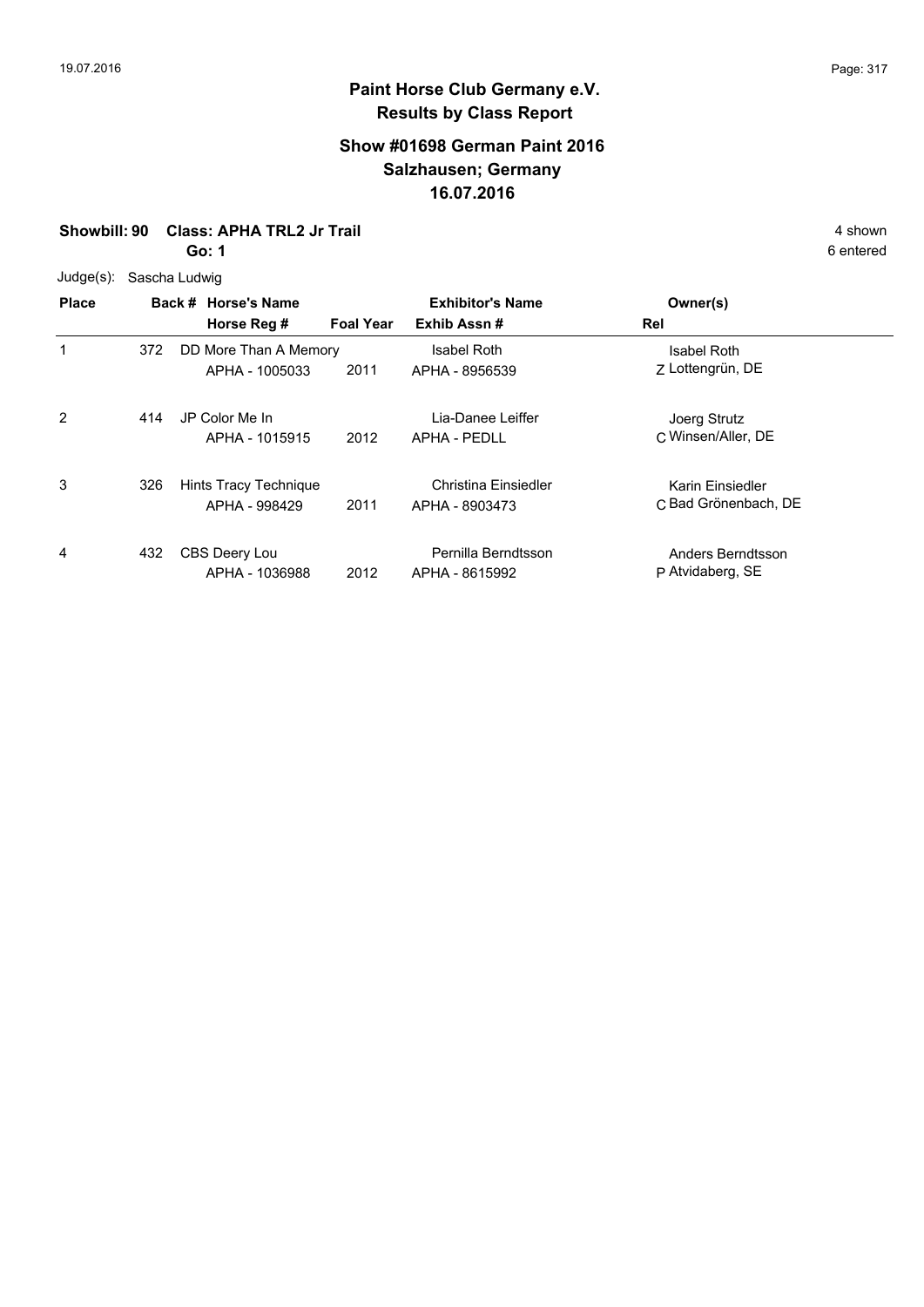# Paint Horse Club Germany e.V.

## Results by Class Report

### Show #01698 German Paint 2016
### Salzhausen; Germany
### 16.07.2016

**Showbill: 90 Class: APHA TRL2 Jr Trail** 4 shown

**Go: 1** 6 entered

Judge(s): Sascha Ludwig

| Place | Back # | Horse's Name / Horse Reg # | Foal Year | Exhibitor's Name / Exhib Assn # | Rel | Owner(s) |
|---|---|---|---|---|---|---|
| 1 | 372 | DD More Than A Memory<br>APHA - 1005033 | 2011 | Isabel Roth<br>APHA - 8956539 | Z | Isabel Roth<br>Lottengrün, DE |
| 2 | 414 | JP Color Me In<br>APHA - 1015915 | 2012 | Lia-Danee Leiffer<br>APHA - PEDLL | C | Joerg Strutz<br>Winsen/Aller, DE |
| 3 | 326 | Hints Tracy Technique<br>APHA - 998429 | 2011 | Christina Einsiedler<br>APHA - 8903473 | C | Karin Einsiedler<br>Bad Grönenbach, DE |
| 4 | 432 | CBS Deery Lou<br>APHA - 1036988 | 2012 | Pernilla Berndtsson<br>APHA - 8615992 | P | Anders Berndtsson<br>Atvidaberg, SE |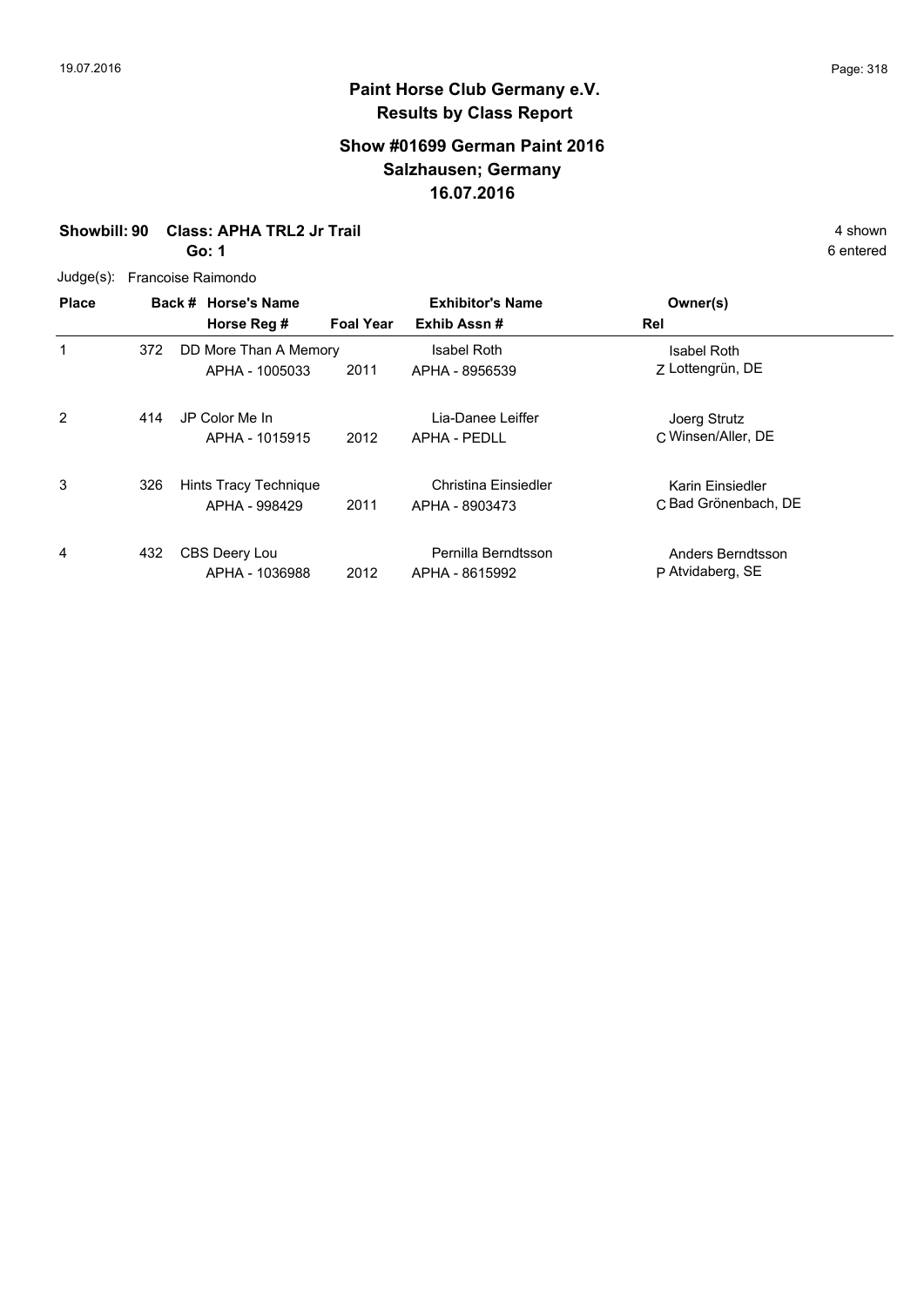## Paint Horse Club Germany e.V.
## Results by Class Report

### Show #01699 German Paint 2016
### Salzhausen; Germany
### 16.07.2016

**Showbill: 90 Class: APHA TRL2 Jr Trail** 4 shown

**Go: 1** 6 entered

Judge(s): Francoise Raimondo

| Place | Back # | Horse's Name / Horse Reg # | Foal Year | Exhibitor's Name / Exhib Assn # | Rel | Owner(s) |
|---|---|---|---|---|---|---|
| 1 | 372 | DD More Than A Memory<br>APHA - 1005033 | 2011 | Isabel Roth<br>APHA - 8956539 | Z | Isabel Roth<br>Lottengrün, DE |
| 2 | 414 | JP Color Me In<br>APHA - 1015915 | 2012 | Lia-Danee Leiffer<br>APHA - PEDLL | C | Joerg Strutz<br>Winsen/Aller, DE |
| 3 | 326 | Hints Tracy Technique<br>APHA - 998429 | 2011 | Christina Einsiedler<br>APHA - 8903473 | C | Karin Einsiedler<br>Bad Grönenbach, DE |
| 4 | 432 | CBS Deery Lou<br>APHA - 1036988 | 2012 | Pernilla Berndtsson<br>APHA - 8615992 | P | Anders Berndtsson<br>Atvidaberg, SE |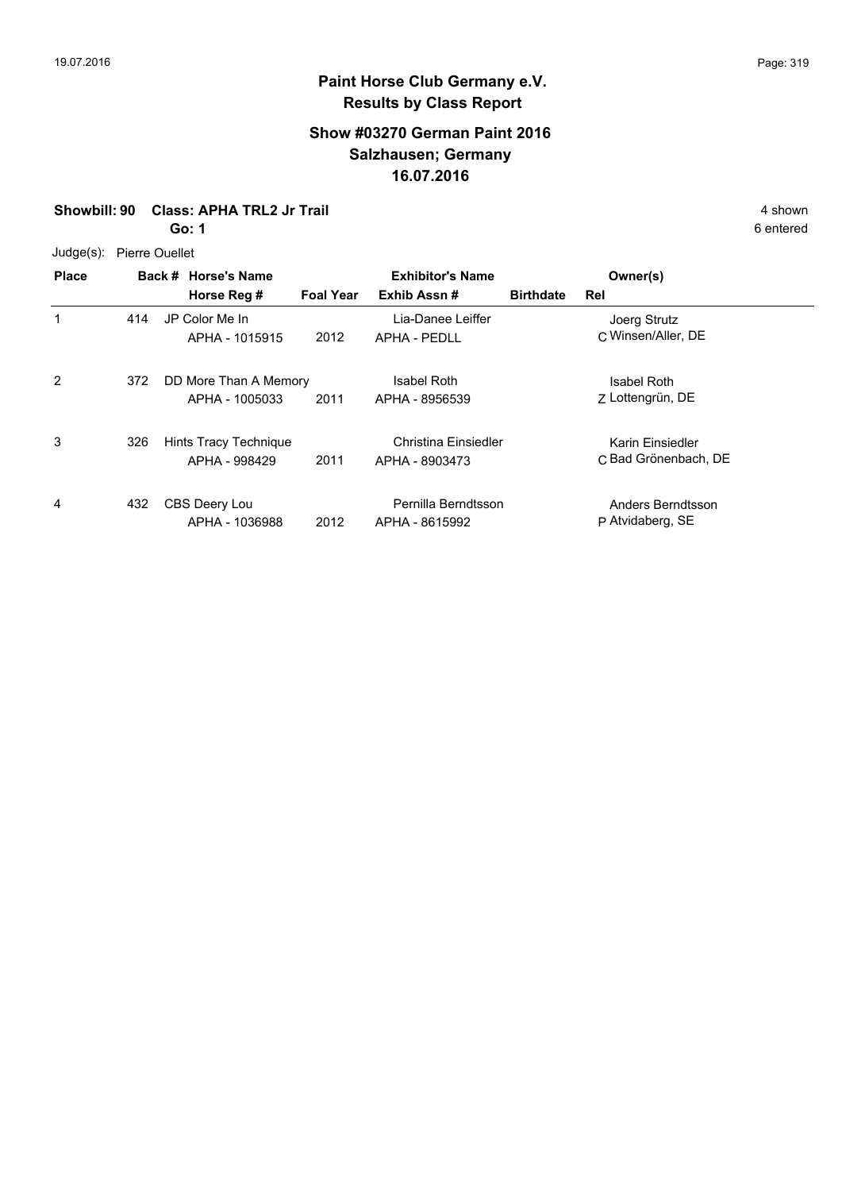# Paint Horse Club Germany e.V.
## Results by Class Report

### Show #03270 German Paint 2016
### Salzhausen; Germany
### 16.07.2016

**Showbill: 90 Class: APHA TRL2 Jr Trail** — 4 shown

**Go: 1** — 6 entered

Judge(s): Pierre Ouellet

| Place | Back # | Horse's Name / Horse Reg # | Foal Year | Exhibitor's Name / Exhib Assn # | Birthdate | Rel | Owner(s) |
|---|---|---|---|---|---|---|---|
| 1 | 414 | JP Color Me In<br>APHA - 1015915 | 2012 | Lia-Danee Leiffer<br>APHA - PEDLL | | C | Joerg Strutz<br>Winsen/Aller, DE |
| 2 | 372 | DD More Than A Memory<br>APHA - 1005033 | 2011 | Isabel Roth<br>APHA - 8956539 | | Z | Isabel Roth<br>Lottengrün, DE |
| 3 | 326 | Hints Tracy Technique<br>APHA - 998429 | 2011 | Christina Einsiedler<br>APHA - 8903473 | | C | Karin Einsiedler<br>Bad Grönenbach, DE |
| 4 | 432 | CBS Deery Lou<br>APHA - 1036988 | 2012 | Pernilla Berndtsson<br>APHA - 8615992 | | P | Anders Berndtsson<br>Atvidaberg, SE |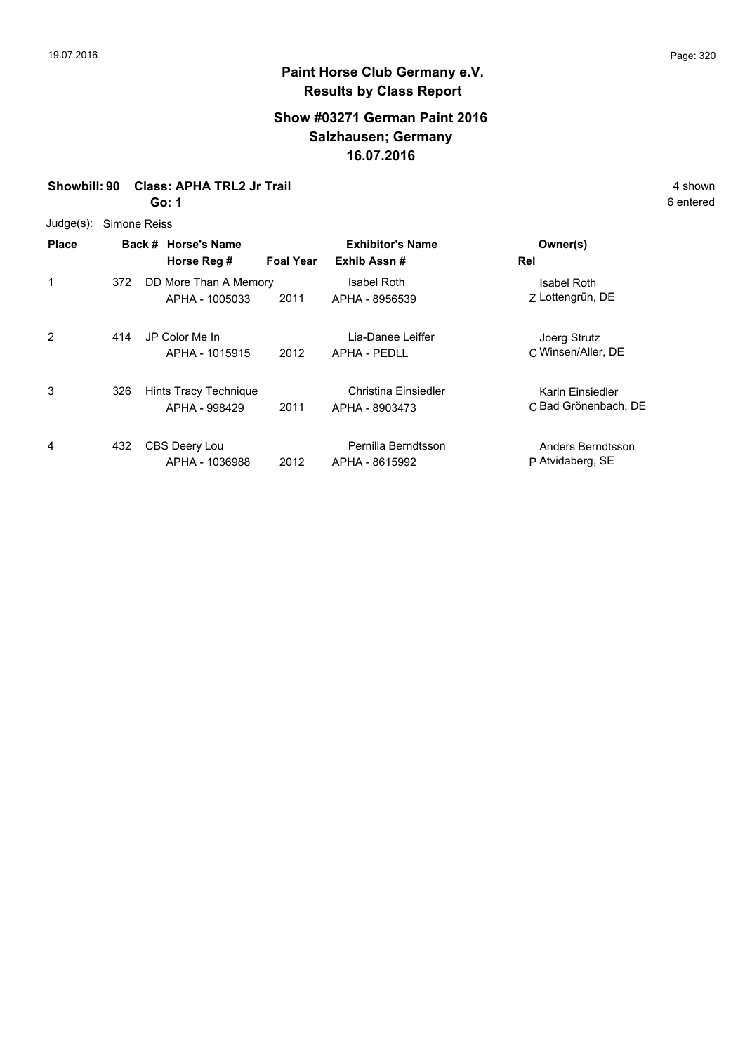# Paint Horse Club Germany e.V.
## Results by Class Report

### Show #03271 German Paint 2016
### Salzhausen; Germany
### 16.07.2016

**Showbill: 90 Class: APHA TRL2 Jr Trail** 4 shown

**Go: 1** 6 entered

Judge(s): Simone Reiss

| Place | Back # | Horse's Name / Horse Reg # | Foal Year | Exhibitor's Name / Exhib Assn # | Rel | Owner(s) |
|---|---|---|---|---|---|---|
| 1 | 372 | DD More Than A Memory<br>APHA - 1005033 | 2011 | Isabel Roth<br>APHA - 8956539 | Z | Isabel Roth<br>Lottengrün, DE |
| 2 | 414 | JP Color Me In<br>APHA - 1015915 | 2012 | Lia-Danee Leiffer<br>APHA - PEDLL | C | Joerg Strutz<br>Winsen/Aller, DE |
| 3 | 326 | Hints Tracy Technique<br>APHA - 998429 | 2011 | Christina Einsiedler<br>APHA - 8903473 | C | Karin Einsiedler<br>Bad Grönenbach, DE |
| 4 | 432 | CBS Deery Lou<br>APHA - 1036988 | 2012 | Pernilla Berndtsson<br>APHA - 8615992 | P | Anders Berndtsson<br>Atvidaberg, SE |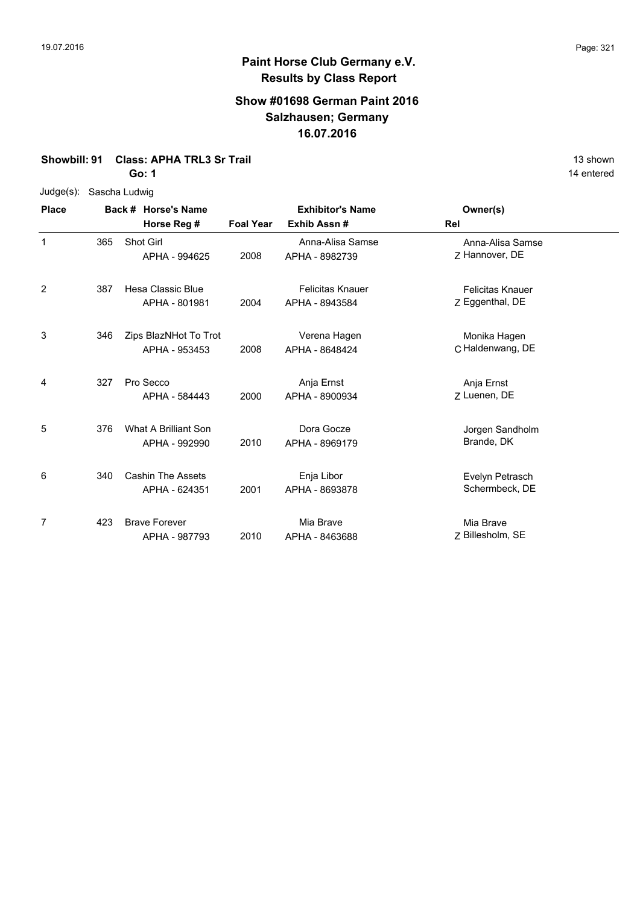## Paint Horse Club Germany e.V.
## Results by Class Report

### Show #01698 German Paint 2016
### Salzhausen; Germany
### 16.07.2016

**Showbill: 91 Class: APHA TRL3 Sr Trail** 13 shown

**Go: 1** 14 entered

Judge(s): Sascha Ludwig

| Place | Back # | Horse's Name / Horse Reg # | Foal Year | Exhibitor's Name / Exhib Assn # | Rel | Owner(s) |
|---|---|---|---|---|---|---|
| 1 | 365 | Shot Girl<br>APHA - 994625 | 2008 | Anna-Alisa Samse<br>APHA - 8982739 | Z | Anna-Alisa Samse<br>Hannover, DE |
| 2 | 387 | Hesa Classic Blue<br>APHA - 801981 | 2004 | Felicitas Knauer<br>APHA - 8943584 | Z | Felicitas Knauer<br>Eggenthal, DE |
| 3 | 346 | Zips BlazNHot To Trot<br>APHA - 953453 | 2008 | Verena Hagen<br>APHA - 8648424 | C | Monika Hagen<br>Haldenwang, DE |
| 4 | 327 | Pro Secco<br>APHA - 584443 | 2000 | Anja Ernst<br>APHA - 8900934 | Z | Anja Ernst<br>Luenen, DE |
| 5 | 376 | What A Brilliant Son<br>APHA - 992990 | 2010 | Dora Gocze<br>APHA - 8969179 | | Jorgen Sandholm<br>Brande, DK |
| 6 | 340 | Cashin The Assets<br>APHA - 624351 | 2001 | Enja Libor<br>APHA - 8693878 | | Evelyn Petrasch<br>Schermbeck, DE |
| 7 | 423 | Brave Forever<br>APHA - 987793 | 2010 | Mia Brave<br>APHA - 8463688 | Z | Mia Brave<br>Billesholm, SE |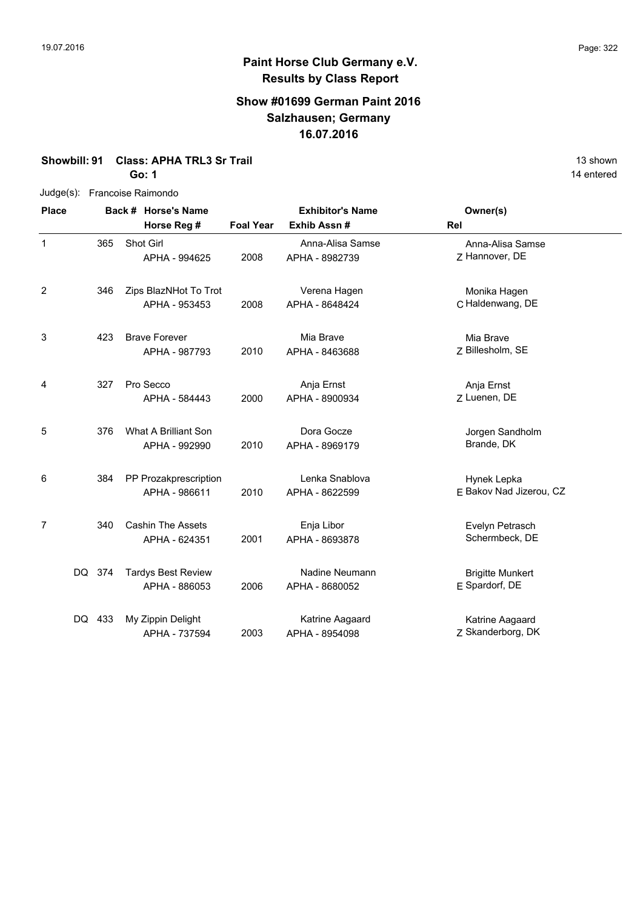# Paint Horse Club Germany e.V.
## Results by Class Report

### Show #01699 German Paint 2016
### Salzhausen; Germany
### 16.07.2016

**Showbill: 91 Class: APHA TRL3 Sr Trail** 13 shown

**Go: 1** 14 entered

Judge(s): Francoise Raimondo

| Place | Back # | Horse's Name / Horse Reg # | Foal Year | Exhibitor's Name / Exhib Assn # | Rel | Owner(s) |
|---|---|---|---|---|---|---|
| 1 | 365 | Shot Girl<br>APHA - 994625 | 2008 | Anna-Alisa Samse<br>APHA - 8982739 | Z | Anna-Alisa Samse<br>Hannover, DE |
| 2 | 346 | Zips BlazNHot To Trot<br>APHA - 953453 | 2008 | Verena Hagen<br>APHA - 8648424 | C | Monika Hagen<br>Haldenwang, DE |
| 3 | 423 | Brave Forever<br>APHA - 987793 | 2010 | Mia Brave<br>APHA - 8463688 | Z | Mia Brave<br>Billesholm, SE |
| 4 | 327 | Pro Secco<br>APHA - 584443 | 2000 | Anja Ernst<br>APHA - 8900934 | Z | Anja Ernst<br>Luenen, DE |
| 5 | 376 | What A Brilliant Son<br>APHA - 992990 | 2010 | Dora Gocze<br>APHA - 8969179 | | Jorgen Sandholm<br>Brande, DK |
| 6 | 384 | PP Prozakprescription<br>APHA - 986611 | 2010 | Lenka Snablova<br>APHA - 8622599 | E | Hynek Lepka<br>Bakov Nad Jizerou, CZ |
| 7 | 340 | Cashin The Assets<br>APHA - 624351 | 2001 | Enja Libor<br>APHA - 8693878 | | Evelyn Petrasch<br>Schermbeck, DE |
| DQ | 374 | Tardys Best Review<br>APHA - 886053 | 2006 | Nadine Neumann<br>APHA - 8680052 | E | Brigitte Munkert<br>Spardorf, DE |
| DQ | 433 | My Zippin Delight<br>APHA - 737594 | 2003 | Katrine Aagaard<br>APHA - 8954098 | Z | Katrine Aagaard<br>Skanderborg, DK |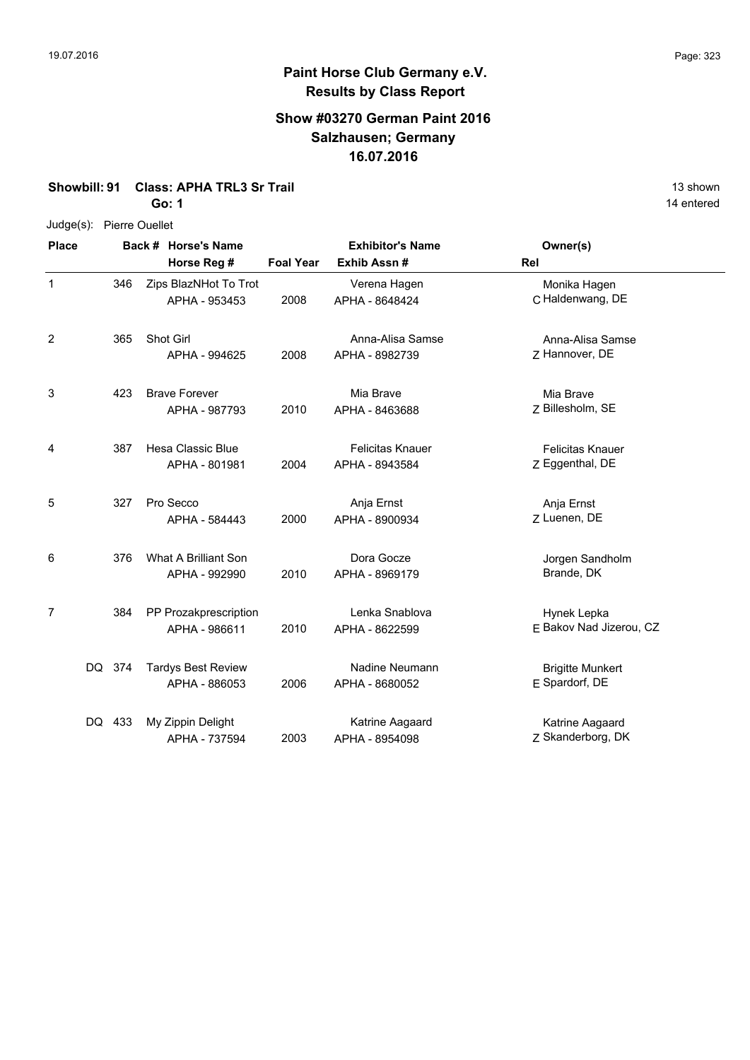## Paint Horse Club Germany e.V.
## Results by Class Report

### Show #03270 German Paint 2016
### Salzhausen; Germany
### 16.07.2016

**Showbill: 91 Class: APHA TRL3 Sr Trail** 13 shown

**Go: 1** 14 entered

Judge(s): Pierre Ouellet

| Place | Back # | Horse's Name / Horse Reg # | Foal Year | Exhibitor's Name / Exhib Assn # | Rel | Owner(s) |
|---|---|---|---|---|---|---|
| 1 | 346 | Zips BlazNHot To Trot<br>APHA - 953453 | 2008 | Verena Hagen<br>APHA - 8648424 | C | Monika Hagen<br>Haldenwang, DE |
| 2 | 365 | Shot Girl<br>APHA - 994625 | 2008 | Anna-Alisa Samse<br>APHA - 8982739 | Z | Anna-Alisa Samse<br>Hannover, DE |
| 3 | 423 | Brave Forever<br>APHA - 987793 | 2010 | Mia Brave<br>APHA - 8463688 | Z | Mia Brave<br>Billesholm, SE |
| 4 | 387 | Hesa Classic Blue<br>APHA - 801981 | 2004 | Felicitas Knauer<br>APHA - 8943584 | Z | Felicitas Knauer<br>Eggenthal, DE |
| 5 | 327 | Pro Secco<br>APHA - 584443 | 2000 | Anja Ernst<br>APHA - 8900934 | Z | Anja Ernst<br>Luenen, DE |
| 6 | 376 | What A Brilliant Son<br>APHA - 992990 | 2010 | Dora Gocze<br>APHA - 8969179 | | Jorgen Sandholm<br>Brande, DK |
| 7 | 384 | PP Prozakprescription<br>APHA - 986611 | 2010 | Lenka Snablova<br>APHA - 8622599 | E | Hynek Lepka<br>Bakov Nad Jizerou, CZ |
| DQ | 374 | Tardys Best Review<br>APHA - 886053 | 2006 | Nadine Neumann<br>APHA - 8680052 | E | Brigitte Munkert<br>Spardorf, DE |
| DQ | 433 | My Zippin Delight<br>APHA - 737594 | 2003 | Katrine Aagaard<br>APHA - 8954098 | Z | Katrine Aagaard<br>Skanderborg, DK |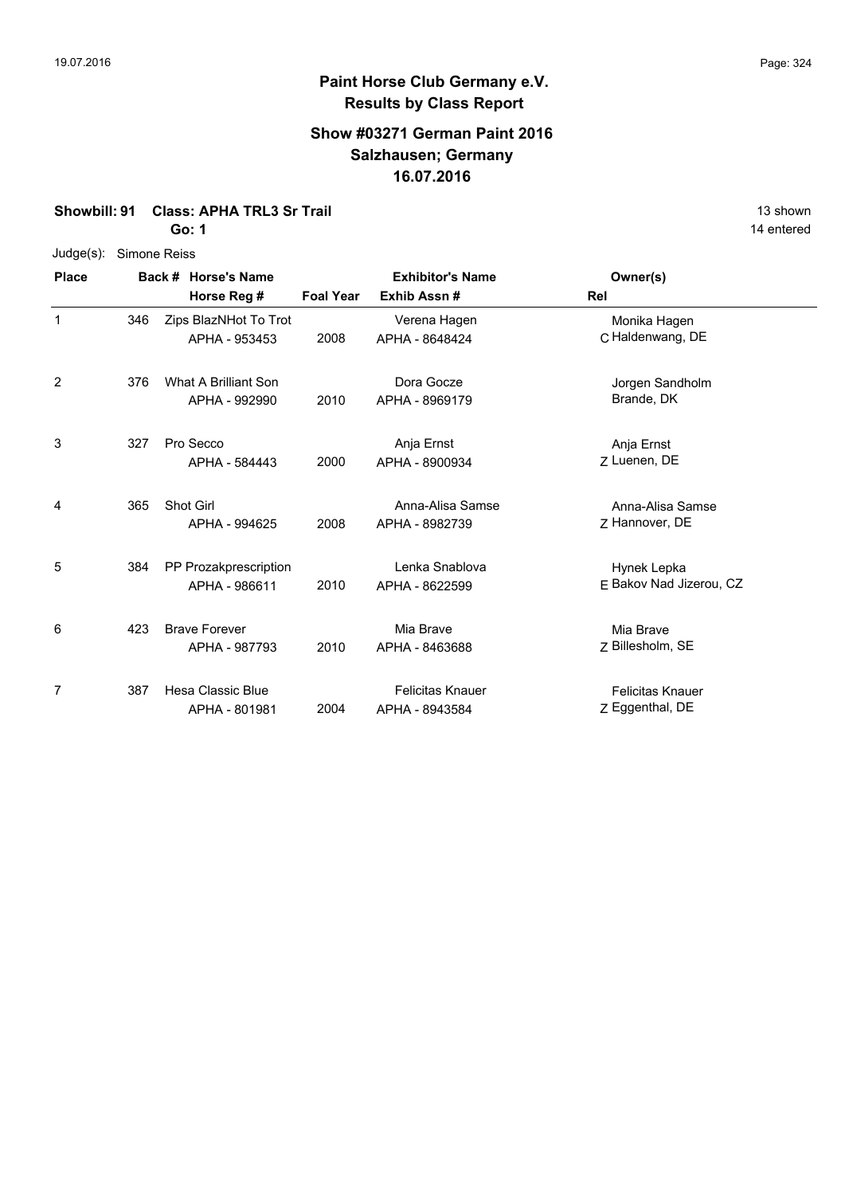## Paint Horse Club Germany e.V.
### Results by Class Report

### Show #03271 German Paint 2016
### Salzhausen; Germany
### 16.07.2016

**Showbill: 91 Class: APHA TRL3 Sr Trail** 13 shown

**Go: 1** 14 entered

Judge(s): Simone Reiss

| Place | Back # | Horse's Name / Horse Reg # | Foal Year | Exhibitor's Name / Exhib Assn # | Rel | Owner(s) |
|---|---|---|---|---|---|---|
| 1 | 346 | Zips BlazNHot To Trot<br>APHA - 953453 | 2008 | Verena Hagen<br>APHA - 8648424 | C | Monika Hagen<br>Haldenwang, DE |
| 2 | 376 | What A Brilliant Son<br>APHA - 992990 | 2010 | Dora Gocze<br>APHA - 8969179 | | Jorgen Sandholm<br>Brande, DK |
| 3 | 327 | Pro Secco<br>APHA - 584443 | 2000 | Anja Ernst<br>APHA - 8900934 | Z | Anja Ernst<br>Luenen, DE |
| 4 | 365 | Shot Girl<br>APHA - 994625 | 2008 | Anna-Alisa Samse<br>APHA - 8982739 | Z | Anna-Alisa Samse<br>Hannover, DE |
| 5 | 384 | PP Prozakprescription<br>APHA - 986611 | 2010 | Lenka Snablova<br>APHA - 8622599 | E | Hynek Lepka<br>Bakov Nad Jizerou, CZ |
| 6 | 423 | Brave Forever<br>APHA - 987793 | 2010 | Mia Brave<br>APHA - 8463688 | Z | Mia Brave<br>Billesholm, SE |
| 7 | 387 | Hesa Classic Blue<br>APHA - 801981 | 2004 | Felicitas Knauer<br>APHA - 8943584 | Z | Felicitas Knauer<br>Eggenthal, DE |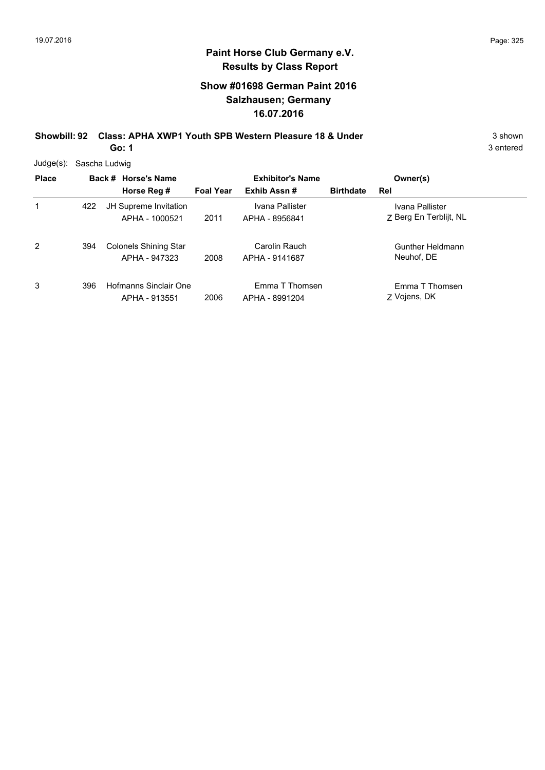## Paint Horse Club Germany e.V.
## Results by Class Report

### Show #01698 German Paint 2016
### Salzhausen; Germany
### 16.07.2016

**Showbill: 92 Class: APHA XWP1 Youth SPB Western Pleasure 18 & Under** 3 shown

**Go: 1** 3 entered

Judge(s): Sascha Ludwig

| Place | Back # | Horse's Name / Horse Reg # | Foal Year | Exhibitor's Name / Exhib Assn # | Birthdate | Rel | Owner(s) |
|---|---|---|---|---|---|---|---|
| 1 | 422 | JH Supreme Invitation<br>APHA - 1000521 | 2011 | Ivana Pallister<br>APHA - 8956841 | | Z | Ivana Pallister<br>Berg En Terblijt, NL |
| 2 | 394 | Colonels Shining Star<br>APHA - 947323 | 2008 | Carolin Rauch<br>APHA - 9141687 | | | Gunther Heldmann<br>Neuhof, DE |
| 3 | 396 | Hofmanns Sinclair One<br>APHA - 913551 | 2006 | Emma T Thomsen<br>APHA - 8991204 | | Z | Emma T Thomsen<br>Vojens, DK |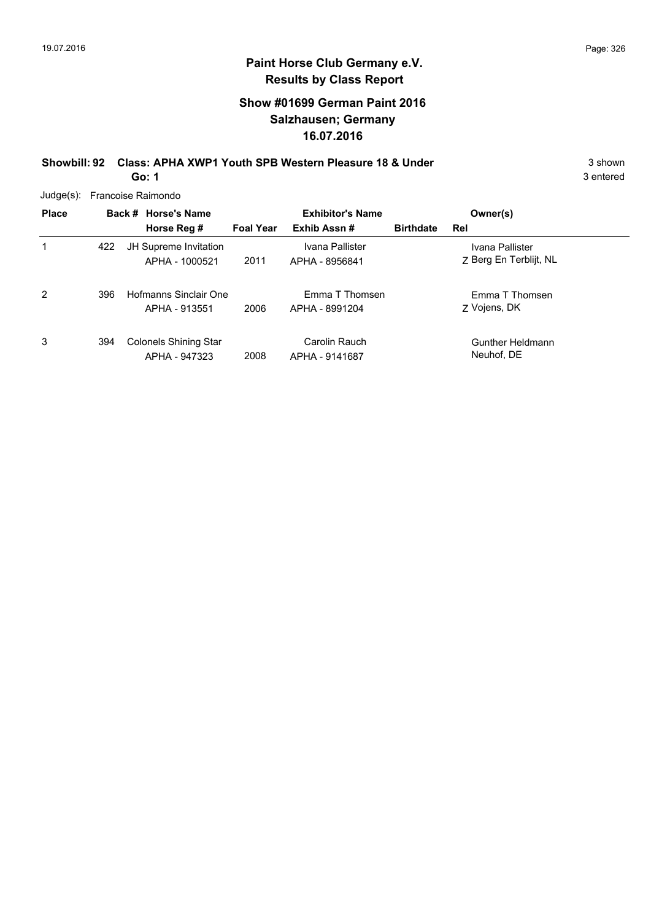# Paint Horse Club Germany e.V.
## Results by Class Report

### Show #01699 German Paint 2016
### Salzhausen; Germany
### 16.07.2016

**Showbill: 92 Class: APHA XWP1 Youth SPB Western Pleasure 18 & Under** — 3 shown

**Go: 1** — 3 entered

Judge(s): Francoise Raimondo

| Place | Back # | Horse's Name / Horse Reg # | Foal Year | Exhibitor's Name / Exhib Assn # | Birthdate | Rel | Owner(s) |
|---|---|---|---|---|---|---|---|
| 1 | 422 | JH Supreme Invitation / APHA - 1000521 | 2011 | Ivana Pallister / APHA - 8956841 | | Z | Ivana Pallister, Berg En Terblijt, NL |
| 2 | 396 | Hofmanns Sinclair One / APHA - 913551 | 2006 | Emma T Thomsen / APHA - 8991204 | | Z | Emma T Thomsen, Vojens, DK |
| 3 | 394 | Colonels Shining Star / APHA - 947323 | 2008 | Carolin Rauch / APHA - 9141687 | | | Gunther Heldmann, Neuhof, DE |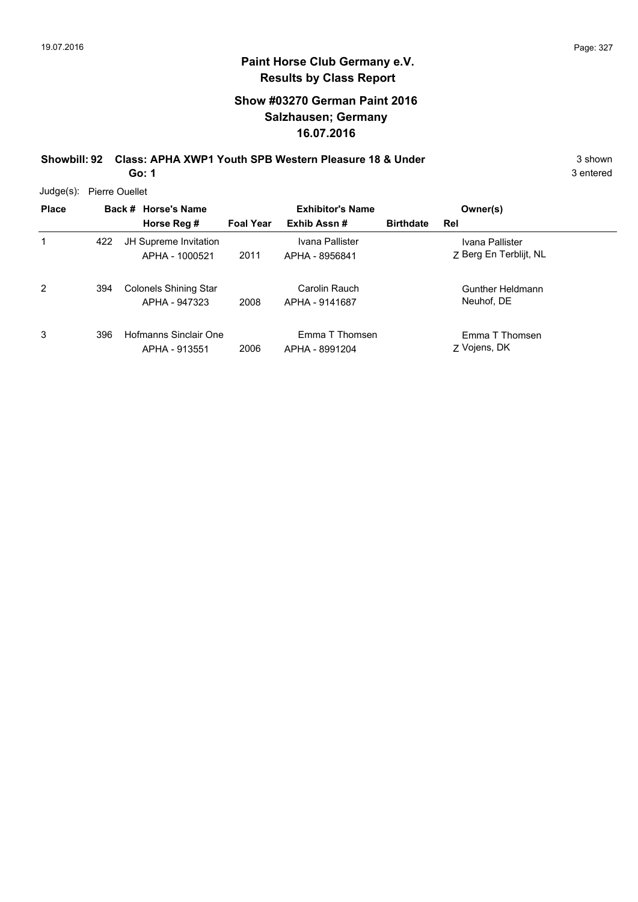## Paint Horse Club Germany e.V.
## Results by Class Report

### Show #03270 German Paint 2016
### Salzhausen; Germany
### 16.07.2016

**Showbill: 92 Class: APHA XWP1 Youth SPB Western Pleasure 18 & Under** 3 shown

**Go: 1** 3 entered

Judge(s): Pierre Ouellet

| Place | Back # | Horse's Name / Horse Reg # | Foal Year | Exhibitor's Name / Exhib Assn # | Birthdate | Rel | Owner(s) |
|---|---|---|---|---|---|---|---|
| 1 | 422 | JH Supreme Invitation<br>APHA - 1000521 | 2011 | Ivana Pallister<br>APHA - 8956841 | | Z | Ivana Pallister<br>Berg En Terblijt, NL |
| 2 | 394 | Colonels Shining Star<br>APHA - 947323 | 2008 | Carolin Rauch<br>APHA - 9141687 | | | Gunther Heldmann<br>Neuhof, DE |
| 3 | 396 | Hofmanns Sinclair One<br>APHA - 913551 | 2006 | Emma T Thomsen<br>APHA - 8991204 | | Z | Emma T Thomsen<br>Vojens, DK |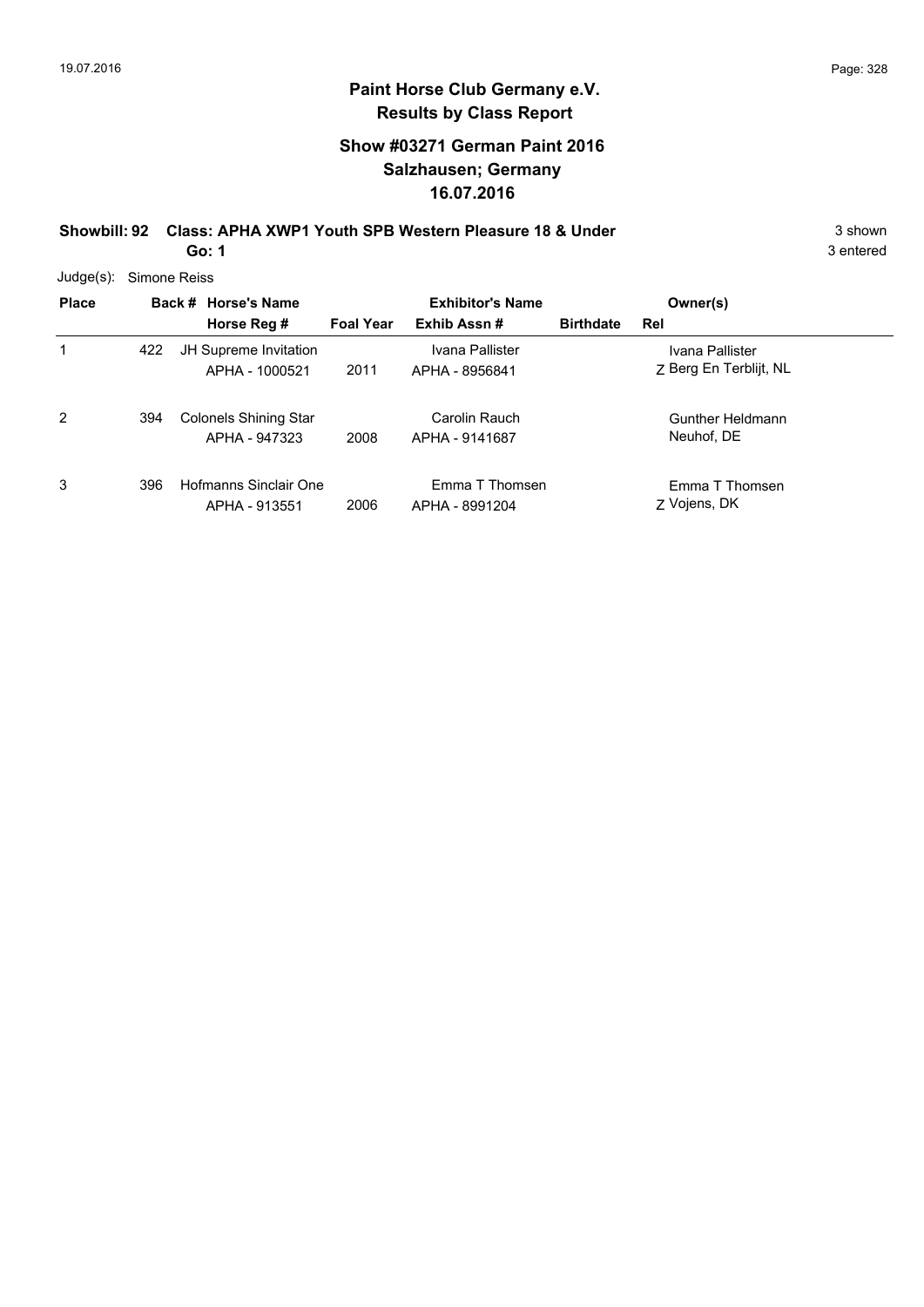# Paint Horse Club Germany e.V.
## Results by Class Report

### Show #03271 German Paint 2016
### Salzhausen; Germany
### 16.07.2016

**Showbill: 92 Class: APHA XWP1 Youth SPB Western Pleasure 18 & Under** 3 shown

**Go: 1** 3 entered

Judge(s): Simone Reiss

| Place | Back # | Horse's Name / Horse Reg # | Foal Year | Exhibitor's Name / Exhib Assn # | Birthdate | Rel | Owner(s) |
|---|---|---|---|---|---|---|---|
| 1 | 422 | JH Supreme Invitation<br>APHA - 1000521 | 2011 | Ivana Pallister<br>APHA - 8956841 | | Z | Ivana Pallister<br>Berg En Terblijt, NL |
| 2 | 394 | Colonels Shining Star<br>APHA - 947323 | 2008 | Carolin Rauch<br>APHA - 9141687 | | | Gunther Heldmann<br>Neuhof, DE |
| 3 | 396 | Hofmanns Sinclair One<br>APHA - 913551 | 2006 | Emma T Thomsen<br>APHA - 8991204 | | Z | Emma T Thomsen<br>Vojens, DK |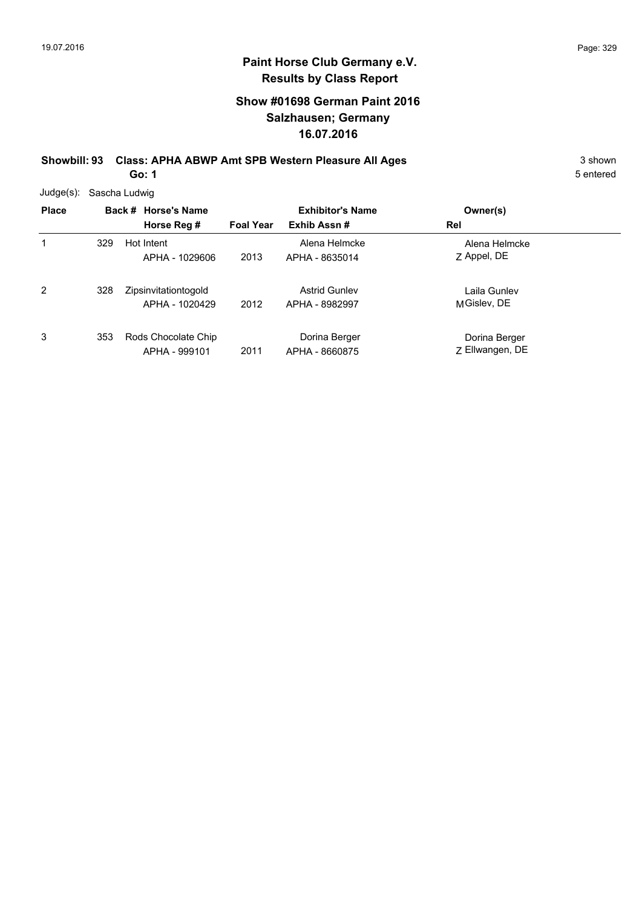# Paint Horse Club Germany e.V.

## Results by Class Report

### Show #01698 German Paint 2016
### Salzhausen; Germany
### 16.07.2016

**Showbill: 93 Class: APHA ABWP Amt SPB Western Pleasure All Ages** 3 shown

**Go: 1** 5 entered

Judge(s): Sascha Ludwig

| Place | Back # | Horse's Name / Horse Reg # | Foal Year | Exhibitor's Name / Exhib Assn # | Owner(s) / Rel |
|---|---|---|---|---|---|
| 1 | 329 | Hot Intent<br>APHA - 1029606 | 2013 | Alena Helmcke<br>APHA - 8635014 | Alena Helmcke<br>Z Appel, DE |
| 2 | 328 | Zipsinvitationtogold<br>APHA - 1020429 | 2012 | Astrid Gunlev<br>APHA - 8982997 | Laila Gunlev<br>M Gislev, DE |
| 3 | 353 | Rods Chocolate Chip<br>APHA - 999101 | 2011 | Dorina Berger<br>APHA - 8660875 | Dorina Berger<br>Z Ellwangen, DE |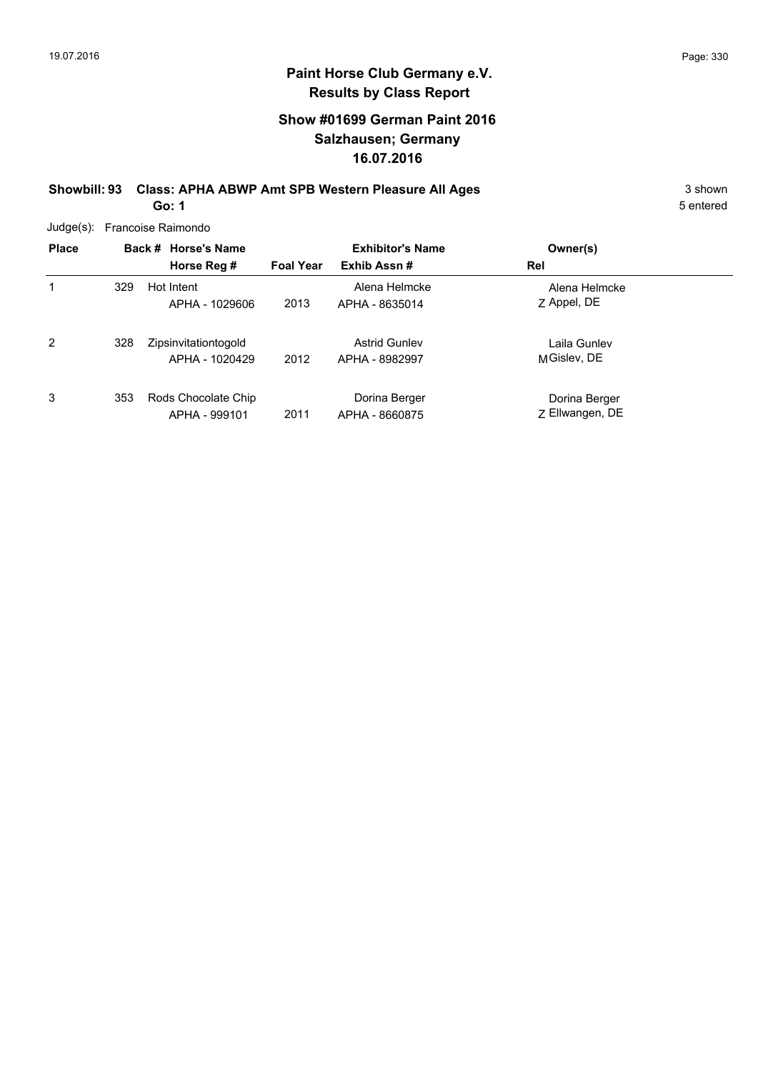# Paint Horse Club Germany e.V.
## Results by Class Report

### Show #01699 German Paint 2016
### Salzhausen; Germany
### 16.07.2016

**Showbill: 93 Class: APHA ABWP Amt SPB Western Pleasure All Ages** — 3 shown

**Go: 1** — 5 entered

Judge(s): Francoise Raimondo

| Place | Back # | Horse's Name / Horse Reg # | Foal Year | Exhibitor's Name / Exhib Assn # | Owner(s) / Rel |
|---|---|---|---|---|---|
| 1 | 329 | Hot Intent<br>APHA - 1029606 | 2013 | Alena Helmcke<br>APHA - 8635014 | Alena Helmcke<br>Z Appel, DE |
| 2 | 328 | Zipsinvitationtogold<br>APHA - 1020429 | 2012 | Astrid Gunlev<br>APHA - 8982997 | Laila Gunlev<br>M Gislev, DE |
| 3 | 353 | Rods Chocolate Chip<br>APHA - 999101 | 2011 | Dorina Berger<br>APHA - 8660875 | Dorina Berger<br>Z Ellwangen, DE |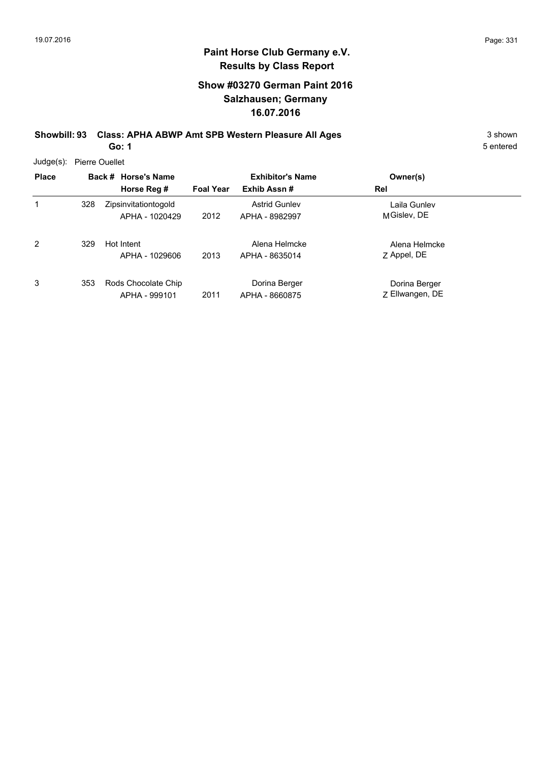# Paint Horse Club Germany e.V.
## Results by Class Report

### Show #03270 German Paint 2016
### Salzhausen; Germany
### 16.07.2016

**Showbill: 93 Class: APHA ABWP Amt SPB Western Pleasure All Ages** 3 shown

**Go: 1** 5 entered

Judge(s): Pierre Ouellet

| Place | Back # | Horse's Name / Horse Reg # | Foal Year | Exhibitor's Name / Exhib Assn # | Owner(s) / Rel |
|---|---|---|---|---|---|
| 1 | 328 | Zipsinvitationtogold<br>APHA - 1020429 | 2012 | Astrid Gunlev<br>APHA - 8982997 | Laila Gunlev<br>M Gislev, DE |
| 2 | 329 | Hot Intent<br>APHA - 1029606 | 2013 | Alena Helmcke<br>APHA - 8635014 | Alena Helmcke<br>Z Appel, DE |
| 3 | 353 | Rods Chocolate Chip<br>APHA - 999101 | 2011 | Dorina Berger<br>APHA - 8660875 | Dorina Berger<br>Z Ellwangen, DE |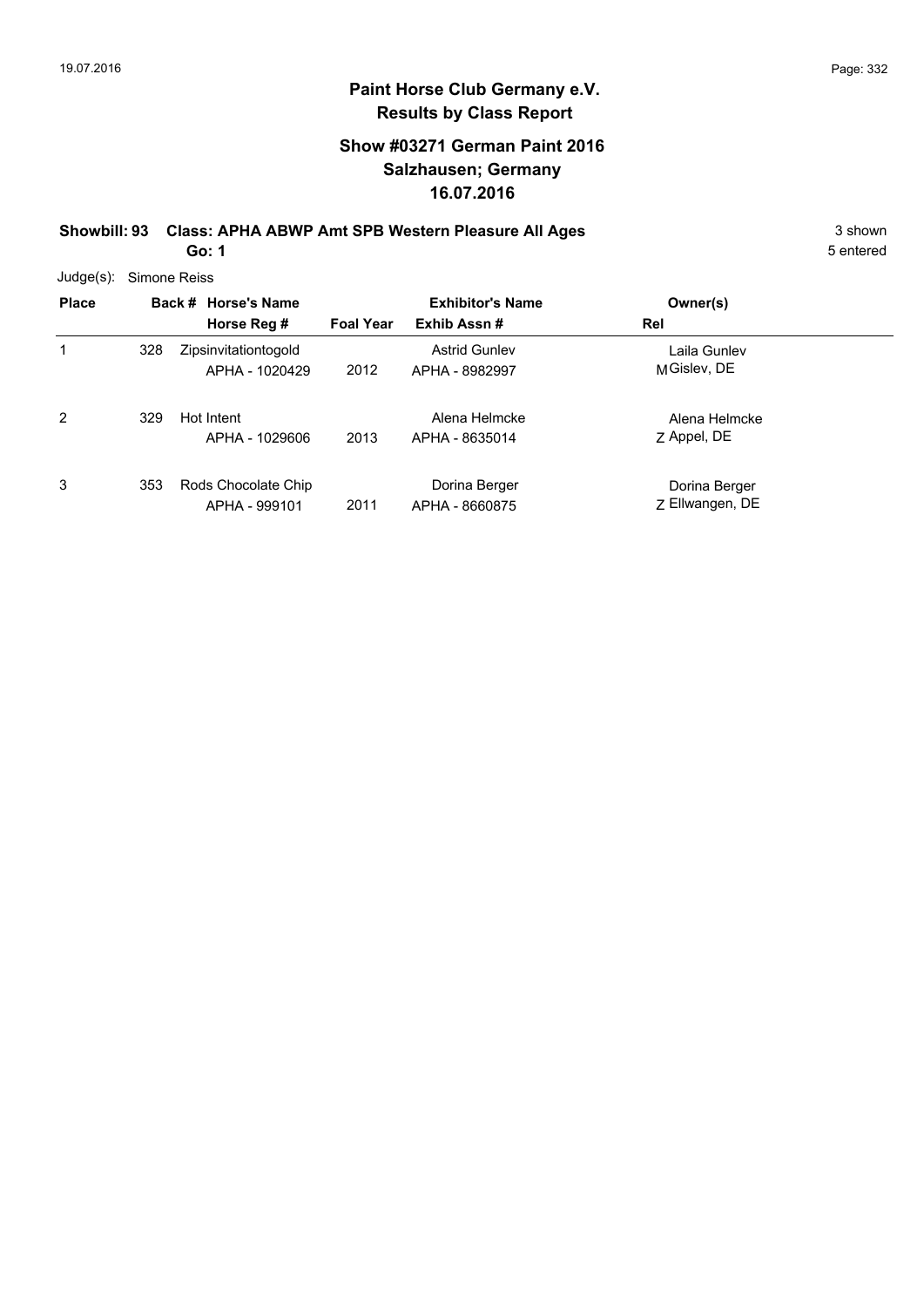## Paint Horse Club Germany e.V.
## Results by Class Report

### Show #03271 German Paint 2016
### Salzhausen; Germany
### 16.07.2016

**Showbill: 93 Class: APHA ABWP Amt SPB Western Pleasure All Ages** 3 shown

**Go: 1** 5 entered

Judge(s): Simone Reiss

| Place | Back # | Horse's Name / Horse Reg # | Foal Year | Exhibitor's Name / Exhib Assn # | Owner(s) / Rel |
|---|---|---|---|---|---|
| 1 | 328 | Zipsinvitationtogold<br>APHA - 1020429 | 2012 | Astrid Gunlev<br>APHA - 8982997 | Laila Gunlev<br>M Gislev, DE |
| 2 | 329 | Hot Intent<br>APHA - 1029606 | 2013 | Alena Helmcke<br>APHA - 8635014 | Alena Helmcke<br>Z Appel, DE |
| 3 | 353 | Rods Chocolate Chip<br>APHA - 999101 | 2011 | Dorina Berger<br>APHA - 8660875 | Dorina Berger<br>Z Ellwangen, DE |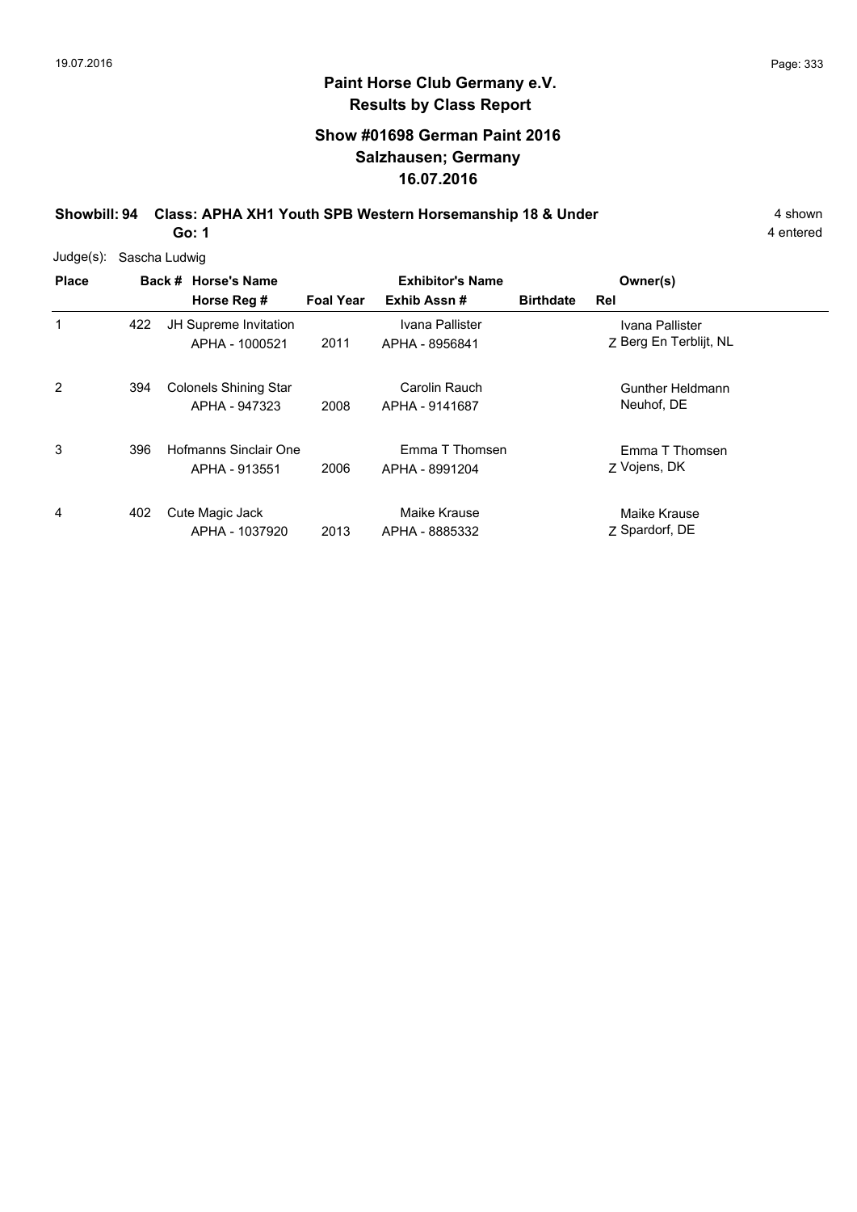# Paint Horse Club Germany e.V.

## Results by Class Report

### Show #01698 German Paint 2016
### Salzhausen; Germany
### 16.07.2016

**Showbill: 94 Class: APHA XH1 Youth SPB Western Horsemanship 18 & Under** — 4 shown

**Go: 1** — 4 entered

Judge(s): Sascha Ludwig

| Place | Back # | Horse's Name / Horse Reg # | Foal Year | Exhibitor's Name / Exhib Assn # | Birthdate | Rel | Owner(s) |
|---|---|---|---|---|---|---|---|
| 1 | 422 | JH Supreme Invitation<br>APHA - 1000521 | 2011 | Ivana Pallister<br>APHA - 8956841 | | Z | Ivana Pallister<br>Berg En Terblijt, NL |
| 2 | 394 | Colonels Shining Star<br>APHA - 947323 | 2008 | Carolin Rauch<br>APHA - 9141687 | | | Gunther Heldmann<br>Neuhof, DE |
| 3 | 396 | Hofmanns Sinclair One<br>APHA - 913551 | 2006 | Emma T Thomsen<br>APHA - 8991204 | | Z | Emma T Thomsen<br>Vojens, DK |
| 4 | 402 | Cute Magic Jack<br>APHA - 1037920 | 2013 | Maike Krause<br>APHA - 8885332 | | Z | Maike Krause<br>Spardorf, DE |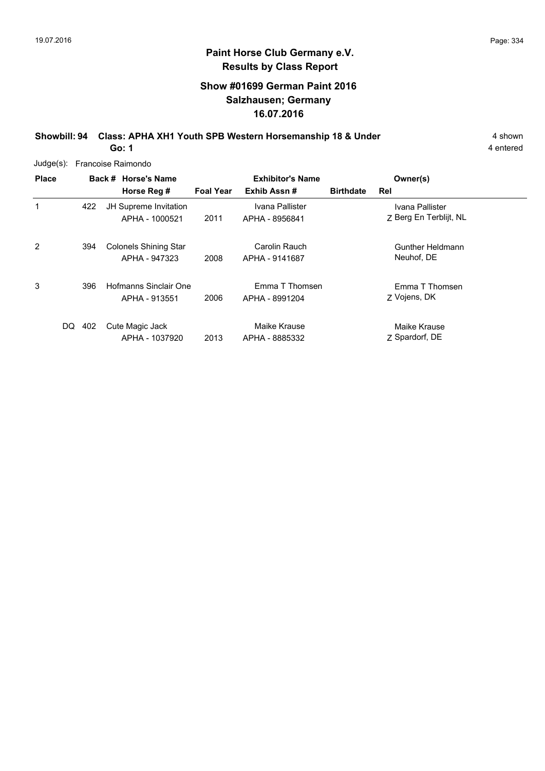# Paint Horse Club Germany e.V.

## Results by Class Report

### Show #01699 German Paint 2016
### Salzhausen; Germany
### 16.07.2016

**Showbill: 94 Class: APHA XH1 Youth SPB Western Horsemanship 18 & Under** 4 shown

**Go: 1** 4 entered

Judge(s): Francoise Raimondo

| Place | Back # | Horse's Name / Horse Reg # | Foal Year | Exhibitor's Name / Exhib Assn # | Birthdate | Rel | Owner(s) |
|---|---|---|---|---|---|---|---|
| 1 | 422 | JH Supreme Invitation<br>APHA - 1000521 | 2011 | Ivana Pallister<br>APHA - 8956841 | | Z | Ivana Pallister<br>Berg En Terblijt, NL |
| 2 | 394 | Colonels Shining Star<br>APHA - 947323 | 2008 | Carolin Rauch<br>APHA - 9141687 | | | Gunther Heldmann<br>Neuhof, DE |
| 3 | 396 | Hofmanns Sinclair One<br>APHA - 913551 | 2006 | Emma T Thomsen<br>APHA - 8991204 | | Z | Emma T Thomsen<br>Vojens, DK |
| DQ | 402 | Cute Magic Jack<br>APHA - 1037920 | 2013 | Maike Krause<br>APHA - 8885332 | | Z | Maike Krause<br>Spardorf, DE |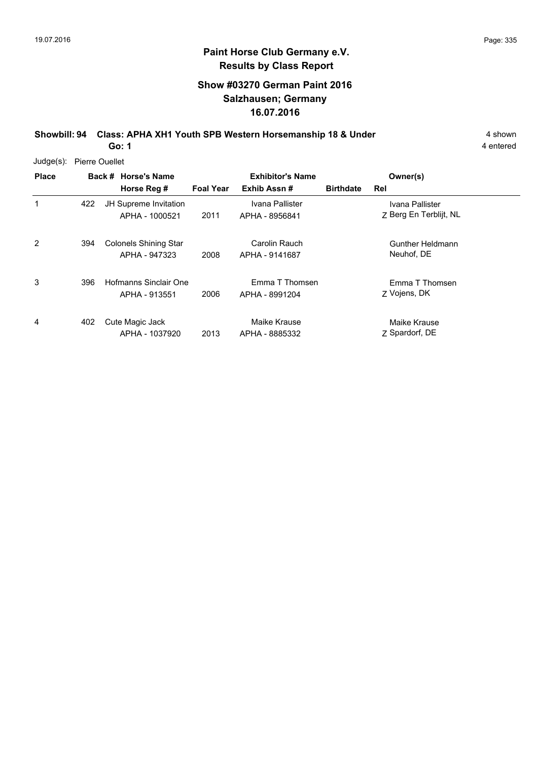## Paint Horse Club Germany e.V.
## Results by Class Report

### Show #03270 German Paint 2016
### Salzhausen; Germany
### 16.07.2016

**Showbill: 94 Class: APHA XH1 Youth SPB Western Horsemanship 18 & Under** 4 shown
**Go: 1** 4 entered

Judge(s): Pierre Ouellet

| Place | Back # | Horse's Name / Horse Reg # | Foal Year | Exhibitor's Name / Exhib Assn # | Birthdate | Owner(s) | Rel |
|---|---|---|---|---|---|---|---|
| 1 | 422 | JH Supreme Invitation<br>APHA - 1000521 | 2011 | Ivana Pallister<br>APHA - 8956841 | | Ivana Pallister<br>Berg En Terblijt, NL | Z |
| 2 | 394 | Colonels Shining Star<br>APHA - 947323 | 2008 | Carolin Rauch<br>APHA - 9141687 | | Gunther Heldmann<br>Neuhof, DE | |
| 3 | 396 | Hofmanns Sinclair One<br>APHA - 913551 | 2006 | Emma T Thomsen<br>APHA - 8991204 | | Emma T Thomsen<br>Vojens, DK | Z |
| 4 | 402 | Cute Magic Jack<br>APHA - 1037920 | 2013 | Maike Krause<br>APHA - 8885332 | | Maike Krause<br>Spardorf, DE | Z |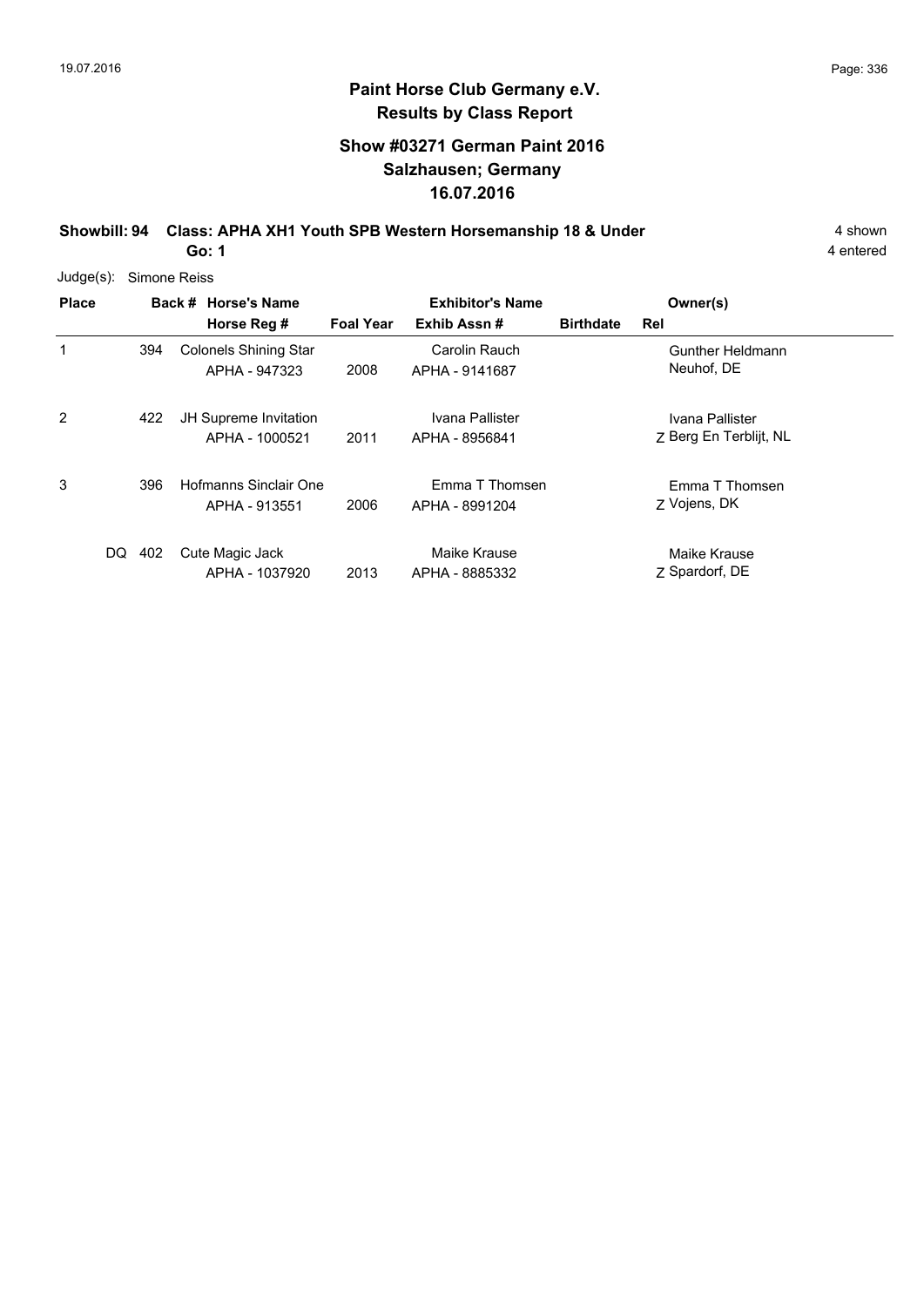## Paint Horse Club Germany e.V.
## Results by Class Report

### Show #03271 German Paint 2016
### Salzhausen; Germany
### 16.07.2016

**Showbill: 94 Class: APHA XH1 Youth SPB Western Horsemanship 18 & Under** 4 shown
**Go: 1** 4 entered

Judge(s): Simone Reiss

| Place | Back # | Horse's Name / Horse Reg # | Foal Year | Exhibitor's Name / Exhib Assn # | Birthdate | Rel | Owner(s) |
|---|---|---|---|---|---|---|---|
| 1 | 394 | Colonels Shining Star<br>APHA - 947323 | 2008 | Carolin Rauch<br>APHA - 9141687 | | | Gunther Heldmann<br>Neuhof, DE |
| 2 | 422 | JH Supreme Invitation<br>APHA - 1000521 | 2011 | Ivana Pallister<br>APHA - 8956841 | | Z | Ivana Pallister<br>Berg En Terblijt, NL |
| 3 | 396 | Hofmanns Sinclair One<br>APHA - 913551 | 2006 | Emma T Thomsen<br>APHA - 8991204 | | Z | Emma T Thomsen<br>Vojens, DK |
| DQ | 402 | Cute Magic Jack<br>APHA - 1037920 | 2013 | Maike Krause<br>APHA - 8885332 | | Z | Maike Krause<br>Spardorf, DE |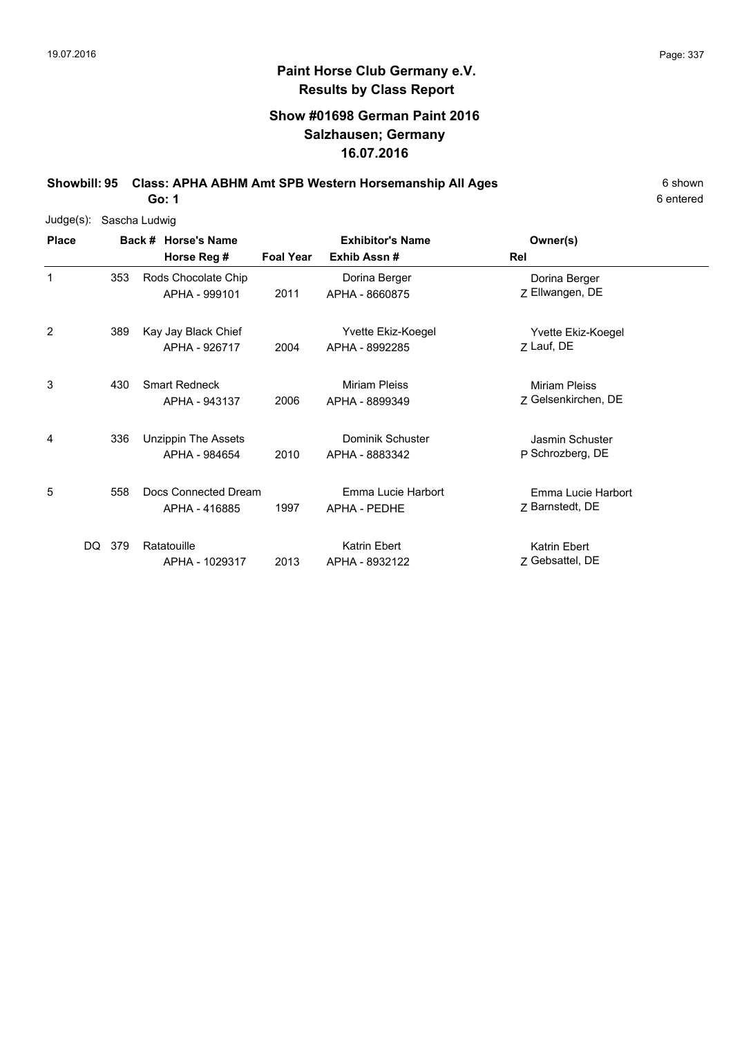# Paint Horse Club Germany e.V.

## Results by Class Report

### Show #01698 German Paint 2016
### Salzhausen; Germany
### 16.07.2016

**Showbill: 95 Class: APHA ABHM Amt SPB Western Horsemanship All Ages** 6 shown

**Go: 1** 6 entered

Judge(s): Sascha Ludwig

| Place | Back # | Horse's Name / Horse Reg # | Foal Year | Exhibitor's Name / Exhib Assn # | Rel | Owner(s) |
|---|---|---|---|---|---|---|
| 1 | 353 | Rods Chocolate Chip<br>APHA - 999101 | 2011 | Dorina Berger<br>APHA - 8660875 | Z | Dorina Berger<br>Ellwangen, DE |
| 2 | 389 | Kay Jay Black Chief<br>APHA - 926717 | 2004 | Yvette Ekiz-Koegel<br>APHA - 8992285 | Z | Yvette Ekiz-Koegel<br>Lauf, DE |
| 3 | 430 | Smart Redneck<br>APHA - 943137 | 2006 | Miriam Pleiss<br>APHA - 8899349 | Z | Miriam Pleiss<br>Gelsenkirchen, DE |
| 4 | 336 | Unzippin The Assets<br>APHA - 984654 | 2010 | Dominik Schuster<br>APHA - 8883342 | P | Jasmin Schuster<br>Schrozberg, DE |
| 5 | 558 | Docs Connected Dream<br>APHA - 416885 | 1997 | Emma Lucie Harbort<br>APHA - PEDHE | Z | Emma Lucie Harbort<br>Barnstedt, DE |
| DQ | 379 | Ratatouille<br>APHA - 1029317 | 2013 | Katrin Ebert<br>APHA - 8932122 | Z | Katrin Ebert<br>Gebsattel, DE |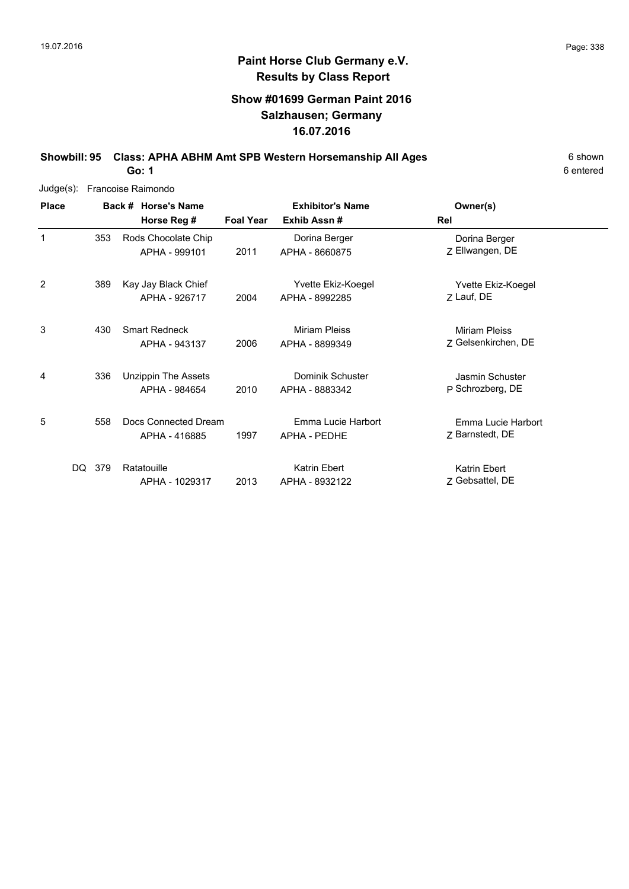## Paint Horse Club Germany e.V.
## Results by Class Report

### Show #01699 German Paint 2016
### Salzhausen; Germany
### 16.07.2016

**Showbill: 95 Class: APHA ABHM Amt SPB Western Horsemanship All Ages** 6 shown

**Go: 1** 6 entered

Judge(s): Francoise Raimondo

| Place | Back # | Horse's Name / Horse Reg # | Foal Year | Exhibitor's Name / Exhib Assn # | Rel | Owner(s) |
|---|---|---|---|---|---|---|
| 1 | 353 | Rods Chocolate Chip<br>APHA - 999101 | 2011 | Dorina Berger<br>APHA - 8660875 | Z | Dorina Berger<br>Ellwangen, DE |
| 2 | 389 | Kay Jay Black Chief<br>APHA - 926717 | 2004 | Yvette Ekiz-Koegel<br>APHA - 8992285 | Z | Yvette Ekiz-Koegel<br>Lauf, DE |
| 3 | 430 | Smart Redneck<br>APHA - 943137 | 2006 | Miriam Pleiss<br>APHA - 8899349 | Z | Miriam Pleiss<br>Gelsenkirchen, DE |
| 4 | 336 | Unzippin The Assets<br>APHA - 984654 | 2010 | Dominik Schuster<br>APHA - 8883342 | P | Jasmin Schuster<br>Schrozberg, DE |
| 5 | 558 | Docs Connected Dream<br>APHA - 416885 | 1997 | Emma Lucie Harbort<br>APHA - PEDHE | Z | Emma Lucie Harbort<br>Barnstedt, DE |
| DQ | 379 | Ratatouille<br>APHA - 1029317 | 2013 | Katrin Ebert<br>APHA - 8932122 | Z | Katrin Ebert<br>Gebsattel, DE |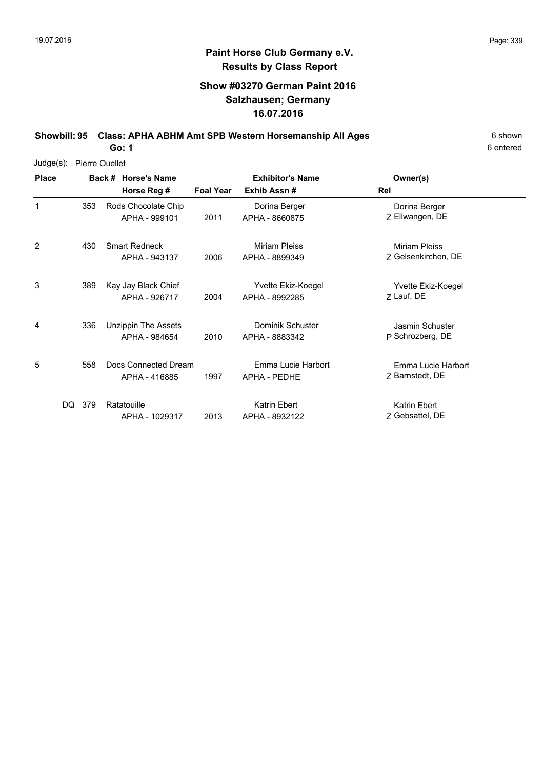# Paint Horse Club Germany e.V.
## Results by Class Report

### Show #03270 German Paint 2016
### Salzhausen; Germany
### 16.07.2016

**Showbill: 95 Class: APHA ABHM Amt SPB Western Horsemanship All Ages** — 6 shown

**Go: 1** — 6 entered

Judge(s): Pierre Ouellet

| Place | Back # | Horse's Name / Horse Reg # | Foal Year | Exhibitor's Name / Exhib Assn # | Rel | Owner(s) |
|---|---|---|---|---|---|---|
| 1 | 353 | Rods Chocolate Chip<br>APHA - 999101 | 2011 | Dorina Berger<br>APHA - 8660875 | Z | Dorina Berger<br>Ellwangen, DE |
| 2 | 430 | Smart Redneck<br>APHA - 943137 | 2006 | Miriam Pleiss<br>APHA - 8899349 | Z | Miriam Pleiss<br>Gelsenkirchen, DE |
| 3 | 389 | Kay Jay Black Chief<br>APHA - 926717 | 2004 | Yvette Ekiz-Koegel<br>APHA - 8992285 | Z | Yvette Ekiz-Koegel<br>Lauf, DE |
| 4 | 336 | Unzippin The Assets<br>APHA - 984654 | 2010 | Dominik Schuster<br>APHA - 8883342 | P | Jasmin Schuster<br>Schrozberg, DE |
| 5 | 558 | Docs Connected Dream<br>APHA - 416885 | 1997 | Emma Lucie Harbort<br>APHA - PEDHE | Z | Emma Lucie Harbort<br>Barnstedt, DE |
| DQ | 379 | Ratatouille<br>APHA - 1029317 | 2013 | Katrin Ebert<br>APHA - 8932122 | Z | Katrin Ebert<br>Gebsattel, DE |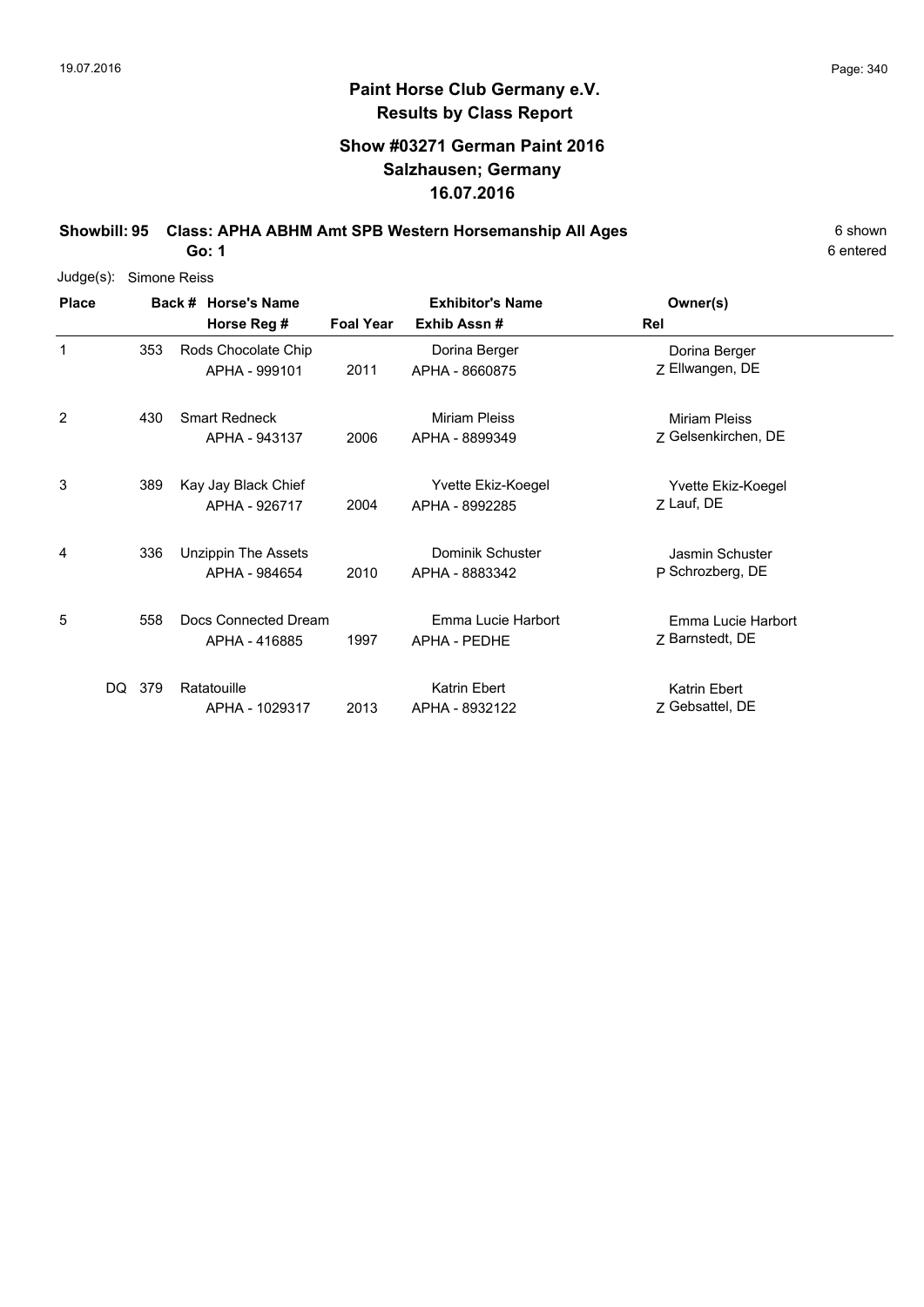# Paint Horse Club Germany e.V.

## Results by Class Report

### Show #03271 German Paint 2016
### Salzhausen; Germany
### 16.07.2016

**Showbill: 95 Class: APHA ABHM Amt SPB Western Horsemanship All Ages** 6 shown

**Go: 1** 6 entered

Judge(s): Simone Reiss

| Place | Back # | Horse's Name / Horse Reg # | Foal Year | Exhibitor's Name / Exhib Assn # | Rel | Owner(s) |
|---|---|---|---|---|---|---|
| 1 | 353 | Rods Chocolate Chip<br>APHA - 999101 | 2011 | Dorina Berger<br>APHA - 8660875 | Z | Dorina Berger<br>Ellwangen, DE |
| 2 | 430 | Smart Redneck<br>APHA - 943137 | 2006 | Miriam Pleiss<br>APHA - 8899349 | Z | Miriam Pleiss<br>Gelsenkirchen, DE |
| 3 | 389 | Kay Jay Black Chief<br>APHA - 926717 | 2004 | Yvette Ekiz-Koegel<br>APHA - 8992285 | Z | Yvette Ekiz-Koegel<br>Lauf, DE |
| 4 | 336 | Unzippin The Assets<br>APHA - 984654 | 2010 | Dominik Schuster<br>APHA - 8883342 | P | Jasmin Schuster<br>Schrozberg, DE |
| 5 | 558 | Docs Connected Dream<br>APHA - 416885 | 1997 | Emma Lucie Harbort<br>APHA - PEDHE | Z | Emma Lucie Harbort<br>Barnstedt, DE |
| DQ | 379 | Ratatouille<br>APHA - 1029317 | 2013 | Katrin Ebert<br>APHA - 8932122 | Z | Katrin Ebert<br>Gebsattel, DE |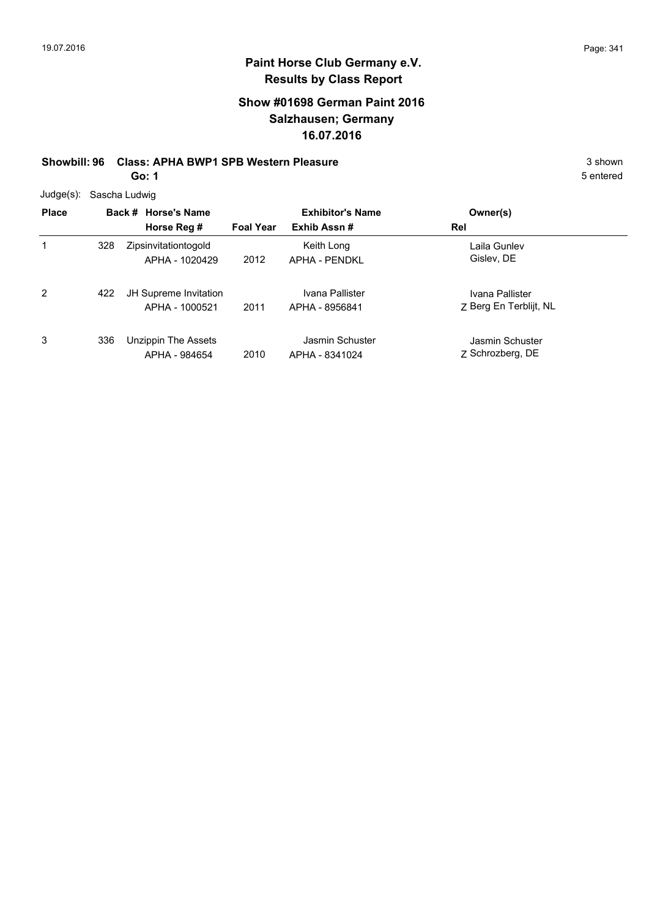# Paint Horse Club Germany e.V.
## Results by Class Report

### Show #01698 German Paint 2016
### Salzhausen; Germany
### 16.07.2016

**Showbill: 96 Class: APHA BWP1 SPB Western Pleasure** — 3 shown

**Go: 1** — 5 entered

Judge(s): Sascha Ludwig

| Place | Back # | Horse's Name / Horse Reg # | Foal Year | Exhibitor's Name / Exhib Assn # | Owner(s) / Rel |
|---|---|---|---|---|---|
| 1 | 328 | Zipsinvitationtogold<br>APHA - 1020429 | 2012 | Keith Long<br>APHA - PENDKL | Laila Gunlev<br>Gislev, DE |
| 2 | 422 | JH Supreme Invitation<br>APHA - 1000521 | 2011 | Ivana Pallister<br>APHA - 8956841 | Ivana Pallister<br>Z Berg En Terblijt, NL |
| 3 | 336 | Unzippin The Assets<br>APHA - 984654 | 2010 | Jasmin Schuster<br>APHA - 8341024 | Jasmin Schuster<br>Z Schrozberg, DE |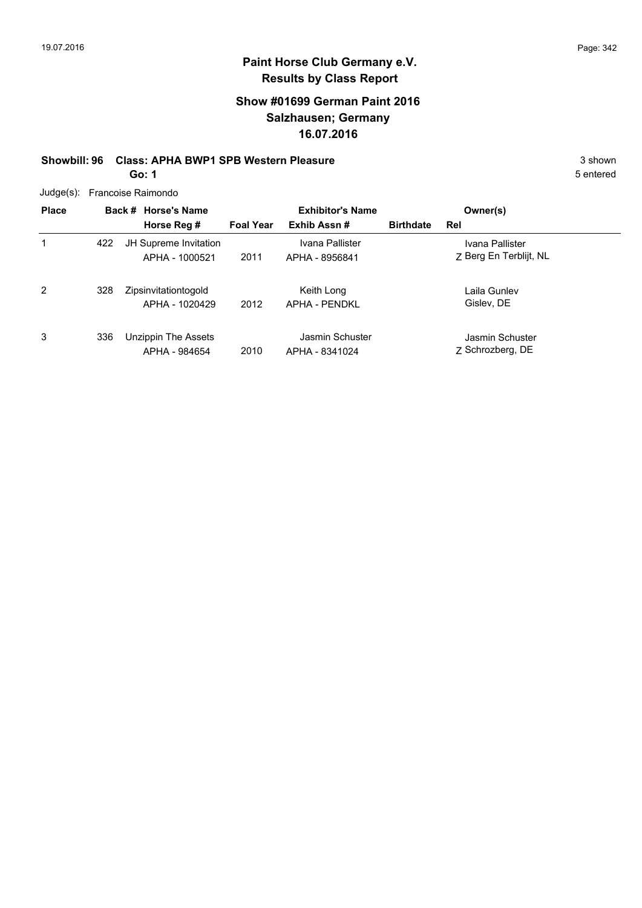## Paint Horse Club Germany e.V.
## Results by Class Report

### Show #01699 German Paint 2016
### Salzhausen; Germany
### 16.07.2016

**Showbill: 96 Class: APHA BWP1 SPB Western Pleasure** 3 shown

**Go: 1** 5 entered

Judge(s): Francoise Raimondo

| Place | Back # | Horse's Name / Horse Reg # | Foal Year | Exhibitor's Name / Exhib Assn # | Birthdate | Rel | Owner(s) |
|---|---|---|---|---|---|---|---|
| 1 | 422 | JH Supreme Invitation<br>APHA - 1000521 | 2011 | Ivana Pallister<br>APHA - 8956841 | | Z | Ivana Pallister<br>Berg En Terblijt, NL |
| 2 | 328 | Zipsinvitationtogold<br>APHA - 1020429 | 2012 | Keith Long<br>APHA - PENDKL | | | Laila Gunlev<br>Gislev, DE |
| 3 | 336 | Unzippin The Assets<br>APHA - 984654 | 2010 | Jasmin Schuster<br>APHA - 8341024 | | Z | Jasmin Schuster<br>Schrozberg, DE |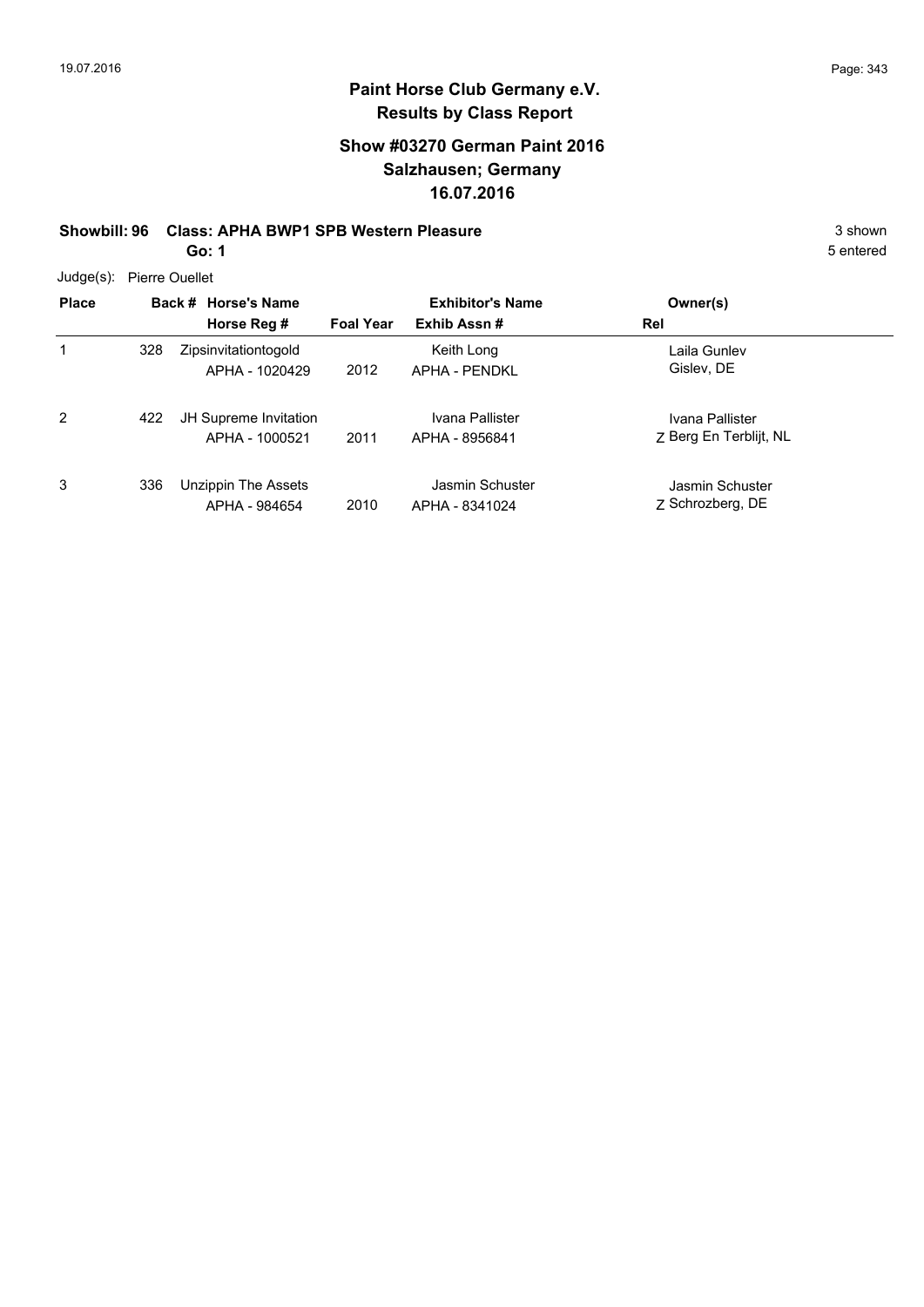# Paint Horse Club Germany e.V.
## Results by Class Report

### Show #03270 German Paint 2016
### Salzhausen; Germany
### 16.07.2016

**Showbill: 96 Class: APHA BWP1 SPB Western Pleasure** 3 shown

**Go: 1** 5 entered

Judge(s): Pierre Ouellet

| Place | Back # | Horse's Name / Horse Reg # | Foal Year | Exhibitor's Name / Exhib Assn # | Owner(s) / Rel |
|---|---|---|---|---|---|
| 1 | 328 | Zipsinvitationtogold<br>APHA - 1020429 | 2012 | Keith Long<br>APHA - PENDKL | Laila Gunlev<br>Gislev, DE |
| 2 | 422 | JH Supreme Invitation<br>APHA - 1000521 | 2011 | Ivana Pallister<br>APHA - 8956841 | Ivana Pallister<br>Z Berg En Terblijt, NL |
| 3 | 336 | Unzippin The Assets<br>APHA - 984654 | 2010 | Jasmin Schuster<br>APHA - 8341024 | Jasmin Schuster<br>Z Schrozberg, DE |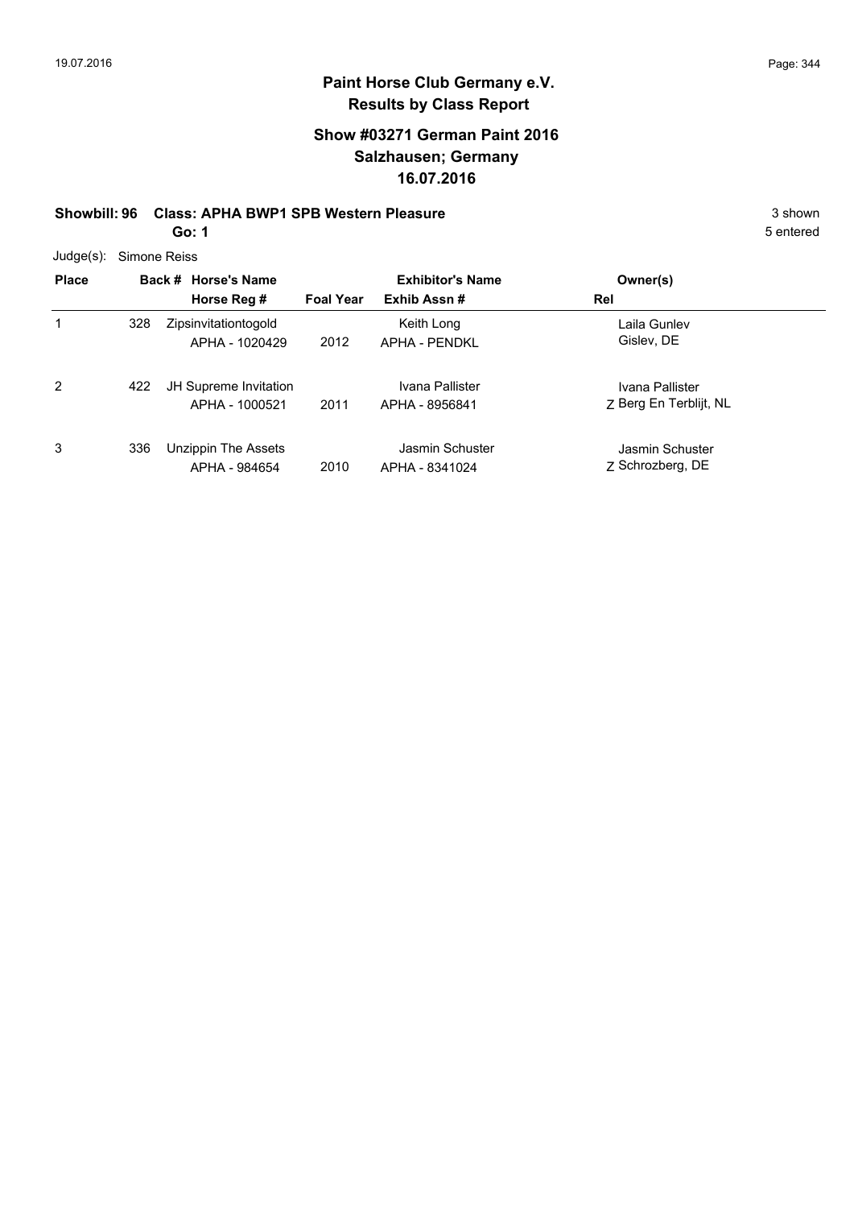# Paint Horse Club Germany e.V.
## Results by Class Report

### Show #03271 German Paint 2016
### Salzhausen; Germany
### 16.07.2016

**Showbill: 96 Class: APHA BWP1 SPB Western Pleasure** 3 shown

**Go: 1** 5 entered

Judge(s): Simone Reiss

| Place | Back # | Horse's Name / Horse Reg # | Foal Year | Exhibitor's Name / Exhib Assn # | Rel | Owner(s) |
|---|---|---|---|---|---|---|
| 1 | 328 | Zipsinvitationtogold<br>APHA - 1020429 | 2012 | Keith Long<br>APHA - PENDKL | | Laila Gunlev<br>Gislev, DE |
| 2 | 422 | JH Supreme Invitation<br>APHA - 1000521 | 2011 | Ivana Pallister<br>APHA - 8956841 | Z | Ivana Pallister<br>Berg En Terblijt, NL |
| 3 | 336 | Unzippin The Assets<br>APHA - 984654 | 2010 | Jasmin Schuster<br>APHA - 8341024 | Z | Jasmin Schuster<br>Schrozberg, DE |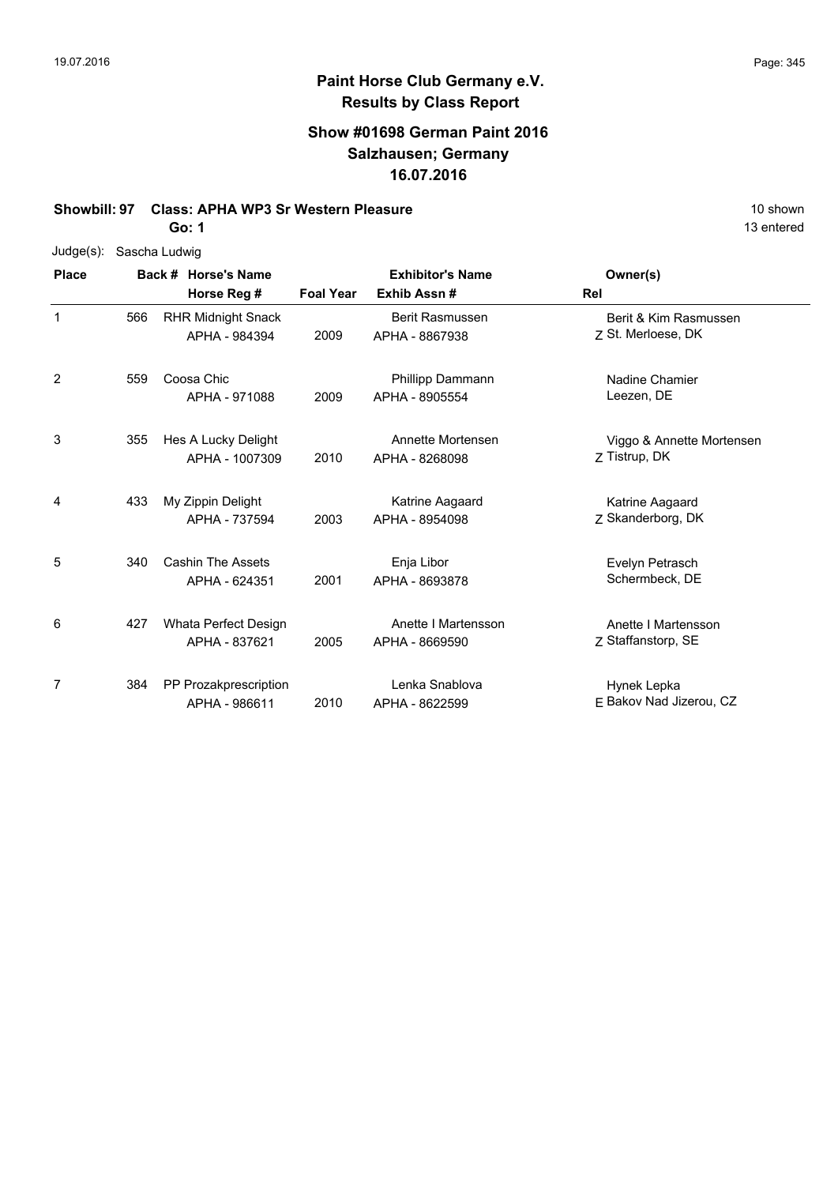# Paint Horse Club Germany e.V.
## Results by Class Report

### Show #01698 German Paint 2016
### Salzhausen; Germany
### 16.07.2016

**Showbill: 97 Class: APHA WP3 Sr Western Pleasure** 10 shown

**Go: 1** 13 entered

Judge(s): Sascha Ludwig

| Place | Back # | Horse's Name / Horse Reg # | Foal Year | Exhibitor's Name / Exhib Assn # | Rel | Owner(s) |
|---|---|---|---|---|---|---|
| 1 | 566 | RHR Midnight Snack<br>APHA - 984394 | 2009 | Berit Rasmussen<br>APHA - 8867938 | Z | Berit & Kim Rasmussen<br>St. Merloese, DK |
| 2 | 559 | Coosa Chic<br>APHA - 971088 | 2009 | Phillipp Dammann<br>APHA - 8905554 | | Nadine Chamier<br>Leezen, DE |
| 3 | 355 | Hes A Lucky Delight<br>APHA - 1007309 | 2010 | Annette Mortensen<br>APHA - 8268098 | Z | Viggo & Annette Mortensen<br>Tistrup, DK |
| 4 | 433 | My Zippin Delight<br>APHA - 737594 | 2003 | Katrine Aagaard<br>APHA - 8954098 | Z | Katrine Aagaard<br>Skanderborg, DK |
| 5 | 340 | Cashin The Assets<br>APHA - 624351 | 2001 | Enja Libor<br>APHA - 8693878 | | Evelyn Petrasch<br>Schermbeck, DE |
| 6 | 427 | Whata Perfect Design<br>APHA - 837621 | 2005 | Anette I Martensson<br>APHA - 8669590 | Z | Anette I Martensson<br>Staffanstorp, SE |
| 7 | 384 | PP Prozakprescription<br>APHA - 986611 | 2010 | Lenka Snablova<br>APHA - 8622599 | E | Hynek Lepka<br>Bakov Nad Jizerou, CZ |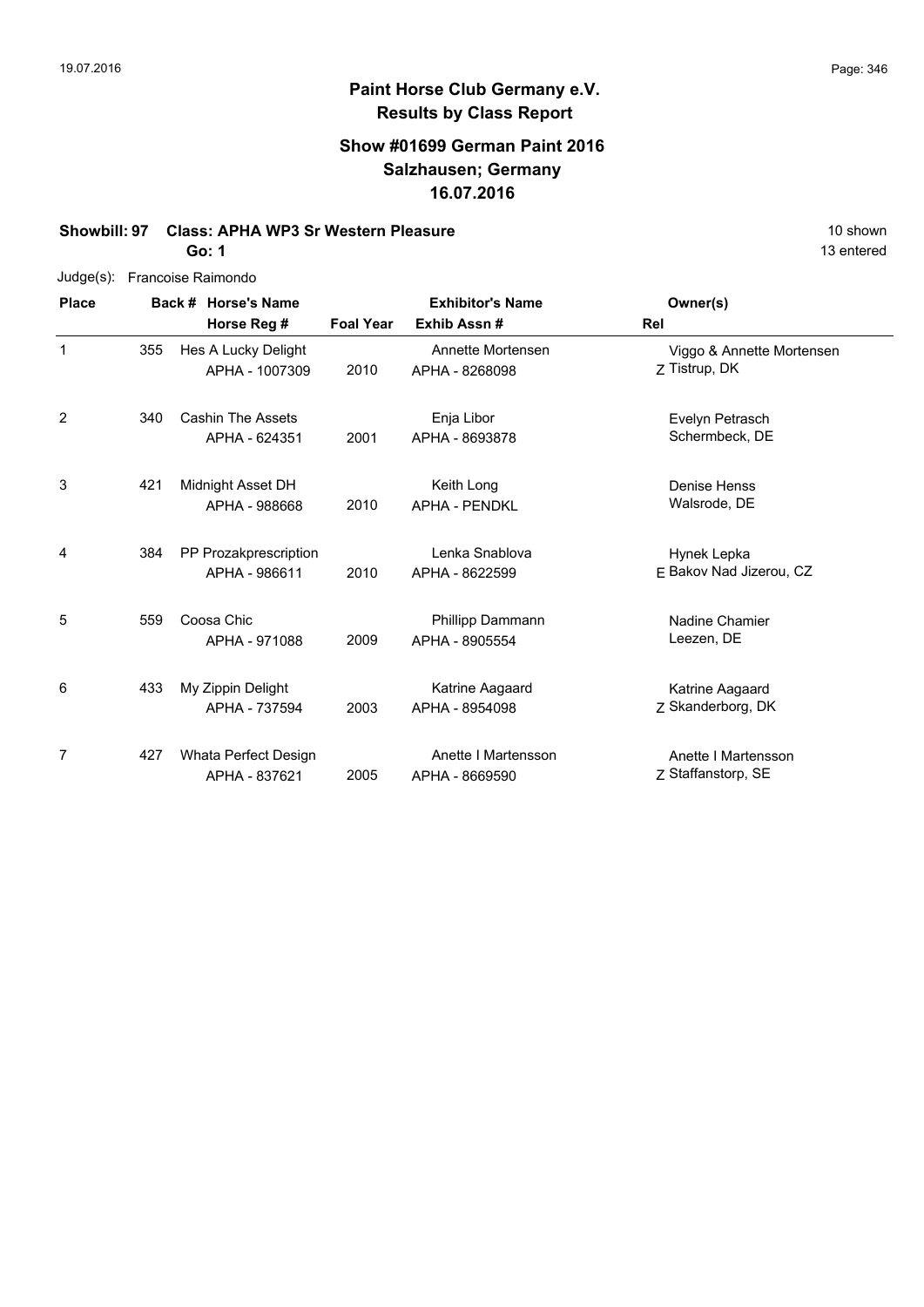## Paint Horse Club Germany e.V.
## Results by Class Report

### Show #01699 German Paint 2016
### Salzhausen; Germany
### 16.07.2016

**Showbill: 97 Class: APHA WP3 Sr Western Pleasure** 10 shown

**Go: 1** 13 entered

Judge(s): Francoise Raimondo

| Place | Back # | Horse's Name / Horse Reg # | Foal Year | Exhibitor's Name / Exhib Assn # | Rel | Owner(s) |
|---|---|---|---|---|---|---|
| 1 | 355 | Hes A Lucky Delight<br>APHA - 1007309 | 2010 | Annette Mortensen<br>APHA - 8268098 | Z | Viggo & Annette Mortensen<br>Tistrup, DK |
| 2 | 340 | Cashin The Assets<br>APHA - 624351 | 2001 | Enja Libor<br>APHA - 8693878 | | Evelyn Petrasch<br>Schermbeck, DE |
| 3 | 421 | Midnight Asset DH<br>APHA - 988668 | 2010 | Keith Long<br>APHA - PENDKL | | Denise Henss<br>Walsrode, DE |
| 4 | 384 | PP Prozakprescription<br>APHA - 986611 | 2010 | Lenka Snablova<br>APHA - 8622599 | E | Hynek Lepka<br>Bakov Nad Jizerou, CZ |
| 5 | 559 | Coosa Chic<br>APHA - 971088 | 2009 | Phillipp Dammann<br>APHA - 8905554 | | Nadine Chamier<br>Leezen, DE |
| 6 | 433 | My Zippin Delight<br>APHA - 737594 | 2003 | Katrine Aagaard<br>APHA - 8954098 | Z | Katrine Aagaard<br>Skanderborg, DK |
| 7 | 427 | Whata Perfect Design<br>APHA - 837621 | 2005 | Anette I Martensson<br>APHA - 8669590 | Z | Anette I Martensson<br>Staffanstorp, SE |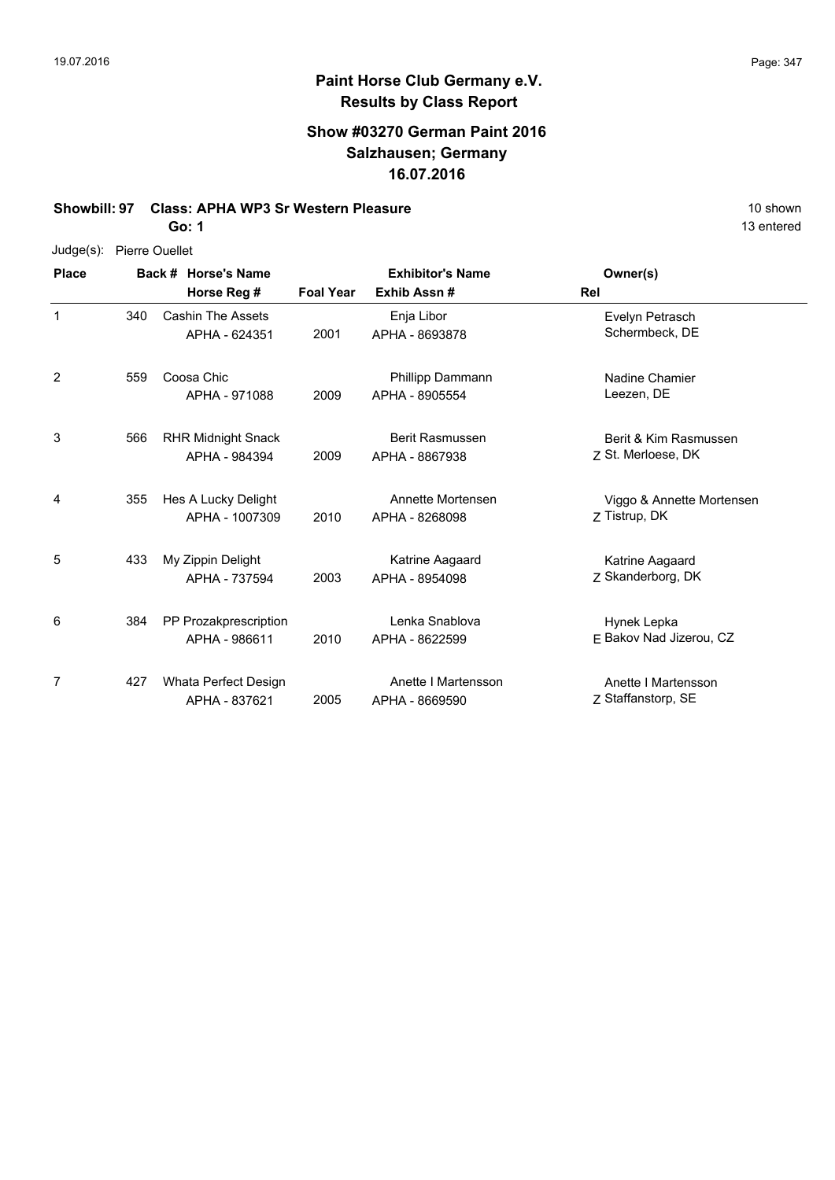## Paint Horse Club Germany e.V.
## Results by Class Report

### Show #03270 German Paint 2016
### Salzhausen; Germany
### 16.07.2016

**Showbill: 97 Class: APHA WP3 Sr Western Pleasure** 10 shown

**Go: 1** 13 entered

Judge(s): Pierre Ouellet

| Place | Back # | Horse's Name / Horse Reg # | Foal Year | Exhibitor's Name / Exhib Assn # | Rel | Owner(s) |
|---|---|---|---|---|---|---|
| 1 | 340 | Cashin The Assets<br>APHA - 624351 | 2001 | Enja Libor<br>APHA - 8693878 | | Evelyn Petrasch<br>Schermbeck, DE |
| 2 | 559 | Coosa Chic<br>APHA - 971088 | 2009 | Phillipp Dammann<br>APHA - 8905554 | | Nadine Chamier<br>Leezen, DE |
| 3 | 566 | RHR Midnight Snack<br>APHA - 984394 | 2009 | Berit Rasmussen<br>APHA - 8867938 | Z | Berit & Kim Rasmussen<br>St. Merloese, DK |
| 4 | 355 | Hes A Lucky Delight<br>APHA - 1007309 | 2010 | Annette Mortensen<br>APHA - 8268098 | Z | Viggo & Annette Mortensen<br>Tistrup, DK |
| 5 | 433 | My Zippin Delight<br>APHA - 737594 | 2003 | Katrine Aagaard<br>APHA - 8954098 | Z | Katrine Aagaard<br>Skanderborg, DK |
| 6 | 384 | PP Prozakprescription<br>APHA - 986611 | 2010 | Lenka Snablova<br>APHA - 8622599 | E | Hynek Lepka<br>Bakov Nad Jizerou, CZ |
| 7 | 427 | Whata Perfect Design<br>APHA - 837621 | 2005 | Anette I Martensson<br>APHA - 8669590 | Z | Anette I Martensson<br>Staffanstorp, SE |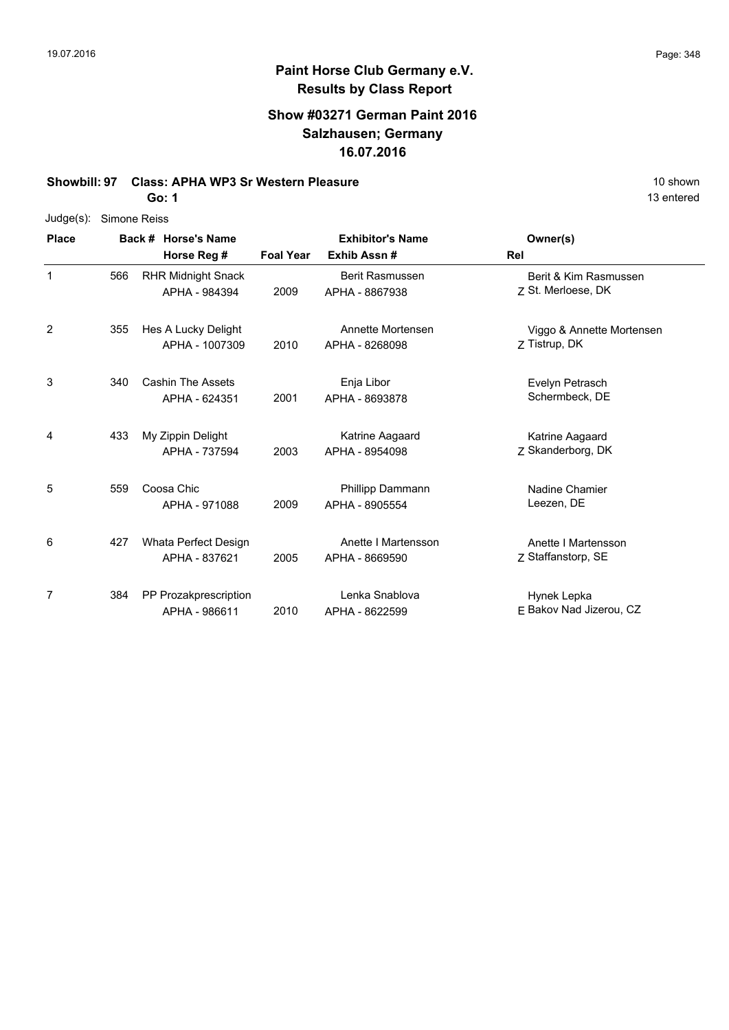# Paint Horse Club Germany e.V.

## Results by Class Report

### Show #03271 German Paint 2016
### Salzhausen; Germany
### 16.07.2016

**Showbill: 97 Class: APHA WP3 Sr Western Pleasure** 10 shown

**Go: 1** 13 entered

Judge(s): Simone Reiss

| Place | Back # | Horse's Name / Horse Reg # | Foal Year | Exhibitor's Name / Exhib Assn # | Rel | Owner(s) |
|---|---|---|---|---|---|---|
| 1 | 566 | RHR Midnight Snack<br>APHA - 984394 | 2009 | Berit Rasmussen<br>APHA - 8867938 | Z | Berit & Kim Rasmussen<br>St. Merloese, DK |
| 2 | 355 | Hes A Lucky Delight<br>APHA - 1007309 | 2010 | Annette Mortensen<br>APHA - 8268098 | Z | Viggo & Annette Mortensen<br>Tistrup, DK |
| 3 | 340 | Cashin The Assets<br>APHA - 624351 | 2001 | Enja Libor<br>APHA - 8693878 | | Evelyn Petrasch<br>Schermbeck, DE |
| 4 | 433 | My Zippin Delight<br>APHA - 737594 | 2003 | Katrine Aagaard<br>APHA - 8954098 | Z | Katrine Aagaard<br>Skanderborg, DK |
| 5 | 559 | Coosa Chic<br>APHA - 971088 | 2009 | Phillipp Dammann<br>APHA - 8905554 | | Nadine Chamier<br>Leezen, DE |
| 6 | 427 | Whata Perfect Design<br>APHA - 837621 | 2005 | Anette I Martensson<br>APHA - 8669590 | Z | Anette I Martensson<br>Staffanstorp, SE |
| 7 | 384 | PP Prozakprescription<br>APHA - 986611 | 2010 | Lenka Snablova<br>APHA - 8622599 | E | Hynek Lepka<br>Bakov Nad Jizerou, CZ |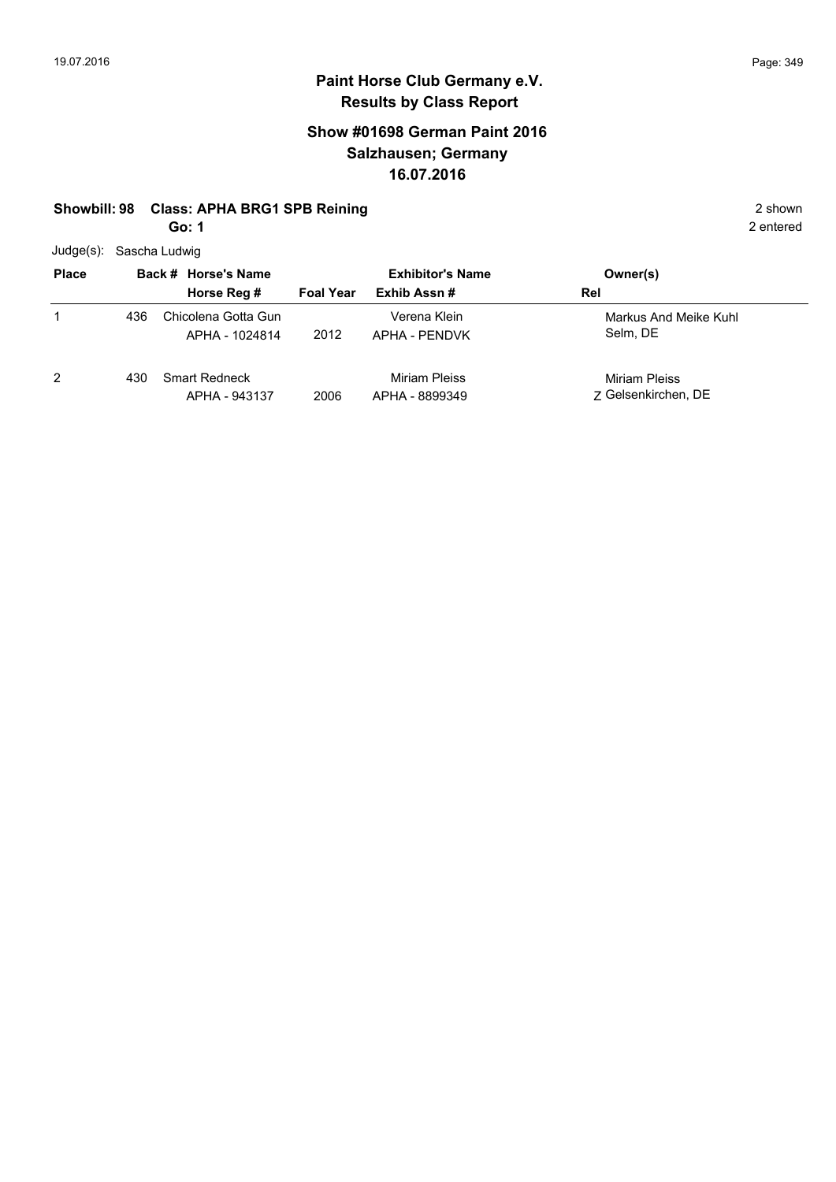# Paint Horse Club Germany e.V.
## Results by Class Report

### Show #01698 German Paint 2016
### Salzhausen; Germany
### 16.07.2016

**Showbill: 98 Class: APHA BRG1 SPB Reining** — 2 shown

**Go: 1** — 2 entered

Judge(s): Sascha Ludwig

| Place | Back # | Horse's Name / Horse Reg # | Foal Year | Exhibitor's Name / Exhib Assn # | Rel | Owner(s) |
|---|---|---|---|---|---|---|
| 1 | 436 | Chicolena Gotta Gun<br>APHA - 1024814 | 2012 | Verena Klein<br>APHA - PENDVK | | Markus And Meike Kuhl<br>Selm, DE |
| 2 | 430 | Smart Redneck<br>APHA - 943137 | 2006 | Miriam Pleiss<br>APHA - 8899349 | Z | Miriam Pleiss<br>Gelsenkirchen, DE |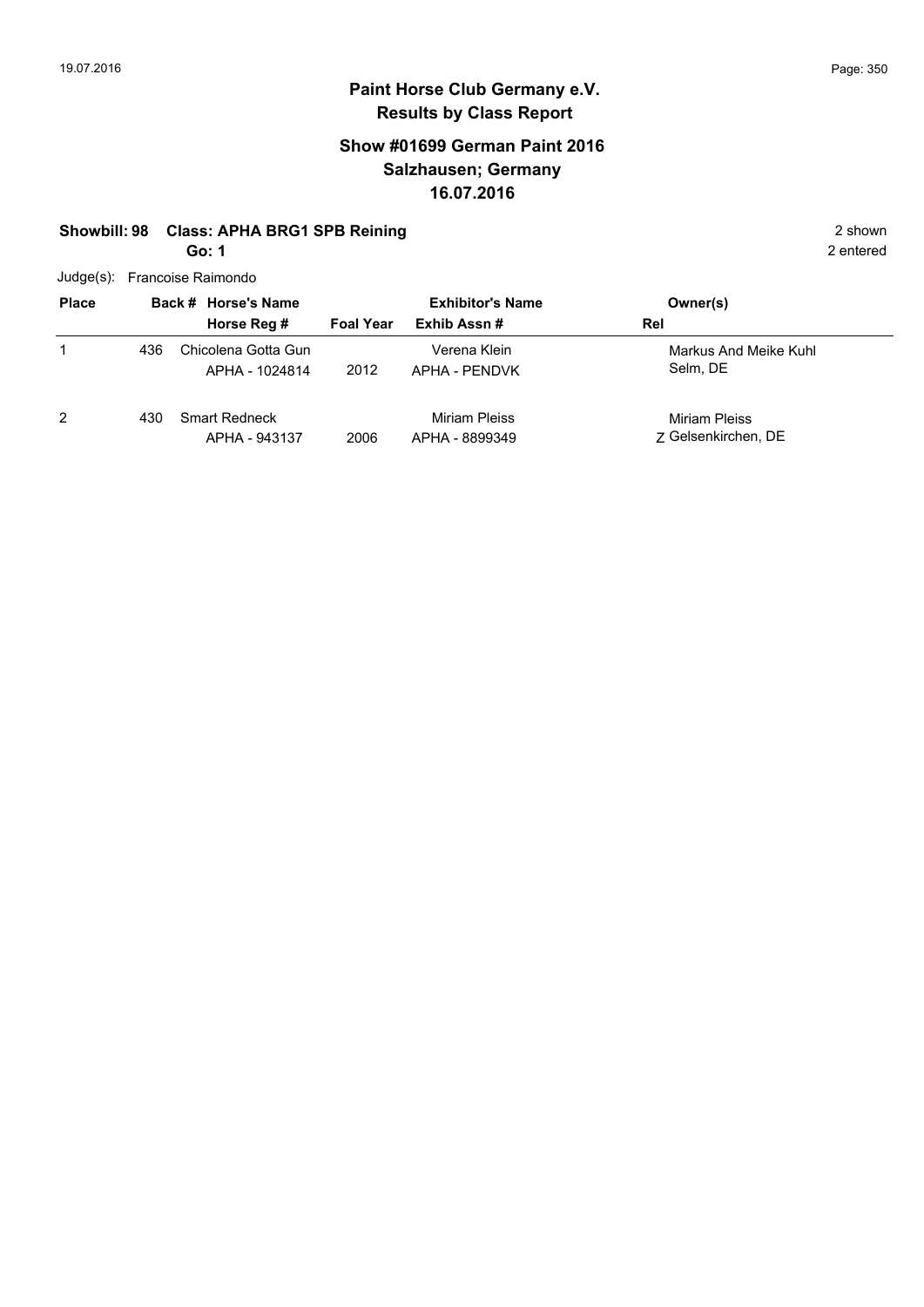# Paint Horse Club Germany e.V.
## Results by Class Report

### Show #01699 German Paint 2016
### Salzhausen; Germany
### 16.07.2016

**Showbill: 98 Class: APHA BRG1 SPB Reining** 2 shown
**Go: 1** 2 entered

Judge(s): Francoise Raimondo

| Place | Back # | Horse's Name / Horse Reg # | Foal Year | Exhibitor's Name / Exhib Assn # | Rel | Owner(s) |
|---|---|---|---|---|---|---|
| 1 | 436 | Chicolena Gotta Gun<br>APHA - 1024814 | 2012 | Verena Klein<br>APHA - PENDVK | | Markus And Meike Kuhl<br>Selm, DE |
| 2 | 430 | Smart Redneck<br>APHA - 943137 | 2006 | Miriam Pleiss<br>APHA - 8899349 | Z | Miriam Pleiss<br>Gelsenkirchen, DE |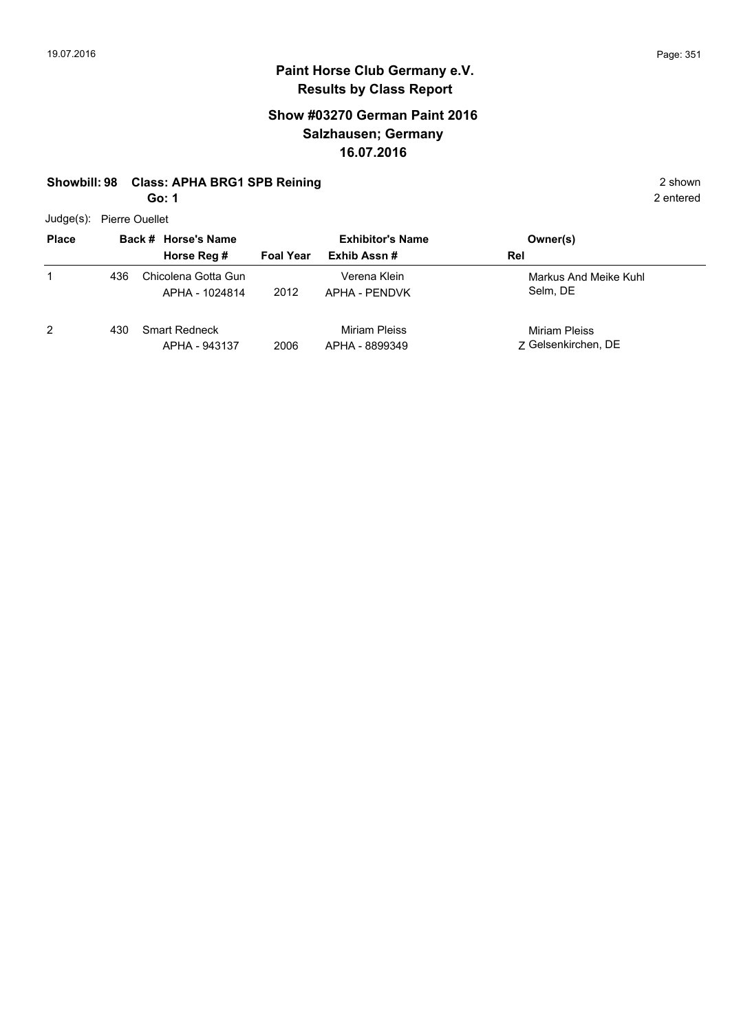# Paint Horse Club Germany e.V.
## Results by Class Report

### Show #03270 German Paint 2016
### Salzhausen; Germany
### 16.07.2016

**Showbill: 98 Class: APHA BRG1 SPB Reining** — 2 shown

**Go: 1** — 2 entered

Judge(s): Pierre Ouellet

| Place | Back # | Horse's Name / Horse Reg # | Foal Year | Exhibitor's Name / Exhib Assn # | Rel | Owner(s) |
|---|---|---|---|---|---|---|
| 1 | 436 | Chicolena Gotta Gun<br>APHA - 1024814 | 2012 | Verena Klein<br>APHA - PENDVK | | Markus And Meike Kuhl<br>Selm, DE |
| 2 | 430 | Smart Redneck<br>APHA - 943137 | 2006 | Miriam Pleiss<br>APHA - 8899349 | Z | Miriam Pleiss<br>Gelsenkirchen, DE |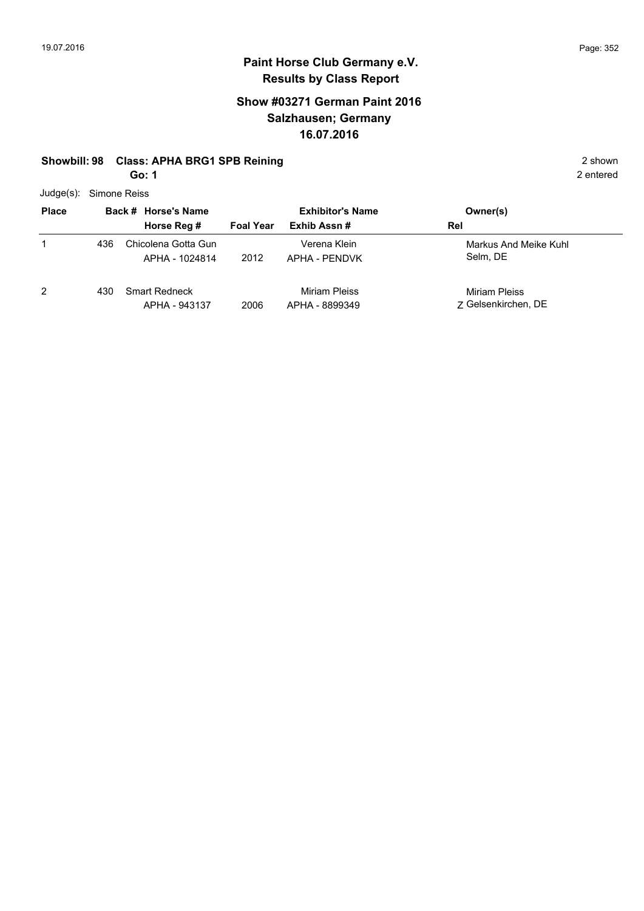# Paint Horse Club Germany e.V.
## Results by Class Report

### Show #03271 German Paint 2016
### Salzhausen; Germany
### 16.07.2016

**Showbill: 98 Class: APHA BRG1 SPB Reining** — 2 shown

**Go: 1** — 2 entered

Judge(s): Simone Reiss

| Place | Back # | Horse's Name / Horse Reg # | Foal Year | Exhibitor's Name / Exhib Assn # | Rel | Owner(s) |
|---|---|---|---|---|---|---|
| 1 | 436 | Chicolena Gotta Gun<br>APHA - 1024814 | 2012 | Verena Klein<br>APHA - PENDVK | | Markus And Meike Kuhl<br>Selm, DE |
| 2 | 430 | Smart Redneck<br>APHA - 943137 | 2006 | Miriam Pleiss<br>APHA - 8899349 | Z | Miriam Pleiss<br>Gelsenkirchen, DE |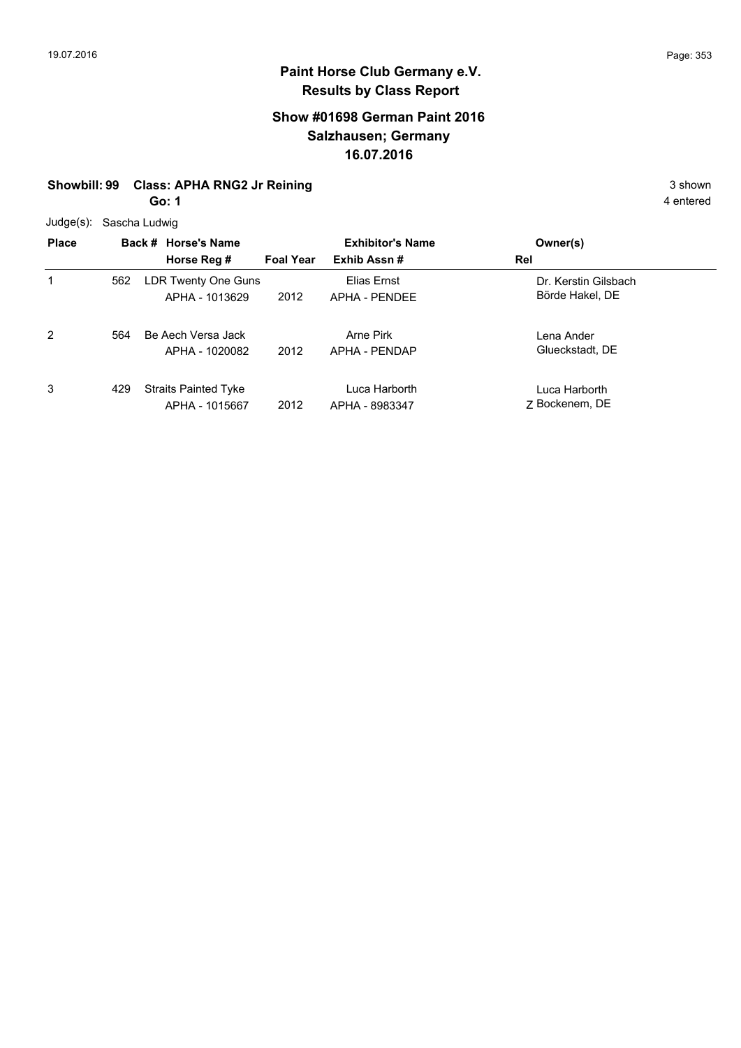# Paint Horse Club Germany e.V.
## Results by Class Report

### Show #01698 German Paint 2016
### Salzhausen; Germany
### 16.07.2016

**Showbill: 99 Class: APHA RNG2 Jr Reining** 3 shown

**Go: 1** 4 entered

Judge(s): Sascha Ludwig

| Place | Back # | Horse's Name / Horse Reg # | Foal Year | Exhibitor's Name / Exhib Assn # | Rel | Owner(s) |
|---|---|---|---|---|---|---|
| 1 | 562 | LDR Twenty One Guns<br>APHA - 1013629 | 2012 | Elias Ernst<br>APHA - PENDEE | | Dr. Kerstin Gilsbach<br>Börde Hakel, DE |
| 2 | 564 | Be Aech Versa Jack<br>APHA - 1020082 | 2012 | Arne Pirk<br>APHA - PENDAP | | Lena Ander<br>Glueckstadt, DE |
| 3 | 429 | Straits Painted Tyke<br>APHA - 1015667 | 2012 | Luca Harborth<br>APHA - 8983347 | Z | Luca Harborth<br>Bockenem, DE |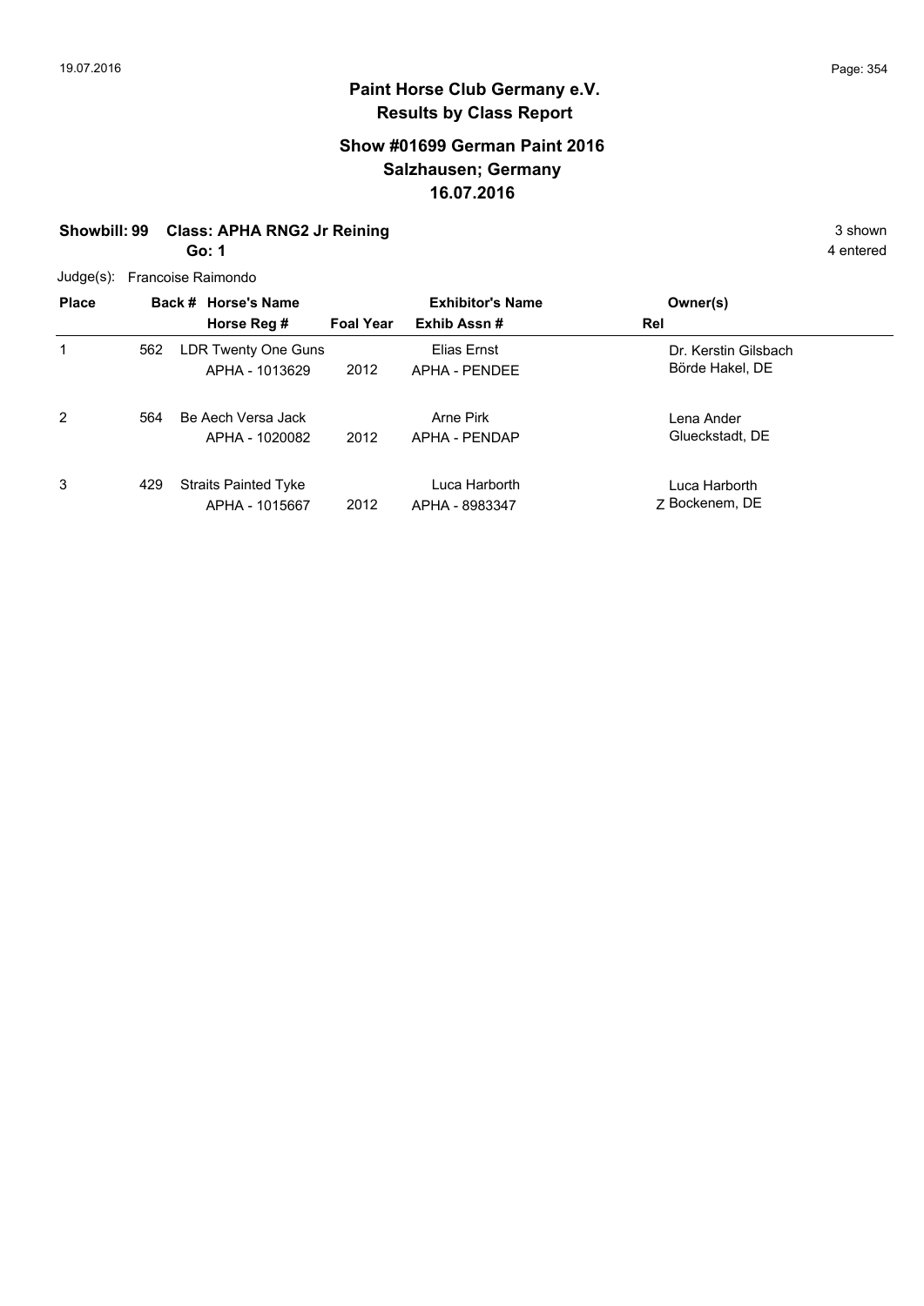# Paint Horse Club Germany e.V.
## Results by Class Report

### Show #01699 German Paint 2016
### Salzhausen; Germany
### 16.07.2016

**Showbill: 99 Class: APHA RNG2 Jr Reining** — 3 shown

**Go: 1** — 4 entered

Judge(s): Francoise Raimondo

| Place | Back # | Horse's Name / Horse Reg # | Foal Year | Exhibitor's Name / Exhib Assn # | Owner(s) / Rel |
|---|---|---|---|---|---|
| 1 | 562 | LDR Twenty One Guns<br>APHA - 1013629 | 2012 | Elias Ernst<br>APHA - PENDEE | Dr. Kerstin Gilsbach<br>Börde Hakel, DE |
| 2 | 564 | Be Aech Versa Jack<br>APHA - 1020082 | 2012 | Arne Pirk<br>APHA - PENDAP | Lena Ander<br>Glueckstadt, DE |
| 3 | 429 | Straits Painted Tyke<br>APHA - 1015667 | 2012 | Luca Harborth<br>APHA - 8983347 | Luca Harborth<br>Z Bockenem, DE |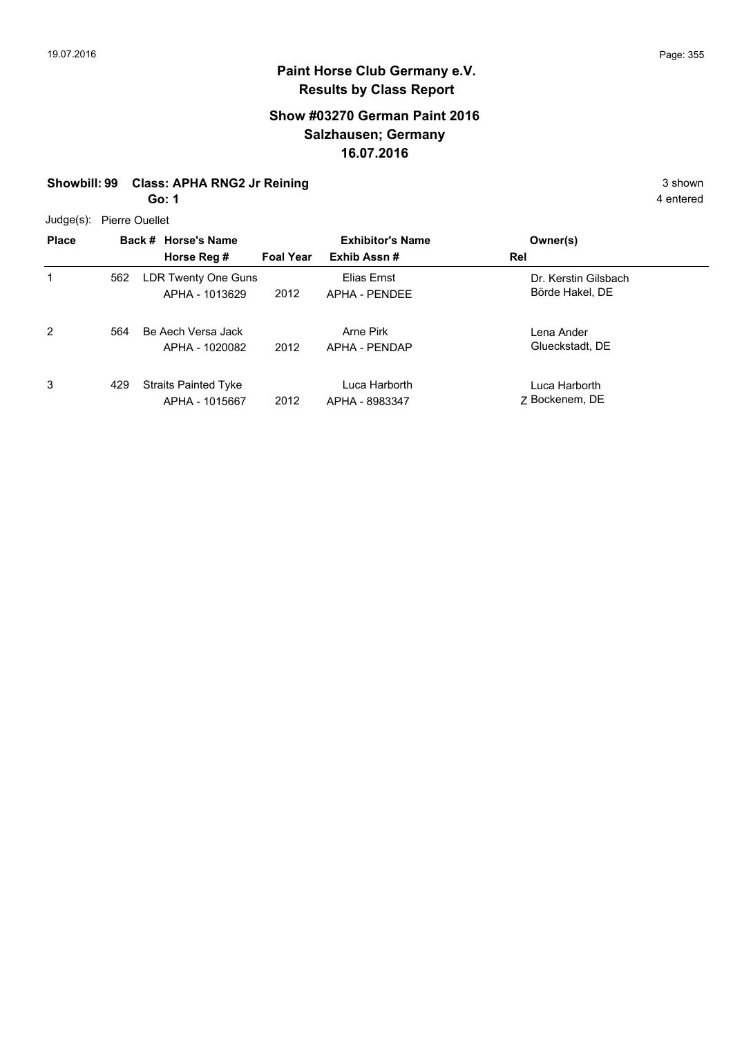# Paint Horse Club Germany e.V.
## Results by Class Report

### Show #03270 German Paint 2016
### Salzhausen; Germany
### 16.07.2016

**Showbill: 99 Class: APHA RNG2 Jr Reining** 3 shown

**Go: 1** 4 entered

Judge(s): Pierre Ouellet

| Place | Back # | Horse's Name / Horse Reg # | Foal Year | Exhibitor's Name / Exhib Assn # | Rel | Owner(s) |
|---|---|---|---|---|---|---|
| 1 | 562 | LDR Twenty One Guns<br>APHA - 1013629 | 2012 | Elias Ernst<br>APHA - PENDEE | | Dr. Kerstin Gilsbach<br>Börde Hakel, DE |
| 2 | 564 | Be Aech Versa Jack<br>APHA - 1020082 | 2012 | Arne Pirk<br>APHA - PENDAP | | Lena Ander<br>Glueckstadt, DE |
| 3 | 429 | Straits Painted Tyke<br>APHA - 1015667 | 2012 | Luca Harborth<br>APHA - 8983347 | Z | Luca Harborth<br>Bockenem, DE |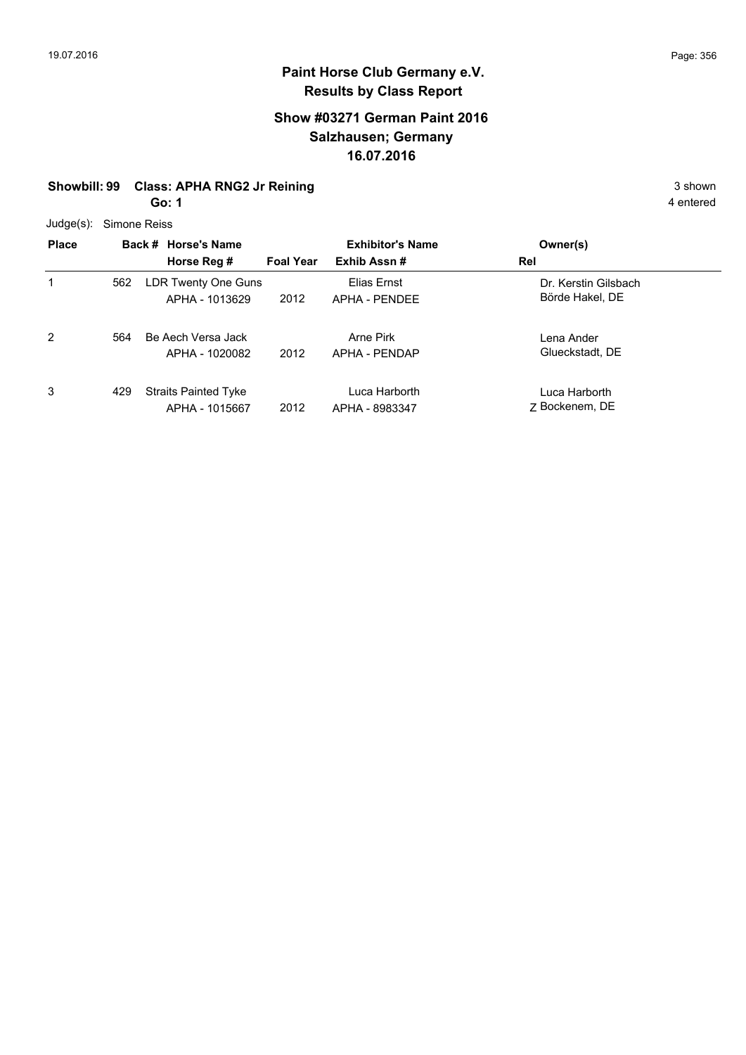# Paint Horse Club Germany e.V.
## Results by Class Report

### Show #03271 German Paint 2016
### Salzhausen; Germany
### 16.07.2016

**Showbill: 99 Class: APHA RNG2 Jr Reining** 3 shown

**Go: 1** 4 entered

Judge(s): Simone Reiss

| Place | Back # | Horse's Name / Horse Reg # | Foal Year | Exhibitor's Name / Exhib Assn # | Rel | Owner(s) |
|---|---|---|---|---|---|---|
| 1 | 562 | LDR Twenty One Guns<br>APHA - 1013629 | 2012 | Elias Ernst<br>APHA - PENDEE | | Dr. Kerstin Gilsbach<br>Börde Hakel, DE |
| 2 | 564 | Be Aech Versa Jack<br>APHA - 1020082 | 2012 | Arne Pirk<br>APHA - PENDAP | | Lena Ander<br>Glueckstadt, DE |
| 3 | 429 | Straits Painted Tyke<br>APHA - 1015667 | 2012 | Luca Harborth<br>APHA - 8983347 | Z | Luca Harborth<br>Bockenem, DE |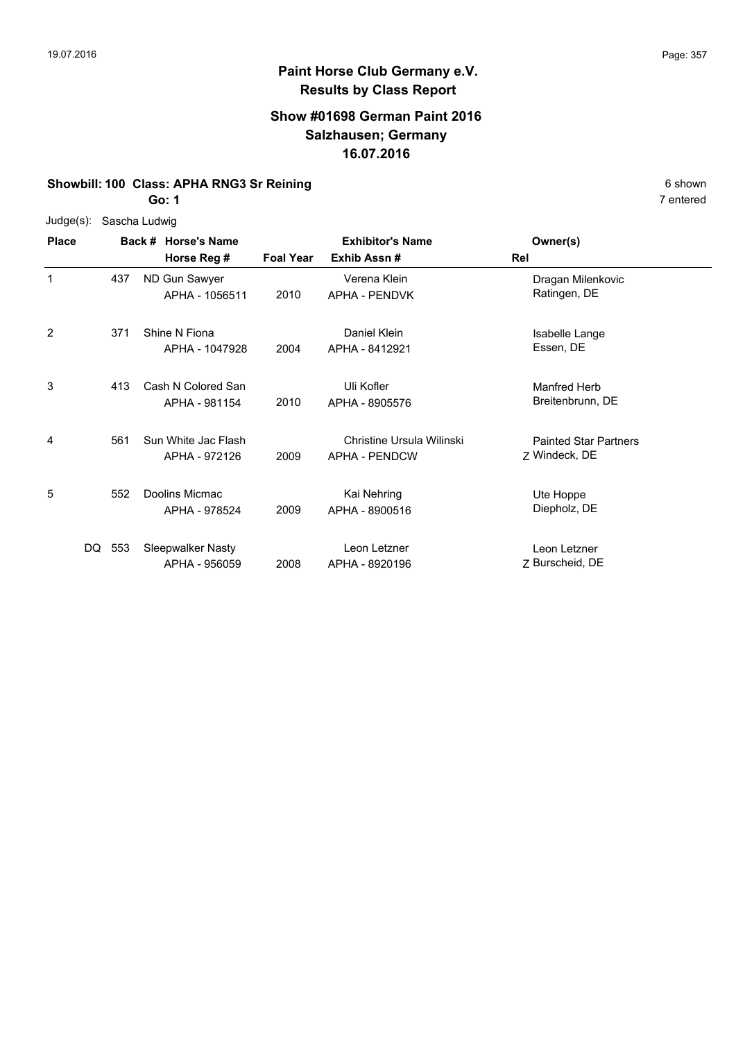# Paint Horse Club Germany e.V.

## Results by Class Report

### Show #01698 German Paint 2016
### Salzhausen; Germany
### 16.07.2016

**Showbill: 100 Class: APHA RNG3 Sr Reining** 6 shown

**Go: 1** 7 entered

Judge(s): Sascha Ludwig

| Place | Back # | Horse's Name / Horse Reg # | Foal Year | Exhibitor's Name / Exhib Assn # | Rel | Owner(s) |
|---|---|---|---|---|---|---|
| 1 | 437 | ND Gun Sawyer<br>APHA - 1056511 | 2010 | Verena Klein<br>APHA - PENDVK | | Dragan Milenkovic<br>Ratingen, DE |
| 2 | 371 | Shine N Fiona<br>APHA - 1047928 | 2004 | Daniel Klein<br>APHA - 8412921 | | Isabelle Lange<br>Essen, DE |
| 3 | 413 | Cash N Colored San<br>APHA - 981154 | 2010 | Uli Kofler<br>APHA - 8905576 | | Manfred Herb<br>Breitenbrunn, DE |
| 4 | 561 | Sun White Jac Flash<br>APHA - 972126 | 2009 | Christine Ursula Wilinski<br>APHA - PENDCW | Z | Painted Star Partners<br>Windeck, DE |
| 5 | 552 | Doolins Micmac<br>APHA - 978524 | 2009 | Kai Nehring<br>APHA - 8900516 | | Ute Hoppe<br>Diepholz, DE |
| DQ | 553 | Sleepwalker Nasty<br>APHA - 956059 | 2008 | Leon Letzner<br>APHA - 8920196 | Z | Leon Letzner<br>Burscheid, DE |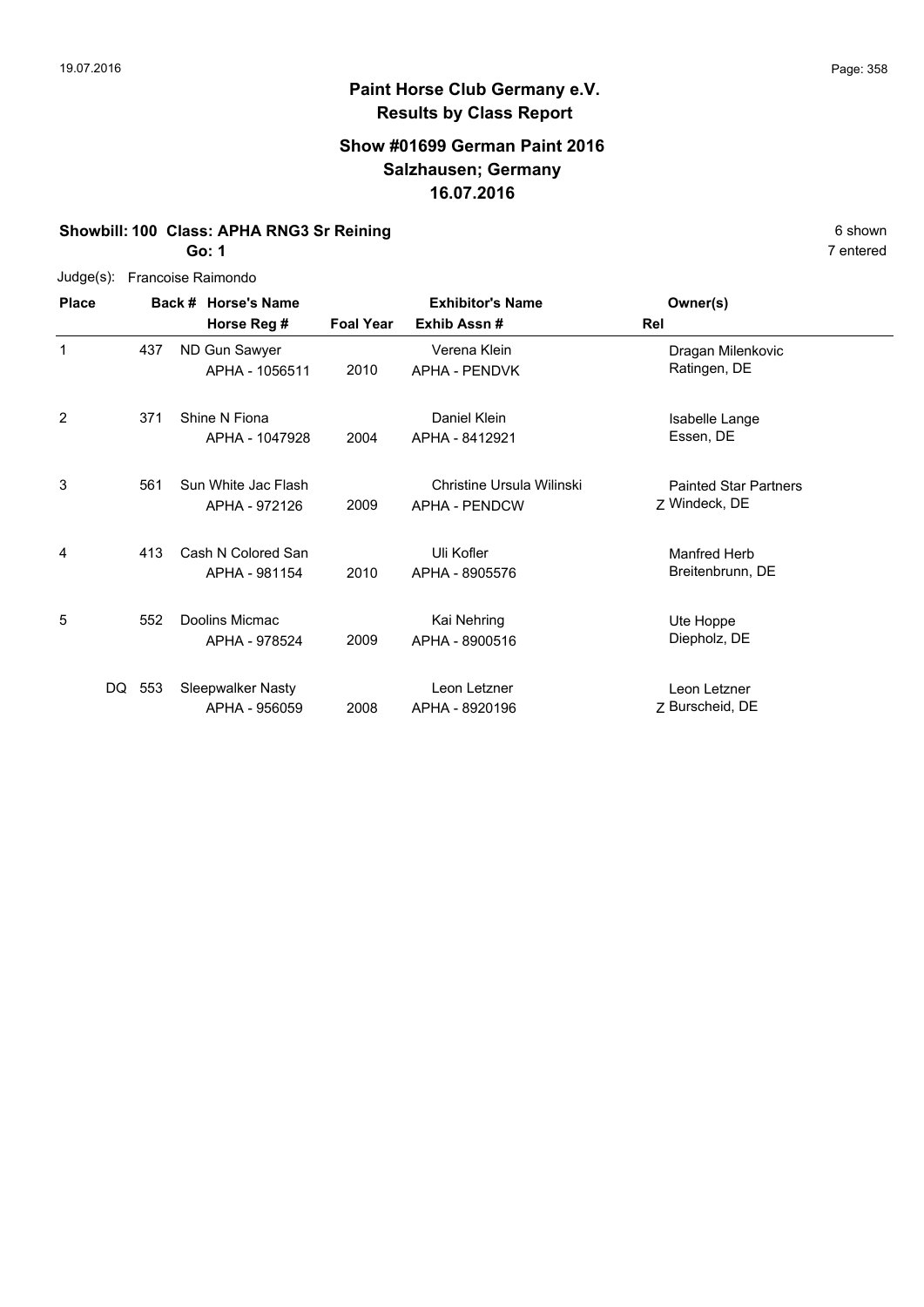# Paint Horse Club Germany e.V.

## Results by Class Report

### Show #01699 German Paint 2016
### Salzhausen; Germany
### 16.07.2016

**Showbill: 100 Class: APHA RNG3 Sr Reining** — 6 shown

**Go: 1** — 7 entered

Judge(s): Francoise Raimondo

| Place | Back # | Horse's Name / Horse Reg # | Foal Year | Exhibitor's Name / Exhib Assn # | Rel | Owner(s) |
|---|---|---|---|---|---|---|
| 1 | 437 | ND Gun Sawyer<br>APHA - 1056511 | 2010 | Verena Klein<br>APHA - PENDVK | | Dragan Milenkovic<br>Ratingen, DE |
| 2 | 371 | Shine N Fiona<br>APHA - 1047928 | 2004 | Daniel Klein<br>APHA - 8412921 | | Isabelle Lange<br>Essen, DE |
| 3 | 561 | Sun White Jac Flash<br>APHA - 972126 | 2009 | Christine Ursula Wilinski<br>APHA - PENDCW | Z | Painted Star Partners<br>Windeck, DE |
| 4 | 413 | Cash N Colored San<br>APHA - 981154 | 2010 | Uli Kofler<br>APHA - 8905576 | | Manfred Herb<br>Breitenbrunn, DE |
| 5 | 552 | Doolins Micmac<br>APHA - 978524 | 2009 | Kai Nehring<br>APHA - 8900516 | | Ute Hoppe<br>Diepholz, DE |
| DQ | 553 | Sleepwalker Nasty<br>APHA - 956059 | 2008 | Leon Letzner<br>APHA - 8920196 | Z | Leon Letzner<br>Burscheid, DE |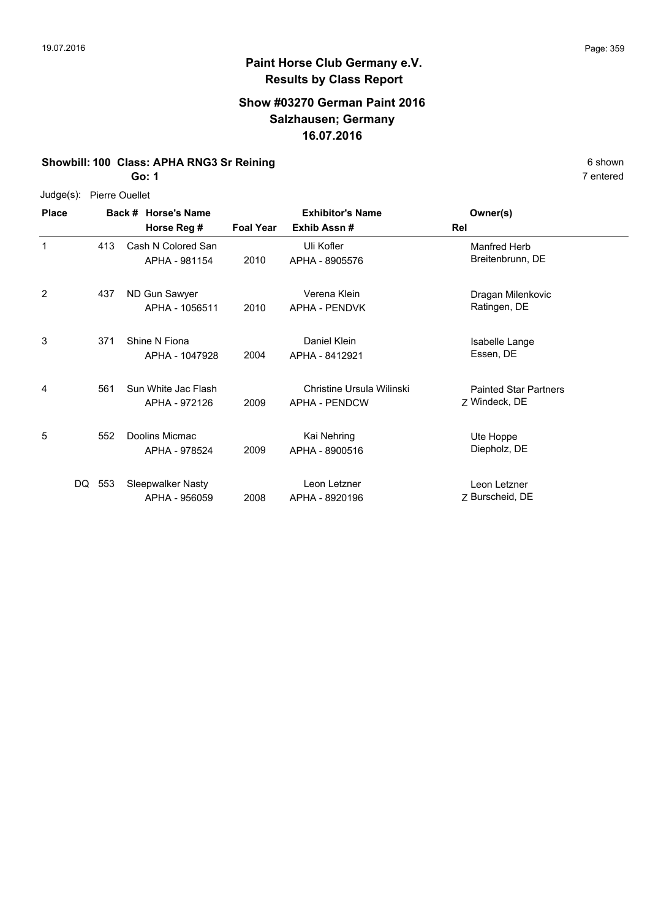# Paint Horse Club Germany e.V.

## Results by Class Report

### Show #03270 German Paint 2016
### Salzhausen; Germany
### 16.07.2016

**Showbill: 100 Class: APHA RNG3 Sr Reining** — 6 shown

**Go: 1** — 7 entered

Judge(s): Pierre Ouellet

| Place | Back # | Horse's Name / Horse Reg # | Foal Year | Exhibitor's Name / Exhib Assn # | Rel | Owner(s) |
|---|---|---|---|---|---|---|
| 1 | 413 | Cash N Colored San<br>APHA - 981154 | 2010 | Uli Kofler<br>APHA - 8905576 | | Manfred Herb<br>Breitenbrunn, DE |
| 2 | 437 | ND Gun Sawyer<br>APHA - 1056511 | 2010 | Verena Klein<br>APHA - PENDVK | | Dragan Milenkovic<br>Ratingen, DE |
| 3 | 371 | Shine N Fiona<br>APHA - 1047928 | 2004 | Daniel Klein<br>APHA - 8412921 | | Isabelle Lange<br>Essen, DE |
| 4 | 561 | Sun White Jac Flash<br>APHA - 972126 | 2009 | Christine Ursula Wilinski<br>APHA - PENDCW | Z | Painted Star Partners<br>Windeck, DE |
| 5 | 552 | Doolins Micmac<br>APHA - 978524 | 2009 | Kai Nehring<br>APHA - 8900516 | | Ute Hoppe<br>Diepholz, DE |
| DQ | 553 | Sleepwalker Nasty<br>APHA - 956059 | 2008 | Leon Letzner<br>APHA - 8920196 | Z | Leon Letzner<br>Burscheid, DE |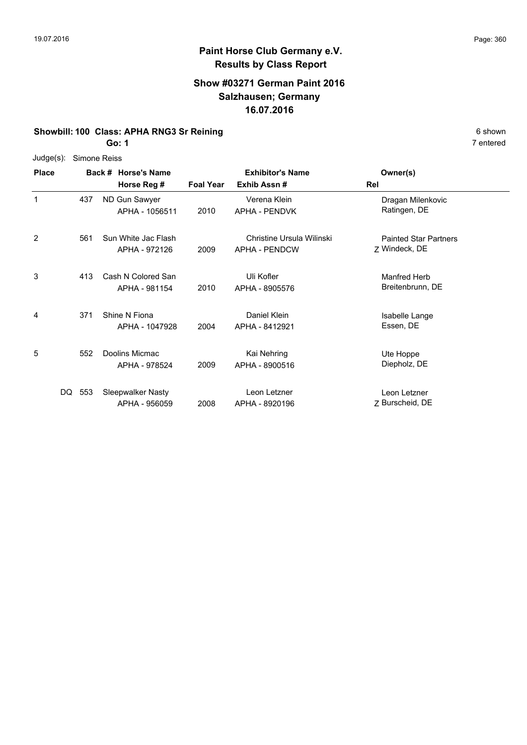## Paint Horse Club Germany e.V.
## Results by Class Report

### Show #03271 German Paint 2016
### Salzhausen; Germany
### 16.07.2016

**Showbill: 100 Class: APHA RNG3 Sr Reining** 6 shown
**Go: 1** 7 entered

Judge(s): Simone Reiss

| Place | Back # | Horse's Name / Horse Reg # | Foal Year | Exhibitor's Name / Exhib Assn # | Rel | Owner(s) |
|---|---|---|---|---|---|---|
| 1 | 437 | ND Gun Sawyer<br>APHA - 1056511 | 2010 | Verena Klein<br>APHA - PENDVK | | Dragan Milenkovic<br>Ratingen, DE |
| 2 | 561 | Sun White Jac Flash<br>APHA - 972126 | 2009 | Christine Ursula Wilinski<br>APHA - PENDCW | Z | Painted Star Partners<br>Windeck, DE |
| 3 | 413 | Cash N Colored San<br>APHA - 981154 | 2010 | Uli Kofler<br>APHA - 8905576 | | Manfred Herb<br>Breitenbrunn, DE |
| 4 | 371 | Shine N Fiona<br>APHA - 1047928 | 2004 | Daniel Klein<br>APHA - 8412921 | | Isabelle Lange<br>Essen, DE |
| 5 | 552 | Doolins Micmac<br>APHA - 978524 | 2009 | Kai Nehring<br>APHA - 8900516 | | Ute Hoppe<br>Diepholz, DE |
| DQ | 553 | Sleepwalker Nasty<br>APHA - 956059 | 2008 | Leon Letzner<br>APHA - 8920196 | Z | Leon Letzner<br>Burscheid, DE |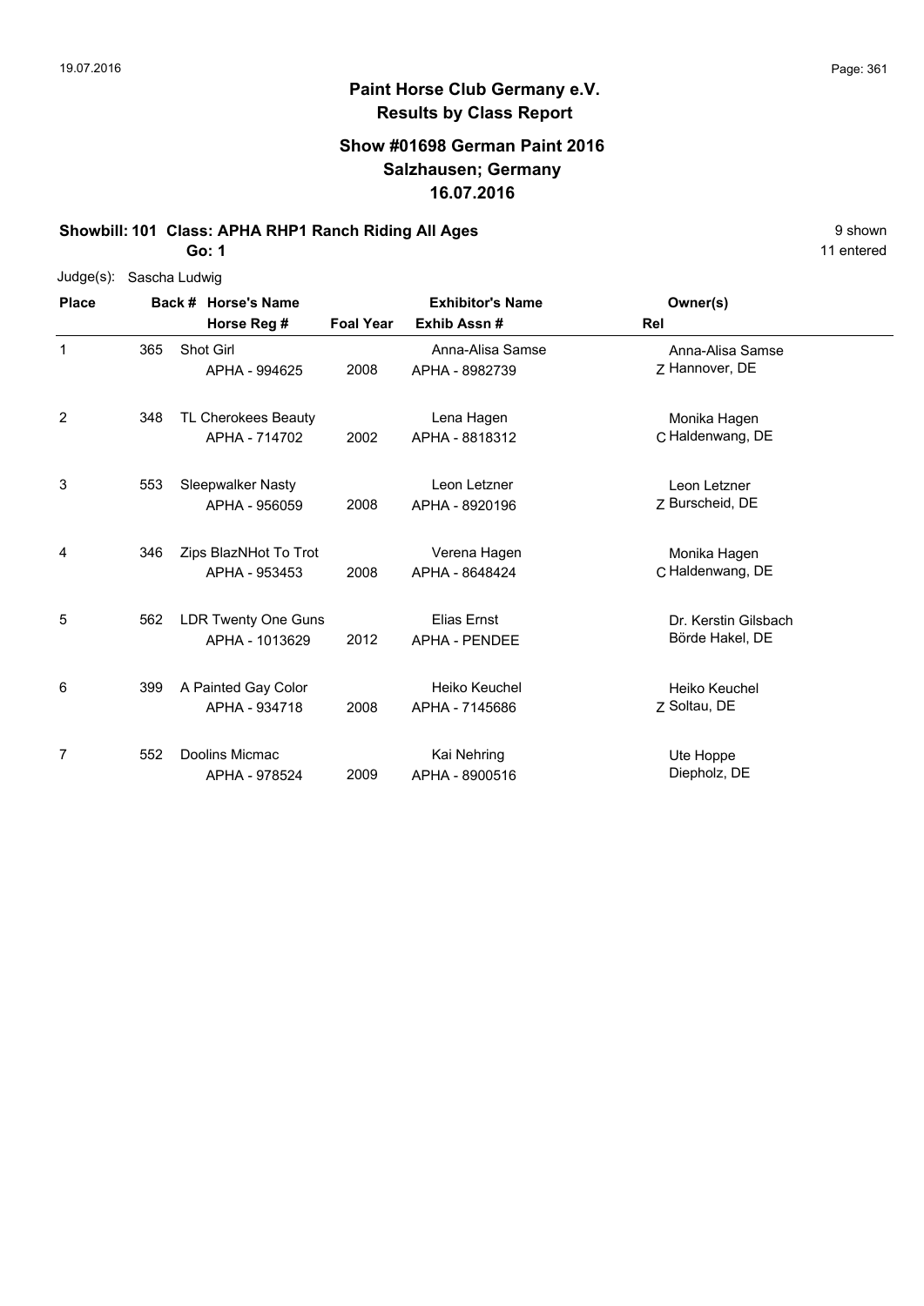# Paint Horse Club Germany e.V.

## Results by Class Report

### Show #01698 German Paint 2016
### Salzhausen; Germany
### 16.07.2016

**Showbill: 101 Class: APHA RHP1 Ranch Riding All Ages** 9 shown

**Go: 1** 11 entered

Judge(s): Sascha Ludwig

| Place | Back # | Horse's Name / Horse Reg # | Foal Year | Exhibitor's Name / Exhib Assn # | Rel | Owner(s) |
|---|---|---|---|---|---|---|
| 1 | 365 | Shot Girl<br>APHA - 994625 | 2008 | Anna-Alisa Samse<br>APHA - 8982739 | Z | Anna-Alisa Samse<br>Hannover, DE |
| 2 | 348 | TL Cherokees Beauty<br>APHA - 714702 | 2002 | Lena Hagen<br>APHA - 8818312 | C | Monika Hagen<br>Haldenwang, DE |
| 3 | 553 | Sleepwalker Nasty<br>APHA - 956059 | 2008 | Leon Letzner<br>APHA - 8920196 | Z | Leon Letzner<br>Burscheid, DE |
| 4 | 346 | Zips BlazNHot To Trot<br>APHA - 953453 | 2008 | Verena Hagen<br>APHA - 8648424 | C | Monika Hagen<br>Haldenwang, DE |
| 5 | 562 | LDR Twenty One Guns<br>APHA - 1013629 | 2012 | Elias Ernst<br>APHA - PENDEE | | Dr. Kerstin Gilsbach<br>Börde Hakel, DE |
| 6 | 399 | A Painted Gay Color<br>APHA - 934718 | 2008 | Heiko Keuchel<br>APHA - 7145686 | Z | Heiko Keuchel<br>Soltau, DE |
| 7 | 552 | Doolins Micmac<br>APHA - 978524 | 2009 | Kai Nehring<br>APHA - 8900516 | | Ute Hoppe<br>Diepholz, DE |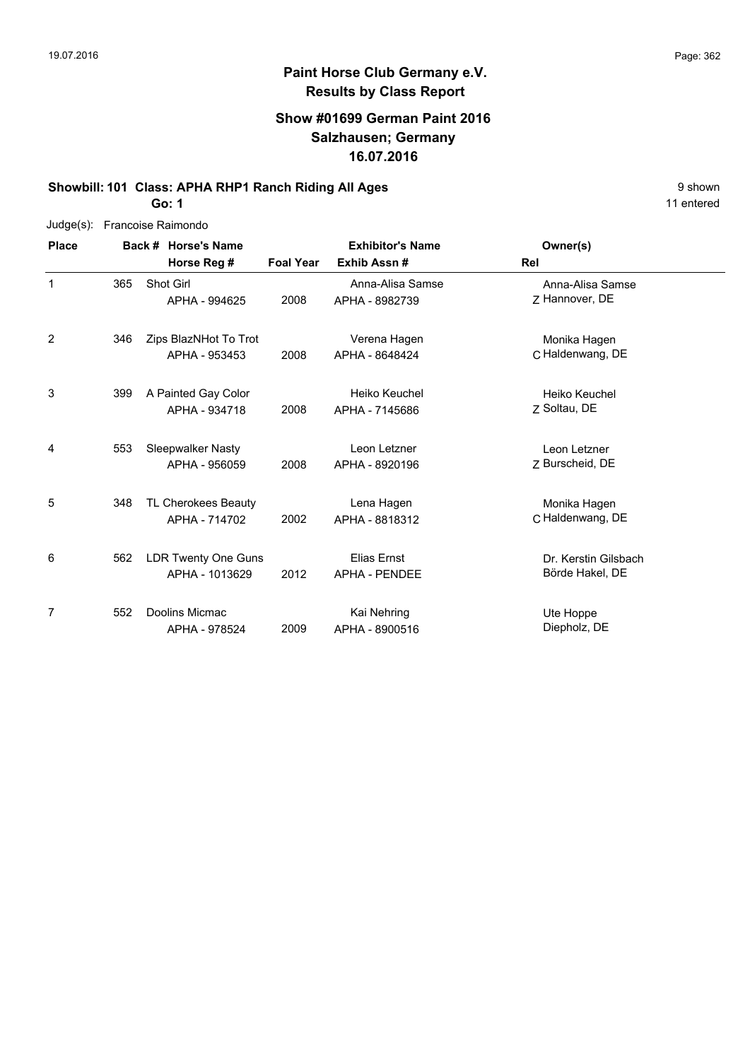## Paint Horse Club Germany e.V.
## Results by Class Report

### Show #01699 German Paint 2016
### Salzhausen; Germany
### 16.07.2016

**Showbill: 101 Class: APHA RHP1 Ranch Riding All Ages** — 9 shown

**Go: 1** — 11 entered

Judge(s): Francoise Raimondo

| Place | Back # | Horse's Name / Horse Reg # | Foal Year | Exhibitor's Name / Exhib Assn # | Rel | Owner(s) |
|---|---|---|---|---|---|---|
| 1 | 365 | Shot Girl<br>APHA - 994625 | 2008 | Anna-Alisa Samse<br>APHA - 8982739 | Z | Anna-Alisa Samse<br>Hannover, DE |
| 2 | 346 | Zips BlazNHot To Trot<br>APHA - 953453 | 2008 | Verena Hagen<br>APHA - 8648424 | C | Monika Hagen<br>Haldenwang, DE |
| 3 | 399 | A Painted Gay Color<br>APHA - 934718 | 2008 | Heiko Keuchel<br>APHA - 7145686 | Z | Heiko Keuchel<br>Soltau, DE |
| 4 | 553 | Sleepwalker Nasty<br>APHA - 956059 | 2008 | Leon Letzner<br>APHA - 8920196 | Z | Leon Letzner<br>Burscheid, DE |
| 5 | 348 | TL Cherokees Beauty<br>APHA - 714702 | 2002 | Lena Hagen<br>APHA - 8818312 | C | Monika Hagen<br>Haldenwang, DE |
| 6 | 562 | LDR Twenty One Guns<br>APHA - 1013629 | 2012 | Elias Ernst<br>APHA - PENDEE | | Dr. Kerstin Gilsbach<br>Börde Hakel, DE |
| 7 | 552 | Doolins Micmac<br>APHA - 978524 | 2009 | Kai Nehring<br>APHA - 8900516 | | Ute Hoppe<br>Diepholz, DE |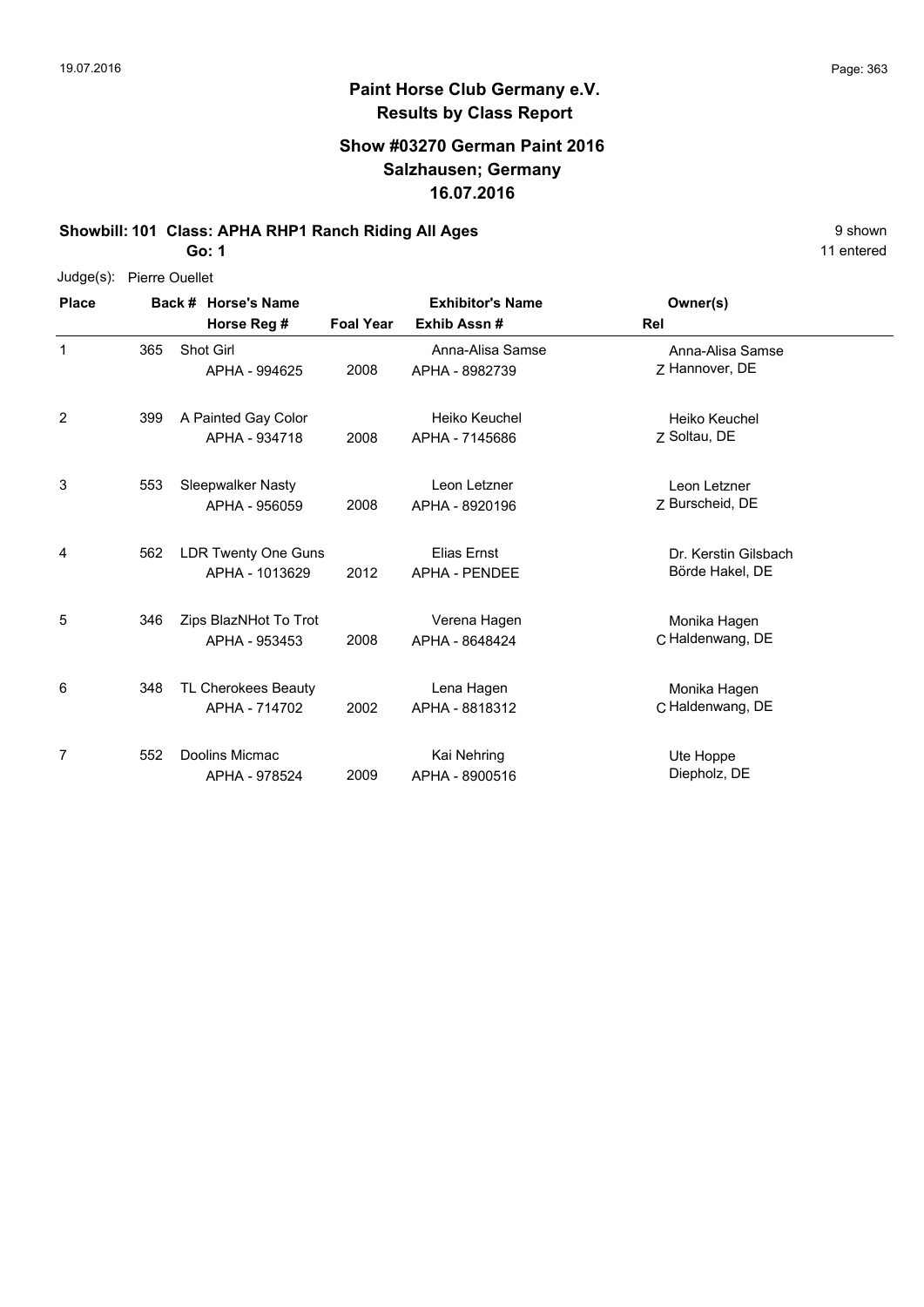# Paint Horse Club Germany e.V.
## Results by Class Report

### Show #03270 German Paint 2016
### Salzhausen; Germany
### 16.07.2016

**Showbill: 101 Class: APHA RHP1 Ranch Riding All Ages** — 9 shown

**Go: 1** — 11 entered

Judge(s): Pierre Ouellet

| Place | Back # | Horse's Name / Horse Reg # | Foal Year | Exhibitor's Name / Exhib Assn # | Rel | Owner(s) |
|---|---|---|---|---|---|---|
| 1 | 365 | Shot Girl<br>APHA - 994625 | 2008 | Anna-Alisa Samse<br>APHA - 8982739 | Z | Anna-Alisa Samse<br>Hannover, DE |
| 2 | 399 | A Painted Gay Color<br>APHA - 934718 | 2008 | Heiko Keuchel<br>APHA - 7145686 | Z | Heiko Keuchel<br>Soltau, DE |
| 3 | 553 | Sleepwalker Nasty<br>APHA - 956059 | 2008 | Leon Letzner<br>APHA - 8920196 | Z | Leon Letzner<br>Burscheid, DE |
| 4 | 562 | LDR Twenty One Guns<br>APHA - 1013629 | 2012 | Elias Ernst<br>APHA - PENDEE | | Dr. Kerstin Gilsbach<br>Börde Hakel, DE |
| 5 | 346 | Zips BlazNHot To Trot<br>APHA - 953453 | 2008 | Verena Hagen<br>APHA - 8648424 | C | Monika Hagen<br>Haldenwang, DE |
| 6 | 348 | TL Cherokees Beauty<br>APHA - 714702 | 2002 | Lena Hagen<br>APHA - 8818312 | C | Monika Hagen<br>Haldenwang, DE |
| 7 | 552 | Doolins Micmac<br>APHA - 978524 | 2009 | Kai Nehring<br>APHA - 8900516 | | Ute Hoppe<br>Diepholz, DE |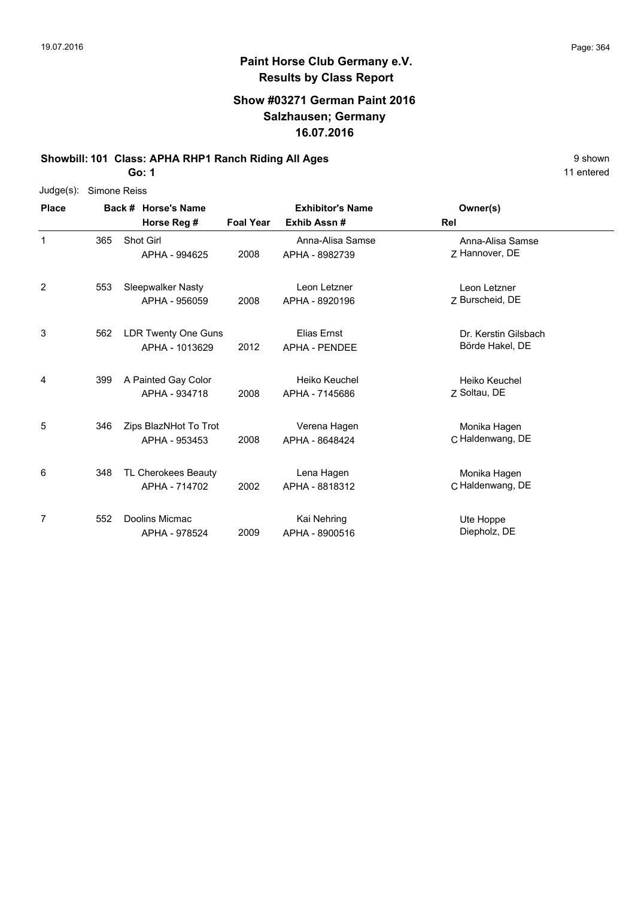# Paint Horse Club Germany e.V.

## Results by Class Report

### Show #03271 German Paint 2016
### Salzhausen; Germany
### 16.07.2016

**Showbill: 101 Class: APHA RHP1 Ranch Riding All Ages** — 9 shown

**Go: 1** — 11 entered

Judge(s): Simone Reiss

| Place | Back # | Horse's Name / Horse Reg # | Foal Year | Exhibitor's Name / Exhib Assn # | Rel | Owner(s) |
|---|---|---|---|---|---|---|
| 1 | 365 | Shot Girl<br>APHA - 994625 | 2008 | Anna-Alisa Samse<br>APHA - 8982739 | Z | Anna-Alisa Samse<br>Hannover, DE |
| 2 | 553 | Sleepwalker Nasty<br>APHA - 956059 | 2008 | Leon Letzner<br>APHA - 8920196 | Z | Leon Letzner<br>Burscheid, DE |
| 3 | 562 | LDR Twenty One Guns<br>APHA - 1013629 | 2012 | Elias Ernst<br>APHA - PENDEE | | Dr. Kerstin Gilsbach<br>Börde Hakel, DE |
| 4 | 399 | A Painted Gay Color<br>APHA - 934718 | 2008 | Heiko Keuchel<br>APHA - 7145686 | Z | Heiko Keuchel<br>Soltau, DE |
| 5 | 346 | Zips BlazNHot To Trot<br>APHA - 953453 | 2008 | Verena Hagen<br>APHA - 8648424 | C | Monika Hagen<br>Haldenwang, DE |
| 6 | 348 | TL Cherokees Beauty<br>APHA - 714702 | 2002 | Lena Hagen<br>APHA - 8818312 | C | Monika Hagen<br>Haldenwang, DE |
| 7 | 552 | Doolins Micmac<br>APHA - 978524 | 2009 | Kai Nehring<br>APHA - 8900516 | | Ute Hoppe<br>Diepholz, DE |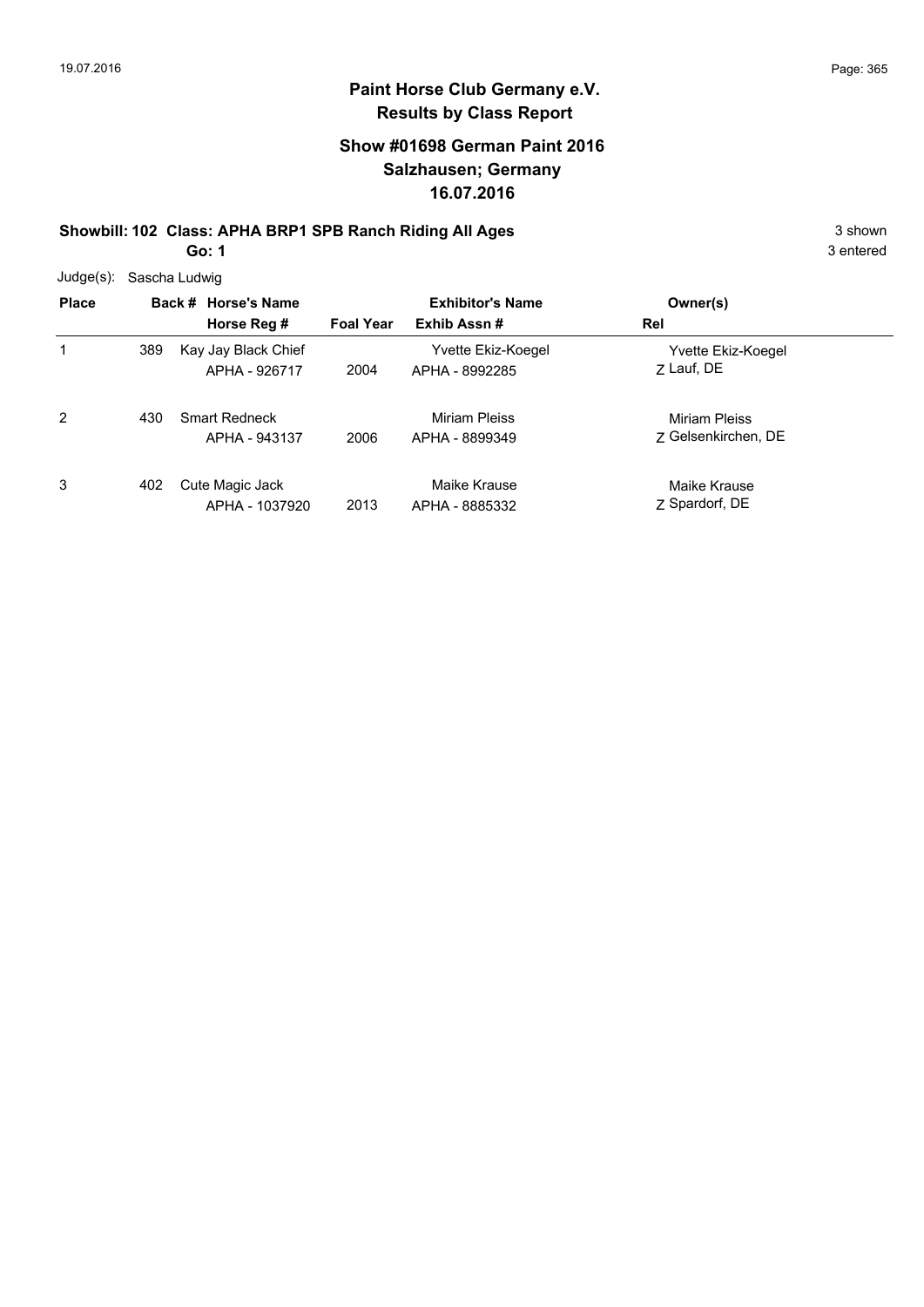# Paint Horse Club Germany e.V.

## Results by Class Report

### Show #01698 German Paint 2016
### Salzhausen; Germany
### 16.07.2016

**Showbill: 102 Class: APHA BRP1 SPB Ranch Riding All Ages** — 3 shown

**Go: 1** — 3 entered

Judge(s): Sascha Ludwig

| Place | Back # | Horse's Name / Horse Reg # | Foal Year | Exhibitor's Name / Exhib Assn # | Owner(s) / Rel |
|---|---|---|---|---|---|
| 1 | 389 | Kay Jay Black Chief<br>APHA - 926717 | 2004 | Yvette Ekiz-Koegel<br>APHA - 8992285 | Yvette Ekiz-Koegel<br>Z Lauf, DE |
| 2 | 430 | Smart Redneck<br>APHA - 943137 | 2006 | Miriam Pleiss<br>APHA - 8899349 | Miriam Pleiss<br>Z Gelsenkirchen, DE |
| 3 | 402 | Cute Magic Jack<br>APHA - 1037920 | 2013 | Maike Krause<br>APHA - 8885332 | Maike Krause<br>Z Spardorf, DE |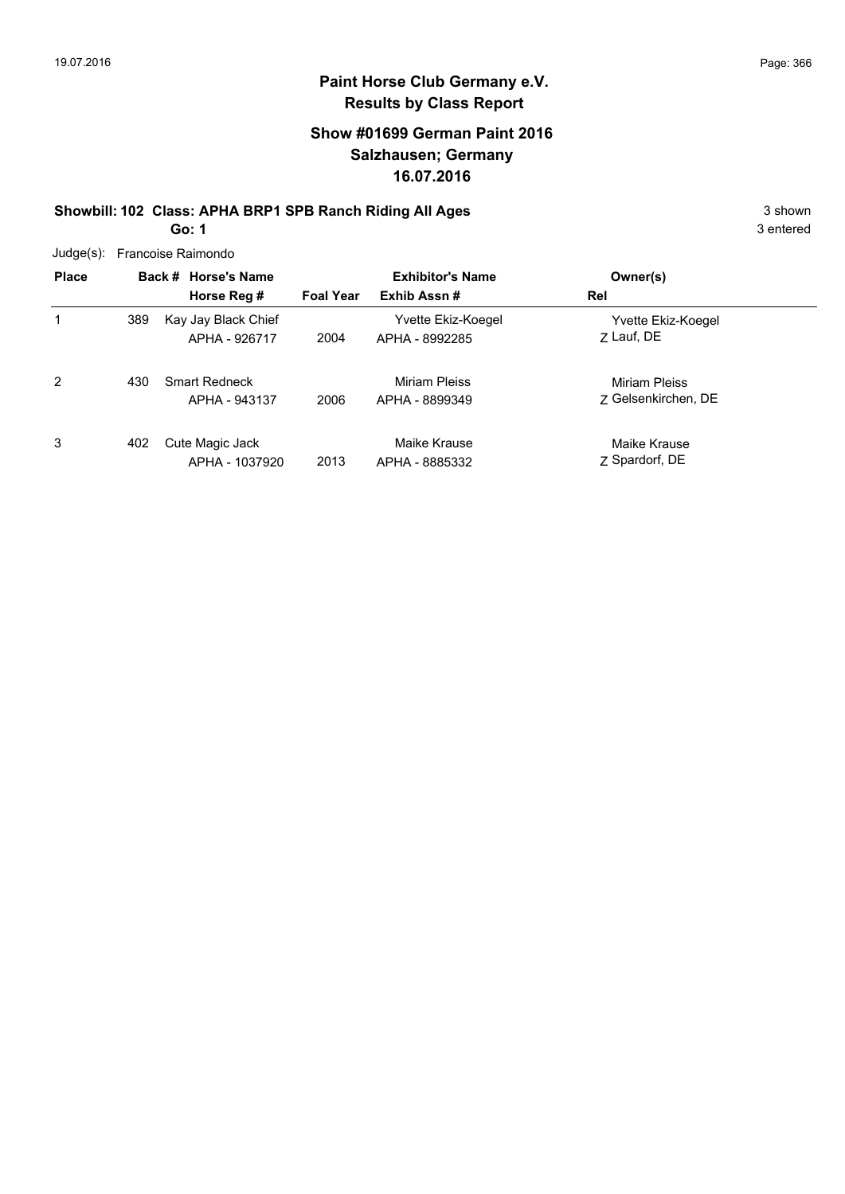# Paint Horse Club Germany e.V.
## Results by Class Report

### Show #01699 German Paint 2016
### Salzhausen; Germany
### 16.07.2016

**Showbill: 102 Class: APHA BRP1 SPB Ranch Riding All Ages** 3 shown

**Go: 1** 3 entered

Judge(s): Francoise Raimondo

| Place | Back # | Horse's Name / Horse Reg # | Foal Year | Exhibitor's Name / Exhib Assn # | Owner(s) / Rel |
|---|---|---|---|---|---|
| 1 | 389 | Kay Jay Black Chief<br>APHA - 926717 | 2004 | Yvette Ekiz-Koegel<br>APHA - 8992285 | Yvette Ekiz-Koegel<br>Z Lauf, DE |
| 2 | 430 | Smart Redneck<br>APHA - 943137 | 2006 | Miriam Pleiss<br>APHA - 8899349 | Miriam Pleiss<br>Z Gelsenkirchen, DE |
| 3 | 402 | Cute Magic Jack<br>APHA - 1037920 | 2013 | Maike Krause<br>APHA - 8885332 | Maike Krause<br>Z Spardorf, DE |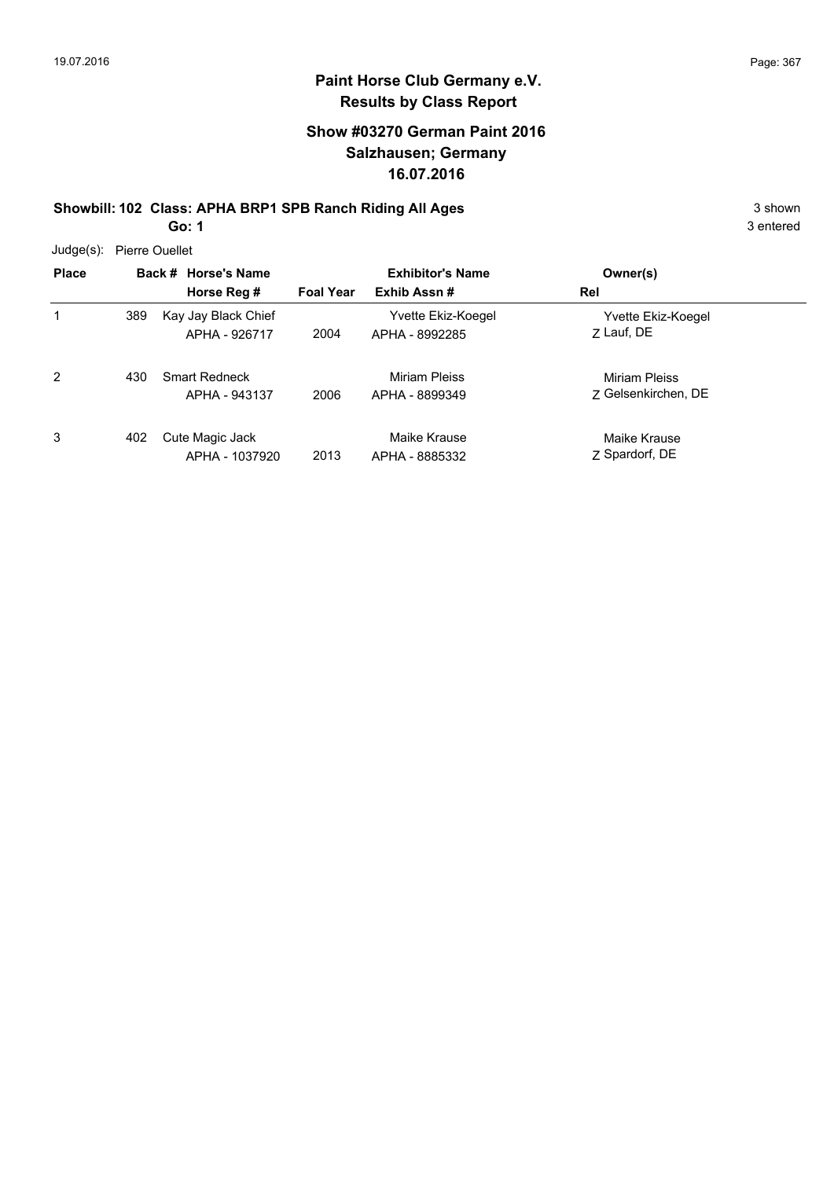# Paint Horse Club Germany e.V.

## Results by Class Report

### Show #03270 German Paint 2016
### Salzhausen; Germany
### 16.07.2016

**Showbill: 102 Class: APHA BRP1 SPB Ranch Riding All Ages** — 3 shown

**Go: 1** — 3 entered

Judge(s): Pierre Ouellet

| Place | Back # | Horse's Name / Horse Reg # | Foal Year | Exhibitor's Name / Exhib Assn # | Rel | Owner(s) |
|---|---|---|---|---|---|---|
| 1 | 389 | Kay Jay Black Chief<br>APHA - 926717 | 2004 | Yvette Ekiz-Koegel<br>APHA - 8992285 | Z | Yvette Ekiz-Koegel<br>Lauf, DE |
| 2 | 430 | Smart Redneck<br>APHA - 943137 | 2006 | Miriam Pleiss<br>APHA - 8899349 | Z | Miriam Pleiss<br>Gelsenkirchen, DE |
| 3 | 402 | Cute Magic Jack<br>APHA - 1037920 | 2013 | Maike Krause<br>APHA - 8885332 | Z | Maike Krause<br>Spardorf, DE |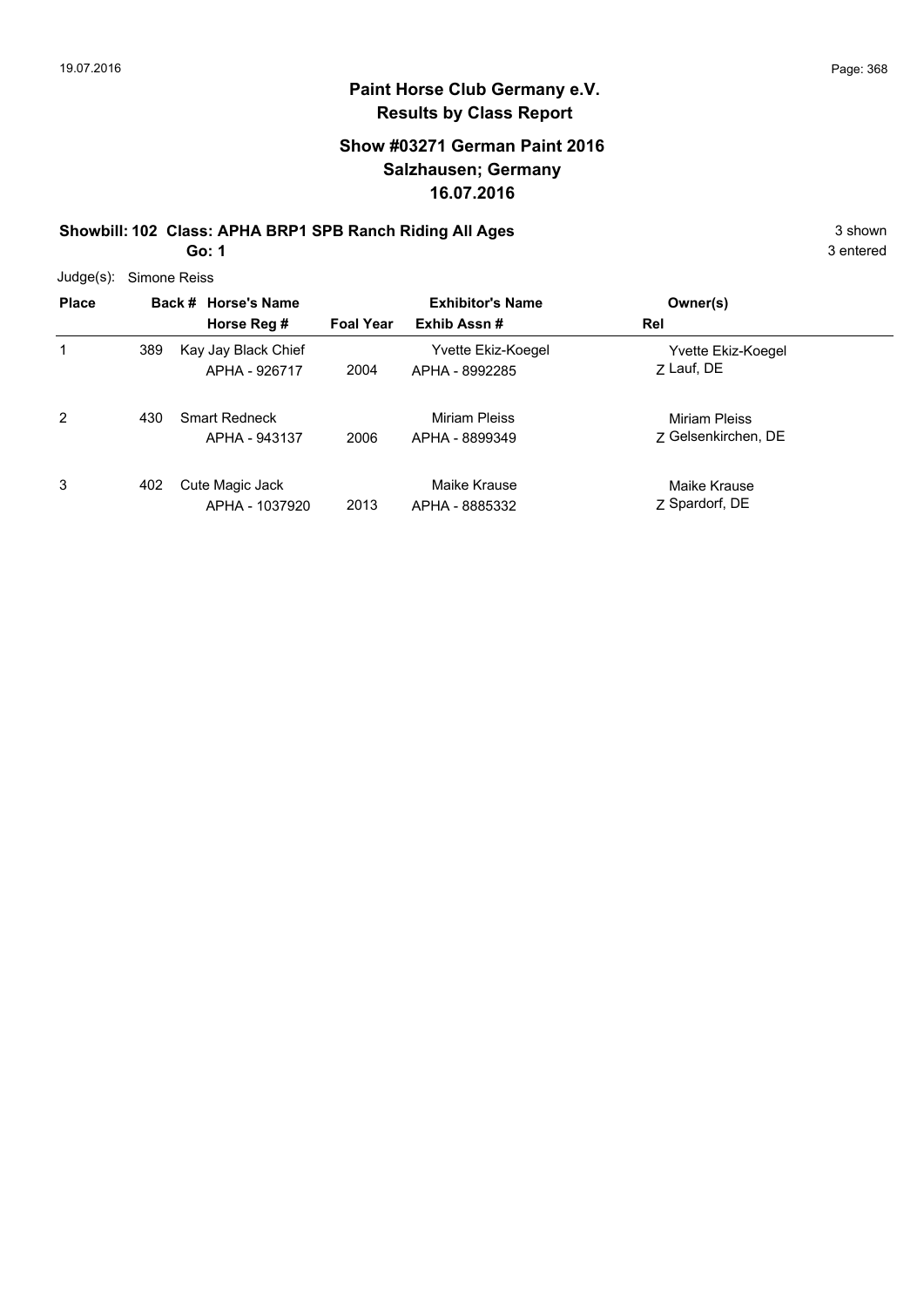## Paint Horse Club Germany e.V.
## Results by Class Report

### Show #03271 German Paint 2016
### Salzhausen; Germany
### 16.07.2016

**Showbill: 102 Class: APHA BRP1 SPB Ranch Riding All Ages** 3 shown

**Go: 1** 3 entered

Judge(s): Simone Reiss

| Place | Back # | Horse's Name / Horse Reg # | Foal Year | Exhibitor's Name / Exhib Assn # | Owner(s) / Rel |
|---|---|---|---|---|---|
| 1 | 389 | Kay Jay Black Chief<br>APHA - 926717 | 2004 | Yvette Ekiz-Koegel<br>APHA - 8992285 | Yvette Ekiz-Koegel<br>Z Lauf, DE |
| 2 | 430 | Smart Redneck<br>APHA - 943137 | 2006 | Miriam Pleiss<br>APHA - 8899349 | Miriam Pleiss<br>Z Gelsenkirchen, DE |
| 3 | 402 | Cute Magic Jack<br>APHA - 1037920 | 2013 | Maike Krause<br>APHA - 8885332 | Maike Krause<br>Z Spardorf, DE |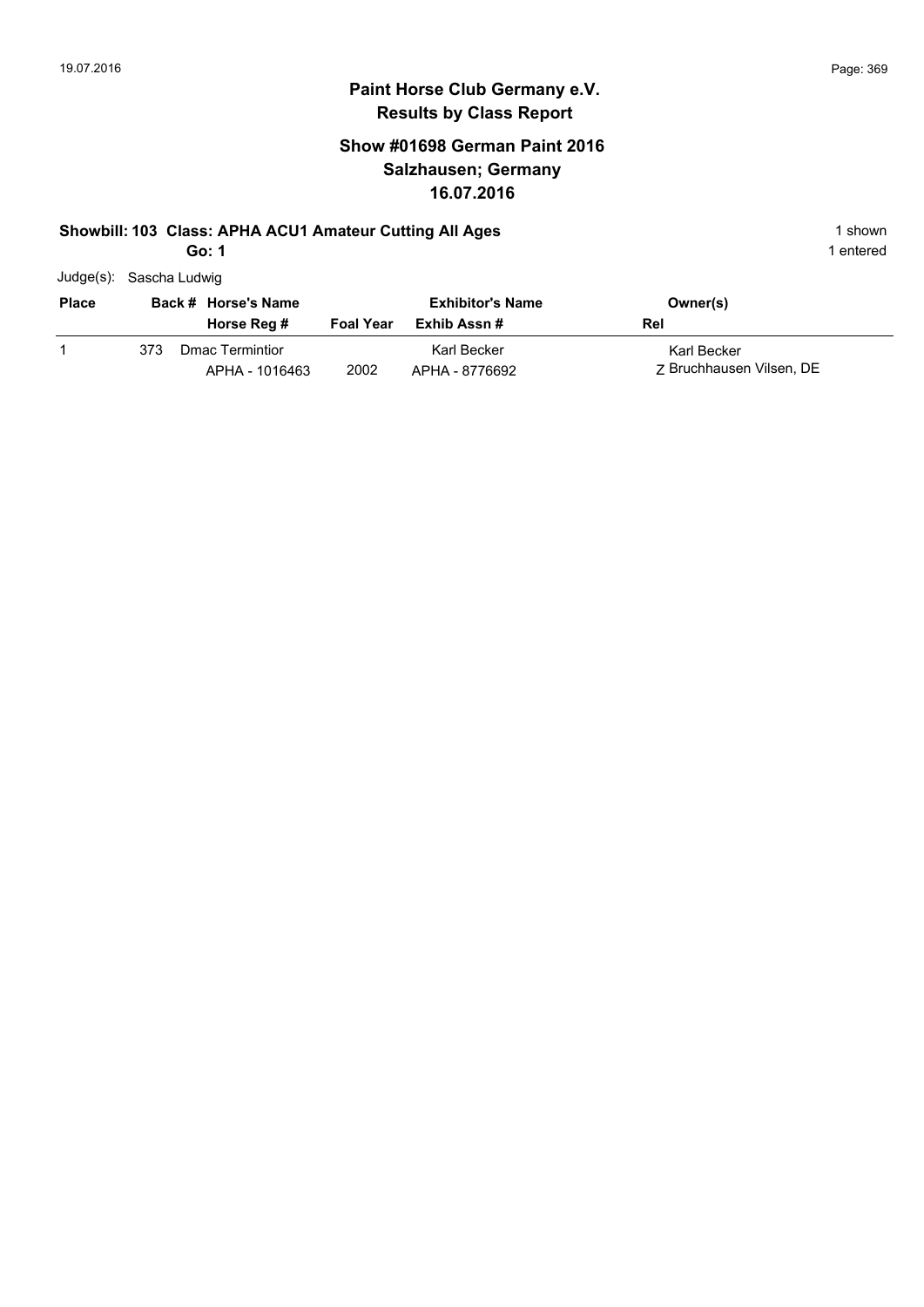# Paint Horse Club Germany e.V.
## Results by Class Report

### Show #01698 German Paint 2016
### Salzhausen; Germany
### 16.07.2016

**Showbill: 103 Class: APHA ACU1 Amateur Cutting All Ages** — 1 shown

**Go: 1** — 1 entered

Judge(s): Sascha Ludwig

| Place | Back # | Horse's Name / Horse Reg # | Foal Year | Exhibitor's Name / Exhib Assn # | Owner(s) / Rel |
|---|---|---|---|---|---|
| 1 | 373 | Dmac Termintior<br>APHA - 1016463 | 2002 | Karl Becker<br>APHA - 8776692 | Karl Becker<br>Z Bruchhausen Vilsen, DE |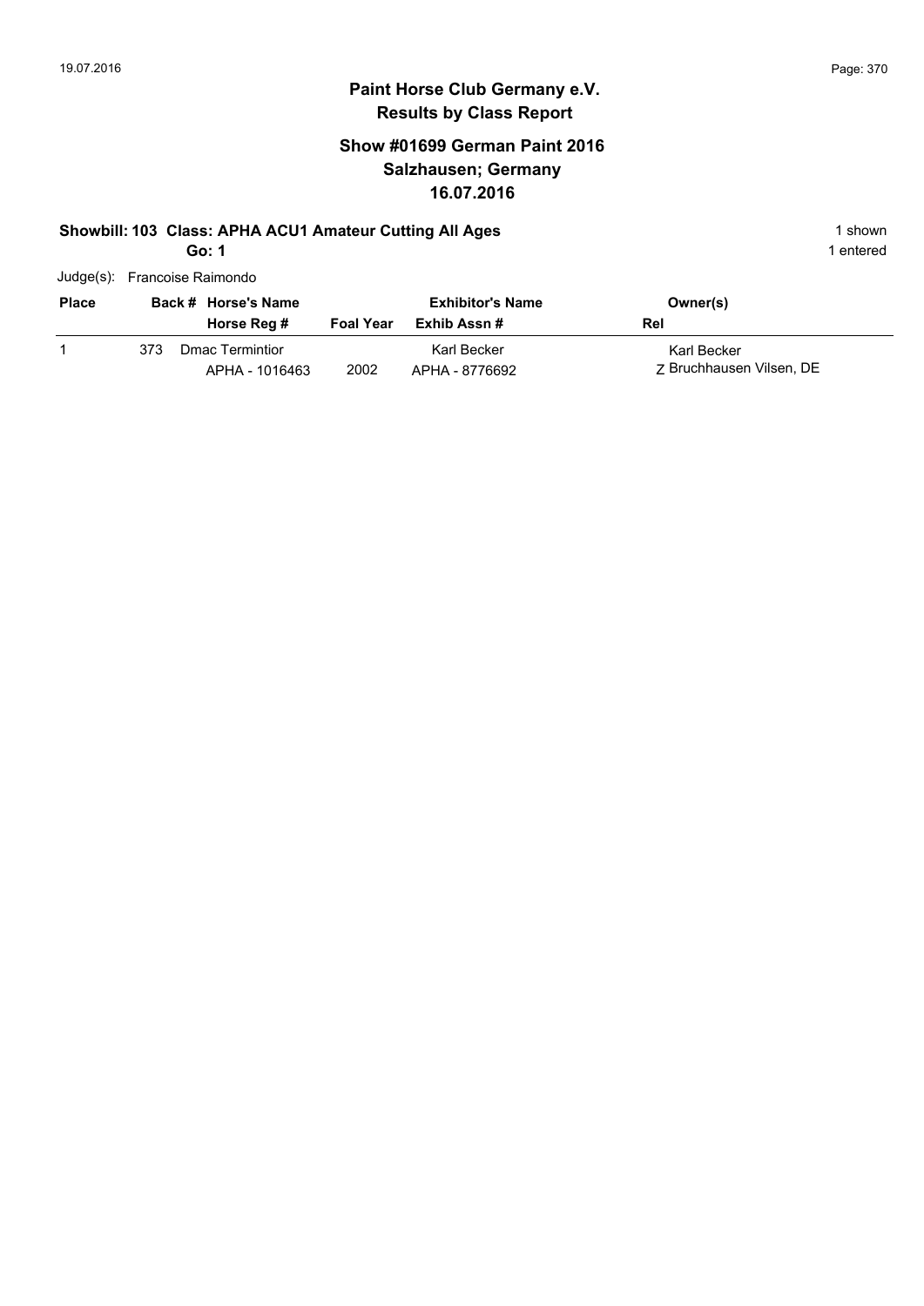# Paint Horse Club Germany e.V.

## Results by Class Report

### Show #01699 German Paint 2016
### Salzhausen; Germany
### 16.07.2016

**Showbill: 103 Class: APHA ACU1 Amateur Cutting All Ages** 1 shown

**Go: 1** 1 entered

Judge(s): Francoise Raimondo

| Place | Back # | Horse's Name / Horse Reg # | Foal Year | Exhibitor's Name / Exhib Assn # | Owner(s) / Rel |
|---|---|---|---|---|---|
| 1 | 373 | Dmac Termintior<br>APHA - 1016463 | 2002 | Karl Becker<br>APHA - 8776692 | Karl Becker<br>Z Bruchhausen Vilsen, DE |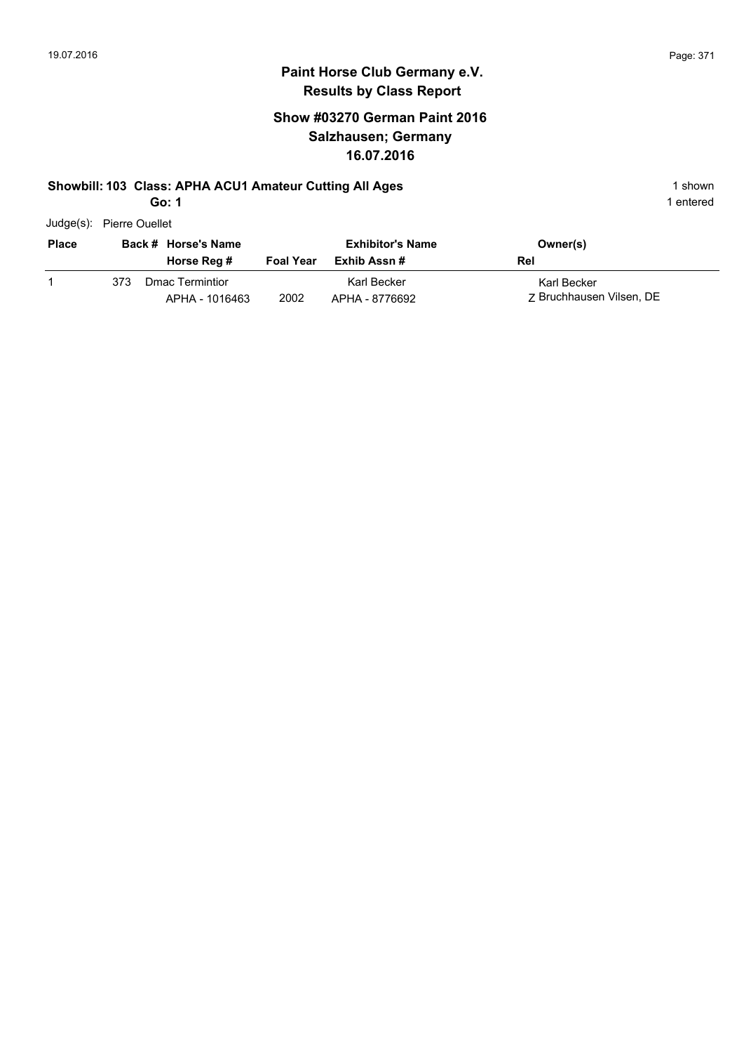19.07.2016

# Paint Horse Club Germany e.V.
## Results by Class Report

### Show #03270 German Paint 2016
### Salzhausen; Germany
### 16.07.2016

**Showbill: 103 Class: APHA ACU1 Amateur Cutting All Ages** — 1 shown

**Go: 1** — 1 entered

Judge(s): Pierre Ouellet

| Place | Back # | Horse's Name / Horse Reg # | Foal Year | Exhibitor's Name / Exhib Assn # | Owner(s) / Rel |
|---|---|---|---|---|---|
| 1 | 373 | Dmac Termintior<br>APHA - 1016463 | 2002 | Karl Becker<br>APHA - 8776692 | Karl Becker<br>Z Bruchhausen Vilsen, DE |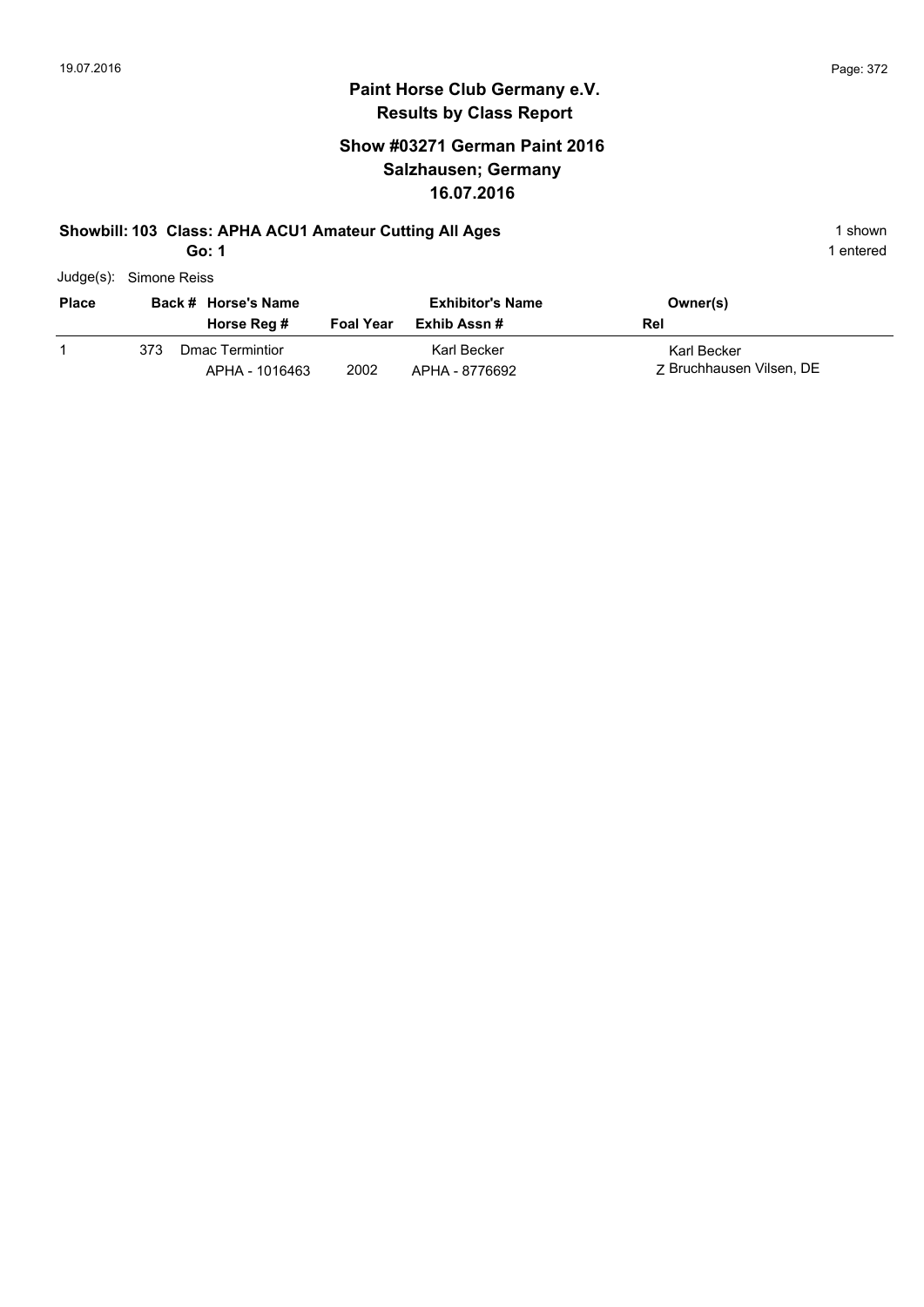# Paint Horse Club Germany e.V.
## Results by Class Report

### Show #03271 German Paint 2016
### Salzhausen; Germany
### 16.07.2016

**Showbill: 103 Class: APHA ACU1 Amateur Cutting All Ages** — 1 shown

**Go: 1** — 1 entered

Judge(s): Simone Reiss

| Place | Back # | Horse's Name / Horse Reg # | Foal Year | Exhibitor's Name / Exhib Assn # | Owner(s) / Rel |
|---|---|---|---|---|---|
| 1 | 373 | Dmac Termintior<br>APHA - 1016463 | 2002 | Karl Becker<br>APHA - 8776692 | Karl Becker<br>Z Bruchhausen Vilsen, DE |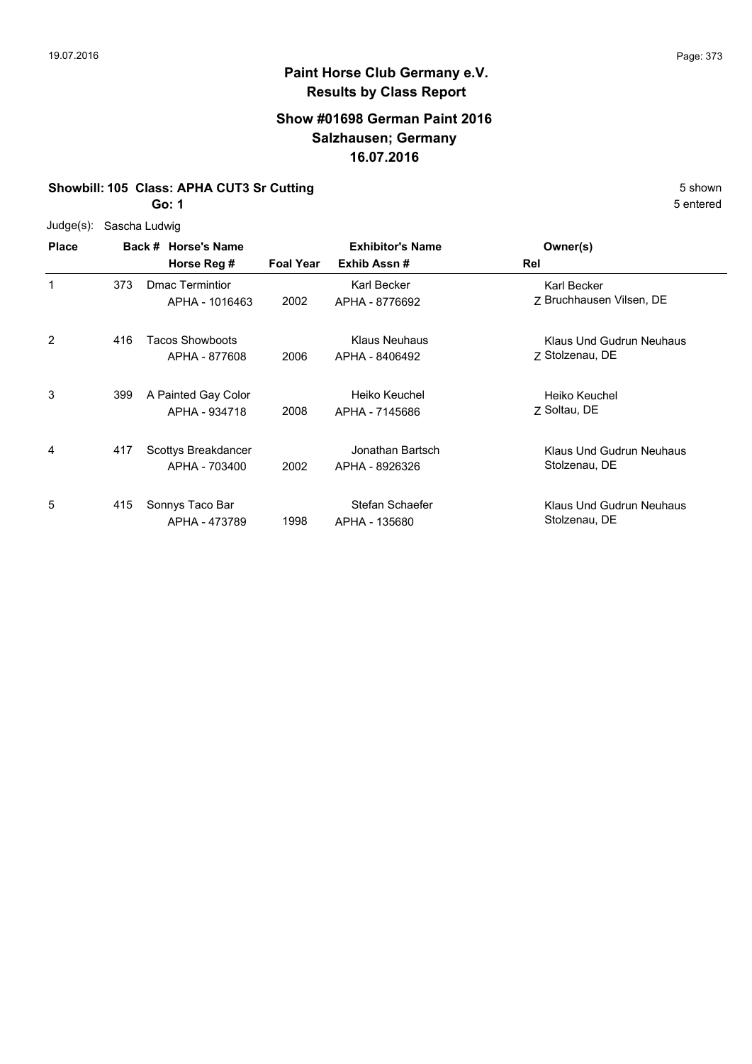# Paint Horse Club Germany e.V.
## Results by Class Report

### Show #01698 German Paint 2016
### Salzhausen; Germany
### 16.07.2016

**Showbill: 105 Class: APHA CUT3 Sr Cutting** — 5 shown

**Go: 1** — 5 entered

Judge(s): Sascha Ludwig

| Place | Back # | Horse's Name / Horse Reg # | Foal Year | Exhibitor's Name / Exhib Assn # | Rel | Owner(s) |
|---|---|---|---|---|---|---|
| 1 | 373 | Dmac Termintior<br>APHA - 1016463 | 2002 | Karl Becker<br>APHA - 8776692 | Z | Karl Becker<br>Bruchhausen Vilsen, DE |
| 2 | 416 | Tacos Showboots<br>APHA - 877608 | 2006 | Klaus Neuhaus<br>APHA - 8406492 | Z | Klaus Und Gudrun Neuhaus<br>Stolzenau, DE |
| 3 | 399 | A Painted Gay Color<br>APHA - 934718 | 2008 | Heiko Keuchel<br>APHA - 7145686 | Z | Heiko Keuchel<br>Soltau, DE |
| 4 | 417 | Scottys Breakdancer<br>APHA - 703400 | 2002 | Jonathan Bartsch<br>APHA - 8926326 | | Klaus Und Gudrun Neuhaus<br>Stolzenau, DE |
| 5 | 415 | Sonnys Taco Bar<br>APHA - 473789 | 1998 | Stefan Schaefer<br>APHA - 135680 | | Klaus Und Gudrun Neuhaus<br>Stolzenau, DE |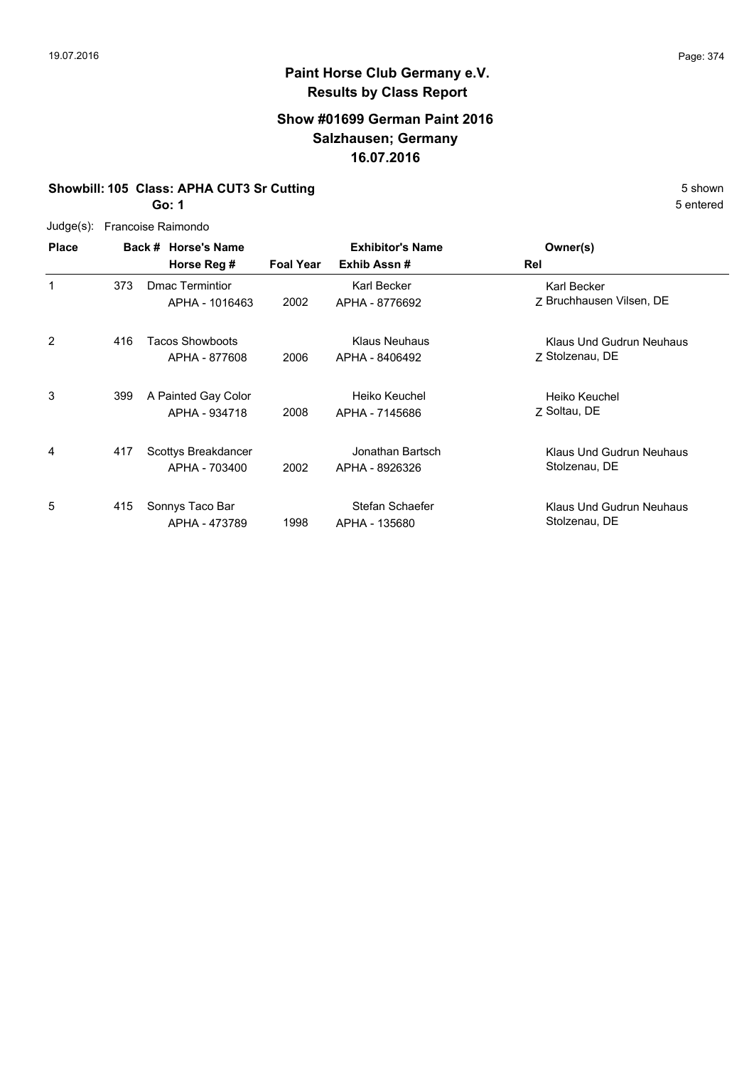# Paint Horse Club Germany e.V.
## Results by Class Report

### Show #01699 German Paint 2016
### Salzhausen; Germany
### 16.07.2016

**Showbill: 105 Class: APHA CUT3 Sr Cutting** 5 shown

**Go: 1** 5 entered

Judge(s): Francoise Raimondo

| Place | Back # | Horse's Name / Horse Reg # | Foal Year | Exhibitor's Name / Exhib Assn # | Rel | Owner(s) |
|---|---|---|---|---|---|---|
| 1 | 373 | Dmac Termintior<br>APHA - 1016463 | 2002 | Karl Becker<br>APHA - 8776692 | Z | Karl Becker<br>Bruchhausen Vilsen, DE |
| 2 | 416 | Tacos Showboots<br>APHA - 877608 | 2006 | Klaus Neuhaus<br>APHA - 8406492 | Z | Klaus Und Gudrun Neuhaus<br>Stolzenau, DE |
| 3 | 399 | A Painted Gay Color<br>APHA - 934718 | 2008 | Heiko Keuchel<br>APHA - 7145686 | Z | Heiko Keuchel<br>Soltau, DE |
| 4 | 417 | Scottys Breakdancer<br>APHA - 703400 | 2002 | Jonathan Bartsch<br>APHA - 8926326 | | Klaus Und Gudrun Neuhaus<br>Stolzenau, DE |
| 5 | 415 | Sonnys Taco Bar<br>APHA - 473789 | 1998 | Stefan Schaefer<br>APHA - 135680 | | Klaus Und Gudrun Neuhaus<br>Stolzenau, DE |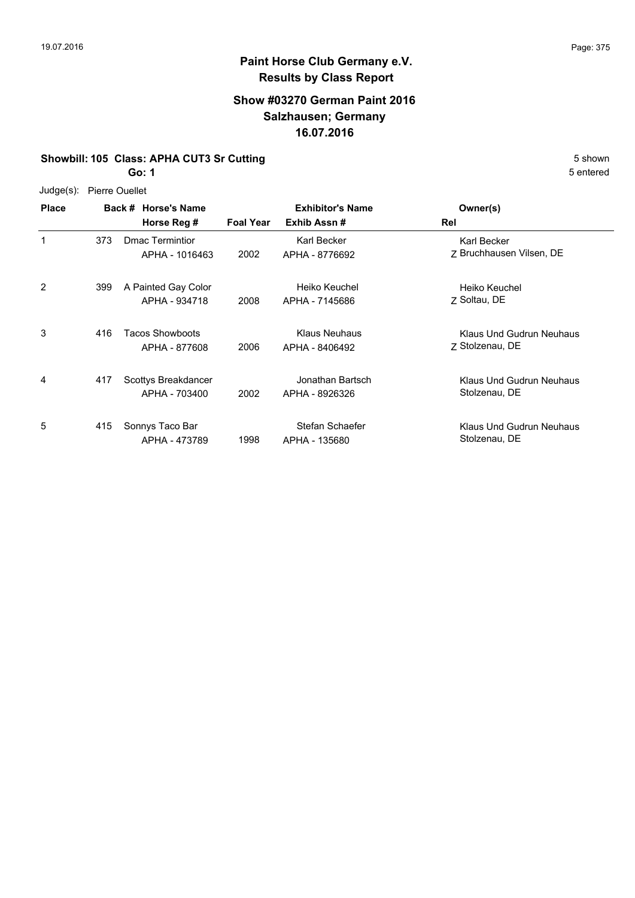**Paint Horse Club Germany e.V.**
**Results by Class Report**

**Show #03270 German Paint 2016**
**Salzhausen; Germany**
**16.07.2016**

**Showbill: 105 Class: APHA CUT3 Sr Cutting** 5 shown
**Go: 1** 5 entered

Judge(s): Pierre Ouellet

| Place | Back # | Horse's Name / Horse Reg # | Foal Year | Exhibitor's Name / Exhib Assn # | Rel | Owner(s) |
|---|---|---|---|---|---|---|
| 1 | 373 | Dmac Termintior<br>APHA - 1016463 | 2002 | Karl Becker<br>APHA - 8776692 | Z | Karl Becker<br>Bruchhausen Vilsen, DE |
| 2 | 399 | A Painted Gay Color<br>APHA - 934718 | 2008 | Heiko Keuchel<br>APHA - 7145686 | Z | Heiko Keuchel<br>Soltau, DE |
| 3 | 416 | Tacos Showboots<br>APHA - 877608 | 2006 | Klaus Neuhaus<br>APHA - 8406492 | Z | Klaus Und Gudrun Neuhaus<br>Stolzenau, DE |
| 4 | 417 | Scottys Breakdancer<br>APHA - 703400 | 2002 | Jonathan Bartsch<br>APHA - 8926326 | | Klaus Und Gudrun Neuhaus<br>Stolzenau, DE |
| 5 | 415 | Sonnys Taco Bar<br>APHA - 473789 | 1998 | Stefan Schaefer<br>APHA - 135680 | | Klaus Und Gudrun Neuhaus<br>Stolzenau, DE |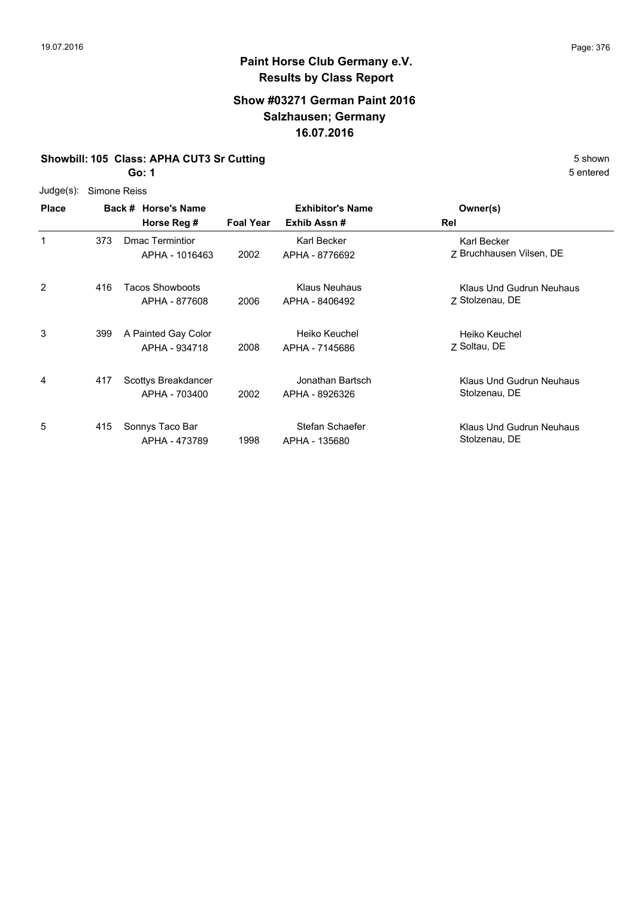# Paint Horse Club Germany e.V.
## Results by Class Report

### Show #03271 German Paint 2016
### Salzhausen; Germany
### 16.07.2016

**Showbill: 105 Class: APHA CUT3 Sr Cutting** 5 shown

**Go: 1** 5 entered

Judge(s): Simone Reiss

| Place | Back # | Horse's Name / Horse Reg # | Foal Year | Exhibitor's Name / Exhib Assn # | Rel | Owner(s) |
|---|---|---|---|---|---|---|
| 1 | 373 | Dmac Termintior<br>APHA - 1016463 | 2002 | Karl Becker<br>APHA - 8776692 | Z | Karl Becker<br>Bruchhausen Vilsen, DE |
| 2 | 416 | Tacos Showboots<br>APHA - 877608 | 2006 | Klaus Neuhaus<br>APHA - 8406492 | Z | Klaus Und Gudrun Neuhaus<br>Stolzenau, DE |
| 3 | 399 | A Painted Gay Color<br>APHA - 934718 | 2008 | Heiko Keuchel<br>APHA - 7145686 | Z | Heiko Keuchel<br>Soltau, DE |
| 4 | 417 | Scottys Breakdancer<br>APHA - 703400 | 2002 | Jonathan Bartsch<br>APHA - 8926326 | | Klaus Und Gudrun Neuhaus<br>Stolzenau, DE |
| 5 | 415 | Sonnys Taco Bar<br>APHA - 473789 | 1998 | Stefan Schaefer<br>APHA - 135680 | | Klaus Und Gudrun Neuhaus<br>Stolzenau, DE |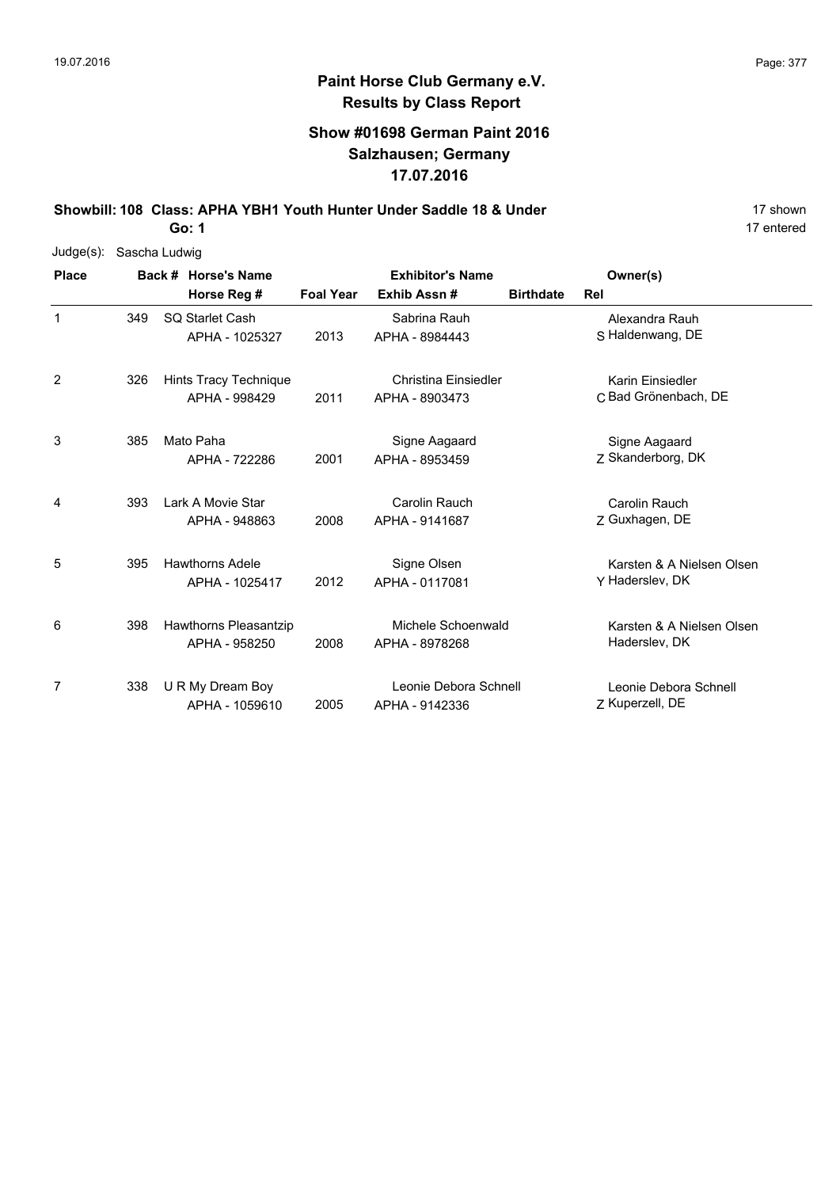**Paint Horse Club Germany e.V.**
**Results by Class Report**

## Show #01698 German Paint 2016
## Salzhausen; Germany
## 17.07.2016

**Showbill: 108 Class: APHA YBH1 Youth Hunter Under Saddle 18 & Under** 17 shown
**Go: 1** 17 entered

Judge(s): Sascha Ludwig

| Place | Back # | Horse's Name / Horse Reg # | Foal Year | Exhibitor's Name / Exhib Assn # | Birthdate | Rel | Owner(s) |
|---|---|---|---|---|---|---|---|
| 1 | 349 | SQ Starlet Cash<br>APHA - 1025327 | 2013 | Sabrina Rauh<br>APHA - 8984443 | | S | Alexandra Rauh<br>Haldenwang, DE |
| 2 | 326 | Hints Tracy Technique<br>APHA - 998429 | 2011 | Christina Einsiedler<br>APHA - 8903473 | | C | Karin Einsiedler<br>Bad Grönenbach, DE |
| 3 | 385 | Mato Paha<br>APHA - 722286 | 2001 | Signe Aagaard<br>APHA - 8953459 | | Z | Signe Aagaard<br>Skanderborg, DK |
| 4 | 393 | Lark A Movie Star<br>APHA - 948863 | 2008 | Carolin Rauch<br>APHA - 9141687 | | Z | Carolin Rauch<br>Guxhagen, DE |
| 5 | 395 | Hawthorns Adele<br>APHA - 1025417 | 2012 | Signe Olsen<br>APHA - 0117081 | | Y | Karsten & A Nielsen Olsen<br>Haderslev, DK |
| 6 | 398 | Hawthorns Pleasantzip<br>APHA - 958250 | 2008 | Michele Schoenwald<br>APHA - 8978268 | | | Karsten & A Nielsen Olsen<br>Haderslev, DK |
| 7 | 338 | U R My Dream Boy<br>APHA - 1059610 | 2005 | Leonie Debora Schnell<br>APHA - 9142336 | | Z | Leonie Debora Schnell<br>Kuperzell, DE |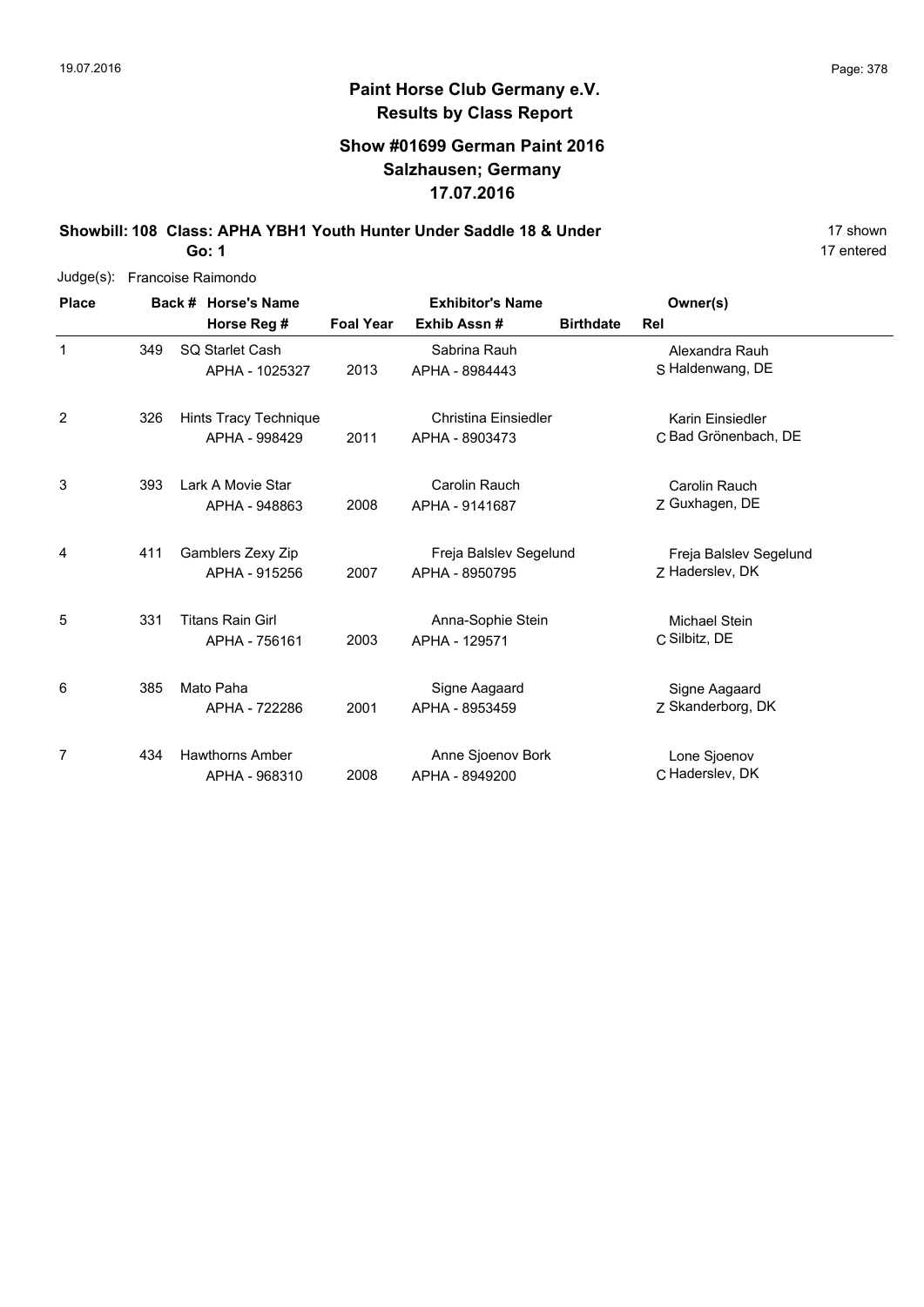# Paint Horse Club Germany e.V.
## Results by Class Report

### Show #01699 German Paint 2016
### Salzhausen; Germany
### 17.07.2016

**Showbill: 108 Class: APHA YBH1 Youth Hunter Under Saddle 18 & Under** — 17 shown
**Go: 1** — 17 entered

Judge(s): Francoise Raimondo

| Place | Back # | Horse's Name / Horse Reg # | Foal Year | Exhibitor's Name / Exhib Assn # | Birthdate | Rel | Owner(s) |
|---|---|---|---|---|---|---|---|
| 1 | 349 | SQ Starlet Cash<br>APHA - 1025327 | 2013 | Sabrina Rauh<br>APHA - 8984443 | | S | Alexandra Rauh<br>Haldenwang, DE |
| 2 | 326 | Hints Tracy Technique<br>APHA - 998429 | 2011 | Christina Einsiedler<br>APHA - 8903473 | | C | Karin Einsiedler<br>Bad Grönenbach, DE |
| 3 | 393 | Lark A Movie Star<br>APHA - 948863 | 2008 | Carolin Rauch<br>APHA - 9141687 | | Z | Carolin Rauch<br>Guxhagen, DE |
| 4 | 411 | Gamblers Zexy Zip<br>APHA - 915256 | 2007 | Freja Balslev Segelund<br>APHA - 8950795 | | Z | Freja Balslev Segelund<br>Haderslev, DK |
| 5 | 331 | Titans Rain Girl<br>APHA - 756161 | 2003 | Anna-Sophie Stein<br>APHA - 129571 | | C | Michael Stein<br>Silbitz, DE |
| 6 | 385 | Mato Paha<br>APHA - 722286 | 2001 | Signe Aagaard<br>APHA - 8953459 | | Z | Signe Aagaard<br>Skanderborg, DK |
| 7 | 434 | Hawthorns Amber<br>APHA - 968310 | 2008 | Anne Sjoenov Bork<br>APHA - 8949200 | | C | Lone Sjoenov<br>Haderslev, DK |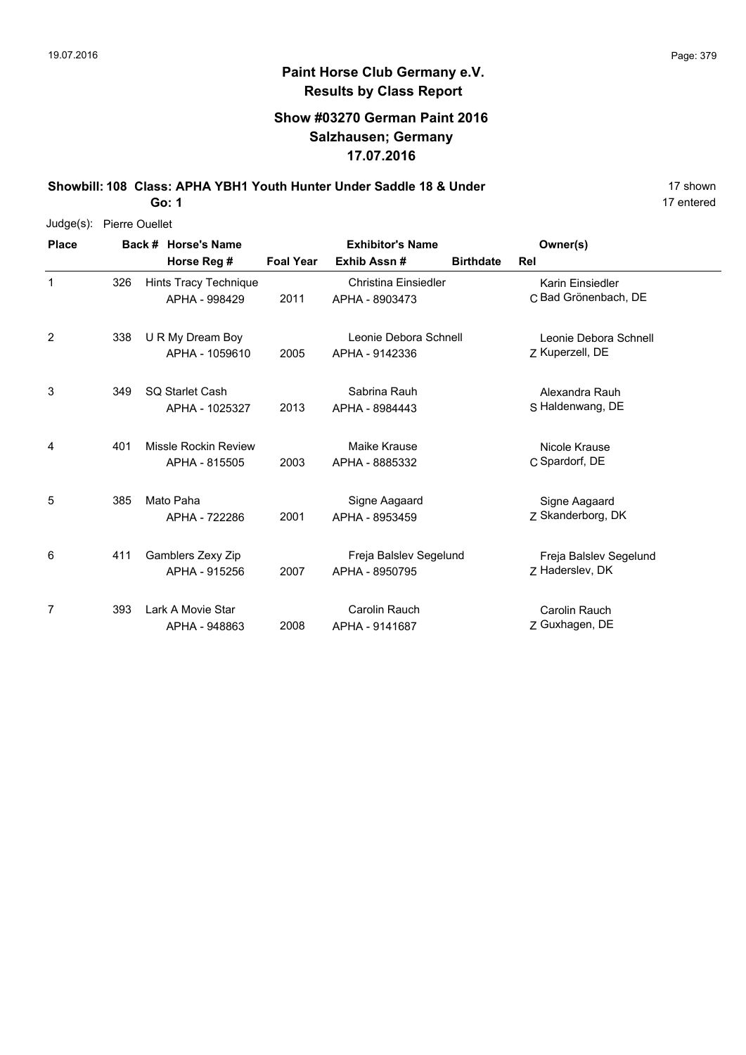**Paint Horse Club Germany e.V.**
**Results by Class Report**

## Show #03270 German Paint 2016
## Salzhausen; Germany
## 17.07.2016

**Showbill: 108 Class: APHA YBH1 Youth Hunter Under Saddle 18 & Under** 17 shown
**Go: 1** 17 entered

Judge(s): Pierre Ouellet

| Place | Back # | Horse's Name / Horse Reg # | Foal Year | Exhibitor's Name / Exhib Assn # | Birthdate | Rel | Owner(s) |
|---|---|---|---|---|---|---|---|
| 1 | 326 | Hints Tracy Technique<br>APHA - 998429 | 2011 | Christina Einsiedler<br>APHA - 8903473 | | C | Karin Einsiedler<br>Bad Grönenbach, DE |
| 2 | 338 | U R My Dream Boy<br>APHA - 1059610 | 2005 | Leonie Debora Schnell<br>APHA - 9142336 | | Z | Leonie Debora Schnell<br>Kuperzell, DE |
| 3 | 349 | SQ Starlet Cash<br>APHA - 1025327 | 2013 | Sabrina Rauh<br>APHA - 8984443 | | S | Alexandra Rauh<br>Haldenwang, DE |
| 4 | 401 | Missle Rockin Review<br>APHA - 815505 | 2003 | Maike Krause<br>APHA - 8885332 | | C | Nicole Krause<br>Spardorf, DE |
| 5 | 385 | Mato Paha<br>APHA - 722286 | 2001 | Signe Aagaard<br>APHA - 8953459 | | Z | Signe Aagaard<br>Skanderborg, DK |
| 6 | 411 | Gamblers Zexy Zip<br>APHA - 915256 | 2007 | Freja Balslev Segelund<br>APHA - 8950795 | | Z | Freja Balslev Segelund<br>Haderslev, DK |
| 7 | 393 | Lark A Movie Star<br>APHA - 948863 | 2008 | Carolin Rauch<br>APHA - 9141687 | | Z | Carolin Rauch<br>Guxhagen, DE |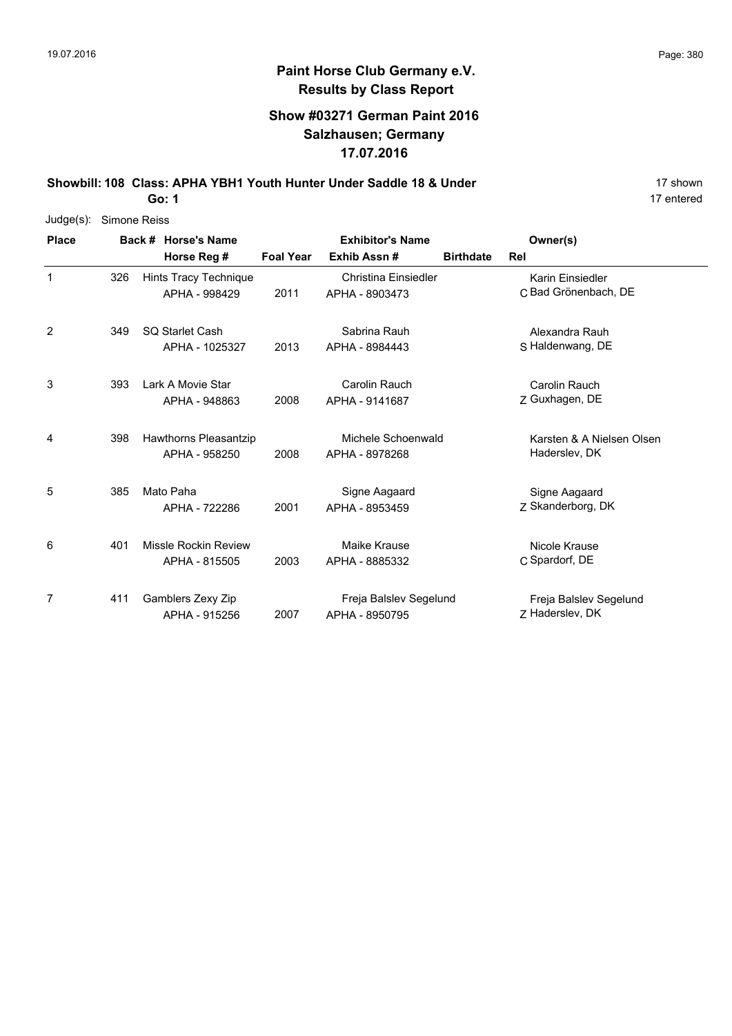# Paint Horse Club Germany e.V.

## Results by Class Report

### Show #03271 German Paint 2016
### Salzhausen; Germany
### 17.07.2016

**Showbill: 108 Class: APHA YBH1 Youth Hunter Under Saddle 18 & Under** 17 shown

**Go: 1** 17 entered

Judge(s): Simone Reiss

| Place | Back # | Horse's Name / Horse Reg # | Foal Year | Exhibitor's Name / Exhib Assn # | Birthdate | Rel | Owner(s) |
|---|---|---|---|---|---|---|---|
| 1 | 326 | Hints Tracy Technique<br>APHA - 998429 | 2011 | Christina Einsiedler<br>APHA - 8903473 | | C | Karin Einsiedler<br>Bad Grönenbach, DE |
| 2 | 349 | SQ Starlet Cash<br>APHA - 1025327 | 2013 | Sabrina Rauh<br>APHA - 8984443 | | S | Alexandra Rauh<br>Haldenwang, DE |
| 3 | 393 | Lark A Movie Star<br>APHA - 948863 | 2008 | Carolin Rauch<br>APHA - 9141687 | | Z | Carolin Rauch<br>Guxhagen, DE |
| 4 | 398 | Hawthorns Pleasantzip<br>APHA - 958250 | 2008 | Michele Schoenwald<br>APHA - 8978268 | | | Karsten & A Nielsen Olsen<br>Haderslev, DK |
| 5 | 385 | Mato Paha<br>APHA - 722286 | 2001 | Signe Aagaard<br>APHA - 8953459 | | Z | Signe Aagaard<br>Skanderborg, DK |
| 6 | 401 | Missle Rockin Review<br>APHA - 815505 | 2003 | Maike Krause<br>APHA - 8885332 | | C | Nicole Krause<br>Spardorf, DE |
| 7 | 411 | Gamblers Zexy Zip<br>APHA - 915256 | 2007 | Freja Balslev Segelund<br>APHA - 8950795 | | Z | Freja Balslev Segelund<br>Haderslev, DK |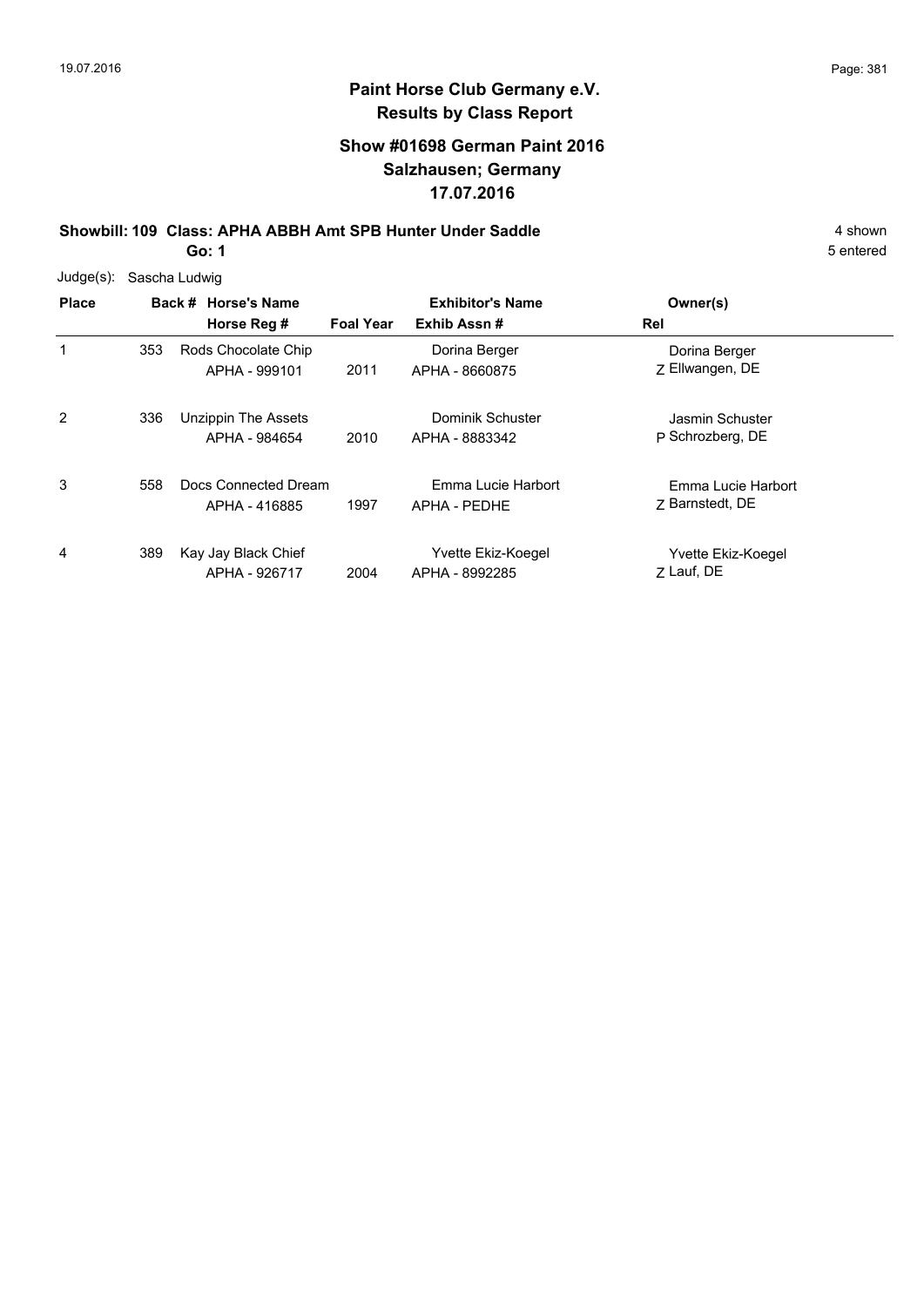**Paint Horse Club Germany e.V.**
**Results by Class Report**

**Show #01698 German Paint 2016**
**Salzhausen; Germany**
**17.07.2016**

**Showbill: 109 Class: APHA ABBH Amt SPB Hunter Under Saddle** 4 shown
**Go: 1** 5 entered

Judge(s): Sascha Ludwig

| Place | Back # | Horse's Name / Horse Reg # | Foal Year | Exhibitor's Name / Exhib Assn # | Owner(s) / Rel |
|---|---|---|---|---|---|
| 1 | 353 | Rods Chocolate Chip<br>APHA - 999101 | 2011 | Dorina Berger<br>APHA - 8660875 | Dorina Berger<br>Z Ellwangen, DE |
| 2 | 336 | Unzippin The Assets<br>APHA - 984654 | 2010 | Dominik Schuster<br>APHA - 8883342 | Jasmin Schuster<br>P Schrozberg, DE |
| 3 | 558 | Docs Connected Dream<br>APHA - 416885 | 1997 | Emma Lucie Harbort<br>APHA - PEDHE | Emma Lucie Harbort<br>Z Barnstedt, DE |
| 4 | 389 | Kay Jay Black Chief<br>APHA - 926717 | 2004 | Yvette Ekiz-Koegel<br>APHA - 8992285 | Yvette Ekiz-Koegel<br>Z Lauf, DE |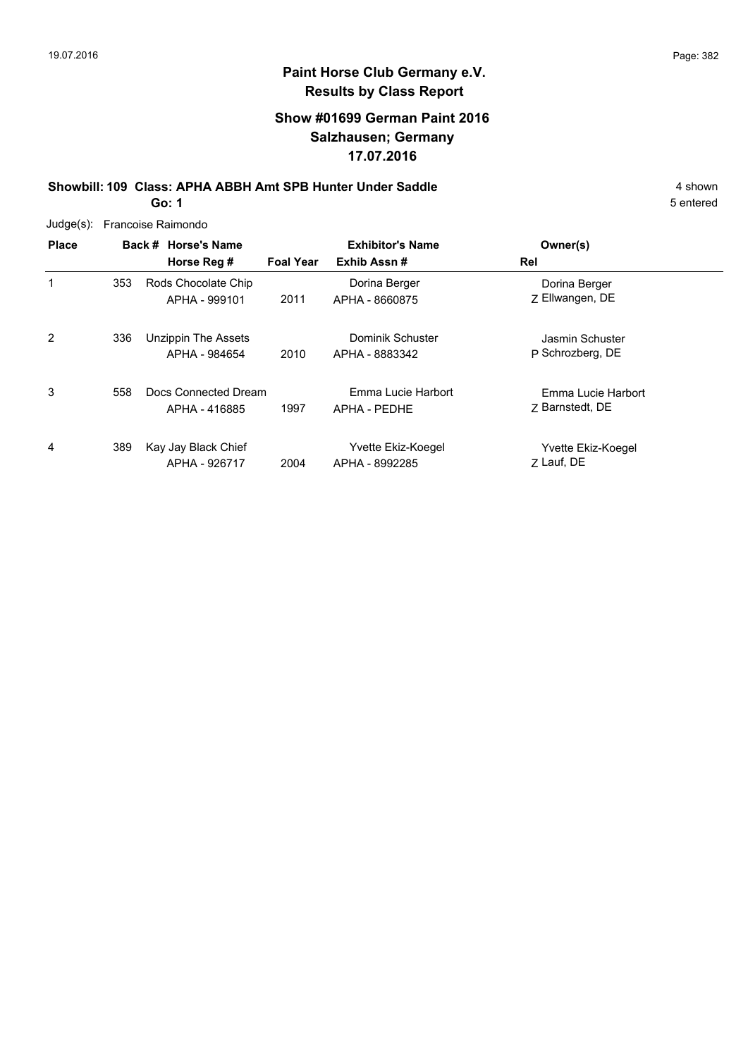# Paint Horse Club Germany e.V.

## Results by Class Report

### Show #01699 German Paint 2016
### Salzhausen; Germany
### 17.07.2016

**Showbill: 109 Class: APHA ABBH Amt SPB Hunter Under Saddle** — 4 shown

**Go: 1** — 5 entered

Judge(s): Francoise Raimondo

| Place | Back # | Horse's Name / Horse Reg # | Foal Year | Exhibitor's Name / Exhib Assn # | Rel | Owner(s) |
|---|---|---|---|---|---|---|
| 1 | 353 | Rods Chocolate Chip<br>APHA - 999101 | 2011 | Dorina Berger<br>APHA - 8660875 | Z | Dorina Berger<br>Ellwangen, DE |
| 2 | 336 | Unzippin The Assets<br>APHA - 984654 | 2010 | Dominik Schuster<br>APHA - 8883342 | P | Jasmin Schuster<br>Schrozberg, DE |
| 3 | 558 | Docs Connected Dream<br>APHA - 416885 | 1997 | Emma Lucie Harbort<br>APHA - PEDHE | Z | Emma Lucie Harbort<br>Barnstedt, DE |
| 4 | 389 | Kay Jay Black Chief<br>APHA - 926717 | 2004 | Yvette Ekiz-Koegel<br>APHA - 8992285 | Z | Yvette Ekiz-Koegel<br>Lauf, DE |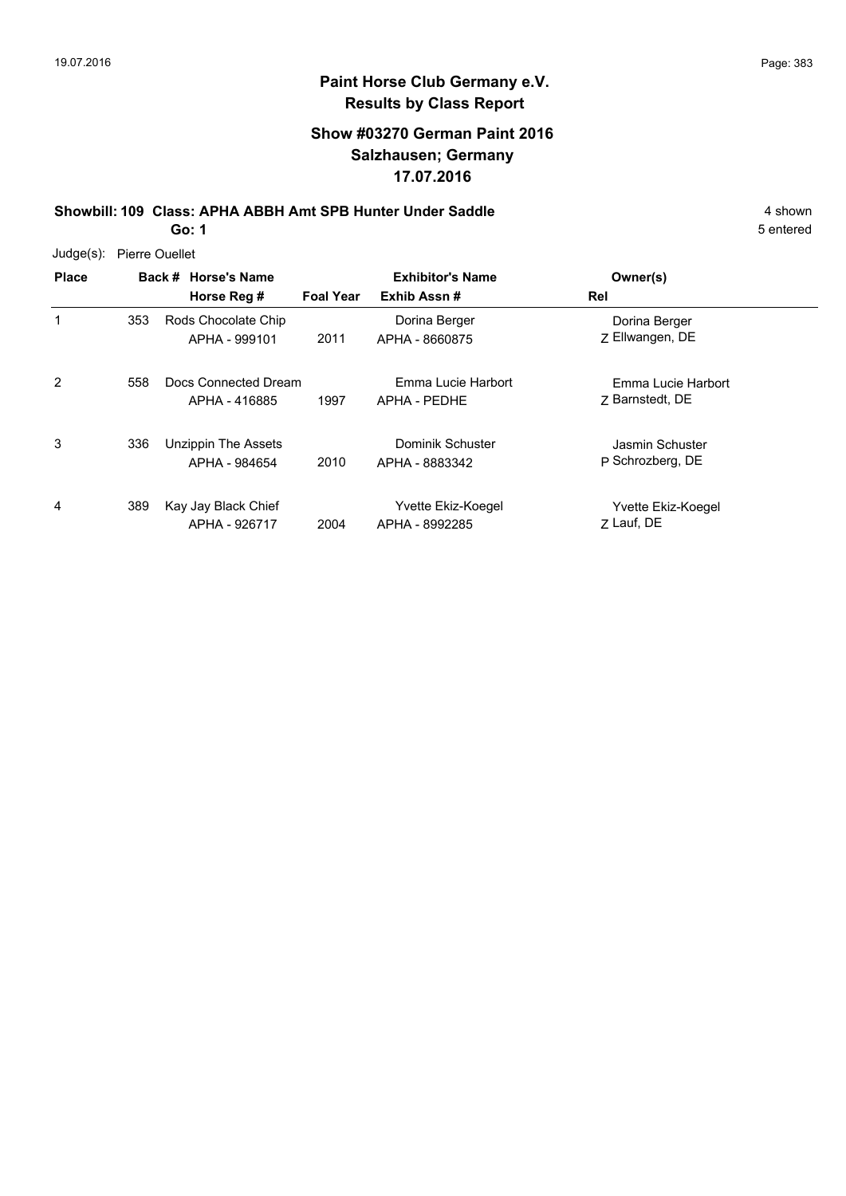## Paint Horse Club Germany e.V.
## Results by Class Report

### Show #03270 German Paint 2016
### Salzhausen; Germany
### 17.07.2016

**Showbill: 109 Class: APHA ABBH Amt SPB Hunter Under Saddle** 4 shown

**Go: 1** 5 entered

Judge(s): Pierre Ouellet

| Place | Back # | Horse's Name / Horse Reg # | Foal Year | Exhibitor's Name / Exhib Assn # | Rel | Owner(s) |
|---|---|---|---|---|---|---|
| 1 | 353 | Rods Chocolate Chip<br>APHA - 999101 | 2011 | Dorina Berger<br>APHA - 8660875 | Z | Dorina Berger<br>Ellwangen, DE |
| 2 | 558 | Docs Connected Dream<br>APHA - 416885 | 1997 | Emma Lucie Harbort<br>APHA - PEDHE | Z | Emma Lucie Harbort<br>Barnstedt, DE |
| 3 | 336 | Unzippin The Assets<br>APHA - 984654 | 2010 | Dominik Schuster<br>APHA - 8883342 | P | Jasmin Schuster<br>Schrozberg, DE |
| 4 | 389 | Kay Jay Black Chief<br>APHA - 926717 | 2004 | Yvette Ekiz-Koegel<br>APHA - 8992285 | Z | Yvette Ekiz-Koegel<br>Lauf, DE |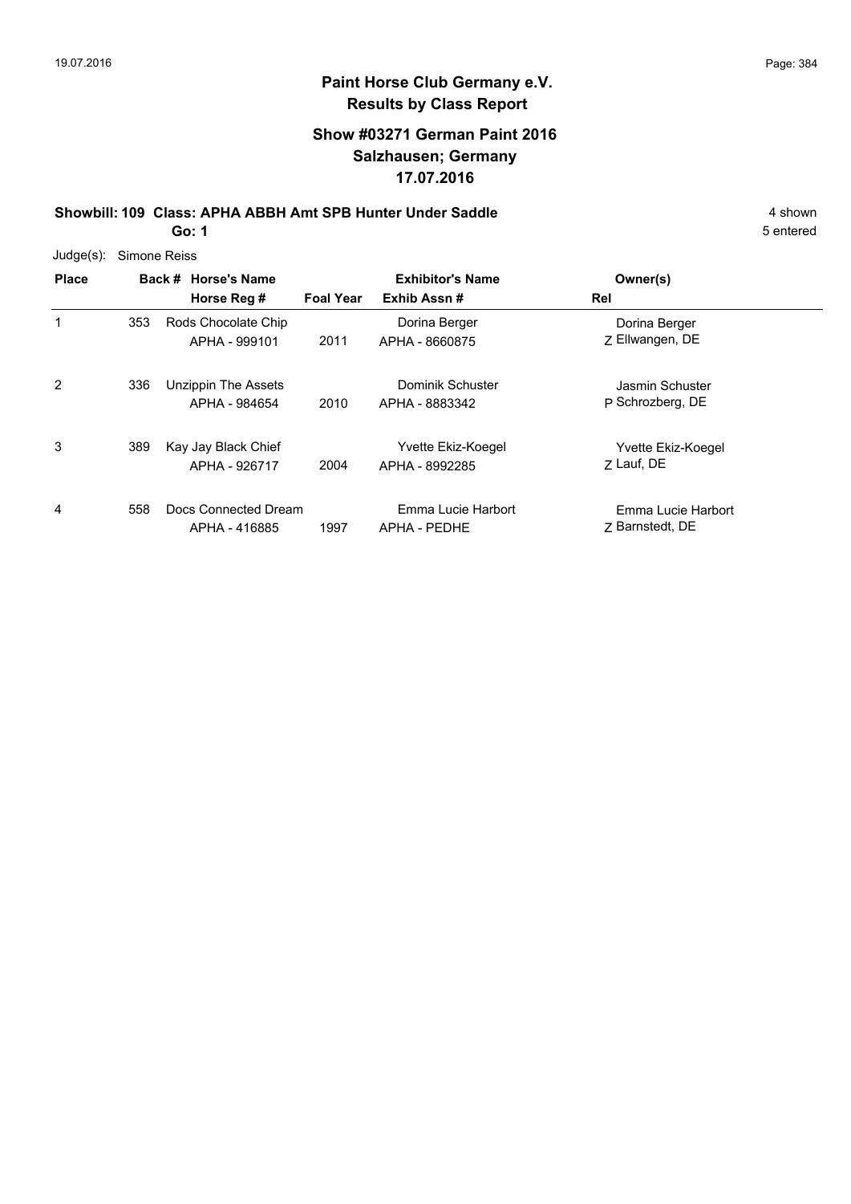**Paint Horse Club Germany e.V.**
**Results by Class Report**

**Show #03271 German Paint 2016**
**Salzhausen; Germany**
**17.07.2016**

**Showbill: 109 Class: APHA ABBH Amt SPB Hunter Under Saddle** 4 shown
**Go: 1** 5 entered

Judge(s): Simone Reiss

| Place | Back # | Horse's Name / Horse Reg # | Foal Year | Exhibitor's Name / Exhib Assn # | Rel | Owner(s) |
|---|---|---|---|---|---|---|
| 1 | 353 | Rods Chocolate Chip<br>APHA - 999101 | 2011 | Dorina Berger<br>APHA - 8660875 | Z | Dorina Berger<br>Ellwangen, DE |
| 2 | 336 | Unzippin The Assets<br>APHA - 984654 | 2010 | Dominik Schuster<br>APHA - 8883342 | P | Jasmin Schuster<br>Schrozberg, DE |
| 3 | 389 | Kay Jay Black Chief<br>APHA - 926717 | 2004 | Yvette Ekiz-Koegel<br>APHA - 8992285 | Z | Yvette Ekiz-Koegel<br>Lauf, DE |
| 4 | 558 | Docs Connected Dream<br>APHA - 416885 | 1997 | Emma Lucie Harbort<br>APHA - PEDHE | Z | Emma Lucie Harbort<br>Barnstedt, DE |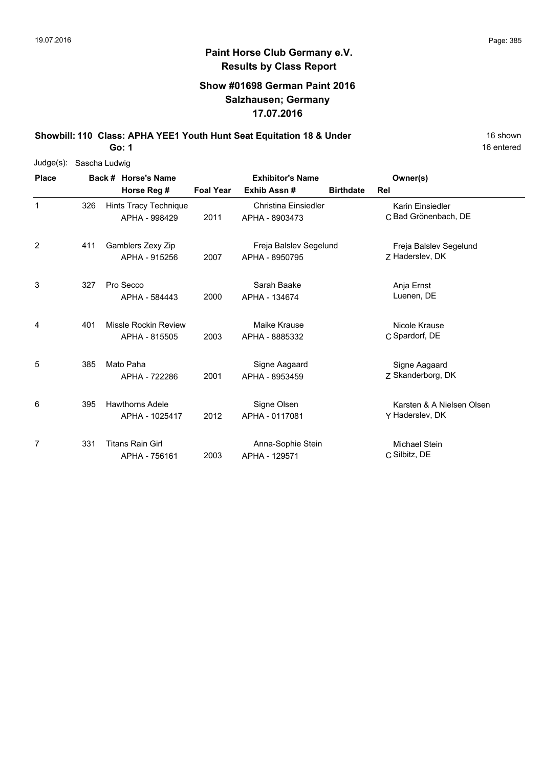## Paint Horse Club Germany e.V.
## Results by Class Report

### Show #01698 German Paint 2016
### Salzhausen; Germany
### 17.07.2016

**Showbill: 110 Class: APHA YEE1 Youth Hunt Seat Equitation 18 & Under** 16 shown
**Go: 1** 16 entered

Judge(s): Sascha Ludwig

| Place | Back # | Horse's Name / Horse Reg # | Foal Year | Exhibitor's Name / Exhib Assn # | Birthdate | Rel | Owner(s) |
|---|---|---|---|---|---|---|---|
| 1 | 326 | Hints Tracy Technique<br>APHA - 998429 | 2011 | Christina Einsiedler<br>APHA - 8903473 | | C | Karin Einsiedler<br>Bad Grönenbach, DE |
| 2 | 411 | Gamblers Zexy Zip<br>APHA - 915256 | 2007 | Freja Balslev Segelund<br>APHA - 8950795 | | Z | Freja Balslev Segelund<br>Haderslev, DK |
| 3 | 327 | Pro Secco<br>APHA - 584443 | 2000 | Sarah Baake<br>APHA - 134674 | | | Anja Ernst<br>Luenen, DE |
| 4 | 401 | Missle Rockin Review<br>APHA - 815505 | 2003 | Maike Krause<br>APHA - 8885332 | | C | Nicole Krause<br>Spardorf, DE |
| 5 | 385 | Mato Paha<br>APHA - 722286 | 2001 | Signe Aagaard<br>APHA - 8953459 | | Z | Signe Aagaard<br>Skanderborg, DK |
| 6 | 395 | Hawthorns Adele<br>APHA - 1025417 | 2012 | Signe Olsen<br>APHA - 0117081 | | Y | Karsten & A Nielsen Olsen<br>Haderslev, DK |
| 7 | 331 | Titans Rain Girl<br>APHA - 756161 | 2003 | Anna-Sophie Stein<br>APHA - 129571 | | C | Michael Stein<br>Silbitz, DE |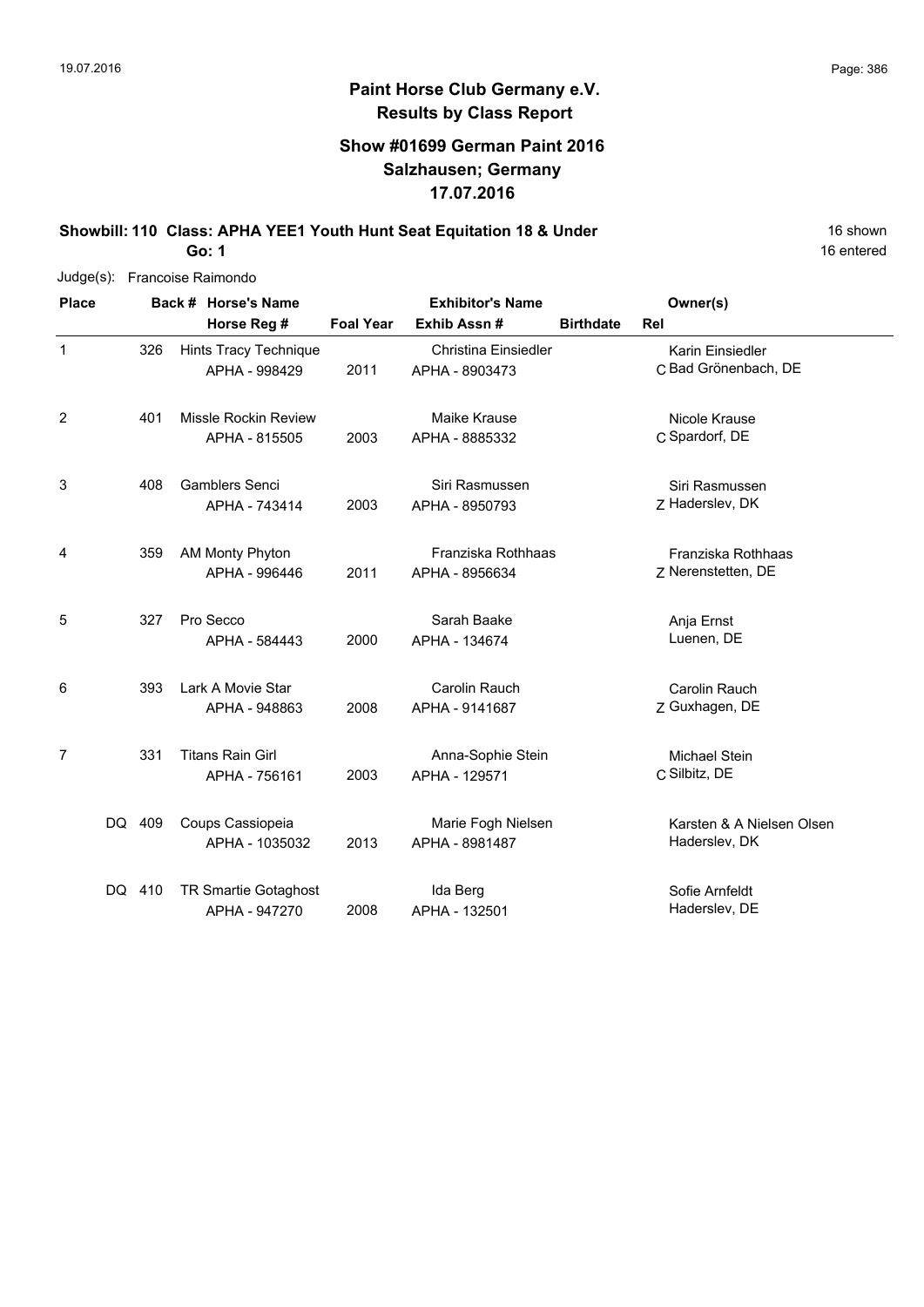# Paint Horse Club Germany e.V.
## Results by Class Report

### Show #01699 German Paint 2016
### Salzhausen; Germany
### 17.07.2016

**Showbill: 110 Class: APHA YEE1 Youth Hunt Seat Equitation 18 & Under** 16 shown
**Go: 1** 16 entered

Judge(s): Francoise Raimondo

| Place | Back # | Horse's Name / Horse Reg # | Foal Year | Exhibitor's Name / Exhib Assn # | Birthdate | Rel | Owner(s) |
|---|---|---|---|---|---|---|---|
| 1 | 326 | Hints Tracy Technique<br>APHA - 998429 | 2011 | Christina Einsiedler<br>APHA - 8903473 | | C | Karin Einsiedler<br>Bad Grönenbach, DE |
| 2 | 401 | Missle Rockin Review<br>APHA - 815505 | 2003 | Maike Krause<br>APHA - 8885332 | | C | Nicole Krause<br>Spardorf, DE |
| 3 | 408 | Gamblers Senci<br>APHA - 743414 | 2003 | Siri Rasmussen<br>APHA - 8950793 | | Z | Siri Rasmussen<br>Haderslev, DK |
| 4 | 359 | AM Monty Phyton<br>APHA - 996446 | 2011 | Franziska Rothhaas<br>APHA - 8956634 | | Z | Franziska Rothhaas<br>Nerenstetten, DE |
| 5 | 327 | Pro Secco<br>APHA - 584443 | 2000 | Sarah Baake<br>APHA - 134674 | | | Anja Ernst<br>Luenen, DE |
| 6 | 393 | Lark A Movie Star<br>APHA - 948863 | 2008 | Carolin Rauch<br>APHA - 9141687 | | Z | Carolin Rauch<br>Guxhagen, DE |
| 7 | 331 | Titans Rain Girl<br>APHA - 756161 | 2003 | Anna-Sophie Stein<br>APHA - 129571 | | C | Michael Stein<br>Silbitz, DE |
| DQ | 409 | Coups Cassiopeia<br>APHA - 1035032 | 2013 | Marie Fogh Nielsen<br>APHA - 8981487 | | | Karsten & A Nielsen Olsen<br>Haderslev, DK |
| DQ | 410 | TR Smartie Gotaghost<br>APHA - 947270 | 2008 | Ida Berg<br>APHA - 132501 | | | Sofie Arnfeldt<br>Haderslev, DE |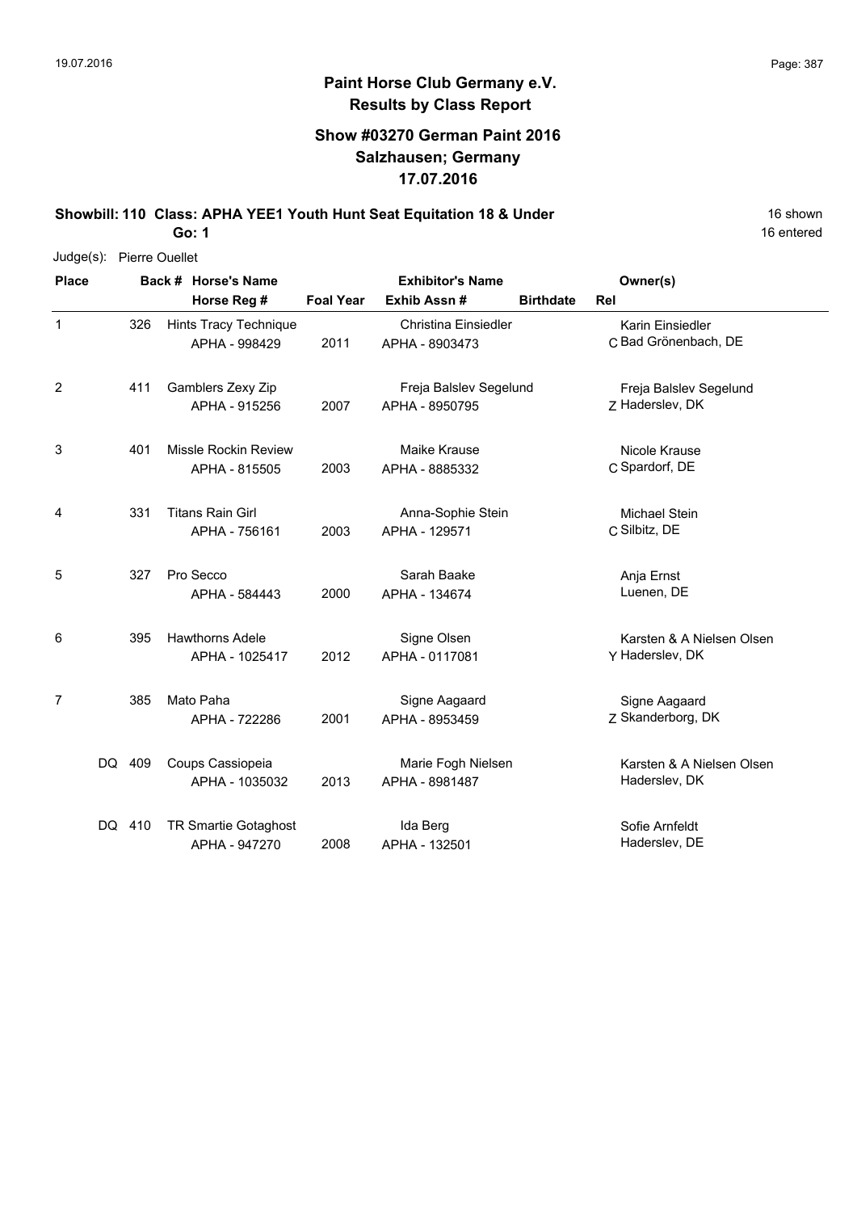# Paint Horse Club Germany e.V.
## Results by Class Report

### Show #03270 German Paint 2016
### Salzhausen; Germany
### 17.07.2016

**Showbill: 110 Class: APHA YEE1 Youth Hunt Seat Equitation 18 & Under** — 16 shown

**Go: 1** — 16 entered

Judge(s): Pierre Ouellet

| Place | Back # | Horse's Name / Horse Reg # | Foal Year | Exhibitor's Name / Exhib Assn # | Birthdate | Rel | Owner(s) |
|---|---|---|---|---|---|---|---|
| 1 | 326 | Hints Tracy Technique<br>APHA - 998429 | 2011 | Christina Einsiedler<br>APHA - 8903473 | | C | Karin Einsiedler<br>Bad Grönenbach, DE |
| 2 | 411 | Gamblers Zexy Zip<br>APHA - 915256 | 2007 | Freja Balslev Segelund<br>APHA - 8950795 | | Z | Freja Balslev Segelund<br>Haderslev, DK |
| 3 | 401 | Missle Rockin Review<br>APHA - 815505 | 2003 | Maike Krause<br>APHA - 8885332 | | C | Nicole Krause<br>Spardorf, DE |
| 4 | 331 | Titans Rain Girl<br>APHA - 756161 | 2003 | Anna-Sophie Stein<br>APHA - 129571 | | C | Michael Stein<br>Silbitz, DE |
| 5 | 327 | Pro Secco<br>APHA - 584443 | 2000 | Sarah Baake<br>APHA - 134674 | | | Anja Ernst<br>Luenen, DE |
| 6 | 395 | Hawthorns Adele<br>APHA - 1025417 | 2012 | Signe Olsen<br>APHA - 0117081 | | Y | Karsten & A Nielsen Olsen<br>Haderslev, DK |
| 7 | 385 | Mato Paha<br>APHA - 722286 | 2001 | Signe Aagaard<br>APHA - 8953459 | | Z | Signe Aagaard<br>Skanderborg, DK |
| DQ | 409 | Coups Cassiopeia<br>APHA - 1035032 | 2013 | Marie Fogh Nielsen<br>APHA - 8981487 | | | Karsten & A Nielsen Olsen<br>Haderslev, DK |
| DQ | 410 | TR Smartie Gotaghost<br>APHA - 947270 | 2008 | Ida Berg<br>APHA - 132501 | | | Sofie Arnfeldt<br>Haderslev, DE |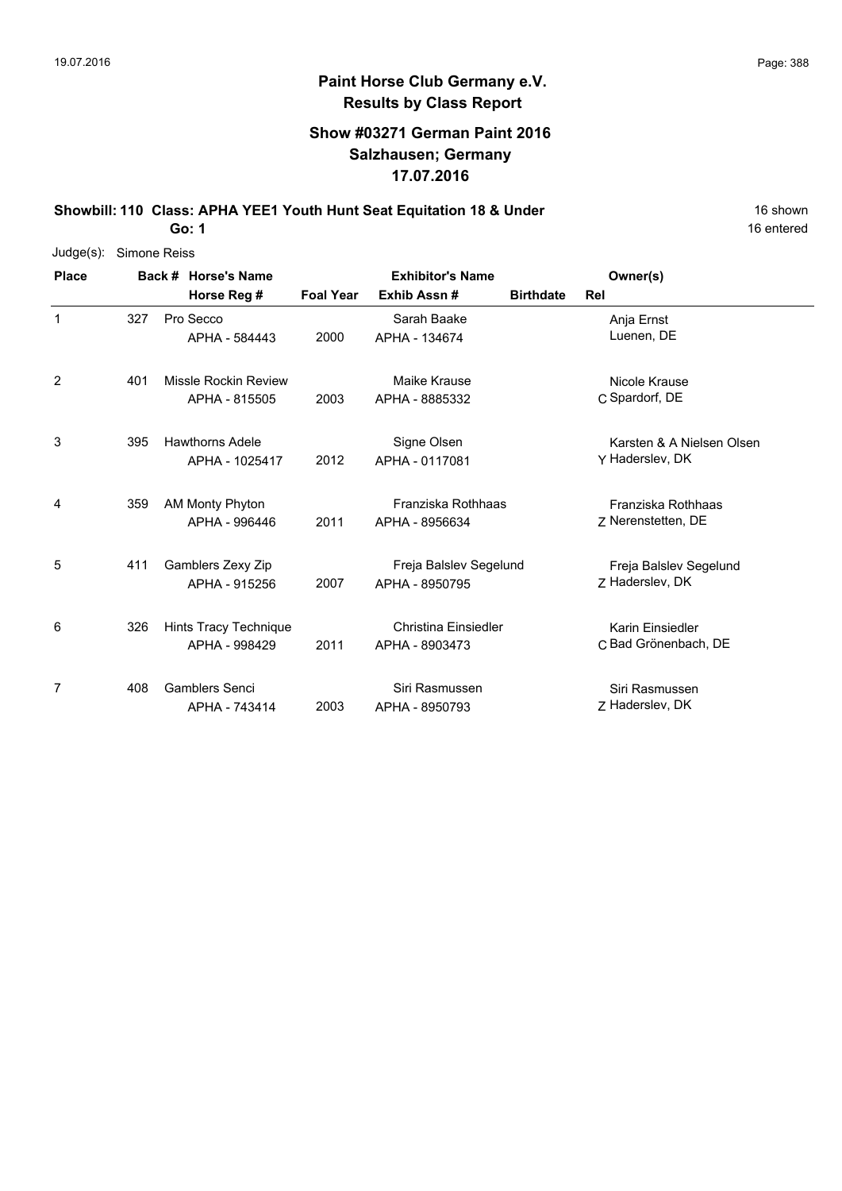# Paint Horse Club Germany e.V.

## Results by Class Report

### Show #03271 German Paint 2016
### Salzhausen; Germany
### 17.07.2016

**Showbill: 110 Class: APHA YEE1 Youth Hunt Seat Equitation 18 & Under** 16 shown

**Go: 1** 16 entered

Judge(s): Simone Reiss

| Place | Back # | Horse's Name / Horse Reg # | Foal Year | Exhibitor's Name / Exhib Assn # | Birthdate | Rel | Owner(s) |
|---|---|---|---|---|---|---|---|
| 1 | 327 | Pro Secco<br>APHA - 584443 | 2000 | Sarah Baake<br>APHA - 134674 | | | Anja Ernst<br>Luenen, DE |
| 2 | 401 | Missle Rockin Review<br>APHA - 815505 | 2003 | Maike Krause<br>APHA - 8885332 | | C | Nicole Krause<br>Spardorf, DE |
| 3 | 395 | Hawthorns Adele<br>APHA - 1025417 | 2012 | Signe Olsen<br>APHA - 0117081 | | Y | Karsten & A Nielsen Olsen<br>Haderslev, DK |
| 4 | 359 | AM Monty Phyton<br>APHA - 996446 | 2011 | Franziska Rothhaas<br>APHA - 8956634 | | Z | Franziska Rothhaas<br>Nerenstetten, DE |
| 5 | 411 | Gamblers Zexy Zip<br>APHA - 915256 | 2007 | Freja Balslev Segelund<br>APHA - 8950795 | | Z | Freja Balslev Segelund<br>Haderslev, DK |
| 6 | 326 | Hints Tracy Technique<br>APHA - 998429 | 2011 | Christina Einsiedler<br>APHA - 8903473 | | C | Karin Einsiedler<br>Bad Grönenbach, DE |
| 7 | 408 | Gamblers Senci<br>APHA - 743414 | 2003 | Siri Rasmussen<br>APHA - 8950793 | | Z | Siri Rasmussen<br>Haderslev, DK |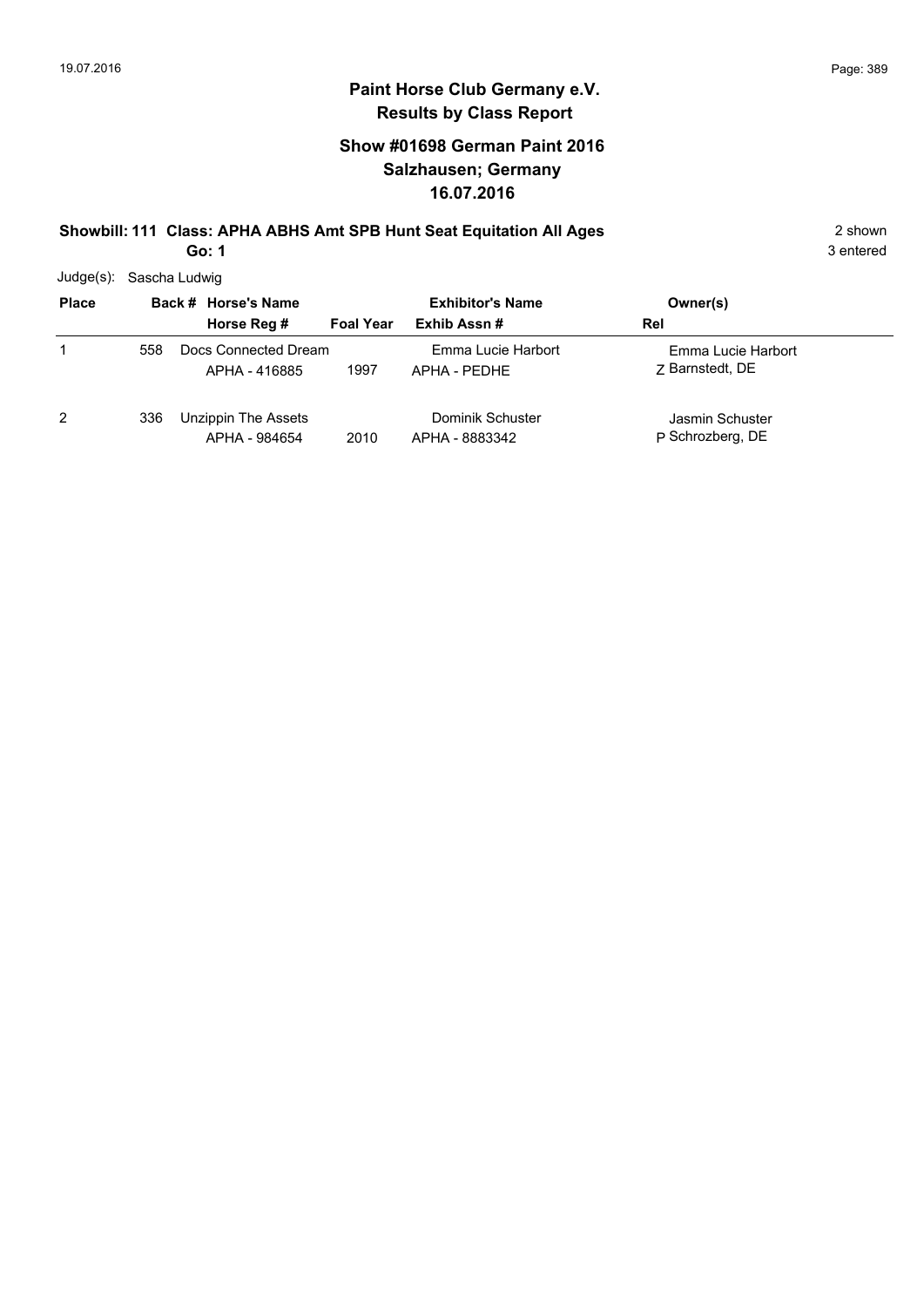# Paint Horse Club Germany e.V.

## Results by Class Report

### Show #01698 German Paint 2016
### Salzhausen; Germany
### 16.07.2016

**Showbill: 111 Class: APHA ABHS Amt SPB Hunt Seat Equitation All Ages** — 2 shown

**Go: 1** — 3 entered

Judge(s): Sascha Ludwig

| Place | Back # | Horse's Name / Horse Reg # | Foal Year | Exhibitor's Name / Exhib Assn # | Owner(s) / Rel |
|---|---|---|---|---|---|
| 1 | 558 | Docs Connected Dream<br>APHA - 416885 | 1997 | Emma Lucie Harbort<br>APHA - PEDHE | Emma Lucie Harbort<br>Z Barnstedt, DE |
| 2 | 336 | Unzippin The Assets<br>APHA - 984654 | 2010 | Dominik Schuster<br>APHA - 8883342 | Jasmin Schuster<br>P Schrozberg, DE |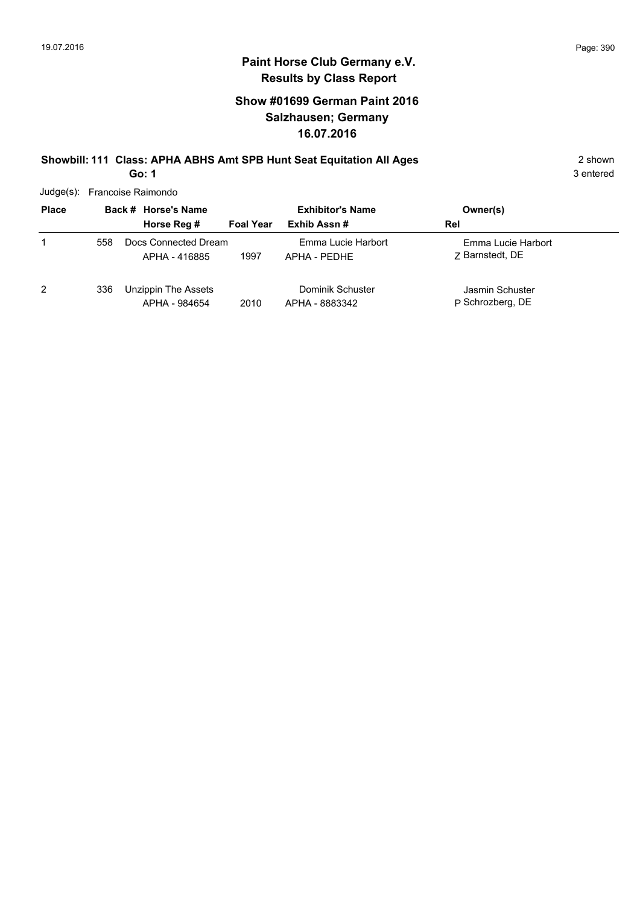## Paint Horse Club Germany e.V.
### Results by Class Report

### Show #01699 German Paint 2016
### Salzhausen; Germany
### 16.07.2016

**Showbill: 111 Class: APHA ABHS Amt SPB Hunt Seat Equitation All Ages** — 2 shown

**Go: 1** — 3 entered

Judge(s): Francoise Raimondo

| Place | Back # | Horse's Name / Horse Reg # | Foal Year | Exhibitor's Name / Exhib Assn # | Owner(s) / Rel |
|---|---|---|---|---|---|
| 1 | 558 | Docs Connected Dream<br>APHA - 416885 | 1997 | Emma Lucie Harbort<br>APHA - PEDHE | Emma Lucie Harbort<br>Z Barnstedt, DE |
| 2 | 336 | Unzippin The Assets<br>APHA - 984654 | 2010 | Dominik Schuster<br>APHA - 8883342 | Jasmin Schuster<br>P Schrozberg, DE |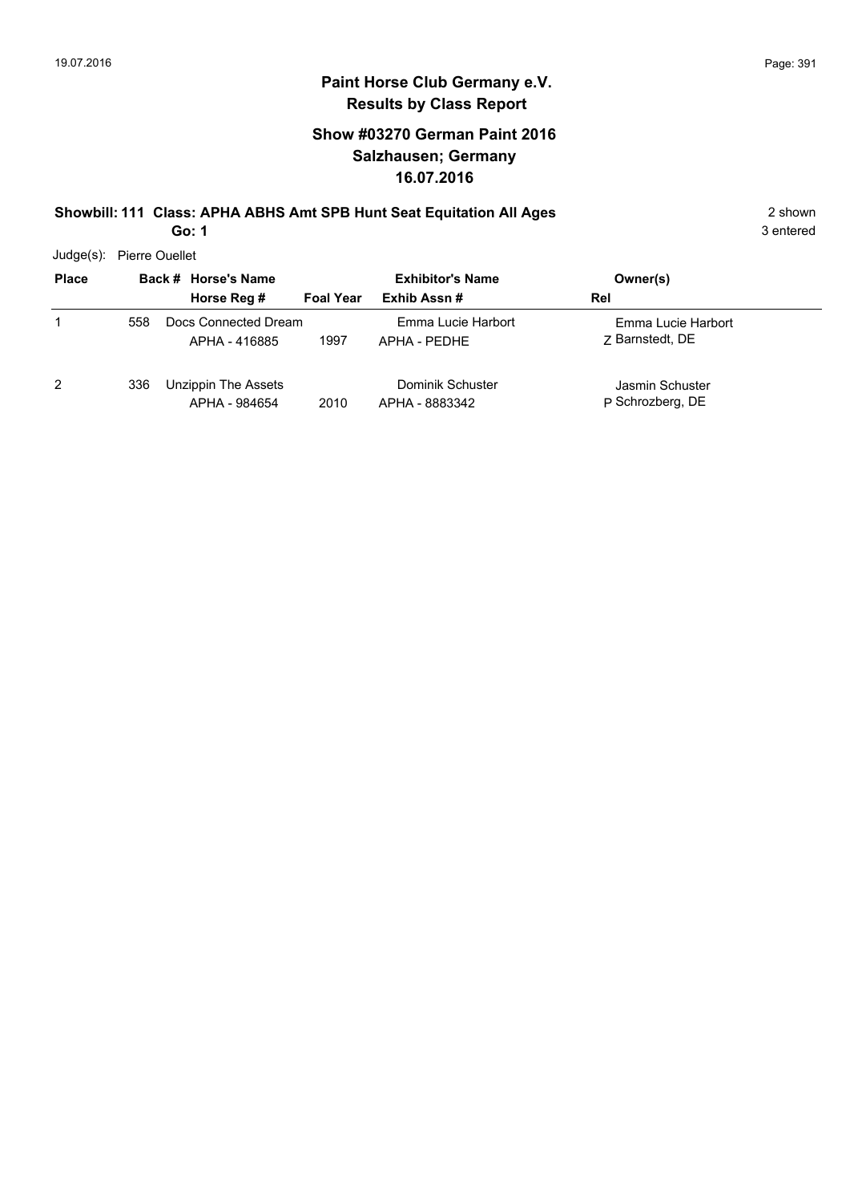## Paint Horse Club Germany e.V.
## Results by Class Report

### Show #03270 German Paint 2016
### Salzhausen; Germany
### 16.07.2016

**Showbill: 111 Class: APHA ABHS Amt SPB Hunt Seat Equitation All Ages** 2 shown

**Go: 1** 3 entered

Judge(s): Pierre Ouellet

| Place | Back # | Horse's Name / Horse Reg # | Foal Year | Exhibitor's Name / Exhib Assn # | Rel | Owner(s) |
|---|---|---|---|---|---|---|
| 1 | 558 | Docs Connected Dream<br>APHA - 416885 | 1997 | Emma Lucie Harbort<br>APHA - PEDHE | Z | Emma Lucie Harbort<br>Barnstedt, DE |
| 2 | 336 | Unzippin The Assets<br>APHA - 984654 | 2010 | Dominik Schuster<br>APHA - 8883342 | P | Jasmin Schuster<br>Schrozberg, DE |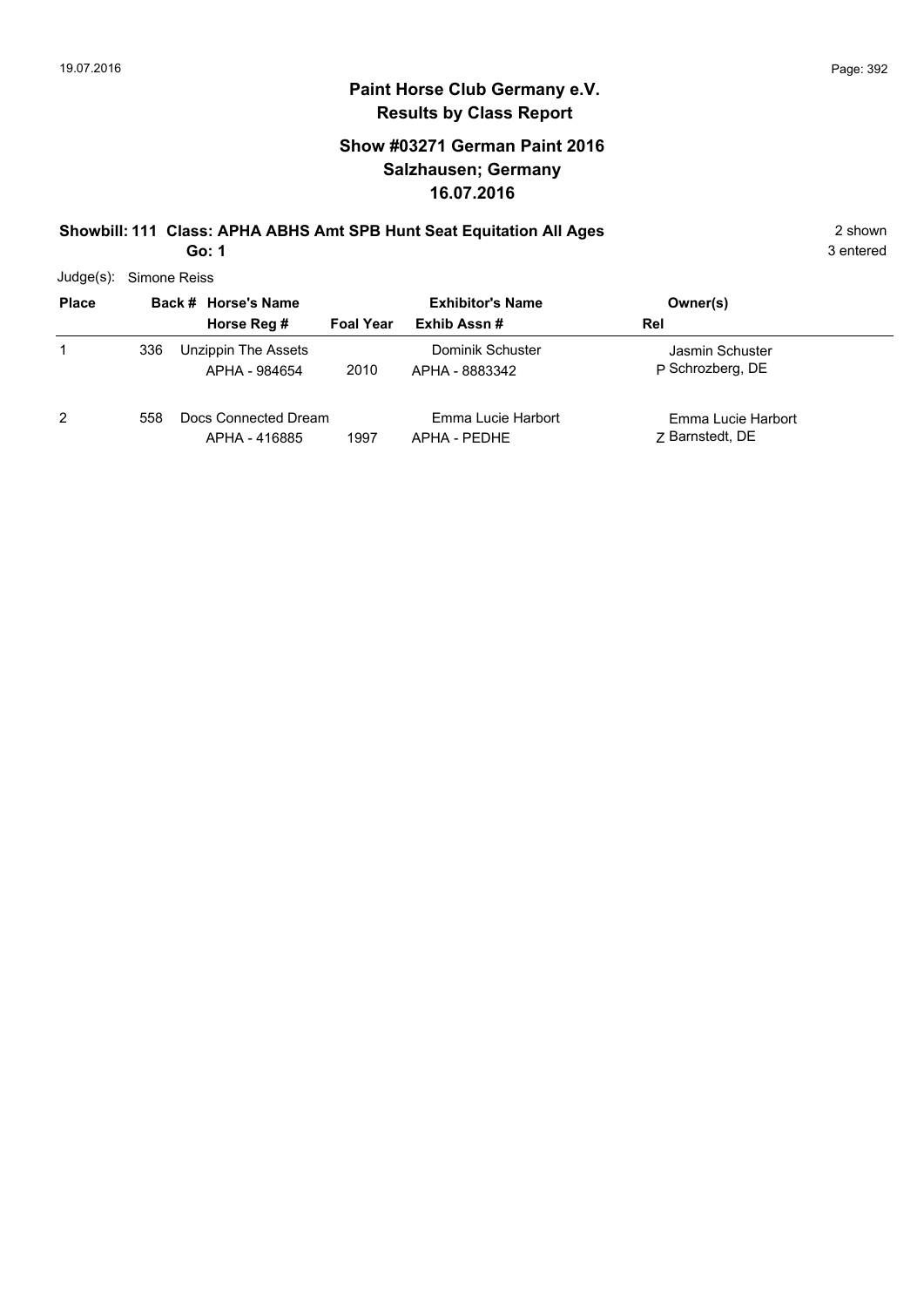# Paint Horse Club Germany e.V.
## Results by Class Report

### Show #03271 German Paint 2016
### Salzhausen; Germany
### 16.07.2016

**Showbill: 111 Class: APHA ABHS Amt SPB Hunt Seat Equitation All Ages** 2 shown
**Go: 1** 3 entered

Judge(s): Simone Reiss

| Place | Back # | Horse's Name / Horse Reg # | Foal Year | Exhibitor's Name / Exhib Assn # | Owner(s) / Rel |
|---|---|---|---|---|---|
| 1 | 336 | Unzippin The Assets<br>APHA - 984654 | 2010 | Dominik Schuster<br>APHA - 8883342 | Jasmin Schuster<br>P Schrozberg, DE |
| 2 | 558 | Docs Connected Dream<br>APHA - 416885 | 1997 | Emma Lucie Harbort<br>APHA - PEDHE | Emma Lucie Harbort<br>Z Barnstedt, DE |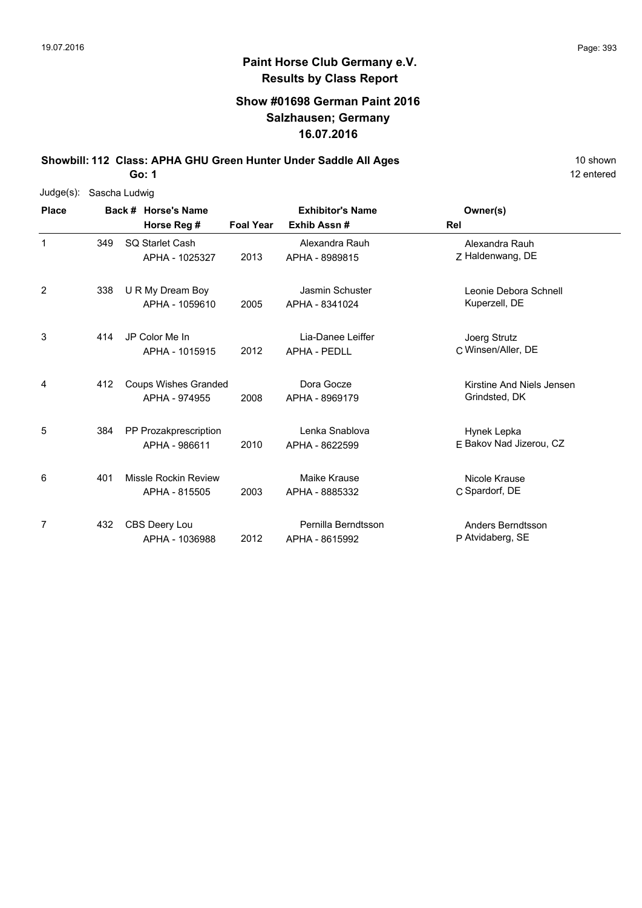# Paint Horse Club Germany e.V.

## Results by Class Report

### Show #01698 German Paint 2016
### Salzhausen; Germany
### 16.07.2016

**Showbill: 112 Class: APHA GHU Green Hunter Under Saddle All Ages** — 10 shown, 12 entered

**Go: 1**

Judge(s): Sascha Ludwig

| Place | Back # | Horse's Name / Horse Reg # | Foal Year | Exhibitor's Name / Exhib Assn # | Rel | Owner(s) |
|---|---|---|---|---|---|---|
| 1 | 349 | SQ Starlet Cash<br>APHA - 1025327 | 2013 | Alexandra Rauh<br>APHA - 8989815 | Z | Alexandra Rauh<br>Haldenwang, DE |
| 2 | 338 | U R My Dream Boy<br>APHA - 1059610 | 2005 | Jasmin Schuster<br>APHA - 8341024 | | Leonie Debora Schnell<br>Kuperzell, DE |
| 3 | 414 | JP Color Me In<br>APHA - 1015915 | 2012 | Lia-Danee Leiffer<br>APHA - PEDLL | C | Joerg Strutz<br>Winsen/Aller, DE |
| 4 | 412 | Coups Wishes Granded<br>APHA - 974955 | 2008 | Dora Gocze<br>APHA - 8969179 | | Kirstine And Niels Jensen<br>Grindsted, DK |
| 5 | 384 | PP Prozakprescription<br>APHA - 986611 | 2010 | Lenka Snablova<br>APHA - 8622599 | E | Hynek Lepka<br>Bakov Nad Jizerou, CZ |
| 6 | 401 | Missle Rockin Review<br>APHA - 815505 | 2003 | Maike Krause<br>APHA - 8885332 | C | Nicole Krause<br>Spardorf, DE |
| 7 | 432 | CBS Deery Lou<br>APHA - 1036988 | 2012 | Pernilla Berndtsson<br>APHA - 8615992 | P | Anders Berndtsson<br>Atvidaberg, SE |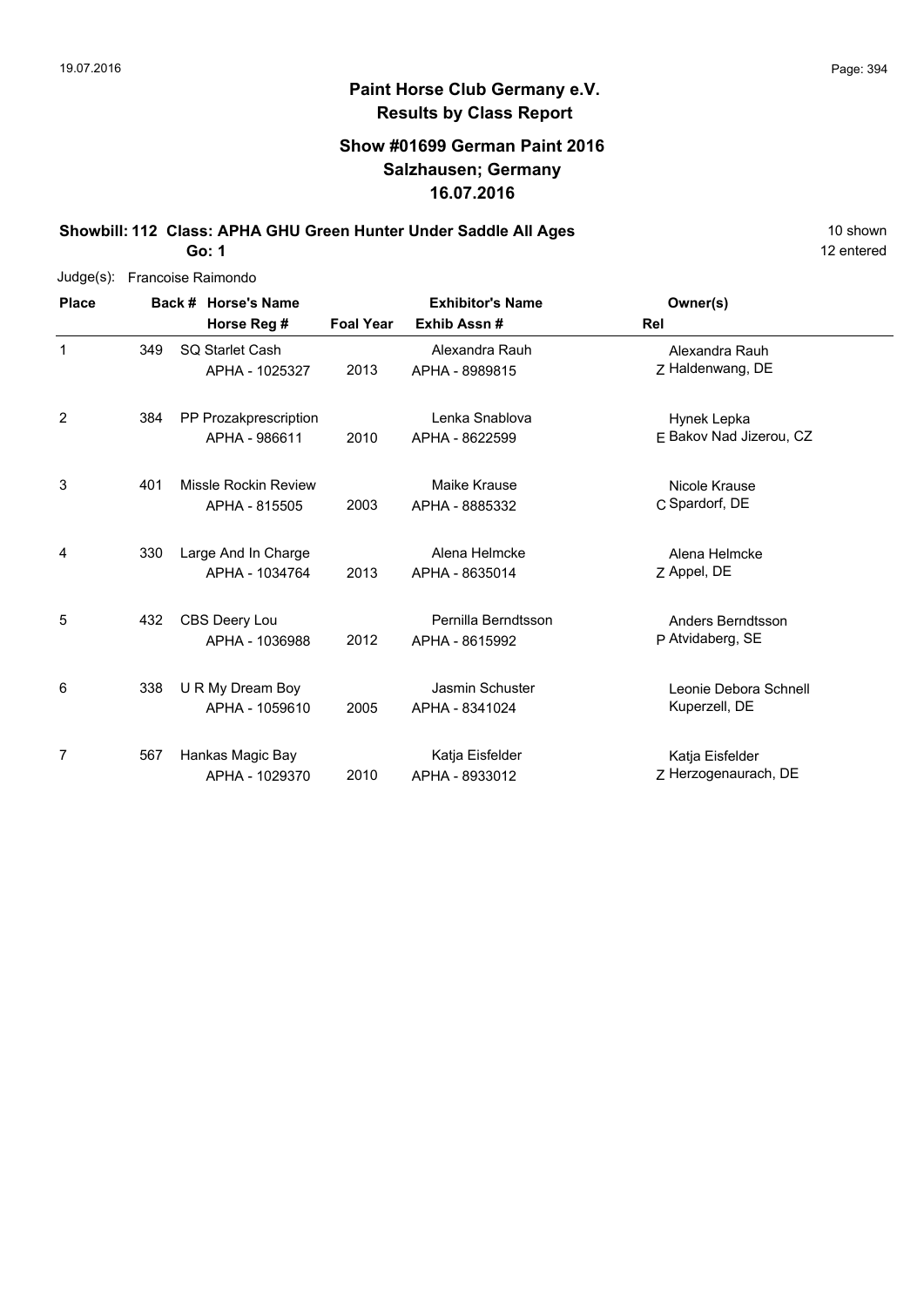# Paint Horse Club Germany e.V.

## Results by Class Report

### Show #01699 German Paint 2016
### Salzhausen; Germany
### 16.07.2016

**Showbill: 112 Class: APHA GHU Green Hunter Under Saddle All Ages** 10 shown

**Go: 1** 12 entered

Judge(s): Francoise Raimondo

| Place | Back # | Horse's Name / Horse Reg # | Foal Year | Exhibitor's Name / Exhib Assn # | Rel | Owner(s) |
|---|---|---|---|---|---|---|
| 1 | 349 | SQ Starlet Cash<br>APHA - 1025327 | 2013 | Alexandra Rauh<br>APHA - 8989815 | Z | Alexandra Rauh<br>Haldenwang, DE |
| 2 | 384 | PP Prozakprescription<br>APHA - 986611 | 2010 | Lenka Snablova<br>APHA - 8622599 | E | Hynek Lepka<br>Bakov Nad Jizerou, CZ |
| 3 | 401 | Missle Rockin Review<br>APHA - 815505 | 2003 | Maike Krause<br>APHA - 8885332 | C | Nicole Krause<br>Spardorf, DE |
| 4 | 330 | Large And In Charge<br>APHA - 1034764 | 2013 | Alena Helmcke<br>APHA - 8635014 | Z | Alena Helmcke<br>Appel, DE |
| 5 | 432 | CBS Deery Lou<br>APHA - 1036988 | 2012 | Pernilla Berndtsson<br>APHA - 8615992 | P | Anders Berndtsson<br>Atvidaberg, SE |
| 6 | 338 | U R My Dream Boy<br>APHA - 1059610 | 2005 | Jasmin Schuster<br>APHA - 8341024 | | Leonie Debora Schnell<br>Kuperzell, DE |
| 7 | 567 | Hankas Magic Bay<br>APHA - 1029370 | 2010 | Katja Eisfelder<br>APHA - 8933012 | Z | Katja Eisfelder<br>Herzogenaurach, DE |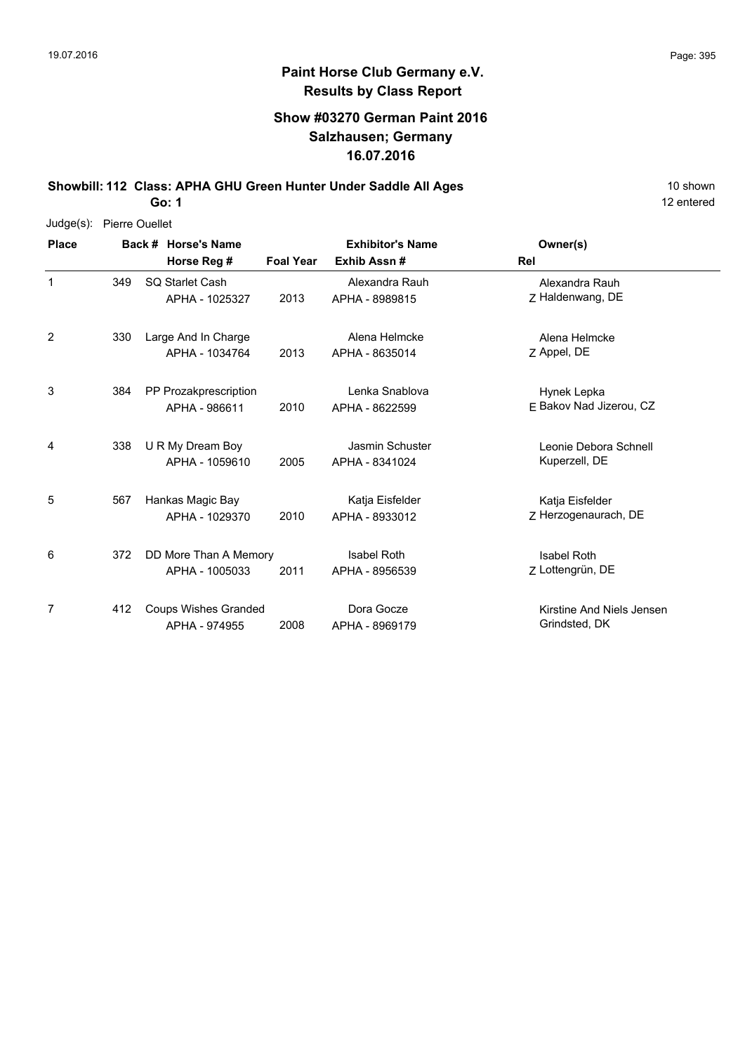# Paint Horse Club Germany e.V.

## Results by Class Report

### Show #03270 German Paint 2016
### Salzhausen; Germany
### 16.07.2016

**Showbill: 112 Class: APHA GHU Green Hunter Under Saddle All Ages** — 10 shown, 12 entered

**Go: 1**

Judge(s): Pierre Ouellet

| Place | Back # | Horse's Name / Horse Reg # | Foal Year | Exhibitor's Name / Exhib Assn # | Rel | Owner(s) |
|---|---|---|---|---|---|---|
| 1 | 349 | SQ Starlet Cash<br>APHA - 1025327 | 2013 | Alexandra Rauh<br>APHA - 8989815 | Z | Alexandra Rauh<br>Haldenwang, DE |
| 2 | 330 | Large And In Charge<br>APHA - 1034764 | 2013 | Alena Helmcke<br>APHA - 8635014 | Z | Alena Helmcke<br>Appel, DE |
| 3 | 384 | PP Prozakprescription<br>APHA - 986611 | 2010 | Lenka Snablova<br>APHA - 8622599 | E | Hynek Lepka<br>Bakov Nad Jizerou, CZ |
| 4 | 338 | U R My Dream Boy<br>APHA - 1059610 | 2005 | Jasmin Schuster<br>APHA - 8341024 | | Leonie Debora Schnell<br>Kuperzell, DE |
| 5 | 567 | Hankas Magic Bay<br>APHA - 1029370 | 2010 | Katja Eisfelder<br>APHA - 8933012 | Z | Katja Eisfelder<br>Herzogenaurach, DE |
| 6 | 372 | DD More Than A Memory<br>APHA - 1005033 | 2011 | Isabel Roth<br>APHA - 8956539 | Z | Isabel Roth<br>Lottengrün, DE |
| 7 | 412 | Coups Wishes Granded<br>APHA - 974955 | 2008 | Dora Gocze<br>APHA - 8969179 | | Kirstine And Niels Jensen<br>Grindsted, DK |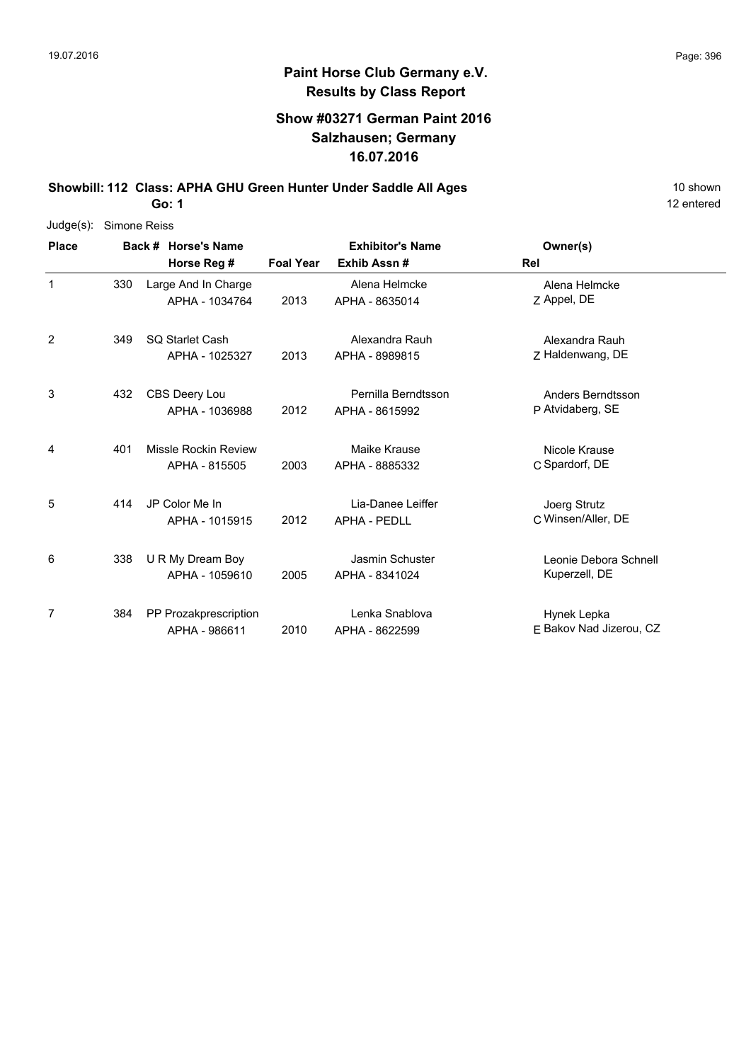# Paint Horse Club Germany e.V.
## Results by Class Report

### Show #03271 German Paint 2016
### Salzhausen; Germany
### 16.07.2016

**Showbill: 112 Class: APHA GHU Green Hunter Under Saddle All Ages** 10 shown

**Go: 1** 12 entered

Judge(s): Simone Reiss

| Place | Back # | Horse's Name / Horse Reg # | Foal Year | Exhibitor's Name / Exhib Assn # | Rel | Owner(s) |
|---|---|---|---|---|---|---|
| 1 | 330 | Large And In Charge<br>APHA - 1034764 | 2013 | Alena Helmcke<br>APHA - 8635014 | Z | Alena Helmcke<br>Appel, DE |
| 2 | 349 | SQ Starlet Cash<br>APHA - 1025327 | 2013 | Alexandra Rauh<br>APHA - 8989815 | Z | Alexandra Rauh<br>Haldenwang, DE |
| 3 | 432 | CBS Deery Lou<br>APHA - 1036988 | 2012 | Pernilla Berndtsson<br>APHA - 8615992 | P | Anders Berndtsson<br>Atvidaberg, SE |
| 4 | 401 | Missle Rockin Review<br>APHA - 815505 | 2003 | Maike Krause<br>APHA - 8885332 | C | Nicole Krause<br>Spardorf, DE |
| 5 | 414 | JP Color Me In<br>APHA - 1015915 | 2012 | Lia-Danee Leiffer<br>APHA - PEDLL | C | Joerg Strutz<br>Winsen/Aller, DE |
| 6 | 338 | U R My Dream Boy<br>APHA - 1059610 | 2005 | Jasmin Schuster<br>APHA - 8341024 | | Leonie Debora Schnell<br>Kuperzell, DE |
| 7 | 384 | PP Prozakprescription<br>APHA - 986611 | 2010 | Lenka Snablova<br>APHA - 8622599 | E | Hynek Lepka<br>Bakov Nad Jizerou, CZ |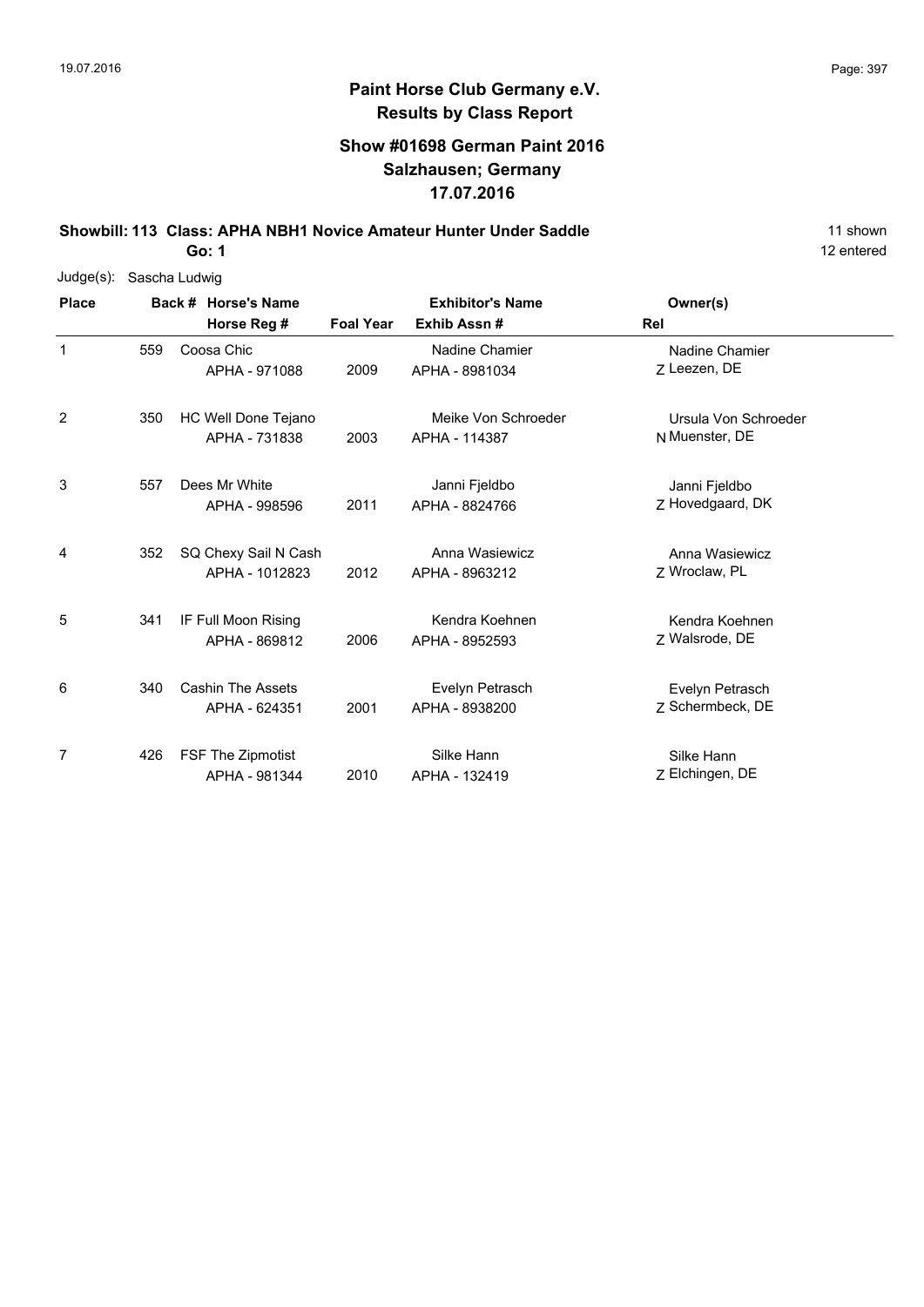**Paint Horse Club Germany e.V.**
**Results by Class Report**

**Show #01698 German Paint 2016**
**Salzhausen; Germany**
**17.07.2016**

**Showbill: 113 Class: APHA NBH1 Novice Amateur Hunter Under Saddle** 11 shown

**Go: 1** 12 entered

Judge(s): Sascha Ludwig

| Place | Back # | Horse's Name / Horse Reg # | Foal Year | Exhibitor's Name / Exhib Assn # | Owner(s) / Rel |
|---|---|---|---|---|---|
| 1 | 559 | Coosa Chic<br>APHA - 971088 | 2009 | Nadine Chamier<br>APHA - 8981034 | Nadine Chamier<br>Z Leezen, DE |
| 2 | 350 | HC Well Done Tejano<br>APHA - 731838 | 2003 | Meike Von Schroeder<br>APHA - 114387 | Ursula Von Schroeder<br>N Muenster, DE |
| 3 | 557 | Dees Mr White<br>APHA - 998596 | 2011 | Janni Fjeldbo<br>APHA - 8824766 | Janni Fjeldbo<br>Z Hovedgaard, DK |
| 4 | 352 | SQ Chexy Sail N Cash<br>APHA - 1012823 | 2012 | Anna Wasiewicz<br>APHA - 8963212 | Anna Wasiewicz<br>Z Wroclaw, PL |
| 5 | 341 | IF Full Moon Rising<br>APHA - 869812 | 2006 | Kendra Koehnen<br>APHA - 8952593 | Kendra Koehnen<br>Z Walsrode, DE |
| 6 | 340 | Cashin The Assets<br>APHA - 624351 | 2001 | Evelyn Petrasch<br>APHA - 8938200 | Evelyn Petrasch<br>Z Schermbeck, DE |
| 7 | 426 | FSF The Zipmotist<br>APHA - 981344 | 2010 | Silke Hann<br>APHA - 132419 | Silke Hann<br>Z Elchingen, DE |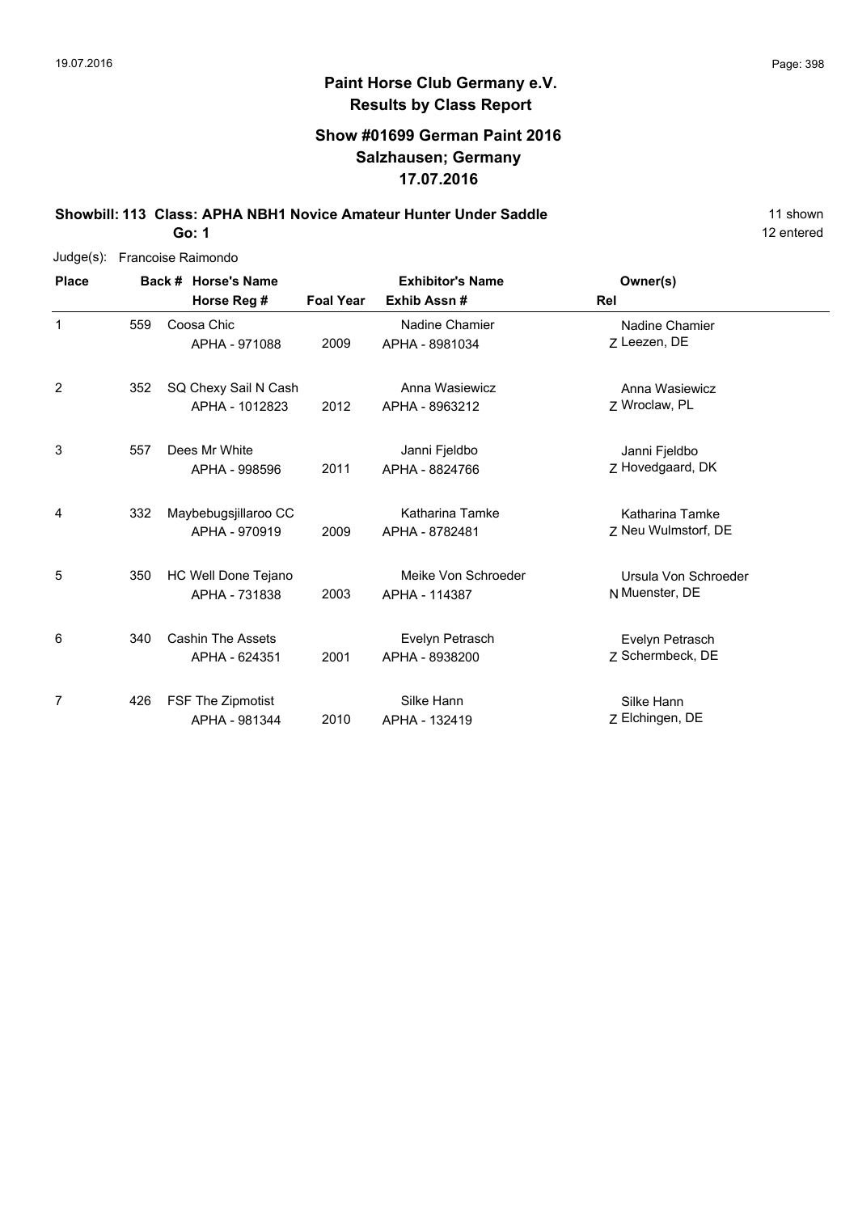# Paint Horse Club Germany e.V.
## Results by Class Report

### Show #01699 German Paint 2016
### Salzhausen; Germany
### 17.07.2016

**Showbill: 113 Class: APHA NBH1 Novice Amateur Hunter Under Saddle** 11 shown

**Go: 1** 12 entered

Judge(s): Francoise Raimondo

| Place | Back # | Horse's Name / Horse Reg # | Foal Year | Exhibitor's Name / Exhib Assn # | Rel | Owner(s) |
|---|---|---|---|---|---|---|
| 1 | 559 | Coosa Chic<br>APHA - 971088 | 2009 | Nadine Chamier<br>APHA - 8981034 | Z | Nadine Chamier<br>Leezen, DE |
| 2 | 352 | SQ Chexy Sail N Cash<br>APHA - 1012823 | 2012 | Anna Wasiewicz<br>APHA - 8963212 | Z | Anna Wasiewicz<br>Wroclaw, PL |
| 3 | 557 | Dees Mr White<br>APHA - 998596 | 2011 | Janni Fjeldbo<br>APHA - 8824766 | Z | Janni Fjeldbo<br>Hovedgaard, DK |
| 4 | 332 | Maybebugsjillaroo CC<br>APHA - 970919 | 2009 | Katharina Tamke<br>APHA - 8782481 | Z | Katharina Tamke<br>Neu Wulmstorf, DE |
| 5 | 350 | HC Well Done Tejano<br>APHA - 731838 | 2003 | Meike Von Schroeder<br>APHA - 114387 | N | Ursula Von Schroeder<br>Muenster, DE |
| 6 | 340 | Cashin The Assets<br>APHA - 624351 | 2001 | Evelyn Petrasch<br>APHA - 8938200 | Z | Evelyn Petrasch<br>Schermbeck, DE |
| 7 | 426 | FSF The Zipmotist<br>APHA - 981344 | 2010 | Silke Hann<br>APHA - 132419 | Z | Silke Hann<br>Elchingen, DE |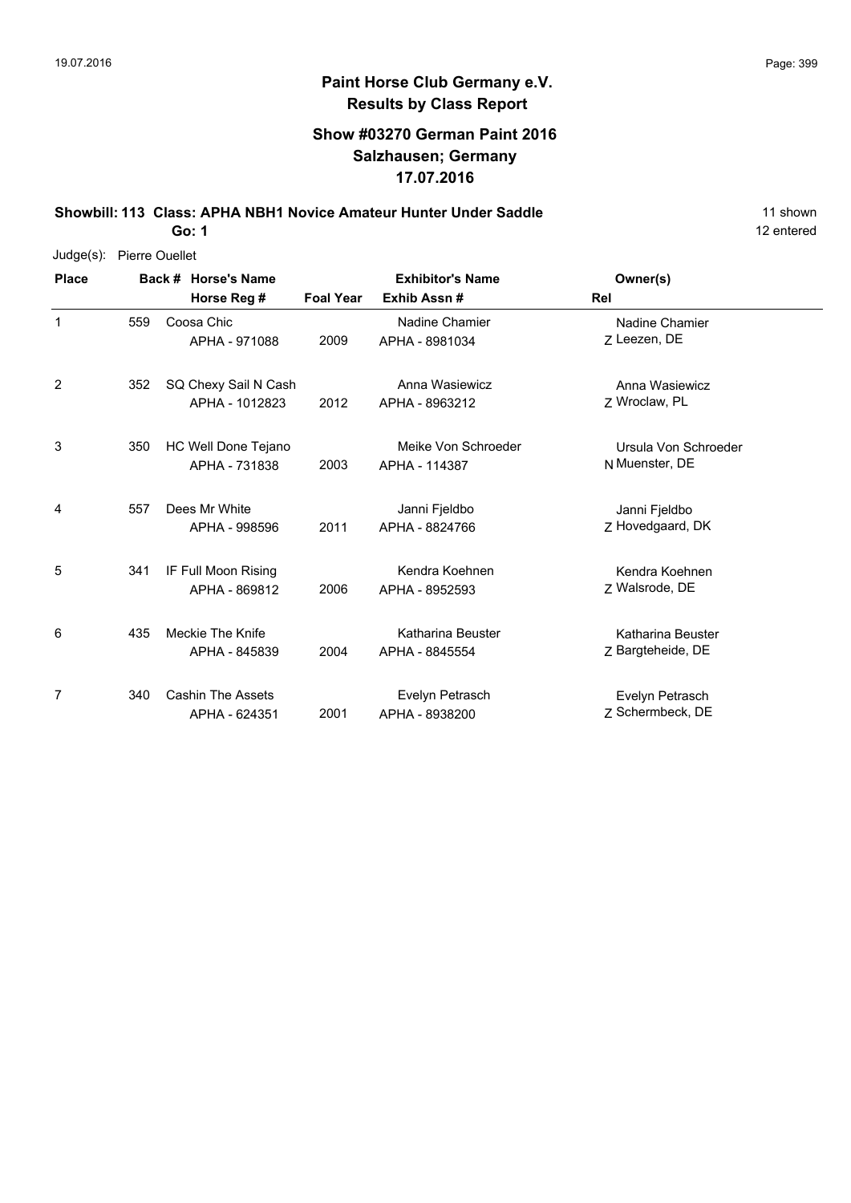# Paint Horse Club Germany e.V.

## Results by Class Report

### Show #03270 German Paint 2016
### Salzhausen; Germany
### 17.07.2016

**Showbill: 113 Class: APHA NBH1 Novice Amateur Hunter Under Saddle** — 11 shown

**Go: 1** — 12 entered

Judge(s): Pierre Ouellet

| Place | Back # | Horse's Name / Horse Reg # | Foal Year | Exhibitor's Name / Exhib Assn # | Rel | Owner(s) |
|---|---|---|---|---|---|---|
| 1 | 559 | Coosa Chic<br>APHA - 971088 | 2009 | Nadine Chamier<br>APHA - 8981034 | Z | Nadine Chamier<br>Leezen, DE |
| 2 | 352 | SQ Chexy Sail N Cash<br>APHA - 1012823 | 2012 | Anna Wasiewicz<br>APHA - 8963212 | Z | Anna Wasiewicz<br>Wroclaw, PL |
| 3 | 350 | HC Well Done Tejano<br>APHA - 731838 | 2003 | Meike Von Schroeder<br>APHA - 114387 | N | Ursula Von Schroeder<br>Muenster, DE |
| 4 | 557 | Dees Mr White<br>APHA - 998596 | 2011 | Janni Fjeldbo<br>APHA - 8824766 | Z | Janni Fjeldbo<br>Hovedgaard, DK |
| 5 | 341 | IF Full Moon Rising<br>APHA - 869812 | 2006 | Kendra Koehnen<br>APHA - 8952593 | Z | Kendra Koehnen<br>Walsrode, DE |
| 6 | 435 | Meckie The Knife<br>APHA - 845839 | 2004 | Katharina Beuster<br>APHA - 8845554 | Z | Katharina Beuster<br>Bargteheide, DE |
| 7 | 340 | Cashin The Assets<br>APHA - 624351 | 2001 | Evelyn Petrasch<br>APHA - 8938200 | Z | Evelyn Petrasch<br>Schermbeck, DE |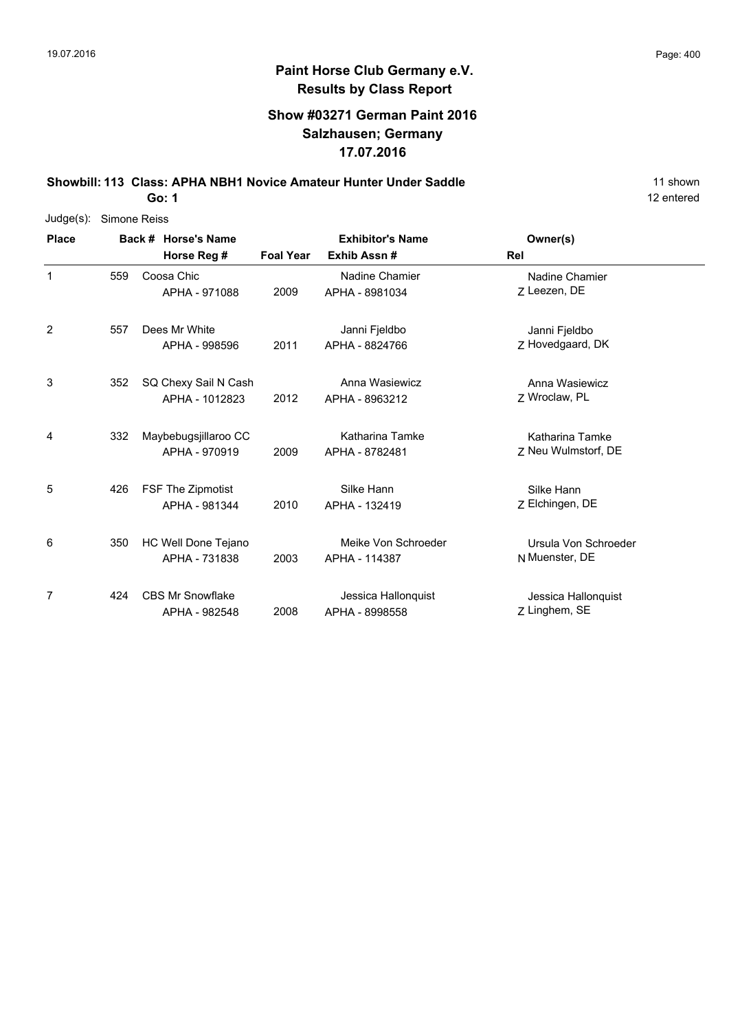# Paint Horse Club Germany e.V.

## Results by Class Report

### Show #03271 German Paint 2016
### Salzhausen; Germany
### 17.07.2016

**Showbill: 113 Class: APHA NBH1 Novice Amateur Hunter Under Saddle** 11 shown

**Go: 1** 12 entered

Judge(s): Simone Reiss

| Place | Back # | Horse's Name / Horse Reg # | Foal Year | Exhibitor's Name / Exhib Assn # | Rel | Owner(s) |
|---|---|---|---|---|---|---|
| 1 | 559 | Coosa Chic<br>APHA - 971088 | 2009 | Nadine Chamier<br>APHA - 8981034 | Z | Nadine Chamier<br>Leezen, DE |
| 2 | 557 | Dees Mr White<br>APHA - 998596 | 2011 | Janni Fjeldbo<br>APHA - 8824766 | Z | Janni Fjeldbo<br>Hovedgaard, DK |
| 3 | 352 | SQ Chexy Sail N Cash<br>APHA - 1012823 | 2012 | Anna Wasiewicz<br>APHA - 8963212 | Z | Anna Wasiewicz<br>Wroclaw, PL |
| 4 | 332 | Maybebugsjillaroo CC<br>APHA - 970919 | 2009 | Katharina Tamke<br>APHA - 8782481 | Z | Katharina Tamke<br>Neu Wulmstorf, DE |
| 5 | 426 | FSF The Zipmotist<br>APHA - 981344 | 2010 | Silke Hann<br>APHA - 132419 | Z | Silke Hann<br>Elchingen, DE |
| 6 | 350 | HC Well Done Tejano<br>APHA - 731838 | 2003 | Meike Von Schroeder<br>APHA - 114387 | N | Ursula Von Schroeder<br>Muenster, DE |
| 7 | 424 | CBS Mr Snowflake<br>APHA - 982548 | 2008 | Jessica Hallonquist<br>APHA - 8998558 | Z | Jessica Hallonquist<br>Linghem, SE |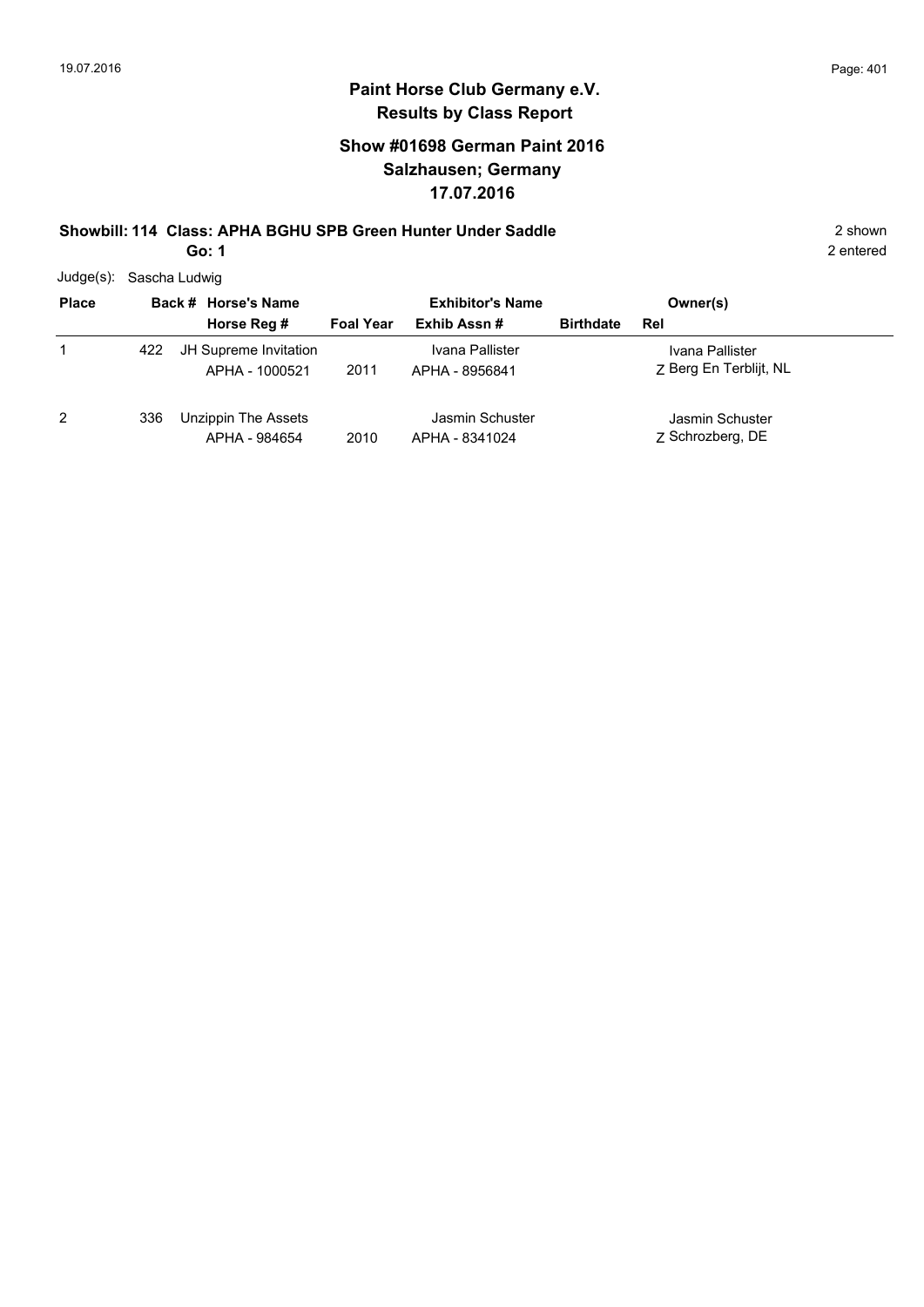**Paint Horse Club Germany e.V.**
**Results by Class Report**

## Show #01698 German Paint 2016
## Salzhausen; Germany
## 17.07.2016

**Showbill: 114 Class: APHA BGHU SPB Green Hunter Under Saddle** 2 shown

**Go: 1** 2 entered

Judge(s): Sascha Ludwig

| Place | Back # | Horse's Name / Horse Reg # | Foal Year | Exhibitor's Name / Exhib Assn # | Birthdate | Owner(s) / Rel |
|---|---|---|---|---|---|---|
| 1 | 422 | JH Supreme Invitation<br>APHA - 1000521 | 2011 | Ivana Pallister<br>APHA - 8956841 | | Ivana Pallister<br>Z Berg En Terblijt, NL |
| 2 | 336 | Unzippin The Assets<br>APHA - 984654 | 2010 | Jasmin Schuster<br>APHA - 8341024 | | Jasmin Schuster<br>Z Schrozberg, DE |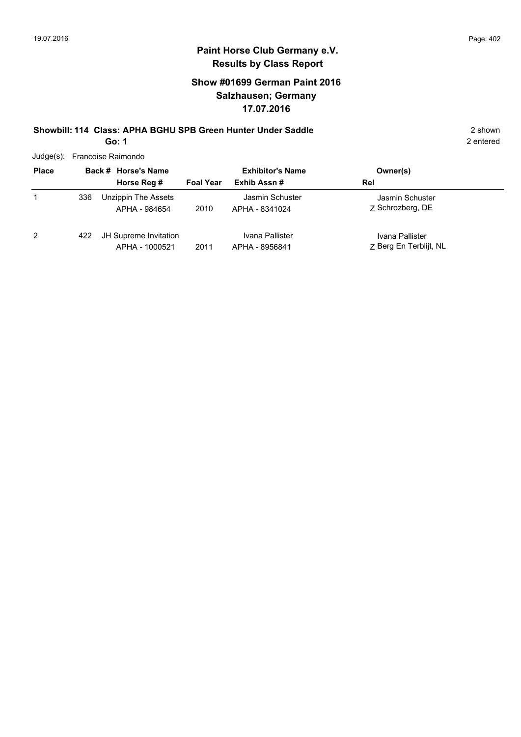# Paint Horse Club Germany e.V.

## Results by Class Report

### Show #01699 German Paint 2016
### Salzhausen; Germany
### 17.07.2016

**Showbill: 114 Class: APHA BGHU SPB Green Hunter Under Saddle** 2 shown

**Go: 1** 2 entered

Judge(s): Francoise Raimondo

| Place | Back # | Horse's Name / Horse Reg # | Foal Year | Exhibitor's Name / Exhib Assn # | Owner(s) / Rel |
|---|---|---|---|---|---|
| 1 | 336 | Unzippin The Assets<br>APHA - 984654 | 2010 | Jasmin Schuster<br>APHA - 8341024 | Jasmin Schuster<br>Z Schrozberg, DE |
| 2 | 422 | JH Supreme Invitation<br>APHA - 1000521 | 2011 | Ivana Pallister<br>APHA - 8956841 | Ivana Pallister<br>Z Berg En Terblijt, NL |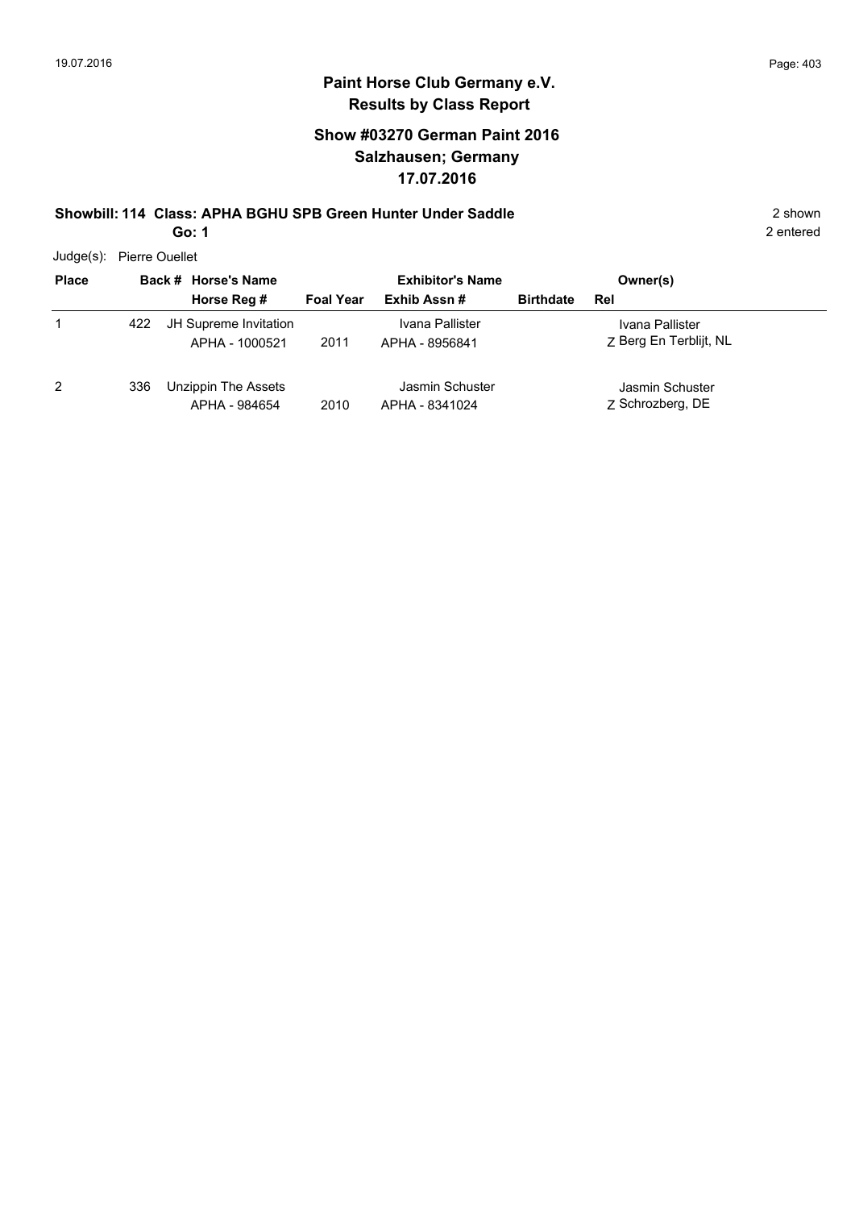# Paint Horse Club Germany e.V.

## Results by Class Report

### Show #03270 German Paint 2016
### Salzhausen; Germany
### 17.07.2016

**Showbill: 114 Class: APHA BGHU SPB Green Hunter Under Saddle** 2 shown

**Go: 1** 2 entered

Judge(s): Pierre Ouellet

| Place | Back # | Horse's Name / Horse Reg # | Foal Year | Exhibitor's Name / Exhib Assn # | Birthdate | Owner(s) / Rel |
|---|---|---|---|---|---|---|
| 1 | 422 | JH Supreme Invitation<br>APHA - 1000521 | 2011 | Ivana Pallister<br>APHA - 8956841 | | Ivana Pallister<br>Z Berg En Terblijt, NL |
| 2 | 336 | Unzippin The Assets<br>APHA - 984654 | 2010 | Jasmin Schuster<br>APHA - 8341024 | | Jasmin Schuster<br>Z Schrozberg, DE |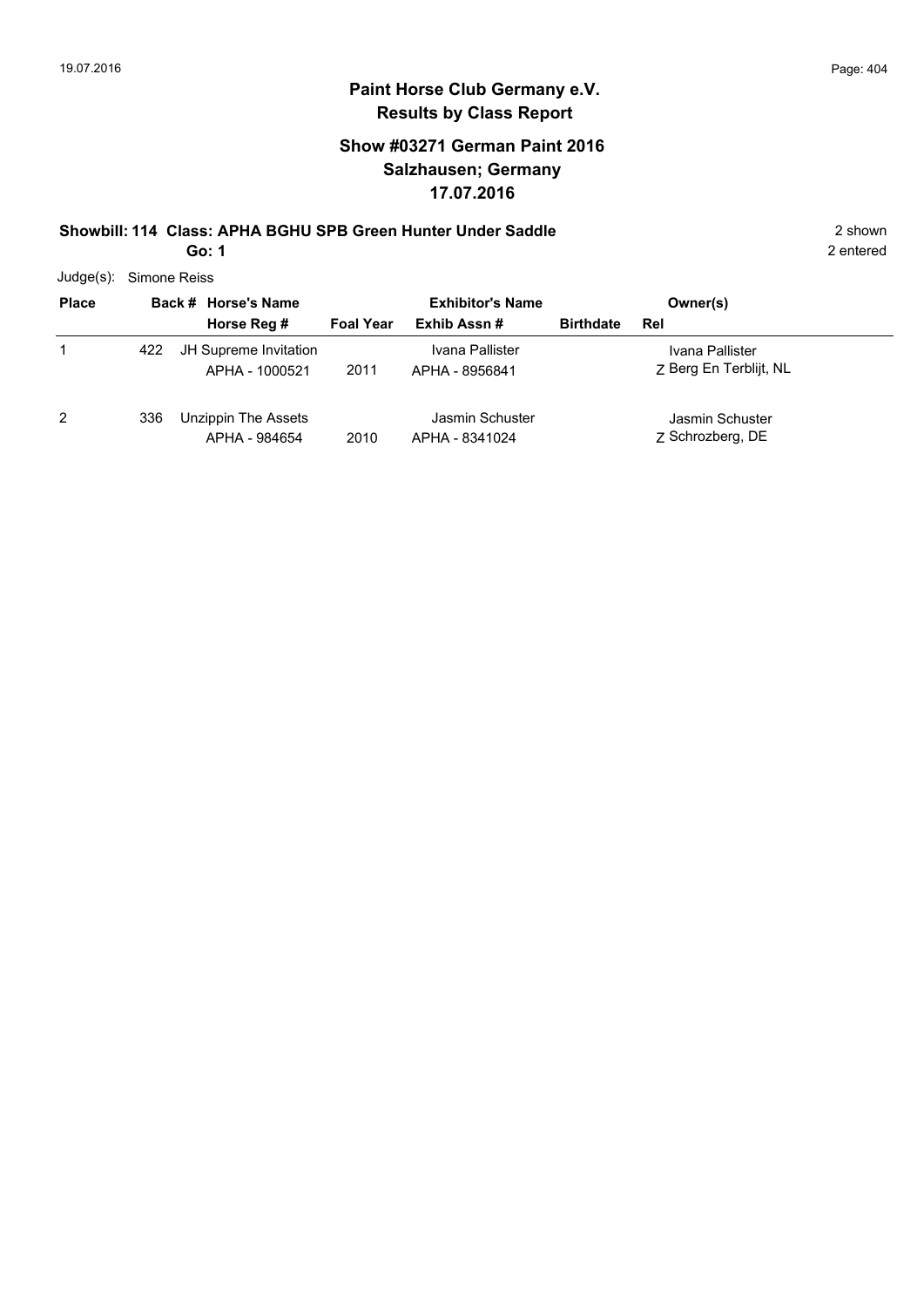## Paint Horse Club Germany e.V.
## Results by Class Report

### Show #03271 German Paint 2016
### Salzhausen; Germany
### 17.07.2016

**Showbill: 114 Class: APHA BGHU SPB Green Hunter Under Saddle** 2 shown

**Go: 1** 2 entered

Judge(s): Simone Reiss

| Place | Back # | Horse's Name / Horse Reg # | Foal Year | Exhibitor's Name / Exhib Assn # | Birthdate | Owner(s) / Rel |
|---|---|---|---|---|---|---|
| 1 | 422 | JH Supreme Invitation<br>APHA - 1000521 | 2011 | Ivana Pallister<br>APHA - 8956841 | | Ivana Pallister<br>Z Berg En Terblijt, NL |
| 2 | 336 | Unzippin The Assets<br>APHA - 984654 | 2010 | Jasmin Schuster<br>APHA - 8341024 | | Jasmin Schuster<br>Z Schrozberg, DE |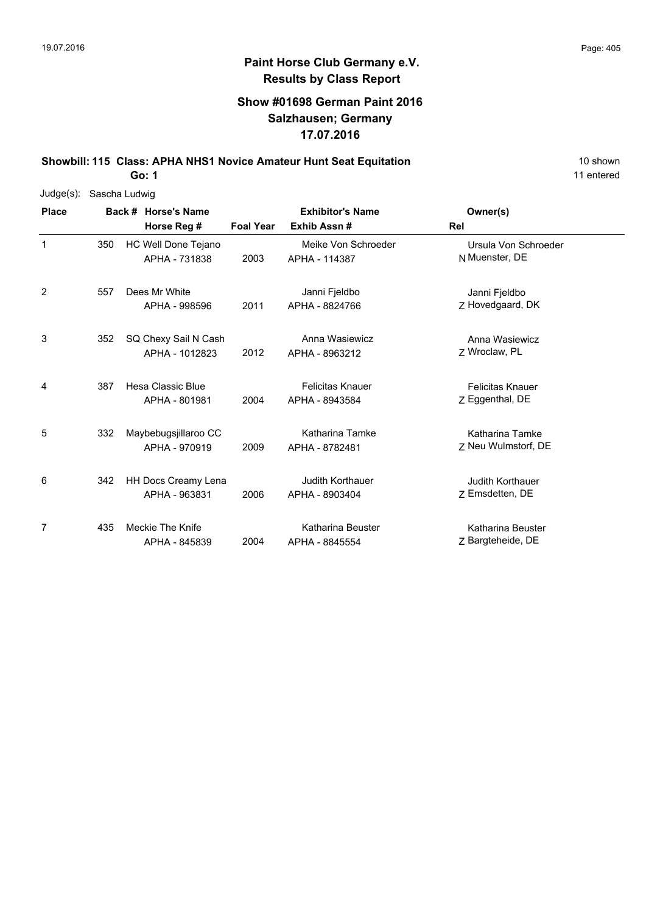# Paint Horse Club Germany e.V.
## Results by Class Report

### Show #01698 German Paint 2016
### Salzhausen; Germany
### 17.07.2016

**Showbill: 115 Class: APHA NHS1 Novice Amateur Hunt Seat Equitation** 10 shown

**Go: 1** 11 entered

Judge(s): Sascha Ludwig

| Place | Back # | Horse's Name / Horse Reg # | Foal Year | Exhibitor's Name / Exhib Assn # | Rel | Owner(s) |
|---|---|---|---|---|---|---|
| 1 | 350 | HC Well Done Tejano<br>APHA - 731838 | 2003 | Meike Von Schroeder<br>APHA - 114387 | N | Ursula Von Schroeder<br>Muenster, DE |
| 2 | 557 | Dees Mr White<br>APHA - 998596 | 2011 | Janni Fjeldbo<br>APHA - 8824766 | Z | Janni Fjeldbo<br>Hovedgaard, DK |
| 3 | 352 | SQ Chexy Sail N Cash<br>APHA - 1012823 | 2012 | Anna Wasiewicz<br>APHA - 8963212 | Z | Anna Wasiewicz<br>Wroclaw, PL |
| 4 | 387 | Hesa Classic Blue<br>APHA - 801981 | 2004 | Felicitas Knauer<br>APHA - 8943584 | Z | Felicitas Knauer<br>Eggenthal, DE |
| 5 | 332 | Maybebugsjillaroo CC<br>APHA - 970919 | 2009 | Katharina Tamke<br>APHA - 8782481 | Z | Katharina Tamke<br>Neu Wulmstorf, DE |
| 6 | 342 | HH Docs Creamy Lena<br>APHA - 963831 | 2006 | Judith Korthauer<br>APHA - 8903404 | Z | Judith Korthauer<br>Emsdetten, DE |
| 7 | 435 | Meckie The Knife<br>APHA - 845839 | 2004 | Katharina Beuster<br>APHA - 8845554 | Z | Katharina Beuster<br>Bargteheide, DE |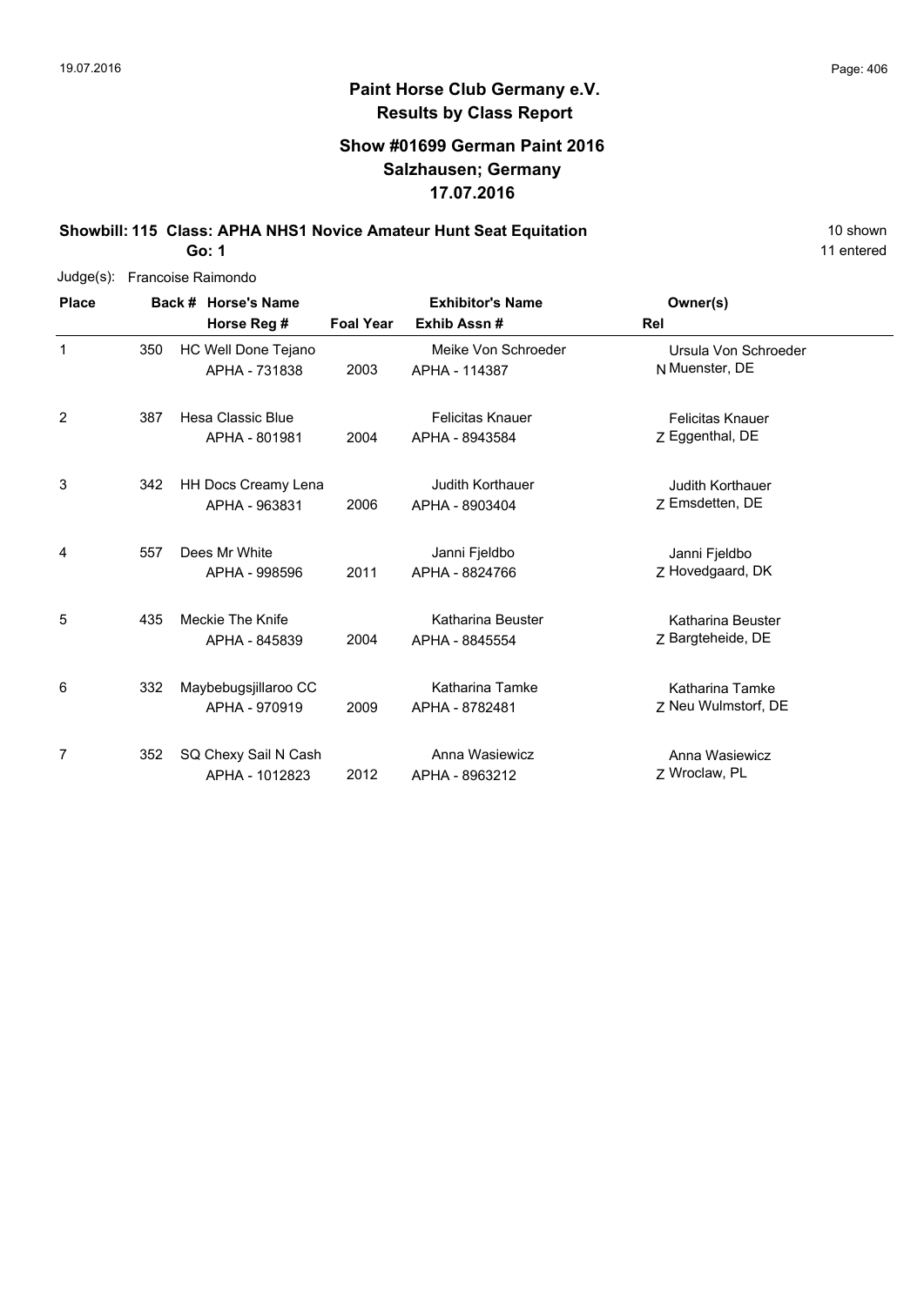## Paint Horse Club Germany e.V.
## Results by Class Report

### Show #01699 German Paint 2016
### Salzhausen; Germany
### 17.07.2016

**Showbill: 115 Class: APHA NHS1 Novice Amateur Hunt Seat Equitation** 10 shown

**Go: 1** 11 entered

Judge(s): Francoise Raimondo

| Place | Back # | Horse's Name / Horse Reg # | Foal Year | Exhibitor's Name / Exhib Assn # | Rel | Owner(s) |
|---|---|---|---|---|---|---|
| 1 | 350 | HC Well Done Tejano<br>APHA - 731838 | 2003 | Meike Von Schroeder<br>APHA - 114387 | N | Ursula Von Schroeder<br>Muenster, DE |
| 2 | 387 | Hesa Classic Blue<br>APHA - 801981 | 2004 | Felicitas Knauer<br>APHA - 8943584 | Z | Felicitas Knauer<br>Eggenthal, DE |
| 3 | 342 | HH Docs Creamy Lena<br>APHA - 963831 | 2006 | Judith Korthauer<br>APHA - 8903404 | Z | Judith Korthauer<br>Emsdetten, DE |
| 4 | 557 | Dees Mr White<br>APHA - 998596 | 2011 | Janni Fjeldbo<br>APHA - 8824766 | Z | Janni Fjeldbo<br>Hovedgaard, DK |
| 5 | 435 | Meckie The Knife<br>APHA - 845839 | 2004 | Katharina Beuster<br>APHA - 8845554 | Z | Katharina Beuster<br>Bargteheide, DE |
| 6 | 332 | Maybebugsjillaroo CC<br>APHA - 970919 | 2009 | Katharina Tamke<br>APHA - 8782481 | Z | Katharina Tamke<br>Neu Wulmstorf, DE |
| 7 | 352 | SQ Chexy Sail N Cash<br>APHA - 1012823 | 2012 | Anna Wasiewicz<br>APHA - 8963212 | Z | Anna Wasiewicz<br>Wroclaw, PL |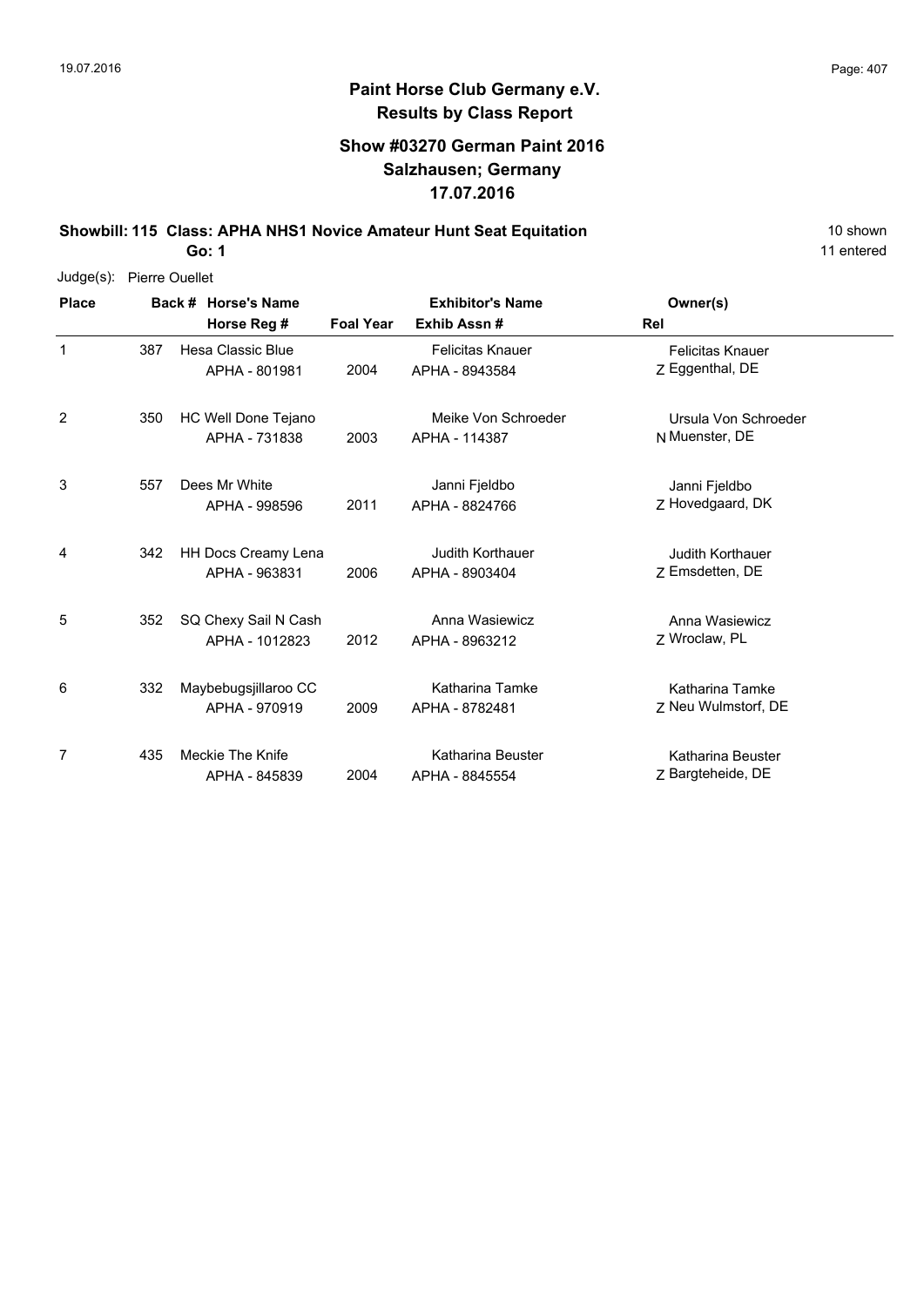# Paint Horse Club Germany e.V.

## Results by Class Report

### Show #03270 German Paint 2016
### Salzhausen; Germany
### 17.07.2016

**Showbill: 115 Class: APHA NHS1 Novice Amateur Hunt Seat Equitation** 10 shown

**Go: 1** 11 entered

Judge(s): Pierre Ouellet

| Place | Back # | Horse's Name / Horse Reg # | Foal Year | Exhibitor's Name / Exhib Assn # | Rel | Owner(s) |
|---|---|---|---|---|---|---|
| 1 | 387 | Hesa Classic Blue<br>APHA - 801981 | 2004 | Felicitas Knauer<br>APHA - 8943584 | Z | Felicitas Knauer<br>Eggenthal, DE |
| 2 | 350 | HC Well Done Tejano<br>APHA - 731838 | 2003 | Meike Von Schroeder<br>APHA - 114387 | N | Ursula Von Schroeder<br>Muenster, DE |
| 3 | 557 | Dees Mr White<br>APHA - 998596 | 2011 | Janni Fjeldbo<br>APHA - 8824766 | Z | Janni Fjeldbo<br>Hovedgaard, DK |
| 4 | 342 | HH Docs Creamy Lena<br>APHA - 963831 | 2006 | Judith Korthauer<br>APHA - 8903404 | Z | Judith Korthauer<br>Emsdetten, DE |
| 5 | 352 | SQ Chexy Sail N Cash<br>APHA - 1012823 | 2012 | Anna Wasiewicz<br>APHA - 8963212 | Z | Anna Wasiewicz<br>Wroclaw, PL |
| 6 | 332 | Maybebugsjillaroo CC<br>APHA - 970919 | 2009 | Katharina Tamke<br>APHA - 8782481 | Z | Katharina Tamke<br>Neu Wulmstorf, DE |
| 7 | 435 | Meckie The Knife<br>APHA - 845839 | 2004 | Katharina Beuster<br>APHA - 8845554 | Z | Katharina Beuster<br>Bargteheide, DE |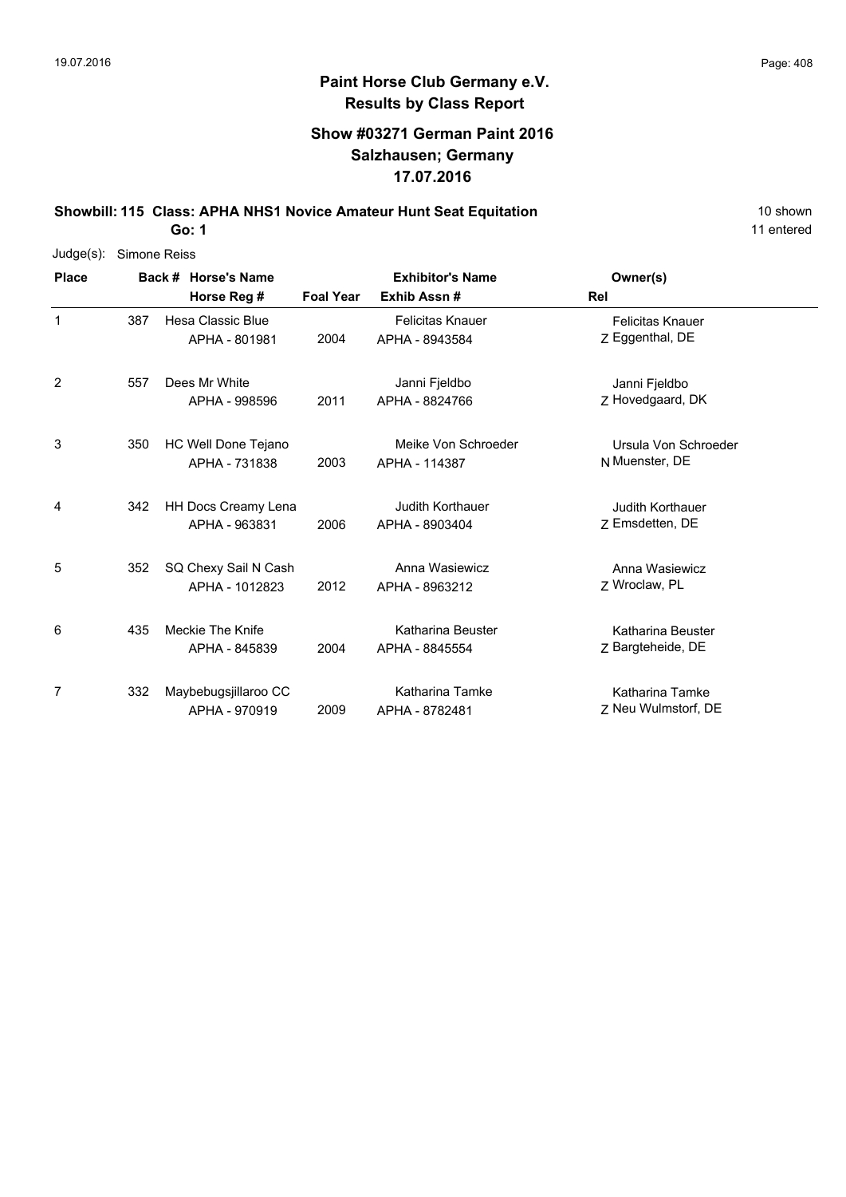**Paint Horse Club Germany e.V.**
**Results by Class Report**

**Show #03271 German Paint 2016**
**Salzhausen; Germany**
**17.07.2016**

**Showbill: 115 Class: APHA NHS1 Novice Amateur Hunt Seat Equitation** — 10 shown, 11 entered

**Go: 1**

Judge(s): Simone Reiss

| Place | Back # | Horse's Name / Horse Reg # | Foal Year | Exhibitor's Name / Exhib Assn # | Rel | Owner(s) |
|---|---|---|---|---|---|---|
| 1 | 387 | Hesa Classic Blue<br>APHA - 801981 | 2004 | Felicitas Knauer<br>APHA - 8943584 | Z | Felicitas Knauer<br>Eggenthal, DE |
| 2 | 557 | Dees Mr White<br>APHA - 998596 | 2011 | Janni Fjeldbo<br>APHA - 8824766 | Z | Janni Fjeldbo<br>Hovedgaard, DK |
| 3 | 350 | HC Well Done Tejano<br>APHA - 731838 | 2003 | Meike Von Schroeder<br>APHA - 114387 | N | Ursula Von Schroeder<br>Muenster, DE |
| 4 | 342 | HH Docs Creamy Lena<br>APHA - 963831 | 2006 | Judith Korthauer<br>APHA - 8903404 | Z | Judith Korthauer<br>Emsdetten, DE |
| 5 | 352 | SQ Chexy Sail N Cash<br>APHA - 1012823 | 2012 | Anna Wasiewicz<br>APHA - 8963212 | Z | Anna Wasiewicz<br>Wroclaw, PL |
| 6 | 435 | Meckie The Knife<br>APHA - 845839 | 2004 | Katharina Beuster<br>APHA - 8845554 | Z | Katharina Beuster<br>Bargteheide, DE |
| 7 | 332 | Maybebugsjillaroo CC<br>APHA - 970919 | 2009 | Katharina Tamke<br>APHA - 8782481 | Z | Katharina Tamke<br>Neu Wulmstorf, DE |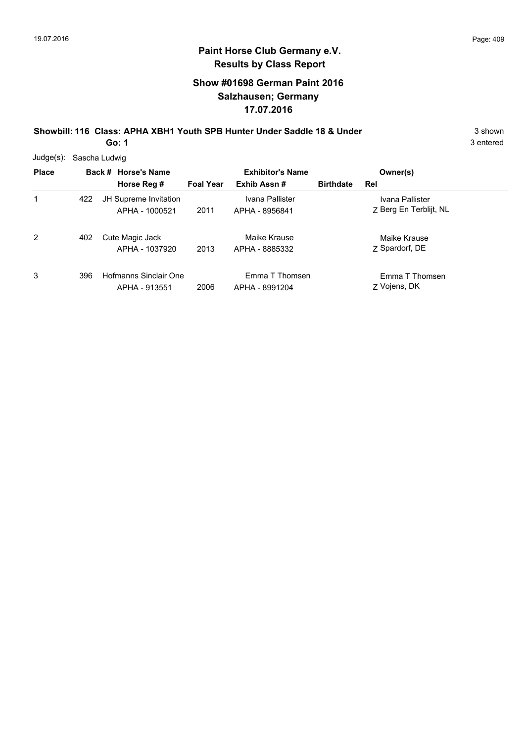# Paint Horse Club Germany e.V.

## Results by Class Report

### Show #01698 German Paint 2016
### Salzhausen; Germany
### 17.07.2016

**Showbill: 116 Class: APHA XBH1 Youth SPB Hunter Under Saddle 18 & Under** 3 shown

**Go: 1** 3 entered

Judge(s): Sascha Ludwig

| Place | Back # | Horse's Name / Horse Reg # | Foal Year | Exhibitor's Name / Exhib Assn # | Birthdate | Rel | Owner(s) |
|---|---|---|---|---|---|---|---|
| 1 | 422 | JH Supreme Invitation<br>APHA - 1000521 | 2011 | Ivana Pallister<br>APHA - 8956841 | | Z | Ivana Pallister<br>Berg En Terblijt, NL |
| 2 | 402 | Cute Magic Jack<br>APHA - 1037920 | 2013 | Maike Krause<br>APHA - 8885332 | | Z | Maike Krause<br>Spardorf, DE |
| 3 | 396 | Hofmanns Sinclair One<br>APHA - 913551 | 2006 | Emma T Thomsen<br>APHA - 8991204 | | Z | Emma T Thomsen<br>Vojens, DK |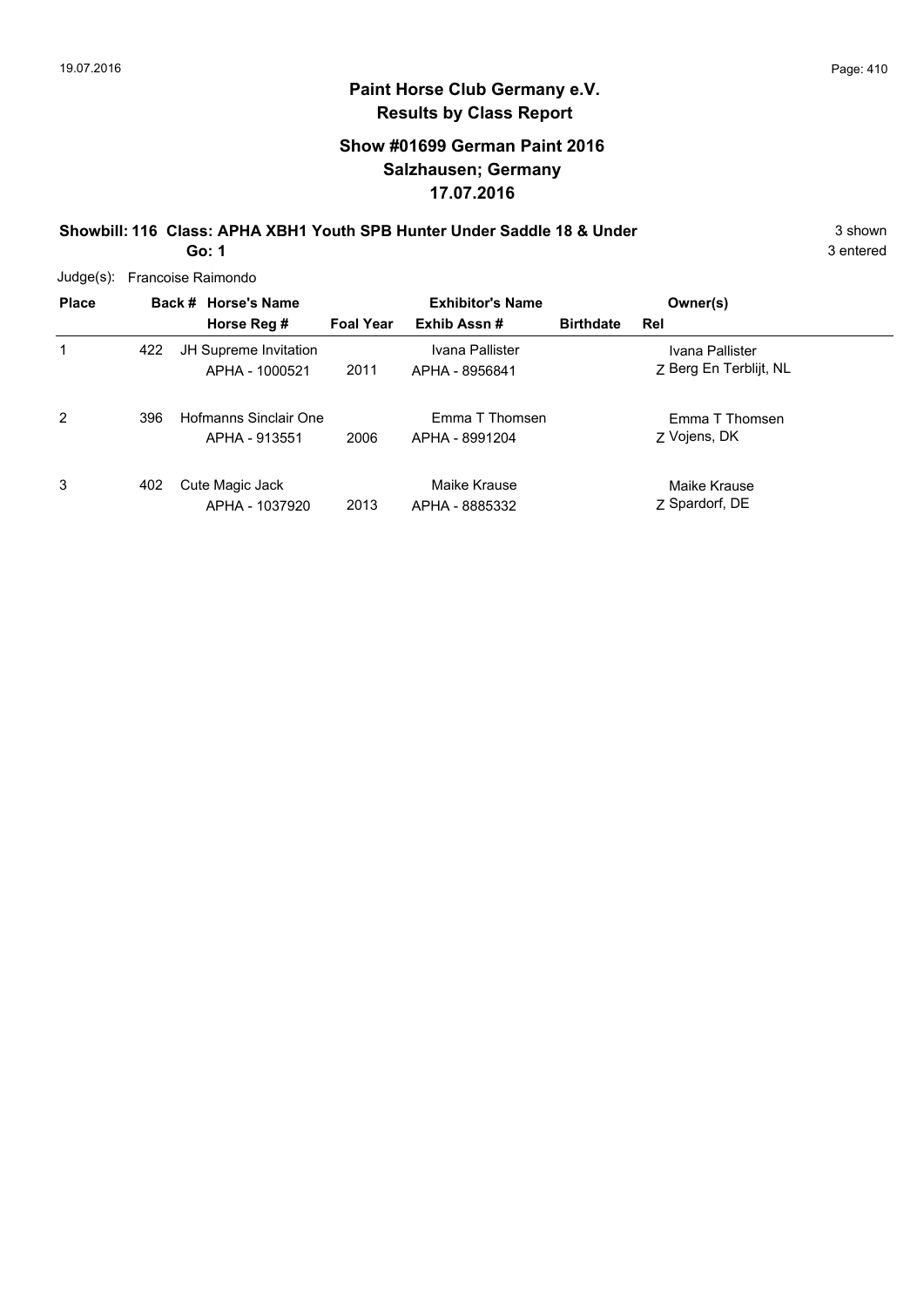# Paint Horse Club Germany e.V.
## Results by Class Report

### Show #01699 German Paint 2016
### Salzhausen; Germany
### 17.07.2016

**Showbill: 116 Class: APHA XBH1 Youth SPB Hunter Under Saddle 18 & Under** 3 shown
**Go: 1** 3 entered

Judge(s): Francoise Raimondo

| Place | Back # | Horse's Name / Horse Reg # | Foal Year | Exhibitor's Name / Exhib Assn # | Birthdate | Rel | Owner(s) |
|---|---|---|---|---|---|---|---|
| 1 | 422 | JH Supreme Invitation / APHA - 1000521 | 2011 | Ivana Pallister / APHA - 8956841 | | Z | Ivana Pallister / Berg En Terblijt, NL |
| 2 | 396 | Hofmanns Sinclair One / APHA - 913551 | 2006 | Emma T Thomsen / APHA - 8991204 | | Z | Emma T Thomsen / Vojens, DK |
| 3 | 402 | Cute Magic Jack / APHA - 1037920 | 2013 | Maike Krause / APHA - 8885332 | | Z | Maike Krause / Spardorf, DE |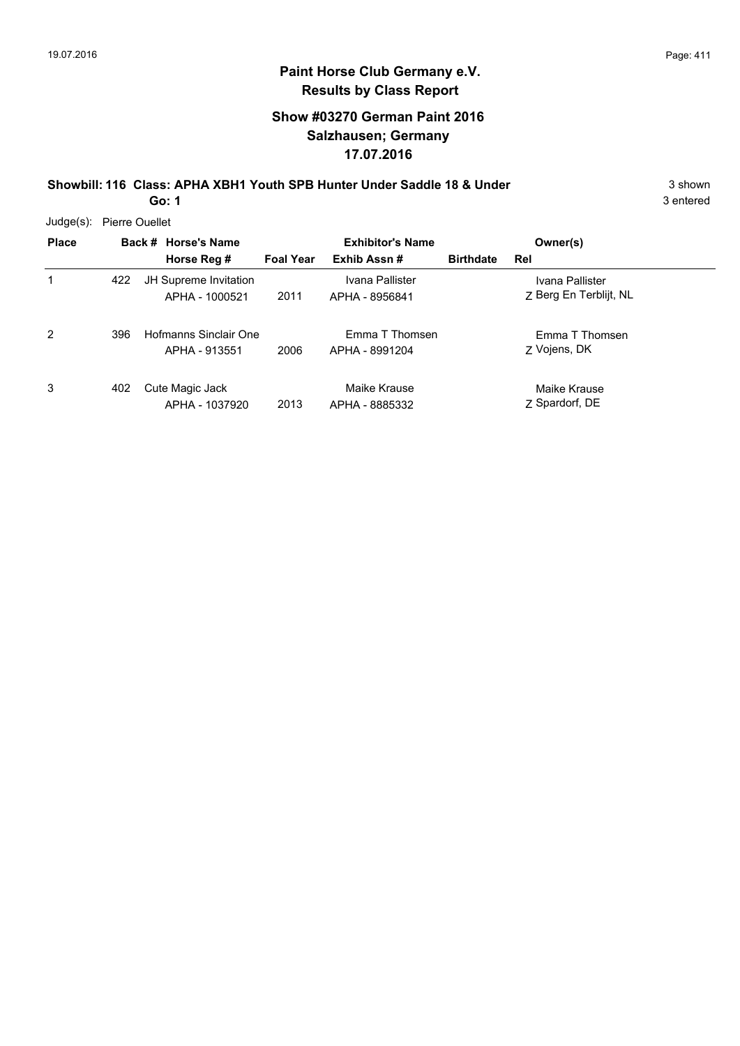# Paint Horse Club Germany e.V.

## Results by Class Report

### Show #03270 German Paint 2016
### Salzhausen; Germany
### 17.07.2016

**Showbill: 116 Class: APHA XBH1 Youth SPB Hunter Under Saddle 18 & Under** 3 shown

**Go: 1** 3 entered

Judge(s): Pierre Ouellet

| Place | Back # | Horse's Name / Horse Reg # | Foal Year | Exhibitor's Name / Exhib Assn # | Birthdate | Owner(s) / Rel |
|---|---|---|---|---|---|---|
| 1 | 422 | JH Supreme Invitation<br>APHA - 1000521 | 2011 | Ivana Pallister<br>APHA - 8956841 | | Ivana Pallister<br>Z Berg En Terblijt, NL |
| 2 | 396 | Hofmanns Sinclair One<br>APHA - 913551 | 2006 | Emma T Thomsen<br>APHA - 8991204 | | Emma T Thomsen<br>Z Vojens, DK |
| 3 | 402 | Cute Magic Jack<br>APHA - 1037920 | 2013 | Maike Krause<br>APHA - 8885332 | | Maike Krause<br>Z Spardorf, DE |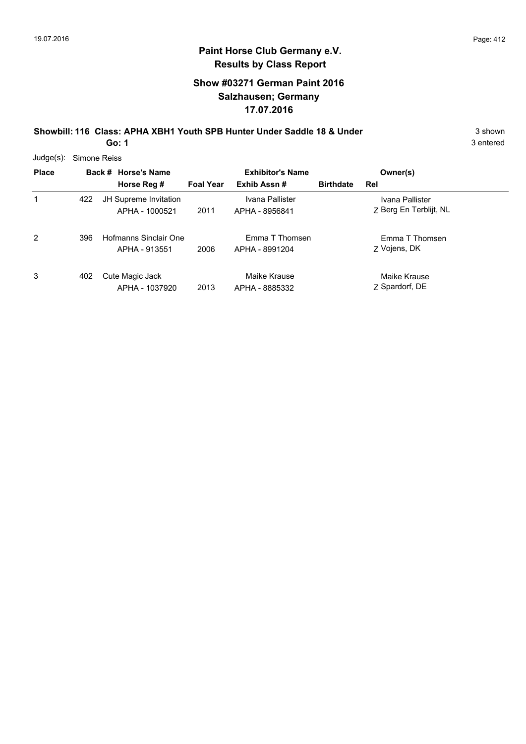# Paint Horse Club Germany e.V.

## Results by Class Report

### Show #03271 German Paint 2016
### Salzhausen; Germany
### 17.07.2016

**Showbill: 116 Class: APHA XBH1 Youth SPB Hunter Under Saddle 18 & Under** 3 shown
**Go: 1** 3 entered

Judge(s): Simone Reiss

| Place | Back # | Horse's Name / Horse Reg # | Foal Year | Exhibitor's Name / Exhib Assn # | Birthdate | Rel | Owner(s) |
|---|---|---|---|---|---|---|---|
| 1 | 422 | JH Supreme Invitation / APHA - 1000521 | 2011 | Ivana Pallister / APHA - 8956841 | | Z | Ivana Pallister / Berg En Terblijt, NL |
| 2 | 396 | Hofmanns Sinclair One / APHA - 913551 | 2006 | Emma T Thomsen / APHA - 8991204 | | Z | Emma T Thomsen / Vojens, DK |
| 3 | 402 | Cute Magic Jack / APHA - 1037920 | 2013 | Maike Krause / APHA - 8885332 | | Z | Maike Krause / Spardorf, DE |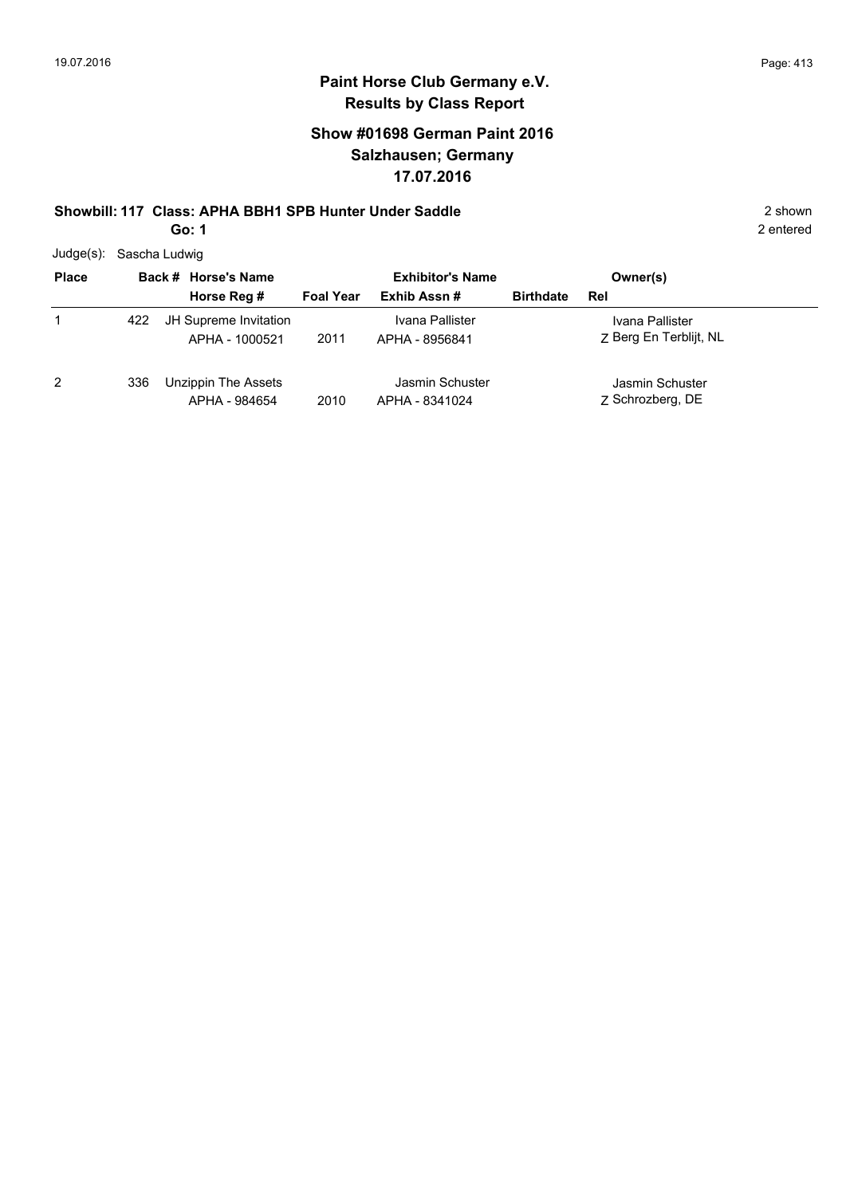## Paint Horse Club Germany e.V.
## Results by Class Report

### Show #01698 German Paint 2016
### Salzhausen; Germany
### 17.07.2016

**Showbill: 117 Class: APHA BBH1 SPB Hunter Under Saddle** 2 shown

**Go: 1** 2 entered

Judge(s): Sascha Ludwig

| Place | Back # | Horse's Name / Horse Reg # | Foal Year | Exhibitor's Name / Exhib Assn # | Birthdate | Owner(s) / Rel |
|---|---|---|---|---|---|---|
| 1 | 422 | JH Supreme Invitation / APHA - 1000521 | 2011 | Ivana Pallister / APHA - 8956841 | | Ivana Pallister / Z Berg En Terblijt, NL |
| 2 | 336 | Unzippin The Assets / APHA - 984654 | 2010 | Jasmin Schuster / APHA - 8341024 | | Jasmin Schuster / Z Schrozberg, DE |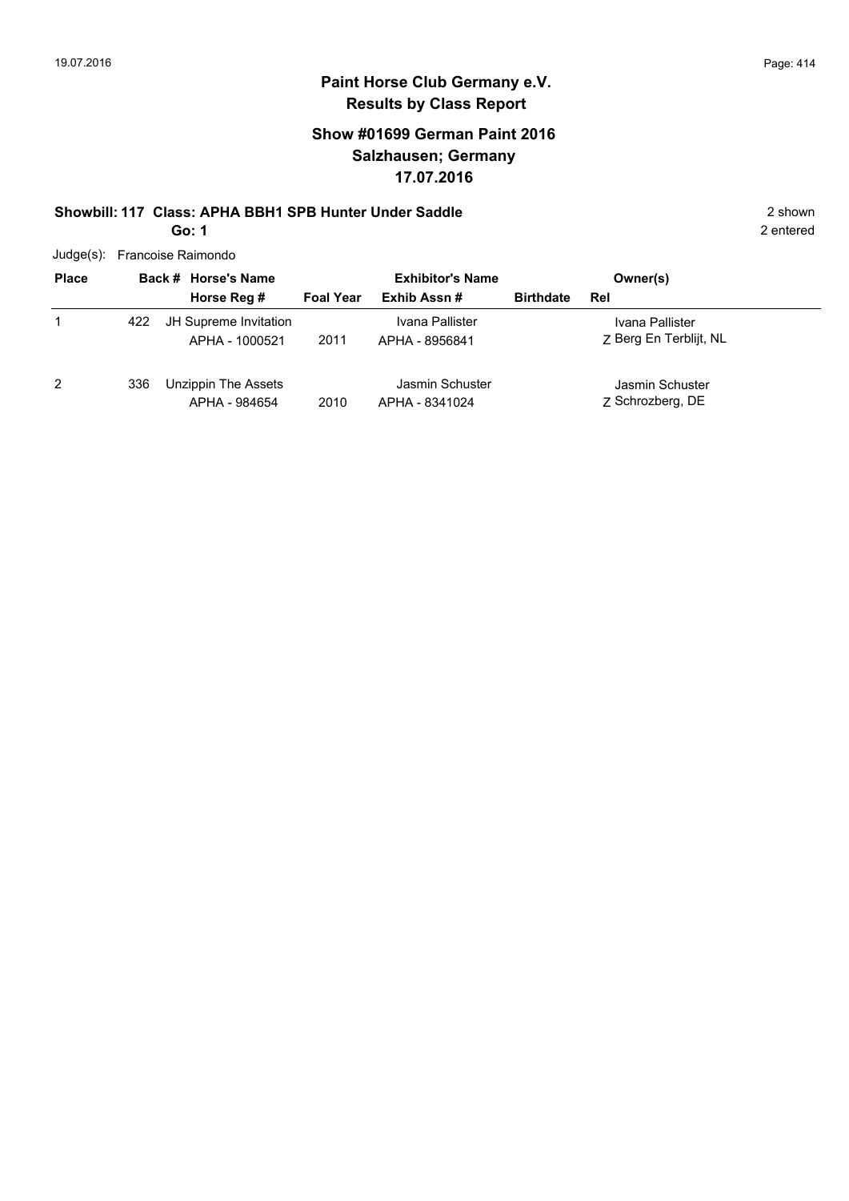# Paint Horse Club Germany e.V.
## Results by Class Report

### Show #01699 German Paint 2016
### Salzhausen; Germany
### 17.07.2016

**Showbill: 117 Class: APHA BBH1 SPB Hunter Under Saddle** 2 shown

**Go: 1** 2 entered

Judge(s): Francoise Raimondo

| Place | Back # | Horse's Name / Horse Reg # | Foal Year | Exhibitor's Name / Exhib Assn # | Birthdate | Owner(s) / Rel |
|---|---|---|---|---|---|---|
| 1 | 422 | JH Supreme Invitation<br>APHA - 1000521 | 2011 | Ivana Pallister<br>APHA - 8956841 | | Ivana Pallister<br>Z Berg En Terblijt, NL |
| 2 | 336 | Unzippin The Assets<br>APHA - 984654 | 2010 | Jasmin Schuster<br>APHA - 8341024 | | Jasmin Schuster<br>Z Schrozberg, DE |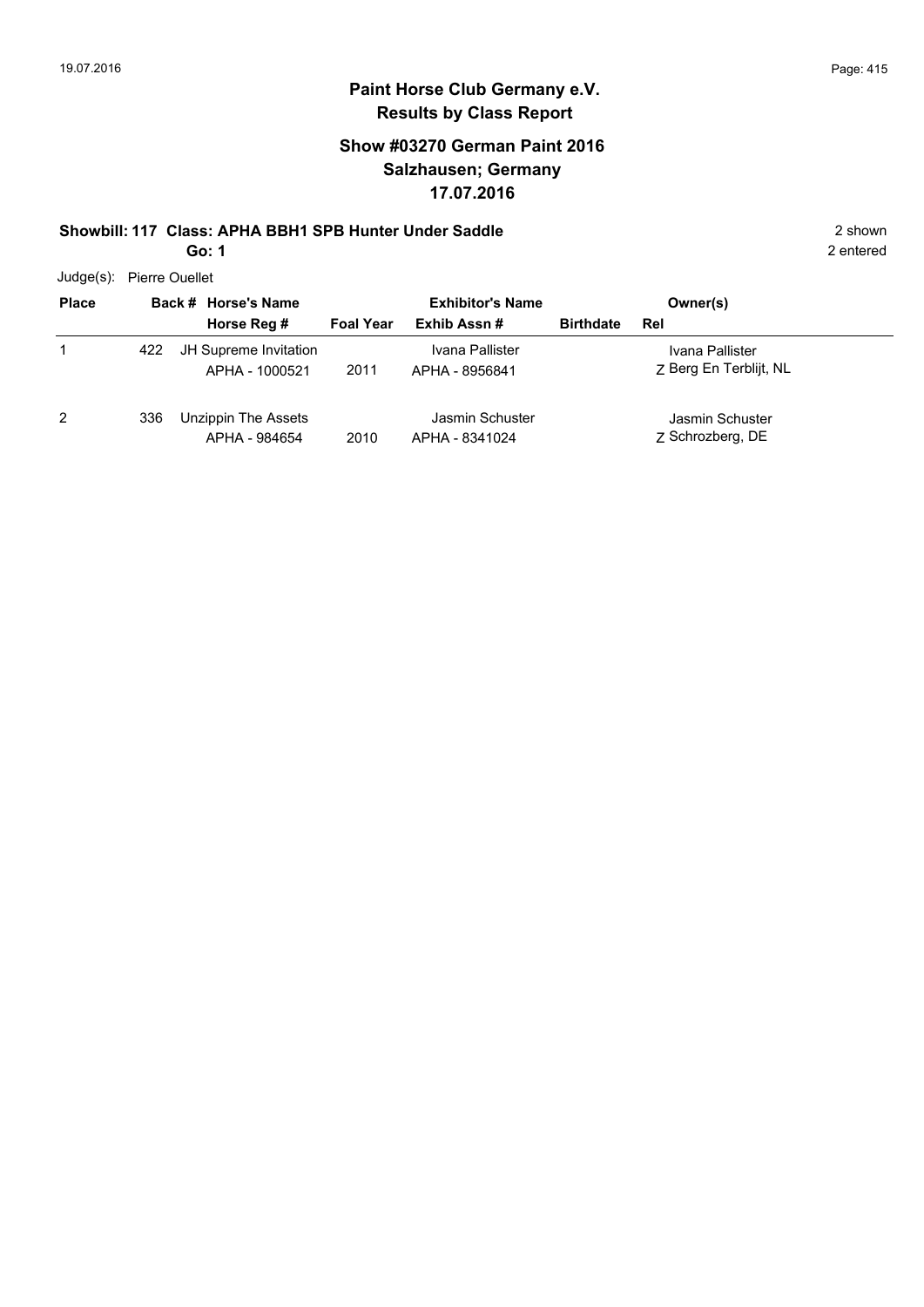**Paint Horse Club Germany e.V.**
**Results by Class Report**

## Show #03270 German Paint 2016
## Salzhausen; Germany
## 17.07.2016

**Showbill: 117 Class: APHA BBH1 SPB Hunter Under Saddle** 2 shown

**Go: 1** 2 entered

Judge(s): Pierre Ouellet

| Place | Back # | Horse's Name / Horse Reg # | Foal Year | Exhibitor's Name / Exhib Assn # | Birthdate | Rel | Owner(s) |
|---|---|---|---|---|---|---|---|
| 1 | 422 | JH Supreme Invitation<br>APHA - 1000521 | 2011 | Ivana Pallister<br>APHA - 8956841 | | Z | Ivana Pallister<br>Berg En Terblijt, NL |
| 2 | 336 | Unzippin The Assets<br>APHA - 984654 | 2010 | Jasmin Schuster<br>APHA - 8341024 | | Z | Jasmin Schuster<br>Schrozberg, DE |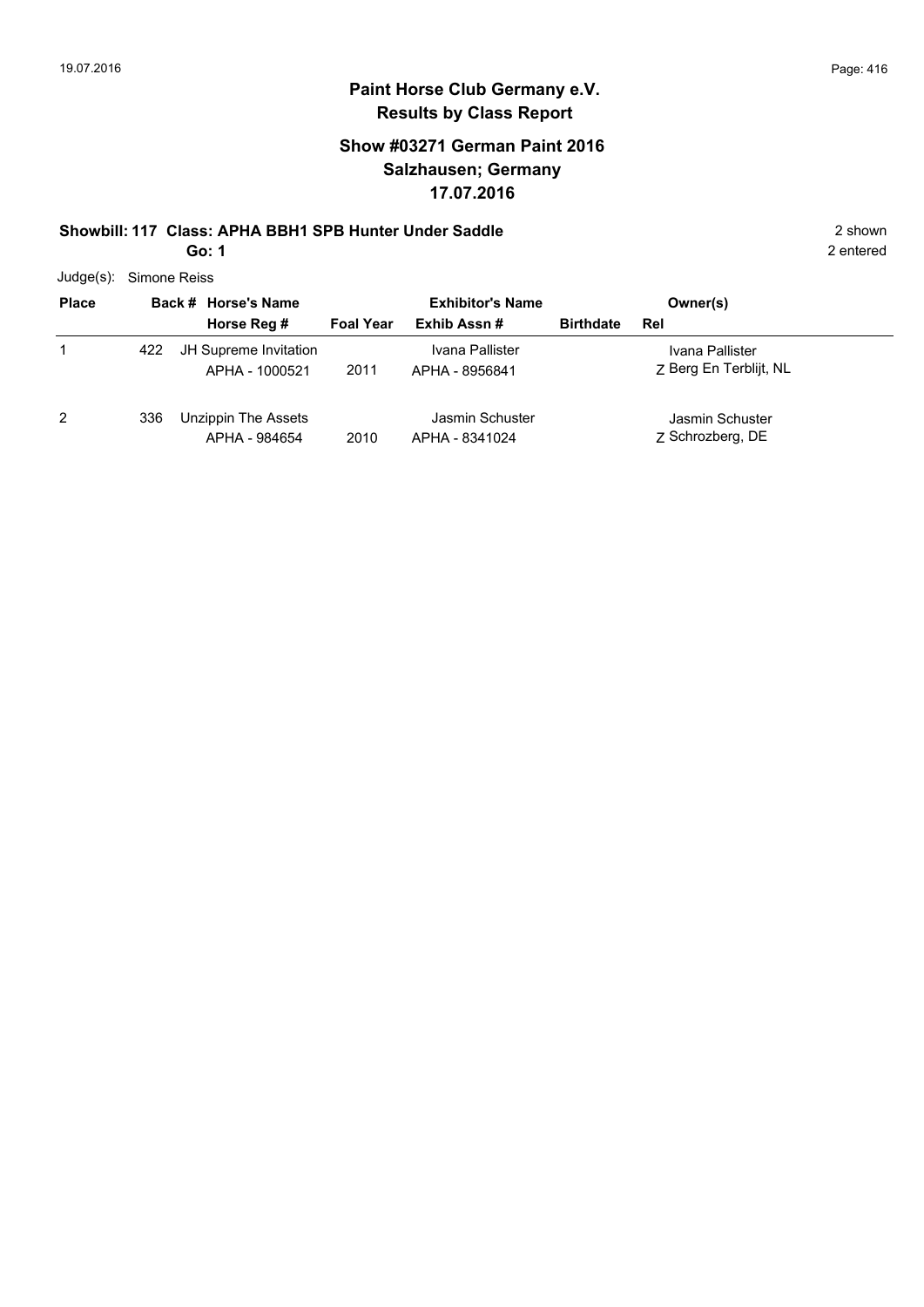**Paint Horse Club Germany e.V.**
**Results by Class Report**

## Show #03271 German Paint 2016
## Salzhausen; Germany
## 17.07.2016

**Showbill: 117 Class: APHA BBH1 SPB Hunter Under Saddle** 2 shown

**Go: 1** 2 entered

Judge(s): Simone Reiss

| Place | Back # | Horse's Name / Horse Reg # | Foal Year | Exhibitor's Name / Exhib Assn # | Birthdate | Rel | Owner(s) |
|---|---|---|---|---|---|---|---|
| 1 | 422 | JH Supreme Invitation<br>APHA - 1000521 | 2011 | Ivana Pallister<br>APHA - 8956841 | | Z | Ivana Pallister<br>Berg En Terblijt, NL |
| 2 | 336 | Unzippin The Assets<br>APHA - 984654 | 2010 | Jasmin Schuster<br>APHA - 8341024 | | Z | Jasmin Schuster<br>Schrozberg, DE |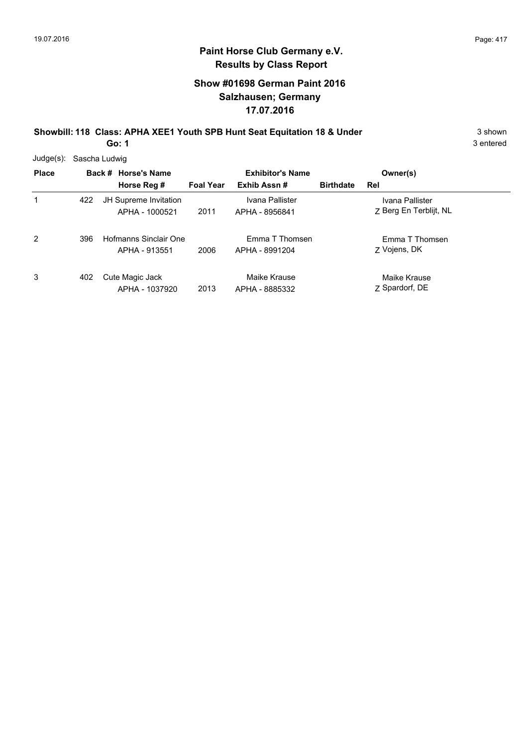**Paint Horse Club Germany e.V.**
**Results by Class Report**

**Show #01698 German Paint 2016**
**Salzhausen; Germany**
**17.07.2016**

**Showbill: 118 Class: APHA XEE1 Youth SPB Hunt Seat Equitation 18 & Under** 3 shown
**Go: 1** 3 entered

Judge(s): Sascha Ludwig

| Place | Back # | Horse's Name / Horse Reg # | Foal Year | Exhibitor's Name / Exhib Assn # | Birthdate | Owner(s) / Rel |
|---|---|---|---|---|---|---|
| 1 | 422 | JH Supreme Invitation<br>APHA - 1000521 | 2011 | Ivana Pallister<br>APHA - 8956841 | | Ivana Pallister<br>Z Berg En Terblijt, NL |
| 2 | 396 | Hofmanns Sinclair One<br>APHA - 913551 | 2006 | Emma T Thomsen<br>APHA - 8991204 | | Emma T Thomsen<br>Z Vojens, DK |
| 3 | 402 | Cute Magic Jack<br>APHA - 1037920 | 2013 | Maike Krause<br>APHA - 8885332 | | Maike Krause<br>Z Spardorf, DE |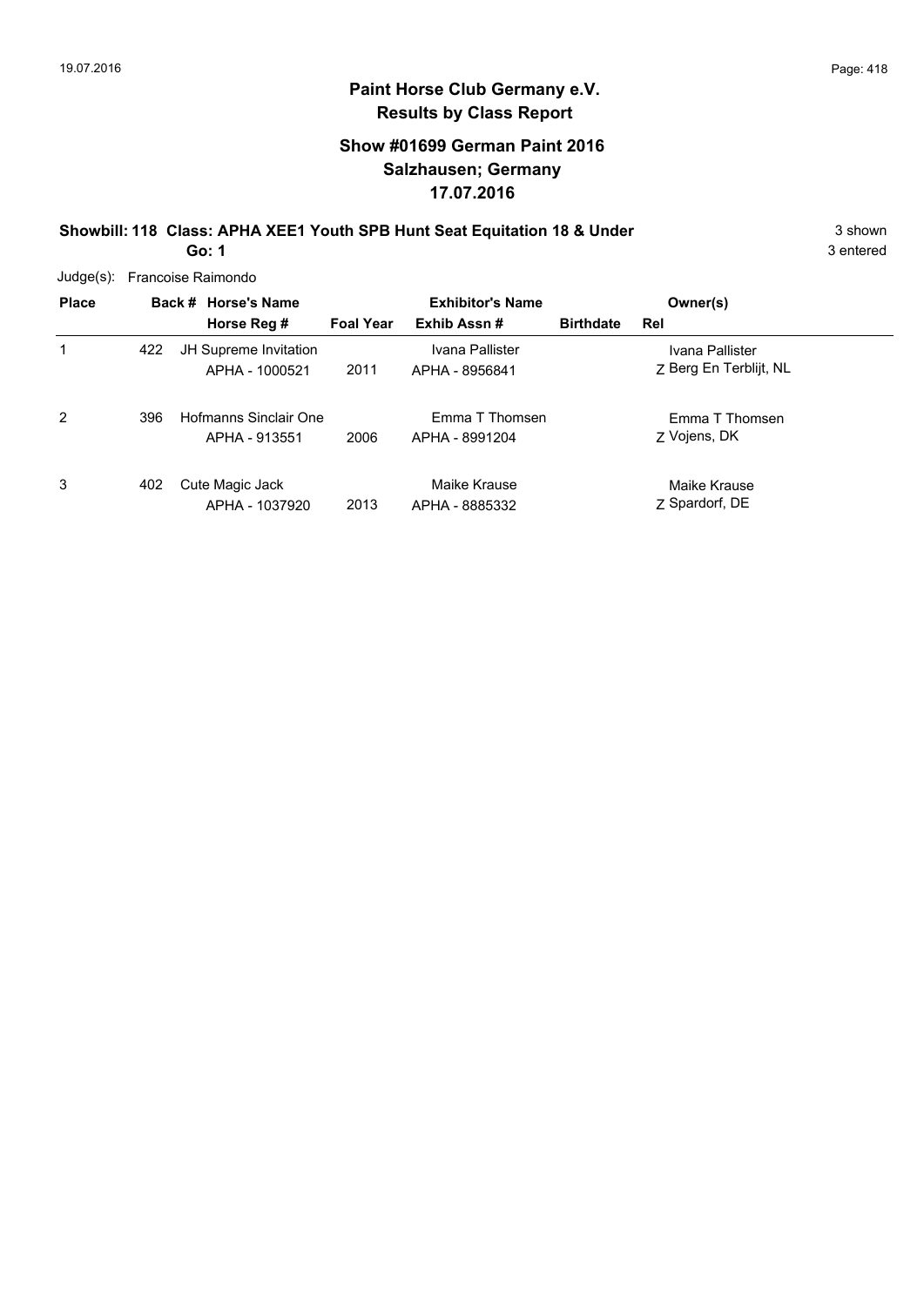# Paint Horse Club Germany e.V.
## Results by Class Report

### Show #01699 German Paint 2016
### Salzhausen; Germany
### 17.07.2016

**Showbill: 118 Class: APHA XEE1 Youth SPB Hunt Seat Equitation 18 & Under** 3 shown
**Go: 1** 3 entered

Judge(s): Francoise Raimondo

| Place | Back # | Horse's Name / Horse Reg # | Foal Year | Exhibitor's Name / Exhib Assn # | Birthdate | Owner(s) / Rel |
|---|---|---|---|---|---|---|
| 1 | 422 | JH Supreme Invitation<br>APHA - 1000521 | 2011 | Ivana Pallister<br>APHA - 8956841 | | Ivana Pallister<br>Z Berg En Terblijt, NL |
| 2 | 396 | Hofmanns Sinclair One<br>APHA - 913551 | 2006 | Emma T Thomsen<br>APHA - 8991204 | | Emma T Thomsen<br>Z Vojens, DK |
| 3 | 402 | Cute Magic Jack<br>APHA - 1037920 | 2013 | Maike Krause<br>APHA - 8885332 | | Maike Krause<br>Z Spardorf, DE |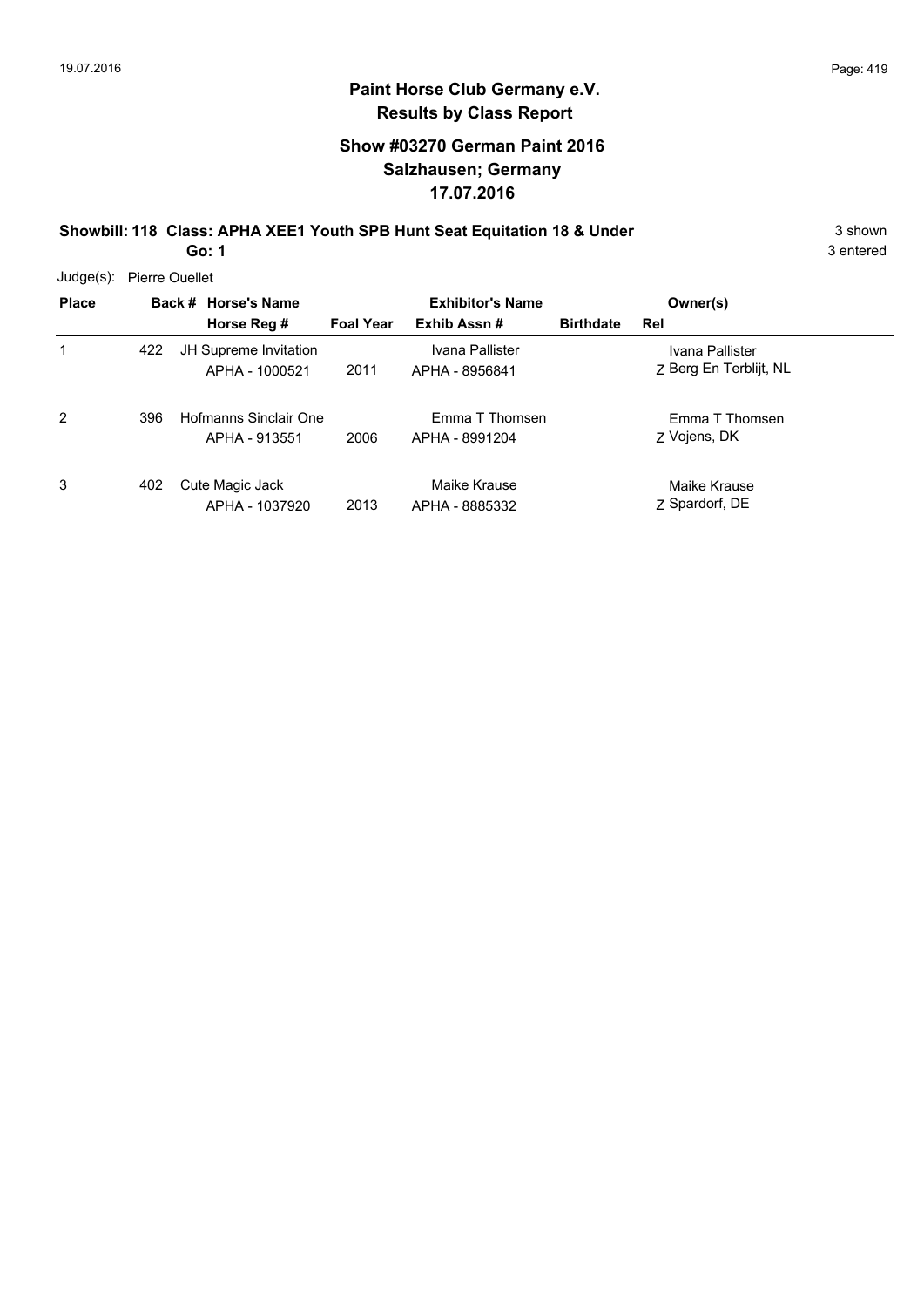# Paint Horse Club Germany e.V.

## Results by Class Report

### Show #03270 German Paint 2016
### Salzhausen; Germany
### 17.07.2016

**Showbill: 118 Class: APHA XEE1 Youth SPB Hunt Seat Equitation 18 & Under** 3 shown

**Go: 1** 3 entered

Judge(s): Pierre Ouellet

| Place | Back # | Horse's Name / Horse Reg # | Foal Year | Exhibitor's Name / Exhib Assn # | Birthdate | Rel | Owner(s) |
|---|---|---|---|---|---|---|---|
| 1 | 422 | JH Supreme Invitation<br>APHA - 1000521 | 2011 | Ivana Pallister<br>APHA - 8956841 | | Z | Ivana Pallister<br>Berg En Terblijt, NL |
| 2 | 396 | Hofmanns Sinclair One<br>APHA - 913551 | 2006 | Emma T Thomsen<br>APHA - 8991204 | | Z | Emma T Thomsen<br>Vojens, DK |
| 3 | 402 | Cute Magic Jack<br>APHA - 1037920 | 2013 | Maike Krause<br>APHA - 8885332 | | Z | Maike Krause<br>Spardorf, DE |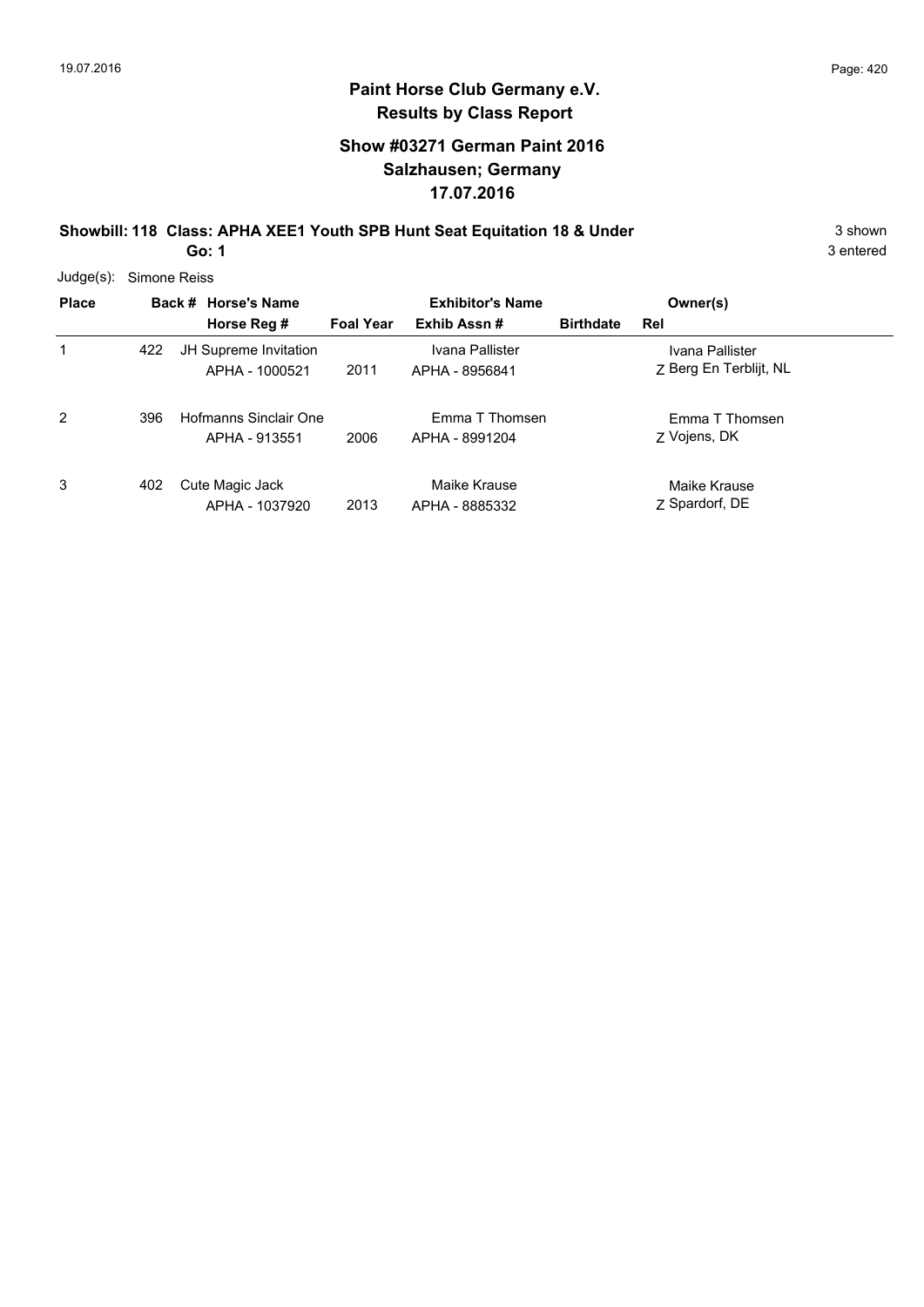## Paint Horse Club Germany e.V.
## Results by Class Report

### Show #03271 German Paint 2016
### Salzhausen; Germany
### 17.07.2016

**Showbill: 118 Class: APHA XEE1 Youth SPB Hunt Seat Equitation 18 & Under** 3 shown
**Go: 1** 3 entered

Judge(s): Simone Reiss

| Place | Back # | Horse's Name / Horse Reg # | Foal Year | Exhibitor's Name / Exhib Assn # | Birthdate | Rel | Owner(s) |
|---|---|---|---|---|---|---|---|
| 1 | 422 | JH Supreme Invitation<br>APHA - 1000521 | 2011 | Ivana Pallister<br>APHA - 8956841 | | Z | Ivana Pallister<br>Berg En Terblijt, NL |
| 2 | 396 | Hofmanns Sinclair One<br>APHA - 913551 | 2006 | Emma T Thomsen<br>APHA - 8991204 | | Z | Emma T Thomsen<br>Vojens, DK |
| 3 | 402 | Cute Magic Jack<br>APHA - 1037920 | 2013 | Maike Krause<br>APHA - 8885332 | | Z | Maike Krause<br>Spardorf, DE |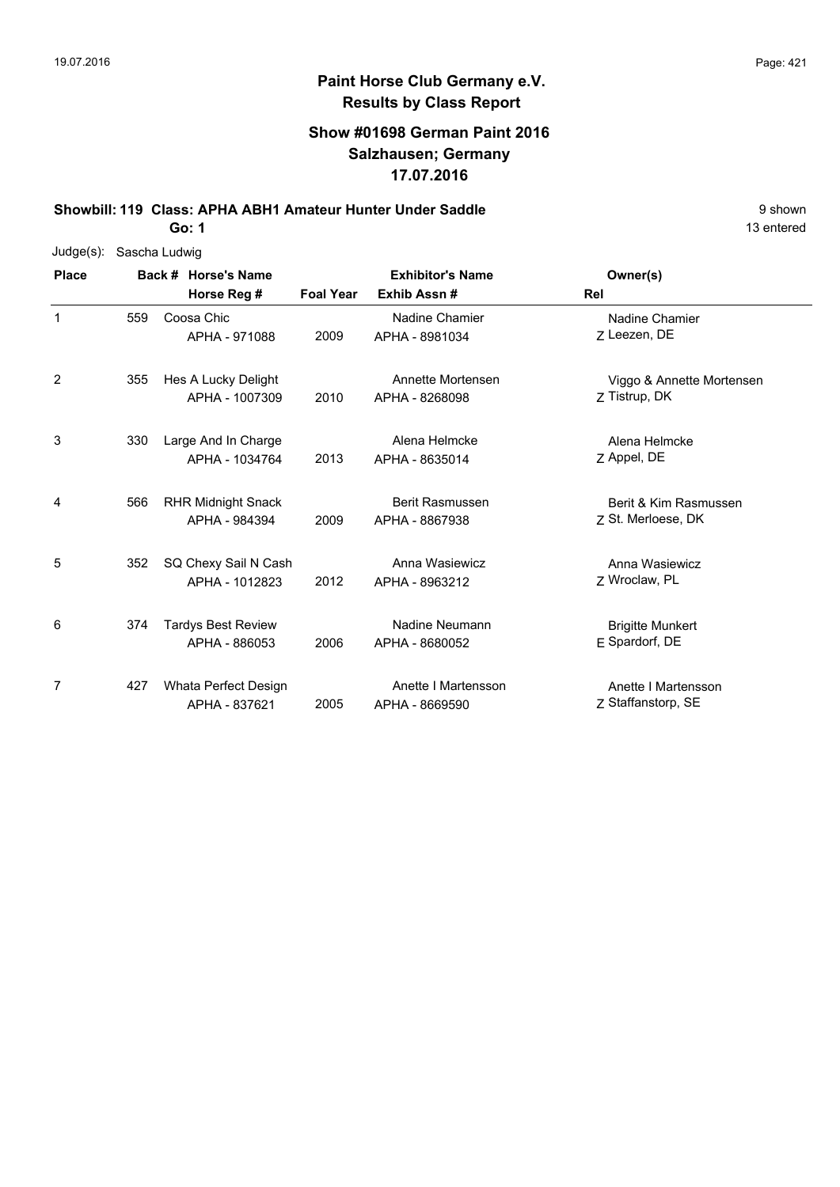# Paint Horse Club Germany e.V.

## Results by Class Report

### Show #01698 German Paint 2016
### Salzhausen; Germany
### 17.07.2016

**Showbill: 119 Class: APHA ABH1 Amateur Hunter Under Saddle** 9 shown

**Go: 1** 13 entered

Judge(s): Sascha Ludwig

| Place | Back # | Horse's Name / Horse Reg # | Foal Year | Exhibitor's Name / Exhib Assn # | Rel | Owner(s) |
|---|---|---|---|---|---|---|
| 1 | 559 | Coosa Chic<br>APHA - 971088 | 2009 | Nadine Chamier<br>APHA - 8981034 | Z | Nadine Chamier<br>Leezen, DE |
| 2 | 355 | Hes A Lucky Delight<br>APHA - 1007309 | 2010 | Annette Mortensen<br>APHA - 8268098 | Z | Viggo & Annette Mortensen<br>Tistrup, DK |
| 3 | 330 | Large And In Charge<br>APHA - 1034764 | 2013 | Alena Helmcke<br>APHA - 8635014 | Z | Alena Helmcke<br>Appel, DE |
| 4 | 566 | RHR Midnight Snack<br>APHA - 984394 | 2009 | Berit Rasmussen<br>APHA - 8867938 | Z | Berit & Kim Rasmussen<br>St. Merloese, DK |
| 5 | 352 | SQ Chexy Sail N Cash<br>APHA - 1012823 | 2012 | Anna Wasiewicz<br>APHA - 8963212 | Z | Anna Wasiewicz<br>Wroclaw, PL |
| 6 | 374 | Tardys Best Review<br>APHA - 886053 | 2006 | Nadine Neumann<br>APHA - 8680052 | E | Brigitte Munkert<br>Spardorf, DE |
| 7 | 427 | Whata Perfect Design<br>APHA - 837621 | 2005 | Anette I Martensson<br>APHA - 8669590 | Z | Anette I Martensson<br>Staffanstorp, SE |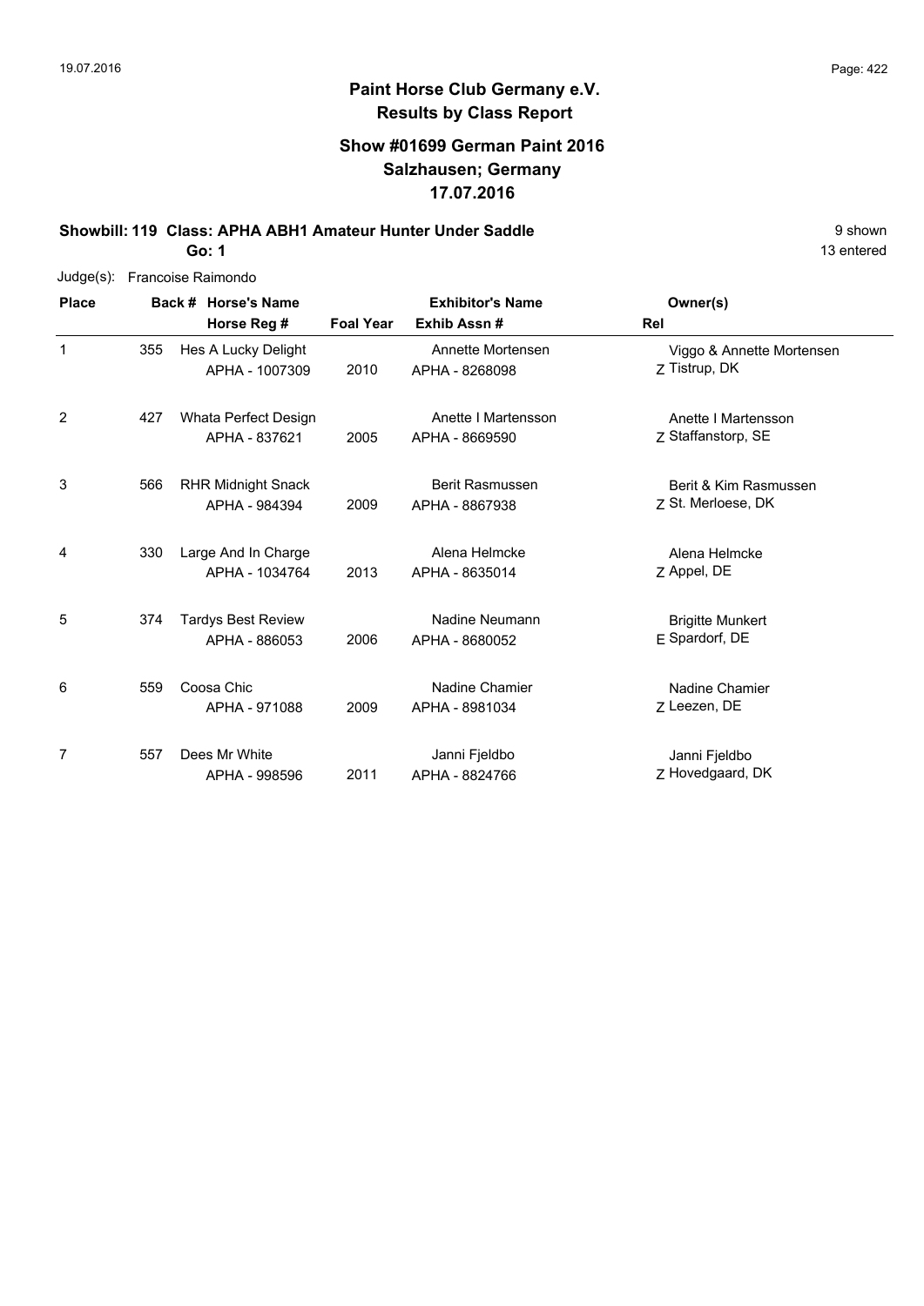**Paint Horse Club Germany e.V.**
**Results by Class Report**

**Show #01699 German Paint 2016**
**Salzhausen; Germany**
**17.07.2016**

**Showbill: 119 Class: APHA ABH1 Amateur Hunter Under Saddle** — 9 shown, 13 entered

**Go: 1**

Judge(s): Francoise Raimondo

| Place | Back # | Horse's Name / Horse Reg # | Foal Year | Exhibitor's Name / Exhib Assn # | Rel | Owner(s) |
|---|---|---|---|---|---|---|
| 1 | 355 | Hes A Lucky Delight<br>APHA - 1007309 | 2010 | Annette Mortensen<br>APHA - 8268098 | Z | Viggo & Annette Mortensen<br>Tistrup, DK |
| 2 | 427 | Whata Perfect Design<br>APHA - 837621 | 2005 | Anette I Martensson<br>APHA - 8669590 | Z | Anette I Martensson<br>Staffanstorp, SE |
| 3 | 566 | RHR Midnight Snack<br>APHA - 984394 | 2009 | Berit Rasmussen<br>APHA - 8867938 | Z | Berit & Kim Rasmussen<br>St. Merloese, DK |
| 4 | 330 | Large And In Charge<br>APHA - 1034764 | 2013 | Alena Helmcke<br>APHA - 8635014 | Z | Alena Helmcke<br>Appel, DE |
| 5 | 374 | Tardys Best Review<br>APHA - 886053 | 2006 | Nadine Neumann<br>APHA - 8680052 | E | Brigitte Munkert<br>Spardorf, DE |
| 6 | 559 | Coosa Chic<br>APHA - 971088 | 2009 | Nadine Chamier<br>APHA - 8981034 | Z | Nadine Chamier<br>Leezen, DE |
| 7 | 557 | Dees Mr White<br>APHA - 998596 | 2011 | Janni Fjeldbo<br>APHA - 8824766 | Z | Janni Fjeldbo<br>Hovedgaard, DK |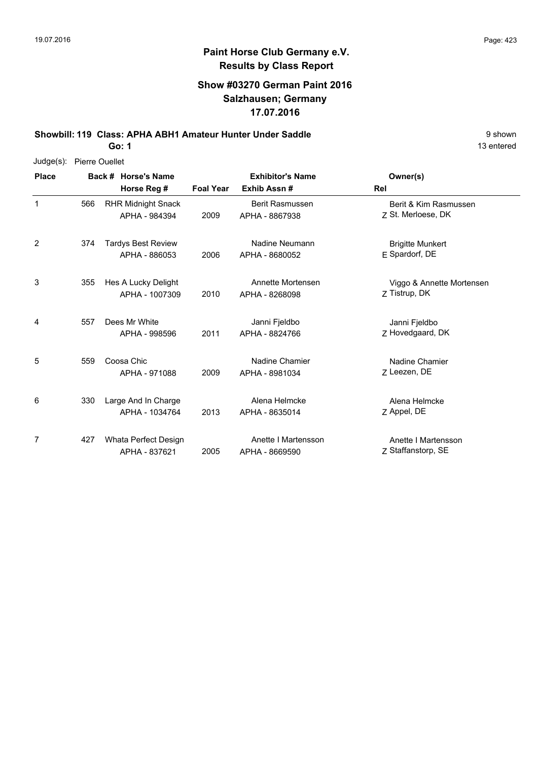# Paint Horse Club Germany e.V.
## Results by Class Report

### Show #03270 German Paint 2016
### Salzhausen; Germany
### 17.07.2016

**Showbill: 119 Class: APHA ABH1 Amateur Hunter Under Saddle** — 9 shown

**Go: 1** — 13 entered

Judge(s): Pierre Ouellet

| Place | Back # | Horse's Name / Horse Reg # | Foal Year | Exhibitor's Name / Exhib Assn # | Rel | Owner(s) |
|---|---|---|---|---|---|---|
| 1 | 566 | RHR Midnight Snack<br>APHA - 984394 | 2009 | Berit Rasmussen<br>APHA - 8867938 | Z | Berit & Kim Rasmussen<br>St. Merloese, DK |
| 2 | 374 | Tardys Best Review<br>APHA - 886053 | 2006 | Nadine Neumann<br>APHA - 8680052 | E | Brigitte Munkert<br>Spardorf, DE |
| 3 | 355 | Hes A Lucky Delight<br>APHA - 1007309 | 2010 | Annette Mortensen<br>APHA - 8268098 | Z | Viggo & Annette Mortensen<br>Tistrup, DK |
| 4 | 557 | Dees Mr White<br>APHA - 998596 | 2011 | Janni Fjeldbo<br>APHA - 8824766 | Z | Janni Fjeldbo<br>Hovedgaard, DK |
| 5 | 559 | Coosa Chic<br>APHA - 971088 | 2009 | Nadine Chamier<br>APHA - 8981034 | Z | Nadine Chamier<br>Leezen, DE |
| 6 | 330 | Large And In Charge<br>APHA - 1034764 | 2013 | Alena Helmcke<br>APHA - 8635014 | Z | Alena Helmcke<br>Appel, DE |
| 7 | 427 | Whata Perfect Design<br>APHA - 837621 | 2005 | Anette I Martensson<br>APHA - 8669590 | Z | Anette I Martensson<br>Staffanstorp, SE |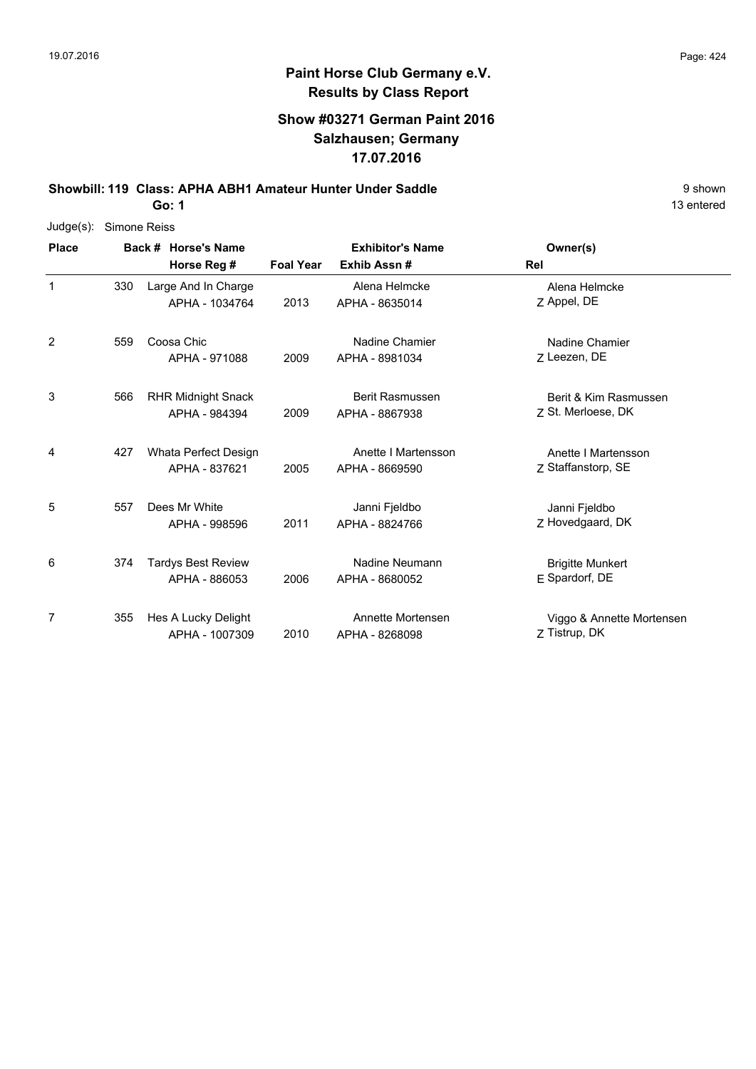# Paint Horse Club Germany e.V.
## Results by Class Report

### Show #03271 German Paint 2016
### Salzhausen; Germany
### 17.07.2016

**Showbill: 119 Class: APHA ABH1 Amateur Hunter Under Saddle** 9 shown

**Go: 1** 13 entered

Judge(s): Simone Reiss

| Place | Back # | Horse's Name / Horse Reg # | Foal Year | Exhibitor's Name / Exhib Assn # | Rel | Owner(s) |
|---|---|---|---|---|---|---|
| 1 | 330 | Large And In Charge<br>APHA - 1034764 | 2013 | Alena Helmcke<br>APHA - 8635014 | Z | Alena Helmcke<br>Appel, DE |
| 2 | 559 | Coosa Chic<br>APHA - 971088 | 2009 | Nadine Chamier<br>APHA - 8981034 | Z | Nadine Chamier<br>Leezen, DE |
| 3 | 566 | RHR Midnight Snack<br>APHA - 984394 | 2009 | Berit Rasmussen<br>APHA - 8867938 | Z | Berit & Kim Rasmussen<br>St. Merloese, DK |
| 4 | 427 | Whata Perfect Design<br>APHA - 837621 | 2005 | Anette I Martensson<br>APHA - 8669590 | Z | Anette I Martensson<br>Staffanstorp, SE |
| 5 | 557 | Dees Mr White<br>APHA - 998596 | 2011 | Janni Fjeldbo<br>APHA - 8824766 | Z | Janni Fjeldbo<br>Hovedgaard, DK |
| 6 | 374 | Tardys Best Review<br>APHA - 886053 | 2006 | Nadine Neumann<br>APHA - 8680052 | E | Brigitte Munkert<br>Spardorf, DE |
| 7 | 355 | Hes A Lucky Delight<br>APHA - 1007309 | 2010 | Annette Mortensen<br>APHA - 8268098 | Z | Viggo & Annette Mortensen<br>Tistrup, DK |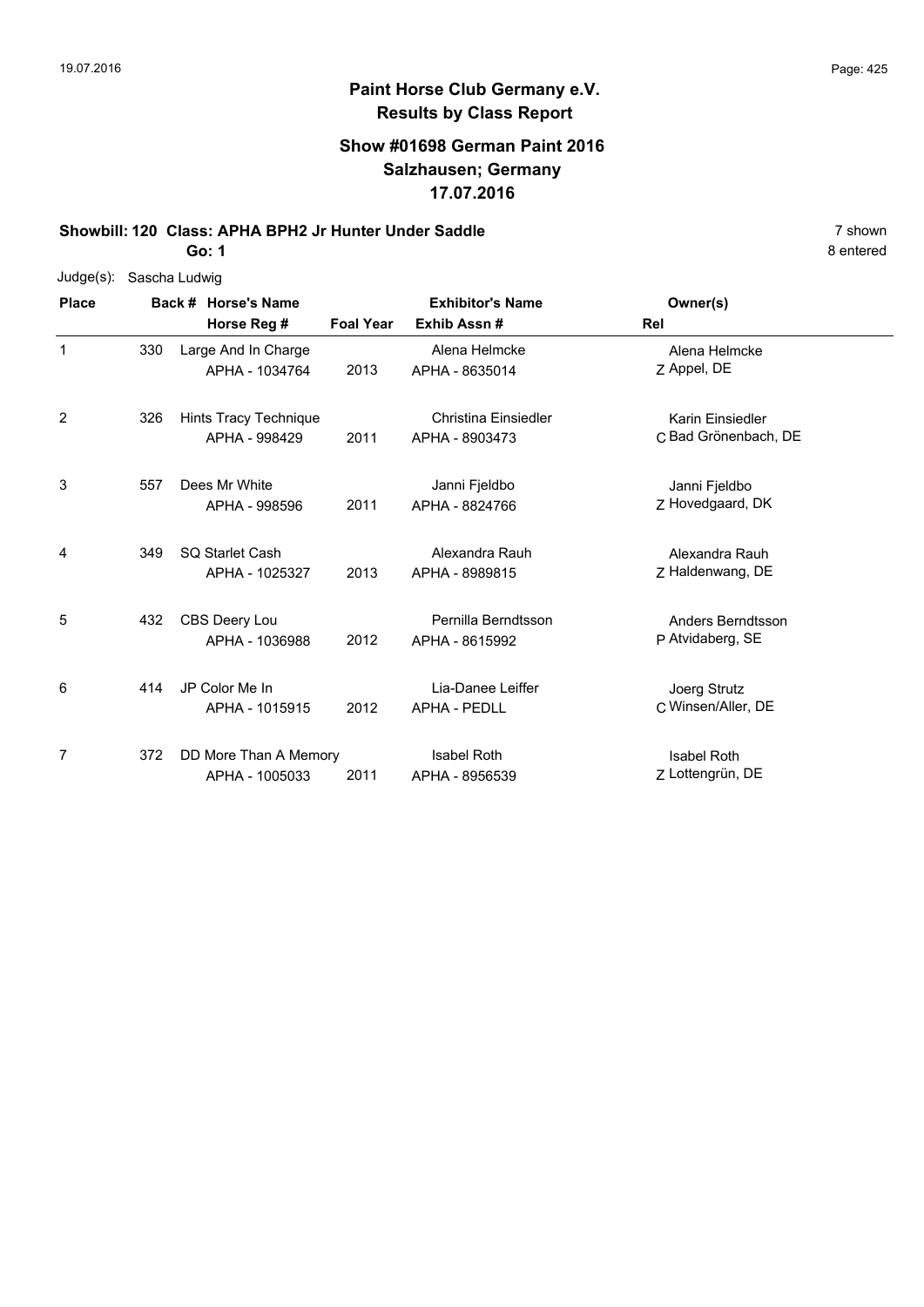# Paint Horse Club Germany e.V.

## Results by Class Report

### Show #01698 German Paint 2016
### Salzhausen; Germany
### 17.07.2016

**Showbill: 120 Class: APHA BPH2 Jr Hunter Under Saddle** — 7 shown

**Go: 1** — 8 entered

Judge(s): Sascha Ludwig

| Place | Back # | Horse's Name / Horse Reg # | Foal Year | Exhibitor's Name / Exhib Assn # | Rel | Owner(s) |
|---|---|---|---|---|---|---|
| 1 | 330 | Large And In Charge<br>APHA - 1034764 | 2013 | Alena Helmcke<br>APHA - 8635014 | Z | Alena Helmcke<br>Appel, DE |
| 2 | 326 | Hints Tracy Technique<br>APHA - 998429 | 2011 | Christina Einsiedler<br>APHA - 8903473 | C | Karin Einsiedler<br>Bad Grönenbach, DE |
| 3 | 557 | Dees Mr White<br>APHA - 998596 | 2011 | Janni Fjeldbo<br>APHA - 8824766 | Z | Janni Fjeldbo<br>Hovedgaard, DK |
| 4 | 349 | SQ Starlet Cash<br>APHA - 1025327 | 2013 | Alexandra Rauh<br>APHA - 8989815 | Z | Alexandra Rauh<br>Haldenwang, DE |
| 5 | 432 | CBS Deery Lou<br>APHA - 1036988 | 2012 | Pernilla Berndtsson<br>APHA - 8615992 | P | Anders Berndtsson<br>Atvidaberg, SE |
| 6 | 414 | JP Color Me In<br>APHA - 1015915 | 2012 | Lia-Danee Leiffer<br>APHA - PEDLL | C | Joerg Strutz<br>Winsen/Aller, DE |
| 7 | 372 | DD More Than A Memory<br>APHA - 1005033 | 2011 | Isabel Roth<br>APHA - 8956539 | Z | Isabel Roth<br>Lottengrün, DE |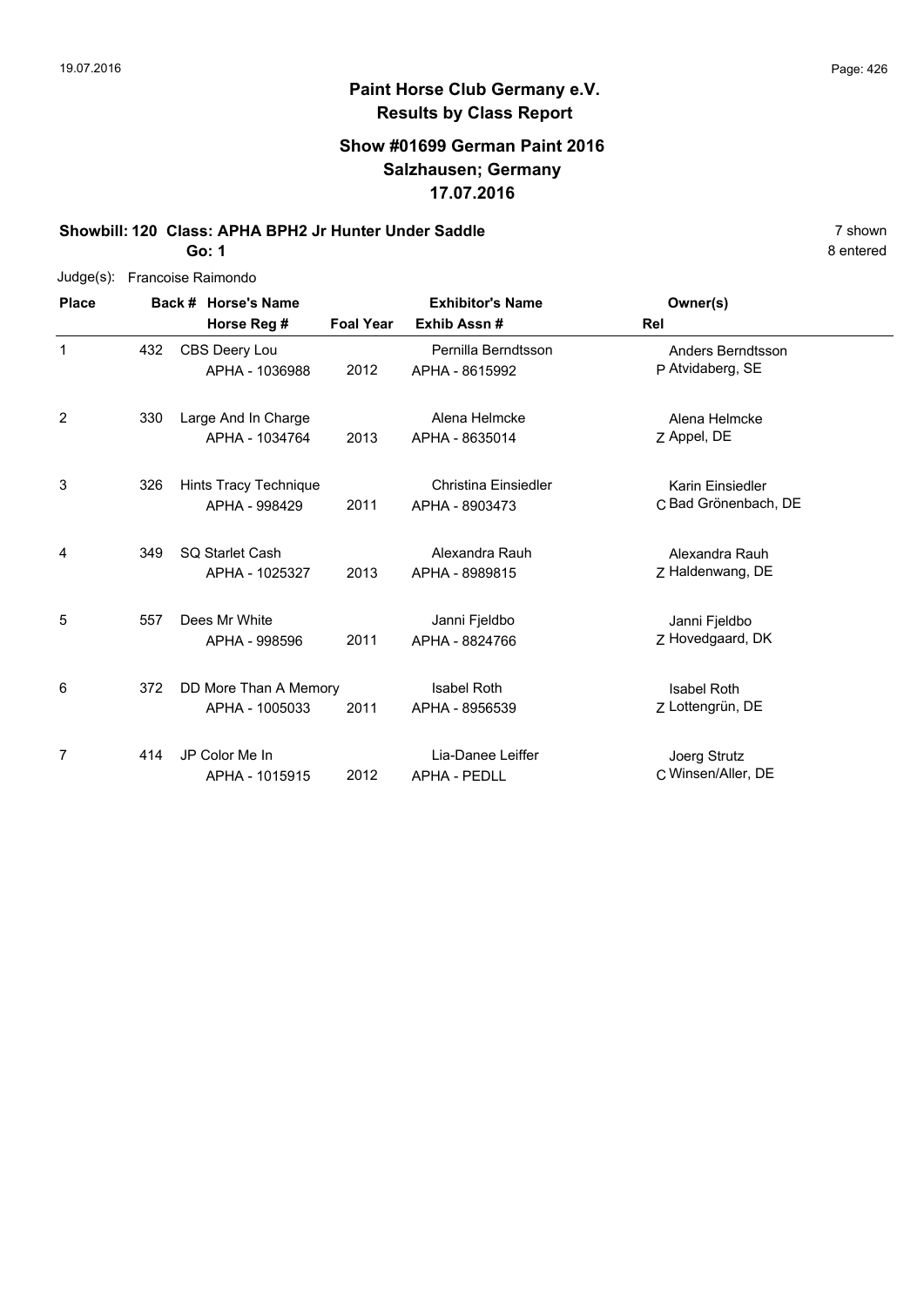## Paint Horse Club Germany e.V.
## Results by Class Report

### Show #01699 German Paint 2016
### Salzhausen; Germany
### 17.07.2016

**Showbill: 120 Class: APHA BPH2 Jr Hunter Under Saddle** 7 shown

**Go: 1** 8 entered

Judge(s): Francoise Raimondo

| Place | Back # | Horse's Name / Horse Reg # | Foal Year | Exhibitor's Name / Exhib Assn # | Rel | Owner(s) |
|---|---|---|---|---|---|---|
| 1 | 432 | CBS Deery Lou<br>APHA - 1036988 | 2012 | Pernilla Berndtsson<br>APHA - 8615992 | P | Anders Berndtsson<br>Atvidaberg, SE |
| 2 | 330 | Large And In Charge<br>APHA - 1034764 | 2013 | Alena Helmcke<br>APHA - 8635014 | Z | Alena Helmcke<br>Appel, DE |
| 3 | 326 | Hints Tracy Technique<br>APHA - 998429 | 2011 | Christina Einsiedler<br>APHA - 8903473 | C | Karin Einsiedler<br>Bad Grönenbach, DE |
| 4 | 349 | SQ Starlet Cash<br>APHA - 1025327 | 2013 | Alexandra Rauh<br>APHA - 8989815 | Z | Alexandra Rauh<br>Haldenwang, DE |
| 5 | 557 | Dees Mr White<br>APHA - 998596 | 2011 | Janni Fjeldbo<br>APHA - 8824766 | Z | Janni Fjeldbo<br>Hovedgaard, DK |
| 6 | 372 | DD More Than A Memory<br>APHA - 1005033 | 2011 | Isabel Roth<br>APHA - 8956539 | Z | Isabel Roth<br>Lottengrün, DE |
| 7 | 414 | JP Color Me In<br>APHA - 1015915 | 2012 | Lia-Danee Leiffer<br>APHA - PEDLL | C | Joerg Strutz<br>Winsen/Aller, DE |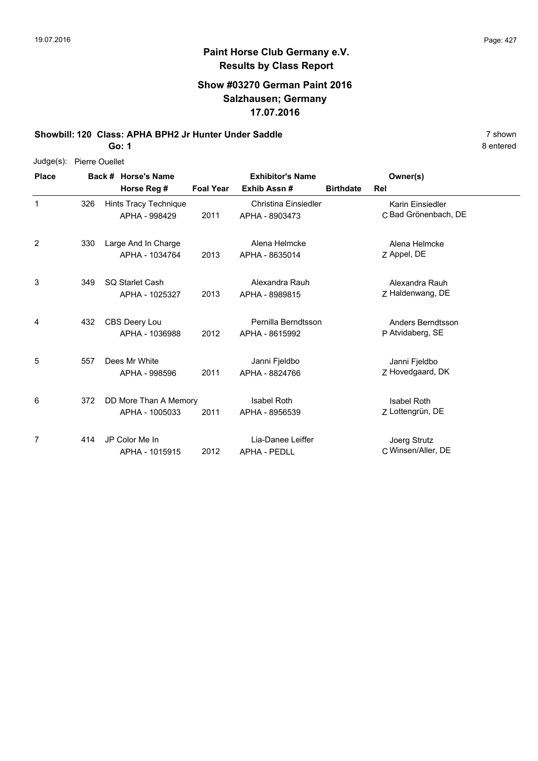# Paint Horse Club Germany e.V.

## Results by Class Report

### Show #03270 German Paint 2016
### Salzhausen; Germany
### 17.07.2016

**Showbill: 120 Class: APHA BPH2 Jr Hunter Under Saddle** — 7 shown

**Go: 1** — 8 entered

Judge(s): Pierre Ouellet

| Place | Back # | Horse's Name / Horse Reg # | Foal Year | Exhibitor's Name / Exhib Assn # | Birthdate | Rel | Owner(s) |
|---|---|---|---|---|---|---|---|
| 1 | 326 | Hints Tracy Technique<br>APHA - 998429 | 2011 | Christina Einsiedler<br>APHA - 8903473 | | C | Karin Einsiedler<br>Bad Grönenbach, DE |
| 2 | 330 | Large And In Charge<br>APHA - 1034764 | 2013 | Alena Helmcke<br>APHA - 8635014 | | Z | Alena Helmcke<br>Appel, DE |
| 3 | 349 | SQ Starlet Cash<br>APHA - 1025327 | 2013 | Alexandra Rauh<br>APHA - 8989815 | | Z | Alexandra Rauh<br>Haldenwang, DE |
| 4 | 432 | CBS Deery Lou<br>APHA - 1036988 | 2012 | Pernilla Berndtsson<br>APHA - 8615992 | | P | Anders Berndtsson<br>Atvidaberg, SE |
| 5 | 557 | Dees Mr White<br>APHA - 998596 | 2011 | Janni Fjeldbo<br>APHA - 8824766 | | Z | Janni Fjeldbo<br>Hovedgaard, DK |
| 6 | 372 | DD More Than A Memory<br>APHA - 1005033 | 2011 | Isabel Roth<br>APHA - 8956539 | | Z | Isabel Roth<br>Lottengrün, DE |
| 7 | 414 | JP Color Me In<br>APHA - 1015915 | 2012 | Lia-Danee Leiffer<br>APHA - PEDLL | | C | Joerg Strutz<br>Winsen/Aller, DE |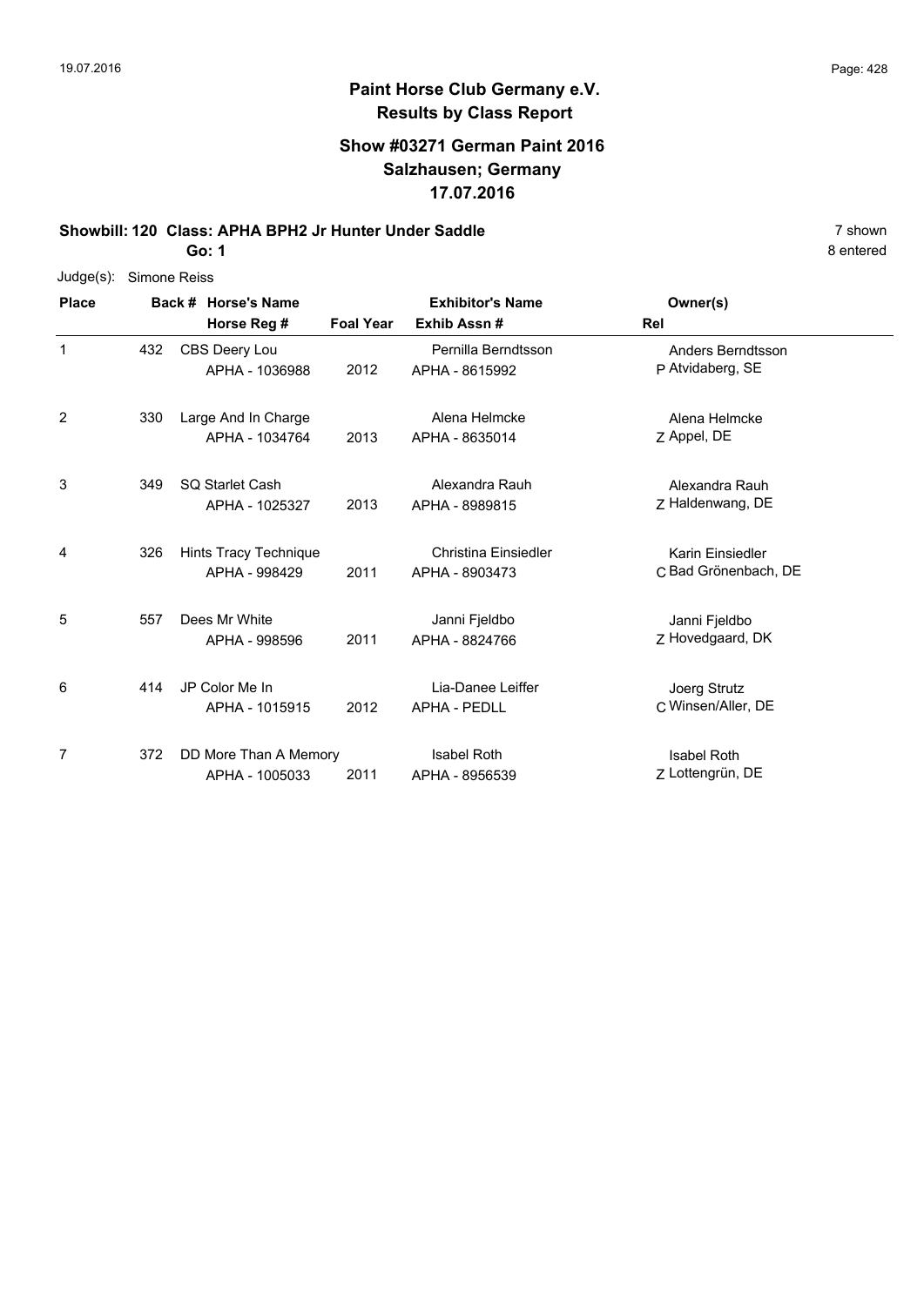# Paint Horse Club Germany e.V.
## Results by Class Report

### Show #03271 German Paint 2016
### Salzhausen; Germany
### 17.07.2016

**Showbill: 120 Class: APHA BPH2 Jr Hunter Under Saddle** — 7 shown

**Go: 1** — 8 entered

Judge(s): Simone Reiss

| Place | Back # | Horse's Name / Horse Reg # | Foal Year | Exhibitor's Name / Exhib Assn # | Rel | Owner(s) |
|---|---|---|---|---|---|---|
| 1 | 432 | CBS Deery Lou<br>APHA - 1036988 | 2012 | Pernilla Berndtsson<br>APHA - 8615992 | P | Anders Berndtsson<br>Atvidaberg, SE |
| 2 | 330 | Large And In Charge<br>APHA - 1034764 | 2013 | Alena Helmcke<br>APHA - 8635014 | Z | Alena Helmcke<br>Appel, DE |
| 3 | 349 | SQ Starlet Cash<br>APHA - 1025327 | 2013 | Alexandra Rauh<br>APHA - 8989815 | Z | Alexandra Rauh<br>Haldenwang, DE |
| 4 | 326 | Hints Tracy Technique<br>APHA - 998429 | 2011 | Christina Einsiedler<br>APHA - 8903473 | C | Karin Einsiedler<br>Bad Grönenbach, DE |
| 5 | 557 | Dees Mr White<br>APHA - 998596 | 2011 | Janni Fjeldbo<br>APHA - 8824766 | Z | Janni Fjeldbo<br>Hovedgaard, DK |
| 6 | 414 | JP Color Me In<br>APHA - 1015915 | 2012 | Lia-Danee Leiffer<br>APHA - PEDLL | C | Joerg Strutz<br>Winsen/Aller, DE |
| 7 | 372 | DD More Than A Memory<br>APHA - 1005033 | 2011 | Isabel Roth<br>APHA - 8956539 | Z | Isabel Roth<br>Lottengrün, DE |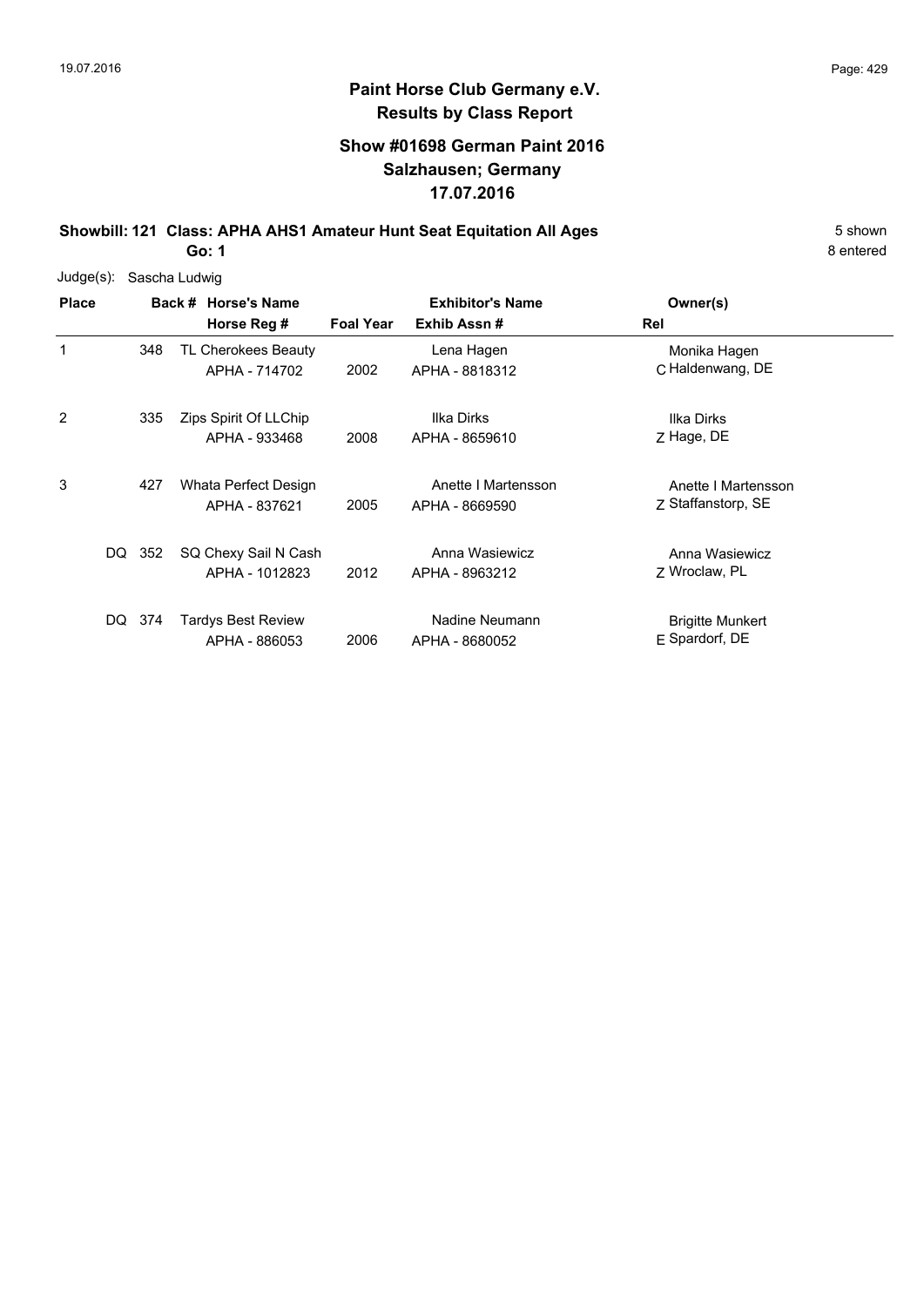**Paint Horse Club Germany e.V.**
**Results by Class Report**

## Show #01698 German Paint 2016
## Salzhausen; Germany
## 17.07.2016

**Showbill: 121 Class: APHA AHS1 Amateur Hunt Seat Equitation All Ages** 5 shown
**Go: 1** 8 entered

Judge(s): Sascha Ludwig

| Place | Back # | Horse's Name / Horse Reg # | Foal Year | Exhibitor's Name / Exhib Assn # | Rel | Owner(s) |
|---|---|---|---|---|---|---|
| 1 | 348 | TL Cherokees Beauty<br>APHA - 714702 | 2002 | Lena Hagen<br>APHA - 8818312 | C | Monika Hagen<br>Haldenwang, DE |
| 2 | 335 | Zips Spirit Of LLChip<br>APHA - 933468 | 2008 | Ilka Dirks<br>APHA - 8659610 | Z | Ilka Dirks<br>Hage, DE |
| 3 | 427 | Whata Perfect Design<br>APHA - 837621 | 2005 | Anette I Martensson<br>APHA - 8669590 | Z | Anette I Martensson<br>Staffanstorp, SE |
| DQ | 352 | SQ Chexy Sail N Cash<br>APHA - 1012823 | 2012 | Anna Wasiewicz<br>APHA - 8963212 | Z | Anna Wasiewicz<br>Wroclaw, PL |
| DQ | 374 | Tardys Best Review<br>APHA - 886053 | 2006 | Nadine Neumann<br>APHA - 8680052 | E | Brigitte Munkert<br>Spardorf, DE |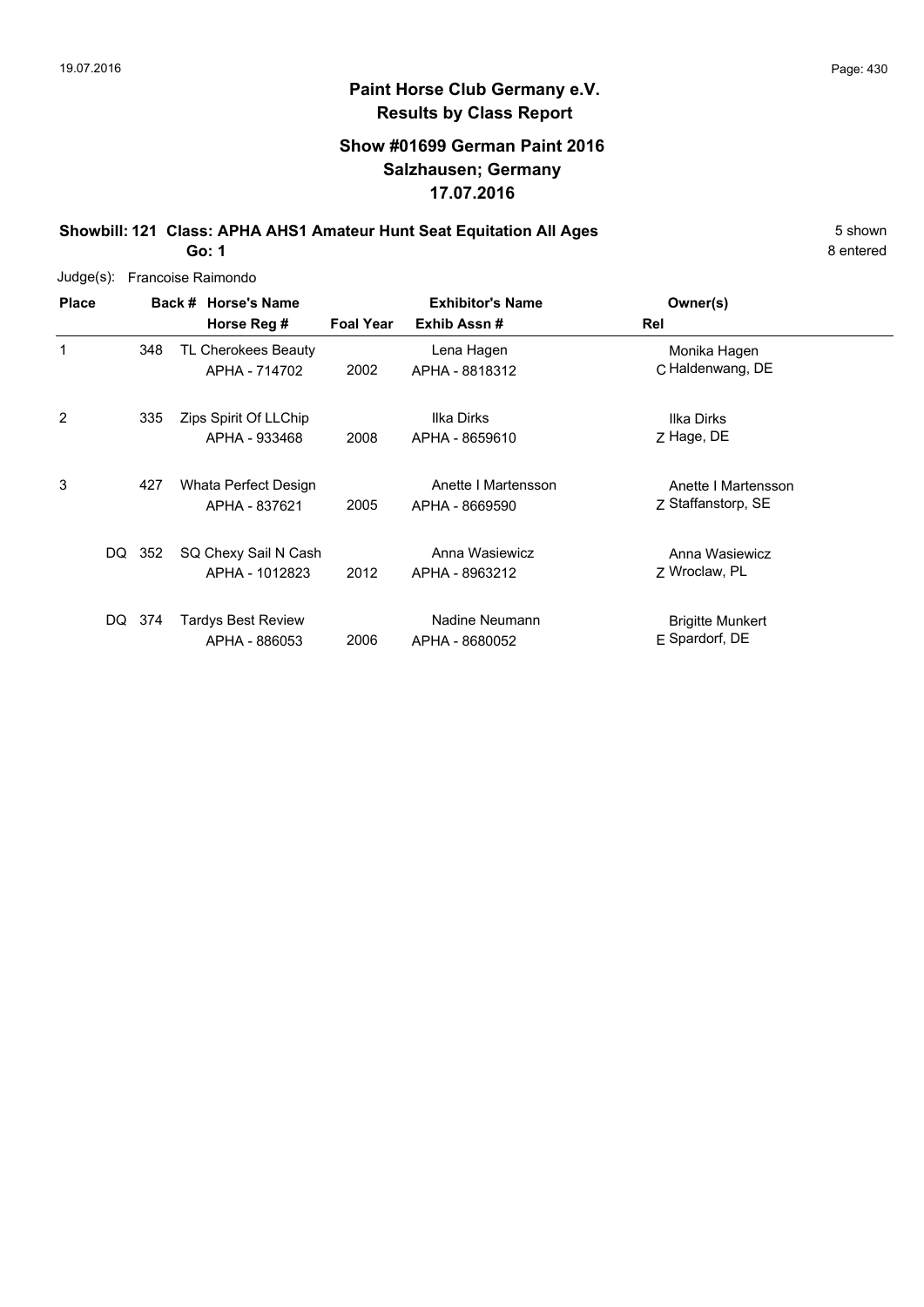**Paint Horse Club Germany e.V.**
**Results by Class Report**

**Show #01699 German Paint 2016**
**Salzhausen; Germany**
**17.07.2016**

**Showbill: 121 Class: APHA AHS1 Amateur Hunt Seat Equitation All Ages** — 5 shown

**Go: 1** — 8 entered

Judge(s): Francoise Raimondo

| Place | Back # | Horse's Name / Horse Reg # | Foal Year | Exhibitor's Name / Exhib Assn # | Rel | Owner(s) |
|---|---|---|---|---|---|---|
| 1 | 348 | TL Cherokees Beauty<br>APHA - 714702 | 2002 | Lena Hagen<br>APHA - 8818312 | C | Monika Hagen<br>Haldenwang, DE |
| 2 | 335 | Zips Spirit Of LLChip<br>APHA - 933468 | 2008 | Ilka Dirks<br>APHA - 8659610 | Z | Ilka Dirks<br>Hage, DE |
| 3 | 427 | Whata Perfect Design<br>APHA - 837621 | 2005 | Anette I Martensson<br>APHA - 8669590 | Z | Anette I Martensson<br>Staffanstorp, SE |
| DQ | 352 | SQ Chexy Sail N Cash<br>APHA - 1012823 | 2012 | Anna Wasiewicz<br>APHA - 8963212 | Z | Anna Wasiewicz<br>Wroclaw, PL |
| DQ | 374 | Tardys Best Review<br>APHA - 886053 | 2006 | Nadine Neumann<br>APHA - 8680052 | E | Brigitte Munkert<br>Spardorf, DE |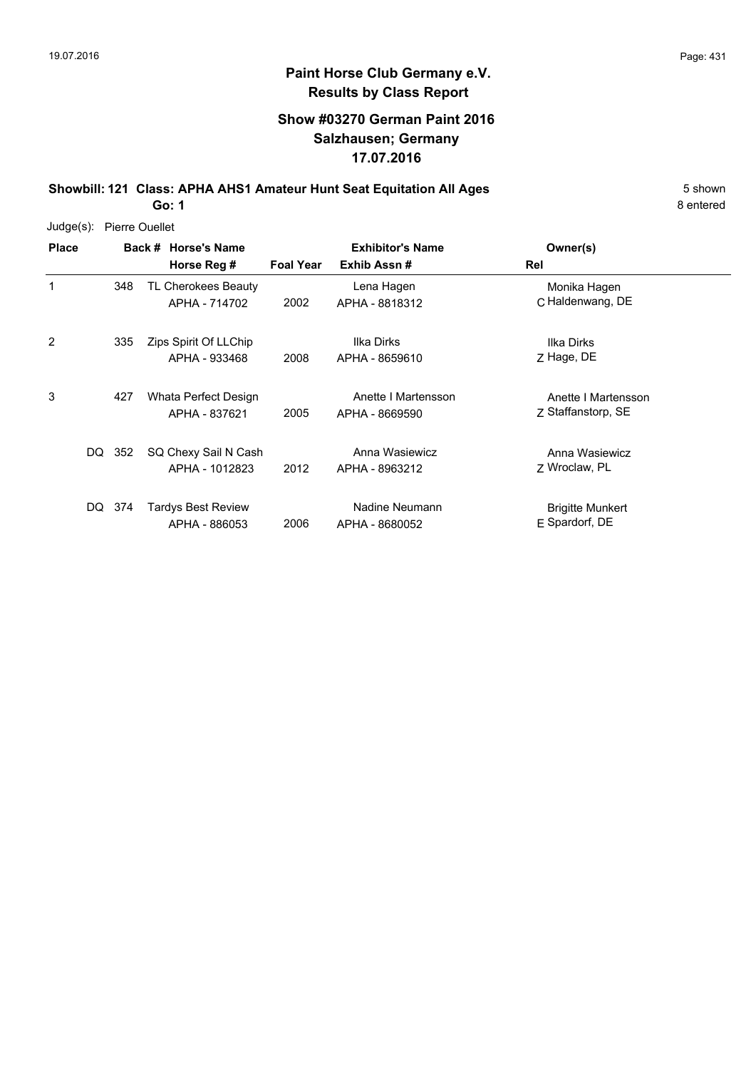# Paint Horse Club Germany e.V.

## Results by Class Report

### Show #03270 German Paint 2016
### Salzhausen; Germany
### 17.07.2016

**Showbill: 121 Class: APHA AHS1 Amateur Hunt Seat Equitation All Ages** 5 shown

**Go: 1** 8 entered

Judge(s): Pierre Ouellet

| Place | Back # | Horse's Name / Horse Reg # | Foal Year | Exhibitor's Name / Exhib Assn # | Rel | Owner(s) |
|---|---|---|---|---|---|---|
| 1 | 348 | TL Cherokees Beauty<br>APHA - 714702 | 2002 | Lena Hagen<br>APHA - 8818312 | C | Monika Hagen<br>Haldenwang, DE |
| 2 | 335 | Zips Spirit Of LLChip<br>APHA - 933468 | 2008 | Ilka Dirks<br>APHA - 8659610 | Z | Ilka Dirks<br>Hage, DE |
| 3 | 427 | Whata Perfect Design<br>APHA - 837621 | 2005 | Anette I Martensson<br>APHA - 8669590 | Z | Anette I Martensson<br>Staffanstorp, SE |
| DQ | 352 | SQ Chexy Sail N Cash<br>APHA - 1012823 | 2012 | Anna Wasiewicz<br>APHA - 8963212 | Z | Anna Wasiewicz<br>Wroclaw, PL |
| DQ | 374 | Tardys Best Review<br>APHA - 886053 | 2006 | Nadine Neumann<br>APHA - 8680052 | E | Brigitte Munkert<br>Spardorf, DE |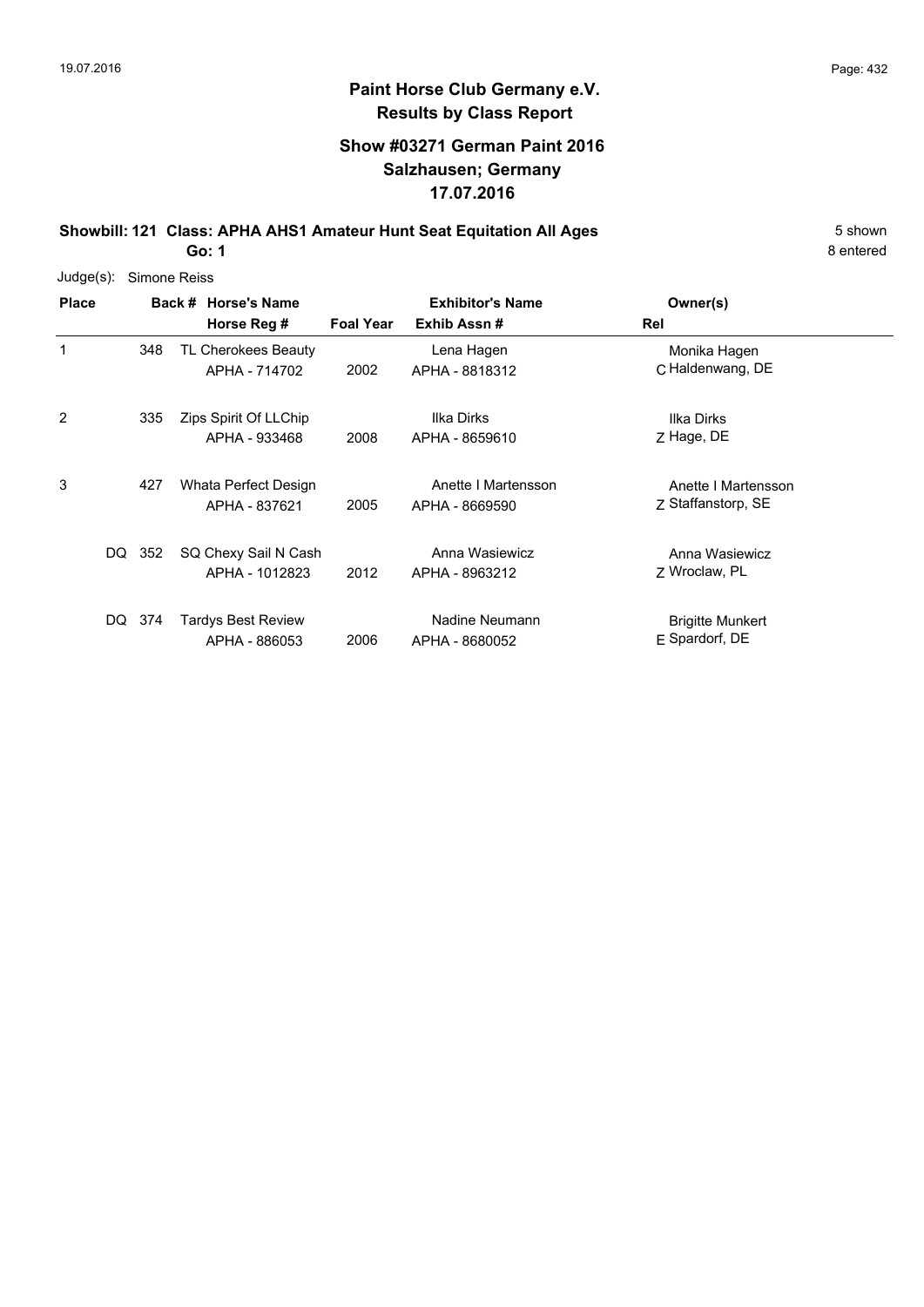# Paint Horse Club Germany e.V.
## Results by Class Report

### Show #03271 German Paint 2016
### Salzhausen; Germany
### 17.07.2016

**Showbill: 121 Class: APHA AHS1 Amateur Hunt Seat Equitation All Ages** 5 shown
**Go: 1** 8 entered

Judge(s): Simone Reiss

| Place | Back # | Horse's Name / Horse Reg # | Foal Year | Exhibitor's Name / Exhib Assn # | Rel | Owner(s) |
|---|---|---|---|---|---|---|
| 1 | 348 | TL Cherokees Beauty<br>APHA - 714702 | 2002 | Lena Hagen<br>APHA - 8818312 | C | Monika Hagen<br>Haldenwang, DE |
| 2 | 335 | Zips Spirit Of LLChip<br>APHA - 933468 | 2008 | Ilka Dirks<br>APHA - 8659610 | Z | Ilka Dirks<br>Hage, DE |
| 3 | 427 | Whata Perfect Design<br>APHA - 837621 | 2005 | Anette I Martensson<br>APHA - 8669590 | Z | Anette I Martensson<br>Staffanstorp, SE |
| DQ | 352 | SQ Chexy Sail N Cash<br>APHA - 1012823 | 2012 | Anna Wasiewicz<br>APHA - 8963212 | Z | Anna Wasiewicz<br>Wroclaw, PL |
| DQ | 374 | Tardys Best Review<br>APHA - 886053 | 2006 | Nadine Neumann<br>APHA - 8680052 | E | Brigitte Munkert<br>Spardorf, DE |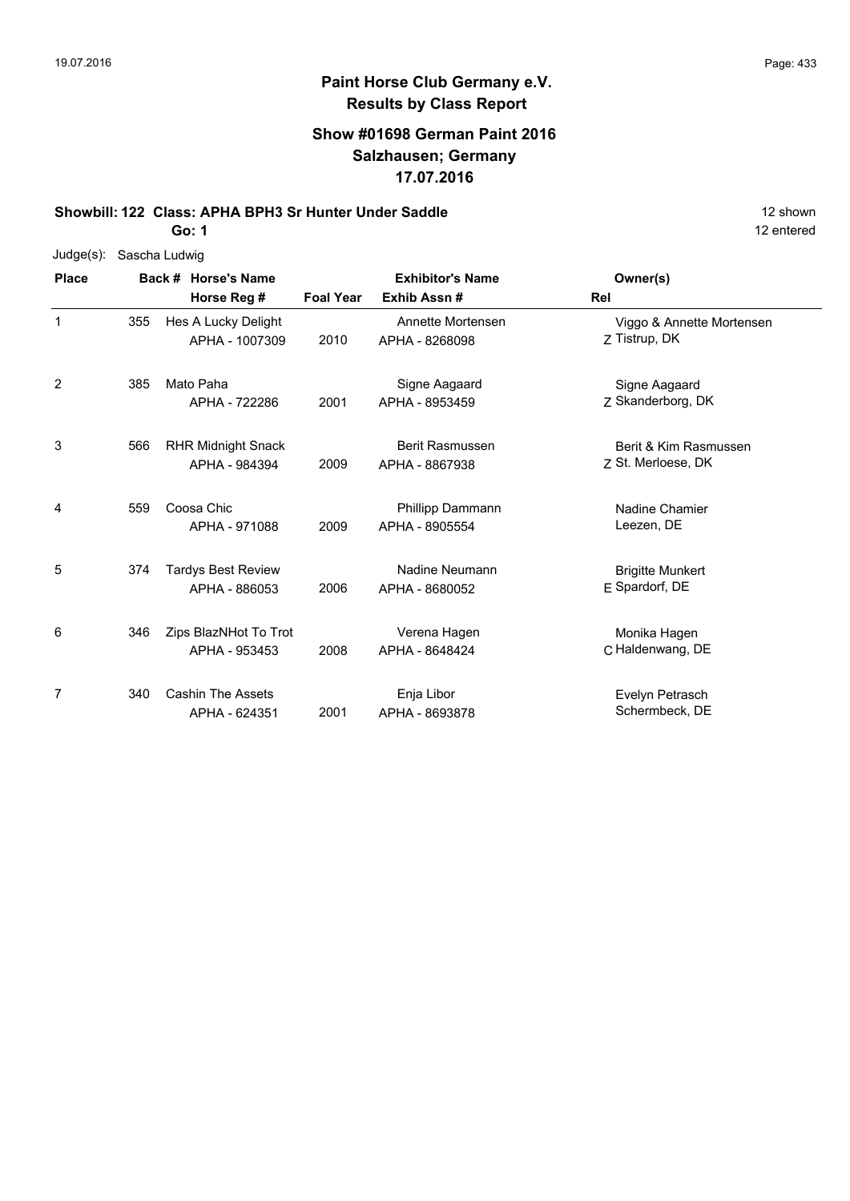# Paint Horse Club Germany e.V.
## Results by Class Report

### Show #01698 German Paint 2016
### Salzhausen; Germany
### 17.07.2016

**Showbill: 122 Class: APHA BPH3 Sr Hunter Under Saddle** 12 shown

**Go: 1** 12 entered

Judge(s): Sascha Ludwig

| Place | Back # | Horse's Name / Horse Reg # | Foal Year | Exhibitor's Name / Exhib Assn # | Rel | Owner(s) |
|---|---|---|---|---|---|---|
| 1 | 355 | Hes A Lucky Delight<br>APHA - 1007309 | 2010 | Annette Mortensen<br>APHA - 8268098 | Z | Viggo & Annette Mortensen<br>Tistrup, DK |
| 2 | 385 | Mato Paha<br>APHA - 722286 | 2001 | Signe Aagaard<br>APHA - 8953459 | Z | Signe Aagaard<br>Skanderborg, DK |
| 3 | 566 | RHR Midnight Snack<br>APHA - 984394 | 2009 | Berit Rasmussen<br>APHA - 8867938 | Z | Berit & Kim Rasmussen<br>St. Merloese, DK |
| 4 | 559 | Coosa Chic<br>APHA - 971088 | 2009 | Phillipp Dammann<br>APHA - 8905554 | | Nadine Chamier<br>Leezen, DE |
| 5 | 374 | Tardys Best Review<br>APHA - 886053 | 2006 | Nadine Neumann<br>APHA - 8680052 | E | Brigitte Munkert<br>Spardorf, DE |
| 6 | 346 | Zips BlazNHot To Trot<br>APHA - 953453 | 2008 | Verena Hagen<br>APHA - 8648424 | C | Monika Hagen<br>Haldenwang, DE |
| 7 | 340 | Cashin The Assets<br>APHA - 624351 | 2001 | Enja Libor<br>APHA - 8693878 | | Evelyn Petrasch<br>Schermbeck, DE |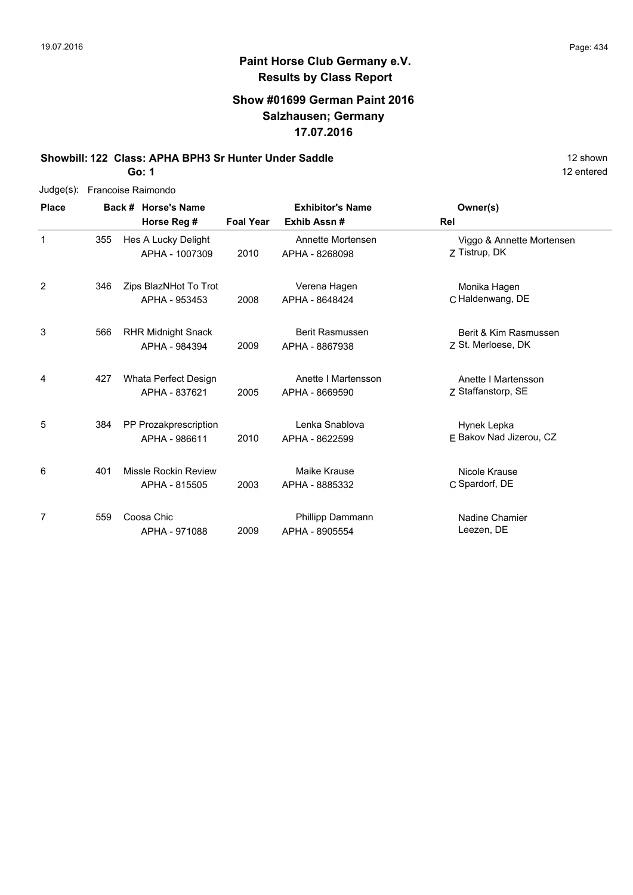**Paint Horse Club Germany e.V.**
**Results by Class Report**

**Show #01699 German Paint 2016**
**Salzhausen; Germany**
**17.07.2016**

**Showbill: 122 Class: APHA BPH3 Sr Hunter Under Saddle** — 12 shown

**Go: 1** — 12 entered

Judge(s): Francoise Raimondo

| Place | Back # | Horse's Name / Horse Reg # | Foal Year | Exhibitor's Name / Exhib Assn # | Rel | Owner(s) |
|---|---|---|---|---|---|---|
| 1 | 355 | Hes A Lucky Delight<br>APHA - 1007309 | 2010 | Annette Mortensen<br>APHA - 8268098 | Z | Viggo & Annette Mortensen<br>Tistrup, DK |
| 2 | 346 | Zips BlazNHot To Trot<br>APHA - 953453 | 2008 | Verena Hagen<br>APHA - 8648424 | C | Monika Hagen<br>Haldenwang, DE |
| 3 | 566 | RHR Midnight Snack<br>APHA - 984394 | 2009 | Berit Rasmussen<br>APHA - 8867938 | Z | Berit & Kim Rasmussen<br>St. Merloese, DK |
| 4 | 427 | Whata Perfect Design<br>APHA - 837621 | 2005 | Anette I Martensson<br>APHA - 8669590 | Z | Anette I Martensson<br>Staffanstorp, SE |
| 5 | 384 | PP Prozakprescription<br>APHA - 986611 | 2010 | Lenka Snablova<br>APHA - 8622599 | E | Hynek Lepka<br>Bakov Nad Jizerou, CZ |
| 6 | 401 | Missle Rockin Review<br>APHA - 815505 | 2003 | Maike Krause<br>APHA - 8885332 | C | Nicole Krause<br>Spardorf, DE |
| 7 | 559 | Coosa Chic<br>APHA - 971088 | 2009 | Phillipp Dammann<br>APHA - 8905554 | | Nadine Chamier<br>Leezen, DE |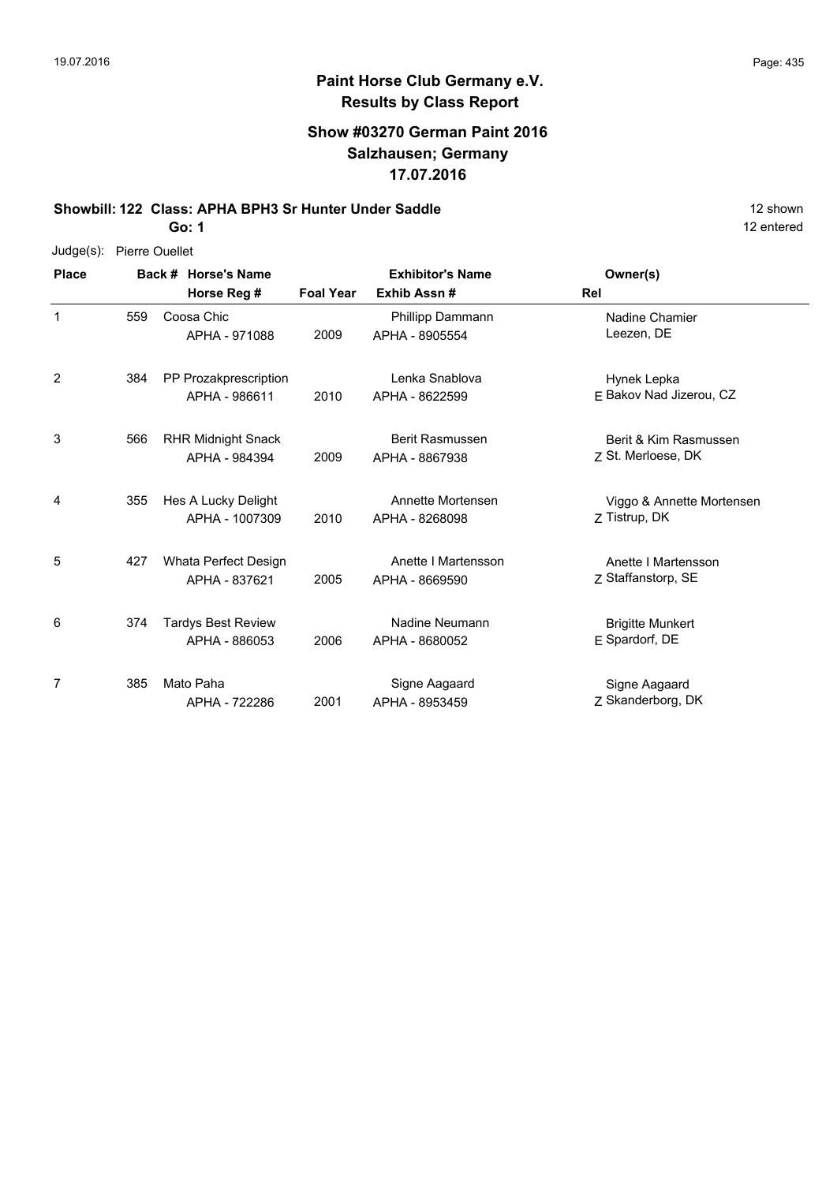# Paint Horse Club Germany e.V.
## Results by Class Report

### Show #03270 German Paint 2016
### Salzhausen; Germany
### 17.07.2016

**Showbill: 122 Class: APHA BPH3 Sr Hunter Under Saddle** 12 shown

**Go: 1** 12 entered

Judge(s): Pierre Ouellet

| Place | Back # | Horse's Name / Horse Reg # | Foal Year | Exhibitor's Name / Exhib Assn # | Rel | Owner(s) |
|---|---|---|---|---|---|---|
| 1 | 559 | Coosa Chic<br>APHA - 971088 | 2009 | Phillipp Dammann<br>APHA - 8905554 | | Nadine Chamier<br>Leezen, DE |
| 2 | 384 | PP Prozakprescription<br>APHA - 986611 | 2010 | Lenka Snablova<br>APHA - 8622599 | E | Hynek Lepka<br>Bakov Nad Jizerou, CZ |
| 3 | 566 | RHR Midnight Snack<br>APHA - 984394 | 2009 | Berit Rasmussen<br>APHA - 8867938 | Z | Berit & Kim Rasmussen<br>St. Merloese, DK |
| 4 | 355 | Hes A Lucky Delight<br>APHA - 1007309 | 2010 | Annette Mortensen<br>APHA - 8268098 | Z | Viggo & Annette Mortensen<br>Tistrup, DK |
| 5 | 427 | Whata Perfect Design<br>APHA - 837621 | 2005 | Anette I Martensson<br>APHA - 8669590 | Z | Anette I Martensson<br>Staffanstorp, SE |
| 6 | 374 | Tardys Best Review<br>APHA - 886053 | 2006 | Nadine Neumann<br>APHA - 8680052 | E | Brigitte Munkert<br>Spardorf, DE |
| 7 | 385 | Mato Paha<br>APHA - 722286 | 2001 | Signe Aagaard<br>APHA - 8953459 | Z | Signe Aagaard<br>Skanderborg, DK |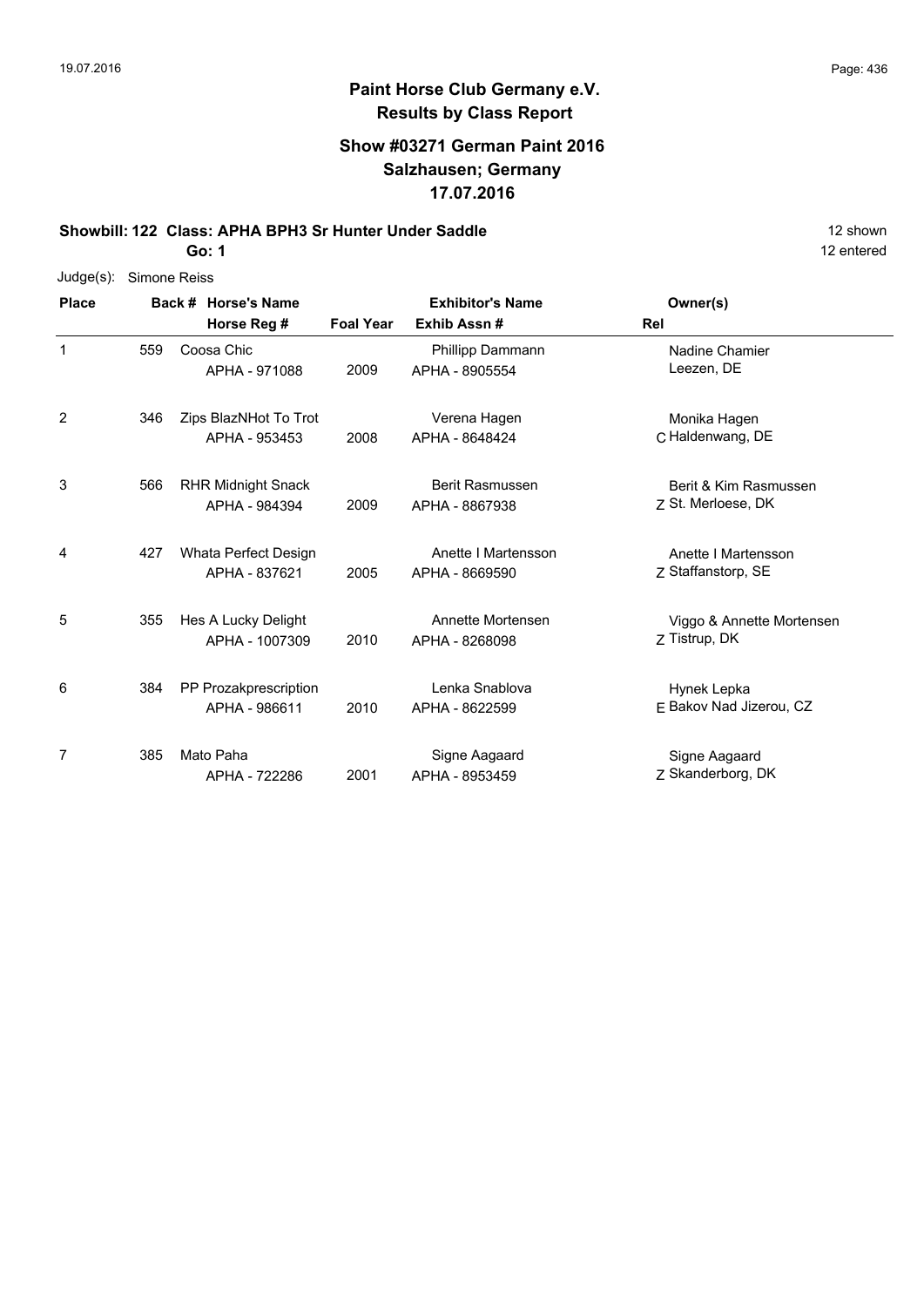**Paint Horse Club Germany e.V.**
**Results by Class Report**

## Show #03271 German Paint 2016
## Salzhausen; Germany
## 17.07.2016

**Showbill: 122 Class: APHA BPH3 Sr Hunter Under Saddle** 12 shown

**Go: 1** 12 entered

Judge(s): Simone Reiss

| Place | Back # | Horse's Name / Horse Reg # | Foal Year | Exhibitor's Name / Exhib Assn # | Rel | Owner(s) |
|---|---|---|---|---|---|---|
| 1 | 559 | Coosa Chic<br>APHA - 971088 | 2009 | Phillipp Dammann<br>APHA - 8905554 | | Nadine Chamier<br>Leezen, DE |
| 2 | 346 | Zips BlazNHot To Trot<br>APHA - 953453 | 2008 | Verena Hagen<br>APHA - 8648424 | C | Monika Hagen<br>Haldenwang, DE |
| 3 | 566 | RHR Midnight Snack<br>APHA - 984394 | 2009 | Berit Rasmussen<br>APHA - 8867938 | Z | Berit & Kim Rasmussen<br>St. Merloese, DK |
| 4 | 427 | Whata Perfect Design<br>APHA - 837621 | 2005 | Anette I Martensson<br>APHA - 8669590 | Z | Anette I Martensson<br>Staffanstorp, SE |
| 5 | 355 | Hes A Lucky Delight<br>APHA - 1007309 | 2010 | Annette Mortensen<br>APHA - 8268098 | Z | Viggo & Annette Mortensen<br>Tistrup, DK |
| 6 | 384 | PP Prozakprescription<br>APHA - 986611 | 2010 | Lenka Snablova<br>APHA - 8622599 | E | Hynek Lepka<br>Bakov Nad Jizerou, CZ |
| 7 | 385 | Mato Paha<br>APHA - 722286 | 2001 | Signe Aagaard<br>APHA - 8953459 | Z | Signe Aagaard<br>Skanderborg, DK |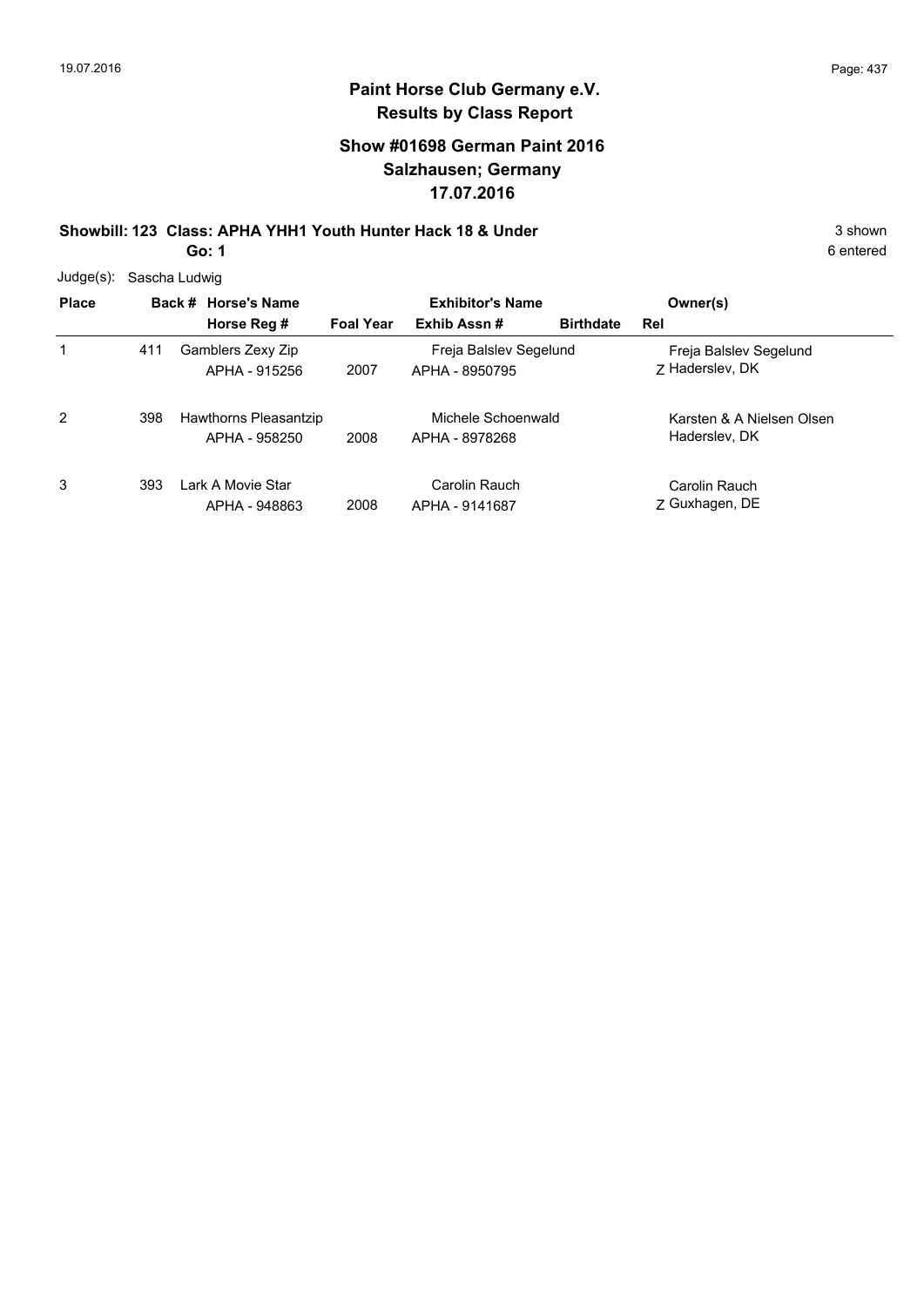# Paint Horse Club Germany e.V.
## Results by Class Report

### Show #01698 German Paint 2016
### Salzhausen; Germany
### 17.07.2016

**Showbill: 123 Class: APHA YHH1 Youth Hunter Hack 18 & Under** — 3 shown

**Go: 1** — 6 entered

Judge(s): Sascha Ludwig

| Place | Back # | Horse's Name / Horse Reg # | Foal Year | Exhibitor's Name / Exhib Assn # | Birthdate | Rel | Owner(s) |
|---|---|---|---|---|---|---|---|
| 1 | 411 | Gamblers Zexy Zip<br>APHA - 915256 | 2007 | Freja Balslev Segelund<br>APHA - 8950795 | | Z | Freja Balslev Segelund<br>Haderslev, DK |
| 2 | 398 | Hawthorns Pleasantzip<br>APHA - 958250 | 2008 | Michele Schoenwald<br>APHA - 8978268 | | | Karsten & A Nielsen Olsen<br>Haderslev, DK |
| 3 | 393 | Lark A Movie Star<br>APHA - 948863 | 2008 | Carolin Rauch<br>APHA - 9141687 | | Z | Carolin Rauch<br>Guxhagen, DE |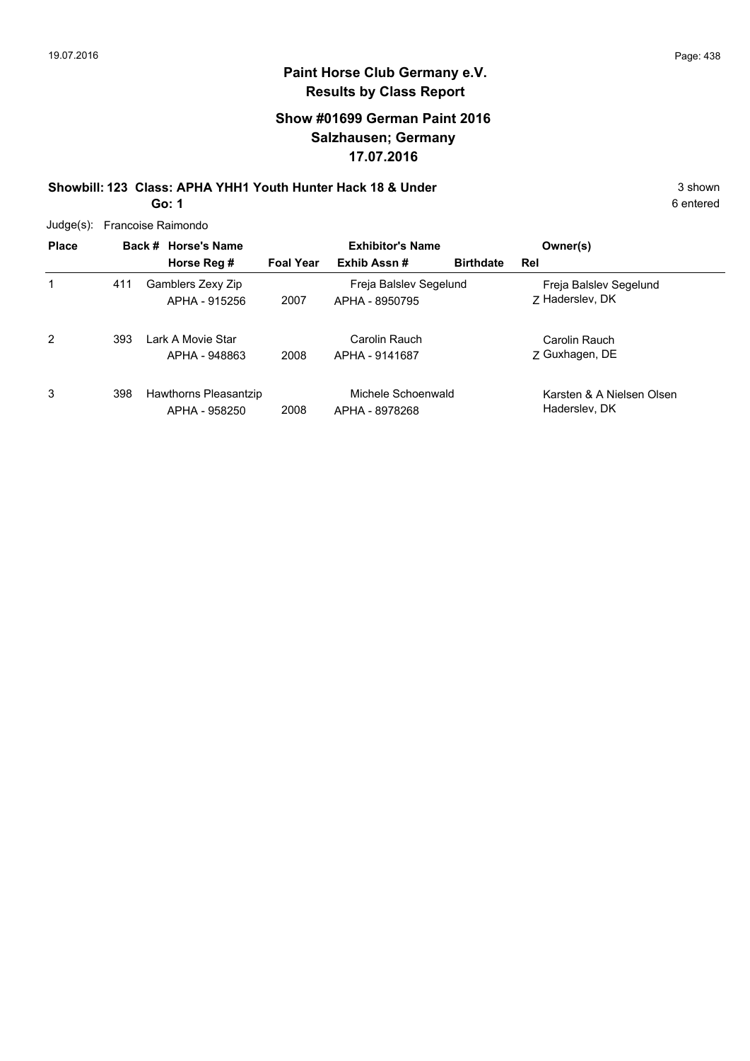# Paint Horse Club Germany e.V.

## Results by Class Report

### Show #01699 German Paint 2016
### Salzhausen; Germany
### 17.07.2016

**Showbill: 123 Class: APHA YHH1 Youth Hunter Hack 18 & Under** 3 shown

**Go: 1** 6 entered

Judge(s): Francoise Raimondo

| Place | Back # | Horse's Name / Horse Reg # | Foal Year | Exhibitor's Name / Exhib Assn # | Birthdate | Rel | Owner(s) |
|---|---|---|---|---|---|---|---|
| 1 | 411 | Gamblers Zexy Zip<br>APHA - 915256 | 2007 | Freja Balslev Segelund<br>APHA - 8950795 | | Z | Freja Balslev Segelund<br>Haderslev, DK |
| 2 | 393 | Lark A Movie Star<br>APHA - 948863 | 2008 | Carolin Rauch<br>APHA - 9141687 | | Z | Carolin Rauch<br>Guxhagen, DE |
| 3 | 398 | Hawthorns Pleasantzip<br>APHA - 958250 | 2008 | Michele Schoenwald<br>APHA - 8978268 | | | Karsten & A Nielsen Olsen<br>Haderslev, DK |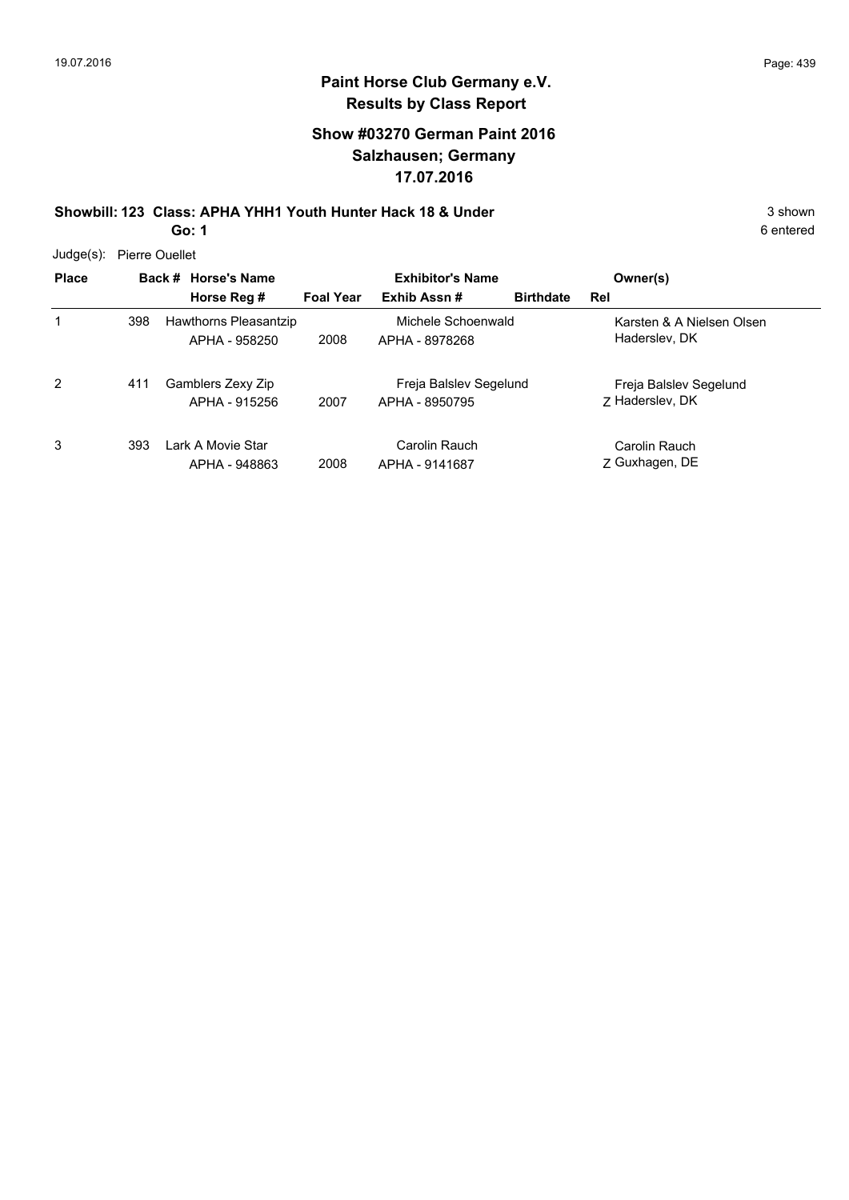## Paint Horse Club Germany e.V.
## Results by Class Report

### Show #03270 German Paint 2016
### Salzhausen; Germany
### 17.07.2016

**Showbill: 123 Class: APHA YHH1 Youth Hunter Hack 18 & Under** — 3 shown

**Go: 1** — 6 entered

Judge(s): Pierre Ouellet

| Place | Back # | Horse's Name / Horse Reg # | Foal Year | Exhibitor's Name / Exhib Assn # | Birthdate | Rel | Owner(s) |
|---|---|---|---|---|---|---|---|
| 1 | 398 | Hawthorns Pleasantzip<br>APHA - 958250 | 2008 | Michele Schoenwald<br>APHA - 8978268 | | | Karsten & A Nielsen Olsen<br>Haderslev, DK |
| 2 | 411 | Gamblers Zexy Zip<br>APHA - 915256 | 2007 | Freja Balslev Segelund<br>APHA - 8950795 | | Z | Freja Balslev Segelund<br>Haderslev, DK |
| 3 | 393 | Lark A Movie Star<br>APHA - 948863 | 2008 | Carolin Rauch<br>APHA - 9141687 | | Z | Carolin Rauch<br>Guxhagen, DE |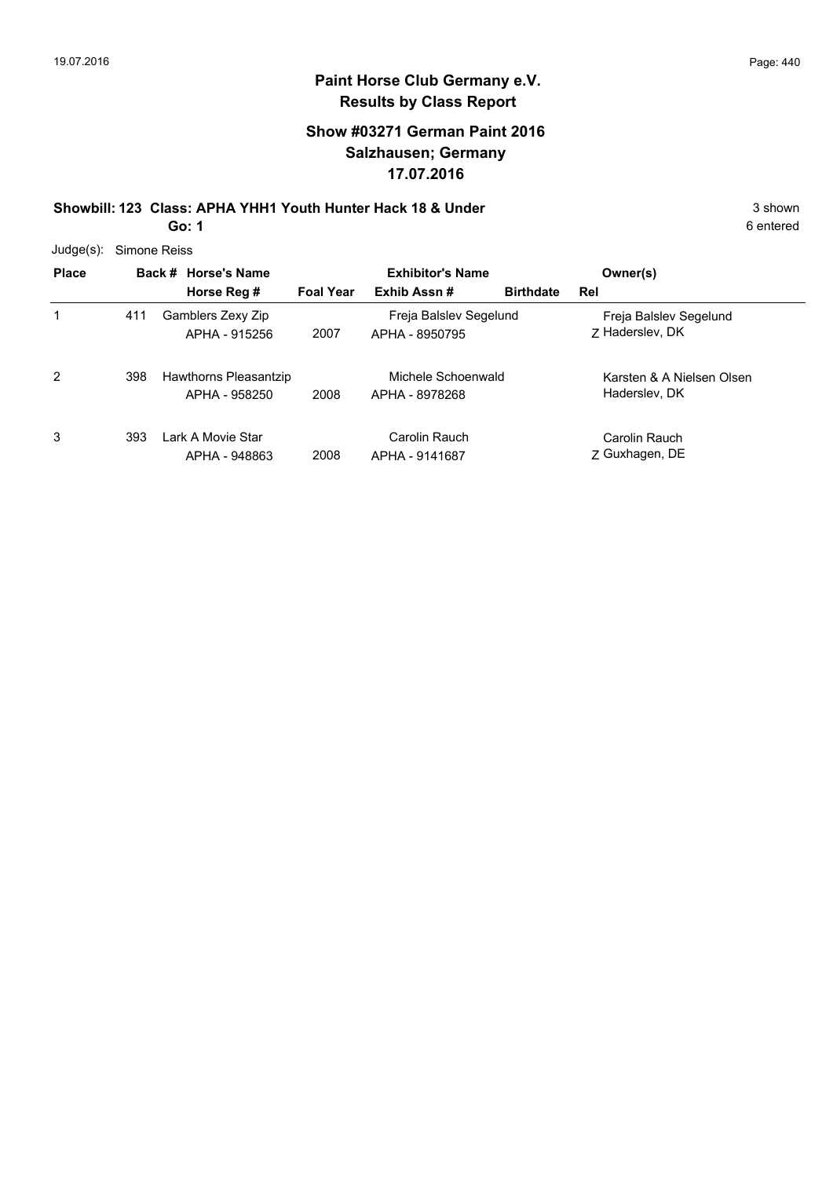**Paint Horse Club Germany e.V.**
**Results by Class Report**

**Show #03271 German Paint 2016**
**Salzhausen; Germany**
**17.07.2016**

**Showbill: 123 Class: APHA YHH1 Youth Hunter Hack 18 & Under** — 3 shown
**Go: 1** — 6 entered

Judge(s): Simone Reiss

| Place | Back # | Horse's Name / Horse Reg # | Foal Year | Exhibitor's Name / Exhib Assn # | Birthdate | Rel | Owner(s) |
|---|---|---|---|---|---|---|---|
| 1 | 411 | Gamblers Zexy Zip<br>APHA - 915256 | 2007 | Freja Balslev Segelund<br>APHA - 8950795 | | Z | Freja Balslev Segelund<br>Haderslev, DK |
| 2 | 398 | Hawthorns Pleasantzip<br>APHA - 958250 | 2008 | Michele Schoenwald<br>APHA - 8978268 | | | Karsten & A Nielsen Olsen<br>Haderslev, DK |
| 3 | 393 | Lark A Movie Star<br>APHA - 948863 | 2008 | Carolin Rauch<br>APHA - 9141687 | | Z | Carolin Rauch<br>Guxhagen, DE |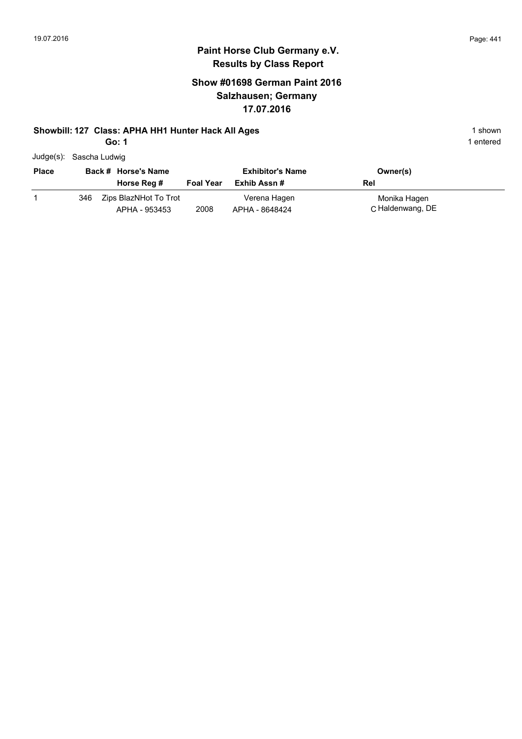## Paint Horse Club Germany e.V.
## Results by Class Report

### Show #01698 German Paint 2016
### Salzhausen; Germany
### 17.07.2016

**Showbill: 127 Class: APHA HH1 Hunter Hack All Ages** — 1 shown

**Go: 1** — 1 entered

Judge(s): Sascha Ludwig

| Place | Back # | Horse's Name / Horse Reg # | Foal Year | Exhibitor's Name / Exhib Assn # | Rel | Owner(s) |
|---|---|---|---|---|---|---|
| 1 | 346 | Zips BlazNHot To Trot<br>APHA - 953453 | 2008 | Verena Hagen<br>APHA - 8648424 | C | Monika Hagen<br>Haldenwang, DE |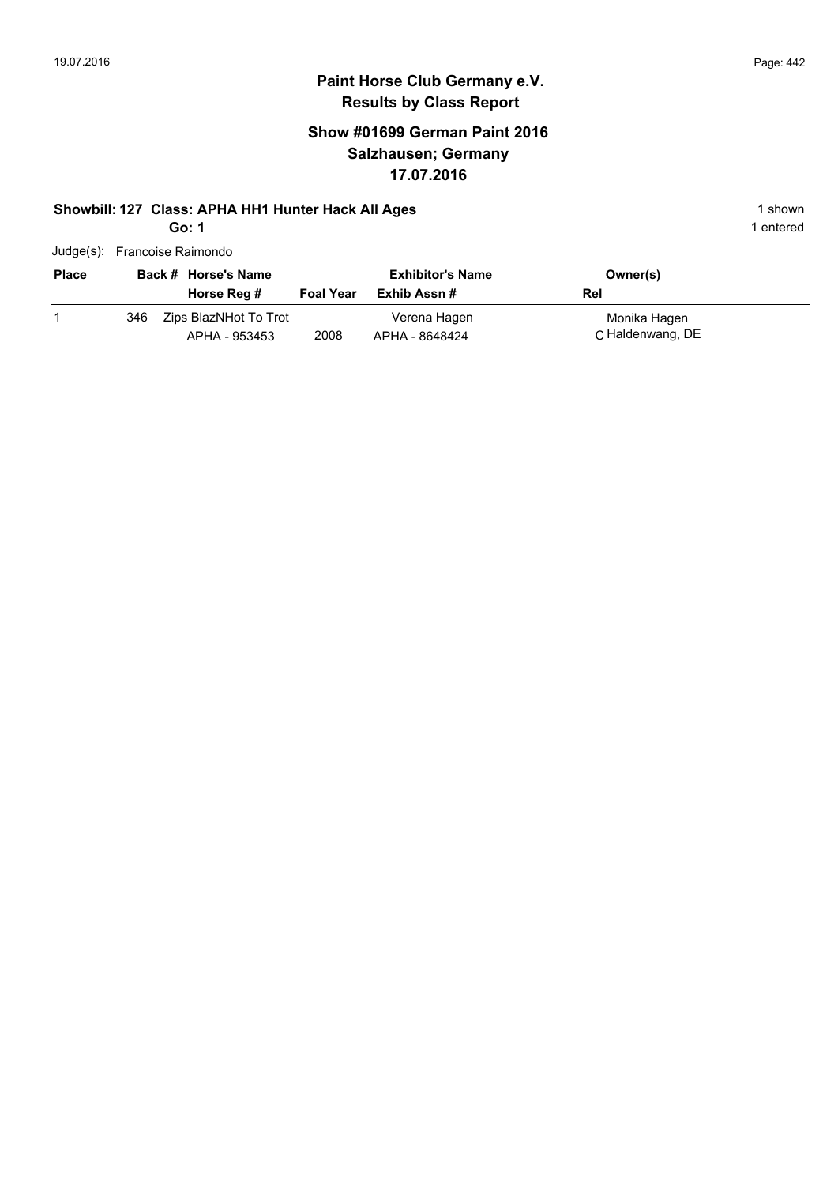# Paint Horse Club Germany e.V.

## Results by Class Report

### Show #01699 German Paint 2016
### Salzhausen; Germany
### 17.07.2016

**Showbill: 127 Class: APHA HH1 Hunter Hack All Ages** 1 shown

**Go: 1** 1 entered

Judge(s): Francoise Raimondo

| Place | Back # | Horse's Name / Horse Reg # | Foal Year | Exhibitor's Name / Exhib Assn # | Owner(s) / Rel |
|---|---|---|---|---|---|
| 1 | 346 | Zips BlazNHot To Trot<br>APHA - 953453 | 2008 | Verena Hagen<br>APHA - 8648424 | Monika Hagen<br>C Haldenwang, DE |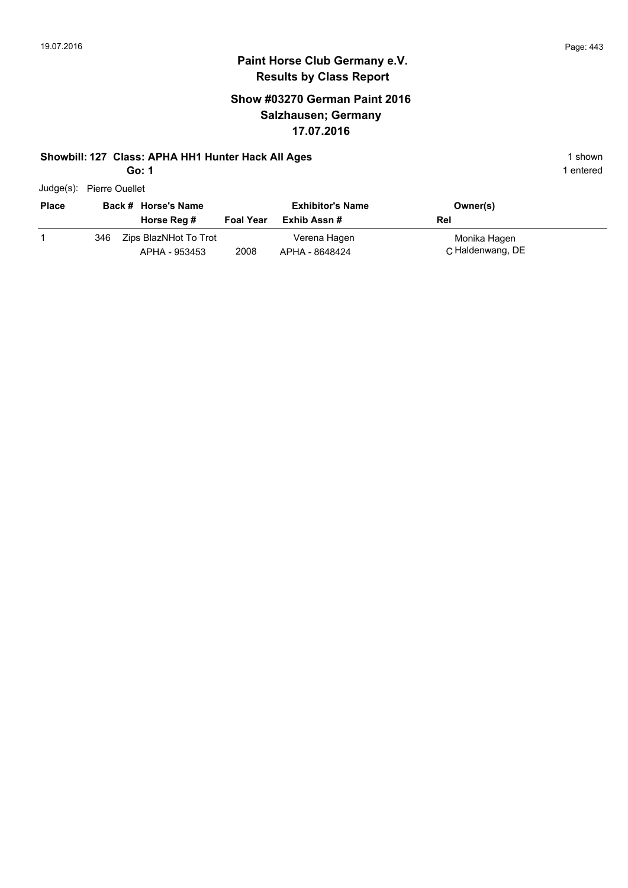## Paint Horse Club Germany e.V.
## Results by Class Report

### Show #03270 German Paint 2016
### Salzhausen; Germany
### 17.07.2016

**Showbill: 127 Class: APHA HH1 Hunter Hack All Ages** 1 shown

**Go: 1** 1 entered

Judge(s): Pierre Ouellet

| Place | Back # | Horse's Name / Horse Reg # | Foal Year | Exhibitor's Name / Exhib Assn # | Owner(s) / Rel |
|---|---|---|---|---|---|
| 1 | 346 | Zips BlazNHot To Trot<br>APHA - 953453 | 2008 | Verena Hagen<br>APHA - 8648424 | Monika Hagen<br>C Haldenwang, DE |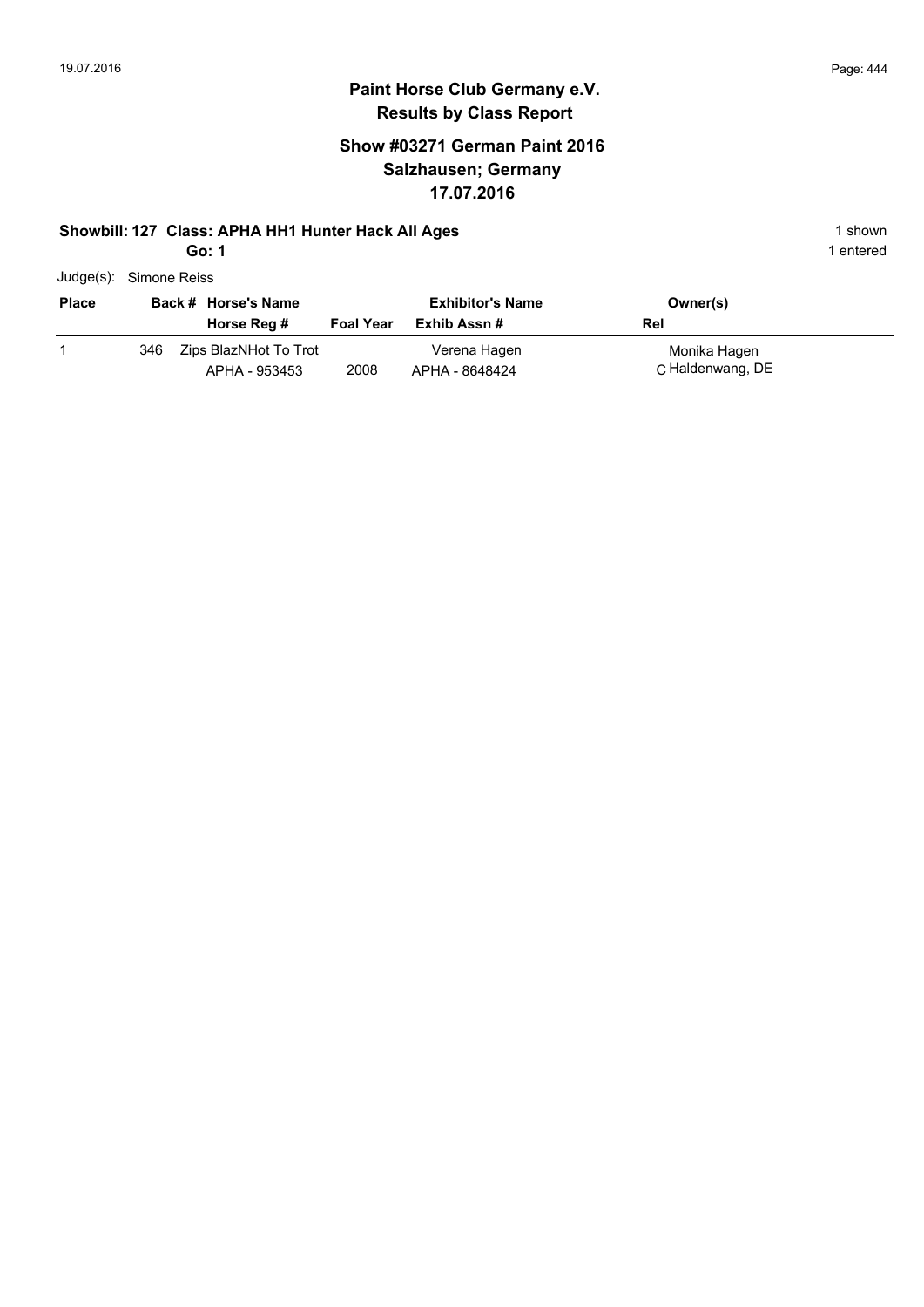# Paint Horse Club Germany e.V.
## Results by Class Report

### Show #03271 German Paint 2016
### Salzhausen; Germany
### 17.07.2016

**Showbill: 127 Class: APHA HH1 Hunter Hack All Ages** — 1 shown

**Go: 1** — 1 entered

Judge(s): Simone Reiss

| Place | Back # | Horse's Name / Horse Reg # | Foal Year | Exhibitor's Name / Exhib Assn # | Owner(s) / Rel |
|---|---|---|---|---|---|
| 1 | 346 | Zips BlazNHot To Trot<br>APHA - 953453 | 2008 | Verena Hagen<br>APHA - 8648424 | Monika Hagen<br>C Haldenwang, DE |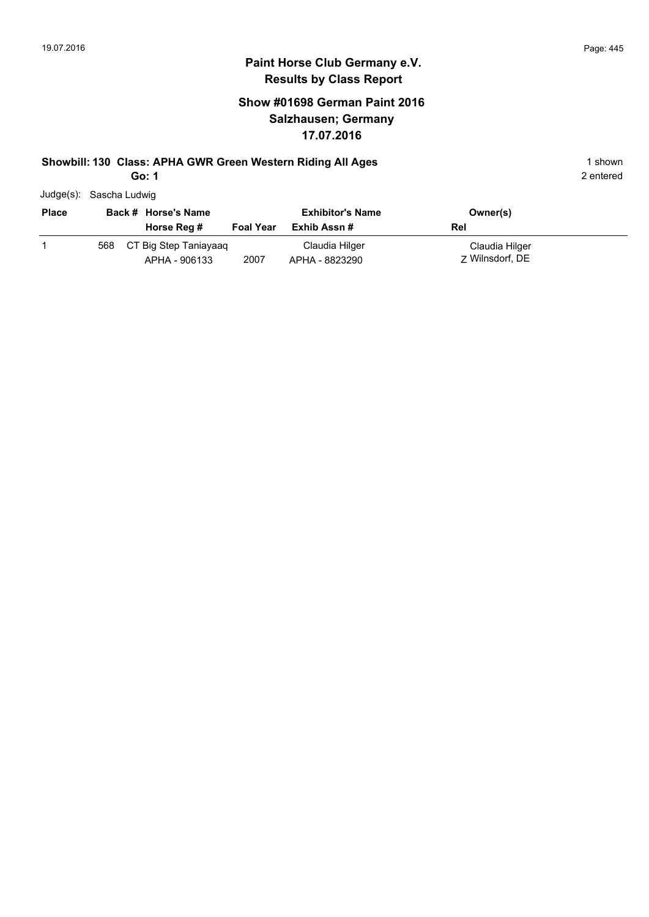# Paint Horse Club Germany e.V.
## Results by Class Report

### Show #01698 German Paint 2016
### Salzhausen; Germany
### 17.07.2016

**Showbill: 130 Class: APHA GWR Green Western Riding All Ages** 1 shown

**Go: 1** 2 entered

Judge(s): Sascha Ludwig

| Place | Back # | Horse's Name / Horse Reg # | Foal Year | Exhibitor's Name / Exhib Assn # | Rel | Owner(s) |
|---|---|---|---|---|---|---|
| 1 | 568 | CT Big Step Taniayaaq<br>APHA - 906133 | 2007 | Claudia Hilger<br>APHA - 8823290 | Z | Claudia Hilger<br>Wilnsdorf, DE |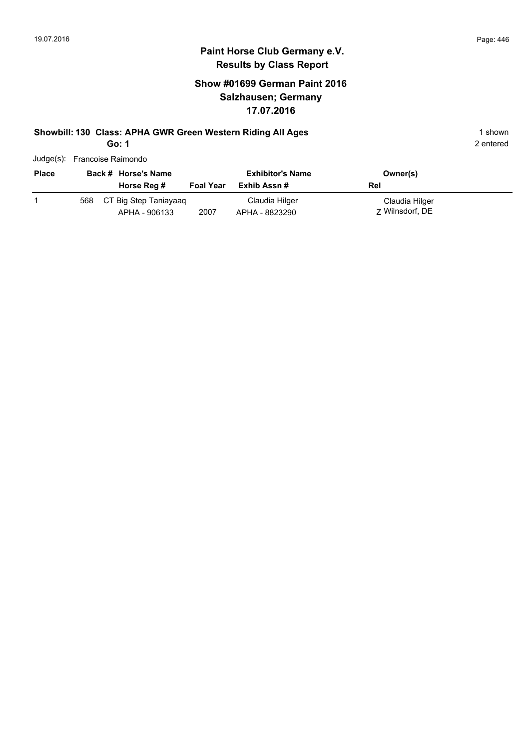# Paint Horse Club Germany e.V.

## Results by Class Report

### Show #01699 German Paint 2016
### Salzhausen; Germany
### 17.07.2016

**Showbill: 130 Class: APHA GWR Green Western Riding All Ages** — 1 shown

**Go: 1** — 2 entered

Judge(s): Francoise Raimondo

| Place | Back # | Horse's Name / Horse Reg # | Foal Year | Exhibitor's Name / Exhib Assn # | Owner(s) / Rel |
|---|---|---|---|---|---|
| 1 | 568 | CT Big Step Taniayaaq<br>APHA - 906133 | 2007 | Claudia Hilger<br>APHA - 8823290 | Claudia Hilger<br>Z Wilnsdorf, DE |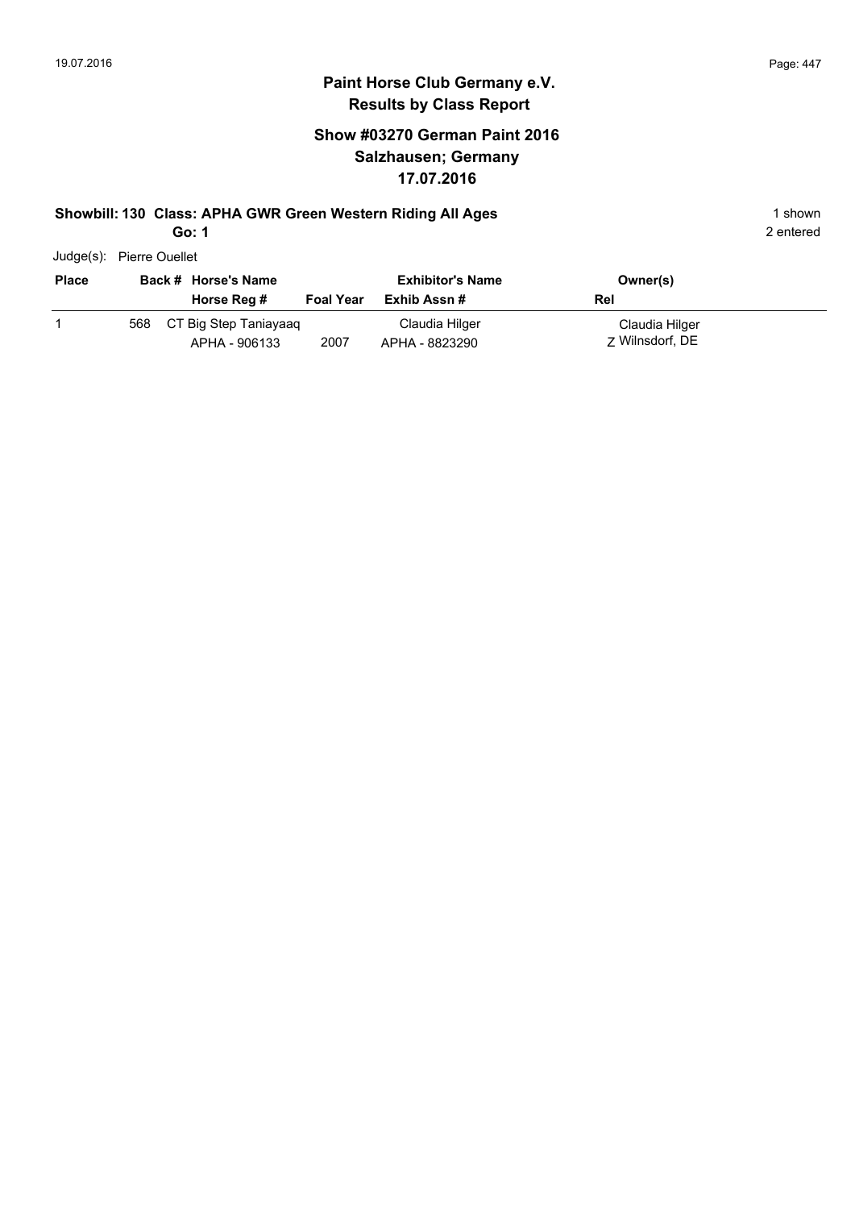# Paint Horse Club Germany e.V.

## Results by Class Report

### Show #03270 German Paint 2016
### Salzhausen; Germany
### 17.07.2016

**Showbill: 130 Class: APHA GWR Green Western Riding All Ages** — 1 shown

**Go: 1** — 2 entered

Judge(s): Pierre Ouellet

| Place | Back # | Horse's Name / Horse Reg # | Foal Year | Exhibitor's Name / Exhib Assn # | Owner(s) / Rel |
|---|---|---|---|---|---|
| 1 | 568 | CT Big Step Taniayaaq<br>APHA - 906133 | 2007 | Claudia Hilger<br>APHA - 8823290 | Claudia Hilger<br>Z Wilnsdorf, DE |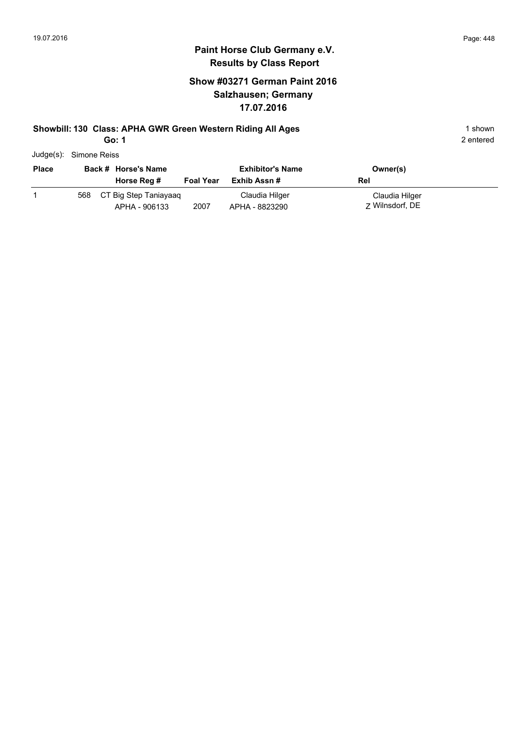# Paint Horse Club Germany e.V.

## Results by Class Report

### Show #03271 German Paint 2016
### Salzhausen; Germany
### 17.07.2016

**Showbill: 130 Class: APHA GWR Green Western Riding All Ages** — 1 shown

**Go: 1** — 2 entered

Judge(s): Simone Reiss

| Place | Back # | Horse's Name / Horse Reg # | Foal Year | Exhibitor's Name / Exhib Assn # | Owner(s) / Rel |
|---|---|---|---|---|---|
| 1 | 568 | CT Big Step Taniayaaq<br>APHA - 906133 | 2007 | Claudia Hilger<br>APHA - 8823290 | Claudia Hilger<br>Z Wilnsdorf, DE |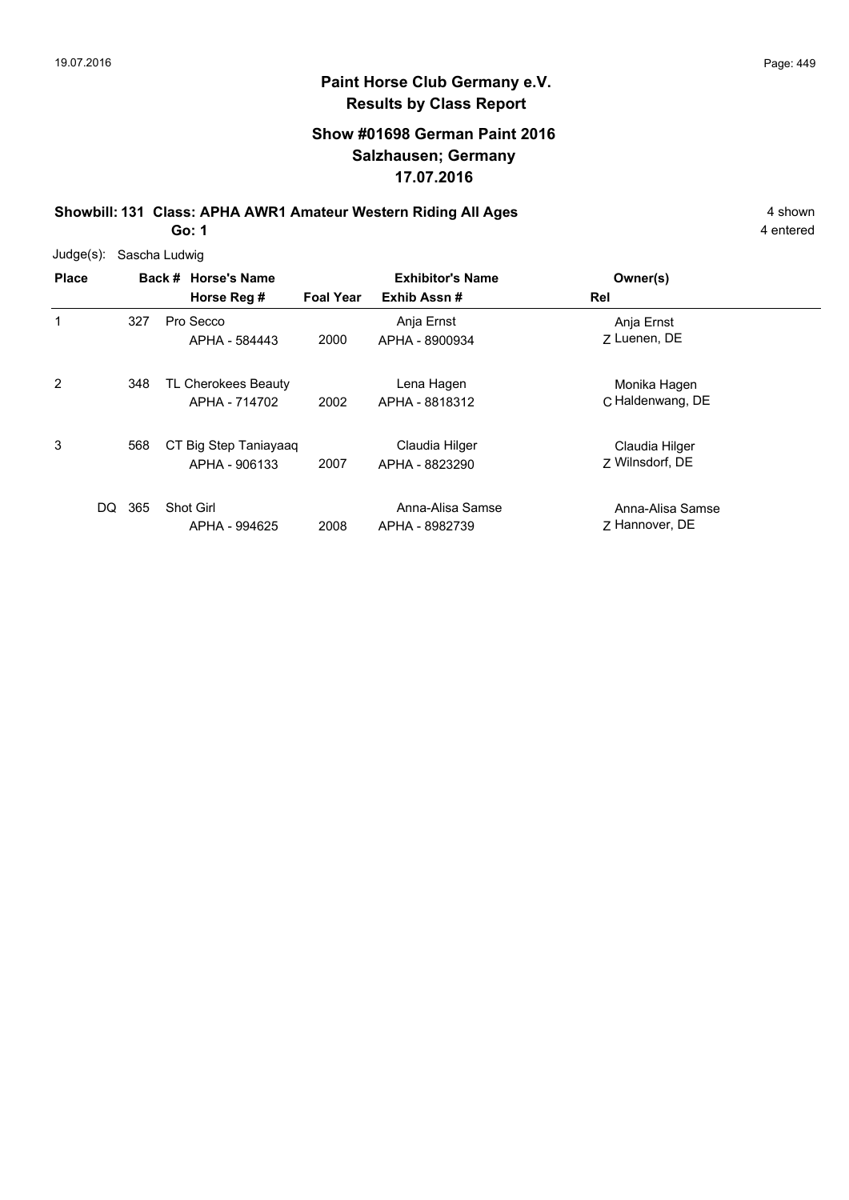## Paint Horse Club Germany e.V.
## Results by Class Report

### Show #01698 German Paint 2016
### Salzhausen; Germany
### 17.07.2016

**Showbill: 131 Class: APHA AWR1 Amateur Western Riding All Ages** 4 shown

**Go: 1** 4 entered

Judge(s): Sascha Ludwig

| Place | Back # | Horse's Name / Horse Reg # | Foal Year | Exhibitor's Name / Exhib Assn # | Rel | Owner(s) |
|---|---|---|---|---|---|---|
| 1 | 327 | Pro Secco<br>APHA - 584443 | 2000 | Anja Ernst<br>APHA - 8900934 | Z | Anja Ernst<br>Luenen, DE |
| 2 | 348 | TL Cherokees Beauty<br>APHA - 714702 | 2002 | Lena Hagen<br>APHA - 8818312 | C | Monika Hagen<br>Haldenwang, DE |
| 3 | 568 | CT Big Step Taniayaaq<br>APHA - 906133 | 2007 | Claudia Hilger<br>APHA - 8823290 | Z | Claudia Hilger<br>Wilnsdorf, DE |
| DQ | 365 | Shot Girl<br>APHA - 994625 | 2008 | Anna-Alisa Samse<br>APHA - 8982739 | Z | Anna-Alisa Samse<br>Hannover, DE |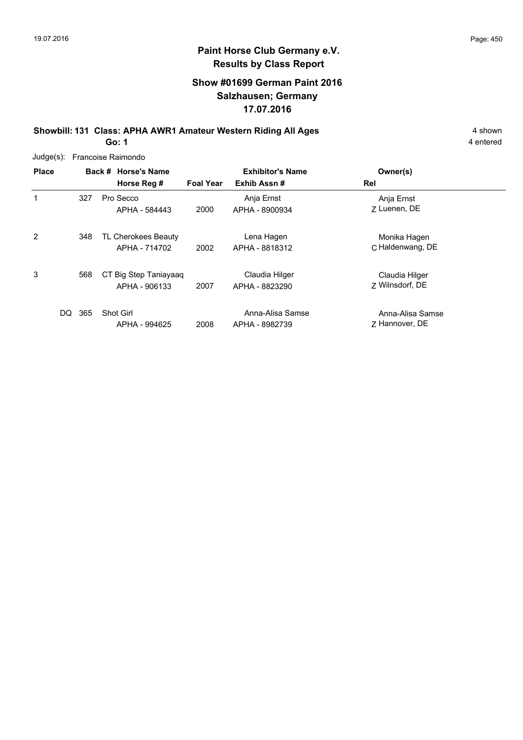**Paint Horse Club Germany e.V.**
**Results by Class Report**

## Show #01699 German Paint 2016
## Salzhausen; Germany
## 17.07.2016

**Showbill: 131 Class: APHA AWR1 Amateur Western Riding All Ages** — 4 shown

**Go: 1** — 4 entered

Judge(s): Francoise Raimondo

| Place | Back # | Horse's Name / Horse Reg # | Foal Year | Exhibitor's Name / Exhib Assn # | Owner(s) / Rel |
|---|---|---|---|---|---|
| 1 | 327 | Pro Secco<br>APHA - 584443 | 2000 | Anja Ernst<br>APHA - 8900934 | Anja Ernst<br>Z Luenen, DE |
| 2 | 348 | TL Cherokees Beauty<br>APHA - 714702 | 2002 | Lena Hagen<br>APHA - 8818312 | Monika Hagen<br>C Haldenwang, DE |
| 3 | 568 | CT Big Step Taniayaaq<br>APHA - 906133 | 2007 | Claudia Hilger<br>APHA - 8823290 | Claudia Hilger<br>Z Wilnsdorf, DE |
| DQ | 365 | Shot Girl<br>APHA - 994625 | 2008 | Anna-Alisa Samse<br>APHA - 8982739 | Anna-Alisa Samse<br>Z Hannover, DE |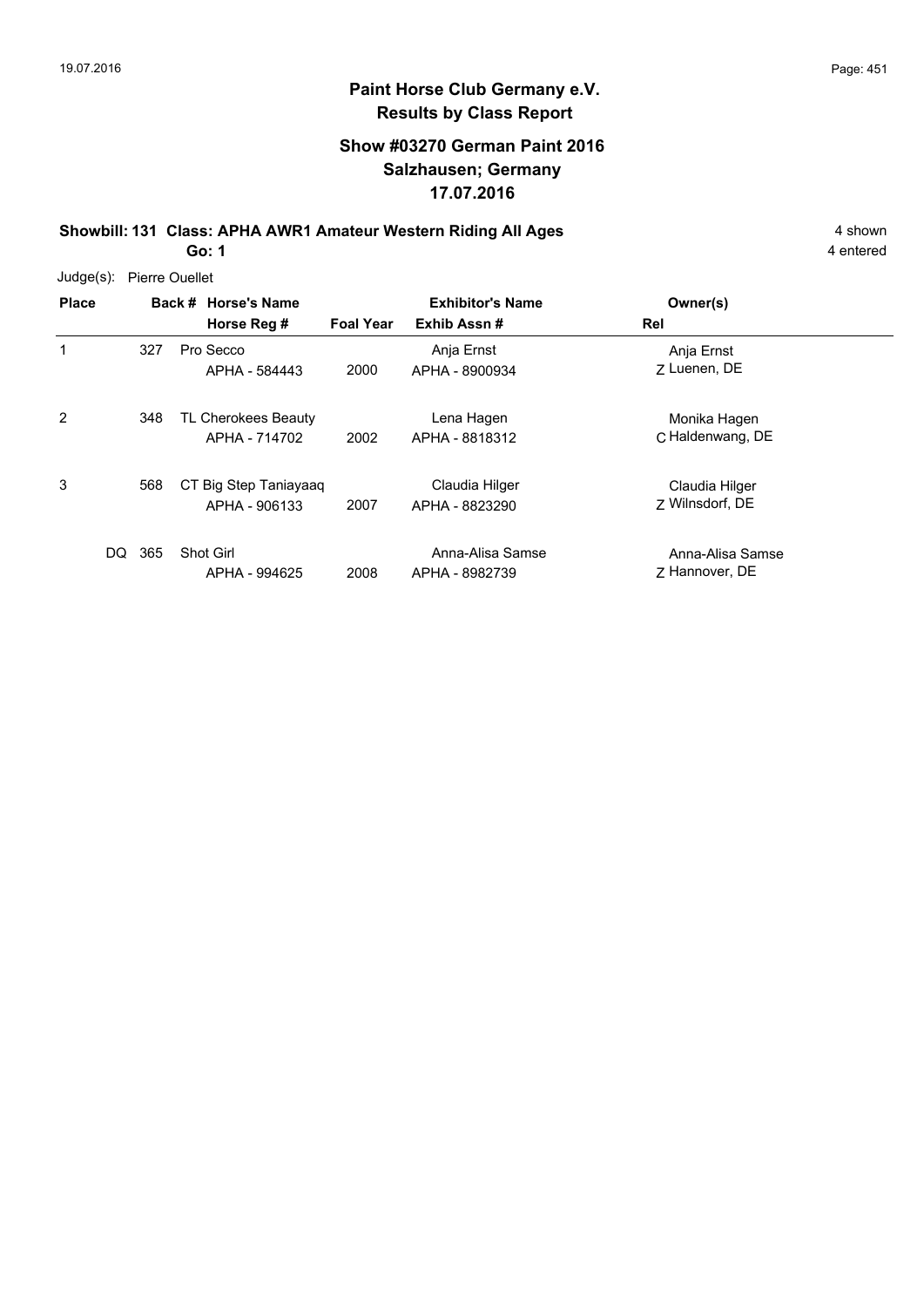## Paint Horse Club Germany e.V.
## Results by Class Report

### Show #03270 German Paint 2016
### Salzhausen; Germany
### 17.07.2016

**Showbill: 131 Class: APHA AWR1 Amateur Western Riding All Ages** — 4 shown

**Go: 1** — 4 entered

Judge(s): Pierre Ouellet

| Place | Back # | Horse's Name / Horse Reg # | Foal Year | Exhibitor's Name / Exhib Assn # | Rel | Owner(s) |
|---|---|---|---|---|---|---|
| 1 | 327 | Pro Secco<br>APHA - 584443 | 2000 | Anja Ernst<br>APHA - 8900934 | Z | Anja Ernst<br>Luenen, DE |
| 2 | 348 | TL Cherokees Beauty<br>APHA - 714702 | 2002 | Lena Hagen<br>APHA - 8818312 | C | Monika Hagen<br>Haldenwang, DE |
| 3 | 568 | CT Big Step Taniayaaq<br>APHA - 906133 | 2007 | Claudia Hilger<br>APHA - 8823290 | Z | Claudia Hilger<br>Wilnsdorf, DE |
| DQ | 365 | Shot Girl<br>APHA - 994625 | 2008 | Anna-Alisa Samse<br>APHA - 8982739 | Z | Anna-Alisa Samse<br>Hannover, DE |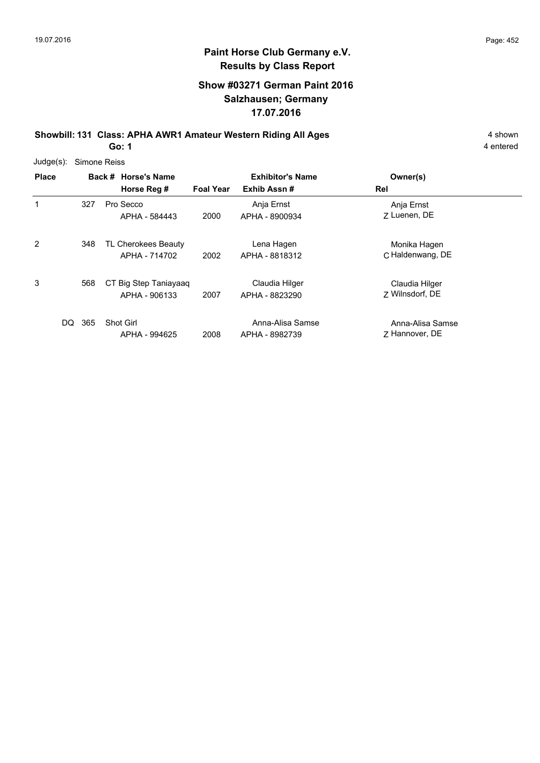# Paint Horse Club Germany e.V.
## Results by Class Report

### Show #03271 German Paint 2016
### Salzhausen; Germany
### 17.07.2016

**Showbill: 131 Class: APHA AWR1 Amateur Western Riding All Ages** 4 shown

**Go: 1** 4 entered

Judge(s): Simone Reiss

| Place | Back # | Horse's Name / Horse Reg # | Foal Year | Exhibitor's Name / Exhib Assn # | Rel | Owner(s) |
|---|---|---|---|---|---|---|
| 1 | 327 | Pro Secco<br>APHA - 584443 | 2000 | Anja Ernst<br>APHA - 8900934 | Z | Anja Ernst<br>Luenen, DE |
| 2 | 348 | TL Cherokees Beauty<br>APHA - 714702 | 2002 | Lena Hagen<br>APHA - 8818312 | C | Monika Hagen<br>Haldenwang, DE |
| 3 | 568 | CT Big Step Taniayaaq<br>APHA - 906133 | 2007 | Claudia Hilger<br>APHA - 8823290 | Z | Claudia Hilger<br>Wilnsdorf, DE |
| DQ | 365 | Shot Girl<br>APHA - 994625 | 2008 | Anna-Alisa Samse<br>APHA - 8982739 | Z | Anna-Alisa Samse<br>Hannover, DE |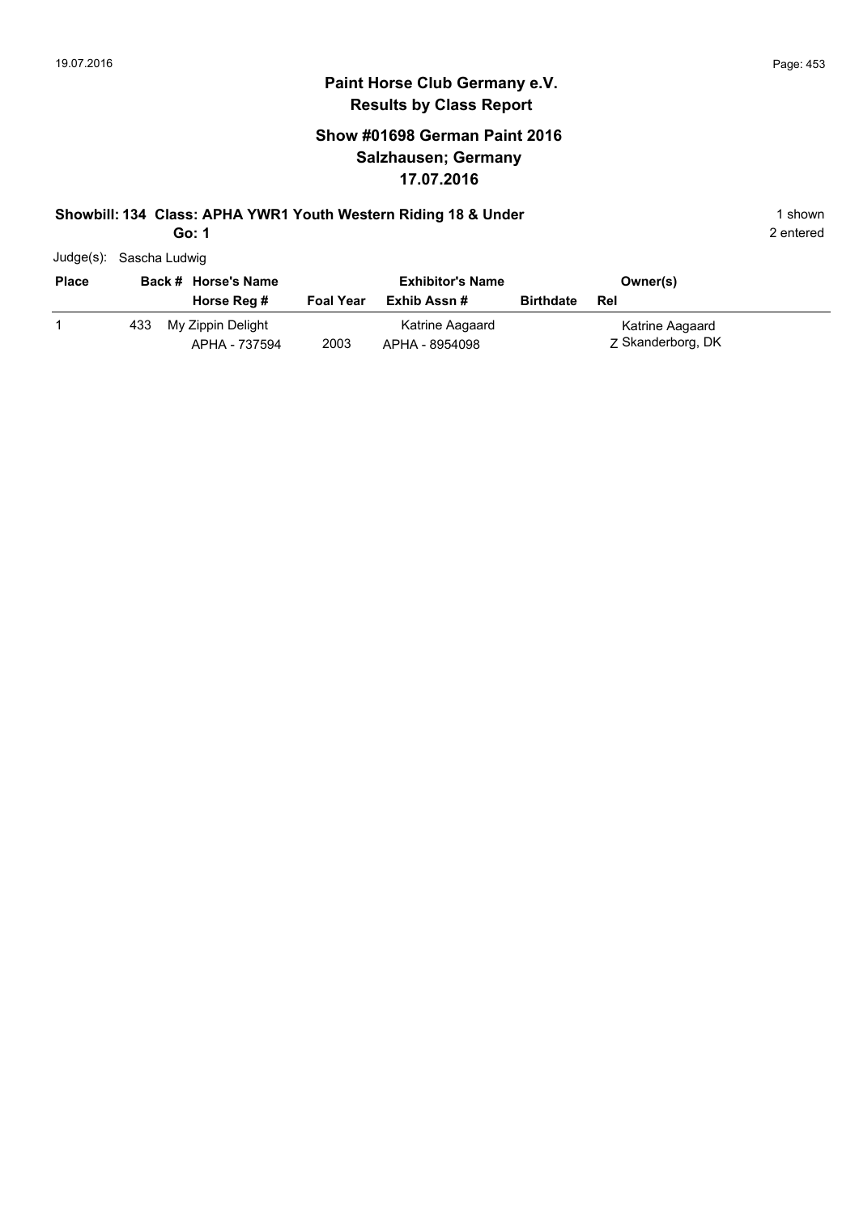# Paint Horse Club Germany e.V.
## Results by Class Report

### Show #01698 German Paint 2016
### Salzhausen; Germany
### 17.07.2016

**Showbill: 134 Class: APHA YWR1 Youth Western Riding 18 & Under** 1 shown

**Go: 1** 2 entered

Judge(s): Sascha Ludwig

| Place | Back # | Horse's Name / Horse Reg # | Foal Year | Exhibitor's Name / Exhib Assn # | Birthdate | Owner(s) / Rel |
|---|---|---|---|---|---|---|
| 1 | 433 | My Zippin Delight<br>APHA - 737594 | 2003 | Katrine Aagaard<br>APHA - 8954098 | | Katrine Aagaard<br>Z Skanderborg, DK |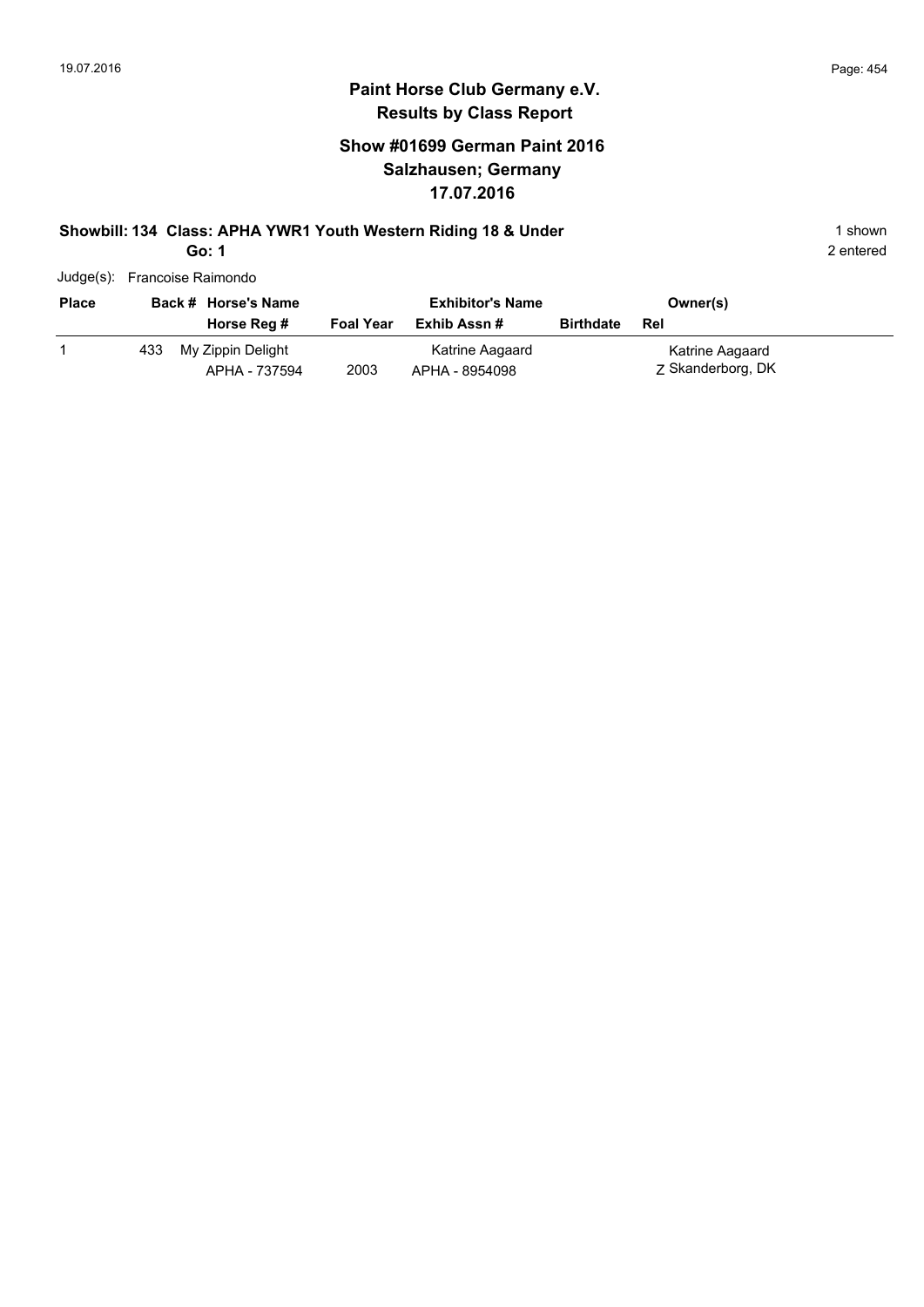# Paint Horse Club Germany e.V.
## Results by Class Report

### Show #01699 German Paint 2016
### Salzhausen; Germany
### 17.07.2016

**Showbill: 134 Class: APHA YWR1 Youth Western Riding 18 & Under** 1 shown

**Go: 1** 2 entered

Judge(s): Francoise Raimondo

| Place | Back # | Horse's Name / Horse Reg # | Foal Year | Exhibitor's Name / Exhib Assn # | Birthdate | Owner(s) / Rel |
|---|---|---|---|---|---|---|
| 1 | 433 | My Zippin Delight<br>APHA - 737594 | 2003 | Katrine Aagaard<br>APHA - 8954098 | | Katrine Aagaard<br>Z Skanderborg, DK |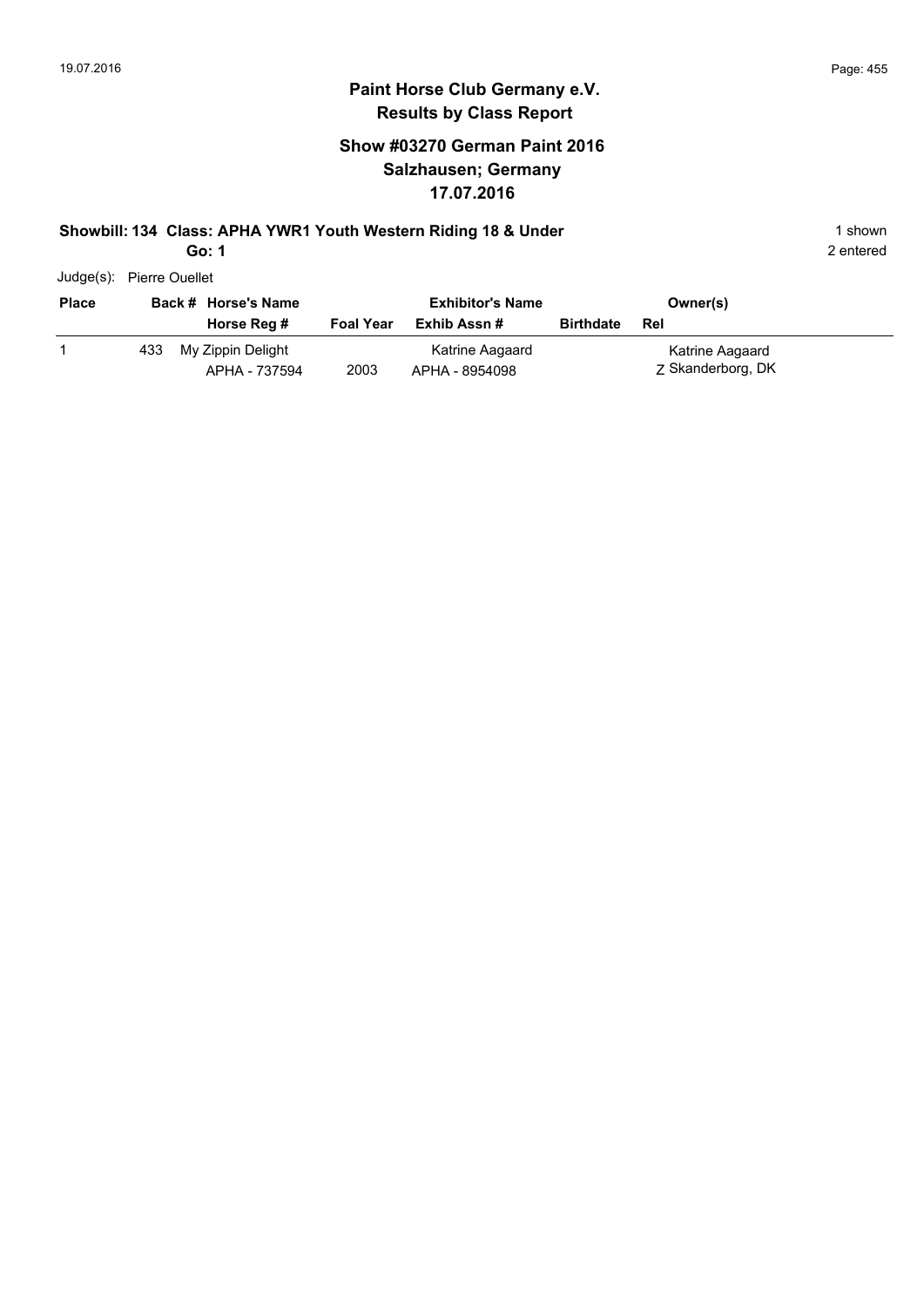## Paint Horse Club Germany e.V.
## Results by Class Report

### Show #03270 German Paint 2016
### Salzhausen; Germany
### 17.07.2016

**Showbill: 134 Class: APHA YWR1 Youth Western Riding 18 & Under** — 1 shown

**Go: 1** — 2 entered

Judge(s): Pierre Ouellet

| Place | Back # | Horse's Name / Horse Reg # | Foal Year | Exhibitor's Name / Exhib Assn # | Birthdate | Owner(s) / Rel |
|---|---|---|---|---|---|---|
| 1 | 433 | My Zippin Delight<br>APHA - 737594 | 2003 | Katrine Aagaard<br>APHA - 8954098 | | Katrine Aagaard<br>Z Skanderborg, DK |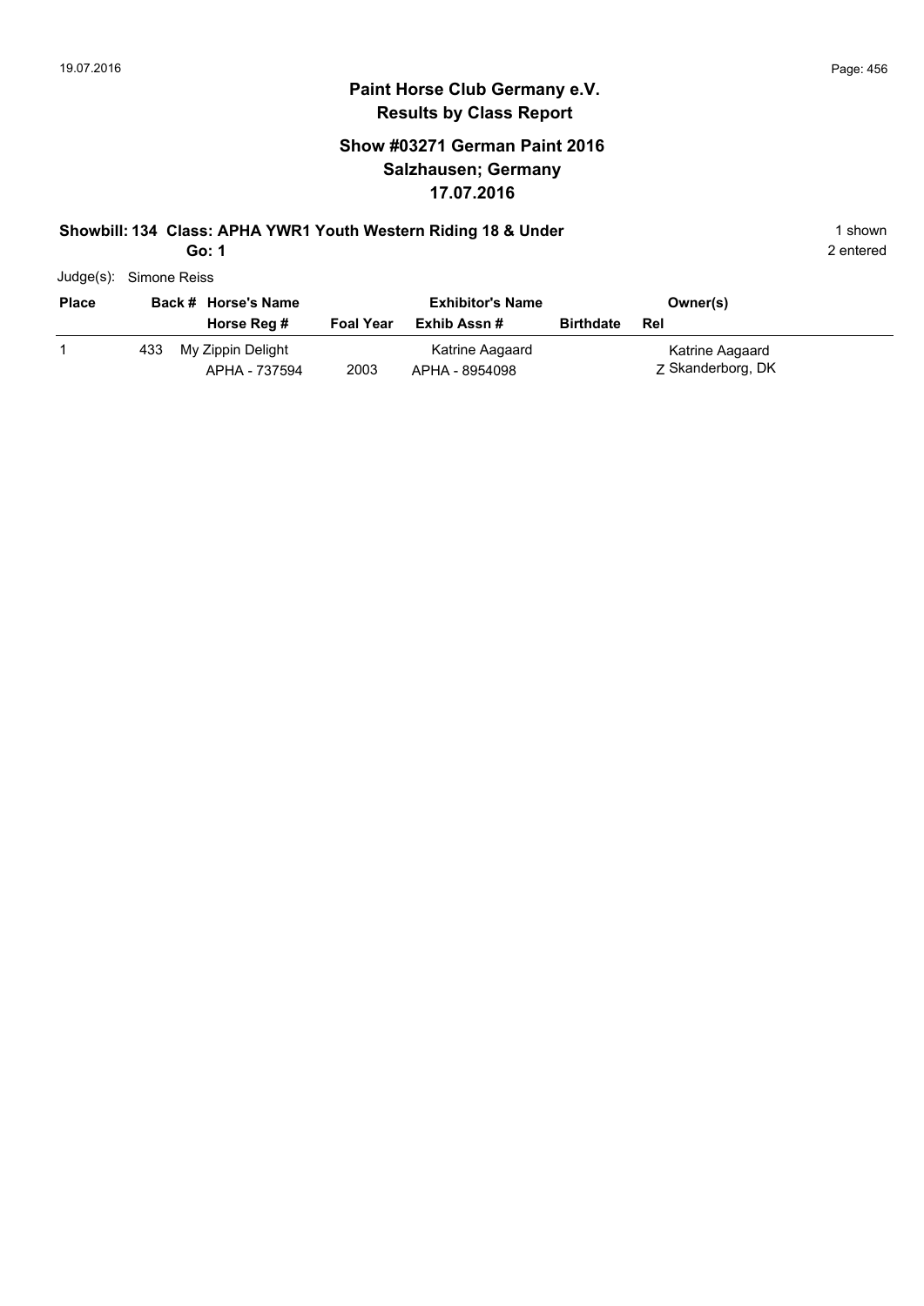# Paint Horse Club Germany e.V.

## Results by Class Report

### Show #03271 German Paint 2016
### Salzhausen; Germany
### 17.07.2016

**Showbill: 134 Class: APHA YWR1 Youth Western Riding 18 & Under** — 1 shown

**Go: 1** — 2 entered

Judge(s): Simone Reiss

| Place | Back # | Horse's Name / Horse Reg # | Foal Year | Exhibitor's Name / Exhib Assn # | Birthdate | Rel | Owner(s) |
|---|---|---|---|---|---|---|---|
| 1 | 433 | My Zippin Delight<br>APHA - 737594 | 2003 | Katrine Aagaard<br>APHA - 8954098 | | Z | Katrine Aagaard<br>Skanderborg, DK |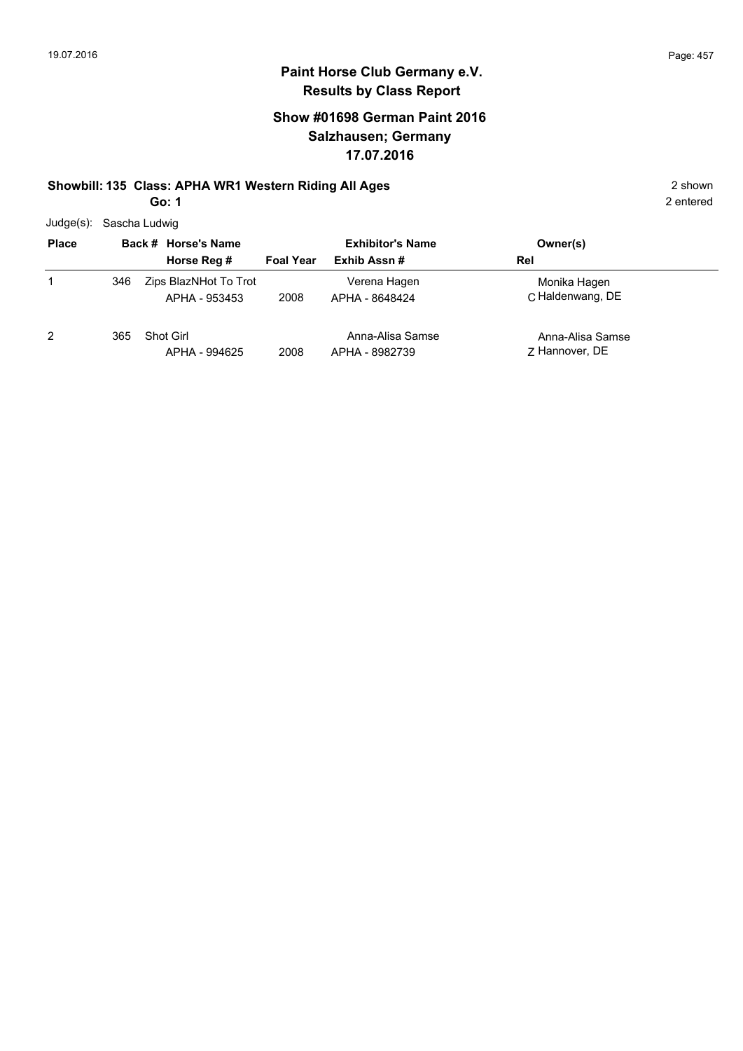# Paint Horse Club Germany e.V.
## Results by Class Report

### Show #01698 German Paint 2016
### Salzhausen; Germany
### 17.07.2016

**Showbill: 135 Class: APHA WR1 Western Riding All Ages** 2 shown

**Go: 1** 2 entered

Judge(s): Sascha Ludwig

| Place | Back # | Horse's Name / Horse Reg # | Foal Year | Exhibitor's Name / Exhib Assn # | Rel | Owner(s) |
|---|---|---|---|---|---|---|
| 1 | 346 | Zips BlazNHot To Trot<br>APHA - 953453 | 2008 | Verena Hagen<br>APHA - 8648424 | C | Monika Hagen<br>Haldenwang, DE |
| 2 | 365 | Shot Girl<br>APHA - 994625 | 2008 | Anna-Alisa Samse<br>APHA - 8982739 | Z | Anna-Alisa Samse<br>Hannover, DE |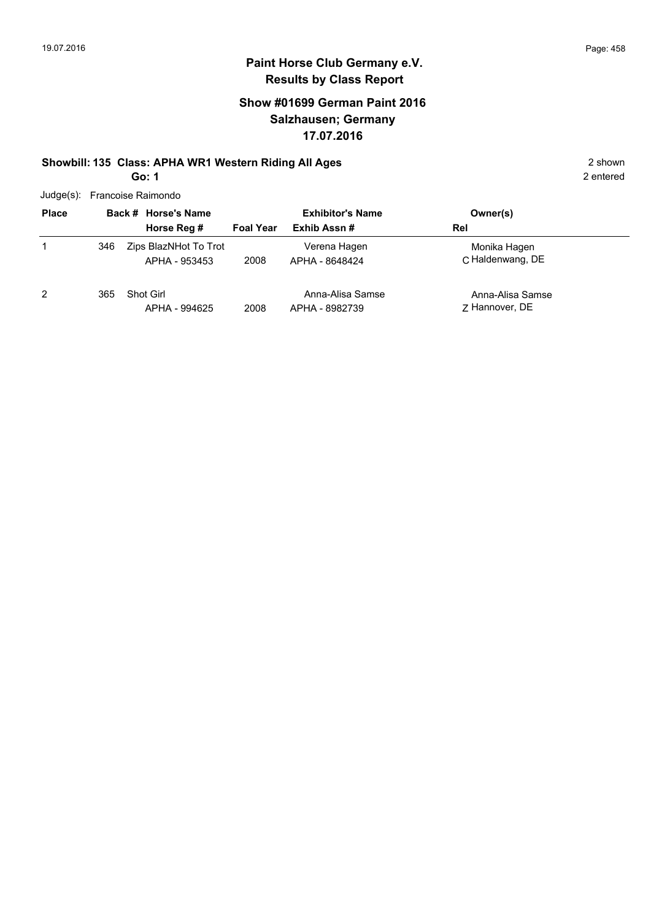# Paint Horse Club Germany e.V.
## Results by Class Report

### Show #01699 German Paint 2016
### Salzhausen; Germany
### 17.07.2016

**Showbill: 135 Class: APHA WR1 Western Riding All Ages** — 2 shown

**Go: 1** — 2 entered

Judge(s): Francoise Raimondo

| Place | Back # | Horse's Name / Horse Reg # | Foal Year | Exhibitor's Name / Exhib Assn # | Rel | Owner(s) |
|---|---|---|---|---|---|---|
| 1 | 346 | Zips BlazNHot To Trot<br>APHA - 953453 | 2008 | Verena Hagen<br>APHA - 8648424 | C | Monika Hagen<br>Haldenwang, DE |
| 2 | 365 | Shot Girl<br>APHA - 994625 | 2008 | Anna-Alisa Samse<br>APHA - 8982739 | Z | Anna-Alisa Samse<br>Hannover, DE |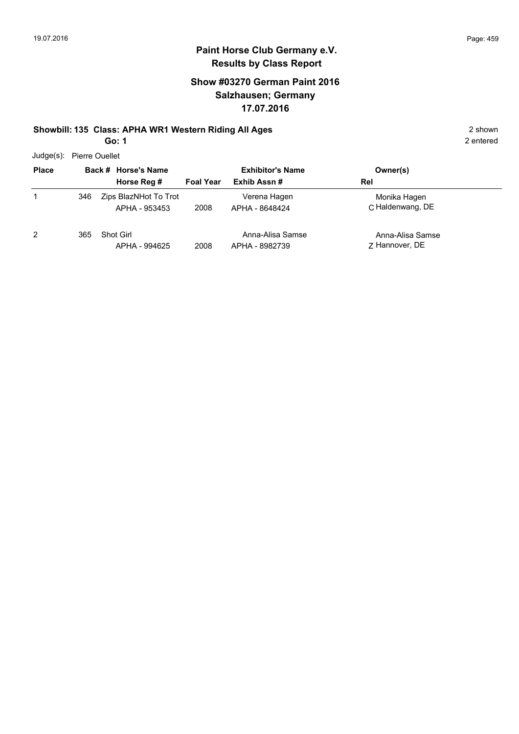# Paint Horse Club Germany e.V.

## Results by Class Report

### Show #03270 German Paint 2016
### Salzhausen; Germany
### 17.07.2016

**Showbill: 135 Class: APHA WR1 Western Riding All Ages** — 2 shown

**Go: 1** — 2 entered

Judge(s): Pierre Ouellet

| Place | Back # | Horse's Name / Horse Reg # | Foal Year | Exhibitor's Name / Exhib Assn # | Rel | Owner(s) |
|---|---|---|---|---|---|---|
| 1 | 346 | Zips BlazNHot To Trot / APHA - 953453 | 2008 | Verena Hagen / APHA - 8648424 | C | Monika Hagen / Haldenwang, DE |
| 2 | 365 | Shot Girl / APHA - 994625 | 2008 | Anna-Alisa Samse / APHA - 8982739 | Z | Anna-Alisa Samse / Hannover, DE |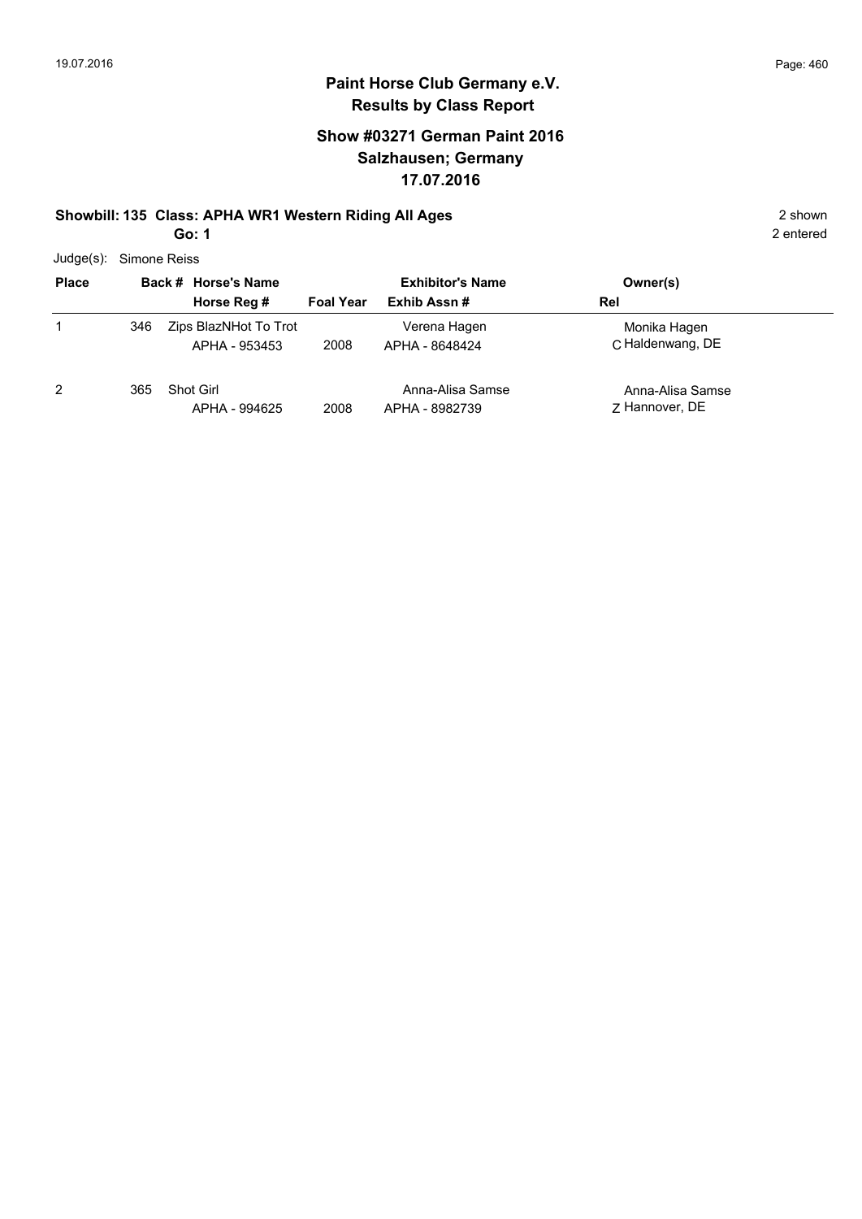**Paint Horse Club Germany e.V.**
**Results by Class Report**

**Show #03271 German Paint 2016**
**Salzhausen; Germany**
**17.07.2016**

**Showbill: 135 Class: APHA WR1 Western Riding All Ages** — 2 shown

**Go: 1** — 2 entered

Judge(s): Simone Reiss

| Place | Back # | Horse's Name / Horse Reg # | Foal Year | Exhibitor's Name / Exhib Assn # | Rel | Owner(s) |
|---|---|---|---|---|---|---|
| 1 | 346 | Zips BlazNHot To Trot<br>APHA - 953453 | 2008 | Verena Hagen<br>APHA - 8648424 | C | Monika Hagen<br>Haldenwang, DE |
| 2 | 365 | Shot Girl<br>APHA - 994625 | 2008 | Anna-Alisa Samse<br>APHA - 8982739 | Z | Anna-Alisa Samse<br>Hannover, DE |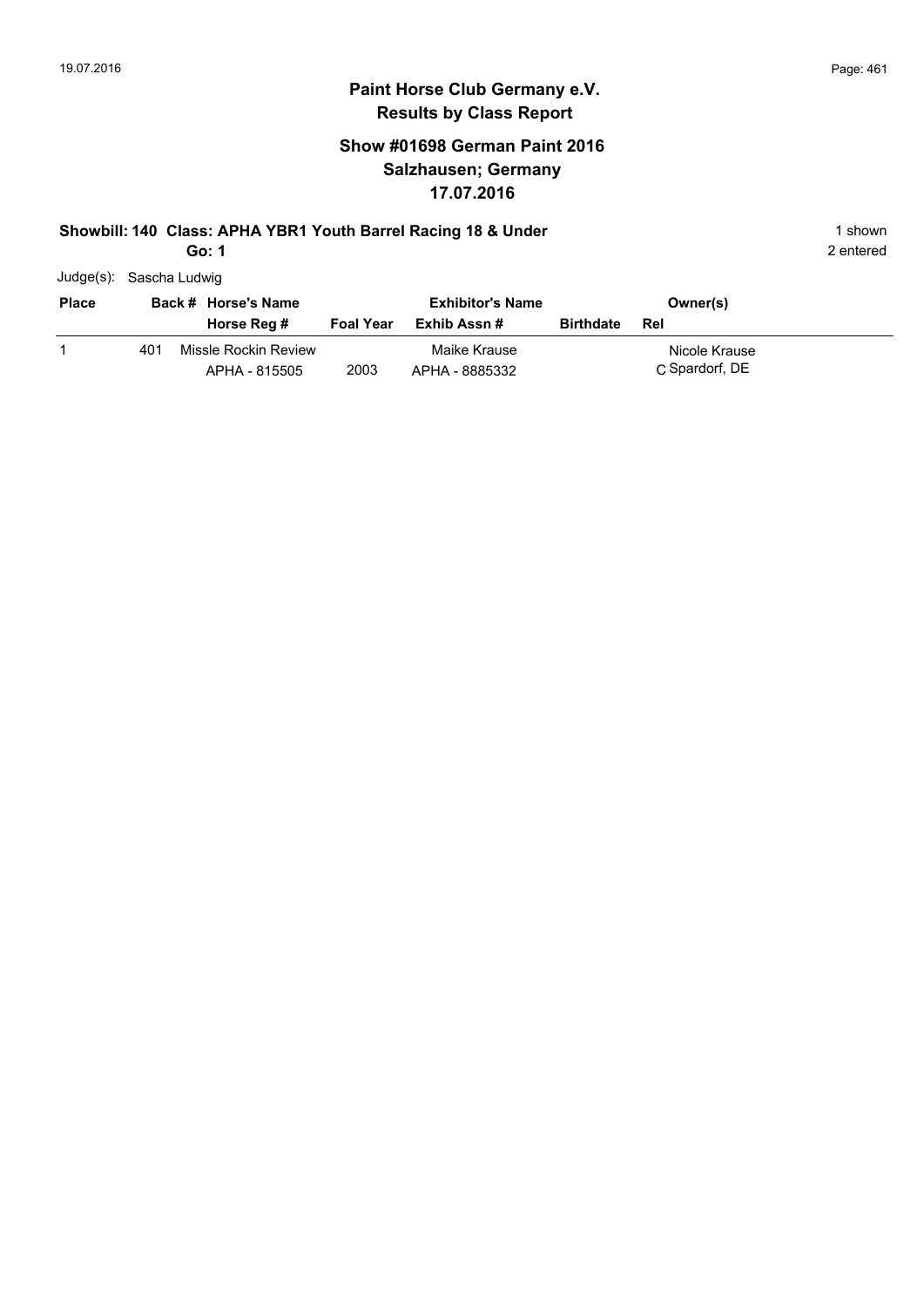# Paint Horse Club Germany e.V.

## Results by Class Report

### Show #01698 German Paint 2016
### Salzhausen; Germany
### 17.07.2016

**Showbill: 140 Class: APHA YBR1 Youth Barrel Racing 18 & Under** — 1 shown

**Go: 1** — 2 entered

Judge(s): Sascha Ludwig

| Place | Back # | Horse's Name / Horse Reg # | Foal Year | Exhibitor's Name / Exhib Assn # | Birthdate | Rel | Owner(s) |
|---|---|---|---|---|---|---|---|
| 1 | 401 | Missle Rockin Review<br>APHA - 815505 | 2003 | Maike Krause<br>APHA - 8885332 | | C | Nicole Krause<br>Spardorf, DE |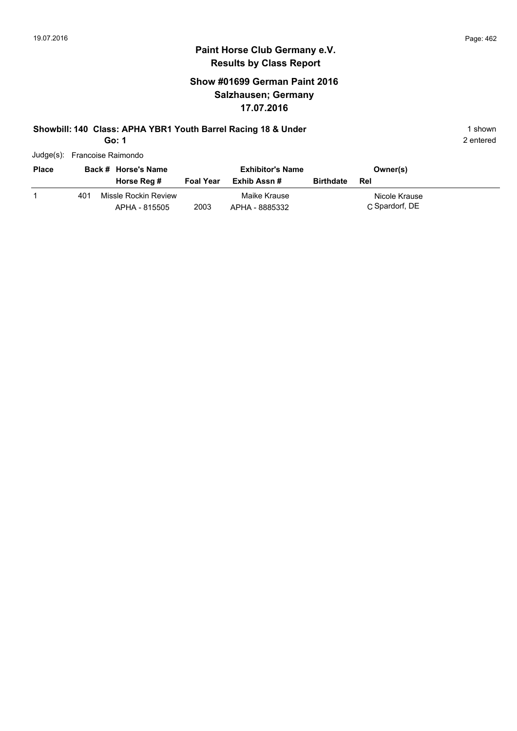# Paint Horse Club Germany e.V.
## Results by Class Report

### Show #01699 German Paint 2016
### Salzhausen; Germany
### 17.07.2016

**Showbill: 140 Class: APHA YBR1 Youth Barrel Racing 18 & Under** 1 shown

**Go: 1** 2 entered

Judge(s): Francoise Raimondo

| Place | Back # | Horse's Name / Horse Reg # | Foal Year | Exhibitor's Name / Exhib Assn # | Birthdate | Owner(s) / Rel |
|---|---|---|---|---|---|---|
| 1 | 401 | Missle Rockin Review<br>APHA - 815505 | 2003 | Maike Krause<br>APHA - 8885332 | | Nicole Krause<br>C Spardorf, DE |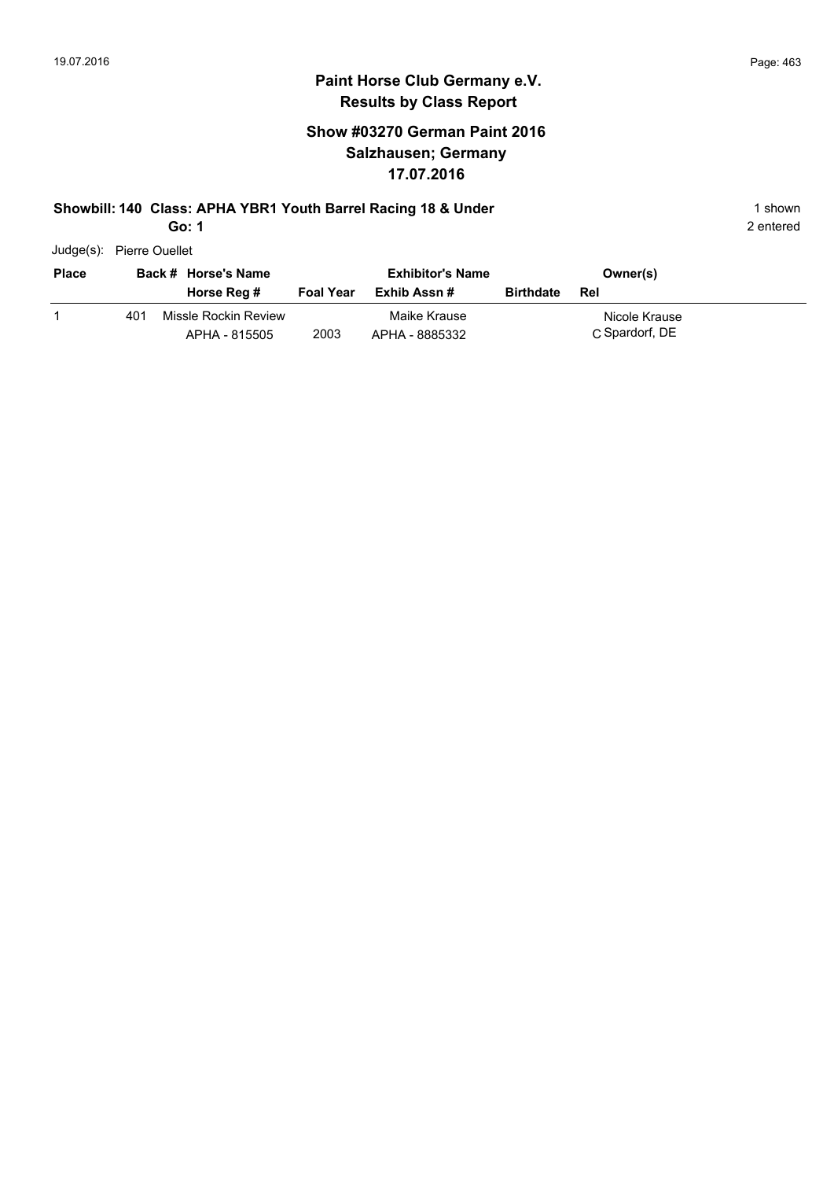# Paint Horse Club Germany e.V.

## Results by Class Report

### Show #03270 German Paint 2016
### Salzhausen; Germany
### 17.07.2016

**Showbill: 140 Class: APHA YBR1 Youth Barrel Racing 18 & Under** 1 shown

**Go: 1** 2 entered

Judge(s): Pierre Ouellet

| Place | Back # | Horse's Name / Horse Reg # | Foal Year | Exhibitor's Name / Exhib Assn # | Birthdate | Owner(s) / Rel |
|---|---|---|---|---|---|---|
| 1 | 401 | Missle Rockin Review<br>APHA - 815505 | 2003 | Maike Krause<br>APHA - 8885332 | | Nicole Krause<br>C Spardorf, DE |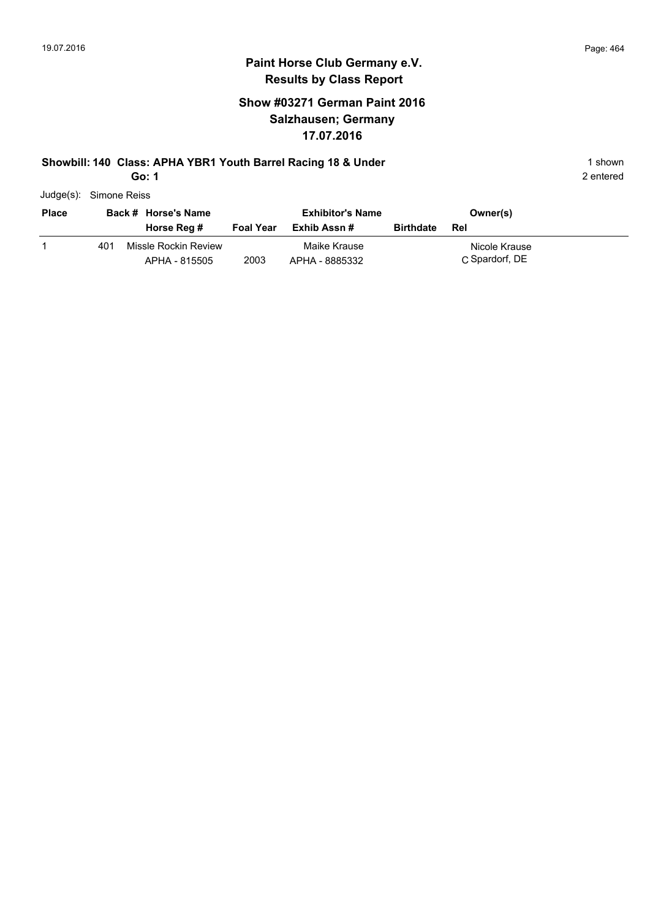# Paint Horse Club Germany e.V.

## Results by Class Report

### Show #03271 German Paint 2016
### Salzhausen; Germany
### 17.07.2016

**Showbill: 140 Class: APHA YBR1 Youth Barrel Racing 18 & Under** 1 shown

**Go: 1** 2 entered

Judge(s): Simone Reiss

| Place | Back # | Horse's Name / Horse Reg # | Foal Year | Exhibitor's Name / Exhib Assn # | Birthdate | Owner(s) / Rel |
|---|---|---|---|---|---|---|
| 1 | 401 | Missle Rockin Review<br>APHA - 815505 | 2003 | Maike Krause<br>APHA - 8885332 | | Nicole Krause<br>C Spardorf, DE |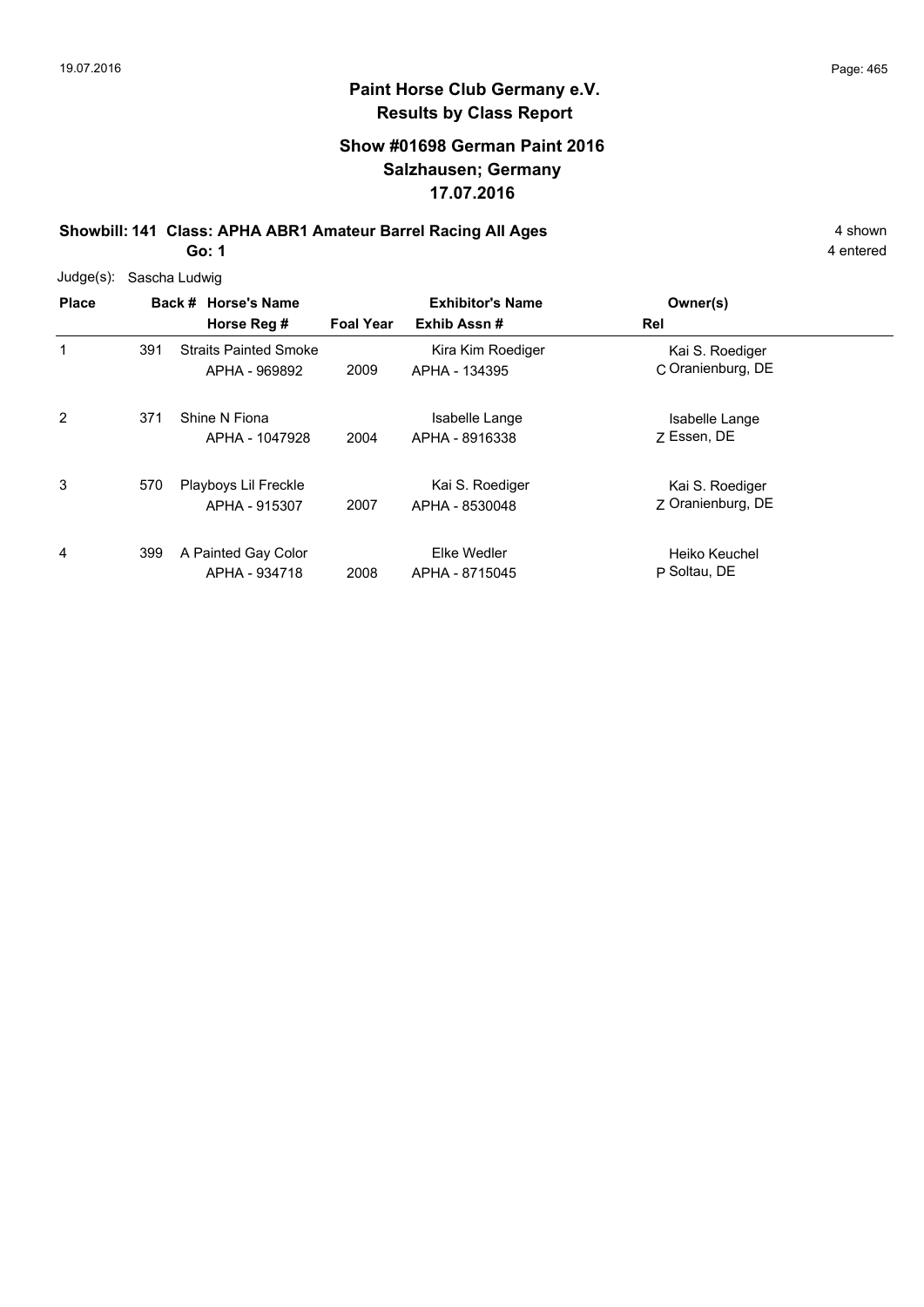# Paint Horse Club Germany e.V.
## Results by Class Report

### Show #01698 German Paint 2016
### Salzhausen; Germany
### 17.07.2016

**Showbill: 141 Class: APHA ABR1 Amateur Barrel Racing All Ages** 4 shown
**Go: 1** 4 entered

Judge(s): Sascha Ludwig

| Place | Back # | Horse's Name / Horse Reg # | Foal Year | Exhibitor's Name / Exhib Assn # | Rel | Owner(s) |
|---|---|---|---|---|---|---|
| 1 | 391 | Straits Painted Smoke<br>APHA - 969892 | 2009 | Kira Kim Roediger<br>APHA - 134395 | C | Kai S. Roediger<br>Oranienburg, DE |
| 2 | 371 | Shine N Fiona<br>APHA - 1047928 | 2004 | Isabelle Lange<br>APHA - 8916338 | Z | Isabelle Lange<br>Essen, DE |
| 3 | 570 | Playboys Lil Freckle<br>APHA - 915307 | 2007 | Kai S. Roediger<br>APHA - 8530048 | Z | Kai S. Roediger<br>Oranienburg, DE |
| 4 | 399 | A Painted Gay Color<br>APHA - 934718 | 2008 | Elke Wedler<br>APHA - 8715045 | P | Heiko Keuchel<br>Soltau, DE |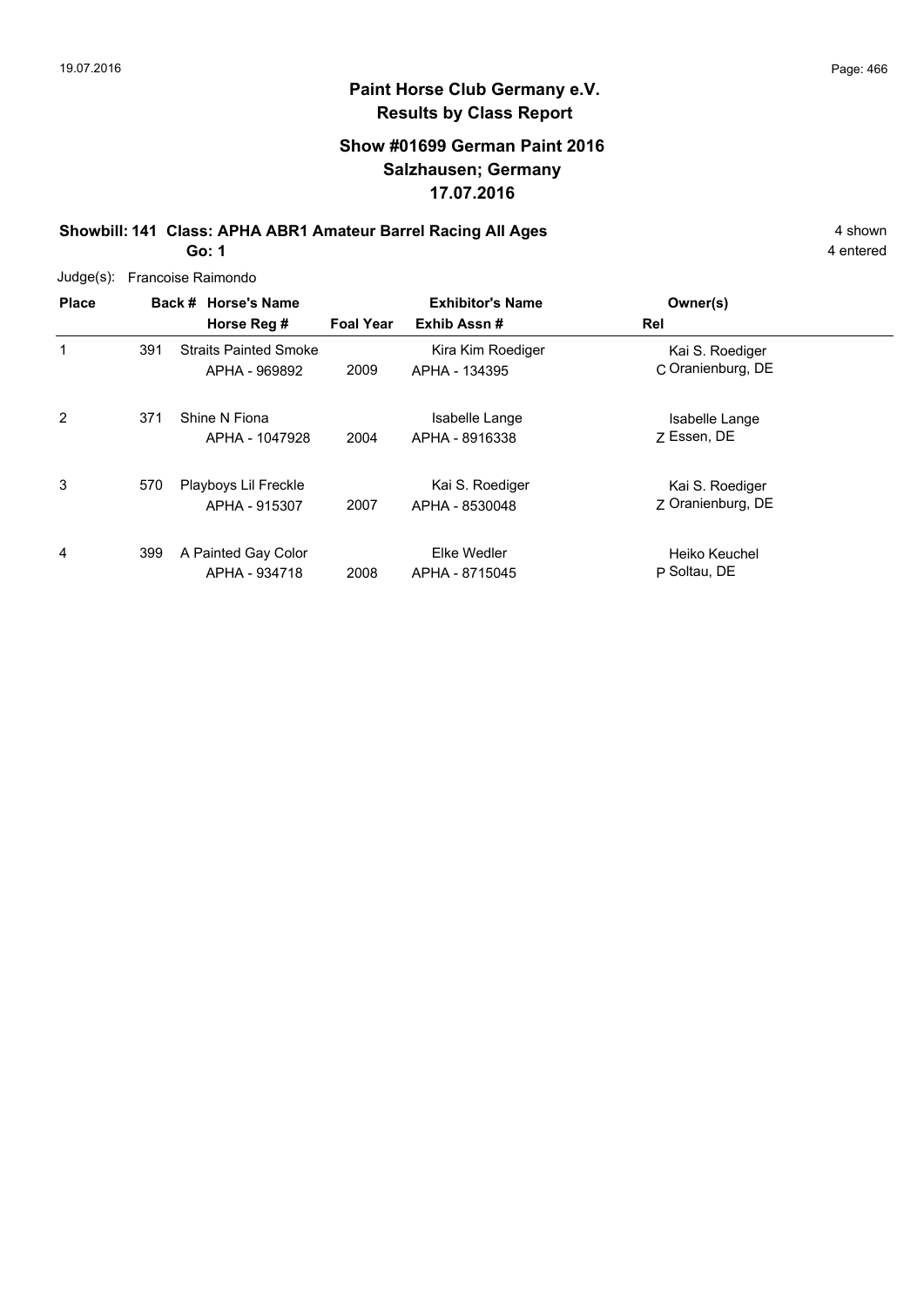# Paint Horse Club Germany e.V.

## Results by Class Report

### Show #01699 German Paint 2016
### Salzhausen; Germany
### 17.07.2016

**Showbill: 141 Class: APHA ABR1 Amateur Barrel Racing All Ages** 4 shown

**Go: 1** 4 entered

Judge(s): Francoise Raimondo

| Place | Back # | Horse's Name / Horse Reg # | Foal Year | Exhibitor's Name / Exhib Assn # | Rel | Owner(s) |
|---|---|---|---|---|---|---|
| 1 | 391 | Straits Painted Smoke<br>APHA - 969892 | 2009 | Kira Kim Roediger<br>APHA - 134395 | C | Kai S. Roediger<br>Oranienburg, DE |
| 2 | 371 | Shine N Fiona<br>APHA - 1047928 | 2004 | Isabelle Lange<br>APHA - 8916338 | Z | Isabelle Lange<br>Essen, DE |
| 3 | 570 | Playboys Lil Freckle<br>APHA - 915307 | 2007 | Kai S. Roediger<br>APHA - 8530048 | Z | Kai S. Roediger<br>Oranienburg, DE |
| 4 | 399 | A Painted Gay Color<br>APHA - 934718 | 2008 | Elke Wedler<br>APHA - 8715045 | P | Heiko Keuchel<br>Soltau, DE |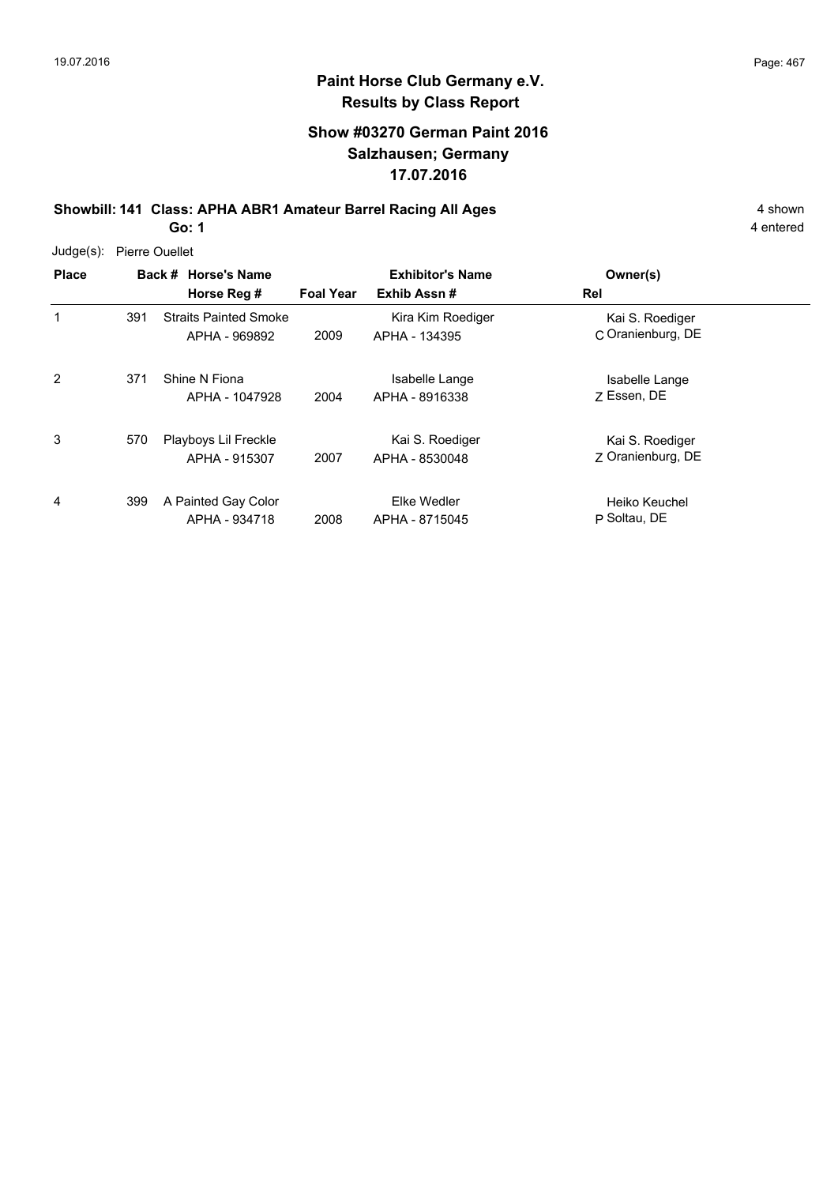# Paint Horse Club Germany e.V.
## Results by Class Report

### Show #03270 German Paint 2016
### Salzhausen; Germany
### 17.07.2016

**Showbill: 141 Class: APHA ABR1 Amateur Barrel Racing All Ages** — 4 shown

**Go: 1** — 4 entered

Judge(s): Pierre Ouellet

| Place | Back # | Horse's Name / Horse Reg # | Foal Year | Exhibitor's Name / Exhib Assn # | Rel | Owner(s) |
|---|---|---|---|---|---|---|
| 1 | 391 | Straits Painted Smoke<br>APHA - 969892 | 2009 | Kira Kim Roediger<br>APHA - 134395 | C | Kai S. Roediger<br>Oranienburg, DE |
| 2 | 371 | Shine N Fiona<br>APHA - 1047928 | 2004 | Isabelle Lange<br>APHA - 8916338 | Z | Isabelle Lange<br>Essen, DE |
| 3 | 570 | Playboys Lil Freckle<br>APHA - 915307 | 2007 | Kai S. Roediger<br>APHA - 8530048 | Z | Kai S. Roediger<br>Oranienburg, DE |
| 4 | 399 | A Painted Gay Color<br>APHA - 934718 | 2008 | Elke Wedler<br>APHA - 8715045 | P | Heiko Keuchel<br>Soltau, DE |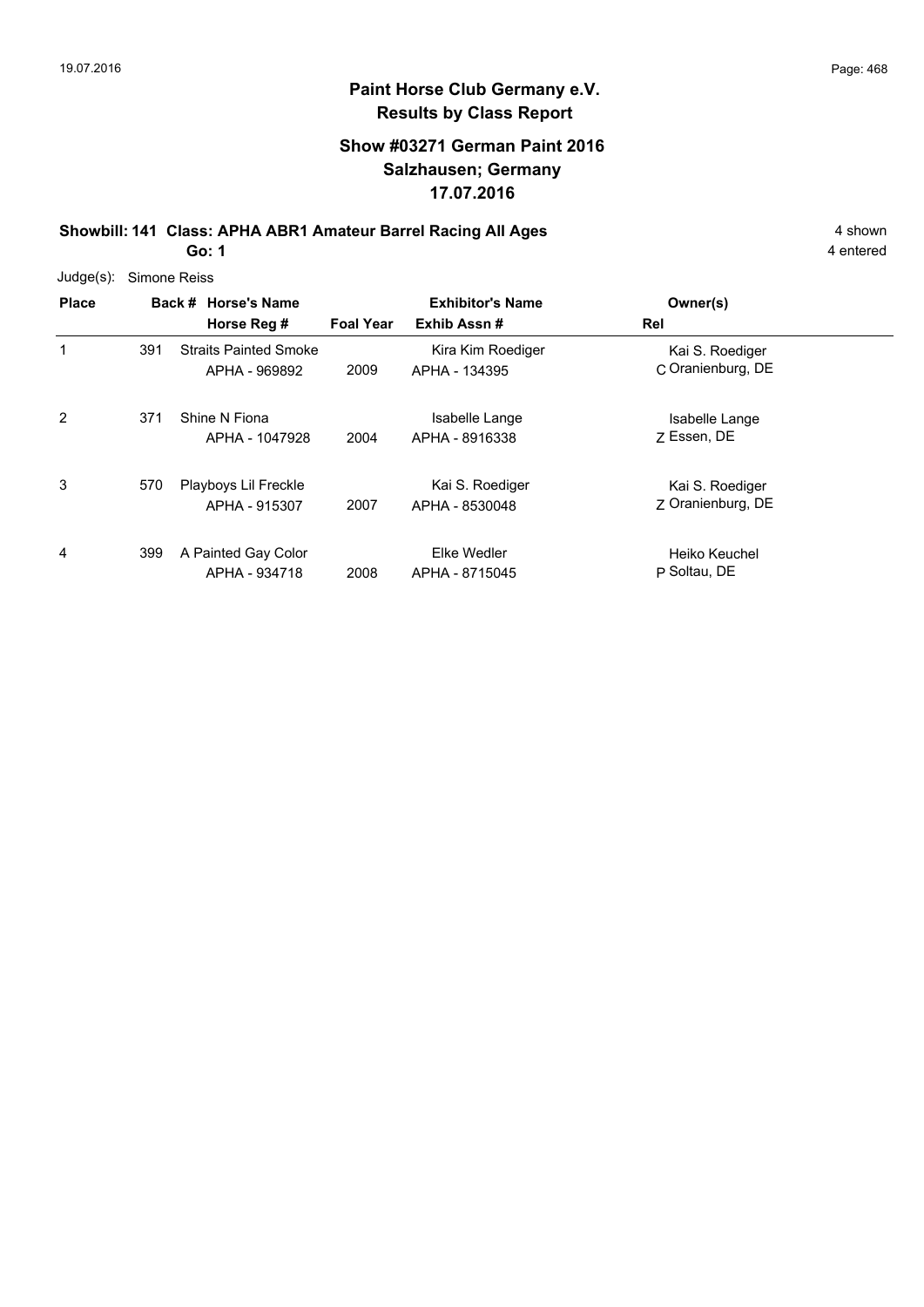# Paint Horse Club Germany e.V.
## Results by Class Report

### Show #03271 German Paint 2016
### Salzhausen; Germany
### 17.07.2016

**Showbill: 141 Class: APHA ABR1 Amateur Barrel Racing All Ages** — 4 shown

**Go: 1** — 4 entered

Judge(s): Simone Reiss

| Place | Back # | Horse's Name / Horse Reg # | Foal Year | Exhibitor's Name / Exhib Assn # | Rel | Owner(s) |
|---|---|---|---|---|---|---|
| 1 | 391 | Straits Painted Smoke<br>APHA - 969892 | 2009 | Kira Kim Roediger<br>APHA - 134395 | C | Kai S. Roediger<br>Oranienburg, DE |
| 2 | 371 | Shine N Fiona<br>APHA - 1047928 | 2004 | Isabelle Lange<br>APHA - 8916338 | Z | Isabelle Lange<br>Essen, DE |
| 3 | 570 | Playboys Lil Freckle<br>APHA - 915307 | 2007 | Kai S. Roediger<br>APHA - 8530048 | Z | Kai S. Roediger<br>Oranienburg, DE |
| 4 | 399 | A Painted Gay Color<br>APHA - 934718 | 2008 | Elke Wedler<br>APHA - 8715045 | P | Heiko Keuchel<br>Soltau, DE |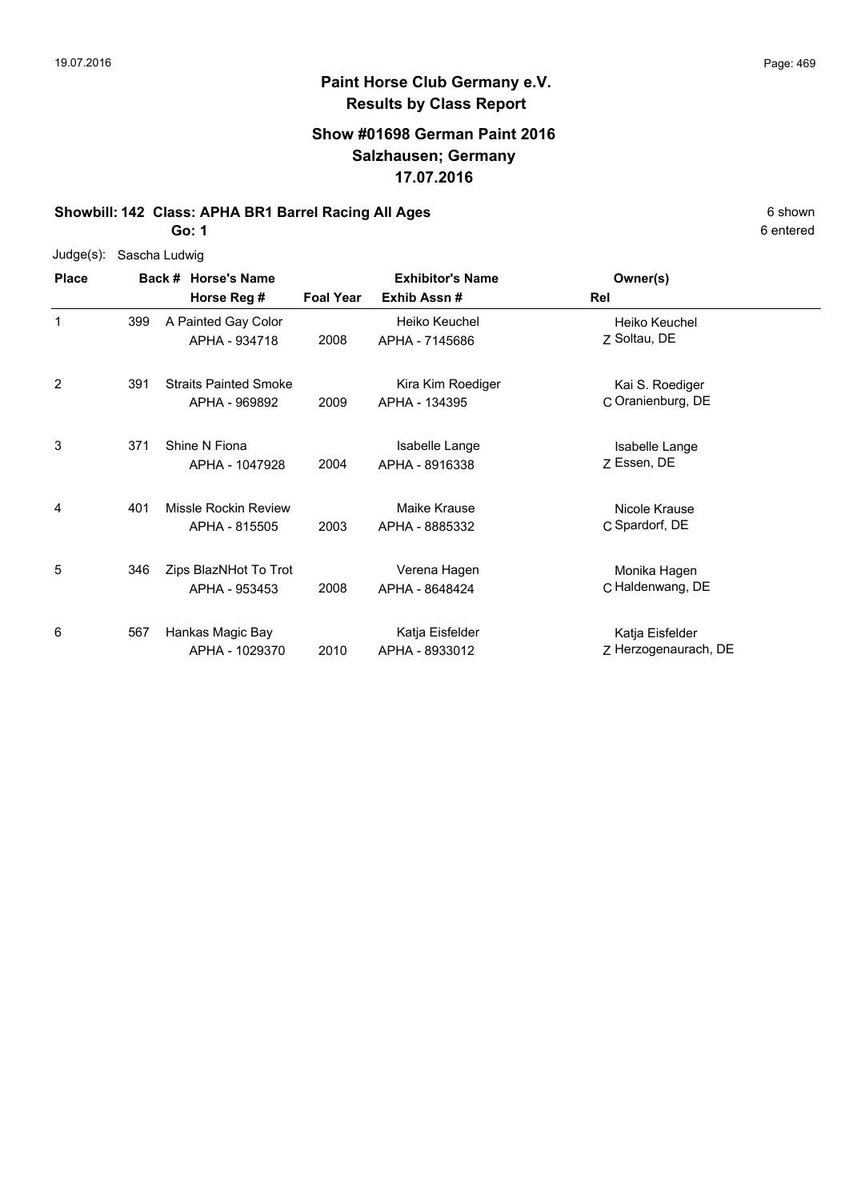## Paint Horse Club Germany e.V.
## Results by Class Report

### Show #01698 German Paint 2016
### Salzhausen; Germany
### 17.07.2016

**Showbill: 142 Class: APHA BR1 Barrel Racing All Ages** — 6 shown

**Go: 1** — 6 entered

Judge(s): Sascha Ludwig

| Place | Back # | Horse's Name / Horse Reg # | Foal Year | Exhibitor's Name / Exhib Assn # | Rel | Owner(s) |
|---|---|---|---|---|---|---|
| 1 | 399 | A Painted Gay Color<br>APHA - 934718 | 2008 | Heiko Keuchel<br>APHA - 7145686 | Z | Heiko Keuchel<br>Soltau, DE |
| 2 | 391 | Straits Painted Smoke<br>APHA - 969892 | 2009 | Kira Kim Roediger<br>APHA - 134395 | C | Kai S. Roediger<br>Oranienburg, DE |
| 3 | 371 | Shine N Fiona<br>APHA - 1047928 | 2004 | Isabelle Lange<br>APHA - 8916338 | Z | Isabelle Lange<br>Essen, DE |
| 4 | 401 | Missle Rockin Review<br>APHA - 815505 | 2003 | Maike Krause<br>APHA - 8885332 | C | Nicole Krause<br>Spardorf, DE |
| 5 | 346 | Zips BlazNHot To Trot<br>APHA - 953453 | 2008 | Verena Hagen<br>APHA - 8648424 | C | Monika Hagen<br>Haldenwang, DE |
| 6 | 567 | Hankas Magic Bay<br>APHA - 1029370 | 2010 | Katja Eisfelder<br>APHA - 8933012 | Z | Katja Eisfelder<br>Herzogenaurach, DE |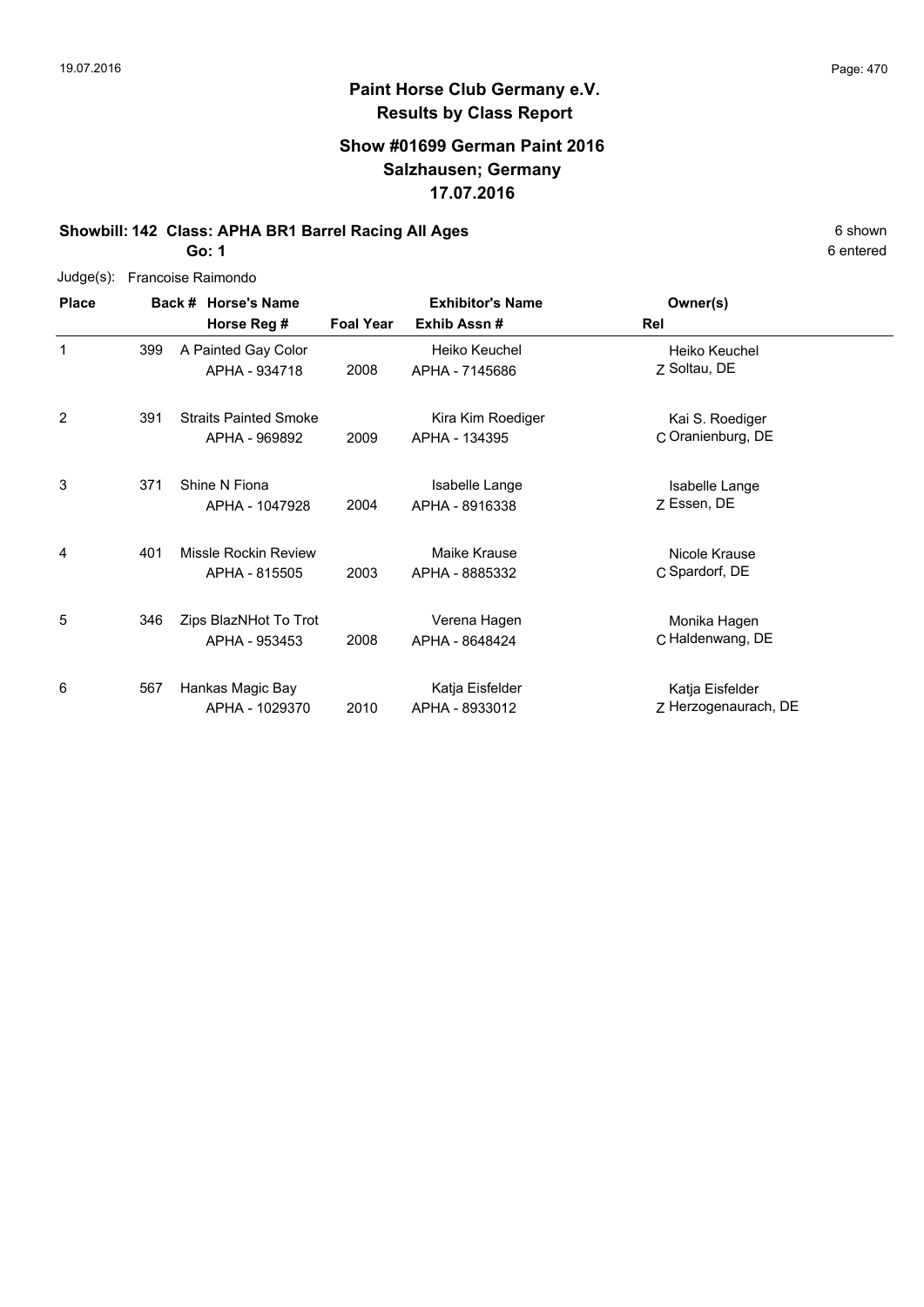## Paint Horse Club Germany e.V.
## Results by Class Report

### Show #01699 German Paint 2016
### Salzhausen; Germany
### 17.07.2016

**Showbill: 142 Class: APHA BR1 Barrel Racing All Ages** 6 shown

**Go: 1** 6 entered

Judge(s): Francoise Raimondo

| Place | Back # | Horse's Name / Horse Reg # | Foal Year | Exhibitor's Name / Exhib Assn # | Rel | Owner(s) |
|---|---|---|---|---|---|---|
| 1 | 399 | A Painted Gay Color<br>APHA - 934718 | 2008 | Heiko Keuchel<br>APHA - 7145686 | Z | Heiko Keuchel<br>Soltau, DE |
| 2 | 391 | Straits Painted Smoke<br>APHA - 969892 | 2009 | Kira Kim Roediger<br>APHA - 134395 | C | Kai S. Roediger<br>Oranienburg, DE |
| 3 | 371 | Shine N Fiona<br>APHA - 1047928 | 2004 | Isabelle Lange<br>APHA - 8916338 | Z | Isabelle Lange<br>Essen, DE |
| 4 | 401 | Missle Rockin Review<br>APHA - 815505 | 2003 | Maike Krause<br>APHA - 8885332 | C | Nicole Krause<br>Spardorf, DE |
| 5 | 346 | Zips BlazNHot To Trot<br>APHA - 953453 | 2008 | Verena Hagen<br>APHA - 8648424 | C | Monika Hagen<br>Haldenwang, DE |
| 6 | 567 | Hankas Magic Bay<br>APHA - 1029370 | 2010 | Katja Eisfelder<br>APHA - 8933012 | Z | Katja Eisfelder<br>Herzogenaurach, DE |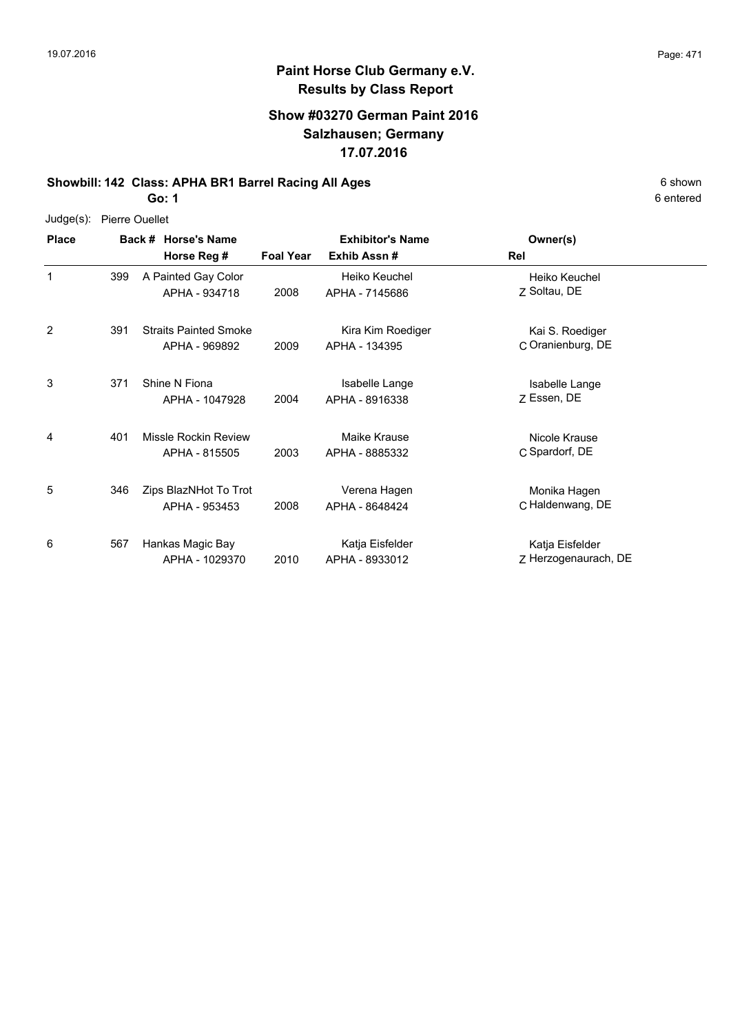**Paint Horse Club Germany e.V.**
**Results by Class Report**

**Show #03270 German Paint 2016**
**Salzhausen; Germany**
**17.07.2016**

**Showbill: 142 Class: APHA BR1 Barrel Racing All Ages** — 6 shown

**Go: 1** — 6 entered

Judge(s): Pierre Ouellet

| Place | Back # | Horse's Name / Horse Reg # | Foal Year | Exhibitor's Name / Exhib Assn # | Rel | Owner(s) |
|---|---|---|---|---|---|---|
| 1 | 399 | A Painted Gay Color<br>APHA - 934718 | 2008 | Heiko Keuchel<br>APHA - 7145686 | Z | Heiko Keuchel<br>Soltau, DE |
| 2 | 391 | Straits Painted Smoke<br>APHA - 969892 | 2009 | Kira Kim Roediger<br>APHA - 134395 | C | Kai S. Roediger<br>Oranienburg, DE |
| 3 | 371 | Shine N Fiona<br>APHA - 1047928 | 2004 | Isabelle Lange<br>APHA - 8916338 | Z | Isabelle Lange<br>Essen, DE |
| 4 | 401 | Missle Rockin Review<br>APHA - 815505 | 2003 | Maike Krause<br>APHA - 8885332 | C | Nicole Krause<br>Spardorf, DE |
| 5 | 346 | Zips BlazNHot To Trot<br>APHA - 953453 | 2008 | Verena Hagen<br>APHA - 8648424 | C | Monika Hagen<br>Haldenwang, DE |
| 6 | 567 | Hankas Magic Bay<br>APHA - 1029370 | 2010 | Katja Eisfelder<br>APHA - 8933012 | Z | Katja Eisfelder<br>Herzogenaurach, DE |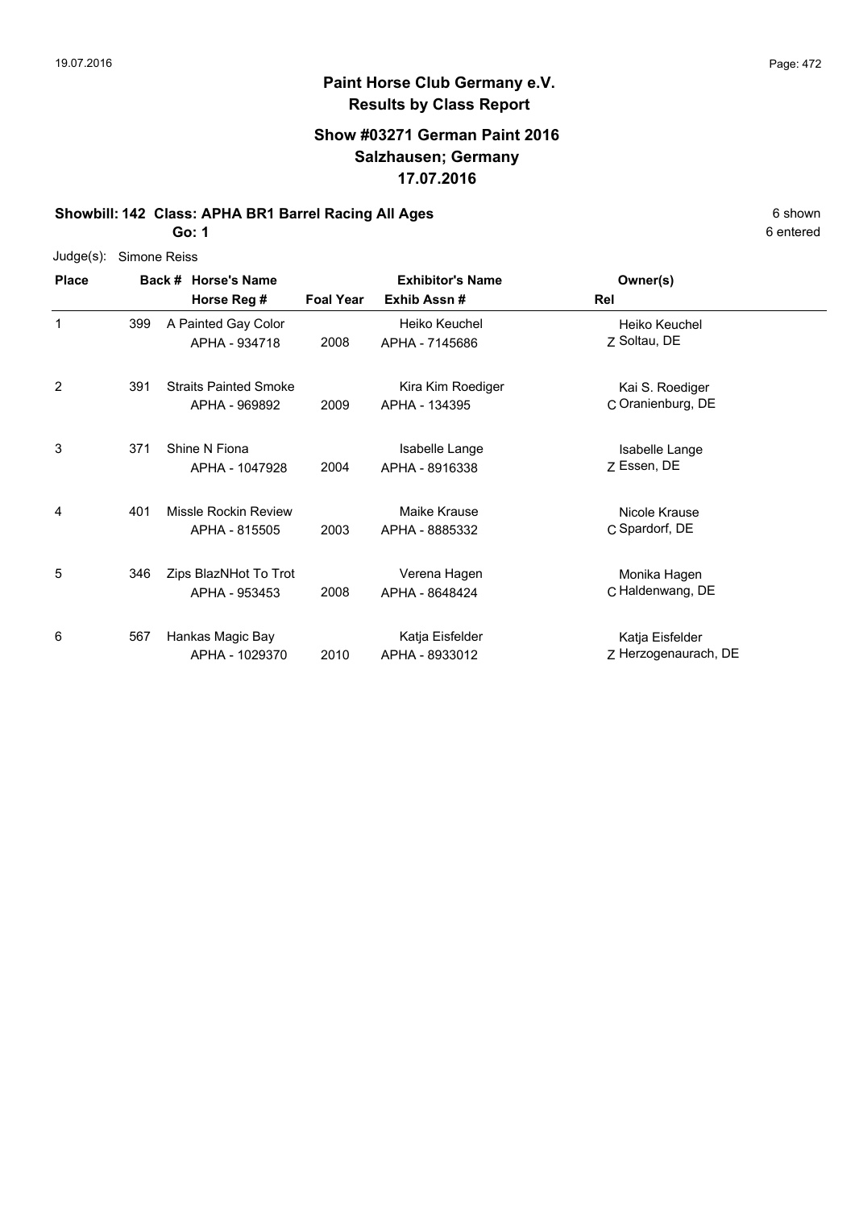## Paint Horse Club Germany e.V.
## Results by Class Report

### Show #03271 German Paint 2016
### Salzhausen; Germany
### 17.07.2016

**Showbill: 142 Class: APHA BR1 Barrel Racing All Ages** 6 shown

**Go: 1** 6 entered

Judge(s): Simone Reiss

| Place | Back # | Horse's Name / Horse Reg # | Foal Year | Exhibitor's Name / Exhib Assn # | Rel | Owner(s) |
|---|---|---|---|---|---|---|
| 1 | 399 | A Painted Gay Color<br>APHA - 934718 | 2008 | Heiko Keuchel<br>APHA - 7145686 | Z | Heiko Keuchel<br>Soltau, DE |
| 2 | 391 | Straits Painted Smoke<br>APHA - 969892 | 2009 | Kira Kim Roediger<br>APHA - 134395 | C | Kai S. Roediger<br>Oranienburg, DE |
| 3 | 371 | Shine N Fiona<br>APHA - 1047928 | 2004 | Isabelle Lange<br>APHA - 8916338 | Z | Isabelle Lange<br>Essen, DE |
| 4 | 401 | Missle Rockin Review<br>APHA - 815505 | 2003 | Maike Krause<br>APHA - 8885332 | C | Nicole Krause<br>Spardorf, DE |
| 5 | 346 | Zips BlazNHot To Trot<br>APHA - 953453 | 2008 | Verena Hagen<br>APHA - 8648424 | C | Monika Hagen<br>Haldenwang, DE |
| 6 | 567 | Hankas Magic Bay<br>APHA - 1029370 | 2010 | Katja Eisfelder<br>APHA - 8933012 | Z | Katja Eisfelder<br>Herzogenaurach, DE |